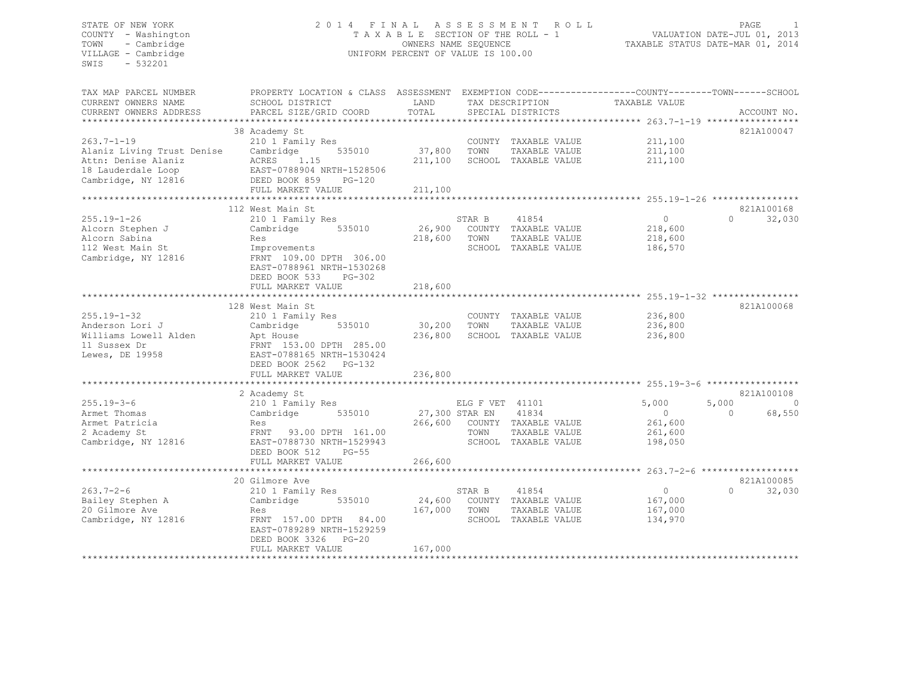STATE OF NEW YORK
COUNTY - Washington
TOWN - Cambridge
VILLAGE - Cambridge
SWIS - 532201

# 2014 FINAL ASSESSMENT ROLL

TAXABLE SECTION OF THE ROLL - 1
OWNERS NAME SEQUENCE
UNIFORM PERCENT OF VALUE IS 100.00

VALUATION DATE-JUL 01, 2013
TAXABLE STATUS DATE-MAR 01, 2014

| TAX MAP PARCEL NUMBER / CURRENT OWNERS NAME / CURRENT OWNERS ADDRESS | PROPERTY LOCATION & CLASS / SCHOOL DISTRICT / PARCEL SIZE/GRID COORD | ASSESSMENT LAND / TOTAL | EXEMPTION CODE / TAX DESCRIPTION / SPECIAL DISTRICTS | COUNTY TAXABLE VALUE | TOWN | SCHOOL | ACCOUNT NO. |
|---|---|---|---|---|---|---|---|
| | 38 Academy St | | | | | | 821A100047 |
| 263.7-1-19 | 210 1 Family Res | | COUNTY TAXABLE VALUE | 211,100 | | | |
| Alaniz Living Trust Denise | Cambridge 535010 | 37,800 | TOWN TAXABLE VALUE | 211,100 | | | |
| Attn: Denise Alaniz | ACRES 1.15 | 211,100 | SCHOOL TAXABLE VALUE | 211,100 | | | |
| 18 Lauderdale Loop | EAST-0788904 NRTH-1528506 | | | | | | |
| Cambridge, NY 12816 | DEED BOOK 859 PG-120 | | | | | | |
| | FULL MARKET VALUE | 211,100 | | | | | |
| | 112 West Main St | | | | | | 821A100168 |
| 255.19-1-26 | 210 1 Family Res | | STAR B 41854 | 0 | 0 | 32,030 | |
| Alcorn Stephen J | Cambridge 535010 | 26,900 | COUNTY TAXABLE VALUE | 218,600 | | | |
| Alcorn Sabina | Res | 218,600 | TOWN TAXABLE VALUE | 218,600 | | | |
| 112 West Main St | Improvements | | SCHOOL TAXABLE VALUE | 186,570 | | | |
| Cambridge, NY 12816 | FRNT 109.00 DPTH 306.00 | | | | | | |
| | EAST-0788961 NRTH-1530268 | | | | | | |
| | DEED BOOK 533 PG-302 | | | | | | |
| | FULL MARKET VALUE | 218,600 | | | | | |
| | 128 West Main St | | | | | | 821A100068 |
| 255.19-1-32 | 210 1 Family Res | | COUNTY TAXABLE VALUE | 236,800 | | | |
| Anderson Lori J | Cambridge 535010 | 30,200 | TOWN TAXABLE VALUE | 236,800 | | | |
| Williams Lowell Alden | Apt House | 236,800 | SCHOOL TAXABLE VALUE | 236,800 | | | |
| 11 Sussex Dr | FRNT 153.00 DPTH 285.00 | | | | | | |
| Lewes, DE 19958 | EAST-0788165 NRTH-1530424 | | | | | | |
| | DEED BOOK 2562 PG-132 | | | | | | |
| | FULL MARKET VALUE | 236,800 | | | | | |
| | 2 Academy St | | | | | | 821A100108 |
| 255.19-3-6 | 210 1 Family Res | | ELG F VET 41101 | 5,000 | 5,000 | 0 | |
| Armet Thomas | Cambridge 535010 | 27,300 | STAR EN 41834 | 0 | 0 | 68,550 | |
| Armet Patricia | Res | 266,600 | COUNTY TAXABLE VALUE | 261,600 | | | |
| 2 Academy St | FRNT 93.00 DPTH 161.00 | | TOWN TAXABLE VALUE | 261,600 | | | |
| Cambridge, NY 12816 | EAST-0788730 NRTH-1529943 | | SCHOOL TAXABLE VALUE | 198,050 | | | |
| | DEED BOOK 512 PG-55 | | | | | | |
| | FULL MARKET VALUE | 266,600 | | | | | |
| | 20 Gilmore Ave | | | | | | 821A100085 |
| 263.7-2-6 | 210 1 Family Res | | STAR B 41854 | 0 | 0 | 32,030 | |
| Bailey Stephen A | Cambridge 535010 | 24,600 | COUNTY TAXABLE VALUE | 167,000 | | | |
| 20 Gilmore Ave | Res | 167,000 | TOWN TAXABLE VALUE | 167,000 | | | |
| Cambridge, NY 12816 | FRNT 157.00 DPTH 84.00 | | SCHOOL TAXABLE VALUE | 134,970 | | | |
| | EAST-0789289 NRTH-1529259 | | | | | | |
| | DEED BOOK 3326 PG-20 | | | | | | |
| | FULL MARKET VALUE | 167,000 | | | | | |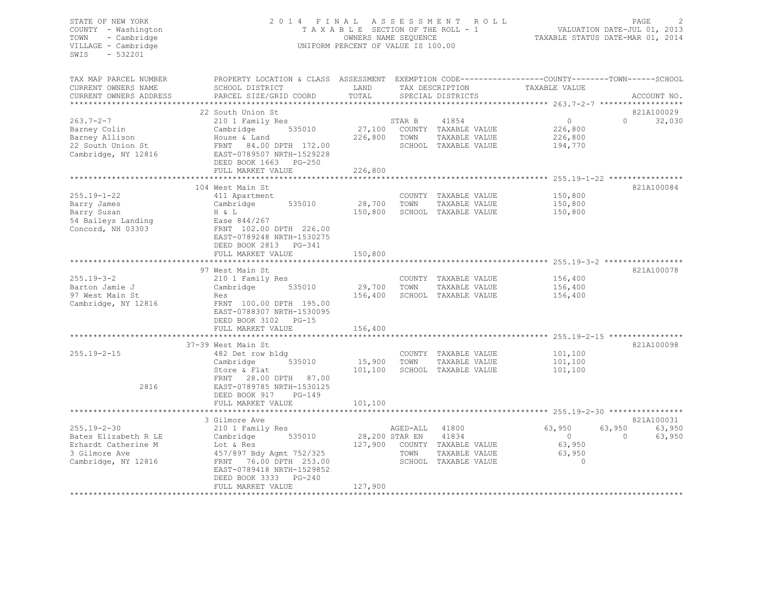STATE OF NEW YORK
COUNTY - Washington
TOWN - Cambridge
VILLAGE - Cambridge
SWIS - 532201

2014 FINAL ASSESSMENT ROLL
TAXABLE SECTION OF THE ROLL - 1
OWNERS NAME SEQUENCE
UNIFORM PERCENT OF VALUE IS 100.00

VALUATION DATE-JUL 01, 2013
TAXABLE STATUS DATE-MAR 01, 2014

```
TAX MAP PARCEL NUMBER     PROPERTY LOCATION & CLASS  ASSESSMENT  EXEMPTION CODE------------------COUNTY--------TOWN------SCHOOL
CURRENT OWNERS NAME       SCHOOL DISTRICT               LAND       TAX DESCRIPTION            TAXABLE VALUE
CURRENT OWNERS ADDRESS    PARCEL SIZE/GRID COORD        TOTAL      SPECIAL DISTRICTS                                   ACCOUNT NO.
******************************************************************************************************* 263.7-2-7 ******************
                          22 South Union St                                                                         821A100029
263.7-2-7                 210 1 Family Res                     STAR B     41854                0          0      32,030
Barney Colin              Cambridge        535010      27,100   COUNTY  TAXABLE VALUE        226,800
Barney Allison            House & Land                226,800   TOWN    TAXABLE VALUE        226,800
22 South Union St         FRNT  84.00 DPTH 172.00               SCHOOL  TAXABLE VALUE        194,770
Cambridge, NY 12816       EAST-0789507 NRTH-1529228
                          DEED BOOK 1663   PG-250
                          FULL MARKET VALUE           226,800
******************************************************************************************************* 255.19-1-22 ****************
                          104 West Main St                                                                          821A100084
255.19-1-22               411 Apartment                         COUNTY  TAXABLE VALUE        150,800
Barry James               Cambridge        535010      28,700   TOWN    TAXABLE VALUE        150,800
Barry Susan               H & L                       150,800   SCHOOL  TAXABLE VALUE        150,800
54 Baileys Landing        Ease 844/267
Concord, NH 03303         FRNT 102.00 DPTH 226.00
                          EAST-0789248 NRTH-1530275
                          DEED BOOK 2813   PG-341
                          FULL MARKET VALUE           150,800
******************************************************************************************************* 255.19-3-2 *****************
                          97 West Main St                                                                           821A100078
255.19-3-2                210 1 Family Res                      COUNTY  TAXABLE VALUE        156,400
Barton Jamie J            Cambridge        535010      29,700   TOWN    TAXABLE VALUE        156,400
97 West Main St           Res                         156,400   SCHOOL  TAXABLE VALUE        156,400
Cambridge, NY 12816       FRNT 100.00 DPTH 195.00
                          EAST-0788307 NRTH-1530095
                          DEED BOOK 3102   PG-15
                          FULL MARKET VALUE           156,400
******************************************************************************************************* 255.19-2-15 ****************
                          37-39 West Main St                                                                        821A100098
255.19-2-15               482 Det row bldg                      COUNTY  TAXABLE VALUE        101,100
                          Cambridge        535010      15,900   TOWN    TAXABLE VALUE        101,100
                          Store & Flat                101,100   SCHOOL  TAXABLE VALUE        101,100
                          FRNT  28.00 DPTH  87.00
          2816            EAST-0789785 NRTH-1530125
                          DEED BOOK 917    PG-149
                          FULL MARKET VALUE           101,100
******************************************************************************************************* 255.19-2-30 ****************
                          3 Gilmore Ave                                                                             821A100031
255.19-2-30               210 1 Family Res                     AGED-ALL   41800           63,950     63,950      63,950
Bates Elizabeth R LE      Cambridge        535010      28,200 STAR EN     41834                0          0      63,950
Erhardt Catherine M       Lot & Res                   127,900   COUNTY  TAXABLE VALUE         63,950
3 Gilmore Ave             457/897 Bdy Agmt 752/325              TOWN    TAXABLE VALUE         63,950
Cambridge, NY 12816       FRNT  76.00 DPTH 253.00               SCHOOL  TAXABLE VALUE              0
                          EAST-0789418 NRTH-1529852
                          DEED BOOK 3333   PG-240
                          FULL MARKET VALUE           127,900
************************************************************************************************************************************
```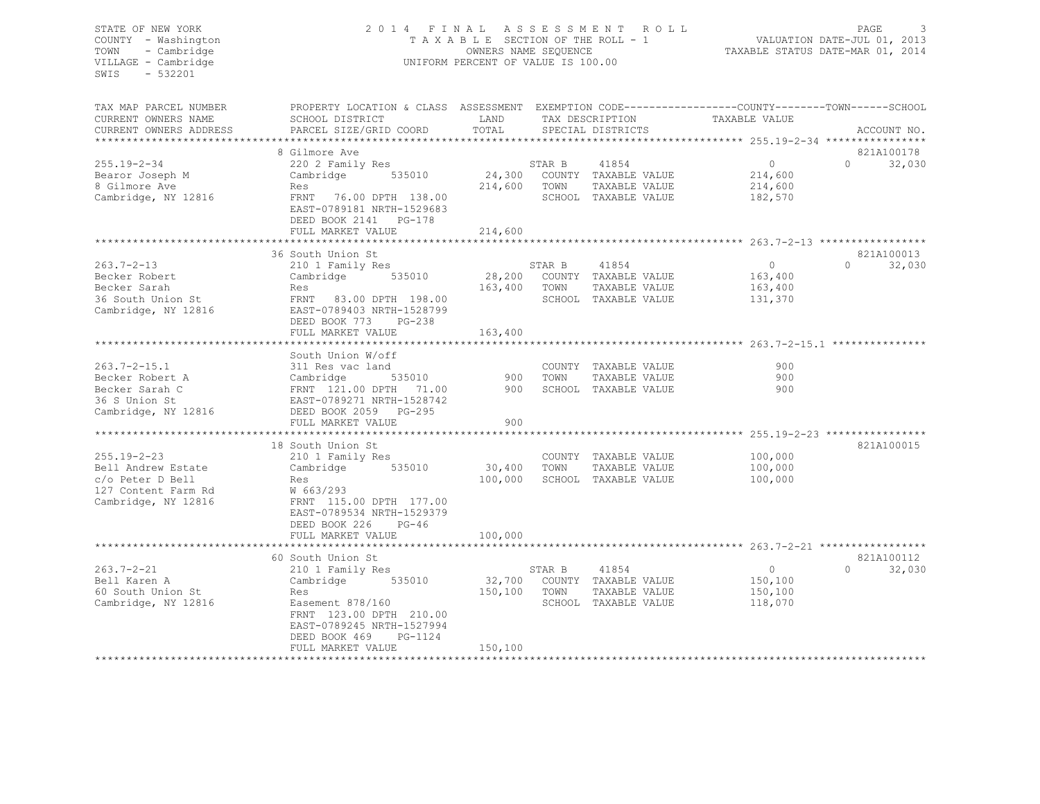STATE OF NEW YORK
COUNTY - Washington
TOWN - Cambridge
VILLAGE - Cambridge
SWIS - 532201

# 2014 FINAL ASSESSMENT ROLL

TAXABLE SECTION OF THE ROLL - 1
OWNERS NAME SEQUENCE
UNIFORM PERCENT OF VALUE IS 100.00

VALUATION DATE-JUL 01, 2013
TAXABLE STATUS DATE-MAR 01, 2014

| TAX MAP PARCEL NUMBER / CURRENT OWNERS NAME / CURRENT OWNERS ADDRESS | PROPERTY LOCATION & CLASS / SCHOOL DISTRICT / PARCEL SIZE/GRID COORD | ASSESSMENT LAND | TOTAL | EXEMPTION CODE / TAX DESCRIPTION / SPECIAL DISTRICTS | COUNTY / TOWN TAXABLE VALUE | SCHOOL | ACCOUNT NO. |
|---|---|---|---|---|---|---|---|
| **255.19-2-34** | 8 Gilmore Ave | | | | | | 821A100178 |
| 255.19-2-34 | 220 2 Family Res | | | STAR B 41854 | 0 | 0 32,030 | |
| Bearor Joseph M | Cambridge 535010 | 24,300 | | COUNTY TAXABLE VALUE | 214,600 | | |
| 8 Gilmore Ave | Res | | 214,600 | TOWN TAXABLE VALUE | 214,600 | | |
| Cambridge, NY 12816 | FRNT 76.00 DPTH 138.00 | | | SCHOOL TAXABLE VALUE | 182,570 | | |
| | EAST-0789181 NRTH-1529683 | | | | | | |
| | DEED BOOK 2141 PG-178 | | | | | | |
| | FULL MARKET VALUE | | 214,600 | | | | |
| **263.7-2-13** | 36 South Union St | | | | | | 821A100013 |
| 263.7-2-13 | 210 1 Family Res | | | STAR B 41854 | 0 | 0 32,030 | |
| Becker Robert | Cambridge 535010 | 28,200 | | COUNTY TAXABLE VALUE | 163,400 | | |
| Becker Sarah | Res | | 163,400 | TOWN TAXABLE VALUE | 163,400 | | |
| 36 South Union St | FRNT 83.00 DPTH 198.00 | | | SCHOOL TAXABLE VALUE | 131,370 | | |
| Cambridge, NY 12816 | EAST-0789403 NRTH-1528799 | | | | | | |
| | DEED BOOK 773 PG-238 | | | | | | |
| | FULL MARKET VALUE | | 163,400 | | | | |
| **263.7-2-15.1** | South Union W/off | | | | | | |
| 263.7-2-15.1 | 311 Res vac land | | | COUNTY TAXABLE VALUE | 900 | | |
| Becker Robert A | Cambridge 535010 | 900 | | TOWN TAXABLE VALUE | 900 | | |
| Becker Sarah C | FRNT 121.00 DPTH 71.00 | | 900 | SCHOOL TAXABLE VALUE | 900 | | |
| 36 S Union St | EAST-0789271 NRTH-1528742 | | | | | | |
| Cambridge, NY 12816 | DEED BOOK 2059 PG-295 | | | | | | |
| | FULL MARKET VALUE | | 900 | | | | |
| **255.19-2-23** | 18 South Union St | | | | | | 821A100015 |
| 255.19-2-23 | 210 1 Family Res | | | COUNTY TAXABLE VALUE | 100,000 | | |
| Bell Andrew Estate | Cambridge 535010 | 30,400 | | TOWN TAXABLE VALUE | 100,000 | | |
| c/o Peter D Bell | Res | | 100,000 | SCHOOL TAXABLE VALUE | 100,000 | | |
| 127 Content Farm Rd | W 663/293 | | | | | | |
| Cambridge, NY 12816 | FRNT 115.00 DPTH 177.00 | | | | | | |
| | EAST-0789534 NRTH-1529379 | | | | | | |
| | DEED BOOK 226 PG-46 | | | | | | |
| | FULL MARKET VALUE | | 100,000 | | | | |
| **263.7-2-21** | 60 South Union St | | | | | | 821A100112 |
| 263.7-2-21 | 210 1 Family Res | | | STAR B 41854 | 0 | 0 32,030 | |
| Bell Karen A | Cambridge 535010 | 32,700 | | COUNTY TAXABLE VALUE | 150,100 | | |
| 60 South Union St | Res | | 150,100 | TOWN TAXABLE VALUE | 150,100 | | |
| Cambridge, NY 12816 | Easement 878/160 | | | SCHOOL TAXABLE VALUE | 118,070 | | |
| | FRNT 123.00 DPTH 210.00 | | | | | | |
| | EAST-0789245 NRTH-1527994 | | | | | | |
| | DEED BOOK 469 PG-1124 | | | | | | |
| | FULL MARKET VALUE | | 150,100 | | | | |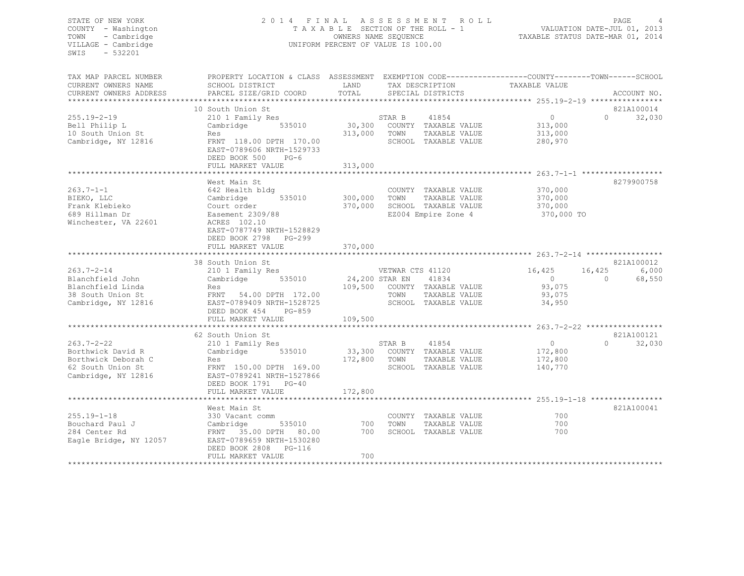STATE OF NEW YORK
COUNTY - Washington
TOWN - Cambridge
VILLAGE - Cambridge
SWIS - 532201

# 2014 FINAL ASSESSMENT ROLL

TAXABLE SECTION OF THE ROLL - 1
OWNERS NAME SEQUENCE
UNIFORM PERCENT OF VALUE IS 100.00

VALUATION DATE-JUL 01, 2013
TAXABLE STATUS DATE-MAR 01, 2014

| TAX MAP PARCEL NUMBER / CURRENT OWNERS NAME / CURRENT OWNERS ADDRESS | PROPERTY LOCATION & CLASS / SCHOOL DISTRICT / PARCEL SIZE/GRID COORD | ASSESSMENT LAND / TOTAL | EXEMPTION CODE / TAX DESCRIPTION / SPECIAL DISTRICTS | COUNTY TAXABLE VALUE | TOWN | SCHOOL | ACCOUNT NO. |
|---|---|---|---|---|---|---|---|
| 255.19-2-19 | 10 South Union St | | | | | | 821A100014 |
| Bell Philip L | 210 1 Family Res | | STAR B 41854 | 0 | 0 | 32,030 | |
| 10 South Union St | Cambridge 535010 | 30,300 | COUNTY TAXABLE VALUE | 313,000 | | | |
| Cambridge, NY 12816 | Res | 313,000 | TOWN TAXABLE VALUE | 313,000 | | | |
| | FRNT 118.00 DPTH 170.00 | | SCHOOL TAXABLE VALUE | 280,970 | | | |
| | EAST-0789606 NRTH-1529733 | | | | | | |
| | DEED BOOK 500 PG-6 | | | | | | |
| | FULL MARKET VALUE | 313,000 | | | | | |
| 263.7-1-1 | West Main St | | | | | | 8279900758 |
| BIEKO, LLC | 642 Health bldg | | COUNTY TAXABLE VALUE | 370,000 | | | |
| Frank Klebieko | Cambridge 535010 | 300,000 | TOWN TAXABLE VALUE | 370,000 | | | |
| 689 Hillman Dr | Court order | 370,000 | SCHOOL TAXABLE VALUE | 370,000 | | | |
| Winchester, VA 22601 | Easement 2309/88 | | EZ004 Empire Zone 4 | 370,000 TO | | | |
| | ACRES 102.10 | | | | | | |
| | EAST-0787749 NRTH-1528829 | | | | | | |
| | DEED BOOK 2798 PG-299 | | | | | | |
| | FULL MARKET VALUE | 370,000 | | | | | |
| 263.7-2-14 | 38 South Union St | | | | | | 821A100012 |
| Blanchfield John | 210 1 Family Res | | VETWAR CTS 41120 | 16,425 | 16,425 | 6,000 | |
| Blanchfield Linda | Cambridge 535010 | 24,200 | STAR EN 41834 | 0 | 0 | 68,550 | |
| 38 South Union St | Res | 109,500 | COUNTY TAXABLE VALUE | 93,075 | | | |
| Cambridge, NY 12816 | FRNT 54.00 DPTH 172.00 | | TOWN TAXABLE VALUE | 93,075 | | | |
| | EAST-0789409 NRTH-1528725 | | SCHOOL TAXABLE VALUE | 34,950 | | | |
| | DEED BOOK 454 PG-859 | | | | | | |
| | FULL MARKET VALUE | 109,500 | | | | | |
| 263.7-2-22 | 62 South Union St | | | | | | 821A100121 |
| Borthwick David R | 210 1 Family Res | | STAR B 41854 | 0 | 0 | 32,030 | |
| Borthwick Deborah C | Cambridge 535010 | 33,300 | COUNTY TAXABLE VALUE | 172,800 | | | |
| 62 South Union St | Res | 172,800 | TOWN TAXABLE VALUE | 172,800 | | | |
| Cambridge, NY 12816 | FRNT 150.00 DPTH 169.00 | | SCHOOL TAXABLE VALUE | 140,770 | | | |
| | EAST-0789241 NRTH-1527866 | | | | | | |
| | DEED BOOK 1791 PG-40 | | | | | | |
| | FULL MARKET VALUE | 172,800 | | | | | |
| 255.19-1-18 | West Main St | | | | | | 821A100041 |
| Bouchard Paul J | 330 Vacant comm | | COUNTY TAXABLE VALUE | 700 | | | |
| 284 Center Rd | Cambridge 535010 | 700 | TOWN TAXABLE VALUE | 700 | | | |
| Eagle Bridge, NY 12057 | FRNT 35.00 DPTH 80.00 | 700 | SCHOOL TAXABLE VALUE | 700 | | | |
| | EAST-0789659 NRTH-1530280 | | | | | | |
| | DEED BOOK 2808 PG-116 | | | | | | |
| | FULL MARKET VALUE | 700 | | | | | |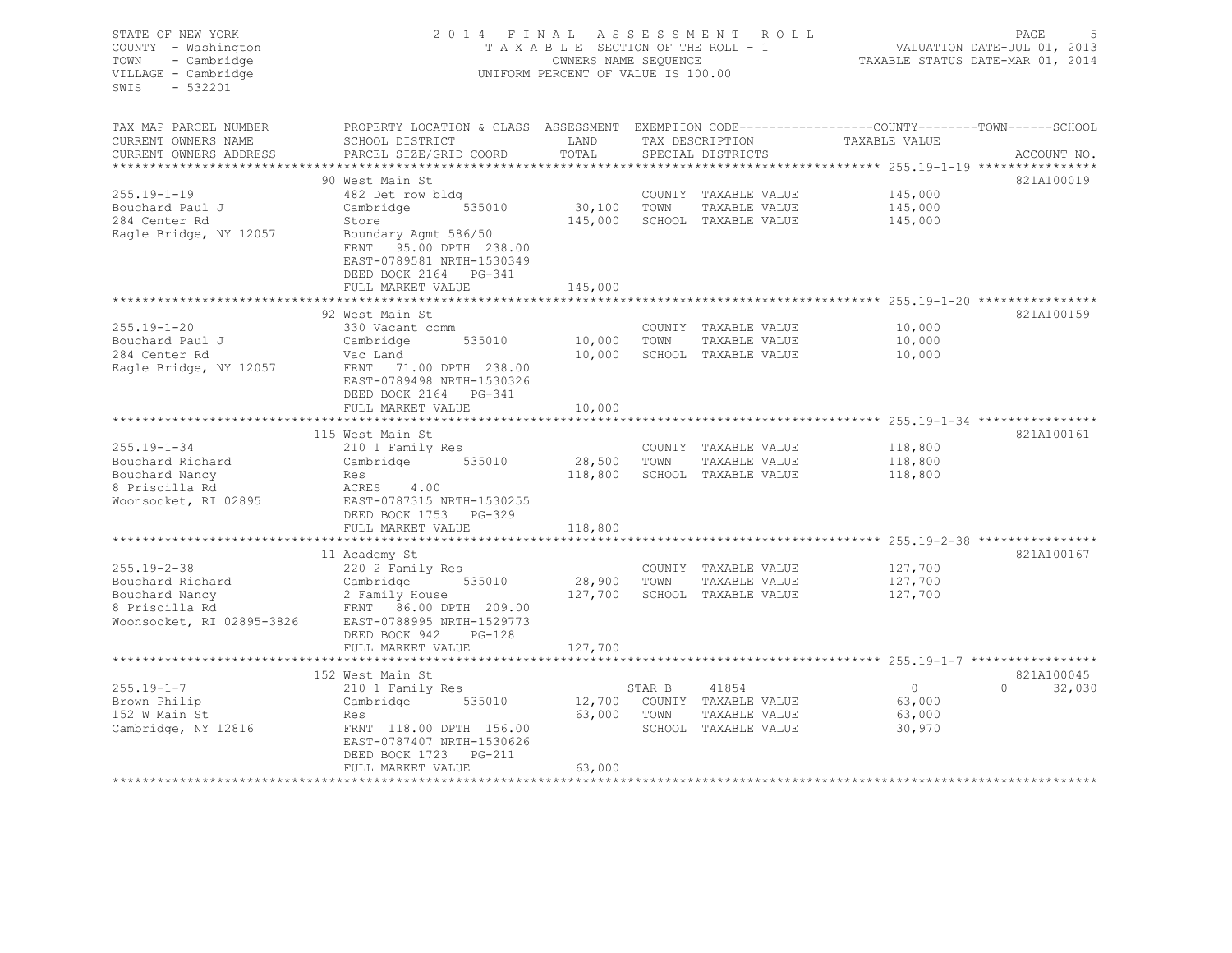STATE OF NEW YORK
COUNTY - Washington
TOWN - Cambridge
VILLAGE - Cambridge
SWIS - 532201

2014 FINAL ASSESSMENT ROLL
TAXABLE SECTION OF THE ROLL - 1
OWNERS NAME SEQUENCE
UNIFORM PERCENT OF VALUE IS 100.00

VALUATION DATE-JUL 01, 2013
TAXABLE STATUS DATE-MAR 01, 2014

| TAX MAP PARCEL NUMBER / CURRENT OWNERS NAME / CURRENT OWNERS ADDRESS | PROPERTY LOCATION & CLASS / SCHOOL DISTRICT / PARCEL SIZE/GRID COORD | ASSESSMENT LAND / TOTAL | EXEMPTION CODE / TAX DESCRIPTION / SPECIAL DISTRICTS | COUNTY TAXABLE VALUE | TOWN | SCHOOL | ACCOUNT NO. |
|---|---|---|---|---|---|---|---|
| 255.19-1-19 | 90 West Main St | | | | | | 821A100019 |
| | 482 Det row bldg | | COUNTY TAXABLE VALUE | 145,000 | | | |
| Bouchard Paul J | Cambridge 535010 | 30,100 | TOWN TAXABLE VALUE | 145,000 | | | |
| 284 Center Rd | Store | 145,000 | SCHOOL TAXABLE VALUE | 145,000 | | | |
| Eagle Bridge, NY 12057 | Boundary Agmt 586/50 | | | | | | |
| | FRNT 95.00 DPTH 238.00 | | | | | | |
| | EAST-0789581 NRTH-1530349 | | | | | | |
| | DEED BOOK 2164 PG-341 | | | | | | |
| | FULL MARKET VALUE | 145,000 | | | | | |
| 255.19-1-20 | 92 West Main St | | | | | | 821A100159 |
| | 330 Vacant comm | | COUNTY TAXABLE VALUE | 10,000 | | | |
| Bouchard Paul J | Cambridge 535010 | 10,000 | TOWN TAXABLE VALUE | 10,000 | | | |
| 284 Center Rd | Vac Land | 10,000 | SCHOOL TAXABLE VALUE | 10,000 | | | |
| Eagle Bridge, NY 12057 | FRNT 71.00 DPTH 238.00 | | | | | | |
| | EAST-0789498 NRTH-1530326 | | | | | | |
| | DEED BOOK 2164 PG-341 | | | | | | |
| | FULL MARKET VALUE | 10,000 | | | | | |
| 255.19-1-34 | 115 West Main St | | | | | | 821A100161 |
| Bouchard Richard | 210 1 Family Res | | COUNTY TAXABLE VALUE | 118,800 | | | |
| Bouchard Nancy | Cambridge 535010 | 28,500 | TOWN TAXABLE VALUE | 118,800 | | | |
| 8 Priscilla Rd | Res | 118,800 | SCHOOL TAXABLE VALUE | 118,800 | | | |
| Woonsocket, RI 02895 | ACRES 4.00 | | | | | | |
| | EAST-0787315 NRTH-1530255 | | | | | | |
| | DEED BOOK 1753 PG-329 | | | | | | |
| | FULL MARKET VALUE | 118,800 | | | | | |
| 255.19-2-38 | 11 Academy St | | | | | | 821A100167 |
| Bouchard Richard | 220 2 Family Res | | COUNTY TAXABLE VALUE | 127,700 | | | |
| Bouchard Nancy | Cambridge 535010 | 28,900 | TOWN TAXABLE VALUE | 127,700 | | | |
| 8 Priscilla Rd | 2 Family House | 127,700 | SCHOOL TAXABLE VALUE | 127,700 | | | |
| Woonsocket, RI 02895-3826 | FRNT 86.00 DPTH 209.00 | | | | | | |
| | EAST-0788995 NRTH-1529773 | | | | | | |
| | DEED BOOK 942 PG-128 | | | | | | |
| | FULL MARKET VALUE | 127,700 | | | | | |
| 255.19-1-7 | 152 West Main St | | | | | | 821A100045 |
| Brown Philip | 210 1 Family Res | | STAR B 41854 | 0 | | 0 | 32,030 |
| 152 W Main St | Cambridge 535010 | 12,700 | COUNTY TAXABLE VALUE | 63,000 | | | |
| Cambridge, NY 12816 | Res | 63,000 | TOWN TAXABLE VALUE | 63,000 | | | |
| | FRNT 118.00 DPTH 156.00 | | SCHOOL TAXABLE VALUE | 30,970 | | | |
| | EAST-0787407 NRTH-1530626 | | | | | | |
| | DEED BOOK 1723 PG-211 | | | | | | |
| | FULL MARKET VALUE | 63,000 | | | | | |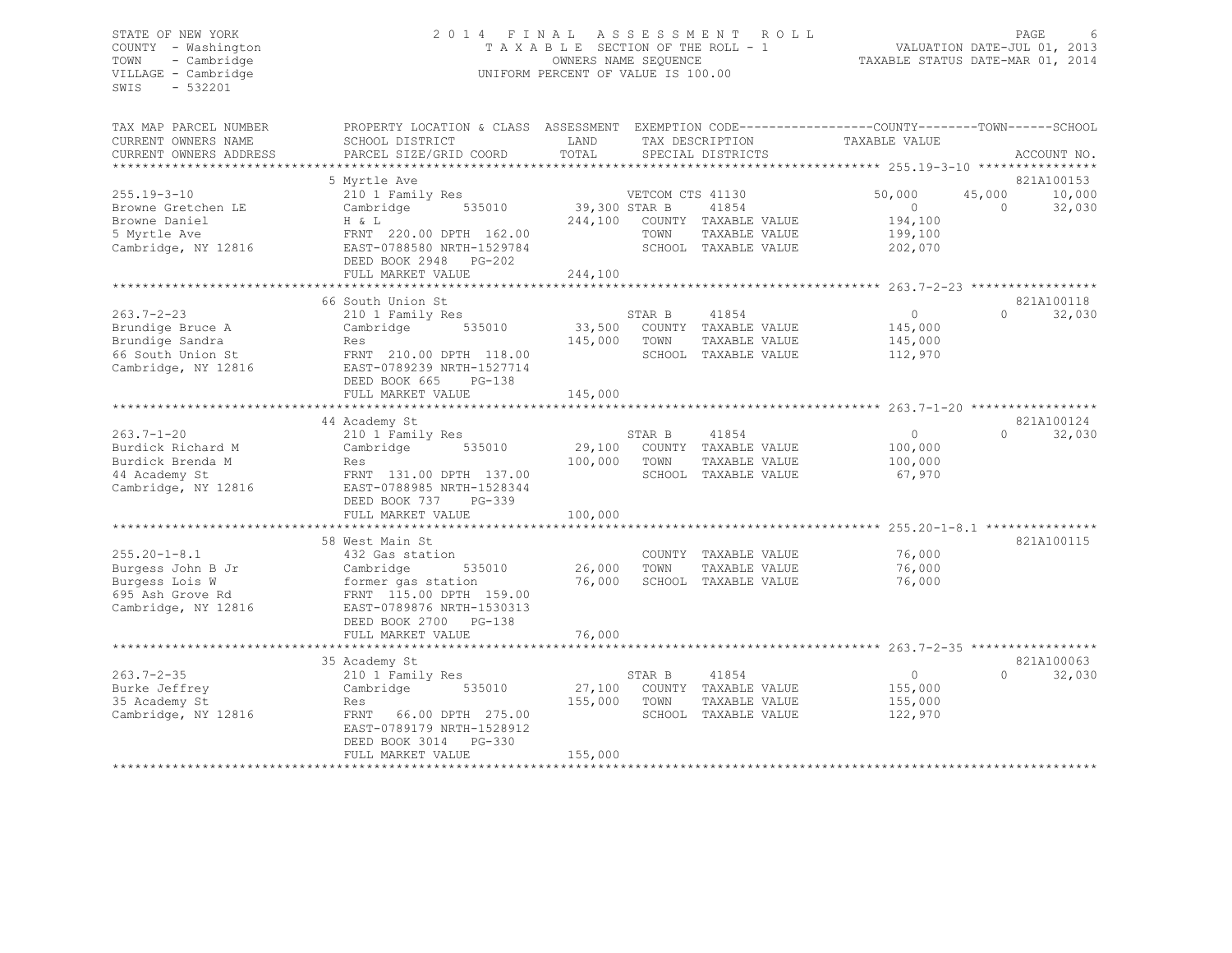STATE OF NEW YORK
COUNTY - Washington
TOWN - Cambridge
VILLAGE - Cambridge
SWIS - 532201

2014 FINAL ASSESSMENT ROLL
TAXABLE SECTION OF THE ROLL - 1
OWNERS NAME SEQUENCE
UNIFORM PERCENT OF VALUE IS 100.00

VALUATION DATE-JUL 01, 2013
TAXABLE STATUS DATE-MAR 01, 2014

```
TAX MAP PARCEL NUMBER      PROPERTY LOCATION & CLASS  ASSESSMENT  EXEMPTION CODE------------------COUNTY--------TOWN------SCHOOL
CURRENT OWNERS NAME        SCHOOL DISTRICT              LAND      TAX DESCRIPTION            TAXABLE VALUE
CURRENT OWNERS ADDRESS     PARCEL SIZE/GRID COORD       TOTAL     SPECIAL DISTRICTS                                    ACCOUNT NO.
******************************************************************************************************* 255.19-3-10 ****************
                           5 Myrtle Ave                                                                              821A100153
255.19-3-10                210 1 Family Res                  VETCOM CTS 41130            50,000      45,000      10,000
Browne Gretchen LE         Cambridge       535010      39,300 STAR B       41854               0           0      32,030
Browne Daniel              H & L                      244,100   COUNTY  TAXABLE VALUE        194,100
5 Myrtle Ave               FRNT 220.00 DPTH 162.00               TOWN    TAXABLE VALUE        199,100
Cambridge, NY 12816        EAST-0788580 NRTH-1529784             SCHOOL  TAXABLE VALUE        202,070
                           DEED BOOK 2948   PG-202
                           FULL MARKET VALUE          244,100
******************************************************************************************************* 263.7-2-23 *****************
                           66 South Union St                                                                         821A100118
263.7-2-23                 210 1 Family Res                  STAR B       41854               0           0      32,030
Brundige Bruce A           Cambridge       535010      33,500   COUNTY  TAXABLE VALUE        145,000
Brundige Sandra            Res                        145,000   TOWN    TAXABLE VALUE        145,000
66 South Union St          FRNT 210.00 DPTH 118.00               SCHOOL  TAXABLE VALUE        112,970
Cambridge, NY 12816        EAST-0789239 NRTH-1527714
                           DEED BOOK 665    PG-138
                           FULL MARKET VALUE          145,000
******************************************************************************************************* 263.7-1-20 *****************
                           44 Academy St                                                                             821A100124
263.7-1-20                 210 1 Family Res                  STAR B       41854               0           0      32,030
Burdick Richard M          Cambridge       535010      29,100   COUNTY  TAXABLE VALUE        100,000
Burdick Brenda M           Res                        100,000   TOWN    TAXABLE VALUE        100,000
44 Academy St              FRNT 131.00 DPTH 137.00               SCHOOL  TAXABLE VALUE         67,970
Cambridge, NY 12816        EAST-0788985 NRTH-1528344
                           DEED BOOK 737    PG-339
                           FULL MARKET VALUE          100,000
******************************************************************************************************* 255.20-1-8.1 ***************
                           58 West Main St                                                                           821A100115
255.20-1-8.1               432 Gas station                     COUNTY  TAXABLE VALUE         76,000
Burgess John B Jr          Cambridge       535010      26,000   TOWN    TAXABLE VALUE         76,000
Burgess Lois W             former gas station          76,000   SCHOOL  TAXABLE VALUE         76,000
695 Ash Grove Rd           FRNT 115.00 DPTH 159.00
Cambridge, NY 12816        EAST-0789876 NRTH-1530313
                           DEED BOOK 2700   PG-138
                           FULL MARKET VALUE           76,000
******************************************************************************************************* 263.7-2-35 *****************
                           35 Academy St                                                                             821A100063
263.7-2-35                 210 1 Family Res                  STAR B       41854               0           0      32,030
Burke Jeffrey              Cambridge       535010      27,100   COUNTY  TAXABLE VALUE        155,000
35 Academy St              Res                        155,000   TOWN    TAXABLE VALUE        155,000
Cambridge, NY 12816        FRNT  66.00 DPTH 275.00               SCHOOL  TAXABLE VALUE        122,970
                           EAST-0789179 NRTH-1528912
                           DEED BOOK 3014   PG-330
                           FULL MARKET VALUE          155,000
************************************************************************************************************************************
```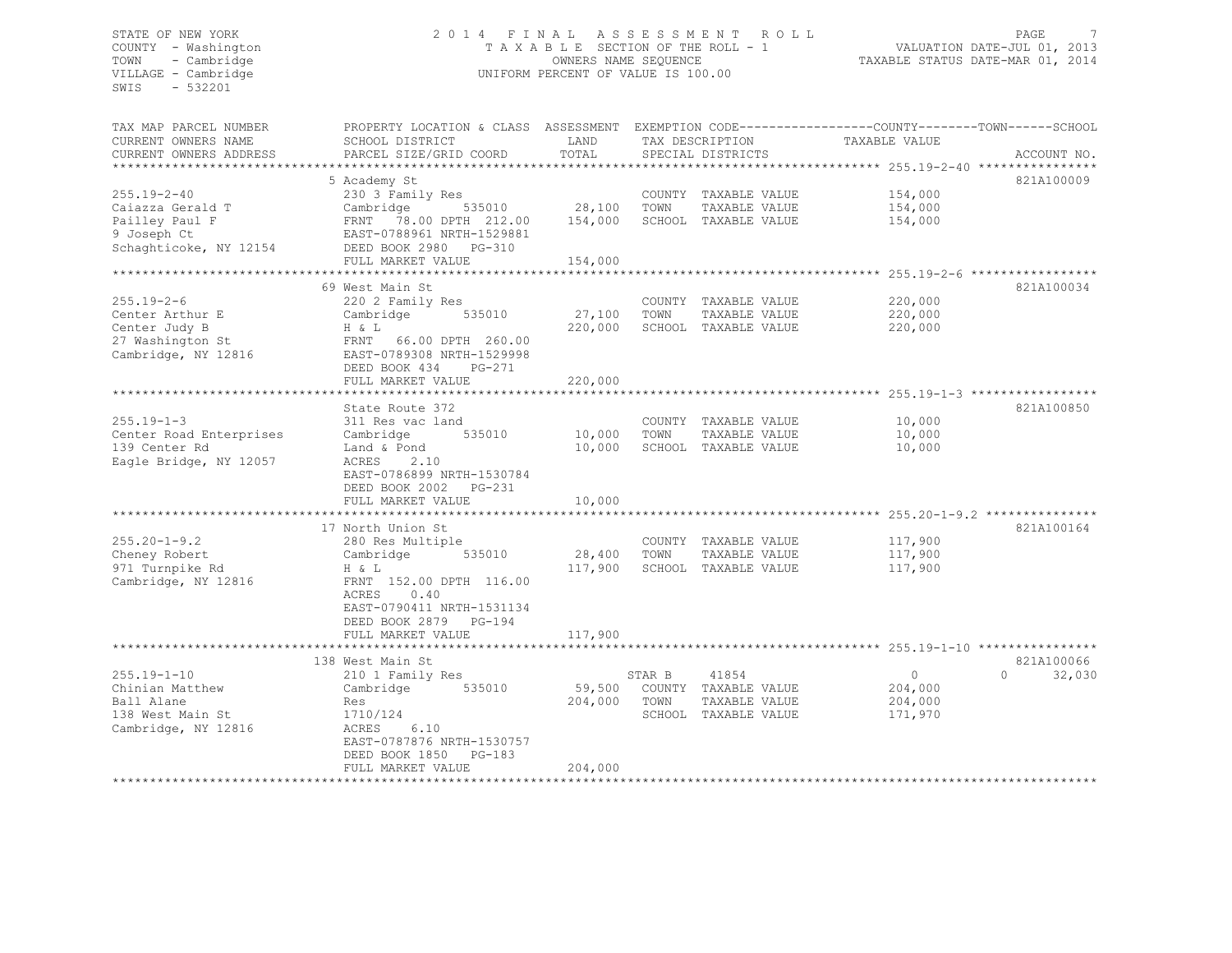STATE OF NEW YORK
COUNTY - Washington
TOWN - Cambridge
VILLAGE - Cambridge
SWIS - 532201

2014 FINAL ASSESSMENT ROLL
TAXABLE SECTION OF THE ROLL - 1
OWNERS NAME SEQUENCE
UNIFORM PERCENT OF VALUE IS 100.00

VALUATION DATE-JUL 01, 2013
TAXABLE STATUS DATE-MAR 01, 2014

| TAX MAP PARCEL NUMBER / CURRENT OWNERS NAME / CURRENT OWNERS ADDRESS | PROPERTY LOCATION & CLASS / SCHOOL DISTRICT / PARCEL SIZE/GRID COORD | ASSESSMENT LAND / TOTAL | EXEMPTION CODE / TAX DESCRIPTION / SPECIAL DISTRICTS | COUNTY | TOWN | SCHOOL | ACCOUNT NO. |
|---|---|---|---|---|---|---|---|
| | 5 Academy St | | | | | | 821A100009 |
| 255.19-2-40 | 230 3 Family Res | | COUNTY TAXABLE VALUE | 154,000 | | | |
| Caiazza Gerald T | Cambridge 535010 | 28,100 | TOWN TAXABLE VALUE | | 154,000 | | |
| Pailley Paul F | FRNT 78.00 DPTH 212.00 | 154,000 | SCHOOL TAXABLE VALUE | | | 154,000 | |
| 9 Joseph Ct | EAST-0788961 NRTH-1529881 | | | | | | |
| Schaghticoke, NY 12154 | DEED BOOK 2980 PG-310 | | | | | | |
| | FULL MARKET VALUE | 154,000 | | | | | |
| | 69 West Main St | | | | | | 821A100034 |
| 255.19-2-6 | 220 2 Family Res | | COUNTY TAXABLE VALUE | 220,000 | | | |
| Center Arthur E | Cambridge 535010 | 27,100 | TOWN TAXABLE VALUE | | 220,000 | | |
| Center Judy B | H & L | 220,000 | SCHOOL TAXABLE VALUE | | | 220,000 | |
| 27 Washington St | FRNT 66.00 DPTH 260.00 | | | | | | |
| Cambridge, NY 12816 | EAST-0789308 NRTH-1529998 | | | | | | |
| | DEED BOOK 434 PG-271 | | | | | | |
| | FULL MARKET VALUE | 220,000 | | | | | |
| | State Route 372 | | | | | | 821A100850 |
| 255.19-1-3 | 311 Res vac land | | COUNTY TAXABLE VALUE | 10,000 | | | |
| Center Road Enterprises | Cambridge 535010 | 10,000 | TOWN TAXABLE VALUE | | 10,000 | | |
| 139 Center Rd | Land & Pond | 10,000 | SCHOOL TAXABLE VALUE | | | 10,000 | |
| Eagle Bridge, NY 12057 | ACRES 2.10 | | | | | | |
| | EAST-0786899 NRTH-1530784 | | | | | | |
| | DEED BOOK 2002 PG-231 | | | | | | |
| | FULL MARKET VALUE | 10,000 | | | | | |
| | 17 North Union St | | | | | | 821A100164 |
| 255.20-1-9.2 | 280 Res Multiple | | COUNTY TAXABLE VALUE | 117,900 | | | |
| Cheney Robert | Cambridge 535010 | 28,400 | TOWN TAXABLE VALUE | | 117,900 | | |
| 971 Turnpike Rd | H & L | 117,900 | SCHOOL TAXABLE VALUE | | | 117,900 | |
| Cambridge, NY 12816 | FRNT 152.00 DPTH 116.00 | | | | | | |
| | ACRES 0.40 | | | | | | |
| | EAST-0790411 NRTH-1531134 | | | | | | |
| | DEED BOOK 2879 PG-194 | | | | | | |
| | FULL MARKET VALUE | 117,900 | | | | | |
| | 138 West Main St | | | | | | 821A100066 |
| 255.19-1-10 | 210 1 Family Res | | STAR B 41854 | 0 | 0 | 32,030 | |
| Chinian Matthew | Cambridge 535010 | 59,500 | COUNTY TAXABLE VALUE | 204,000 | | | |
| Ball Alane | Res | 204,000 | TOWN TAXABLE VALUE | | 204,000 | | |
| 138 West Main St | 1710/124 | | SCHOOL TAXABLE VALUE | | | 171,970 | |
| Cambridge, NY 12816 | ACRES 6.10 | | | | | | |
| | EAST-0787876 NRTH-1530757 | | | | | | |
| | DEED BOOK 1850 PG-183 | | | | | | |
| | FULL MARKET VALUE | 204,000 | | | | | |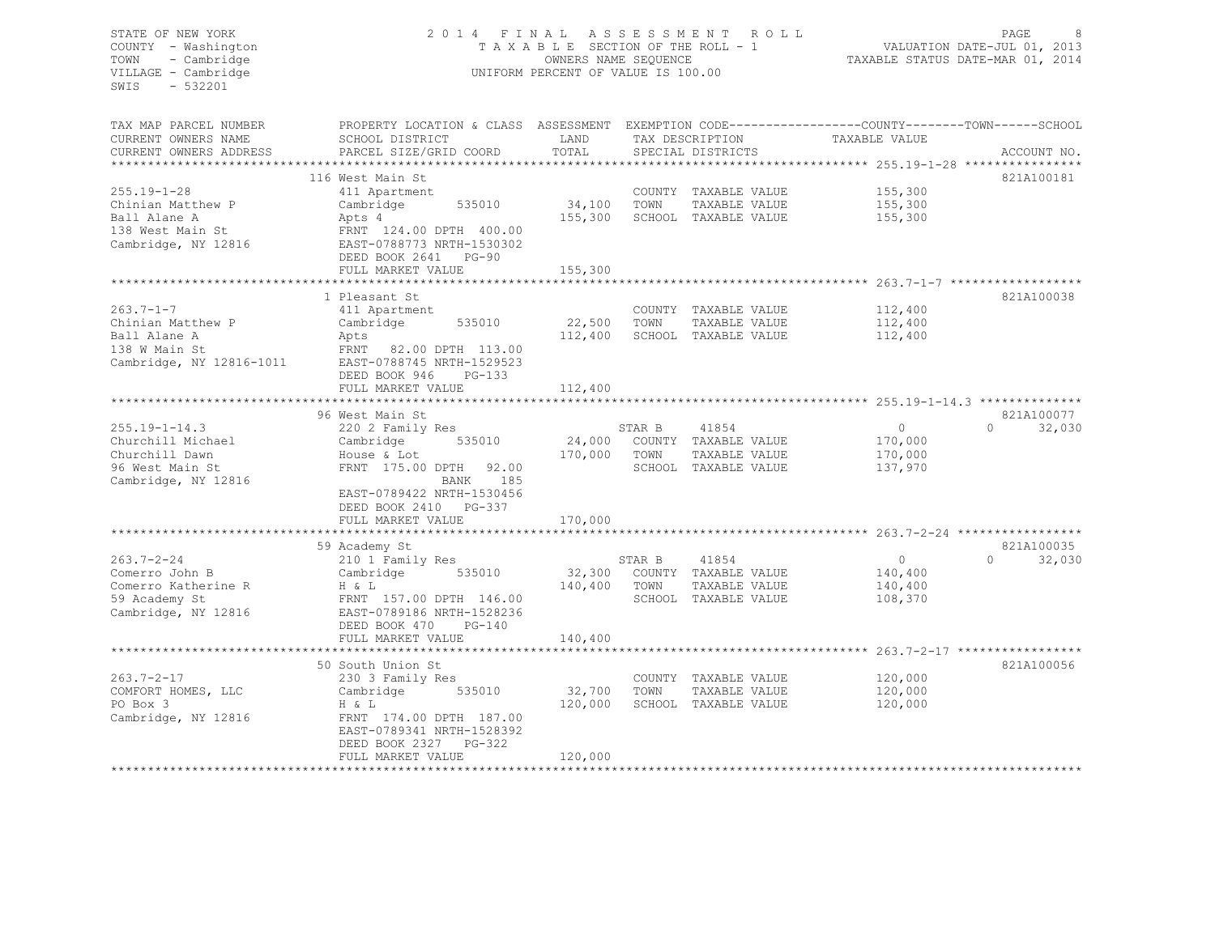STATE OF NEW YORK
COUNTY - Washington
TOWN - Cambridge
VILLAGE - Cambridge
SWIS - 532201

2014 FINAL ASSESSMENT ROLL
TAXABLE SECTION OF THE ROLL - 1
OWNERS NAME SEQUENCE
UNIFORM PERCENT OF VALUE IS 100.00

VALUATION DATE-JUL 01, 2013
TAXABLE STATUS DATE-MAR 01, 2014

| TAX MAP PARCEL NUMBER / CURRENT OWNERS NAME / CURRENT OWNERS ADDRESS | PROPERTY LOCATION & CLASS / SCHOOL DISTRICT / PARCEL SIZE/GRID COORD | ASSESSMENT LAND / TOTAL | EXEMPTION CODE / TAX DESCRIPTION / SPECIAL DISTRICTS | COUNTY TAXABLE VALUE | TOWN | SCHOOL | ACCOUNT NO. |
|---|---|---|---|---|---|---|---|
| **255.19-1-28** | 116 West Main St | | | | | | 821A100181 |
| 255.19-1-28 | 411 Apartment | | COUNTY TAXABLE VALUE | 155,300 | | | |
| Chinian Matthew P | Cambridge 535010 | 34,100 | TOWN TAXABLE VALUE | 155,300 | | | |
| Ball Alane A | Apts 4 | 155,300 | SCHOOL TAXABLE VALUE | 155,300 | | | |
| 138 West Main St | FRNT 124.00 DPTH 400.00 | | | | | | |
| Cambridge, NY 12816 | EAST-0788773 NRTH-1530302 | | | | | | |
| | DEED BOOK 2641 PG-90 | | | | | | |
| | FULL MARKET VALUE | 155,300 | | | | | |
| **263.7-1-7** | 1 Pleasant St | | | | | | 821A100038 |
| 263.7-1-7 | 411 Apartment | | COUNTY TAXABLE VALUE | 112,400 | | | |
| Chinian Matthew P | Cambridge 535010 | 22,500 | TOWN TAXABLE VALUE | 112,400 | | | |
| Ball Alane A | Apts | 112,400 | SCHOOL TAXABLE VALUE | 112,400 | | | |
| 138 W Main St | FRNT 82.00 DPTH 113.00 | | | | | | |
| Cambridge, NY 12816-1011 | EAST-0788745 NRTH-1529523 | | | | | | |
| | DEED BOOK 946 PG-133 | | | | | | |
| | FULL MARKET VALUE | 112,400 | | | | | |
| **255.19-1-14.3** | 96 West Main St | | | | | | 821A100077 |
| 255.19-1-14.3 | 220 2 Family Res | | STAR B 41854 | 0 | 0 | 32,030 | |
| Churchill Michael | Cambridge 535010 | 24,000 | COUNTY TAXABLE VALUE | 170,000 | | | |
| Churchill Dawn | House & Lot | 170,000 | TOWN TAXABLE VALUE | 170,000 | | | |
| 96 West Main St | FRNT 175.00 DPTH 92.00 | | SCHOOL TAXABLE VALUE | 137,970 | | | |
| Cambridge, NY 12816 | BANK 185 | | | | | | |
| | EAST-0789422 NRTH-1530456 | | | | | | |
| | DEED BOOK 2410 PG-337 | | | | | | |
| | FULL MARKET VALUE | 170,000 | | | | | |
| **263.7-2-24** | 59 Academy St | | | | | | 821A100035 |
| 263.7-2-24 | 210 1 Family Res | | STAR B 41854 | 0 | 0 | 32,030 | |
| Comerro John B | Cambridge 535010 | 32,300 | COUNTY TAXABLE VALUE | 140,400 | | | |
| Comerro Katherine R | H & L | 140,400 | TOWN TAXABLE VALUE | 140,400 | | | |
| 59 Academy St | FRNT 157.00 DPTH 146.00 | | SCHOOL TAXABLE VALUE | 108,370 | | | |
| Cambridge, NY 12816 | EAST-0789186 NRTH-1528236 | | | | | | |
| | DEED BOOK 470 PG-140 | | | | | | |
| | FULL MARKET VALUE | 140,400 | | | | | |
| **263.7-2-17** | 50 South Union St | | | | | | 821A100056 |
| 263.7-2-17 | 230 3 Family Res | | COUNTY TAXABLE VALUE | 120,000 | | | |
| COMFORT HOMES, LLC | Cambridge 535010 | 32,700 | TOWN TAXABLE VALUE | 120,000 | | | |
| PO Box 3 | H & L | 120,000 | SCHOOL TAXABLE VALUE | 120,000 | | | |
| Cambridge, NY 12816 | FRNT 174.00 DPTH 187.00 | | | | | | |
| | EAST-0789341 NRTH-1528392 | | | | | | |
| | DEED BOOK 2327 PG-322 | | | | | | |
| | FULL MARKET VALUE | 120,000 | | | | | |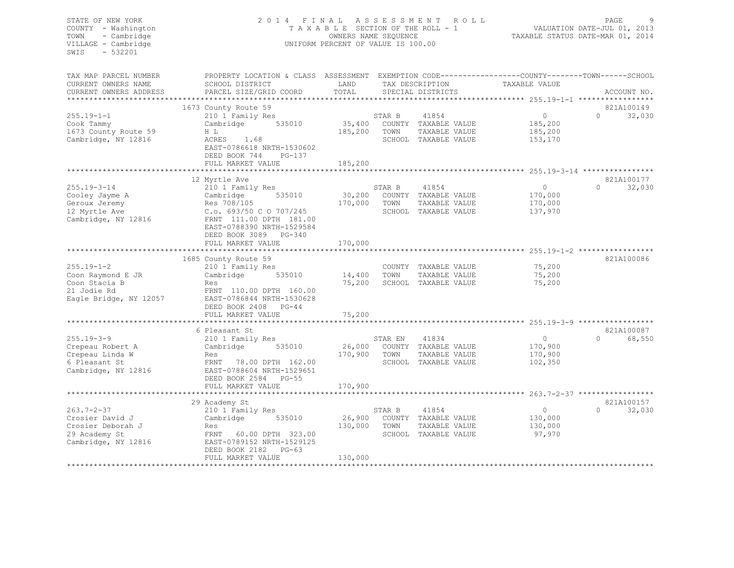STATE OF NEW YORK
COUNTY - Washington
TOWN - Cambridge
VILLAGE - Cambridge
SWIS - 532201

2014 FINAL ASSESSMENT ROLL
TAXABLE SECTION OF THE ROLL - 1
OWNERS NAME SEQUENCE
UNIFORM PERCENT OF VALUE IS 100.00

VALUATION DATE-JUL 01, 2013
TAXABLE STATUS DATE-MAR 01, 2014

| TAX MAP PARCEL NUMBER / CURRENT OWNERS NAME / CURRENT OWNERS ADDRESS | PROPERTY LOCATION & CLASS / SCHOOL DISTRICT / PARCEL SIZE/GRID COORD | ASSESSMENT LAND / TOTAL | EXEMPTION CODE / TAX DESCRIPTION / SPECIAL DISTRICTS | COUNTY / TOWN TAXABLE VALUE | SCHOOL / ACCOUNT NO. |
|---|---|---|---|---|---|
| | 1673 County Route 59 | | | | 821A100149 |
| 255.19-1-1 | 210 1 Family Res | | STAR B 41854 | 0 | 0 32,030 |
| Cook Tammy | Cambridge 535010 | 35,400 | COUNTY TAXABLE VALUE | 185,200 | |
| 1673 County Route 59 | H L | 185,200 | TOWN TAXABLE VALUE | 185,200 | |
| Cambridge, NY 12816 | ACRES 1.68 | | SCHOOL TAXABLE VALUE | 153,170 | |
| | EAST-0786618 NRTH-1530602 | | | | |
| | DEED BOOK 744 PG-137 | | | | |
| | FULL MARKET VALUE | 185,200 | | | |
| | 12 Myrtle Ave | | | | 821A100177 |
| 255.19-3-14 | 210 1 Family Res | | STAR B 41854 | 0 | 0 32,030 |
| Cooley Jayme A | Cambridge 535010 | 30,200 | COUNTY TAXABLE VALUE | 170,000 | |
| Geroux Jeremy | Res 708/105 | 170,000 | TOWN TAXABLE VALUE | 170,000 | |
| 12 Myrtle Ave | C.o. 693/50 C O 707/245 | | SCHOOL TAXABLE VALUE | 137,970 | |
| Cambridge, NY 12816 | FRNT 111.00 DPTH 181.00 | | | | |
| | EAST-0788390 NRTH-1529584 | | | | |
| | DEED BOOK 3089 PG-340 | | | | |
| | FULL MARKET VALUE | 170,000 | | | |
| | 1685 County Route 59 | | | | 821A100086 |
| 255.19-1-2 | 210 1 Family Res | | COUNTY TAXABLE VALUE | 75,200 | |
| Coon Raymond E JR | Cambridge 535010 | 14,400 | TOWN TAXABLE VALUE | 75,200 | |
| Coon Stacia B | Res | 75,200 | SCHOOL TAXABLE VALUE | 75,200 | |
| 21 Jodie Rd | FRNT 110.00 DPTH 160.00 | | | | |
| Eagle Bridge, NY 12057 | EAST-0786844 NRTH-1530628 | | | | |
| | DEED BOOK 2408 PG-44 | | | | |
| | FULL MARKET VALUE | 75,200 | | | |
| | 6 Pleasant St | | | | 821A100087 |
| 255.19-3-9 | 210 1 Family Res | | STAR EN 41834 | 0 | 0 68,550 |
| Crepeau Robert A | Cambridge 535010 | 26,000 | COUNTY TAXABLE VALUE | 170,900 | |
| Crepeau Linda W | Res | 170,900 | TOWN TAXABLE VALUE | 170,900 | |
| 6 Pleasant St | FRNT 78.00 DPTH 162.00 | | SCHOOL TAXABLE VALUE | 102,350 | |
| Cambridge, NY 12816 | EAST-0788604 NRTH-1529651 | | | | |
| | DEED BOOK 2584 PG-55 | | | | |
| | FULL MARKET VALUE | 170,900 | | | |
| | 29 Academy St | | | | 821A100157 |
| 263.7-2-37 | 210 1 Family Res | | STAR B 41854 | 0 | 0 32,030 |
| Crosier David J | Cambridge 535010 | 26,900 | COUNTY TAXABLE VALUE | 130,000 | |
| Crosier Deborah J | Res | 130,000 | TOWN TAXABLE VALUE | 130,000 | |
| 29 Academy St | FRNT 60.00 DPTH 323.00 | | SCHOOL TAXABLE VALUE | 97,970 | |
| Cambridge, NY 12816 | EAST-0789152 NRTH-1529125 | | | | |
| | DEED BOOK 2182 PG-63 | | | | |
| | FULL MARKET VALUE | 130,000 | | | |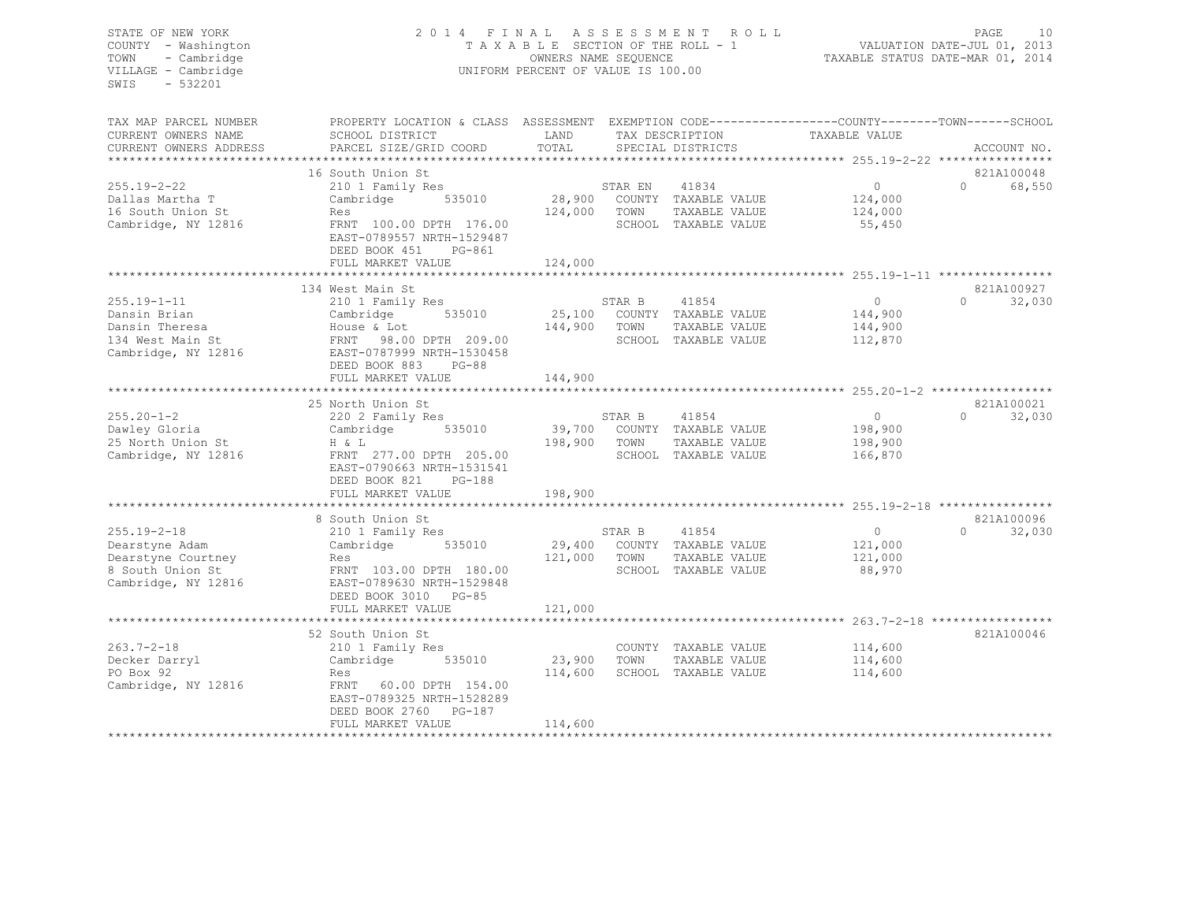STATE OF NEW YORK
COUNTY - Washington
TOWN - Cambridge
VILLAGE - Cambridge
SWIS - 532201

2014 FINAL ASSESSMENT ROLL
TAXABLE SECTION OF THE ROLL - 1
OWNERS NAME SEQUENCE
UNIFORM PERCENT OF VALUE IS 100.00

VALUATION DATE-JUL 01, 2013
TAXABLE STATUS DATE-MAR 01, 2014

| TAX MAP PARCEL NUMBER / CURRENT OWNERS NAME / CURRENT OWNERS ADDRESS | PROPERTY LOCATION & CLASS / SCHOOL DISTRICT / PARCEL SIZE/GRID COORD | ASSESSMENT LAND / TOTAL | EXEMPTION CODE / TAX DESCRIPTION / SPECIAL DISTRICTS | COUNTY / TOWN TAXABLE VALUE | SCHOOL / ACCOUNT NO. |
|---|---|---|---|---|---|
| **255.19-2-22** | 16 South Union St | | | | 821A100048 |
| 255.19-2-22 | 210 1 Family Res | | STAR EN 41834 | 0 | 0 68,550 |
| Dallas Martha T | Cambridge 535010 | 28,900 | COUNTY TAXABLE VALUE | 124,000 | |
| 16 South Union St | Res | 124,000 | TOWN TAXABLE VALUE | 124,000 | |
| Cambridge, NY 12816 | FRNT 100.00 DPTH 176.00 | | SCHOOL TAXABLE VALUE | 55,450 | |
| | EAST-0789557 NRTH-1529487 | | | | |
| | DEED BOOK 451 PG-861 | | | | |
| | FULL MARKET VALUE | 124,000 | | | |
| **255.19-1-11** | 134 West Main St | | | | 821A100927 |
| 255.19-1-11 | 210 1 Family Res | | STAR B 41854 | 0 | 0 32,030 |
| Dansin Brian | Cambridge 535010 | 25,100 | COUNTY TAXABLE VALUE | 144,900 | |
| Dansin Theresa | House & Lot | 144,900 | TOWN TAXABLE VALUE | 144,900 | |
| 134 West Main St | FRNT 98.00 DPTH 209.00 | | SCHOOL TAXABLE VALUE | 112,870 | |
| Cambridge, NY 12816 | EAST-0787999 NRTH-1530458 | | | | |
| | DEED BOOK 883 PG-88 | | | | |
| | FULL MARKET VALUE | 144,900 | | | |
| **255.20-1-2** | 25 North Union St | | | | 821A100021 |
| 255.20-1-2 | 220 2 Family Res | | STAR B 41854 | 0 | 0 32,030 |
| Dawley Gloria | Cambridge 535010 | 39,700 | COUNTY TAXABLE VALUE | 198,900 | |
| 25 North Union St | H & L | 198,900 | TOWN TAXABLE VALUE | 198,900 | |
| Cambridge, NY 12816 | FRNT 277.00 DPTH 205.00 | | SCHOOL TAXABLE VALUE | 166,870 | |
| | EAST-0790663 NRTH-1531541 | | | | |
| | DEED BOOK 821 PG-188 | | | | |
| | FULL MARKET VALUE | 198,900 | | | |
| **255.19-2-18** | 8 South Union St | | | | 821A100096 |
| 255.19-2-18 | 210 1 Family Res | | STAR B 41854 | 0 | 0 32,030 |
| Dearstyne Adam | Cambridge 535010 | 29,400 | COUNTY TAXABLE VALUE | 121,000 | |
| Dearstyne Courtney | Res | 121,000 | TOWN TAXABLE VALUE | 121,000 | |
| 8 South Union St | FRNT 103.00 DPTH 180.00 | | SCHOOL TAXABLE VALUE | 88,970 | |
| Cambridge, NY 12816 | EAST-0789630 NRTH-1529848 | | | | |
| | DEED BOOK 3010 PG-85 | | | | |
| | FULL MARKET VALUE | 121,000 | | | |
| **263.7-2-18** | 52 South Union St | | | | 821A100046 |
| 263.7-2-18 | 210 1 Family Res | | COUNTY TAXABLE VALUE | 114,600 | |
| Decker Darryl | Cambridge 535010 | 23,900 | TOWN TAXABLE VALUE | 114,600 | |
| PO Box 92 | Res | 114,600 | SCHOOL TAXABLE VALUE | 114,600 | |
| Cambridge, NY 12816 | FRNT 60.00 DPTH 154.00 | | | | |
| | EAST-0789325 NRTH-1528289 | | | | |
| | DEED BOOK 2760 PG-187 | | | | |
| | FULL MARKET VALUE | 114,600 | | | |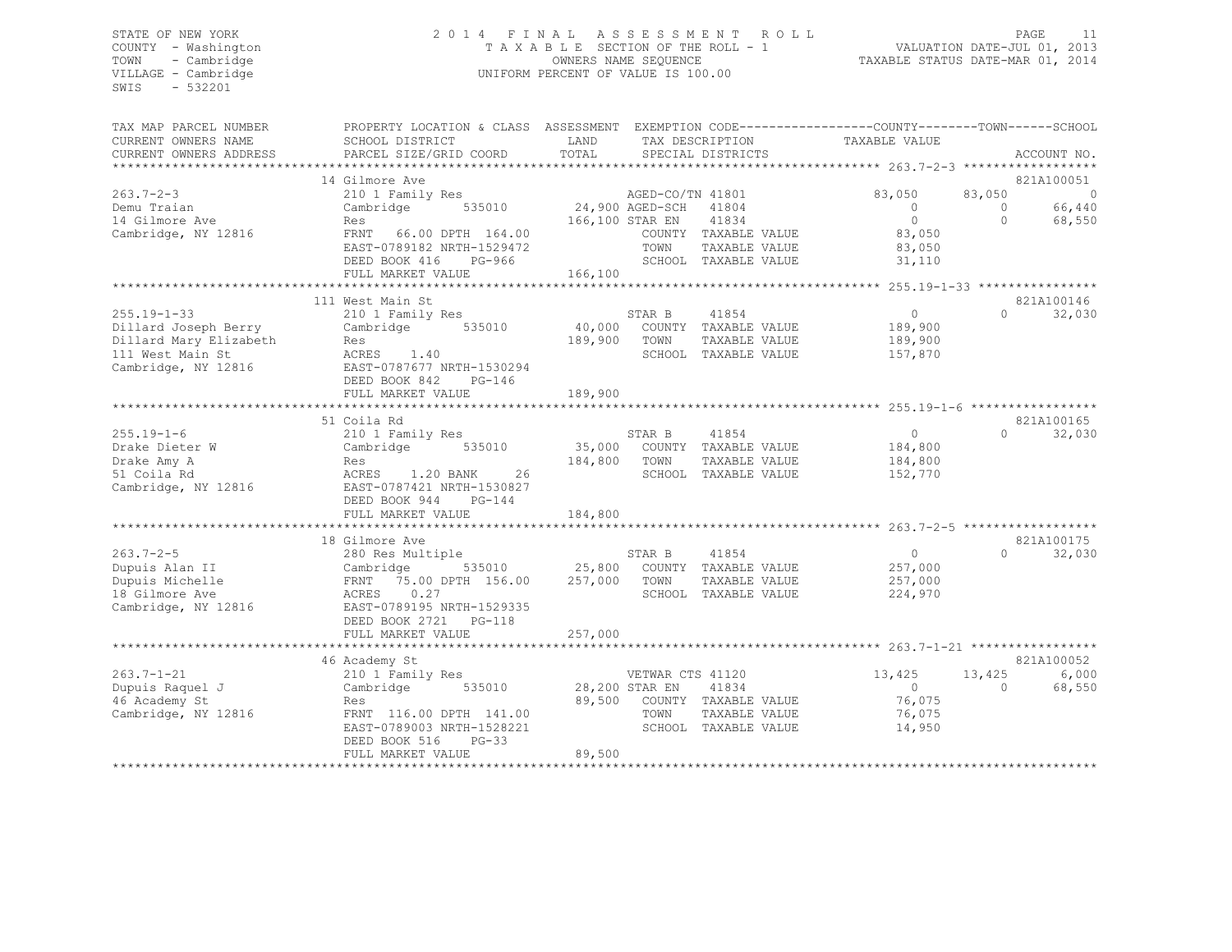STATE OF NEW YORK
COUNTY - Washington
TOWN - Cambridge
VILLAGE - Cambridge
SWIS - 532201

2014 FINAL ASSESSMENT ROLL
TAXABLE SECTION OF THE ROLL - 1
OWNERS NAME SEQUENCE
UNIFORM PERCENT OF VALUE IS 100.00

VALUATION DATE-JUL 01, 2013
TAXABLE STATUS DATE-MAR 01, 2014

| TAX MAP PARCEL NUMBER / CURRENT OWNERS NAME / CURRENT OWNERS ADDRESS | PROPERTY LOCATION & CLASS / SCHOOL DISTRICT / PARCEL SIZE/GRID COORD | ASSESSMENT LAND / TOTAL | EXEMPTION CODE / TAX DESCRIPTION / SPECIAL DISTRICTS | COUNTY TAXABLE VALUE | TOWN | SCHOOL | ACCOUNT NO. |
|---|---|---|---|---|---|---|---|
| 263.7-2-3 | 14 Gilmore Ave | | | | | | 821A100051 |
| | 210 1 Family Res | | AGED-CO/TN 41801 | 83,050 | 83,050 | 0 | |
| Demu Traian | Cambridge 535010 | 24,900 | AGED-SCH 41804 | 0 | 0 | 66,440 | |
| 14 Gilmore Ave | Res | 166,100 | STAR EN 41834 | 0 | 0 | 68,550 | |
| Cambridge, NY 12816 | FRNT 66.00 DPTH 164.00 | | COUNTY TAXABLE VALUE | 83,050 | | | |
| | EAST-0789182 NRTH-1529472 | | TOWN TAXABLE VALUE | 83,050 | | | |
| | DEED BOOK 416 PG-966 | | SCHOOL TAXABLE VALUE | 31,110 | | | |
| | FULL MARKET VALUE | 166,100 | | | | | |
| 255.19-1-33 | 111 West Main St | | | | | | 821A100146 |
| | 210 1 Family Res | | STAR B 41854 | 0 | 0 | 32,030 | |
| Dillard Joseph Berry | Cambridge 535010 | 40,000 | COUNTY TAXABLE VALUE | 189,900 | | | |
| Dillard Mary Elizabeth | Res | 189,900 | TOWN TAXABLE VALUE | 189,900 | | | |
| 111 West Main St | ACRES 1.40 | | SCHOOL TAXABLE VALUE | 157,870 | | | |
| Cambridge, NY 12816 | EAST-0787677 NRTH-1530294 | | | | | | |
| | DEED BOOK 842 PG-146 | | | | | | |
| | FULL MARKET VALUE | 189,900 | | | | | |
| 255.19-1-6 | 51 Coila Rd | | | | | | 821A100165 |
| | 210 1 Family Res | | STAR B 41854 | 0 | 0 | 32,030 | |
| Drake Dieter W | Cambridge 535010 | 35,000 | COUNTY TAXABLE VALUE | 184,800 | | | |
| Drake Amy A | Res | 184,800 | TOWN TAXABLE VALUE | 184,800 | | | |
| 51 Coila Rd | ACRES 1.20 BANK 26 | | SCHOOL TAXABLE VALUE | 152,770 | | | |
| Cambridge, NY 12816 | EAST-0787421 NRTH-1530827 | | | | | | |
| | DEED BOOK 944 PG-144 | | | | | | |
| | FULL MARKET VALUE | 184,800 | | | | | |
| 263.7-2-5 | 18 Gilmore Ave | | | | | | 821A100175 |
| | 280 Res Multiple | | STAR B 41854 | 0 | 0 | 32,030 | |
| Dupuis Alan II | Cambridge 535010 | 25,800 | COUNTY TAXABLE VALUE | 257,000 | | | |
| Dupuis Michelle | FRNT 75.00 DPTH 156.00 | 257,000 | TOWN TAXABLE VALUE | 257,000 | | | |
| 18 Gilmore Ave | ACRES 0.27 | | SCHOOL TAXABLE VALUE | 224,970 | | | |
| Cambridge, NY 12816 | EAST-0789195 NRTH-1529335 | | | | | | |
| | DEED BOOK 2721 PG-118 | | | | | | |
| | FULL MARKET VALUE | 257,000 | | | | | |
| 263.7-1-21 | 46 Academy St | | | | | | 821A100052 |
| | 210 1 Family Res | | VETWAR CTS 41120 | 13,425 | 13,425 | 6,000 | |
| Dupuis Raquel J | Cambridge 535010 | 28,200 | STAR EN 41834 | 0 | 0 | 68,550 | |
| 46 Academy St | Res | 89,500 | COUNTY TAXABLE VALUE | 76,075 | | | |
| Cambridge, NY 12816 | FRNT 116.00 DPTH 141.00 | | TOWN TAXABLE VALUE | 76,075 | | | |
| | EAST-0789003 NRTH-1528221 | | SCHOOL TAXABLE VALUE | 14,950 | | | |
| | DEED BOOK 516 PG-33 | | | | | | |
| | FULL MARKET VALUE | 89,500 | | | | | |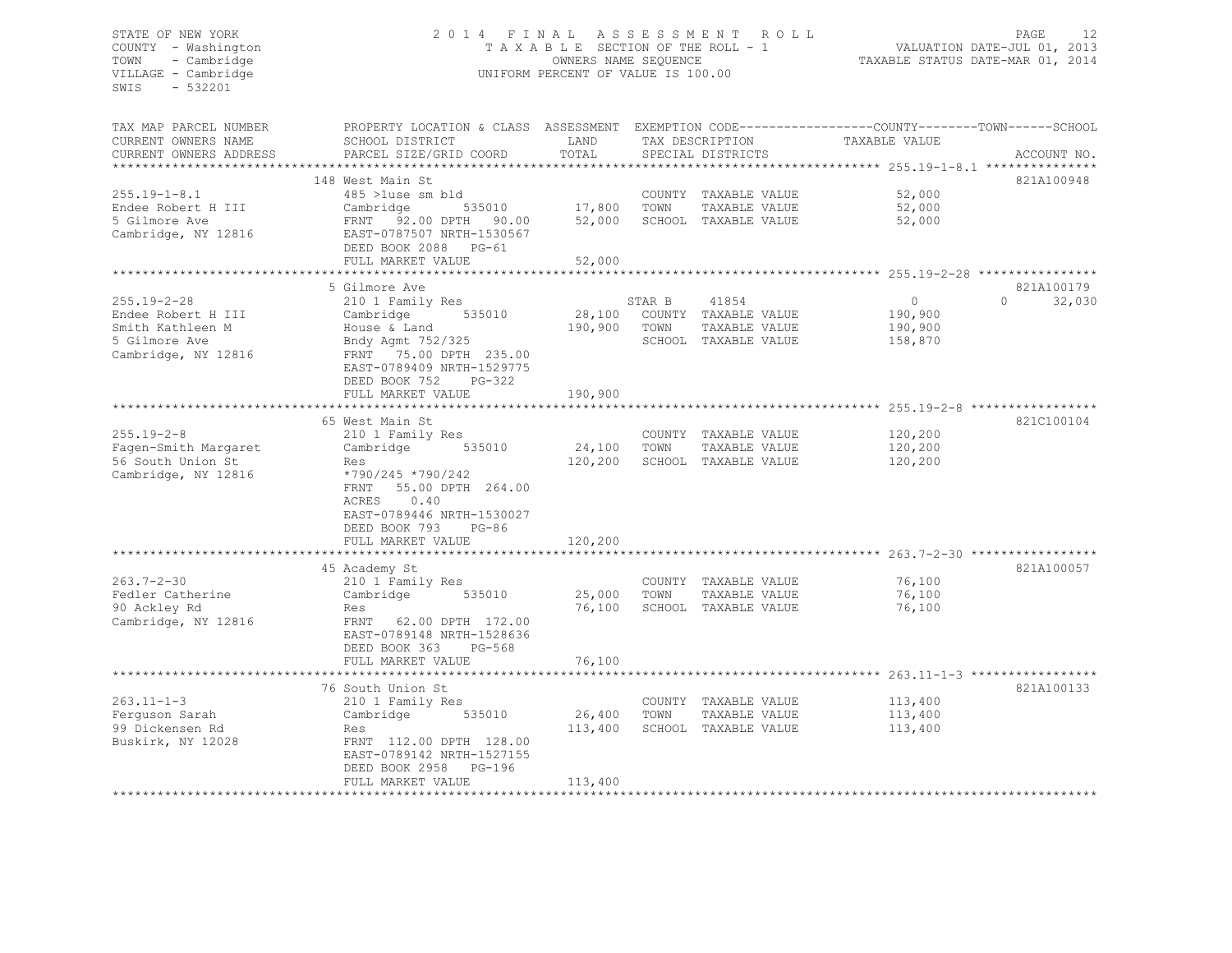STATE OF NEW YORK
COUNTY - Washington
TOWN - Cambridge
VILLAGE - Cambridge
SWIS - 532201

2014 FINAL ASSESSMENT ROLL
TAXABLE SECTION OF THE ROLL - 1
OWNERS NAME SEQUENCE
UNIFORM PERCENT OF VALUE IS 100.00

VALUATION DATE-JUL 01, 2013
TAXABLE STATUS DATE-MAR 01, 2014

| TAX MAP PARCEL NUMBER / CURRENT OWNERS NAME / CURRENT OWNERS ADDRESS | PROPERTY LOCATION & CLASS / SCHOOL DISTRICT / PARCEL SIZE/GRID COORD | ASSESSMENT LAND / TOTAL | EXEMPTION CODE / TAX DESCRIPTION / SPECIAL DISTRICTS | COUNTY TAXABLE VALUE | TOWN | SCHOOL | ACCOUNT NO. |
|---|---|---|---|---|---|---|---|
| 255.19-1-8.1 | 148 West Main St | | | | | | 821A100948 |
| 255.19-1-8.1 | 485 >1use sm bld | | COUNTY TAXABLE VALUE | 52,000 | | | |
| Endee Robert H III | Cambridge 535010 | 17,800 | TOWN TAXABLE VALUE | 52,000 | | | |
| 5 Gilmore Ave | FRNT 92.00 DPTH 90.00 | 52,000 | SCHOOL TAXABLE VALUE | 52,000 | | | |
| Cambridge, NY 12816 | EAST-0787507 NRTH-1530567 | | | | | | |
| | DEED BOOK 2088 PG-61 | | | | | | |
| | FULL MARKET VALUE | 52,000 | | | | | |
| 255.19-2-28 | 5 Gilmore Ave | | | | | | 821A100179 |
| 255.19-2-28 | 210 1 Family Res | | STAR B 41854 | 0 | 0 | 32,030 | |
| Endee Robert H III | Cambridge 535010 | 28,100 | COUNTY TAXABLE VALUE | 190,900 | | | |
| Smith Kathleen M | House & Land | 190,900 | TOWN TAXABLE VALUE | 190,900 | | | |
| 5 Gilmore Ave | Bndy Agmt 752/325 | | SCHOOL TAXABLE VALUE | 158,870 | | | |
| Cambridge, NY 12816 | FRNT 75.00 DPTH 235.00 | | | | | | |
| | EAST-0789409 NRTH-1529775 | | | | | | |
| | DEED BOOK 752 PG-322 | | | | | | |
| | FULL MARKET VALUE | 190,900 | | | | | |
| 255.19-2-8 | 65 West Main St | | | | | | 821C100104 |
| 255.19-2-8 | 210 1 Family Res | | COUNTY TAXABLE VALUE | 120,200 | | | |
| Fagen-Smith Margaret | Cambridge 535010 | 24,100 | TOWN TAXABLE VALUE | 120,200 | | | |
| 56 South Union St | Res | 120,200 | SCHOOL TAXABLE VALUE | 120,200 | | | |
| Cambridge, NY 12816 | *790/245 *790/242 | | | | | | |
| | FRNT 55.00 DPTH 264.00 | | | | | | |
| | ACRES 0.40 | | | | | | |
| | EAST-0789446 NRTH-1530027 | | | | | | |
| | DEED BOOK 793 PG-86 | | | | | | |
| | FULL MARKET VALUE | 120,200 | | | | | |
| 263.7-2-30 | 45 Academy St | | | | | | 821A100057 |
| 263.7-2-30 | 210 1 Family Res | | COUNTY TAXABLE VALUE | 76,100 | | | |
| Fedler Catherine | Cambridge 535010 | 25,000 | TOWN TAXABLE VALUE | 76,100 | | | |
| 90 Ackley Rd | Res | 76,100 | SCHOOL TAXABLE VALUE | 76,100 | | | |
| Cambridge, NY 12816 | FRNT 62.00 DPTH 172.00 | | | | | | |
| | EAST-0789148 NRTH-1528636 | | | | | | |
| | DEED BOOK 363 PG-568 | | | | | | |
| | FULL MARKET VALUE | 76,100 | | | | | |
| 263.11-1-3 | 76 South Union St | | | | | | 821A100133 |
| 263.11-1-3 | 210 1 Family Res | | COUNTY TAXABLE VALUE | 113,400 | | | |
| Ferguson Sarah | Cambridge 535010 | 26,400 | TOWN TAXABLE VALUE | 113,400 | | | |
| 99 Dickensen Rd | Res | 113,400 | SCHOOL TAXABLE VALUE | 113,400 | | | |
| Buskirk, NY 12028 | FRNT 112.00 DPTH 128.00 | | | | | | |
| | EAST-0789142 NRTH-1527155 | | | | | | |
| | DEED BOOK 2958 PG-196 | | | | | | |
| | FULL MARKET VALUE | 113,400 | | | | | |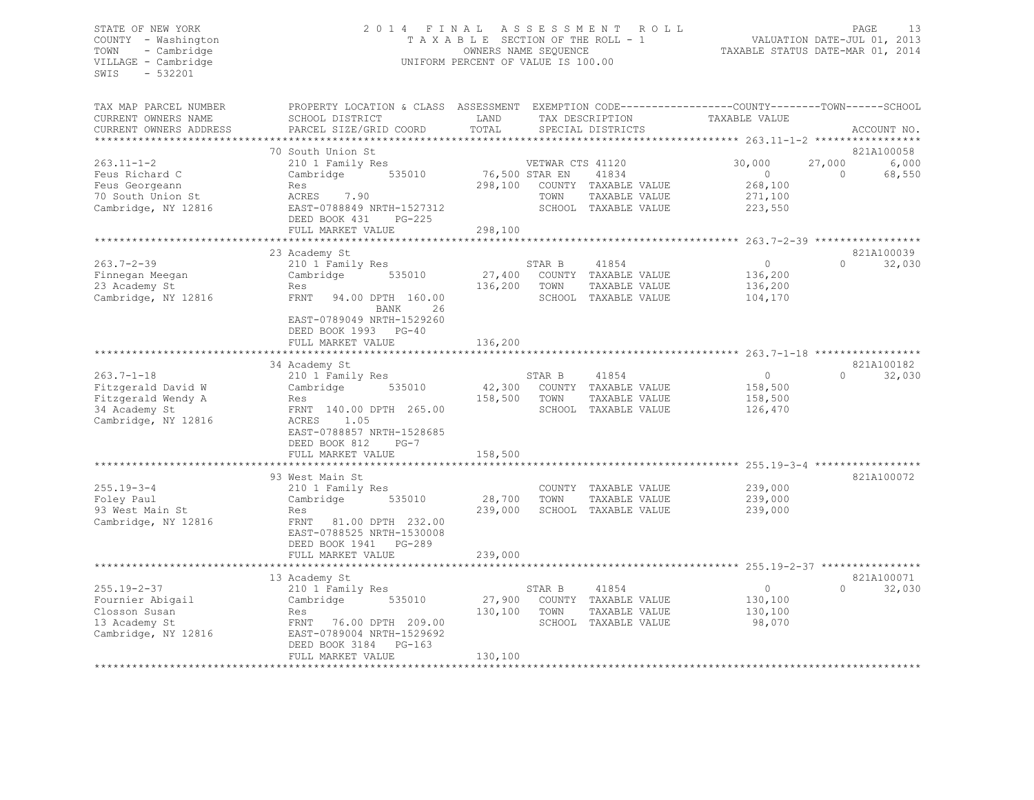STATE OF NEW YORK
COUNTY - Washington
TOWN - Cambridge
VILLAGE - Cambridge
SWIS - 532201

2014 FINAL ASSESSMENT ROLL
TAXABLE SECTION OF THE ROLL - 1
OWNERS NAME SEQUENCE
UNIFORM PERCENT OF VALUE IS 100.00

VALUATION DATE-JUL 01, 2013
TAXABLE STATUS DATE-MAR 01, 2014

| TAX MAP PARCEL NUMBER / CURRENT OWNERS NAME / CURRENT OWNERS ADDRESS | PROPERTY LOCATION & CLASS / SCHOOL DISTRICT / PARCEL SIZE/GRID COORD | ASSESSMENT LAND / TOTAL | EXEMPTION CODE / TAX DESCRIPTION / SPECIAL DISTRICTS | COUNTY TAXABLE VALUE | TOWN | SCHOOL | ACCOUNT NO. |
|---|---|---|---|---|---|---|---|
| **263.11-1-2** | 70 South Union St | | | | | | 821A100058 |
| Feus Richard C | 210 1 Family Res | | VETWAR CTS 41120 | 30,000 | 27,000 | 6,000 | |
| Feus Georgeann | Cambridge 535010 | 76,500 | STAR EN 41834 | 0 | 0 | 68,550 | |
| 70 South Union St | Res | 298,100 | COUNTY TAXABLE VALUE | 268,100 | | | |
| Cambridge, NY 12816 | ACRES 7.90 | | TOWN TAXABLE VALUE | 271,100 | | | |
| | EAST-0788849 NRTH-1527312 | | SCHOOL TAXABLE VALUE | 223,550 | | | |
| | DEED BOOK 431 PG-225 | | | | | | |
| | FULL MARKET VALUE | 298,100 | | | | | |
| **263.7-2-39** | 23 Academy St | | | | | | 821A100039 |
| Finnegan Meegan | 210 1 Family Res | | STAR B 41854 | 0 | 0 | 32,030 | |
| 23 Academy St | Cambridge 535010 | 27,400 | COUNTY TAXABLE VALUE | 136,200 | | | |
| Cambridge, NY 12816 | Res | 136,200 | TOWN TAXABLE VALUE | 136,200 | | | |
| | FRNT 94.00 DPTH 160.00 | | SCHOOL TAXABLE VALUE | 104,170 | | | |
| | BANK 26 | | | | | | |
| | EAST-0789049 NRTH-1529260 | | | | | | |
| | DEED BOOK 1993 PG-40 | | | | | | |
| | FULL MARKET VALUE | 136,200 | | | | | |
| **263.7-1-18** | 34 Academy St | | | | | | 821A100182 |
| Fitzgerald David W | 210 1 Family Res | | STAR B 41854 | 0 | 0 | 32,030 | |
| Fitzgerald Wendy A | Cambridge 535010 | 42,300 | COUNTY TAXABLE VALUE | 158,500 | | | |
| 34 Academy St | Res | 158,500 | TOWN TAXABLE VALUE | 158,500 | | | |
| Cambridge, NY 12816 | FRNT 140.00 DPTH 265.00 | | SCHOOL TAXABLE VALUE | 126,470 | | | |
| | ACRES 1.05 | | | | | | |
| | EAST-0788857 NRTH-1528685 | | | | | | |
| | DEED BOOK 812 PG-7 | | | | | | |
| | FULL MARKET VALUE | 158,500 | | | | | |
| **255.19-3-4** | 93 West Main St | | | | | | 821A100072 |
| Foley Paul | 210 1 Family Res | | COUNTY TAXABLE VALUE | 239,000 | | | |
| 93 West Main St | Cambridge 535010 | 28,700 | TOWN TAXABLE VALUE | 239,000 | | | |
| Cambridge, NY 12816 | Res | 239,000 | SCHOOL TAXABLE VALUE | 239,000 | | | |
| | FRNT 81.00 DPTH 232.00 | | | | | | |
| | EAST-0788525 NRTH-1530008 | | | | | | |
| | DEED BOOK 1941 PG-289 | | | | | | |
| | FULL MARKET VALUE | 239,000 | | | | | |
| **255.19-2-37** | 13 Academy St | | | | | | 821A100071 |
| Fournier Abigail | 210 1 Family Res | | STAR B 41854 | 0 | 0 | 32,030 | |
| Closson Susan | Cambridge 535010 | 27,900 | COUNTY TAXABLE VALUE | 130,100 | | | |
| 13 Academy St | Res | 130,100 | TOWN TAXABLE VALUE | 130,100 | | | |
| Cambridge, NY 12816 | FRNT 76.00 DPTH 209.00 | | SCHOOL TAXABLE VALUE | 98,070 | | | |
| | EAST-0789004 NRTH-1529692 | | | | | | |
| | DEED BOOK 3184 PG-163 | | | | | | |
| | FULL MARKET VALUE | 130,100 | | | | | |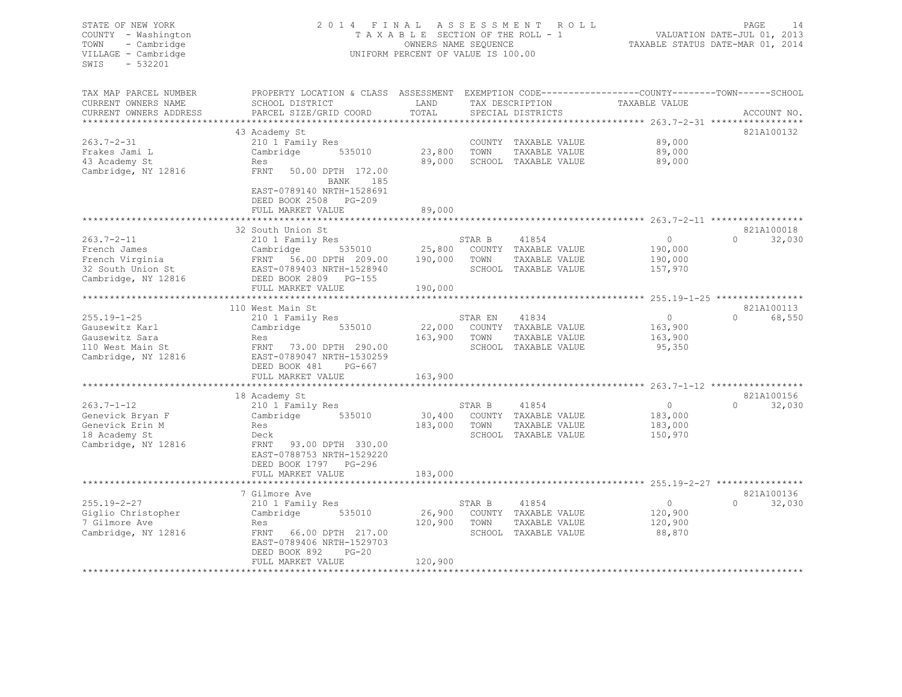STATE OF NEW YORK
COUNTY - Washington
TOWN - Cambridge
VILLAGE - Cambridge
SWIS - 532201

# 2014 FINAL ASSESSMENT ROLL

TAXABLE SECTION OF THE ROLL - 1
OWNERS NAME SEQUENCE
UNIFORM PERCENT OF VALUE IS 100.00

VALUATION DATE-JUL 01, 2013
TAXABLE STATUS DATE-MAR 01, 2014

| TAX MAP PARCEL NUMBER / CURRENT OWNERS NAME / CURRENT OWNERS ADDRESS | PROPERTY LOCATION & CLASS / SCHOOL DISTRICT / PARCEL SIZE/GRID COORD | ASSESSMENT LAND / TOTAL | EXEMPTION CODE / TAX DESCRIPTION / SPECIAL DISTRICTS | COUNTY / TOWN TAXABLE VALUE | SCHOOL / ACCOUNT NO. |
|---|---|---|---|---|---|
| **263.7-2-31** | 43 Academy St | | | | 821A100132 |
| 263.7-2-31 | 210 1 Family Res | | COUNTY TAXABLE VALUE | 89,000 | |
| Frakes Jami L | Cambridge 535010 | 23,800 | TOWN TAXABLE VALUE | 89,000 | |
| 43 Academy St | Res | 89,000 | SCHOOL TAXABLE VALUE | 89,000 | |
| Cambridge, NY 12816 | FRNT 50.00 DPTH 172.00 | | | | |
| | BANK 185 | | | | |
| | EAST-0789140 NRTH-1528691 | | | | |
| | DEED BOOK 2508 PG-209 | | | | |
| | FULL MARKET VALUE | 89,000 | | | |
| **263.7-2-11** | 32 South Union St | | | | 821A100018 |
| 263.7-2-11 | 210 1 Family Res | | STAR B 41854 | 0 | 0 32,030 |
| French James | Cambridge 535010 | 25,800 | COUNTY TAXABLE VALUE | 190,000 | |
| French Virginia | FRNT 56.00 DPTH 209.00 | 190,000 | TOWN TAXABLE VALUE | 190,000 | |
| 32 South Union St | EAST-0789403 NRTH-1528940 | | SCHOOL TAXABLE VALUE | 157,970 | |
| Cambridge, NY 12816 | DEED BOOK 2809 PG-155 | | | | |
| | FULL MARKET VALUE | 190,000 | | | |
| **255.19-1-25** | 110 West Main St | | | | 821A100113 |
| 255.19-1-25 | 210 1 Family Res | | STAR EN 41834 | 0 | 0 68,550 |
| Gausewitz Karl | Cambridge 535010 | 22,000 | COUNTY TAXABLE VALUE | 163,900 | |
| Gausewitz Sara | Res | 163,900 | TOWN TAXABLE VALUE | 163,900 | |
| 110 West Main St | FRNT 73.00 DPTH 290.00 | | SCHOOL TAXABLE VALUE | 95,350 | |
| Cambridge, NY 12816 | EAST-0789047 NRTH-1530259 | | | | |
| | DEED BOOK 481 PG-667 | | | | |
| | FULL MARKET VALUE | 163,900 | | | |
| **263.7-1-12** | 18 Academy St | | | | 821A100156 |
| 263.7-1-12 | 210 1 Family Res | | STAR B 41854 | 0 | 0 32,030 |
| Genevick Bryan F | Cambridge 535010 | 30,400 | COUNTY TAXABLE VALUE | 183,000 | |
| Genevick Erin M | Res | 183,000 | TOWN TAXABLE VALUE | 183,000 | |
| 18 Academy St | Deck | | SCHOOL TAXABLE VALUE | 150,970 | |
| Cambridge, NY 12816 | FRNT 93.00 DPTH 330.00 | | | | |
| | EAST-0788753 NRTH-1529220 | | | | |
| | DEED BOOK 1797 PG-296 | | | | |
| | FULL MARKET VALUE | 183,000 | | | |
| **255.19-2-27** | 7 Gilmore Ave | | | | 821A100136 |
| 255.19-2-27 | 210 1 Family Res | | STAR B 41854 | 0 | 0 32,030 |
| Giglio Christopher | Cambridge 535010 | 26,900 | COUNTY TAXABLE VALUE | 120,900 | |
| 7 Gilmore Ave | Res | 120,900 | TOWN TAXABLE VALUE | 120,900 | |
| Cambridge, NY 12816 | FRNT 66.00 DPTH 217.00 | | SCHOOL TAXABLE VALUE | 88,870 | |
| | EAST-0789406 NRTH-1529703 | | | | |
| | DEED BOOK 892 PG-20 | | | | |
| | FULL MARKET VALUE | 120,900 | | | |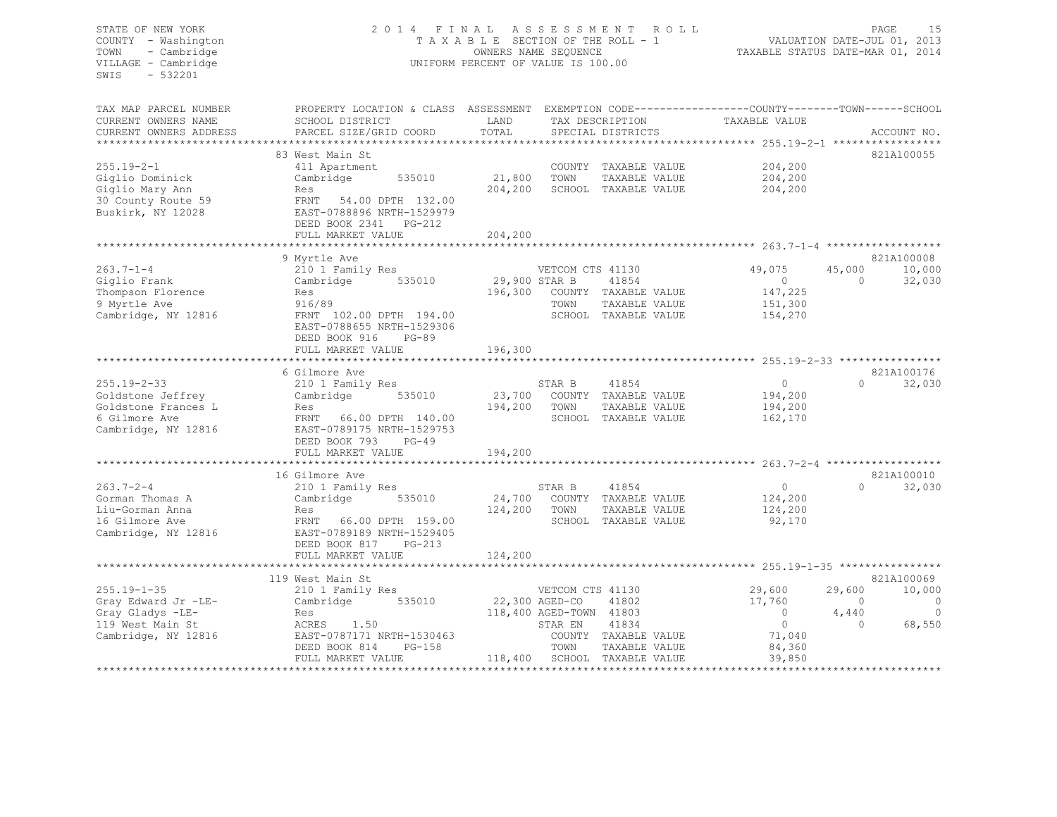STATE OF NEW YORK
COUNTY - Washington
TOWN - Cambridge
VILLAGE - Cambridge
SWIS - 532201

2014 FINAL ASSESSMENT ROLL
TAXABLE SECTION OF THE ROLL - 1
OWNERS NAME SEQUENCE
UNIFORM PERCENT OF VALUE IS 100.00

VALUATION DATE-JUL 01, 2013
TAXABLE STATUS DATE-MAR 01, 2014

| TAX MAP PARCEL NUMBER / CURRENT OWNERS NAME / CURRENT OWNERS ADDRESS | PROPERTY LOCATION & CLASS / SCHOOL DISTRICT / PARCEL SIZE/GRID COORD | ASSESSMENT LAND / TOTAL | EXEMPTION CODE / TAX DESCRIPTION / SPECIAL DISTRICTS | COUNTY TAXABLE VALUE | TOWN | SCHOOL | ACCOUNT NO. |
|---|---|---|---|---|---|---|---|
| 255.19-2-1 | 83 West Main St | | | | | | 821A100055 |
| | 411 Apartment | | COUNTY TAXABLE VALUE | 204,200 | | | |
| Giglio Dominick | Cambridge 535010 | 21,800 | TOWN TAXABLE VALUE | 204,200 | | | |
| Giglio Mary Ann | Res | 204,200 | SCHOOL TAXABLE VALUE | 204,200 | | | |
| 30 County Route 59 | FRNT 54.00 DPTH 132.00 | | | | | | |
| Buskirk, NY 12028 | EAST-0788896 NRTH-1529979 | | | | | | |
| | DEED BOOK 2341 PG-212 | | | | | | |
| | FULL MARKET VALUE | 204,200 | | | | | |
| 263.7-1-4 | 9 Myrtle Ave | | | | | | 821A100008 |
| | 210 1 Family Res | | VETCOM CTS 41130 | 49,075 | 45,000 | 10,000 | |
| Giglio Frank | Cambridge 535010 | 29,900 | STAR B 41854 | 0 | 0 | 32,030 | |
| Thompson Florence | Res | 196,300 | COUNTY TAXABLE VALUE | 147,225 | | | |
| 9 Myrtle Ave | 916/89 | | TOWN TAXABLE VALUE | 151,300 | | | |
| Cambridge, NY 12816 | FRNT 102.00 DPTH 194.00 | | SCHOOL TAXABLE VALUE | 154,270 | | | |
| | EAST-0788655 NRTH-1529306 | | | | | | |
| | DEED BOOK 916 PG-89 | | | | | | |
| | FULL MARKET VALUE | 196,300 | | | | | |
| 255.19-2-33 | 6 Gilmore Ave | | | | | | 821A100176 |
| | 210 1 Family Res | | STAR B 41854 | 0 | 0 | 32,030 | |
| Goldstone Jeffrey | Cambridge 535010 | 23,700 | COUNTY TAXABLE VALUE | 194,200 | | | |
| Goldstone Frances L | Res | 194,200 | TOWN TAXABLE VALUE | 194,200 | | | |
| 6 Gilmore Ave | FRNT 66.00 DPTH 140.00 | | SCHOOL TAXABLE VALUE | 162,170 | | | |
| Cambridge, NY 12816 | EAST-0789175 NRTH-1529753 | | | | | | |
| | DEED BOOK 793 PG-49 | | | | | | |
| | FULL MARKET VALUE | 194,200 | | | | | |
| 263.7-2-4 | 16 Gilmore Ave | | | | | | 821A100010 |
| | 210 1 Family Res | | STAR B 41854 | 0 | 0 | 32,030 | |
| Gorman Thomas A | Cambridge 535010 | 24,700 | COUNTY TAXABLE VALUE | 124,200 | | | |
| Liu-Gorman Anna | Res | 124,200 | TOWN TAXABLE VALUE | 124,200 | | | |
| 16 Gilmore Ave | FRNT 66.00 DPTH 159.00 | | SCHOOL TAXABLE VALUE | 92,170 | | | |
| Cambridge, NY 12816 | EAST-0789189 NRTH-1529405 | | | | | | |
| | DEED BOOK 817 PG-213 | | | | | | |
| | FULL MARKET VALUE | 124,200 | | | | | |
| 255.19-1-35 | 119 West Main St | | | | | | 821A100069 |
| | 210 1 Family Res | | VETCOM CTS 41130 | 29,600 | 29,600 | 10,000 | |
| Gray Edward Jr -LE- | Cambridge 535010 | 22,300 | AGED-CO 41802 | 17,760 | 0 | 0 | |
| Gray Gladys -LE- | Res | 118,400 | AGED-TOWN 41803 | 0 | 4,440 | 0 | |
| 119 West Main St | ACRES 1.50 | | STAR EN 41834 | 0 | 0 | 68,550 | |
| Cambridge, NY 12816 | EAST-0787171 NRTH-1530463 | | COUNTY TAXABLE VALUE | 71,040 | | | |
| | DEED BOOK 814 PG-158 | | TOWN TAXABLE VALUE | 84,360 | | | |
| | FULL MARKET VALUE | 118,400 | SCHOOL TAXABLE VALUE | 39,850 | | | |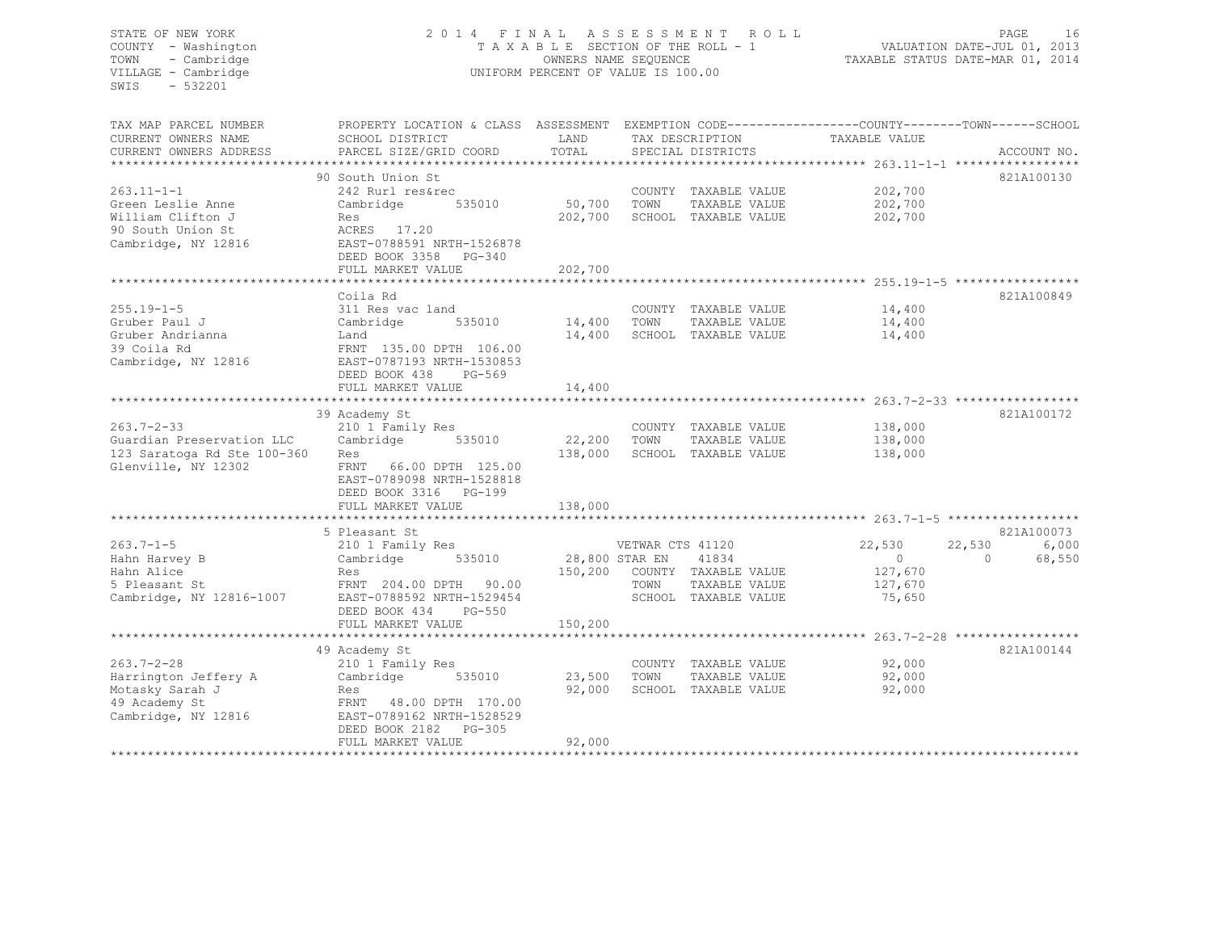STATE OF NEW YORK
COUNTY - Washington
TOWN - Cambridge
VILLAGE - Cambridge
SWIS - 532201

2014 FINAL ASSESSMENT ROLL
TAXABLE SECTION OF THE ROLL - 1
OWNERS NAME SEQUENCE
UNIFORM PERCENT OF VALUE IS 100.00

VALUATION DATE-JUL 01, 2013
TAXABLE STATUS DATE-MAR 01, 2014

| TAX MAP PARCEL NUMBER / CURRENT OWNERS NAME / CURRENT OWNERS ADDRESS | PROPERTY LOCATION & CLASS / SCHOOL DISTRICT / PARCEL SIZE/GRID COORD | ASSESSMENT LAND / TOTAL | EXEMPTION CODE / TAX DESCRIPTION / SPECIAL DISTRICTS | COUNTY TAXABLE VALUE | TOWN | SCHOOL | ACCOUNT NO. |
|---|---|---|---|---|---|---|---|
| **263.11-1-1** | 90 South Union St | | | | | | 821A100130 |
| 263.11-1-1 | 242 Rurl res&rec | | COUNTY TAXABLE VALUE | 202,700 | | | |
| Green Leslie Anne | Cambridge 535010 | 50,700 | TOWN TAXABLE VALUE | 202,700 | | | |
| William Clifton J | Res | 202,700 | SCHOOL TAXABLE VALUE | 202,700 | | | |
| 90 South Union St | ACRES 17.20 | | | | | | |
| Cambridge, NY 12816 | EAST-0788591 NRTH-1526878 | | | | | | |
| | DEED BOOK 3358 PG-340 | | | | | | |
| | FULL MARKET VALUE | 202,700 | | | | | |
| **255.19-1-5** | Coila Rd | | | | | | 821A100849 |
| 255.19-1-5 | 311 Res vac land | | COUNTY TAXABLE VALUE | 14,400 | | | |
| Gruber Paul J | Cambridge 535010 | 14,400 | TOWN TAXABLE VALUE | 14,400 | | | |
| Gruber Andrianna | Land | 14,400 | SCHOOL TAXABLE VALUE | 14,400 | | | |
| 39 Coila Rd | FRNT 135.00 DPTH 106.00 | | | | | | |
| Cambridge, NY 12816 | EAST-0787193 NRTH-1530853 | | | | | | |
| | DEED BOOK 438 PG-569 | | | | | | |
| | FULL MARKET VALUE | 14,400 | | | | | |
| **263.7-2-33** | 39 Academy St | | | | | | 821A100172 |
| 263.7-2-33 | 210 1 Family Res | | COUNTY TAXABLE VALUE | 138,000 | | | |
| Guardian Preservation LLC | Cambridge 535010 | 22,200 | TOWN TAXABLE VALUE | 138,000 | | | |
| 123 Saratoga Rd Ste 100-360 | Res | 138,000 | SCHOOL TAXABLE VALUE | 138,000 | | | |
| Glenville, NY 12302 | FRNT 66.00 DPTH 125.00 | | | | | | |
| | EAST-0789098 NRTH-1528818 | | | | | | |
| | DEED BOOK 3316 PG-199 | | | | | | |
| | FULL MARKET VALUE | 138,000 | | | | | |
| **263.7-1-5** | 5 Pleasant St | | | | | | 821A100073 |
| 263.7-1-5 | 210 1 Family Res | | VETWAR CTS 41120 | 22,530 | 22,530 | 6,000 | |
| Hahn Harvey B | Cambridge 535010 | 28,800 | STAR EN 41834 | 0 | 0 | 68,550 | |
| Hahn Alice | Res | 150,200 | COUNTY TAXABLE VALUE | 127,670 | | | |
| 5 Pleasant St | FRNT 204.00 DPTH 90.00 | | TOWN TAXABLE VALUE | 127,670 | | | |
| Cambridge, NY 12816-1007 | EAST-0788592 NRTH-1529454 | | SCHOOL TAXABLE VALUE | 75,650 | | | |
| | DEED BOOK 434 PG-550 | | | | | | |
| | FULL MARKET VALUE | 150,200 | | | | | |
| **263.7-2-28** | 49 Academy St | | | | | | 821A100144 |
| 263.7-2-28 | 210 1 Family Res | | COUNTY TAXABLE VALUE | 92,000 | | | |
| Harrington Jeffery A | Cambridge 535010 | 23,500 | TOWN TAXABLE VALUE | 92,000 | | | |
| Motasky Sarah J | Res | 92,000 | SCHOOL TAXABLE VALUE | 92,000 | | | |
| 49 Academy St | FRNT 48.00 DPTH 170.00 | | | | | | |
| Cambridge, NY 12816 | EAST-0789162 NRTH-1528529 | | | | | | |
| | DEED BOOK 2182 PG-305 | | | | | | |
| | FULL MARKET VALUE | 92,000 | | | | | |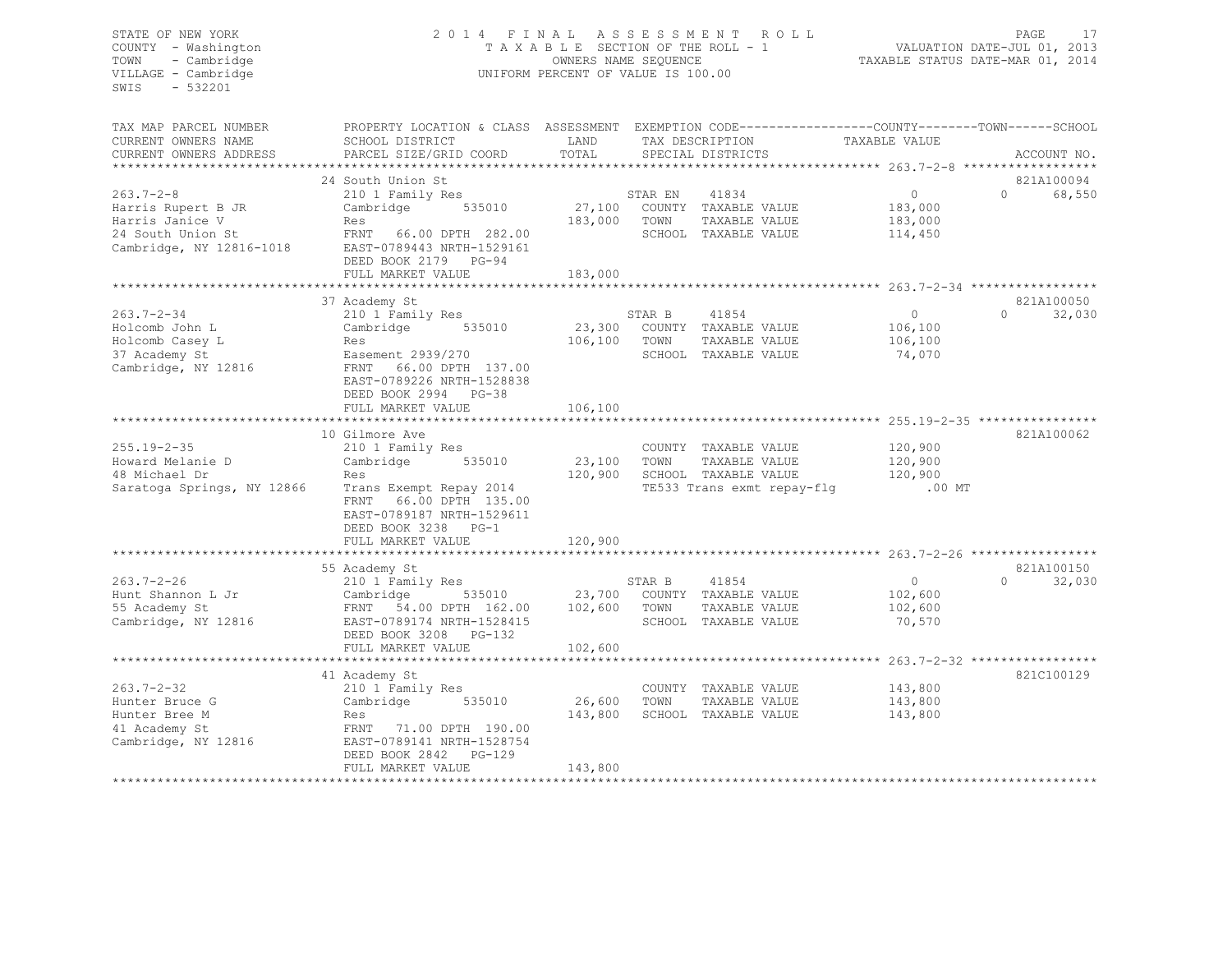STATE OF NEW YORK
COUNTY - Washington
TOWN - Cambridge
VILLAGE - Cambridge
SWIS - 532201

2014 FINAL ASSESSMENT ROLL
TAXABLE SECTION OF THE ROLL - 1
OWNERS NAME SEQUENCE
UNIFORM PERCENT OF VALUE IS 100.00

VALUATION DATE-JUL 01, 2013
TAXABLE STATUS DATE-MAR 01, 2014

| TAX MAP PARCEL NUMBER / CURRENT OWNERS NAME / CURRENT OWNERS ADDRESS | PROPERTY LOCATION & CLASS / SCHOOL DISTRICT / PARCEL SIZE/GRID COORD | ASSESSMENT LAND / TOTAL | EXEMPTION CODE / TAX DESCRIPTION / SPECIAL DISTRICTS | COUNTY TAXABLE VALUE | TOWN | SCHOOL / ACCOUNT NO. |
|---|---|---|---|---|---|---|
| **263.7-2-8** | 24 South Union St | | | | | 821A100094 |
| 263.7-2-8 | 210 1 Family Res | | STAR EN 41834 | 0 | 0 | 68,550 |
| Harris Rupert B JR | Cambridge 535010 | 27,100 | COUNTY TAXABLE VALUE | 183,000 | | |
| Harris Janice V | Res | 183,000 | TOWN TAXABLE VALUE | 183,000 | | |
| 24 South Union St | FRNT 66.00 DPTH 282.00 | | SCHOOL TAXABLE VALUE | 114,450 | | |
| Cambridge, NY 12816-1018 | EAST-0789443 NRTH-1529161 | | | | | |
| | DEED BOOK 2179 PG-94 | | | | | |
| | FULL MARKET VALUE | 183,000 | | | | |
| **263.7-2-34** | 37 Academy St | | | | | 821A100050 |
| 263.7-2-34 | 210 1 Family Res | | STAR B 41854 | 0 | 0 | 32,030 |
| Holcomb John L | Cambridge 535010 | 23,300 | COUNTY TAXABLE VALUE | 106,100 | | |
| Holcomb Casey L | Res | 106,100 | TOWN TAXABLE VALUE | 106,100 | | |
| 37 Academy St | Easement 2939/270 | | SCHOOL TAXABLE VALUE | 74,070 | | |
| Cambridge, NY 12816 | FRNT 66.00 DPTH 137.00 | | | | | |
| | EAST-0789226 NRTH-1528838 | | | | | |
| | DEED BOOK 2994 PG-38 | | | | | |
| | FULL MARKET VALUE | 106,100 | | | | |
| **255.19-2-35** | 10 Gilmore Ave | | | | | 821A100062 |
| 255.19-2-35 | 210 1 Family Res | | COUNTY TAXABLE VALUE | 120,900 | | |
| Howard Melanie D | Cambridge 535010 | 23,100 | TOWN TAXABLE VALUE | 120,900 | | |
| 48 Michael Dr | Res | 120,900 | SCHOOL TAXABLE VALUE | 120,900 | | |
| Saratoga Springs, NY 12866 | Trans Exempt Repay 2014 | | TE533 Trans exmt repay-flg | .00 MT | | |
| | FRNT 66.00 DPTH 135.00 | | | | | |
| | EAST-0789187 NRTH-1529611 | | | | | |
| | DEED BOOK 3238 PG-1 | | | | | |
| | FULL MARKET VALUE | 120,900 | | | | |
| **263.7-2-26** | 55 Academy St | | | | | 821A100150 |
| 263.7-2-26 | 210 1 Family Res | | STAR B 41854 | 0 | 0 | 32,030 |
| Hunt Shannon L Jr | Cambridge 535010 | 23,700 | COUNTY TAXABLE VALUE | 102,600 | | |
| 55 Academy St | FRNT 54.00 DPTH 162.00 | 102,600 | TOWN TAXABLE VALUE | 102,600 | | |
| Cambridge, NY 12816 | EAST-0789174 NRTH-1528415 | | SCHOOL TAXABLE VALUE | 70,570 | | |
| | DEED BOOK 3208 PG-132 | | | | | |
| | FULL MARKET VALUE | 102,600 | | | | |
| **263.7-2-32** | 41 Academy St | | | | | 821C100129 |
| 263.7-2-32 | 210 1 Family Res | | COUNTY TAXABLE VALUE | 143,800 | | |
| Hunter Bruce G | Cambridge 535010 | 26,600 | TOWN TAXABLE VALUE | 143,800 | | |
| Hunter Bree M | Res | 143,800 | SCHOOL TAXABLE VALUE | 143,800 | | |
| 41 Academy St | FRNT 71.00 DPTH 190.00 | | | | | |
| Cambridge, NY 12816 | EAST-0789141 NRTH-1528754 | | | | | |
| | DEED BOOK 2842 PG-129 | | | | | |
| | FULL MARKET VALUE | 143,800 | | | | |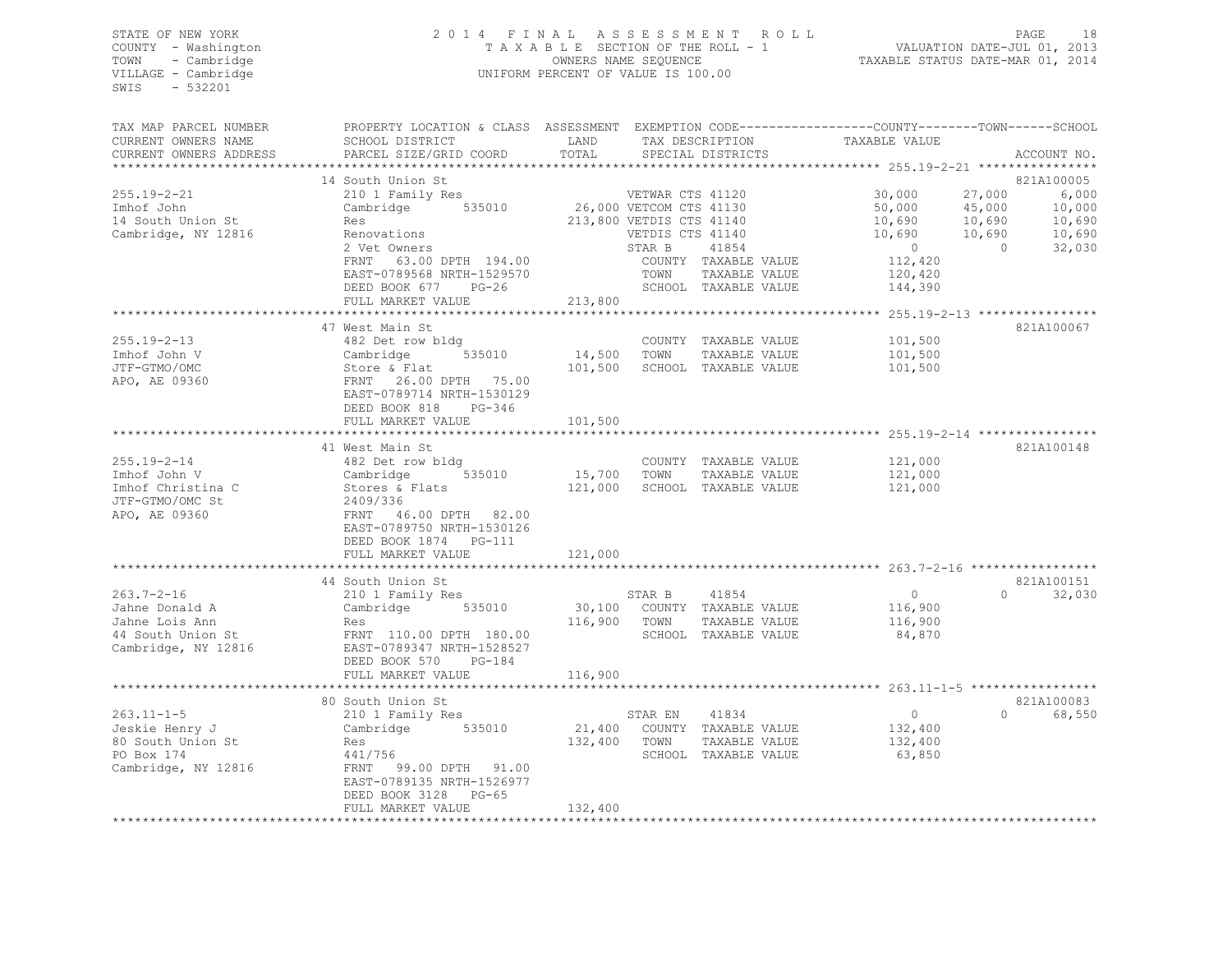STATE OF NEW YORK
COUNTY - Washington
TOWN - Cambridge
VILLAGE - Cambridge
SWIS - 532201

2014 FINAL ASSESSMENT ROLL
TAXABLE SECTION OF THE ROLL - 1
OWNERS NAME SEQUENCE
UNIFORM PERCENT OF VALUE IS 100.00

VALUATION DATE-JUL 01, 2013
TAXABLE STATUS DATE-MAR 01, 2014

| TAX MAP PARCEL NUMBER / CURRENT OWNERS NAME / CURRENT OWNERS ADDRESS | PROPERTY LOCATION & CLASS / SCHOOL DISTRICT / PARCEL SIZE/GRID COORD | LAND / TOTAL | EXEMPTION CODE / TAX DESCRIPTION / SPECIAL DISTRICTS | COUNTY TAXABLE VALUE | TOWN | SCHOOL | ACCOUNT NO. |
|---|---|---|---|---|---|---|---|
| **255.19-2-21** | 14 South Union St | | | | | | 821A100005 |
| 255.19-2-21 | 210 1 Family Res | | VETWAR CTS 41120 | 30,000 | 27,000 | 6,000 | |
| Imhof John | Cambridge 535010 | 26,000 | VETCOM CTS 41130 | 50,000 | 45,000 | 10,000 | |
| 14 South Union St | Res | 213,800 | VETDIS CTS 41140 | 10,690 | 10,690 | 10,690 | |
| Cambridge, NY 12816 | Renovations | | VETDIS CTS 41140 | 10,690 | 10,690 | 10,690 | |
| | 2 Vet Owners | | STAR B 41854 | 0 | 0 | 32,030 | |
| | FRNT 63.00 DPTH 194.00 | | COUNTY TAXABLE VALUE | 112,420 | | | |
| | EAST-0789568 NRTH-1529570 | | TOWN TAXABLE VALUE | 120,420 | | | |
| | DEED BOOK 677 PG-26 | | SCHOOL TAXABLE VALUE | 144,390 | | | |
| | FULL MARKET VALUE | 213,800 | | | | | |
| **255.19-2-13** | 47 West Main St | | | | | | 821A100067 |
| 255.19-2-13 | 482 Det row bldg | | COUNTY TAXABLE VALUE | 101,500 | | | |
| Imhof John V | Cambridge 535010 | 14,500 | TOWN TAXABLE VALUE | 101,500 | | | |
| JTF-GTMO/OMC | Store & Flat | 101,500 | SCHOOL TAXABLE VALUE | 101,500 | | | |
| APO, AE 09360 | FRNT 26.00 DPTH 75.00 | | | | | | |
| | EAST-0789714 NRTH-1530129 | | | | | | |
| | DEED BOOK 818 PG-346 | | | | | | |
| | FULL MARKET VALUE | 101,500 | | | | | |
| **255.19-2-14** | 41 West Main St | | | | | | 821A100148 |
| 255.19-2-14 | 482 Det row bldg | | COUNTY TAXABLE VALUE | 121,000 | | | |
| Imhof John V | Cambridge 535010 | 15,700 | TOWN TAXABLE VALUE | 121,000 | | | |
| Imhof Christina C | Stores & Flats | 121,000 | SCHOOL TAXABLE VALUE | 121,000 | | | |
| JTF-GTMO/OMC St | 2409/336 | | | | | | |
| APO, AE 09360 | FRNT 46.00 DPTH 82.00 | | | | | | |
| | EAST-0789750 NRTH-1530126 | | | | | | |
| | DEED BOOK 1874 PG-111 | | | | | | |
| | FULL MARKET VALUE | 121,000 | | | | | |
| **263.7-2-16** | 44 South Union St | | | | | | 821A100151 |
| 263.7-2-16 | 210 1 Family Res | | STAR B 41854 | 0 | 0 | 32,030 | |
| Jahne Donald A | Cambridge 535010 | 30,100 | COUNTY TAXABLE VALUE | 116,900 | | | |
| Jahne Lois Ann | Res | 116,900 | TOWN TAXABLE VALUE | 116,900 | | | |
| 44 South Union St | FRNT 110.00 DPTH 180.00 | | SCHOOL TAXABLE VALUE | 84,870 | | | |
| Cambridge, NY 12816 | EAST-0789347 NRTH-1528527 | | | | | | |
| | DEED BOOK 570 PG-184 | | | | | | |
| | FULL MARKET VALUE | 116,900 | | | | | |
| **263.11-1-5** | 80 South Union St | | | | | | 821A100083 |
| 263.11-1-5 | 210 1 Family Res | | STAR EN 41834 | 0 | 0 | 68,550 | |
| Jeskie Henry J | Cambridge 535010 | 21,400 | COUNTY TAXABLE VALUE | 132,400 | | | |
| 80 South Union St | Res | 132,400 | TOWN TAXABLE VALUE | 132,400 | | | |
| PO Box 174 | 441/756 | | SCHOOL TAXABLE VALUE | 63,850 | | | |
| Cambridge, NY 12816 | FRNT 99.00 DPTH 91.00 | | | | | | |
| | EAST-0789135 NRTH-1526977 | | | | | | |
| | DEED BOOK 3128 PG-65 | | | | | | |
| | FULL MARKET VALUE | 132,400 | | | | | |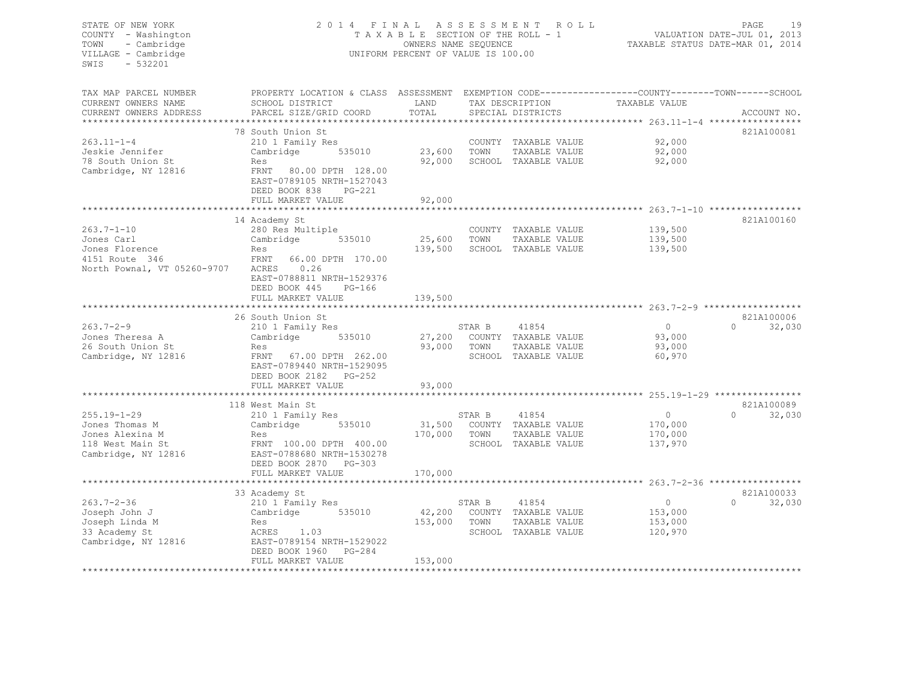STATE OF NEW YORK
COUNTY - Washington
TOWN - Cambridge
VILLAGE - Cambridge
SWIS - 532201

2014 FINAL ASSESSMENT ROLL
TAXABLE SECTION OF THE ROLL - 1
OWNERS NAME SEQUENCE
UNIFORM PERCENT OF VALUE IS 100.00

VALUATION DATE-JUL 01, 2013
TAXABLE STATUS DATE-MAR 01, 2014

| TAX MAP PARCEL NUMBER / CURRENT OWNERS NAME / CURRENT OWNERS ADDRESS | PROPERTY LOCATION & CLASS / SCHOOL DISTRICT / PARCEL SIZE/GRID COORD | ASSESSMENT LAND / TOTAL | EXEMPTION CODE / TAX DESCRIPTION / SPECIAL DISTRICTS | COUNTY / TOWN TAXABLE VALUE | SCHOOL / ACCOUNT NO. |
|---|---|---|---|---|---|
| **263.11-1-4** | 78 South Union St | | | | 821A100081 |
| 263.11-1-4 | 210 1 Family Res | | COUNTY TAXABLE VALUE | 92,000 | |
| Jeskie Jennifer | Cambridge 535010 | 23,600 | TOWN TAXABLE VALUE | 92,000 | |
| 78 South Union St | Res | 92,000 | SCHOOL TAXABLE VALUE | 92,000 | |
| Cambridge, NY 12816 | FRNT 80.00 DPTH 128.00 | | | | |
| | EAST-0789105 NRTH-1527043 | | | | |
| | DEED BOOK 838 PG-221 | | | | |
| | FULL MARKET VALUE | 92,000 | | | |
| **263.7-1-10** | 14 Academy St | | | | 821A100160 |
| 263.7-1-10 | 280 Res Multiple | | COUNTY TAXABLE VALUE | 139,500 | |
| Jones Carl | Cambridge 535010 | 25,600 | TOWN TAXABLE VALUE | 139,500 | |
| Jones Florence | Res | 139,500 | SCHOOL TAXABLE VALUE | 139,500 | |
| 4151 Route 346 | FRNT 66.00 DPTH 170.00 | | | | |
| North Pownal, VT 05260-9707 | ACRES 0.26 | | | | |
| | EAST-0788811 NRTH-1529376 | | | | |
| | DEED BOOK 445 PG-166 | | | | |
| | FULL MARKET VALUE | 139,500 | | | |
| **263.7-2-9** | 26 South Union St | | | | 821A100006 |
| 263.7-2-9 | 210 1 Family Res | | STAR B 41854 | 0 | 0 32,030 |
| Jones Theresa A | Cambridge 535010 | 27,200 | COUNTY TAXABLE VALUE | 93,000 | |
| 26 South Union St | Res | 93,000 | TOWN TAXABLE VALUE | 93,000 | |
| Cambridge, NY 12816 | FRNT 67.00 DPTH 262.00 | | SCHOOL TAXABLE VALUE | 60,970 | |
| | EAST-0789440 NRTH-1529095 | | | | |
| | DEED BOOK 2182 PG-252 | | | | |
| | FULL MARKET VALUE | 93,000 | | | |
| **255.19-1-29** | 118 West Main St | | | | 821A100089 |
| 255.19-1-29 | 210 1 Family Res | | STAR B 41854 | 0 | 0 32,030 |
| Jones Thomas M | Cambridge 535010 | 31,500 | COUNTY TAXABLE VALUE | 170,000 | |
| Jones Alexina M | Res | 170,000 | TOWN TAXABLE VALUE | 170,000 | |
| 118 West Main St | FRNT 100.00 DPTH 400.00 | | SCHOOL TAXABLE VALUE | 137,970 | |
| Cambridge, NY 12816 | EAST-0788680 NRTH-1530278 | | | | |
| | DEED BOOK 2870 PG-303 | | | | |
| | FULL MARKET VALUE | 170,000 | | | |
| **263.7-2-36** | 33 Academy St | | | | 821A100033 |
| 263.7-2-36 | 210 1 Family Res | | STAR B 41854 | 0 | 0 32,030 |
| Joseph John J | Cambridge 535010 | 42,200 | COUNTY TAXABLE VALUE | 153,000 | |
| Joseph Linda M | Res | 153,000 | TOWN TAXABLE VALUE | 153,000 | |
| 33 Academy St | ACRES 1.03 | | SCHOOL TAXABLE VALUE | 120,970 | |
| Cambridge, NY 12816 | EAST-0789154 NRTH-1529022 | | | | |
| | DEED BOOK 1960 PG-284 | | | | |
| | FULL MARKET VALUE | 153,000 | | | |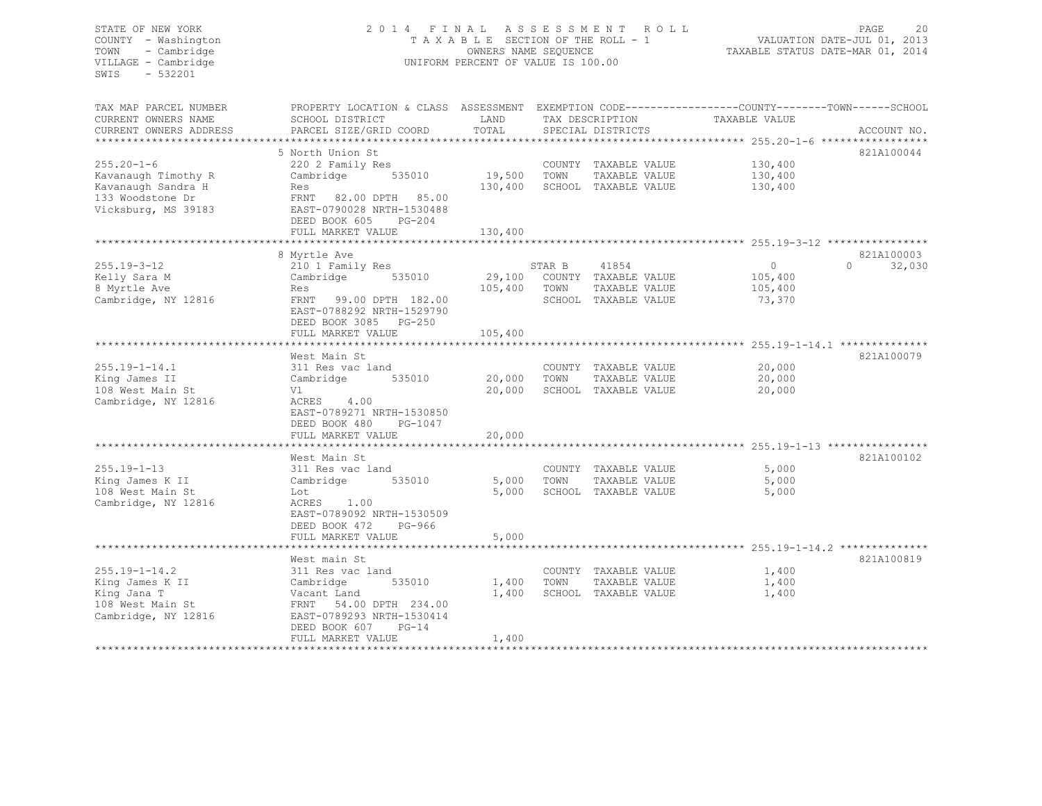STATE OF NEW YORK
COUNTY - Washington
TOWN - Cambridge
VILLAGE - Cambridge
SWIS - 532201

2014 FINAL ASSESSMENT ROLL
TAXABLE SECTION OF THE ROLL - 1
OWNERS NAME SEQUENCE
UNIFORM PERCENT OF VALUE IS 100.00

VALUATION DATE-JUL 01, 2013
TAXABLE STATUS DATE-MAR 01, 2014

| TAX MAP PARCEL NUMBER / CURRENT OWNERS NAME / CURRENT OWNERS ADDRESS | PROPERTY LOCATION & CLASS / SCHOOL DISTRICT / PARCEL SIZE/GRID COORD | ASSESSMENT LAND / TOTAL | EXEMPTION CODE / TAX DESCRIPTION / SPECIAL DISTRICTS | COUNTY TAXABLE VALUE | TOWN | SCHOOL | ACCOUNT NO. |
|---|---|---|---|---|---|---|---|
| **255.20-1-6** | 5 North Union St | | | | | | 821A100044 |
| 255.20-1-6 | 220 2 Family Res | | COUNTY TAXABLE VALUE | 130,400 | | | |
| Kavanaugh Timothy R | Cambridge 535010 | 19,500 | TOWN TAXABLE VALUE | 130,400 | | | |
| Kavanaugh Sandra H | Res | 130,400 | SCHOOL TAXABLE VALUE | 130,400 | | | |
| 133 Woodstone Dr | FRNT 82.00 DPTH 85.00 | | | | | | |
| Vicksburg, MS 39183 | EAST-0790028 NRTH-1530488 | | | | | | |
| | DEED BOOK 605 PG-204 | | | | | | |
| | FULL MARKET VALUE | 130,400 | | | | | |
| **255.19-3-12** | 8 Myrtle Ave | | | | | | 821A100003 |
| 255.19-3-12 | 210 1 Family Res | | STAR B 41854 | 0 | | 0 | 32,030 |
| Kelly Sara M | Cambridge 535010 | 29,100 | COUNTY TAXABLE VALUE | 105,400 | | | |
| 8 Myrtle Ave | Res | 105,400 | TOWN TAXABLE VALUE | 105,400 | | | |
| Cambridge, NY 12816 | FRNT 99.00 DPTH 182.00 | | SCHOOL TAXABLE VALUE | 73,370 | | | |
| | EAST-0788292 NRTH-1529790 | | | | | | |
| | DEED BOOK 3085 PG-250 | | | | | | |
| | FULL MARKET VALUE | 105,400 | | | | | |
| **255.19-1-14.1** | West Main St | | | | | | 821A100079 |
| 255.19-1-14.1 | 311 Res vac land | | COUNTY TAXABLE VALUE | 20,000 | | | |
| King James II | Cambridge 535010 | 20,000 | TOWN TAXABLE VALUE | 20,000 | | | |
| 108 West Main St | Vl | 20,000 | SCHOOL TAXABLE VALUE | 20,000 | | | |
| Cambridge, NY 12816 | ACRES 4.00 | | | | | | |
| | EAST-0789271 NRTH-1530850 | | | | | | |
| | DEED BOOK 480 PG-1047 | | | | | | |
| | FULL MARKET VALUE | 20,000 | | | | | |
| **255.19-1-13** | West Main St | | | | | | 821A100102 |
| 255.19-1-13 | 311 Res vac land | | COUNTY TAXABLE VALUE | 5,000 | | | |
| King James K II | Cambridge 535010 | 5,000 | TOWN TAXABLE VALUE | 5,000 | | | |
| 108 West Main St | Lot | 5,000 | SCHOOL TAXABLE VALUE | 5,000 | | | |
| Cambridge, NY 12816 | ACRES 1.00 | | | | | | |
| | EAST-0789092 NRTH-1530509 | | | | | | |
| | DEED BOOK 472 PG-966 | | | | | | |
| | FULL MARKET VALUE | 5,000 | | | | | |
| **255.19-1-14.2** | West main St | | | | | | 821A100819 |
| 255.19-1-14.2 | 311 Res vac land | | COUNTY TAXABLE VALUE | 1,400 | | | |
| King James K II | Cambridge 535010 | 1,400 | TOWN TAXABLE VALUE | 1,400 | | | |
| King Jana T | Vacant Land | 1,400 | SCHOOL TAXABLE VALUE | 1,400 | | | |
| 108 West Main St | FRNT 54.00 DPTH 234.00 | | | | | | |
| Cambridge, NY 12816 | EAST-0789293 NRTH-1530414 | | | | | | |
| | DEED BOOK 607 PG-14 | | | | | | |
| | FULL MARKET VALUE | 1,400 | | | | | |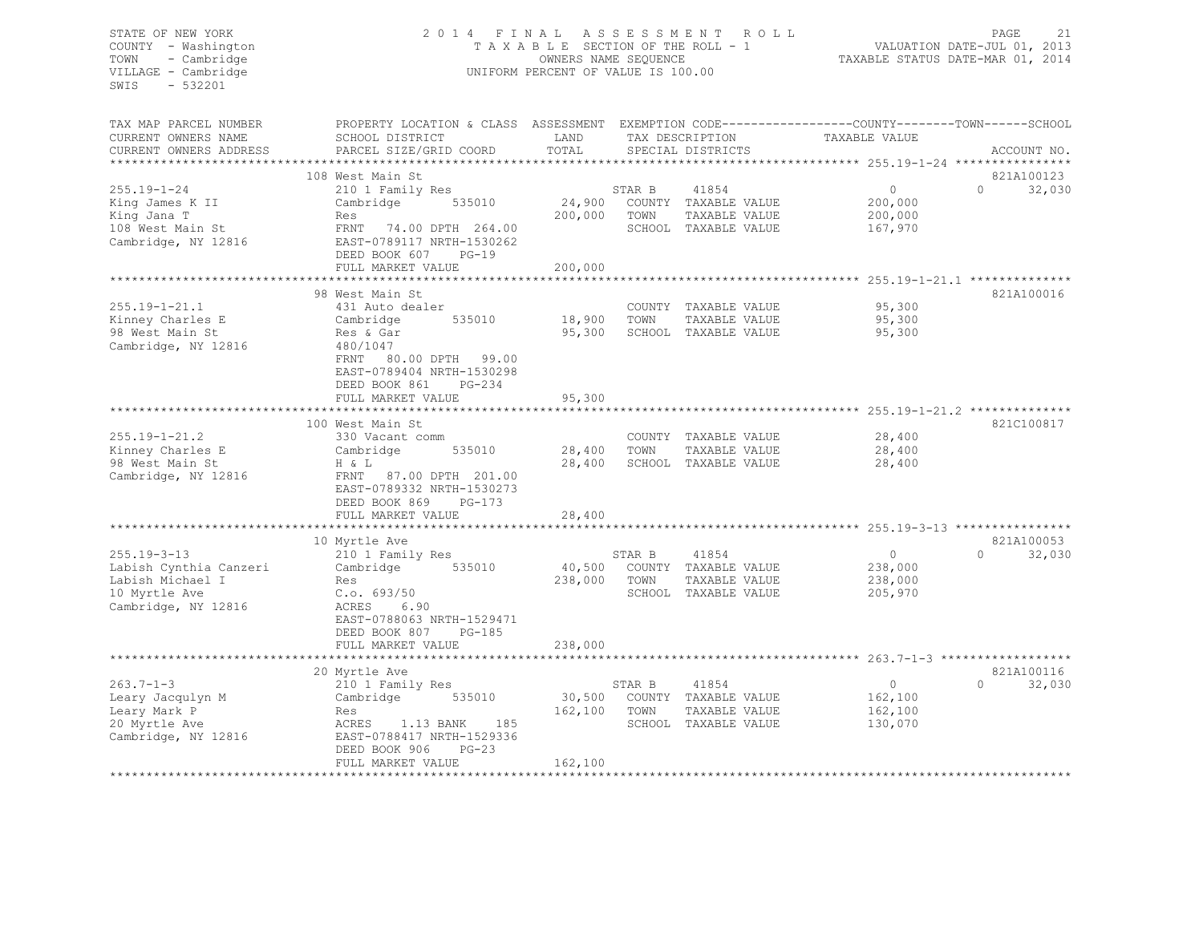STATE OF NEW YORK
COUNTY - Washington
TOWN - Cambridge
VILLAGE - Cambridge
SWIS - 532201

2014 FINAL ASSESSMENT ROLL
TAXABLE SECTION OF THE ROLL - 1
OWNERS NAME SEQUENCE
UNIFORM PERCENT OF VALUE IS 100.00

VALUATION DATE-JUL 01, 2013
TAXABLE STATUS DATE-MAR 01, 2014

| TAX MAP PARCEL NUMBER / CURRENT OWNERS NAME / CURRENT OWNERS ADDRESS | PROPERTY LOCATION & CLASS / SCHOOL DISTRICT / PARCEL SIZE/GRID COORD | ASSESSMENT LAND / TOTAL | EXEMPTION CODE / TAX DESCRIPTION / SPECIAL DISTRICTS | COUNTY TAXABLE VALUE | TOWN | SCHOOL / ACCOUNT NO. |
|---|---|---|---|---|---|---|
| **255.19-1-24** | 108 West Main St | | | | | 821A100123 |
| 255.19-1-24 | 210 1 Family Res | | STAR B 41854 | 0 | | 0 32,030 |
| King James K II | Cambridge 535010 | 24,900 | COUNTY TAXABLE VALUE | 200,000 | | |
| King Jana T | Res | 200,000 | TOWN TAXABLE VALUE | 200,000 | | |
| 108 West Main St | FRNT 74.00 DPTH 264.00 | | SCHOOL TAXABLE VALUE | 167,970 | | |
| Cambridge, NY 12816 | EAST-0789117 NRTH-1530262 | | | | | |
| | DEED BOOK 607 PG-19 | | | | | |
| | FULL MARKET VALUE | 200,000 | | | | |
| **255.19-1-21.1** | 98 West Main St | | | | | 821A100016 |
| 255.19-1-21.1 | 431 Auto dealer | | COUNTY TAXABLE VALUE | 95,300 | | |
| Kinney Charles E | Cambridge 535010 | 18,900 | TOWN TAXABLE VALUE | 95,300 | | |
| 98 West Main St | Res & Gar | 95,300 | SCHOOL TAXABLE VALUE | 95,300 | | |
| Cambridge, NY 12816 | 480/1047 | | | | | |
| | FRNT 80.00 DPTH 99.00 | | | | | |
| | EAST-0789404 NRTH-1530298 | | | | | |
| | DEED BOOK 861 PG-234 | | | | | |
| | FULL MARKET VALUE | 95,300 | | | | |
| **255.19-1-21.2** | 100 West Main St | | | | | 821C100817 |
| 255.19-1-21.2 | 330 Vacant comm | | COUNTY TAXABLE VALUE | 28,400 | | |
| Kinney Charles E | Cambridge 535010 | 28,400 | TOWN TAXABLE VALUE | 28,400 | | |
| 98 West Main St | H & L | 28,400 | SCHOOL TAXABLE VALUE | 28,400 | | |
| Cambridge, NY 12816 | FRNT 87.00 DPTH 201.00 | | | | | |
| | EAST-0789332 NRTH-1530273 | | | | | |
| | DEED BOOK 869 PG-173 | | | | | |
| | FULL MARKET VALUE | 28,400 | | | | |
| **255.19-3-13** | 10 Myrtle Ave | | | | | 821A100053 |
| 255.19-3-13 | 210 1 Family Res | | STAR B 41854 | 0 | | 0 32,030 |
| Labish Cynthia Canzeri | Cambridge 535010 | 40,500 | COUNTY TAXABLE VALUE | 238,000 | | |
| Labish Michael I | Res | 238,000 | TOWN TAXABLE VALUE | 238,000 | | |
| 10 Myrtle Ave | C.o. 693/50 | | SCHOOL TAXABLE VALUE | 205,970 | | |
| Cambridge, NY 12816 | ACRES 6.90 | | | | | |
| | EAST-0788063 NRTH-1529471 | | | | | |
| | DEED BOOK 807 PG-185 | | | | | |
| | FULL MARKET VALUE | 238,000 | | | | |
| **263.7-1-3** | 20 Myrtle Ave | | | | | 821A100116 |
| 263.7-1-3 | 210 1 Family Res | | STAR B 41854 | 0 | | 0 32,030 |
| Leary Jacqulyn M | Cambridge 535010 | 30,500 | COUNTY TAXABLE VALUE | 162,100 | | |
| Leary Mark P | Res | 162,100 | TOWN TAXABLE VALUE | 162,100 | | |
| 20 Myrtle Ave | ACRES 1.13 BANK 185 | | SCHOOL TAXABLE VALUE | 130,070 | | |
| Cambridge, NY 12816 | EAST-0788417 NRTH-1529336 | | | | | |
| | DEED BOOK 906 PG-23 | | | | | |
| | FULL MARKET VALUE | 162,100 | | | | |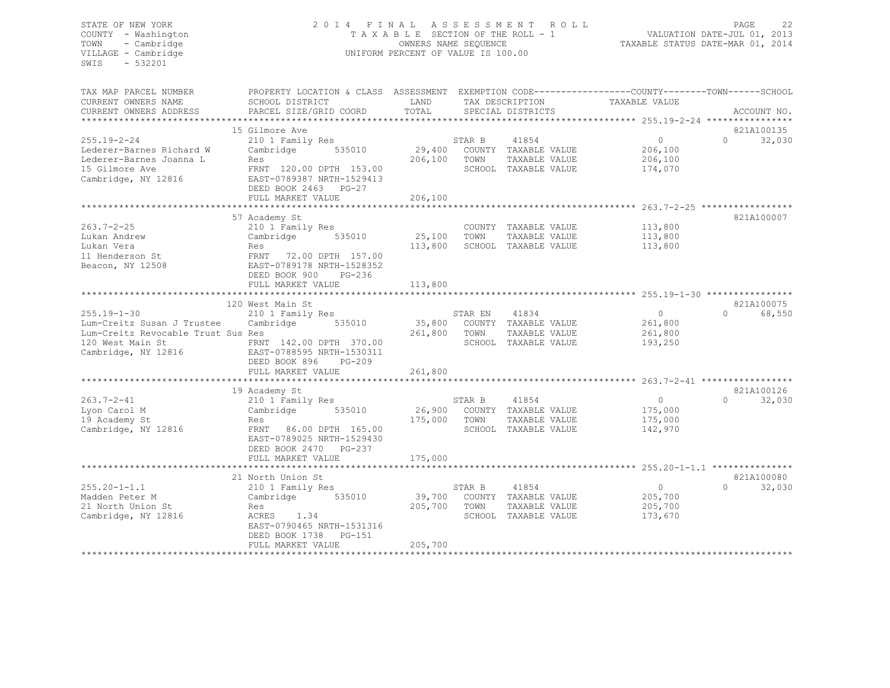STATE OF NEW YORK
COUNTY - Washington
TOWN - Cambridge
VILLAGE - Cambridge
SWIS - 532201

2014 FINAL ASSESSMENT ROLL
TAXABLE SECTION OF THE ROLL - 1
OWNERS NAME SEQUENCE
UNIFORM PERCENT OF VALUE IS 100.00

VALUATION DATE-JUL 01, 2013
TAXABLE STATUS DATE-MAR 01, 2014

| TAX MAP PARCEL NUMBER / CURRENT OWNERS NAME / CURRENT OWNERS ADDRESS | PROPERTY LOCATION & CLASS / SCHOOL DISTRICT / PARCEL SIZE/GRID COORD | ASSESSMENT LAND / TOTAL | EXEMPTION CODE / TAX DESCRIPTION / SPECIAL DISTRICTS | COUNTY / TAXABLE VALUE | TOWN | SCHOOL / ACCOUNT NO. |
|---|---|---|---|---|---|---|
| **255.19-2-24** | 15 Gilmore Ave | | | | | 821A100135 |
| 255.19-2-24 | 210 1 Family Res | | STAR B 41854 | 0 | 0 | 32,030 |
| Lederer-Barnes Richard W | Cambridge 535010 | 29,400 | COUNTY TAXABLE VALUE | 206,100 | | |
| Lederer-Barnes Joanna L | Res | 206,100 | TOWN TAXABLE VALUE | 206,100 | | |
| 15 Gilmore Ave | FRNT 120.00 DPTH 153.00 | | SCHOOL TAXABLE VALUE | 174,070 | | |
| Cambridge, NY 12816 | EAST-0789387 NRTH-1529413 | | | | | |
| | DEED BOOK 2463 PG-27 | | | | | |
| | FULL MARKET VALUE | 206,100 | | | | |
| **263.7-2-25** | 57 Academy St | | | | | 821A100007 |
| 263.7-2-25 | 210 1 Family Res | | COUNTY TAXABLE VALUE | 113,800 | | |
| Lukan Andrew | Cambridge 535010 | 25,100 | TOWN TAXABLE VALUE | 113,800 | | |
| Lukan Vera | Res | 113,800 | SCHOOL TAXABLE VALUE | 113,800 | | |
| 11 Henderson St | FRNT 72.00 DPTH 157.00 | | | | | |
| Beacon, NY 12508 | EAST-0789178 NRTH-1528352 | | | | | |
| | DEED BOOK 900 PG-236 | | | | | |
| | FULL MARKET VALUE | 113,800 | | | | |
| **255.19-1-30** | 120 West Main St | | | | | 821A100075 |
| 255.19-1-30 | 210 1 Family Res | | STAR EN 41834 | 0 | 0 | 68,550 |
| Lum-Creitz Susan J Trustee | Cambridge 535010 | 35,800 | COUNTY TAXABLE VALUE | 261,800 | | |
| Lum-Creitz Revocable Trust Sus | Res | 261,800 | TOWN TAXABLE VALUE | 261,800 | | |
| 120 West Main St | FRNT 142.00 DPTH 370.00 | | SCHOOL TAXABLE VALUE | 193,250 | | |
| Cambridge, NY 12816 | EAST-0788595 NRTH-1530311 | | | | | |
| | DEED BOOK 896 PG-209 | | | | | |
| | FULL MARKET VALUE | 261,800 | | | | |
| **263.7-2-41** | 19 Academy St | | | | | 821A100126 |
| 263.7-2-41 | 210 1 Family Res | | STAR B 41854 | 0 | 0 | 32,030 |
| Lyon Carol M | Cambridge 535010 | 26,900 | COUNTY TAXABLE VALUE | 175,000 | | |
| 19 Academy St | Res | 175,000 | TOWN TAXABLE VALUE | 175,000 | | |
| Cambridge, NY 12816 | FRNT 86.00 DPTH 165.00 | | SCHOOL TAXABLE VALUE | 142,970 | | |
| | EAST-0789025 NRTH-1529430 | | | | | |
| | DEED BOOK 2470 PG-237 | | | | | |
| | FULL MARKET VALUE | 175,000 | | | | |
| **255.20-1-1.1** | 21 North Union St | | | | | 821A100080 |
| 255.20-1-1.1 | 210 1 Family Res | | STAR B 41854 | 0 | 0 | 32,030 |
| Madden Peter M | Cambridge 535010 | 39,700 | COUNTY TAXABLE VALUE | 205,700 | | |
| 21 North Union St | Res | 205,700 | TOWN TAXABLE VALUE | 205,700 | | |
| Cambridge, NY 12816 | ACRES 1.34 | | SCHOOL TAXABLE VALUE | 173,670 | | |
| | EAST-0790465 NRTH-1531316 | | | | | |
| | DEED BOOK 1738 PG-151 | | | | | |
| | FULL MARKET VALUE | 205,700 | | | | |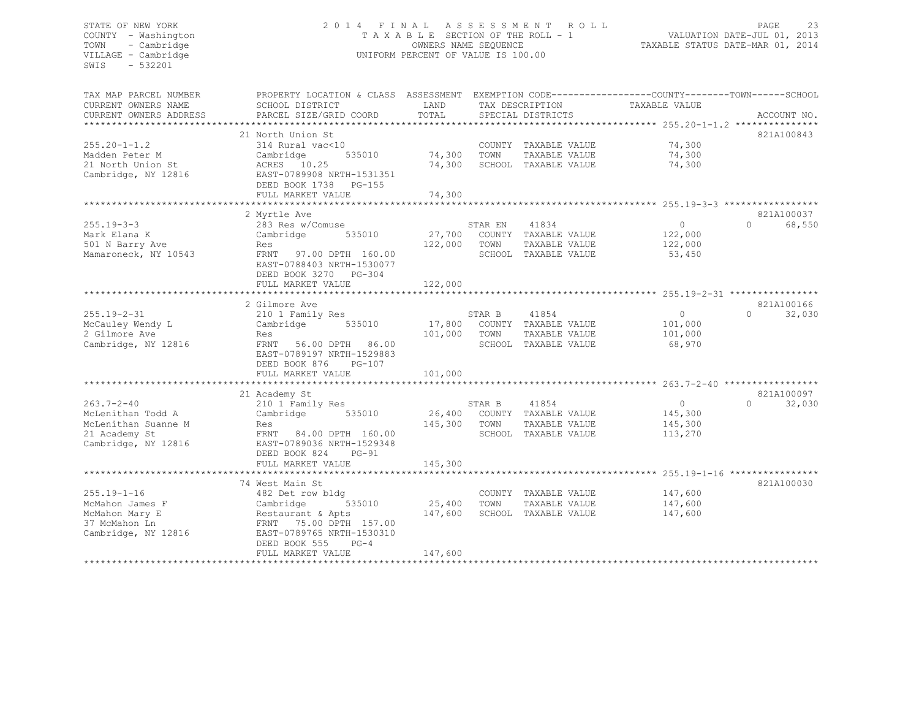STATE OF NEW YORK
COUNTY - Washington
TOWN - Cambridge
VILLAGE - Cambridge
SWIS - 532201

2014 FINAL ASSESSMENT ROLL
TAXABLE SECTION OF THE ROLL - 1
OWNERS NAME SEQUENCE
UNIFORM PERCENT OF VALUE IS 100.00

VALUATION DATE-JUL 01, 2013
TAXABLE STATUS DATE-MAR 01, 2014

| TAX MAP PARCEL NUMBER / CURRENT OWNERS NAME / CURRENT OWNERS ADDRESS | PROPERTY LOCATION & CLASS / SCHOOL DISTRICT / PARCEL SIZE/GRID COORD | ASSESSMENT LAND / TOTAL | EXEMPTION CODE / TAX DESCRIPTION / SPECIAL DISTRICTS | COUNTY / TOWN TAXABLE VALUE | SCHOOL | ACCOUNT NO. |
|---|---|---|---|---|---|---|
| **255.20-1-1.2** | 21 North Union St | | | | | 821A100843 |
| Madden Peter M | 314 Rural vac<10 | | COUNTY TAXABLE VALUE | 74,300 | | |
| 21 North Union St | Cambridge 535010 | 74,300 | TOWN TAXABLE VALUE | 74,300 | | |
| Cambridge, NY 12816 | ACRES 10.25 | 74,300 | SCHOOL TAXABLE VALUE | 74,300 | | |
| | EAST-0789908 NRTH-1531351 | | | | | |
| | DEED BOOK 1738 PG-155 | | | | | |
| | FULL MARKET VALUE | 74,300 | | | | |
| **255.19-3-3** | 2 Myrtle Ave | | | | | 821A100037 |
| Mark Elana K | 283 Res w/Comuse | | STAR EN 41834 | 0 | 0 | 68,550 |
| 501 N Barry Ave | Cambridge 535010 | 27,700 | COUNTY TAXABLE VALUE | 122,000 | | |
| Mamaroneck, NY 10543 | Res | 122,000 | TOWN TAXABLE VALUE | 122,000 | | |
| | FRNT 97.00 DPTH 160.00 | | SCHOOL TAXABLE VALUE | 53,450 | | |
| | EAST-0788403 NRTH-1530077 | | | | | |
| | DEED BOOK 3270 PG-304 | | | | | |
| | FULL MARKET VALUE | 122,000 | | | | |
| **255.19-2-31** | 2 Gilmore Ave | | | | | 821A100166 |
| McCauley Wendy L | 210 1 Family Res | | STAR B 41854 | 0 | 0 | 32,030 |
| 2 Gilmore Ave | Cambridge 535010 | 17,800 | COUNTY TAXABLE VALUE | 101,000 | | |
| Cambridge, NY 12816 | Res | 101,000 | TOWN TAXABLE VALUE | 101,000 | | |
| | FRNT 56.00 DPTH 86.00 | | SCHOOL TAXABLE VALUE | 68,970 | | |
| | EAST-0789197 NRTH-1529883 | | | | | |
| | DEED BOOK 876 PG-107 | | | | | |
| | FULL MARKET VALUE | 101,000 | | | | |
| **263.7-2-40** | 21 Academy St | | | | | 821A100097 |
| McLenithan Todd A | 210 1 Family Res | | STAR B 41854 | 0 | 0 | 32,030 |
| McLenithan Suanne M | Cambridge 535010 | 26,400 | COUNTY TAXABLE VALUE | 145,300 | | |
| 21 Academy St | Res | 145,300 | TOWN TAXABLE VALUE | 145,300 | | |
| Cambridge, NY 12816 | FRNT 84.00 DPTH 160.00 | | SCHOOL TAXABLE VALUE | 113,270 | | |
| | EAST-0789036 NRTH-1529348 | | | | | |
| | DEED BOOK 824 PG-91 | | | | | |
| | FULL MARKET VALUE | 145,300 | | | | |
| **255.19-1-16** | 74 West Main St | | | | | 821A100030 |
| McMahon James F | 482 Det row bldg | | COUNTY TAXABLE VALUE | 147,600 | | |
| McMahon Mary E | Cambridge 535010 | 25,400 | TOWN TAXABLE VALUE | 147,600 | | |
| 37 McMahon Ln | Restaurant & Apts | 147,600 | SCHOOL TAXABLE VALUE | 147,600 | | |
| Cambridge, NY 12816 | FRNT 75.00 DPTH 157.00 | | | | | |
| | EAST-0789765 NRTH-1530310 | | | | | |
| | DEED BOOK 555 PG-4 | | | | | |
| | FULL MARKET VALUE | 147,600 | | | | |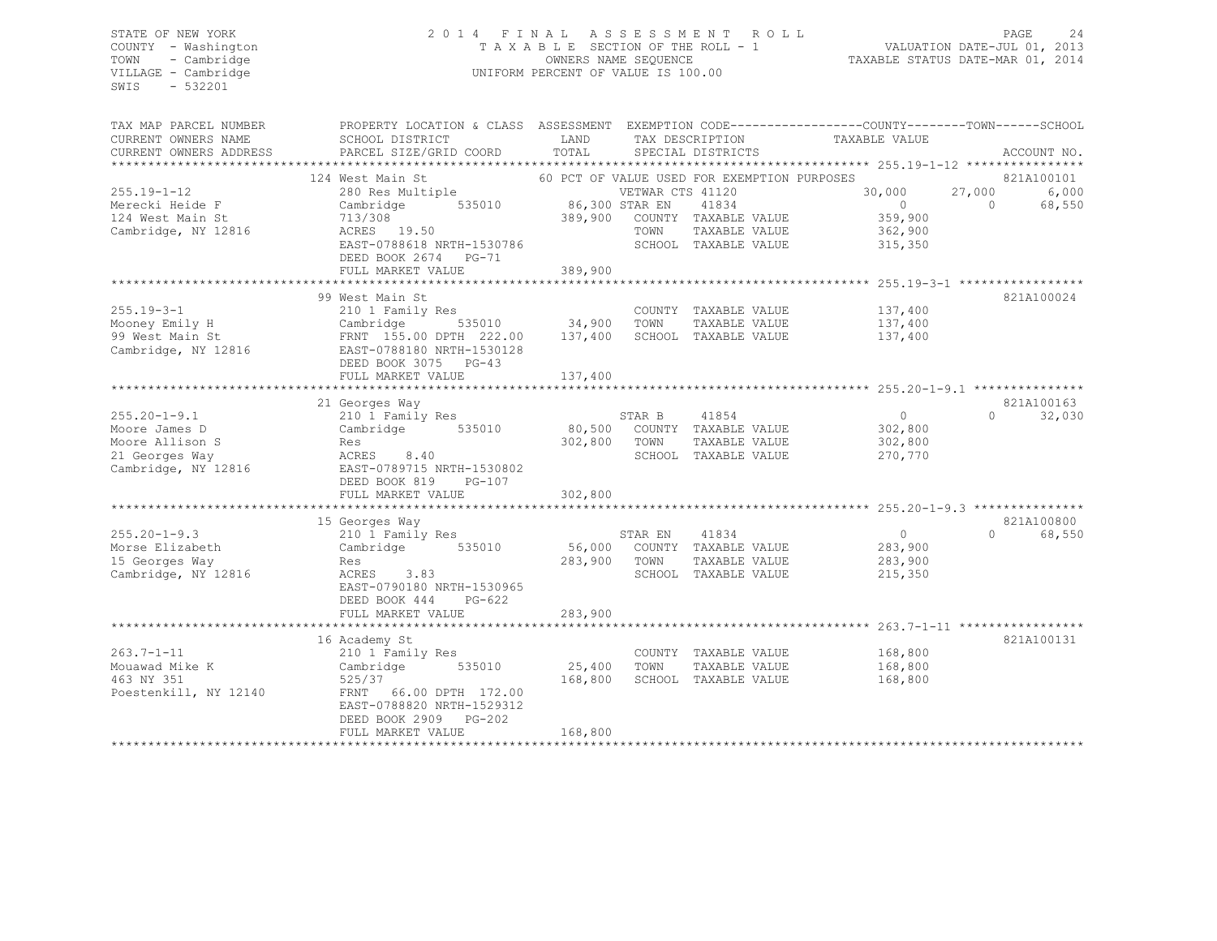STATE OF NEW YORK
COUNTY - Washington
TOWN - Cambridge
VILLAGE - Cambridge
SWIS - 532201

2014 FINAL ASSESSMENT ROLL
TAXABLE SECTION OF THE ROLL - 1
OWNERS NAME SEQUENCE
UNIFORM PERCENT OF VALUE IS 100.00

VALUATION DATE-JUL 01, 2013
TAXABLE STATUS DATE-MAR 01, 2014

| TAX MAP PARCEL NUMBER / CURRENT OWNERS NAME / CURRENT OWNERS ADDRESS | PROPERTY LOCATION & CLASS / SCHOOL DISTRICT / PARCEL SIZE/GRID COORD | ASSESSMENT LAND / TOTAL | EXEMPTION CODE / TAX DESCRIPTION / SPECIAL DISTRICTS | COUNTY TAXABLE VALUE | TOWN | SCHOOL | ACCOUNT NO. |
|---|---|---|---|---|---|---|---|
| **255.19-1-12** | 124 West Main St | | 60 PCT OF VALUE USED FOR EXEMPTION PURPOSES | | | | 821A100101 |
| 255.19-1-12 | 280 Res Multiple | | VETWAR CTS 41120 | 30,000 | 27,000 | 6,000 | |
| Merecki Heide F | Cambridge 535010 | 86,300 | STAR EN 41834 | 0 | 0 | 68,550 | |
| 124 West Main St | 713/308 | 389,900 | COUNTY TAXABLE VALUE | 359,900 | | | |
| Cambridge, NY 12816 | ACRES 19.50 | | TOWN TAXABLE VALUE | 362,900 | | | |
| | EAST-0788618 NRTH-1530786 | | SCHOOL TAXABLE VALUE | 315,350 | | | |
| | DEED BOOK 2674 PG-71 | | | | | | |
| | FULL MARKET VALUE | 389,900 | | | | | |
| **255.19-3-1** | 99 West Main St | | | | | | 821A100024 |
| 255.19-3-1 | 210 1 Family Res | | COUNTY TAXABLE VALUE | 137,400 | | | |
| Mooney Emily H | Cambridge 535010 | 34,900 | TOWN TAXABLE VALUE | 137,400 | | | |
| 99 West Main St | FRNT 155.00 DPTH 222.00 | 137,400 | SCHOOL TAXABLE VALUE | 137,400 | | | |
| Cambridge, NY 12816 | EAST-0788180 NRTH-1530128 | | | | | | |
| | DEED BOOK 3075 PG-43 | | | | | | |
| | FULL MARKET VALUE | 137,400 | | | | | |
| **255.20-1-9.1** | 21 Georges Way | | | | | | 821A100163 |
| 255.20-1-9.1 | 210 1 Family Res | | STAR B 41854 | 0 | 0 | 32,030 | |
| Moore James D | Cambridge 535010 | 80,500 | COUNTY TAXABLE VALUE | 302,800 | | | |
| Moore Allison S | Res | 302,800 | TOWN TAXABLE VALUE | 302,800 | | | |
| 21 Georges Way | ACRES 8.40 | | SCHOOL TAXABLE VALUE | 270,770 | | | |
| Cambridge, NY 12816 | EAST-0789715 NRTH-1530802 | | | | | | |
| | DEED BOOK 819 PG-107 | | | | | | |
| | FULL MARKET VALUE | 302,800 | | | | | |
| **255.20-1-9.3** | 15 Georges Way | | | | | | 821A100800 |
| 255.20-1-9.3 | 210 1 Family Res | | STAR EN 41834 | 0 | 0 | 68,550 | |
| Morse Elizabeth | Cambridge 535010 | 56,000 | COUNTY TAXABLE VALUE | 283,900 | | | |
| 15 Georges Way | Res | 283,900 | TOWN TAXABLE VALUE | 283,900 | | | |
| Cambridge, NY 12816 | ACRES 3.83 | | SCHOOL TAXABLE VALUE | 215,350 | | | |
| | EAST-0790180 NRTH-1530965 | | | | | | |
| | DEED BOOK 444 PG-622 | | | | | | |
| | FULL MARKET VALUE | 283,900 | | | | | |
| **263.7-1-11** | 16 Academy St | | | | | | 821A100131 |
| 263.7-1-11 | 210 1 Family Res | | COUNTY TAXABLE VALUE | 168,800 | | | |
| Mouawad Mike K | Cambridge 535010 | 25,400 | TOWN TAXABLE VALUE | 168,800 | | | |
| 463 NY 351 | 525/37 | 168,800 | SCHOOL TAXABLE VALUE | 168,800 | | | |
| Poestenkill, NY 12140 | FRNT 66.00 DPTH 172.00 | | | | | | |
| | EAST-0788820 NRTH-1529312 | | | | | | |
| | DEED BOOK 2909 PG-202 | | | | | | |
| | FULL MARKET VALUE | 168,800 | | | | | |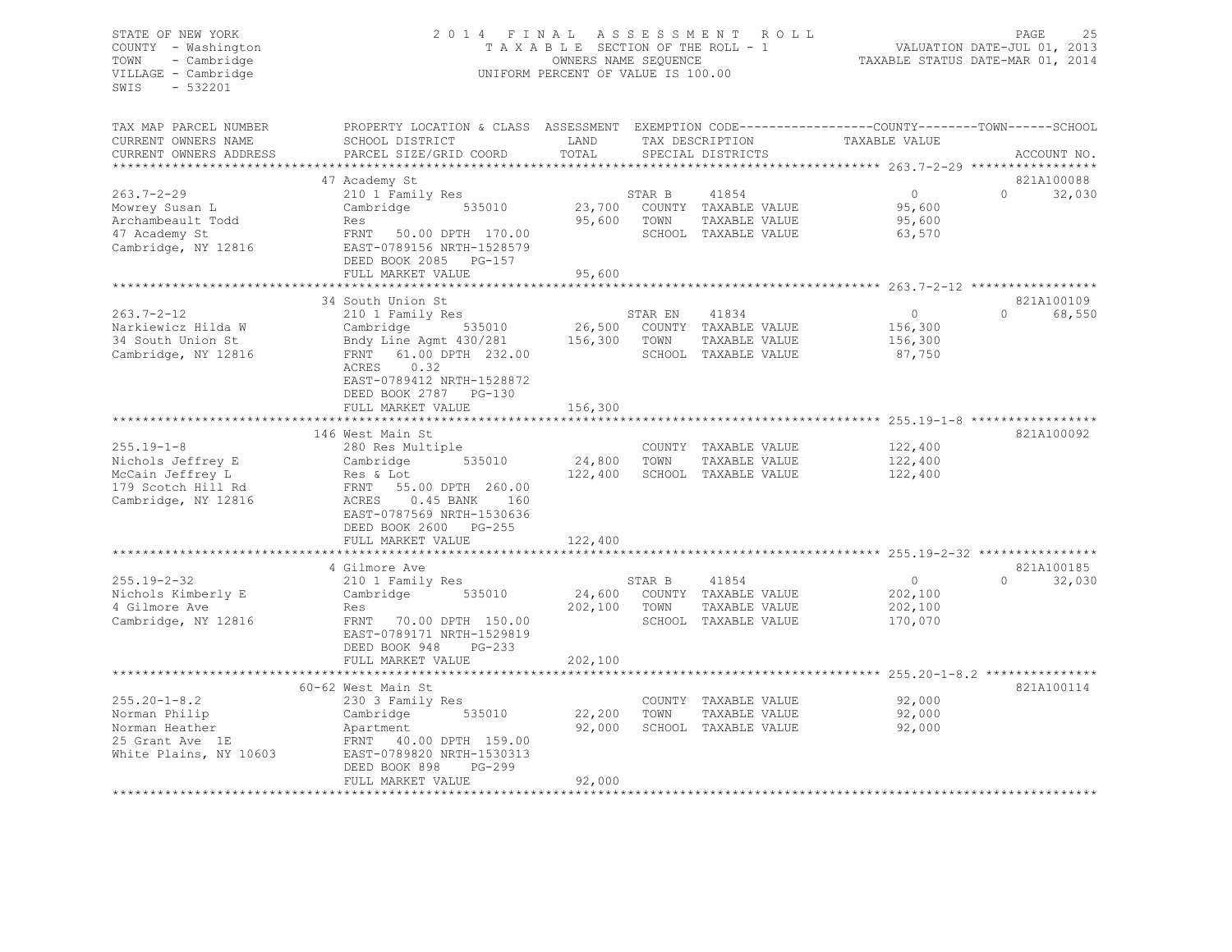STATE OF NEW YORK
COUNTY - Washington
TOWN - Cambridge
VILLAGE - Cambridge
SWIS - 532201

2014 FINAL ASSESSMENT ROLL
TAXABLE SECTION OF THE ROLL - 1
OWNERS NAME SEQUENCE
UNIFORM PERCENT OF VALUE IS 100.00

VALUATION DATE-JUL 01, 2013
TAXABLE STATUS DATE-MAR 01, 2014

| TAX MAP PARCEL NUMBER / CURRENT OWNERS NAME / CURRENT OWNERS ADDRESS | PROPERTY LOCATION & CLASS / SCHOOL DISTRICT / PARCEL SIZE/GRID COORD | ASSESSMENT LAND / TOTAL | EXEMPTION CODE / TAX DESCRIPTION / SPECIAL DISTRICTS | COUNTY TAXABLE VALUE | TOWN | SCHOOL / ACCOUNT NO. |
|---|---|---|---|---|---|---|
| | 47 Academy St | | | | | 821A100088 |
| 263.7-2-29 | 210 1 Family Res | | STAR B 41854 | 0 | 0 | 32,030 |
| Mowrey Susan L | Cambridge 535010 | 23,700 | COUNTY TAXABLE VALUE | 95,600 | | |
| Archambeault Todd | Res | 95,600 | TOWN TAXABLE VALUE | 95,600 | | |
| 47 Academy St | FRNT 50.00 DPTH 170.00 | | SCHOOL TAXABLE VALUE | 63,570 | | |
| Cambridge, NY 12816 | EAST-0789156 NRTH-1528579 | | | | | |
| | DEED BOOK 2085 PG-157 | | | | | |
| | FULL MARKET VALUE | 95,600 | | | | |
| | 34 South Union St | | | | | 821A100109 |
| 263.7-2-12 | 210 1 Family Res | | STAR EN 41834 | 0 | 0 | 68,550 |
| Narkiewicz Hilda W | Cambridge 535010 | 26,500 | COUNTY TAXABLE VALUE | 156,300 | | |
| 34 South Union St | Bndy Line Agmt 430/281 | 156,300 | TOWN TAXABLE VALUE | 156,300 | | |
| Cambridge, NY 12816 | FRNT 61.00 DPTH 232.00 | | SCHOOL TAXABLE VALUE | 87,750 | | |
| | ACRES 0.32 | | | | | |
| | EAST-0789412 NRTH-1528872 | | | | | |
| | DEED BOOK 2787 PG-130 | | | | | |
| | FULL MARKET VALUE | 156,300 | | | | |
| | 146 West Main St | | | | | 821A100092 |
| 255.19-1-8 | 280 Res Multiple | | COUNTY TAXABLE VALUE | 122,400 | | |
| Nichols Jeffrey E | Cambridge 535010 | 24,800 | TOWN TAXABLE VALUE | 122,400 | | |
| McCain Jeffrey L | Res & Lot | 122,400 | SCHOOL TAXABLE VALUE | 122,400 | | |
| 179 Scotch Hill Rd | FRNT 55.00 DPTH 260.00 | | | | | |
| Cambridge, NY 12816 | ACRES 0.45 BANK 160 | | | | | |
| | EAST-0787569 NRTH-1530636 | | | | | |
| | DEED BOOK 2600 PG-255 | | | | | |
| | FULL MARKET VALUE | 122,400 | | | | |
| | 4 Gilmore Ave | | | | | 821A100185 |
| 255.19-2-32 | 210 1 Family Res | | STAR B 41854 | 0 | 0 | 32,030 |
| Nichols Kimberly E | Cambridge 535010 | 24,600 | COUNTY TAXABLE VALUE | 202,100 | | |
| 4 Gilmore Ave | Res | 202,100 | TOWN TAXABLE VALUE | 202,100 | | |
| Cambridge, NY 12816 | FRNT 70.00 DPTH 150.00 | | SCHOOL TAXABLE VALUE | 170,070 | | |
| | EAST-0789171 NRTH-1529819 | | | | | |
| | DEED BOOK 948 PG-233 | | | | | |
| | FULL MARKET VALUE | 202,100 | | | | |
| | 60-62 West Main St | | | | | 821A100114 |
| 255.20-1-8.2 | 230 3 Family Res | | COUNTY TAXABLE VALUE | 92,000 | | |
| Norman Philip | Cambridge 535010 | 22,200 | TOWN TAXABLE VALUE | 92,000 | | |
| Norman Heather | Apartment | 92,000 | SCHOOL TAXABLE VALUE | 92,000 | | |
| 25 Grant Ave 1E | FRNT 40.00 DPTH 159.00 | | | | | |
| White Plains, NY 10603 | EAST-0789820 NRTH-1530313 | | | | | |
| | DEED BOOK 898 PG-299 | | | | | |
| | FULL MARKET VALUE | 92,000 | | | | |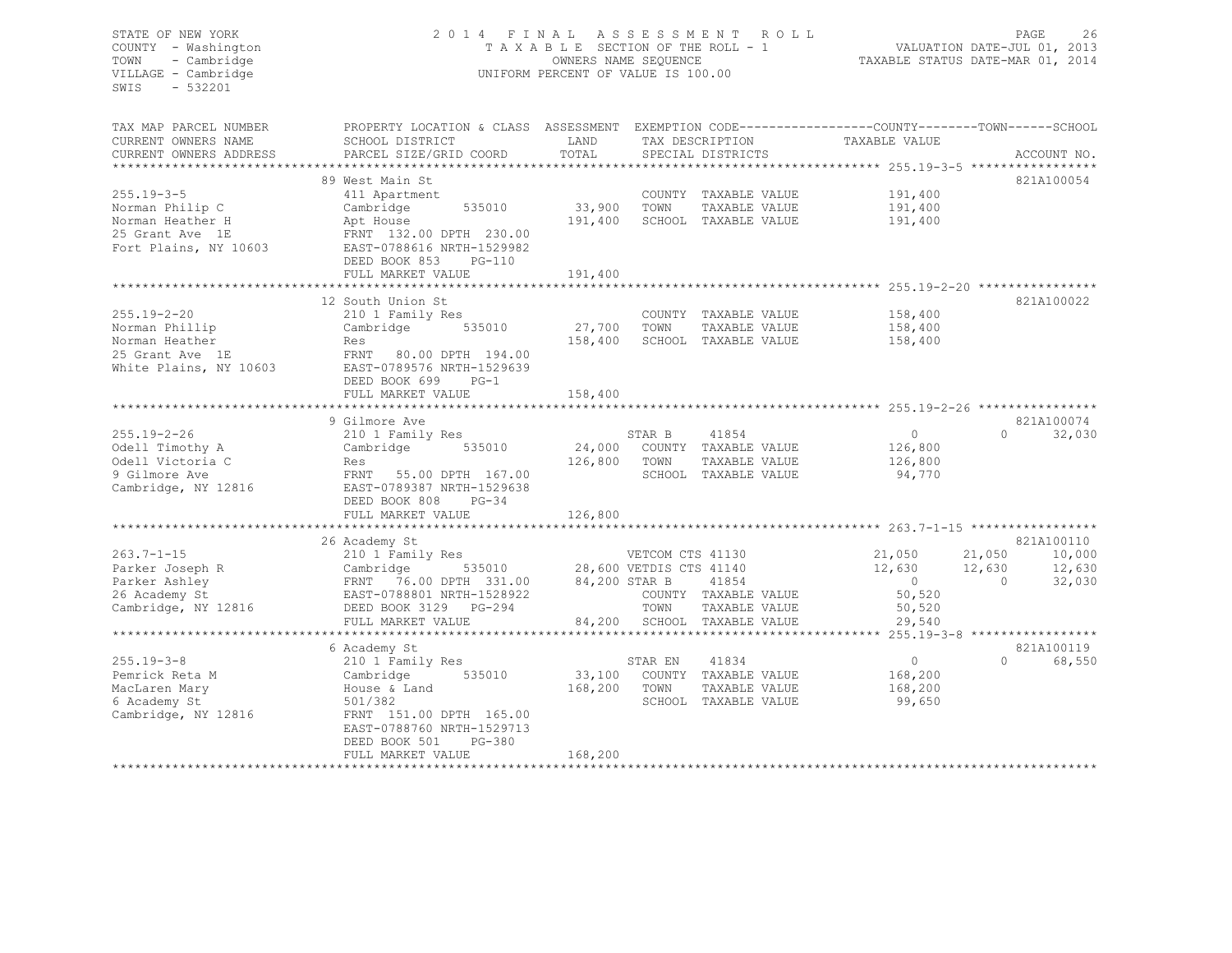STATE OF NEW YORK
COUNTY - Washington
TOWN - Cambridge
VILLAGE - Cambridge
SWIS - 532201

2014 FINAL ASSESSMENT ROLL
TAXABLE SECTION OF THE ROLL - 1
OWNERS NAME SEQUENCE
UNIFORM PERCENT OF VALUE IS 100.00

VALUATION DATE-JUL 01, 2013
TAXABLE STATUS DATE-MAR 01, 2014

```
TAX MAP PARCEL NUMBER     PROPERTY LOCATION & CLASS  ASSESSMENT  EXEMPTION CODE------------------COUNTY--------TOWN------SCHOOL
CURRENT OWNERS NAME       SCHOOL DISTRICT               LAND      TAX DESCRIPTION            TAXABLE VALUE
CURRENT OWNERS ADDRESS    PARCEL SIZE/GRID COORD        TOTAL     SPECIAL DISTRICTS                                    ACCOUNT NO.
******************************************************************************************************* 255.19-3-5 *****************
                          89 West Main St                                                                              821A100054
255.19-3-5                411 Apartment                           COUNTY  TAXABLE VALUE          191,400
Norman Philip C           Cambridge       535010       33,900     TOWN    TAXABLE VALUE          191,400
Norman Heather H          Apt House                   191,400     SCHOOL  TAXABLE VALUE          191,400
25 Grant Ave  1E          FRNT 132.00 DPTH 230.00
Fort Plains, NY 10603     EAST-0788616 NRTH-1529982
                          DEED BOOK 853    PG-110
                          FULL MARKET VALUE           191,400
******************************************************************************************************* 255.19-2-20 ****************
                          12 South Union St                                                                            821A100022
255.19-2-20               210 1 Family Res                        COUNTY  TAXABLE VALUE          158,400
Norman Phillip            Cambridge       535010       27,700     TOWN    TAXABLE VALUE          158,400
Norman Heather            Res                         158,400     SCHOOL  TAXABLE VALUE          158,400
25 Grant Ave  1E          FRNT  80.00 DPTH 194.00
White Plains, NY 10603    EAST-0789576 NRTH-1529639
                          DEED BOOK 699    PG-1
                          FULL MARKET VALUE           158,400
******************************************************************************************************* 255.19-2-26 ****************
                          9 Gilmore Ave                                                                                821A100074
255.19-2-26               210 1 Family Res                        STAR B    41854                      0            0      32,030
Odell Timothy A           Cambridge       535010       24,000     COUNTY  TAXABLE VALUE          126,800
Odell Victoria C          Res                         126,800     TOWN    TAXABLE VALUE          126,800
9 Gilmore Ave             FRNT  55.00 DPTH 167.00                 SCHOOL  TAXABLE VALUE           94,770
Cambridge, NY 12816       EAST-0789387 NRTH-1529638
                          DEED BOOK 808    PG-34
                          FULL MARKET VALUE           126,800
******************************************************************************************************* 263.7-1-15 *****************
                          26 Academy St                                                                                821A100110
263.7-1-15                210 1 Family Res                        VETCOM CTS 41130                21,050       21,050      10,000
Parker Joseph R           Cambridge       535010       28,600 VETDIS CTS 41140                    12,630       12,630      12,630
Parker Ashley             FRNT  76.00 DPTH 331.00      84,200 STAR B    41854                      0            0      32,030
26 Academy St             EAST-0788801 NRTH-1528922               COUNTY  TAXABLE VALUE           50,520
Cambridge, NY 12816       DEED BOOK 3129   PG-294                 TOWN    TAXABLE VALUE           50,520
                          FULL MARKET VALUE            84,200     SCHOOL  TAXABLE VALUE           29,540
******************************************************************************************************* 255.19-3-8 *****************
                          6 Academy St                                                                                 821A100119
255.19-3-8                210 1 Family Res                        STAR EN   41834                      0            0      68,550
Pemrick Reta M            Cambridge       535010       33,100     COUNTY  TAXABLE VALUE          168,200
MacLaren Mary             House & Land                168,200     TOWN    TAXABLE VALUE          168,200
6 Academy St              501/382                                 SCHOOL  TAXABLE VALUE           99,650
Cambridge, NY 12816       FRNT 151.00 DPTH 165.00
                          EAST-0788760 NRTH-1529713
                          DEED BOOK 501    PG-380
                          FULL MARKET VALUE           168,200
************************************************************************************************************************************
```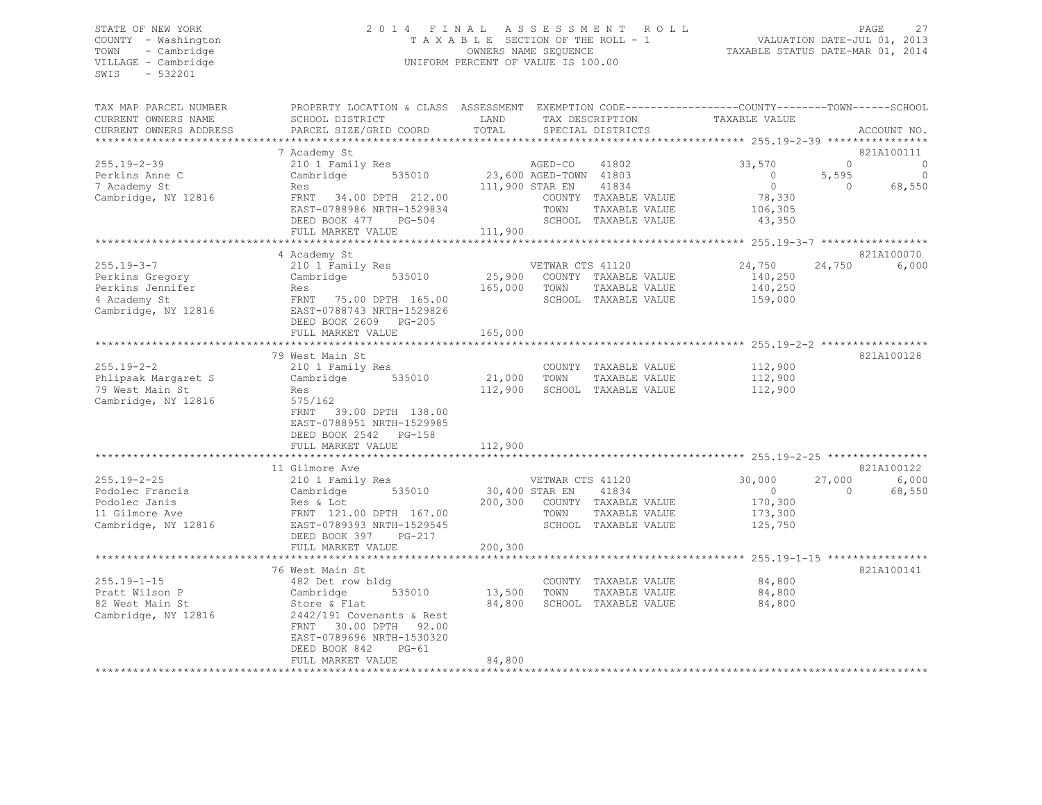STATE OF NEW YORK
COUNTY - Washington
TOWN - Cambridge
VILLAGE - Cambridge
SWIS - 532201

2014 FINAL ASSESSMENT ROLL
TAXABLE SECTION OF THE ROLL - 1
OWNERS NAME SEQUENCE
UNIFORM PERCENT OF VALUE IS 100.00

VALUATION DATE-JUL 01, 2013
TAXABLE STATUS DATE-MAR 01, 2014

```
TAX MAP PARCEL NUMBER     PROPERTY LOCATION & CLASS  ASSESSMENT  EXEMPTION CODE------------------COUNTY--------TOWN------SCHOOL
CURRENT OWNERS NAME       SCHOOL DISTRICT               LAND      TAX DESCRIPTION            TAXABLE VALUE
CURRENT OWNERS ADDRESS    PARCEL SIZE/GRID COORD        TOTAL     SPECIAL DISTRICTS                                        ACCOUNT NO.
******************************************************************************************************* 255.19-2-39 ****************
                          7 Academy St                                                                                  821A100111
255.19-2-39               210 1 Family Res                        AGED-CO     41802             33,570          0              0
Perkins Anne C            Cambridge        535010       23,600 AGED-TOWN  41803                 0          5,595              0
7 Academy St              Res                          111,900 STAR EN     41834                 0              0         68,550
Cambridge, NY 12816       FRNT  34.00 DPTH 212.00                 COUNTY  TAXABLE VALUE          78,330
                          EAST-0788986 NRTH-1529834               TOWN    TAXABLE VALUE         106,305
                          DEED BOOK 477    PG-504                 SCHOOL  TAXABLE VALUE          43,350
                          FULL MARKET VALUE            111,900
******************************************************************************************************* 255.19-3-7 *****************
                          4 Academy St                                                                                  821A100070
255.19-3-7                210 1 Family Res                        VETWAR CTS 41120              24,750     24,750          6,000
Perkins Gregory           Cambridge        535010       25,900    COUNTY  TAXABLE VALUE         140,250
Perkins Jennifer          Res                          165,000    TOWN    TAXABLE VALUE         140,250
4 Academy St              FRNT  75.00 DPTH 165.00                 SCHOOL  TAXABLE VALUE         159,000
Cambridge, NY 12816       EAST-0788743 NRTH-1529826
                          DEED BOOK 2609   PG-205
                          FULL MARKET VALUE            165,000
******************************************************************************************************* 255.19-2-2 *****************
                          79 West Main St                                                                               821A100128
255.19-2-2                210 1 Family Res                        COUNTY  TAXABLE VALUE         112,900
Phlipsak Margaret S       Cambridge        535010       21,000    TOWN    TAXABLE VALUE         112,900
79 West Main St           Res                          112,900    SCHOOL  TAXABLE VALUE         112,900
Cambridge, NY 12816       575/162
                          FRNT  39.00 DPTH 138.00
                          EAST-0788951 NRTH-1529985
                          DEED BOOK 2542   PG-158
                          FULL MARKET VALUE            112,900
******************************************************************************************************* 255.19-2-25 ****************
                          11 Gilmore Ave                                                                                821A100122
255.19-2-25               210 1 Family Res                        VETWAR CTS 41120              30,000     27,000          6,000
Podolec Francis           Cambridge        535010       30,400 STAR EN     41834                 0              0         68,550
Podolec Janis             Res & Lot                    200,300    COUNTY  TAXABLE VALUE         170,300
11 Gilmore Ave            FRNT 121.00 DPTH 167.00                 TOWN    TAXABLE VALUE         173,300
Cambridge, NY 12816       EAST-0789393 NRTH-1529545               SCHOOL  TAXABLE VALUE         125,750
                          DEED BOOK 397    PG-217
                          FULL MARKET VALUE            200,300
******************************************************************************************************* 255.19-1-15 ****************
                          76 West Main St                                                                               821A100141
255.19-1-15               482 Det row bldg                        COUNTY  TAXABLE VALUE          84,800
Pratt Wilson P            Cambridge        535010       13,500    TOWN    TAXABLE VALUE          84,800
82 West Main St           Store & Flat                  84,800    SCHOOL  TAXABLE VALUE          84,800
Cambridge, NY 12816       2442/191 Covenants & Rest
                          FRNT  30.00 DPTH  92.00
                          EAST-0789696 NRTH-1530320
                          DEED BOOK 842    PG-61
                          FULL MARKET VALUE             84,800
************************************************************************************************************************************
```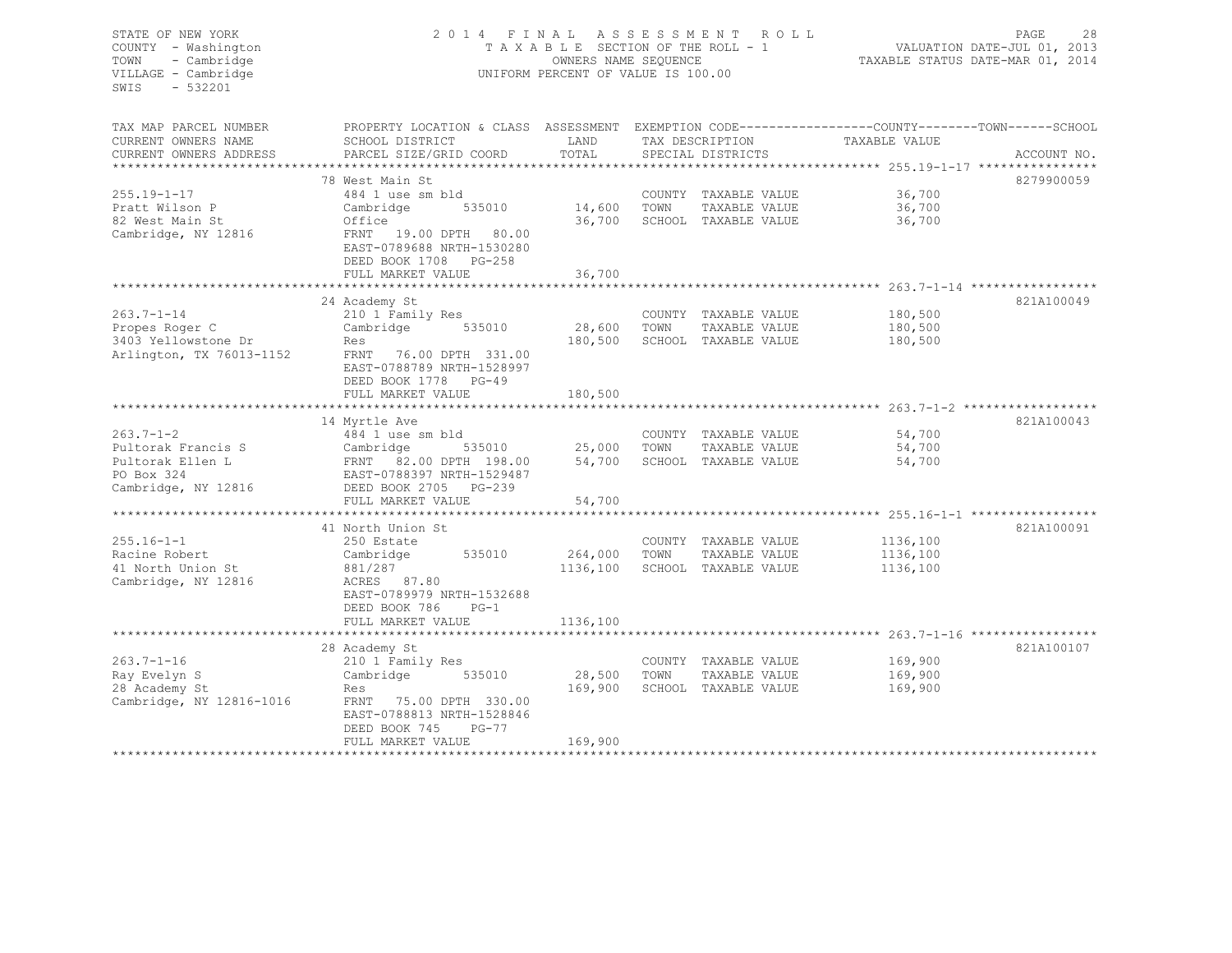STATE OF NEW YORK
COUNTY - Washington
TOWN - Cambridge
VILLAGE - Cambridge
SWIS - 532201

2014 FINAL ASSESSMENT ROLL
TAXABLE SECTION OF THE ROLL - 1
OWNERS NAME SEQUENCE
UNIFORM PERCENT OF VALUE IS 100.00

VALUATION DATE-JUL 01, 2013
TAXABLE STATUS DATE-MAR 01, 2014

| TAX MAP PARCEL NUMBER / CURRENT OWNERS NAME / CURRENT OWNERS ADDRESS | PROPERTY LOCATION & CLASS / SCHOOL DISTRICT / PARCEL SIZE/GRID COORD | ASSESSMENT LAND | TOTAL | EXEMPTION CODE / TAX DESCRIPTION / SPECIAL DISTRICTS | TAXABLE VALUE (COUNTY / TOWN / SCHOOL) | ACCOUNT NO. |
|---|---|---|---|---|---|---|
| **255.19-1-17** | 78 West Main St | | | | | 8279900059 |
| 255.19-1-17 | 484 1 use sm bld | | | COUNTY TAXABLE VALUE | 36,700 | |
| Pratt Wilson P | Cambridge 535010 | 14,600 | | TOWN TAXABLE VALUE | 36,700 | |
| 82 West Main St | Office | | 36,700 | SCHOOL TAXABLE VALUE | 36,700 | |
| Cambridge, NY 12816 | FRNT 19.00 DPTH 80.00 | | | | | |
| | EAST-0789688 NRTH-1530280 | | | | | |
| | DEED BOOK 1708 PG-258 | | | | | |
| | FULL MARKET VALUE | | 36,700 | | | |
| **263.7-1-14** | 24 Academy St | | | | | 821A100049 |
| 263.7-1-14 | 210 1 Family Res | | | COUNTY TAXABLE VALUE | 180,500 | |
| Propes Roger C | Cambridge 535010 | 28,600 | | TOWN TAXABLE VALUE | 180,500 | |
| 3403 Yellowstone Dr | Res | | 180,500 | SCHOOL TAXABLE VALUE | 180,500 | |
| Arlington, TX 76013-1152 | FRNT 76.00 DPTH 331.00 | | | | | |
| | EAST-0788789 NRTH-1528997 | | | | | |
| | DEED BOOK 1778 PG-49 | | | | | |
| | FULL MARKET VALUE | | 180,500 | | | |
| **263.7-1-2** | 14 Myrtle Ave | | | | | 821A100043 |
| 263.7-1-2 | 484 1 use sm bld | | | COUNTY TAXABLE VALUE | 54,700 | |
| Pultorak Francis S | Cambridge 535010 | 25,000 | | TOWN TAXABLE VALUE | 54,700 | |
| Pultorak Ellen L | FRNT 82.00 DPTH 198.00 | | 54,700 | SCHOOL TAXABLE VALUE | 54,700 | |
| PO Box 324 | EAST-0788397 NRTH-1529487 | | | | | |
| Cambridge, NY 12816 | DEED BOOK 2705 PG-239 | | | | | |
| | FULL MARKET VALUE | | 54,700 | | | |
| **255.16-1-1** | 41 North Union St | | | | | 821A100091 |
| 255.16-1-1 | 250 Estate | | | COUNTY TAXABLE VALUE | 1136,100 | |
| Racine Robert | Cambridge 535010 | 264,000 | | TOWN TAXABLE VALUE | 1136,100 | |
| 41 North Union St | 881/287 | | 1136,100 | SCHOOL TAXABLE VALUE | 1136,100 | |
| Cambridge, NY 12816 | ACRES 87.80 | | | | | |
| | EAST-0789979 NRTH-1532688 | | | | | |
| | DEED BOOK 786 PG-1 | | | | | |
| | FULL MARKET VALUE | | 1136,100 | | | |
| **263.7-1-16** | 28 Academy St | | | | | 821A100107 |
| 263.7-1-16 | 210 1 Family Res | | | COUNTY TAXABLE VALUE | 169,900 | |
| Ray Evelyn S | Cambridge 535010 | 28,500 | | TOWN TAXABLE VALUE | 169,900 | |
| 28 Academy St | Res | | 169,900 | SCHOOL TAXABLE VALUE | 169,900 | |
| Cambridge, NY 12816-1016 | FRNT 75.00 DPTH 330.00 | | | | | |
| | EAST-0788813 NRTH-1528846 | | | | | |
| | DEED BOOK 745 PG-77 | | | | | |
| | FULL MARKET VALUE | | 169,900 | | | |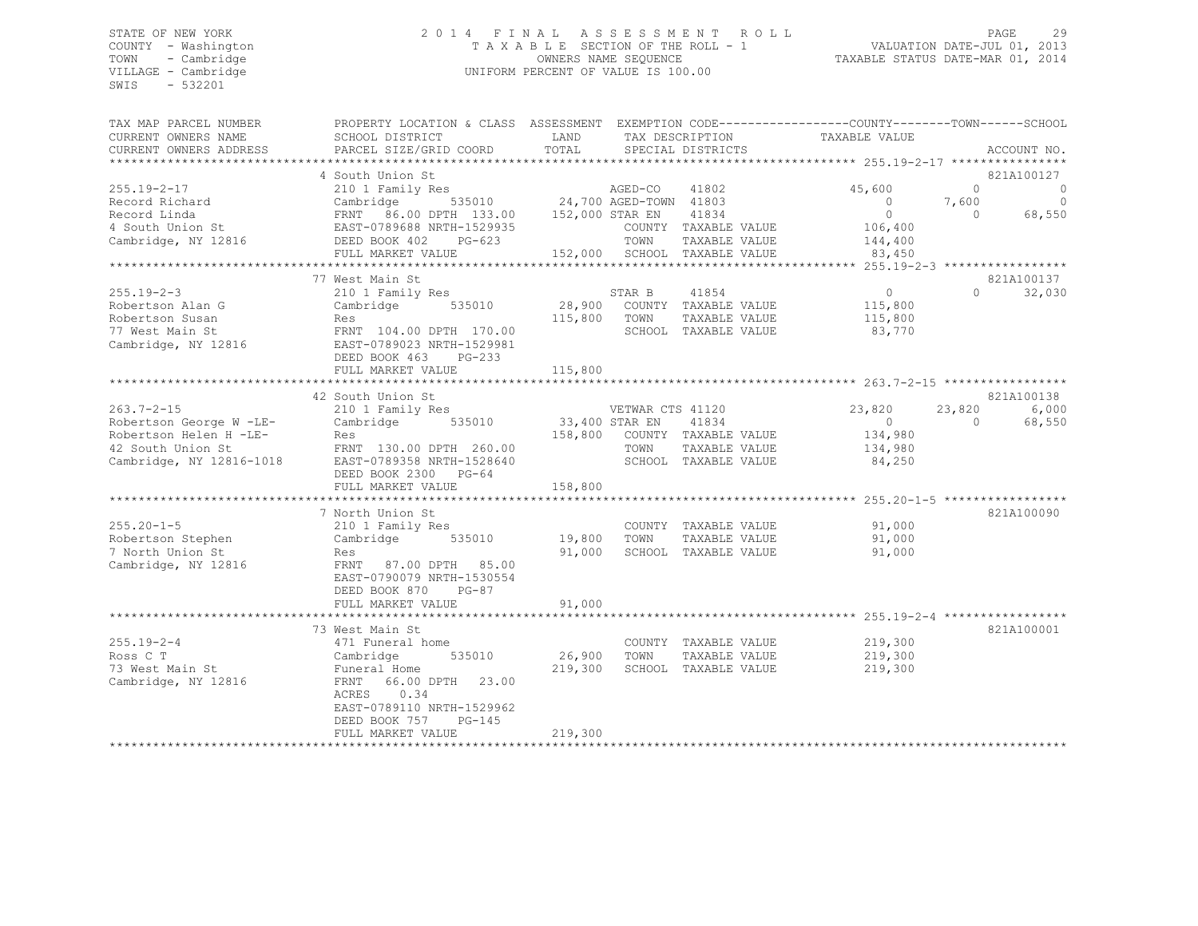STATE OF NEW YORK
COUNTY - Washington
TOWN - Cambridge
VILLAGE - Cambridge
SWIS - 532201

2014 FINAL ASSESSMENT ROLL
TAXABLE SECTION OF THE ROLL - 1
OWNERS NAME SEQUENCE
UNIFORM PERCENT OF VALUE IS 100.00

VALUATION DATE-JUL 01, 2013
TAXABLE STATUS DATE-MAR 01, 2014

| TAX MAP PARCEL NUMBER / CURRENT OWNERS NAME / CURRENT OWNERS ADDRESS | PROPERTY LOCATION & CLASS / SCHOOL DISTRICT / PARCEL SIZE/GRID COORD | ASSESSMENT LAND / TOTAL | EXEMPTION CODE / TAX DESCRIPTION / SPECIAL DISTRICTS | COUNTY TAXABLE VALUE | TOWN | SCHOOL | ACCOUNT NO. |
|---|---|---|---|---|---|---|---|
| **255.19-2-17** | 4 South Union St | | | | | | 821A100127 |
| 255.19-2-17 | 210 1 Family Res | | AGED-CO 41802 | 45,600 | 0 | 0 | |
| Record Richard | Cambridge 535010 | 24,700 | AGED-TOWN 41803 | 0 | 7,600 | 0 | |
| Record Linda | FRNT 86.00 DPTH 133.00 | 152,000 | STAR EN 41834 | 0 | 0 | 68,550 | |
| 4 South Union St | EAST-0789688 NRTH-1529935 | | COUNTY TAXABLE VALUE | 106,400 | | | |
| Cambridge, NY 12816 | DEED BOOK 402 PG-623 | | TOWN TAXABLE VALUE | 144,400 | | | |
| | FULL MARKET VALUE | 152,000 | SCHOOL TAXABLE VALUE | 83,450 | | | |
| **255.19-2-3** | 77 West Main St | | | | | | 821A100137 |
| 255.19-2-3 | 210 1 Family Res | | STAR B 41854 | 0 | 0 | 32,030 | |
| Robertson Alan G | Cambridge 535010 | 28,900 | COUNTY TAXABLE VALUE | 115,800 | | | |
| Robertson Susan | Res | 115,800 | TOWN TAXABLE VALUE | 115,800 | | | |
| 77 West Main St | FRNT 104.00 DPTH 170.00 | | SCHOOL TAXABLE VALUE | 83,770 | | | |
| Cambridge, NY 12816 | EAST-0789023 NRTH-1529981 | | | | | | |
| | DEED BOOK 463 PG-233 | | | | | | |
| | FULL MARKET VALUE | 115,800 | | | | | |
| **263.7-2-15** | 42 South Union St | | | | | | 821A100138 |
| 263.7-2-15 | 210 1 Family Res | | VETWAR CTS 41120 | 23,820 | 23,820 | 6,000 | |
| Robertson George W -LE- | Cambridge 535010 | 33,400 | STAR EN 41834 | 0 | 0 | 68,550 | |
| Robertson Helen H -LE- | Res | 158,800 | COUNTY TAXABLE VALUE | 134,980 | | | |
| 42 South Union St | FRNT 130.00 DPTH 260.00 | | TOWN TAXABLE VALUE | 134,980 | | | |
| Cambridge, NY 12816-1018 | EAST-0789358 NRTH-1528640 | | SCHOOL TAXABLE VALUE | 84,250 | | | |
| | DEED BOOK 2300 PG-64 | | | | | | |
| | FULL MARKET VALUE | 158,800 | | | | | |
| **255.20-1-5** | 7 North Union St | | | | | | 821A100090 |
| 255.20-1-5 | 210 1 Family Res | | COUNTY TAXABLE VALUE | 91,000 | | | |
| Robertson Stephen | Cambridge 535010 | 19,800 | TOWN TAXABLE VALUE | 91,000 | | | |
| 7 North Union St | Res | 91,000 | SCHOOL TAXABLE VALUE | 91,000 | | | |
| Cambridge, NY 12816 | FRNT 87.00 DPTH 85.00 | | | | | | |
| | EAST-0790079 NRTH-1530554 | | | | | | |
| | DEED BOOK 870 PG-87 | | | | | | |
| | FULL MARKET VALUE | 91,000 | | | | | |
| **255.19-2-4** | 73 West Main St | | | | | | 821A100001 |
| 255.19-2-4 | 471 Funeral home | | COUNTY TAXABLE VALUE | 219,300 | | | |
| Ross C T | Cambridge 535010 | 26,900 | TOWN TAXABLE VALUE | 219,300 | | | |
| 73 West Main St | Funeral Home | 219,300 | SCHOOL TAXABLE VALUE | 219,300 | | | |
| Cambridge, NY 12816 | FRNT 66.00 DPTH 23.00 | | | | | | |
| | ACRES 0.34 | | | | | | |
| | EAST-0789110 NRTH-1529962 | | | | | | |
| | DEED BOOK 757 PG-145 | | | | | | |
| | FULL MARKET VALUE | 219,300 | | | | | |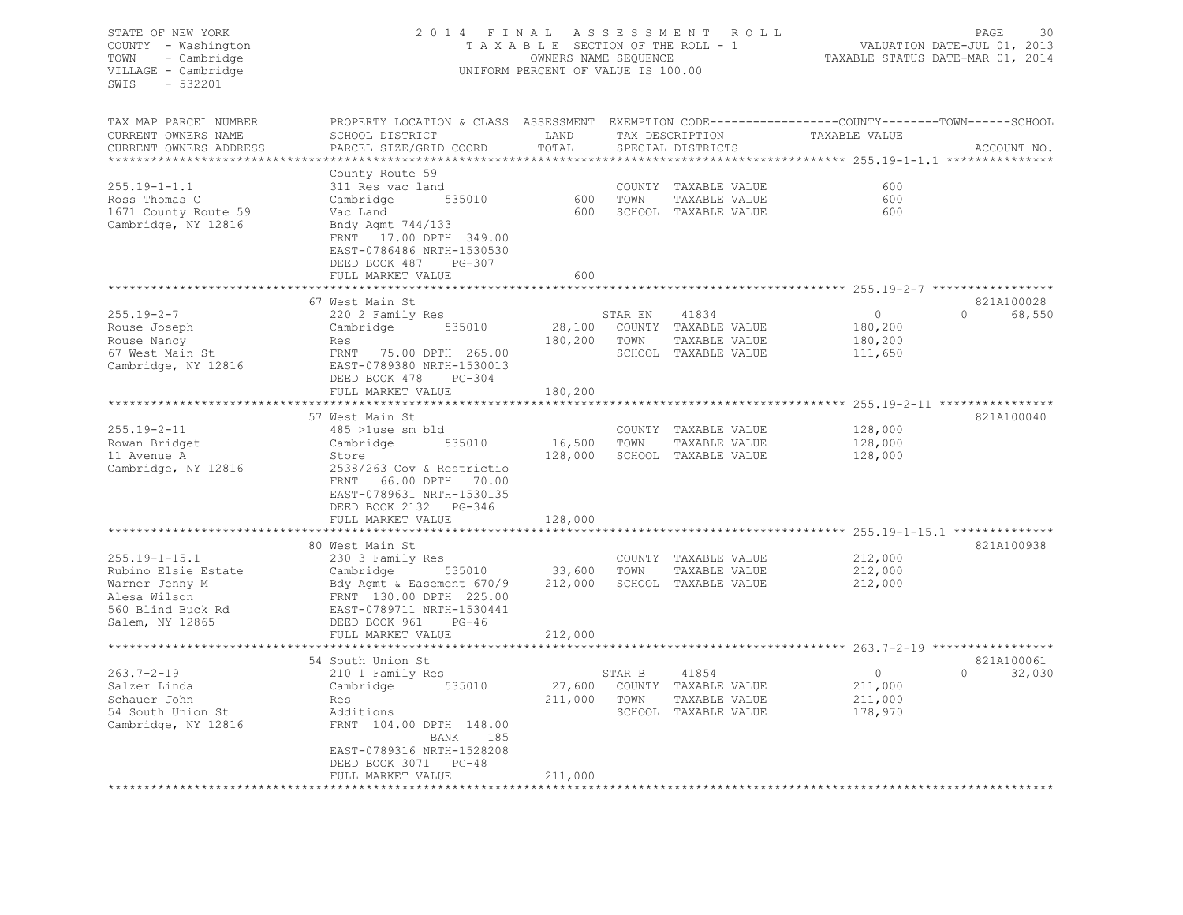STATE OF NEW YORK
COUNTY - Washington
TOWN - Cambridge
VILLAGE - Cambridge
SWIS - 532201

2014 FINAL ASSESSMENT ROLL
TAXABLE SECTION OF THE ROLL - 1
OWNERS NAME SEQUENCE
UNIFORM PERCENT OF VALUE IS 100.00

VALUATION DATE-JUL 01, 2013
TAXABLE STATUS DATE-MAR 01, 2014

| TAX MAP PARCEL NUMBER / CURRENT OWNERS NAME / CURRENT OWNERS ADDRESS | PROPERTY LOCATION & CLASS / SCHOOL DISTRICT / PARCEL SIZE/GRID COORD | ASSESSMENT LAND | ASSESSMENT TOTAL | EXEMPTION CODE / TAX DESCRIPTION / SPECIAL DISTRICTS | COUNTY TAXABLE VALUE | TOWN TAXABLE VALUE | SCHOOL / ACCOUNT NO. |
|---|---|---|---|---|---|---|---|
| **255.19-1-1.1** | County Route 59 | | | | | | |
| 255.19-1-1.1 | 311 Res vac land | | | COUNTY TAXABLE VALUE | 600 | | |
| Ross Thomas C | Cambridge 535010 | 600 | | TOWN TAXABLE VALUE | 600 | | |
| 1671 County Route 59 | Vac Land | | 600 | SCHOOL TAXABLE VALUE | 600 | | |
| Cambridge, NY 12816 | Bndy Agmt 744/133 | | | | | | |
| | FRNT 17.00 DPTH 349.00 | | | | | | |
| | EAST-0786486 NRTH-1530530 | | | | | | |
| | DEED BOOK 487 PG-307 | | | | | | |
| | FULL MARKET VALUE | | 600 | | | | |
| **255.19-2-7** | 67 West Main St | | | | | | 821A100028 |
| 255.19-2-7 | 220 2 Family Res | | | STAR EN 41834 | 0 | 0 | 68,550 |
| Rouse Joseph | Cambridge 535010 | 28,100 | | COUNTY TAXABLE VALUE | 180,200 | | |
| Rouse Nancy | Res | | 180,200 | TOWN TAXABLE VALUE | 180,200 | | |
| 67 West Main St | FRNT 75.00 DPTH 265.00 | | | SCHOOL TAXABLE VALUE | 111,650 | | |
| Cambridge, NY 12816 | EAST-0789380 NRTH-1530013 | | | | | | |
| | DEED BOOK 478 PG-304 | | | | | | |
| | FULL MARKET VALUE | | 180,200 | | | | |
| **255.19-2-11** | 57 West Main St | | | | | | 821A100040 |
| 255.19-2-11 | 485 >1use sm bld | | | COUNTY TAXABLE VALUE | 128,000 | | |
| Rowan Bridget | Cambridge 535010 | 16,500 | | TOWN TAXABLE VALUE | 128,000 | | |
| 11 Avenue A | Store | | 128,000 | SCHOOL TAXABLE VALUE | 128,000 | | |
| Cambridge, NY 12816 | 2538/263 Cov & Restrictio | | | | | | |
| | FRNT 66.00 DPTH 70.00 | | | | | | |
| | EAST-0789631 NRTH-1530135 | | | | | | |
| | DEED BOOK 2132 PG-346 | | | | | | |
| | FULL MARKET VALUE | | 128,000 | | | | |
| **255.19-1-15.1** | 80 West Main St | | | | | | 821A100938 |
| 255.19-1-15.1 | 230 3 Family Res | | | COUNTY TAXABLE VALUE | 212,000 | | |
| Rubino Elsie Estate | Cambridge 535010 | 33,600 | | TOWN TAXABLE VALUE | 212,000 | | |
| Warner Jenny M | Bdy Agmt & Easement 670/9 | | 212,000 | SCHOOL TAXABLE VALUE | 212,000 | | |
| Alesa Wilson | FRNT 130.00 DPTH 225.00 | | | | | | |
| 560 Blind Buck Rd | EAST-0789711 NRTH-1530441 | | | | | | |
| Salem, NY 12865 | DEED BOOK 961 PG-46 | | | | | | |
| | FULL MARKET VALUE | | 212,000 | | | | |
| **263.7-2-19** | 54 South Union St | | | | | | 821A100061 |
| 263.7-2-19 | 210 1 Family Res | | | STAR B 41854 | 0 | 0 | 32,030 |
| Salzer Linda | Cambridge 535010 | 27,600 | | COUNTY TAXABLE VALUE | 211,000 | | |
| Schauer John | Res | | 211,000 | TOWN TAXABLE VALUE | 211,000 | | |
| 54 South Union St | Additions | | | SCHOOL TAXABLE VALUE | 178,970 | | |
| Cambridge, NY 12816 | FRNT 104.00 DPTH 148.00 | | | | | | |
| | BANK 185 | | | | | | |
| | EAST-0789316 NRTH-1528208 | | | | | | |
| | DEED BOOK 3071 PG-48 | | | | | | |
| | FULL MARKET VALUE | | 211,000 | | | | |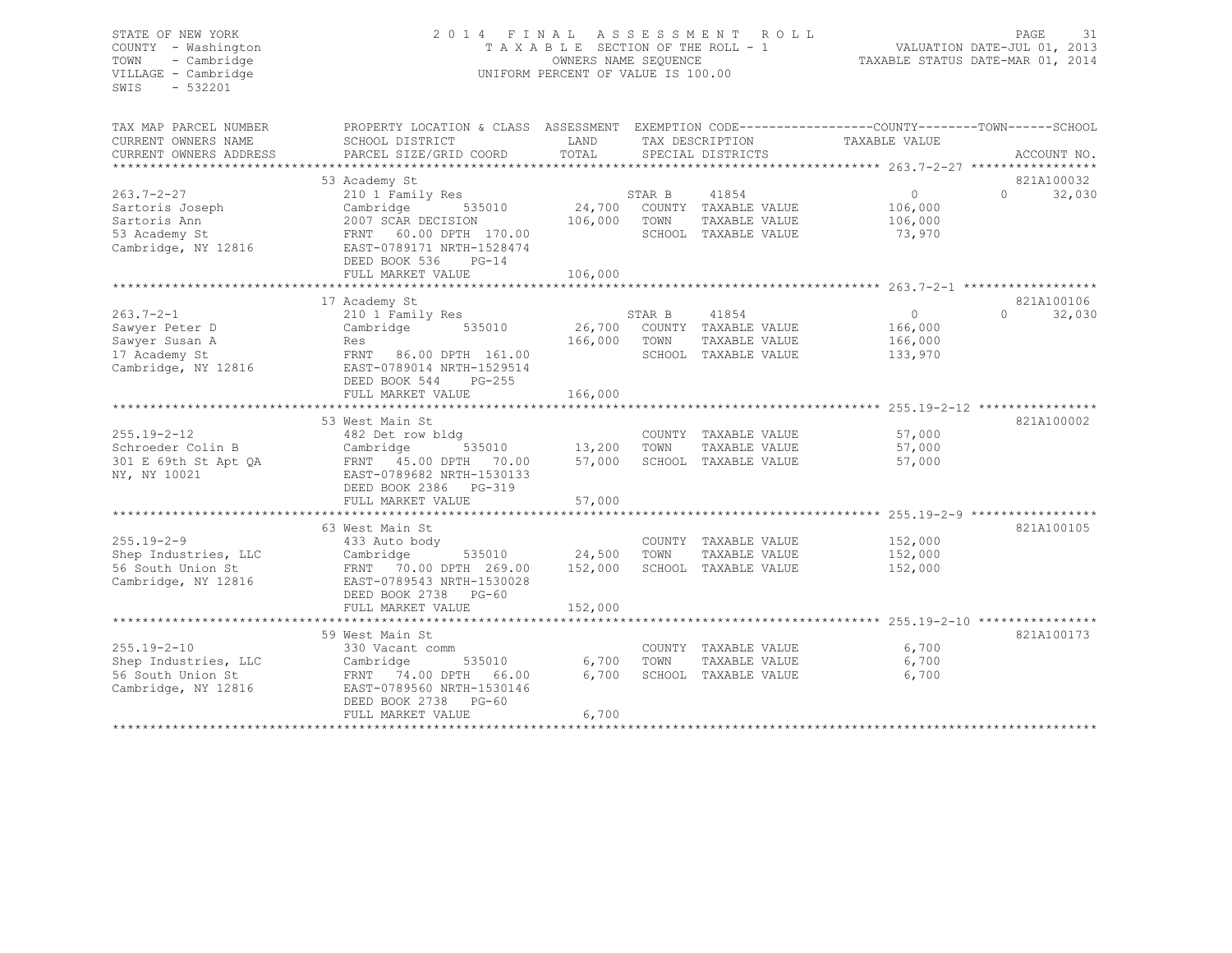STATE OF NEW YORK
COUNTY - Washington
TOWN - Cambridge
VILLAGE - Cambridge
SWIS - 532201

2014 FINAL ASSESSMENT ROLL
TAXABLE SECTION OF THE ROLL - 1
OWNERS NAME SEQUENCE
UNIFORM PERCENT OF VALUE IS 100.00

VALUATION DATE-JUL 01, 2013
TAXABLE STATUS DATE-MAR 01, 2014

| TAX MAP PARCEL NUMBER / CURRENT OWNERS NAME / CURRENT OWNERS ADDRESS | PROPERTY LOCATION & CLASS / SCHOOL DISTRICT / PARCEL SIZE/GRID COORD | ASSESSMENT LAND / TOTAL | EXEMPTION CODE / TAX DESCRIPTION / SPECIAL DISTRICTS | COUNTY / TOWN TAXABLE VALUE | SCHOOL / ACCOUNT NO. |
|---|---|---|---|---|---|
| **263.7-2-27** | 53 Academy St | | | | 821A100032 |
| Sartoris Joseph | 210 1 Family Res | | STAR B 41854 | 0 | 0 32,030 |
| Sartoris Ann | Cambridge 535010 | 24,700 | COUNTY TAXABLE VALUE | 106,000 | |
| 53 Academy St | 2007 SCAR DECISION | 106,000 | TOWN TAXABLE VALUE | 106,000 | |
| Cambridge, NY 12816 | FRNT 60.00 DPTH 170.00 | | SCHOOL TAXABLE VALUE | 73,970 | |
| | EAST-0789171 NRTH-1528474 | | | | |
| | DEED BOOK 536 PG-14 | | | | |
| | FULL MARKET VALUE | 106,000 | | | |
| **263.7-2-1** | 17 Academy St | | | | 821A100106 |
| Sawyer Peter D | 210 1 Family Res | | STAR B 41854 | 0 | 0 32,030 |
| Sawyer Susan A | Cambridge 535010 | 26,700 | COUNTY TAXABLE VALUE | 166,000 | |
| 17 Academy St | Res | 166,000 | TOWN TAXABLE VALUE | 166,000 | |
| Cambridge, NY 12816 | FRNT 86.00 DPTH 161.00 | | SCHOOL TAXABLE VALUE | 133,970 | |
| | EAST-0789014 NRTH-1529514 | | | | |
| | DEED BOOK 544 PG-255 | | | | |
| | FULL MARKET VALUE | 166,000 | | | |
| **255.19-2-12** | 53 West Main St | | | | 821A100002 |
| Schroeder Colin B | 482 Det row bldg | | COUNTY TAXABLE VALUE | 57,000 | |
| 301 E 69th St Apt QA | Cambridge 535010 | 13,200 | TOWN TAXABLE VALUE | 57,000 | |
| NY, NY 10021 | FRNT 45.00 DPTH 70.00 | 57,000 | SCHOOL TAXABLE VALUE | 57,000 | |
| | EAST-0789682 NRTH-1530133 | | | | |
| | DEED BOOK 2386 PG-319 | | | | |
| | FULL MARKET VALUE | 57,000 | | | |
| **255.19-2-9** | 63 West Main St | | | | 821A100105 |
| Shep Industries, LLC | 433 Auto body | | COUNTY TAXABLE VALUE | 152,000 | |
| 56 South Union St | Cambridge 535010 | 24,500 | TOWN TAXABLE VALUE | 152,000 | |
| Cambridge, NY 12816 | FRNT 70.00 DPTH 269.00 | 152,000 | SCHOOL TAXABLE VALUE | 152,000 | |
| | EAST-0789543 NRTH-1530028 | | | | |
| | DEED BOOK 2738 PG-60 | | | | |
| | FULL MARKET VALUE | 152,000 | | | |
| **255.19-2-10** | 59 West Main St | | | | 821A100173 |
| Shep Industries, LLC | 330 Vacant comm | | COUNTY TAXABLE VALUE | 6,700 | |
| 56 South Union St | Cambridge 535010 | 6,700 | TOWN TAXABLE VALUE | 6,700 | |
| Cambridge, NY 12816 | FRNT 74.00 DPTH 66.00 | 6,700 | SCHOOL TAXABLE VALUE | 6,700 | |
| | EAST-0789560 NRTH-1530146 | | | | |
| | DEED BOOK 2738 PG-60 | | | | |
| | FULL MARKET VALUE | 6,700 | | | |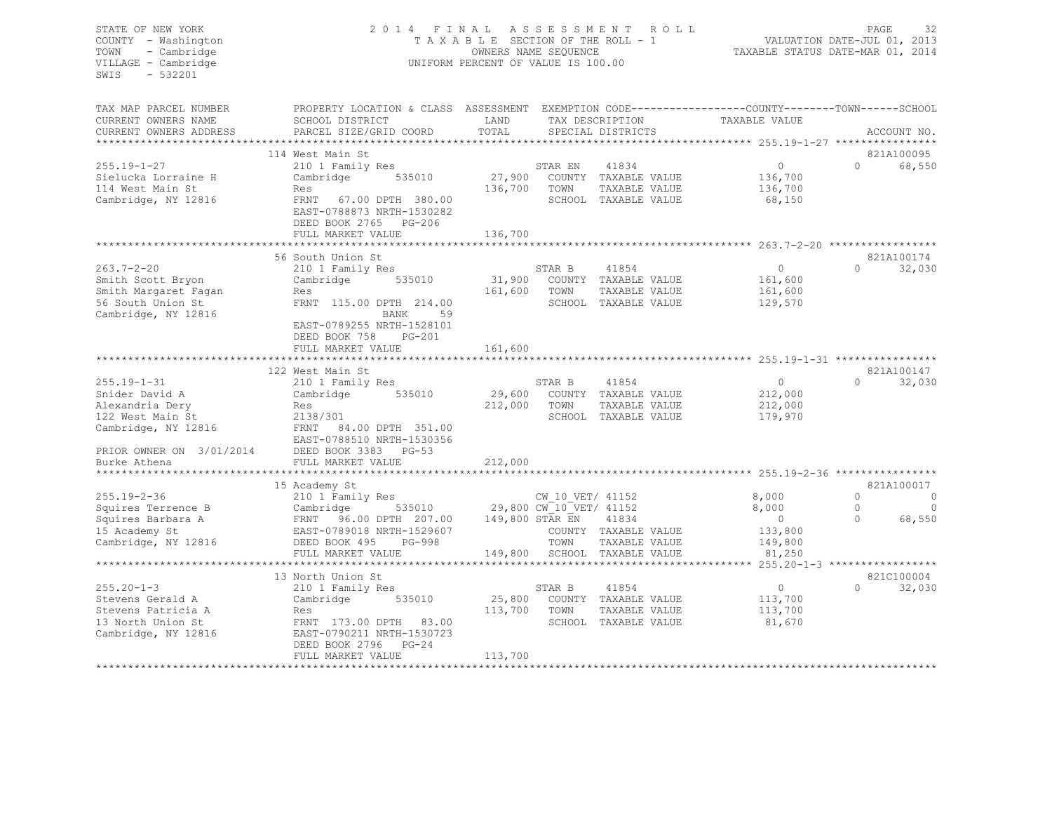STATE OF NEW YORK
COUNTY - Washington
TOWN - Cambridge
VILLAGE - Cambridge
SWIS - 532201

2014 FINAL ASSESSMENT ROLL
TAXABLE SECTION OF THE ROLL - 1
OWNERS NAME SEQUENCE
UNIFORM PERCENT OF VALUE IS 100.00

VALUATION DATE-JUL 01, 2013
TAXABLE STATUS DATE-MAR 01, 2014

| TAX MAP PARCEL NUMBER / CURRENT OWNERS NAME / CURRENT OWNERS ADDRESS | PROPERTY LOCATION & CLASS / SCHOOL DISTRICT / PARCEL SIZE/GRID COORD | ASSESSMENT LAND / TOTAL | EXEMPTION CODE / TAX DESCRIPTION / SPECIAL DISTRICTS | COUNTY TAXABLE VALUE | TOWN | SCHOOL / ACCOUNT NO. |
|---|---|---|---|---|---|---|
| | 114 West Main St | | | | | 821A100095 |
| 255.19-1-27 | 210 1 Family Res | | STAR EN 41834 | 0 | 0 | 68,550 |
| Sielucka Lorraine H | Cambridge 535010 | 27,900 | COUNTY TAXABLE VALUE | 136,700 | | |
| 114 West Main St | Res | 136,700 | TOWN TAXABLE VALUE | 136,700 | | |
| Cambridge, NY 12816 | FRNT 67.00 DPTH 380.00 | | SCHOOL TAXABLE VALUE | 68,150 | | |
| | EAST-0788873 NRTH-1530282 | | | | | |
| | DEED BOOK 2765 PG-206 | | | | | |
| | FULL MARKET VALUE | 136,700 | | | | |
| | 56 South Union St | | | | | 821A100174 |
| 263.7-2-20 | 210 1 Family Res | | STAR B 41854 | 0 | 0 | 32,030 |
| Smith Scott Bryon | Cambridge 535010 | 31,900 | COUNTY TAXABLE VALUE | 161,600 | | |
| Smith Margaret Fagan | Res | 161,600 | TOWN TAXABLE VALUE | 161,600 | | |
| 56 South Union St | FRNT 115.00 DPTH 214.00 | | SCHOOL TAXABLE VALUE | 129,570 | | |
| Cambridge, NY 12816 | BANK 59 | | | | | |
| | EAST-0789255 NRTH-1528101 | | | | | |
| | DEED BOOK 758 PG-201 | | | | | |
| | FULL MARKET VALUE | 161,600 | | | | |
| | 122 West Main St | | | | | 821A100147 |
| 255.19-1-31 | 210 1 Family Res | | STAR B 41854 | 0 | 0 | 32,030 |
| Snider David A | Cambridge 535010 | 29,600 | COUNTY TAXABLE VALUE | 212,000 | | |
| Alexandria Dery | Res | 212,000 | TOWN TAXABLE VALUE | 212,000 | | |
| 122 West Main St | 2138/301 | | SCHOOL TAXABLE VALUE | 179,970 | | |
| Cambridge, NY 12816 | FRNT 84.00 DPTH 351.00 | | | | | |
| | EAST-0788510 NRTH-1530356 | | | | | |
| PRIOR OWNER ON 3/01/2014 | DEED BOOK 3383 PG-53 | | | | | |
| Burke Athena | FULL MARKET VALUE | 212,000 | | | | |
| | 15 Academy St | | | | | 821A100017 |
| 255.19-2-36 | 210 1 Family Res | | CW_10_VET/ 41152 | 8,000 | 0 | 0 |
| Squires Terrence B | Cambridge 535010 | 29,800 | CW_10_VET/ 41152 | 8,000 | 0 | 0 |
| Squires Barbara A | FRNT 96.00 DPTH 207.00 | 149,800 | STAR EN 41834 | 0 | 0 | 68,550 |
| 15 Academy St | EAST-0789018 NRTH-1529607 | | COUNTY TAXABLE VALUE | 133,800 | | |
| Cambridge, NY 12816 | DEED BOOK 495 PG-998 | | TOWN TAXABLE VALUE | 149,800 | | |
| | FULL MARKET VALUE | 149,800 | SCHOOL TAXABLE VALUE | 81,250 | | |
| | 13 North Union St | | | | | 821C100004 |
| 255.20-1-3 | 210 1 Family Res | | STAR B 41854 | 0 | 0 | 32,030 |
| Stevens Gerald A | Cambridge 535010 | 25,800 | COUNTY TAXABLE VALUE | 113,700 | | |
| Stevens Patricia A | Res | 113,700 | TOWN TAXABLE VALUE | 113,700 | | |
| 13 North Union St | FRNT 173.00 DPTH 83.00 | | SCHOOL TAXABLE VALUE | 81,670 | | |
| Cambridge, NY 12816 | EAST-0790211 NRTH-1530723 | | | | | |
| | DEED BOOK 2796 PG-24 | | | | | |
| | FULL MARKET VALUE | 113,700 | | | | |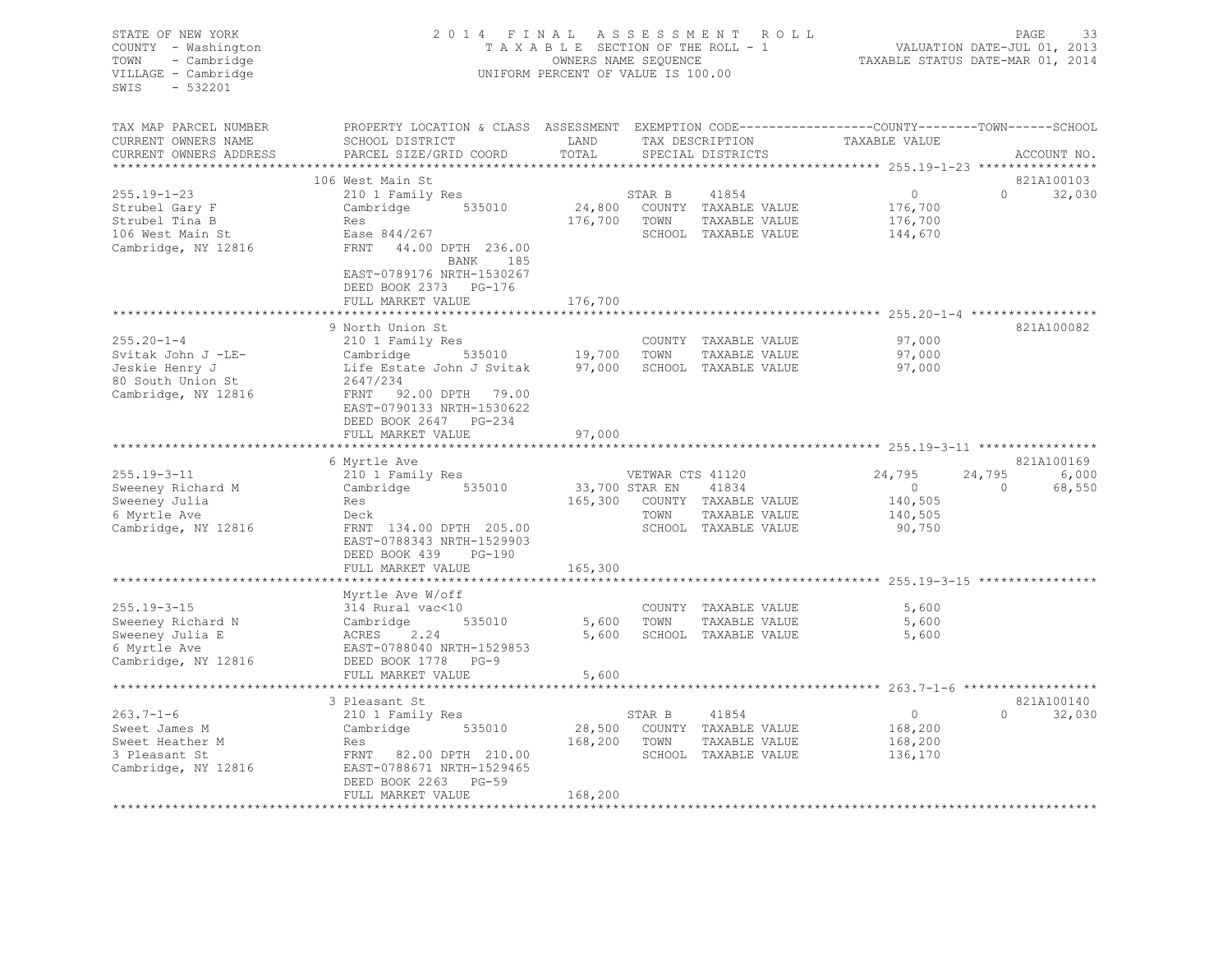STATE OF NEW YORK
COUNTY - Washington
TOWN - Cambridge
VILLAGE - Cambridge
SWIS - 532201

2014 FINAL ASSESSMENT ROLL
TAXABLE SECTION OF THE ROLL - 1
OWNERS NAME SEQUENCE
UNIFORM PERCENT OF VALUE IS 100.00

VALUATION DATE-JUL 01, 2013
TAXABLE STATUS DATE-MAR 01, 2014

| TAX MAP PARCEL NUMBER / CURRENT OWNERS NAME / CURRENT OWNERS ADDRESS | PROPERTY LOCATION & CLASS / SCHOOL DISTRICT / PARCEL SIZE/GRID COORD | LAND / ASSESSMENT TOTAL | EXEMPTION CODE / TAX DESCRIPTION / SPECIAL DISTRICTS | COUNTY TAXABLE VALUE | TOWN | SCHOOL | ACCOUNT NO. |
|---|---|---|---|---|---|---|---|
| **255.19-1-23** | 106 West Main St | | | | | | 821A100103 |
| Strubel Gary F | 210 1 Family Res | | STAR B 41854 | 0 | 0 | 32,030 | |
| Strubel Tina B | Cambridge 535010 | 24,800 | COUNTY TAXABLE VALUE | 176,700 | | | |
| 106 West Main St | Res | 176,700 | TOWN TAXABLE VALUE | 176,700 | | | |
| Cambridge, NY 12816 | Ease 844/267 | | SCHOOL TAXABLE VALUE | 144,670 | | | |
| | FRNT 44.00 DPTH 236.00 BANK 185 | | | | | | |
| | EAST-0789176 NRTH-1530267 | | | | | | |
| | DEED BOOK 2373 PG-176 | | | | | | |
| | FULL MARKET VALUE | 176,700 | | | | | |
| **255.20-1-4** | 9 North Union St | | | | | | 821A100082 |
| Svitak John J -LE- | 210 1 Family Res | | COUNTY TAXABLE VALUE | 97,000 | | | |
| Jeskie Henry J | Cambridge 535010 | 19,700 | TOWN TAXABLE VALUE | 97,000 | | | |
| 80 South Union St | Life Estate John J Svitak | 97,000 | SCHOOL TAXABLE VALUE | 97,000 | | | |
| Cambridge, NY 12816 | 2647/234 | | | | | | |
| | FRNT 92.00 DPTH 79.00 | | | | | | |
| | EAST-0790133 NRTH-1530622 | | | | | | |
| | DEED BOOK 2647 PG-234 | | | | | | |
| | FULL MARKET VALUE | 97,000 | | | | | |
| **255.19-3-11** | 6 Myrtle Ave | | | | | | 821A100169 |
| Sweeney Richard M | 210 1 Family Res | | VETWAR CTS 41120 | 24,795 | 24,795 | 6,000 | |
| Sweeney Julia | Cambridge 535010 | 33,700 | STAR EN 41834 | 0 | 0 | 68,550 | |
| 6 Myrtle Ave | Res | 165,300 | COUNTY TAXABLE VALUE | 140,505 | | | |
| Cambridge, NY 12816 | Deck | | TOWN TAXABLE VALUE | 140,505 | | | |
| | FRNT 134.00 DPTH 205.00 | | SCHOOL TAXABLE VALUE | 90,750 | | | |
| | EAST-0788343 NRTH-1529903 | | | | | | |
| | DEED BOOK 439 PG-190 | | | | | | |
| | FULL MARKET VALUE | 165,300 | | | | | |
| **255.19-3-15** | Myrtle Ave W/off | | | | | | |
| Sweeney Richard N | 314 Rural vac<10 | | COUNTY TAXABLE VALUE | 5,600 | | | |
| Sweeney Julia E | Cambridge 535010 | 5,600 | TOWN TAXABLE VALUE | 5,600 | | | |
| 6 Myrtle Ave | ACRES 2.24 | 5,600 | SCHOOL TAXABLE VALUE | 5,600 | | | |
| Cambridge, NY 12816 | EAST-0788040 NRTH-1529853 | | | | | | |
| | DEED BOOK 1778 PG-9 | | | | | | |
| | FULL MARKET VALUE | 5,600 | | | | | |
| **263.7-1-6** | 3 Pleasant St | | | | | | 821A100140 |
| Sweet James M | 210 1 Family Res | | STAR B 41854 | 0 | 0 | 32,030 | |
| Sweet Heather M | Cambridge 535010 | 28,500 | COUNTY TAXABLE VALUE | 168,200 | | | |
| 3 Pleasant St | Res | 168,200 | TOWN TAXABLE VALUE | 168,200 | | | |
| Cambridge, NY 12816 | FRNT 82.00 DPTH 210.00 | | SCHOOL TAXABLE VALUE | 136,170 | | | |
| | EAST-0788671 NRTH-1529465 | | | | | | |
| | DEED BOOK 2263 PG-59 | | | | | | |
| | FULL MARKET VALUE | 168,200 | | | | | |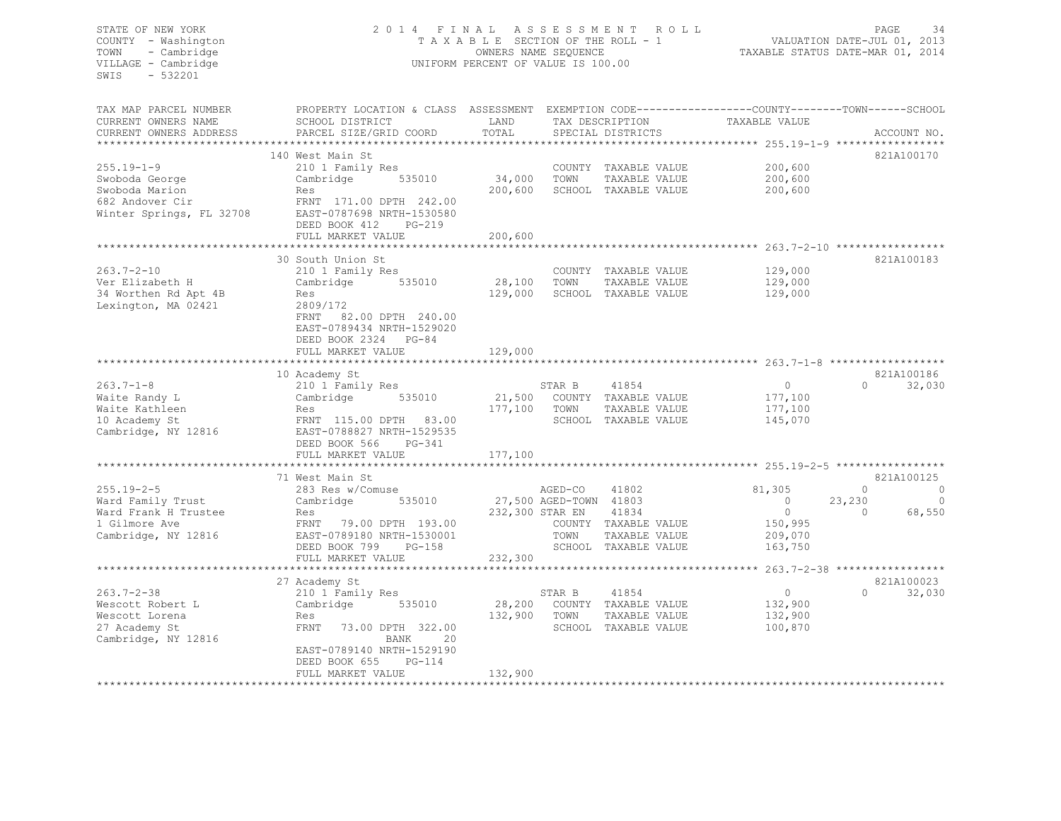STATE OF NEW YORK
COUNTY - Washington
TOWN - Cambridge
VILLAGE - Cambridge
SWIS - 532201

2014 FINAL ASSESSMENT ROLL
TAXABLE SECTION OF THE ROLL - 1
OWNERS NAME SEQUENCE
UNIFORM PERCENT OF VALUE IS 100.00

VALUATION DATE-JUL 01, 2013
TAXABLE STATUS DATE-MAR 01, 2014

| TAX MAP PARCEL NUMBER / CURRENT OWNERS NAME / CURRENT OWNERS ADDRESS | PROPERTY LOCATION & CLASS / SCHOOL DISTRICT / PARCEL SIZE/GRID COORD | ASSESSMENT LAND | TOTAL | EXEMPTION CODE / TAX DESCRIPTION / SPECIAL DISTRICTS | COUNTY TAXABLE VALUE | TOWN | SCHOOL | ACCOUNT NO. |
|---|---|---|---|---|---|---|---|---|
| **255.19-1-9** | 140 West Main St | | | | | | | 821A100170 |
| 255.19-1-9 | 210 1 Family Res | | | COUNTY TAXABLE VALUE | 200,600 | | | |
| Swoboda George | Cambridge 535010 | 34,000 | | TOWN TAXABLE VALUE | 200,600 | | | |
| Swoboda Marion | Res | | 200,600 | SCHOOL TAXABLE VALUE | 200,600 | | | |
| 682 Andover Cir | FRNT 171.00 DPTH 242.00 | | | | | | | |
| Winter Springs, FL 32708 | EAST-0787698 NRTH-1530580 | | | | | | | |
| | DEED BOOK 412 PG-219 | | | | | | | |
| | FULL MARKET VALUE | | 200,600 | | | | | |
| **263.7-2-10** | 30 South Union St | | | | | | | 821A100183 |
| 263.7-2-10 | 210 1 Family Res | | | COUNTY TAXABLE VALUE | 129,000 | | | |
| Ver Elizabeth H | Cambridge 535010 | 28,100 | | TOWN TAXABLE VALUE | 129,000 | | | |
| 34 Worthen Rd Apt 4B | Res | | 129,000 | SCHOOL TAXABLE VALUE | 129,000 | | | |
| Lexington, MA 02421 | 2809/172 | | | | | | | |
| | FRNT 82.00 DPTH 240.00 | | | | | | | |
| | EAST-0789434 NRTH-1529020 | | | | | | | |
| | DEED BOOK 2324 PG-84 | | | | | | | |
| | FULL MARKET VALUE | | 129,000 | | | | | |
| **263.7-1-8** | 10 Academy St | | | | | | | 821A100186 |
| 263.7-1-8 | 210 1 Family Res | | | STAR B 41854 | 0 | 0 | 32,030 | |
| Waite Randy L | Cambridge 535010 | 21,500 | | COUNTY TAXABLE VALUE | 177,100 | | | |
| Waite Kathleen | Res | | 177,100 | TOWN TAXABLE VALUE | 177,100 | | | |
| 10 Academy St | FRNT 115.00 DPTH 83.00 | | | SCHOOL TAXABLE VALUE | 145,070 | | | |
| Cambridge, NY 12816 | EAST-0788827 NRTH-1529535 | | | | | | | |
| | DEED BOOK 566 PG-341 | | | | | | | |
| | FULL MARKET VALUE | | 177,100 | | | | | |
| **255.19-2-5** | 71 West Main St | | | | | | | 821A100125 |
| 255.19-2-5 | 283 Res w/Comuse | | | AGED-CO 41802 | 81,305 | 0 | 0 | |
| Ward Family Trust | Cambridge 535010 | 27,500 | | AGED-TOWN 41803 | 0 | 23,230 | 0 | |
| Ward Frank H Trustee | Res | | 232,300 | STAR EN 41834 | 0 | 0 | 68,550 | |
| 1 Gilmore Ave | FRNT 79.00 DPTH 193.00 | | | COUNTY TAXABLE VALUE | 150,995 | | | |
| Cambridge, NY 12816 | EAST-0789180 NRTH-1530001 | | | TOWN TAXABLE VALUE | 209,070 | | | |
| | DEED BOOK 799 PG-158 | | | SCHOOL TAXABLE VALUE | 163,750 | | | |
| | FULL MARKET VALUE | | 232,300 | | | | | |
| **263.7-2-38** | 27 Academy St | | | | | | | 821A100023 |
| 263.7-2-38 | 210 1 Family Res | | | STAR B 41854 | 0 | 0 | 32,030 | |
| Wescott Robert L | Cambridge 535010 | 28,200 | | COUNTY TAXABLE VALUE | 132,900 | | | |
| Wescott Lorena | Res | | 132,900 | TOWN TAXABLE VALUE | 132,900 | | | |
| 27 Academy St | FRNT 73.00 DPTH 322.00 | | | SCHOOL TAXABLE VALUE | 100,870 | | | |
| Cambridge, NY 12816 | BANK 20 | | | | | | | |
| | EAST-0789140 NRTH-1529190 | | | | | | | |
| | DEED BOOK 655 PG-114 | | | | | | | |
| | FULL MARKET VALUE | | 132,900 | | | | | |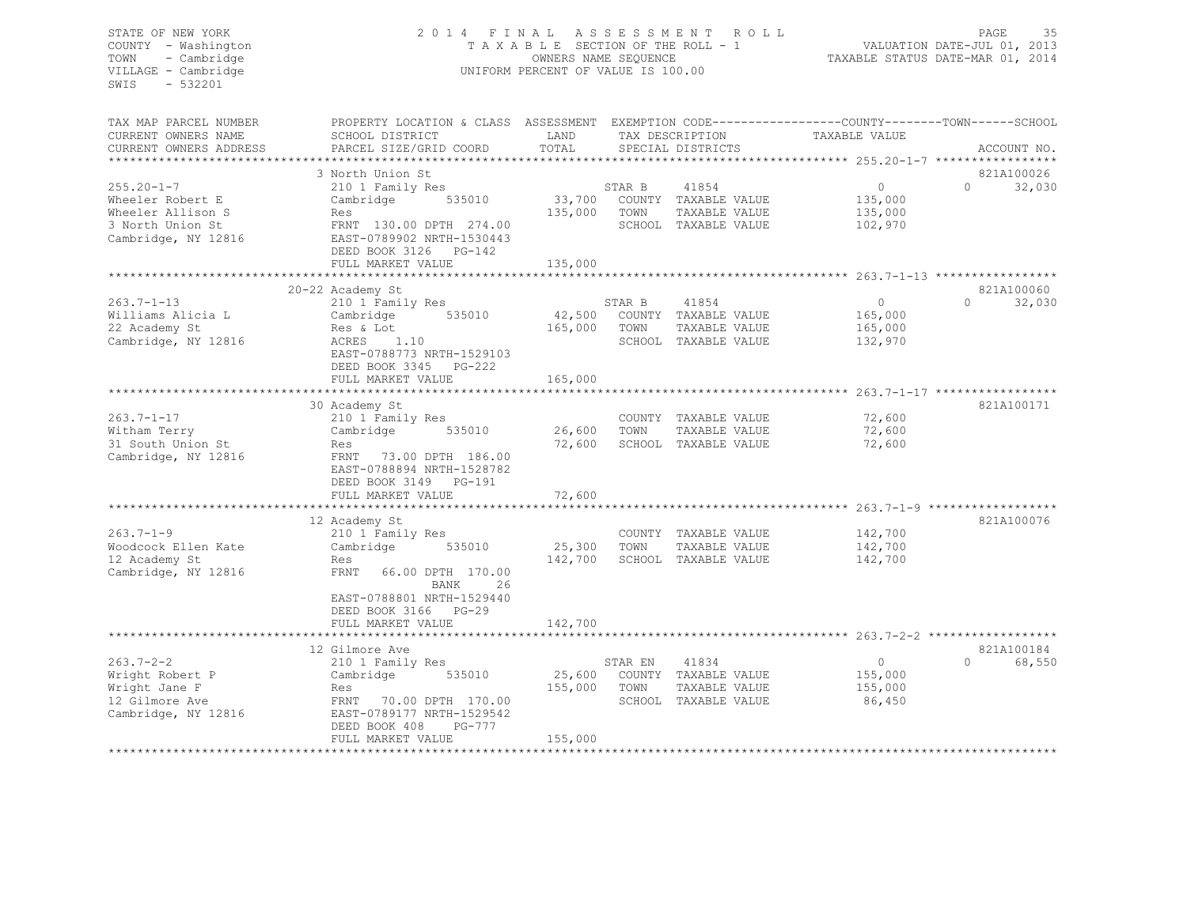STATE OF NEW YORK
COUNTY - Washington
TOWN - Cambridge
VILLAGE - Cambridge
SWIS - 532201

2014 FINAL ASSESSMENT ROLL
TAXABLE SECTION OF THE ROLL - 1
OWNERS NAME SEQUENCE
UNIFORM PERCENT OF VALUE IS 100.00

VALUATION DATE-JUL 01, 2013
TAXABLE STATUS DATE-MAR 01, 2014

| TAX MAP PARCEL NUMBER / CURRENT OWNERS NAME / CURRENT OWNERS ADDRESS | PROPERTY LOCATION & CLASS / SCHOOL DISTRICT / PARCEL SIZE/GRID COORD | ASSESSMENT LAND / TOTAL | EXEMPTION CODE / TAX DESCRIPTION / SPECIAL DISTRICTS | COUNTY / TOWN TAXABLE VALUE | SCHOOL / ACCOUNT NO. |
|---|---|---|---|---|---|
| 255.20-1-7 | 3 North Union St | | | | 821A100026 |
| | 210 1 Family Res | | STAR B 41854 | 0 | 0 32,030 |
| Wheeler Robert E | Cambridge 535010 | 33,700 | COUNTY TAXABLE VALUE | 135,000 | |
| Wheeler Allison S | Res | 135,000 | TOWN TAXABLE VALUE | 135,000 | |
| 3 North Union St | FRNT 130.00 DPTH 274.00 | | SCHOOL TAXABLE VALUE | 102,970 | |
| Cambridge, NY 12816 | EAST-0789902 NRTH-1530443 | | | | |
| | DEED BOOK 3126 PG-142 | | | | |
| | FULL MARKET VALUE | 135,000 | | | |
| 263.7-1-13 | 20-22 Academy St | | | | 821A100060 |
| | 210 1 Family Res | | STAR B 41854 | 0 | 0 32,030 |
| Williams Alicia L | Cambridge 535010 | 42,500 | COUNTY TAXABLE VALUE | 165,000 | |
| 22 Academy St | Res & Lot | 165,000 | TOWN TAXABLE VALUE | 165,000 | |
| Cambridge, NY 12816 | ACRES 1.10 | | SCHOOL TAXABLE VALUE | 132,970 | |
| | EAST-0788773 NRTH-1529103 | | | | |
| | DEED BOOK 3345 PG-222 | | | | |
| | FULL MARKET VALUE | 165,000 | | | |
| 263.7-1-17 | 30 Academy St | | | | 821A100171 |
| | 210 1 Family Res | | COUNTY TAXABLE VALUE | 72,600 | |
| Witham Terry | Cambridge 535010 | 26,600 | TOWN TAXABLE VALUE | 72,600 | |
| 31 South Union St | Res | 72,600 | SCHOOL TAXABLE VALUE | 72,600 | |
| Cambridge, NY 12816 | FRNT 73.00 DPTH 186.00 | | | | |
| | EAST-0788894 NRTH-1528782 | | | | |
| | DEED BOOK 3149 PG-191 | | | | |
| | FULL MARKET VALUE | 72,600 | | | |
| 263.7-1-9 | 12 Academy St | | | | 821A100076 |
| | 210 1 Family Res | | COUNTY TAXABLE VALUE | 142,700 | |
| Woodcock Ellen Kate | Cambridge 535010 | 25,300 | TOWN TAXABLE VALUE | 142,700 | |
| 12 Academy St | Res | 142,700 | SCHOOL TAXABLE VALUE | 142,700 | |
| Cambridge, NY 12816 | FRNT 66.00 DPTH 170.00 | | | | |
| | BANK 26 | | | | |
| | EAST-0788801 NRTH-1529440 | | | | |
| | DEED BOOK 3166 PG-29 | | | | |
| | FULL MARKET VALUE | 142,700 | | | |
| 263.7-2-2 | 12 Gilmore Ave | | | | 821A100184 |
| | 210 1 Family Res | | STAR EN 41834 | 0 | 0 68,550 |
| Wright Robert P | Cambridge 535010 | 25,600 | COUNTY TAXABLE VALUE | 155,000 | |
| Wright Jane F | Res | 155,000 | TOWN TAXABLE VALUE | 155,000 | |
| 12 Gilmore Ave | FRNT 70.00 DPTH 170.00 | | SCHOOL TAXABLE VALUE | 86,450 | |
| Cambridge, NY 12816 | EAST-0789177 NRTH-1529542 | | | | |
| | DEED BOOK 408 PG-777 | | | | |
| | FULL MARKET VALUE | 155,000 | | | |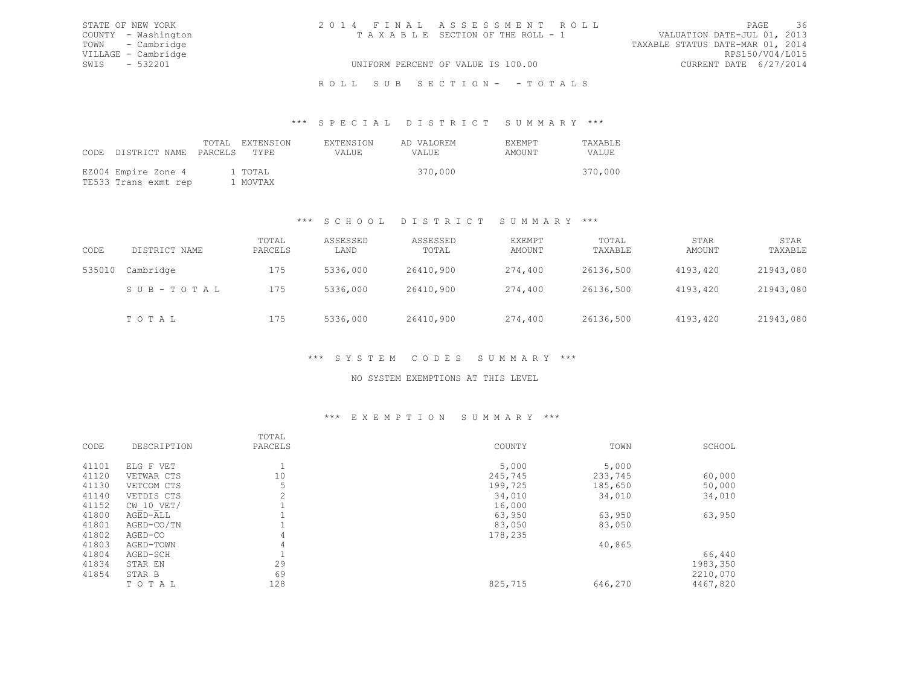STATE OF NEW YORK
COUNTY - Washington
TOWN - Cambridge
VILLAGE - Cambridge
SWIS - 532201

2014 FINAL ASSESSMENT ROLL
TAXABLE SECTION OF THE ROLL - 1
UNIFORM PERCENT OF VALUE IS 100.00

VALUATION DATE-JUL 01, 2013
TAXABLE STATUS DATE-MAR 01, 2014
RPS150/V04/L015
CURRENT DATE 6/27/2014

ROLL SUB SECTION- - TOTALS

### *** SPECIAL DISTRICT SUMMARY ***

| CODE | DISTRICT NAME | TOTAL PARCELS | EXTENSION TYPE | EXTENSION VALUE | AD VALOREM VALUE | EXEMPT AMOUNT | TAXABLE VALUE |
|---|---|---|---|---|---|---|---|
| EZ004 | Empire Zone 4 | 1 | TOTAL | | 370,000 | | 370,000 |
| TE533 | Trans exmt rep | 1 | MOVTAX | | | | |

### *** SCHOOL DISTRICT SUMMARY ***

| CODE | DISTRICT NAME | TOTAL PARCELS | ASSESSED LAND | ASSESSED TOTAL | EXEMPT AMOUNT | TOTAL TAXABLE | STAR AMOUNT | STAR TAXABLE |
|---|---|---|---|---|---|---|---|---|
| 535010 | Cambridge | 175 | 5336,000 | 26410,900 | 274,400 | 26136,500 | 4193,420 | 21943,080 |
| | SUB-TOTAL | 175 | 5336,000 | 26410,900 | 274,400 | 26136,500 | 4193,420 | 21943,080 |
| | TOTAL | 175 | 5336,000 | 26410,900 | 274,400 | 26136,500 | 4193,420 | 21943,080 |

### *** SYSTEM CODES SUMMARY ***

NO SYSTEM EXEMPTIONS AT THIS LEVEL

### *** EXEMPTION SUMMARY ***

| CODE | DESCRIPTION | TOTAL PARCELS | COUNTY | TOWN | SCHOOL |
|---|---|---|---|---|---|
| 41101 | ELG F VET | 1 | 5,000 | 5,000 | |
| 41120 | VETWAR CTS | 10 | 245,745 | 233,745 | 60,000 |
| 41130 | VETCOM CTS | 5 | 199,725 | 185,650 | 50,000 |
| 41140 | VETDIS CTS | 2 | 34,010 | 34,010 | 34,010 |
| 41152 | CW_10_VET/ | 1 | 16,000 | | |
| 41800 | AGED-ALL | 1 | 63,950 | 63,950 | 63,950 |
| 41801 | AGED-CO/TN | 1 | 83,050 | 83,050 | |
| 41802 | AGED-CO | 4 | 178,235 | | |
| 41803 | AGED-TOWN | 4 | | 40,865 | |
| 41804 | AGED-SCH | 1 | | | 66,440 |
| 41834 | STAR EN | 29 | | | 1983,350 |
| 41854 | STAR B | 69 | | | 2210,070 |
| | TOTAL | 128 | 825,715 | 646,270 | 4467,820 |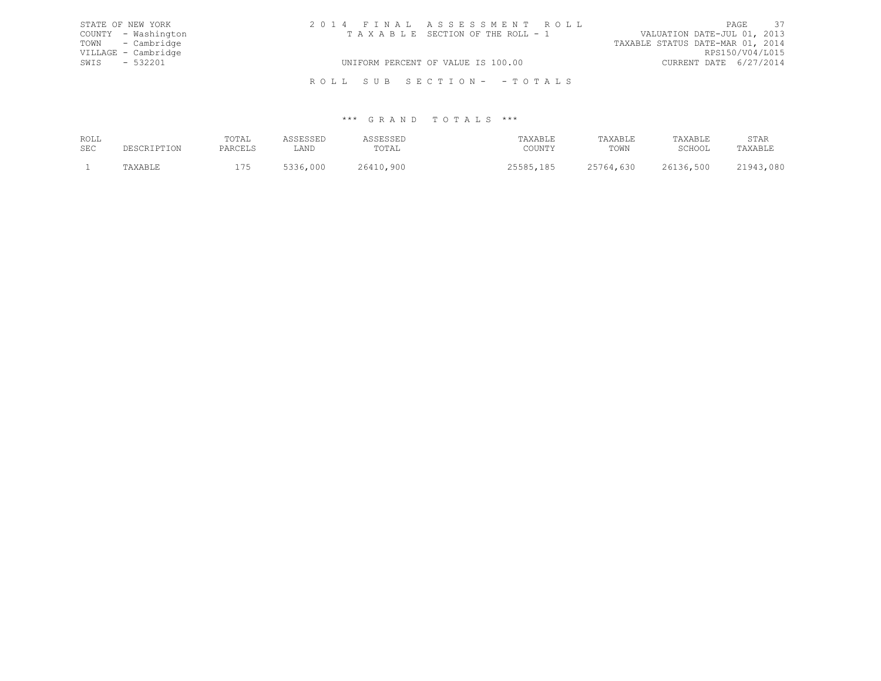STATE OF NEW YORK
COUNTY - Washington
TOWN - Cambridge
VILLAGE - Cambridge
SWIS - 532201

2014 FINAL ASSESSMENT ROLL
TAXABLE SECTION OF THE ROLL - 1

VALUATION DATE-JUL 01, 2013
TAXABLE STATUS DATE-MAR 01, 2014
RPS150/V04/L015
CURRENT DATE 6/27/2014

UNIFORM PERCENT OF VALUE IS 100.00

ROLL SUB SECTION- - TOTALS

*** GRAND TOTALS ***

| ROLL SEC | DESCRIPTION | TOTAL PARCELS | ASSESSED LAND | ASSESSED TOTAL | TAXABLE COUNTY | TAXABLE TOWN | TAXABLE SCHOOL | STAR TAXABLE |
|---|---|---|---|---|---|---|---|---|
| 1 | TAXABLE | 175 | 5336,000 | 26410,900 | 25585,185 | 25764,630 | 26136,500 | 21943,080 |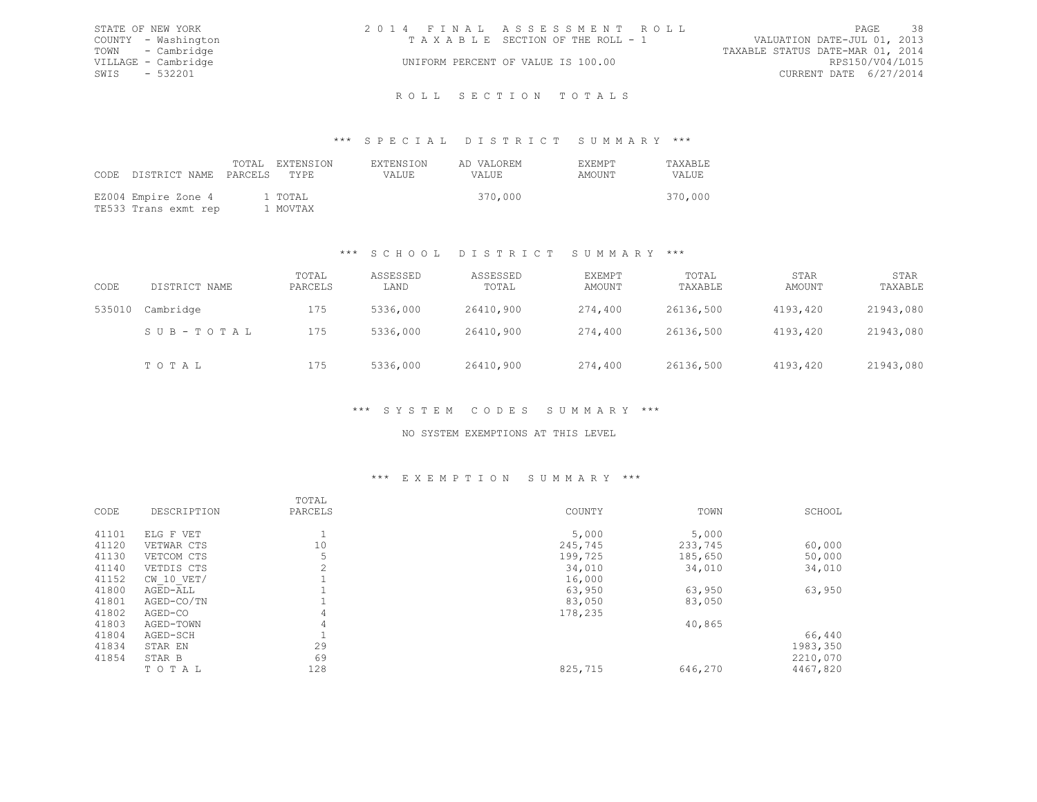STATE OF NEW YORK
COUNTY - Washington
TOWN - Cambridge
VILLAGE - Cambridge
SWIS - 532201

# 2014 FINAL ASSESSMENT ROLL

TAXABLE SECTION OF THE ROLL - 1

UNIFORM PERCENT OF VALUE IS 100.00

VALUATION DATE-JUL 01, 2013
TAXABLE STATUS DATE-MAR 01, 2014
RPS150/V04/L015
CURRENT DATE 6/27/2014

## ROLL SECTION TOTALS

### *** SPECIAL DISTRICT SUMMARY ***

| CODE | DISTRICT NAME | TOTAL PARCELS | EXTENSION TYPE | EXTENSION VALUE | AD VALOREM VALUE | EXEMPT AMOUNT | TAXABLE VALUE |
|---|---|---|---|---|---|---|---|
| EZ004 | Empire Zone 4 | 1 | TOTAL | | 370,000 | | 370,000 |
| TE533 | Trans exmt rep | 1 | MOVTAX | | | | |

### *** SCHOOL DISTRICT SUMMARY ***

| CODE | DISTRICT NAME | TOTAL PARCELS | ASSESSED LAND | ASSESSED TOTAL | EXEMPT AMOUNT | TOTAL TAXABLE | STAR AMOUNT | STAR TAXABLE |
|---|---|---|---|---|---|---|---|---|
| 535010 | Cambridge | 175 | 5336,000 | 26410,900 | 274,400 | 26136,500 | 4193,420 | 21943,080 |
| | SUB-TOTAL | 175 | 5336,000 | 26410,900 | 274,400 | 26136,500 | 4193,420 | 21943,080 |
| | TOTAL | 175 | 5336,000 | 26410,900 | 274,400 | 26136,500 | 4193,420 | 21943,080 |

### *** SYSTEM CODES SUMMARY ***

NO SYSTEM EXEMPTIONS AT THIS LEVEL

### *** EXEMPTION SUMMARY ***

| CODE | DESCRIPTION | TOTAL PARCELS | COUNTY | TOWN | SCHOOL |
|---|---|---|---|---|---|
| 41101 | ELG F VET | 1 | 5,000 | 5,000 | |
| 41120 | VETWAR CTS | 10 | 245,745 | 233,745 | 60,000 |
| 41130 | VETCOM CTS | 5 | 199,725 | 185,650 | 50,000 |
| 41140 | VETDIS CTS | 2 | 34,010 | 34,010 | 34,010 |
| 41152 | CW_10_VET/ | 1 | 16,000 | | |
| 41800 | AGED-ALL | 1 | 63,950 | 63,950 | 63,950 |
| 41801 | AGED-CO/TN | 1 | 83,050 | 83,050 | |
| 41802 | AGED-CO | 4 | 178,235 | | |
| 41803 | AGED-TOWN | 4 | | 40,865 | |
| 41804 | AGED-SCH | 1 | | | 66,440 |
| 41834 | STAR EN | 29 | | | 1983,350 |
| 41854 | STAR B | 69 | | | 2210,070 |
| | TOTAL | 128 | 825,715 | 646,270 | 4467,820 |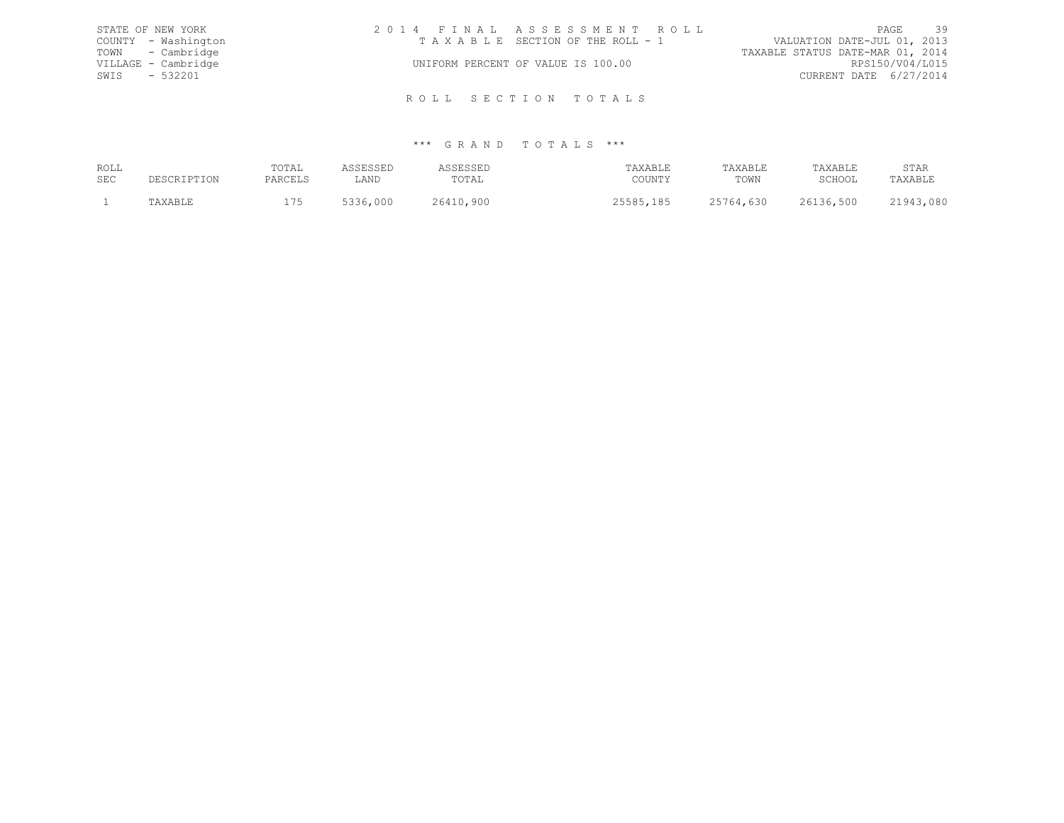STATE OF NEW YORK
COUNTY - Washington
TOWN - Cambridge
VILLAGE - Cambridge
SWIS - 532201

2 0 1 4 F I N A L A S S E S S M E N T R O L L
T A X A B L E SECTION OF THE ROLL - 1
UNIFORM PERCENT OF VALUE IS 100.00

VALUATION DATE-JUL 01, 2013
TAXABLE STATUS DATE-MAR 01, 2014
RPS150/V04/L015
CURRENT DATE 6/27/2014

## R O L L S E C T I O N T O T A L S

### *** G R A N D T O T A L S ***

| ROLL SEC | DESCRIPTION | TOTAL PARCELS | ASSESSED LAND | ASSESSED TOTAL | TAXABLE COUNTY | TAXABLE TOWN | TAXABLE SCHOOL | STAR TAXABLE |
|---|---|---|---|---|---|---|---|---|
| 1 | TAXABLE | 175 | 5336,000 | 26410,900 | 25585,185 | 25764,630 | 26136,500 | 21943,080 |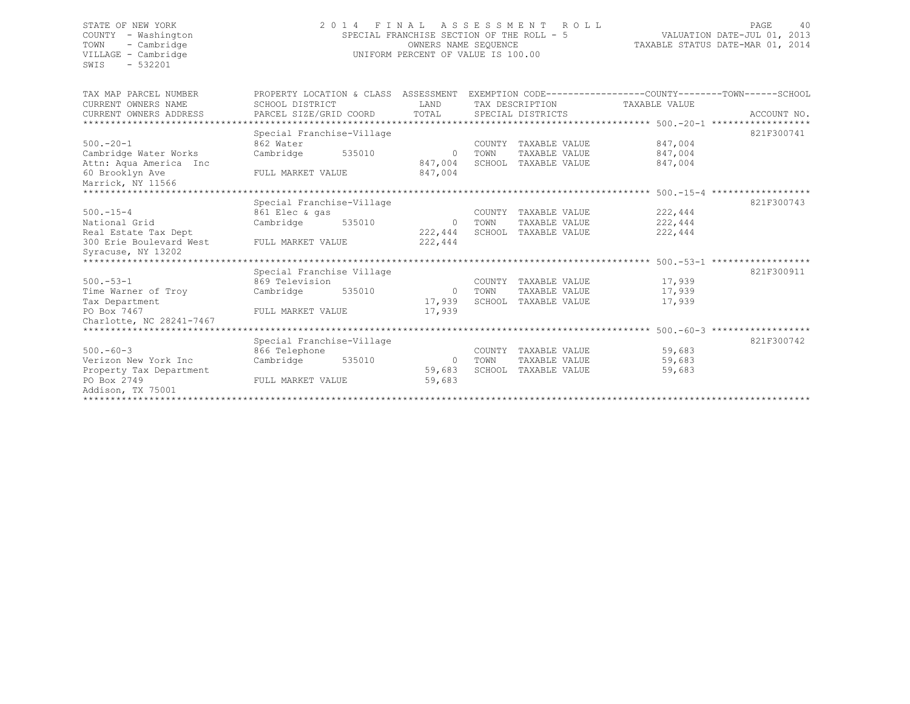STATE OF NEW YORK
COUNTY - Washington
TOWN - Cambridge
VILLAGE - Cambridge
SWIS - 532201

2014 FINAL ASSESSMENT ROLL
SPECIAL FRANCHISE SECTION OF THE ROLL - 5
OWNERS NAME SEQUENCE
UNIFORM PERCENT OF VALUE IS 100.00

VALUATION DATE-JUL 01, 2013
TAXABLE STATUS DATE-MAR 01, 2014

| TAX MAP PARCEL NUMBER / CURRENT OWNERS NAME / CURRENT OWNERS ADDRESS | PROPERTY LOCATION & CLASS / SCHOOL DISTRICT / PARCEL SIZE/GRID COORD | ASSESSMENT LAND / TOTAL | EXEMPTION CODE / TAX DESCRIPTION / SPECIAL DISTRICTS | TAXABLE VALUE | ACCOUNT NO. |
|---|---|---|---|---|---|
| 500.-20-1 | Special Franchise-Village | | | | 821F300741 |
| 500.-20-1 | 862 Water | | COUNTY TAXABLE VALUE | 847,004 | |
| Cambridge Water Works | Cambridge 535010 | 0 | TOWN TAXABLE VALUE | 847,004 | |
| Attn: Aqua America Inc | | 847,004 | SCHOOL TAXABLE VALUE | 847,004 | |
| 60 Brooklyn Ave | FULL MARKET VALUE | 847,004 | | | |
| Marrick, NY 11566 | | | | | |
| 500.-15-4 | Special Franchise-Village | | | | 821F300743 |
| 500.-15-4 | 861 Elec & gas | | COUNTY TAXABLE VALUE | 222,444 | |
| National Grid | Cambridge 535010 | 0 | TOWN TAXABLE VALUE | 222,444 | |
| Real Estate Tax Dept | | 222,444 | SCHOOL TAXABLE VALUE | 222,444 | |
| 300 Erie Boulevard West | FULL MARKET VALUE | 222,444 | | | |
| Syracuse, NY 13202 | | | | | |
| 500.-53-1 | Special Franchise Village | | | | 821F300911 |
| 500.-53-1 | 869 Television | | COUNTY TAXABLE VALUE | 17,939 | |
| Time Warner of Troy | Cambridge 535010 | 0 | TOWN TAXABLE VALUE | 17,939 | |
| Tax Department | | 17,939 | SCHOOL TAXABLE VALUE | 17,939 | |
| PO Box 7467 | FULL MARKET VALUE | 17,939 | | | |
| Charlotte, NC 28241-7467 | | | | | |
| 500.-60-3 | Special Franchise-Village | | | | 821F300742 |
| 500.-60-3 | 866 Telephone | | COUNTY TAXABLE VALUE | 59,683 | |
| Verizon New York Inc | Cambridge 535010 | 0 | TOWN TAXABLE VALUE | 59,683 | |
| Property Tax Department | | 59,683 | SCHOOL TAXABLE VALUE | 59,683 | |
| PO Box 2749 | FULL MARKET VALUE | 59,683 | | | |
| Addison, TX 75001 | | | | | |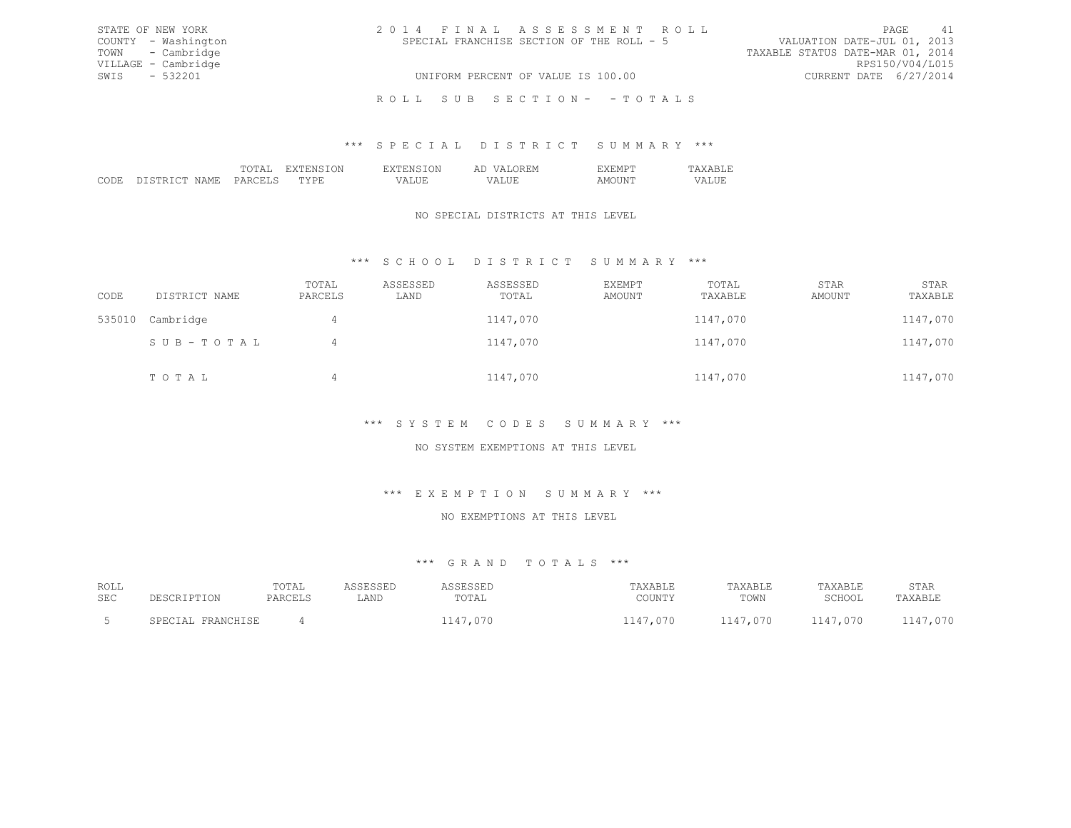STATE OF NEW YORK
COUNTY - Washington
TOWN - Cambridge
VILLAGE - Cambridge
SWIS - 532201

2014 FINAL ASSESSMENT ROLL
SPECIAL FRANCHISE SECTION OF THE ROLL - 5
UNIFORM PERCENT OF VALUE IS 100.00

VALUATION DATE-JUL 01, 2013
TAXABLE STATUS DATE-MAR 01, 2014
RPS150/V04/L015
CURRENT DATE 6/27/2014

ROLL SUB SECTION- - TOTALS

*** SPECIAL DISTRICT SUMMARY ***

| CODE | DISTRICT NAME | TOTAL PARCELS | EXTENSION TYPE | EXTENSION VALUE | AD VALOREM VALUE | EXEMPT AMOUNT | TAXABLE VALUE |
|---|---|---|---|---|---|---|---|

NO SPECIAL DISTRICTS AT THIS LEVEL

*** SCHOOL DISTRICT SUMMARY ***

| CODE | DISTRICT NAME | TOTAL PARCELS | ASSESSED LAND | ASSESSED TOTAL | EXEMPT AMOUNT | TOTAL TAXABLE | STAR AMOUNT | STAR TAXABLE |
|---|---|---|---|---|---|---|---|---|
| 535010 | Cambridge | 4 | | 1147,070 | | 1147,070 | | 1147,070 |
| | SUB-TOTAL | 4 | | 1147,070 | | 1147,070 | | 1147,070 |
| | TOTAL | 4 | | 1147,070 | | 1147,070 | | 1147,070 |

*** SYSTEM CODES SUMMARY ***

NO SYSTEM EXEMPTIONS AT THIS LEVEL

*** EXEMPTION SUMMARY ***

NO EXEMPTIONS AT THIS LEVEL

*** GRAND TOTALS ***

| ROLL SEC | DESCRIPTION | TOTAL PARCELS | ASSESSED LAND | ASSESSED TOTAL | TAXABLE COUNTY | TAXABLE TOWN | TAXABLE SCHOOL | STAR TAXABLE |
|---|---|---|---|---|---|---|---|---|
| 5 | SPECIAL FRANCHISE | 4 | | 1147,070 | 1147,070 | 1147,070 | 1147,070 | 1147,070 |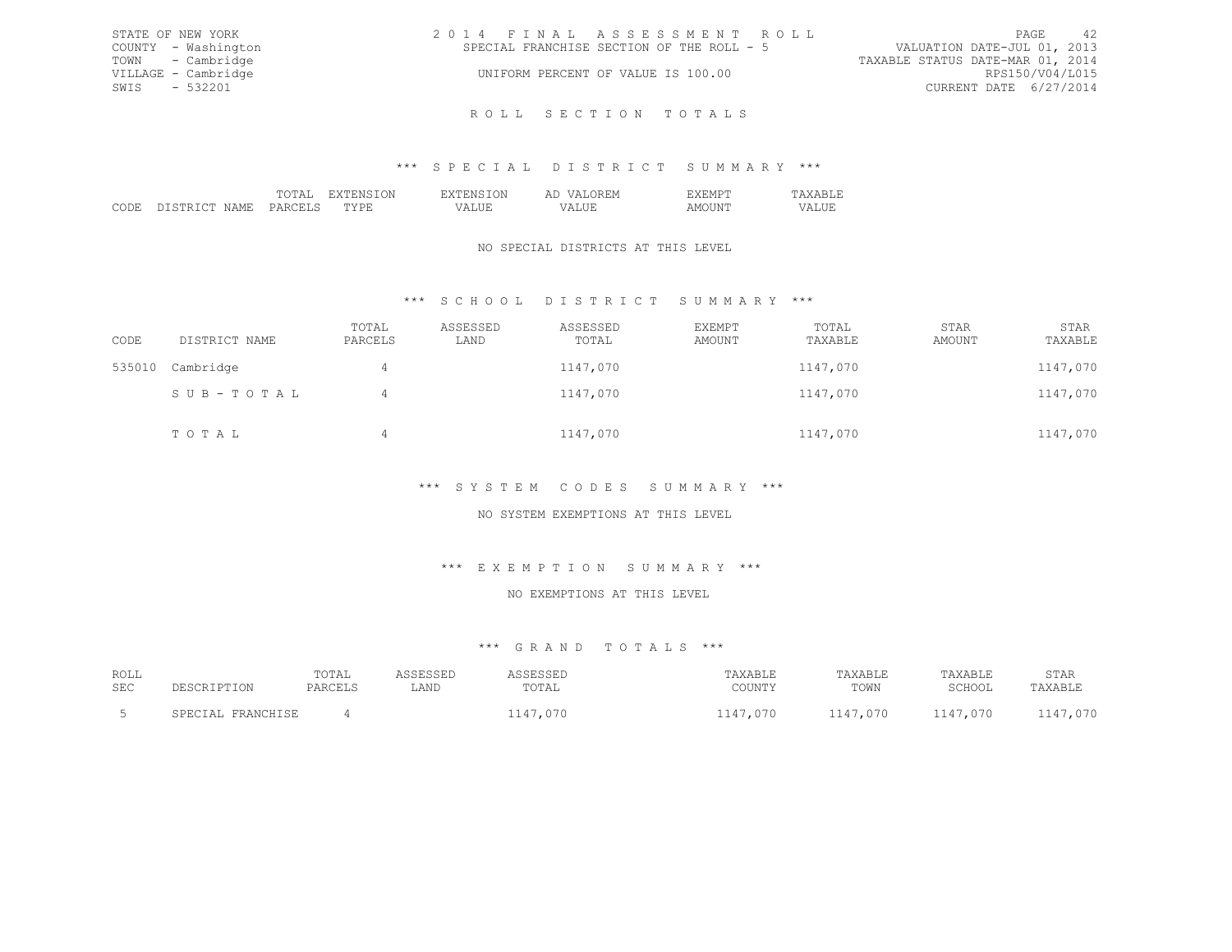STATE OF NEW YORK
COUNTY - Washington
TOWN - Cambridge
VILLAGE - Cambridge
SWIS - 532201

2014 FINAL ASSESSMENT ROLL
SPECIAL FRANCHISE SECTION OF THE ROLL - 5
UNIFORM PERCENT OF VALUE IS 100.00

VALUATION DATE-JUL 01, 2013
TAXABLE STATUS DATE-MAR 01, 2014
RPS150/V04/L015
CURRENT DATE 6/27/2014

## ROLL SECTION TOTALS

### *** SPECIAL DISTRICT SUMMARY ***

| CODE | DISTRICT NAME | TOTAL PARCELS | EXTENSION TYPE | EXTENSION VALUE | AD VALOREM VALUE | EXEMPT AMOUNT | TAXABLE VALUE |
|---|---|---|---|---|---|---|---|

NO SPECIAL DISTRICTS AT THIS LEVEL

### *** SCHOOL DISTRICT SUMMARY ***

| CODE | DISTRICT NAME | TOTAL PARCELS | ASSESSED LAND | ASSESSED TOTAL | EXEMPT AMOUNT | TOTAL TAXABLE | STAR AMOUNT | STAR TAXABLE |
|---|---|---|---|---|---|---|---|---|
| 535010 | Cambridge | 4 | | 1147,070 | | 1147,070 | | 1147,070 |
| | SUB-TOTAL | 4 | | 1147,070 | | 1147,070 | | 1147,070 |
| | TOTAL | 4 | | 1147,070 | | 1147,070 | | 1147,070 |

### *** SYSTEM CODES SUMMARY ***

NO SYSTEM EXEMPTIONS AT THIS LEVEL

### *** EXEMPTION SUMMARY ***

NO EXEMPTIONS AT THIS LEVEL

### *** GRAND TOTALS ***

| ROLL SEC | DESCRIPTION | TOTAL PARCELS | ASSESSED LAND | ASSESSED TOTAL | TAXABLE COUNTY | TAXABLE TOWN | TAXABLE SCHOOL | STAR TAXABLE |
|---|---|---|---|---|---|---|---|---|
| 5 | SPECIAL FRANCHISE | 4 | | 1147,070 | 1147,070 | 1147,070 | 1147,070 | 1147,070 |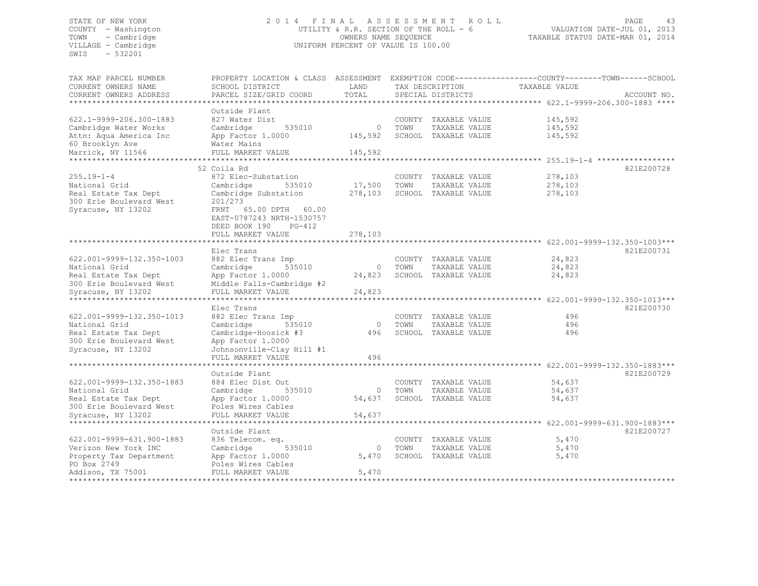STATE OF NEW YORK
COUNTY - Washington
TOWN - Cambridge
VILLAGE - Cambridge
SWIS - 532201

2014 FINAL ASSESSMENT ROLL
UTILITY & R.R. SECTION OF THE ROLL - 6
OWNERS NAME SEQUENCE
UNIFORM PERCENT OF VALUE IS 100.00

VALUATION DATE-JUL 01, 2013
TAXABLE STATUS DATE-MAR 01, 2014

| TAX MAP PARCEL NUMBER / CURRENT OWNERS NAME / CURRENT OWNERS ADDRESS | PROPERTY LOCATION & CLASS / SCHOOL DISTRICT / PARCEL SIZE/GRID COORD | ASSESSMENT LAND | TOTAL | EXEMPTION CODE / TAX DESCRIPTION / SPECIAL DISTRICTS | TAXABLE VALUE (COUNTY / TOWN / SCHOOL) | ACCOUNT NO. |
|---|---|---|---|---|---|---|
| 622.1-9999-206.300-1883 | Outside Plant | | | | | |
| 622.1-9999-206.300-1883 | 827 Water Dist | | | COUNTY TAXABLE VALUE | 145,592 | |
| Cambridge Water Works | Cambridge 535010 | 0 | | TOWN TAXABLE VALUE | 145,592 | |
| Attn: Aqua America Inc | App Factor 1.0000 | | 145,592 | SCHOOL TAXABLE VALUE | 145,592 | |
| 60 Brooklyn Ave | Water Mains | | | | | |
| Marrick, NY 11566 | FULL MARKET VALUE | | 145,592 | | | |
| 255.19-1-4 | 52 Coila Rd | | | | | 821E200728 |
| 255.19-1-4 | 872 Elec-Substation | | | COUNTY TAXABLE VALUE | 278,103 | |
| National Grid | Cambridge 535010 | 17,500 | | TOWN TAXABLE VALUE | 278,103 | |
| Real Estate Tax Dept | Cambridge Substation | | 278,103 | SCHOOL TAXABLE VALUE | 278,103 | |
| 300 Erie Boulevard West | 201/273 | | | | | |
| Syracuse, NY 13202 | FRNT 65.00 DPTH 60.00 | | | | | |
| | EAST-0787243 NRTH-1530757 | | | | | |
| | DEED BOOK 190 PG-412 | | | | | |
| | FULL MARKET VALUE | | 278,103 | | | |
| 622.001-9999-132.350-1003 | Elec Trans | | | | | 821E200731 |
| 622.001-9999-132.350-1003 | 882 Elec Trans Imp | | | COUNTY TAXABLE VALUE | 24,823 | |
| National Grid | Cambridge 535010 | 0 | | TOWN TAXABLE VALUE | 24,823 | |
| Real Estate Tax Dept | App Factor 1.0000 | | 24,823 | SCHOOL TAXABLE VALUE | 24,823 | |
| 300 Erie Boulevard West | Middle Falls-Cambridge #2 | | | | | |
| Syracuse, NY 13202 | FULL MARKET VALUE | | 24,823 | | | |
| 622.001-9999-132.350-1013 | Elec Trans | | | | | 821E200730 |
| 622.001-9999-132.350-1013 | 882 Elec Trans Imp | | | COUNTY TAXABLE VALUE | 496 | |
| National Grid | Cambridge 535010 | 0 | | TOWN TAXABLE VALUE | 496 | |
| Real Estate Tax Dept | Cambridge-Hoosick #3 | | 496 | SCHOOL TAXABLE VALUE | 496 | |
| 300 Erie Boulevard West | App Factor 1.0000 | | | | | |
| Syracuse, NY 13202 | Johnsonville-Clay Hill #1 | | | | | |
| | FULL MARKET VALUE | | 496 | | | |
| 622.001-9999-132.350-1883 | Outside Plant | | | | | 821E200729 |
| 622.001-9999-132.350-1883 | 884 Elec Dist Out | | | COUNTY TAXABLE VALUE | 54,637 | |
| National Grid | Cambridge 535010 | 0 | | TOWN TAXABLE VALUE | 54,637 | |
| Real Estate Tax Dept | App Factor 1.0000 | | 54,637 | SCHOOL TAXABLE VALUE | 54,637 | |
| 300 Erie Boulevard West | Poles Wires Cables | | | | | |
| Syracuse, NY 13202 | FULL MARKET VALUE | | 54,637 | | | |
| 622.001-9999-631.900-1883 | Outside Plant | | | | | 821E200727 |
| 622.001-9999-631.900-1883 | 836 Telecom. eq. | | | COUNTY TAXABLE VALUE | 5,470 | |
| Verizon New York INC | Cambridge 535010 | 0 | | TOWN TAXABLE VALUE | 5,470 | |
| Property Tax Department | App Factor 1.0000 | | 5,470 | SCHOOL TAXABLE VALUE | 5,470 | |
| PO Box 2749 | Poles Wires Cables | | | | | |
| Addison, TX 75001 | FULL MARKET VALUE | | 5,470 | | | |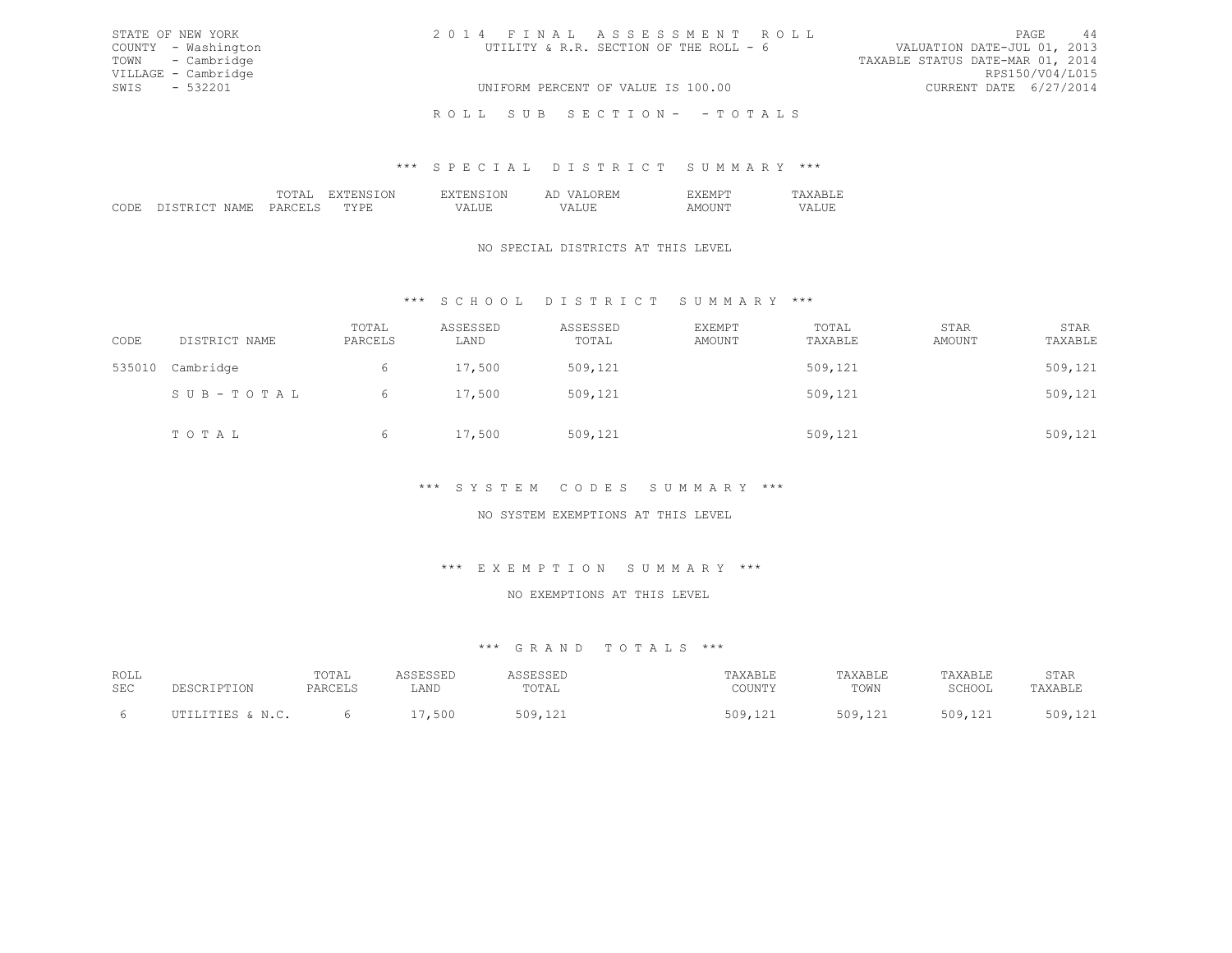STATE OF NEW YORK
COUNTY - Washington
TOWN - Cambridge
VILLAGE - Cambridge
SWIS - 532201

2014 FINAL ASSESSMENT ROLL
UTILITY & R.R. SECTION OF THE ROLL - 6
UNIFORM PERCENT OF VALUE IS 100.00

VALUATION DATE-JUL 01, 2013
TAXABLE STATUS DATE-MAR 01, 2014
RPS150/V04/L015
CURRENT DATE 6/27/2014

ROLL SUB SECTION- - TOTALS

## *** SPECIAL DISTRICT SUMMARY ***

| CODE | DISTRICT NAME | TOTAL PARCELS | EXTENSION TYPE | EXTENSION VALUE | AD VALOREM VALUE | EXEMPT AMOUNT | TAXABLE VALUE |
|---|---|---|---|---|---|---|---|

NO SPECIAL DISTRICTS AT THIS LEVEL

## *** SCHOOL DISTRICT SUMMARY ***

| CODE | DISTRICT NAME | TOTAL PARCELS | ASSESSED LAND | ASSESSED TOTAL | EXEMPT AMOUNT | TOTAL TAXABLE | STAR AMOUNT | STAR TAXABLE |
|---|---|---|---|---|---|---|---|---|
| 535010 | Cambridge | 6 | 17,500 | 509,121 | | 509,121 | | 509,121 |
| | SUB-TOTAL | 6 | 17,500 | 509,121 | | 509,121 | | 509,121 |
| | TOTAL | 6 | 17,500 | 509,121 | | 509,121 | | 509,121 |

## *** SYSTEM CODES SUMMARY ***

NO SYSTEM EXEMPTIONS AT THIS LEVEL

## *** EXEMPTION SUMMARY ***

NO EXEMPTIONS AT THIS LEVEL

## *** GRAND TOTALS ***

| ROLL SEC | DESCRIPTION | TOTAL PARCELS | ASSESSED LAND | ASSESSED TOTAL | TAXABLE COUNTY | TAXABLE TOWN | TAXABLE SCHOOL | STAR TAXABLE |
|---|---|---|---|---|---|---|---|---|
| 6 | UTILITIES & N.C. | 6 | 17,500 | 509,121 | 509,121 | 509,121 | 509,121 | 509,121 |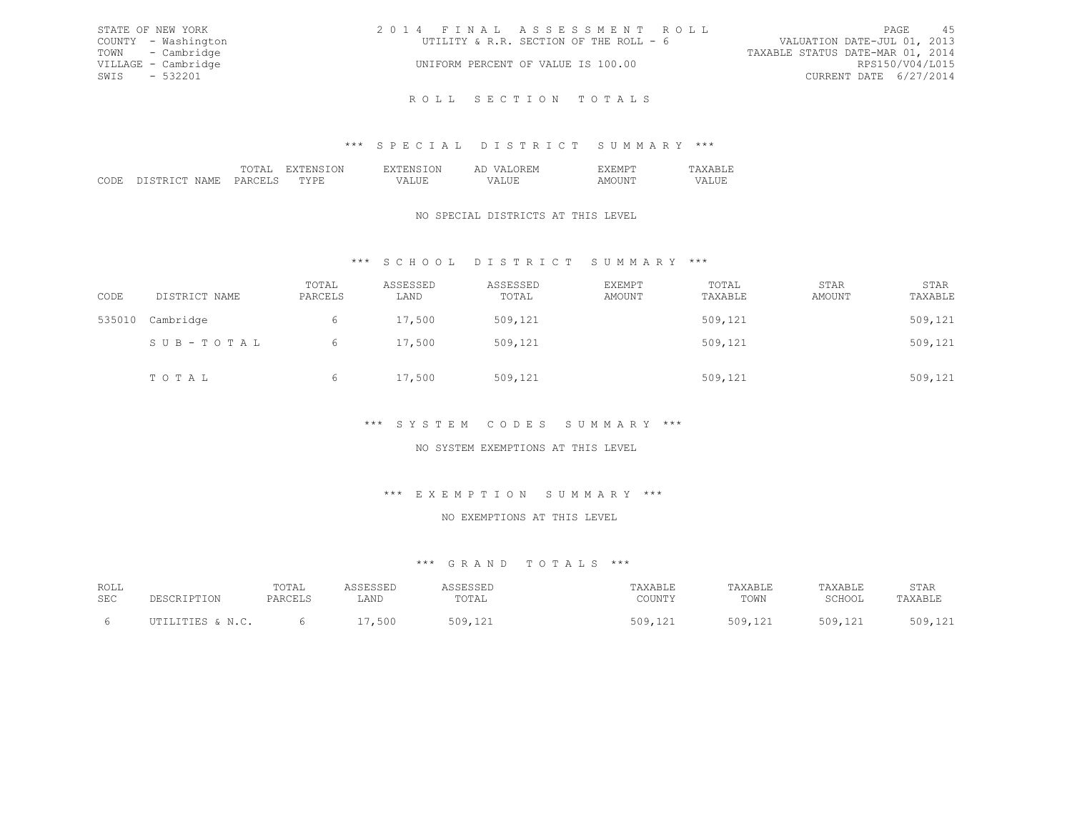STATE OF NEW YORK
COUNTY - Washington
TOWN - Cambridge
VILLAGE - Cambridge
SWIS - 532201

# 2014 FINAL ASSESSMENT ROLL

UTILITY & R.R. SECTION OF THE ROLL - 6

UNIFORM PERCENT OF VALUE IS 100.00

VALUATION DATE-JUL 01, 2013
TAXABLE STATUS DATE-MAR 01, 2014
RPS150/V04/L015
CURRENT DATE 6/27/2014

## ROLL SECTION TOTALS

### *** SPECIAL DISTRICT SUMMARY ***

| CODE | DISTRICT NAME | TOTAL PARCELS | EXTENSION TYPE | EXTENSION VALUE | AD VALOREM VALUE | EXEMPT AMOUNT | TAXABLE VALUE |
|---|---|---|---|---|---|---|---|

NO SPECIAL DISTRICTS AT THIS LEVEL

### *** SCHOOL DISTRICT SUMMARY ***

| CODE | DISTRICT NAME | TOTAL PARCELS | ASSESSED LAND | ASSESSED TOTAL | EXEMPT AMOUNT | TOTAL TAXABLE | STAR AMOUNT | STAR TAXABLE |
|---|---|---|---|---|---|---|---|---|
| 535010 | Cambridge | 6 | 17,500 | 509,121 | | 509,121 | | 509,121 |
| | SUB-TOTAL | 6 | 17,500 | 509,121 | | 509,121 | | 509,121 |
| | TOTAL | 6 | 17,500 | 509,121 | | 509,121 | | 509,121 |

### *** SYSTEM CODES SUMMARY ***

NO SYSTEM EXEMPTIONS AT THIS LEVEL

### *** EXEMPTION SUMMARY ***

NO EXEMPTIONS AT THIS LEVEL

### *** GRAND TOTALS ***

| ROLL SEC | DESCRIPTION | TOTAL PARCELS | ASSESSED LAND | ASSESSED TOTAL | TAXABLE COUNTY | TAXABLE TOWN | TAXABLE SCHOOL | STAR TAXABLE |
|---|---|---|---|---|---|---|---|---|
| 6 | UTILITIES & N.C. | 6 | 17,500 | 509,121 | 509,121 | 509,121 | 509,121 | 509,121 |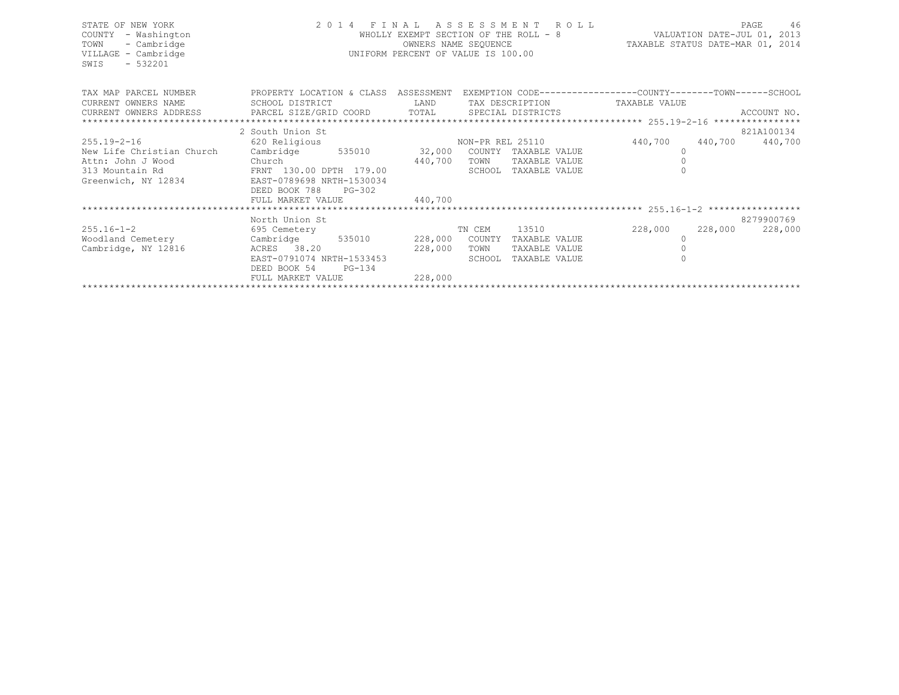STATE OF NEW YORK
COUNTY - Washington
TOWN - Cambridge
VILLAGE - Cambridge
SWIS - 532201

# 2014 FINAL ASSESSMENT ROLL

WHOLLY EXEMPT SECTION OF THE ROLL - 8
OWNERS NAME SEQUENCE
UNIFORM PERCENT OF VALUE IS 100.00

VALUATION DATE-JUL 01, 2013
TAXABLE STATUS DATE-MAR 01, 2014

| TAX MAP PARCEL NUMBER / CURRENT OWNERS NAME / CURRENT OWNERS ADDRESS | PROPERTY LOCATION & CLASS / SCHOOL DISTRICT / PARCEL SIZE/GRID COORD | ASSESSMENT LAND | ASSESSMENT TOTAL | EXEMPTION CODE / TAX DESCRIPTION / SPECIAL DISTRICTS | COUNTY TAXABLE VALUE | TOWN | SCHOOL | ACCOUNT NO. |
|---|---|---|---|---|---|---|---|---|
| 255.19-2-16 | 2 South Union St | | | | | | | 821A100134 |
| | 620 Religious | | | NON-PR REL 25110 | 440,700 | 440,700 | 440,700 | |
| New Life Christian Church | Cambridge 535010 | 32,000 | | COUNTY TAXABLE VALUE | 0 | | | |
| Attn: John J Wood | Church | | 440,700 | TOWN TAXABLE VALUE | 0 | | | |
| 313 Mountain Rd | FRNT 130.00 DPTH 179.00 | | | SCHOOL TAXABLE VALUE | 0 | | | |
| Greenwich, NY 12834 | EAST-0789698 NRTH-1530034 | | | | | | | |
| | DEED BOOK 788 PG-302 | | | | | | | |
| | FULL MARKET VALUE | | 440,700 | | | | | |
| 255.16-1-2 | North Union St | | | | | | | 8279900769 |
| | 695 Cemetery | | | TN CEM 13510 | 228,000 | 228,000 | 228,000 | |
| Woodland Cemetery | Cambridge 535010 | 228,000 | | COUNTY TAXABLE VALUE | 0 | | | |
| Cambridge, NY 12816 | ACRES 38.20 | | 228,000 | TOWN TAXABLE VALUE | 0 | | | |
| | EAST-0791074 NRTH-1533453 | | | SCHOOL TAXABLE VALUE | 0 | | | |
| | DEED BOOK 54 PG-134 | | | | | | | |
| | FULL MARKET VALUE | | 228,000 | | | | | |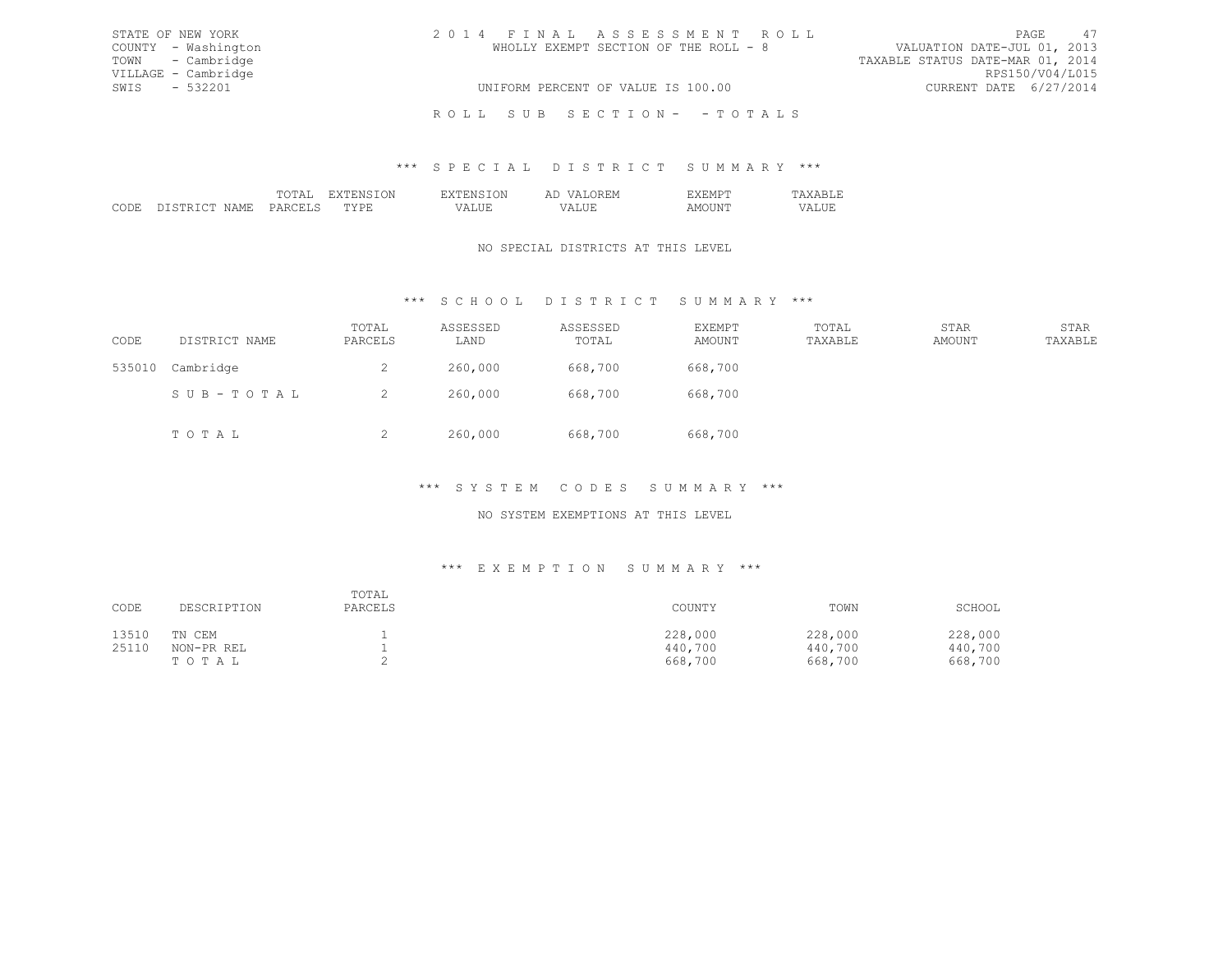STATE OF NEW YORK
COUNTY - Washington
TOWN - Cambridge
VILLAGE - Cambridge
SWIS - 532201

2014 FINAL ASSESSMENT ROLL
WHOLLY EXEMPT SECTION OF THE ROLL - 8
UNIFORM PERCENT OF VALUE IS 100.00

VALUATION DATE-JUL 01, 2013
TAXABLE STATUS DATE-MAR 01, 2014
RPS150/V04/L015
CURRENT DATE 6/27/2014

ROLL SUB SECTION- - TOTALS

### *** SPECIAL DISTRICT SUMMARY ***

| CODE | DISTRICT NAME | TOTAL PARCELS | EXTENSION TYPE | EXTENSION VALUE | AD VALOREM VALUE | EXEMPT AMOUNT | TAXABLE VALUE |
|---|---|---|---|---|---|---|---|

NO SPECIAL DISTRICTS AT THIS LEVEL

### *** SCHOOL DISTRICT SUMMARY ***

| CODE | DISTRICT NAME | TOTAL PARCELS | ASSESSED LAND | ASSESSED TOTAL | EXEMPT AMOUNT | TOTAL TAXABLE | STAR AMOUNT | STAR TAXABLE |
|---|---|---|---|---|---|---|---|---|
| 535010 | Cambridge | 2 | 260,000 | 668,700 | 668,700 | | | |
| | SUB-TOTAL | 2 | 260,000 | 668,700 | 668,700 | | | |
| | TOTAL | 2 | 260,000 | 668,700 | 668,700 | | | |

### *** SYSTEM CODES SUMMARY ***

NO SYSTEM EXEMPTIONS AT THIS LEVEL

### *** EXEMPTION SUMMARY ***

| CODE | DESCRIPTION | TOTAL PARCELS | COUNTY | TOWN | SCHOOL |
|---|---|---|---|---|---|
| 13510 | TN CEM | 1 | 228,000 | 228,000 | 228,000 |
| 25110 | NON-PR REL | 1 | 440,700 | 440,700 | 440,700 |
| | TOTAL | 2 | 668,700 | 668,700 | 668,700 |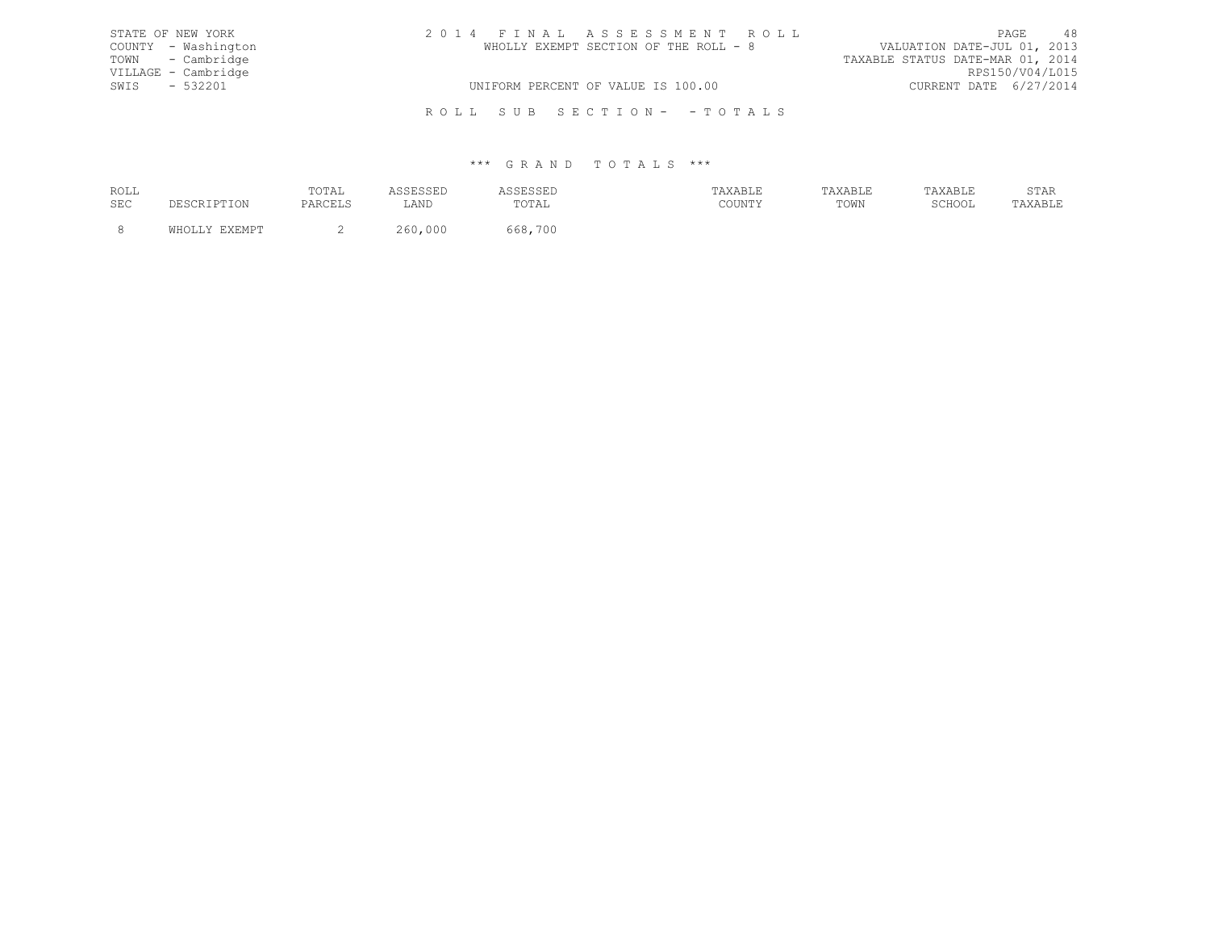STATE OF NEW YORK
COUNTY - Washington
TOWN - Cambridge
VILLAGE - Cambridge
SWIS - 532201

2014 FINAL ASSESSMENT ROLL
WHOLLY EXEMPT SECTION OF THE ROLL - 8
UNIFORM PERCENT OF VALUE IS 100.00

VALUATION DATE-JUL 01, 2013
TAXABLE STATUS DATE-MAR 01, 2014
RPS150/V04/L015
CURRENT DATE 6/27/2014

ROLL SUB SECTION- - TOTALS

*** GRAND TOTALS ***

| ROLL SEC | DESCRIPTION | TOTAL PARCELS | ASSESSED LAND | ASSESSED TOTAL | TAXABLE COUNTY | TAXABLE TOWN | TAXABLE SCHOOL | STAR TAXABLE |
|---|---|---|---|---|---|---|---|---|
| 8 | WHOLLY EXEMPT | 2 | 260,000 | 668,700 | | | | |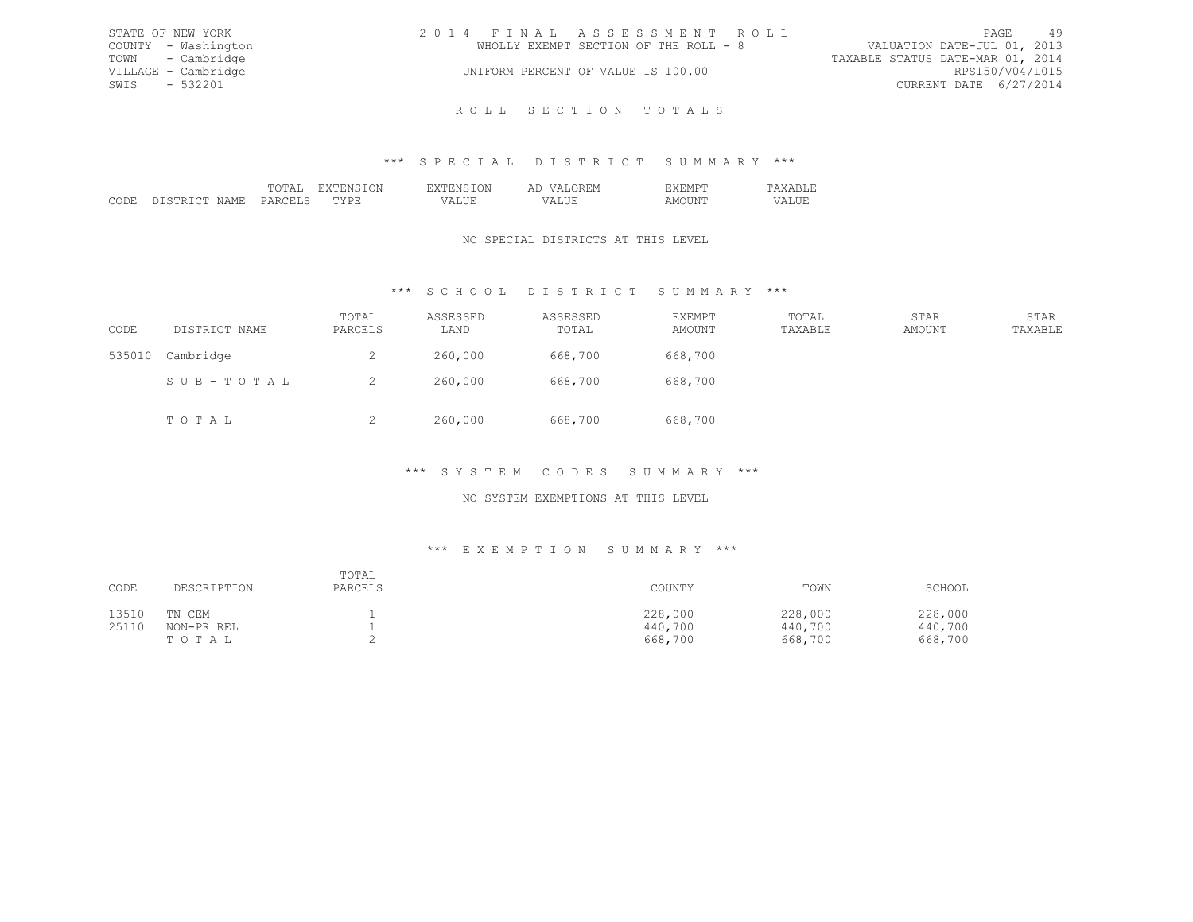STATE OF NEW YORK
COUNTY - Washington
TOWN - Cambridge
VILLAGE - Cambridge
SWIS - 532201

2014 FINAL ASSESSMENT ROLL
WHOLLY EXEMPT SECTION OF THE ROLL - 8
UNIFORM PERCENT OF VALUE IS 100.00

VALUATION DATE-JUL 01, 2013
TAXABLE STATUS DATE-MAR 01, 2014
RPS150/V04/L015
CURRENT DATE 6/27/2014

# ROLL SECTION TOTALS

## *** SPECIAL DISTRICT SUMMARY ***

| CODE | DISTRICT NAME | TOTAL PARCELS | EXTENSION TYPE | EXTENSION VALUE | AD VALOREM VALUE | EXEMPT AMOUNT | TAXABLE VALUE |
|---|---|---|---|---|---|---|---|

NO SPECIAL DISTRICTS AT THIS LEVEL

## *** SCHOOL DISTRICT SUMMARY ***

| CODE | DISTRICT NAME | TOTAL PARCELS | ASSESSED LAND | ASSESSED TOTAL | EXEMPT AMOUNT | TOTAL TAXABLE | STAR AMOUNT | STAR TAXABLE |
|---|---|---|---|---|---|---|---|---|
| 535010 | Cambridge | 2 | 260,000 | 668,700 | 668,700 | | | |
| | SUB-TOTAL | 2 | 260,000 | 668,700 | 668,700 | | | |
| | TOTAL | 2 | 260,000 | 668,700 | 668,700 | | | |

## *** SYSTEM CODES SUMMARY ***

NO SYSTEM EXEMPTIONS AT THIS LEVEL

## *** EXEMPTION SUMMARY ***

| CODE | DESCRIPTION | TOTAL PARCELS | COUNTY | TOWN | SCHOOL |
|---|---|---|---|---|---|
| 13510 | TN CEM | 1 | 228,000 | 228,000 | 228,000 |
| 25110 | NON-PR REL | 1 | 440,700 | 440,700 | 440,700 |
| | TOTAL | 2 | 668,700 | 668,700 | 668,700 |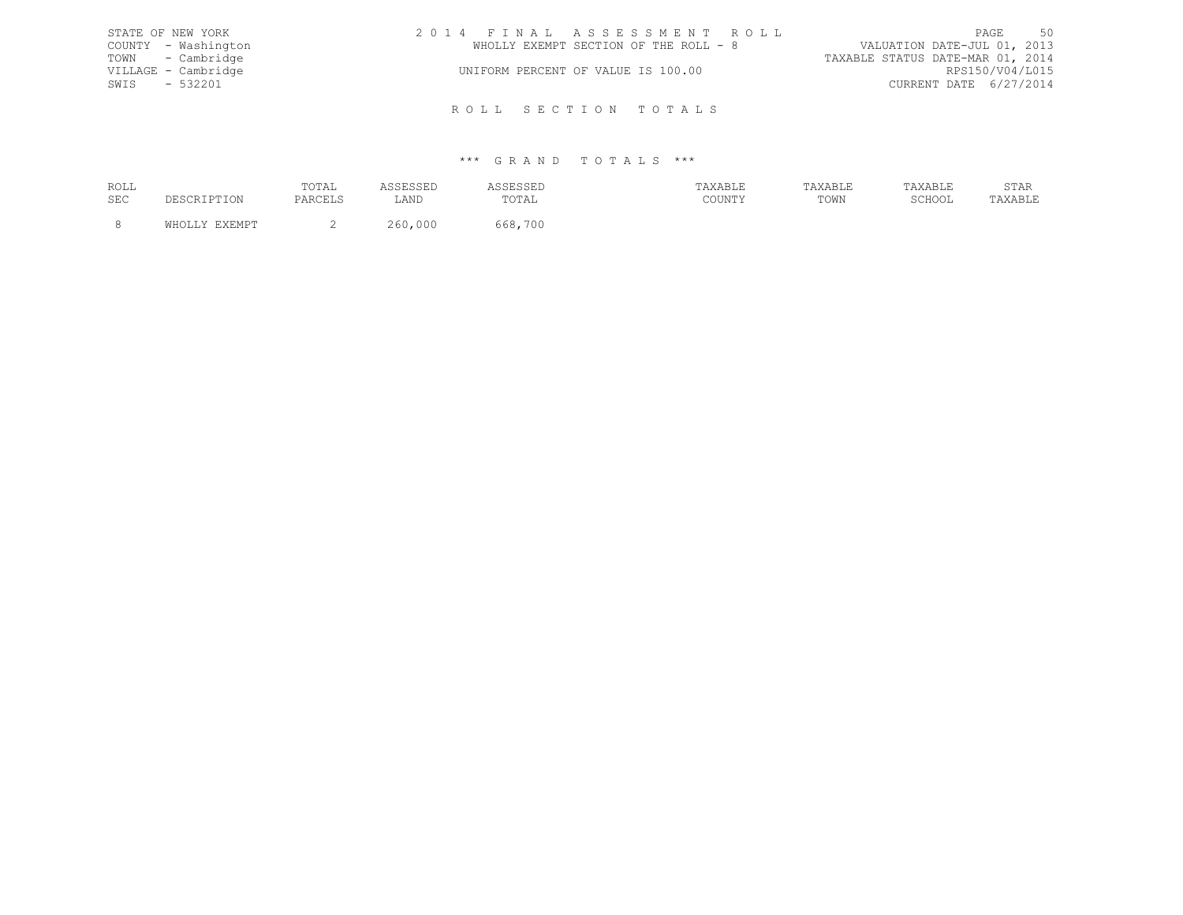STATE OF NEW YORK
COUNTY - Washington
TOWN - Cambridge
VILLAGE - Cambridge
SWIS - 532201

2014 FINAL ASSESSMENT ROLL
WHOLLY EXEMPT SECTION OF THE ROLL - 8
UNIFORM PERCENT OF VALUE IS 100.00

VALUATION DATE-JUL 01, 2013
TAXABLE STATUS DATE-MAR 01, 2014
RPS150/V04/L015
CURRENT DATE 6/27/2014

## ROLL SECTION TOTALS

### *** GRAND TOTALS ***

| ROLL SEC | DESCRIPTION | TOTAL PARCELS | ASSESSED LAND | ASSESSED TOTAL | TAXABLE COUNTY | TAXABLE TOWN | TAXABLE SCHOOL | STAR TAXABLE |
|---|---|---|---|---|---|---|---|---|
| 8 | WHOLLY EXEMPT | 2 | 260,000 | 668,700 | | | | |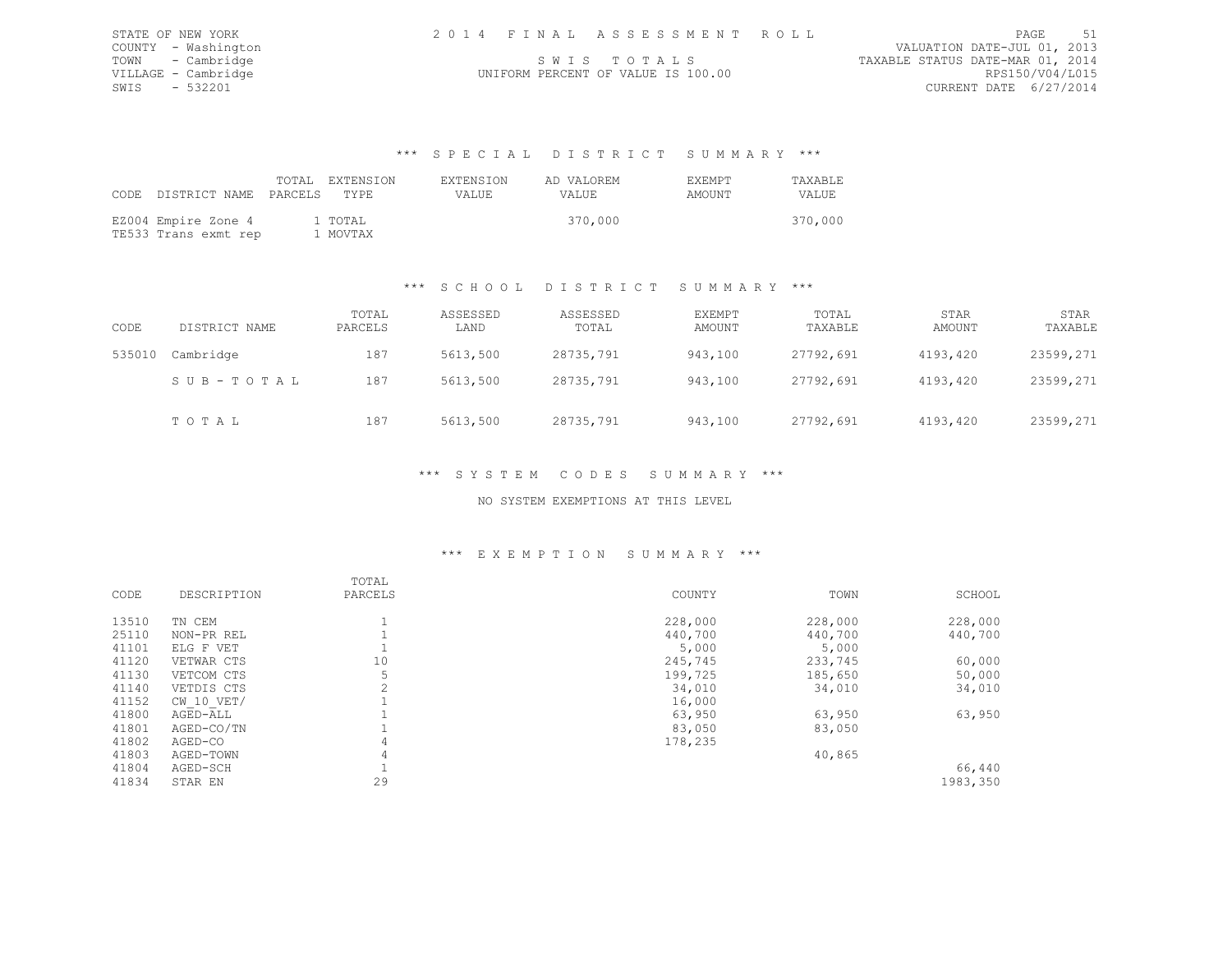STATE OF NEW YORK
COUNTY - Washington
TOWN - Cambridge
VILLAGE - Cambridge
SWIS - 532201

2014 FINAL ASSESSMENT ROLL

SWIS TOTALS

UNIFORM PERCENT OF VALUE IS 100.00

VALUATION DATE-JUL 01, 2013
TAXABLE STATUS DATE-MAR 01, 2014
RPS150/V04/L015
CURRENT DATE 6/27/2014

## *** SPECIAL DISTRICT SUMMARY ***

| CODE | DISTRICT NAME | TOTAL PARCELS | EXTENSION TYPE | EXTENSION VALUE | AD VALOREM VALUE | EXEMPT AMOUNT | TAXABLE VALUE |
|---|---|---|---|---|---|---|---|
| EZ004 | Empire Zone 4 | 1 | TOTAL | | 370,000 | | 370,000 |
| TE533 | Trans exmt rep | 1 | MOVTAX | | | | |

## *** SCHOOL DISTRICT SUMMARY ***

| CODE | DISTRICT NAME | TOTAL PARCELS | ASSESSED LAND | ASSESSED TOTAL | EXEMPT AMOUNT | TOTAL TAXABLE | STAR AMOUNT | STAR TAXABLE |
|---|---|---|---|---|---|---|---|---|
| 535010 | Cambridge | 187 | 5613,500 | 28735,791 | 943,100 | 27792,691 | 4193,420 | 23599,271 |
| | S U B - T O T A L | 187 | 5613,500 | 28735,791 | 943,100 | 27792,691 | 4193,420 | 23599,271 |
| | T O T A L | 187 | 5613,500 | 28735,791 | 943,100 | 27792,691 | 4193,420 | 23599,271 |

## *** SYSTEM CODES SUMMARY ***

NO SYSTEM EXEMPTIONS AT THIS LEVEL

## *** EXEMPTION SUMMARY ***

| CODE | DESCRIPTION | TOTAL PARCELS | COUNTY | TOWN | SCHOOL |
|---|---|---|---|---|---|
| 13510 | TN CEM | 1 | 228,000 | 228,000 | 228,000 |
| 25110 | NON-PR REL | 1 | 440,700 | 440,700 | 440,700 |
| 41101 | ELG F VET | 1 | 5,000 | 5,000 | |
| 41120 | VETWAR CTS | 10 | 245,745 | 233,745 | 60,000 |
| 41130 | VETCOM CTS | 5 | 199,725 | 185,650 | 50,000 |
| 41140 | VETDIS CTS | 2 | 34,010 | 34,010 | 34,010 |
| 41152 | CW_10_VET/ | 1 | 16,000 | | |
| 41800 | AGED-ALL | 1 | 63,950 | 63,950 | 63,950 |
| 41801 | AGED-CO/TN | 1 | 83,050 | 83,050 | |
| 41802 | AGED-CO | 4 | 178,235 | | |
| 41803 | AGED-TOWN | 4 | | 40,865 | |
| 41804 | AGED-SCH | 1 | | | 66,440 |
| 41834 | STAR EN | 29 | | | 1983,350 |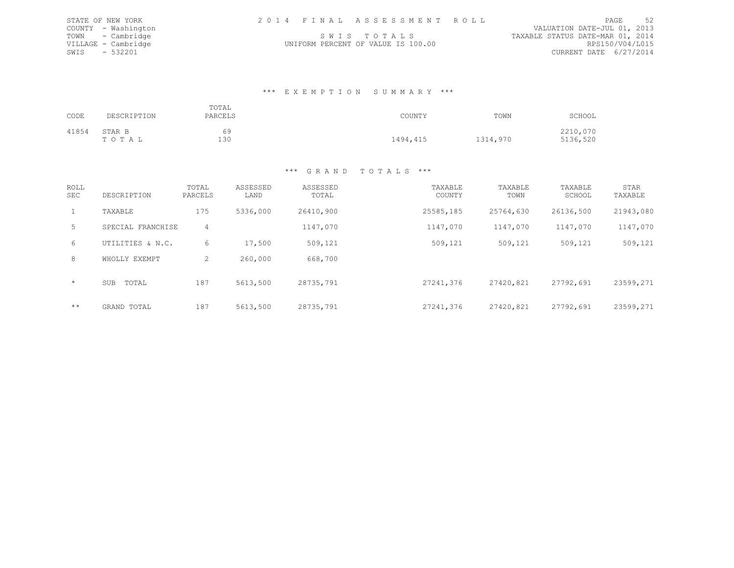STATE OF NEW YORK
COUNTY - Washington
TOWN - Cambridge
VILLAGE - Cambridge
SWIS - 532201

2014 FINAL ASSESSMENT ROLL

SWIS TOTALS

UNIFORM PERCENT OF VALUE IS 100.00

VALUATION DATE-JUL 01, 2013
TAXABLE STATUS DATE-MAR 01, 2014
RPS150/V04/L015
CURRENT DATE 6/27/2014

## *** EXEMPTION SUMMARY ***

| CODE | DESCRIPTION | TOTAL PARCELS | COUNTY | TOWN | SCHOOL |
|---|---|---|---|---|---|
| 41854 | STAR B | 69 | | | 2210,070 |
| | TOTAL | 130 | 1494,415 | 1314,970 | 5136,520 |

## *** GRAND TOTALS ***

| ROLL SEC | DESCRIPTION | TOTAL PARCELS | ASSESSED LAND | ASSESSED TOTAL | TAXABLE COUNTY | TAXABLE TOWN | TAXABLE SCHOOL | STAR TAXABLE |
|---|---|---|---|---|---|---|---|---|
| 1 | TAXABLE | 175 | 5336,000 | 26410,900 | 25585,185 | 25764,630 | 26136,500 | 21943,080 |
| 5 | SPECIAL FRANCHISE | 4 | | 1147,070 | 1147,070 | 1147,070 | 1147,070 | 1147,070 |
| 6 | UTILITIES & N.C. | 6 | 17,500 | 509,121 | 509,121 | 509,121 | 509,121 | 509,121 |
| 8 | WHOLLY EXEMPT | 2 | 260,000 | 668,700 | | | | |
| * | SUB TOTAL | 187 | 5613,500 | 28735,791 | 27241,376 | 27420,821 | 27792,691 | 23599,271 |
| ** | GRAND TOTAL | 187 | 5613,500 | 28735,791 | 27241,376 | 27420,821 | 27792,691 | 23599,271 |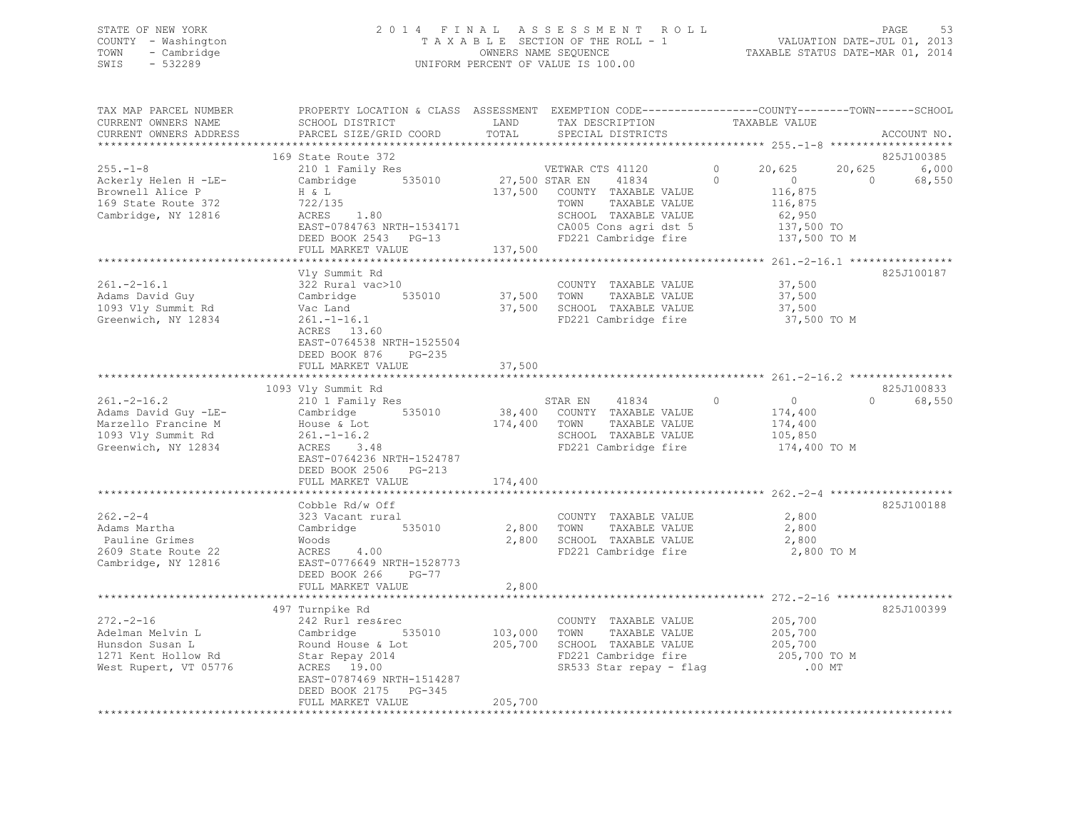STATE OF NEW YORK — 2014 FINAL ASSESSMENT ROLL
COUNTY - Washington — TAXABLE SECTION OF THE ROLL - 1 — VALUATION DATE-JUL 01, 2013
TOWN - Cambridge — OWNERS NAME SEQUENCE — TAXABLE STATUS DATE-MAR 01, 2014
SWIS - 532289 — UNIFORM PERCENT OF VALUE IS 100.00

| TAX MAP PARCEL NUMBER / CURRENT OWNERS NAME / CURRENT OWNERS ADDRESS | PROPERTY LOCATION & CLASS / SCHOOL DISTRICT / PARCEL SIZE/GRID COORD | ASSESSMENT LAND / TOTAL | EXEMPTION CODE / TAX DESCRIPTION / SPECIAL DISTRICTS | COUNTY TAXABLE VALUE | TOWN | SCHOOL | ACCOUNT NO. |
|---|---|---|---|---|---|---|---|
| **255.-1-8** | 169 State Route 372 | | | | | | 825J100385 |
| 255.-1-8 | 210 1 Family Res | | VETWAR CTS 41120 0 | 20,625 | 20,625 | 6,000 | |
| Ackerly Helen H -LE- | Cambridge 535010 | 27,500 | STAR EN 41834 0 | 0 | 0 | 68,550 | |
| Brownell Alice P | H & L | 137,500 | COUNTY TAXABLE VALUE | 116,875 | | | |
| 169 State Route 372 | 722/135 | | TOWN TAXABLE VALUE | 116,875 | | | |
| Cambridge, NY 12816 | ACRES 1.80 | | SCHOOL TAXABLE VALUE | 62,950 | | | |
| | EAST-0784763 NRTH-1534171 | | CA005 Cons agri dst 5 | 137,500 TO | | | |
| | DEED BOOK 2543 PG-13 | | FD221 Cambridge fire | 137,500 TO M | | | |
| | FULL MARKET VALUE | 137,500 | | | | | |
| **261.-2-16.1** | Vly Summit Rd | | | | | | 825J100187 |
| 261.-2-16.1 | 322 Rural vac>10 | | COUNTY TAXABLE VALUE | 37,500 | | | |
| Adams David Guy | Cambridge 535010 | 37,500 | TOWN TAXABLE VALUE | 37,500 | | | |
| 1093 Vly Summit Rd | Vac Land | 37,500 | SCHOOL TAXABLE VALUE | 37,500 | | | |
| Greenwich, NY 12834 | 261.-1-16.1 | | FD221 Cambridge fire | 37,500 TO M | | | |
| | ACRES 13.60 | | | | | | |
| | EAST-0764538 NRTH-1525504 | | | | | | |
| | DEED BOOK 876 PG-235 | | | | | | |
| | FULL MARKET VALUE | 37,500 | | | | | |
| **261.-2-16.2** | 1093 Vly Summit Rd | | | | | | 825J100833 |
| 261.-2-16.2 | 210 1 Family Res | | STAR EN 41834 0 | 0 | 0 | 68,550 | |
| Adams David Guy -LE- | Cambridge 535010 | 38,400 | COUNTY TAXABLE VALUE | 174,400 | | | |
| Marzello Francine M | House & Lot | 174,400 | TOWN TAXABLE VALUE | 174,400 | | | |
| 1093 Vly Summit Rd | 261.-1-16.2 | | SCHOOL TAXABLE VALUE | 105,850 | | | |
| Greenwich, NY 12834 | ACRES 3.48 | | FD221 Cambridge fire | 174,400 TO M | | | |
| | EAST-0764236 NRTH-1524787 | | | | | | |
| | DEED BOOK 2506 PG-213 | | | | | | |
| | FULL MARKET VALUE | 174,400 | | | | | |
| **262.-2-4** | Cobble Rd/w Off | | | | | | 825J100188 |
| 262.-2-4 | 323 Vacant rural | | COUNTY TAXABLE VALUE | 2,800 | | | |
| Adams Martha | Cambridge 535010 | 2,800 | TOWN TAXABLE VALUE | 2,800 | | | |
| Pauline Grimes | Woods | 2,800 | SCHOOL TAXABLE VALUE | 2,800 | | | |
| 2609 State Route 22 | ACRES 4.00 | | FD221 Cambridge fire | 2,800 TO M | | | |
| Cambridge, NY 12816 | EAST-0776649 NRTH-1528773 | | | | | | |
| | DEED BOOK 266 PG-77 | | | | | | |
| | FULL MARKET VALUE | 2,800 | | | | | |
| **272.-2-16** | 497 Turnpike Rd | | | | | | 825J100399 |
| 272.-2-16 | 242 Rurl res&rec | | COUNTY TAXABLE VALUE | 205,700 | | | |
| Adelman Melvin L | Cambridge 535010 | 103,000 | TOWN TAXABLE VALUE | 205,700 | | | |
| Hunsdon Susan L | Round House & Lot | 205,700 | SCHOOL TAXABLE VALUE | 205,700 | | | |
| 1271 Kent Hollow Rd | Star Repay 2014 | | FD221 Cambridge fire | 205,700 TO M | | | |
| West Rupert, VT 05776 | ACRES 19.00 | | SR533 Star repay - flag | .00 MT | | | |
| | EAST-0787469 NRTH-1514287 | | | | | | |
| | DEED BOOK 2175 PG-345 | | | | | | |
| | FULL MARKET VALUE | 205,700 | | | | | |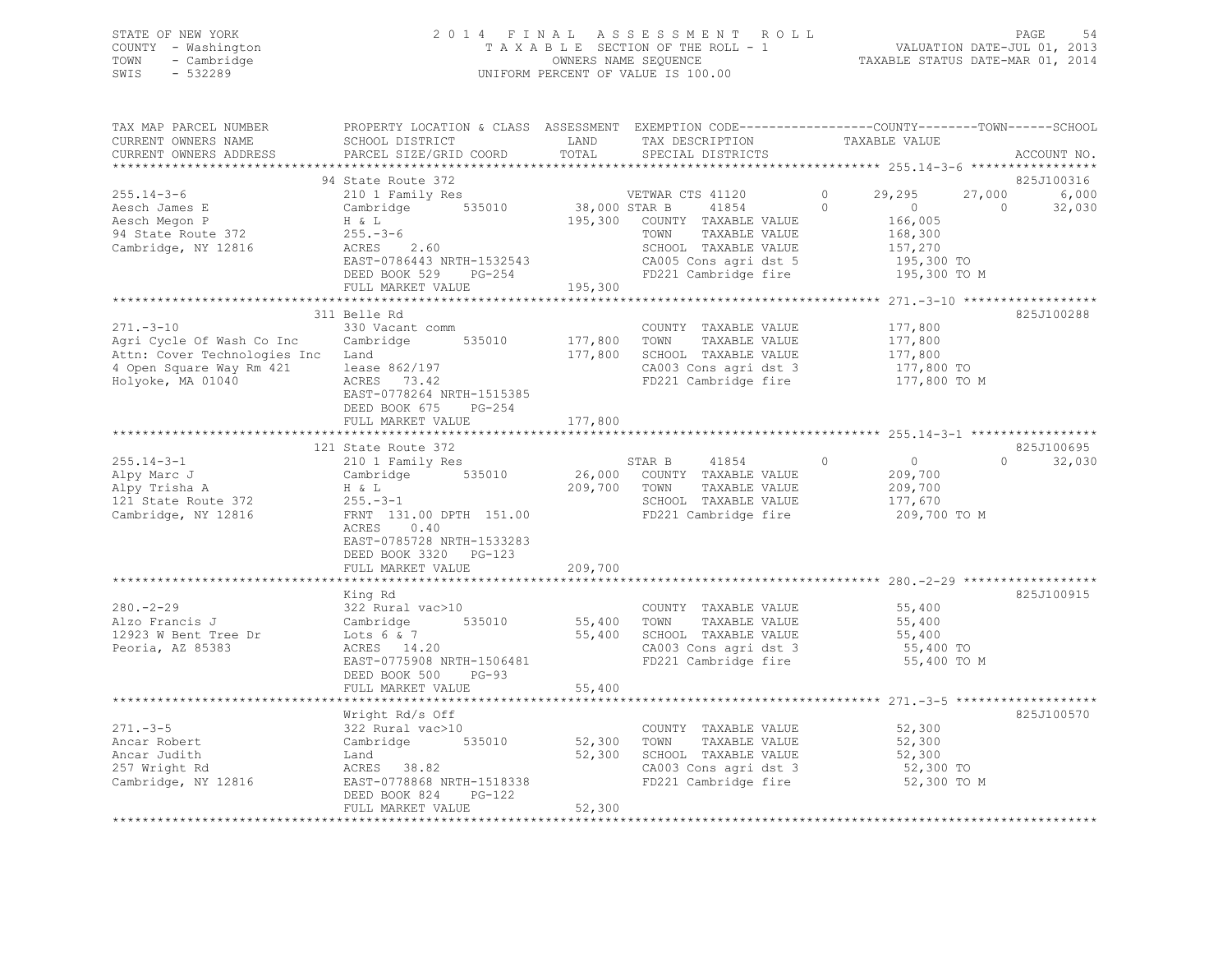STATE OF NEW YORK
COUNTY - Washington
TOWN - Cambridge
SWIS - 532289

2014 FINAL ASSESSMENT ROLL
TAXABLE SECTION OF THE ROLL - 1
OWNERS NAME SEQUENCE
UNIFORM PERCENT OF VALUE IS 100.00

VALUATION DATE-JUL 01, 2013
TAXABLE STATUS DATE-MAR 01, 2014

| TAX MAP PARCEL NUMBER / CURRENT OWNERS NAME / CURRENT OWNERS ADDRESS | PROPERTY LOCATION & CLASS / SCHOOL DISTRICT / PARCEL SIZE/GRID COORD | ASSESSMENT LAND / TOTAL | EXEMPTION CODE / TAX DESCRIPTION / SPECIAL DISTRICTS | COUNTY | TOWN | SCHOOL | ACCOUNT NO. |
|---|---|---|---|---|---|---|---|
| **255.14-3-6** | 94 State Route 372 | | | | | | 825J100316 |
| 255.14-3-6 | 210 1 Family Res | | VETWAR CTS 41120 0 | 29,295 | 27,000 | 6,000 | |
| Aesch James E | Cambridge 535010 | 38,000 | STAR B 41854 0 | 0 | 0 | 32,030 | |
| Aesch Megon P | H & L | 195,300 | COUNTY TAXABLE VALUE | 166,005 | | | |
| 94 State Route 372 | 255.-3-6 | | TOWN TAXABLE VALUE | | 168,300 | | |
| Cambridge, NY 12816 | ACRES 2.60 | | SCHOOL TAXABLE VALUE | | | 157,270 | |
| | EAST-0786443 NRTH-1532543 | | CA005 Cons agri dst 5 | 195,300 TO | | | |
| | DEED BOOK 529 PG-254 | | FD221 Cambridge fire | 195,300 TO M | | | |
| | FULL MARKET VALUE | 195,300 | | | | | |
| **271.-3-10** | 311 Belle Rd | | | | | | 825J100288 |
| 271.-3-10 | 330 Vacant comm | | COUNTY TAXABLE VALUE | 177,800 | | | |
| Agri Cycle Of Wash Co Inc | Cambridge 535010 | 177,800 | TOWN TAXABLE VALUE | | 177,800 | | |
| Attn: Cover Technologies Inc | Land | 177,800 | SCHOOL TAXABLE VALUE | | | 177,800 | |
| 4 Open Square Way Rm 421 | lease 862/197 | | CA003 Cons agri dst 3 | 177,800 TO | | | |
| Holyoke, MA 01040 | ACRES 73.42 | | FD221 Cambridge fire | 177,800 TO M | | | |
| | EAST-0778264 NRTH-1515385 | | | | | | |
| | DEED BOOK 675 PG-254 | | | | | | |
| | FULL MARKET VALUE | 177,800 | | | | | |
| **255.14-3-1** | 121 State Route 372 | | | | | | 825J100695 |
| 255.14-3-1 | 210 1 Family Res | | STAR B 41854 0 | 0 | 0 | 32,030 | |
| Alpy Marc J | Cambridge 535010 | 26,000 | COUNTY TAXABLE VALUE | 209,700 | | | |
| Alpy Trisha A | H & L | 209,700 | TOWN TAXABLE VALUE | | 209,700 | | |
| 121 State Route 372 | 255.-3-1 | | SCHOOL TAXABLE VALUE | | | 177,670 | |
| Cambridge, NY 12816 | FRNT 131.00 DPTH 151.00 | | FD221 Cambridge fire | 209,700 TO M | | | |
| | ACRES 0.40 | | | | | | |
| | EAST-0785728 NRTH-1533283 | | | | | | |
| | DEED BOOK 3320 PG-123 | | | | | | |
| | FULL MARKET VALUE | 209,700 | | | | | |
| **280.-2-29** | King Rd | | | | | | 825J100915 |
| 280.-2-29 | 322 Rural vac>10 | | COUNTY TAXABLE VALUE | 55,400 | | | |
| Alzo Francis J | Cambridge 535010 | 55,400 | TOWN TAXABLE VALUE | | 55,400 | | |
| 12923 W Bent Tree Dr | Lots 6 & 7 | 55,400 | SCHOOL TAXABLE VALUE | | | 55,400 | |
| Peoria, AZ 85383 | ACRES 14.20 | | CA003 Cons agri dst 3 | 55,400 TO | | | |
| | EAST-0775908 NRTH-1506481 | | FD221 Cambridge fire | 55,400 TO M | | | |
| | DEED BOOK 500 PG-93 | | | | | | |
| | FULL MARKET VALUE | 55,400 | | | | | |
| **271.-3-5** | Wright Rd/s Off | | | | | | 825J100570 |
| 271.-3-5 | 322 Rural vac>10 | | COUNTY TAXABLE VALUE | 52,300 | | | |
| Ancar Robert | Cambridge 535010 | 52,300 | TOWN TAXABLE VALUE | | 52,300 | | |
| Ancar Judith | Land | 52,300 | SCHOOL TAXABLE VALUE | | | 52,300 | |
| 257 Wright Rd | ACRES 38.82 | | CA003 Cons agri dst 3 | 52,300 TO | | | |
| Cambridge, NY 12816 | EAST-0778868 NRTH-1518338 | | FD221 Cambridge fire | 52,300 TO M | | | |
| | DEED BOOK 824 PG-122 | | | | | | |
| | FULL MARKET VALUE | 52,300 | | | | | |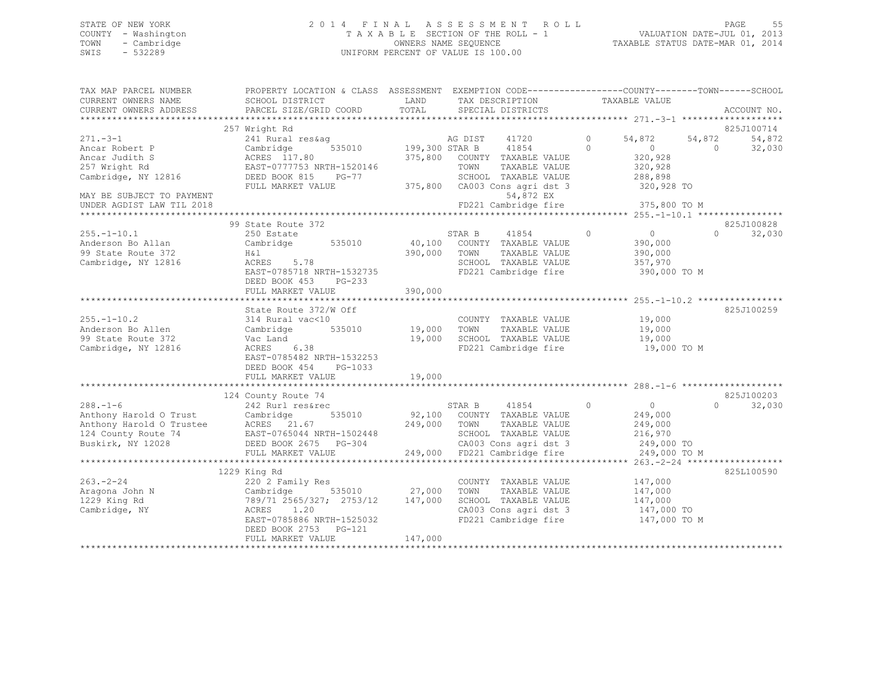STATE OF NEW YORK — 2014 FINAL ASSESSMENT ROLL
COUNTY - Washington — TAXABLE SECTION OF THE ROLL - 1 — VALUATION DATE-JUL 01, 2013
TOWN - Cambridge — OWNERS NAME SEQUENCE — TAXABLE STATUS DATE-MAR 01, 2014
SWIS - 532289 — UNIFORM PERCENT OF VALUE IS 100.00

```
TAX MAP PARCEL NUMBER          PROPERTY LOCATION & CLASS  ASSESSMENT  EXEMPTION CODE------------------COUNTY--------TOWN------SCHOOL
CURRENT OWNERS NAME            SCHOOL DISTRICT               LAND      TAX DESCRIPTION             TAXABLE VALUE
CURRENT OWNERS ADDRESS         PARCEL SIZE/GRID COORD        TOTAL     SPECIAL DISTRICTS                                    ACCOUNT NO.
*********************************************************************************************************** 271.-3-1 *******************
                               257 Wright Rd                                                                            825J100714
271.-3-1                       241 Rural res&ag                        AG DIST     41720       0      54,872     54,872      54,872
Ancar Robert P                 Cambridge        535010    199,300 STAR B      41854       0           0          0      32,030
Ancar Judith S                 ACRES  117.80              375,800   COUNTY  TAXABLE VALUE           320,928
257 Wright Rd                  EAST-0777753 NRTH-1520146            TOWN    TAXABLE VALUE           320,928
Cambridge, NY 12816            DEED BOOK 815    PG-77               SCHOOL  TAXABLE VALUE           288,898
                               FULL MARKET VALUE          375,800   CA003 Cons agri dst 3            320,928 TO
MAY BE SUBJECT TO PAYMENT                                                 54,872 EX
UNDER AGDIST LAW TIL 2018                                           FD221 Cambridge fire              375,800 TO M
*********************************************************************************************************** 255.-1-10.1 ****************
                               99 State Route 372                                                                       825J100828
255.-1-10.1                    250 Estate                              STAR B      41854       0           0          0      32,030
Anderson Bo Allan              Cambridge        535010     40,100   COUNTY  TAXABLE VALUE           390,000
99 State Route 372             H&l                        390,000   TOWN    TAXABLE VALUE           390,000
Cambridge, NY 12816            ACRES    5.78                        SCHOOL  TAXABLE VALUE           357,970
                               EAST-0785718 NRTH-1532735            FD221 Cambridge fire              390,000 TO M
                               DEED BOOK 453    PG-233
                               FULL MARKET VALUE          390,000
*********************************************************************************************************** 255.-1-10.2 ****************
                               State Route 372/W Off                                                                    825J100259
255.-1-10.2                    314 Rural vac<10                        COUNTY  TAXABLE VALUE            19,000
Anderson Bo Allen              Cambridge        535010     19,000   TOWN    TAXABLE VALUE            19,000
99 State Route 372             Vac Land                    19,000   SCHOOL  TAXABLE VALUE            19,000
Cambridge, NY 12816            ACRES    6.38                        FD221 Cambridge fire               19,000 TO M
                               EAST-0785482 NRTH-1532253
                               DEED BOOK 454    PG-1033
                               FULL MARKET VALUE           19,000
*********************************************************************************************************** 288.-1-6 *******************
                               124 County Route 74                                                                      825J100203
288.-1-6                       242 Rurl res&rec                        STAR B      41854       0           0          0      32,030
Anthony Harold O Trust         Cambridge        535010     92,100   COUNTY  TAXABLE VALUE           249,000
Anthony Harold O Trustee       ACRES   21.67              249,000   TOWN    TAXABLE VALUE           249,000
124 County Route 74            EAST-0765044 NRTH-1502448            SCHOOL  TAXABLE VALUE           216,970
Buskirk, NY 12028              DEED BOOK 2675   PG-304              CA003 Cons agri dst 3            249,000 TO
                               FULL MARKET VALUE          249,000   FD221 Cambridge fire              249,000 TO M
*********************************************************************************************************** 263.-2-24 ******************
                               1229 King Rd                                                                             825L100590
263.-2-24                      220 2 Family Res                        COUNTY  TAXABLE VALUE           147,000
Aragona John N                 Cambridge        535010     27,000   TOWN    TAXABLE VALUE           147,000
1229 King Rd                   789/71 2565/327; 2753/12   147,000   SCHOOL  TAXABLE VALUE           147,000
Cambridge, NY                  ACRES    1.20                        CA003 Cons agri dst 3            147,000 TO
                               EAST-0785886 NRTH-1525032            FD221 Cambridge fire              147,000 TO M
                               DEED BOOK 2753   PG-121
                               FULL MARKET VALUE          147,000
************************************************************************************************************************************
```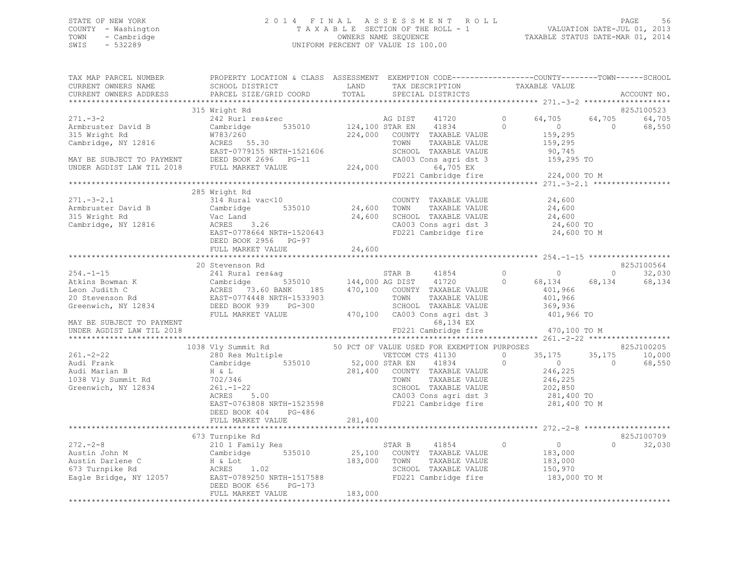STATE OF NEW YORK
COUNTY - Washington
TOWN - Cambridge
SWIS - 532289

2014 FINAL ASSESSMENT ROLL
TAXABLE SECTION OF THE ROLL - 1
OWNERS NAME SEQUENCE
UNIFORM PERCENT OF VALUE IS 100.00

VALUATION DATE-JUL 01, 2013
TAXABLE STATUS DATE-MAR 01, 2014

```
TAX MAP PARCEL NUMBER          PROPERTY LOCATION & CLASS  ASSESSMENT  EXEMPTION CODE-----------------COUNTY--------TOWN------SCHOOL
CURRENT OWNERS NAME            SCHOOL DISTRICT               LAND      TAX DESCRIPTION              TAXABLE VALUE
CURRENT OWNERS ADDRESS         PARCEL SIZE/GRID COORD        TOTAL     SPECIAL DISTRICTS                                        ACCOUNT NO.
******************************************************************************************************* 271.-3-2 *******************
                           315 Wright Rd                                                                                 825J100523
271.-3-2                       242 Rurl res&rec                    AG DIST     41720        0       64,705     64,705     64,705
Armbruster David B             Cambridge        535010    124,100 STAR EN     41834        0            0          0     68,550
315 Wright Rd                  W783/260                   224,000    COUNTY  TAXABLE VALUE              159,295
Cambridge, NY 12816            ACRES  55.30                          TOWN    TAXABLE VALUE              159,295
                               EAST-0779155 NRTH-1521606             SCHOOL  TAXABLE VALUE               90,745
MAY BE SUBJECT TO PAYMENT      DEED BOOK 2696   PG-11                CA003 Cons agri dst 3              159,295 TO
UNDER AGDIST LAW TIL 2018      FULL MARKET VALUE          224,000           64,705 EX
                                                                     FD221 Cambridge fire               224,000 TO M
******************************************************************************************************* 271.-3-2.1 *****************
                           285 Wright Rd
271.-3-2.1                     314 Rural vac<10                      COUNTY  TAXABLE VALUE               24,600
Armbruster David B             Cambridge        535010     24,600    TOWN    TAXABLE VALUE               24,600
315 Wright Rd                  Vac Land                    24,600    SCHOOL  TAXABLE VALUE               24,600
Cambridge, NY 12816            ACRES   3.26                          CA003 Cons agri dst 3               24,600 TO
                               EAST-0778664 NRTH-1520643             FD221 Cambridge fire                24,600 TO M
                               DEED BOOK 2956   PG-97
                               FULL MARKET VALUE           24,600
******************************************************************************************************* 254.-1-15 ******************
                           20 Stevenson Rd                                                                               825J100564
254.-1-15                      241 Rural res&ag                    STAR B      41854        0            0          0     32,030
Atkins Bowman K                Cambridge        535010    144,000 AG DIST     41720        0       68,134     68,134     68,134
Leon Judith C                  ACRES  73.60 BANK    185   470,100    COUNTY  TAXABLE VALUE              401,966
20 Stevenson Rd                EAST-0774448 NRTH-1533903             TOWN    TAXABLE VALUE              401,966
Greenwich, NY 12834            DEED BOOK 939    PG-300               SCHOOL  TAXABLE VALUE              369,936
                               FULL MARKET VALUE          470,100    CA003 Cons agri dst 3              401,966 TO
MAY BE SUBJECT TO PAYMENT                                                   68,134 EX
UNDER AGDIST LAW TIL 2018                                            FD221 Cambridge fire               470,100 TO M
******************************************************************************************************* 261.-2-22 ******************
                           1038 Vly Summit Rd              50 PCT OF VALUE USED FOR EXEMPTION PURPOSES                   825J100205
261.-2-22                      280 Res Multiple                    VETCOM CTS 41130        0       35,175     35,175     10,000
Audi Frank                     Cambridge        535010     52,000 STAR EN     41834        0            0          0     68,550
Audi Marian B                  H & L                      281,400    COUNTY  TAXABLE VALUE              246,225
1038 Vly Summit Rd             702/346                               TOWN    TAXABLE VALUE              246,225
Greenwich, NY 12834            261.-1-22                             SCHOOL  TAXABLE VALUE              202,850
                               ACRES   5.00                          CA003 Cons agri dst 3              281,400 TO
                               EAST-0763808 NRTH-1523598             FD221 Cambridge fire               281,400 TO M
                               DEED BOOK 404    PG-486
                               FULL MARKET VALUE          281,400
******************************************************************************************************* 272.-2-8 *******************
                           673 Turnpike Rd                                                                               825J100709
272.-2-8                       210 1 Family Res                    STAR B      41854        0            0          0     32,030
Austin John M                  Cambridge        535010     25,100    COUNTY  TAXABLE VALUE              183,000
Austin Darlene C               H & Lot                    183,000    TOWN    TAXABLE VALUE              183,000
673 Turnpike Rd                ACRES   1.02                          SCHOOL  TAXABLE VALUE              150,970
Eagle Bridge, NY 12057         EAST-0789250 NRTH-1517588             FD221 Cambridge fire               183,000 TO M
                               DEED BOOK 656    PG-173
                               FULL MARKET VALUE          183,000
************************************************************************************************************************************
```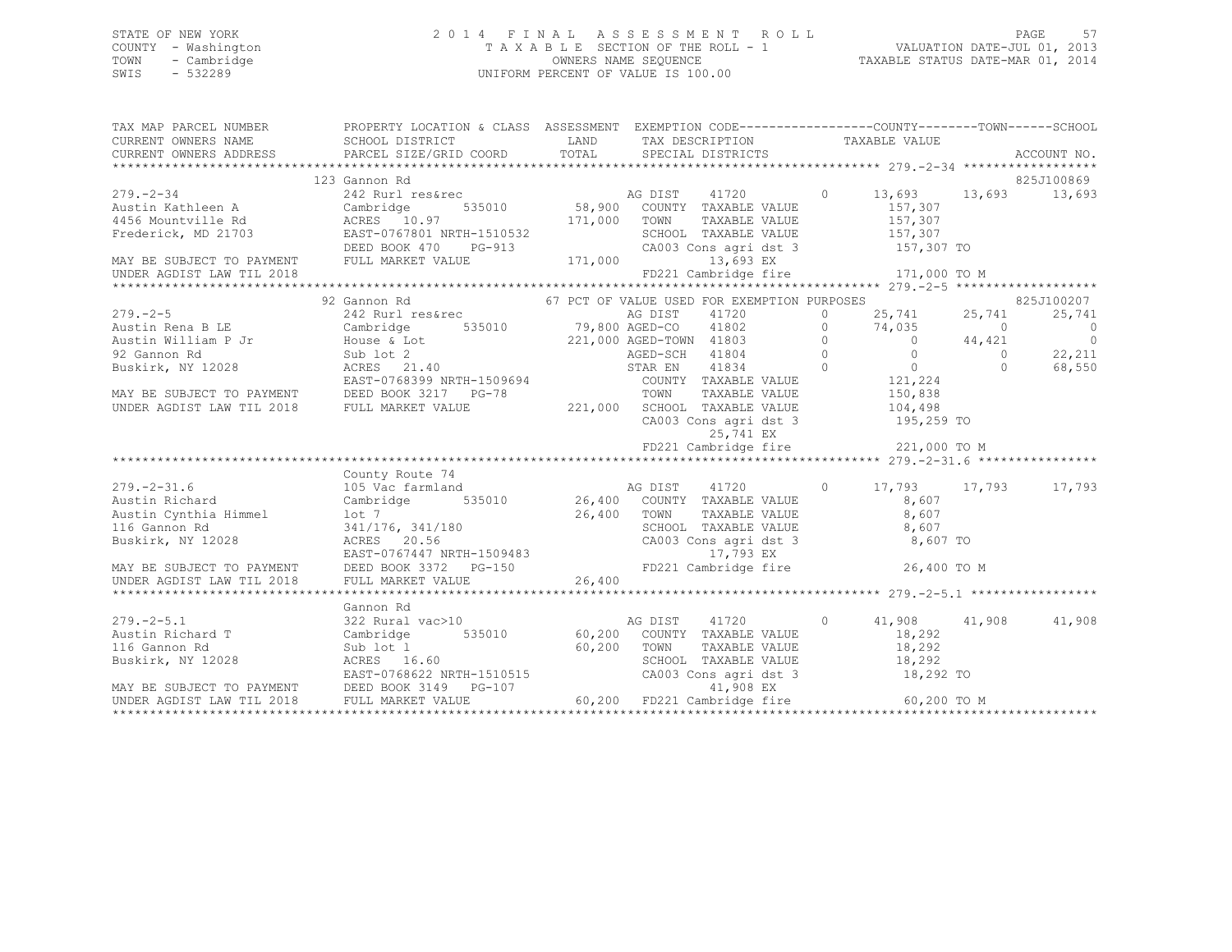STATE OF NEW YORK
COUNTY - Washington
TOWN - Cambridge
SWIS - 532289

2014 FINAL ASSESSMENT ROLL
TAXABLE SECTION OF THE ROLL - 1
OWNERS NAME SEQUENCE
UNIFORM PERCENT OF VALUE IS 100.00

VALUATION DATE-JUL 01, 2013
TAXABLE STATUS DATE-MAR 01, 2014

```
TAX MAP PARCEL NUMBER        PROPERTY LOCATION & CLASS  ASSESSMENT  EXEMPTION CODE-----------------COUNTY--------TOWN------SCHOOL
CURRENT OWNERS NAME          SCHOOL DISTRICT             LAND       TAX DESCRIPTION            TAXABLE VALUE
CURRENT OWNERS ADDRESS       PARCEL SIZE/GRID COORD      TOTAL      SPECIAL DISTRICTS                                      ACCOUNT NO.
*********************************************************************************************** 279.-2-34 ******************
                             123 Gannon Rd                                                                             825J100869
279.-2-34                    242 Rurl res&rec                      AG DIST    41720       0      13,693     13,693     13,693
Austin Kathleen A            Cambridge        535010    58,900     COUNTY  TAXABLE VALUE           157,307
4456 Mountville Rd           ACRES  10.97               171,000    TOWN    TAXABLE VALUE           157,307
Frederick, MD 21703          EAST-0767801 NRTH-1510532             SCHOOL  TAXABLE VALUE           157,307
                             DEED BOOK 470    PG-913               CA003 Cons agri dst 3           157,307 TO
MAY BE SUBJECT TO PAYMENT    FULL MARKET VALUE          171,000          13,693 EX
UNDER AGDIST LAW TIL 2018                                          FD221 Cambridge fire            171,000 TO M
*********************************************************************************************** 279.-2-5 *******************
                             92 Gannon Rd               67 PCT OF VALUE USED FOR EXEMPTION PURPOSES                    825J100207
279.-2-5                     242 Rurl res&rec                      AG DIST    41720       0      25,741     25,741     25,741
Austin Rena B LE             Cambridge        535010    79,800     AGED-CO    41802       0      74,035          0          0
Austin William P Jr          House & Lot                221,000    AGED-TOWN  41803       0           0     44,421          0
92 Gannon Rd                 Sub lot 2                             AGED-SCH   41804       0           0          0     22,211
Buskirk, NY 12028            ACRES  21.40                          STAR EN    41834       0           0          0     68,550
                             EAST-0768399 NRTH-1509694             COUNTY  TAXABLE VALUE           121,224
MAY BE SUBJECT TO PAYMENT    DEED BOOK 3217   PG-78                TOWN    TAXABLE VALUE           150,838
UNDER AGDIST LAW TIL 2018    FULL MARKET VALUE          221,000    SCHOOL  TAXABLE VALUE           104,498
                                                                   CA003 Cons agri dst 3           195,259 TO
                                                                         25,741 EX
                                                                   FD221 Cambridge fire            221,000 TO M
*********************************************************************************************** 279.-2-31.6 ****************
                             County Route 74
279.-2-31.6                  105 Vac farmland                      AG DIST    41720       0      17,793     17,793     17,793
Austin Richard               Cambridge        535010    26,400     COUNTY  TAXABLE VALUE             8,607
Austin Cynthia Himmel        lot 7                      26,400     TOWN    TAXABLE VALUE             8,607
116 Gannon Rd                341/176, 341/180                      SCHOOL  TAXABLE VALUE             8,607
Buskirk, NY 12028            ACRES  20.56                          CA003 Cons agri dst 3             8,607 TO
                             EAST-0767447 NRTH-1509483                   17,793 EX
MAY BE SUBJECT TO PAYMENT    DEED BOOK 3372   PG-150               FD221 Cambridge fire             26,400 TO M
UNDER AGDIST LAW TIL 2018    FULL MARKET VALUE          26,400
*********************************************************************************************** 279.-2-5.1 *****************
                             Gannon Rd
279.-2-5.1                   322 Rural vac>10                      AG DIST    41720       0      41,908     41,908     41,908
Austin Richard T             Cambridge        535010    60,200     COUNTY  TAXABLE VALUE            18,292
116 Gannon Rd                Sub lot 1                  60,200     TOWN    TAXABLE VALUE            18,292
Buskirk, NY 12028            ACRES  16.60                          SCHOOL  TAXABLE VALUE            18,292
                             EAST-0768622 NRTH-1510515             CA003 Cons agri dst 3            18,292 TO
MAY BE SUBJECT TO PAYMENT    DEED BOOK 3149   PG-107                     41,908 EX
UNDER AGDIST LAW TIL 2018    FULL MARKET VALUE          60,200     FD221 Cambridge fire             60,200 TO M
****************************************************************************************************************************
```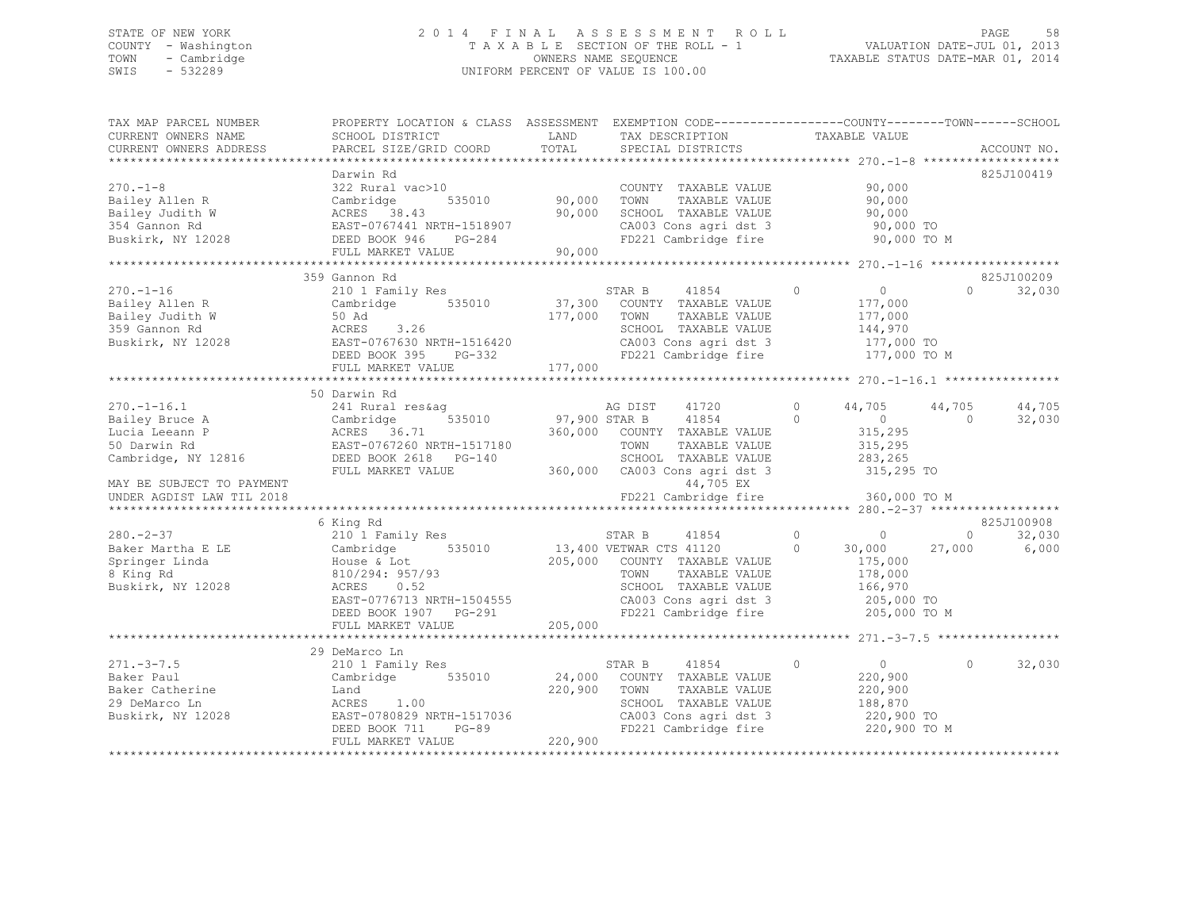STATE OF NEW YORK
COUNTY - Washington
TOWN - Cambridge
SWIS - 532289

2014 FINAL ASSESSMENT ROLL
TAXABLE SECTION OF THE ROLL - 1
OWNERS NAME SEQUENCE
UNIFORM PERCENT OF VALUE IS 100.00

VALUATION DATE-JUL 01, 2013
TAXABLE STATUS DATE-MAR 01, 2014

```
TAX MAP PARCEL NUMBER     PROPERTY LOCATION & CLASS  ASSESSMENT  EXEMPTION CODE-----------------COUNTY--------TOWN------SCHOOL
CURRENT OWNERS NAME       SCHOOL DISTRICT               LAND     TAX DESCRIPTION              TAXABLE VALUE
CURRENT OWNERS ADDRESS    PARCEL SIZE/GRID COORD        TOTAL    SPECIAL DISTRICTS                                       ACCOUNT NO.
******************************************************************************************************* 270.-1-8 *******************
                          Darwin Rd                                                                                       825J100419
270.-1-8                  322 Rural vac>10                       COUNTY  TAXABLE VALUE              90,000
Bailey Allen R            Cambridge        535010      90,000    TOWN    TAXABLE VALUE              90,000
Bailey Judith W           ACRES   38.43                90,000    SCHOOL  TAXABLE VALUE              90,000
354 Gannon Rd             EAST-0767441 NRTH-1518907              CA003 Cons agri dst 3              90,000 TO
Buskirk, NY 12028         DEED BOOK 946    PG-284                FD221 Cambridge fire               90,000 TO M
                          FULL MARKET VALUE            90,000
******************************************************************************************************* 270.-1-16 ******************
                          359 Gannon Rd                                                                                   825J100209
270.-1-16                 210 1 Family Res                       STAR B      41854        0          0             0       32,030
Bailey Allen R            Cambridge        535010      37,300    COUNTY  TAXABLE VALUE             177,000
Bailey Judith W           50 Ad                       177,000    TOWN    TAXABLE VALUE             177,000
359 Gannon Rd             ACRES    3.26                          SCHOOL  TAXABLE VALUE             144,970
Buskirk, NY 12028         EAST-0767630 NRTH-1516420              CA003 Cons agri dst 3             177,000 TO
                          DEED BOOK 395    PG-332                FD221 Cambridge fire              177,000 TO M
                          FULL MARKET VALUE           177,000
******************************************************************************************************* 270.-1-16.1 ****************
                          50 Darwin Rd
270.-1-16.1               241 Rural res&ag                       AG DIST     41720        0     44,705        44,705       44,705
Bailey Bruce A            Cambridge        535010      97,900 STAR B     41854        0          0             0       32,030
Lucia Leeann P            ACRES   36.71               360,000    COUNTY  TAXABLE VALUE             315,295
50 Darwin Rd              EAST-0767260 NRTH-1517180              TOWN    TAXABLE VALUE             315,295
Cambridge, NY 12816       DEED BOOK 2618   PG-140                SCHOOL  TAXABLE VALUE             283,265
                          FULL MARKET VALUE           360,000    CA003 Cons agri dst 3             315,295 TO
MAY BE SUBJECT TO PAYMENT                                              44,705 EX
UNDER AGDIST LAW TIL 2018                                        FD221 Cambridge fire              360,000 TO M
******************************************************************************************************* 280.-2-37 ******************
                          6 King Rd                                                                                       825J100908
280.-2-37                 210 1 Family Res                       STAR B      41854        0          0             0       32,030
Baker Martha E LE         Cambridge        535010      13,400 VETWAR CTS 41120        0     30,000        27,000        6,000
Springer Linda            House & Lot                 205,000    COUNTY  TAXABLE VALUE             175,000
8 King Rd                 810/294: 957/93                        TOWN    TAXABLE VALUE             178,000
Buskirk, NY 12028         ACRES    0.52                          SCHOOL  TAXABLE VALUE             166,970
                          EAST-0776713 NRTH-1504555              CA003 Cons agri dst 3             205,000 TO
                          DEED BOOK 1907   PG-291                FD221 Cambridge fire              205,000 TO M
                          FULL MARKET VALUE           205,000
******************************************************************************************************* 271.-3-7.5 *****************
                          29 DeMarco Ln
271.-3-7.5                210 1 Family Res                       STAR B      41854        0          0             0       32,030
Baker Paul                Cambridge        535010      24,000    COUNTY  TAXABLE VALUE             220,900
Baker Catherine           Land                        220,900    TOWN    TAXABLE VALUE             220,900
29 DeMarco Ln             ACRES    1.00                          SCHOOL  TAXABLE VALUE             188,870
Buskirk, NY 12028         EAST-0780829 NRTH-1517036              CA003 Cons agri dst 3             220,900 TO
                          DEED BOOK 711    PG-89                 FD221 Cambridge fire              220,900 TO M
                          FULL MARKET VALUE           220,900
************************************************************************************************************************************
```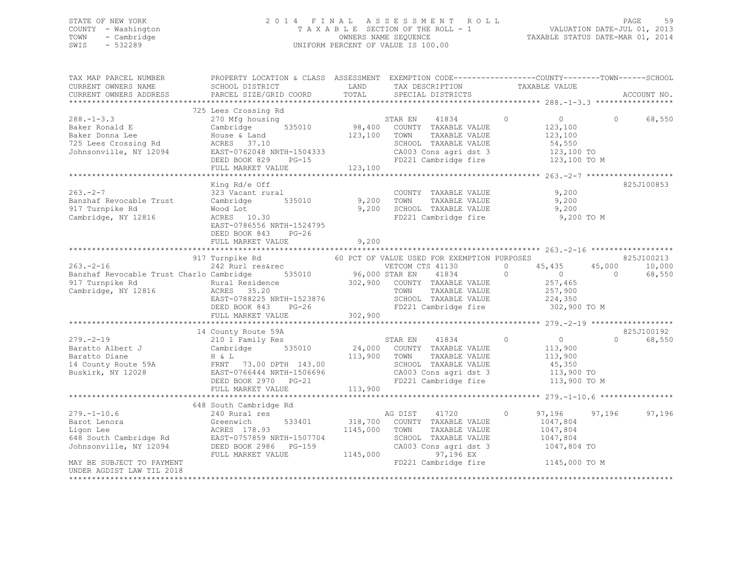STATE OF NEW YORK
COUNTY - Washington
TOWN - Cambridge
SWIS - 532289

2014 FINAL ASSESSMENT ROLL
TAXABLE SECTION OF THE ROLL - 1
OWNERS NAME SEQUENCE
UNIFORM PERCENT OF VALUE IS 100.00

VALUATION DATE-JUL 01, 2013
TAXABLE STATUS DATE-MAR 01, 2014

```
TAX MAP PARCEL NUMBER          PROPERTY LOCATION & CLASS  ASSESSMENT  EXEMPTION CODE-----------------COUNTY--------TOWN------SCHOOL
CURRENT OWNERS NAME            SCHOOL DISTRICT               LAND      TAX DESCRIPTION            TAXABLE VALUE
CURRENT OWNERS ADDRESS         PARCEL SIZE/GRID COORD        TOTAL     SPECIAL DISTRICTS                                          ACCOUNT NO.
******************************************************************************************************* 288.-1-3.3 *****************
                               725 Lees Crossing Rd
288.-1-3.3                     270 Mfg housing                      STAR EN     41834          0          0          0     68,550
Baker Ronald E                 Cambridge        535010       98,400  COUNTY  TAXABLE VALUE             123,100
Baker Donna Lee                House & Land                 123,100  TOWN    TAXABLE VALUE             123,100
725 Lees Crossing Rd           ACRES   37.10                         SCHOOL  TAXABLE VALUE              54,550
Johnsonville, NY 12094         EAST-0762048 NRTH-1504333             CA003 Cons agri dst 3             123,100 TO
                               DEED BOOK 829    PG-15                FD221 Cambridge fire              123,100 TO M
                               FULL MARKET VALUE            123,100
******************************************************************************************************* 263.-2-7 *******************
                               King Rd/e Off                                                                          825J100853
263.-2-7                       323 Vacant rural                      COUNTY  TAXABLE VALUE               9,200
Banzhaf Revocable Trust        Cambridge        535010        9,200  TOWN    TAXABLE VALUE               9,200
917 Turnpike Rd                Wood Lot                       9,200  SCHOOL  TAXABLE VALUE               9,200
Cambridge, NY 12816            ACRES   10.30                         FD221 Cambridge fire                9,200 TO M
                               EAST-0786556 NRTH-1524795
                               DEED BOOK 843    PG-26
                               FULL MARKET VALUE              9,200
******************************************************************************************************* 263.-2-16 ******************
                               917 Turnpike Rd              60 PCT OF VALUE USED FOR EXEMPTION PURPOSES                   825J100213
263.-2-16                      242 Rurl res&rec                      VETCOM CTS 41130          0     45,435     45,000     10,000
Banzhaf Revocable Trust Charlo Cambridge        535010       96,000 STAR EN     41834          0          0          0     68,550
917 Turnpike Rd                Rural Residence              302,900  COUNTY  TAXABLE VALUE             257,465
Cambridge, NY 12816            ACRES   35.20                         TOWN    TAXABLE VALUE             257,900
                               EAST-0788225 NRTH-1523876             SCHOOL  TAXABLE VALUE             224,350
                               DEED BOOK 843    PG-26                FD221 Cambridge fire              302,900 TO M
                               FULL MARKET VALUE            302,900
******************************************************************************************************* 279.-2-19 ******************
                               14 County Route 59A                                                                    825J100192
279.-2-19                      210 1 Family Res                      STAR EN     41834          0          0          0     68,550
Baratto Albert J               Cambridge        535010       24,000  COUNTY  TAXABLE VALUE             113,900
Baratto Diane                  H & L                        113,900  TOWN    TAXABLE VALUE             113,900
14 County Route 59A            FRNT   73.00 DPTH 143.00              SCHOOL  TAXABLE VALUE              45,350
Buskirk, NY 12028              EAST-0766444 NRTH-1506696             CA003 Cons agri dst 3             113,900 TO
                               DEED BOOK 2970   PG-21                FD221 Cambridge fire              113,900 TO M
                               FULL MARKET VALUE            113,900
******************************************************************************************************* 279.-1-10.6 ****************
                               648 South Cambridge Rd
279.-1-10.6                    240 Rural res                         AG DIST     41720          0     97,196     97,196     97,196
Barot Lenora                   Greenwich        533401      318,700  COUNTY  TAXABLE VALUE            1047,804
Ligon Lee                      ACRES  178.93               1145,000  TOWN    TAXABLE VALUE            1047,804
648 South Cambridge Rd         EAST-0757859 NRTH-1507704             SCHOOL  TAXABLE VALUE            1047,804
Johnsonville, NY 12094         DEED BOOK 2986   PG-159               CA003 Cons agri dst 3            1047,804 TO
                               FULL MARKET VALUE           1145,000             97,196 EX
MAY BE SUBJECT TO PAYMENT                                            FD221 Cambridge fire             1145,000 TO M
UNDER AGDIST LAW TIL 2018
************************************************************************************************************************************
```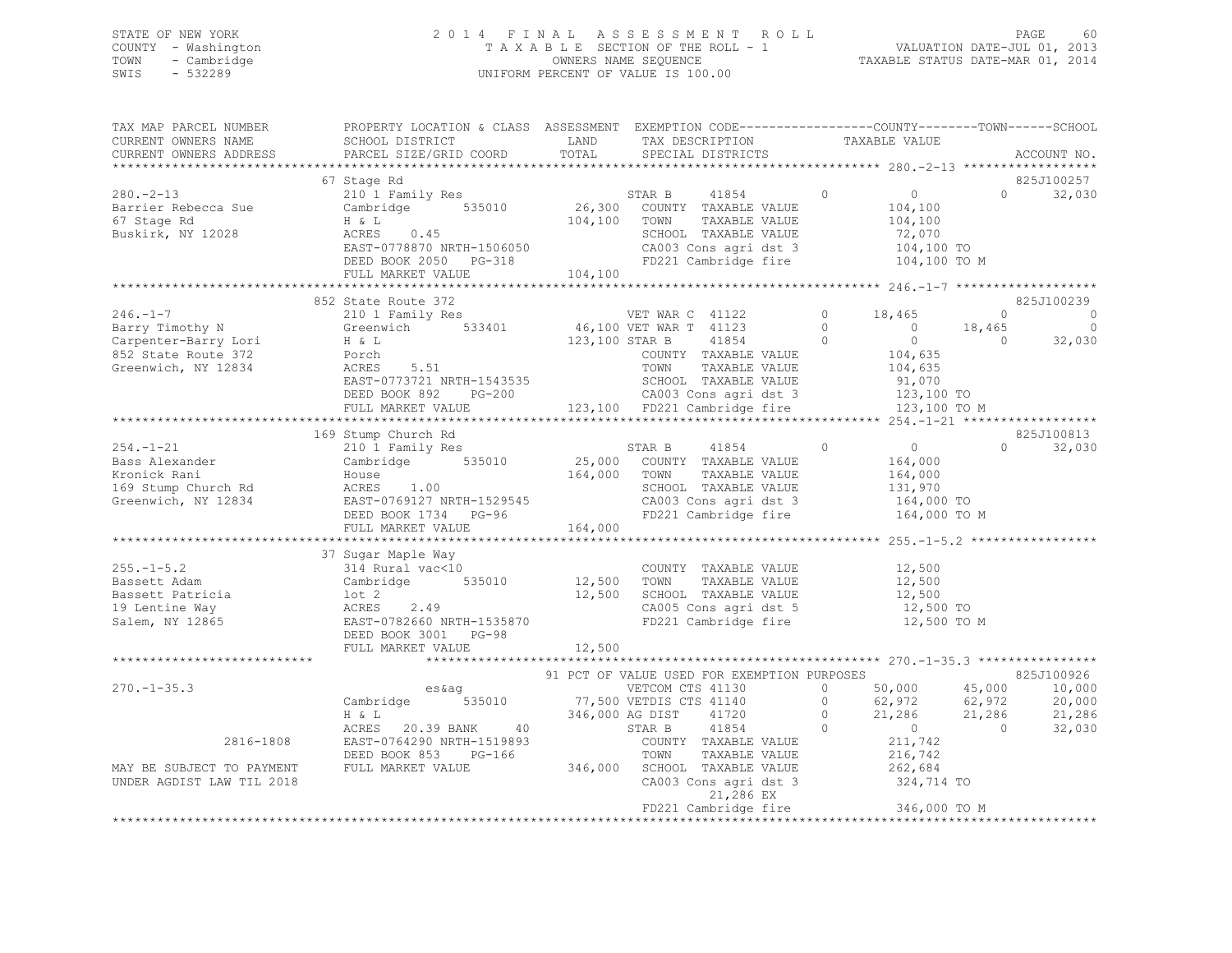STATE OF NEW YORK
COUNTY - Washington
TOWN - Cambridge
SWIS - 532289

2 0 1 4 F I N A L A S S E S S M E N T R O L L
T A X A B L E SECTION OF THE ROLL - 1
OWNERS NAME SEQUENCE
UNIFORM PERCENT OF VALUE IS 100.00

VALUATION DATE-JUL 01, 2013
TAXABLE STATUS DATE-MAR 01, 2014

```
TAX MAP PARCEL NUMBER          PROPERTY LOCATION & CLASS  ASSESSMENT  EXEMPTION CODE------------------COUNTY--------TOWN------SCHOOL
CURRENT OWNERS NAME            SCHOOL DISTRICT               LAND      TAX DESCRIPTION            TAXABLE VALUE
CURRENT OWNERS ADDRESS         PARCEL SIZE/GRID COORD       TOTAL      SPECIAL DISTRICTS                                    ACCOUNT NO.
******************************************************************************************************* 280.-2-13 ******************
                               67 Stage Rd                                                                               825J100257
280.-2-13                      210 1 Family Res                     STAR B      41854         0          0             0     32,030
Barrier Rebecca Sue            Cambridge      535010      26,300    COUNTY  TAXABLE VALUE           104,100
67 Stage Rd                    H & L                     104,100    TOWN    TAXABLE VALUE           104,100
Buskirk, NY 12028              ACRES     0.45                       SCHOOL  TAXABLE VALUE            72,070
                               EAST-0778870 NRTH-1506050            CA003 Cons agri dst 3           104,100 TO
                               DEED BOOK 2050   PG-318              FD221 Cambridge fire            104,100 TO M
                               FULL MARKET VALUE         104,100
******************************************************************************************************* 246.-1-7 *******************
                               852 State Route 372                                                                       825J100239
246.-1-7                       210 1 Family Res                     VET WAR C   41122         0     18,465             0          0
Barry Timothy N                Greenwich      533401      46,100 VET WAR T  41123         0          0        18,465          0
Carpenter-Barry Lori           H & L                     123,100 STAR B      41854         0          0             0     32,030
852 State Route 372            Porch                                COUNTY  TAXABLE VALUE           104,635
Greenwich, NY 12834            ACRES     5.51                       TOWN    TAXABLE VALUE           104,635
                               EAST-0773721 NRTH-1543535            SCHOOL  TAXABLE VALUE            91,070
                               DEED BOOK 892    PG-200              CA003 Cons agri dst 3           123,100 TO
                               FULL MARKET VALUE         123,100    FD221 Cambridge fire            123,100 TO M
******************************************************************************************************* 254.-1-21 ******************
                               169 Stump Church Rd                                                                       825J100813
254.-1-21                      210 1 Family Res                     STAR B      41854         0          0             0     32,030
Bass Alexander                 Cambridge      535010      25,000    COUNTY  TAXABLE VALUE           164,000
Kronick Rani                   House                     164,000    TOWN    TAXABLE VALUE           164,000
169 Stump Church Rd            ACRES     1.00                       SCHOOL  TAXABLE VALUE           131,970
Greenwich, NY 12834            EAST-0769127 NRTH-1529545            CA003 Cons agri dst 3           164,000 TO
                               DEED BOOK 1734   PG-96               FD221 Cambridge fire            164,000 TO M
                               FULL MARKET VALUE         164,000
******************************************************************************************************* 255.-1-5.2 *****************
                               37 Sugar Maple Way
255.-1-5.2                     314 Rural vac<10                     COUNTY  TAXABLE VALUE            12,500
Bassett Adam                   Cambridge      535010      12,500    TOWN    TAXABLE VALUE            12,500
Bassett Patricia               lot 2                      12,500    SCHOOL  TAXABLE VALUE            12,500
19 Lentine Way                 ACRES     2.49                       CA005 Cons agri dst 5            12,500 TO
Salem, NY 12865                EAST-0782660 NRTH-1535870            FD221 Cambridge fire             12,500 TO M
                               DEED BOOK 3001   PG-98
                               FULL MARKET VALUE          12,500
***************************                                         ******************************** 270.-1-35.3 ****************
                                                     91 PCT OF VALUE USED FOR EXEMPTION PURPOSES                         825J100926
270.-1-35.3                              es&ag                      VETCOM CTS  41130         0     50,000        45,000     10,000
                               Cambridge      535010      77,500 VETDIS CTS 41140         0     62,972        62,972     20,000
                               H & L                     346,000 AG DIST     41720         0     21,286        21,286     21,286
                               ACRES    20.39 BANK     40           STAR B      41854         0          0             0     32,030
             2816-1808         EAST-0764290 NRTH-1519893            COUNTY  TAXABLE VALUE           211,742
                               DEED BOOK 853    PG-166              TOWN    TAXABLE VALUE           216,742
MAY BE SUBJECT TO PAYMENT      FULL MARKET VALUE         346,000    SCHOOL  TAXABLE VALUE           262,684
UNDER AGDIST LAW TIL 2018                                           CA003 Cons agri dst 3           324,714 TO
                                                                           21,286 EX
                                                                    FD221 Cambridge fire            346,000 TO M
************************************************************************************************************************************
```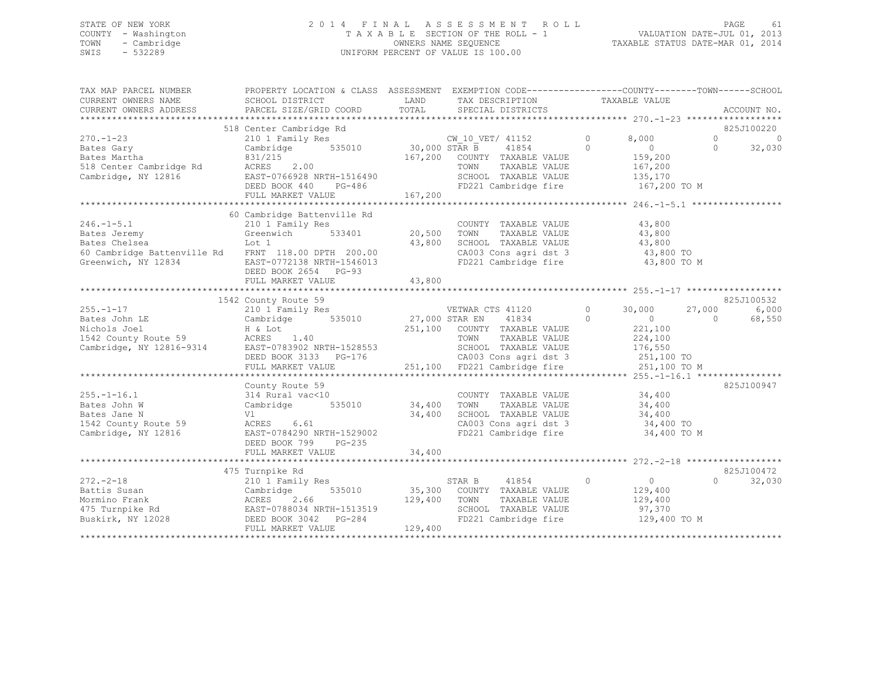STATE OF NEW YORK
COUNTY - Washington
TOWN - Cambridge
SWIS - 532289

2014 FINAL ASSESSMENT ROLL
TAXABLE SECTION OF THE ROLL - 1
OWNERS NAME SEQUENCE
UNIFORM PERCENT OF VALUE IS 100.00

VALUATION DATE-JUL 01, 2013
TAXABLE STATUS DATE-MAR 01, 2014

| TAX MAP PARCEL NUMBER / CURRENT OWNERS NAME / CURRENT OWNERS ADDRESS | PROPERTY LOCATION & CLASS / SCHOOL DISTRICT / PARCEL SIZE/GRID COORD | ASSESSMENT LAND / TOTAL | EXEMPTION CODE / TAX DESCRIPTION / SPECIAL DISTRICTS | COUNTY TAXABLE VALUE | TOWN | SCHOOL / ACCOUNT NO. |
|---|---|---|---|---|---|---|
| **270.-1-23** | 518 Center Cambridge Rd | | | | | 825J100220 |
| 270.-1-23 | 210 1 Family Res | | CW_10_VET/ 41152 0 | 8,000 | 0 | 0 |
| Bates Gary | Cambridge 535010 | 30,000 | STAR B 41854 0 | 0 | 0 | 32,030 |
| Bates Martha | 831/215 | 167,200 | COUNTY TAXABLE VALUE | 159,200 | | |
| 518 Center Cambridge Rd | ACRES 2.00 | | TOWN TAXABLE VALUE | 167,200 | | |
| Cambridge, NY 12816 | EAST-0766928 NRTH-1516490 | | SCHOOL TAXABLE VALUE | 135,170 | | |
| | DEED BOOK 440 PG-486 | | FD221 Cambridge fire | 167,200 TO M | | |
| | FULL MARKET VALUE | 167,200 | | | | |
| **246.-1-5.1** | 60 Cambridge Battenville Rd | | | | | |
| 246.-1-5.1 | 210 1 Family Res | | COUNTY TAXABLE VALUE | 43,800 | | |
| Bates Jeremy | Greenwich 533401 | 20,500 | TOWN TAXABLE VALUE | 43,800 | | |
| Bates Chelsea | Lot 1 | 43,800 | SCHOOL TAXABLE VALUE | 43,800 | | |
| 60 Cambridge Battenville Rd | FRNT 118.00 DPTH 200.00 | | CA003 Cons agri dst 3 | 43,800 TO | | |
| Greenwich, NY 12834 | EAST-0772138 NRTH-1546013 | | FD221 Cambridge fire | 43,800 TO M | | |
| | DEED BOOK 2654 PG-93 | | | | | |
| | FULL MARKET VALUE | 43,800 | | | | |
| **255.-1-17** | 1542 County Route 59 | | | | | 825J100532 |
| 255.-1-17 | 210 1 Family Res | | VETWAR CTS 41120 0 | 30,000 | 27,000 | 6,000 |
| Bates John LE | Cambridge 535010 | 27,000 | STAR EN 41834 0 | 0 | 0 | 68,550 |
| Nichols Joel | H & Lot | 251,100 | COUNTY TAXABLE VALUE | 221,100 | | |
| 1542 County Route 59 | ACRES 1.40 | | TOWN TAXABLE VALUE | 224,100 | | |
| Cambridge, NY 12816-9314 | EAST-0783902 NRTH-1528553 | | SCHOOL TAXABLE VALUE | 176,550 | | |
| | DEED BOOK 3133 PG-176 | | CA003 Cons agri dst 3 | 251,100 TO | | |
| | FULL MARKET VALUE | 251,100 | FD221 Cambridge fire | 251,100 TO M | | |
| **255.-1-16.1** | County Route 59 | | | | | 825J100947 |
| 255.-1-16.1 | 314 Rural vac<10 | | COUNTY TAXABLE VALUE | 34,400 | | |
| Bates John W | Cambridge 535010 | 34,400 | TOWN TAXABLE VALUE | 34,400 | | |
| Bates Jane N | Vl | 34,400 | SCHOOL TAXABLE VALUE | 34,400 | | |
| 1542 County Route 59 | ACRES 6.61 | | CA003 Cons agri dst 3 | 34,400 TO | | |
| Cambridge, NY 12816 | EAST-0784290 NRTH-1529002 | | FD221 Cambridge fire | 34,400 TO M | | |
| | DEED BOOK 799 PG-235 | | | | | |
| | FULL MARKET VALUE | 34,400 | | | | |
| **272.-2-18** | 475 Turnpike Rd | | | | | 825J100472 |
| 272.-2-18 | 210 1 Family Res | | STAR B 41854 0 | 0 | 0 | 32,030 |
| Battis Susan | Cambridge 535010 | 35,300 | COUNTY TAXABLE VALUE | 129,400 | | |
| Mormino Frank | ACRES 2.66 | 129,400 | TOWN TAXABLE VALUE | 129,400 | | |
| 475 Turnpike Rd | EAST-0788034 NRTH-1513519 | | SCHOOL TAXABLE VALUE | 97,370 | | |
| Buskirk, NY 12028 | DEED BOOK 3042 PG-284 | | FD221 Cambridge fire | 129,400 TO M | | |
| | FULL MARKET VALUE | 129,400 | | | | |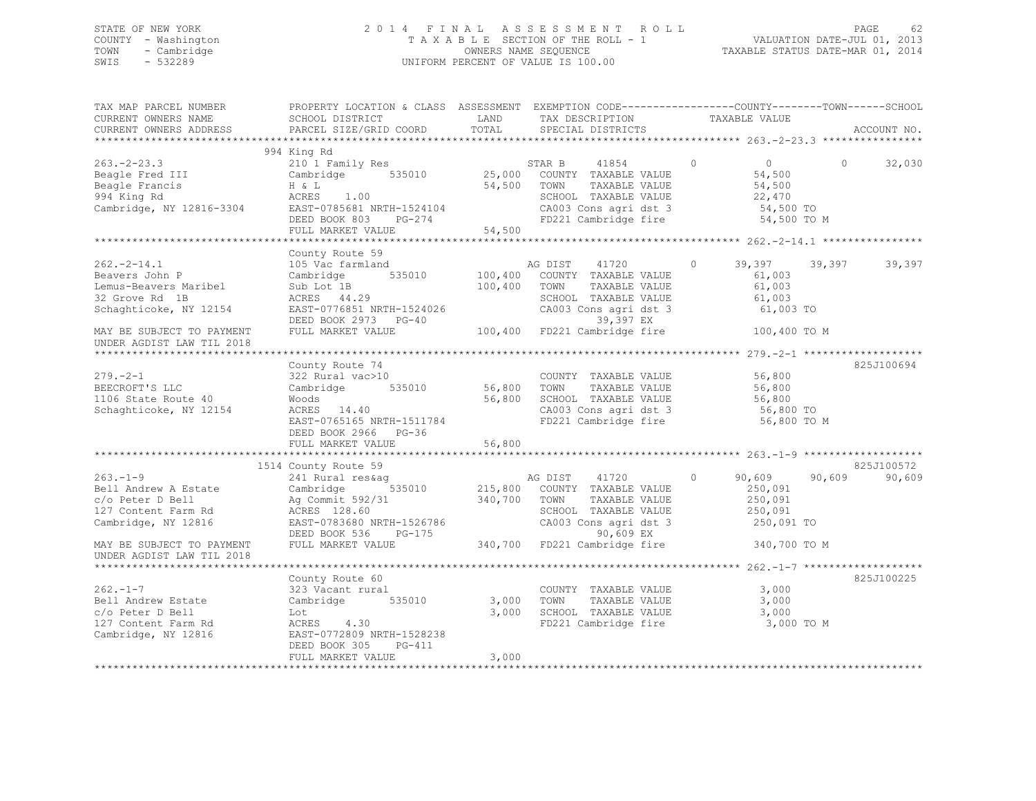STATE OF NEW YORK
COUNTY - Washington
TOWN - Cambridge
SWIS - 532289

2 0 1 4 F I N A L A S S E S S M E N T R O L L
T A X A B L E SECTION OF THE ROLL - 1
OWNERS NAME SEQUENCE
UNIFORM PERCENT OF VALUE IS 100.00

VALUATION DATE-JUL 01, 2013
TAXABLE STATUS DATE-MAR 01, 2014

```
TAX MAP PARCEL NUMBER          PROPERTY LOCATION & CLASS  ASSESSMENT  EXEMPTION CODE------------------COUNTY--------TOWN------SCHOOL
CURRENT OWNERS NAME            SCHOOL DISTRICT               LAND      TAX DESCRIPTION            TAXABLE VALUE
CURRENT OWNERS ADDRESS         PARCEL SIZE/GRID COORD        TOTAL     SPECIAL DISTRICTS                                    ACCOUNT NO.
******************************************************************************************************* 263.-2-23.3 ****************
                               994 King Rd
263.-2-23.3                    210 1 Family Res                        STAR B      41854        0          0          0      32,030
Beagle Fred III                Cambridge      535010        25,000   COUNTY  TAXABLE VALUE              54,500
Beagle Francis                 H & L                        54,500   TOWN    TAXABLE VALUE              54,500
994 King Rd                    ACRES    1.00                         SCHOOL  TAXABLE VALUE              22,470
Cambridge, NY 12816-3304       EAST-0785681 NRTH-1524104             CA003 Cons agri dst 3              54,500 TO
                               DEED BOOK 803    PG-274               FD221 Cambridge fire               54,500 TO M
                               FULL MARKET VALUE            54,500
******************************************************************************************************* 262.-2-14.1 ****************
                               County Route 59
262.-2-14.1                    105 Vac farmland                        AG DIST     41720        0     39,397     39,397      39,397
Beavers John P                 Cambridge      535010       100,400   COUNTY  TAXABLE VALUE              61,003
Lemus-Beavers Maribel          Sub Lot 1B                  100,400   TOWN    TAXABLE VALUE              61,003
32 Grove Rd  1B                ACRES   44.29                         SCHOOL  TAXABLE VALUE              61,003
Schaghticoke, NY 12154         EAST-0776851 NRTH-1524026             CA003 Cons agri dst 3              61,003 TO
                               DEED BOOK 2973   PG-40                        39,397 EX
MAY BE SUBJECT TO PAYMENT      FULL MARKET VALUE           100,400   FD221 Cambridge fire              100,400 TO M
UNDER AGDIST LAW TIL 2018
******************************************************************************************************* 279.-2-1 *******************
                               County Route 74                                                                        825J100694
279.-2-1                       322 Rural vac>10                        COUNTY  TAXABLE VALUE              56,800
BEECROFT'S LLC                 Cambridge      535010        56,800   TOWN    TAXABLE VALUE              56,800
1106 State Route 40            Woods                        56,800   SCHOOL  TAXABLE VALUE              56,800
Schaghticoke, NY 12154         ACRES   14.40                         CA003 Cons agri dst 3              56,800 TO
                               EAST-0765165 NRTH-1511784             FD221 Cambridge fire               56,800 TO M
                               DEED BOOK 2966   PG-36
                               FULL MARKET VALUE            56,800
******************************************************************************************************* 263.-1-9 *******************
                               1514 County Route 59                                                                   825J100572
263.-1-9                       241 Rural res&ag                        AG DIST     41720        0     90,609     90,609      90,609
Bell Andrew A Estate           Cambridge      535010       215,800   COUNTY  TAXABLE VALUE             250,091
c/o Peter D Bell               Ag Commit 592/31            340,700   TOWN    TAXABLE VALUE             250,091
127 Content Farm Rd            ACRES  128.60                         SCHOOL  TAXABLE VALUE             250,091
Cambridge, NY 12816            EAST-0783680 NRTH-1526786             CA003 Cons agri dst 3             250,091 TO
                               DEED BOOK 536    PG-175                       90,609 EX
MAY BE SUBJECT TO PAYMENT      FULL MARKET VALUE           340,700   FD221 Cambridge fire              340,700 TO M
UNDER AGDIST LAW TIL 2018
******************************************************************************************************* 262.-1-7 *******************
                               County Route 60                                                                        825J100225
262.-1-7                       323 Vacant rural                        COUNTY  TAXABLE VALUE               3,000
Bell Andrew Estate             Cambridge      535010         3,000   TOWN    TAXABLE VALUE               3,000
c/o Peter D Bell               Lot                           3,000   SCHOOL  TAXABLE VALUE               3,000
127 Content Farm Rd            ACRES    4.30                         FD221 Cambridge fire                3,000 TO M
Cambridge, NY 12816            EAST-0772809 NRTH-1528238
                               DEED BOOK 305    PG-411
                               FULL MARKET VALUE             3,000
************************************************************************************************************************************
```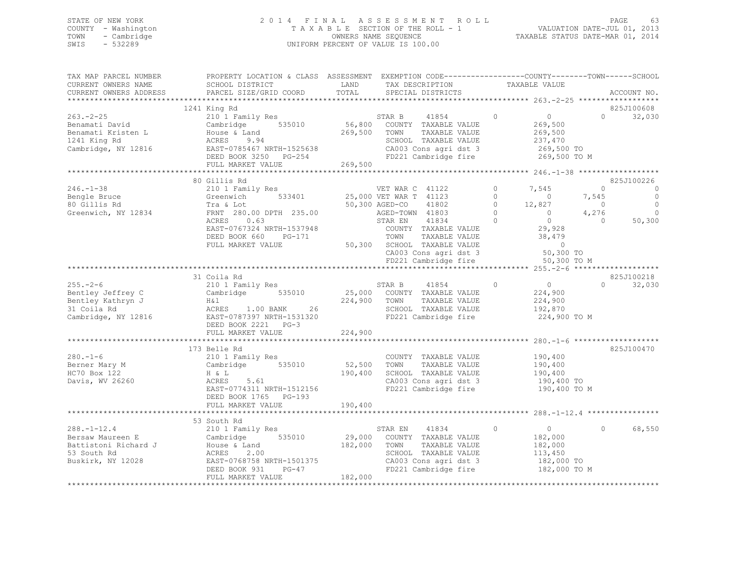STATE OF NEW YORK | COUNTY - Washington | TOWN - Cambridge | SWIS - 532289

# 2014 FINAL ASSESSMENT ROLL

TAXABLE SECTION OF THE ROLL - 1
OWNERS NAME SEQUENCE
UNIFORM PERCENT OF VALUE IS 100.00

VALUATION DATE-JUL 01, 2013
TAXABLE STATUS DATE-MAR 01, 2014

```
TAX MAP PARCEL NUMBER      PROPERTY LOCATION & CLASS  ASSESSMENT  EXEMPTION CODE------------------COUNTY--------TOWN------SCHOOL
CURRENT OWNERS NAME        SCHOOL DISTRICT              LAND      TAX DESCRIPTION              TAXABLE VALUE
CURRENT OWNERS ADDRESS     PARCEL SIZE/GRID COORD       TOTAL     SPECIAL DISTRICTS                                      ACCOUNT NO.
******************************************************************************************************* 263.-2-25 ******************
                           1241 King Rd                                                                               825J100608
263.-2-25                  210 1 Family Res                        STAR B      41854        0          0           0      32,030
Benamati David             Cambridge       535010       56,800    COUNTY  TAXABLE VALUE            269,500
Benamati Kristen L         House & Land                269,500    TOWN    TAXABLE VALUE            269,500
1241 King Rd               ACRES     9.94                         SCHOOL  TAXABLE VALUE            237,470
Cambridge, NY 12816        EAST-0785467 NRTH-1525638              CA003 Cons agri dst 3            269,500 TO
                           DEED BOOK 3250   PG-254                FD221 Cambridge fire             269,500 TO M
                           FULL MARKET VALUE           269,500
******************************************************************************************************* 246.-1-38 ******************
                           80 Gillis Rd                                                                               825J100226
246.-1-38                  210 1 Family Res                        VET WAR C   41122        0      7,545           0           0
Bengle Bruce               Greenwich       533401       25,000 VET WAR T   41123        0          0       7,545           0
80 Gillis Rd               Tra & Lot                    50,300 AGED-CO     41802        0     12,827           0           0
Greenwich, NY 12834        FRNT 280.00 DPTH 235.00                AGED-TOWN   41803        0          0       4,276           0
                           ACRES     0.63                         STAR EN     41834        0          0           0      50,300
                           EAST-0767324 NRTH-1537948              COUNTY  TAXABLE VALUE             29,928
                           DEED BOOK 660    PG-171                TOWN    TAXABLE VALUE             38,479
                           FULL MARKET VALUE            50,300    SCHOOL  TAXABLE VALUE                  0
                                                                  CA003 Cons agri dst 3             50,300 TO
                                                                  FD221 Cambridge fire              50,300 TO M
******************************************************************************************************* 255.-2-6 *******************
                           31 Coila Rd                                                                                825J100218
255.-2-6                   210 1 Family Res                        STAR B      41854        0          0           0      32,030
Bentley Jeffrey C          Cambridge       535010       25,000    COUNTY  TAXABLE VALUE            224,900
Bentley Kathryn J          H&l                         224,900    TOWN    TAXABLE VALUE            224,900
31 Coila Rd                ACRES     1.00 BANK     26             SCHOOL  TAXABLE VALUE            192,870
Cambridge, NY 12816        EAST-0787397 NRTH-1531320              FD221 Cambridge fire             224,900 TO M
                           DEED BOOK 2221   PG-3
                           FULL MARKET VALUE           224,900
******************************************************************************************************* 280.-1-6 *******************
                           173 Belle Rd                                                                               825J100470
280.-1-6                   210 1 Family Res                       COUNTY  TAXABLE VALUE            190,400
Berner Mary M              Cambridge       535010       52,500    TOWN    TAXABLE VALUE            190,400
HC70 Box 122               H & L                       190,400    SCHOOL  TAXABLE VALUE            190,400
Davis, WV 26260            ACRES     5.61                         CA003 Cons agri dst 3            190,400 TO
                           EAST-0774311 NRTH-1512156              FD221 Cambridge fire             190,400 TO M
                           DEED BOOK 1765   PG-193
                           FULL MARKET VALUE           190,400
******************************************************************************************************* 288.-1-12.4 ****************
                           53 South Rd
288.-1-12.4                210 1 Family Res                        STAR EN     41834        0          0           0      68,550
Bersaw Maureen E           Cambridge       535010       29,000    COUNTY  TAXABLE VALUE            182,000
Battistoni Richard J       House & Land                182,000    TOWN    TAXABLE VALUE            182,000
53 South Rd                ACRES     2.00                         SCHOOL  TAXABLE VALUE            113,450
Buskirk, NY 12028          EAST-0768758 NRTH-1501375              CA003 Cons agri dst 3            182,000 TO
                           DEED BOOK 931    PG-47                 FD221 Cambridge fire             182,000 TO M
                           FULL MARKET VALUE           182,000
************************************************************************************************************************************
```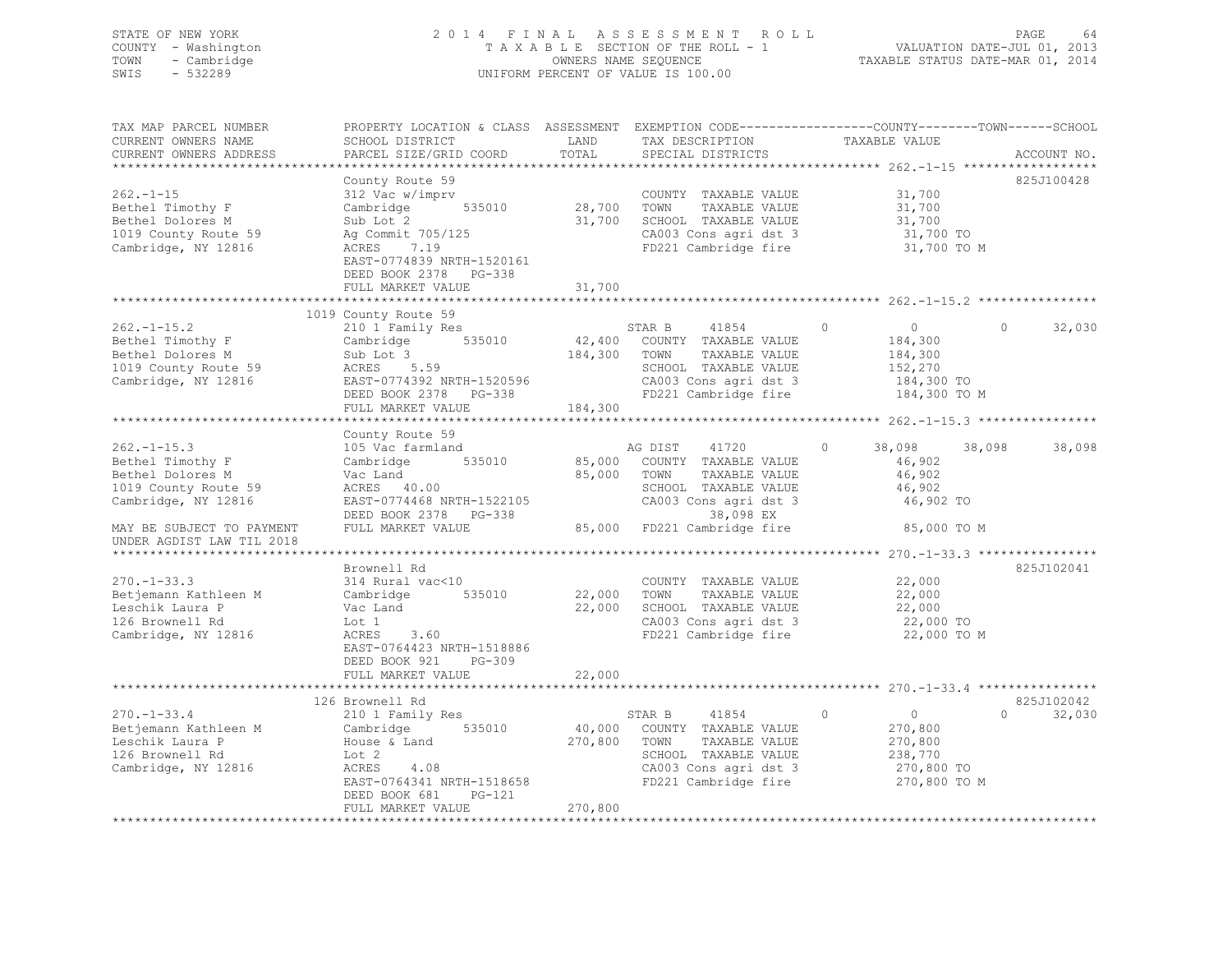STATE OF NEW YORK
COUNTY - Washington
TOWN - Cambridge
SWIS - 532289

2014 FINAL ASSESSMENT ROLL
TAXABLE SECTION OF THE ROLL - 1
OWNERS NAME SEQUENCE
UNIFORM PERCENT OF VALUE IS 100.00

VALUATION DATE-JUL 01, 2013
TAXABLE STATUS DATE-MAR 01, 2014

```
TAX MAP PARCEL NUMBER          PROPERTY LOCATION & CLASS  ASSESSMENT  EXEMPTION CODE-----------------COUNTY--------TOWN------SCHOOL
CURRENT OWNERS NAME            SCHOOL DISTRICT              LAND       TAX DESCRIPTION               TAXABLE VALUE
CURRENT OWNERS ADDRESS         PARCEL SIZE/GRID COORD       TOTAL      SPECIAL DISTRICTS                                      ACCOUNT NO.
******************************************************************************************************* 262.-1-15 ******************
                               County Route 59                                                                           825J100428
262.-1-15                      312 Vac w/imprv                         COUNTY  TAXABLE VALUE             31,700
Bethel Timothy F               Cambridge        535010      28,700     TOWN    TAXABLE VALUE             31,700
Bethel Dolores M               Sub Lot 2                    31,700     SCHOOL  TAXABLE VALUE             31,700
1019 County Route 59           Ag Commit 705/125                       CA003 Cons agri dst 3              31,700 TO
Cambridge, NY 12816            ACRES     7.19                          FD221 Cambridge fire               31,700 TO M
                               EAST-0774839 NRTH-1520161
                               DEED BOOK 2378    PG-338
                               FULL MARKET VALUE            31,700
******************************************************************************************************* 262.-1-15.2 ****************
                               1019 County Route 59
262.-1-15.2                    210 1 Family Res                        STAR B     41854           0          0             0     32,030
Bethel Timothy F               Cambridge        535010      42,400     COUNTY  TAXABLE VALUE            184,300
Bethel Dolores M               Sub Lot 3                   184,300     TOWN    TAXABLE VALUE            184,300
1019 County Route 59           ACRES     5.59                          SCHOOL  TAXABLE VALUE            152,270
Cambridge, NY 12816            EAST-0774392 NRTH-1520596               CA003 Cons agri dst 3             184,300 TO
                               DEED BOOK 2378    PG-338                FD221 Cambridge fire              184,300 TO M
                               FULL MARKET VALUE           184,300
******************************************************************************************************* 262.-1-15.3 ****************
                               County Route 59
262.-1-15.3                    105 Vac farmland                        AG DIST    41720           0     38,098        38,098     38,098
Bethel Timothy F               Cambridge        535010      85,000     COUNTY  TAXABLE VALUE             46,902
Bethel Dolores M               Vac Land                     85,000     TOWN    TAXABLE VALUE             46,902
1019 County Route 59           ACRES    40.00                          SCHOOL  TAXABLE VALUE             46,902
Cambridge, NY 12816            EAST-0774468 NRTH-1522105               CA003 Cons agri dst 3              46,902 TO
                               DEED BOOK 2378    PG-338                     38,098 EX
MAY BE SUBJECT TO PAYMENT      FULL MARKET VALUE            85,000     FD221 Cambridge fire               85,000 TO M
UNDER AGDIST LAW TIL 2018
******************************************************************************************************* 270.-1-33.3 ****************
                               Brownell Rd                                                                               825J102041
270.-1-33.3                    314 Rural vac<10                        COUNTY  TAXABLE VALUE             22,000
Betjemann Kathleen M           Cambridge        535010      22,000     TOWN    TAXABLE VALUE             22,000
Leschik Laura P                Vac Land                     22,000     SCHOOL  TAXABLE VALUE             22,000
126 Brownell Rd                Lot 1                                   CA003 Cons agri dst 3              22,000 TO
Cambridge, NY 12816            ACRES     3.60                          FD221 Cambridge fire               22,000 TO M
                               EAST-0764423 NRTH-1518886
                               DEED BOOK 921     PG-309
                               FULL MARKET VALUE            22,000
******************************************************************************************************* 270.-1-33.4 ****************
                               126 Brownell Rd                                                                           825J102042
270.-1-33.4                    210 1 Family Res                        STAR B     41854           0          0             0     32,030
Betjemann Kathleen M           Cambridge        535010      40,000     COUNTY  TAXABLE VALUE            270,800
Leschik Laura P                House & Land                270,800     TOWN    TAXABLE VALUE            270,800
126 Brownell Rd                Lot 2                                   SCHOOL  TAXABLE VALUE            238,770
Cambridge, NY 12816            ACRES     4.08                          CA003 Cons agri dst 3             270,800 TO
                               EAST-0764341 NRTH-1518658               FD221 Cambridge fire              270,800 TO M
                               DEED BOOK 681     PG-121
                               FULL MARKET VALUE           270,800
************************************************************************************************************************************
```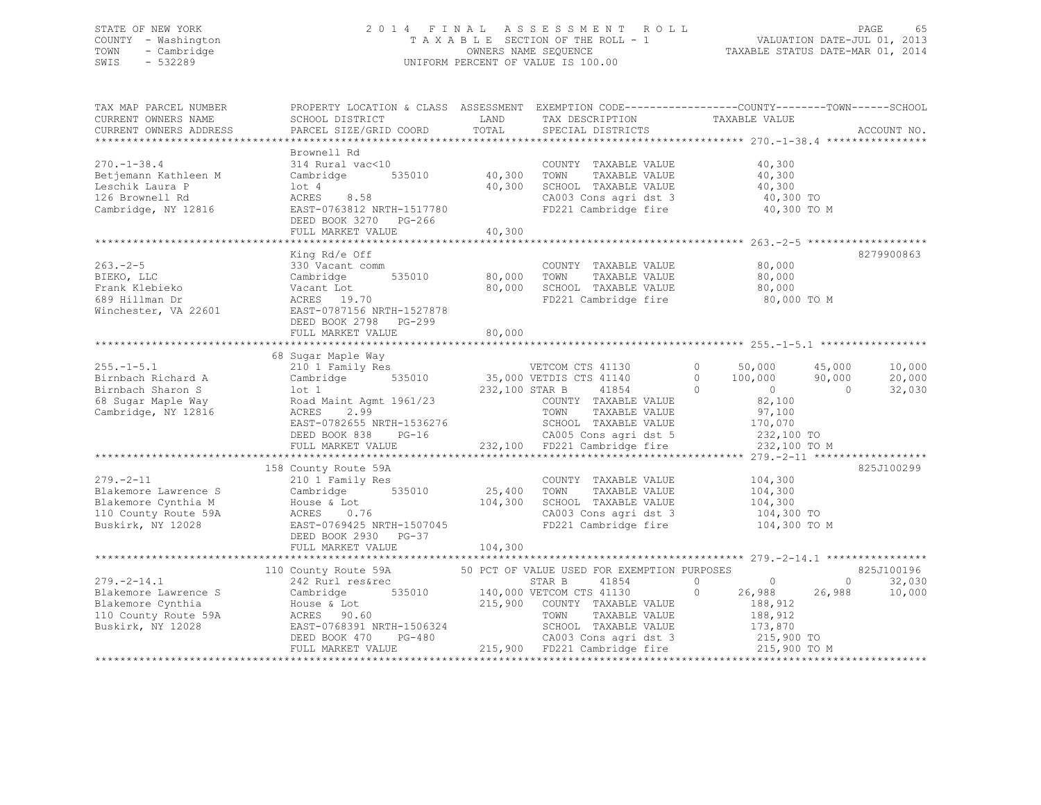STATE OF NEW YORK
COUNTY - Washington
TOWN - Cambridge
SWIS - 532289

2014 FINAL ASSESSMENT ROLL
TAXABLE SECTION OF THE ROLL - 1
OWNERS NAME SEQUENCE
UNIFORM PERCENT OF VALUE IS 100.00

VALUATION DATE-JUL 01, 2013
TAXABLE STATUS DATE-MAR 01, 2014

| TAX MAP PARCEL NUMBER / CURRENT OWNERS NAME / CURRENT OWNERS ADDRESS | PROPERTY LOCATION & CLASS / SCHOOL DISTRICT / PARCEL SIZE/GRID COORD | ASSESSMENT LAND / TOTAL | EXEMPTION CODE / TAX DESCRIPTION / SPECIAL DISTRICTS | COUNTY TAXABLE VALUE | TOWN | SCHOOL | ACCOUNT NO. |
|---|---|---|---|---|---|---|---|
| **270.-1-38.4** | Brownell Rd | | | | | | |
| 270.-1-38.4 | 314 Rural vac<10 | | COUNTY TAXABLE VALUE | 40,300 | | | |
| Betjemann Kathleen M | Cambridge 535010 | 40,300 | TOWN TAXABLE VALUE | 40,300 | | | |
| Leschik Laura P | lot 4 | 40,300 | SCHOOL TAXABLE VALUE | 40,300 | | | |
| 126 Brownell Rd | ACRES 8.58 | | CA003 Cons agri dst 3 | 40,300 TO | | | |
| Cambridge, NY 12816 | EAST-0763812 NRTH-1517780 | | FD221 Cambridge fire | 40,300 TO M | | | |
| | DEED BOOK 3270 PG-266 | | | | | | |
| | FULL MARKET VALUE | 40,300 | | | | | |
| **263.-2-5** | King Rd/e Off | | | | | | 8279900863 |
| 263.-2-5 | 330 Vacant comm | | COUNTY TAXABLE VALUE | 80,000 | | | |
| BIEKO, LLC | Cambridge 535010 | 80,000 | TOWN TAXABLE VALUE | 80,000 | | | |
| Frank Klebieko | Vacant Lot | 80,000 | SCHOOL TAXABLE VALUE | 80,000 | | | |
| 689 Hillman Dr | ACRES 19.70 | | FD221 Cambridge fire | 80,000 TO M | | | |
| Winchester, VA 22601 | EAST-0787156 NRTH-1527878 | | | | | | |
| | DEED BOOK 2798 PG-299 | | | | | | |
| | FULL MARKET VALUE | 80,000 | | | | | |
| **255.-1-5.1** | 68 Sugar Maple Way | | | | | | |
| 255.-1-5.1 | 210 1 Family Res | | VETCOM CTS 41130 0 | 50,000 | 45,000 | 10,000 | |
| Birnbach Richard A | Cambridge 535010 | 35,000 | VETDIS CTS 41140 0 | 100,000 | 90,000 | 20,000 | |
| Birnbach Sharon S | lot 1 | 232,100 | STAR B 41854 0 | 0 | 0 | 32,030 | |
| 68 Sugar Maple Way | Road Maint Agmt 1961/23 | | COUNTY TAXABLE VALUE | 82,100 | | | |
| Cambridge, NY 12816 | ACRES 2.99 | | TOWN TAXABLE VALUE | 97,100 | | | |
| | EAST-0782655 NRTH-1536276 | | SCHOOL TAXABLE VALUE | 170,070 | | | |
| | DEED BOOK 838 PG-16 | | CA005 Cons agri dst 5 | 232,100 TO | | | |
| | FULL MARKET VALUE | 232,100 | FD221 Cambridge fire | 232,100 TO M | | | |
| **279.-2-11** | 158 County Route 59A | | | | | | 825J100299 |
| 279.-2-11 | 210 1 Family Res | | COUNTY TAXABLE VALUE | 104,300 | | | |
| Blakemore Lawrence S | Cambridge 535010 | 25,400 | TOWN TAXABLE VALUE | 104,300 | | | |
| Blakemore Cynthia M | House & Lot | 104,300 | SCHOOL TAXABLE VALUE | 104,300 | | | |
| 110 County Route 59A | ACRES 0.76 | | CA003 Cons agri dst 3 | 104,300 TO | | | |
| Buskirk, NY 12028 | EAST-0769425 NRTH-1507045 | | FD221 Cambridge fire | 104,300 TO M | | | |
| | DEED BOOK 2930 PG-37 | | | | | | |
| | FULL MARKET VALUE | 104,300 | | | | | |
| **279.-2-14.1** | 110 County Route 59A | | 50 PCT OF VALUE USED FOR EXEMPTION PURPOSES | | | | 825J100196 |
| 279.-2-14.1 | 242 Rurl res&rec | | STAR B 41854 0 | 0 | 0 | 32,030 | |
| Blakemore Lawrence S | Cambridge 535010 | 140,000 | VETCOM CTS 41130 0 | 26,988 | 26,988 | 10,000 | |
| Blakemore Cynthia | House & Lot | 215,900 | COUNTY TAXABLE VALUE | 188,912 | | | |
| 110 County Route 59A | ACRES 90.60 | | TOWN TAXABLE VALUE | 188,912 | | | |
| Buskirk, NY 12028 | EAST-0768391 NRTH-1506324 | | SCHOOL TAXABLE VALUE | 173,870 | | | |
| | DEED BOOK 470 PG-480 | | CA003 Cons agri dst 3 | 215,900 TO | | | |
| | FULL MARKET VALUE | 215,900 | FD221 Cambridge fire | 215,900 TO M | | | |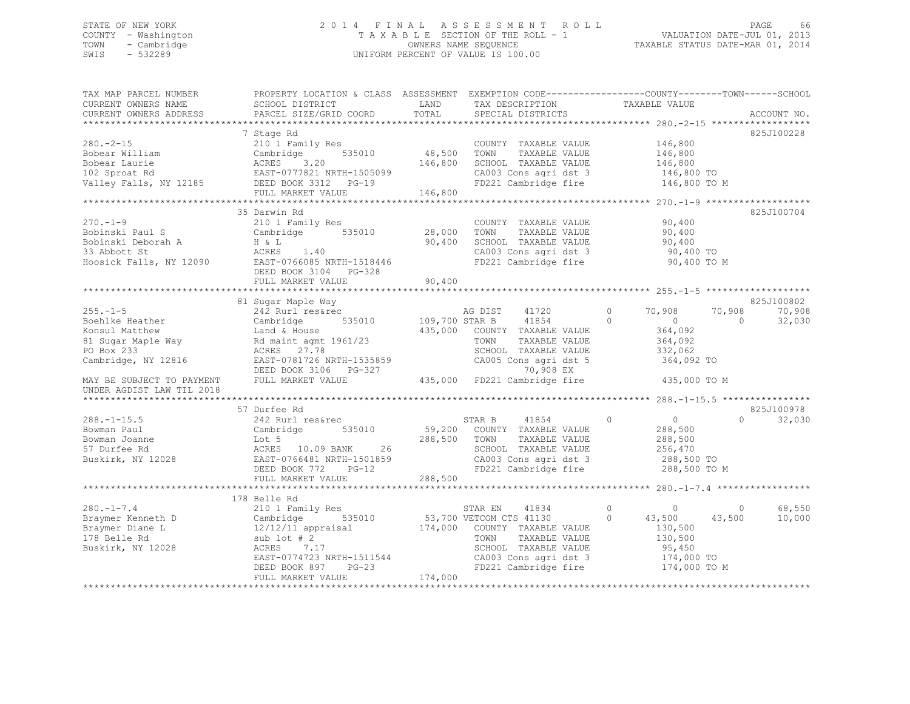STATE OF NEW YORK
COUNTY - Washington
TOWN - Cambridge
SWIS - 532289

2014 FINAL ASSESSMENT ROLL
TAXABLE SECTION OF THE ROLL - 1
OWNERS NAME SEQUENCE
UNIFORM PERCENT OF VALUE IS 100.00

VALUATION DATE-JUL 01, 2013
TAXABLE STATUS DATE-MAR 01, 2014

```
TAX MAP PARCEL NUMBER      PROPERTY LOCATION & CLASS  ASSESSMENT  EXEMPTION CODE------------------COUNTY--------TOWN------SCHOOL
CURRENT OWNERS NAME        SCHOOL DISTRICT               LAND      TAX DESCRIPTION              TAXABLE VALUE
CURRENT OWNERS ADDRESS     PARCEL SIZE/GRID COORD        TOTAL     SPECIAL DISTRICTS                                        ACCOUNT NO.
******************************************************************************************************* 280.-2-15 ******************
                           7 Stage Rd                                                                                      825J100228
280.-2-15                  210 1 Family Res                        COUNTY  TAXABLE VALUE           146,800
Bobear William             Cambridge       535010       48,500     TOWN    TAXABLE VALUE           146,800
Bobear Laurie              ACRES    3.20               146,800     SCHOOL  TAXABLE VALUE           146,800
102 Sproat Rd              EAST-0777821 NRTH-1505099               CA003 Cons agri dst 3            146,800 TO
Valley Falls, NY 12185     DEED BOOK 3312   PG-19                  FD221 Cambridge fire             146,800 TO M
                           FULL MARKET VALUE           146,800
******************************************************************************************************* 270.-1-9 *******************
                           35 Darwin Rd                                                                                    825J100704
270.-1-9                   210 1 Family Res                        COUNTY  TAXABLE VALUE            90,400
Bobinski Paul S            Cambridge       535010       28,000     TOWN    TAXABLE VALUE            90,400
Bobinski Deborah A         H & L                        90,400     SCHOOL  TAXABLE VALUE            90,400
33 Abbott St               ACRES    1.40                           CA003 Cons agri dst 3             90,400 TO
Hoosick Falls, NY 12090    EAST-0766085 NRTH-1518446               FD221 Cambridge fire              90,400 TO M
                           DEED BOOK 3104   PG-328
                           FULL MARKET VALUE            90,400
******************************************************************************************************* 255.-1-5 *******************
                           81 Sugar Maple Way                                                                              825J100802
255.-1-5                   242 Rurl res&rec                        AG DIST     41720       0        70,908      70,908      70,908
Boehlke Heather            Cambridge       535010      109,700 STAR B      41854       0             0           0      32,030
Konsul Matthew             Land & House                435,000     COUNTY  TAXABLE VALUE           364,092
81 Sugar Maple Way         Rd maint agmt 1961/23                   TOWN    TAXABLE VALUE           364,092
PO Box 233                 ACRES   27.78                           SCHOOL  TAXABLE VALUE           332,062
Cambridge, NY 12816        EAST-0781726 NRTH-1535859               CA005 Cons agri dst 5            364,092 TO
                           DEED BOOK 3106   PG-327                       70,908 EX
MAY BE SUBJECT TO PAYMENT  FULL MARKET VALUE           435,000     FD221 Cambridge fire             435,000 TO M
UNDER AGDIST LAW TIL 2018
******************************************************************************************************* 288.-1-15.5 ****************
                           57 Durfee Rd                                                                                    825J100978
288.-1-15.5                242 Rurl res&rec                        STAR B      41854       0             0           0      32,030
Bowman Paul                Cambridge       535010       59,200     COUNTY  TAXABLE VALUE           288,500
Bowman Joanne              Lot 5                       288,500     TOWN    TAXABLE VALUE           288,500
57 Durfee Rd               ACRES   10.09 BANK     26               SCHOOL  TAXABLE VALUE           256,470
Buskirk, NY 12028          EAST-0766481 NRTH-1501859               CA003 Cons agri dst 3            288,500 TO
                           DEED BOOK 772    PG-12                  FD221 Cambridge fire             288,500 TO M
                           FULL MARKET VALUE           288,500
******************************************************************************************************* 280.-1-7.4 *****************
                           178 Belle Rd
280.-1-7.4                 210 1 Family Res                        STAR EN     41834       0             0           0      68,550
Braymer Kenneth D          Cambridge       535010       53,700 VETCOM CTS 41130       0        43,500      43,500      10,000
Braymer Diane L            12/12/11 appraisal          174,000     COUNTY  TAXABLE VALUE           130,500
178 Belle Rd               sub lot # 2                             TOWN    TAXABLE VALUE           130,500
Buskirk, NY 12028          ACRES    7.17                           SCHOOL  TAXABLE VALUE            95,450
                           EAST-0774723 NRTH-1511544               CA003 Cons agri dst 3            174,000 TO
                           DEED BOOK 897    PG-23                  FD221 Cambridge fire             174,000 TO M
                           FULL MARKET VALUE           174,000
************************************************************************************************************************************
```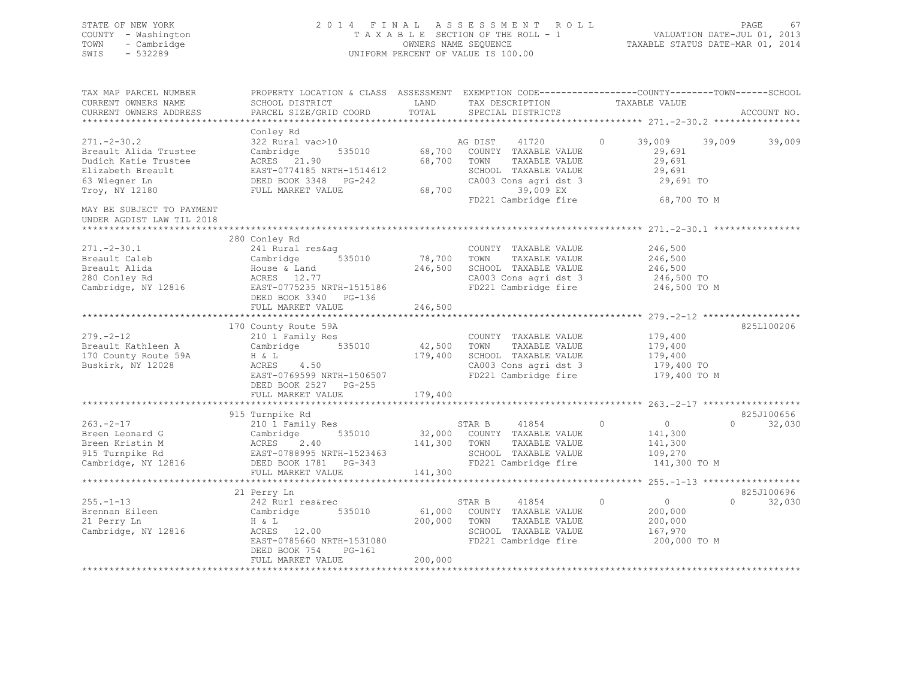STATE OF NEW YORK
COUNTY - Washington
TOWN - Cambridge
SWIS - 532289

2014 FINAL ASSESSMENT ROLL
TAXABLE SECTION OF THE ROLL - 1
OWNERS NAME SEQUENCE
UNIFORM PERCENT OF VALUE IS 100.00

VALUATION DATE-JUL 01, 2013
TAXABLE STATUS DATE-MAR 01, 2014

```
TAX MAP PARCEL NUMBER      PROPERTY LOCATION & CLASS  ASSESSMENT  EXEMPTION CODE-----------------COUNTY--------TOWN------SCHOOL
CURRENT OWNERS NAME        SCHOOL DISTRICT               LAND      TAX DESCRIPTION             TAXABLE VALUE
CURRENT OWNERS ADDRESS     PARCEL SIZE/GRID COORD        TOTAL     SPECIAL DISTRICTS                                         ACCOUNT NO.
******************************************************************************************************* 271.-2-30.2 ****************
                           Conley Rd
271.-2-30.2                322 Rural vac>10                  AG DIST     41720          0      39,009      39,009      39,009
Breault Alida Trustee      Cambridge        535010     68,700   COUNTY  TAXABLE VALUE            29,691
Dudich Katie Trustee       ACRES  21.90                68,700   TOWN    TAXABLE VALUE            29,691
Elizabeth Breault          EAST-0774185 NRTH-1514612            SCHOOL  TAXABLE VALUE            29,691
63 Wiegner Ln              DEED BOOK 3348   PG-242              CA003 Cons agri dst 3             29,691 TO
Troy, NY 12180             FULL MARKET VALUE           68,700          39,009 EX
                                                                FD221 Cambridge fire             68,700 TO M
MAY BE SUBJECT TO PAYMENT
UNDER AGDIST LAW TIL 2018
******************************************************************************************************* 271.-2-30.1 ****************
                           280 Conley Rd
271.-2-30.1                241 Rural res&ag                     COUNTY  TAXABLE VALUE           246,500
Breault Caleb              Cambridge        535010     78,700   TOWN    TAXABLE VALUE           246,500
Breault Alida              House & Land               246,500   SCHOOL  TAXABLE VALUE           246,500
280 Conley Rd              ACRES  12.77                         CA003 Cons agri dst 3            246,500 TO
Cambridge, NY 12816        EAST-0775235 NRTH-1515186            FD221 Cambridge fire             246,500 TO M
                           DEED BOOK 3340   PG-136
                           FULL MARKET VALUE          246,500
******************************************************************************************************* 279.-2-12 ******************
                           170 County Route 59A                                                                      825L100206
279.-2-12                  210 1 Family Res                     COUNTY  TAXABLE VALUE           179,400
Breault Kathleen A         Cambridge        535010     42,500   TOWN    TAXABLE VALUE           179,400
170 County Route 59A       H & L                      179,400   SCHOOL  TAXABLE VALUE           179,400
Buskirk, NY 12028          ACRES   4.50                         CA003 Cons agri dst 3            179,400 TO
                           EAST-0769599 NRTH-1506507            FD221 Cambridge fire             179,400 TO M
                           DEED BOOK 2527   PG-255
                           FULL MARKET VALUE          179,400
******************************************************************************************************* 263.-2-17 ******************
                           915 Turnpike Rd                                                                           825J100656
263.-2-17                  210 1 Family Res                  STAR B      41854          0           0           0      32,030
Breen Leonard G            Cambridge        535010     32,000   COUNTY  TAXABLE VALUE           141,300
Breen Kristin M            ACRES   2.40               141,300   TOWN    TAXABLE VALUE           141,300
915 Turnpike Rd            EAST-0788995 NRTH-1523463            SCHOOL  TAXABLE VALUE           109,270
Cambridge, NY 12816        DEED BOOK 1781   PG-343              FD221 Cambridge fire             141,300 TO M
                           FULL MARKET VALUE          141,300
******************************************************************************************************* 255.-1-13 ******************
                           21 Perry Ln                                                                               825J100696
255.-1-13                  242 Rurl res&rec                  STAR B      41854          0           0           0      32,030
Brennan Eileen             Cambridge        535010     61,000   COUNTY  TAXABLE VALUE           200,000
21 Perry Ln                H & L                      200,000   TOWN    TAXABLE VALUE           200,000
Cambridge, NY 12816        ACRES  12.00                         SCHOOL  TAXABLE VALUE           167,970
                           EAST-0785660 NRTH-1531080            FD221 Cambridge fire             200,000 TO M
                           DEED BOOK 754    PG-161
                           FULL MARKET VALUE          200,000
************************************************************************************************************************************
```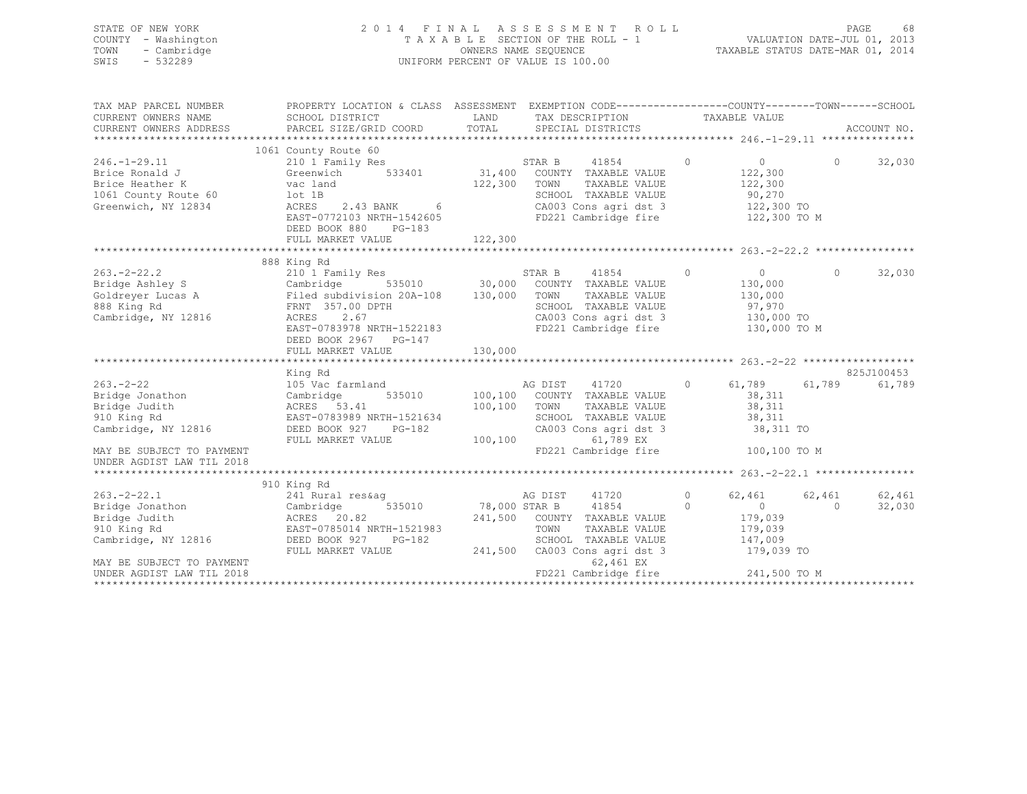STATE OF NEW YORK
COUNTY - Washington
TOWN - Cambridge
SWIS - 532289

2014 FINAL ASSESSMENT ROLL
TAXABLE SECTION OF THE ROLL - 1
OWNERS NAME SEQUENCE
UNIFORM PERCENT OF VALUE IS 100.00

VALUATION DATE-JUL 01, 2013
TAXABLE STATUS DATE-MAR 01, 2014

```
TAX MAP PARCEL NUMBER          PROPERTY LOCATION & CLASS  ASSESSMENT  EXEMPTION CODE------------------COUNTY--------TOWN------SCHOOL
CURRENT OWNERS NAME            SCHOOL DISTRICT             LAND        TAX DESCRIPTION              TAXABLE VALUE
CURRENT OWNERS ADDRESS         PARCEL SIZE/GRID COORD      TOTAL       SPECIAL DISTRICTS                                      ACCOUNT NO.
*********************************************************************************************** 246.-1-29.11 ***************
                               1061 County Route 60
246.-1-29.11                   210 1 Family Res                        STAR B     41854        0          0           0      32,030
Brice Ronald J                 Greenwich      533401       31,400     COUNTY  TAXABLE VALUE           122,300
Brice Heather K                vac land                    122,300    TOWN    TAXABLE VALUE           122,300
1061 County Route 60           lot 1B                                 SCHOOL  TAXABLE VALUE            90,270
Greenwich, NY 12834            ACRES    2.43 BANK     6               CA003 Cons agri dst 3           122,300 TO
                               EAST-0772103 NRTH-1542605              FD221 Cambridge fire            122,300 TO M
                               DEED BOOK 880    PG-183
                               FULL MARKET VALUE           122,300
*********************************************************************************************** 263.-2-22.2 ****************
                               888 King Rd
263.-2-22.2                    210 1 Family Res                        STAR B     41854        0          0           0      32,030
Bridge Ashley S                Cambridge      535010       30,000     COUNTY  TAXABLE VALUE           130,000
Goldreyer Lucas A              Filed subdivision 20A-108   130,000    TOWN    TAXABLE VALUE           130,000
888 King Rd                    FRNT 357.00 DPTH                       SCHOOL  TAXABLE VALUE            97,970
Cambridge, NY 12816            ACRES    2.67                          CA003 Cons agri dst 3           130,000 TO
                               EAST-0783978 NRTH-1522183              FD221 Cambridge fire            130,000 TO M
                               DEED BOOK 2967   PG-147
                               FULL MARKET VALUE           130,000
*********************************************************************************************** 263.-2-22 ******************
                               King Rd                                                                          825J100453
263.-2-22                      105 Vac farmland                        AG DIST    41720        0     61,789      61,789      61,789
Bridge Jonathon                Cambridge      535010      100,100     COUNTY  TAXABLE VALUE            38,311
Bridge Judith                  ACRES   53.41               100,100    TOWN    TAXABLE VALUE            38,311
910 King Rd                    EAST-0783989 NRTH-1521634              SCHOOL  TAXABLE VALUE            38,311
Cambridge, NY 12816            DEED BOOK 927    PG-182                CA003 Cons agri dst 3            38,311 TO
                               FULL MARKET VALUE           100,100             61,789 EX
MAY BE SUBJECT TO PAYMENT                                             FD221 Cambridge fire            100,100 TO M
UNDER AGDIST LAW TIL 2018
*********************************************************************************************** 263.-2-22.1 ****************
                               910 King Rd
263.-2-22.1                    241 Rural res&ag                        AG DIST    41720        0     62,461      62,461      62,461
Bridge Jonathon                Cambridge      535010       78,000 STAR B      41854        0          0           0      32,030
Bridge Judith                  ACRES   20.82               241,500    COUNTY  TAXABLE VALUE           179,039
910 King Rd                    EAST-0785014 NRTH-1521983              TOWN    TAXABLE VALUE           179,039
Cambridge, NY 12816            DEED BOOK 927    PG-182                SCHOOL  TAXABLE VALUE           147,009
                               FULL MARKET VALUE           241,500    CA003 Cons agri dst 3           179,039 TO
MAY BE SUBJECT TO PAYMENT                                                      62,461 EX
UNDER AGDIST LAW TIL 2018                                             FD221 Cambridge fire            241,500 TO M
****************************************************************************************************************************
```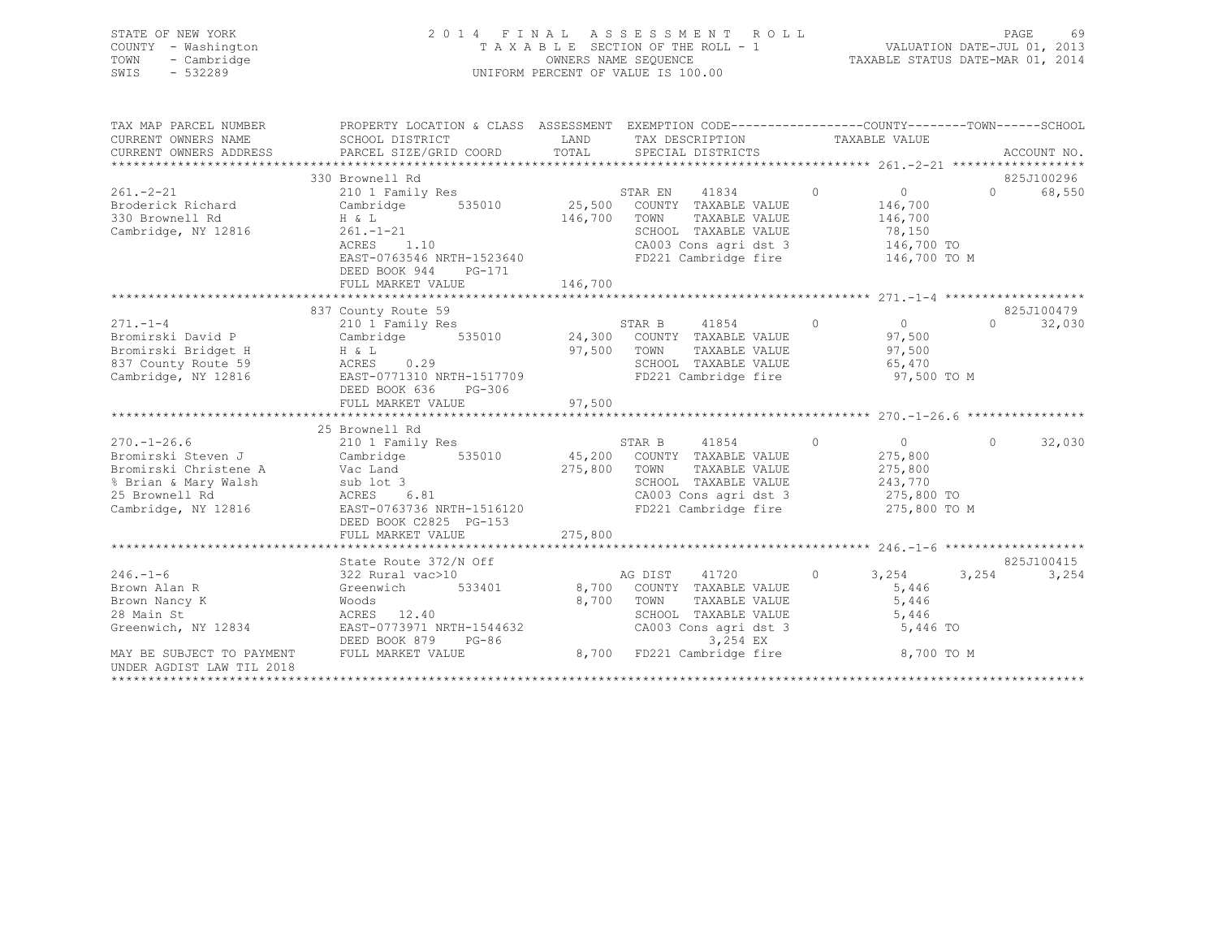STATE OF NEW YORK
COUNTY - Washington
TOWN - Cambridge
SWIS - 532289

# 2014 FINAL ASSESSMENT ROLL

TAXABLE SECTION OF THE ROLL - 1
OWNERS NAME SEQUENCE
UNIFORM PERCENT OF VALUE IS 100.00

VALUATION DATE-JUL 01, 2013
TAXABLE STATUS DATE-MAR 01, 2014

| TAX MAP PARCEL NUMBER / CURRENT OWNERS NAME / CURRENT OWNERS ADDRESS | PROPERTY LOCATION & CLASS / SCHOOL DISTRICT / PARCEL SIZE/GRID COORD | ASSESSMENT LAND / TOTAL | EXEMPTION CODE / TAX DESCRIPTION / SPECIAL DISTRICTS | COUNTY | TOWN | SCHOOL / TAXABLE VALUE | ACCOUNT NO. |
|---|---|---|---|---|---|---|---|
| 261.-2-21 | 330 Brownell Rd | | | | | | 825J100296 |
| 261.-2-21 | 210 1 Family Res | | STAR EN 41834 | 0 | 0 | 0 / 68,550 | |
| Broderick Richard | Cambridge 535010 | 25,500 | COUNTY TAXABLE VALUE | | | 146,700 | |
| 330 Brownell Rd | H & L | 146,700 | TOWN TAXABLE VALUE | | | 146,700 | |
| Cambridge, NY 12816 | 261.-1-21 | | SCHOOL TAXABLE VALUE | | | 78,150 | |
| | ACRES 1.10 | | CA003 Cons agri dst 3 | | | 146,700 TO | |
| | EAST-0763546 NRTH-1523640 | | FD221 Cambridge fire | | | 146,700 TO M | |
| | DEED BOOK 944 PG-171 | | | | | | |
| | FULL MARKET VALUE | 146,700 | | | | | |
| 271.-1-4 | 837 County Route 59 | | | | | | 825J100479 |
| 271.-1-4 | 210 1 Family Res | | STAR B 41854 | 0 | 0 | 0 / 32,030 | |
| Bromirski David P | Cambridge 535010 | 24,300 | COUNTY TAXABLE VALUE | | | 97,500 | |
| Bromirski Bridget H | H & L | 97,500 | TOWN TAXABLE VALUE | | | 97,500 | |
| 837 County Route 59 | ACRES 0.29 | | SCHOOL TAXABLE VALUE | | | 65,470 | |
| Cambridge, NY 12816 | EAST-0771310 NRTH-1517709 | | FD221 Cambridge fire | | | 97,500 TO M | |
| | DEED BOOK 636 PG-306 | | | | | | |
| | FULL MARKET VALUE | 97,500 | | | | | |
| 270.-1-26.6 | 25 Brownell Rd | | | | | | |
| 270.-1-26.6 | 210 1 Family Res | | STAR B 41854 | 0 | 0 | 0 / 32,030 | |
| Bromirski Steven J | Cambridge 535010 | 45,200 | COUNTY TAXABLE VALUE | | | 275,800 | |
| Bromirski Christene A | Vac Land | 275,800 | TOWN TAXABLE VALUE | | | 275,800 | |
| % Brian & Mary Walsh | sub lot 3 | | SCHOOL TAXABLE VALUE | | | 243,770 | |
| 25 Brownell Rd | ACRES 6.81 | | CA003 Cons agri dst 3 | | | 275,800 TO | |
| Cambridge, NY 12816 | EAST-0763736 NRTH-1516120 | | FD221 Cambridge fire | | | 275,800 TO M | |
| | DEED BOOK C2825 PG-153 | | | | | | |
| | FULL MARKET VALUE | 275,800 | | | | | |
| 246.-1-6 | State Route 372/N Off | | | | | | 825J100415 |
| 246.-1-6 | 322 Rural vac>10 | | AG DIST 41720 | 0 | 3,254 | 3,254 / 3,254 | |
| Brown Alan R | Greenwich 533401 | 8,700 | COUNTY TAXABLE VALUE | | | 5,446 | |
| Brown Nancy K | Woods | 8,700 | TOWN TAXABLE VALUE | | | 5,446 | |
| 28 Main St | ACRES 12.40 | | SCHOOL TAXABLE VALUE | | | 5,446 | |
| Greenwich, NY 12834 | EAST-0773971 NRTH-1544632 | | CA003 Cons agri dst 3 | | | 5,446 TO | |
| | DEED BOOK 879 PG-86 | | 3,254 EX | | | | |
| MAY BE SUBJECT TO PAYMENT UNDER AGDIST LAW TIL 2018 | FULL MARKET VALUE | 8,700 | FD221 Cambridge fire | | | 8,700 TO M | |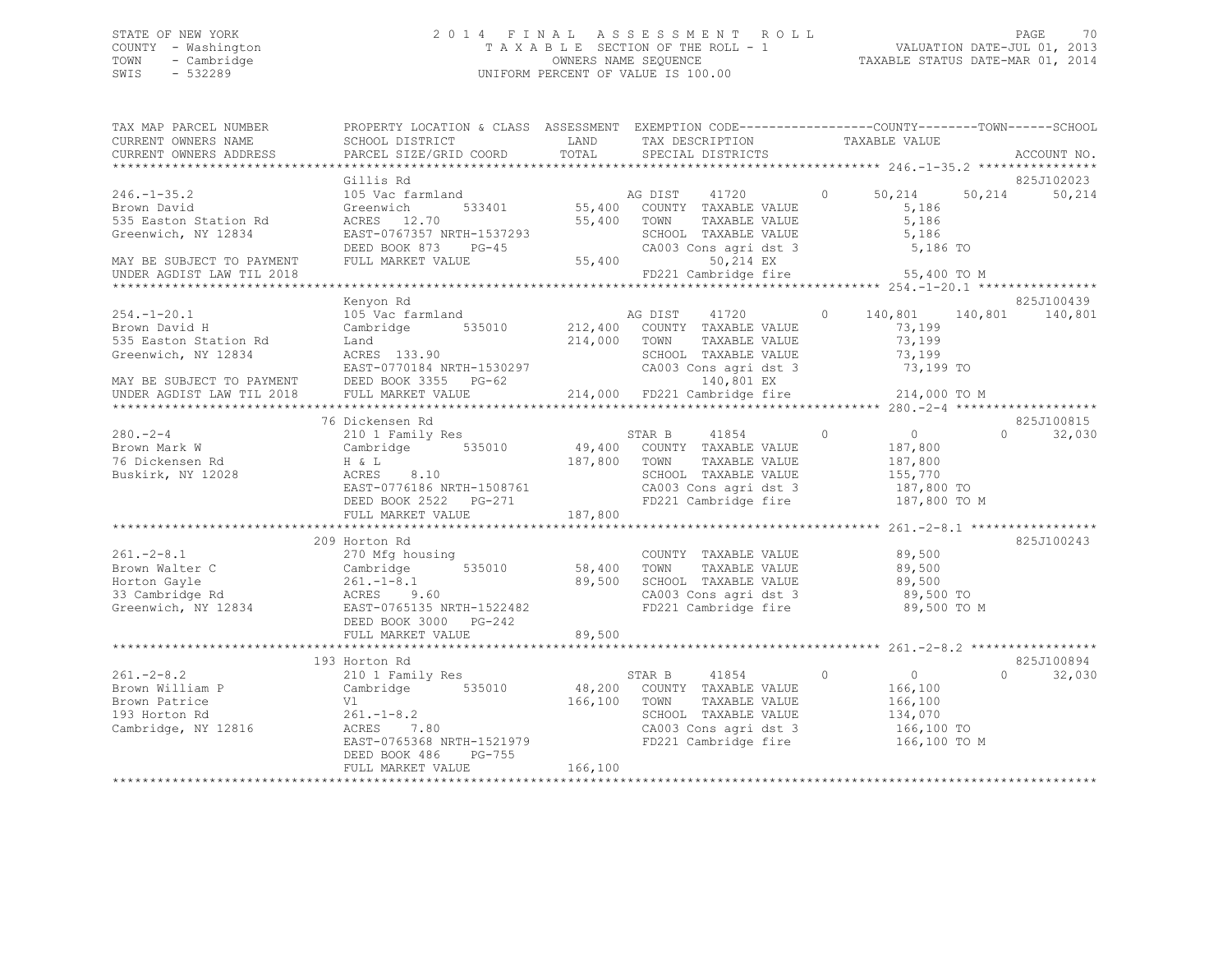STATE OF NEW YORK
COUNTY - Washington
TOWN - Cambridge
SWIS - 532289

# 2014 FINAL ASSESSMENT ROLL
TAXABLE SECTION OF THE ROLL - 1
OWNERS NAME SEQUENCE
UNIFORM PERCENT OF VALUE IS 100.00

VALUATION DATE-JUL 01, 2013
TAXABLE STATUS DATE-MAR 01, 2014

```
TAX MAP PARCEL NUMBER          PROPERTY LOCATION & CLASS  ASSESSMENT  EXEMPTION CODE------------------COUNTY--------TOWN------SCHOOL
CURRENT OWNERS NAME            SCHOOL DISTRICT            LAND        TAX DESCRIPTION            TAXABLE VALUE
CURRENT OWNERS ADDRESS         PARCEL SIZE/GRID COORD     TOTAL       SPECIAL DISTRICTS                                  ACCOUNT NO.
********************************************************************************************* 246.-1-35.2 ****************
                               Gillis Rd                                                                            825J102023
246.-1-35.2                    105 Vac farmland                       AG DIST     41720      0     50,214    50,214    50,214
Brown David                    Greenwich         533401     55,400    COUNTY  TAXABLE VALUE          5,186
535 Easton Station Rd          ACRES  12.70                 55,400    TOWN    TAXABLE VALUE          5,186
Greenwich, NY 12834            EAST-0767357 NRTH-1537293              SCHOOL  TAXABLE VALUE          5,186
                               DEED BOOK 873    PG-45                 CA003 Cons agri dst 3           5,186 TO
MAY BE SUBJECT TO PAYMENT      FULL MARKET VALUE            55,400           50,214 EX
UNDER AGDIST LAW TIL 2018                                             FD221 Cambridge fire           55,400 TO M
********************************************************************************************* 254.-1-20.1 ****************
                               Kenyon Rd                                                                            825J100439
254.-1-20.1                    105 Vac farmland                       AG DIST     41720      0    140,801   140,801   140,801
Brown David H                  Cambridge         535010    212,400    COUNTY  TAXABLE VALUE         73,199
535 Easton Station Rd          Land                        214,000    TOWN    TAXABLE VALUE         73,199
Greenwich, NY 12834            ACRES 133.90                           SCHOOL  TAXABLE VALUE         73,199
                               EAST-0770184 NRTH-1530297              CA003 Cons agri dst 3          73,199 TO
MAY BE SUBJECT TO PAYMENT      DEED BOOK 3355   PG-62                        140,801 EX
UNDER AGDIST LAW TIL 2018      FULL MARKET VALUE           214,000    FD221 Cambridge fire          214,000 TO M
********************************************************************************************* 280.-2-4 *******************
                               76 Dickensen Rd                                                                      825J100815
280.-2-4                       210 1 Family Res                       STAR B      41854      0          0         0    32,030
Brown Mark W                   Cambridge         535010     49,400    COUNTY  TAXABLE VALUE        187,800
76 Dickensen Rd                H & L                       187,800    TOWN    TAXABLE VALUE        187,800
Buskirk, NY 12028              ACRES   8.10                           SCHOOL  TAXABLE VALUE        155,770
                               EAST-0776186 NRTH-1508761              CA003 Cons agri dst 3         187,800 TO
                               DEED BOOK 2522   PG-271                FD221 Cambridge fire          187,800 TO M
                               FULL MARKET VALUE           187,800
********************************************************************************************* 261.-2-8.1 *****************
                               209 Horton Rd                                                                        825J100243
261.-2-8.1                     270 Mfg housing                        COUNTY  TAXABLE VALUE         89,500
Brown Walter C                 Cambridge         535010     58,400    TOWN    TAXABLE VALUE         89,500
Horton Gayle                   261.-1-8.1                   89,500    SCHOOL  TAXABLE VALUE         89,500
33 Cambridge Rd                ACRES   9.60                           CA003 Cons agri dst 3          89,500 TO
Greenwich, NY 12834            EAST-0765135 NRTH-1522482              FD221 Cambridge fire           89,500 TO M
                               DEED BOOK 3000   PG-242
                               FULL MARKET VALUE            89,500
********************************************************************************************* 261.-2-8.2 *****************
                               193 Horton Rd                                                                        825J100894
261.-2-8.2                     210 1 Family Res                       STAR B      41854      0          0         0    32,030
Brown William P                Cambridge         535010     48,200    COUNTY  TAXABLE VALUE        166,100
Brown Patrice                  Vl                          166,100    TOWN    TAXABLE VALUE        166,100
193 Horton Rd                  261.-1-8.2                             SCHOOL  TAXABLE VALUE        134,070
Cambridge, NY 12816            ACRES   7.80                           CA003 Cons agri dst 3         166,100 TO
                               EAST-0765368 NRTH-1521979              FD221 Cambridge fire          166,100 TO M
                               DEED BOOK 486    PG-755
                               FULL MARKET VALUE           166,100
****************************************************************************************************************************
```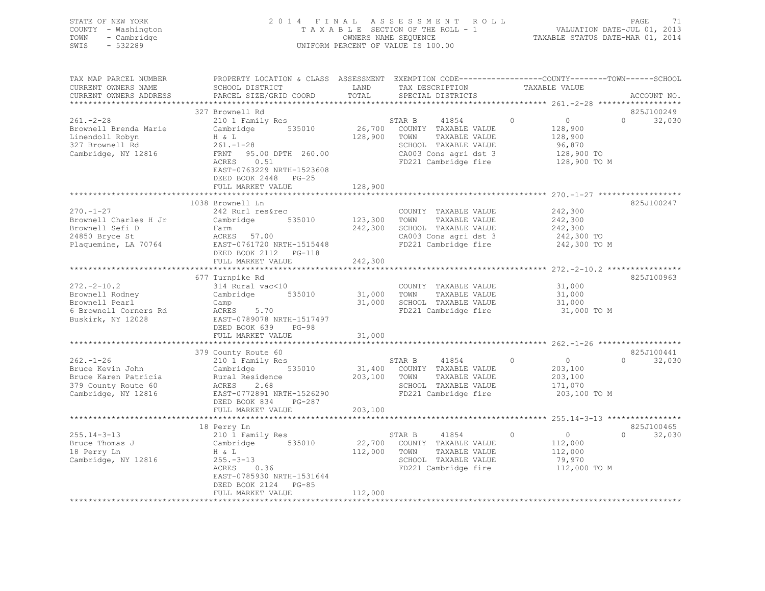STATE OF NEW YORK
COUNTY - Washington
TOWN - Cambridge
SWIS - 532289

2014 FINAL ASSESSMENT ROLL
TAXABLE SECTION OF THE ROLL - 1
OWNERS NAME SEQUENCE
UNIFORM PERCENT OF VALUE IS 100.00

VALUATION DATE-JUL 01, 2013
TAXABLE STATUS DATE-MAR 01, 2014

| TAX MAP PARCEL NUMBER / CURRENT OWNERS NAME / CURRENT OWNERS ADDRESS | PROPERTY LOCATION & CLASS / SCHOOL DISTRICT / PARCEL SIZE/GRID COORD | ASSESSMENT LAND / TOTAL | EXEMPTION CODE / TAX DESCRIPTION / SPECIAL DISTRICTS | COUNTY | TOWN | SCHOOL / TAXABLE VALUE | ACCOUNT NO. |
|---|---|---|---|---|---|---|---|
| 261.-2-28 | 327 Brownell Rd | | | | | | 825J100249 |
| | 210 1 Family Res | | STAR B 41854 | 0 | 0 | 0 32,030 | |
| Brownell Brenda Marie | Cambridge 535010 | 26,700 | COUNTY TAXABLE VALUE | 128,900 | | | |
| Linendoll Robyn | H & L | 128,900 | TOWN TAXABLE VALUE | | 128,900 | | |
| 327 Brownell Rd | 261.-1-28 | | SCHOOL TAXABLE VALUE | | | 96,870 | |
| Cambridge, NY 12816 | FRNT 95.00 DPTH 260.00 | | CA003 Cons agri dst 3 | 128,900 TO | | | |
| | ACRES 0.51 | | FD221 Cambridge fire | 128,900 TO M | | | |
| | EAST-0763229 NRTH-1523608 | | | | | | |
| | DEED BOOK 2448 PG-25 | | | | | | |
| | FULL MARKET VALUE | 128,900 | | | | | |
| 270.-1-27 | 1038 Brownell Ln | | | | | | 825J100247 |
| | 242 Rurl res&rec | | COUNTY TAXABLE VALUE | 242,300 | | | |
| Brownell Charles H Jr | Cambridge 535010 | 123,300 | TOWN TAXABLE VALUE | | 242,300 | | |
| Brownell Sefi D | Farm | 242,300 | SCHOOL TAXABLE VALUE | | | 242,300 | |
| 24850 Bryce St | ACRES 57.00 | | CA003 Cons agri dst 3 | 242,300 TO | | | |
| Plaquemine, LA 70764 | EAST-0761720 NRTH-1515448 | | FD221 Cambridge fire | 242,300 TO M | | | |
| | DEED BOOK 2112 PG-118 | | | | | | |
| | FULL MARKET VALUE | 242,300 | | | | | |
| 272.-2-10.2 | 677 Turnpike Rd | | | | | | 825J100963 |
| | 314 Rural vac<10 | | COUNTY TAXABLE VALUE | 31,000 | | | |
| Brownell Rodney | Cambridge 535010 | 31,000 | TOWN TAXABLE VALUE | | 31,000 | | |
| Brownell Pearl | Camp | 31,000 | SCHOOL TAXABLE VALUE | | | 31,000 | |
| 6 Brownell Corners Rd | ACRES 5.70 | | FD221 Cambridge fire | 31,000 TO M | | | |
| Buskirk, NY 12028 | EAST-0789078 NRTH-1517497 | | | | | | |
| | DEED BOOK 639 PG-98 | | | | | | |
| | FULL MARKET VALUE | 31,000 | | | | | |
| 262.-1-26 | 379 County Route 60 | | | | | | 825J100441 |
| | 210 1 Family Res | | STAR B 41854 | 0 | 0 | 0 32,030 | |
| Bruce Kevin John | Cambridge 535010 | 31,400 | COUNTY TAXABLE VALUE | 203,100 | | | |
| Bruce Karen Patricia | Rural Residence | 203,100 | TOWN TAXABLE VALUE | | 203,100 | | |
| 379 County Route 60 | ACRES 2.68 | | SCHOOL TAXABLE VALUE | | | 171,070 | |
| Cambridge, NY 12816 | EAST-0772891 NRTH-1526290 | | FD221 Cambridge fire | 203,100 TO M | | | |
| | DEED BOOK 834 PG-287 | | | | | | |
| | FULL MARKET VALUE | 203,100 | | | | | |
| 255.14-3-13 | 18 Perry Ln | | | | | | 825J100465 |
| | 210 1 Family Res | | STAR B 41854 | 0 | 0 | 0 32,030 | |
| Bruce Thomas J | Cambridge 535010 | 22,700 | COUNTY TAXABLE VALUE | 112,000 | | | |
| 18 Perry Ln | H & L | 112,000 | TOWN TAXABLE VALUE | | 112,000 | | |
| Cambridge, NY 12816 | 255.-3-13 | | SCHOOL TAXABLE VALUE | | | 79,970 | |
| | ACRES 0.36 | | FD221 Cambridge fire | 112,000 TO M | | | |
| | EAST-0785930 NRTH-1531644 | | | | | | |
| | DEED BOOK 2124 PG-85 | | | | | | |
| | FULL MARKET VALUE | 112,000 | | | | | |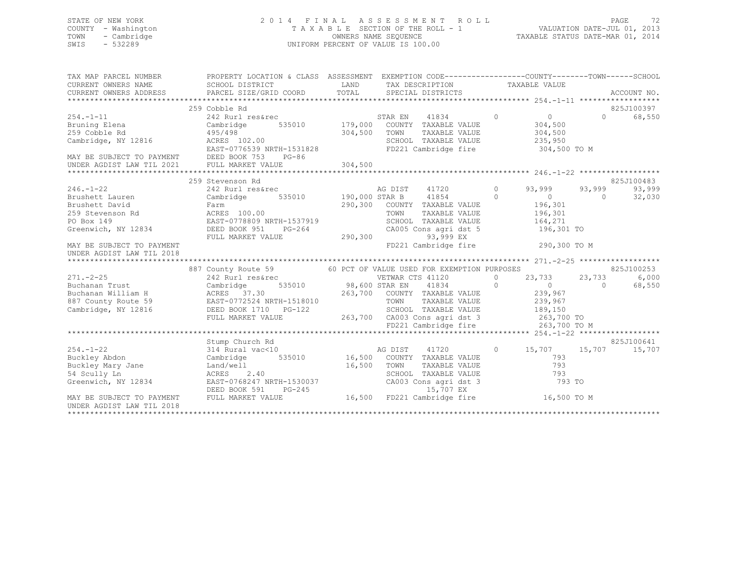STATE OF NEW YORK
COUNTY - Washington
TOWN - Cambridge
SWIS - 532289

2014 FINAL ASSESSMENT ROLL
TAXABLE SECTION OF THE ROLL - 1
OWNERS NAME SEQUENCE
UNIFORM PERCENT OF VALUE IS 100.00

VALUATION DATE-JUL 01, 2013
TAXABLE STATUS DATE-MAR 01, 2014

```
TAX MAP PARCEL NUMBER          PROPERTY LOCATION & CLASS  ASSESSMENT  EXEMPTION CODE-----------------COUNTY--------TOWN------SCHOOL
CURRENT OWNERS NAME            SCHOOL DISTRICT             LAND       TAX DESCRIPTION              TAXABLE VALUE
CURRENT OWNERS ADDRESS         PARCEL SIZE/GRID COORD      TOTAL      SPECIAL DISTRICTS                                           ACCOUNT NO.
*********************************************************************************************** 254.-1-11 ******************
                               259 Cobble Rd                                                                                825J100397
254.-1-11                      242 Rurl res&rec                       STAR EN      41834         0           0             0     68,550
Bruning Elena                  Cambridge        535010      179,000   COUNTY  TAXABLE VALUE              304,500
259 Cobble Rd                  495/498                      304,500   TOWN    TAXABLE VALUE              304,500
Cambridge, NY 12816            ACRES 102.00                           SCHOOL  TAXABLE VALUE              235,950
                               EAST-0776539 NRTH-1531828              FD221 Cambridge fire              304,500 TO M
MAY BE SUBJECT TO PAYMENT      DEED BOOK 753    PG-86
UNDER AGDIST LAW TIL 2021      FULL MARKET VALUE            304,500
*********************************************************************************************** 246.-1-22 ******************
                               259 Stevenson Rd                                                                             825J100483
246.-1-22                      242 Rurl res&rec                       AG DIST      41720         0      93,999        93,999     93,999
Brushett Lauren                Cambridge        535010      190,000 STAR B       41854         0           0             0     32,030
Brushett David                 Farm                         290,300   COUNTY  TAXABLE VALUE              196,301
259 Stevenson Rd               ACRES 100.00                           TOWN    TAXABLE VALUE              196,301
PO Box 149                     EAST-0778809 NRTH-1537919              SCHOOL  TAXABLE VALUE              164,271
Greenwich, NY 12834            DEED BOOK 951    PG-264                CA005 Cons agri dst 5             196,301 TO
                               FULL MARKET VALUE            290,300        93,999 EX
MAY BE SUBJECT TO PAYMENT                                             FD221 Cambridge fire              290,300 TO M
UNDER AGDIST LAW TIL 2018
*********************************************************************************************** 271.-2-25 ******************
                               887 County Route 59          60 PCT OF VALUE USED FOR EXEMPTION PURPOSES                     825J100253
271.-2-25                      242 Rurl res&rec                       VETWAR CTS 41120           0      23,733        23,733      6,000
Buchanan Trust                 Cambridge        535010       98,600 STAR EN      41834         0           0             0     68,550
Buchanan William H             ACRES  37.30                 263,700   COUNTY  TAXABLE VALUE              239,967
887 County Route 59            EAST-0772524 NRTH-1518010              TOWN    TAXABLE VALUE              239,967
Cambridge, NY 12816            DEED BOOK 1710   PG-122                SCHOOL  TAXABLE VALUE              189,150
                               FULL MARKET VALUE            263,700   CA003 Cons agri dst 3             263,700 TO
                                                                      FD221 Cambridge fire              263,700 TO M
*********************************************************************************************** 254.-1-22 ******************
                               Stump Church Rd                                                                              825J100641
254.-1-22                      314 Rural vac<10                       AG DIST      41720         0      15,707        15,707     15,707
Buckley Abdon                  Cambridge        535010       16,500   COUNTY  TAXABLE VALUE                  793
Buckley Mary Jane              Land/well                     16,500   TOWN    TAXABLE VALUE                  793
54 Scully Ln                   ACRES   2.40                           SCHOOL  TAXABLE VALUE                  793
Greenwich, NY 12834            EAST-0768247 NRTH-1530037              CA003 Cons agri dst 3                 793 TO
                               DEED BOOK 591    PG-245                     15,707 EX
MAY BE SUBJECT TO PAYMENT      FULL MARKET VALUE             16,500   FD221 Cambridge fire               16,500 TO M
UNDER AGDIST LAW TIL 2018
*****************************************************************************************************************************
```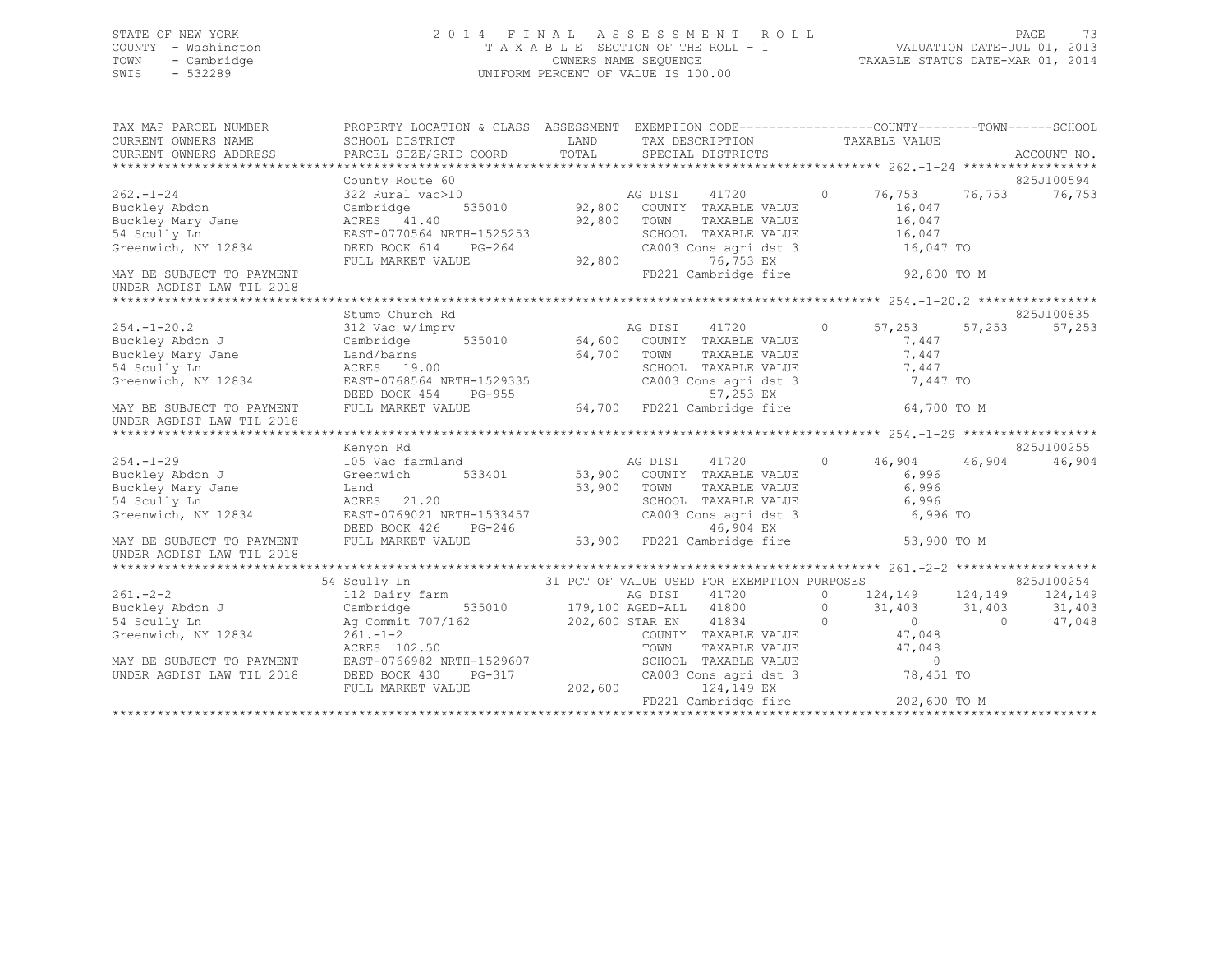STATE OF NEW YORK
COUNTY - Washington
TOWN - Cambridge
SWIS - 532289

2014 FINAL ASSESSMENT ROLL
TAXABLE SECTION OF THE ROLL - 1
OWNERS NAME SEQUENCE
UNIFORM PERCENT OF VALUE IS 100.00

VALUATION DATE-JUL 01, 2013
TAXABLE STATUS DATE-MAR 01, 2014

```
TAX MAP PARCEL NUMBER          PROPERTY LOCATION & CLASS  ASSESSMENT  EXEMPTION CODE-----------------COUNTY--------TOWN------SCHOOL
CURRENT OWNERS NAME            SCHOOL DISTRICT              LAND      TAX DESCRIPTION             TAXABLE VALUE
CURRENT OWNERS ADDRESS         PARCEL SIZE/GRID COORD       TOTAL     SPECIAL DISTRICTS                                          ACCOUNT NO.
*********************************************************************************************************** 262.-1-24 ******************
                               County Route 60                                                                                825J100594
262.-1-24                      322 Rural vac>10                       AG DIST    41720          0      76,753      76,753     76,753
Buckley Abdon                  Cambridge       535010      92,800     COUNTY  TAXABLE VALUE             16,047
Buckley Mary Jane              ACRES  41.40                92,800     TOWN    TAXABLE VALUE             16,047
54 Scully Ln                   EAST-0770564 NRTH-1525253              SCHOOL  TAXABLE VALUE             16,047
Greenwich, NY 12834            DEED BOOK 614    PG-264                CA003 Cons agri dst 3              16,047 TO
                               FULL MARKET VALUE           92,800               76,753 EX
MAY BE SUBJECT TO PAYMENT                                             FD221 Cambridge fire               92,800 TO M
UNDER AGDIST LAW TIL 2018
*********************************************************************************************************** 254.-1-20.2 ****************
                               Stump Church Rd                                                                                825J100835
254.-1-20.2                    312 Vac w/imprv                        AG DIST    41720          0      57,253      57,253     57,253
Buckley Abdon J                Cambridge       535010      64,600     COUNTY  TAXABLE VALUE              7,447
Buckley Mary Jane              Land/barns                  64,700     TOWN    TAXABLE VALUE              7,447
54 Scully Ln                   ACRES  19.00                           SCHOOL  TAXABLE VALUE              7,447
Greenwich, NY 12834            EAST-0768564 NRTH-1529335              CA003 Cons agri dst 3               7,447 TO
                               DEED BOOK 454    PG-955                          57,253 EX
MAY BE SUBJECT TO PAYMENT      FULL MARKET VALUE           64,700     FD221 Cambridge fire               64,700 TO M
UNDER AGDIST LAW TIL 2018
*********************************************************************************************************** 254.-1-29 ******************
                               Kenyon Rd                                                                                      825J100255
254.-1-29                      105 Vac farmland                       AG DIST    41720          0      46,904      46,904     46,904
Buckley Abdon J                Greenwich       533401      53,900     COUNTY  TAXABLE VALUE              6,996
Buckley Mary Jane              Land                        53,900     TOWN    TAXABLE VALUE              6,996
54 Scully Ln                   ACRES  21.20                           SCHOOL  TAXABLE VALUE              6,996
Greenwich, NY 12834            EAST-0769021 NRTH-1533457              CA003 Cons agri dst 3               6,996 TO
                               DEED BOOK 426    PG-246                          46,904 EX
MAY BE SUBJECT TO PAYMENT      FULL MARKET VALUE           53,900     FD221 Cambridge fire               53,900 TO M
UNDER AGDIST LAW TIL 2018
*********************************************************************************************************** 261.-2-2 *******************
                               54 Scully Ln               31 PCT OF VALUE USED FOR EXEMPTION PURPOSES                         825J100254
261.-2-2                       112 Dairy farm                         AG DIST    41720          0     124,149     124,149    124,149
Buckley Abdon J                Cambridge       535010     179,100 AGED-ALL   41800          0      31,403      31,403     31,403
54 Scully Ln                   Ag Commit 707/162          202,600 STAR EN    41834          0           0           0     47,048
Greenwich, NY 12834            261.-1-2                               COUNTY  TAXABLE VALUE             47,048
                               ACRES 102.50                           TOWN    TAXABLE VALUE             47,048
MAY BE SUBJECT TO PAYMENT      EAST-0766982 NRTH-1529607              SCHOOL  TAXABLE VALUE                  0
UNDER AGDIST LAW TIL 2018      DEED BOOK 430    PG-317                CA003 Cons agri dst 3              78,451 TO
                               FULL MARKET VALUE          202,600              124,149 EX
                                                                      FD221 Cambridge fire              202,600 TO M
****************************************************************************************************************************************
```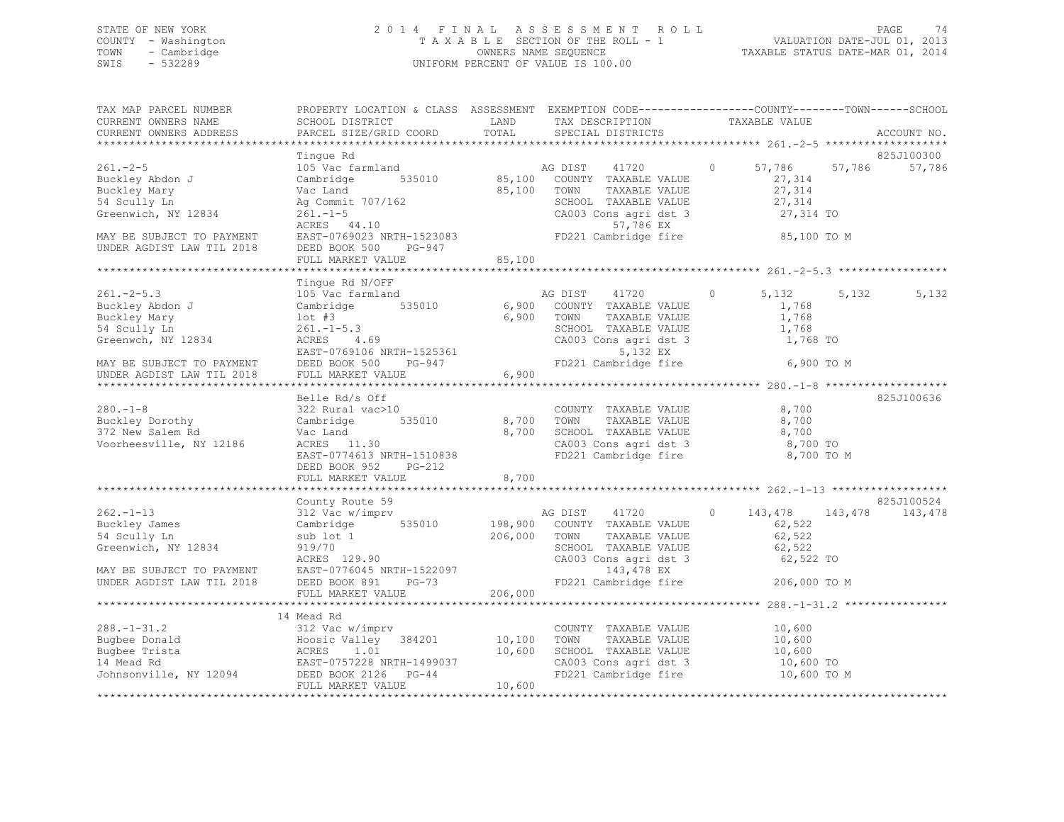STATE OF NEW YORK
COUNTY - Washington
TOWN - Cambridge
SWIS - 532289

2014 FINAL ASSESSMENT ROLL
TAXABLE SECTION OF THE ROLL - 1
OWNERS NAME SEQUENCE
UNIFORM PERCENT OF VALUE IS 100.00

VALUATION DATE-JUL 01, 2013
TAXABLE STATUS DATE-MAR 01, 2014

```
TAX MAP PARCEL NUMBER      PROPERTY LOCATION & CLASS  ASSESSMENT  EXEMPTION CODE-----------------COUNTY--------TOWN------SCHOOL
CURRENT OWNERS NAME        SCHOOL DISTRICT               LAND      TAX DESCRIPTION              TAXABLE VALUE
CURRENT OWNERS ADDRESS     PARCEL SIZE/GRID COORD        TOTAL     SPECIAL DISTRICTS                                    ACCOUNT NO.
******************************************************************************************************* 261.-2-5 *******************
                           Tingue Rd                                                                                825J100300
261.-2-5                   105 Vac farmland                   AG DIST     41720       0      57,786     57,786      57,786
Buckley Abdon J            Cambridge       535010      85,100   COUNTY  TAXABLE VALUE            27,314
Buckley Mary               Vac Land                    85,100   TOWN    TAXABLE VALUE            27,314
54 Scully Ln               Ag Commit 707/162                    SCHOOL  TAXABLE VALUE            27,314
Greenwich, NY 12834        261.-1-5                             CA003 Cons agri dst 3            27,314 TO
                           ACRES   44.10                                  57,786 EX
MAY BE SUBJECT TO PAYMENT  EAST-0769023 NRTH-1523083            FD221 Cambridge fire             85,100 TO M
UNDER AGDIST LAW TIL 2018  DEED BOOK 500    PG-947
                           FULL MARKET VALUE           85,100
******************************************************************************************************* 261.-2-5.3 *****************
                           Tingue Rd N/OFF
261.-2-5.3                 105 Vac farmland                   AG DIST     41720       0       5,132      5,132       5,132
Buckley Abdon J            Cambridge       535010       6,900   COUNTY  TAXABLE VALUE             1,768
Buckley Mary               lot #3                       6,900   TOWN    TAXABLE VALUE             1,768
54 Scully Ln               261.-1-5.3                           SCHOOL  TAXABLE VALUE             1,768
Greenwch, NY 12834         ACRES    4.69                        CA003 Cons agri dst 3             1,768 TO
                           EAST-0769106 NRTH-1525361                       5,132 EX
MAY BE SUBJECT TO PAYMENT  DEED BOOK 500    PG-947              FD221 Cambridge fire              6,900 TO M
UNDER AGDIST LAW TIL 2018  FULL MARKET VALUE            6,900
******************************************************************************************************* 280.-1-8 *******************
                           Belle Rd/s Off                                                                           825J100636
280.-1-8                   322 Rural vac>10                     COUNTY  TAXABLE VALUE             8,700
Buckley Dorothy            Cambridge       535010       8,700   TOWN    TAXABLE VALUE             8,700
372 New Salem Rd           Vac Land                     8,700   SCHOOL  TAXABLE VALUE             8,700
Voorheesville, NY 12186    ACRES   11.30                        CA003 Cons agri dst 3             8,700 TO
                           EAST-0774613 NRTH-1510838            FD221 Cambridge fire              8,700 TO M
                           DEED BOOK 952    PG-212
                           FULL MARKET VALUE            8,700
******************************************************************************************************* 262.-1-13 ******************
                           County Route 59                                                                          825J100524
262.-1-13                  312 Vac w/imprv                    AG DIST     41720       0     143,478    143,478     143,478
Buckley James              Cambridge       535010     198,900   COUNTY  TAXABLE VALUE            62,522
54 Scully Ln               sub lot 1                  206,000   TOWN    TAXABLE VALUE            62,522
Greenwich, NY 12834        919/70                               SCHOOL  TAXABLE VALUE            62,522
                           ACRES  129.90                        CA003 Cons agri dst 3            62,522 TO
MAY BE SUBJECT TO PAYMENT  EAST-0776045 NRTH-1522097                     143,478 EX
UNDER AGDIST LAW TIL 2018  DEED BOOK 891    PG-73               FD221 Cambridge fire            206,000 TO M
                           FULL MARKET VALUE          206,000
******************************************************************************************************* 288.-1-31.2 ****************
                        14 Mead Rd
288.-1-31.2                312 Vac w/imprv                      COUNTY  TAXABLE VALUE            10,600
Bugbee Donald              Hoosic Valley   384201      10,100   TOWN    TAXABLE VALUE            10,600
Bugbee Trista              ACRES    1.01               10,600   SCHOOL  TAXABLE VALUE            10,600
14 Mead Rd                 EAST-0757228 NRTH-1499037            CA003 Cons agri dst 3            10,600 TO
Johnsonville, NY 12094     DEED BOOK 2126   PG-44               FD221 Cambridge fire             10,600 TO M
                           FULL MARKET VALUE           10,600
************************************************************************************************************************************
```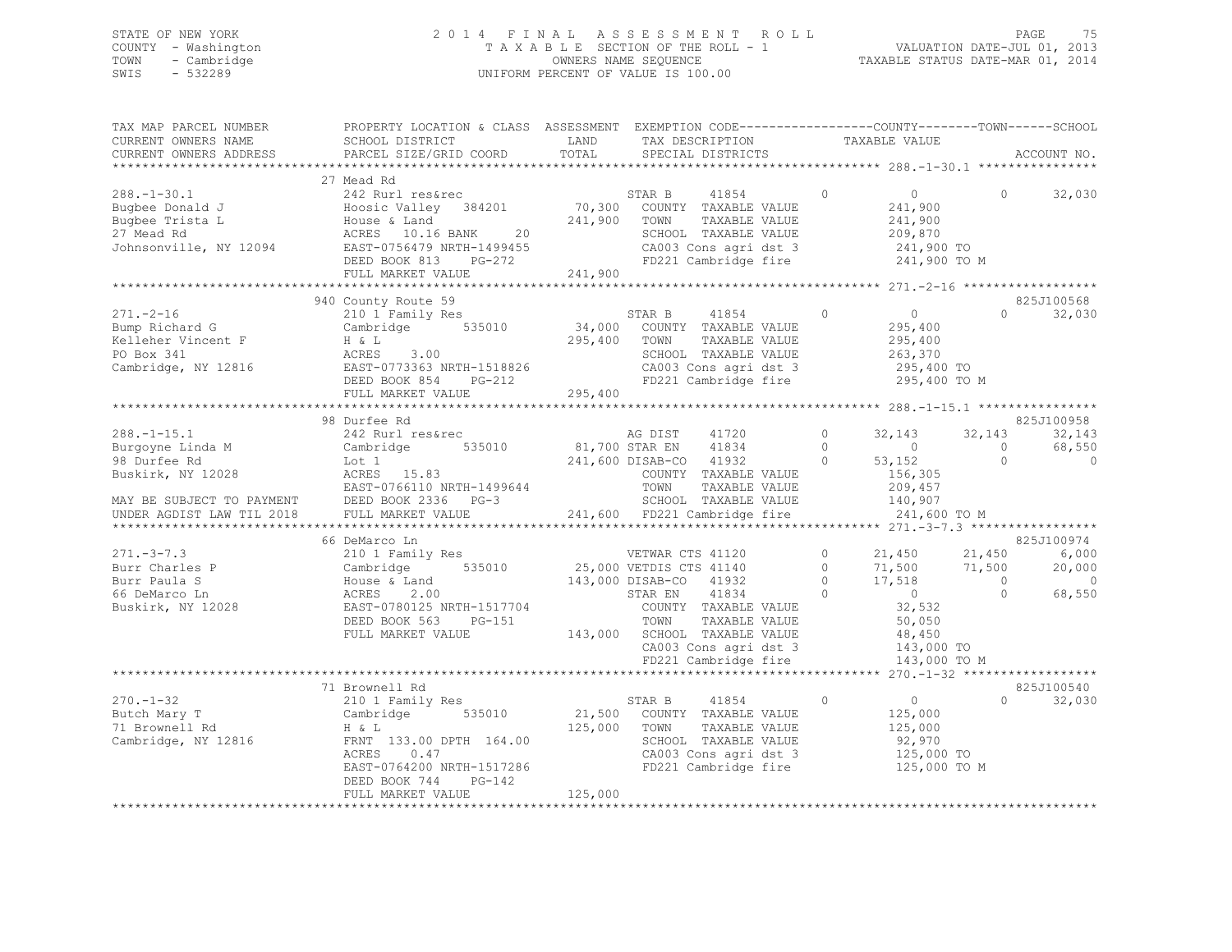STATE OF NEW YORK
COUNTY - Washington
TOWN - Cambridge
SWIS - 532289

2014 FINAL ASSESSMENT ROLL
TAXABLE SECTION OF THE ROLL - 1
OWNERS NAME SEQUENCE
UNIFORM PERCENT OF VALUE IS 100.00

VALUATION DATE-JUL 01, 2013
TAXABLE STATUS DATE-MAR 01, 2014

```
TAX MAP PARCEL NUMBER      PROPERTY LOCATION & CLASS  ASSESSMENT  EXEMPTION CODE------------------COUNTY--------TOWN------SCHOOL
CURRENT OWNERS NAME        SCHOOL DISTRICT              LAND      TAX DESCRIPTION              TAXABLE VALUE
CURRENT OWNERS ADDRESS     PARCEL SIZE/GRID COORD       TOTAL     SPECIAL DISTRICTS                                          ACCOUNT NO.
******************************************************************************************************* 288.-1-30.1 ****************
                           27 Mead Rd
288.-1-30.1                242 Rurl res&rec                      STAR B      41854         0           0            0       32,030
Bugbee Donald J            Hoosic Valley  384201         70,300   COUNTY  TAXABLE VALUE           241,900
Bugbee Trista L            House & Land                 241,900   TOWN    TAXABLE VALUE           241,900
27 Mead Rd                 ACRES   10.16 BANK     20              SCHOOL  TAXABLE VALUE           209,870
Johnsonville, NY 12094     EAST-0756479 NRTH-1499455              CA003 Cons agri dst 3           241,900 TO
                           DEED BOOK 813    PG-272                FD221 Cambridge fire            241,900 TO M
                           FULL MARKET VALUE            241,900
******************************************************************************************************* 271.-2-16 ******************
                           940 County Route 59                                                                       825J100568
271.-2-16                  210 1 Family Res                      STAR B      41854         0           0            0       32,030
Bump Richard G             Cambridge      535010         34,000   COUNTY  TAXABLE VALUE           295,400
Kelleher Vincent F         H & L                        295,400   TOWN    TAXABLE VALUE           295,400
PO Box 341                 ACRES    3.00                          SCHOOL  TAXABLE VALUE           263,370
Cambridge, NY 12816        EAST-0773363 NRTH-1518826              CA003 Cons agri dst 3           295,400 TO
                           DEED BOOK 854    PG-212                FD221 Cambridge fire            295,400 TO M
                           FULL MARKET VALUE            295,400
******************************************************************************************************* 288.-1-15.1 ****************
                           98 Durfee Rd                                                                              825J100958
288.-1-15.1                242 Rurl res&rec                      AG DIST     41720         0      32,143       32,143       32,143
Burgoyne Linda M           Cambridge      535010         81,700 STAR EN     41834         0           0            0       68,550
98 Durfee Rd               Lot 1                        241,600 DISAB-CO    41932         0      53,152            0            0
Buskirk, NY 12028          ACRES   15.83                          COUNTY  TAXABLE VALUE           156,305
                           EAST-0766110 NRTH-1499644              TOWN    TAXABLE VALUE           209,457
MAY BE SUBJECT TO PAYMENT  DEED BOOK 2336   PG-3                  SCHOOL  TAXABLE VALUE           140,907
UNDER AGDIST LAW TIL 2018  FULL MARKET VALUE            241,600   FD221 Cambridge fire            241,600 TO M
******************************************************************************************************* 271.-3-7.3 *****************
                           66 DeMarco Ln                                                                             825J100974
271.-3-7.3                 210 1 Family Res                      VETWAR CTS 41120          0      21,450       21,450        6,000
Burr Charles P             Cambridge      535010         25,000 VETDIS CTS 41140          0      71,500       71,500       20,000
Burr Paula S               House & Land                 143,000 DISAB-CO    41932         0      17,518            0            0
66 DeMarco Ln              ACRES    2.00                         STAR EN     41834         0           0            0       68,550
Buskirk, NY 12028          EAST-0780125 NRTH-1517704              COUNTY  TAXABLE VALUE            32,532
                           DEED BOOK 563    PG-151                TOWN    TAXABLE VALUE            50,050
                           FULL MARKET VALUE            143,000   SCHOOL  TAXABLE VALUE            48,450
                                                                  CA003 Cons agri dst 3           143,000 TO
                                                                  FD221 Cambridge fire            143,000 TO M
******************************************************************************************************* 270.-1-32 ******************
                           71 Brownell Rd                                                                            825J100540
270.-1-32                  210 1 Family Res                      STAR B      41854         0           0            0       32,030
Butch Mary T               Cambridge      535010         21,500   COUNTY  TAXABLE VALUE           125,000
71 Brownell Rd             H & L                        125,000   TOWN    TAXABLE VALUE           125,000
Cambridge, NY 12816        FRNT 133.00 DPTH 164.00                SCHOOL  TAXABLE VALUE            92,970
                           ACRES    0.47                          CA003 Cons agri dst 3           125,000 TO
                           EAST-0764200 NRTH-1517286              FD221 Cambridge fire            125,000 TO M
                           DEED BOOK 744    PG-142
                           FULL MARKET VALUE            125,000
************************************************************************************************************************************
```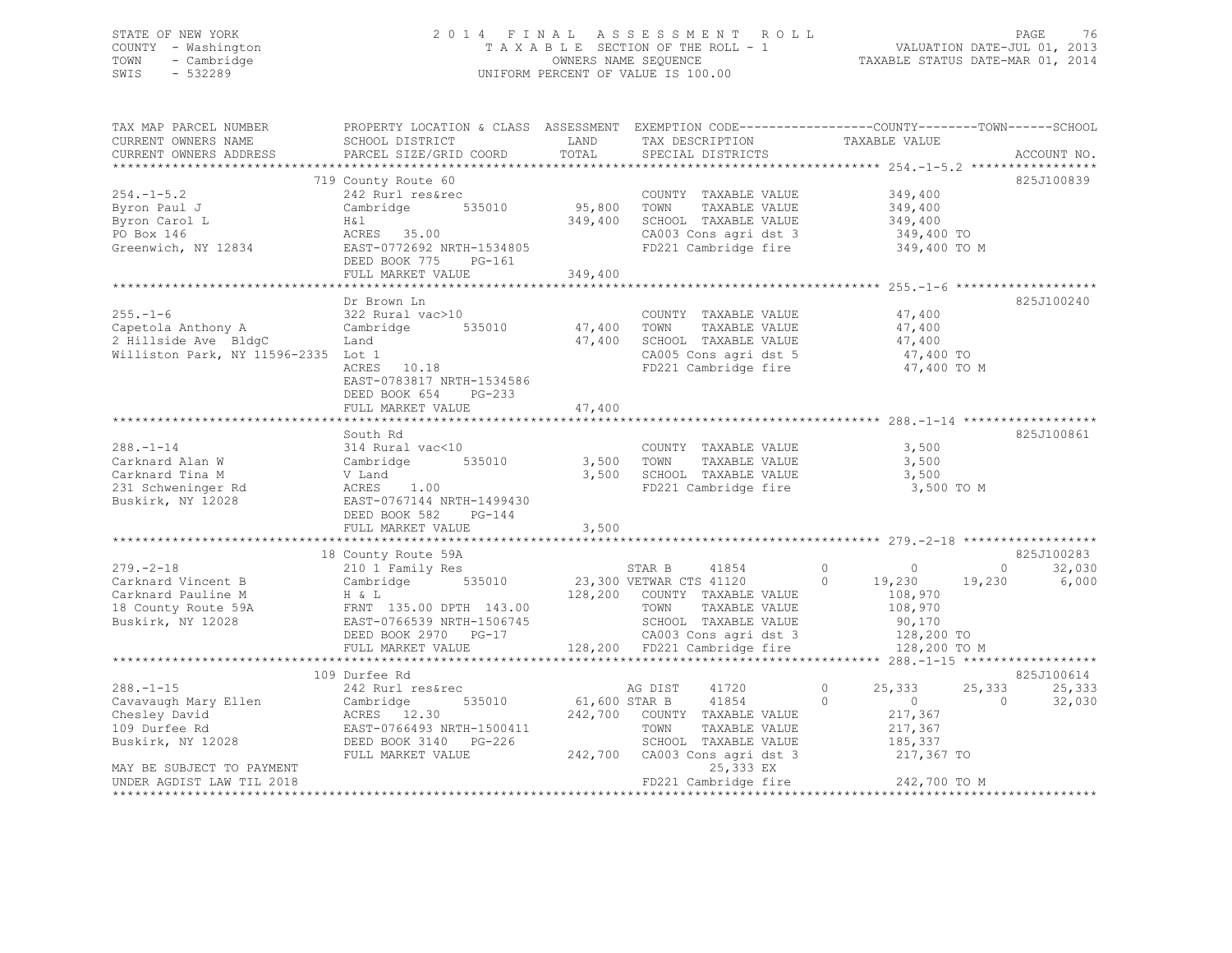STATE OF NEW YORK
COUNTY - Washington
TOWN - Cambridge
SWIS - 532289

2014 FINAL ASSESSMENT ROLL
TAXABLE SECTION OF THE ROLL - 1
OWNERS NAME SEQUENCE
UNIFORM PERCENT OF VALUE IS 100.00

VALUATION DATE-JUL 01, 2013
TAXABLE STATUS DATE-MAR 01, 2014

```
TAX MAP PARCEL NUMBER          PROPERTY LOCATION & CLASS  ASSESSMENT  EXEMPTION CODE------------------COUNTY--------TOWN------SCHOOL
CURRENT OWNERS NAME            SCHOOL DISTRICT               LAND      TAX DESCRIPTION             TAXABLE VALUE
CURRENT OWNERS ADDRESS         PARCEL SIZE/GRID COORD        TOTAL     SPECIAL DISTRICTS                                     ACCOUNT NO.
******************************************************************************************************* 254.-1-5.2 *****************
                               719 County Route 60                                                                         825J100839
254.-1-5.2                     242 Rurl res&rec                        COUNTY  TAXABLE VALUE          349,400
Byron Paul J                   Cambridge       535010      95,800      TOWN    TAXABLE VALUE          349,400
Byron Carol L                  H&l                        349,400      SCHOOL  TAXABLE VALUE          349,400
PO Box 146                     ACRES   35.00                           CA003 Cons agri dst 3           349,400 TO
Greenwich, NY 12834            EAST-0772692 NRTH-1534805               FD221 Cambridge fire            349,400 TO M
                               DEED BOOK 775    PG-161
                               FULL MARKET VALUE          349,400
******************************************************************************************************* 255.-1-6 *******************
                               Dr Brown Ln                                                                                 825J100240
255.-1-6                       322 Rural vac>10                        COUNTY  TAXABLE VALUE           47,400
Capetola Anthony A             Cambridge       535010      47,400      TOWN    TAXABLE VALUE           47,400
2 Hillside Ave  BldgC          Land                        47,400      SCHOOL  TAXABLE VALUE           47,400
Williston Park, NY 11596-2335  Lot 1                                   CA005 Cons agri dst 5            47,400 TO
                               ACRES   10.18                           FD221 Cambridge fire             47,400 TO M
                               EAST-0783817 NRTH-1534586
                               DEED BOOK 654    PG-233
                               FULL MARKET VALUE           47,400
******************************************************************************************************* 288.-1-14 ******************
                               South Rd                                                                                    825J100861
288.-1-14                      314 Rural vac<10                        COUNTY  TAXABLE VALUE            3,500
Carknard Alan W                Cambridge       535010       3,500      TOWN    TAXABLE VALUE            3,500
Carknard Tina M                V Land                       3,500      SCHOOL  TAXABLE VALUE            3,500
231 Schweninger Rd             ACRES    1.00                           FD221 Cambridge fire              3,500 TO M
Buskirk, NY 12028              EAST-0767144 NRTH-1499430
                               DEED BOOK 582    PG-144
                               FULL MARKET VALUE            3,500
******************************************************************************************************* 279.-2-18 ******************
                               18 County Route 59A                                                                         825J100283
279.-2-18                      210 1 Family Res                        STAR B     41854        0           0           0      32,030
Carknard Vincent B             Cambridge       535010      23,300 VETWAR CTS 41120        0      19,230      19,230       6,000
Carknard Pauline M             H & L                      128,200      COUNTY  TAXABLE VALUE          108,970
18 County Route 59A            FRNT 135.00 DPTH 143.00                 TOWN    TAXABLE VALUE          108,970
Buskirk, NY 12028              EAST-0766539 NRTH-1506745               SCHOOL  TAXABLE VALUE           90,170
                               DEED BOOK 2970   PG-17                  CA003 Cons agri dst 3           128,200 TO
                               FULL MARKET VALUE          128,200      FD221 Cambridge fire            128,200 TO M
******************************************************************************************************* 288.-1-15 ******************
                               109 Durfee Rd                                                                               825J100614
288.-1-15                      242 Rurl res&rec                        AG DIST    41720        0      25,333      25,333      25,333
Cavavaugh Mary Ellen           Cambridge       535010      61,600 STAR B     41854        0           0           0      32,030
Chesley David                  ACRES   12.30              242,700      COUNTY  TAXABLE VALUE          217,367
109 Durfee Rd                  EAST-0766493 NRTH-1500411               TOWN    TAXABLE VALUE          217,367
Buskirk, NY 12028              DEED BOOK 3140   PG-226                 SCHOOL  TAXABLE VALUE          185,337
                               FULL MARKET VALUE          242,700      CA003 Cons agri dst 3           217,367 TO
MAY BE SUBJECT TO PAYMENT                                                      25,333 EX
UNDER AGDIST LAW TIL 2018                                              FD221 Cambridge fire            242,700 TO M
************************************************************************************************************************************
```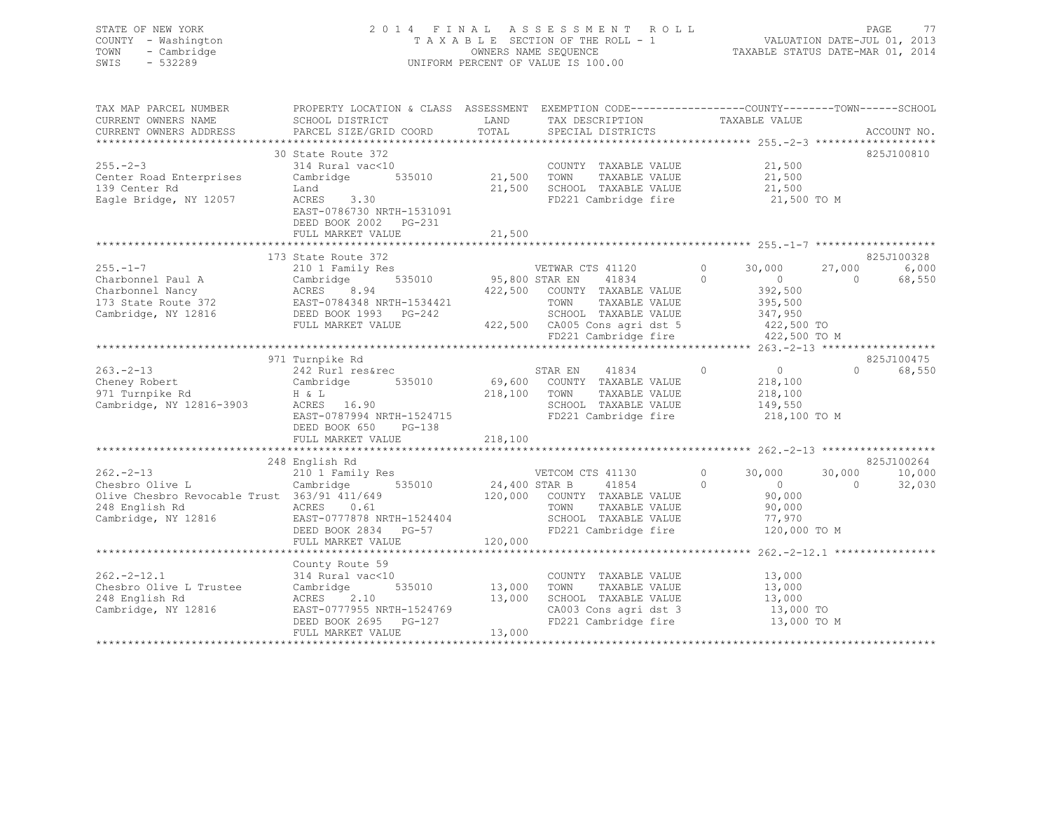STATE OF NEW YORK
COUNTY - Washington
TOWN - Cambridge
SWIS - 532289

2014 FINAL ASSESSMENT ROLL
TAXABLE SECTION OF THE ROLL - 1
OWNERS NAME SEQUENCE
UNIFORM PERCENT OF VALUE IS 100.00

VALUATION DATE-JUL 01, 2013
TAXABLE STATUS DATE-MAR 01, 2014

| TAX MAP PARCEL NUMBER / CURRENT OWNERS NAME / CURRENT OWNERS ADDRESS | PROPERTY LOCATION & CLASS / SCHOOL DISTRICT / PARCEL SIZE/GRID COORD | ASSESSMENT LAND / TOTAL | EXEMPTION CODE / TAX DESCRIPTION / SPECIAL DISTRICTS | COUNTY TAXABLE VALUE | TOWN | SCHOOL | ACCOUNT NO. |
|---|---|---|---|---|---|---|---|
| **255.-2-3** | 30 State Route 372 | | | | | | 825J100810 |
| | 314 Rural vac<10 | | COUNTY TAXABLE VALUE | 21,500 | | | |
| Center Road Enterprises | Cambridge 535010 | 21,500 | TOWN TAXABLE VALUE | 21,500 | | | |
| 139 Center Rd | Land | 21,500 | SCHOOL TAXABLE VALUE | 21,500 | | | |
| Eagle Bridge, NY 12057 | ACRES 3.30 | | FD221 Cambridge fire | 21,500 TO M | | | |
| | EAST-0786730 NRTH-1531091 | | | | | | |
| | DEED BOOK 2002 PG-231 | | | | | | |
| | FULL MARKET VALUE | 21,500 | | | | | |
| **255.-1-7** | 173 State Route 372 | | | | | | 825J100328 |
| | 210 1 Family Res | | VETWAR CTS 41120 0 | 30,000 | 27,000 | 6,000 | |
| Charbonnel Paul A | Cambridge 535010 | 95,800 | STAR EN 41834 0 | 0 | 0 | 68,550 | |
| Charbonnel Nancy | ACRES 8.94 | 422,500 | COUNTY TAXABLE VALUE | 392,500 | | | |
| 173 State Route 372 | EAST-0784348 NRTH-1534421 | | TOWN TAXABLE VALUE | 395,500 | | | |
| Cambridge, NY 12816 | DEED BOOK 1993 PG-242 | | SCHOOL TAXABLE VALUE | 347,950 | | | |
| | FULL MARKET VALUE | 422,500 | CA005 Cons agri dst 5 | 422,500 TO | | | |
| | | | FD221 Cambridge fire | 422,500 TO M | | | |
| **263.-2-13** | 971 Turnpike Rd | | | | | | 825J100475 |
| | 242 Rurl res&rec | | STAR EN 41834 0 | 0 | 0 | 68,550 | |
| Cheney Robert | Cambridge 535010 | 69,600 | COUNTY TAXABLE VALUE | 218,100 | | | |
| 971 Turnpike Rd | H & L | 218,100 | TOWN TAXABLE VALUE | 218,100 | | | |
| Cambridge, NY 12816-3903 | ACRES 16.90 | | SCHOOL TAXABLE VALUE | 149,550 | | | |
| | EAST-0787994 NRTH-1524715 | | FD221 Cambridge fire | 218,100 TO M | | | |
| | DEED BOOK 650 PG-138 | | | | | | |
| | FULL MARKET VALUE | 218,100 | | | | | |
| **262.-2-13** | 248 English Rd | | | | | | 825J100264 |
| | 210 1 Family Res | | VETCOM CTS 41130 0 | 30,000 | 30,000 | 10,000 | |
| Chesbro Olive L | Cambridge 535010 | 24,400 | STAR B 41854 0 | 0 | 0 | 32,030 | |
| Olive Chesbro Revocable Trust | 363/91 411/649 | 120,000 | COUNTY TAXABLE VALUE | 90,000 | | | |
| 248 English Rd | ACRES 0.61 | | TOWN TAXABLE VALUE | 90,000 | | | |
| Cambridge, NY 12816 | EAST-0777878 NRTH-1524404 | | SCHOOL TAXABLE VALUE | 77,970 | | | |
| | DEED BOOK 2834 PG-57 | | FD221 Cambridge fire | 120,000 TO M | | | |
| | FULL MARKET VALUE | 120,000 | | | | | |
| **262.-2-12.1** | County Route 59 | | | | | | |
| | 314 Rural vac<10 | | COUNTY TAXABLE VALUE | 13,000 | | | |
| Chesbro Olive L Trustee | Cambridge 535010 | 13,000 | TOWN TAXABLE VALUE | 13,000 | | | |
| 248 English Rd | ACRES 2.10 | 13,000 | SCHOOL TAXABLE VALUE | 13,000 | | | |
| Cambridge, NY 12816 | EAST-0777955 NRTH-1524769 | | CA003 Cons agri dst 3 | 13,000 TO | | | |
| | DEED BOOK 2695 PG-127 | | FD221 Cambridge fire | 13,000 TO M | | | |
| | FULL MARKET VALUE | 13,000 | | | | | |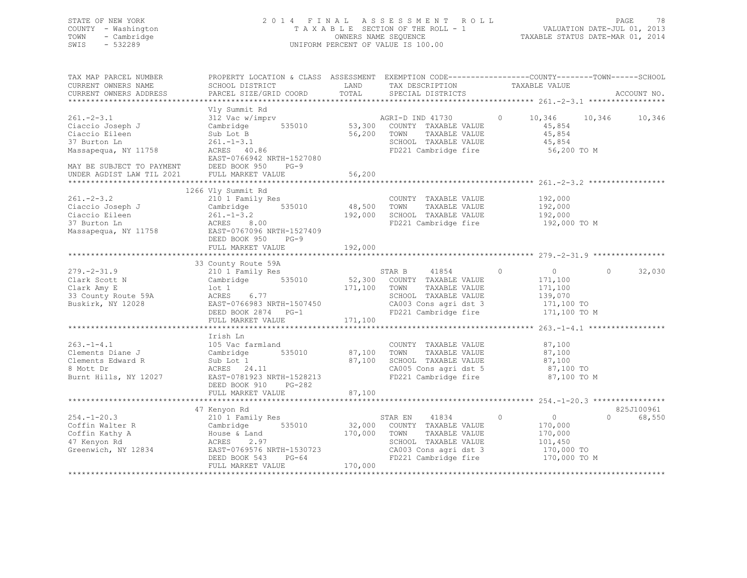STATE OF NEW YORK
COUNTY - Washington
TOWN - Cambridge
SWIS - 532289

# 2014 FINAL ASSESSMENT ROLL
TAXABLE SECTION OF THE ROLL - 1
OWNERS NAME SEQUENCE
UNIFORM PERCENT OF VALUE IS 100.00

VALUATION DATE-JUL 01, 2013
TAXABLE STATUS DATE-MAR 01, 2014

```
TAX MAP PARCEL NUMBER       PROPERTY LOCATION & CLASS  ASSESSMENT  EXEMPTION CODE------------------COUNTY--------TOWN------SCHOOL
CURRENT OWNERS NAME         SCHOOL DISTRICT               LAND      TAX DESCRIPTION            TAXABLE VALUE
CURRENT OWNERS ADDRESS      PARCEL SIZE/GRID COORD        TOTAL     SPECIAL DISTRICTS                                   ACCOUNT NO.
******************************************************************************************************* 261.-2-3.1 *****************
                            Vly Summit Rd
261.-2-3.1                  312 Vac w/imprv                         AGRI-D IND 41730         0     10,346    10,346     10,346
Ciaccio Joseph J            Cambridge        535010       53,300    COUNTY  TAXABLE VALUE            45,854
Ciaccio Eileen              Sub Lot B                     56,200    TOWN    TAXABLE VALUE            45,854
37 Burton Ln                261.-1-3.1                              SCHOOL  TAXABLE VALUE            45,854
Massapequa, NY 11758        ACRES  40.86                            FD221 Cambridge fire             56,200 TO M
                            EAST-0766942 NRTH-1527080
MAY BE SUBJECT TO PAYMENT   DEED BOOK 950    PG-9
UNDER AGDIST LAW TIL 2021   FULL MARKET VALUE             56,200
******************************************************************************************************* 261.-2-3.2 *****************
                            1266 Vly Summit Rd
261.-2-3.2                  210 1 Family Res                        COUNTY  TAXABLE VALUE           192,000
Ciaccio Joseph J            Cambridge        535010       48,500    TOWN    TAXABLE VALUE           192,000
Ciaccio Eileen              261.-1-3.2                   192,000    SCHOOL  TAXABLE VALUE           192,000
37 Burton Ln                ACRES   8.00                            FD221 Cambridge fire            192,000 TO M
Massapequa, NY 11758        EAST-0767096 NRTH-1527409
                            DEED BOOK 950    PG-9
                            FULL MARKET VALUE            192,000
******************************************************************************************************* 279.-2-31.9 ****************
                            33 County Route 59A
279.-2-31.9                 210 1 Family Res                        STAR B     41854         0          0         0     32,030
Clark Scott N               Cambridge        535010       52,300    COUNTY  TAXABLE VALUE           171,100
Clark Amy E                 lot 1                        171,100    TOWN    TAXABLE VALUE           171,100
33 County Route 59A         ACRES   6.77                            SCHOOL  TAXABLE VALUE           139,070
Buskirk, NY 12028           EAST-0766983 NRTH-1507450               CA003 Cons agri dst 3           171,100 TO
                            DEED BOOK 2874   PG-1                   FD221 Cambridge fire            171,100 TO M
                            FULL MARKET VALUE            171,100
******************************************************************************************************* 263.-1-4.1 *****************
                            Irish Ln
263.-1-4.1                  105 Vac farmland                        COUNTY  TAXABLE VALUE            87,100
Clements Diane J            Cambridge        535010       87,100    TOWN    TAXABLE VALUE            87,100
Clements Edward R           Sub Lot 1                     87,100    SCHOOL  TAXABLE VALUE            87,100
8 Mott Dr                   ACRES  24.11                            CA005 Cons agri dst 5            87,100 TO
Burnt Hills, NY 12027       EAST-0781923 NRTH-1528213               FD221 Cambridge fire             87,100 TO M
                            DEED BOOK 910    PG-282
                            FULL MARKET VALUE             87,100
******************************************************************************************************* 254.-1-20.3 ****************
                            47 Kenyon Rd                                                                           825J100961
254.-1-20.3                 210 1 Family Res                        STAR EN    41834         0          0         0     68,550
Coffin Walter R             Cambridge        535010       32,000    COUNTY  TAXABLE VALUE           170,000
Coffin Kathy A              House & Land                 170,000    TOWN    TAXABLE VALUE           170,000
47 Kenyon Rd                ACRES   2.97                            SCHOOL  TAXABLE VALUE           101,450
Greenwich, NY 12834         EAST-0769576 NRTH-1530723               CA003 Cons agri dst 3           170,000 TO
                            DEED BOOK 543    PG-64                  FD221 Cambridge fire            170,000 TO M
                            FULL MARKET VALUE            170,000
************************************************************************************************************************************
```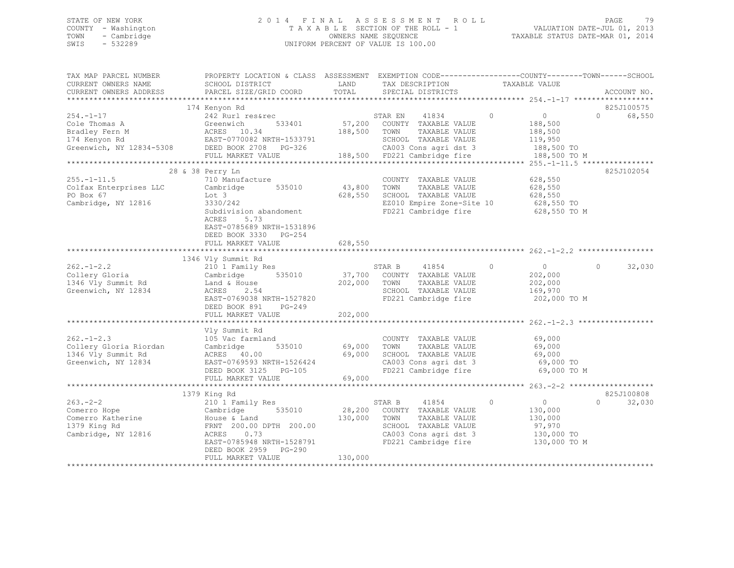STATE OF NEW YORK — 2014 FINAL ASSESSMENT ROLL — TAXABLE SECTION OF THE ROLL - 1 — OWNERS NAME SEQUENCE — UNIFORM PERCENT OF VALUE IS 100.00

COUNTY - Washington
TOWN - Cambridge
SWIS - 532289

VALUATION DATE-JUL 01, 2013
TAXABLE STATUS DATE-MAR 01, 2014

| TAX MAP PARCEL NUMBER / CURRENT OWNERS NAME / CURRENT OWNERS ADDRESS | PROPERTY LOCATION & CLASS / SCHOOL DISTRICT / PARCEL SIZE/GRID COORD | ASSESSMENT LAND / TOTAL | EXEMPTION CODE / TAX DESCRIPTION / SPECIAL DISTRICTS | COUNTY | TOWN | SCHOOL | TAXABLE VALUE / ACCOUNT NO. |
|---|---|---|---|---|---|---|---|
| **254.-1-17** | 174 Kenyon Rd | | | | | | 825J100575 |
| Cole Thomas A | 242 Rurl res&rec | | STAR EN 41834 | 0 | 0 | 68,550 | |
| Bradley Fern M | Greenwich 533401 | 57,200 | COUNTY TAXABLE VALUE | | | | 188,500 |
| 174 Kenyon Rd | ACRES 10.34 | 188,500 | TOWN TAXABLE VALUE | | | | 188,500 |
| Greenwich, NY 12834-5308 | EAST-0770082 NRTH-1533791 | | SCHOOL TAXABLE VALUE | | | | 119,950 |
| | DEED BOOK 2708 PG-326 | | CA003 Cons agri dst 3 | | | | 188,500 TO |
| | FULL MARKET VALUE | 188,500 | FD221 Cambridge fire | | | | 188,500 TO M |
| **255.-1-11.5** | 28 & 38 Perry Ln | | | | | | 825J102054 |
| Colfax Enterprises LLC | 710 Manufacture | | | | | | |
| PO Box 67 | Cambridge 535010 | 43,800 | COUNTY TAXABLE VALUE | | | | 628,550 |
| Cambridge, NY 12816 | Lot 3 | 628,550 | TOWN TAXABLE VALUE | | | | 628,550 |
| | 3330/242 | | SCHOOL TAXABLE VALUE | | | | 628,550 |
| | Subdivision abandoment | | EZ010 Empire Zone-Site 10 | | | | 628,550 TO |
| | ACRES 5.73 | | FD221 Cambridge fire | | | | 628,550 TO M |
| | EAST-0785689 NRTH-1531896 | | | | | | |
| | DEED BOOK 3330 PG-254 | | | | | | |
| | FULL MARKET VALUE | 628,550 | | | | | |
| **262.-1-2.2** | 1346 Vly Summit Rd | | | | | | |
| Collery Gloria | 210 1 Family Res | | STAR B 41854 | 0 | 0 | 32,030 | |
| 1346 Vly Summit Rd | Cambridge 535010 | 37,700 | COUNTY TAXABLE VALUE | | | | 202,000 |
| Greenwich, NY 12834 | Land & House | 202,000 | TOWN TAXABLE VALUE | | | | 202,000 |
| | ACRES 2.54 | | SCHOOL TAXABLE VALUE | | | | 169,970 |
| | EAST-0769038 NRTH-1527820 | | FD221 Cambridge fire | | | | 202,000 TO M |
| | DEED BOOK 891 PG-249 | | | | | | |
| | FULL MARKET VALUE | 202,000 | | | | | |
| **262.-1-2.3** | Vly Summit Rd | | | | | | |
| Collery Gloria Riordan | 105 Vac farmland | | | | | | |
| 1346 Vly Summit Rd | Cambridge 535010 | 69,000 | COUNTY TAXABLE VALUE | | | | 69,000 |
| Greenwich, NY 12834 | ACRES 40.00 | 69,000 | TOWN TAXABLE VALUE | | | | 69,000 |
| | EAST-0769593 NRTH-1526424 | | SCHOOL TAXABLE VALUE | | | | 69,000 |
| | DEED BOOK 3125 PG-105 | | CA003 Cons agri dst 3 | | | | 69,000 TO |
| | FULL MARKET VALUE | 69,000 | FD221 Cambridge fire | | | | 69,000 TO M |
| **263.-2-2** | 1379 King Rd | | | | | | 825J100808 |
| Comerro Hope | 210 1 Family Res | | STAR B 41854 | 0 | 0 | 32,030 | |
| Comerro Katherine | Cambridge 535010 | 28,200 | COUNTY TAXABLE VALUE | | | | 130,000 |
| 1379 King Rd | House & Land | 130,000 | TOWN TAXABLE VALUE | | | | 130,000 |
| Cambridge, NY 12816 | FRNT 200.00 DPTH 200.00 | | SCHOOL TAXABLE VALUE | | | | 97,970 |
| | ACRES 0.73 | | CA003 Cons agri dst 3 | | | | 130,000 TO |
| | EAST-0785948 NRTH-1528791 | | FD221 Cambridge fire | | | | 130,000 TO M |
| | DEED BOOK 2959 PG-290 | | | | | | |
| | FULL MARKET VALUE | 130,000 | | | | | |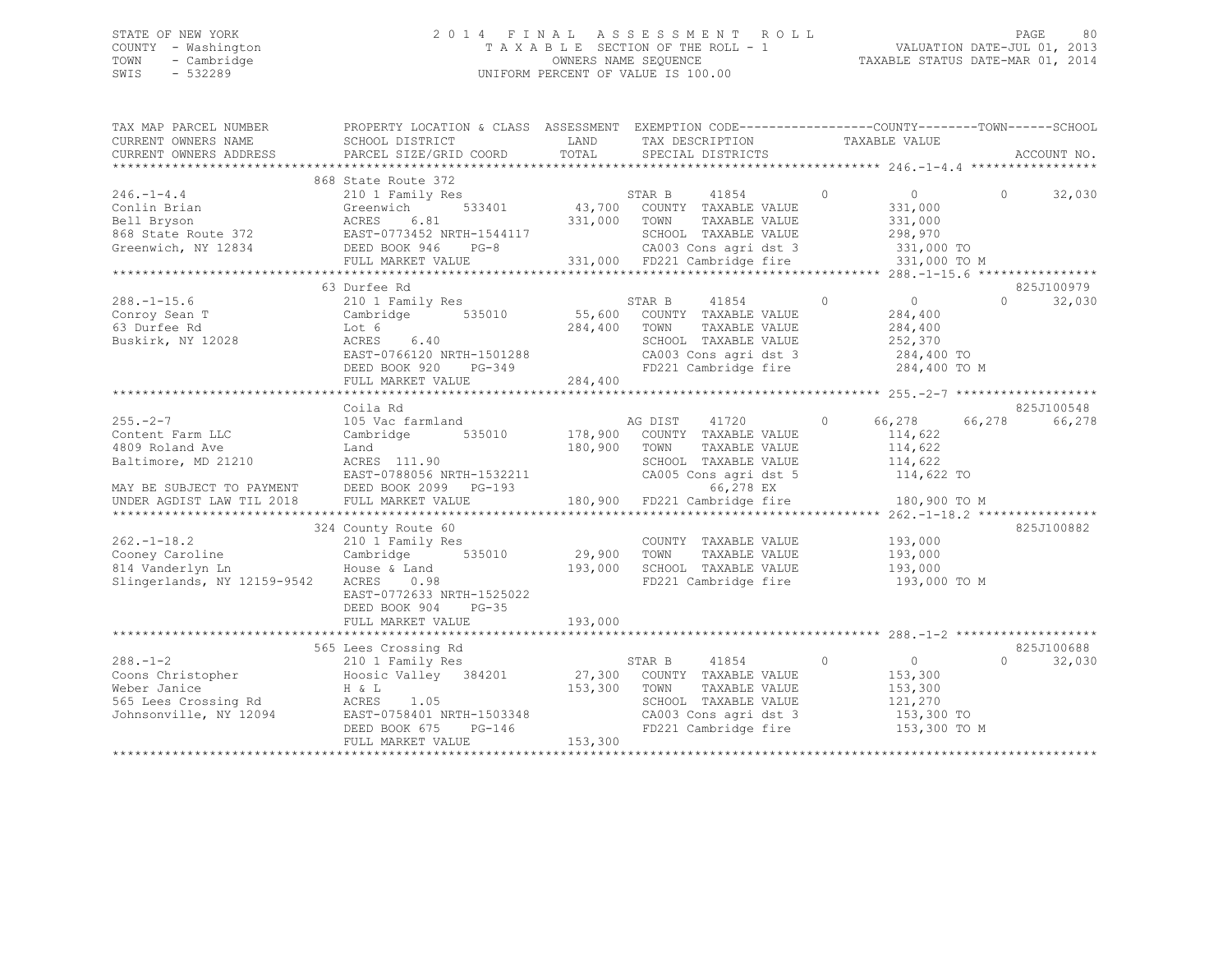STATE OF NEW YORK
COUNTY - Washington
TOWN - Cambridge
SWIS - 532289

2014 FINAL ASSESSMENT ROLL
TAXABLE SECTION OF THE ROLL - 1
OWNERS NAME SEQUENCE
UNIFORM PERCENT OF VALUE IS 100.00

VALUATION DATE-JUL 01, 2013
TAXABLE STATUS DATE-MAR 01, 2014

| TAX MAP PARCEL NUMBER / CURRENT OWNERS NAME / CURRENT OWNERS ADDRESS | PROPERTY LOCATION & CLASS / SCHOOL DISTRICT / PARCEL SIZE/GRID COORD | ASSESSMENT LAND / TOTAL | EXEMPTION CODE / TAX DESCRIPTION / SPECIAL DISTRICTS | COUNTY | TOWN | SCHOOL | ACCOUNT NO. |
|---|---|---|---|---|---|---|---|
| **246.-1-4.4** | 868 State Route 372 | | | | | | |
| 246.-1-4.4 | 210 1 Family Res | | STAR B 41854 | 0 | 0 | 0 32,030 | |
| Conlin Brian | Greenwich 533401 | 43,700 | COUNTY TAXABLE VALUE | 331,000 | | | |
| Bell Bryson | ACRES 6.81 | 331,000 | TOWN TAXABLE VALUE | | 331,000 | | |
| 868 State Route 372 | EAST-0773452 NRTH-1544117 | | SCHOOL TAXABLE VALUE | | | 298,970 | |
| Greenwich, NY 12834 | DEED BOOK 946 PG-8 | | CA003 Cons agri dst 3 | 331,000 TO | | | |
| | FULL MARKET VALUE | 331,000 | FD221 Cambridge fire | 331,000 TO M | | | |
| **288.-1-15.6** | 63 Durfee Rd | | | | | | 825J100979 |
| 288.-1-15.6 | 210 1 Family Res | | STAR B 41854 | 0 | 0 | 0 32,030 | |
| Conroy Sean T | Cambridge 535010 | 55,600 | COUNTY TAXABLE VALUE | 284,400 | | | |
| 63 Durfee Rd | Lot 6 | 284,400 | TOWN TAXABLE VALUE | | 284,400 | | |
| Buskirk, NY 12028 | ACRES 6.40 | | SCHOOL TAXABLE VALUE | | | 252,370 | |
| | EAST-0766120 NRTH-1501288 | | CA003 Cons agri dst 3 | 284,400 TO | | | |
| | DEED BOOK 920 PG-349 | | FD221 Cambridge fire | 284,400 TO M | | | |
| | FULL MARKET VALUE | 284,400 | | | | | |
| **255.-2-7** | Coila Rd | | | | | | 825J100548 |
| 255.-2-7 | 105 Vac farmland | | AG DIST 41720 | 0 66,278 | 66,278 | 66,278 | |
| Content Farm LLC | Cambridge 535010 | 178,900 | COUNTY TAXABLE VALUE | 114,622 | | | |
| 4809 Roland Ave | Land | 180,900 | TOWN TAXABLE VALUE | | 114,622 | | |
| Baltimore, MD 21210 | ACRES 111.90 | | SCHOOL TAXABLE VALUE | | | 114,622 | |
| | EAST-0788056 NRTH-1532211 | | CA005 Cons agri dst 5 | 114,622 TO | | | |
| MAY BE SUBJECT TO PAYMENT | DEED BOOK 2099 PG-193 | | 66,278 EX | | | | |
| UNDER AGDIST LAW TIL 2018 | FULL MARKET VALUE | 180,900 | FD221 Cambridge fire | 180,900 TO M | | | |
| **262.-1-18.2** | 324 County Route 60 | | | | | | 825J100882 |
| 262.-1-18.2 | 210 1 Family Res | | COUNTY TAXABLE VALUE | 193,000 | | | |
| Cooney Caroline | Cambridge 535010 | 29,900 | TOWN TAXABLE VALUE | | 193,000 | | |
| 814 Vanderlyn Ln | House & Land | 193,000 | SCHOOL TAXABLE VALUE | | | 193,000 | |
| Slingerlands, NY 12159-9542 | ACRES 0.98 | | FD221 Cambridge fire | 193,000 TO M | | | |
| | EAST-0772633 NRTH-1525022 | | | | | | |
| | DEED BOOK 904 PG-35 | | | | | | |
| | FULL MARKET VALUE | 193,000 | | | | | |
| **288.-1-2** | 565 Lees Crossing Rd | | | | | | 825J100688 |
| 288.-1-2 | 210 1 Family Res | | STAR B 41854 | 0 | 0 | 0 32,030 | |
| Coons Christopher | Hoosic Valley 384201 | 27,300 | COUNTY TAXABLE VALUE | 153,300 | | | |
| Weber Janice | H & L | 153,300 | TOWN TAXABLE VALUE | | 153,300 | | |
| 565 Lees Crossing Rd | ACRES 1.05 | | SCHOOL TAXABLE VALUE | | | 121,270 | |
| Johnsonville, NY 12094 | EAST-0758401 NRTH-1503348 | | CA003 Cons agri dst 3 | 153,300 TO | | | |
| | DEED BOOK 675 PG-146 | | FD221 Cambridge fire | 153,300 TO M | | | |
| | FULL MARKET VALUE | 153,300 | | | | | |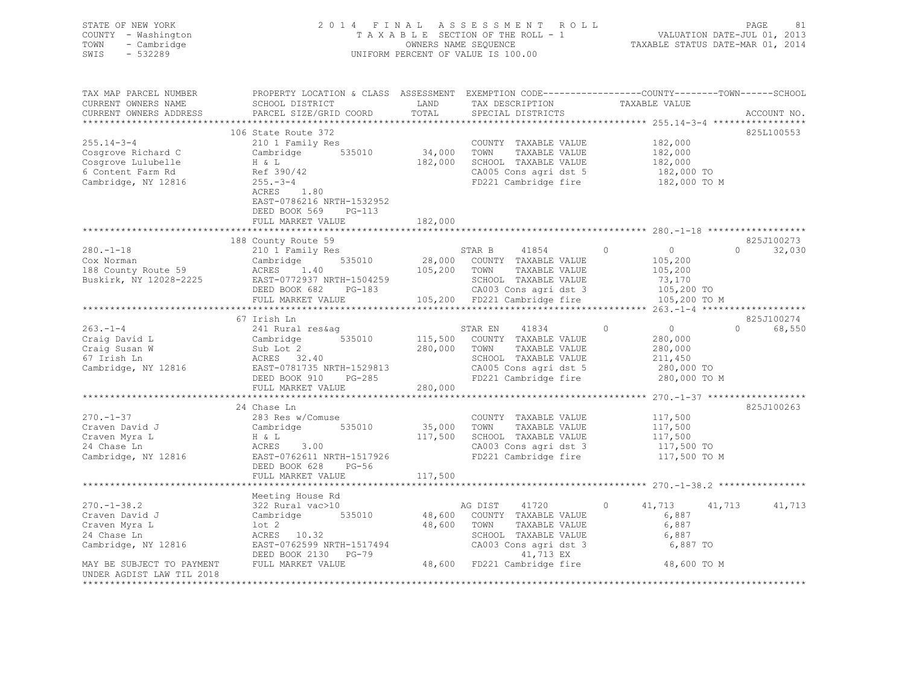STATE OF NEW YORK
COUNTY - Washington
TOWN - Cambridge
SWIS - 532289

2014 FINAL ASSESSMENT ROLL
TAXABLE SECTION OF THE ROLL - 1
OWNERS NAME SEQUENCE
UNIFORM PERCENT OF VALUE IS 100.00

VALUATION DATE-JUL 01, 2013
TAXABLE STATUS DATE-MAR 01, 2014

| TAX MAP PARCEL NUMBER / CURRENT OWNERS NAME / CURRENT OWNERS ADDRESS | PROPERTY LOCATION & CLASS / SCHOOL DISTRICT / PARCEL SIZE/GRID COORD | ASSESSMENT LAND / TOTAL | EXEMPTION CODE / TAX DESCRIPTION / SPECIAL DISTRICTS | COUNTY TAXABLE VALUE | TOWN | SCHOOL | ACCOUNT NO. |
|---|---|---|---|---|---|---|---|
| **255.14-3-4** | 106 State Route 372 | | | | | | 825L100553 |
| 255.14-3-4 | 210 1 Family Res | | COUNTY TAXABLE VALUE | 182,000 | | | |
| Cosgrove Richard C | Cambridge 535010 | 34,000 | TOWN TAXABLE VALUE | 182,000 | | | |
| Cosgrove Lulubelle | H & L | 182,000 | SCHOOL TAXABLE VALUE | 182,000 | | | |
| 6 Content Farm Rd | Ref 390/42 | | CA005 Cons agri dst 5 | 182,000 TO | | | |
| Cambridge, NY 12816 | 255.-3-4 | | FD221 Cambridge fire | 182,000 TO M | | | |
| | ACRES 1.80 | | | | | | |
| | EAST-0786216 NRTH-1532952 | | | | | | |
| | DEED BOOK 569 PG-113 | | | | | | |
| | FULL MARKET VALUE | 182,000 | | | | | |
| **280.-1-18** | 188 County Route 59 | | | | | | 825J100273 |
| 280.-1-18 | 210 1 Family Res | | STAR B 41854 | 0 | 0 | 0 | 32,030 |
| Cox Norman | Cambridge 535010 | 28,000 | COUNTY TAXABLE VALUE | 105,200 | | | |
| 188 County Route 59 | ACRES 1.40 | 105,200 | TOWN TAXABLE VALUE | 105,200 | | | |
| Buskirk, NY 12028-2225 | EAST-0772937 NRTH-1504259 | | SCHOOL TAXABLE VALUE | 73,170 | | | |
| | DEED BOOK 682 PG-183 | | CA003 Cons agri dst 3 | 105,200 TO | | | |
| | FULL MARKET VALUE | 105,200 | FD221 Cambridge fire | 105,200 TO M | | | |
| **263.-1-4** | 67 Irish Ln | | | | | | 825J100274 |
| 263.-1-4 | 241 Rural res&ag | | STAR EN 41834 | 0 | 0 | 0 | 68,550 |
| Craig David L | Cambridge 535010 | 115,500 | COUNTY TAXABLE VALUE | 280,000 | | | |
| Craig Susan W | Sub Lot 2 | 280,000 | TOWN TAXABLE VALUE | 280,000 | | | |
| 67 Irish Ln | ACRES 32.40 | | SCHOOL TAXABLE VALUE | 211,450 | | | |
| Cambridge, NY 12816 | EAST-0781735 NRTH-1529813 | | CA005 Cons agri dst 5 | 280,000 TO | | | |
| | DEED BOOK 910 PG-285 | | FD221 Cambridge fire | 280,000 TO M | | | |
| | FULL MARKET VALUE | 280,000 | | | | | |
| **270.-1-37** | 24 Chase Ln | | | | | | 825J100263 |
| 270.-1-37 | 283 Res w/Comuse | | COUNTY TAXABLE VALUE | 117,500 | | | |
| Craven David J | Cambridge 535010 | 35,000 | TOWN TAXABLE VALUE | 117,500 | | | |
| Craven Myra L | H & L | 117,500 | SCHOOL TAXABLE VALUE | 117,500 | | | |
| 24 Chase Ln | ACRES 3.00 | | CA003 Cons agri dst 3 | 117,500 TO | | | |
| Cambridge, NY 12816 | EAST-0762611 NRTH-1517926 | | FD221 Cambridge fire | 117,500 TO M | | | |
| | DEED BOOK 628 PG-56 | | | | | | |
| | FULL MARKET VALUE | 117,500 | | | | | |
| **270.-1-38.2** | Meeting House Rd | | | | | | |
| 270.-1-38.2 | 322 Rural vac>10 | | AG DIST 41720 | 0 | 41,713 | 41,713 | 41,713 |
| Craven David J | Cambridge 535010 | 48,600 | COUNTY TAXABLE VALUE | 6,887 | | | |
| Craven Myra L | lot 2 | 48,600 | TOWN TAXABLE VALUE | 6,887 | | | |
| 24 Chase Ln | ACRES 10.32 | | SCHOOL TAXABLE VALUE | 6,887 | | | |
| Cambridge, NY 12816 | EAST-0762599 NRTH-1517494 | | CA003 Cons agri dst 3 | 6,887 TO | | | |
| | DEED BOOK 2130 PG-79 | | 41,713 EX | | | | |
| MAY BE SUBJECT TO PAYMENT UNDER AGDIST LAW TIL 2018 | FULL MARKET VALUE | 48,600 | FD221 Cambridge fire | 48,600 TO M | | | |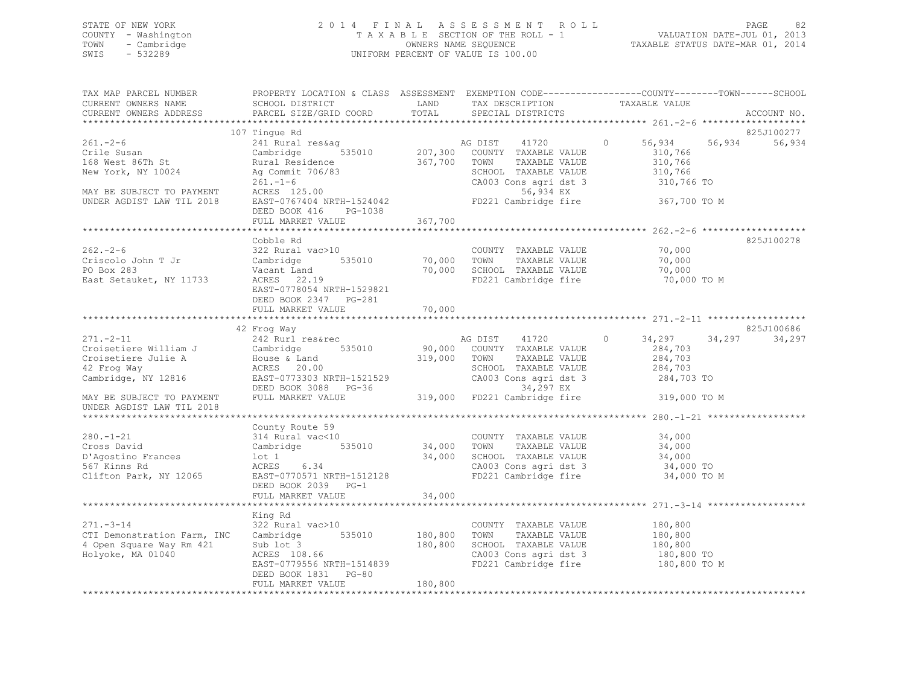STATE OF NEW YORK
COUNTY - Washington
TOWN - Cambridge
SWIS - 532289

2014 FINAL ASSESSMENT ROLL
TAXABLE SECTION OF THE ROLL - 1
OWNERS NAME SEQUENCE
UNIFORM PERCENT OF VALUE IS 100.00

VALUATION DATE-JUL 01, 2013
TAXABLE STATUS DATE-MAR 01, 2014

| TAX MAP PARCEL NUMBER / CURRENT OWNERS NAME / CURRENT OWNERS ADDRESS | PROPERTY LOCATION & CLASS / SCHOOL DISTRICT / PARCEL SIZE/GRID COORD | ASSESSMENT LAND / TOTAL | EXEMPTION CODE / TAX DESCRIPTION / SPECIAL DISTRICTS | COUNTY | TOWN | SCHOOL | ACCOUNT NO. |
|---|---|---|---|---|---|---|---|
| 261.-2-6 | 107 Tingue Rd | | | | | | 825J100277 |
| 261.-2-6 | 241 Rural res&ag | | AG DIST 41720 0 | 56,934 | 56,934 | 56,934 | |
| Crile Susan | Cambridge 535010 | 207,300 | COUNTY TAXABLE VALUE | 310,766 | | | |
| 168 West 86Th St | Rural Residence | 367,700 | TOWN TAXABLE VALUE | | 310,766 | | |
| New York, NY 10024 | Ag Commit 706/83 | | SCHOOL TAXABLE VALUE | | | 310,766 | |
| | 261.-1-6 | | CA003 Cons agri dst 3 | 310,766 TO | | | |
| MAY BE SUBJECT TO PAYMENT | ACRES 125.00 | | 56,934 EX | | | | |
| UNDER AGDIST LAW TIL 2018 | EAST-0767404 NRTH-1524042 | | FD221 Cambridge fire | 367,700 TO M | | | |
| | DEED BOOK 416 PG-1038 | | | | | | |
| | FULL MARKET VALUE | 367,700 | | | | | |
| 262.-2-6 | Cobble Rd | | | | | | 825J100278 |
| 262.-2-6 | 322 Rural vac>10 | | COUNTY TAXABLE VALUE | 70,000 | | | |
| Criscolo John T Jr | Cambridge 535010 | 70,000 | TOWN TAXABLE VALUE | | 70,000 | | |
| PO Box 283 | Vacant Land | 70,000 | SCHOOL TAXABLE VALUE | | | 70,000 | |
| East Setauket, NY 11733 | ACRES 22.19 | | FD221 Cambridge fire | 70,000 TO M | | | |
| | EAST-0778054 NRTH-1529821 | | | | | | |
| | DEED BOOK 2347 PG-281 | | | | | | |
| | FULL MARKET VALUE | 70,000 | | | | | |
| 271.-2-11 | 42 Frog Way | | | | | | 825J100686 |
| 271.-2-11 | 242 Rurl res&rec | | AG DIST 41720 0 | 34,297 | 34,297 | 34,297 | |
| Croisetiere William J | Cambridge 535010 | 90,000 | COUNTY TAXABLE VALUE | 284,703 | | | |
| Croisetiere Julie A | House & Land | 319,000 | TOWN TAXABLE VALUE | | 284,703 | | |
| 42 Frog Way | ACRES 20.00 | | SCHOOL TAXABLE VALUE | | | 284,703 | |
| Cambridge, NY 12816 | EAST-0773303 NRTH-1521529 | | CA003 Cons agri dst 3 | 284,703 TO | | | |
| | DEED BOOK 3088 PG-36 | | 34,297 EX | | | | |
| MAY BE SUBJECT TO PAYMENT | FULL MARKET VALUE | 319,000 | FD221 Cambridge fire | 319,000 TO M | | | |
| UNDER AGDIST LAW TIL 2018 | | | | | | | |
| 280.-1-21 | County Route 59 | | | | | | |
| 280.-1-21 | 314 Rural vac<10 | | COUNTY TAXABLE VALUE | 34,000 | | | |
| Cross David | Cambridge 535010 | 34,000 | TOWN TAXABLE VALUE | | 34,000 | | |
| D'Agostino Frances | lot 1 | 34,000 | SCHOOL TAXABLE VALUE | | | 34,000 | |
| 567 Kinns Rd | ACRES 6.34 | | CA003 Cons agri dst 3 | 34,000 TO | | | |
| Clifton Park, NY 12065 | EAST-0770571 NRTH-1512128 | | FD221 Cambridge fire | 34,000 TO M | | | |
| | DEED BOOK 2039 PG-1 | | | | | | |
| | FULL MARKET VALUE | 34,000 | | | | | |
| 271.-3-14 | King Rd | | | | | | |
| 271.-3-14 | 322 Rural vac>10 | | COUNTY TAXABLE VALUE | 180,800 | | | |
| CTI Demonstration Farm, INC | Cambridge 535010 | 180,800 | TOWN TAXABLE VALUE | | 180,800 | | |
| 4 Open Square Way Rm 421 | Sub lot 3 | 180,800 | SCHOOL TAXABLE VALUE | | | 180,800 | |
| Holyoke, MA 01040 | ACRES 108.66 | | CA003 Cons agri dst 3 | 180,800 TO | | | |
| | EAST-0779556 NRTH-1514839 | | FD221 Cambridge fire | 180,800 TO M | | | |
| | DEED BOOK 1831 PG-80 | | | | | | |
| | FULL MARKET VALUE | 180,800 | | | | | |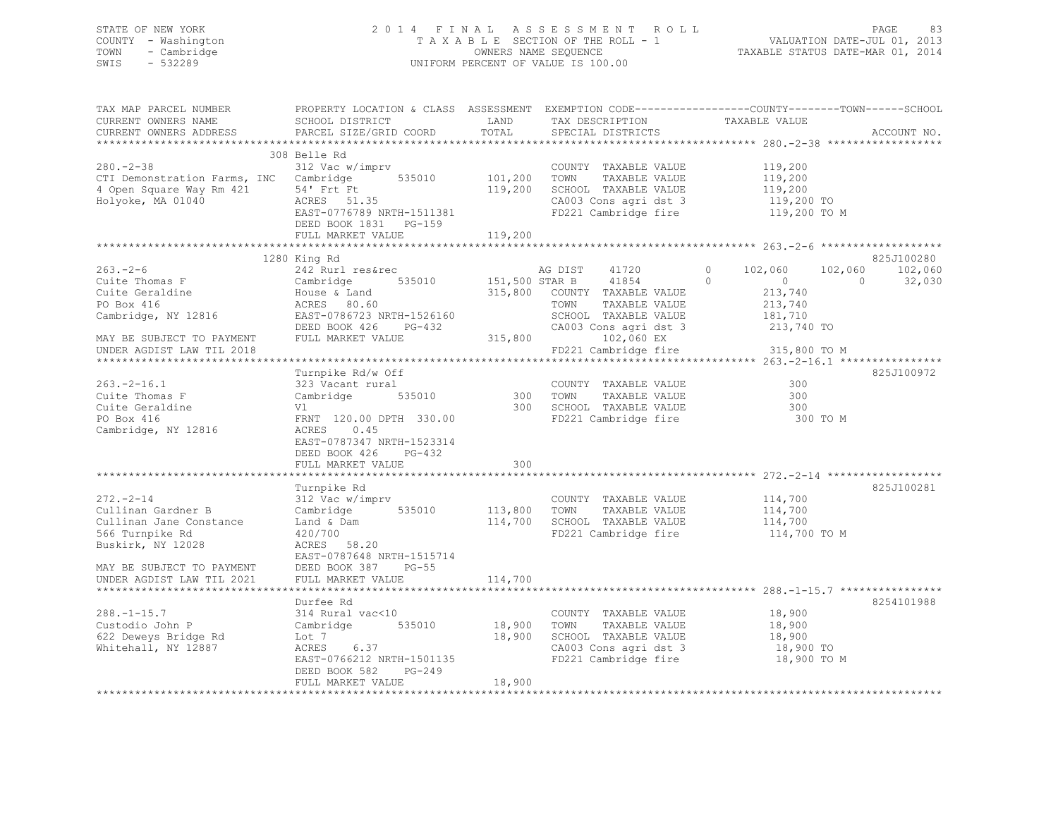STATE OF NEW YORK
COUNTY - Washington
TOWN - Cambridge
SWIS - 532289

2 0 1 4 F I N A L A S S E S S M E N T R O L L
T A X A B L E SECTION OF THE ROLL - 1
OWNERS NAME SEQUENCE
UNIFORM PERCENT OF VALUE IS 100.00

VALUATION DATE-JUL 01, 2013
TAXABLE STATUS DATE-MAR 01, 2014

```
TAX MAP PARCEL NUMBER          PROPERTY LOCATION & CLASS  ASSESSMENT  EXEMPTION CODE------------------COUNTY--------TOWN------SCHOOL
CURRENT OWNERS NAME            SCHOOL DISTRICT               LAND      TAX DESCRIPTION              TAXABLE VALUE
CURRENT OWNERS ADDRESS         PARCEL SIZE/GRID COORD        TOTAL     SPECIAL DISTRICTS                                        ACCOUNT NO.
******************************************************************************************************* 280.-2-38 ******************
                               308 Belle Rd
280.-2-38                      312 Vac w/imprv                          COUNTY  TAXABLE VALUE          119,200
CTI Demonstration Farms, INC   Cambridge      535010       101,200      TOWN    TAXABLE VALUE          119,200
4 Open Square Way Rm 421       54' Frt Ft                  119,200      SCHOOL  TAXABLE VALUE          119,200
Holyoke, MA 01040              ACRES  51.35                             CA003 Cons agri dst 3           119,200 TO
                               EAST-0776789 NRTH-1511381                FD221 Cambridge fire            119,200 TO M
                               DEED BOOK 1831   PG-159
                               FULL MARKET VALUE           119,200
******************************************************************************************************* 263.-2-6 *******************
                               1280 King Rd                                                                                 825J100280
263.-2-6                       242 Rurl res&rec                         AG DIST     41720        0    102,060    102,060    102,060
Cuite Thomas F                 Cambridge      535010       151,500 STAR B       41854        0          0          0     32,030
Cuite Geraldine                House & Land                315,800      COUNTY  TAXABLE VALUE          213,740
PO Box 416                     ACRES  80.60                             TOWN    TAXABLE VALUE          213,740
Cambridge, NY 12816            EAST-0786723 NRTH-1526160                SCHOOL  TAXABLE VALUE          181,710
                               DEED BOOK 426    PG-432                  CA003 Cons agri dst 3           213,740 TO
MAY BE SUBJECT TO PAYMENT      FULL MARKET VALUE           315,800              102,060 EX
UNDER AGDIST LAW TIL 2018                                               FD221 Cambridge fire            315,800 TO M
******************************************************************************************************* 263.-2-16.1 ****************
                               Turnpike Rd/w Off                                                                            825J100972
263.-2-16.1                    323 Vacant rural                         COUNTY  TAXABLE VALUE              300
Cuite Thomas F                 Cambridge      535010           300      TOWN    TAXABLE VALUE              300
Cuite Geraldine                Vl                              300      SCHOOL  TAXABLE VALUE              300
PO Box 416                     FRNT 120.00 DPTH 330.00                  FD221 Cambridge fire                300 TO M
Cambridge, NY 12816            ACRES   0.45
                               EAST-0787347 NRTH-1523314
                               DEED BOOK 426    PG-432
                               FULL MARKET VALUE               300
******************************************************************************************************* 272.-2-14 ******************
                               Turnpike Rd                                                                                  825J100281
272.-2-14                      312 Vac w/imprv                          COUNTY  TAXABLE VALUE          114,700
Cullinan Gardner B             Cambridge      535010       113,800      TOWN    TAXABLE VALUE          114,700
Cullinan Jane Constance        Land & Dam                  114,700      SCHOOL  TAXABLE VALUE          114,700
566 Turnpike Rd                420/700                                  FD221 Cambridge fire            114,700 TO M
Buskirk, NY 12028              ACRES  58.20
                               EAST-0787648 NRTH-1515714
MAY BE SUBJECT TO PAYMENT      DEED BOOK 387    PG-55
UNDER AGDIST LAW TIL 2021      FULL MARKET VALUE           114,700
******************************************************************************************************* 288.-1-15.7 ****************
                               Durfee Rd                                                                                    8254101988
288.-1-15.7                    314 Rural vac<10                         COUNTY  TAXABLE VALUE           18,900
Custodio John P                Cambridge      535010        18,900      TOWN    TAXABLE VALUE           18,900
622 Deweys Bridge Rd           Lot 7                        18,900      SCHOOL  TAXABLE VALUE           18,900
Whitehall, NY 12887            ACRES   6.37                             CA003 Cons agri dst 3            18,900 TO
                               EAST-0766212 NRTH-1501135                FD221 Cambridge fire             18,900 TO M
                               DEED BOOK 582    PG-249
                               FULL MARKET VALUE            18,900
************************************************************************************************************************************
```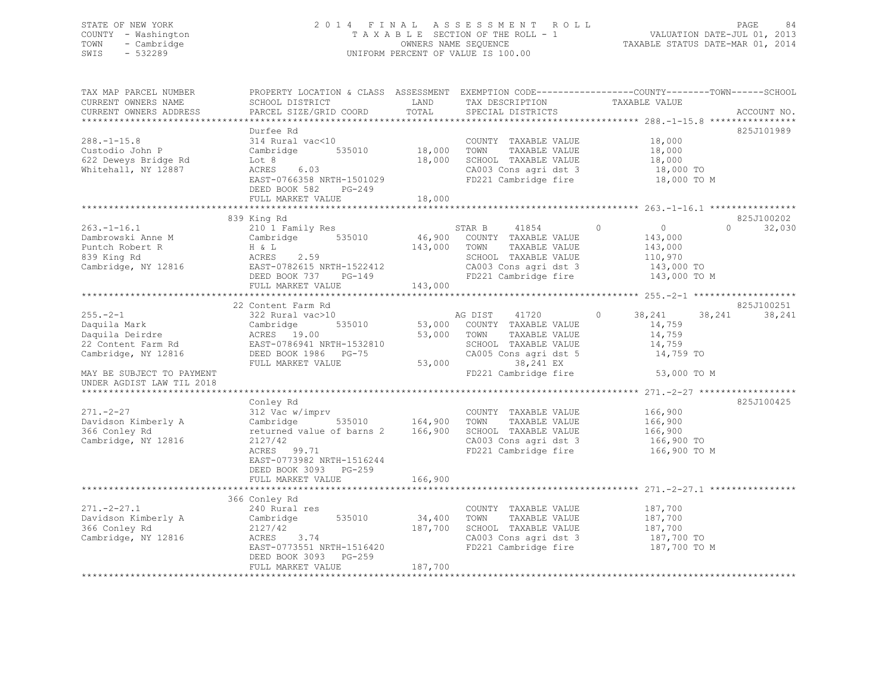STATE OF NEW YORK
COUNTY - Washington
TOWN - Cambridge
SWIS - 532289

2014 FINAL ASSESSMENT ROLL
TAXABLE SECTION OF THE ROLL - 1
OWNERS NAME SEQUENCE
UNIFORM PERCENT OF VALUE IS 100.00

VALUATION DATE-JUL 01, 2013
TAXABLE STATUS DATE-MAR 01, 2014

| TAX MAP PARCEL NUMBER / CURRENT OWNERS NAME / CURRENT OWNERS ADDRESS | PROPERTY LOCATION & CLASS / SCHOOL DISTRICT / PARCEL SIZE/GRID COORD | LAND / TOTAL | EXEMPTION CODE / TAX DESCRIPTION / SPECIAL DISTRICTS | COUNTY | TOWN | SCHOOL | ACCOUNT NO. |
|---|---|---|---|---|---|---|---|
| **288.-1-15.8** | Durfee Rd | | | | | | 825J101989 |
| Custodio John P | 314 Rural vac<10 | | COUNTY TAXABLE VALUE | 18,000 | | | |
| 622 Deweys Bridge Rd | Cambridge 535010 | 18,000 | TOWN TAXABLE VALUE | | 18,000 | | |
| Whitehall, NY 12887 | Lot 8 | 18,000 | SCHOOL TAXABLE VALUE | | | 18,000 | |
| | ACRES 6.03 | | CA003 Cons agri dst 3 | 18,000 TO | | | |
| | EAST-0766358 NRTH-1501029 | | FD221 Cambridge fire | 18,000 TO M | | | |
| | DEED BOOK 582 PG-249 | | | | | | |
| | FULL MARKET VALUE | 18,000 | | | | | |
| **263.-1-16.1** | 839 King Rd | | | | | | 825J100202 |
| Dambrowski Anne M | 210 1 Family Res | | STAR B 41854 | 0 | 0 | 32,030 | |
| Puntch Robert R | Cambridge 535010 | 46,900 | COUNTY TAXABLE VALUE | 143,000 | | | |
| 839 King Rd | H & L | 143,000 | TOWN TAXABLE VALUE | | 143,000 | | |
| Cambridge, NY 12816 | ACRES 2.59 | | SCHOOL TAXABLE VALUE | | | 110,970 | |
| | EAST-0782615 NRTH-1522412 | | CA003 Cons agri dst 3 | 143,000 TO | | | |
| | DEED BOOK 737 PG-149 | | FD221 Cambridge fire | 143,000 TO M | | | |
| | FULL MARKET VALUE | 143,000 | | | | | |
| **255.-2-1** | 22 Content Farm Rd | | | | | | 825J100251 |
| Daquila Mark | 322 Rural vac>10 | | AG DIST 41720 | 38,241 | 38,241 | 38,241 | |
| Daquila Deirdre | Cambridge 535010 | 53,000 | COUNTY TAXABLE VALUE | 14,759 | | | |
| 22 Content Farm Rd | ACRES 19.00 | 53,000 | TOWN TAXABLE VALUE | | 14,759 | | |
| Cambridge, NY 12816 | EAST-0786941 NRTH-1532810 | | SCHOOL TAXABLE VALUE | | | 14,759 | |
| | DEED BOOK 1986 PG-75 | | CA005 Cons agri dst 5 | 14,759 TO | | | |
| | FULL MARKET VALUE | 53,000 | 38,241 EX | | | | |
| MAY BE SUBJECT TO PAYMENT UNDER AGDIST LAW TIL 2018 | | | FD221 Cambridge fire | 53,000 TO M | | | |
| **271.-2-27** | Conley Rd | | | | | | 825J100425 |
| Davidson Kimberly A | 312 Vac w/imprv | | COUNTY TAXABLE VALUE | 166,900 | | | |
| 366 Conley Rd | Cambridge 535010 | 164,900 | TOWN TAXABLE VALUE | | 166,900 | | |
| Cambridge, NY 12816 | returned value of barns 2 | 166,900 | SCHOOL TAXABLE VALUE | | | 166,900 | |
| | 2127/42 | | CA003 Cons agri dst 3 | 166,900 TO | | | |
| | ACRES 99.71 | | FD221 Cambridge fire | 166,900 TO M | | | |
| | EAST-0773982 NRTH-1516244 | | | | | | |
| | DEED BOOK 3093 PG-259 | | | | | | |
| | FULL MARKET VALUE | 166,900 | | | | | |
| **271.-2-27.1** | 366 Conley Rd | | | | | | |
| Davidson Kimberly A | 240 Rural res | | COUNTY TAXABLE VALUE | 187,700 | | | |
| 366 Conley Rd | Cambridge 535010 | 34,400 | TOWN TAXABLE VALUE | | 187,700 | | |
| Cambridge, NY 12816 | 2127/42 | 187,700 | SCHOOL TAXABLE VALUE | | | 187,700 | |
| | ACRES 3.74 | | CA003 Cons agri dst 3 | 187,700 TO | | | |
| | EAST-0773551 NRTH-1516420 | | FD221 Cambridge fire | 187,700 TO M | | | |
| | DEED BOOK 3093 PG-259 | | | | | | |
| | FULL MARKET VALUE | 187,700 | | | | | |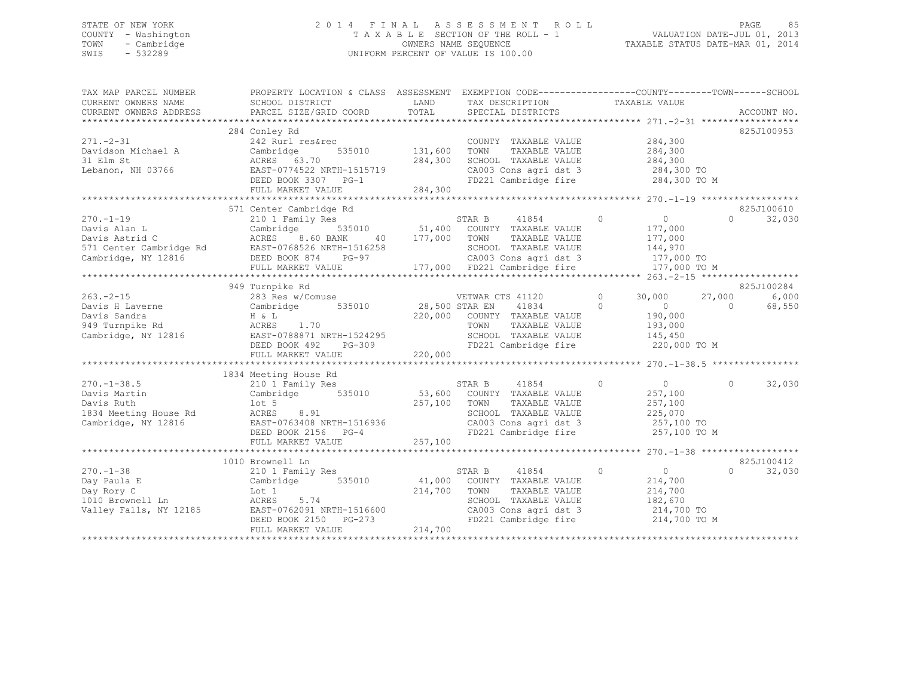STATE OF NEW YORK
COUNTY - Washington
TOWN - Cambridge
SWIS - 532289

2014 FINAL ASSESSMENT ROLL
TAXABLE SECTION OF THE ROLL - 1
OWNERS NAME SEQUENCE
UNIFORM PERCENT OF VALUE IS 100.00

VALUATION DATE-JUL 01, 2013
TAXABLE STATUS DATE-MAR 01, 2014

| TAX MAP PARCEL NUMBER / CURRENT OWNERS NAME / CURRENT OWNERS ADDRESS | PROPERTY LOCATION & CLASS / SCHOOL DISTRICT / PARCEL SIZE/GRID COORD | ASSESSMENT LAND | TOTAL | EXEMPTION CODE / TAX DESCRIPTION / SPECIAL DISTRICTS | COUNTY | TOWN | SCHOOL | ACCOUNT NO. |
|---|---|---|---|---|---|---|---|---|
| 271.-2-31 | 284 Conley Rd | | | | | | | 825J100953 |
| 271.-2-31 | 242 Rurl res&rec | | | COUNTY TAXABLE VALUE | 284,300 | | | |
| Davidson Michael A | Cambridge 535010 | 131,600 | | TOWN TAXABLE VALUE | | 284,300 | | |
| 31 Elm St | ACRES 63.70 | | 284,300 | SCHOOL TAXABLE VALUE | | | 284,300 | |
| Lebanon, NH 03766 | EAST-0774522 NRTH-1515719 | | | CA003 Cons agri dst 3 | 284,300 TO | | | |
| | DEED BOOK 3307 PG-1 | | | FD221 Cambridge fire | 284,300 TO M | | | |
| | FULL MARKET VALUE | | 284,300 | | | | | |
| 270.-1-19 | 571 Center Cambridge Rd | | | | | | | 825J100610 |
| 270.-1-19 | 210 1 Family Res | | | STAR B 41854 | 0 | 0 | 32,030 | |
| Davis Alan L | Cambridge 535010 | 51,400 | | COUNTY TAXABLE VALUE | 177,000 | | | |
| Davis Astrid C | ACRES 8.60 BANK 40 | | 177,000 | TOWN TAXABLE VALUE | | 177,000 | | |
| 571 Center Cambridge Rd | EAST-0768526 NRTH-1516258 | | | SCHOOL TAXABLE VALUE | | | 144,970 | |
| Cambridge, NY 12816 | DEED BOOK 874 PG-97 | | | CA003 Cons agri dst 3 | 177,000 TO | | | |
| | FULL MARKET VALUE | | 177,000 | FD221 Cambridge fire | 177,000 TO M | | | |
| 263.-2-15 | 949 Turnpike Rd | | | | | | | 825J100284 |
| 263.-2-15 | 283 Res w/Comuse | | | VETWAR CTS 41120 | 30,000 | 27,000 | 6,000 | |
| Davis H Laverne | Cambridge 535010 | 28,500 | | STAR EN 41834 | 0 | 0 | 68,550 | |
| Davis Sandra | H & L | | 220,000 | COUNTY TAXABLE VALUE | 190,000 | | | |
| 949 Turnpike Rd | ACRES 1.70 | | | TOWN TAXABLE VALUE | | 193,000 | | |
| Cambridge, NY 12816 | EAST-0788871 NRTH-1524295 | | | SCHOOL TAXABLE VALUE | | | 145,450 | |
| | DEED BOOK 492 PG-309 | | | FD221 Cambridge fire | 220,000 TO M | | | |
| | FULL MARKET VALUE | | 220,000 | | | | | |
| 270.-1-38.5 | 1834 Meeting House Rd | | | | | | | |
| 270.-1-38.5 | 210 1 Family Res | | | STAR B 41854 | 0 | 0 | 32,030 | |
| Davis Martin | Cambridge 535010 | 53,600 | | COUNTY TAXABLE VALUE | 257,100 | | | |
| Davis Ruth | lot 5 | | 257,100 | TOWN TAXABLE VALUE | | 257,100 | | |
| 1834 Meeting House Rd | ACRES 8.91 | | | SCHOOL TAXABLE VALUE | | | 225,070 | |
| Cambridge, NY 12816 | EAST-0763408 NRTH-1516936 | | | CA003 Cons agri dst 3 | 257,100 TO | | | |
| | DEED BOOK 2156 PG-4 | | | FD221 Cambridge fire | 257,100 TO M | | | |
| | FULL MARKET VALUE | | 257,100 | | | | | |
| 270.-1-38 | 1010 Brownell Ln | | | | | | | 825J100412 |
| 270.-1-38 | 210 1 Family Res | | | STAR B 41854 | 0 | 0 | 32,030 | |
| Day Paula E | Cambridge 535010 | 41,000 | | COUNTY TAXABLE VALUE | 214,700 | | | |
| Day Rory C | Lot 1 | | 214,700 | TOWN TAXABLE VALUE | | 214,700 | | |
| 1010 Brownell Ln | ACRES 5.74 | | | SCHOOL TAXABLE VALUE | | | 182,670 | |
| Valley Falls, NY 12185 | EAST-0762091 NRTH-1516600 | | | CA003 Cons agri dst 3 | 214,700 TO | | | |
| | DEED BOOK 2150 PG-273 | | | FD221 Cambridge fire | 214,700 TO M | | | |
| | FULL MARKET VALUE | | 214,700 | | | | | |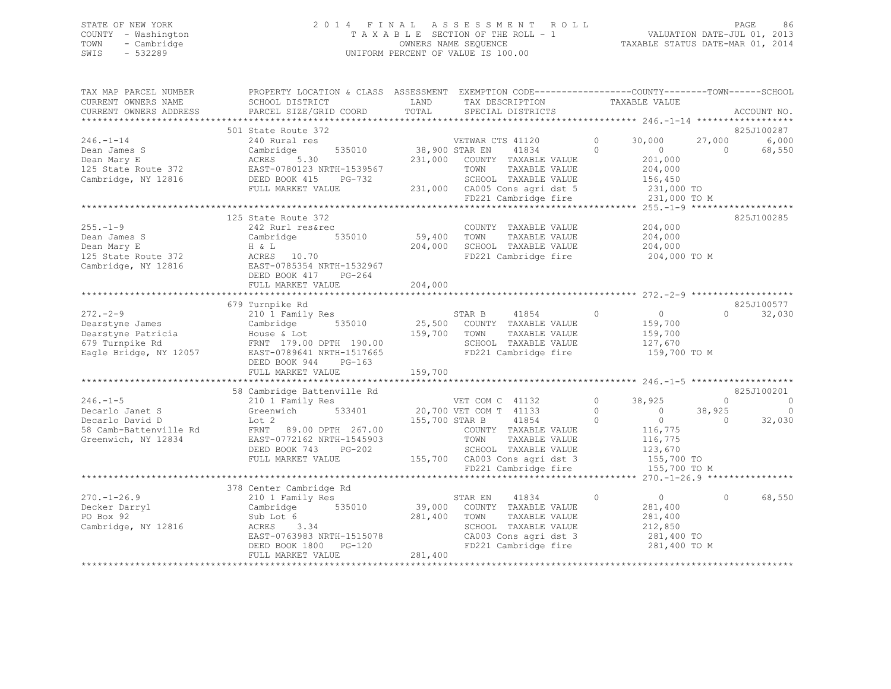STATE OF NEW YORK
COUNTY - Washington
TOWN - Cambridge
SWIS - 532289

2014 FINAL ASSESSMENT ROLL
TAXABLE SECTION OF THE ROLL - 1
OWNERS NAME SEQUENCE
UNIFORM PERCENT OF VALUE IS 100.00

VALUATION DATE-JUL 01, 2013
TAXABLE STATUS DATE-MAR 01, 2014

```
TAX MAP PARCEL NUMBER      PROPERTY LOCATION & CLASS  ASSESSMENT  EXEMPTION CODE-----------------COUNTY--------TOWN------SCHOOL
CURRENT OWNERS NAME        SCHOOL DISTRICT               LAND      TAX DESCRIPTION              TAXABLE VALUE
CURRENT OWNERS ADDRESS     PARCEL SIZE/GRID COORD        TOTAL     SPECIAL DISTRICTS                                     ACCOUNT NO.
******************************************************************************************************* 246.-1-14 ******************
                           501 State Route 372                                                                          825J100287
246.-1-14                  240 Rural res                           VETWAR CTS 41120        0       30,000      27,000       6,000
Dean James S               Cambridge       535010       38,900 STAR EN     41834           0            0           0      68,550
Dean Mary E                ACRES    5.30               231,000   COUNTY  TAXABLE VALUE           201,000
125 State Route 372        EAST-0780123 NRTH-1539567              TOWN    TAXABLE VALUE           204,000
Cambridge, NY 12816        DEED BOOK 415    PG-732                SCHOOL  TAXABLE VALUE           156,450
                           FULL MARKET VALUE           231,000   CA005 Cons agri dst 5            231,000 TO
                                                                 FD221 Cambridge fire             231,000 TO M
******************************************************************************************************* 255.-1-9 *******************
                           125 State Route 372                                                                          825J100285
255.-1-9                   242 Rurl res&rec                        COUNTY  TAXABLE VALUE           204,000
Dean James S               Cambridge       535010       59,400    TOWN    TAXABLE VALUE           204,000
Dean Mary E                H & L                       204,000    SCHOOL  TAXABLE VALUE           204,000
125 State Route 372        ACRES   10.70                          FD221 Cambridge fire             204,000 TO M
Cambridge, NY 12816        EAST-0785354 NRTH-1532967
                           DEED BOOK 417    PG-264
                           FULL MARKET VALUE           204,000
******************************************************************************************************* 272.-2-9 *******************
                           679 Turnpike Rd                                                                              825J100577
272.-2-9                   210 1 Family Res                        STAR B      41854           0            0           0      32,030
Dearstyne James            Cambridge       535010       25,500    COUNTY  TAXABLE VALUE           159,700
Dearstyne Patricia         House & Lot                 159,700    TOWN    TAXABLE VALUE           159,700
679 Turnpike Rd            FRNT 179.00 DPTH 190.00                SCHOOL  TAXABLE VALUE           127,670
Eagle Bridge, NY 12057     EAST-0789641 NRTH-1517665              FD221 Cambridge fire             159,700 TO M
                           DEED BOOK 944    PG-163
                           FULL MARKET VALUE           159,700
******************************************************************************************************* 246.-1-5 *******************
                           58 Cambridge Battenville Rd                                                                  825J100201
246.-1-5                   210 1 Family Res                        VET COM C   41132           0       38,925           0           0
Decarlo Janet S            Greenwich       533401       20,700 VET COM T   41133           0            0      38,925           0
Decarlo David D            Lot 2                       155,700 STAR B      41854           0            0           0      32,030
58 Camb-Battenville Rd     FRNT  89.00 DPTH 267.00                COUNTY  TAXABLE VALUE           116,775
Greenwich, NY 12834        EAST-0772162 NRTH-1545903              TOWN    TAXABLE VALUE           116,775
                           DEED BOOK 743    PG-202                SCHOOL  TAXABLE VALUE           123,670
                           FULL MARKET VALUE           155,700   CA003 Cons agri dst 3            155,700 TO
                                                                 FD221 Cambridge fire             155,700 TO M
******************************************************************************************************* 270.-1-26.9 ****************
                           378 Center Cambridge Rd
270.-1-26.9                210 1 Family Res                        STAR EN     41834           0            0           0      68,550
Decker Darryl              Cambridge       535010       39,000    COUNTY  TAXABLE VALUE           281,400
PO Box 92                  Sub Lot 6                   281,400    TOWN    TAXABLE VALUE           281,400
Cambridge, NY 12816        ACRES    3.34                          SCHOOL  TAXABLE VALUE           212,850
                           EAST-0763983 NRTH-1515078              CA003 Cons agri dst 3            281,400 TO
                           DEED BOOK 1800   PG-120                FD221 Cambridge fire             281,400 TO M
                           FULL MARKET VALUE           281,400
************************************************************************************************************************************
```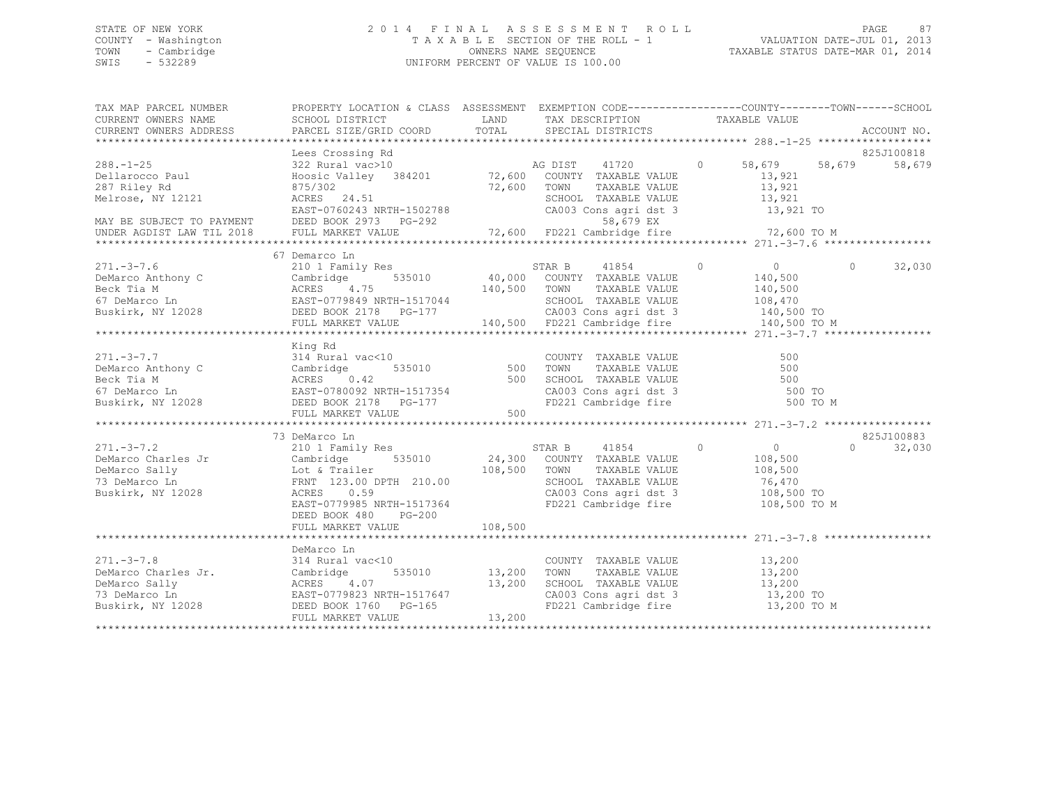STATE OF NEW YORK
COUNTY - Washington
TOWN - Cambridge
SWIS - 532289

2014 FINAL ASSESSMENT ROLL
TAXABLE SECTION OF THE ROLL - 1
OWNERS NAME SEQUENCE
UNIFORM PERCENT OF VALUE IS 100.00

VALUATION DATE-JUL 01, 2013
TAXABLE STATUS DATE-MAR 01, 2014

| TAX MAP PARCEL NUMBER / CURRENT OWNERS NAME / CURRENT OWNERS ADDRESS | PROPERTY LOCATION & CLASS / SCHOOL DISTRICT / PARCEL SIZE/GRID COORD | ASSESSMENT LAND | TOTAL | EXEMPTION CODE / TAX DESCRIPTION / SPECIAL DISTRICTS | COUNTY TAXABLE VALUE | TOWN | SCHOOL | ACCOUNT NO. |
|---|---|---|---|---|---|---|---|---|
| **288.-1-25** | Lees Crossing Rd | | | | | | | 825J100818 |
| Dellarocco Paul | 322 Rural vac>10 | | | AG DIST 41720 0 | 58,679 | 58,679 | 58,679 | |
| 287 Riley Rd | Hoosic Valley 384201 | 72,600 | | COUNTY TAXABLE VALUE | 13,921 | | | |
| Melrose, NY 12121 | 875/302 | | 72,600 | TOWN TAXABLE VALUE | 13,921 | | | |
| | ACRES 24.51 | | | SCHOOL TAXABLE VALUE | 13,921 | | | |
| | EAST-0760243 NRTH-1502788 | | | CA003 Cons agri dst 3 | 13,921 TO | | | |
| MAY BE SUBJECT TO PAYMENT | DEED BOOK 2973 PG-292 | | | 58,679 EX | | | | |
| UNDER AGDIST LAW TIL 2018 | FULL MARKET VALUE | | 72,600 | FD221 Cambridge fire | 72,600 TO M | | | |
| **271.-3-7.6** | 67 Demarco Ln | | | | | | | |
| DeMarco Anthony C | 210 1 Family Res | | | STAR B 41854 0 | 0 | 0 | 32,030 | |
| Beck Tia M | Cambridge 535010 | 40,000 | | COUNTY TAXABLE VALUE | 140,500 | | | |
| 67 DeMarco Ln | ACRES 4.75 | | 140,500 | TOWN TAXABLE VALUE | 140,500 | | | |
| Buskirk, NY 12028 | EAST-0779849 NRTH-1517044 | | | SCHOOL TAXABLE VALUE | 108,470 | | | |
| | DEED BOOK 2178 PG-177 | | | CA003 Cons agri dst 3 | 140,500 TO | | | |
| | FULL MARKET VALUE | | 140,500 | FD221 Cambridge fire | 140,500 TO M | | | |
| **271.-3-7.7** | King Rd | | | | | | | |
| DeMarco Anthony C | 314 Rural vac<10 | | | COUNTY TAXABLE VALUE | 500 | | | |
| Beck Tia M | Cambridge 535010 | 500 | | TOWN TAXABLE VALUE | 500 | | | |
| 67 DeMarco Ln | ACRES 0.42 | | 500 | SCHOOL TAXABLE VALUE | 500 | | | |
| Buskirk, NY 12028 | EAST-0780092 NRTH-1517354 | | | CA003 Cons agri dst 3 | 500 TO | | | |
| | DEED BOOK 2178 PG-177 | | | FD221 Cambridge fire | 500 TO M | | | |
| | FULL MARKET VALUE | | 500 | | | | | |
| **271.-3-7.2** | 73 DeMarco Ln | | | | | | | 825J100883 |
| DeMarco Charles Jr | 210 1 Family Res | | | STAR B 41854 0 | 0 | 0 | 32,030 | |
| DeMarco Sally | Cambridge 535010 | 24,300 | | COUNTY TAXABLE VALUE | 108,500 | | | |
| 73 DeMarco Ln | Lot & Trailer | | 108,500 | TOWN TAXABLE VALUE | 108,500 | | | |
| Buskirk, NY 12028 | FRNT 123.00 DPTH 210.00 | | | SCHOOL TAXABLE VALUE | 76,470 | | | |
| | ACRES 0.59 | | | CA003 Cons agri dst 3 | 108,500 TO | | | |
| | EAST-0779985 NRTH-1517364 | | | FD221 Cambridge fire | 108,500 TO M | | | |
| | DEED BOOK 480 PG-200 | | | | | | | |
| | FULL MARKET VALUE | | 108,500 | | | | | |
| **271.-3-7.8** | DeMarco Ln | | | | | | | |
| DeMarco Charles Jr. | 314 Rural vac<10 | | | COUNTY TAXABLE VALUE | 13,200 | | | |
| DeMarco Sally | Cambridge 535010 | 13,200 | | TOWN TAXABLE VALUE | 13,200 | | | |
| 73 DeMarco Ln | ACRES 4.07 | | 13,200 | SCHOOL TAXABLE VALUE | 13,200 | | | |
| Buskirk, NY 12028 | EAST-0779823 NRTH-1517647 | | | CA003 Cons agri dst 3 | 13,200 TO | | | |
| | DEED BOOK 1760 PG-165 | | | FD221 Cambridge fire | 13,200 TO M | | | |
| | FULL MARKET VALUE | | 13,200 | | | | | |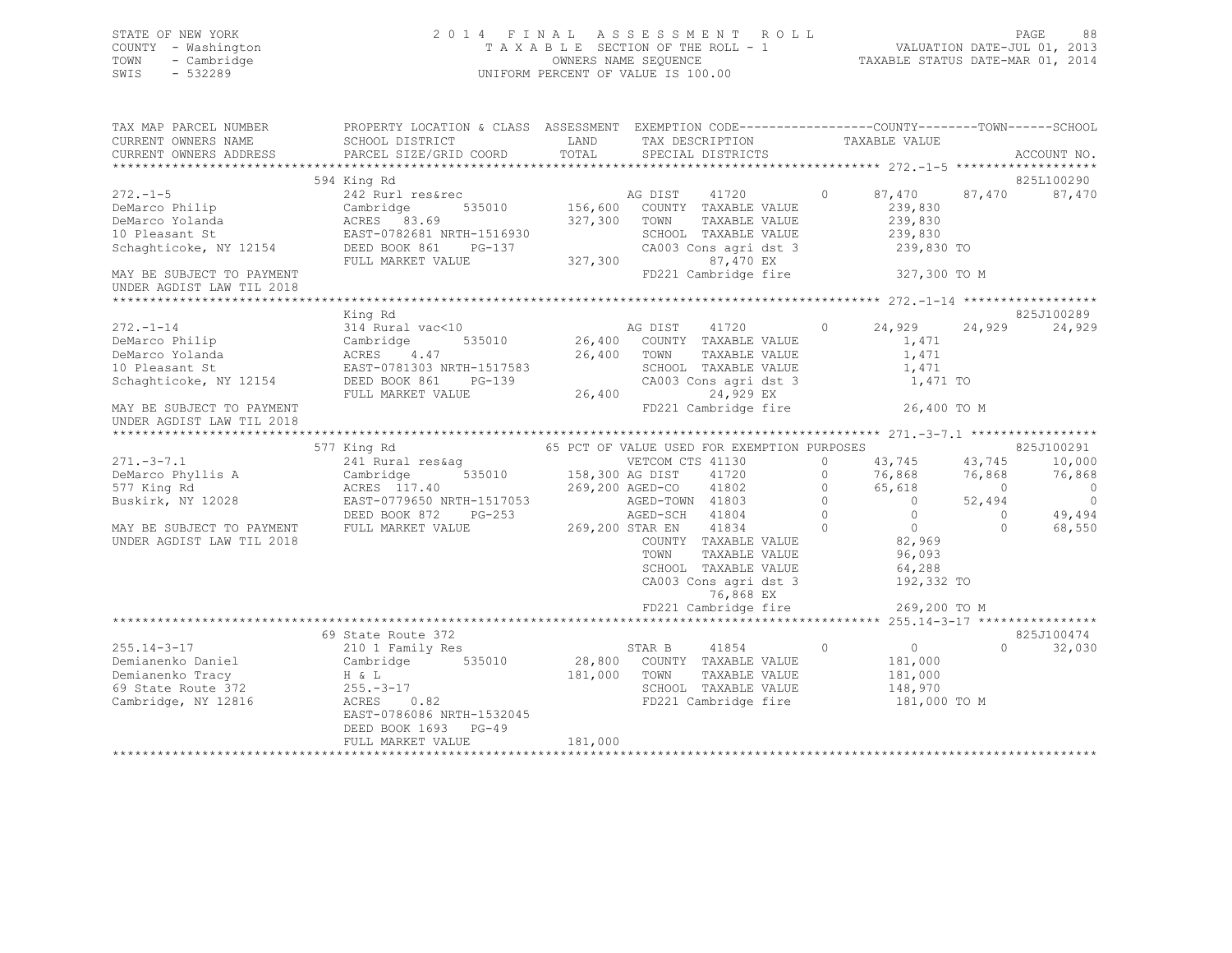STATE OF NEW YORK
COUNTY - Washington
TOWN - Cambridge
SWIS - 532289

2 0 1 4 F I N A L A S S E S S M E N T R O L L
T A X A B L E SECTION OF THE ROLL - 1
OWNERS NAME SEQUENCE
UNIFORM PERCENT OF VALUE IS 100.00

VALUATION DATE-JUL 01, 2013
TAXABLE STATUS DATE-MAR 01, 2014

```
TAX MAP PARCEL NUMBER     PROPERTY LOCATION & CLASS  ASSESSMENT  EXEMPTION CODE-----------------COUNTY--------TOWN------SCHOOL
CURRENT OWNERS NAME       SCHOOL DISTRICT             LAND       TAX DESCRIPTION              TAXABLE VALUE
CURRENT OWNERS ADDRESS    PARCEL SIZE/GRID COORD      TOTAL      SPECIAL DISTRICTS                                       ACCOUNT NO.
******************************************************************************************************* 272.-1-5 *******************
                          594 King Rd                                                                                825L100290
272.-1-5                  242 Rurl res&rec                       AG DIST     41720       0       87,470      87,470      87,470
DeMarco Philip            Cambridge        535010     156,600    COUNTY  TAXABLE VALUE              239,830
DeMarco Yolanda           ACRES  83.69                327,300    TOWN    TAXABLE VALUE              239,830
10 Pleasant St            EAST-0782681 NRTH-1516930               SCHOOL  TAXABLE VALUE              239,830
Schaghticoke, NY 12154    DEED BOOK 861    PG-137                 CA003 Cons agri dst 3              239,830 TO
                          FULL MARKET VALUE           327,300           87,470 EX
MAY BE SUBJECT TO PAYMENT                                        FD221 Cambridge fire               327,300 TO M
UNDER AGDIST LAW TIL 2018
******************************************************************************************************* 272.-1-14 ******************
                          King Rd                                                                                    825J100289
272.-1-14                 314 Rural vac<10                       AG DIST     41720       0       24,929      24,929      24,929
DeMarco Philip            Cambridge        535010      26,400    COUNTY  TAXABLE VALUE                1,471
DeMarco Yolanda           ACRES   4.47                 26,400    TOWN    TAXABLE VALUE                1,471
10 Pleasant St            EAST-0781303 NRTH-1517583               SCHOOL  TAXABLE VALUE                1,471
Schaghticoke, NY 12154    DEED BOOK 861    PG-139                 CA003 Cons agri dst 3                1,471 TO
                          FULL MARKET VALUE            26,400           24,929 EX
MAY BE SUBJECT TO PAYMENT                                        FD221 Cambridge fire                26,400 TO M
UNDER AGDIST LAW TIL 2018
******************************************************************************************************* 271.-3-7.1 *****************
                          577 King Rd                 65 PCT OF VALUE USED FOR EXEMPTION PURPOSES                    825J100291
271.-3-7.1                241 Rural res&ag                       VETCOM CTS 41130        0       43,745      43,745      10,000
DeMarco Phyllis A         Cambridge        535010     158,300 AG DIST     41720          0       76,868      76,868      76,868
577 King Rd               ACRES 117.40                269,200 AGED-CO     41802          0       65,618           0           0
Buskirk, NY 12028         EAST-0779650 NRTH-1517053               AGED-TOWN  41803       0            0      52,494           0
                          DEED BOOK 872    PG-253                 AGED-SCH   41804       0            0           0      49,494
MAY BE SUBJECT TO PAYMENT FULL MARKET VALUE           269,200 STAR EN     41834          0            0           0      68,550
UNDER AGDIST LAW TIL 2018                                        COUNTY  TAXABLE VALUE               82,969
                                                                 TOWN    TAXABLE VALUE               96,093
                                                                 SCHOOL  TAXABLE VALUE               64,288
                                                                 CA003 Cons agri dst 3              192,332 TO
                                                                        76,868 EX
                                                                 FD221 Cambridge fire               269,200 TO M
******************************************************************************************************* 255.14-3-17 ****************
                          69 State Route 372                                                                         825J100474
255.14-3-17               210 1 Family Res                       STAR B      41854       0            0           0      32,030
Demianenko Daniel         Cambridge        535010      28,800    COUNTY  TAXABLE VALUE              181,000
Demianenko Tracy          H & L                       181,000    TOWN    TAXABLE VALUE              181,000
69 State Route 372        255.-3-17                               SCHOOL  TAXABLE VALUE              148,970
Cambridge, NY 12816       ACRES   0.82                            FD221 Cambridge fire               181,000 TO M
                          EAST-0786086 NRTH-1532045
                          DEED BOOK 1693   PG-49
                          FULL MARKET VALUE           181,000
************************************************************************************************************************************
```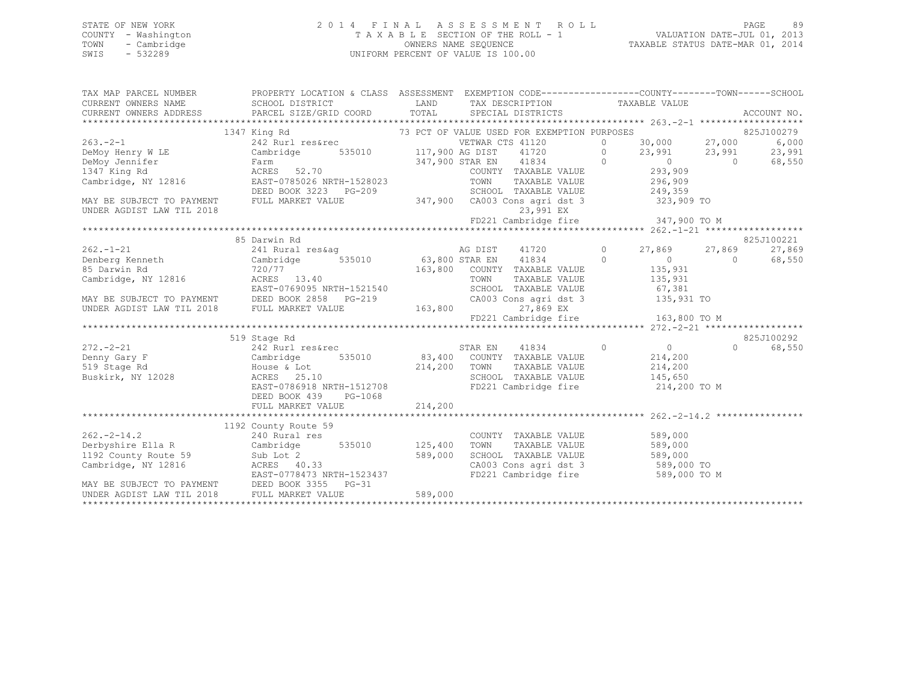STATE OF NEW YORK
COUNTY - Washington
TOWN - Cambridge
SWIS - 532289

# 2014 FINAL ASSESSMENT ROLL
TAXABLE SECTION OF THE ROLL - 1
OWNERS NAME SEQUENCE
UNIFORM PERCENT OF VALUE IS 100.00

VALUATION DATE-JUL 01, 2013
TAXABLE STATUS DATE-MAR 01, 2014

```
TAX MAP PARCEL NUMBER          PROPERTY LOCATION & CLASS  ASSESSMENT  EXEMPTION CODE------------------COUNTY--------TOWN------SCHOOL
CURRENT OWNERS NAME            SCHOOL DISTRICT               LAND      TAX DESCRIPTION            TAXABLE VALUE
CURRENT OWNERS ADDRESS         PARCEL SIZE/GRID COORD        TOTAL     SPECIAL DISTRICTS                                        ACCOUNT NO.
*********************************************************************************************** 263.-2-1 *******************
          1347 King Rd                          73 PCT OF VALUE USED FOR EXEMPTION PURPOSES                                   825J100279
263.-2-1                       242 Rurl res&rec                  VETWAR CTS 41120         0      30,000     27,000      6,000
DeMoy Henry W LE               Cambridge       535010     117,900 AG DIST    41720         0      23,991     23,991     23,991
DeMoy Jennifer                 Farm                       347,900 STAR EN    41834         0           0          0     68,550
1347 King Rd                   ACRES  52.70                       COUNTY  TAXABLE VALUE           293,909
Cambridge, NY 12816            EAST-0785026 NRTH-1528023          TOWN    TAXABLE VALUE           296,909
                               DEED BOOK 3223   PG-209            SCHOOL  TAXABLE VALUE           249,359
MAY BE SUBJECT TO PAYMENT      FULL MARKET VALUE          347,900  CA003 Cons agri dst 3          323,909 TO
UNDER AGDIST LAW TIL 2018                                                23,991 EX
                                                                  FD221 Cambridge fire            347,900 TO M
*********************************************************************************************** 262.-1-21 ******************
          85 Darwin Rd                                                                                                825J100221
262.-1-21                      241 Rural res&ag                  AG DIST    41720         0      27,869     27,869     27,869
Denberg Kenneth                Cambridge       535010      63,800 STAR EN    41834         0           0          0     68,550
85 Darwin Rd                   720/77                     163,800  COUNTY  TAXABLE VALUE          135,931
Cambridge, NY 12816            ACRES  13.40                       TOWN    TAXABLE VALUE           135,931
                               EAST-0769095 NRTH-1521540          SCHOOL  TAXABLE VALUE            67,381
MAY BE SUBJECT TO PAYMENT      DEED BOOK 2858   PG-219            CA003 Cons agri dst 3           135,931 TO
UNDER AGDIST LAW TIL 2018      FULL MARKET VALUE          163,800        27,869 EX
                                                                  FD221 Cambridge fire            163,800 TO M
*********************************************************************************************** 272.-2-21 ******************
          519 Stage Rd                                                                                                825J100292
272.-2-21                      242 Rurl res&rec                  STAR EN    41834         0           0          0     68,550
Denny Gary F                   Cambridge       535010      83,400  COUNTY  TAXABLE VALUE          214,200
519 Stage Rd                   House & Lot                214,200  TOWN    TAXABLE VALUE          214,200
Buskirk, NY 12028              ACRES  25.10                        SCHOOL  TAXABLE VALUE          145,650
                               EAST-0786918 NRTH-1512708           FD221 Cambridge fire           214,200 TO M
                               DEED BOOK 439    PG-1068
                               FULL MARKET VALUE          214,200
*********************************************************************************************** 262.-2-14.2 ****************
          1192 County Route 59
262.-2-14.2                    240 Rural res                       COUNTY  TAXABLE VALUE          589,000
Derbyshire Ella R              Cambridge       535010     125,400  TOWN    TAXABLE VALUE          589,000
1192 County Route 59           Sub Lot 2                  589,000  SCHOOL  TAXABLE VALUE          589,000
Cambridge, NY 12816            ACRES  40.33                        CA003 Cons agri dst 3          589,000 TO
                               EAST-0778473 NRTH-1523437           FD221 Cambridge fire           589,000 TO M
MAY BE SUBJECT TO PAYMENT      DEED BOOK 3355   PG-31
UNDER AGDIST LAW TIL 2018      FULL MARKET VALUE          589,000
******************************************************************************************************************************
```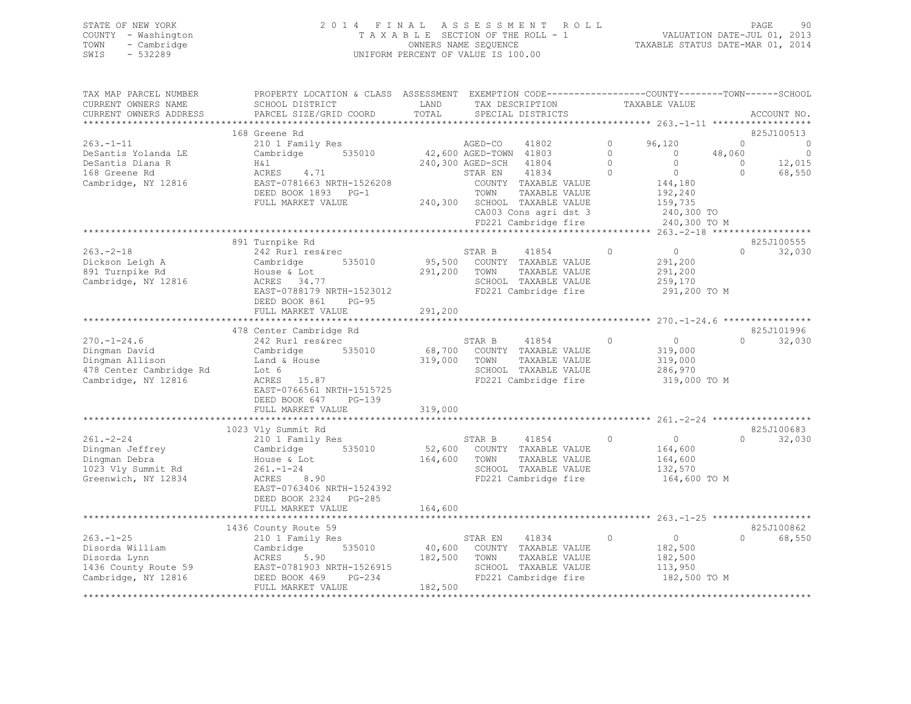STATE OF NEW YORK — 2014 FINAL ASSESSMENT ROLL — PAGE 90
COUNTY - Washington — TAXABLE SECTION OF THE ROLL - 1 — VALUATION DATE-JUL 01, 2013
TOWN - Cambridge — OWNERS NAME SEQUENCE — TAXABLE STATUS DATE-MAR 01, 2014
SWIS - 532289 — UNIFORM PERCENT OF VALUE IS 100.00

| TAX MAP PARCEL NUMBER / CURRENT OWNERS NAME / CURRENT OWNERS ADDRESS | PROPERTY LOCATION & CLASS / SCHOOL DISTRICT / PARCEL SIZE/GRID COORD | ASSESSMENT LAND / TOTAL | EXEMPTION CODE / TAX DESCRIPTION / SPECIAL DISTRICTS | COUNTY TAXABLE VALUE | TOWN | SCHOOL | ACCOUNT NO. |
|---|---|---|---|---|---|---|---|
| | 168 Greene Rd | | | | | | 825J100513 |
| 263.-1-11 | 210 1 Family Res | | AGED-CO 41802 0 | 96,120 | 0 | 0 | |
| DeSantis Yolanda LE | Cambridge 535010 | 42,600 | AGED-TOWN 41803 0 | 0 | 48,060 | 0 | |
| DeSantis Diana R | H&l | 240,300 | AGED-SCH 41804 0 | 0 | 0 | 12,015 | |
| 168 Greene Rd | ACRES 4.71 | | STAR EN 41834 0 | 0 | 0 | 68,550 | |
| Cambridge, NY 12816 | EAST-0781663 NRTH-1526208 | | COUNTY TAXABLE VALUE | 144,180 | | | |
| | DEED BOOK 1893 PG-1 | | TOWN TAXABLE VALUE | 192,240 | | | |
| | FULL MARKET VALUE | 240,300 | SCHOOL TAXABLE VALUE | 159,735 | | | |
| | | | CA003 Cons agri dst 3 | 240,300 TO | | | |
| | | | FD221 Cambridge fire | 240,300 TO M | | | |
| | 891 Turnpike Rd | | | | | | 825J100555 |
| 263.-2-18 | 242 Rurl res&rec | | STAR B 41854 0 | 0 | 0 | 32,030 | |
| Dickson Leigh A | Cambridge 535010 | 95,500 | COUNTY TAXABLE VALUE | 291,200 | | | |
| 891 Turnpike Rd | House & Lot | 291,200 | TOWN TAXABLE VALUE | 291,200 | | | |
| Cambridge, NY 12816 | ACRES 34.77 | | SCHOOL TAXABLE VALUE | 259,170 | | | |
| | EAST-0788179 NRTH-1523012 | | FD221 Cambridge fire | 291,200 TO M | | | |
| | DEED BOOK 861 PG-95 | | | | | | |
| | FULL MARKET VALUE | 291,200 | | | | | |
| | 478 Center Cambridge Rd | | | | | | 825J101996 |
| 270.-1-24.6 | 242 Rurl res&rec | | STAR B 41854 0 | 0 | 0 | 32,030 | |
| Dingman David | Cambridge 535010 | 68,700 | COUNTY TAXABLE VALUE | 319,000 | | | |
| Dingman Allison | Land & House | 319,000 | TOWN TAXABLE VALUE | 319,000 | | | |
| 478 Center Cambridge Rd | Lot 6 | | SCHOOL TAXABLE VALUE | 286,970 | | | |
| Cambridge, NY 12816 | ACRES 15.87 | | FD221 Cambridge fire | 319,000 TO M | | | |
| | EAST-0766561 NRTH-1515725 | | | | | | |
| | DEED BOOK 647 PG-139 | | | | | | |
| | FULL MARKET VALUE | 319,000 | | | | | |
| | 1023 Vly Summit Rd | | | | | | 825J100683 |
| 261.-2-24 | 210 1 Family Res | | STAR B 41854 0 | 0 | 0 | 32,030 | |
| Dingman Jeffrey | Cambridge 535010 | 52,600 | COUNTY TAXABLE VALUE | 164,600 | | | |
| Dingman Debra | House & Lot | 164,600 | TOWN TAXABLE VALUE | 164,600 | | | |
| 1023 Vly Summit Rd | 261.-1-24 | | SCHOOL TAXABLE VALUE | 132,570 | | | |
| Greenwich, NY 12834 | ACRES 8.90 | | FD221 Cambridge fire | 164,600 TO M | | | |
| | EAST-0763406 NRTH-1524392 | | | | | | |
| | DEED BOOK 2324 PG-285 | | | | | | |
| | FULL MARKET VALUE | 164,600 | | | | | |
| | 1436 County Route 59 | | | | | | 825J100862 |
| 263.-1-25 | 210 1 Family Res | | STAR EN 41834 0 | 0 | 0 | 68,550 | |
| Disorda William | Cambridge 535010 | 40,600 | COUNTY TAXABLE VALUE | 182,500 | | | |
| Disorda Lynn | ACRES 5.90 | 182,500 | TOWN TAXABLE VALUE | 182,500 | | | |
| 1436 County Route 59 | EAST-0781903 NRTH-1526915 | | SCHOOL TAXABLE VALUE | 113,950 | | | |
| Cambridge, NY 12816 | DEED BOOK 469 PG-234 | | FD221 Cambridge fire | 182,500 TO M | | | |
| | FULL MARKET VALUE | 182,500 | | | | | |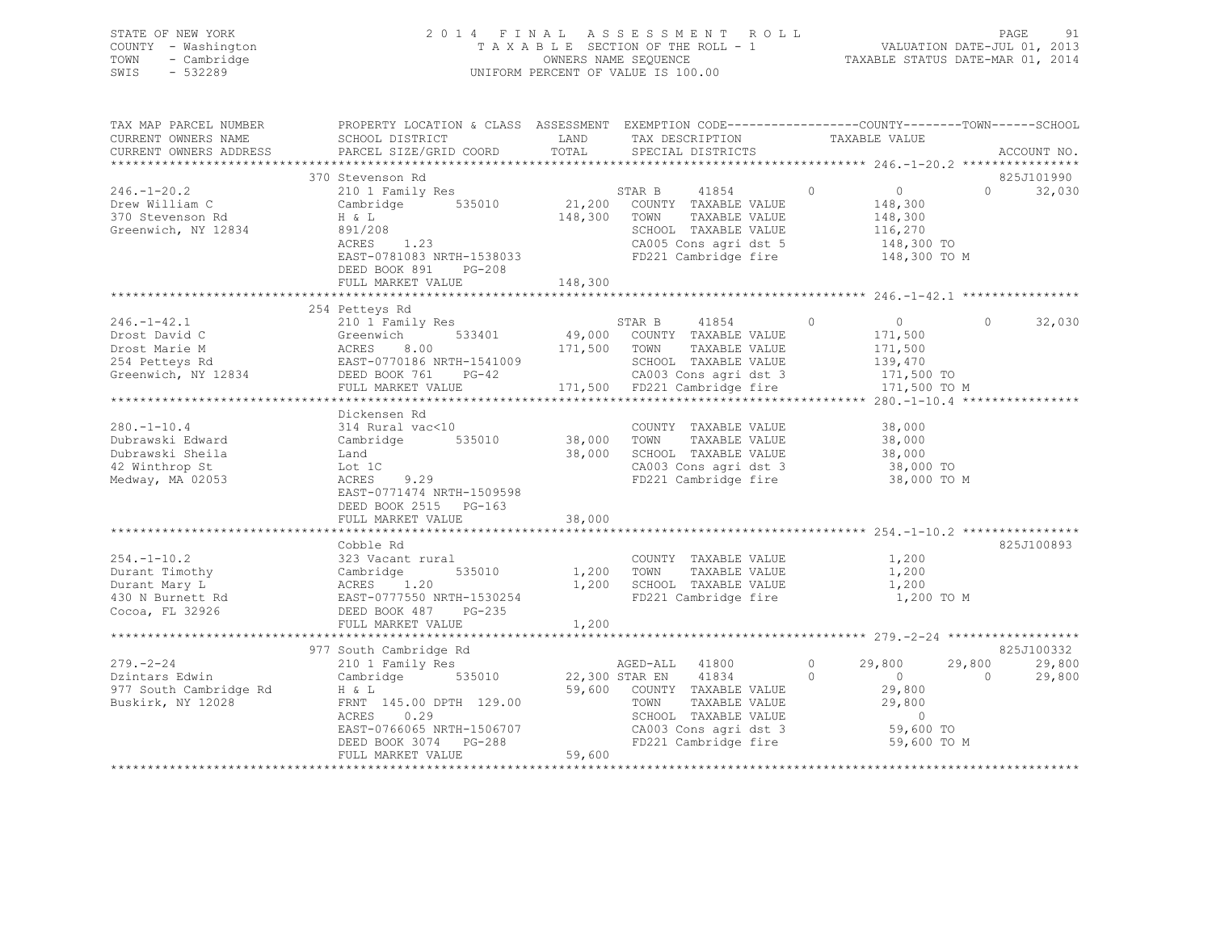STATE OF NEW YORK
COUNTY - Washington
TOWN - Cambridge
SWIS - 532289

2 0 1 4 F I N A L A S S E S S M E N T R O L L
T A X A B L E SECTION OF THE ROLL - 1
OWNERS NAME SEQUENCE
UNIFORM PERCENT OF VALUE IS 100.00

VALUATION DATE-JUL 01, 2013
TAXABLE STATUS DATE-MAR 01, 2014

```
TAX MAP PARCEL NUMBER     PROPERTY LOCATION & CLASS  ASSESSMENT  EXEMPTION CODE------------------COUNTY--------TOWN------SCHOOL
CURRENT OWNERS NAME       SCHOOL DISTRICT              LAND      TAX DESCRIPTION              TAXABLE VALUE
CURRENT OWNERS ADDRESS    PARCEL SIZE/GRID COORD       TOTAL     SPECIAL DISTRICTS                                       ACCOUNT NO.
******************************************************************************************************* 246.-1-20.2 ****************
                          370 Stevenson Rd                                                                                825J101990
246.-1-20.2               210 1 Family Res                       STAR B      41854         0          0          0       32,030
Drew William C            Cambridge       535010       21,200    COUNTY  TAXABLE VALUE            148,300
370 Stevenson Rd          H & L                        148,300   TOWN    TAXABLE VALUE            148,300
Greenwich, NY 12834       891/208                                SCHOOL  TAXABLE VALUE            116,270
                          ACRES     1.23                         CA005 Cons agri dst 5            148,300 TO
                          EAST-0781083 NRTH-1538033              FD221 Cambridge fire             148,300 TO M
                          DEED BOOK 891     PG-208
                          FULL MARKET VALUE            148,300
******************************************************************************************************* 246.-1-42.1 ****************
                          254 Petteys Rd
246.-1-42.1               210 1 Family Res                       STAR B      41854         0          0          0       32,030
Drost David C             Greenwich       533401       49,000    COUNTY  TAXABLE VALUE            171,500
Drost Marie M             ACRES     8.00               171,500   TOWN    TAXABLE VALUE            171,500
254 Petteys Rd            EAST-0770186 NRTH-1541009              SCHOOL  TAXABLE VALUE            139,470
Greenwich, NY 12834       DEED BOOK 761     PG-42                CA003 Cons agri dst 3            171,500 TO
                          FULL MARKET VALUE            171,500   FD221 Cambridge fire             171,500 TO M
******************************************************************************************************* 280.-1-10.4 ****************
                          Dickensen Rd
280.-1-10.4               314 Rural vac<10                       COUNTY  TAXABLE VALUE             38,000
Dubrawski Edward          Cambridge       535010       38,000    TOWN    TAXABLE VALUE             38,000
Dubrawski Sheila          Land                         38,000    SCHOOL  TAXABLE VALUE             38,000
42 Winthrop St            Lot 1C                                 CA003 Cons agri dst 3             38,000 TO
Medway, MA 02053          ACRES     9.29                         FD221 Cambridge fire              38,000 TO M
                          EAST-0771474 NRTH-1509598
                          DEED BOOK 2515    PG-163
                          FULL MARKET VALUE             38,000
******************************************************************************************************* 254.-1-10.2 ****************
                          Cobble Rd                                                                                       825J100893
254.-1-10.2               323 Vacant rural                       COUNTY  TAXABLE VALUE              1,200
Durant Timothy            Cambridge       535010        1,200    TOWN    TAXABLE VALUE              1,200
Durant Mary L             ACRES     1.20                1,200    SCHOOL  TAXABLE VALUE              1,200
430 N Burnett Rd          EAST-0777550 NRTH-1530254              FD221 Cambridge fire               1,200 TO M
Cocoa, FL 32926           DEED BOOK 487     PG-235
                          FULL MARKET VALUE              1,200
******************************************************************************************************* 279.-2-24 ******************
                          977 South Cambridge Rd                                                                          825J100332
279.-2-24                 210 1 Family Res                       AGED-ALL    41800         0     29,800     29,800       29,800
Dzintars Edwin            Cambridge       535010       22,300    STAR EN     41834         0          0          0       29,800
977 South Cambridge Rd    H & L                         59,600   COUNTY  TAXABLE VALUE             29,800
Buskirk, NY 12028         FRNT 145.00 DPTH 129.00                TOWN    TAXABLE VALUE             29,800
                          ACRES     0.29                         SCHOOL  TAXABLE VALUE                  0
                          EAST-0766065 NRTH-1506707              CA003 Cons agri dst 3             59,600 TO
                          DEED BOOK 3074    PG-288               FD221 Cambridge fire              59,600 TO M
                          FULL MARKET VALUE             59,600
************************************************************************************************************************************
```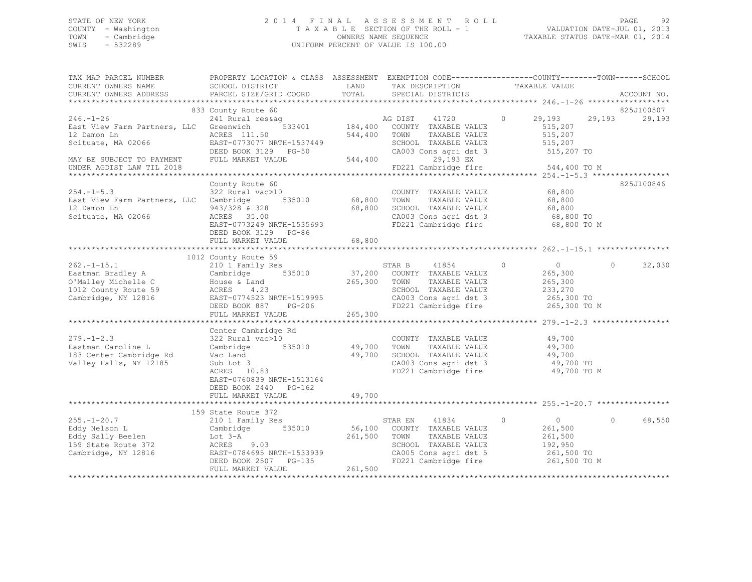STATE OF NEW YORK
COUNTY - Washington
TOWN - Cambridge
SWIS - 532289

# 2014 FINAL ASSESSMENT ROLL

TAXABLE SECTION OF THE ROLL - 1
OWNERS NAME SEQUENCE
UNIFORM PERCENT OF VALUE IS 100.00

VALUATION DATE-JUL 01, 2013
TAXABLE STATUS DATE-MAR 01, 2014

```
TAX MAP PARCEL NUMBER          PROPERTY LOCATION & CLASS  ASSESSMENT  EXEMPTION CODE------------------COUNTY--------TOWN------SCHOOL
CURRENT OWNERS NAME            SCHOOL DISTRICT              LAND       TAX DESCRIPTION              TAXABLE VALUE
CURRENT OWNERS ADDRESS         PARCEL SIZE/GRID COORD       TOTAL      SPECIAL DISTRICTS                                          ACCOUNT NO.
******************************************************************************************************* 246.-1-26 ******************
                               833 County Route 60                                                                            825J100507
246.-1-26                      241 Rural res&ag                      AG DIST      41720        0      29,193      29,193      29,193
East View Farm Partners, LLC   Greenwich        533401      184,400  COUNTY  TAXABLE VALUE            515,207
12 Damon Ln                    ACRES  111.50                544,400  TOWN    TAXABLE VALUE            515,207
Scituate, MA 02066             EAST-0773077 NRTH-1537449             SCHOOL  TAXABLE VALUE            515,207
                               DEED BOOK 3129   PG-50                CA003 Cons agri dst 3             515,207 TO
MAY BE SUBJECT TO PAYMENT      FULL MARKET VALUE            544,400          29,193 EX
UNDER AGDIST LAW TIL 2018                                            FD221 Cambridge fire              544,400 TO M
******************************************************************************************************* 254.-1-5.3 *****************
                               County Route 60                                                                                825J100846
254.-1-5.3                     322 Rural vac>10                      COUNTY  TAXABLE VALUE             68,800
East View Farm Partners, LLC   Cambridge        535010       68,800  TOWN    TAXABLE VALUE             68,800
12 Damon Ln                    943/328 & 328                 68,800  SCHOOL  TAXABLE VALUE             68,800
Scituate, MA 02066             ACRES   35.00                         CA003 Cons agri dst 3              68,800 TO
                               EAST-0773249 NRTH-1535693             FD221 Cambridge fire               68,800 TO M
                               DEED BOOK 3129   PG-86
                               FULL MARKET VALUE             68,800
******************************************************************************************************* 262.-1-15.1 ****************
                               1012 County Route 59
262.-1-15.1                    210 1 Family Res                      STAR B       41854        0           0           0      32,030
Eastman Bradley A              Cambridge        535010       37,200  COUNTY  TAXABLE VALUE            265,300
O'Malley Michelle C            House & Land                 265,300  TOWN    TAXABLE VALUE            265,300
1012 County Route 59           ACRES    4.23                         SCHOOL  TAXABLE VALUE            233,270
Cambridge, NY 12816            EAST-0774523 NRTH-1519995             CA003 Cons agri dst 3             265,300 TO
                               DEED BOOK 887    PG-206               FD221 Cambridge fire              265,300 TO M
                               FULL MARKET VALUE            265,300
******************************************************************************************************* 279.-1-2.3 *****************
                               Center Cambridge Rd
279.-1-2.3                     322 Rural vac>10                      COUNTY  TAXABLE VALUE             49,700
Eastman Caroline L             Cambridge        535010       49,700  TOWN    TAXABLE VALUE             49,700
183 Center Cambridge Rd        Vac Land                      49,700  SCHOOL  TAXABLE VALUE             49,700
Valley Falls, NY 12185         Sub Lot 3                             CA003 Cons agri dst 3              49,700 TO
                               ACRES   10.83                         FD221 Cambridge fire               49,700 TO M
                               EAST-0760839 NRTH-1513164
                               DEED BOOK 2440   PG-162
                               FULL MARKET VALUE             49,700
******************************************************************************************************* 255.-1-20.7 ****************
                               159 State Route 372
255.-1-20.7                    210 1 Family Res                      STAR EN      41834        0           0           0      68,550
Eddy Nelson L                  Cambridge        535010       56,100  COUNTY  TAXABLE VALUE            261,500
Eddy Sally Beelen              Lot 3-A                      261,500  TOWN    TAXABLE VALUE            261,500
159 State Route 372            ACRES    9.03                         SCHOOL  TAXABLE VALUE            192,950
Cambridge, NY 12816            EAST-0784695 NRTH-1533939             CA005 Cons agri dst 5             261,500 TO
                               DEED BOOK 2507   PG-135               FD221 Cambridge fire              261,500 TO M
                               FULL MARKET VALUE            261,500
************************************************************************************************************************************
```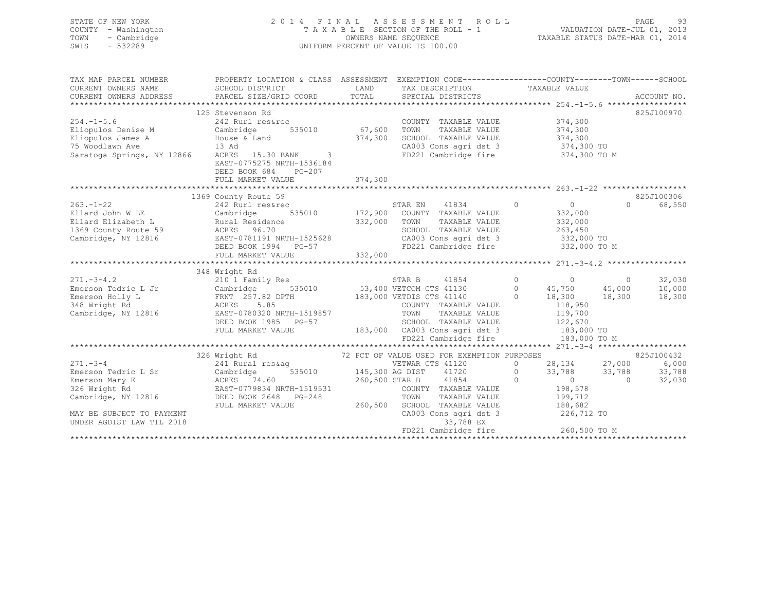STATE OF NEW YORK
COUNTY - Washington
TOWN - Cambridge
SWIS - 532289

2014 FINAL ASSESSMENT ROLL
TAXABLE SECTION OF THE ROLL - 1
OWNERS NAME SEQUENCE
UNIFORM PERCENT OF VALUE IS 100.00

VALUATION DATE-JUL 01, 2013
TAXABLE STATUS DATE-MAR 01, 2014

```
TAX MAP PARCEL NUMBER        PROPERTY LOCATION & CLASS  ASSESSMENT  EXEMPTION CODE-----------------COUNTY--------TOWN------SCHOOL
CURRENT OWNERS NAME          SCHOOL DISTRICT               LAND      TAX DESCRIPTION             TAXABLE VALUE
CURRENT OWNERS ADDRESS       PARCEL SIZE/GRID COORD        TOTAL     SPECIAL DISTRICTS                                          ACCOUNT NO.
******************************************************************************************************* 254.-1-5.6 *****************
                             125 Stevenson Rd                                                                                825J100970
254.-1-5.6                   242 Rurl res&rec                         COUNTY  TAXABLE VALUE           374,300
Eliopulos Denise M           Cambridge       535010       67,600      TOWN    TAXABLE VALUE           374,300
Eliopulos James A            House & Land                374,300      SCHOOL  TAXABLE VALUE           374,300
75 Woodlawn Ave              13 Ad                                    CA003 Cons agri dst 3            374,300 TO
Saratoga Springs, NY 12866   ACRES  15.30 BANK     3                  FD221 Cambridge fire             374,300 TO M
                             EAST-0775275 NRTH-1536184
                             DEED BOOK 684    PG-207
                             FULL MARKET VALUE           374,300
******************************************************************************************************* 263.-1-22 ******************
                             1369 County Route 59                                                                            825J100306
263.-1-22                    242 Rurl res&rec                         STAR EN    41834        0            0            0      68,550
Ellard John W LE             Cambridge       535010      172,900      COUNTY  TAXABLE VALUE           332,000
Ellard Elizabeth L           Rural Residence             332,000      TOWN    TAXABLE VALUE           332,000
1369 County Route 59         ACRES  96.70                             SCHOOL  TAXABLE VALUE           263,450
Cambridge, NY 12816          EAST-0781191 NRTH-1525628                CA003 Cons agri dst 3            332,000 TO
                             DEED BOOK 1994   PG-57                   FD221 Cambridge fire             332,000 TO M
                             FULL MARKET VALUE           332,000
******************************************************************************************************* 271.-3-4.2 *****************
                             348 Wright Rd
271.-3-4.2                   210 1 Family Res                         STAR B     41854        0            0            0      32,030
Emerson Tedric L Jr          Cambridge       535010       53,400 VETCOM CTS 41130             0       45,750       45,000      10,000
Emerson Holly L              FRNT 257.82 DPTH            183,000 VETDIS CTS 41140             0       18,300       18,300      18,300
348 Wright Rd                ACRES   5.85                             COUNTY  TAXABLE VALUE           118,950
Cambridge, NY 12816          EAST-0780320 NRTH-1519857                TOWN    TAXABLE VALUE           119,700
                             DEED BOOK 1985   PG-57                   SCHOOL  TAXABLE VALUE           122,670
                             FULL MARKET VALUE           183,000      CA003 Cons agri dst 3            183,000 TO
                                                                      FD221 Cambridge fire             183,000 TO M
******************************************************************************************************* 271.-3-4 *******************
                             326 Wright Rd                  72 PCT OF VALUE USED FOR EXEMPTION PURPOSES                       825J100432
271.-3-4                     241 Rural res&ag                         VETWAR CTS 41120             0       28,134       27,000       6,000
Emerson Tedric L Sr          Cambridge       535010      145,300 AG DIST    41720             0       33,788       33,788      33,788
Emerson Mary E               ACRES  74.60                260,500 STAR B     41854             0            0            0      32,030
326 Wright Rd                EAST-0779834 NRTH-1519531                COUNTY  TAXABLE VALUE           198,578
Cambridge, NY 12816          DEED BOOK 2648   PG-248                  TOWN    TAXABLE VALUE           199,712
                             FULL MARKET VALUE           260,500      SCHOOL  TAXABLE VALUE           188,682
MAY BE SUBJECT TO PAYMENT                                             CA003 Cons agri dst 3            226,712 TO
UNDER AGDIST LAW TIL 2018                                                      33,788 EX
                                                                      FD221 Cambridge fire             260,500 TO M
************************************************************************************************************************************
```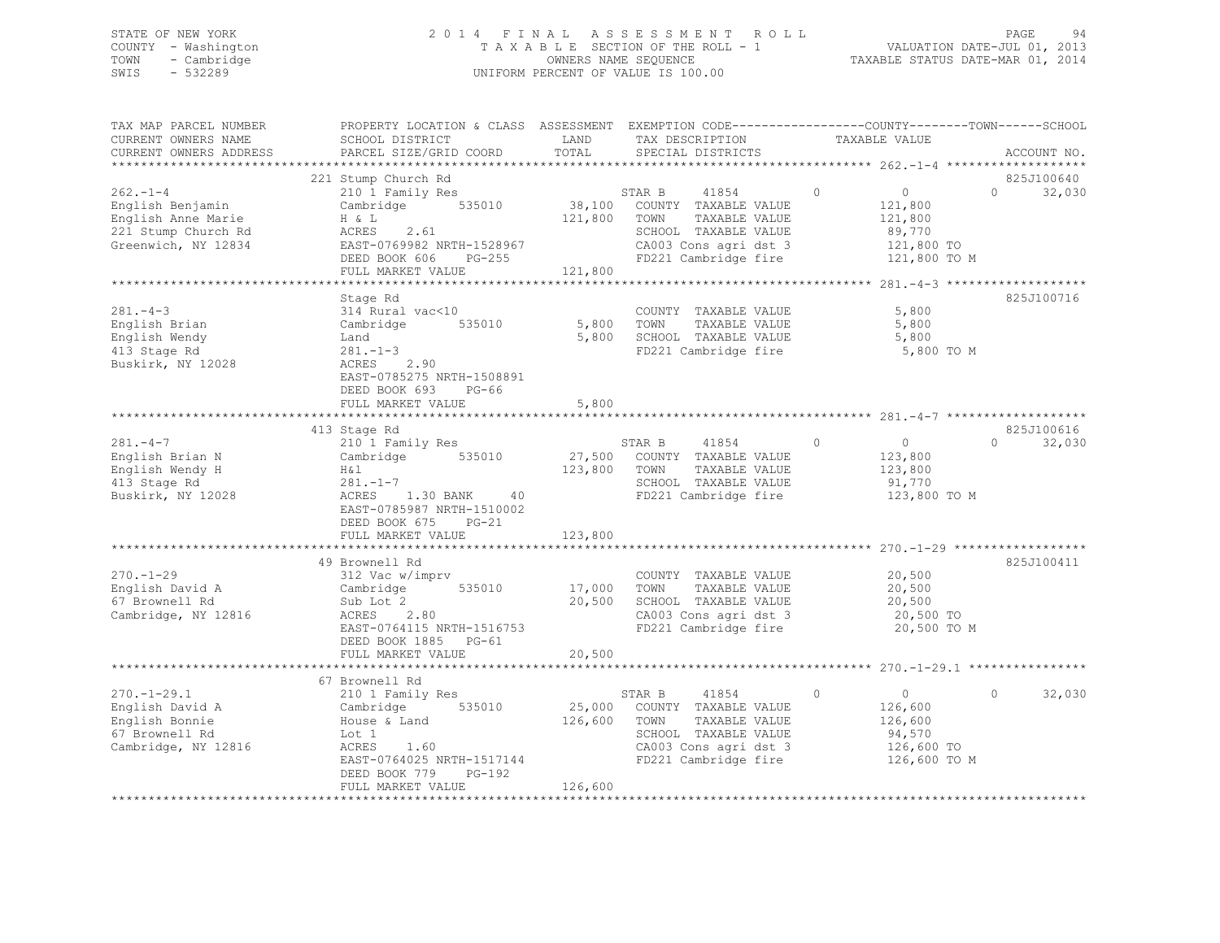STATE OF NEW YORK  
COUNTY - Washington  
TOWN - Cambridge  
SWIS - 532289

2014 FINAL ASSESSMENT ROLL  
TAXABLE SECTION OF THE ROLL - 1  
OWNERS NAME SEQUENCE  
UNIFORM PERCENT OF VALUE IS 100.00

VALUATION DATE-JUL 01, 2013  
TAXABLE STATUS DATE-MAR 01, 2014

```
TAX MAP PARCEL NUMBER     PROPERTY LOCATION & CLASS  ASSESSMENT  EXEMPTION CODE-----------------COUNTY--------TOWN------SCHOOL
CURRENT OWNERS NAME       SCHOOL DISTRICT               LAND      TAX DESCRIPTION            TAXABLE VALUE
CURRENT OWNERS ADDRESS    PARCEL SIZE/GRID COORD       TOTAL      SPECIAL DISTRICTS                                    ACCOUNT NO.
******************************************************************************************************* 262.-1-4 *******************
                          221 Stump Church Rd                                                                          825J100640
262.-1-4                  210 1 Family Res                   STAR B     41854         0           0            0     32,030
English Benjamin          Cambridge         535010    38,100  COUNTY  TAXABLE VALUE            121,800
English Anne Marie        H & L                      121,800  TOWN    TAXABLE VALUE            121,800
221 Stump Church Rd       ACRES    2.61                       SCHOOL  TAXABLE VALUE             89,770
Greenwich, NY 12834       EAST-0769982 NRTH-1528967           CA003 Cons agri dst 3            121,800 TO
                          DEED BOOK 606    PG-255             FD221 Cambridge fire             121,800 TO M
                          FULL MARKET VALUE          121,800
******************************************************************************************************* 281.-4-3 *******************
                          Stage Rd                                                                                     825J100716
281.-4-3                  314 Rural vac<10                    COUNTY  TAXABLE VALUE              5,800
English Brian             Cambridge         535010     5,800  TOWN    TAXABLE VALUE              5,800
English Wendy             Land                         5,800  SCHOOL  TAXABLE VALUE              5,800
413 Stage Rd              281.-1-3                            FD221 Cambridge fire               5,800 TO M
Buskirk, NY 12028         ACRES    2.90
                          EAST-0785275 NRTH-1508891
                          DEED BOOK 693    PG-66
                          FULL MARKET VALUE            5,800
******************************************************************************************************* 281.-4-7 *******************
                          413 Stage Rd                                                                                 825J100616
281.-4-7                  210 1 Family Res                   STAR B     41854         0           0            0     32,030
English Brian N           Cambridge         535010    27,500  COUNTY  TAXABLE VALUE            123,800
English Wendy H           H&l                        123,800  TOWN    TAXABLE VALUE            123,800
413 Stage Rd              281.-1-7                            SCHOOL  TAXABLE VALUE             91,770
Buskirk, NY 12028         ACRES    1.30 BANK     40           FD221 Cambridge fire             123,800 TO M
                          EAST-0785987 NRTH-1510002
                          DEED BOOK 675    PG-21
                          FULL MARKET VALUE          123,800
******************************************************************************************************* 270.-1-29 ******************
                          49 Brownell Rd                                                                               825J100411
270.-1-29                 312 Vac w/imprv                     COUNTY  TAXABLE VALUE             20,500
English David A           Cambridge         535010    17,000  TOWN    TAXABLE VALUE             20,500
67 Brownell Rd            Sub Lot 2                   20,500  SCHOOL  TAXABLE VALUE             20,500
Cambridge, NY 12816       ACRES    2.80                       CA003 Cons agri dst 3             20,500 TO
                          EAST-0764115 NRTH-1516753           FD221 Cambridge fire              20,500 TO M
                          DEED BOOK 1885   PG-61
                          FULL MARKET VALUE           20,500
******************************************************************************************************* 270.-1-29.1 ****************
                          67 Brownell Rd
270.-1-29.1               210 1 Family Res                   STAR B     41854         0           0            0     32,030
English David A           Cambridge         535010    25,000  COUNTY  TAXABLE VALUE            126,600
English Bonnie            House & Land               126,600  TOWN    TAXABLE VALUE            126,600
67 Brownell Rd            Lot 1                               SCHOOL  TAXABLE VALUE             94,570
Cambridge, NY 12816       ACRES    1.60                       CA003 Cons agri dst 3            126,600 TO
                          EAST-0764025 NRTH-1517144           FD221 Cambridge fire             126,600 TO M
                          DEED BOOK 779    PG-192
                          FULL MARKET VALUE          126,600
************************************************************************************************************************************
```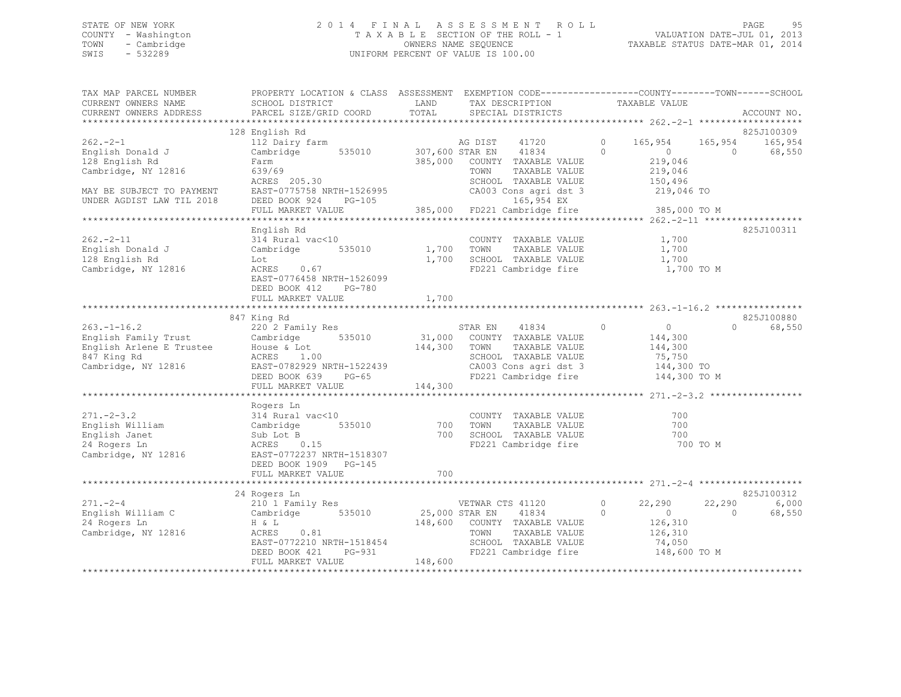STATE OF NEW YORK · COUNTY - Washington · TOWN - Cambridge · SWIS - 532289

# 2014 FINAL ASSESSMENT ROLL

TAXABLE SECTION OF THE ROLL - 1
OWNERS NAME SEQUENCE
UNIFORM PERCENT OF VALUE IS 100.00

VALUATION DATE-JUL 01, 2013
TAXABLE STATUS DATE-MAR 01, 2014

```
TAX MAP PARCEL NUMBER          PROPERTY LOCATION & CLASS  ASSESSMENT  EXEMPTION CODE------------------COUNTY--------TOWN------SCHOOL
CURRENT OWNERS NAME            SCHOOL DISTRICT               LAND      TAX DESCRIPTION             TAXABLE VALUE
CURRENT OWNERS ADDRESS         PARCEL SIZE/GRID COORD       TOTAL      SPECIAL DISTRICTS                                        ACCOUNT NO.
******************************************************************************************************* 262.-2-1 *******************
                               128 English Rd                                                                               825J100309
262.-2-1                       112 Dairy farm                     AG DIST     41720        0      165,954     165,954      165,954
English Donald J               Cambridge       535010     307,600 STAR EN     41834        0            0           0       68,550
128 English Rd                 Farm                       385,000   COUNTY  TAXABLE VALUE         219,046
Cambridge, NY 12816            639/69                               TOWN    TAXABLE VALUE         219,046
                               ACRES  205.30                        SCHOOL  TAXABLE VALUE         150,496
MAY BE SUBJECT TO PAYMENT      EAST-0775758 NRTH-1526995            CA003 Cons agri dst 3           219,046 TO
UNDER AGDIST LAW TIL 2018      DEED BOOK 924    PG-105                   165,954 EX
                               FULL MARKET VALUE          385,000   FD221 Cambridge fire            385,000 TO M
******************************************************************************************************* 262.-2-11 ******************
                               English Rd                                                                                   825J100311
262.-2-11                      314 Rural vac<10                     COUNTY  TAXABLE VALUE           1,700
English Donald J               Cambridge       535010       1,700   TOWN    TAXABLE VALUE           1,700
128 English Rd                 Lot                          1,700   SCHOOL  TAXABLE VALUE           1,700
Cambridge, NY 12816            ACRES    0.67                        FD221 Cambridge fire              1,700 TO M
                               EAST-0776458 NRTH-1526099
                               DEED BOOK 412    PG-780
                               FULL MARKET VALUE            1,700
******************************************************************************************************* 263.-1-16.2 ****************
                               847 King Rd                                                                                  825J100880
263.-1-16.2                    220 2 Family Res                     STAR EN     41834        0            0           0       68,550
English Family Trust           Cambridge       535010      31,000   COUNTY  TAXABLE VALUE         144,300
English Arlene E Trustee       House & Lot                144,300   TOWN    TAXABLE VALUE         144,300
847 King Rd                    ACRES    1.00                        SCHOOL  TAXABLE VALUE          75,750
Cambridge, NY 12816            EAST-0782929 NRTH-1522439            CA003 Cons agri dst 3           144,300 TO
                               DEED BOOK 639    PG-65               FD221 Cambridge fire            144,300 TO M
                               FULL MARKET VALUE          144,300
******************************************************************************************************* 271.-2-3.2 *****************
                               Rogers Ln
271.-2-3.2                     314 Rural vac<10                     COUNTY  TAXABLE VALUE             700
English William                Cambridge       535010         700   TOWN    TAXABLE VALUE             700
English Janet                  Sub Lot B                      700   SCHOOL  TAXABLE VALUE             700
24 Rogers Ln                   ACRES    0.15                        FD221 Cambridge fire                700 TO M
Cambridge, NY 12816            EAST-0772237 NRTH-1518307
                               DEED BOOK 1909   PG-145
                               FULL MARKET VALUE              700
******************************************************************************************************* 271.-2-4 *******************
                               24 Rogers Ln                                                                                 825J100312
271.-2-4                       210 1 Family Res                     VETWAR CTS  41120        0       22,290      22,290        6,000
English William C              Cambridge       535010      25,000 STAR EN     41834        0            0           0       68,550
24 Rogers Ln                   H & L                      148,600   COUNTY  TAXABLE VALUE         126,310
Cambridge, NY 12816            ACRES    0.81                        TOWN    TAXABLE VALUE         126,310
                               EAST-0772210 NRTH-1518454            SCHOOL  TAXABLE VALUE          74,050
                               DEED BOOK 421    PG-931              FD221 Cambridge fire            148,600 TO M
                               FULL MARKET VALUE          148,600
************************************************************************************************************************************
```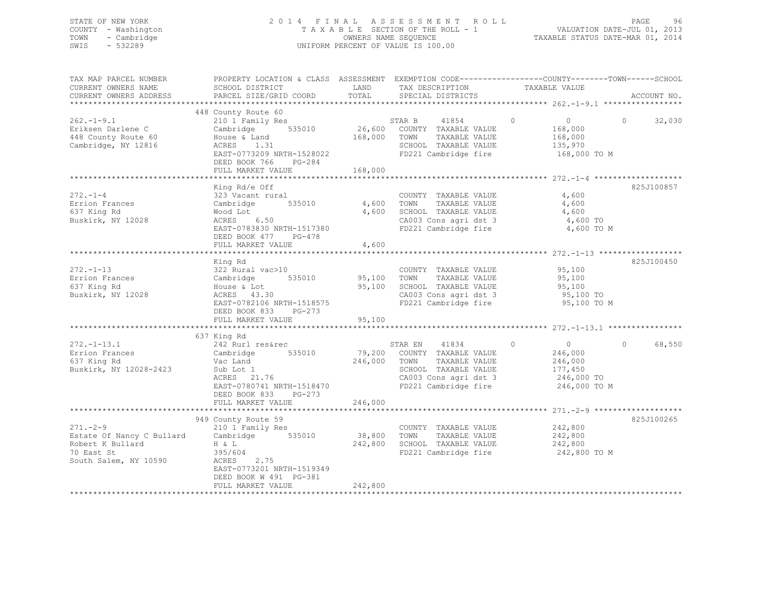STATE OF NEW YORK
COUNTY - Washington
TOWN - Cambridge
SWIS - 532289

2014 FINAL ASSESSMENT ROLL
TAXABLE SECTION OF THE ROLL - 1
OWNERS NAME SEQUENCE
UNIFORM PERCENT OF VALUE IS 100.00

VALUATION DATE-JUL 01, 2013
TAXABLE STATUS DATE-MAR 01, 2014

| TAX MAP PARCEL NUMBER / CURRENT OWNERS NAME / CURRENT OWNERS ADDRESS | PROPERTY LOCATION & CLASS / SCHOOL DISTRICT / PARCEL SIZE/GRID COORD | ASSESSMENT LAND / TOTAL | EXEMPTION CODE / TAX DESCRIPTION / SPECIAL DISTRICTS | COUNTY | TOWN | SCHOOL / TAXABLE VALUE | ACCOUNT NO. |
|---|---|---|---|---|---|---|---|
| **262.-1-9.1** | 448 County Route 60 | | | | | | |
| 262.-1-9.1 | 210 1 Family Res | | STAR B 41854 | 0 | 0 | 0 32,030 | |
| Eriksen Darlene C | Cambridge 535010 | 26,600 | COUNTY TAXABLE VALUE | 168,000 | | | |
| 448 County Route 60 | House & Land | 168,000 | TOWN TAXABLE VALUE | | 168,000 | | |
| Cambridge, NY 12816 | ACRES 1.31 | | SCHOOL TAXABLE VALUE | | | 135,970 | |
| | EAST-0773209 NRTH-1528022 | | FD221 Cambridge fire | | | 168,000 TO M | |
| | DEED BOOK 766 PG-284 | | | | | | |
| | FULL MARKET VALUE | 168,000 | | | | | |
| **272.-1-4** | King Rd/e Off | | | | | | 825J100857 |
| 272.-1-4 | 323 Vacant rural | | COUNTY TAXABLE VALUE | 4,600 | | | |
| Errion Frances | Cambridge 535010 | 4,600 | TOWN TAXABLE VALUE | | 4,600 | | |
| 637 King Rd | Wood Lot | 4,600 | SCHOOL TAXABLE VALUE | | | 4,600 | |
| Buskirk, NY 12028 | ACRES 6.50 | | CA003 Cons agri dst 3 | | | 4,600 TO | |
| | EAST-0783830 NRTH-1517380 | | FD221 Cambridge fire | | | 4,600 TO M | |
| | DEED BOOK 477 PG-478 | | | | | | |
| | FULL MARKET VALUE | 4,600 | | | | | |
| **272.-1-13** | King Rd | | | | | | 825J100450 |
| 272.-1-13 | 322 Rural vac>10 | | COUNTY TAXABLE VALUE | 95,100 | | | |
| Errion Frances | Cambridge 535010 | 95,100 | TOWN TAXABLE VALUE | | 95,100 | | |
| 637 King Rd | House & Lot | 95,100 | SCHOOL TAXABLE VALUE | | | 95,100 | |
| Buskirk, NY 12028 | ACRES 43.30 | | CA003 Cons agri dst 3 | | | 95,100 TO | |
| | EAST-0782106 NRTH-1518575 | | FD221 Cambridge fire | | | 95,100 TO M | |
| | DEED BOOK 833 PG-273 | | | | | | |
| | FULL MARKET VALUE | 95,100 | | | | | |
| **272.-1-13.1** | 637 King Rd | | | | | | |
| 272.-1-13.1 | 242 Rurl res&rec | | STAR EN 41834 | 0 | 0 | 0 68,550 | |
| Errion Frances | Cambridge 535010 | 79,200 | COUNTY TAXABLE VALUE | 246,000 | | | |
| 637 King Rd | Vac Land | 246,000 | TOWN TAXABLE VALUE | | 246,000 | | |
| Buskirk, NY 12028-2423 | Sub Lot 1 | | SCHOOL TAXABLE VALUE | | | 177,450 | |
| | ACRES 21.76 | | CA003 Cons agri dst 3 | | | 246,000 TO | |
| | EAST-0780741 NRTH-1518470 | | FD221 Cambridge fire | | | 246,000 TO M | |
| | DEED BOOK 833 PG-273 | | | | | | |
| | FULL MARKET VALUE | 246,000 | | | | | |
| **271.-2-9** | 949 County Route 59 | | | | | | 825J100265 |
| 271.-2-9 | 210 1 Family Res | | COUNTY TAXABLE VALUE | 242,800 | | | |
| Estate Of Nancy C Bullard | Cambridge 535010 | 38,800 | TOWN TAXABLE VALUE | | 242,800 | | |
| Robert K Bullard | H & L | 242,800 | SCHOOL TAXABLE VALUE | | | 242,800 | |
| 70 East St | 395/604 | | FD221 Cambridge fire | | | 242,800 TO M | |
| South Salem, NY 10590 | ACRES 2.75 | | | | | | |
| | EAST-0773201 NRTH-1519349 | | | | | | |
| | DEED BOOK W 491 PG-381 | | | | | | |
| | FULL MARKET VALUE | 242,800 | | | | | |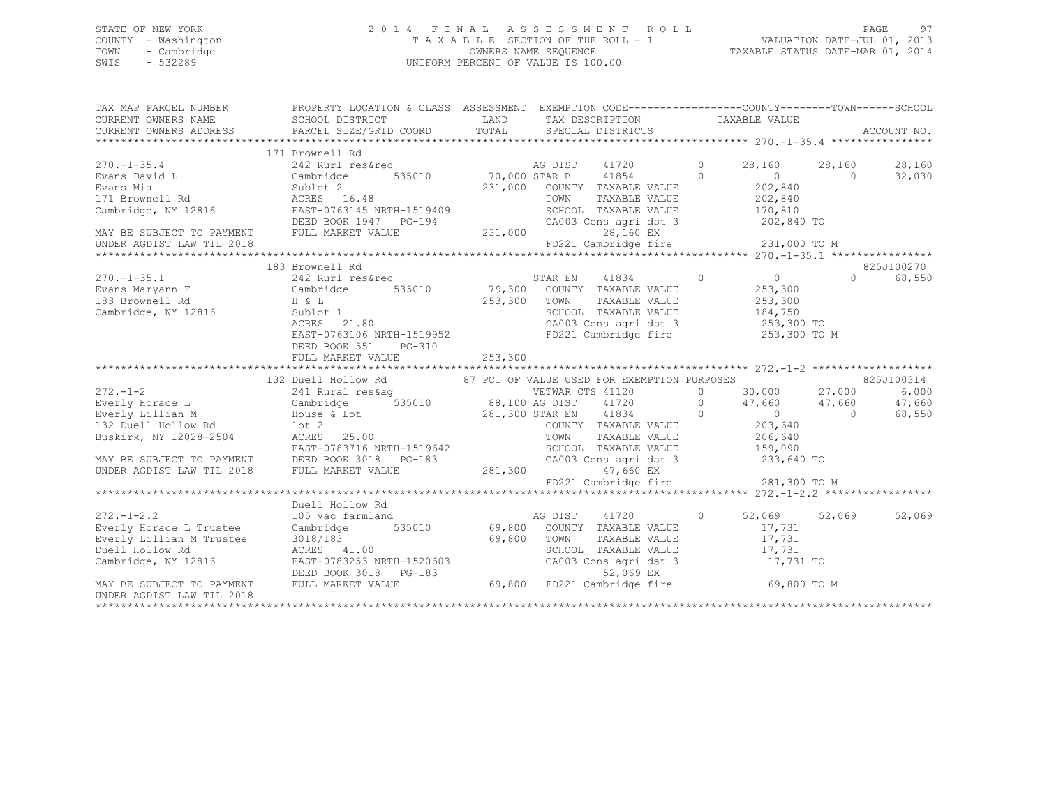STATE OF NEW YORK  
COUNTY - Washington  
TOWN - Cambridge  
SWIS - 532289

2014 FINAL ASSESSMENT ROLL  
TAXABLE SECTION OF THE ROLL - 1  
OWNERS NAME SEQUENCE  
UNIFORM PERCENT OF VALUE IS 100.00

VALUATION DATE-JUL 01, 2013  
TAXABLE STATUS DATE-MAR 01, 2014

```
TAX MAP PARCEL NUMBER          PROPERTY LOCATION & CLASS  ASSESSMENT  EXEMPTION CODE------------------COUNTY--------TOWN------SCHOOL
CURRENT OWNERS NAME            SCHOOL DISTRICT               LAND      TAX DESCRIPTION             TAXABLE VALUE
CURRENT OWNERS ADDRESS         PARCEL SIZE/GRID COORD        TOTAL     SPECIAL DISTRICTS                                          ACCOUNT NO.
******************************************************************************************************* 270.-1-35.4 ****************
                               171 Brownell Rd
270.-1-35.4                    242 Rurl res&rec                    AG DIST    41720           0      28,160     28,160     28,160
Evans David L                  Cambridge       535010      70,000 STAR B      41854           0           0          0     32,030
Evans Mia                      Sublot 2                   231,000    COUNTY  TAXABLE VALUE             202,840
171 Brownell Rd                ACRES  16.48                          TOWN    TAXABLE VALUE             202,840
Cambridge, NY 12816            EAST-0763145 NRTH-1519409             SCHOOL  TAXABLE VALUE             170,810
                               DEED BOOK 1947   PG-194               CA003 Cons agri dst 3             202,840 TO
MAY BE SUBJECT TO PAYMENT      FULL MARKET VALUE          231,000         28,160 EX
UNDER AGDIST LAW TIL 2018                                            FD221 Cambridge fire              231,000 TO M
******************************************************************************************************* 270.-1-35.1 ****************
                               183 Brownell Rd                                                                        825J100270
270.-1-35.1                    242 Rurl res&rec                    STAR EN    41834           0           0          0     68,550
Evans Maryann F                Cambridge       535010      79,300    COUNTY  TAXABLE VALUE             253,300
183 Brownell Rd                H & L                      253,300    TOWN    TAXABLE VALUE             253,300
Cambridge, NY 12816            Sublot 1                              SCHOOL  TAXABLE VALUE             184,750
                               ACRES  21.80                          CA003 Cons agri dst 3             253,300 TO
                               EAST-0763106 NRTH-1519952             FD221 Cambridge fire              253,300 TO M
                               DEED BOOK 551    PG-310
                               FULL MARKET VALUE          253,300
******************************************************************************************************* 272.-1-2 *******************
                               132 Duell Hollow Rd          87 PCT OF VALUE USED FOR EXEMPTION PURPOSES                 825J100314
272.-1-2                       241 Rural res&ag                    VETWAR CTS 41120           0      30,000     27,000      6,000
Everly Horace L                Cambridge       535010      88,100 AG DIST     41720           0      47,660     47,660     47,660
Everly Lillian M               House & Lot                281,300 STAR EN     41834           0           0          0     68,550
132 Duell Hollow Rd            lot 2                                 COUNTY  TAXABLE VALUE             203,640
Buskirk, NY 12028-2504         ACRES  25.00                          TOWN    TAXABLE VALUE             206,640
                               EAST-0783716 NRTH-1519642             SCHOOL  TAXABLE VALUE             159,090
MAY BE SUBJECT TO PAYMENT      DEED BOOK 3018   PG-183               CA003 Cons agri dst 3             233,640 TO
UNDER AGDIST LAW TIL 2018      FULL MARKET VALUE          281,300         47,660 EX
                                                                     FD221 Cambridge fire              281,300 TO M
******************************************************************************************************* 272.-1-2.2 *****************
                               Duell Hollow Rd
272.-1-2.2                     105 Vac farmland                    AG DIST    41720           0      52,069     52,069     52,069
Everly Horace L Trustee        Cambridge       535010      69,800    COUNTY  TAXABLE VALUE              17,731
Everly Lillian M Trustee       3018/183                    69,800    TOWN    TAXABLE VALUE              17,731
Duell Hollow Rd                ACRES  41.00                          SCHOOL  TAXABLE VALUE              17,731
Cambridge, NY 12816            EAST-0783253 NRTH-1520603             CA003 Cons agri dst 3              17,731 TO
                               DEED BOOK 3018   PG-183                    52,069 EX
MAY BE SUBJECT TO PAYMENT      FULL MARKET VALUE           69,800    FD221 Cambridge fire               69,800 TO M
UNDER AGDIST LAW TIL 2018
************************************************************************************************************************************
```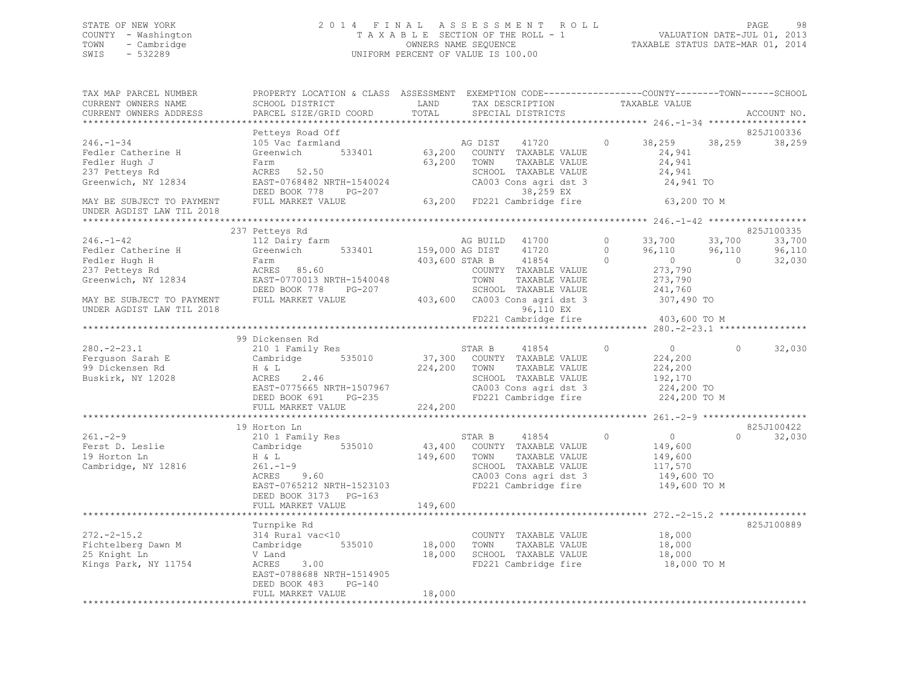STATE OF NEW YORK
COUNTY - Washington
TOWN - Cambridge
SWIS - 532289

2014 FINAL ASSESSMENT ROLL
TAXABLE SECTION OF THE ROLL - 1
OWNERS NAME SEQUENCE
UNIFORM PERCENT OF VALUE IS 100.00

VALUATION DATE-JUL 01, 2013
TAXABLE STATUS DATE-MAR 01, 2014

```
TAX MAP PARCEL NUMBER          PROPERTY LOCATION & CLASS  ASSESSMENT  EXEMPTION CODE------------------COUNTY--------TOWN------SCHOOL
CURRENT OWNERS NAME            SCHOOL DISTRICT               LAND      TAX DESCRIPTION             TAXABLE VALUE
CURRENT OWNERS ADDRESS         PARCEL SIZE/GRID COORD        TOTAL     SPECIAL DISTRICTS                                        ACCOUNT NO.
*********************************************************************************************** 246.-1-34 ******************
                               Petteys Road Off                                                                             825J100336
246.-1-34                      105 Vac farmland                    AG DIST     41720        0      38,259     38,259      38,259
Fedler Catherine H             Greenwich        533401     63,200  COUNTY  TAXABLE VALUE              24,941
Fedler Hugh J                  Farm                        63,200  TOWN    TAXABLE VALUE              24,941
237 Petteys Rd                 ACRES  52.50                        SCHOOL  TAXABLE VALUE              24,941
Greenwich, NY 12834            EAST-0768482 NRTH-1540024           CA003 Cons agri dst 3              24,941 TO
                               DEED BOOK 778    PG-207                       38,259 EX
MAY BE SUBJECT TO PAYMENT      FULL MARKET VALUE           63,200  FD221 Cambridge fire               63,200 TO M
UNDER AGDIST LAW TIL 2018
*********************************************************************************************** 246.-1-42 ******************
                               237 Petteys Rd                                                                               825J100335
246.-1-42                      112 Dairy farm                      AG BUILD    41700        0      33,700     33,700      33,700
Fedler Catherine H             Greenwich        533401    159,000 AG DIST     41720        0      96,110     96,110      96,110
Fedler Hugh H                  Farm                      403,600 STAR B      41854        0           0          0      32,030
237 Petteys Rd                 ACRES  85.60                        COUNTY  TAXABLE VALUE             273,790
Greenwich, NY 12834            EAST-0770013 NRTH-1540048           TOWN    TAXABLE VALUE             273,790
                               DEED BOOK 778    PG-207             SCHOOL  TAXABLE VALUE             241,760
MAY BE SUBJECT TO PAYMENT      FULL MARKET VALUE          403,600  CA003 Cons agri dst 3             307,490 TO
UNDER AGDIST LAW TIL 2018                                                    96,110 EX
                                                                   FD221 Cambridge fire              403,600 TO M
*********************************************************************************************** 280.-2-23.1 ****************
                               99 Dickensen Rd
280.-2-23.1                    210 1 Family Res                    STAR B      41854        0           0          0      32,030
Ferguson Sarah E               Cambridge        535010     37,300  COUNTY  TAXABLE VALUE             224,200
99 Dickensen Rd                H & L                      224,200  TOWN    TAXABLE VALUE             224,200
Buskirk, NY 12028              ACRES   2.46                        SCHOOL  TAXABLE VALUE             192,170
                               EAST-0775665 NRTH-1507967           CA003 Cons agri dst 3             224,200 TO
                               DEED BOOK 691    PG-235             FD221 Cambridge fire              224,200 TO M
                               FULL MARKET VALUE          224,200
*********************************************************************************************** 261.-2-9 *******************
                               19 Horton Ln                                                                                 825J100422
261.-2-9                       210 1 Family Res                    STAR B      41854        0           0          0      32,030
Ferst D. Leslie                Cambridge        535010     43,400  COUNTY  TAXABLE VALUE             149,600
19 Horton Ln                   H & L                      149,600  TOWN    TAXABLE VALUE             149,600
Cambridge, NY 12816            261.-1-9                            SCHOOL  TAXABLE VALUE             117,570
                               ACRES   9.60                        CA003 Cons agri dst 3             149,600 TO
                               EAST-0765212 NRTH-1523103           FD221 Cambridge fire              149,600 TO M
                               DEED BOOK 3173   PG-163
                               FULL MARKET VALUE          149,600
*********************************************************************************************** 272.-2-15.2 ****************
                               Turnpike Rd                                                                                  825J100889
272.-2-15.2                    314 Rural vac<10                    COUNTY  TAXABLE VALUE              18,000
Fichtelberg Dawn M             Cambridge        535010     18,000  TOWN    TAXABLE VALUE              18,000
25 Knight Ln                   V Land                      18,000  SCHOOL  TAXABLE VALUE              18,000
Kings Park, NY 11754           ACRES   3.00                        FD221 Cambridge fire               18,000 TO M
                               EAST-0788688 NRTH-1514905
                               DEED BOOK 483    PG-140
                               FULL MARKET VALUE           18,000
******************************************************************************************************************************
```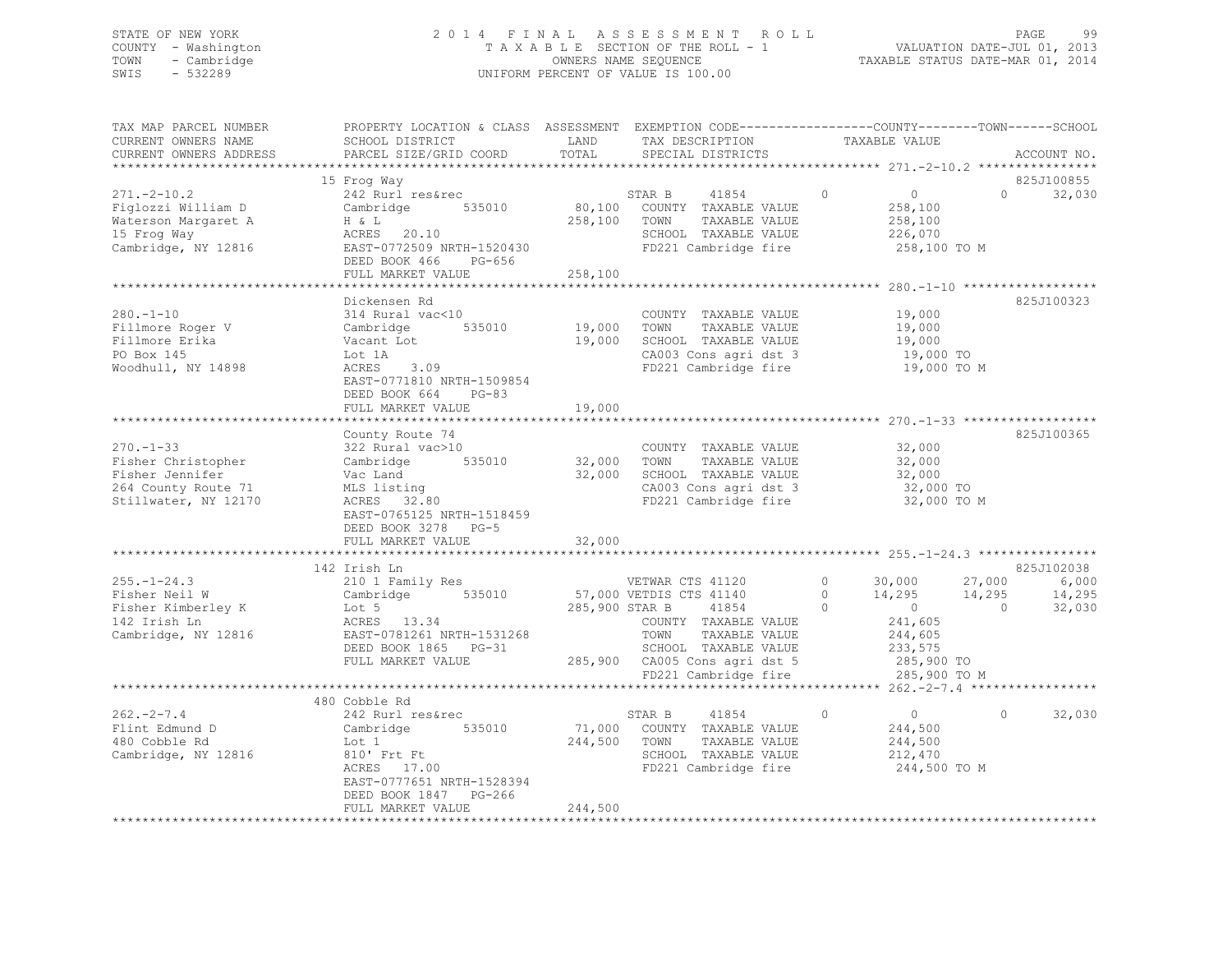STATE OF NEW YORK
COUNTY - Washington
TOWN - Cambridge
SWIS - 532289

2 0 1 4 F I N A L A S S E S S M E N T R O L L
T A X A B L E SECTION OF THE ROLL - 1
OWNERS NAME SEQUENCE
UNIFORM PERCENT OF VALUE IS 100.00

VALUATION DATE-JUL 01, 2013
TAXABLE STATUS DATE-MAR 01, 2014

```
TAX MAP PARCEL NUMBER     PROPERTY LOCATION & CLASS  ASSESSMENT  EXEMPTION CODE------------------COUNTY--------TOWN------SCHOOL
CURRENT OWNERS NAME       SCHOOL DISTRICT               LAND      TAX DESCRIPTION            TAXABLE VALUE
CURRENT OWNERS ADDRESS    PARCEL SIZE/GRID COORD        TOTAL     SPECIAL DISTRICTS                                       ACCOUNT NO.
******************************************************************************************************* 271.-2-10.2 ****************
                          15 Frog Way                                                                                  825J100855
271.-2-10.2               242 Rurl res&rec                       STAR B      41854         0           0           0     32,030
Figlozzi William D        Cambridge        535010       80,100   COUNTY  TAXABLE VALUE           258,100
Waterson Margaret A       H & L                        258,100   TOWN    TAXABLE VALUE           258,100
15 Frog Way               ACRES   20.10                          SCHOOL  TAXABLE VALUE           226,070
Cambridge, NY 12816       EAST-0772509 NRTH-1520430              FD221 Cambridge fire            258,100 TO M
                          DEED BOOK 466     PG-656
                          FULL MARKET VALUE            258,100
******************************************************************************************************* 280.-1-10 ******************
                          Dickensen Rd                                                                                 825J100323
280.-1-10                 314 Rural vac<10                       COUNTY  TAXABLE VALUE            19,000
Fillmore Roger V          Cambridge        535010       19,000   TOWN    TAXABLE VALUE            19,000
Fillmore Erika            Vacant Lot                    19,000   SCHOOL  TAXABLE VALUE            19,000
PO Box 145                Lot 1A                                 CA003 Cons agri dst 3            19,000 TO
Woodhull, NY 14898        ACRES    3.09                          FD221 Cambridge fire             19,000 TO M
                          EAST-0771810 NRTH-1509854
                          DEED BOOK 664     PG-83
                          FULL MARKET VALUE             19,000
******************************************************************************************************* 270.-1-33 ******************
                          County Route 74                                                                              825J100365
270.-1-33                 322 Rural vac>10                       COUNTY  TAXABLE VALUE            32,000
Fisher Christopher        Cambridge        535010       32,000   TOWN    TAXABLE VALUE            32,000
Fisher Jennifer           Vac Land                      32,000   SCHOOL  TAXABLE VALUE            32,000
264 County Route 71       MLS listing                            CA003 Cons agri dst 3            32,000 TO
Stillwater, NY 12170      ACRES   32.80                          FD221 Cambridge fire             32,000 TO M
                          EAST-0765125 NRTH-1518459
                          DEED BOOK 3278    PG-5
                          FULL MARKET VALUE             32,000
******************************************************************************************************* 255.-1-24.3 ****************
                          142 Irish Ln                                                                                 825J102038
255.-1-24.3               210 1 Family Res                       VETWAR CTS  41120         0      30,000      27,000      6,000
Fisher Neil W             Cambridge        535010       57,000   VETDIS CTS  41140         0      14,295      14,295     14,295
Fisher Kimberley K        Lot 5                        285,900   STAR B      41854         0           0           0     32,030
142 Irish Ln              ACRES   13.34                          COUNTY  TAXABLE VALUE           241,605
Cambridge, NY 12816       EAST-0781261 NRTH-1531268              TOWN    TAXABLE VALUE           244,605
                          DEED BOOK 1865    PG-31                SCHOOL  TAXABLE VALUE           233,575
                          FULL MARKET VALUE            285,900   CA005 Cons agri dst 5           285,900 TO
                                                                 FD221 Cambridge fire            285,900 TO M
******************************************************************************************************* 262.-2-7.4 *****************
                          480 Cobble Rd
262.-2-7.4                242 Rurl res&rec                       STAR B      41854         0           0           0     32,030
Flint Edmund D            Cambridge        535010       71,000   COUNTY  TAXABLE VALUE           244,500
480 Cobble Rd             Lot 1                        244,500   TOWN    TAXABLE VALUE           244,500
Cambridge, NY 12816       810' Frt Ft                            SCHOOL  TAXABLE VALUE           212,470
                          ACRES   17.00                          FD221 Cambridge fire            244,500 TO M
                          EAST-0777651 NRTH-1528394
                          DEED BOOK 1847    PG-266
                          FULL MARKET VALUE            244,500
************************************************************************************************************************************
```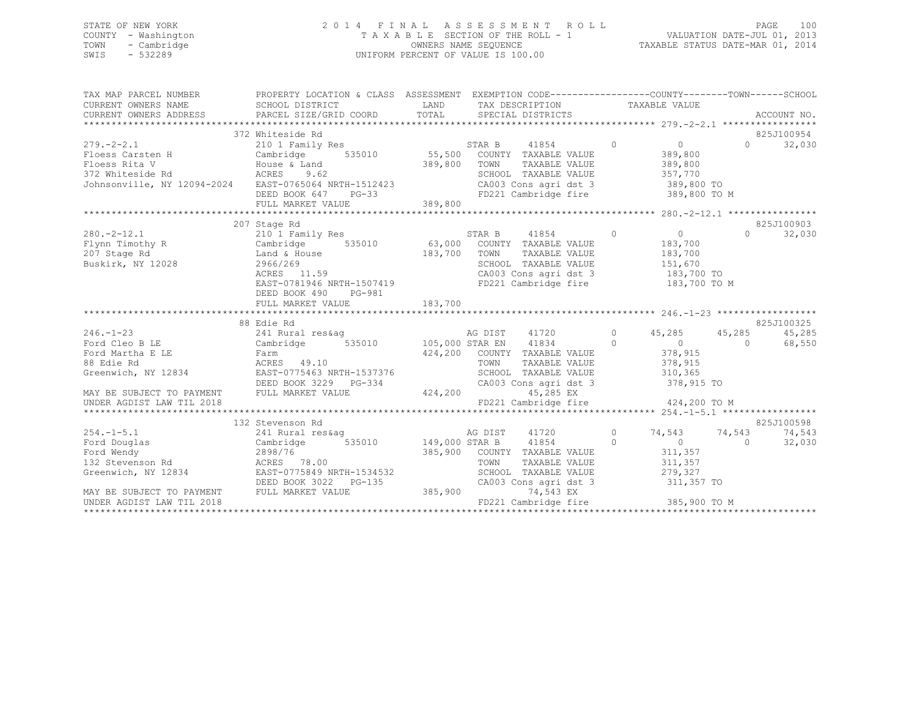STATE OF NEW YORK
COUNTY - Washington
TOWN - Cambridge
SWIS - 532289

2014 FINAL ASSESSMENT ROLL
TAXABLE SECTION OF THE ROLL - 1
OWNERS NAME SEQUENCE
UNIFORM PERCENT OF VALUE IS 100.00

VALUATION DATE-JUL 01, 2013
TAXABLE STATUS DATE-MAR 01, 2014

| TAX MAP PARCEL NUMBER / CURRENT OWNERS NAME / CURRENT OWNERS ADDRESS | PROPERTY LOCATION & CLASS / SCHOOL DISTRICT / PARCEL SIZE/GRID COORD | ASSESSMENT LAND / TOTAL | EXEMPTION CODE / TAX DESCRIPTION / SPECIAL DISTRICTS | COUNTY TAXABLE VALUE | TOWN | SCHOOL | ACCOUNT NO. |
|---|---|---|---|---|---|---|---|
| 279.-2-2.1 | 372 Whiteside Rd | | | | | | 825J100954 |
| 279.-2-2.1 | 210 1 Family Res | | STAR B 41854 0 | 0 | 0 | 32,030 | |
| Floess Carsten H | Cambridge 535010 | 55,500 | COUNTY TAXABLE VALUE | 389,800 | | | |
| Floess Rita V | House & Land | 389,800 | TOWN TAXABLE VALUE | 389,800 | | | |
| 372 Whiteside Rd | ACRES 9.62 | | SCHOOL TAXABLE VALUE | 357,770 | | | |
| Johnsonville, NY 12094-2024 | EAST-0765064 NRTH-1512423 | | CA003 Cons agri dst 3 | 389,800 TO | | | |
| | DEED BOOK 647 PG-33 | | FD221 Cambridge fire | 389,800 TO M | | | |
| | FULL MARKET VALUE | 389,800 | | | | | |
| 280.-2-12.1 | 207 Stage Rd | | | | | | 825J100903 |
| 280.-2-12.1 | 210 1 Family Res | | STAR B 41854 0 | 0 | 0 | 32,030 | |
| Flynn Timothy R | Cambridge 535010 | 63,000 | COUNTY TAXABLE VALUE | 183,700 | | | |
| 207 Stage Rd | Land & House | 183,700 | TOWN TAXABLE VALUE | 183,700 | | | |
| Buskirk, NY 12028 | 2966/269 | | SCHOOL TAXABLE VALUE | 151,670 | | | |
| | ACRES 11.59 | | CA003 Cons agri dst 3 | 183,700 TO | | | |
| | EAST-0781946 NRTH-1507419 | | FD221 Cambridge fire | 183,700 TO M | | | |
| | DEED BOOK 490 PG-981 | | | | | | |
| | FULL MARKET VALUE | 183,700 | | | | | |
| 246.-1-23 | 88 Edie Rd | | | | | | 825J100325 |
| 246.-1-23 | 241 Rural res&ag | | AG DIST 41720 0 | 45,285 | 45,285 | 45,285 | |
| Ford Cleo B LE | Cambridge 535010 | 105,000 | STAR EN 41834 0 | 0 | 0 | 68,550 | |
| Ford Martha E LE | Farm | 424,200 | COUNTY TAXABLE VALUE | 378,915 | | | |
| 88 Edie Rd | ACRES 49.10 | | TOWN TAXABLE VALUE | 378,915 | | | |
| Greenwich, NY 12834 | EAST-0775463 NRTH-1537376 | | SCHOOL TAXABLE VALUE | 310,365 | | | |
| | DEED BOOK 3229 PG-334 | | CA003 Cons agri dst 3 | 378,915 TO | | | |
| MAY BE SUBJECT TO PAYMENT | FULL MARKET VALUE | 424,200 | 45,285 EX | | | | |
| UNDER AGDIST LAW TIL 2018 | | | FD221 Cambridge fire | 424,200 TO M | | | |
| 254.-1-5.1 | 132 Stevenson Rd | | | | | | 825J100598 |
| 254.-1-5.1 | 241 Rural res&ag | | AG DIST 41720 0 | 74,543 | 74,543 | 74,543 | |
| Ford Douglas | Cambridge 535010 | 149,000 | STAR B 41854 0 | 0 | 0 | 32,030 | |
| Ford Wendy | 2898/76 | 385,900 | COUNTY TAXABLE VALUE | 311,357 | | | |
| 132 Stevenson Rd | ACRES 78.00 | | TOWN TAXABLE VALUE | 311,357 | | | |
| Greenwich, NY 12834 | EAST-0775849 NRTH-1534532 | | SCHOOL TAXABLE VALUE | 279,327 | | | |
| | DEED BOOK 3022 PG-135 | | CA003 Cons agri dst 3 | 311,357 TO | | | |
| MAY BE SUBJECT TO PAYMENT | FULL MARKET VALUE | 385,900 | 74,543 EX | | | | |
| UNDER AGDIST LAW TIL 2018 | | | FD221 Cambridge fire | 385,900 TO M | | | |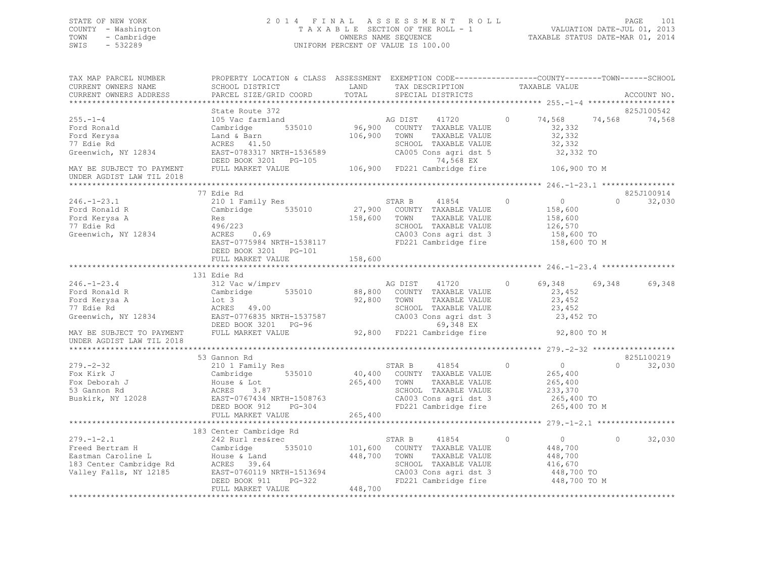STATE OF NEW YORK
COUNTY - Washington
TOWN - Cambridge
SWIS - 532289

# 2014 FINAL ASSESSMENT ROLL

TAXABLE SECTION OF THE ROLL - 1
OWNERS NAME SEQUENCE
UNIFORM PERCENT OF VALUE IS 100.00

VALUATION DATE-JUL 01, 2013
TAXABLE STATUS DATE-MAR 01, 2014

```
TAX MAP PARCEL NUMBER          PROPERTY LOCATION & CLASS  ASSESSMENT  EXEMPTION CODE------------------COUNTY--------TOWN------SCHOOL
CURRENT OWNERS NAME            SCHOOL DISTRICT               LAND      TAX DESCRIPTION            TAXABLE VALUE
CURRENT OWNERS ADDRESS         PARCEL SIZE/GRID COORD        TOTAL     SPECIAL DISTRICTS                                        ACCOUNT NO.
******************************************************************************************************* 255.-1-4 *******************
                               State Route 372                                                                               825J100542
255.-1-4                       105 Vac farmland                        AG DIST     41720          0     74,568     74,568     74,568
Ford Ronald                    Cambridge        535010       96,900    COUNTY  TAXABLE VALUE            32,332
Ford Kerysa                    Land & Barn                  106,900    TOWN    TAXABLE VALUE            32,332
77 Edie Rd                     ACRES   41.50                           SCHOOL  TAXABLE VALUE            32,332
Greenwich, NY 12834            EAST-0783317 NRTH-1536589               CA005 Cons agri dst 5             32,332 TO
                               DEED BOOK 3201   PG-105                          74,568 EX
MAY BE SUBJECT TO PAYMENT      FULL MARKET VALUE            106,900    FD221 Cambridge fire             106,900 TO M
UNDER AGDIST LAW TIL 2018
******************************************************************************************************* 246.-1-23.1 ****************
                               77 Edie Rd                                                                                    825J100914
246.-1-23.1                    210 1 Family Res                        STAR B      41854          0          0          0     32,030
Ford Ronald R                  Cambridge        535010       27,900    COUNTY  TAXABLE VALUE           158,600
Ford Kerysa A                  Res                          158,600    TOWN    TAXABLE VALUE           158,600
77 Edie Rd                     496/223                                 SCHOOL  TAXABLE VALUE           126,570
Greenwich, NY 12834            ACRES    0.69                           CA003 Cons agri dst 3            158,600 TO
                               EAST-0775984 NRTH-1538117               FD221 Cambridge fire             158,600 TO M
                               DEED BOOK 3201   PG-101
                               FULL MARKET VALUE            158,600
******************************************************************************************************* 246.-1-23.4 ****************
                               131 Edie Rd
246.-1-23.4                    312 Vac w/imprv                         AG DIST     41720          0     69,348     69,348     69,348
Ford Ronald R                  Cambridge        535010       88,800    COUNTY  TAXABLE VALUE            23,452
Ford Kerysa A                  lot 3                         92,800    TOWN    TAXABLE VALUE            23,452
77 Edie Rd                     ACRES   49.00                           SCHOOL  TAXABLE VALUE            23,452
Greenwich, NY 12834            EAST-0776835 NRTH-1537587               CA003 Cons agri dst 3             23,452 TO
                               DEED BOOK 3201   PG-96                           69,348 EX
MAY BE SUBJECT TO PAYMENT      FULL MARKET VALUE             92,800    FD221 Cambridge fire              92,800 TO M
UNDER AGDIST LAW TIL 2018
******************************************************************************************************* 279.-2-32 ******************
                               53 Gannon Rd                                                                                  825L100219
279.-2-32                      210 1 Family Res                        STAR B      41854          0          0          0     32,030
Fox Kirk J                     Cambridge        535010       40,400    COUNTY  TAXABLE VALUE           265,400
Fox Deborah J                  House & Lot                  265,400    TOWN    TAXABLE VALUE           265,400
53 Gannon Rd                   ACRES    3.87                           SCHOOL  TAXABLE VALUE           233,370
Buskirk, NY 12028              EAST-0767434 NRTH-1508763               CA003 Cons agri dst 3            265,400 TO
                               DEED BOOK 912    PG-304                 FD221 Cambridge fire             265,400 TO M
                               FULL MARKET VALUE            265,400
******************************************************************************************************* 279.-1-2.1 *****************
                               183 Center Cambridge Rd
279.-1-2.1                     242 Rurl res&rec                        STAR B      41854          0          0          0     32,030
Freed Bertram H                Cambridge        535010      101,600    COUNTY  TAXABLE VALUE           448,700
Eastman Caroline L             House & Land                 448,700    TOWN    TAXABLE VALUE           448,700
183 Center Cambridge Rd        ACRES   39.64                           SCHOOL  TAXABLE VALUE           416,670
Valley Falls, NY 12185         EAST-0760119 NRTH-1513694               CA003 Cons agri dst 3            448,700 TO
                               DEED BOOK 911    PG-322                 FD221 Cambridge fire             448,700 TO M
                               FULL MARKET VALUE            448,700
************************************************************************************************************************************
```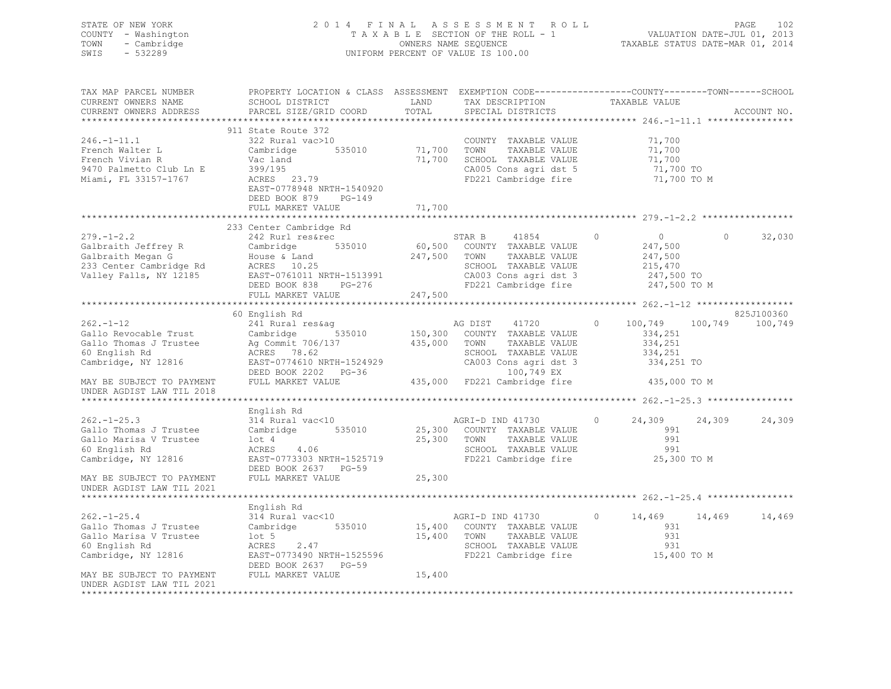STATE OF NEW YORK
COUNTY - Washington
TOWN - Cambridge
SWIS - 532289

2014 FINAL ASSESSMENT ROLL
TAXABLE SECTION OF THE ROLL - 1
OWNERS NAME SEQUENCE
UNIFORM PERCENT OF VALUE IS 100.00

VALUATION DATE-JUL 01, 2013
TAXABLE STATUS DATE-MAR 01, 2014

```
TAX MAP PARCEL NUMBER          PROPERTY LOCATION & CLASS  ASSESSMENT  EXEMPTION CODE------------------COUNTY--------TOWN------SCHOOL
CURRENT OWNERS NAME            SCHOOL DISTRICT               LAND      TAX DESCRIPTION             TAXABLE VALUE
CURRENT OWNERS ADDRESS         PARCEL SIZE/GRID COORD        TOTAL     SPECIAL DISTRICTS                                         ACCOUNT NO.
*********************************************************************************************************** 246.-1-11.1 ****************
                               911 State Route 372
246.-1-11.1                    322 Rural vac>10                        COUNTY  TAXABLE VALUE            71,700
French Walter L                Cambridge         535010      71,700    TOWN    TAXABLE VALUE            71,700
French Vivian R                Vac land                      71,700    SCHOOL  TAXABLE VALUE            71,700
9470 Palmetto Club Ln E        399/195                                 CA005 Cons agri dst 5             71,700 TO
Miami, FL 33157-1767           ACRES  23.79                            FD221 Cambridge fire              71,700 TO M
                               EAST-0778948 NRTH-1540920
                               DEED BOOK 879    PG-149
                               FULL MARKET VALUE             71,700
*********************************************************************************************************** 279.-1-2.2 *****************
                               233 Center Cambridge Rd
279.-1-2.2                     242 Rurl res&rec                        STAR B     41854        0             0             0       32,030
Galbraith Jeffrey R            Cambridge         535010      60,500    COUNTY  TAXABLE VALUE           247,500
Galbraith Megan G              House & Land                 247,500    TOWN    TAXABLE VALUE           247,500
233 Center Cambridge Rd        ACRES  10.25                            SCHOOL  TAXABLE VALUE           215,470
Valley Falls, NY 12185         EAST-0761011 NRTH-1513991               CA003 Cons agri dst 3            247,500 TO
                               DEED BOOK 838    PG-276                 FD221 Cambridge fire             247,500 TO M
                               FULL MARKET VALUE            247,500
*********************************************************************************************************** 262.-1-12 ******************
                               60 English Rd                                                                                 825J100360
262.-1-12                      241 Rural res&ag                        AG DIST    41720        0       100,749       100,749      100,749
Gallo Revocable Trust          Cambridge         535010     150,300    COUNTY  TAXABLE VALUE           334,251
Gallo Thomas J Trustee         Ag Commit 706/137            435,000    TOWN    TAXABLE VALUE           334,251
60 English Rd                  ACRES  78.62                            SCHOOL  TAXABLE VALUE           334,251
Cambridge, NY 12816            EAST-0774610 NRTH-1524929               CA003 Cons agri dst 3            334,251 TO
                               DEED BOOK 2202   PG-36                        100,749 EX
MAY BE SUBJECT TO PAYMENT      FULL MARKET VALUE            435,000    FD221 Cambridge fire             435,000 TO M
UNDER AGDIST LAW TIL 2018
*********************************************************************************************************** 262.-1-25.3 ****************
                               English Rd
262.-1-25.3                    314 Rural vac<10                        AGRI-D IND 41730        0        24,309        24,309       24,309
Gallo Thomas J Trustee         Cambridge         535010      25,300    COUNTY  TAXABLE VALUE               991
Gallo Marisa V Trustee         lot 4                         25,300    TOWN    TAXABLE VALUE               991
60 English Rd                  ACRES   4.06                            SCHOOL  TAXABLE VALUE               991
Cambridge, NY 12816            EAST-0773303 NRTH-1525719               FD221 Cambridge fire              25,300 TO M
                               DEED BOOK 2637   PG-59
MAY BE SUBJECT TO PAYMENT      FULL MARKET VALUE             25,300
UNDER AGDIST LAW TIL 2021
*********************************************************************************************************** 262.-1-25.4 ****************
                               English Rd
262.-1-25.4                    314 Rural vac<10                        AGRI-D IND 41730        0        14,469        14,469       14,469
Gallo Thomas J Trustee         Cambridge         535010      15,400    COUNTY  TAXABLE VALUE               931
Gallo Marisa V Trustee         lot 5                         15,400    TOWN    TAXABLE VALUE               931
60 English Rd                  ACRES   2.47                            SCHOOL  TAXABLE VALUE               931
Cambridge, NY 12816            EAST-0773490 NRTH-1525596               FD221 Cambridge fire              15,400 TO M
                               DEED BOOK 2637   PG-59
MAY BE SUBJECT TO PAYMENT      FULL MARKET VALUE             15,400
UNDER AGDIST LAW TIL 2021
****************************************************************************************************************************************
```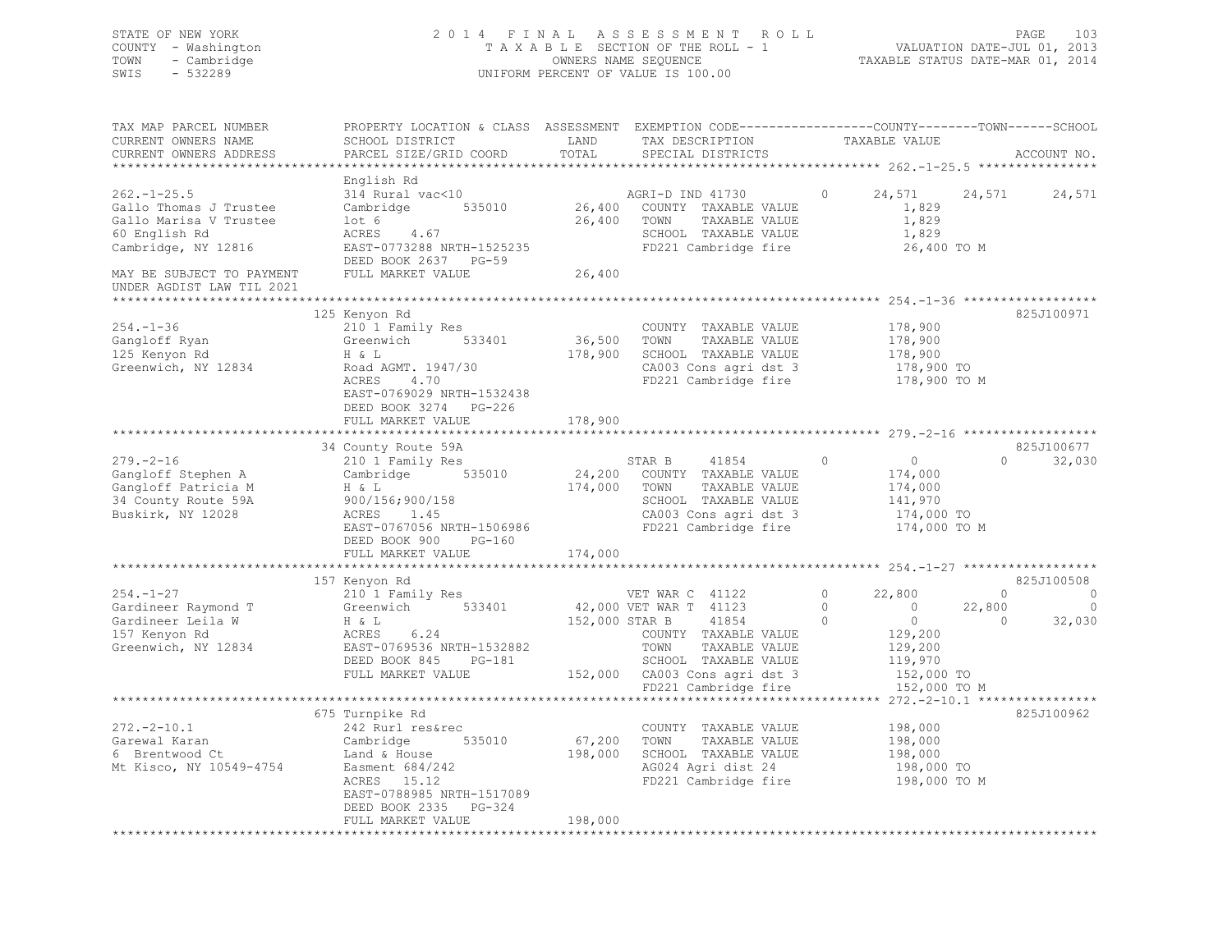STATE OF NEW YORK
COUNTY - Washington
TOWN - Cambridge
SWIS - 532289

2014 FINAL ASSESSMENT ROLL
TAXABLE SECTION OF THE ROLL - 1
OWNERS NAME SEQUENCE
UNIFORM PERCENT OF VALUE IS 100.00

VALUATION DATE-JUL 01, 2013
TAXABLE STATUS DATE-MAR 01, 2014

```
TAX MAP PARCEL NUMBER          PROPERTY LOCATION & CLASS  ASSESSMENT  EXEMPTION CODE------------------COUNTY--------TOWN------SCHOOL
CURRENT OWNERS NAME            SCHOOL DISTRICT               LAND      TAX DESCRIPTION              TAXABLE VALUE
CURRENT OWNERS ADDRESS         PARCEL SIZE/GRID COORD        TOTAL     SPECIAL DISTRICTS                                          ACCOUNT NO.
******************************************************************************************************* 262.-1-25.5 ****************
                               English Rd
262.-1-25.5                    314 Rural vac<10                        AGRI-D IND 41730          0      24,571      24,571      24,571
Gallo Thomas J Trustee         Cambridge      535010       26,400      COUNTY  TAXABLE VALUE               1,829
Gallo Marisa V Trustee         lot 6                       26,400      TOWN    TAXABLE VALUE               1,829
60 English Rd                  ACRES    4.67                           SCHOOL  TAXABLE VALUE               1,829
Cambridge, NY 12816            EAST-0773288 NRTH-1525235               FD221 Cambridge fire               26,400 TO M
                               DEED BOOK 2637   PG-59
MAY BE SUBJECT TO PAYMENT      FULL MARKET VALUE           26,400
UNDER AGDIST LAW TIL 2021
******************************************************************************************************* 254.-1-36 ******************
                               125 Kenyon Rd                                                                              825J100971
254.-1-36                      210 1 Family Res                        COUNTY  TAXABLE VALUE             178,900
Gangloff Ryan                  Greenwich      533401       36,500      TOWN    TAXABLE VALUE             178,900
125 Kenyon Rd                  H & L                      178,900      SCHOOL  TAXABLE VALUE             178,900
Greenwich, NY 12834            Road AGMT. 1947/30                      CA003 Cons agri dst 3             178,900 TO
                               ACRES    4.70                           FD221 Cambridge fire              178,900 TO M
                               EAST-0769029 NRTH-1532438
                               DEED BOOK 3274   PG-226
                               FULL MARKET VALUE          178,900
******************************************************************************************************* 279.-2-16 ******************
                               34 County Route 59A                                                                        825J100677
279.-2-16                      210 1 Family Res                        STAR B      41854         0           0           0      32,030
Gangloff Stephen A             Cambridge      535010       24,200      COUNTY  TAXABLE VALUE             174,000
Gangloff Patricia M            H & L                      174,000      TOWN    TAXABLE VALUE             174,000
34 County Route 59A            900/156;900/158                         SCHOOL  TAXABLE VALUE             141,970
Buskirk, NY 12028              ACRES    1.45                           CA003 Cons agri dst 3             174,000 TO
                               EAST-0767056 NRTH-1506986               FD221 Cambridge fire              174,000 TO M
                               DEED BOOK 900    PG-160
                               FULL MARKET VALUE          174,000
******************************************************************************************************* 254.-1-27 ******************
                               157 Kenyon Rd                                                                              825J100508
254.-1-27                      210 1 Family Res                        VET WAR C   41122         0      22,800           0           0
Gardineer Raymond T            Greenwich      533401       42,000 VET WAR T   41123         0           0      22,800           0
Gardineer Leila W              H & L                      152,000 STAR B      41854         0           0           0      32,030
157 Kenyon Rd                  ACRES    6.24                           COUNTY  TAXABLE VALUE             129,200
Greenwich, NY 12834            EAST-0769536 NRTH-1532882               TOWN    TAXABLE VALUE             129,200
                               DEED BOOK 845    PG-181                 SCHOOL  TAXABLE VALUE             119,970
                               FULL MARKET VALUE          152,000      CA003 Cons agri dst 3             152,000 TO
                                                                       FD221 Cambridge fire              152,000 TO M
******************************************************************************************************* 272.-2-10.1 ****************
                               675 Turnpike Rd                                                                            825J100962
272.-2-10.1                    242 Rurl res&rec                        COUNTY  TAXABLE VALUE             198,000
Garewal Karan                  Cambridge      535010       67,200      TOWN    TAXABLE VALUE             198,000
6 Brentwood Ct                 Land & House               198,000      SCHOOL  TAXABLE VALUE             198,000
Mt Kisco, NY 10549-4754        Easment 684/242                         AG024 Agri dist 24                198,000 TO
                               ACRES   15.12                           FD221 Cambridge fire              198,000 TO M
                               EAST-0788985 NRTH-1517089
                               DEED BOOK 2335   PG-324
                               FULL MARKET VALUE          198,000
************************************************************************************************************************************
```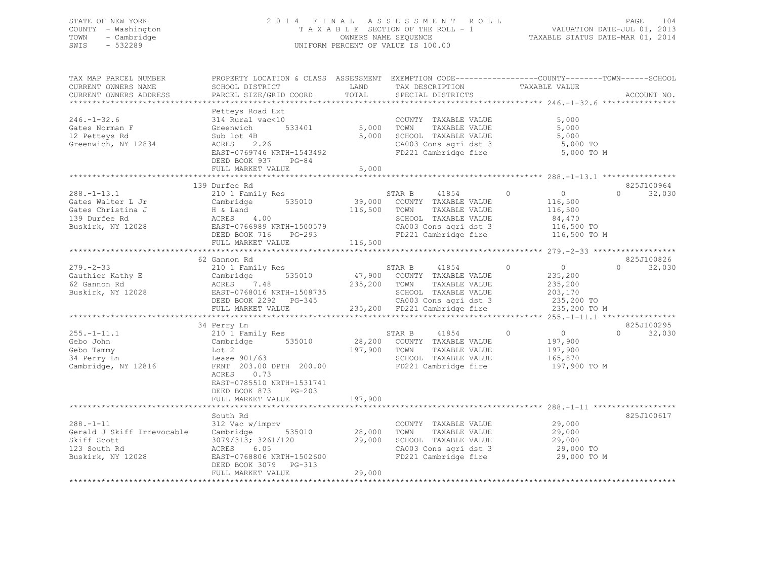STATE OF NEW YORK
COUNTY - Washington
TOWN - Cambridge
SWIS - 532289

2014 FINAL ASSESSMENT ROLL
TAXABLE SECTION OF THE ROLL - 1
OWNERS NAME SEQUENCE
UNIFORM PERCENT OF VALUE IS 100.00

VALUATION DATE-JUL 01, 2013
TAXABLE STATUS DATE-MAR 01, 2014

```
TAX MAP PARCEL NUMBER          PROPERTY LOCATION & CLASS  ASSESSMENT  EXEMPTION CODE------------------COUNTY--------TOWN------SCHOOL
CURRENT OWNERS NAME            SCHOOL DISTRICT               LAND      TAX DESCRIPTION              TAXABLE VALUE
CURRENT OWNERS ADDRESS         PARCEL SIZE/GRID COORD        TOTAL     SPECIAL DISTRICTS                                     ACCOUNT NO.
******************************************************************************************************* 246.-1-32.6 ****************
                               Petteys Road Ext
246.-1-32.6                    314 Rural vac<10                        COUNTY  TAXABLE VALUE              5,000
Gates Norman F                 Greenwich       533401          5,000   TOWN    TAXABLE VALUE              5,000
12 Petteys Rd                  Sub lot 4B                      5,000   SCHOOL  TAXABLE VALUE              5,000
Greenwich, NY 12834            ACRES    2.26                           CA003 Cons agri dst 3               5,000 TO
                               EAST-0769746 NRTH-1543492               FD221 Cambridge fire                5,000 TO M
                               DEED BOOK 937    PG-84
                               FULL MARKET VALUE               5,000
******************************************************************************************************* 288.-1-13.1 ****************
                               139 Durfee Rd                                                                             825J100964
288.-1-13.1                    210 1 Family Res                        STAR B     41854        0          0           0     32,030
Gates Walter L Jr              Cambridge       535010         39,000   COUNTY  TAXABLE VALUE            116,500
Gates Christina J              H & Land                      116,500   TOWN    TAXABLE VALUE            116,500
139 Durfee Rd                  ACRES    4.00                           SCHOOL  TAXABLE VALUE             84,470
Buskirk, NY 12028              EAST-0766989 NRTH-1500579               CA003 Cons agri dst 3             116,500 TO
                               DEED BOOK 716    PG-293                 FD221 Cambridge fire              116,500 TO M
                               FULL MARKET VALUE             116,500
******************************************************************************************************* 279.-2-33 ******************
                               62 Gannon Rd                                                                              825J100826
279.-2-33                      210 1 Family Res                        STAR B     41854        0          0           0     32,030
Gauthier Kathy E               Cambridge       535010         47,900   COUNTY  TAXABLE VALUE            235,200
62 Gannon Rd                   ACRES    7.48                 235,200   TOWN    TAXABLE VALUE            235,200
Buskirk, NY 12028              EAST-0768016 NRTH-1508735               SCHOOL  TAXABLE VALUE            203,170
                               DEED BOOK 2292   PG-345                 CA003 Cons agri dst 3             235,200 TO
                               FULL MARKET VALUE             235,200   FD221 Cambridge fire              235,200 TO M
******************************************************************************************************* 255.-1-11.1 ****************
                               34 Perry Ln                                                                               825J100295
255.-1-11.1                    210 1 Family Res                        STAR B     41854        0          0           0     32,030
Gebo John                      Cambridge       535010         28,200   COUNTY  TAXABLE VALUE            197,900
Gebo Tammy                     Lot 2                         197,900   TOWN    TAXABLE VALUE            197,900
34 Perry Ln                    Lease 901/63                            SCHOOL  TAXABLE VALUE            165,870
Cambridge, NY 12816            FRNT 203.00 DPTH 200.00                 FD221 Cambridge fire              197,900 TO M
                               ACRES    0.73
                               EAST-0785510 NRTH-1531741
                               DEED BOOK 873    PG-203
                               FULL MARKET VALUE             197,900
******************************************************************************************************* 288.-1-11 ******************
                               South Rd                                                                                  825J100617
288.-1-11                      312 Vac w/imprv                         COUNTY  TAXABLE VALUE             29,000
Gerald J Skiff Irrevocable     Cambridge       535010         28,000   TOWN    TAXABLE VALUE             29,000
Skiff Scott                    3079/313; 3261/120             29,000   SCHOOL  TAXABLE VALUE             29,000
123 South Rd                   ACRES    6.05                           CA003 Cons agri dst 3              29,000 TO
Buskirk, NY 12028              EAST-0768806 NRTH-1502600               FD221 Cambridge fire               29,000 TO M
                               DEED BOOK 3079   PG-313
                               FULL MARKET VALUE              29,000
************************************************************************************************************************************
```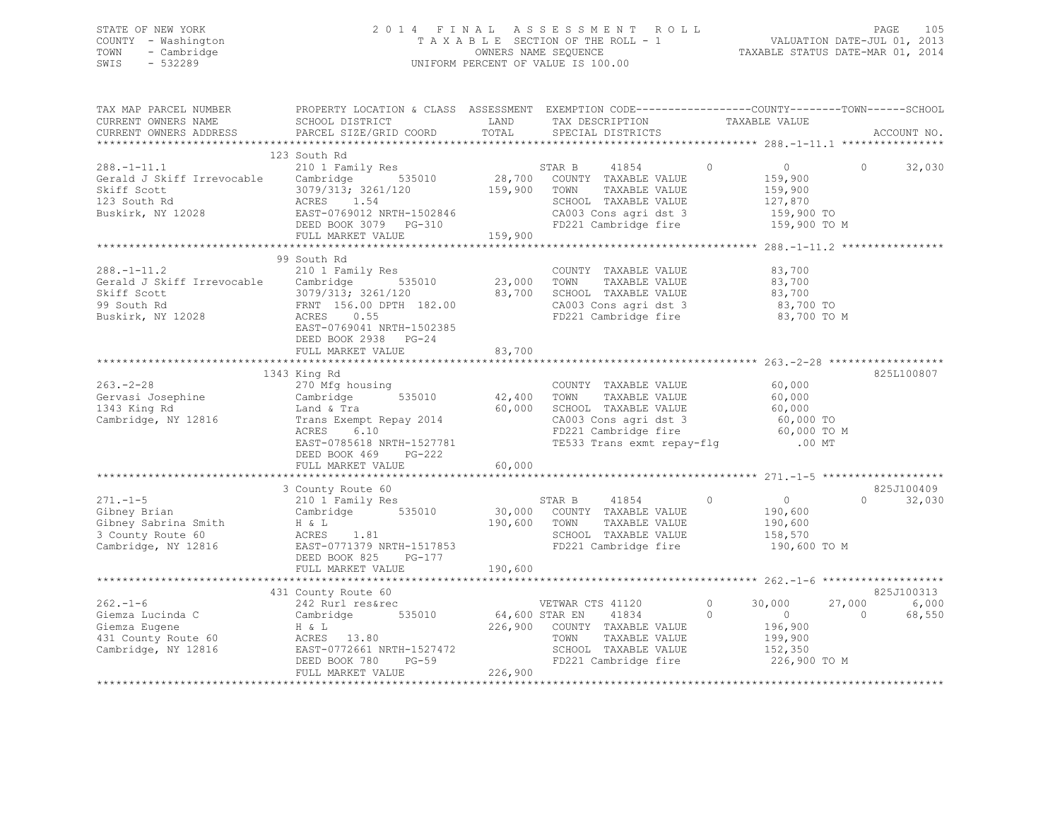STATE OF NEW YORK
COUNTY - Washington
TOWN - Cambridge
SWIS - 532289

2014 FINAL ASSESSMENT ROLL
TAXABLE SECTION OF THE ROLL - 1
OWNERS NAME SEQUENCE
UNIFORM PERCENT OF VALUE IS 100.00

VALUATION DATE-JUL 01, 2013
TAXABLE STATUS DATE-MAR 01, 2014

| TAX MAP PARCEL NUMBER / CURRENT OWNERS NAME / CURRENT OWNERS ADDRESS | PROPERTY LOCATION & CLASS / SCHOOL DISTRICT / PARCEL SIZE/GRID COORD | ASSESSMENT LAND / TOTAL | EXEMPTION CODE / TAX DESCRIPTION / SPECIAL DISTRICTS | COUNTY TAXABLE VALUE | TOWN | SCHOOL | ACCOUNT NO. |
|---|---|---|---|---|---|---|---|
| **288.-1-11.1** | 123 South Rd | | | | | | |
| 288.-1-11.1 | 210 1 Family Res | | STAR B 41854 | 0 | 0 | 0 32,030 | |
| Gerald J Skiff Irrevocable | Cambridge 535010 | 28,700 | COUNTY TAXABLE VALUE | 159,900 | | | |
| Skiff Scott | 3079/313; 3261/120 | 159,900 | TOWN TAXABLE VALUE | 159,900 | | | |
| 123 South Rd | ACRES 1.54 | | SCHOOL TAXABLE VALUE | 127,870 | | | |
| Buskirk, NY 12028 | EAST-0769012 NRTH-1502846 | | CA003 Cons agri dst 3 | 159,900 TO | | | |
| | DEED BOOK 3079 PG-310 | | FD221 Cambridge fire | 159,900 TO M | | | |
| | FULL MARKET VALUE | 159,900 | | | | | |
| **288.-1-11.2** | 99 South Rd | | | | | | |
| 288.-1-11.2 | 210 1 Family Res | | COUNTY TAXABLE VALUE | 83,700 | | | |
| Gerald J Skiff Irrevocable | Cambridge 535010 | 23,000 | TOWN TAXABLE VALUE | 83,700 | | | |
| Skiff Scott | 3079/313; 3261/120 | 83,700 | SCHOOL TAXABLE VALUE | 83,700 | | | |
| 99 South Rd | FRNT 156.00 DPTH 182.00 | | CA003 Cons agri dst 3 | 83,700 TO | | | |
| Buskirk, NY 12028 | ACRES 0.55 | | FD221 Cambridge fire | 83,700 TO M | | | |
| | EAST-0769041 NRTH-1502385 | | | | | | |
| | DEED BOOK 2938 PG-24 | | | | | | |
| | FULL MARKET VALUE | 83,700 | | | | | |
| **263.-2-28** | 1343 King Rd | | | | | | 825L100807 |
| 263.-2-28 | 270 Mfg housing | | COUNTY TAXABLE VALUE | 60,000 | | | |
| Gervasi Josephine | Cambridge 535010 | 42,400 | TOWN TAXABLE VALUE | 60,000 | | | |
| 1343 King Rd | Land & Tra | 60,000 | SCHOOL TAXABLE VALUE | 60,000 | | | |
| Cambridge, NY 12816 | Trans Exempt Repay 2014 | | CA003 Cons agri dst 3 | 60,000 TO | | | |
| | ACRES 6.10 | | FD221 Cambridge fire | 60,000 TO M | | | |
| | EAST-0785618 NRTH-1527781 | | TE533 Trans exmt repay-flg | .00 MT | | | |
| | DEED BOOK 469 PG-222 | | | | | | |
| | FULL MARKET VALUE | 60,000 | | | | | |
| **271.-1-5** | 3 County Route 60 | | | | | | 825J100409 |
| 271.-1-5 | 210 1 Family Res | | STAR B 41854 | 0 | 0 | 0 32,030 | |
| Gibney Brian | Cambridge 535010 | 30,000 | COUNTY TAXABLE VALUE | 190,600 | | | |
| Gibney Sabrina Smith | H & L | 190,600 | TOWN TAXABLE VALUE | 190,600 | | | |
| 3 County Route 60 | ACRES 1.81 | | SCHOOL TAXABLE VALUE | 158,570 | | | |
| Cambridge, NY 12816 | EAST-0771379 NRTH-1517853 | | FD221 Cambridge fire | 190,600 TO M | | | |
| | DEED BOOK 825 PG-177 | | | | | | |
| | FULL MARKET VALUE | 190,600 | | | | | |
| **262.-1-6** | 431 County Route 60 | | | | | | 825J100313 |
| 262.-1-6 | 242 Rurl res&rec | | VETWAR CTS 41120 0 | 30,000 | 27,000 | 6,000 | |
| Giemza Lucinda C | Cambridge 535010 | 64,600 | STAR EN 41834 0 | 0 | 0 | 68,550 | |
| Giemza Eugene | H & L | 226,900 | COUNTY TAXABLE VALUE | 196,900 | | | |
| 431 County Route 60 | ACRES 13.80 | | TOWN TAXABLE VALUE | 199,900 | | | |
| Cambridge, NY 12816 | EAST-0772661 NRTH-1527472 | | SCHOOL TAXABLE VALUE | 152,350 | | | |
| | DEED BOOK 780 PG-59 | | FD221 Cambridge fire | 226,900 TO M | | | |
| | FULL MARKET VALUE | 226,900 | | | | | |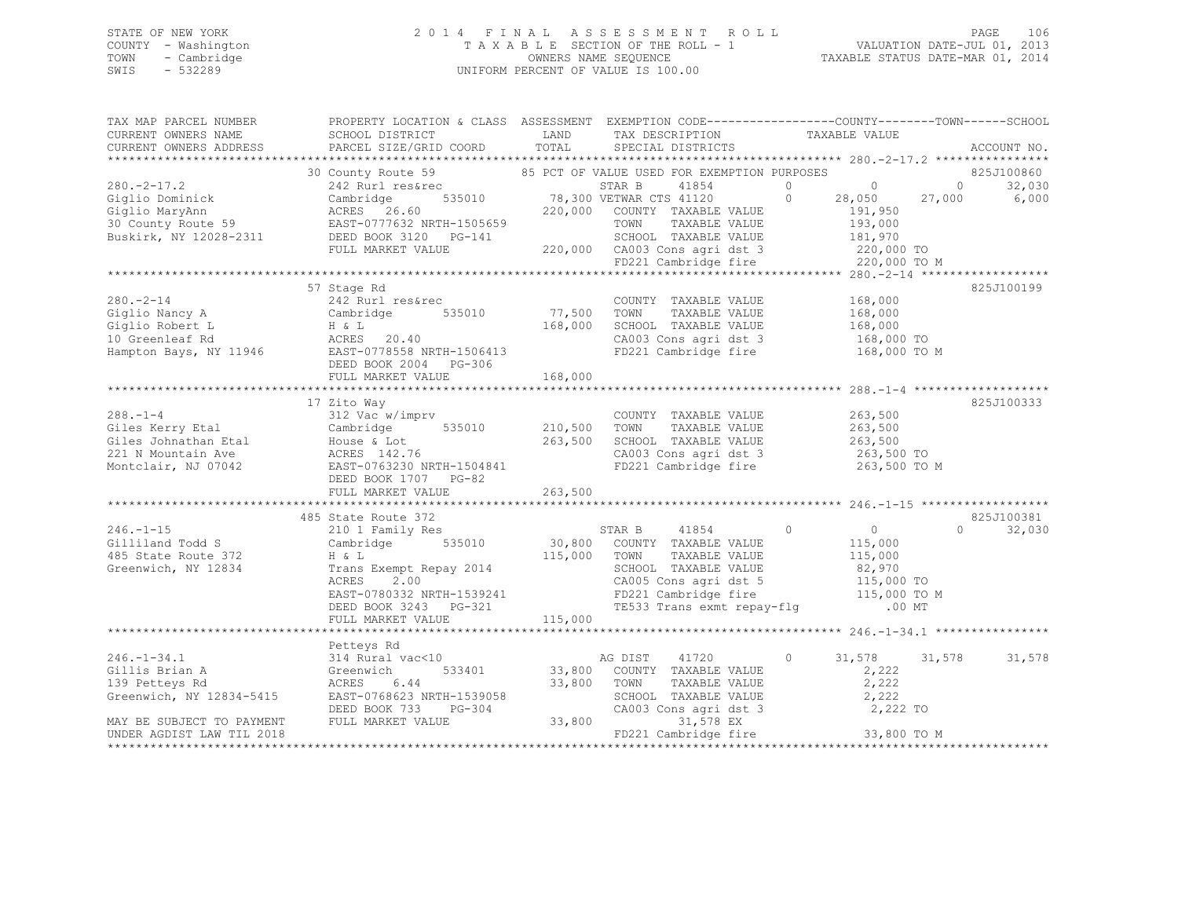STATE OF NEW YORK
COUNTY - Washington
TOWN - Cambridge
SWIS - 532289

2014 FINAL ASSESSMENT ROLL
TAXABLE SECTION OF THE ROLL - 1
OWNERS NAME SEQUENCE
UNIFORM PERCENT OF VALUE IS 100.00

VALUATION DATE-JUL 01, 2013
TAXABLE STATUS DATE-MAR 01, 2014

```
TAX MAP PARCEL NUMBER          PROPERTY LOCATION & CLASS  ASSESSMENT  EXEMPTION CODE-----------------COUNTY--------TOWN------SCHOOL
CURRENT OWNERS NAME            SCHOOL DISTRICT               LAND      TAX DESCRIPTION             TAXABLE VALUE
CURRENT OWNERS ADDRESS         PARCEL SIZE/GRID COORD        TOTAL     SPECIAL DISTRICTS                                        ACCOUNT NO.
******************************************************************************************************* 280.-2-17.2 ****************
                               30 County Route 59              85 PCT OF VALUE USED FOR EXEMPTION PURPOSES                       825J100860
280.-2-17.2                    242 Rurl res&rec                    STAR B      41854         0          0           0      32,030
Giglio Dominick                Cambridge       535010         78,300 VETWAR CTS 41120        0     28,050      27,000       6,000
Giglio MaryAnn                 ACRES  26.60                  220,000    COUNTY  TAXABLE VALUE         191,950
30 County Route 59             EAST-0777632 NRTH-1505659               TOWN    TAXABLE VALUE         193,000
Buskirk, NY 12028-2311         DEED BOOK 3120   PG-141                 SCHOOL  TAXABLE VALUE         181,970
                               FULL MARKET VALUE             220,000    CA003 Cons agri dst 3          220,000 TO
                                                                        FD221 Cambridge fire           220,000 TO M
******************************************************************************************************* 280.-2-14 ******************
                               57 Stage Rd                                                                                825J100199
280.-2-14                      242 Rurl res&rec                         COUNTY  TAXABLE VALUE         168,000
Giglio Nancy A                 Cambridge       535010         77,500    TOWN    TAXABLE VALUE         168,000
Giglio Robert L                H & L                         168,000    SCHOOL  TAXABLE VALUE         168,000
10 Greenleaf Rd                ACRES  20.40                             CA003 Cons agri dst 3          168,000 TO
Hampton Bays, NY 11946         EAST-0778558 NRTH-1506413                FD221 Cambridge fire           168,000 TO M
                               DEED BOOK 2004   PG-306
                               FULL MARKET VALUE             168,000
******************************************************************************************************* 288.-1-4 *******************
                               17 Zito Way                                                                                825J100333
288.-1-4                       312 Vac w/imprv                          COUNTY  TAXABLE VALUE         263,500
Giles Kerry Etal               Cambridge       535010        210,500    TOWN    TAXABLE VALUE         263,500
Giles Johnathan Etal           House & Lot                   263,500    SCHOOL  TAXABLE VALUE         263,500
221 N Mountain Ave             ACRES 142.76                             CA003 Cons agri dst 3          263,500 TO
Montclair, NJ 07042            EAST-0763230 NRTH-1504841                FD221 Cambridge fire           263,500 TO M
                               DEED BOOK 1707   PG-82
                               FULL MARKET VALUE             263,500
******************************************************************************************************* 246.-1-15 ******************
                               485 State Route 372                                                                        825J100381
246.-1-15                      210 1 Family Res                    STAR B      41854         0          0           0      32,030
Gilliland Todd S               Cambridge       535010         30,800    COUNTY  TAXABLE VALUE         115,000
485 State Route 372            H & L                         115,000    TOWN    TAXABLE VALUE         115,000
Greenwich, NY 12834            Trans Exempt Repay 2014                  SCHOOL  TAXABLE VALUE          82,970
                               ACRES   2.00                             CA005 Cons agri dst 5          115,000 TO
                               EAST-0780332 NRTH-1539241                FD221 Cambridge fire           115,000 TO M
                               DEED BOOK 3243   PG-321                  TE533 Trans exmt repay-flg         .00 MT
                               FULL MARKET VALUE             115,000
******************************************************************************************************* 246.-1-34.1 ****************
                               Petteys Rd
246.-1-34.1                    314 Rural vac<10                    AG DIST     41720         0     31,578      31,578      31,578
Gillis Brian A                 Greenwich       533401         33,800    COUNTY  TAXABLE VALUE           2,222
139 Petteys Rd                 ACRES   6.44                   33,800    TOWN    TAXABLE VALUE           2,222
Greenwich, NY 12834-5415       EAST-0768623 NRTH-1539058                SCHOOL  TAXABLE VALUE           2,222
                               DEED BOOK 733    PG-304                  CA003 Cons agri dst 3            2,222 TO
MAY BE SUBJECT TO PAYMENT      FULL MARKET VALUE              33,800          31,578 EX
UNDER AGDIST LAW TIL 2018                                               FD221 Cambridge fire            33,800 TO M
************************************************************************************************************************************
```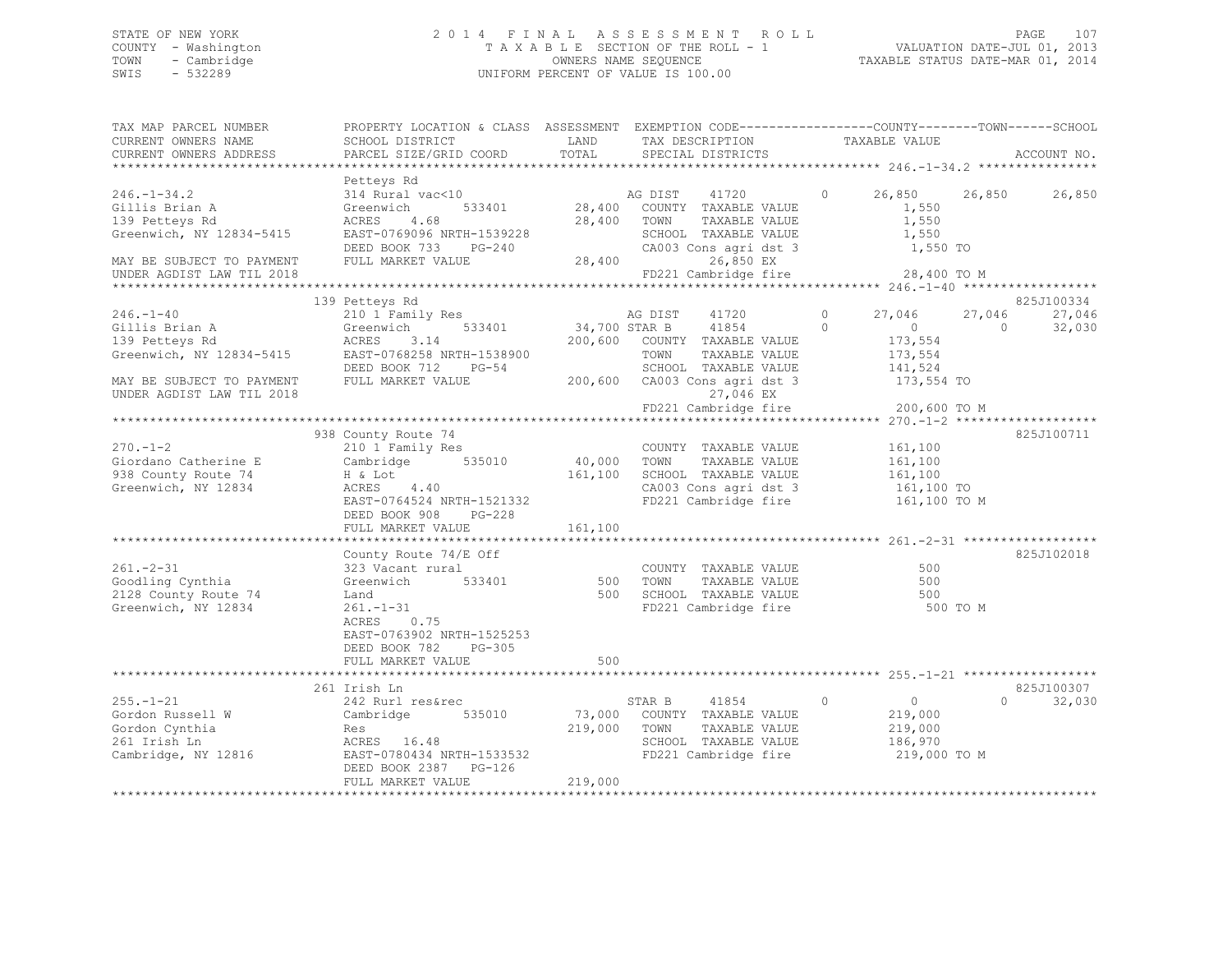STATE OF NEW YORK
COUNTY - Washington
TOWN - Cambridge
SWIS - 532289

2 0 1 4 F I N A L A S S E S S M E N T R O L L
T A X A B L E SECTION OF THE ROLL - 1
OWNERS NAME SEQUENCE
UNIFORM PERCENT OF VALUE IS 100.00

VALUATION DATE-JUL 01, 2013
TAXABLE STATUS DATE-MAR 01, 2014

```
TAX MAP PARCEL NUMBER          PROPERTY LOCATION & CLASS  ASSESSMENT  EXEMPTION CODE------------------COUNTY--------TOWN------SCHOOL
CURRENT OWNERS NAME            SCHOOL DISTRICT              LAND      TAX DESCRIPTION              TAXABLE VALUE
CURRENT OWNERS ADDRESS         PARCEL SIZE/GRID COORD       TOTAL     SPECIAL DISTRICTS                                      ACCOUNT NO.
******************************************************************************************************* 246.-1-34.2 ****************
                               Petteys Rd
246.-1-34.2                    314 Rural vac<10                       AG DIST      41720          0       26,850      26,850      26,850
Gillis Brian A                 Greenwich       533401      28,400     COUNTY   TAXABLE VALUE              1,550
139 Petteys Rd                 ACRES    4.68               28,400     TOWN     TAXABLE VALUE              1,550
Greenwich, NY 12834-5415       EAST-0769096 NRTH-1539228              SCHOOL   TAXABLE VALUE              1,550
                               DEED BOOK 733    PG-240                CA003 Cons agri dst 3               1,550 TO
MAY BE SUBJECT TO PAYMENT      FULL MARKET VALUE           28,400          26,850 EX
UNDER AGDIST LAW TIL 2018                                             FD221 Cambridge fire               28,400 TO M
******************************************************************************************************* 246.-1-40 ******************
                               139 Petteys Rd                                                                            825J100334
246.-1-40                      210 1 Family Res                       AG DIST      41720          0       27,046      27,046      27,046
Gillis Brian A                 Greenwich       533401      34,700 STAR B        41854          0            0           0      32,030
139 Petteys Rd                 ACRES    3.14              200,600     COUNTY   TAXABLE VALUE            173,554
Greenwich, NY 12834-5415       EAST-0768258 NRTH-1538900              TOWN     TAXABLE VALUE            173,554
                               DEED BOOK 712    PG-54                 SCHOOL   TAXABLE VALUE            141,524
MAY BE SUBJECT TO PAYMENT      FULL MARKET VALUE          200,600     CA003 Cons agri dst 3             173,554 TO
UNDER AGDIST LAW TIL 2018                                                  27,046 EX
                                                                      FD221 Cambridge fire              200,600 TO M
******************************************************************************************************* 270.-1-2 *******************
                               938 County Route 74                                                                       825J100711
270.-1-2                       210 1 Family Res                       COUNTY   TAXABLE VALUE            161,100
Giordano Catherine E           Cambridge       535010      40,000     TOWN     TAXABLE VALUE            161,100
938 County Route 74            H & Lot                    161,100     SCHOOL   TAXABLE VALUE            161,100
Greenwich, NY 12834            ACRES    4.40                          CA003 Cons agri dst 3             161,100 TO
                               EAST-0764524 NRTH-1521332              FD221 Cambridge fire              161,100 TO M
                               DEED BOOK 908    PG-228
                               FULL MARKET VALUE          161,100
******************************************************************************************************* 261.-2-31 ******************
                               County Route 74/E Off                                                                     825J102018
261.-2-31                      323 Vacant rural                       COUNTY   TAXABLE VALUE                500
Goodling Cynthia               Greenwich       533401         500     TOWN     TAXABLE VALUE                500
2128 County Route 74           Land                           500     SCHOOL   TAXABLE VALUE                500
Greenwich, NY 12834            261.-1-31                              FD221 Cambridge fire                  500 TO M
                               ACRES    0.75
                               EAST-0763902 NRTH-1525253
                               DEED BOOK 782    PG-305
                               FULL MARKET VALUE              500
******************************************************************************************************* 255.-1-21 ******************
                               261 Irish Ln                                                                              825J100307
255.-1-21                      242 Rurl res&rec                       STAR B       41854          0            0           0      32,030
Gordon Russell W               Cambridge       535010      73,000     COUNTY   TAXABLE VALUE            219,000
Gordon Cynthia                 Res                        219,000     TOWN     TAXABLE VALUE            219,000
261 Irish Ln                   ACRES   16.48                          SCHOOL   TAXABLE VALUE            186,970
Cambridge, NY 12816            EAST-0780434 NRTH-1533532              FD221 Cambridge fire              219,000 TO M
                               DEED BOOK 2387   PG-126
                               FULL MARKET VALUE          219,000
************************************************************************************************************************************
```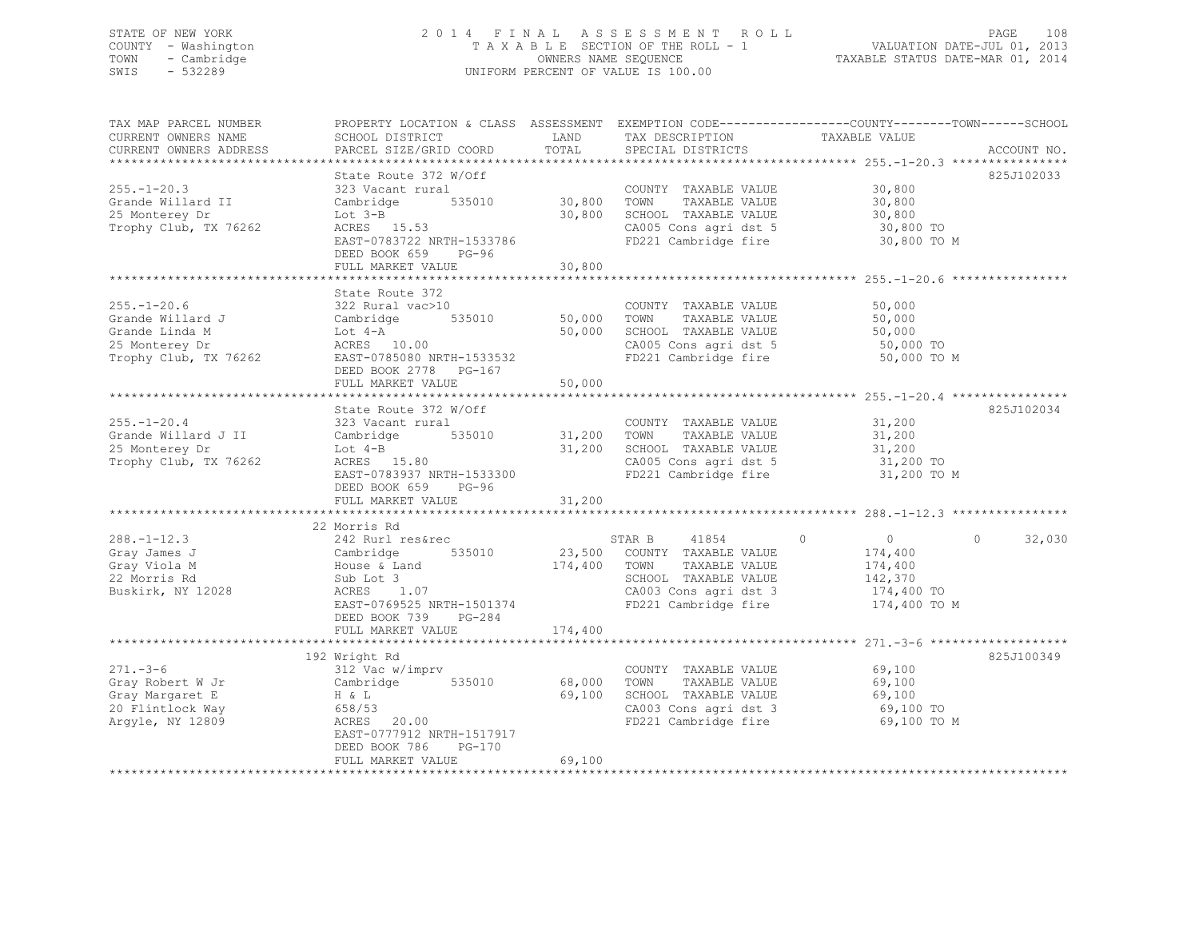STATE OF NEW YORK
COUNTY - Washington
TOWN - Cambridge
SWIS - 532289

2014 FINAL ASSESSMENT ROLL
TAXABLE SECTION OF THE ROLL - 1
OWNERS NAME SEQUENCE
UNIFORM PERCENT OF VALUE IS 100.00

VALUATION DATE-JUL 01, 2013
TAXABLE STATUS DATE-MAR 01, 2014

| TAX MAP PARCEL NUMBER / CURRENT OWNERS NAME / CURRENT OWNERS ADDRESS | PROPERTY LOCATION & CLASS / SCHOOL DISTRICT / PARCEL SIZE/GRID COORD | ASSESSMENT LAND | TOTAL | EXEMPTION CODE / TAX DESCRIPTION / SPECIAL DISTRICTS | COUNTY TAXABLE VALUE | TOWN | SCHOOL | ACCOUNT NO. |
|---|---|---|---|---|---|---|---|---|
| 255.-1-20.3 | State Route 372 W/Off | | | | | | | 825J102033 |
| | 323 Vacant rural | | | COUNTY TAXABLE VALUE | 30,800 | | | |
| Grande Willard II | Cambridge 535010 | 30,800 | | TOWN TAXABLE VALUE | 30,800 | | | |
| 25 Monterey Dr | Lot 3-B | | 30,800 | SCHOOL TAXABLE VALUE | 30,800 | | | |
| Trophy Club, TX 76262 | ACRES 15.53 | | | CA005 Cons agri dst 5 | 30,800 TO | | | |
| | EAST-0783722 NRTH-1533786 | | | FD221 Cambridge fire | 30,800 TO M | | | |
| | DEED BOOK 659 PG-96 | | | | | | | |
| | FULL MARKET VALUE | | 30,800 | | | | | |
| 255.-1-20.6 | State Route 372 | | | | | | | |
| | 322 Rural vac>10 | | | COUNTY TAXABLE VALUE | 50,000 | | | |
| Grande Willard J | Cambridge 535010 | 50,000 | | TOWN TAXABLE VALUE | 50,000 | | | |
| Grande Linda M | Lot 4-A | | 50,000 | SCHOOL TAXABLE VALUE | 50,000 | | | |
| 25 Monterey Dr | ACRES 10.00 | | | CA005 Cons agri dst 5 | 50,000 TO | | | |
| Trophy Club, TX 76262 | EAST-0785080 NRTH-1533532 | | | FD221 Cambridge fire | 50,000 TO M | | | |
| | DEED BOOK 2778 PG-167 | | | | | | | |
| | FULL MARKET VALUE | | 50,000 | | | | | |
| 255.-1-20.4 | State Route 372 W/Off | | | | | | | 825J102034 |
| | 323 Vacant rural | | | COUNTY TAXABLE VALUE | 31,200 | | | |
| Grande Willard J II | Cambridge 535010 | 31,200 | | TOWN TAXABLE VALUE | 31,200 | | | |
| 25 Monterey Dr | Lot 4-B | | 31,200 | SCHOOL TAXABLE VALUE | 31,200 | | | |
| Trophy Club, TX 76262 | ACRES 15.80 | | | CA005 Cons agri dst 5 | 31,200 TO | | | |
| | EAST-0783937 NRTH-1533300 | | | FD221 Cambridge fire | 31,200 TO M | | | |
| | DEED BOOK 659 PG-96 | | | | | | | |
| | FULL MARKET VALUE | | 31,200 | | | | | |
| 288.-1-12.3 | 22 Morris Rd | | | | | | | |
| | 242 Rurl res&rec | | | STAR B 41854 | 0 | 0 | 32,030 | |
| Gray James J | Cambridge 535010 | 23,500 | | COUNTY TAXABLE VALUE | 174,400 | | | |
| Gray Viola M | House & Land | | 174,400 | TOWN TAXABLE VALUE | 174,400 | | | |
| 22 Morris Rd | Sub Lot 3 | | | SCHOOL TAXABLE VALUE | 142,370 | | | |
| Buskirk, NY 12028 | ACRES 1.07 | | | CA003 Cons agri dst 3 | 174,400 TO | | | |
| | EAST-0769525 NRTH-1501374 | | | FD221 Cambridge fire | 174,400 TO M | | | |
| | DEED BOOK 739 PG-284 | | | | | | | |
| | FULL MARKET VALUE | | 174,400 | | | | | |
| 271.-3-6 | 192 Wright Rd | | | | | | | 825J100349 |
| | 312 Vac w/imprv | | | COUNTY TAXABLE VALUE | 69,100 | | | |
| Gray Robert W Jr | Cambridge 535010 | 68,000 | | TOWN TAXABLE VALUE | 69,100 | | | |
| Gray Margaret E | H & L | | 69,100 | SCHOOL TAXABLE VALUE | 69,100 | | | |
| 20 Flintlock Way | 658/53 | | | CA003 Cons agri dst 3 | 69,100 TO | | | |
| Argyle, NY 12809 | ACRES 20.00 | | | FD221 Cambridge fire | 69,100 TO M | | | |
| | EAST-0777912 NRTH-1517917 | | | | | | | |
| | DEED BOOK 786 PG-170 | | | | | | | |
| | FULL MARKET VALUE | | 69,100 | | | | | |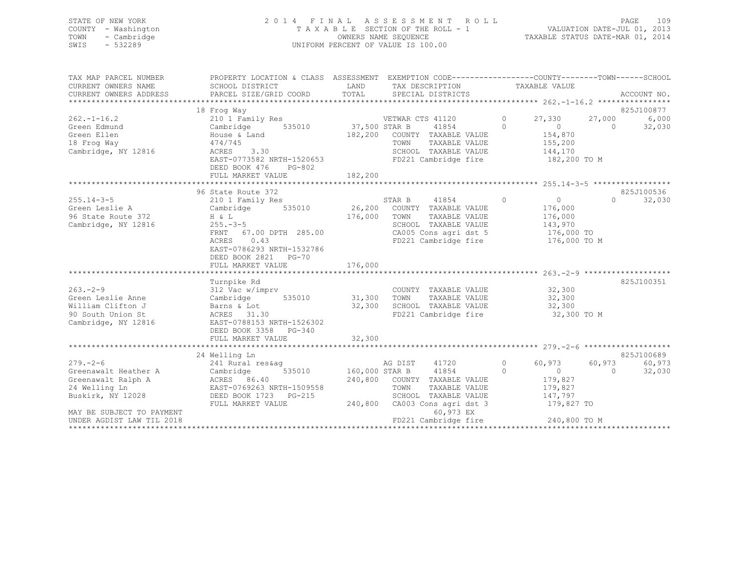STATE OF NEW YORK
COUNTY - Washington
TOWN - Cambridge
SWIS - 532289

2014 FINAL ASSESSMENT ROLL
TAXABLE SECTION OF THE ROLL - 1
OWNERS NAME SEQUENCE
UNIFORM PERCENT OF VALUE IS 100.00

VALUATION DATE-JUL 01, 2013
TAXABLE STATUS DATE-MAR 01, 2014

```
TAX MAP PARCEL NUMBER      PROPERTY LOCATION & CLASS  ASSESSMENT  EXEMPTION CODE------------------COUNTY--------TOWN------SCHOOL
CURRENT OWNERS NAME        SCHOOL DISTRICT               LAND      TAX DESCRIPTION              TAXABLE VALUE
CURRENT OWNERS ADDRESS     PARCEL SIZE/GRID COORD        TOTAL     SPECIAL DISTRICTS                                    ACCOUNT NO.
******************************************************************************************************* 262.-1-16.2 ****************
                           18 Frog Way                                                                                  825J100877
262.-1-16.2                210 1 Family Res                   VETWAR CTS 41120        0      27,330      27,000       6,000
Green Edmund               Cambridge      535010      37,500 STAR B      41854        0           0           0      32,030
Green Ellen                House & Land              182,200   COUNTY  TAXABLE VALUE          154,870
18 Frog Way                474/745                             TOWN    TAXABLE VALUE          155,200
Cambridge, NY 12816        ACRES    3.30                       SCHOOL  TAXABLE VALUE          144,170
                           EAST-0773582 NRTH-1520653           FD221 Cambridge fire            182,200 TO M
                           DEED BOOK 476    PG-802
                           FULL MARKET VALUE         182,200
******************************************************************************************************* 255.14-3-5 *****************
                           96 State Route 372                                                                           825J100536
255.14-3-5                 210 1 Family Res                   STAR B      41854        0           0           0      32,030
Green Leslie A             Cambridge      535010      26,200   COUNTY  TAXABLE VALUE          176,000
96 State Route 372         H & L                     176,000   TOWN    TAXABLE VALUE          176,000
Cambridge, NY 12816        255.-3-5                            SCHOOL  TAXABLE VALUE          143,970
                           FRNT   67.00 DPTH 285.00            CA005 Cons agri dst 5           176,000 TO
                           ACRES    0.43                       FD221 Cambridge fire            176,000 TO M
                           EAST-0786293 NRTH-1532786
                           DEED BOOK 2821   PG-70
                           FULL MARKET VALUE         176,000
******************************************************************************************************* 263.-2-9 *******************
                           Turnpike Rd                                                                                  825J100351
263.-2-9                   312 Vac w/imprv                     COUNTY  TAXABLE VALUE           32,300
Green Leslie Anne          Cambridge      535010      31,300   TOWN    TAXABLE VALUE           32,300
William Clifton J          Barns & Lot                32,300   SCHOOL  TAXABLE VALUE           32,300
90 South Union St          ACRES   31.30                       FD221 Cambridge fire             32,300 TO M
Cambridge, NY 12816        EAST-0788153 NRTH-1526302
                           DEED BOOK 3358   PG-340
                           FULL MARKET VALUE          32,300
******************************************************************************************************* 279.-2-6 *******************
                           24 Welling Ln                                                                                825J100689
279.-2-6                   241 Rural res&ag                   AG DIST     41720        0      60,973      60,973      60,973
Greenawalt Heather A       Cambridge      535010     160,000 STAR B      41854        0           0           0      32,030
Greenawalt Ralph A         ACRES   86.40             240,800   COUNTY  TAXABLE VALUE          179,827
24 Welling Ln              EAST-0769263 NRTH-1509558           TOWN    TAXABLE VALUE          179,827
Buskirk, NY 12028          DEED BOOK 1723   PG-215             SCHOOL  TAXABLE VALUE          147,797
                           FULL MARKET VALUE         240,800   CA003 Cons agri dst 3           179,827 TO
MAY BE SUBJECT TO PAYMENT                                           60,973 EX
UNDER AGDIST LAW TIL 2018                                      FD221 Cambridge fire            240,800 TO M
************************************************************************************************************************************
```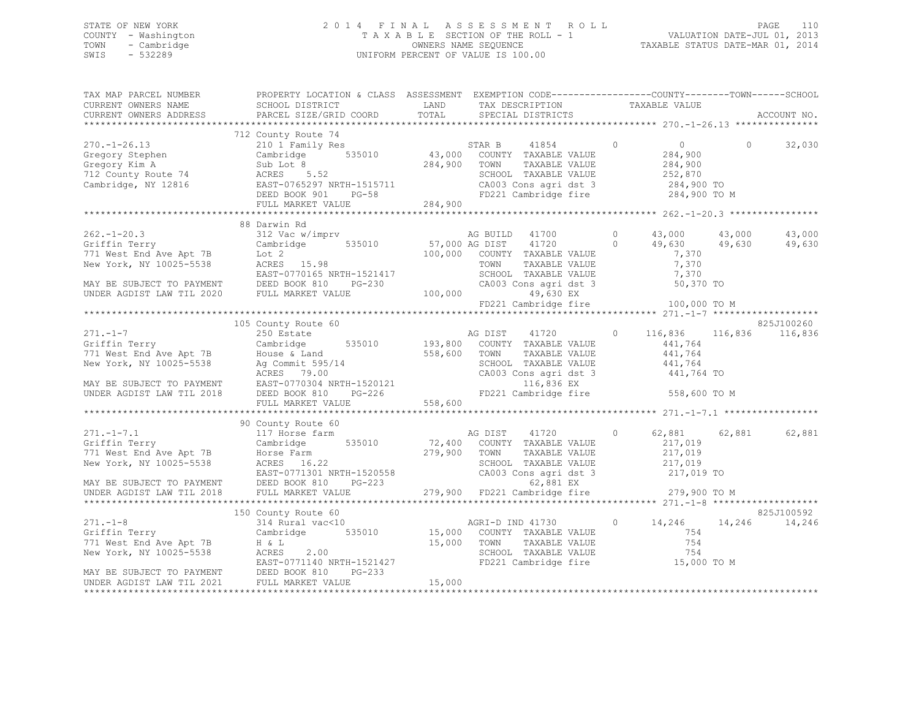STATE OF NEW YORK
COUNTY - Washington
TOWN - Cambridge
SWIS - 532289

2014 FINAL ASSESSMENT ROLL
TAXABLE SECTION OF THE ROLL - 1
OWNERS NAME SEQUENCE
UNIFORM PERCENT OF VALUE IS 100.00

VALUATION DATE-JUL 01, 2013
TAXABLE STATUS DATE-MAR 01, 2014

| TAX MAP PARCEL NUMBER / CURRENT OWNERS NAME / CURRENT OWNERS ADDRESS | PROPERTY LOCATION & CLASS / SCHOOL DISTRICT / PARCEL SIZE/GRID COORD | ASSESSMENT LAND / TOTAL | EXEMPTION CODE / TAX DESCRIPTION / SPECIAL DISTRICTS | COUNTY TAXABLE VALUE | TOWN | SCHOOL | ACCOUNT NO. |
|---|---|---|---|---|---|---|---|
| **270.-1-26.13** | 712 County Route 74 | | | | | | |
| 270.-1-26.13 | 210 1 Family Res | | STAR B 41854 0 | 0 | 0 | 32,030 | |
| Gregory Stephen | Cambridge 535010 | 43,000 | COUNTY TAXABLE VALUE | 284,900 | | | |
| Gregory Kim A | Sub Lot 8 | 284,900 | TOWN TAXABLE VALUE | 284,900 | | | |
| 712 County Route 74 | ACRES 5.52 | | SCHOOL TAXABLE VALUE | 252,870 | | | |
| Cambridge, NY 12816 | EAST-0765297 NRTH-1515711 | | CA003 Cons agri dst 3 | 284,900 TO | | | |
| | DEED BOOK 901 PG-58 | | FD221 Cambridge fire | 284,900 TO M | | | |
| | FULL MARKET VALUE | 284,900 | | | | | |
| **262.-1-20.3** | 88 Darwin Rd | | | | | | |
| 262.-1-20.3 | 312 Vac w/imprv | | AG BUILD 41700 0 | 43,000 | 43,000 | 43,000 | |
| Griffin Terry | Cambridge 535010 | 57,000 | AG DIST 41720 0 | 49,630 | 49,630 | 49,630 | |
| 771 West End Ave Apt 7B | Lot 2 | 100,000 | COUNTY TAXABLE VALUE | 7,370 | | | |
| New York, NY 10025-5538 | ACRES 15.98 | | TOWN TAXABLE VALUE | 7,370 | | | |
| | EAST-0770165 NRTH-1521417 | | SCHOOL TAXABLE VALUE | 7,370 | | | |
| MAY BE SUBJECT TO PAYMENT | DEED BOOK 810 PG-230 | | CA003 Cons agri dst 3 | 50,370 TO | | | |
| UNDER AGDIST LAW TIL 2020 | FULL MARKET VALUE | 100,000 | 49,630 EX | | | | |
| | | | FD221 Cambridge fire | 100,000 TO M | | | |
| **271.-1-7** | 105 County Route 60 | | | | | | 825J100260 |
| 271.-1-7 | 250 Estate | | AG DIST 41720 0 | 116,836 | 116,836 | 116,836 | |
| Griffin Terry | Cambridge 535010 | 193,800 | COUNTY TAXABLE VALUE | 441,764 | | | |
| 771 West End Ave Apt 7B | House & Land | 558,600 | TOWN TAXABLE VALUE | 441,764 | | | |
| New York, NY 10025-5538 | Ag Commit 595/14 | | SCHOOL TAXABLE VALUE | 441,764 | | | |
| | ACRES 79.00 | | CA003 Cons agri dst 3 | 441,764 TO | | | |
| MAY BE SUBJECT TO PAYMENT | EAST-0770304 NRTH-1520121 | | 116,836 EX | | | | |
| UNDER AGDIST LAW TIL 2018 | DEED BOOK 810 PG-226 | | FD221 Cambridge fire | 558,600 TO M | | | |
| | FULL MARKET VALUE | 558,600 | | | | | |
| **271.-1-7.1** | 90 County Route 60 | | | | | | |
| 271.-1-7.1 | 117 Horse farm | | AG DIST 41720 0 | 62,881 | 62,881 | 62,881 | |
| Griffin Terry | Cambridge 535010 | 72,400 | COUNTY TAXABLE VALUE | 217,019 | | | |
| 771 West End Ave Apt 7B | Horse Farm | 279,900 | TOWN TAXABLE VALUE | 217,019 | | | |
| New York, NY 10025-5538 | ACRES 16.22 | | SCHOOL TAXABLE VALUE | 217,019 | | | |
| | EAST-0771301 NRTH-1520558 | | CA003 Cons agri dst 3 | 217,019 TO | | | |
| MAY BE SUBJECT TO PAYMENT | DEED BOOK 810 PG-223 | | 62,881 EX | | | | |
| UNDER AGDIST LAW TIL 2018 | FULL MARKET VALUE | 279,900 | FD221 Cambridge fire | 279,900 TO M | | | |
| **271.-1-8** | 150 County Route 60 | | | | | | 825J100592 |
| 271.-1-8 | 314 Rural vac<10 | | AGRI-D IND 41730 0 | 14,246 | 14,246 | 14,246 | |
| Griffin Terry | Cambridge 535010 | 15,000 | COUNTY TAXABLE VALUE | 754 | | | |
| 771 West End Ave Apt 7B | H & L | 15,000 | TOWN TAXABLE VALUE | 754 | | | |
| New York, NY 10025-5538 | ACRES 2.00 | | SCHOOL TAXABLE VALUE | 754 | | | |
| | EAST-0771140 NRTH-1521427 | | FD221 Cambridge fire | 15,000 TO M | | | |
| MAY BE SUBJECT TO PAYMENT | DEED BOOK 810 PG-233 | | | | | | |
| UNDER AGDIST LAW TIL 2021 | FULL MARKET VALUE | 15,000 | | | | | |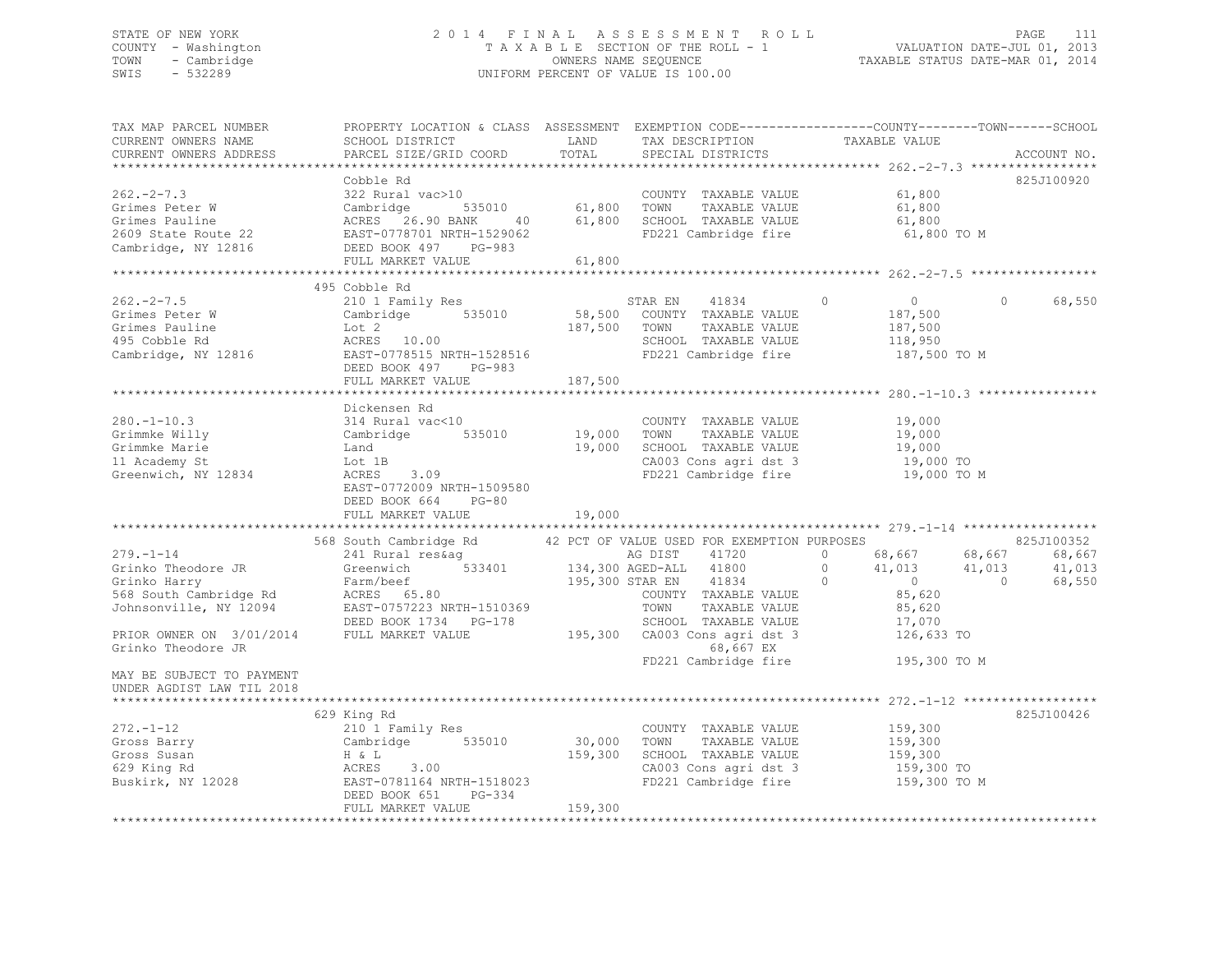STATE OF NEW YORK
COUNTY - Washington
TOWN - Cambridge
SWIS - 532289

2014 FINAL ASSESSMENT ROLL
TAXABLE SECTION OF THE ROLL - 1
OWNERS NAME SEQUENCE
UNIFORM PERCENT OF VALUE IS 100.00

VALUATION DATE-JUL 01, 2013
TAXABLE STATUS DATE-MAR 01, 2014

```
TAX MAP PARCEL NUMBER          PROPERTY LOCATION & CLASS  ASSESSMENT  EXEMPTION CODE-----------------COUNTY--------TOWN------SCHOOL
CURRENT OWNERS NAME            SCHOOL DISTRICT              LAND      TAX DESCRIPTION              TAXABLE VALUE
CURRENT OWNERS ADDRESS         PARCEL SIZE/GRID COORD       TOTAL     SPECIAL DISTRICTS                                        ACCOUNT NO.
******************************************************************************************************* 262.-2-7.3 *****************
                               Cobble Rd                                                                                   825J100920
262.-2-7.3                     322 Rural vac>10                        COUNTY  TAXABLE VALUE           61,800
Grimes Peter W                 Cambridge      535010       61,800      TOWN    TAXABLE VALUE           61,800
Grimes Pauline                 ACRES  26.90 BANK     40    61,800      SCHOOL  TAXABLE VALUE           61,800
2609 State Route 22            EAST-0778701 NRTH-1529062               FD221 Cambridge fire             61,800 TO M
Cambridge, NY 12816            DEED BOOK 497    PG-983
                               FULL MARKET VALUE           61,800
******************************************************************************************************* 262.-2-7.5 *****************
                               495 Cobble Rd
262.-2-7.5                     210 1 Family Res                        STAR EN     41834       0            0             0      68,550
Grimes Peter W                 Cambridge      535010       58,500      COUNTY  TAXABLE VALUE          187,500
Grimes Pauline                 Lot 2                      187,500      TOWN    TAXABLE VALUE          187,500
495 Cobble Rd                  ACRES  10.00                            SCHOOL  TAXABLE VALUE          118,950
Cambridge, NY 12816            EAST-0778515 NRTH-1528516               FD221 Cambridge fire            187,500 TO M
                               DEED BOOK 497    PG-983
                               FULL MARKET VALUE          187,500
******************************************************************************************************* 280.-1-10.3 ****************
                               Dickensen Rd
280.-1-10.3                    314 Rural vac<10                        COUNTY  TAXABLE VALUE           19,000
Grimmke Willy                  Cambridge      535010       19,000      TOWN    TAXABLE VALUE           19,000
Grimmke Marie                  Land                        19,000      SCHOOL  TAXABLE VALUE           19,000
11 Academy St                  Lot 1B                                  CA003 Cons agri dst 3            19,000 TO
Greenwich, NY 12834            ACRES   3.09                            FD221 Cambridge fire             19,000 TO M
                               EAST-0772009 NRTH-1509580
                               DEED BOOK 664    PG-80
                               FULL MARKET VALUE           19,000
******************************************************************************************************* 279.-1-14 ******************
                               568 South Cambridge Rd     42 PCT OF VALUE USED FOR EXEMPTION PURPOSES                      825J100352
279.-1-14                      241 Rural res&ag                        AG DIST     41720       0       68,667        68,667      68,667
Grinko Theodore JR             Greenwich      533401      134,300 AGED-ALL    41800            0       41,013        41,013      41,013
Grinko Harry                   Farm/beef                  195,300 STAR EN     41834            0            0             0      68,550
568 South Cambridge Rd         ACRES  65.80                            COUNTY  TAXABLE VALUE           85,620
Johnsonville, NY 12094         EAST-0757223 NRTH-1510369               TOWN    TAXABLE VALUE           85,620
                               DEED BOOK 1734   PG-178                 SCHOOL  TAXABLE VALUE           17,070
PRIOR OWNER ON 3/01/2014       FULL MARKET VALUE          195,300      CA003 Cons agri dst 3           126,633 TO
Grinko Theodore JR                                                           68,667 EX
                                                                       FD221 Cambridge fire            195,300 TO M
MAY BE SUBJECT TO PAYMENT
UNDER AGDIST LAW TIL 2018
******************************************************************************************************* 272.-1-12 ******************
                               629 King Rd                                                                                 825J100426
272.-1-12                      210 1 Family Res                        COUNTY  TAXABLE VALUE          159,300
Gross Barry                    Cambridge      535010       30,000      TOWN    TAXABLE VALUE          159,300
Gross Susan                    H & L                      159,300      SCHOOL  TAXABLE VALUE          159,300
629 King Rd                    ACRES   3.00                            CA003 Cons agri dst 3           159,300 TO
Buskirk, NY 12028              EAST-0781164 NRTH-1518023               FD221 Cambridge fire            159,300 TO M
                               DEED BOOK 651    PG-334
                               FULL MARKET VALUE          159,300
************************************************************************************************************************************
```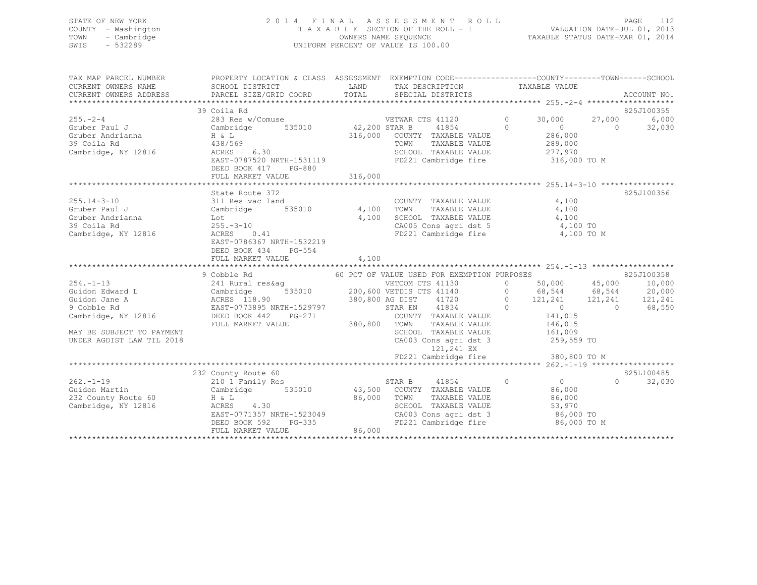STATE OF NEW YORK — COUNTY - Washington — TOWN - Cambridge — SWIS - 532289

# 2014 FINAL ASSESSMENT ROLL

TAXABLE SECTION OF THE ROLL - 1 — OWNERS NAME SEQUENCE — UNIFORM PERCENT OF VALUE IS 100.00

VALUATION DATE-JUL 01, 2013 — TAXABLE STATUS DATE-MAR 01, 2014

| TAX MAP PARCEL NUMBER / CURRENT OWNERS NAME / CURRENT OWNERS ADDRESS | PROPERTY LOCATION & CLASS / SCHOOL DISTRICT / PARCEL SIZE/GRID COORD | ASSESSMENT LAND / TOTAL | EXEMPTION CODE / TAX DESCRIPTION / SPECIAL DISTRICTS | COUNTY TAXABLE VALUE | TOWN | SCHOOL | ACCOUNT NO. |
|---|---|---|---|---|---|---|---|
| **255.-2-4** | 39 Coila Rd | | | | | | 825J100355 |
| Gruber Paul J | 283 Res w/Comuse | | VETWAR CTS 41120 0 | 30,000 | 27,000 | 6,000 | |
| Gruber Andrianna | Cambridge 535010 | 42,200 | STAR B 41854 0 | 0 | 0 | 32,030 | |
| 39 Coila Rd | H & L | 316,000 | COUNTY TAXABLE VALUE | 286,000 | | | |
| Cambridge, NY 12816 | 438/569 | | TOWN TAXABLE VALUE | 289,000 | | | |
| | ACRES 6.30 | | SCHOOL TAXABLE VALUE | 277,970 | | | |
| | EAST-0787520 NRTH-1531119 | | FD221 Cambridge fire | 316,000 TO M | | | |
| | DEED BOOK 417 PG-880 | | | | | | |
| | FULL MARKET VALUE | 316,000 | | | | | |
| **255.14-3-10** | State Route 372 | | | | | | 825J100356 |
| Gruber Paul J | 311 Res vac land | | COUNTY TAXABLE VALUE | 4,100 | | | |
| Gruber Andrianna | Cambridge 535010 | 4,100 | TOWN TAXABLE VALUE | 4,100 | | | |
| 39 Coila Rd | Lot | 4,100 | SCHOOL TAXABLE VALUE | 4,100 | | | |
| Cambridge, NY 12816 | 255.-3-10 | | CA005 Cons agri dst 5 | 4,100 TO | | | |
| | ACRES 0.41 | | FD221 Cambridge fire | 4,100 TO M | | | |
| | EAST-0786367 NRTH-1532219 | | | | | | |
| | DEED BOOK 434 PG-554 | | | | | | |
| | FULL MARKET VALUE | 4,100 | | | | | |
| **254.-1-13** | 9 Cobble Rd | | 60 PCT OF VALUE USED FOR EXEMPTION PURPOSES | | | | 825J100358 |
| Guidon Edward L | 241 Rural res&ag | | VETCOM CTS 41130 0 | 50,000 | 45,000 | 10,000 | |
| Guidon Jane A | Cambridge 535010 | 200,600 | VETDIS CTS 41140 0 | 68,544 | 68,544 | 20,000 | |
| 9 Cobble Rd | ACRES 118.90 | 380,800 | AG DIST 41720 0 | 121,241 | 121,241 | 121,241 | |
| Cambridge, NY 12816 | EAST-0773895 NRTH-1529797 | | STAR EN 41834 0 | 0 | 0 | 68,550 | |
| | DEED BOOK 442 PG-271 | | COUNTY TAXABLE VALUE | 141,015 | | | |
| | FULL MARKET VALUE | 380,800 | TOWN TAXABLE VALUE | 146,015 | | | |
| MAY BE SUBJECT TO PAYMENT | | | SCHOOL TAXABLE VALUE | 161,009 | | | |
| UNDER AGDIST LAW TIL 2018 | | | CA003 Cons agri dst 3 | 259,559 TO | | | |
| | | | 121,241 EX | | | | |
| | | | FD221 Cambridge fire | 380,800 TO M | | | |
| **262.-1-19** | 232 County Route 60 | | | | | | 825L100485 |
| Guidon Martin | 210 1 Family Res | | STAR B 41854 0 | 0 | 0 | 32,030 | |
| 232 County Route 60 | Cambridge 535010 | 43,500 | COUNTY TAXABLE VALUE | 86,000 | | | |
| Cambridge, NY 12816 | H & L | 86,000 | TOWN TAXABLE VALUE | 86,000 | | | |
| | ACRES 4.30 | | SCHOOL TAXABLE VALUE | 53,970 | | | |
| | EAST-0771357 NRTH-1523049 | | CA003 Cons agri dst 3 | 86,000 TO | | | |
| | DEED BOOK 592 PG-335 | | FD221 Cambridge fire | 86,000 TO M | | | |
| | FULL MARKET VALUE | 86,000 | | | | | |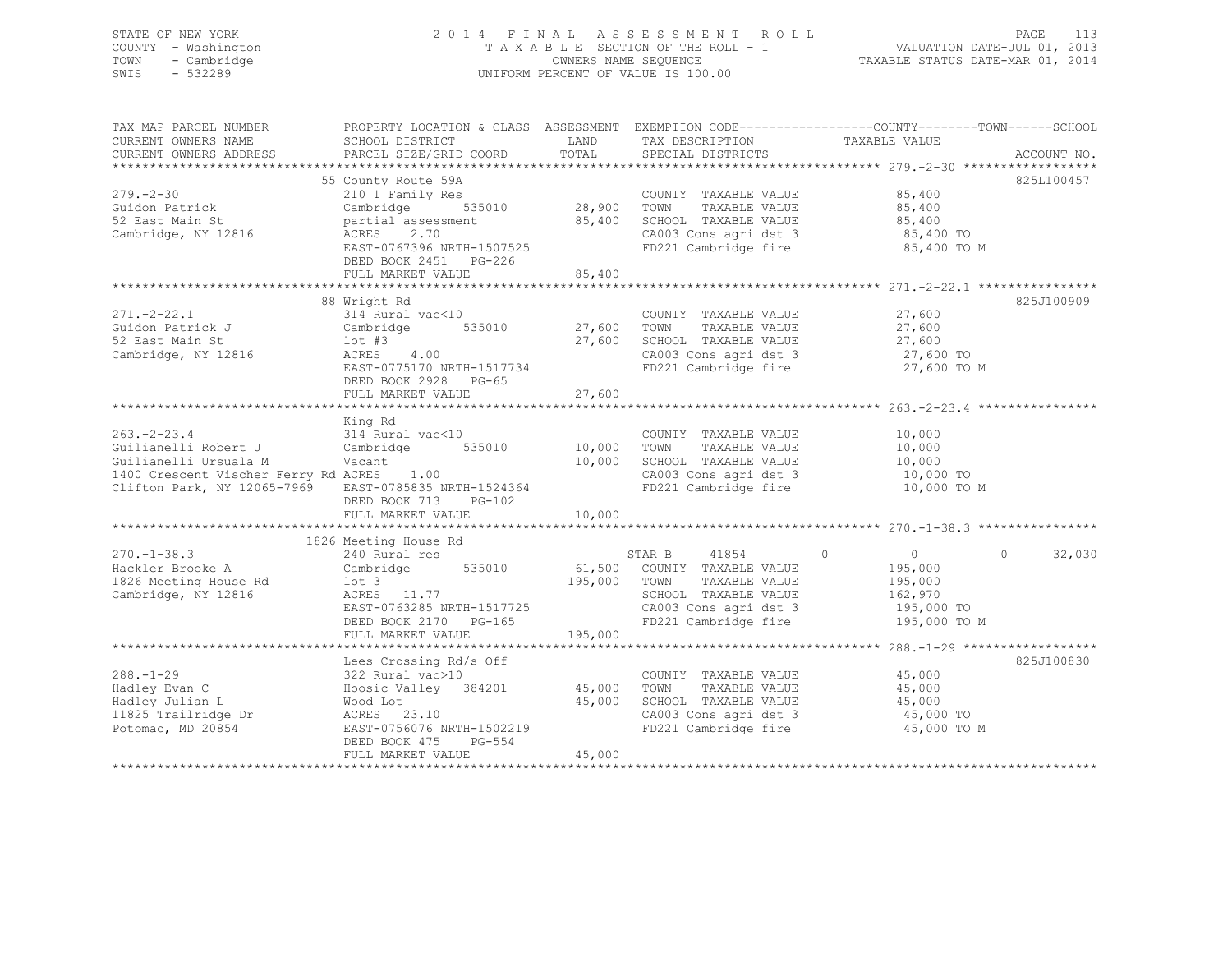STATE OF NEW YORK
COUNTY - Washington
TOWN - Cambridge
SWIS - 532289

2014 FINAL ASSESSMENT ROLL
TAXABLE SECTION OF THE ROLL - 1
OWNERS NAME SEQUENCE
UNIFORM PERCENT OF VALUE IS 100.00

VALUATION DATE-JUL 01, 2013
TAXABLE STATUS DATE-MAR 01, 2014

```
TAX MAP PARCEL NUMBER          PROPERTY LOCATION & CLASS  ASSESSMENT  EXEMPTION CODE------------------COUNTY--------TOWN------SCHOOL
CURRENT OWNERS NAME            SCHOOL DISTRICT               LAND      TAX DESCRIPTION              TAXABLE VALUE
CURRENT OWNERS ADDRESS         PARCEL SIZE/GRID COORD        TOTAL     SPECIAL DISTRICTS                                    ACCOUNT NO.
******************************************************************************************************* 279.-2-30 ******************
                               55 County Route 59A                                                                          825L100457
279.-2-30                      210 1 Family Res                         COUNTY  TAXABLE VALUE             85,400
Guidon Patrick                 Cambridge       535010       28,900      TOWN    TAXABLE VALUE             85,400
52 East Main St                partial assessment           85,400      SCHOOL  TAXABLE VALUE             85,400
Cambridge, NY 12816            ACRES     2.70                           CA003 Cons agri dst 3              85,400 TO
                               EAST-0767396 NRTH-1507525                FD221 Cambridge fire               85,400 TO M
                               DEED BOOK 2451   PG-226
                               FULL MARKET VALUE            85,400
******************************************************************************************************* 271.-2-22.1 ****************
                               88 Wright Rd                                                                                 825J100909
271.-2-22.1                    314 Rural vac<10                         COUNTY  TAXABLE VALUE             27,600
Guidon Patrick J               Cambridge       535010       27,600      TOWN    TAXABLE VALUE             27,600
52 East Main St                lot #3                       27,600      SCHOOL  TAXABLE VALUE             27,600
Cambridge, NY 12816            ACRES     4.00                           CA003 Cons agri dst 3              27,600 TO
                               EAST-0775170 NRTH-1517734                FD221 Cambridge fire               27,600 TO M
                               DEED BOOK 2928   PG-65
                               FULL MARKET VALUE            27,600
******************************************************************************************************* 263.-2-23.4 ****************
                               King Rd
263.-2-23.4                    314 Rural vac<10                         COUNTY  TAXABLE VALUE             10,000
Guilianelli Robert J           Cambridge       535010       10,000      TOWN    TAXABLE VALUE             10,000
Guilianelli Ursuala M          Vacant                       10,000      SCHOOL  TAXABLE VALUE             10,000
1400 Crescent Vischer Ferry Rd ACRES     1.00                           CA003 Cons agri dst 3              10,000 TO
Clifton Park, NY 12065-7969    EAST-0785835 NRTH-1524364                FD221 Cambridge fire               10,000 TO M
                               DEED BOOK 713    PG-102
                               FULL MARKET VALUE            10,000
******************************************************************************************************* 270.-1-38.3 ****************
                               1826 Meeting House Rd
270.-1-38.3                    240 Rural res                            STAR B      41854         0            0           0      32,030
Hackler Brooke A               Cambridge       535010       61,500      COUNTY  TAXABLE VALUE            195,000
1826 Meeting House Rd          lot 3                       195,000      TOWN    TAXABLE VALUE            195,000
Cambridge, NY 12816            ACRES    11.77                           SCHOOL  TAXABLE VALUE            162,970
                               EAST-0763285 NRTH-1517725                CA003 Cons agri dst 3             195,000 TO
                               DEED BOOK 2170   PG-165                  FD221 Cambridge fire              195,000 TO M
                               FULL MARKET VALUE           195,000
******************************************************************************************************* 288.-1-29 ******************
                               Lees Crossing Rd/s Off                                                                       825J100830
288.-1-29                      322 Rural vac>10                         COUNTY  TAXABLE VALUE             45,000
Hadley Evan C                  Hoosic Valley   384201       45,000      TOWN    TAXABLE VALUE             45,000
Hadley Julian L                Wood Lot                     45,000      SCHOOL  TAXABLE VALUE             45,000
11825 Trailridge Dr            ACRES    23.10                           CA003 Cons agri dst 3              45,000 TO
Potomac, MD 20854              EAST-0756076 NRTH-1502219                FD221 Cambridge fire               45,000 TO M
                               DEED BOOK 475    PG-554
                               FULL MARKET VALUE            45,000
************************************************************************************************************************************
```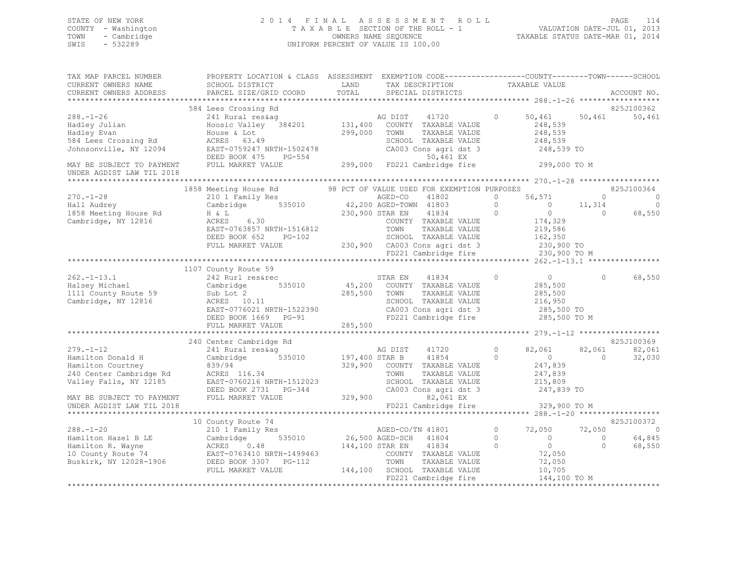STATE OF NEW YORK
COUNTY - Washington
TOWN - Cambridge
SWIS - 532289

2014 FINAL ASSESSMENT ROLL
TAXABLE SECTION OF THE ROLL - 1
OWNERS NAME SEQUENCE
UNIFORM PERCENT OF VALUE IS 100.00

VALUATION DATE-JUL 01, 2013
TAXABLE STATUS DATE-MAR 01, 2014

```
TAX MAP PARCEL NUMBER          PROPERTY LOCATION & CLASS  ASSESSMENT  EXEMPTION CODE------------------COUNTY--------TOWN------SCHOOL
CURRENT OWNERS NAME            SCHOOL DISTRICT               LAND      TAX DESCRIPTION              TAXABLE VALUE
CURRENT OWNERS ADDRESS         PARCEL SIZE/GRID COORD        TOTAL     SPECIAL DISTRICTS                                           ACCOUNT NO.
******************************************************************************************************* 288.-1-26 ******************
                               584 Lees Crossing Rd                                                                               825J100362
288.-1-26                      241 Rural res&ag                        AG DIST     41720          0     50,461      50,461      50,461
Hadley Julian                  Hoosic Valley  384201        131,400   COUNTY  TAXABLE VALUE           248,539
Hadley Evan                    House & Lot                  299,000   TOWN    TAXABLE VALUE           248,539
584 Lees Crossing Rd           ACRES  63.49                           SCHOOL  TAXABLE VALUE           248,539
Johnsonville, NY 12094         EAST-0759247 NRTH-1502478              CA003 Cons agri dst 3           248,539 TO
                               DEED BOOK 475    PG-554                       50,461 EX
MAY BE SUBJECT TO PAYMENT      FULL MARKET VALUE            299,000   FD221 Cambridge fire            299,000 TO M
UNDER AGDIST LAW TIL 2018
******************************************************************************************************* 270.-1-28 ******************
                               1858 Meeting House Rd        98 PCT OF VALUE USED FOR EXEMPTION PURPOSES                          825J100364
270.-1-28                      210 1 Family Res                        AGED-CO     41802          0     56,571           0           0
Hall Audrey                    Cambridge      535010         42,200 AGED-TOWN  41803          0          0      11,314           0
1858 Meeting House Rd          H & L                        230,900 STAR EN    41834          0          0           0      68,550
Cambridge, NY 12816            ACRES   6.30                           COUNTY  TAXABLE VALUE           174,329
                               EAST-0763857 NRTH-1516812              TOWN    TAXABLE VALUE           219,586
                               DEED BOOK 652    PG-102                SCHOOL  TAXABLE VALUE           162,350
                               FULL MARKET VALUE            230,900   CA003 Cons agri dst 3           230,900 TO
                                                                      FD221 Cambridge fire            230,900 TO M
******************************************************************************************************* 262.-1-13.1 ****************
                               1107 County Route 59
262.-1-13.1                    242 Rurl res&rec                        STAR EN     41834          0          0           0      68,550
Halsey Michael                 Cambridge      535010         45,200   COUNTY  TAXABLE VALUE           285,500
1111 County Route 59           Sub Lot 2                    285,500   TOWN    TAXABLE VALUE           285,500
Cambridge, NY 12816            ACRES  10.11                           SCHOOL  TAXABLE VALUE           216,950
                               EAST-0776021 NRTH-1522390              CA003 Cons agri dst 3           285,500 TO
                               DEED BOOK 1669   PG-91                 FD221 Cambridge fire            285,500 TO M
                               FULL MARKET VALUE            285,500
******************************************************************************************************* 279.-1-12 ******************
                               240 Center Cambridge Rd                                                                            825J100369
279.-1-12                      241 Rural res&ag                        AG DIST     41720          0     82,061      82,061      82,061
Hamilton Donald H              Cambridge      535010        197,400 STAR B     41854          0          0           0      32,030
Hamilton Courtney              839/94                       329,900   COUNTY  TAXABLE VALUE           247,839
240 Center Cambridge Rd        ACRES 116.34                           TOWN    TAXABLE VALUE           247,839
Valley Falls, NY 12185         EAST-0760216 NRTH-1512023              SCHOOL  TAXABLE VALUE           215,809
                               DEED BOOK 2731   PG-344                CA003 Cons agri dst 3           247,839 TO
MAY BE SUBJECT TO PAYMENT      FULL MARKET VALUE            329,900          82,061 EX
UNDER AGDIST LAW TIL 2018                                             FD221 Cambridge fire            329,900 TO M
******************************************************************************************************* 288.-1-20 ******************
                               10 County Route 74                                                                                 825J100372
288.-1-20                      210 1 Family Res                        AGED-CO/TN 41801           0     72,050      72,050           0
Hamilton Hazel B LE            Cambridge      535010         26,500 AGED-SCH   41804          0          0           0      64,845
Hamilton R. Wayne              ACRES   0.48                 144,100 STAR EN    41834          0          0           0      68,550
10 County Route 74             EAST-0763410 NRTH-1499463              COUNTY  TAXABLE VALUE            72,050
Buskirk, NY 12028-1906         DEED BOOK 3307   PG-112                TOWN    TAXABLE VALUE            72,050
                               FULL MARKET VALUE            144,100   SCHOOL  TAXABLE VALUE            10,705
                                                                      FD221 Cambridge fire            144,100 TO M
************************************************************************************************************************************
```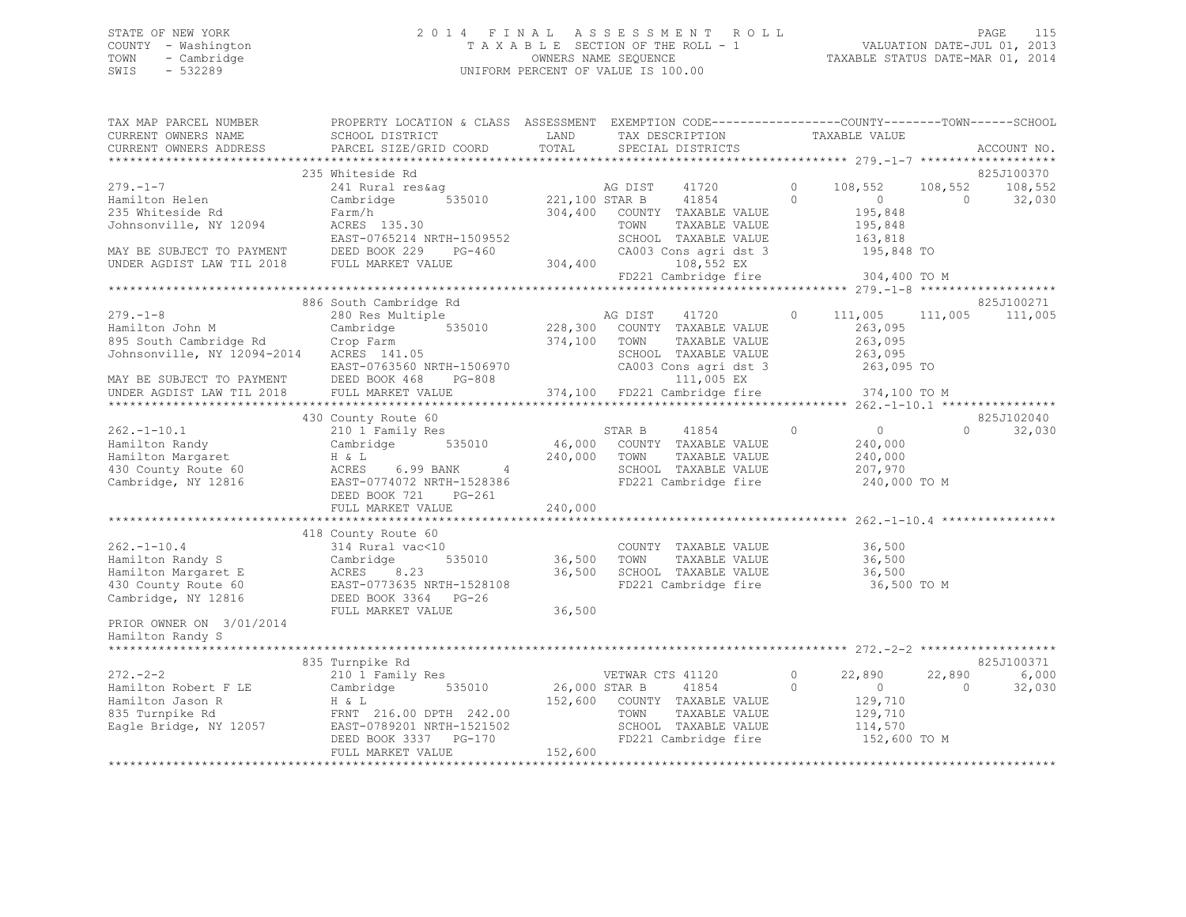STATE OF NEW YORK
COUNTY - Washington
TOWN - Cambridge
SWIS - 532289

2014 FINAL ASSESSMENT ROLL
TAXABLE SECTION OF THE ROLL - 1
OWNERS NAME SEQUENCE
UNIFORM PERCENT OF VALUE IS 100.00

VALUATION DATE-JUL 01, 2013
TAXABLE STATUS DATE-MAR 01, 2014

| TAX MAP PARCEL NUMBER / CURRENT OWNERS NAME / CURRENT OWNERS ADDRESS | PROPERTY LOCATION & CLASS / SCHOOL DISTRICT / PARCEL SIZE/GRID COORD | ASSESSMENT LAND / TOTAL | EXEMPTION CODE / TAX DESCRIPTION / SPECIAL DISTRICTS | COUNTY TAXABLE VALUE | TOWN | SCHOOL | ACCOUNT NO. |
|---|---|---|---|---|---|---|---|
| 279.-1-7 | 235 Whiteside Rd | | | | | | 825J100370 |
| | 241 Rural res&ag | | AG DIST 41720 0 | 108,552 | 108,552 | 108,552 | |
| Hamilton Helen | Cambridge 535010 | 221,100 | STAR B 41854 0 | 0 | 0 | 32,030 | |
| 235 Whiteside Rd | Farm/h | 304,400 | COUNTY TAXABLE VALUE | 195,848 | | | |
| Johnsonville, NY 12094 | ACRES 135.30 | | TOWN TAXABLE VALUE | 195,848 | | | |
| | EAST-0765214 NRTH-1509552 | | SCHOOL TAXABLE VALUE | 163,818 | | | |
| MAY BE SUBJECT TO PAYMENT | DEED BOOK 229 PG-460 | | CA003 Cons agri dst 3 | 195,848 TO | | | |
| UNDER AGDIST LAW TIL 2018 | FULL MARKET VALUE | 304,400 | 108,552 EX | | | | |
| | | | FD221 Cambridge fire | 304,400 TO M | | | |
| 279.-1-8 | 886 South Cambridge Rd | | | | | | 825J100271 |
| | 280 Res Multiple | | AG DIST 41720 0 | 111,005 | 111,005 | 111,005 | |
| Hamilton John M | Cambridge 535010 | 228,300 | COUNTY TAXABLE VALUE | 263,095 | | | |
| 895 South Cambridge Rd | Crop Farm | 374,100 | TOWN TAXABLE VALUE | 263,095 | | | |
| Johnsonville, NY 12094-2014 | ACRES 141.05 | | SCHOOL TAXABLE VALUE | 263,095 | | | |
| | EAST-0763560 NRTH-1506970 | | CA003 Cons agri dst 3 | 263,095 TO | | | |
| MAY BE SUBJECT TO PAYMENT | DEED BOOK 468 PG-808 | | 111,005 EX | | | | |
| UNDER AGDIST LAW TIL 2018 | FULL MARKET VALUE | 374,100 | FD221 Cambridge fire | 374,100 TO M | | | |
| 262.-1-10.1 | 430 County Route 60 | | | | | | 825J102040 |
| | 210 1 Family Res | | STAR B 41854 0 | 0 | 0 | 32,030 | |
| Hamilton Randy | Cambridge 535010 | 46,000 | COUNTY TAXABLE VALUE | 240,000 | | | |
| Hamilton Margaret | H & L | 240,000 | TOWN TAXABLE VALUE | 240,000 | | | |
| 430 County Route 60 | ACRES 6.99 BANK 4 | | SCHOOL TAXABLE VALUE | 207,970 | | | |
| Cambridge, NY 12816 | EAST-0774072 NRTH-1528386 | | FD221 Cambridge fire | 240,000 TO M | | | |
| | DEED BOOK 721 PG-261 | | | | | | |
| | FULL MARKET VALUE | 240,000 | | | | | |
| 262.-1-10.4 | 418 County Route 60 | | | | | | |
| | 314 Rural vac<10 | | COUNTY TAXABLE VALUE | 36,500 | | | |
| Hamilton Randy S | Cambridge 535010 | 36,500 | TOWN TAXABLE VALUE | 36,500 | | | |
| Hamilton Margaret E | ACRES 8.23 | 36,500 | SCHOOL TAXABLE VALUE | 36,500 | | | |
| 430 County Route 60 | EAST-0773635 NRTH-1528108 | | FD221 Cambridge fire | 36,500 TO M | | | |
| Cambridge, NY 12816 | DEED BOOK 3364 PG-26 | | | | | | |
| | FULL MARKET VALUE | 36,500 | | | | | |
| PRIOR OWNER ON 3/01/2014 | | | | | | | |
| Hamilton Randy S | | | | | | | |
| 272.-2-2 | 835 Turnpike Rd | | | | | | 825J100371 |
| | 210 1 Family Res | | VETWAR CTS 41120 0 | 22,890 | 22,890 | 6,000 | |
| Hamilton Robert F LE | Cambridge 535010 | 26,000 | STAR B 41854 0 | 0 | 0 | 32,030 | |
| Hamilton Jason R | H & L | 152,600 | COUNTY TAXABLE VALUE | 129,710 | | | |
| 835 Turnpike Rd | FRNT 216.00 DPTH 242.00 | | TOWN TAXABLE VALUE | 129,710 | | | |
| Eagle Bridge, NY 12057 | EAST-0789201 NRTH-1521502 | | SCHOOL TAXABLE VALUE | 114,570 | | | |
| | DEED BOOK 3337 PG-170 | | FD221 Cambridge fire | 152,600 TO M | | | |
| | FULL MARKET VALUE | 152,600 | | | | | |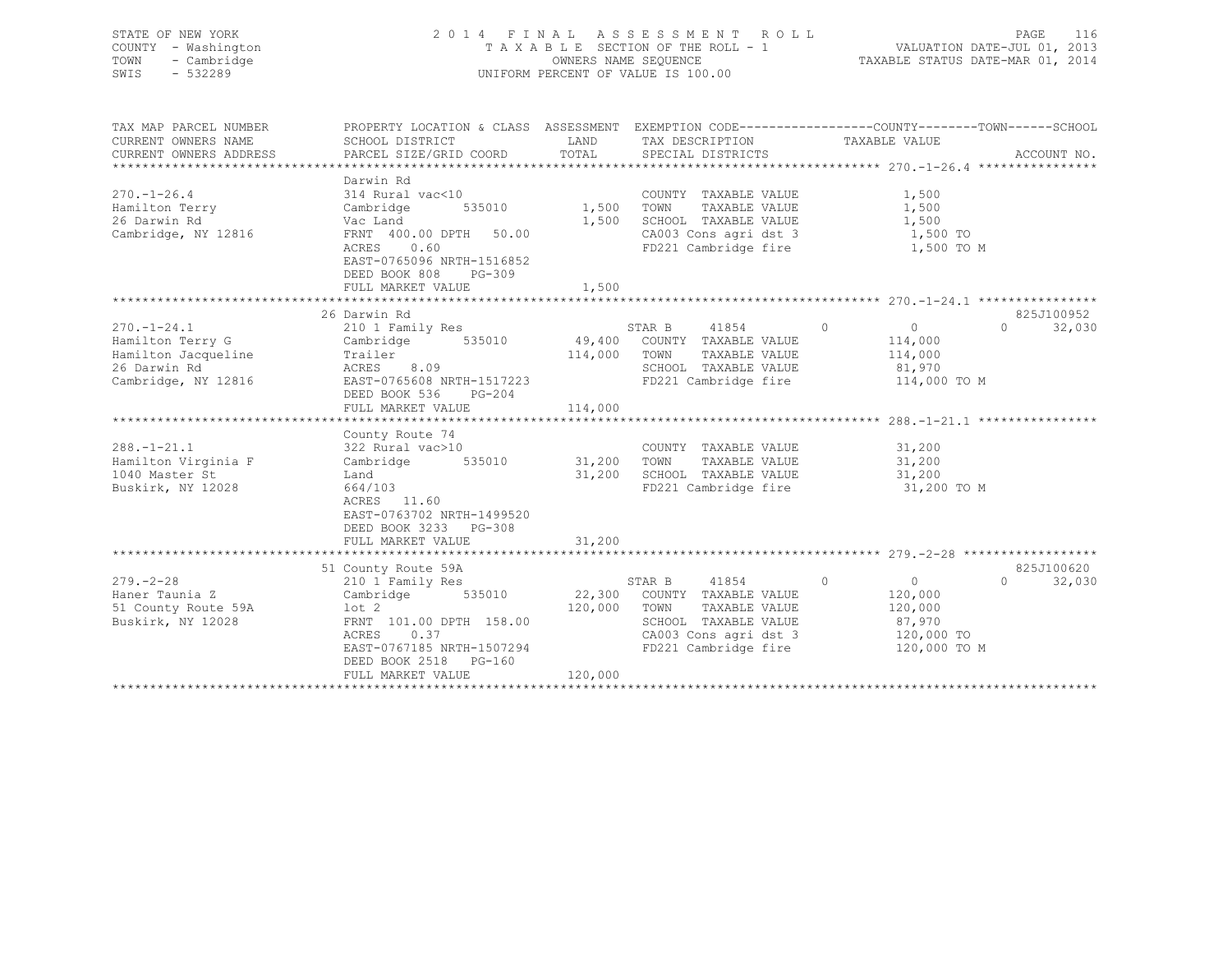STATE OF NEW YORK
COUNTY - Washington
TOWN - Cambridge
SWIS - 532289

2014 FINAL ASSESSMENT ROLL
TAXABLE SECTION OF THE ROLL - 1
OWNERS NAME SEQUENCE
UNIFORM PERCENT OF VALUE IS 100.00

VALUATION DATE-JUL 01, 2013
TAXABLE STATUS DATE-MAR 01, 2014

```
TAX MAP PARCEL NUMBER     PROPERTY LOCATION & CLASS  ASSESSMENT  EXEMPTION CODE------------------COUNTY--------TOWN------SCHOOL
CURRENT OWNERS NAME       SCHOOL DISTRICT               LAND      TAX DESCRIPTION            TAXABLE VALUE
CURRENT OWNERS ADDRESS    PARCEL SIZE/GRID COORD        TOTAL     SPECIAL DISTRICTS                                    ACCOUNT NO.
******************************************************************************************************* 270.-1-26.4 ****************
                          Darwin Rd
270.-1-26.4               314 Rural vac<10                         COUNTY  TAXABLE VALUE            1,500
Hamilton Terry            Cambridge        535010        1,500     TOWN    TAXABLE VALUE            1,500
26 Darwin Rd              Vac Land                       1,500     SCHOOL  TAXABLE VALUE            1,500
Cambridge, NY 12816       FRNT 400.00 DPTH  50.00                  CA003 Cons agri dst 3             1,500 TO
                          ACRES    0.60                            FD221 Cambridge fire              1,500 TO M
                          EAST-0765096 NRTH-1516852
                          DEED BOOK 808    PG-309
                          FULL MARKET VALUE              1,500
******************************************************************************************************* 270.-1-24.1 ****************
                          26 Darwin Rd                                                                             825J100952
270.-1-24.1               210 1 Family Res                         STAR B    41854         0            0            0     32,030
Hamilton Terry G          Cambridge        535010       49,400     COUNTY  TAXABLE VALUE          114,000
Hamilton Jacqueline       Trailer                      114,000     TOWN    TAXABLE VALUE          114,000
26 Darwin Rd              ACRES    8.09                            SCHOOL  TAXABLE VALUE           81,970
Cambridge, NY 12816       EAST-0765608 NRTH-1517223                FD221 Cambridge fire            114,000 TO M
                          DEED BOOK 536    PG-204
                          FULL MARKET VALUE            114,000
******************************************************************************************************* 288.-1-21.1 ****************
                          County Route 74
288.-1-21.1               322 Rural vac>10                         COUNTY  TAXABLE VALUE           31,200
Hamilton Virginia F       Cambridge        535010       31,200     TOWN    TAXABLE VALUE           31,200
1040 Master St            Land                          31,200     SCHOOL  TAXABLE VALUE           31,200
Buskirk, NY 12028         664/103                                  FD221 Cambridge fire             31,200 TO M
                          ACRES   11.60
                          EAST-0763702 NRTH-1499520
                          DEED BOOK 3233   PG-308
                          FULL MARKET VALUE             31,200
******************************************************************************************************* 279.-2-28 ******************
                          51 County Route 59A                                                                      825J100620
279.-2-28                 210 1 Family Res                         STAR B    41854         0            0            0     32,030
Haner Taunia Z            Cambridge        535010       22,300     COUNTY  TAXABLE VALUE          120,000
51 County Route 59A       lot 2                        120,000     TOWN    TAXABLE VALUE          120,000
Buskirk, NY 12028         FRNT 101.00 DPTH 158.00                  SCHOOL  TAXABLE VALUE           87,970
                          ACRES    0.37                            CA003 Cons agri dst 3           120,000 TO
                          EAST-0767185 NRTH-1507294                FD221 Cambridge fire            120,000 TO M
                          DEED BOOK 2518   PG-160
                          FULL MARKET VALUE            120,000
************************************************************************************************************************************
```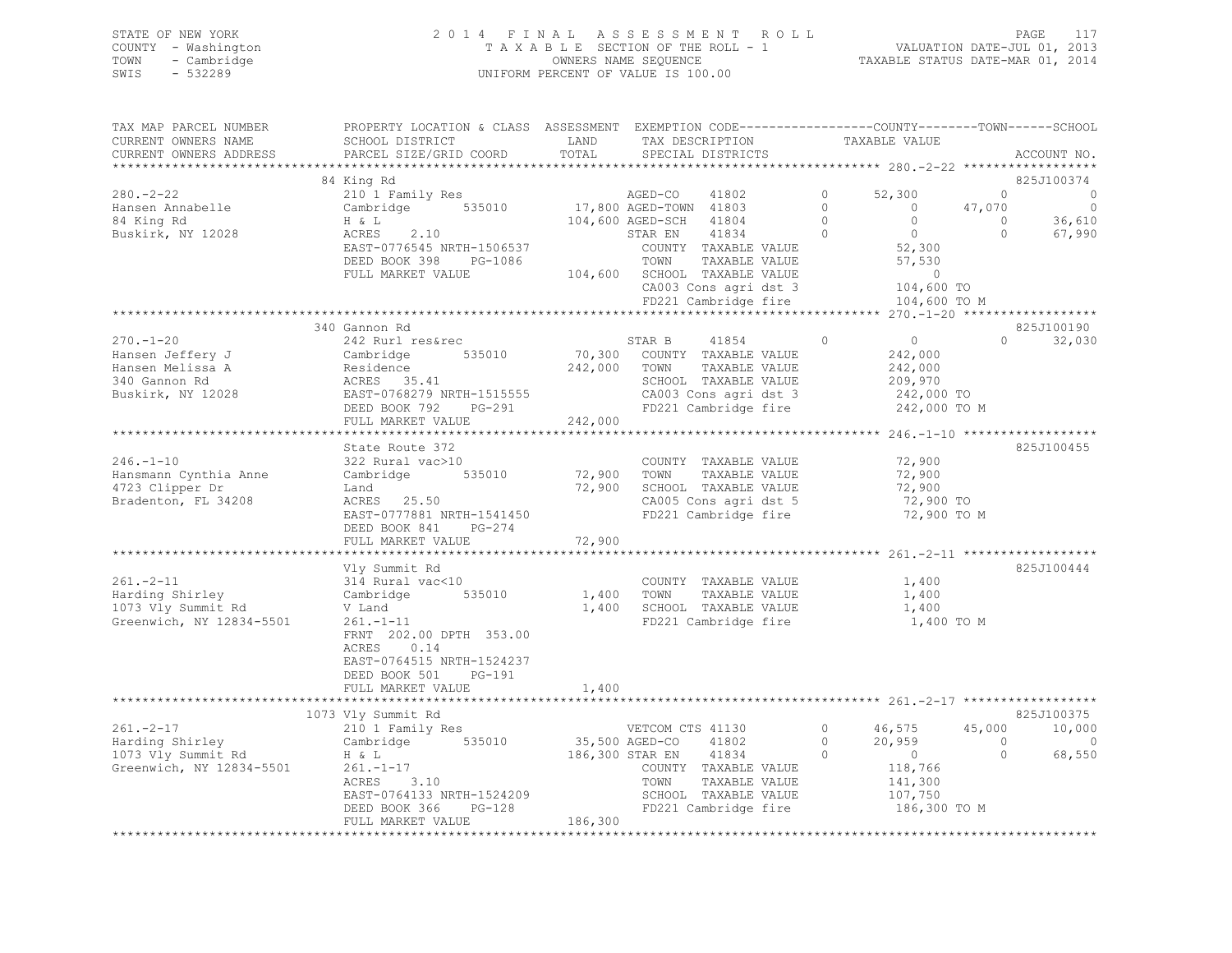STATE OF NEW YORK
COUNTY - Washington
TOWN - Cambridge
SWIS - 532289

2014 FINAL ASSESSMENT ROLL
TAXABLE SECTION OF THE ROLL - 1
OWNERS NAME SEQUENCE
UNIFORM PERCENT OF VALUE IS 100.00

VALUATION DATE-JUL 01, 2013
TAXABLE STATUS DATE-MAR 01, 2014

```
TAX MAP PARCEL NUMBER      PROPERTY LOCATION & CLASS  ASSESSMENT  EXEMPTION CODE-----------------COUNTY--------TOWN------SCHOOL
CURRENT OWNERS NAME        SCHOOL DISTRICT              LAND      TAX DESCRIPTION              TAXABLE VALUE
CURRENT OWNERS ADDRESS     PARCEL SIZE/GRID COORD       TOTAL     SPECIAL DISTRICTS                                        ACCOUNT NO.
******************************************************************************************************* 280.-2-22 ******************
                           84 King Rd                                                                                      825J100374
280.-2-22                  210 1 Family Res                       AGED-CO     41802          0      52,300          0            0
Hansen Annabelle           Cambridge        535010      17,800 AGED-TOWN  41803          0           0     47,070            0
84 King Rd                 H & L                       104,600 AGED-SCH   41804          0           0          0       36,610
Buskirk, NY 12028          ACRES     2.10                         STAR EN    41834          0           0          0       67,990
                           EAST-0776545 NRTH-1506537              COUNTY  TAXABLE VALUE            52,300
                           DEED BOOK 398     PG-1086              TOWN    TAXABLE VALUE            57,530
                           FULL MARKET VALUE           104,600 SCHOOL  TAXABLE VALUE                 0
                                                                  CA003 Cons agri dst 3           104,600 TO
                                                                  FD221 Cambridge fire            104,600 TO M
******************************************************************************************************* 270.-1-20 ******************
                           340 Gannon Rd                                                                                   825J100190
270.-1-20                  242 Rurl res&rec                       STAR B     41854          0           0          0       32,030
Hansen Jeffery J           Cambridge        535010      70,300 COUNTY  TAXABLE VALUE           242,000
Hansen Melissa A           Residence                   242,000 TOWN    TAXABLE VALUE           242,000
340 Gannon Rd              ACRES    35.41                         SCHOOL  TAXABLE VALUE           209,970
Buskirk, NY 12028          EAST-0768279 NRTH-1515555              CA003 Cons agri dst 3           242,000 TO
                           DEED BOOK 792     PG-291               FD221 Cambridge fire            242,000 TO M
                           FULL MARKET VALUE           242,000
******************************************************************************************************* 246.-1-10 ******************
                           State Route 372                                                                                 825J100455
246.-1-10                  322 Rural vac>10                       COUNTY  TAXABLE VALUE            72,900
Hansmann Cynthia Anne      Cambridge        535010      72,900 TOWN    TAXABLE VALUE            72,900
4723 Clipper Dr            Land                         72,900 SCHOOL  TAXABLE VALUE            72,900
Bradenton, FL 34208        ACRES    25.50                         CA005 Cons agri dst 5            72,900 TO
                           EAST-0777881 NRTH-1541450              FD221 Cambridge fire             72,900 TO M
                           DEED BOOK 841     PG-274
                           FULL MARKET VALUE            72,900
******************************************************************************************************* 261.-2-11 ******************
                           Vly Summit Rd                                                                                   825J100444
261.-2-11                  314 Rural vac<10                       COUNTY  TAXABLE VALUE             1,400
Harding Shirley            Cambridge        535010       1,400 TOWN    TAXABLE VALUE             1,400
1073 Vly Summit Rd         V Land                        1,400 SCHOOL  TAXABLE VALUE             1,400
Greenwich, NY 12834-5501   261.-1-11                              FD221 Cambridge fire              1,400 TO M
                           FRNT 202.00 DPTH 353.00
                           ACRES     0.14
                           EAST-0764515 NRTH-1524237
                           DEED BOOK 501     PG-191
                           FULL MARKET VALUE             1,400
******************************************************************************************************* 261.-2-17 ******************
                           1073 Vly Summit Rd                                                                              825J100375
261.-2-17                  210 1 Family Res                       VETCOM CTS 41130          0      46,575     45,000       10,000
Harding Shirley            Cambridge        535010      35,500 AGED-CO    41802          0      20,959          0            0
1073 Vly Summit Rd         H & L                       186,300 STAR EN    41834          0           0          0       68,550
Greenwich, NY 12834-5501   261.-1-17                              COUNTY  TAXABLE VALUE           118,766
                           ACRES     3.10                         TOWN    TAXABLE VALUE           141,300
                           EAST-0764133 NRTH-1524209              SCHOOL  TAXABLE VALUE           107,750
                           DEED BOOK 366     PG-128               FD221 Cambridge fire            186,300 TO M
                           FULL MARKET VALUE           186,300
************************************************************************************************************************************
```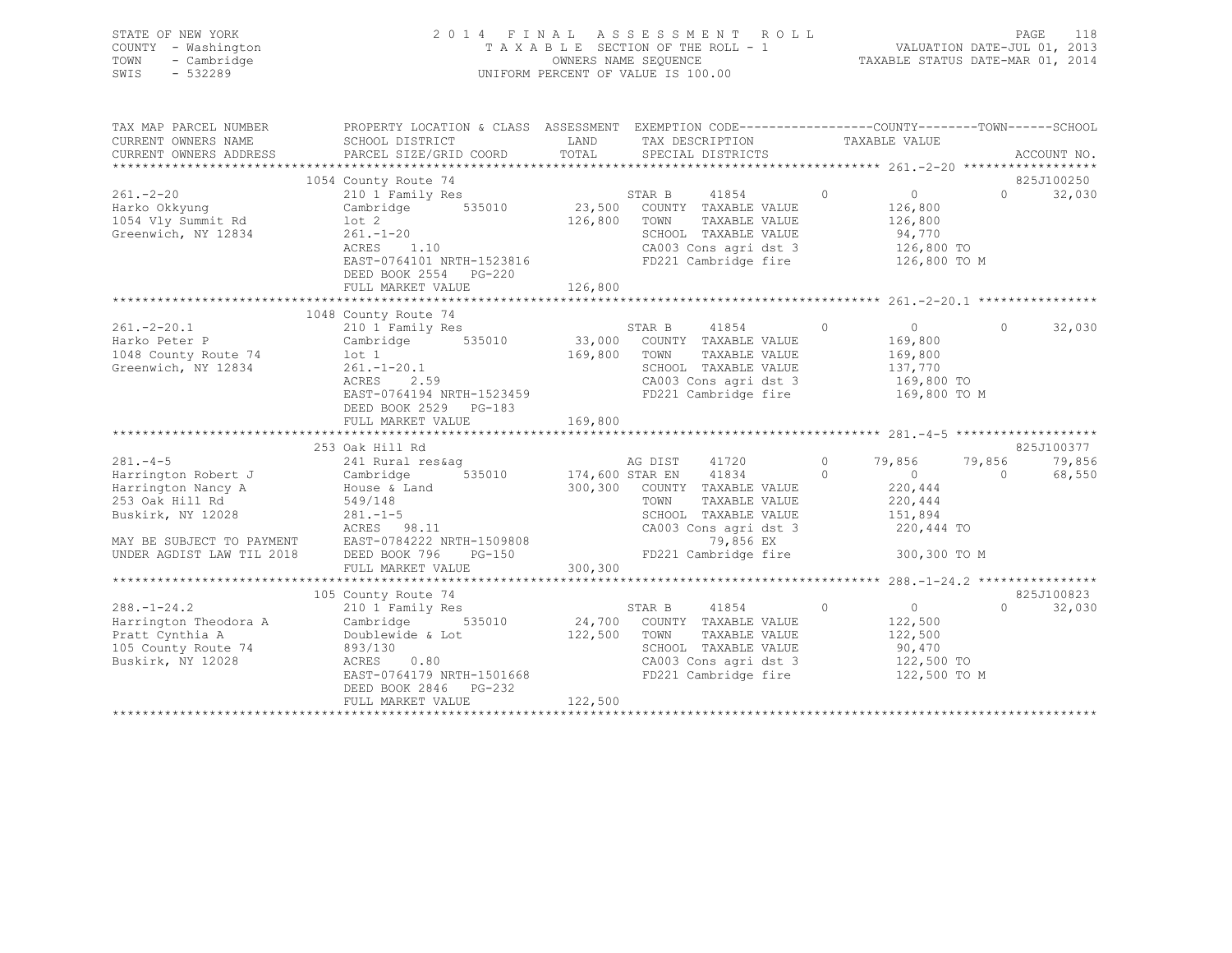STATE OF NEW YORK
COUNTY - Washington
TOWN - Cambridge
SWIS - 532289

2014 FINAL ASSESSMENT ROLL
TAXABLE SECTION OF THE ROLL - 1
OWNERS NAME SEQUENCE
UNIFORM PERCENT OF VALUE IS 100.00

VALUATION DATE-JUL 01, 2013
TAXABLE STATUS DATE-MAR 01, 2014

| TAX MAP PARCEL NUMBER / CURRENT OWNERS NAME / CURRENT OWNERS ADDRESS | PROPERTY LOCATION & CLASS / SCHOOL DISTRICT / PARCEL SIZE/GRID COORD | ASSESSMENT LAND / TOTAL | EXEMPTION CODE / TAX DESCRIPTION / SPECIAL DISTRICTS | | COUNTY TAXABLE VALUE | TOWN | SCHOOL | ACCOUNT NO. |
|---|---|---|---|---|---|---|---|---|
| **261.-2-20** | 1054 County Route 74 | | | | | | | 825J100250 |
| 261.-2-20 | 210 1 Family Res | | STAR B 41854 | 0 | 0 | 0 | 32,030 | |
| Harko Okkyung | Cambridge 535010 | 23,500 | COUNTY TAXABLE VALUE | | 126,800 | | | |
| 1054 Vly Summit Rd | lot 2 | 126,800 | TOWN TAXABLE VALUE | | 126,800 | | | |
| Greenwich, NY 12834 | 261.-1-20 | | SCHOOL TAXABLE VALUE | | 94,770 | | | |
| | ACRES 1.10 | | CA003 Cons agri dst 3 | | 126,800 TO | | | |
| | EAST-0764101 NRTH-1523816 | | FD221 Cambridge fire | | 126,800 TO M | | | |
| | DEED BOOK 2554 PG-220 | | | | | | | |
| | FULL MARKET VALUE | 126,800 | | | | | | |
| **261.-2-20.1** | 1048 County Route 74 | | | | | | | |
| 261.-2-20.1 | 210 1 Family Res | | STAR B 41854 | 0 | 0 | 0 | 32,030 | |
| Harko Peter P | Cambridge 535010 | 33,000 | COUNTY TAXABLE VALUE | | 169,800 | | | |
| 1048 County Route 74 | lot 1 | 169,800 | TOWN TAXABLE VALUE | | 169,800 | | | |
| Greenwich, NY 12834 | 261.-1-20.1 | | SCHOOL TAXABLE VALUE | | 137,770 | | | |
| | ACRES 2.59 | | CA003 Cons agri dst 3 | | 169,800 TO | | | |
| | EAST-0764194 NRTH-1523459 | | FD221 Cambridge fire | | 169,800 TO M | | | |
| | DEED BOOK 2529 PG-183 | | | | | | | |
| | FULL MARKET VALUE | 169,800 | | | | | | |
| **281.-4-5** | 253 Oak Hill Rd | | | | | | | 825J100377 |
| 281.-4-5 | 241 Rural res&ag | | AG DIST 41720 | 0 | 79,856 | 79,856 | 79,856 | |
| Harrington Robert J | Cambridge 535010 | 174,600 | STAR EN 41834 | 0 | 0 | 0 | 68,550 | |
| Harrington Nancy A | House & Land | 300,300 | COUNTY TAXABLE VALUE | | 220,444 | | | |
| 253 Oak Hill Rd | 549/148 | | TOWN TAXABLE VALUE | | 220,444 | | | |
| Buskirk, NY 12028 | 281.-1-5 | | SCHOOL TAXABLE VALUE | | 151,894 | | | |
| | ACRES 98.11 | | CA003 Cons agri dst 3 | | 220,444 TO | | | |
| MAY BE SUBJECT TO PAYMENT | EAST-0784222 NRTH-1509808 | | 79,856 EX | | | | | |
| UNDER AGDIST LAW TIL 2018 | DEED BOOK 796 PG-150 | | FD221 Cambridge fire | | 300,300 TO M | | | |
| | FULL MARKET VALUE | 300,300 | | | | | | |
| **288.-1-24.2** | 105 County Route 74 | | | | | | | 825J100823 |
| 288.-1-24.2 | 210 1 Family Res | | STAR B 41854 | 0 | 0 | 0 | 32,030 | |
| Harrington Theodora A | Cambridge 535010 | 24,700 | COUNTY TAXABLE VALUE | | 122,500 | | | |
| Pratt Cynthia A | Doublewide & Lot | 122,500 | TOWN TAXABLE VALUE | | 122,500 | | | |
| 105 County Route 74 | 893/130 | | SCHOOL TAXABLE VALUE | | 90,470 | | | |
| Buskirk, NY 12028 | ACRES 0.80 | | CA003 Cons agri dst 3 | | 122,500 TO | | | |
| | EAST-0764179 NRTH-1501668 | | FD221 Cambridge fire | | 122,500 TO M | | | |
| | DEED BOOK 2846 PG-232 | | | | | | | |
| | FULL MARKET VALUE | 122,500 | | | | | | |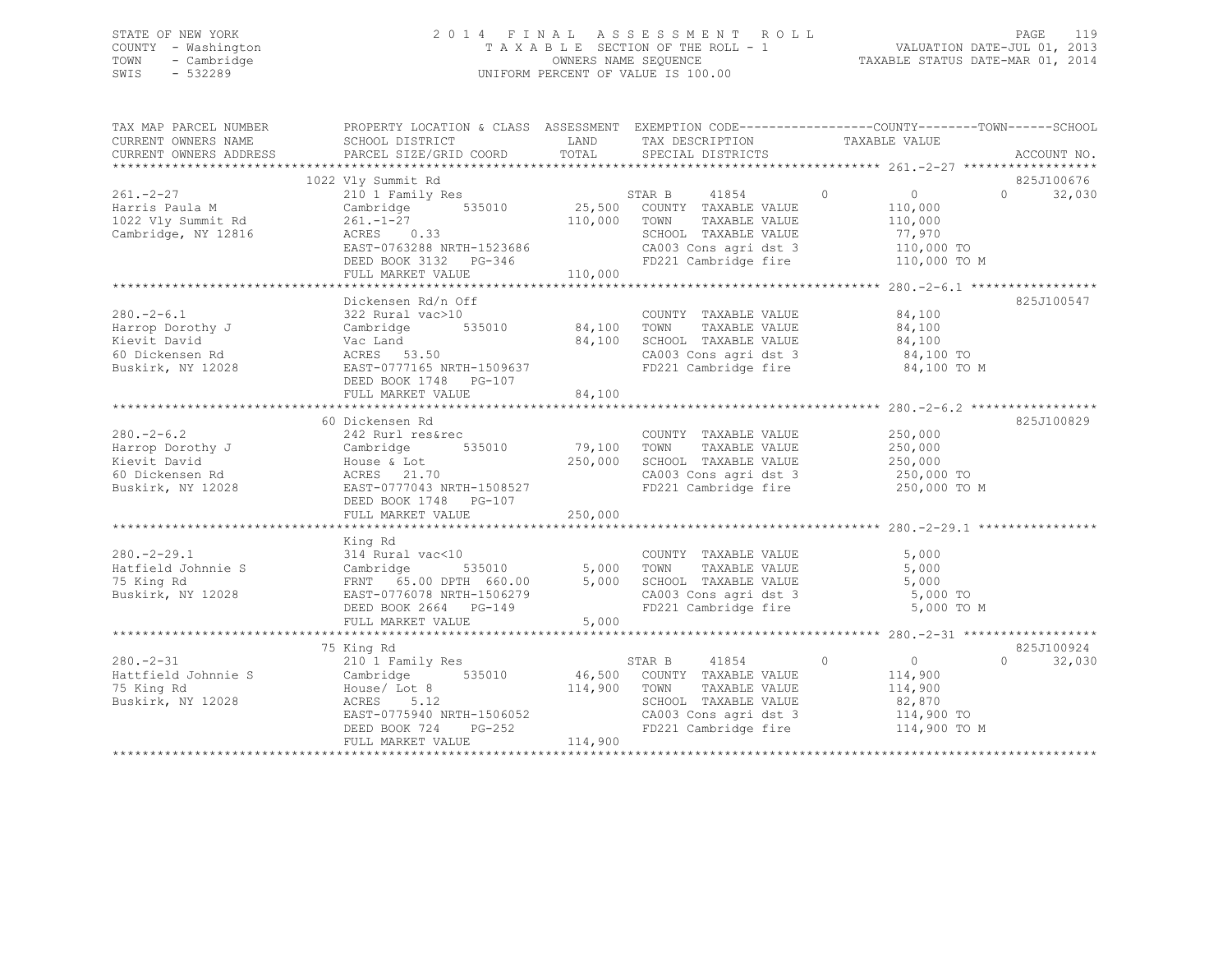STATE OF NEW YORK
COUNTY - Washington
TOWN - Cambridge
SWIS - 532289

2014 FINAL ASSESSMENT ROLL
TAXABLE SECTION OF THE ROLL - 1
OWNERS NAME SEQUENCE
UNIFORM PERCENT OF VALUE IS 100.00

VALUATION DATE-JUL 01, 2013
TAXABLE STATUS DATE-MAR 01, 2014

```
TAX MAP PARCEL NUMBER     PROPERTY LOCATION & CLASS  ASSESSMENT  EXEMPTION CODE------------------COUNTY--------TOWN------SCHOOL
CURRENT OWNERS NAME       SCHOOL DISTRICT              LAND      TAX DESCRIPTION            TAXABLE VALUE
CURRENT OWNERS ADDRESS    PARCEL SIZE/GRID COORD       TOTAL     SPECIAL DISTRICTS                                       ACCOUNT NO.
******************************************************************************************* 261.-2-27 ******************
                          1022 Vly Summit Rd                                                                          825J100676
261.-2-27                 210 1 Family Res                       STAR B     41854         0           0           0      32,030
Harris Paula M            Cambridge      535010      25,500     COUNTY  TAXABLE VALUE            110,000
1022 Vly Summit Rd        261.-1-27                 110,000     TOWN    TAXABLE VALUE            110,000
Cambridge, NY 12816       ACRES    0.33                          SCHOOL  TAXABLE VALUE             77,970
                          EAST-0763288 NRTH-1523686              CA003 Cons agri dst 3            110,000 TO
                          DEED BOOK 3132   PG-346                FD221 Cambridge fire             110,000 TO M
                          FULL MARKET VALUE         110,000
******************************************************************************************* 280.-2-6.1 *****************
                          Dickensen Rd/n Off                                                                          825J100547
280.-2-6.1                322 Rural vac>10                       COUNTY  TAXABLE VALUE             84,100
Harrop Dorothy J          Cambridge      535010      84,100     TOWN    TAXABLE VALUE             84,100
Kievit David              Vac Land                   84,100     SCHOOL  TAXABLE VALUE             84,100
60 Dickensen Rd           ACRES   53.50                          CA003 Cons agri dst 3             84,100 TO
Buskirk, NY 12028         EAST-0777165 NRTH-1509637              FD221 Cambridge fire              84,100 TO M
                          DEED BOOK 1748   PG-107
                          FULL MARKET VALUE          84,100
******************************************************************************************* 280.-2-6.2 *****************
                          60 Dickensen Rd                                                                             825J100829
280.-2-6.2                242 Rurl res&rec                       COUNTY  TAXABLE VALUE            250,000
Harrop Dorothy J          Cambridge      535010      79,100     TOWN    TAXABLE VALUE            250,000
Kievit David              House & Lot               250,000     SCHOOL  TAXABLE VALUE            250,000
60 Dickensen Rd           ACRES   21.70                          CA003 Cons agri dst 3            250,000 TO
Buskirk, NY 12028         EAST-0777043 NRTH-1508527              FD221 Cambridge fire             250,000 TO M
                          DEED BOOK 1748   PG-107
                          FULL MARKET VALUE         250,000
******************************************************************************************* 280.-2-29.1 ****************
                          King Rd
280.-2-29.1               314 Rural vac<10                       COUNTY  TAXABLE VALUE              5,000
Hatfield Johnnie S        Cambridge      535010       5,000     TOWN    TAXABLE VALUE              5,000
75 King Rd                FRNT   65.00 DPTH 660.00    5,000     SCHOOL  TAXABLE VALUE              5,000
Buskirk, NY 12028         EAST-0776078 NRTH-1506279              CA003 Cons agri dst 3              5,000 TO
                          DEED BOOK 2664   PG-149                FD221 Cambridge fire               5,000 TO M
                          FULL MARKET VALUE           5,000
******************************************************************************************* 280.-2-31 ******************
                          75 King Rd                                                                                  825J100924
280.-2-31                 210 1 Family Res                       STAR B     41854         0           0           0      32,030
Hattfield Johnnie S       Cambridge      535010      46,500     COUNTY  TAXABLE VALUE            114,900
75 King Rd                House/ Lot 8              114,900     TOWN    TAXABLE VALUE            114,900
Buskirk, NY 12028         ACRES    5.12                          SCHOOL  TAXABLE VALUE             82,870
                          EAST-0775940 NRTH-1506052              CA003 Cons agri dst 3            114,900 TO
                          DEED BOOK 724    PG-252                FD221 Cambridge fire             114,900 TO M
                          FULL MARKET VALUE         114,900
************************************************************************************************************************
```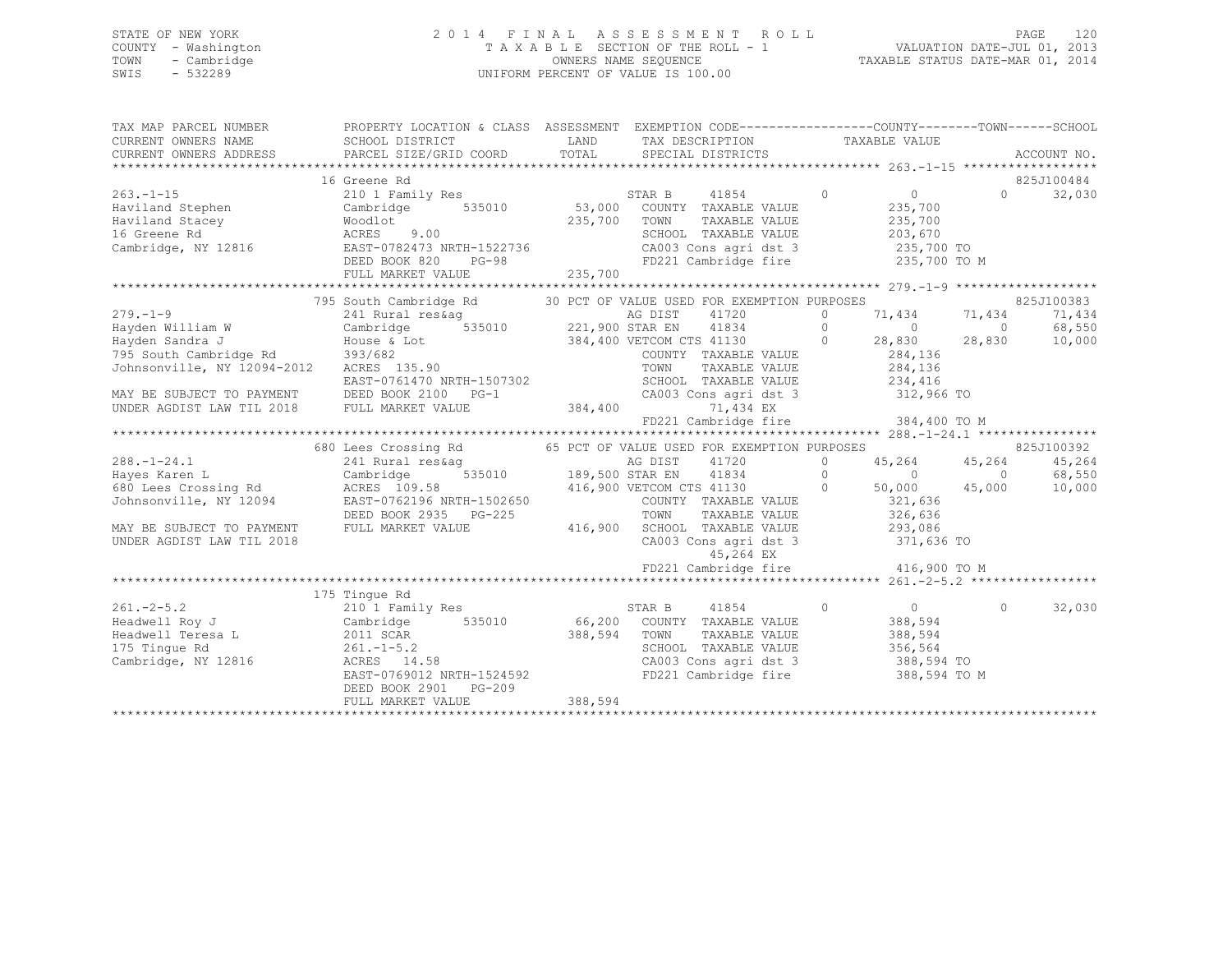STATE OF NEW YORK
COUNTY - Washington
TOWN - Cambridge
SWIS - 532289

2 0 1 4 F I N A L A S S E S S M E N T R O L L
T A X A B L E SECTION OF THE ROLL - 1
OWNERS NAME SEQUENCE
UNIFORM PERCENT OF VALUE IS 100.00

VALUATION DATE-JUL 01, 2013
TAXABLE STATUS DATE-MAR 01, 2014

```
TAX MAP PARCEL NUMBER          PROPERTY LOCATION & CLASS  ASSESSMENT  EXEMPTION CODE-----------------COUNTY--------TOWN------SCHOOL
CURRENT OWNERS NAME            SCHOOL DISTRICT              LAND      TAX DESCRIPTION             TAXABLE VALUE
CURRENT OWNERS ADDRESS         PARCEL SIZE/GRID COORD       TOTAL     SPECIAL DISTRICTS                                        ACCOUNT NO.
*********************************************************************************************** 263.-1-15 ******************
                               16 Greene Rd                                                                                825J100484
263.-1-15                      210 1 Family Res                       STAR B      41854        0         0          0       32,030
Haviland Stephen               Cambridge        535010       53,000   COUNTY  TAXABLE VALUE          235,700
Haviland Stacey                Woodlot                      235,700   TOWN    TAXABLE VALUE          235,700
16 Greene Rd                   ACRES    9.00                          SCHOOL  TAXABLE VALUE          203,670
Cambridge, NY 12816            EAST-0782473 NRTH-1522736              CA003 Cons agri dst 3           235,700 TO
                               DEED BOOK 820    PG-98                 FD221 Cambridge fire            235,700 TO M
                               FULL MARKET VALUE            235,700
*********************************************************************************************** 279.-1-9 *******************
                               795 South Cambridge Rd       30 PCT OF VALUE USED FOR EXEMPTION PURPOSES                    825J100383
279.-1-9                       241 Rural res&ag                       AG DIST     41720        0    71,434     71,434       71,434
Hayden William W               Cambridge        535010      221,900 STAR EN     41834        0         0          0       68,550
Hayden Sandra J                House & Lot                  384,400 VETCOM CTS 41130        0    28,830     28,830       10,000
795 South Cambridge Rd         393/682                                COUNTY  TAXABLE VALUE          284,136
Johnsonville, NY 12094-2012    ACRES  135.90                          TOWN    TAXABLE VALUE          284,136
                               EAST-0761470 NRTH-1507302              SCHOOL  TAXABLE VALUE          234,416
MAY BE SUBJECT TO PAYMENT      DEED BOOK 2100   PG-1                  CA003 Cons agri dst 3           312,966 TO
UNDER AGDIST LAW TIL 2018      FULL MARKET VALUE            384,400          71,434 EX
                                                                      FD221 Cambridge fire            384,400 TO M
*********************************************************************************************** 288.-1-24.1 ****************
                               680 Lees Crossing Rd         65 PCT OF VALUE USED FOR EXEMPTION PURPOSES                    825J100392
288.-1-24.1                    241 Rural res&ag                       AG DIST     41720        0    45,264     45,264       45,264
Hayes Karen L                  Cambridge        535010      189,500 STAR EN     41834        0         0          0       68,550
680 Lees Crossing Rd           ACRES  109.58                416,900 VETCOM CTS 41130        0    50,000     45,000       10,000
Johnsonville, NY 12094         EAST-0762196 NRTH-1502650              COUNTY  TAXABLE VALUE          321,636
                               DEED BOOK 2935   PG-225                TOWN    TAXABLE VALUE          326,636
MAY BE SUBJECT TO PAYMENT      FULL MARKET VALUE            416,900   SCHOOL  TAXABLE VALUE          293,086
UNDER AGDIST LAW TIL 2018                                             CA003 Cons agri dst 3           371,636 TO
                                                                             45,264 EX
                                                                      FD221 Cambridge fire            416,900 TO M
*********************************************************************************************** 261.-2-5.2 *****************
                               175 Tingue Rd
261.-2-5.2                     210 1 Family Res                       STAR B      41854        0         0          0       32,030
Headwell Roy J                 Cambridge        535010       66,200   COUNTY  TAXABLE VALUE          388,594
Headwell Teresa L              2011 SCAR                    388,594   TOWN    TAXABLE VALUE          388,594
175 Tingue Rd                  261.-1-5.2                             SCHOOL  TAXABLE VALUE          356,564
Cambridge, NY 12816            ACRES   14.58                          CA003 Cons agri dst 3           388,594 TO
                               EAST-0769012 NRTH-1524592              FD221 Cambridge fire            388,594 TO M
                               DEED BOOK 2901   PG-209
                               FULL MARKET VALUE            388,594
******************************************************************************************************************************
```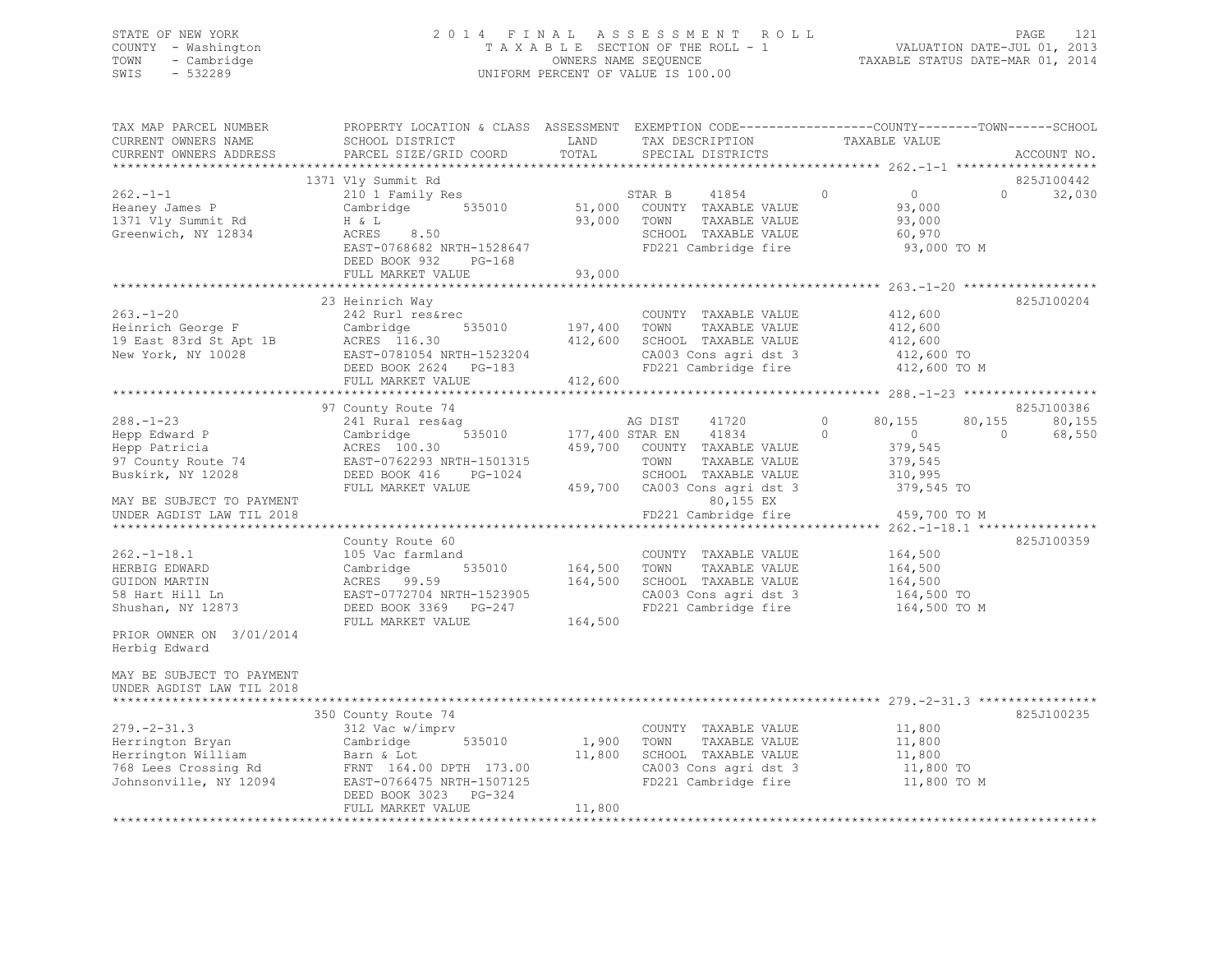STATE OF NEW YORK
COUNTY - Washington
TOWN - Cambridge
SWIS - 532289

2014 FINAL ASSESSMENT ROLL
TAXABLE SECTION OF THE ROLL - 1
OWNERS NAME SEQUENCE
UNIFORM PERCENT OF VALUE IS 100.00

VALUATION DATE-JUL 01, 2013
TAXABLE STATUS DATE-MAR 01, 2014

```
TAX MAP PARCEL NUMBER      PROPERTY LOCATION & CLASS  ASSESSMENT  EXEMPTION CODE------------------COUNTY--------TOWN------SCHOOL
CURRENT OWNERS NAME        SCHOOL DISTRICT               LAND      TAX DESCRIPTION            TAXABLE VALUE
CURRENT OWNERS ADDRESS     PARCEL SIZE/GRID COORD        TOTAL     SPECIAL DISTRICTS                                        ACCOUNT NO.
******************************************************************************************************* 262.-1-1 *******************
                           1371 Vly Summit Rd                                                                               825J100442
262.-1-1                   210 1 Family Res                        STAR B     41854        0           0             0       32,030
Heaney James P             Cambridge       535010        51,000    COUNTY  TAXABLE VALUE             93,000
1371 Vly Summit Rd         H & L                         93,000    TOWN    TAXABLE VALUE             93,000
Greenwich, NY 12834        ACRES    8.50                           SCHOOL  TAXABLE VALUE             60,970
                           EAST-0768682 NRTH-1528647               FD221 Cambridge fire               93,000 TO M
                           DEED BOOK 932    PG-168
                           FULL MARKET VALUE             93,000
******************************************************************************************************* 263.-1-20 ******************
                           23 Heinrich Way                                                                                  825J100204
263.-1-20                  242 Rurl res&rec                        COUNTY  TAXABLE VALUE            412,600
Heinrich George F          Cambridge       535010       197,400    TOWN    TAXABLE VALUE            412,600
19 East 83rd St Apt 1B     ACRES  116.30                412,600    SCHOOL  TAXABLE VALUE            412,600
New York, NY 10028         EAST-0781054 NRTH-1523204               CA003 Cons agri dst 3             412,600 TO
                           DEED BOOK 2624   PG-183                 FD221 Cambridge fire              412,600 TO M
                           FULL MARKET VALUE            412,600
******************************************************************************************************* 288.-1-23 ******************
                           97 County Route 74                                                                               825J100386
288.-1-23                  241 Rural res&ag                        AG DIST    41720        0      80,155        80,155       80,155
Hepp Edward P              Cambridge       535010       177,400 STAR EN    41834        0           0             0       68,550
Hepp Patricia              ACRES  100.30                459,700    COUNTY  TAXABLE VALUE            379,545
97 County Route 74         EAST-0762293 NRTH-1501315               TOWN    TAXABLE VALUE            379,545
Buskirk, NY 12028          DEED BOOK 416    PG-1024                SCHOOL  TAXABLE VALUE            310,995
                           FULL MARKET VALUE            459,700    CA003 Cons agri dst 3             379,545 TO
MAY BE SUBJECT TO PAYMENT                                                   80,155 EX
UNDER AGDIST LAW TIL 2018                                          FD221 Cambridge fire              459,700 TO M
******************************************************************************************************* 262.-1-18.1 ****************
                           County Route 60                                                                                  825J100359
262.-1-18.1                105 Vac farmland                        COUNTY  TAXABLE VALUE            164,500
HERBIG EDWARD              Cambridge       535010       164,500    TOWN    TAXABLE VALUE            164,500
GUIDON MARTIN              ACRES   99.59                164,500    SCHOOL  TAXABLE VALUE            164,500
58 Hart Hill Ln            EAST-0772704 NRTH-1523905               CA003 Cons agri dst 3             164,500 TO
Shushan, NY 12873          DEED BOOK 3369   PG-247                 FD221 Cambridge fire              164,500 TO M
                           FULL MARKET VALUE            164,500
PRIOR OWNER ON 3/01/2014
Herbig Edward

MAY BE SUBJECT TO PAYMENT
UNDER AGDIST LAW TIL 2018
******************************************************************************************************* 279.-2-31.3 ****************
                           350 County Route 74                                                                              825J100235
279.-2-31.3                312 Vac w/imprv                         COUNTY  TAXABLE VALUE             11,800
Herrington Bryan           Cambridge       535010         1,900    TOWN    TAXABLE VALUE             11,800
Herrington William         Barn & Lot                    11,800    SCHOOL  TAXABLE VALUE             11,800
768 Lees Crossing Rd       FRNT 164.00 DPTH 173.00                 CA003 Cons agri dst 3              11,800 TO
Johnsonville, NY 12094     EAST-0766475 NRTH-1507125               FD221 Cambridge fire               11,800 TO M
                           DEED BOOK 3023   PG-324
                           FULL MARKET VALUE             11,800
************************************************************************************************************************************
```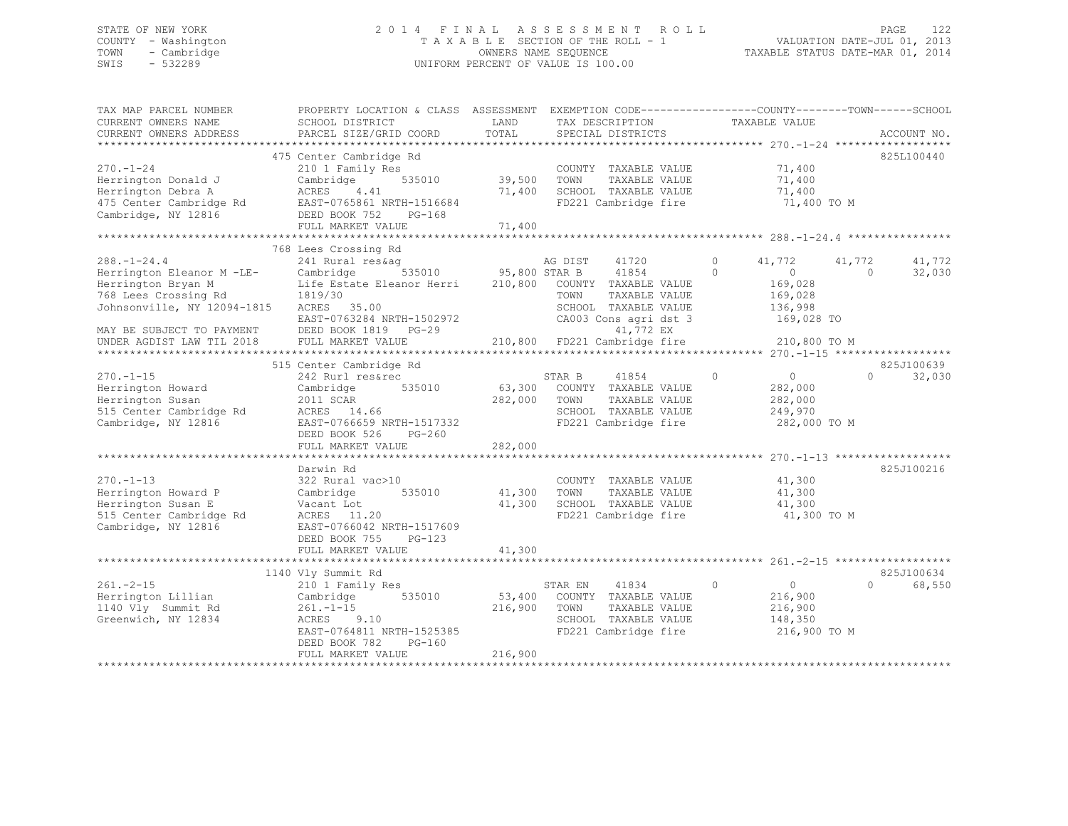STATE OF NEW YORK
COUNTY - Washington
TOWN - Cambridge
SWIS - 532289

2014 FINAL ASSESSMENT ROLL
TAXABLE SECTION OF THE ROLL - 1
OWNERS NAME SEQUENCE
UNIFORM PERCENT OF VALUE IS 100.00

VALUATION DATE-JUL 01, 2013
TAXABLE STATUS DATE-MAR 01, 2014

| TAX MAP PARCEL NUMBER / CURRENT OWNERS NAME / CURRENT OWNERS ADDRESS | PROPERTY LOCATION & CLASS / SCHOOL DISTRICT / PARCEL SIZE/GRID COORD | ASSESSMENT LAND / TOTAL | EXEMPTION CODE / TAX DESCRIPTION / SPECIAL DISTRICTS | COUNTY | TOWN | SCHOOL | ACCOUNT NO. |
|---|---|---|---|---|---|---|---|
| | 475 Center Cambridge Rd | | | | | | 825L100440 |
| 270.-1-24 | 210 1 Family Res | | COUNTY TAXABLE VALUE | 71,400 | | | |
| Herrington Donald J | Cambridge 535010 | 39,500 | TOWN TAXABLE VALUE | | 71,400 | | |
| Herrington Debra A | ACRES 4.41 | 71,400 | SCHOOL TAXABLE VALUE | | | 71,400 | |
| 475 Center Cambridge Rd | EAST-0765861 NRTH-1516684 | | FD221 Cambridge fire | 71,400 TO M | | | |
| Cambridge, NY 12816 | DEED BOOK 752 PG-168 | | | | | | |
| | FULL MARKET VALUE | 71,400 | | | | | |
| | 768 Lees Crossing Rd | | | | | | |
| 288.-1-24.4 | 241 Rural res&ag | | AG DIST 41720 0 | 41,772 | 41,772 | 41,772 | |
| Herrington Eleanor M -LE- | Cambridge 535010 | 95,800 | STAR B 41854 0 | 0 | 0 | 32,030 | |
| Herrington Bryan M | Life Estate Eleanor Herri | 210,800 | COUNTY TAXABLE VALUE | 169,028 | | | |
| 768 Lees Crossing Rd | 1819/30 | | TOWN TAXABLE VALUE | | 169,028 | | |
| Johnsonville, NY 12094-1815 | ACRES 35.00 | | SCHOOL TAXABLE VALUE | | | 136,998 | |
| | EAST-0763284 NRTH-1502972 | | CA003 Cons agri dst 3 | 169,028 TO | | | |
| MAY BE SUBJECT TO PAYMENT | DEED BOOK 1819 PG-29 | | 41,772 EX | | | | |
| UNDER AGDIST LAW TIL 2018 | FULL MARKET VALUE | 210,800 | FD221 Cambridge fire | 210,800 TO M | | | |
| | 515 Center Cambridge Rd | | | | | | 825J100639 |
| 270.-1-15 | 242 Rurl res&rec | | STAR B 41854 0 | 0 | 0 | 32,030 | |
| Herrington Howard | Cambridge 535010 | 63,300 | COUNTY TAXABLE VALUE | 282,000 | | | |
| Herrington Susan | 2011 SCAR | 282,000 | TOWN TAXABLE VALUE | | 282,000 | | |
| 515 Center Cambridge Rd | ACRES 14.66 | | SCHOOL TAXABLE VALUE | | | 249,970 | |
| Cambridge, NY 12816 | EAST-0766659 NRTH-1517332 | | FD221 Cambridge fire | 282,000 TO M | | | |
| | DEED BOOK 526 PG-260 | | | | | | |
| | FULL MARKET VALUE | 282,000 | | | | | |
| | Darwin Rd | | | | | | 825J100216 |
| 270.-1-13 | 322 Rural vac>10 | | COUNTY TAXABLE VALUE | 41,300 | | | |
| Herrington Howard P | Cambridge 535010 | 41,300 | TOWN TAXABLE VALUE | | 41,300 | | |
| Herrington Susan E | Vacant Lot | 41,300 | SCHOOL TAXABLE VALUE | | | 41,300 | |
| 515 Center Cambridge Rd | ACRES 11.20 | | FD221 Cambridge fire | 41,300 TO M | | | |
| Cambridge, NY 12816 | EAST-0766042 NRTH-1517609 | | | | | | |
| | DEED BOOK 755 PG-123 | | | | | | |
| | FULL MARKET VALUE | 41,300 | | | | | |
| | 1140 Vly Summit Rd | | | | | | 825J100634 |
| 261.-2-15 | 210 1 Family Res | | STAR EN 41834 0 | 0 | 0 | 68,550 | |
| Herrington Lillian | Cambridge 535010 | 53,400 | COUNTY TAXABLE VALUE | 216,900 | | | |
| 1140 Vly Summit Rd | 261.-1-15 | 216,900 | TOWN TAXABLE VALUE | | 216,900 | | |
| Greenwich, NY 12834 | ACRES 9.10 | | SCHOOL TAXABLE VALUE | | | 148,350 | |
| | EAST-0764811 NRTH-1525385 | | FD221 Cambridge fire | 216,900 TO M | | | |
| | DEED BOOK 782 PG-160 | | | | | | |
| | FULL MARKET VALUE | 216,900 | | | | | |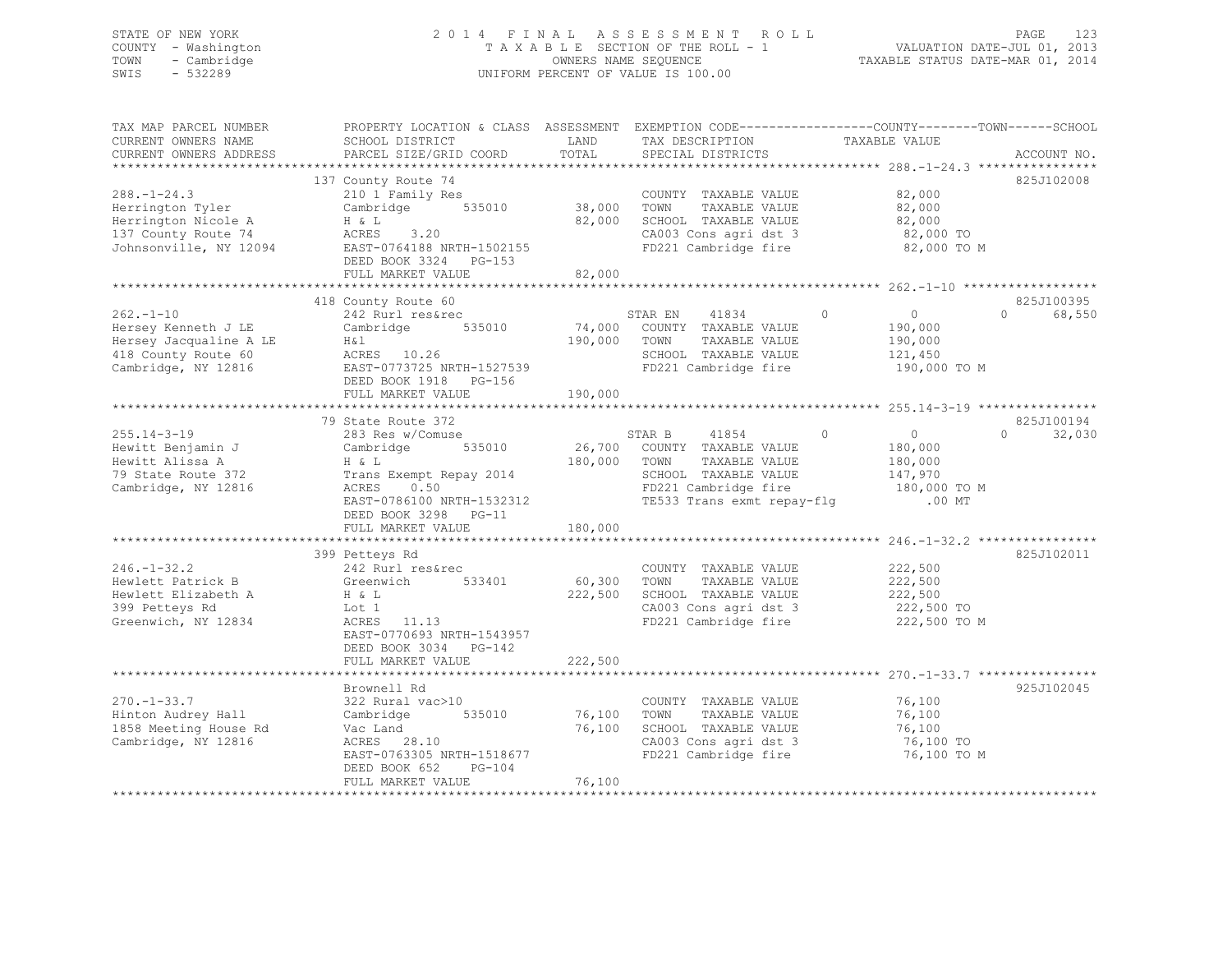STATE OF NEW YORK
COUNTY - Washington
TOWN - Cambridge
SWIS - 532289

2014 FINAL ASSESSMENT ROLL
TAXABLE SECTION OF THE ROLL - 1
OWNERS NAME SEQUENCE
UNIFORM PERCENT OF VALUE IS 100.00

VALUATION DATE-JUL 01, 2013
TAXABLE STATUS DATE-MAR 01, 2014

| TAX MAP PARCEL NUMBER / CURRENT OWNERS NAME / CURRENT OWNERS ADDRESS | PROPERTY LOCATION & CLASS / SCHOOL DISTRICT / PARCEL SIZE/GRID COORD | ASSESSMENT LAND / TOTAL | EXEMPTION CODE / TAX DESCRIPTION / SPECIAL DISTRICTS | COUNTY | TOWN | SCHOOL | TAXABLE VALUE | ACCOUNT NO. |
|---|---|---|---|---|---|---|---|---|
| 288.-1-24.3 | 137 County Route 74 | | | | | | | 825J102008 |
| 288.-1-24.3 | 210 1 Family Res | | COUNTY TAXABLE VALUE | | | | 82,000 | |
| Herrington Tyler | Cambridge 535010 | 38,000 | TOWN TAXABLE VALUE | | | | 82,000 | |
| Herrington Nicole A | H & L | 82,000 | SCHOOL TAXABLE VALUE | | | | 82,000 | |
| 137 County Route 74 | ACRES 3.20 | | CA003 Cons agri dst 3 | | | | 82,000 TO | |
| Johnsonville, NY 12094 | EAST-0764188 NRTH-1502155 | | FD221 Cambridge fire | | | | 82,000 TO M | |
| | DEED BOOK 3324 PG-153 | | | | | | | |
| | FULL MARKET VALUE | 82,000 | | | | | | |
| 262.-1-10 | 418 County Route 60 | | | | | | | 825J100395 |
| 262.-1-10 | 242 Rurl res&rec | | STAR EN 41834 | 0 | 0 | 68,550 | | |
| Hersey Kenneth J LE | Cambridge 535010 | 74,000 | COUNTY TAXABLE VALUE | | | | 190,000 | |
| Hersey Jacqualine A LE | H&l | 190,000 | TOWN TAXABLE VALUE | | | | 190,000 | |
| 418 County Route 60 | ACRES 10.26 | | SCHOOL TAXABLE VALUE | | | | 121,450 | |
| Cambridge, NY 12816 | EAST-0773725 NRTH-1527539 | | FD221 Cambridge fire | | | | 190,000 TO M | |
| | DEED BOOK 1918 PG-156 | | | | | | | |
| | FULL MARKET VALUE | 190,000 | | | | | | |
| 255.14-3-19 | 79 State Route 372 | | | | | | | 825J100194 |
| 255.14-3-19 | 283 Res w/Comuse | | STAR B 41854 | 0 | 0 | 32,030 | | |
| Hewitt Benjamin J | Cambridge 535010 | 26,700 | COUNTY TAXABLE VALUE | | | | 180,000 | |
| Hewitt Alissa A | H & L | 180,000 | TOWN TAXABLE VALUE | | | | 180,000 | |
| 79 State Route 372 | Trans Exempt Repay 2014 | | SCHOOL TAXABLE VALUE | | | | 147,970 | |
| Cambridge, NY 12816 | ACRES 0.50 | | FD221 Cambridge fire | | | | 180,000 TO M | |
| | EAST-0786100 NRTH-1532312 | | TE533 Trans exmt repay-flg | | | | .00 MT | |
| | DEED BOOK 3298 PG-11 | | | | | | | |
| | FULL MARKET VALUE | 180,000 | | | | | | |
| 246.-1-32.2 | 399 Petteys Rd | | | | | | | 825J102011 |
| 246.-1-32.2 | 242 Rurl res&rec | | COUNTY TAXABLE VALUE | | | | 222,500 | |
| Hewlett Patrick B | Greenwich 533401 | 60,300 | TOWN TAXABLE VALUE | | | | 222,500 | |
| Hewlett Elizabeth A | H & L | 222,500 | SCHOOL TAXABLE VALUE | | | | 222,500 | |
| 399 Petteys Rd | Lot 1 | | CA003 Cons agri dst 3 | | | | 222,500 TO | |
| Greenwich, NY 12834 | ACRES 11.13 | | FD221 Cambridge fire | | | | 222,500 TO M | |
| | EAST-0770693 NRTH-1543957 | | | | | | | |
| | DEED BOOK 3034 PG-142 | | | | | | | |
| | FULL MARKET VALUE | 222,500 | | | | | | |
| 270.-1-33.7 | Brownell Rd | | | | | | | 925J102045 |
| 270.-1-33.7 | 322 Rural vac>10 | | COUNTY TAXABLE VALUE | | | | 76,100 | |
| Hinton Audrey Hall | Cambridge 535010 | 76,100 | TOWN TAXABLE VALUE | | | | 76,100 | |
| 1858 Meeting House Rd | Vac Land | 76,100 | SCHOOL TAXABLE VALUE | | | | 76,100 | |
| Cambridge, NY 12816 | ACRES 28.10 | | CA003 Cons agri dst 3 | | | | 76,100 TO | |
| | EAST-0763305 NRTH-1518677 | | FD221 Cambridge fire | | | | 76,100 TO M | |
| | DEED BOOK 652 PG-104 | | | | | | | |
| | FULL MARKET VALUE | 76,100 | | | | | | |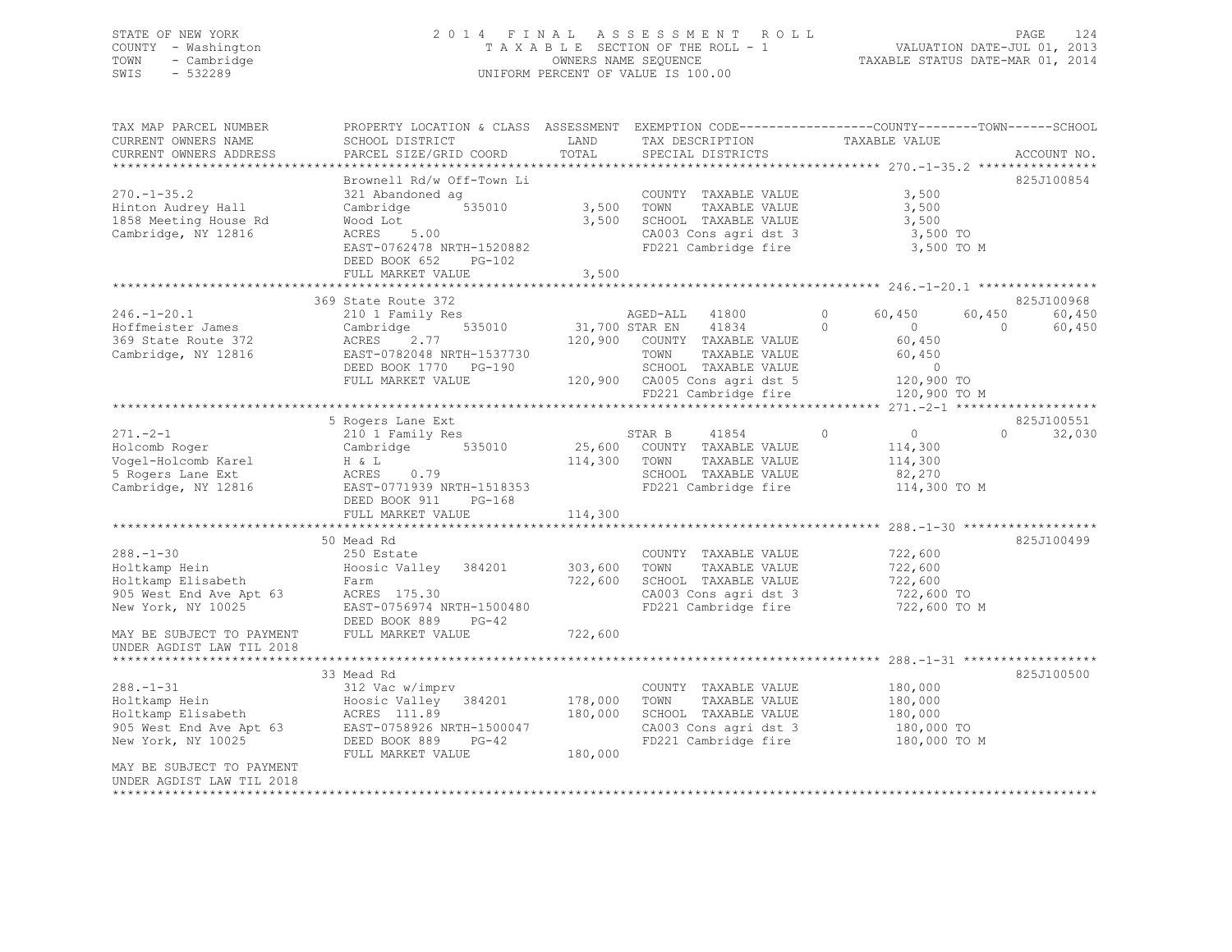STATE OF NEW YORK
COUNTY - Washington
TOWN - Cambridge
SWIS - 532289

2014 FINAL ASSESSMENT ROLL
TAXABLE SECTION OF THE ROLL - 1
OWNERS NAME SEQUENCE
UNIFORM PERCENT OF VALUE IS 100.00

VALUATION DATE-JUL 01, 2013
TAXABLE STATUS DATE-MAR 01, 2014

```
TAX MAP PARCEL NUMBER          PROPERTY LOCATION & CLASS  ASSESSMENT  EXEMPTION CODE-----------------COUNTY--------TOWN------SCHOOL
CURRENT OWNERS NAME            SCHOOL DISTRICT               LAND      TAX DESCRIPTION              TAXABLE VALUE
CURRENT OWNERS ADDRESS         PARCEL SIZE/GRID COORD        TOTAL     SPECIAL DISTRICTS                                        ACCOUNT NO.
******************************************************************************************************* 270.-1-35.2 ****************
                               Brownell Rd/w Off-Town Li                                                                    825J100854
270.-1-35.2                    321 Abandoned ag                        COUNTY  TAXABLE VALUE           3,500
Hinton Audrey Hall             Cambridge       535010        3,500     TOWN    TAXABLE VALUE           3,500
1858 Meeting House Rd          Wood Lot                      3,500     SCHOOL  TAXABLE VALUE           3,500
Cambridge, NY 12816            ACRES     5.00                          CA003 Cons agri dst 3             3,500 TO
                               EAST-0762478 NRTH-1520882               FD221 Cambridge fire              3,500 TO M
                               DEED BOOK 652    PG-102
                               FULL MARKET VALUE             3,500
******************************************************************************************************* 246.-1-20.1 ****************
                               369 State Route 372                                                                          825J100968
246.-1-20.1                    210 1 Family Res                        AGED-ALL   41800        0      60,450      60,450      60,450
Hoffmeister James              Cambridge       535010       31,700 STAR EN    41834        0           0           0      60,450
369 State Route 372            ACRES     2.77              120,900     COUNTY  TAXABLE VALUE          60,450
Cambridge, NY 12816            EAST-0782048 NRTH-1537730               TOWN    TAXABLE VALUE          60,450
                               DEED BOOK 1770   PG-190                 SCHOOL  TAXABLE VALUE               0
                               FULL MARKET VALUE           120,900     CA005 Cons agri dst 5           120,900 TO
                                                                       FD221 Cambridge fire            120,900 TO M
******************************************************************************************************* 271.-2-1 *******************
                               5 Rogers Lane Ext                                                                            825J100551
271.-2-1                       210 1 Family Res                        STAR B     41854        0           0           0      32,030
Holcomb Roger                  Cambridge       535010       25,600     COUNTY  TAXABLE VALUE         114,300
Vogel-Holcomb Karel            H & L                       114,300     TOWN    TAXABLE VALUE         114,300
5 Rogers Lane Ext              ACRES     0.79                          SCHOOL  TAXABLE VALUE          82,270
Cambridge, NY 12816            EAST-0771939 NRTH-1518353               FD221 Cambridge fire            114,300 TO M
                               DEED BOOK 911    PG-168
                               FULL MARKET VALUE           114,300
******************************************************************************************************* 288.-1-30 ******************
                               50 Mead Rd                                                                                   825J100499
288.-1-30                      250 Estate                              COUNTY  TAXABLE VALUE         722,600
Holtkamp Hein                  Hoosic Valley   384201      303,600     TOWN    TAXABLE VALUE         722,600
Holtkamp Elisabeth             Farm                        722,600     SCHOOL  TAXABLE VALUE         722,600
905 West End Ave Apt 63        ACRES   175.30                          CA003 Cons agri dst 3           722,600 TO
New York, NY 10025             EAST-0756974 NRTH-1500480               FD221 Cambridge fire            722,600 TO M
                               DEED BOOK 889    PG-42
MAY BE SUBJECT TO PAYMENT      FULL MARKET VALUE           722,600
UNDER AGDIST LAW TIL 2018
******************************************************************************************************* 288.-1-31 ******************
                               33 Mead Rd                                                                                   825J100500
288.-1-31                      312 Vac w/imprv                         COUNTY  TAXABLE VALUE         180,000
Holtkamp Hein                  Hoosic Valley   384201      178,000     TOWN    TAXABLE VALUE         180,000
Holtkamp Elisabeth             ACRES   111.89              180,000     SCHOOL  TAXABLE VALUE         180,000
905 West End Ave Apt 63        EAST-0758926 NRTH-1500047               CA003 Cons agri dst 3           180,000 TO
New York, NY 10025             DEED BOOK 889    PG-42                  FD221 Cambridge fire            180,000 TO M
                               FULL MARKET VALUE           180,000
MAY BE SUBJECT TO PAYMENT
UNDER AGDIST LAW TIL 2018
************************************************************************************************************************************
```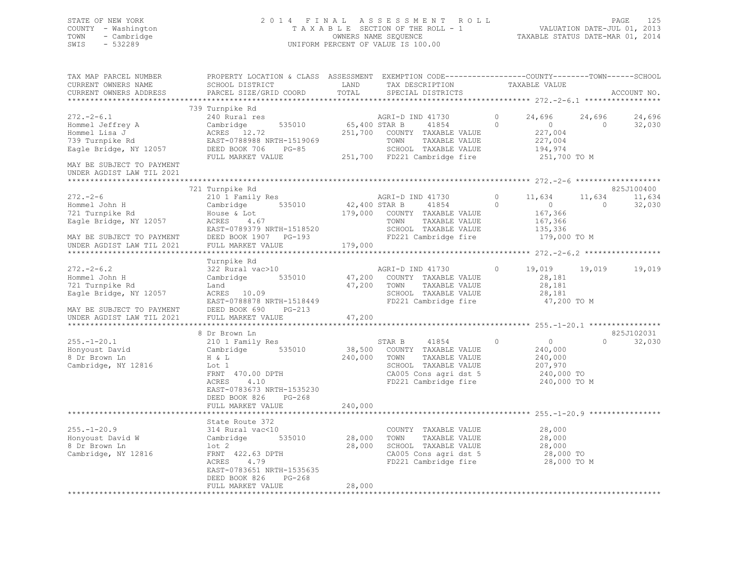STATE OF NEW YORK — 2014 FINAL ASSESSMENT ROLL — TAXABLE SECTION OF THE ROLL - 1 — OWNERS NAME SEQUENCE — UNIFORM PERCENT OF VALUE IS 100.00

COUNTY - Washington · TOWN - Cambridge · SWIS - 532289

VALUATION DATE-JUL 01, 2013 · TAXABLE STATUS DATE-MAR 01, 2014

| TAX MAP PARCEL NUMBER / CURRENT OWNERS NAME / CURRENT OWNERS ADDRESS | PROPERTY LOCATION & CLASS / SCHOOL DISTRICT / PARCEL SIZE/GRID COORD | ASSESSMENT LAND / TOTAL | EXEMPTION CODE / TAX DESCRIPTION / SPECIAL DISTRICTS | COUNTY TAXABLE VALUE | TOWN | SCHOOL | ACCOUNT NO. |
|---|---|---|---|---|---|---|---|
| **272.-2-6.1** | 739 Turnpike Rd | | | | | | |
| | 240 Rural res | | AGRI-D IND 41730 0 | 24,696 | 24,696 | 24,696 | |
| Hommel Jeffrey A | Cambridge 535010 | 65,400 | STAR B 41854 0 | 0 | 0 | 32,030 | |
| Hommel Lisa J | ACRES 12.72 | 251,700 | COUNTY TAXABLE VALUE | 227,004 | | | |
| 739 Turnpike Rd | EAST-0788988 NRTH-1519069 | | TOWN TAXABLE VALUE | 227,004 | | | |
| Eagle Bridge, NY 12057 | DEED BOOK 706 PG-85 | | SCHOOL TAXABLE VALUE | 194,974 | | | |
| | FULL MARKET VALUE | 251,700 | FD221 Cambridge fire | 251,700 TO M | | | |
| MAY BE SUBJECT TO PAYMENT UNDER AGDIST LAW TIL 2021 | | | | | | | |
| **272.-2-6** | 721 Turnpike Rd | | | | | | 825J100400 |
| | 210 1 Family Res | | AGRI-D IND 41730 0 | 11,634 | 11,634 | 11,634 | |
| Hommel John H | Cambridge 535010 | 42,400 | STAR B 41854 0 | 0 | 0 | 32,030 | |
| 721 Turnpike Rd | House & Lot | 179,000 | COUNTY TAXABLE VALUE | 167,366 | | | |
| Eagle Bridge, NY 12057 | ACRES 4.67 | | TOWN TAXABLE VALUE | 167,366 | | | |
| | EAST-0789379 NRTH-1518520 | | SCHOOL TAXABLE VALUE | 135,336 | | | |
| MAY BE SUBJECT TO PAYMENT | DEED BOOK 1907 PG-193 | | FD221 Cambridge fire | 179,000 TO M | | | |
| UNDER AGDIST LAW TIL 2021 | FULL MARKET VALUE | 179,000 | | | | | |
| **272.-2-6.2** | Turnpike Rd | | | | | | |
| | 322 Rural vac>10 | | AGRI-D IND 41730 0 | 19,019 | 19,019 | 19,019 | |
| Hommel John H | Cambridge 535010 | 47,200 | COUNTY TAXABLE VALUE | 28,181 | | | |
| 721 Turnpike Rd | Land | 47,200 | TOWN TAXABLE VALUE | 28,181 | | | |
| Eagle Bridge, NY 12057 | ACRES 10.09 | | SCHOOL TAXABLE VALUE | 28,181 | | | |
| | EAST-0788878 NRTH-1518449 | | FD221 Cambridge fire | 47,200 TO M | | | |
| MAY BE SUBJECT TO PAYMENT | DEED BOOK 690 PG-213 | | | | | | |
| UNDER AGDIST LAW TIL 2021 | FULL MARKET VALUE | 47,200 | | | | | |
| **255.-1-20.1** | 8 Dr Brown Ln | | | | | | 825J102031 |
| | 210 1 Family Res | | STAR B 41854 0 | 0 | 0 | 32,030 | |
| Honyoust David | Cambridge 535010 | 38,500 | COUNTY TAXABLE VALUE | 240,000 | | | |
| 8 Dr Brown Ln | H & L | 240,000 | TOWN TAXABLE VALUE | 240,000 | | | |
| Cambridge, NY 12816 | Lot 1 | | SCHOOL TAXABLE VALUE | 207,970 | | | |
| | FRNT 470.00 DPTH | | CA005 Cons agri dst 5 | 240,000 TO | | | |
| | ACRES 4.10 | | FD221 Cambridge fire | 240,000 TO M | | | |
| | EAST-0783673 NRTH-1535230 | | | | | | |
| | DEED BOOK 826 PG-268 | | | | | | |
| | FULL MARKET VALUE | 240,000 | | | | | |
| **255.-1-20.9** | State Route 372 | | | | | | |
| | 314 Rural vac<10 | | COUNTY TAXABLE VALUE | 28,000 | | | |
| Honyoust David W | Cambridge 535010 | 28,000 | TOWN TAXABLE VALUE | 28,000 | | | |
| 8 Dr Brown Ln | lot 2 | 28,000 | SCHOOL TAXABLE VALUE | 28,000 | | | |
| Cambridge, NY 12816 | FRNT 422.63 DPTH | | CA005 Cons agri dst 5 | 28,000 TO | | | |
| | ACRES 4.79 | | FD221 Cambridge fire | 28,000 TO M | | | |
| | EAST-0783651 NRTH-1535635 | | | | | | |
| | DEED BOOK 826 PG-268 | | | | | | |
| | FULL MARKET VALUE | 28,000 | | | | | |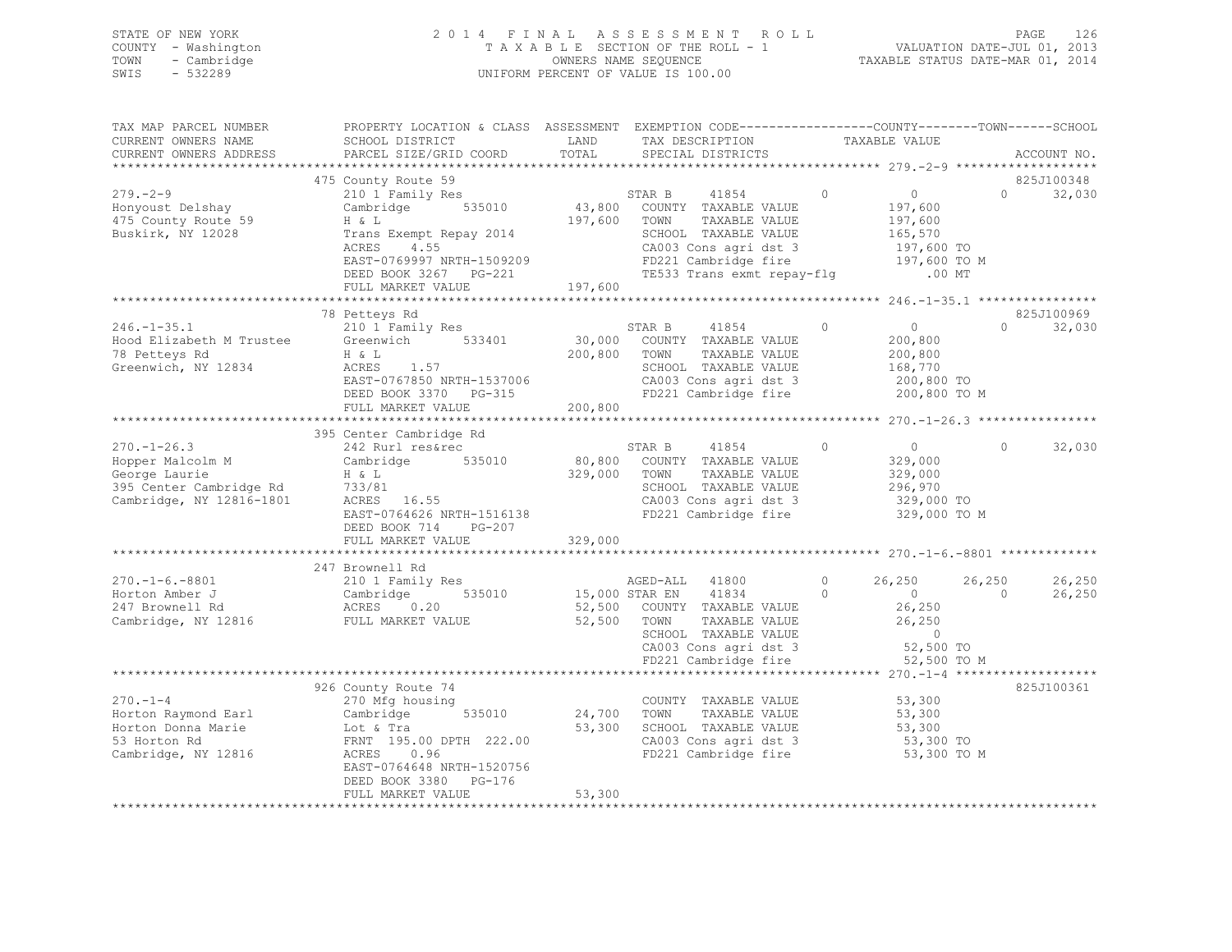STATE OF NEW YORK
COUNTY - Washington
TOWN - Cambridge
SWIS - 532289

# 2014 FINAL ASSESSMENT ROLL
TAXABLE SECTION OF THE ROLL - 1
OWNERS NAME SEQUENCE
UNIFORM PERCENT OF VALUE IS 100.00

VALUATION DATE-JUL 01, 2013
TAXABLE STATUS DATE-MAR 01, 2014

| TAX MAP PARCEL NUMBER / CURRENT OWNERS NAME / CURRENT OWNERS ADDRESS | PROPERTY LOCATION & CLASS / SCHOOL DISTRICT / PARCEL SIZE/GRID COORD | ASSESSMENT LAND / TOTAL | EXEMPTION CODE / TAX DESCRIPTION / SPECIAL DISTRICTS | COUNTY TAXABLE VALUE | TOWN | SCHOOL | ACCOUNT NO. |
|---|---|---|---|---|---|---|---|
| **279.-2-9** | 475 County Route 59 | | | | | | 825J100348 |
| 279.-2-9 | 210 1 Family Res | | STAR B 41854 0 | 0 | 0 | 32,030 | |
| Honyoust Delshay | Cambridge 535010 | 43,800 | COUNTY TAXABLE VALUE | 197,600 | | | |
| 475 County Route 59 | H & L | 197,600 | TOWN TAXABLE VALUE | 197,600 | | | |
| Buskirk, NY 12028 | Trans Exempt Repay 2014 | | SCHOOL TAXABLE VALUE | 165,570 | | | |
| | ACRES 4.55 | | CA003 Cons agri dst 3 | 197,600 TO | | | |
| | EAST-0769997 NRTH-1509209 | | FD221 Cambridge fire | 197,600 TO M | | | |
| | DEED BOOK 3267 PG-221 | | TE533 Trans exmt repay-flg | .00 MT | | | |
| | FULL MARKET VALUE | 197,600 | | | | | |
| **246.-1-35.1** | 78 Petteys Rd | | | | | | 825J100969 |
| 246.-1-35.1 | 210 1 Family Res | | STAR B 41854 0 | 0 | 0 | 32,030 | |
| Hood Elizabeth M Trustee | Greenwich 533401 | 30,000 | COUNTY TAXABLE VALUE | 200,800 | | | |
| 78 Petteys Rd | H & L | 200,800 | TOWN TAXABLE VALUE | 200,800 | | | |
| Greenwich, NY 12834 | ACRES 1.57 | | SCHOOL TAXABLE VALUE | 168,770 | | | |
| | EAST-0767850 NRTH-1537006 | | CA003 Cons agri dst 3 | 200,800 TO | | | |
| | DEED BOOK 3370 PG-315 | | FD221 Cambridge fire | 200,800 TO M | | | |
| | FULL MARKET VALUE | 200,800 | | | | | |
| **270.-1-26.3** | 395 Center Cambridge Rd | | | | | | |
| 270.-1-26.3 | 242 Rurl res&rec | | STAR B 41854 0 | 0 | 0 | 32,030 | |
| Hopper Malcolm M | Cambridge 535010 | 80,800 | COUNTY TAXABLE VALUE | 329,000 | | | |
| George Laurie | H & L | 329,000 | TOWN TAXABLE VALUE | 329,000 | | | |
| 395 Center Cambridge Rd | 733/81 | | SCHOOL TAXABLE VALUE | 296,970 | | | |
| Cambridge, NY 12816-1801 | ACRES 16.55 | | CA003 Cons agri dst 3 | 329,000 TO | | | |
| | EAST-0764626 NRTH-1516138 | | FD221 Cambridge fire | 329,000 TO M | | | |
| | DEED BOOK 714 PG-207 | | | | | | |
| | FULL MARKET VALUE | 329,000 | | | | | |
| **270.-1-6.-8801** | 247 Brownell Rd | | | | | | |
| 270.-1-6.-8801 | 210 1 Family Res | | AGED-ALL 41800 0 | 26,250 | 26,250 | 26,250 | |
| Horton Amber J | Cambridge 535010 | 15,000 | STAR EN 41834 0 | 0 | 0 | 26,250 | |
| 247 Brownell Rd | ACRES 0.20 | 52,500 | COUNTY TAXABLE VALUE | 26,250 | | | |
| Cambridge, NY 12816 | FULL MARKET VALUE | 52,500 | TOWN TAXABLE VALUE | 26,250 | | | |
| | | | SCHOOL TAXABLE VALUE | 0 | | | |
| | | | CA003 Cons agri dst 3 | 52,500 TO | | | |
| | | | FD221 Cambridge fire | 52,500 TO M | | | |
| **270.-1-4** | 926 County Route 74 | | | | | | 825J100361 |
| 270.-1-4 | 270 Mfg housing | | COUNTY TAXABLE VALUE | 53,300 | | | |
| Horton Raymond Earl | Cambridge 535010 | 24,700 | TOWN TAXABLE VALUE | 53,300 | | | |
| Horton Donna Marie | Lot & Tra | 53,300 | SCHOOL TAXABLE VALUE | 53,300 | | | |
| 53 Horton Rd | FRNT 195.00 DPTH 222.00 | | CA003 Cons agri dst 3 | 53,300 TO | | | |
| Cambridge, NY 12816 | ACRES 0.96 | | FD221 Cambridge fire | 53,300 TO M | | | |
| | EAST-0764648 NRTH-1520756 | | | | | | |
| | DEED BOOK 3380 PG-176 | | | | | | |
| | FULL MARKET VALUE | 53,300 | | | | | |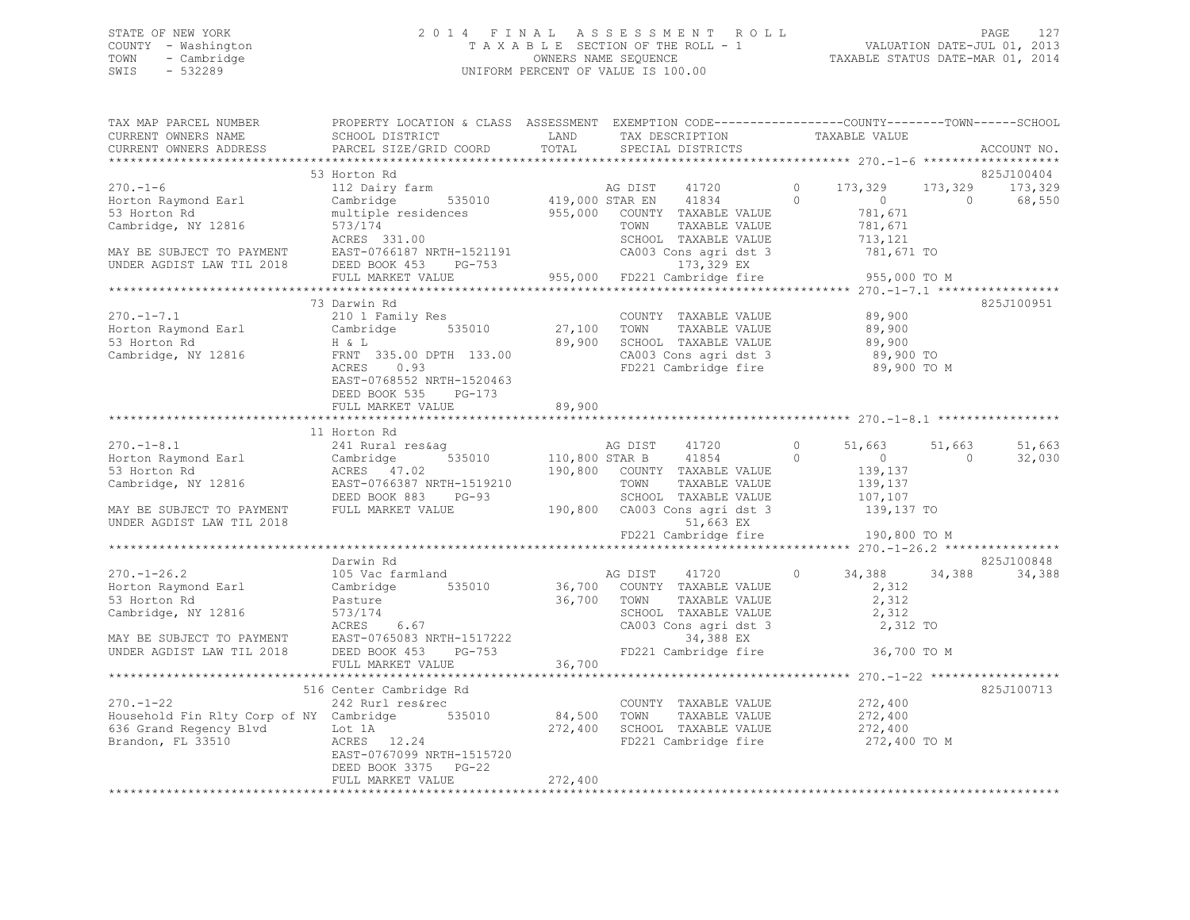STATE OF NEW YORK
COUNTY - Washington
TOWN - Cambridge
SWIS - 532289

2014 FINAL ASSESSMENT ROLL
TAXABLE SECTION OF THE ROLL - 1
OWNERS NAME SEQUENCE
UNIFORM PERCENT OF VALUE IS 100.00

VALUATION DATE-JUL 01, 2013
TAXABLE STATUS DATE-MAR 01, 2014

```
TAX MAP PARCEL NUMBER          PROPERTY LOCATION & CLASS  ASSESSMENT  EXEMPTION CODE------------------COUNTY--------TOWN------SCHOOL
CURRENT OWNERS NAME            SCHOOL DISTRICT               LAND      TAX DESCRIPTION                TAXABLE VALUE
CURRENT OWNERS ADDRESS         PARCEL SIZE/GRID COORD        TOTAL     SPECIAL DISTRICTS                                        ACCOUNT NO.
********************************************************************************************************* 270.-1-6 *******************
                               53 Horton Rd                                                                               825J100404
270.-1-6                       112 Dairy farm                          AG DIST     41720          0    173,329    173,329    173,329
Horton Raymond Earl            Cambridge       535010       419,000 STAR EN     41834          0          0          0     68,550
53 Horton Rd                   multiple residences          955,000    COUNTY  TAXABLE VALUE            781,671
Cambridge, NY 12816            573/174                                 TOWN    TAXABLE VALUE            781,671
                               ACRES  331.00                           SCHOOL  TAXABLE VALUE            713,121
MAY BE SUBJECT TO PAYMENT      EAST-0766187 NRTH-1521191               CA003 Cons agri dst 3            781,671 TO
UNDER AGDIST LAW TIL 2018      DEED BOOK 453    PG-753                        173,329 EX
                               FULL MARKET VALUE            955,000    FD221 Cambridge fire             955,000 TO M
********************************************************************************************************* 270.-1-7.1 *****************
                               73 Darwin Rd                                                                               825J100951
270.-1-7.1                     210 1 Family Res                        COUNTY  TAXABLE VALUE             89,900
Horton Raymond Earl            Cambridge       535010        27,100    TOWN    TAXABLE VALUE             89,900
53 Horton Rd                   H & L                         89,900    SCHOOL  TAXABLE VALUE             89,900
Cambridge, NY 12816            FRNT  335.00 DPTH  133.00               CA003 Cons agri dst 3             89,900 TO
                               ACRES    0.93                           FD221 Cambridge fire              89,900 TO M
                               EAST-0768552 NRTH-1520463
                               DEED BOOK 535    PG-173
                               FULL MARKET VALUE             89,900
********************************************************************************************************* 270.-1-8.1 *****************
                               11 Horton Rd
270.-1-8.1                     241 Rural res&ag                        AG DIST     41720          0     51,663     51,663     51,663
Horton Raymond Earl            Cambridge       535010       110,800 STAR B      41854          0          0          0     32,030
53 Horton Rd                   ACRES   47.02                190,800    COUNTY  TAXABLE VALUE            139,137
Cambridge, NY 12816            EAST-0766387 NRTH-1519210               TOWN    TAXABLE VALUE            139,137
                               DEED BOOK 883    PG-93                  SCHOOL  TAXABLE VALUE            107,107
MAY BE SUBJECT TO PAYMENT      FULL MARKET VALUE            190,800    CA003 Cons agri dst 3            139,137 TO
UNDER AGDIST LAW TIL 2018                                                      51,663 EX
                                                                       FD221 Cambridge fire             190,800 TO M
********************************************************************************************************* 270.-1-26.2 ****************
                               Darwin Rd                                                                                  825J100848
270.-1-26.2                    105 Vac farmland                        AG DIST     41720          0     34,388     34,388     34,388
Horton Raymond Earl            Cambridge       535010        36,700    COUNTY  TAXABLE VALUE              2,312
53 Horton Rd                   Pasture                       36,700    TOWN    TAXABLE VALUE              2,312
Cambridge, NY 12816            573/174                                 SCHOOL  TAXABLE VALUE              2,312
                               ACRES    6.67                           CA003 Cons agri dst 3              2,312 TO
MAY BE SUBJECT TO PAYMENT      EAST-0765083 NRTH-1517222                      34,388 EX
UNDER AGDIST LAW TIL 2018      DEED BOOK 453    PG-753                 FD221 Cambridge fire              36,700 TO M
                               FULL MARKET VALUE             36,700
********************************************************************************************************* 270.-1-22 ******************
                               516 Center Cambridge Rd                                                                    825J100713
270.-1-22                      242 Rurl res&rec                        COUNTY  TAXABLE VALUE            272,400
Household Fin Rlty Corp of NY  Cambridge       535010        84,500    TOWN    TAXABLE VALUE            272,400
636 Grand Regency Blvd         Lot 1A                       272,400    SCHOOL  TAXABLE VALUE            272,400
Brandon, FL 33510              ACRES   12.24                           FD221 Cambridge fire             272,400 TO M
                               EAST-0767099 NRTH-1515720
                               DEED BOOK 3375   PG-22
                               FULL MARKET VALUE            272,400
**************************************************************************************************************************************
```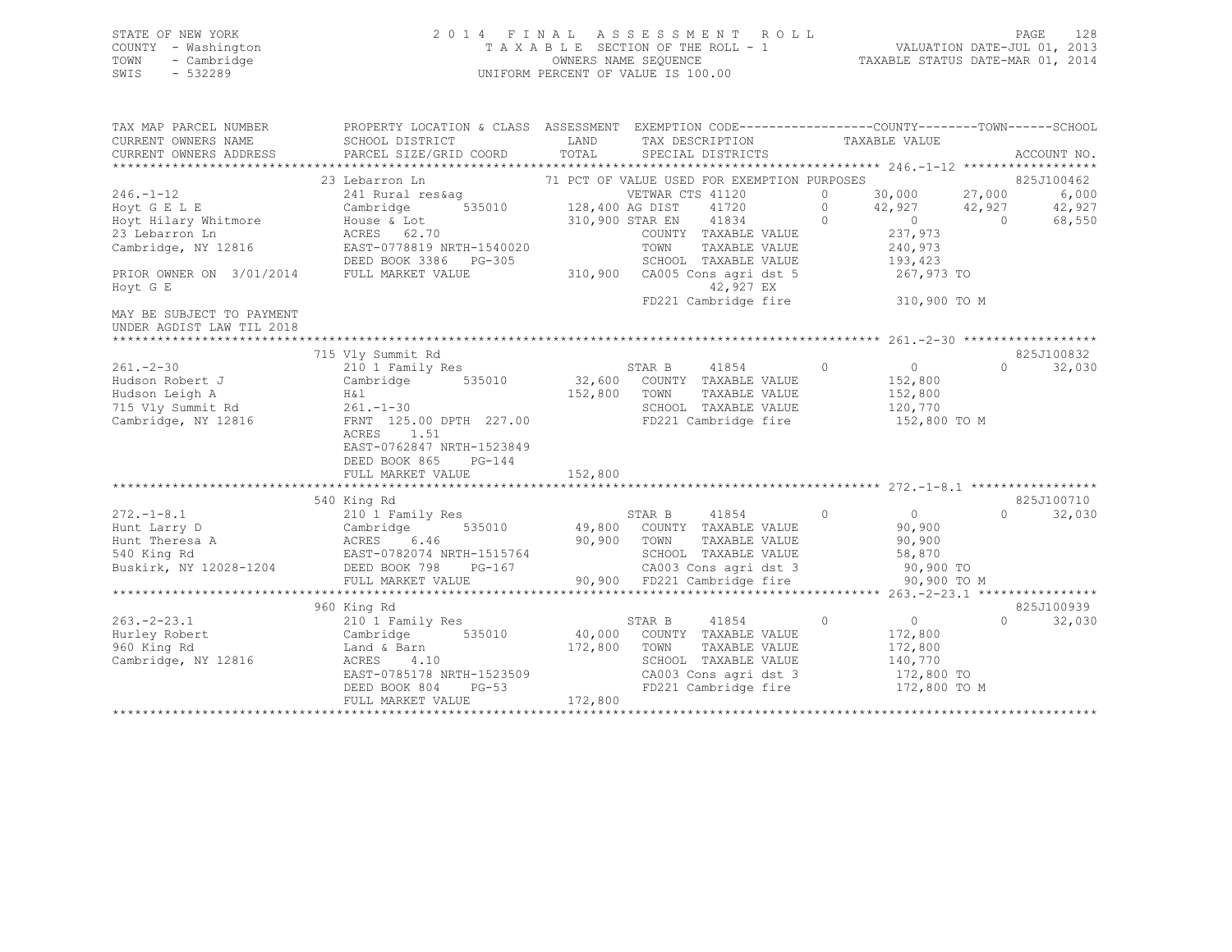STATE OF NEW YORK
COUNTY - Washington
TOWN - Cambridge
SWIS - 532289

2014 FINAL ASSESSMENT ROLL
TAXABLE SECTION OF THE ROLL - 1
OWNERS NAME SEQUENCE
UNIFORM PERCENT OF VALUE IS 100.00

VALUATION DATE-JUL 01, 2013
TAXABLE STATUS DATE-MAR 01, 2014

```
TAX MAP PARCEL NUMBER      PROPERTY LOCATION & CLASS  ASSESSMENT  EXEMPTION CODE-----------------COUNTY--------TOWN------SCHOOL
CURRENT OWNERS NAME        SCHOOL DISTRICT              LAND      TAX DESCRIPTION            TAXABLE VALUE
CURRENT OWNERS ADDRESS     PARCEL SIZE/GRID COORD       TOTAL     SPECIAL DISTRICTS                                       ACCOUNT NO.
*********************************************************************************************** 246.-1-12 ******************
                           23 Lebarron Ln              71 PCT OF VALUE USED FOR EXEMPTION PURPOSES                         825J100462
246.-1-12                  241 Rural res&ag                    VETWAR CTS 41120        0     30,000     27,000      6,000
Hoyt G E L E               Cambridge      535010     128,400 AG DIST    41720          0     42,927     42,927     42,927
Hoyt Hilary Whitmore       House & Lot               310,900 STAR EN    41834          0          0          0     68,550
23 Lebarron Ln             ACRES   62.70                     COUNTY  TAXABLE VALUE           237,973
Cambridge, NY 12816        EAST-0778819 NRTH-1540020         TOWN    TAXABLE VALUE           240,973
                           DEED BOOK 3386   PG-305           SCHOOL  TAXABLE VALUE           193,423
PRIOR OWNER ON  3/01/2014  FULL MARKET VALUE         310,900 CA005 Cons agri dst 5          267,973 TO
Hoyt G E                                                           42,927 EX
                                                             FD221 Cambridge fire            310,900 TO M
MAY BE SUBJECT TO PAYMENT
UNDER AGDIST LAW TIL 2018
*********************************************************************************************** 261.-2-30 ******************
                           715 Vly Summit Rd                                                                     825J100832
261.-2-30                  210 1 Family Res                    STAR B     41854        0          0          0     32,030
Hudson Robert J            Cambridge      535010      32,600   COUNTY  TAXABLE VALUE           152,800
Hudson Leigh A             H&l                       152,800   TOWN    TAXABLE VALUE           152,800
715 Vly Summit Rd          261.-1-30                           SCHOOL  TAXABLE VALUE           120,770
Cambridge, NY 12816        FRNT 125.00 DPTH 227.00             FD221 Cambridge fire            152,800 TO M
                           ACRES    1.51
                           EAST-0762847 NRTH-1523849
                           DEED BOOK 865    PG-144
                           FULL MARKET VALUE         152,800
*********************************************************************************************** 272.-1-8.1 *****************
                           540 King Rd                                                                           825J100710
272.-1-8.1                 210 1 Family Res                    STAR B     41854        0          0          0     32,030
Hunt Larry D               Cambridge      535010      49,800   COUNTY  TAXABLE VALUE            90,900
Hunt Theresa A             ACRES    6.46              90,900   TOWN    TAXABLE VALUE            90,900
540 King Rd                EAST-0782074 NRTH-1515764           SCHOOL  TAXABLE VALUE            58,870
Buskirk, NY 12028-1204     DEED BOOK 798    PG-167             CA003 Cons agri dst 3            90,900 TO
                           FULL MARKET VALUE          90,900   FD221 Cambridge fire             90,900 TO M
*********************************************************************************************** 263.-2-23.1 ****************
                           960 King Rd                                                                           825J100939
263.-2-23.1                210 1 Family Res                    STAR B     41854        0          0          0     32,030
Hurley Robert              Cambridge      535010      40,000   COUNTY  TAXABLE VALUE           172,800
960 King Rd                Land & Barn               172,800   TOWN    TAXABLE VALUE           172,800
Cambridge, NY 12816        ACRES    4.10                       SCHOOL  TAXABLE VALUE           140,770
                           EAST-0785178 NRTH-1523509           CA003 Cons agri dst 3           172,800 TO
                           DEED BOOK 804    PG-53              FD221 Cambridge fire            172,800 TO M
                           FULL MARKET VALUE         172,800
******************************************************************************************************************************
```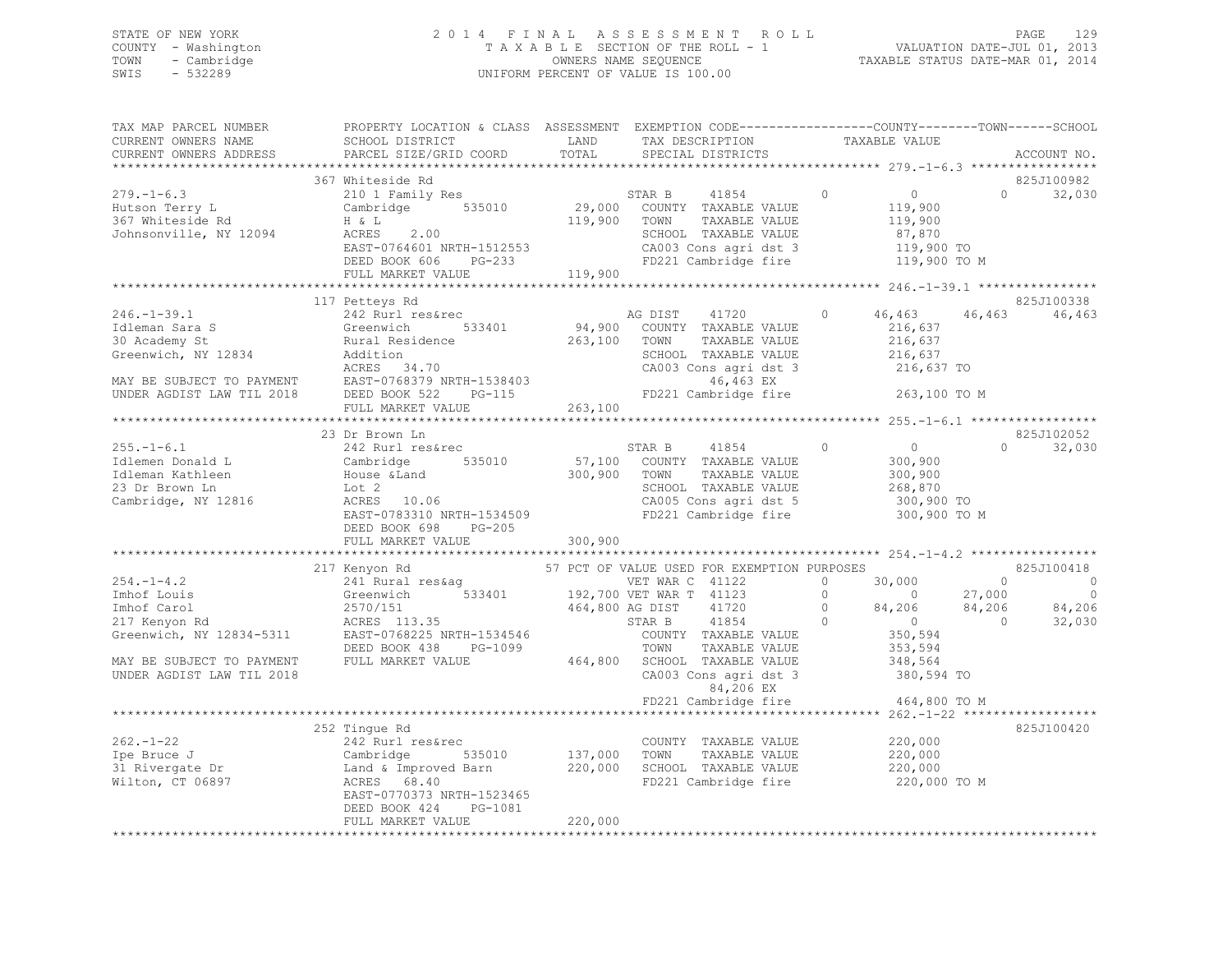STATE OF NEW YORK
COUNTY - Washington
TOWN - Cambridge
SWIS - 532289

2014 FINAL ASSESSMENT ROLL
TAXABLE SECTION OF THE ROLL - 1
OWNERS NAME SEQUENCE
UNIFORM PERCENT OF VALUE IS 100.00

VALUATION DATE-JUL 01, 2013
TAXABLE STATUS DATE-MAR 01, 2014

| TAX MAP PARCEL NUMBER / CURRENT OWNERS NAME / CURRENT OWNERS ADDRESS | PROPERTY LOCATION & CLASS / SCHOOL DISTRICT / PARCEL SIZE/GRID COORD | ASSESSMENT LAND / TOTAL | EXEMPTION CODE / TAX DESCRIPTION / SPECIAL DISTRICTS | COUNTY TAXABLE VALUE | TOWN | SCHOOL | ACCOUNT NO. |
|---|---|---|---|---|---|---|---|
| **279.-1-6.3** | 367 Whiteside Rd | | | | | | 825J100982 |
| Hutson Terry L | 210 1 Family Res | | STAR B 41854 0 | 0 | 0 | 32,030 | |
| 367 Whiteside Rd | Cambridge 535010 | 29,000 | COUNTY TAXABLE VALUE | 119,900 | | | |
| Johnsonville, NY 12094 | H & L | 119,900 | TOWN TAXABLE VALUE | 119,900 | | | |
| | ACRES 2.00 | | SCHOOL TAXABLE VALUE | 87,870 | | | |
| | EAST-0764601 NRTH-1512553 | | CA003 Cons agri dst 3 | 119,900 TO | | | |
| | DEED BOOK 606 PG-233 | | FD221 Cambridge fire | 119,900 TO M | | | |
| | FULL MARKET VALUE | 119,900 | | | | | |
| **246.-1-39.1** | 117 Petteys Rd | | | | | | 825J100338 |
| Idleman Sara S | 242 Rurl res&rec | | AG DIST 41720 0 | 46,463 | 46,463 | 46,463 | |
| 30 Academy St | Greenwich 533401 | 94,900 | COUNTY TAXABLE VALUE | 216,637 | | | |
| Greenwich, NY 12834 | Rural Residence | 263,100 | TOWN TAXABLE VALUE | 216,637 | | | |
| | Addition | | SCHOOL TAXABLE VALUE | 216,637 | | | |
| | ACRES 34.70 | | CA003 Cons agri dst 3 | 216,637 TO | | | |
| MAY BE SUBJECT TO PAYMENT | EAST-0768379 NRTH-1538403 | | 46,463 EX | | | | |
| UNDER AGDIST LAW TIL 2018 | DEED BOOK 522 PG-115 | | FD221 Cambridge fire | 263,100 TO M | | | |
| | FULL MARKET VALUE | 263,100 | | | | | |
| **255.-1-6.1** | 23 Dr Brown Ln | | | | | | 825J102052 |
| Idlemen Donald L | 242 Rurl res&rec | | STAR B 41854 0 | 0 | 0 | 32,030 | |
| Idleman Kathleen | Cambridge 535010 | 57,100 | COUNTY TAXABLE VALUE | 300,900 | | | |
| 23 Dr Brown Ln | House &Land | 300,900 | TOWN TAXABLE VALUE | 300,900 | | | |
| Cambridge, NY 12816 | Lot 2 | | SCHOOL TAXABLE VALUE | 268,870 | | | |
| | ACRES 10.06 | | CA005 Cons agri dst 5 | 300,900 TO | | | |
| | EAST-0783310 NRTH-1534509 | | FD221 Cambridge fire | 300,900 TO M | | | |
| | DEED BOOK 698 PG-205 | | | | | | |
| | FULL MARKET VALUE | 300,900 | | | | | |
| **254.-1-4.2** | 217 Kenyon Rd | | 57 PCT OF VALUE USED FOR EXEMPTION PURPOSES | | | | 825J100418 |
| Imhof Louis | 241 Rural res&ag | | VET WAR C 41122 0 | 30,000 | 0 | 0 | |
| Imhof Carol | Greenwich 533401 | 192,700 | VET WAR T 41123 0 | 0 | 27,000 | 0 | |
| 217 Kenyon Rd | 2570/151 | 464,800 | AG DIST 41720 0 | 84,206 | 84,206 | 84,206 | |
| Greenwich, NY 12834-5311 | ACRES 113.35 | | STAR B 41854 0 | 0 | 0 | 32,030 | |
| | EAST-0768225 NRTH-1534546 | | COUNTY TAXABLE VALUE | 350,594 | | | |
| | DEED BOOK 438 PG-1099 | | TOWN TAXABLE VALUE | 353,594 | | | |
| MAY BE SUBJECT TO PAYMENT | FULL MARKET VALUE | 464,800 | SCHOOL TAXABLE VALUE | 348,564 | | | |
| UNDER AGDIST LAW TIL 2018 | | | CA003 Cons agri dst 3 | 380,594 TO | | | |
| | | | 84,206 EX | | | | |
| | | | FD221 Cambridge fire | 464,800 TO M | | | |
| **262.-1-22** | 252 Tingue Rd | | | | | | 825J100420 |
| Ipe Bruce J | 242 Rurl res&rec | | COUNTY TAXABLE VALUE | 220,000 | | | |
| 31 Rivergate Dr | Cambridge 535010 | 137,000 | TOWN TAXABLE VALUE | 220,000 | | | |
| Wilton, CT 06897 | Land & Improved Barn | 220,000 | SCHOOL TAXABLE VALUE | 220,000 | | | |
| | ACRES 68.40 | | FD221 Cambridge fire | 220,000 TO M | | | |
| | EAST-0770373 NRTH-1523465 | | | | | | |
| | DEED BOOK 424 PG-1081 | | | | | | |
| | FULL MARKET VALUE | 220,000 | | | | | |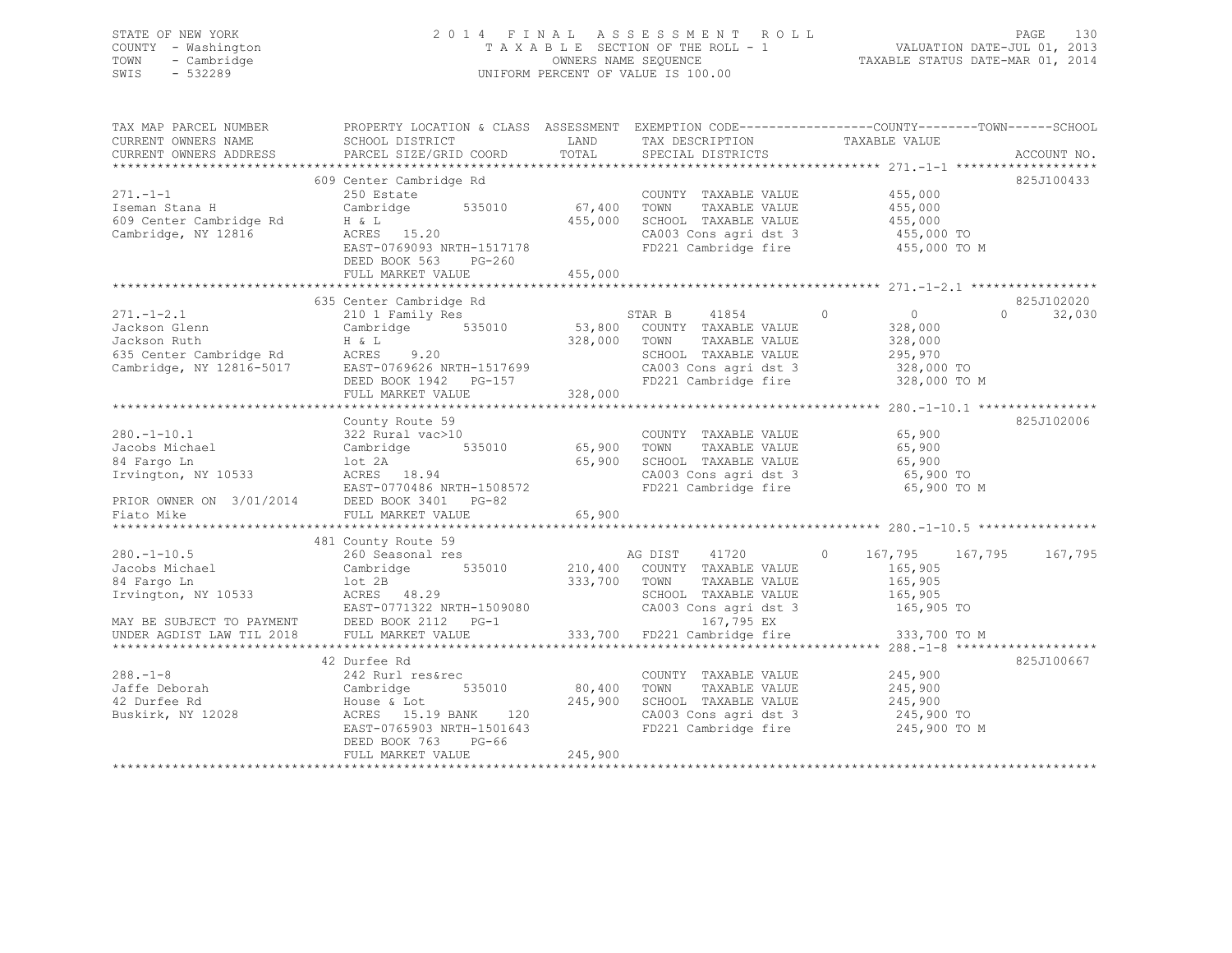STATE OF NEW YORK
COUNTY - Washington
TOWN - Cambridge
SWIS - 532289

# 2014 FINAL ASSESSMENT ROLL

TAXABLE SECTION OF THE ROLL - 1
OWNERS NAME SEQUENCE
UNIFORM PERCENT OF VALUE IS 100.00

VALUATION DATE-JUL 01, 2013
TAXABLE STATUS DATE-MAR 01, 2014

```
TAX MAP PARCEL NUMBER      PROPERTY LOCATION & CLASS  ASSESSMENT  EXEMPTION CODE------------------COUNTY--------TOWN------SCHOOL
CURRENT OWNERS NAME        SCHOOL DISTRICT              LAND      TAX DESCRIPTION             TAXABLE VALUE
CURRENT OWNERS ADDRESS     PARCEL SIZE/GRID COORD       TOTAL     SPECIAL DISTRICTS                                     ACCOUNT NO.
******************************************************************************************************* 271.-1-1 *******************
                           609 Center Cambridge Rd                                                                      825J100433
271.-1-1                   250 Estate                             COUNTY  TAXABLE VALUE          455,000
Iseman Stana H             Cambridge        535010      67,400    TOWN    TAXABLE VALUE          455,000
609 Center Cambridge Rd    H & L                       455,000    SCHOOL  TAXABLE VALUE          455,000
Cambridge, NY 12816        ACRES  15.20                           CA003 Cons agri dst 3           455,000 TO
                           EAST-0769093 NRTH-1517178              FD221 Cambridge fire            455,000 TO M
                           DEED BOOK 563    PG-260
                           FULL MARKET VALUE           455,000
******************************************************************************************************* 271.-1-2.1 *****************
                           635 Center Cambridge Rd                                                                      825J102020
271.-1-2.1                 210 1 Family Res                       STAR B     41854        0           0           0      32,030
Jackson Glenn              Cambridge        535010      53,800    COUNTY  TAXABLE VALUE          328,000
Jackson Ruth               H & L                       328,000    TOWN    TAXABLE VALUE          328,000
635 Center Cambridge Rd    ACRES   9.20                           SCHOOL  TAXABLE VALUE          295,970
Cambridge, NY 12816-5017   EAST-0769626 NRTH-1517699              CA003 Cons agri dst 3           328,000 TO
                           DEED BOOK 1942   PG-157                FD221 Cambridge fire            328,000 TO M
                           FULL MARKET VALUE           328,000
******************************************************************************************************* 280.-1-10.1 ****************
                           County Route 59                                                                              825J102006
280.-1-10.1                322 Rural vac>10                       COUNTY  TAXABLE VALUE           65,900
Jacobs Michael             Cambridge        535010      65,900    TOWN    TAXABLE VALUE           65,900
84 Fargo Ln                lot 2A                       65,900    SCHOOL  TAXABLE VALUE           65,900
Irvington, NY 10533        ACRES  18.94                           CA003 Cons agri dst 3            65,900 TO
                           EAST-0770486 NRTH-1508572              FD221 Cambridge fire             65,900 TO M
PRIOR OWNER ON 3/01/2014   DEED BOOK 3401   PG-82
Fiato Mike                 FULL MARKET VALUE            65,900
******************************************************************************************************* 280.-1-10.5 ****************
                           481 County Route 59
280.-1-10.5                260 Seasonal res                       AG DIST    41720        0     167,795     167,795     167,795
Jacobs Michael             Cambridge        535010     210,400    COUNTY  TAXABLE VALUE          165,905
84 Fargo Ln                lot 2B                      333,700    TOWN    TAXABLE VALUE          165,905
Irvington, NY 10533        ACRES  48.29                           SCHOOL  TAXABLE VALUE          165,905
                           EAST-0771322 NRTH-1509080              CA003 Cons agri dst 3           165,905 TO
MAY BE SUBJECT TO PAYMENT  DEED BOOK 2112   PG-1                            167,795 EX
UNDER AGDIST LAW TIL 2018  FULL MARKET VALUE           333,700    FD221 Cambridge fire            333,700 TO M
******************************************************************************************************* 288.-1-8 *******************
                           42 Durfee Rd                                                                                 825J100667
288.-1-8                   242 Rurl res&rec                       COUNTY  TAXABLE VALUE          245,900
Jaffe Deborah              Cambridge        535010      80,400    TOWN    TAXABLE VALUE          245,900
42 Durfee Rd               House & Lot                 245,900    SCHOOL  TAXABLE VALUE          245,900
Buskirk, NY 12028          ACRES  15.19 BANK    120               CA003 Cons agri dst 3           245,900 TO
                           EAST-0765903 NRTH-1501643              FD221 Cambridge fire            245,900 TO M
                           DEED BOOK 763    PG-66
                           FULL MARKET VALUE           245,900
************************************************************************************************************************************
```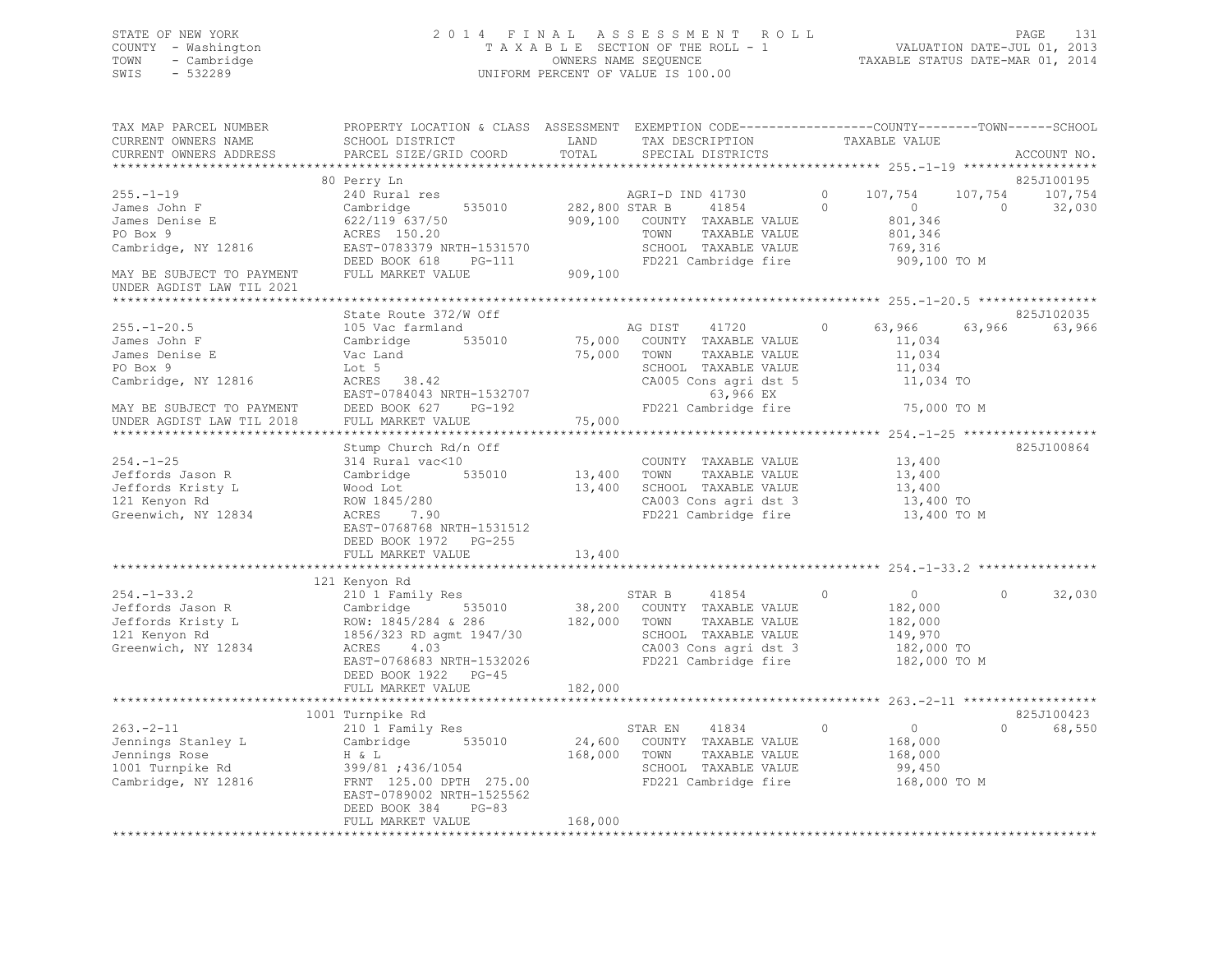STATE OF NEW YORK
COUNTY - Washington
TOWN - Cambridge
SWIS - 532289

2014 FINAL ASSESSMENT ROLL
TAXABLE SECTION OF THE ROLL - 1
OWNERS NAME SEQUENCE
UNIFORM PERCENT OF VALUE IS 100.00

VALUATION DATE-JUL 01, 2013
TAXABLE STATUS DATE-MAR 01, 2014

| TAX MAP PARCEL NUMBER / CURRENT OWNERS NAME / CURRENT OWNERS ADDRESS | PROPERTY LOCATION & CLASS / SCHOOL DISTRICT / PARCEL SIZE/GRID COORD | ASSESSMENT LAND / TOTAL | EXEMPTION CODE / TAX DESCRIPTION / SPECIAL DISTRICTS | COUNTY TAXABLE VALUE | TOWN | SCHOOL | ACCOUNT NO. |
|---|---|---|---|---|---|---|---|
| **255.-1-19** | 80 Perry Ln | | | | | | 825J100195 |
| James John F | 240 Rural res | | AGRI-D IND 41730 0 | 107,754 | 107,754 | 107,754 | |
| James Denise E | Cambridge 535010 | 282,800 | STAR B 41854 0 | 0 | 0 | 32,030 | |
| PO Box 9 | 622/119 637/50 | 909,100 | COUNTY TAXABLE VALUE | 801,346 | | | |
| Cambridge, NY 12816 | ACRES 150.20 | | TOWN TAXABLE VALUE | 801,346 | | | |
| | EAST-0783379 NRTH-1531570 | | SCHOOL TAXABLE VALUE | 769,316 | | | |
| | DEED BOOK 618 PG-111 | | FD221 Cambridge fire | 909,100 TO M | | | |
| MAY BE SUBJECT TO PAYMENT UNDER AGDIST LAW TIL 2021 | FULL MARKET VALUE | 909,100 | | | | | |
| **255.-1-20.5** | State Route 372/W Off | | | | | | 825J102035 |
| James John F | 105 Vac farmland | | AG DIST 41720 0 | 63,966 | 63,966 | 63,966 | |
| James Denise E | Cambridge 535010 | 75,000 | COUNTY TAXABLE VALUE | 11,034 | | | |
| PO Box 9 | Vac Land | 75,000 | TOWN TAXABLE VALUE | 11,034 | | | |
| Cambridge, NY 12816 | Lot 5 | | SCHOOL TAXABLE VALUE | 11,034 | | | |
| | ACRES 38.42 | | CA005 Cons agri dst 5 | 11,034 TO | | | |
| | EAST-0784043 NRTH-1532707 | | 63,966 EX | | | | |
| MAY BE SUBJECT TO PAYMENT | DEED BOOK 627 PG-192 | | FD221 Cambridge fire | 75,000 TO M | | | |
| UNDER AGDIST LAW TIL 2018 | FULL MARKET VALUE | 75,000 | | | | | |
| **254.-1-25** | Stump Church Rd/n Off | | | | | | 825J100864 |
| Jeffords Jason R | 314 Rural vac<10 | | COUNTY TAXABLE VALUE | 13,400 | | | |
| Jeffords Kristy L | Cambridge 535010 | 13,400 | TOWN TAXABLE VALUE | 13,400 | | | |
| 121 Kenyon Rd | Wood Lot | 13,400 | SCHOOL TAXABLE VALUE | 13,400 | | | |
| Greenwich, NY 12834 | ROW 1845/280 | | CA003 Cons agri dst 3 | 13,400 TO | | | |
| | ACRES 7.90 | | FD221 Cambridge fire | 13,400 TO M | | | |
| | EAST-0768768 NRTH-1531512 | | | | | | |
| | DEED BOOK 1972 PG-255 | | | | | | |
| | FULL MARKET VALUE | 13,400 | | | | | |
| **254.-1-33.2** | 121 Kenyon Rd | | | | | | |
| Jeffords Jason R | 210 1 Family Res | | STAR B 41854 0 | 0 | 0 | 32,030 | |
| Jeffords Kristy L | Cambridge 535010 | 38,200 | COUNTY TAXABLE VALUE | 182,000 | | | |
| 121 Kenyon Rd | ROW: 1845/284 & 286 | 182,000 | TOWN TAXABLE VALUE | 182,000 | | | |
| Greenwich, NY 12834 | 1856/323 RD agmt 1947/30 | | SCHOOL TAXABLE VALUE | 149,970 | | | |
| | ACRES 4.03 | | CA003 Cons agri dst 3 | 182,000 TO | | | |
| | EAST-0768683 NRTH-1532026 | | FD221 Cambridge fire | 182,000 TO M | | | |
| | DEED BOOK 1922 PG-45 | | | | | | |
| | FULL MARKET VALUE | 182,000 | | | | | |
| **263.-2-11** | 1001 Turnpike Rd | | | | | | 825J100423 |
| Jennings Stanley L | 210 1 Family Res | | STAR EN 41834 0 | 0 | 0 | 68,550 | |
| Jennings Rose | Cambridge 535010 | 24,600 | COUNTY TAXABLE VALUE | 168,000 | | | |
| 1001 Turnpike Rd | H & L | 168,000 | TOWN TAXABLE VALUE | 168,000 | | | |
| Cambridge, NY 12816 | 399/81 ;436/1054 | | SCHOOL TAXABLE VALUE | 99,450 | | | |
| | FRNT 125.00 DPTH 275.00 | | FD221 Cambridge fire | 168,000 TO M | | | |
| | EAST-0789002 NRTH-1525562 | | | | | | |
| | DEED BOOK 384 PG-83 | | | | | | |
| | FULL MARKET VALUE | 168,000 | | | | | |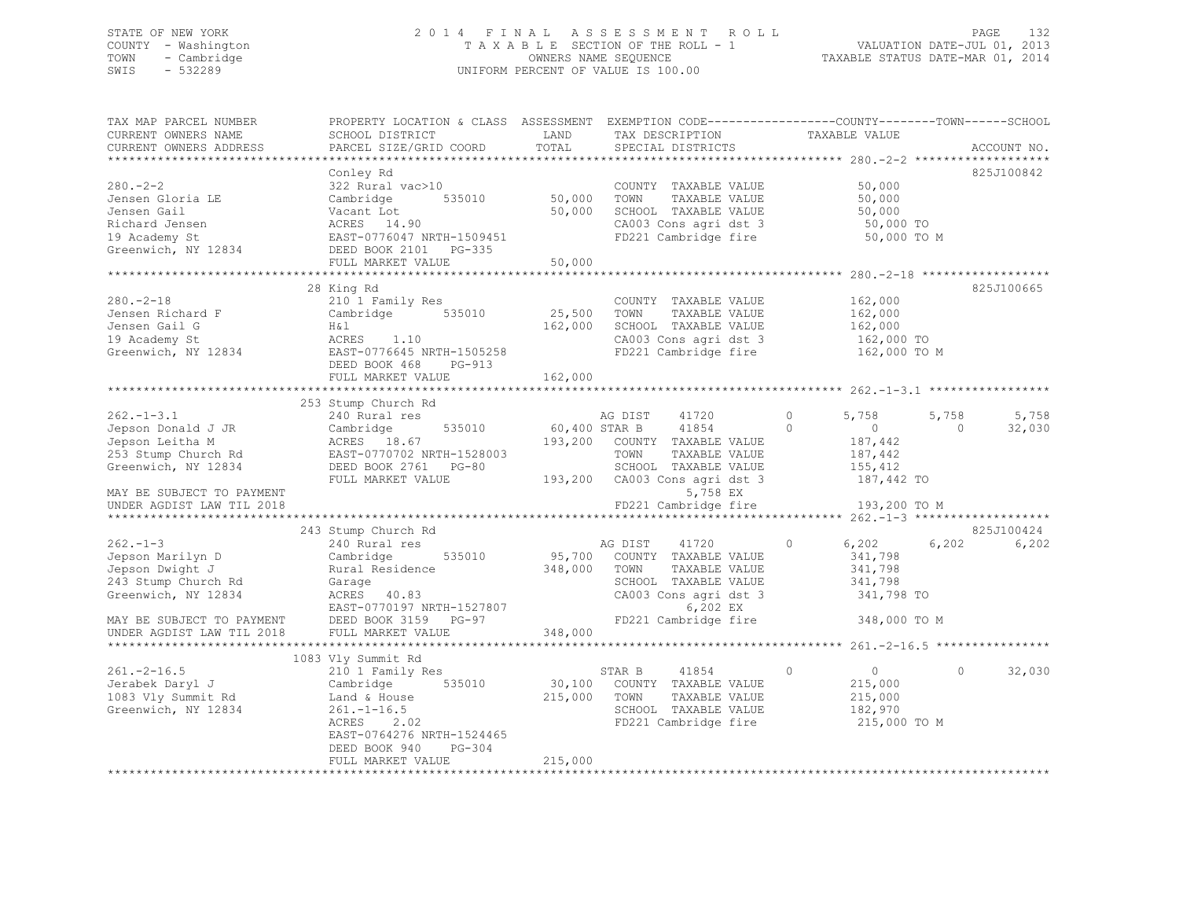STATE OF NEW YORK
COUNTY - Washington
TOWN - Cambridge
SWIS - 532289

# 2014 FINAL ASSESSMENT ROLL

TAXABLE SECTION OF THE ROLL - 1
OWNERS NAME SEQUENCE
UNIFORM PERCENT OF VALUE IS 100.00

VALUATION DATE-JUL 01, 2013
TAXABLE STATUS DATE-MAR 01, 2014

| TAX MAP PARCEL NUMBER / CURRENT OWNERS NAME / CURRENT OWNERS ADDRESS | PROPERTY LOCATION & CLASS / SCHOOL DISTRICT / PARCEL SIZE/GRID COORD | ASSESSMENT LAND / TOTAL | EXEMPTION CODE / TAX DESCRIPTION / SPECIAL DISTRICTS | COUNTY TAXABLE VALUE | TOWN | SCHOOL | ACCOUNT NO. |
|---|---|---|---|---|---|---|---|
| **280.-2-2** | Conley Rd | | | | | | 825J100842 |
| 280.-2-2 | 322 Rural vac>10 | | COUNTY TAXABLE VALUE | 50,000 | | | |
| Jensen Gloria LE | Cambridge 535010 | 50,000 | TOWN TAXABLE VALUE | 50,000 | | | |
| Jensen Gail | Vacant Lot | 50,000 | SCHOOL TAXABLE VALUE | 50,000 | | | |
| Richard Jensen | ACRES 14.90 | | CA003 Cons agri dst 3 | 50,000 TO | | | |
| 19 Academy St | EAST-0776047 NRTH-1509451 | | FD221 Cambridge fire | 50,000 TO M | | | |
| Greenwich, NY 12834 | DEED BOOK 2101 PG-335 | | | | | | |
| | FULL MARKET VALUE | 50,000 | | | | | |
| **280.-2-18** | 28 King Rd | | | | | | 825J100665 |
| 280.-2-18 | 210 1 Family Res | | COUNTY TAXABLE VALUE | 162,000 | | | |
| Jensen Richard F | Cambridge 535010 | 25,500 | TOWN TAXABLE VALUE | 162,000 | | | |
| Jensen Gail G | H&l | 162,000 | SCHOOL TAXABLE VALUE | 162,000 | | | |
| 19 Academy St | ACRES 1.10 | | CA003 Cons agri dst 3 | 162,000 TO | | | |
| Greenwich, NY 12834 | EAST-0776645 NRTH-1505258 | | FD221 Cambridge fire | 162,000 TO M | | | |
| | DEED BOOK 468 PG-913 | | | | | | |
| | FULL MARKET VALUE | 162,000 | | | | | |
| **262.-1-3.1** | 253 Stump Church Rd | | | | | | |
| 262.-1-3.1 | 240 Rural res | | AG DIST 41720 0 | 5,758 | 5,758 | 5,758 | |
| Jepson Donald J JR | Cambridge 535010 | 60,400 | STAR B 41854 0 | 0 | 0 | 32,030 | |
| Jepson Leitha M | ACRES 18.67 | 193,200 | COUNTY TAXABLE VALUE | 187,442 | | | |
| 253 Stump Church Rd | EAST-0770702 NRTH-1528003 | | TOWN TAXABLE VALUE | 187,442 | | | |
| Greenwich, NY 12834 | DEED BOOK 2761 PG-80 | | SCHOOL TAXABLE VALUE | 155,412 | | | |
| | FULL MARKET VALUE | 193,200 | CA003 Cons agri dst 3 | 187,442 TO | | | |
| MAY BE SUBJECT TO PAYMENT | | | 5,758 EX | | | | |
| UNDER AGDIST LAW TIL 2018 | | | FD221 Cambridge fire | 193,200 TO M | | | |
| **262.-1-3** | 243 Stump Church Rd | | | | | | 825J100424 |
| 262.-1-3 | 240 Rural res | | AG DIST 41720 0 | 6,202 | 6,202 | 6,202 | |
| Jepson Marilyn D | Cambridge 535010 | 95,700 | COUNTY TAXABLE VALUE | 341,798 | | | |
| Jepson Dwight J | Rural Residence | 348,000 | TOWN TAXABLE VALUE | 341,798 | | | |
| 243 Stump Church Rd | Garage | | SCHOOL TAXABLE VALUE | 341,798 | | | |
| Greenwich, NY 12834 | ACRES 40.83 | | CA003 Cons agri dst 3 | 341,798 TO | | | |
| | EAST-0770197 NRTH-1527807 | | 6,202 EX | | | | |
| MAY BE SUBJECT TO PAYMENT | DEED BOOK 3159 PG-97 | | FD221 Cambridge fire | 348,000 TO M | | | |
| UNDER AGDIST LAW TIL 2018 | FULL MARKET VALUE | 348,000 | | | | | |
| **261.-2-16.5** | 1083 Vly Summit Rd | | | | | | |
| 261.-2-16.5 | 210 1 Family Res | | STAR B 41854 0 | 0 | 0 | 32,030 | |
| Jerabek Daryl J | Cambridge 535010 | 30,100 | COUNTY TAXABLE VALUE | 215,000 | | | |
| 1083 Vly Summit Rd | Land & House | 215,000 | TOWN TAXABLE VALUE | 215,000 | | | |
| Greenwich, NY 12834 | 261.-1-16.5 | | SCHOOL TAXABLE VALUE | 182,970 | | | |
| | ACRES 2.02 | | FD221 Cambridge fire | 215,000 TO M | | | |
| | EAST-0764276 NRTH-1524465 | | | | | | |
| | DEED BOOK 940 PG-304 | | | | | | |
| | FULL MARKET VALUE | 215,000 | | | | | |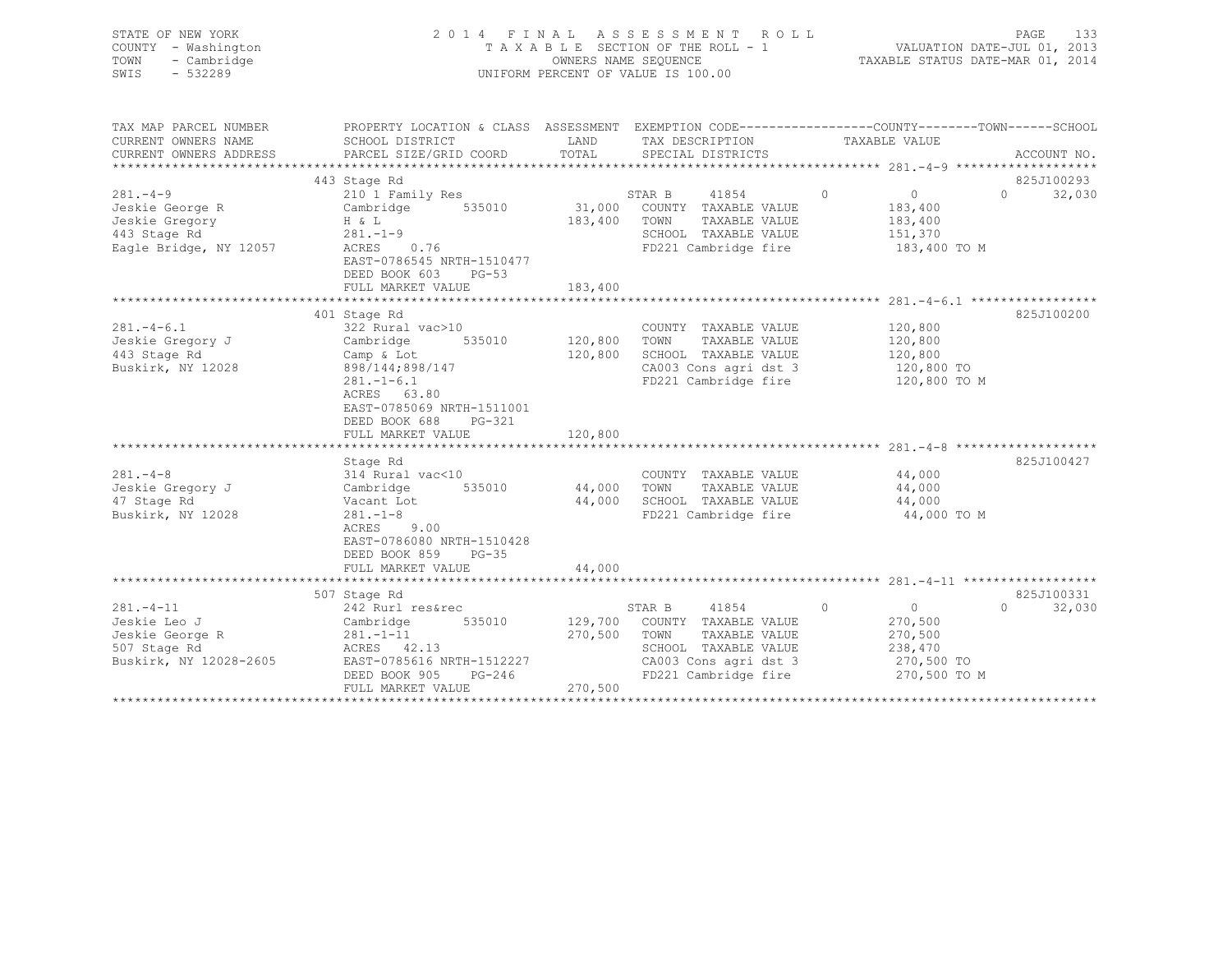STATE OF NEW YORK
COUNTY - Washington
TOWN - Cambridge
SWIS - 532289

2014 FINAL ASSESSMENT ROLL
TAXABLE SECTION OF THE ROLL - 1
OWNERS NAME SEQUENCE
UNIFORM PERCENT OF VALUE IS 100.00

VALUATION DATE-JUL 01, 2013
TAXABLE STATUS DATE-MAR 01, 2014

| TAX MAP PARCEL NUMBER / CURRENT OWNERS NAME / CURRENT OWNERS ADDRESS | PROPERTY LOCATION & CLASS / SCHOOL DISTRICT / PARCEL SIZE/GRID COORD | ASSESSMENT LAND / TOTAL | EXEMPTION CODE / TAX DESCRIPTION / SPECIAL DISTRICTS | COUNTY | TOWN | SCHOOL / TAXABLE VALUE | ACCOUNT NO. |
|---|---|---|---|---|---|---|---|
| **281.-4-9** | 443 Stage Rd | | | | | | 825J100293 |
| 281.-4-9 | 210 1 Family Res | | STAR B 41854 | 0 | 0 | 32,030 | |
| Jeskie George R | Cambridge 535010 | 31,000 | COUNTY TAXABLE VALUE | | | 183,400 | |
| Jeskie Gregory | H & L | 183,400 | TOWN TAXABLE VALUE | | | 183,400 | |
| 443 Stage Rd | 281.-1-9 | | SCHOOL TAXABLE VALUE | | | 151,370 | |
| Eagle Bridge, NY 12057 | ACRES 0.76 | | FD221 Cambridge fire | | | 183,400 TO M | |
| | EAST-0786545 NRTH-1510477 | | | | | | |
| | DEED BOOK 603 PG-53 | | | | | | |
| | FULL MARKET VALUE | 183,400 | | | | | |
| **281.-4-6.1** | 401 Stage Rd | | | | | | 825J100200 |
| 281.-4-6.1 | 322 Rural vac>10 | | COUNTY TAXABLE VALUE | | | 120,800 | |
| Jeskie Gregory J | Cambridge 535010 | 120,800 | TOWN TAXABLE VALUE | | | 120,800 | |
| 443 Stage Rd | Camp & Lot | 120,800 | SCHOOL TAXABLE VALUE | | | 120,800 | |
| Buskirk, NY 12028 | 898/144;898/147 | | CA003 Cons agri dst 3 | | | 120,800 TO | |
| | 281.-1-6.1 | | FD221 Cambridge fire | | | 120,800 TO M | |
| | ACRES 63.80 | | | | | | |
| | EAST-0785069 NRTH-1511001 | | | | | | |
| | DEED BOOK 688 PG-321 | | | | | | |
| | FULL MARKET VALUE | 120,800 | | | | | |
| **281.-4-8** | Stage Rd | | | | | | 825J100427 |
| 281.-4-8 | 314 Rural vac<10 | | COUNTY TAXABLE VALUE | | | 44,000 | |
| Jeskie Gregory J | Cambridge 535010 | 44,000 | TOWN TAXABLE VALUE | | | 44,000 | |
| 47 Stage Rd | Vacant Lot | 44,000 | SCHOOL TAXABLE VALUE | | | 44,000 | |
| Buskirk, NY 12028 | 281.-1-8 | | FD221 Cambridge fire | | | 44,000 TO M | |
| | ACRES 9.00 | | | | | | |
| | EAST-0786080 NRTH-1510428 | | | | | | |
| | DEED BOOK 859 PG-35 | | | | | | |
| | FULL MARKET VALUE | 44,000 | | | | | |
| **281.-4-11** | 507 Stage Rd | | | | | | 825J100331 |
| 281.-4-11 | 242 Rurl res&rec | | STAR B 41854 | 0 | 0 | 32,030 | |
| Jeskie Leo J | Cambridge 535010 | 129,700 | COUNTY TAXABLE VALUE | | | 270,500 | |
| Jeskie George R | 281.-1-11 | 270,500 | TOWN TAXABLE VALUE | | | 270,500 | |
| 507 Stage Rd | ACRES 42.13 | | SCHOOL TAXABLE VALUE | | | 238,470 | |
| Buskirk, NY 12028-2605 | EAST-0785616 NRTH-1512227 | | CA003 Cons agri dst 3 | | | 270,500 TO | |
| | DEED BOOK 905 PG-246 | | FD221 Cambridge fire | | | 270,500 TO M | |
| | FULL MARKET VALUE | 270,500 | | | | | |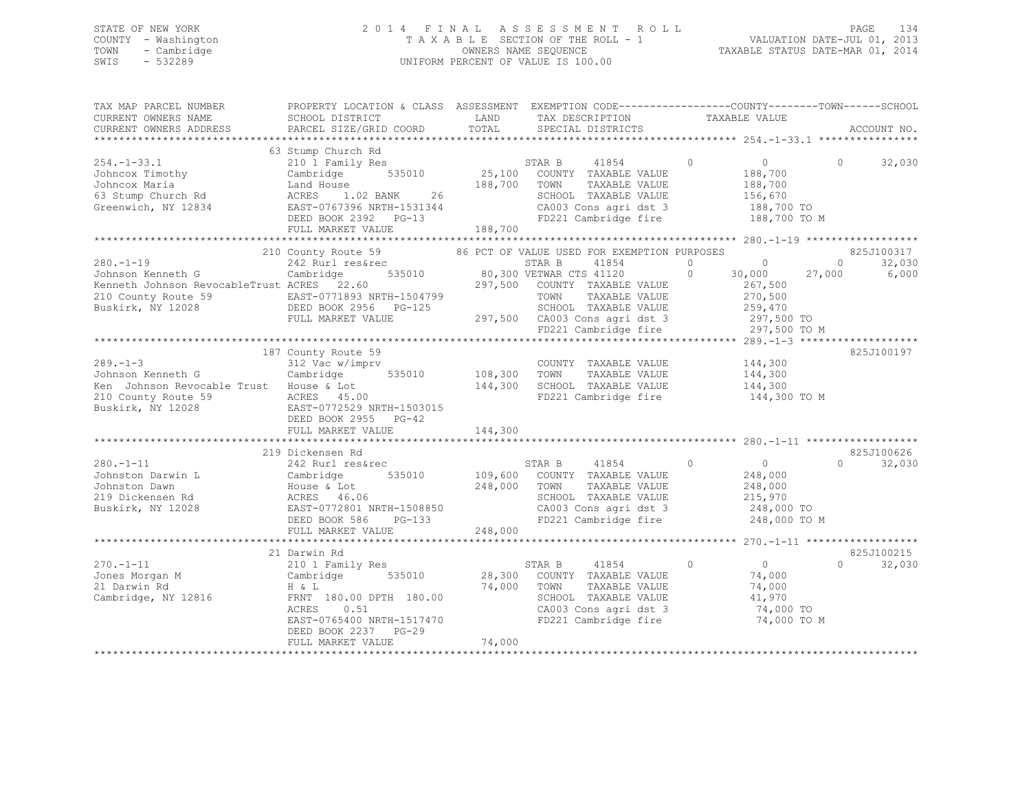STATE OF NEW YORK
COUNTY - Washington
TOWN - Cambridge
SWIS - 532289

2014 FINAL ASSESSMENT ROLL
TAXABLE SECTION OF THE ROLL - 1
OWNERS NAME SEQUENCE
UNIFORM PERCENT OF VALUE IS 100.00

VALUATION DATE-JUL 01, 2013
TAXABLE STATUS DATE-MAR 01, 2014

```
TAX MAP PARCEL NUMBER          PROPERTY LOCATION & CLASS  ASSESSMENT  EXEMPTION CODE------------------COUNTY--------TOWN------SCHOOL
CURRENT OWNERS NAME            SCHOOL DISTRICT               LAND      TAX DESCRIPTION            TAXABLE VALUE
CURRENT OWNERS ADDRESS         PARCEL SIZE/GRID COORD        TOTAL     SPECIAL DISTRICTS                                        ACCOUNT NO.
****************************************************************************************************** 254.-1-33.1 ****************
                               63 Stump Church Rd
254.-1-33.1                    210 1 Family Res                         STAR B      41854        0          0           0     32,030
Johncox Timothy                Cambridge        535010       25,100     COUNTY  TAXABLE VALUE           188,700
Johncox Maria                  Land House                   188,700     TOWN    TAXABLE VALUE           188,700
63 Stump Church Rd             ACRES    1.02 BANK     26                SCHOOL  TAXABLE VALUE           156,670
Greenwich, NY 12834            EAST-0767396 NRTH-1531344                CA003 Cons agri dst 3           188,700 TO
                               DEED BOOK 2392   PG-13                   FD221 Cambridge fire            188,700 TO M
                               FULL MARKET VALUE            188,700
****************************************************************************************************** 280.-1-19 ******************
                               210 County Route 59          86 PCT OF VALUE USED FOR EXEMPTION PURPOSES                    825J100317
280.-1-19                      242 Rurl res&rec                         STAR B      41854        0          0           0     32,030
Johnson Kenneth G              Cambridge        535010       80,300 VETWAR CTS 41120         0     30,000      27,000      6,000
Kenneth Johnson RevocableTrust ACRES   22.60                297,500     COUNTY  TAXABLE VALUE           267,500
210 County Route 59            EAST-0771893 NRTH-1504799                TOWN    TAXABLE VALUE           270,500
Buskirk, NY 12028              DEED BOOK 2956   PG-125                  SCHOOL  TAXABLE VALUE           259,470
                               FULL MARKET VALUE            297,500     CA003 Cons agri dst 3           297,500 TO
                                                                        FD221 Cambridge fire            297,500 TO M
****************************************************************************************************** 289.-1-3 *******************
                               187 County Route 59                                                                         825J100197
289.-1-3                       312 Vac w/imprv                          COUNTY  TAXABLE VALUE           144,300
Johnson Kenneth G              Cambridge        535010      108,300     TOWN    TAXABLE VALUE           144,300
Ken  Johnson Revocable Trust   House & Lot                  144,300     SCHOOL  TAXABLE VALUE           144,300
210 County Route 59            ACRES   45.00                            FD221 Cambridge fire            144,300 TO M
Buskirk, NY 12028              EAST-0772529 NRTH-1503015
                               DEED BOOK 2955   PG-42
                               FULL MARKET VALUE            144,300
****************************************************************************************************** 280.-1-11 ******************
                               219 Dickensen Rd                                                                            825J100626
280.-1-11                      242 Rurl res&rec                         STAR B      41854        0          0           0     32,030
Johnston Darwin L              Cambridge        535010      109,600     COUNTY  TAXABLE VALUE           248,000
Johnston Dawn                  House & Lot                  248,000     TOWN    TAXABLE VALUE           248,000
219 Dickensen Rd               ACRES   46.06                            SCHOOL  TAXABLE VALUE           215,970
Buskirk, NY 12028              EAST-0772801 NRTH-1508850                CA003 Cons agri dst 3           248,000 TO
                               DEED BOOK 586    PG-133                  FD221 Cambridge fire            248,000 TO M
                               FULL MARKET VALUE            248,000
****************************************************************************************************** 270.-1-11 ******************
                               21 Darwin Rd                                                                                825J100215
270.-1-11                      210 1 Family Res                         STAR B      41854        0          0           0     32,030
Jones Morgan M                 Cambridge        535010       28,300     COUNTY  TAXABLE VALUE            74,000
21 Darwin Rd                   H & L                         74,000     TOWN    TAXABLE VALUE            74,000
Cambridge, NY 12816            FRNT 180.00 DPTH 180.00                  SCHOOL  TAXABLE VALUE            41,970
                               ACRES    0.51                            CA003 Cons agri dst 3            74,000 TO
                               EAST-0765400 NRTH-1517470                FD221 Cambridge fire             74,000 TO M
                               DEED BOOK 2237   PG-29
                               FULL MARKET VALUE             74,000
************************************************************************************************************************************
```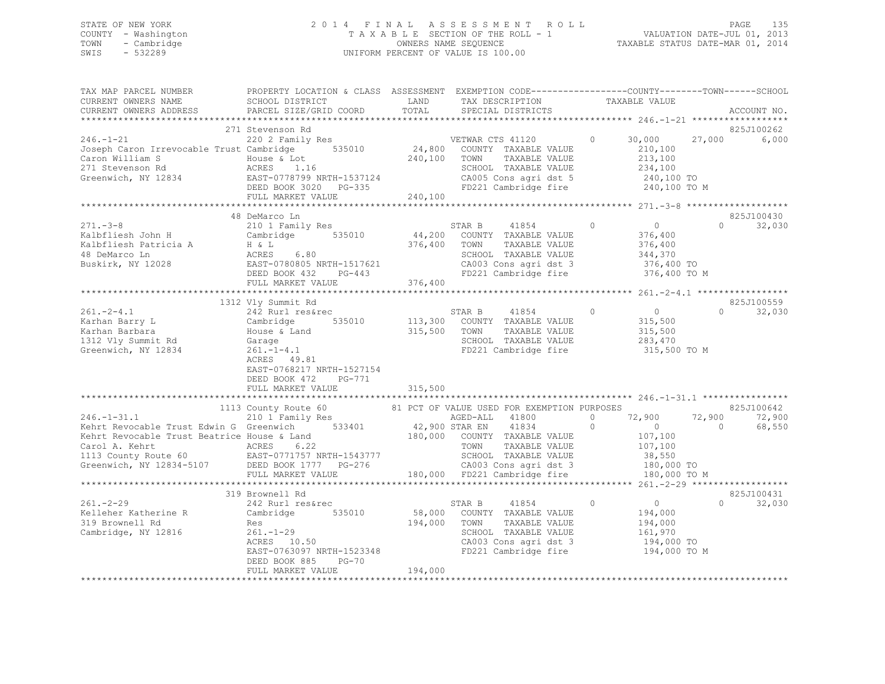STATE OF NEW YORK
COUNTY - Washington
TOWN - Cambridge
SWIS - 532289

2014 FINAL ASSESSMENT ROLL
TAXABLE SECTION OF THE ROLL - 1
OWNERS NAME SEQUENCE
UNIFORM PERCENT OF VALUE IS 100.00

VALUATION DATE-JUL 01, 2013
TAXABLE STATUS DATE-MAR 01, 2014

```
TAX MAP PARCEL NUMBER          PROPERTY LOCATION & CLASS  ASSESSMENT  EXEMPTION CODE-----------------COUNTY--------TOWN------SCHOOL
CURRENT OWNERS NAME            SCHOOL DISTRICT             LAND       TAX DESCRIPTION              TAXABLE VALUE
CURRENT OWNERS ADDRESS         PARCEL SIZE/GRID COORD      TOTAL      SPECIAL DISTRICTS                                        ACCOUNT NO.
******************************************************************************************************* 246.-1-21 ******************
                               271 Stevenson Rd                                                                             825J100262
246.-1-21                      220 2 Family Res                        VETWAR CTS 41120        0      30,000      27,000        6,000
Joseph Caron Irrevocable Trust Cambridge        535010       24,800    COUNTY  TAXABLE VALUE           210,100
Caron William S                House & Lot                  240,100    TOWN    TAXABLE VALUE           213,100
271 Stevenson Rd               ACRES     1.16                          SCHOOL  TAXABLE VALUE           234,100
Greenwich, NY 12834            EAST-0778799 NRTH-1537124               CA005 Cons agri dst 5           240,100 TO
                               DEED BOOK 3020   PG-335                 FD221 Cambridge fire            240,100 TO M
                               FULL MARKET VALUE            240,100
******************************************************************************************************* 271.-3-8 *******************
                               48 DeMarco Ln                                                                                825J100430
271.-3-8                       210 1 Family Res                        STAR B     41854        0           0           0       32,030
Kalbfliesh John H              Cambridge        535010       44,200    COUNTY  TAXABLE VALUE           376,400
Kalbfliesh Patricia A          H & L                        376,400    TOWN    TAXABLE VALUE           376,400
48 DeMarco Ln                  ACRES     6.80                          SCHOOL  TAXABLE VALUE           344,370
Buskirk, NY 12028              EAST-0780805 NRTH-1517621               CA003 Cons agri dst 3           376,400 TO
                               DEED BOOK 432    PG-443                 FD221 Cambridge fire            376,400 TO M
                               FULL MARKET VALUE            376,400
******************************************************************************************************* 261.-2-4.1 *****************
                               1312 Vly Summit Rd                                                                           825J100559
261.-2-4.1                     242 Rurl res&rec                        STAR B     41854        0           0           0       32,030
Karhan Barry L                 Cambridge        535010      113,300    COUNTY  TAXABLE VALUE           315,500
Karhan Barbara                 House & Land                 315,500    TOWN    TAXABLE VALUE           315,500
1312 Vly Summit Rd             Garage                                  SCHOOL  TAXABLE VALUE           283,470
Greenwich, NY 12834            261.-1-4.1                              FD221 Cambridge fire            315,500 TO M
                               ACRES    49.81
                               EAST-0768217 NRTH-1527154
                               DEED BOOK 472    PG-771
                               FULL MARKET VALUE            315,500
******************************************************************************************************* 246.-1-31.1 ****************
                               1113 County Route 60         81 PCT OF VALUE USED FOR EXEMPTION PURPOSES                     825J100642
246.-1-31.1                    210 1 Family Res                        AGED-ALL   41800        0      72,900      72,900       72,900
Kehrt Revocable Trust Edwin G  Greenwich        533401       42,900    STAR EN    41834        0           0           0       68,550
Kehrt Revocable Trust Beatrice House & Land                 180,000    COUNTY  TAXABLE VALUE           107,100
Carol A. Kehrt                 ACRES     6.22                          TOWN    TAXABLE VALUE           107,100
1113 County Route 60           EAST-0771757 NRTH-1543777               SCHOOL  TAXABLE VALUE            38,550
Greenwich, NY 12834-5107       DEED BOOK 1777   PG-276                 CA003 Cons agri dst 3           180,000 TO
                               FULL MARKET VALUE            180,000    FD221 Cambridge fire            180,000 TO M
******************************************************************************************************* 261.-2-29 ******************
                               319 Brownell Rd                                                                              825J100431
261.-2-29                      242 Rurl res&rec                        STAR B     41854        0           0           0       32,030
Kelleher Katherine R           Cambridge        535010       58,000    COUNTY  TAXABLE VALUE           194,000
319 Brownell Rd                Res                          194,000    TOWN    TAXABLE VALUE           194,000
Cambridge, NY 12816            261.-1-29                               SCHOOL  TAXABLE VALUE           161,970
                               ACRES    10.50                          CA003 Cons agri dst 3           194,000 TO
                               EAST-0763097 NRTH-1523348               FD221 Cambridge fire            194,000 TO M
                               DEED BOOK 885    PG-70
                               FULL MARKET VALUE            194,000
************************************************************************************************************************************
```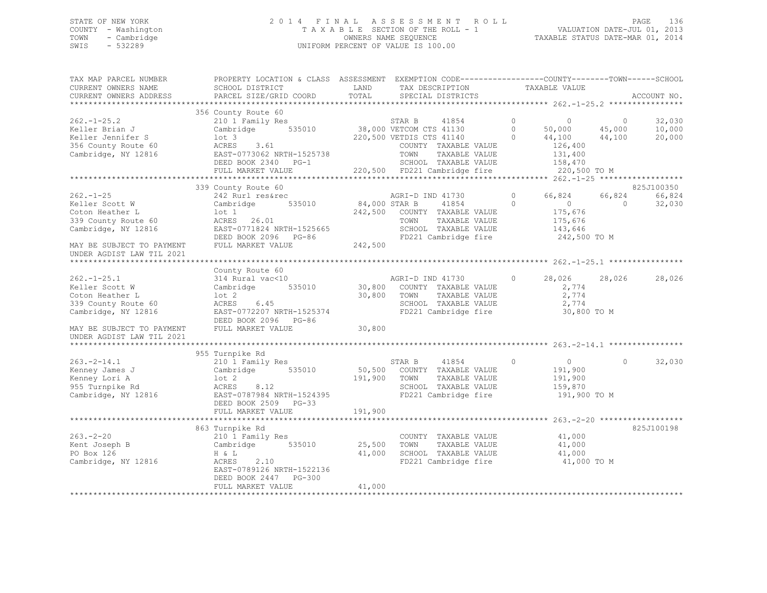STATE OF NEW YORK
COUNTY - Washington
TOWN - Cambridge
SWIS - 532289

# 2014 FINAL ASSESSMENT ROLL

TAXABLE SECTION OF THE ROLL - 1
OWNERS NAME SEQUENCE
UNIFORM PERCENT OF VALUE IS 100.00

VALUATION DATE-JUL 01, 2013
TAXABLE STATUS DATE-MAR 01, 2014

| TAX MAP PARCEL NUMBER / CURRENT OWNERS NAME / CURRENT OWNERS ADDRESS | PROPERTY LOCATION & CLASS / SCHOOL DISTRICT / PARCEL SIZE/GRID COORD | ASSESSMENT LAND / TOTAL | EXEMPTION CODE / TAX DESCRIPTION / SPECIAL DISTRICTS | | COUNTY TAXABLE VALUE | TOWN | SCHOOL | ACCOUNT NO. |
|---|---|---|---|---|---|---|---|---|
| **262.-1-25.2** | 356 County Route 60 | | | | | | | |
| 262.-1-25.2 | 210 1 Family Res | | STAR B 41854 | 0 | 0 | 0 | 32,030 | |
| Keller Brian J | Cambridge 535010 | 38,000 | VETCOM CTS 41130 | 0 | 50,000 | 45,000 | 10,000 | |
| Keller Jennifer S | lot 3 | 220,500 | VETDIS CTS 41140 | 0 | 44,100 | 44,100 | 20,000 | |
| 356 County Route 60 | ACRES 3.61 | | COUNTY TAXABLE VALUE | | 126,400 | | | |
| Cambridge, NY 12816 | EAST-0773062 NRTH-1525738 | | TOWN TAXABLE VALUE | | 131,400 | | | |
| | DEED BOOK 2340 PG-1 | | SCHOOL TAXABLE VALUE | | 158,470 | | | |
| | FULL MARKET VALUE | 220,500 | FD221 Cambridge fire | | 220,500 TO M | | | |
| **262.-1-25** | 339 County Route 60 | | | | | | | 825J100350 |
| 262.-1-25 | 242 Rurl res&rec | | AGRI-D IND 41730 | 0 | 66,824 | 66,824 | 66,824 | |
| Keller Scott W | Cambridge 535010 | 84,000 | STAR B 41854 | 0 | 0 | 0 | 32,030 | |
| Coton Heather L | lot 1 | 242,500 | COUNTY TAXABLE VALUE | | 175,676 | | | |
| 339 County Route 60 | ACRES 26.01 | | TOWN TAXABLE VALUE | | 175,676 | | | |
| Cambridge, NY 12816 | EAST-0771824 NRTH-1525665 | | SCHOOL TAXABLE VALUE | | 143,646 | | | |
| | DEED BOOK 2096 PG-86 | | FD221 Cambridge fire | | 242,500 TO M | | | |
| MAY BE SUBJECT TO PAYMENT UNDER AGDIST LAW TIL 2021 | FULL MARKET VALUE | 242,500 | | | | | | |
| **262.-1-25.1** | County Route 60 | | | | | | | |
| 262.-1-25.1 | 314 Rural vac<10 | | AGRI-D IND 41730 | 0 | 28,026 | 28,026 | 28,026 | |
| Keller Scott W | Cambridge 535010 | 30,800 | COUNTY TAXABLE VALUE | | 2,774 | | | |
| Coton Heather L | lot 2 | 30,800 | TOWN TAXABLE VALUE | | 2,774 | | | |
| 339 County Route 60 | ACRES 6.45 | | SCHOOL TAXABLE VALUE | | 2,774 | | | |
| Cambridge, NY 12816 | EAST-0772207 NRTH-1525374 | | FD221 Cambridge fire | | 30,800 TO M | | | |
| | DEED BOOK 2096 PG-86 | | | | | | | |
| MAY BE SUBJECT TO PAYMENT UNDER AGDIST LAW TIL 2021 | FULL MARKET VALUE | 30,800 | | | | | | |
| **263.-2-14.1** | 955 Turnpike Rd | | | | | | | |
| 263.-2-14.1 | 210 1 Family Res | | STAR B 41854 | 0 | 0 | 0 | 32,030 | |
| Kenney James J | Cambridge 535010 | 50,500 | COUNTY TAXABLE VALUE | | 191,900 | | | |
| Kenney Lori A | lot 2 | 191,900 | TOWN TAXABLE VALUE | | 191,900 | | | |
| 955 Turnpike Rd | ACRES 8.12 | | SCHOOL TAXABLE VALUE | | 159,870 | | | |
| Cambridge, NY 12816 | EAST-0787984 NRTH-1524395 | | FD221 Cambridge fire | | 191,900 TO M | | | |
| | DEED BOOK 2509 PG-33 | | | | | | | |
| | FULL MARKET VALUE | 191,900 | | | | | | |
| **263.-2-20** | 863 Turnpike Rd | | | | | | | 825J100198 |
| 263.-2-20 | 210 1 Family Res | | COUNTY TAXABLE VALUE | | 41,000 | | | |
| Kent Joseph B | Cambridge 535010 | 25,500 | TOWN TAXABLE VALUE | | 41,000 | | | |
| PO Box 126 | H & L | 41,000 | SCHOOL TAXABLE VALUE | | 41,000 | | | |
| Cambridge, NY 12816 | ACRES 2.10 | | FD221 Cambridge fire | | 41,000 TO M | | | |
| | EAST-0789126 NRTH-1522136 | | | | | | | |
| | DEED BOOK 2447 PG-300 | | | | | | | |
| | FULL MARKET VALUE | 41,000 | | | | | | |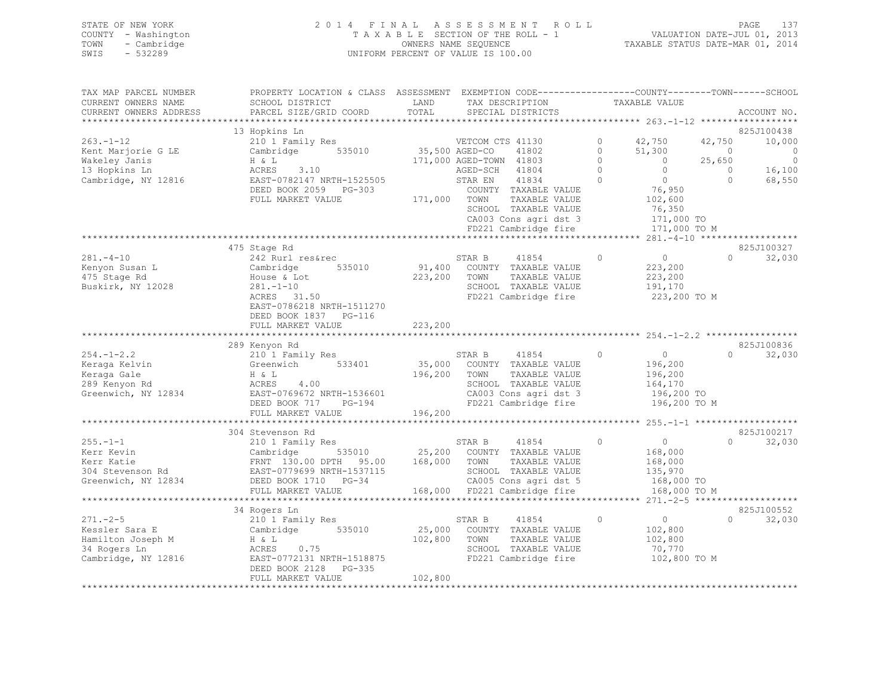STATE OF NEW YORK
COUNTY - Washington
TOWN - Cambridge
SWIS - 532289

2014 FINAL ASSESSMENT ROLL
TAXABLE SECTION OF THE ROLL - 1
OWNERS NAME SEQUENCE
UNIFORM PERCENT OF VALUE IS 100.00

VALUATION DATE-JUL 01, 2013
TAXABLE STATUS DATE-MAR 01, 2014

```
TAX MAP PARCEL NUMBER     PROPERTY LOCATION & CLASS  ASSESSMENT  EXEMPTION CODE------------------COUNTY--------TOWN------SCHOOL
CURRENT OWNERS NAME       SCHOOL DISTRICT               LAND      TAX DESCRIPTION              TAXABLE VALUE
CURRENT OWNERS ADDRESS    PARCEL SIZE/GRID COORD        TOTAL     SPECIAL DISTRICTS                                          ACCOUNT NO.
******************************************************************************************************* 263.-1-12 ******************
                          13 Hopkins Ln                                                                                     825J100438
263.-1-12                 210 1 Family Res                    VETCOM CTS 41130        0      42,750        42,750      10,000
Kent Marjorie G LE        Cambridge       535010      35,500 AGED-CO     41802        0      51,300             0           0
Wakeley Janis             H & L                      171,000 AGED-TOWN   41803        0           0        25,650           0
13 Hopkins Ln             ACRES     3.10                      AGED-SCH    41804        0           0             0      16,100
Cambridge, NY 12816       EAST-0782147 NRTH-1525505           STAR EN     41834        0           0             0      68,550
                          DEED BOOK 2059   PG-303              COUNTY  TAXABLE VALUE           76,950
                          FULL MARKET VALUE          171,000  TOWN    TAXABLE VALUE          102,600
                                                              SCHOOL  TAXABLE VALUE           76,350
                                                              CA003 Cons agri dst 3           171,000 TO
                                                              FD221 Cambridge fire            171,000 TO M
******************************************************************************************************* 281.-4-10 ******************
                          475 Stage Rd                                                                                      825J100327
281.-4-10                 242 Rurl res&rec                    STAR B      41854        0           0             0      32,030
Kenyon Susan L            Cambridge       535010      91,400  COUNTY  TAXABLE VALUE          223,200
475 Stage Rd              House & Lot                223,200  TOWN    TAXABLE VALUE          223,200
Buskirk, NY 12028         281.-1-10                           SCHOOL  TAXABLE VALUE          191,170
                          ACRES    31.50                      FD221 Cambridge fire            223,200 TO M
                          EAST-0786218 NRTH-1511270
                          DEED BOOK 1837   PG-116
                          FULL MARKET VALUE          223,200
******************************************************************************************************* 254.-1-2.2 *****************
                          289 Kenyon Rd                                                                                     825J100836
254.-1-2.2                210 1 Family Res                    STAR B      41854        0           0             0      32,030
Keraga Kelvin             Greenwich       533401      35,000  COUNTY  TAXABLE VALUE          196,200
Keraga Gale               H & L                      196,200  TOWN    TAXABLE VALUE          196,200
289 Kenyon Rd             ACRES     4.00                      SCHOOL  TAXABLE VALUE          164,170
Greenwich, NY 12834       EAST-0769672 NRTH-1536601           CA003 Cons agri dst 3           196,200 TO
                          DEED BOOK 717    PG-194             FD221 Cambridge fire            196,200 TO M
                          FULL MARKET VALUE          196,200
******************************************************************************************************* 255.-1-1 *******************
                          304 Stevenson Rd                                                                                  825J100217
255.-1-1                  210 1 Family Res                    STAR B      41854        0           0             0      32,030
Kerr Kevin                Cambridge       535010      25,200  COUNTY  TAXABLE VALUE          168,000
Kerr Katie                FRNT 130.00 DPTH  95.00    168,000  TOWN    TAXABLE VALUE          168,000
304 Stevenson Rd          EAST-0779699 NRTH-1537115           SCHOOL  TAXABLE VALUE          135,970
Greenwich, NY 12834       DEED BOOK 1710   PG-34              CA005 Cons agri dst 5           168,000 TO
                          FULL MARKET VALUE          168,000  FD221 Cambridge fire            168,000 TO M
******************************************************************************************************* 271.-2-5 *******************
                          34 Rogers Ln                                                                                      825J100552
271.-2-5                  210 1 Family Res                    STAR B      41854        0           0             0      32,030
Kessler Sara E            Cambridge       535010      25,000  COUNTY  TAXABLE VALUE          102,800
Hamilton Joseph M         H & L                      102,800  TOWN    TAXABLE VALUE          102,800
34 Rogers Ln              ACRES     0.75                      SCHOOL  TAXABLE VALUE           70,770
Cambridge, NY 12816       EAST-0772131 NRTH-1518875           FD221 Cambridge fire            102,800 TO M
                          DEED BOOK 2128   PG-335
                          FULL MARKET VALUE          102,800
************************************************************************************************************************************
```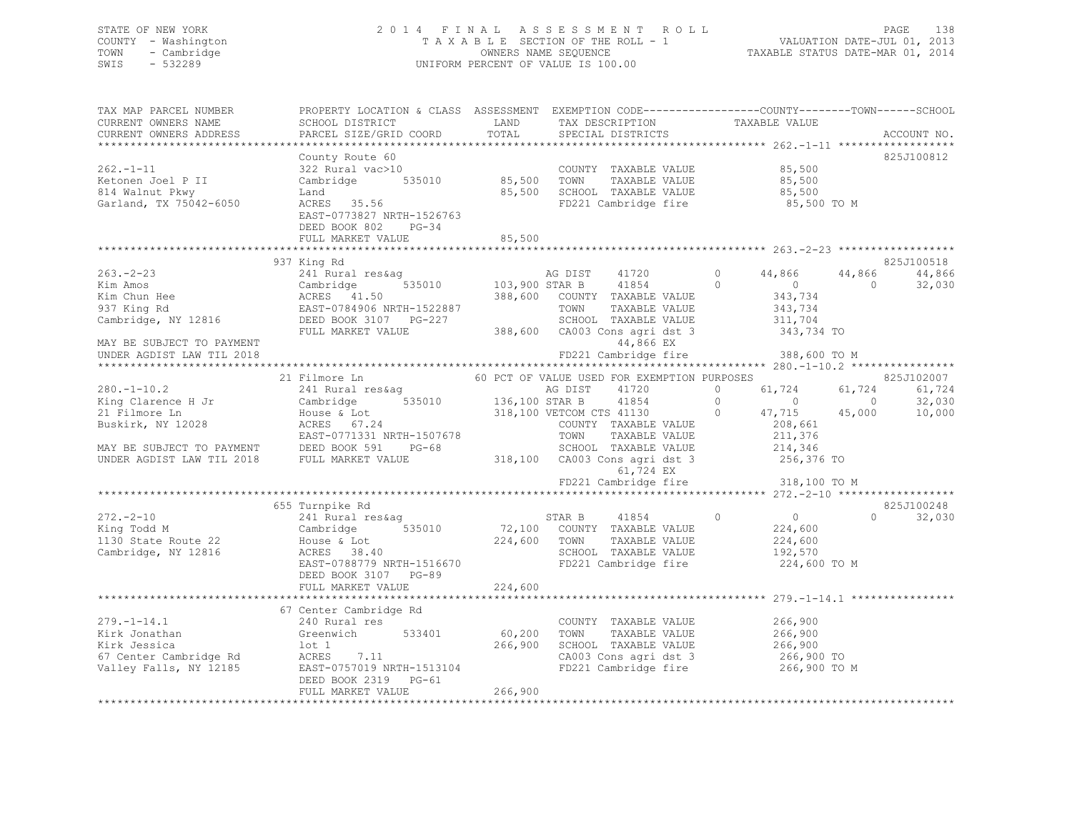STATE OF NEW YORK
COUNTY - Washington
TOWN - Cambridge
SWIS - 532289

2014 FINAL ASSESSMENT ROLL
TAXABLE SECTION OF THE ROLL - 1
OWNERS NAME SEQUENCE
UNIFORM PERCENT OF VALUE IS 100.00

VALUATION DATE-JUL 01, 2013
TAXABLE STATUS DATE-MAR 01, 2014

```
TAX MAP PARCEL NUMBER         PROPERTY LOCATION & CLASS  ASSESSMENT  EXEMPTION CODE------------------COUNTY--------TOWN------SCHOOL
CURRENT OWNERS NAME           SCHOOL DISTRICT               LAND      TAX DESCRIPTION            TAXABLE VALUE
CURRENT OWNERS ADDRESS        PARCEL SIZE/GRID COORD        TOTAL     SPECIAL DISTRICTS                                    ACCOUNT NO.
******************************************************************************************************* 262.-1-11 ******************
                              County Route 60                                                                         825J100812
262.-1-11                     322 Rural vac>10                        COUNTY  TAXABLE VALUE             85,500
Ketonen Joel P II             Cambridge       535010        85,500    TOWN    TAXABLE VALUE             85,500
814 Walnut Pkwy               Land                          85,500    SCHOOL  TAXABLE VALUE             85,500
Garland, TX 75042-6050        ACRES   35.56                           FD221 Cambridge fire               85,500 TO M
                              EAST-0773827 NRTH-1526763
                              DEED BOOK 802    PG-34
                              FULL MARKET VALUE             85,500
******************************************************************************************************* 263.-2-23 ******************
                              937 King Rd                                                                             825J100518
263.-2-23                     241 Rural res&ag                        AG DIST    41720       0        44,866      44,866      44,866
Kim Amos                      Cambridge       535010       103,900 STAR B    41854       0             0           0      32,030
Kim Chun Hee                  ACRES   41.50                388,600    COUNTY  TAXABLE VALUE            343,734
937 King Rd                   EAST-0784906 NRTH-1522887               TOWN    TAXABLE VALUE            343,734
Cambridge, NY 12816           DEED BOOK 3107   PG-227                 SCHOOL  TAXABLE VALUE            311,704
                              FULL MARKET VALUE            388,600    CA003 Cons agri dst 3             343,734 TO
MAY BE SUBJECT TO PAYMENT                                                   44,866 EX
UNDER AGDIST LAW TIL 2018                                             FD221 Cambridge fire              388,600 TO M
******************************************************************************************************* 280.-1-10.2 ****************
                              21 Filmore Ln                     60 PCT OF VALUE USED FOR EXEMPTION PURPOSES           825J102007
280.-1-10.2                   241 Rural res&ag                        AG DIST    41720       0        61,724      61,724      61,724
King Clarence H Jr            Cambridge       535010       136,100 STAR B    41854       0             0           0      32,030
21 Filmore Ln                 House & Lot                  318,100 VETCOM CTS 41130      0        47,715      45,000      10,000
Buskirk, NY 12028             ACRES   67.24                           COUNTY  TAXABLE VALUE            208,661
                              EAST-0771331 NRTH-1507678               TOWN    TAXABLE VALUE            211,376
MAY BE SUBJECT TO PAYMENT     DEED BOOK 591    PG-68                  SCHOOL  TAXABLE VALUE            214,346
UNDER AGDIST LAW TIL 2018     FULL MARKET VALUE            318,100    CA003 Cons agri dst 3             256,376 TO
                                                                            61,724 EX
                                                                      FD221 Cambridge fire              318,100 TO M
******************************************************************************************************* 272.-2-10 ******************
                              655 Turnpike Rd                                                                         825J100248
272.-2-10                     241 Rural res&ag                        STAR B     41854       0             0           0      32,030
King Todd M                   Cambridge       535010        72,100    COUNTY  TAXABLE VALUE            224,600
1130 State Route 22           House & Lot                  224,600    TOWN    TAXABLE VALUE            224,600
Cambridge, NY 12816           ACRES   38.40                           SCHOOL  TAXABLE VALUE            192,570
                              EAST-0788779 NRTH-1516670               FD221 Cambridge fire              224,600 TO M
                              DEED BOOK 3107   PG-89
                              FULL MARKET VALUE            224,600
******************************************************************************************************* 279.-1-14.1 ****************
                              67 Center Cambridge Rd
279.-1-14.1                   240 Rural res                           COUNTY  TAXABLE VALUE            266,900
Kirk Jonathan                 Greenwich       533401        60,200    TOWN    TAXABLE VALUE            266,900
Kirk Jessica                  lot 1                        266,900    SCHOOL  TAXABLE VALUE            266,900
67 Center Cambridge Rd        ACRES    7.11                           CA003 Cons agri dst 3             266,900 TO
Valley Falls, NY 12185        EAST-0757019 NRTH-1513104               FD221 Cambridge fire              266,900 TO M
                              DEED BOOK 2319   PG-61
                              FULL MARKET VALUE            266,900
************************************************************************************************************************************
```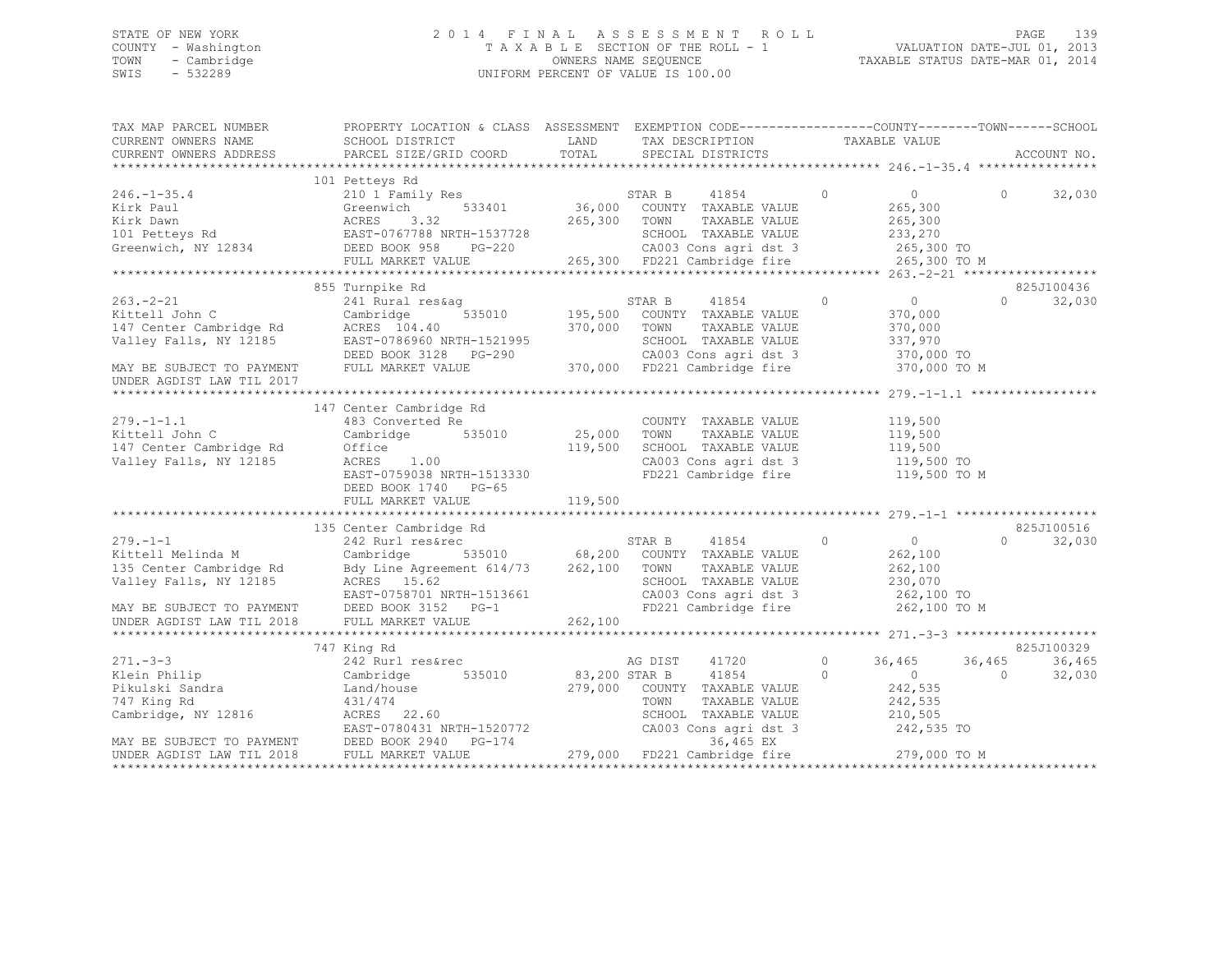STATE OF NEW YORK
COUNTY - Washington
TOWN - Cambridge
SWIS - 532289

2014 FINAL ASSESSMENT ROLL
TAXABLE SECTION OF THE ROLL - 1
OWNERS NAME SEQUENCE
UNIFORM PERCENT OF VALUE IS 100.00

VALUATION DATE-JUL 01, 2013
TAXABLE STATUS DATE-MAR 01, 2014

```
TAX MAP PARCEL NUMBER          PROPERTY LOCATION & CLASS  ASSESSMENT  EXEMPTION CODE-----------------COUNTY--------TOWN------SCHOOL
CURRENT OWNERS NAME            SCHOOL DISTRICT               LAND      TAX DESCRIPTION              TAXABLE VALUE
CURRENT OWNERS ADDRESS         PARCEL SIZE/GRID COORD        TOTAL     SPECIAL DISTRICTS                                     ACCOUNT NO.
******************************************************************************************************* 246.-1-35.4 ****************
                               101 Petteys Rd
246.-1-35.4                    210 1 Family Res                        STAR B      41854          0           0           0      32,030
Kirk Paul                      Greenwich         533401       36,000   COUNTY  TAXABLE VALUE             265,300
Kirk Dawn                      ACRES     3.32                265,300   TOWN    TAXABLE VALUE             265,300
101 Petteys Rd                 EAST-0767788 NRTH-1537728               SCHOOL  TAXABLE VALUE             233,270
Greenwich, NY 12834            DEED BOOK 958     PG-220                CA003 Cons agri dst 3             265,300 TO
                               FULL MARKET VALUE             265,300   FD221 Cambridge fire              265,300 TO M
******************************************************************************************************* 263.-2-21 ******************
                               855 Turnpike Rd                                                                           825J100436
263.-2-21                      241 Rural res&ag                        STAR B      41854          0           0           0      32,030
Kittell John C                 Cambridge         535010      195,500   COUNTY  TAXABLE VALUE             370,000
147 Center Cambridge Rd        ACRES   104.40                370,000   TOWN    TAXABLE VALUE             370,000
Valley Falls, NY 12185         EAST-0786960 NRTH-1521995               SCHOOL  TAXABLE VALUE             337,970
                               DEED BOOK 3128    PG-290                CA003 Cons agri dst 3             370,000 TO
MAY BE SUBJECT TO PAYMENT      FULL MARKET VALUE             370,000   FD221 Cambridge fire              370,000 TO M
UNDER AGDIST LAW TIL 2017
******************************************************************************************************* 279.-1-1.1 *****************
                               147 Center Cambridge Rd
279.-1-1.1                     483 Converted Re                        COUNTY  TAXABLE VALUE             119,500
Kittell John C                 Cambridge         535010       25,000   TOWN    TAXABLE VALUE             119,500
147 Center Cambridge Rd        Office                        119,500   SCHOOL  TAXABLE VALUE             119,500
Valley Falls, NY 12185         ACRES     1.00                          CA003 Cons agri dst 3             119,500 TO
                               EAST-0759038 NRTH-1513330               FD221 Cambridge fire              119,500 TO M
                               DEED BOOK 1740    PG-65
                               FULL MARKET VALUE             119,500
******************************************************************************************************* 279.-1-1 *******************
                               135 Center Cambridge Rd                                                                   825J100516
279.-1-1                       242 Rurl res&rec                        STAR B      41854          0           0           0      32,030
Kittell Melinda M              Cambridge         535010       68,200   COUNTY  TAXABLE VALUE             262,100
135 Center Cambridge Rd        Bdy Line Agreement 614/73     262,100   TOWN    TAXABLE VALUE             262,100
Valley Falls, NY 12185         ACRES    15.62                          SCHOOL  TAXABLE VALUE             230,070
                               EAST-0758701 NRTH-1513661               CA003 Cons agri dst 3             262,100 TO
MAY BE SUBJECT TO PAYMENT      DEED BOOK 3152    PG-1                  FD221 Cambridge fire              262,100 TO M
UNDER AGDIST LAW TIL 2018      FULL MARKET VALUE             262,100
******************************************************************************************************* 271.-3-3 *******************
                               747 King Rd                                                                               825J100329
271.-3-3                       242 Rurl res&rec                        AG DIST     41720          0      36,465      36,465      36,465
Klein Philip                   Cambridge         535010       83,200   STAR B      41854          0           0           0      32,030
Pikulski Sandra                Land/house                    279,000   COUNTY  TAXABLE VALUE             242,535
747 King Rd                    431/474                                 TOWN    TAXABLE VALUE             242,535
Cambridge, NY 12816            ACRES    22.60                          SCHOOL  TAXABLE VALUE             210,505
                               EAST-0780431 NRTH-1520772               CA003 Cons agri dst 3             242,535 TO
MAY BE SUBJECT TO PAYMENT      DEED BOOK 2940    PG-174                     36,465 EX
UNDER AGDIST LAW TIL 2018      FULL MARKET VALUE             279,000   FD221 Cambridge fire              279,000 TO M
************************************************************************************************************************************
```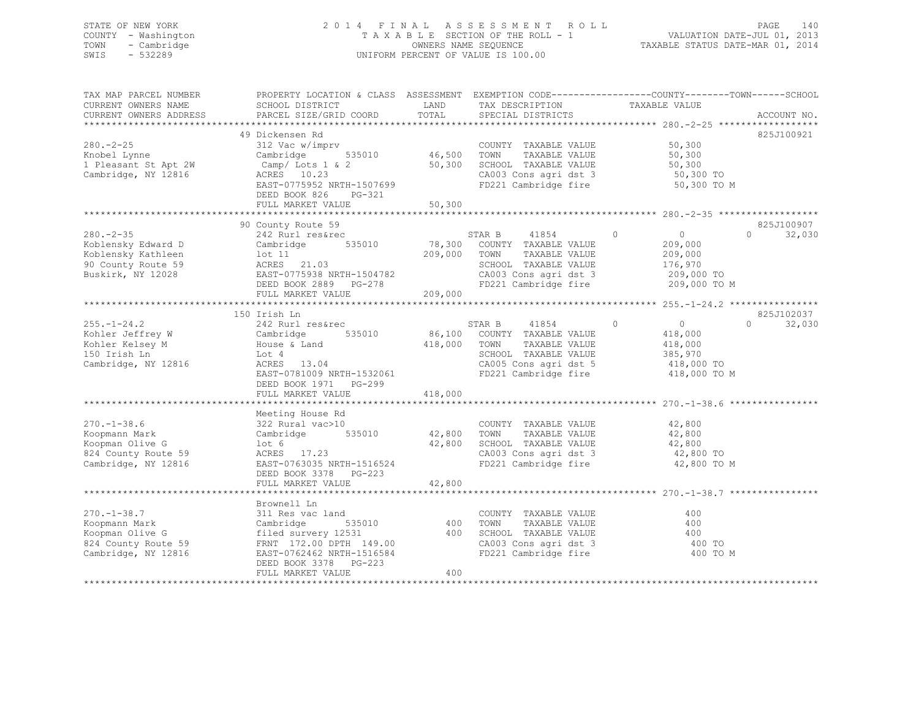STATE OF NEW YORK
COUNTY - Washington
TOWN - Cambridge
SWIS - 532289

# 2014 FINAL ASSESSMENT ROLL

TAXABLE SECTION OF THE ROLL - 1
OWNERS NAME SEQUENCE
UNIFORM PERCENT OF VALUE IS 100.00

VALUATION DATE-JUL 01, 2013
TAXABLE STATUS DATE-MAR 01, 2014

| TAX MAP PARCEL NUMBER / CURRENT OWNERS NAME / CURRENT OWNERS ADDRESS | PROPERTY LOCATION & CLASS / SCHOOL DISTRICT / PARCEL SIZE/GRID COORD | ASSESSMENT LAND | TOTAL | EXEMPTION CODE / TAX DESCRIPTION / SPECIAL DISTRICTS | COUNTY | TOWN | SCHOOL / TAXABLE VALUE | ACCOUNT NO. |
|---|---|---|---|---|---|---|---|---|
| **280.-2-25** | 49 Dickensen Rd | | | | | | | 825J100921 |
| Knobel Lynne | 312 Vac w/imprv | | | COUNTY TAXABLE VALUE | | | 50,300 | |
| 1 Pleasant St Apt 2W | Cambridge 535010 | 46,500 | | TOWN TAXABLE VALUE | | | 50,300 | |
| Cambridge, NY 12816 | Camp/ Lots 1 & 2 | | 50,300 | SCHOOL TAXABLE VALUE | | | 50,300 | |
| | ACRES 10.23 | | | CA003 Cons agri dst 3 | | | 50,300 TO | |
| | EAST-0775952 NRTH-1507699 | | | FD221 Cambridge fire | | | 50,300 TO M | |
| | DEED BOOK 826 PG-321 | | | | | | | |
| | FULL MARKET VALUE | | 50,300 | | | | | |
| **280.-2-35** | 90 County Route 59 | | | | | | | 825J100907 |
| Koblensky Edward D | 242 Rurl res&rec | | | STAR B 41854 | 0 | 0 | 0 32,030 | |
| Koblensky Kathleen | Cambridge 535010 | 78,300 | | COUNTY TAXABLE VALUE | | | 209,000 | |
| 90 County Route 59 | lot 11 | | 209,000 | TOWN TAXABLE VALUE | | | 209,000 | |
| Buskirk, NY 12028 | ACRES 21.03 | | | SCHOOL TAXABLE VALUE | | | 176,970 | |
| | EAST-0775938 NRTH-1504782 | | | CA003 Cons agri dst 3 | | | 209,000 TO | |
| | DEED BOOK 2889 PG-278 | | | FD221 Cambridge fire | | | 209,000 TO M | |
| | FULL MARKET VALUE | | 209,000 | | | | | |
| **255.-1-24.2** | 150 Irish Ln | | | | | | | 825J102037 |
| Kohler Jeffrey W | 242 Rurl res&rec | | | STAR B 41854 | 0 | 0 | 0 32,030 | |
| Kohler Kelsey M | Cambridge 535010 | 86,100 | | COUNTY TAXABLE VALUE | | | 418,000 | |
| 150 Irish Ln | House & Land | | 418,000 | TOWN TAXABLE VALUE | | | 418,000 | |
| Cambridge, NY 12816 | Lot 4 | | | SCHOOL TAXABLE VALUE | | | 385,970 | |
| | ACRES 13.04 | | | CA005 Cons agri dst 5 | | | 418,000 TO | |
| | EAST-0781009 NRTH-1532061 | | | FD221 Cambridge fire | | | 418,000 TO M | |
| | DEED BOOK 1971 PG-299 | | | | | | | |
| | FULL MARKET VALUE | | 418,000 | | | | | |
| **270.-1-38.6** | Meeting House Rd | | | | | | | |
| Koopmann Mark | 322 Rural vac>10 | | | COUNTY TAXABLE VALUE | | | 42,800 | |
| Koopman Olive G | Cambridge 535010 | 42,800 | | TOWN TAXABLE VALUE | | | 42,800 | |
| 824 County Route 59 | lot 6 | | 42,800 | SCHOOL TAXABLE VALUE | | | 42,800 | |
| Cambridge, NY 12816 | ACRES 17.23 | | | CA003 Cons agri dst 3 | | | 42,800 TO | |
| | EAST-0763035 NRTH-1516524 | | | FD221 Cambridge fire | | | 42,800 TO M | |
| | DEED BOOK 3378 PG-223 | | | | | | | |
| | FULL MARKET VALUE | | 42,800 | | | | | |
| **270.-1-38.7** | Brownell Ln | | | | | | | |
| Koopmann Mark | 311 Res vac land | | | COUNTY TAXABLE VALUE | | | 400 | |
| Koopman Olive G | Cambridge 535010 | 400 | | TOWN TAXABLE VALUE | | | 400 | |
| 824 County Route 59 | filed survery 12531 | | 400 | SCHOOL TAXABLE VALUE | | | 400 | |
| Cambridge, NY 12816 | FRNT 172.00 DPTH 149.00 | | | CA003 Cons agri dst 3 | | | 400 TO | |
| | EAST-0762462 NRTH-1516584 | | | FD221 Cambridge fire | | | 400 TO M | |
| | DEED BOOK 3378 PG-223 | | | | | | | |
| | FULL MARKET VALUE | | 400 | | | | | |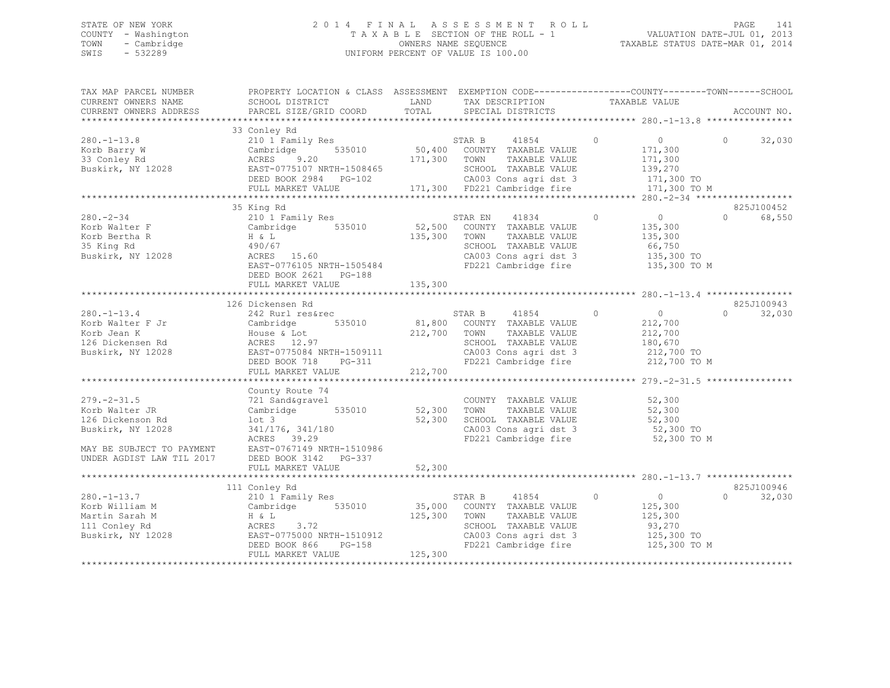STATE OF NEW YORK 2014 FINAL ASSESSMENT ROLL
COUNTY - Washington TAXABLE SECTION OF THE ROLL - 1 VALUATION DATE-JUL 01, 2013
TOWN - Cambridge OWNERS NAME SEQUENCE TAXABLE STATUS DATE-MAR 01, 2014
SWIS - 532289 UNIFORM PERCENT OF VALUE IS 100.00

```
TAX MAP PARCEL NUMBER          PROPERTY LOCATION & CLASS  ASSESSMENT  EXEMPTION CODE-----------------COUNTY--------TOWN------SCHOOL
CURRENT OWNERS NAME            SCHOOL DISTRICT              LAND      TAX DESCRIPTION             TAXABLE VALUE
CURRENT OWNERS ADDRESS         PARCEL SIZE/GRID COORD       TOTAL     SPECIAL DISTRICTS                                     ACCOUNT NO.
******************************************************************************************************* 280.-1-13.8 ****************
                               33 Conley Rd
280.-1-13.8                    210 1 Family Res                    STAR B     41854        0            0            0     32,030
Korb Barry W                   Cambridge       535010     50,400   COUNTY  TAXABLE VALUE           171,300
33 Conley Rd                   ACRES    9.20             171,300   TOWN    TAXABLE VALUE           171,300
Buskirk, NY 12028              EAST-0775107 NRTH-1508465           SCHOOL  TAXABLE VALUE           139,270
                               DEED BOOK 2984   PG-102             CA003 Cons agri dst 3           171,300 TO
                               FULL MARKET VALUE         171,300   FD221 Cambridge fire            171,300 TO M
******************************************************************************************************* 280.-2-34 ******************
                               35 King Rd                                                                           825J100452
280.-2-34                      210 1 Family Res                    STAR EN    41834        0            0            0     68,550
Korb Walter F                  Cambridge       535010     52,500   COUNTY  TAXABLE VALUE           135,300
Korb Bertha R                  H & L                     135,300   TOWN    TAXABLE VALUE           135,300
35 King Rd                     490/67                              SCHOOL  TAXABLE VALUE            66,750
Buskirk, NY 12028              ACRES   15.60                       CA003 Cons agri dst 3           135,300 TO
                               EAST-0776105 NRTH-1505484           FD221 Cambridge fire            135,300 TO M
                               DEED BOOK 2621   PG-188
                               FULL MARKET VALUE         135,300
******************************************************************************************************* 280.-1-13.4 ****************
                               126 Dickensen Rd                                                                     825J100943
280.-1-13.4                    242 Rurl res&rec                    STAR B     41854        0            0            0     32,030
Korb Walter F Jr               Cambridge       535010     81,800   COUNTY  TAXABLE VALUE           212,700
Korb Jean K                    House & Lot               212,700   TOWN    TAXABLE VALUE           212,700
126 Dickensen Rd               ACRES   12.97                       SCHOOL  TAXABLE VALUE           180,670
Buskirk, NY 12028              EAST-0775084 NRTH-1509111           CA003 Cons agri dst 3           212,700 TO
                               DEED BOOK 718    PG-311             FD221 Cambridge fire            212,700 TO M
                               FULL MARKET VALUE         212,700
******************************************************************************************************* 279.-2-31.5 ****************
                               County Route 74
279.-2-31.5                    721 Sand&gravel                     COUNTY  TAXABLE VALUE            52,300
Korb Walter JR                 Cambridge       535010     52,300   TOWN    TAXABLE VALUE            52,300
126 Dickenson Rd               lot 3                      52,300   SCHOOL  TAXABLE VALUE            52,300
Buskirk, NY 12028              341/176, 341/180                    CA003 Cons agri dst 3            52,300 TO
                               ACRES   39.29                       FD221 Cambridge fire             52,300 TO M
MAY BE SUBJECT TO PAYMENT      EAST-0767149 NRTH-1510986
UNDER AGDIST LAW TIL 2017      DEED BOOK 3142   PG-337
                               FULL MARKET VALUE          52,300
******************************************************************************************************* 280.-1-13.7 ****************
                               111 Conley Rd                                                                        825J100946
280.-1-13.7                    210 1 Family Res                    STAR B     41854        0            0            0     32,030
Korb William M                 Cambridge       535010     35,000   COUNTY  TAXABLE VALUE           125,300
Martin Sarah M                 H & L                     125,300   TOWN    TAXABLE VALUE           125,300
111 Conley Rd                  ACRES    3.72                       SCHOOL  TAXABLE VALUE            93,270
Buskirk, NY 12028              EAST-0775000 NRTH-1510912           CA003 Cons agri dst 3           125,300 TO
                               DEED BOOK 866    PG-158             FD221 Cambridge fire            125,300 TO M
                               FULL MARKET VALUE         125,300
************************************************************************************************************************************
```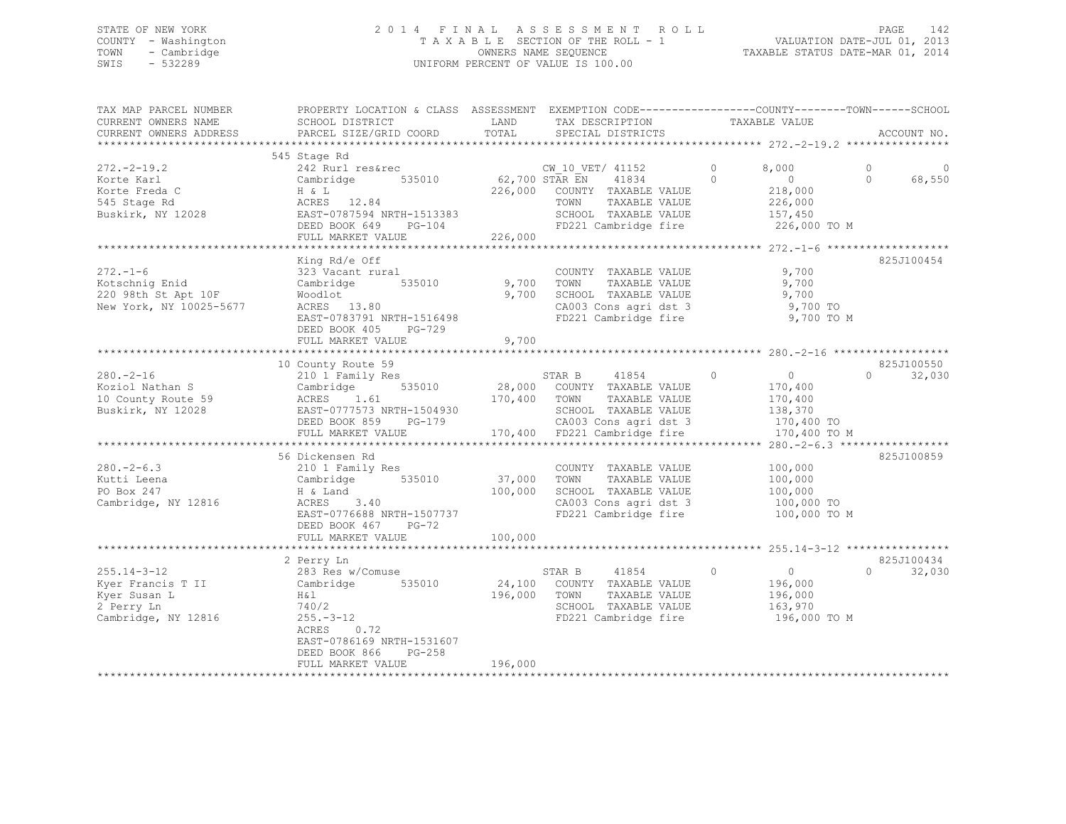STATE OF NEW YORK
COUNTY - Washington
TOWN - Cambridge
SWIS - 532289

2014 FINAL ASSESSMENT ROLL
TAXABLE SECTION OF THE ROLL - 1
OWNERS NAME SEQUENCE
UNIFORM PERCENT OF VALUE IS 100.00

VALUATION DATE-JUL 01, 2013
TAXABLE STATUS DATE-MAR 01, 2014

| TAX MAP PARCEL NUMBER / CURRENT OWNERS NAME / CURRENT OWNERS ADDRESS | PROPERTY LOCATION & CLASS / SCHOOL DISTRICT / PARCEL SIZE/GRID COORD | ASSESSMENT LAND / TOTAL | EXEMPTION CODE / TAX DESCRIPTION / SPECIAL DISTRICTS | COUNTY | TOWN | SCHOOL | ACCOUNT NO. |
|---|---|---|---|---|---|---|---|
| **272.-2-19.2** | 545 Stage Rd | | | | | | |
| Korte Karl | 242 Rurl res&rec | | CW_10_VET/ 41152 | 8,000 | 0 | 0 | |
| Korte Freda C | Cambridge 535010 | 62,700 | STAR EN 41834 | 0 | 0 | 68,550 | |
| 545 Stage Rd | H & L | 226,000 | COUNTY TAXABLE VALUE | 218,000 | | | |
| Buskirk, NY 12028 | ACRES 12.84 | | TOWN TAXABLE VALUE | | 226,000 | | |
| | EAST-0787594 NRTH-1513383 | | SCHOOL TAXABLE VALUE | | | 157,450 | |
| | DEED BOOK 649 PG-104 | | FD221 Cambridge fire | 226,000 TO M | | | |
| | FULL MARKET VALUE | 226,000 | | | | | |
| **272.-1-6** | King Rd/e Off | | | | | | 825J100454 |
| Kotschnig Enid | 323 Vacant rural | | COUNTY TAXABLE VALUE | 9,700 | | | |
| 220 98th St Apt 10F | Cambridge 535010 | 9,700 | TOWN TAXABLE VALUE | | 9,700 | | |
| New York, NY 10025-5677 | Woodlot | 9,700 | SCHOOL TAXABLE VALUE | | | 9,700 | |
| | ACRES 13.80 | | CA003 Cons agri dst 3 | 9,700 TO | | | |
| | EAST-0783791 NRTH-1516498 | | FD221 Cambridge fire | 9,700 TO M | | | |
| | DEED BOOK 405 PG-729 | | | | | | |
| | FULL MARKET VALUE | 9,700 | | | | | |
| **280.-2-16** | 10 County Route 59 | | | | | | 825J100550 |
| Koziol Nathan S | 210 1 Family Res | | STAR B 41854 | 0 | 0 | 32,030 | |
| 10 County Route 59 | Cambridge 535010 | 28,000 | COUNTY TAXABLE VALUE | 170,400 | | | |
| Buskirk, NY 12028 | ACRES 1.61 | 170,400 | TOWN TAXABLE VALUE | | 170,400 | | |
| | EAST-0777573 NRTH-1504930 | | SCHOOL TAXABLE VALUE | | | 138,370 | |
| | DEED BOOK 859 PG-179 | | CA003 Cons agri dst 3 | 170,400 TO | | | |
| | FULL MARKET VALUE | 170,400 | FD221 Cambridge fire | 170,400 TO M | | | |
| **280.-2-6.3** | 56 Dickensen Rd | | | | | | 825J100859 |
| Kutti Leena | 210 1 Family Res | | COUNTY TAXABLE VALUE | 100,000 | | | |
| PO Box 247 | Cambridge 535010 | 37,000 | TOWN TAXABLE VALUE | | 100,000 | | |
| Cambridge, NY 12816 | H & Land | 100,000 | SCHOOL TAXABLE VALUE | | | 100,000 | |
| | ACRES 3.40 | | CA003 Cons agri dst 3 | 100,000 TO | | | |
| | EAST-0776688 NRTH-1507737 | | FD221 Cambridge fire | 100,000 TO M | | | |
| | DEED BOOK 467 PG-72 | | | | | | |
| | FULL MARKET VALUE | 100,000 | | | | | |
| **255.14-3-12** | 2 Perry Ln | | | | | | 825J100434 |
| Kyer Francis T II | 283 Res w/Comuse | | STAR B 41854 | 0 | 0 | 32,030 | |
| Kyer Susan L | Cambridge 535010 | 24,100 | COUNTY TAXABLE VALUE | 196,000 | | | |
| 2 Perry Ln | H&l | 196,000 | TOWN TAXABLE VALUE | | 196,000 | | |
| Cambridge, NY 12816 | 740/2 | | SCHOOL TAXABLE VALUE | | | 163,970 | |
| | 255.-3-12 | | FD221 Cambridge fire | 196,000 TO M | | | |
| | ACRES 0.72 | | | | | | |
| | EAST-0786169 NRTH-1531607 | | | | | | |
| | DEED BOOK 866 PG-258 | | | | | | |
| | FULL MARKET VALUE | 196,000 | | | | | |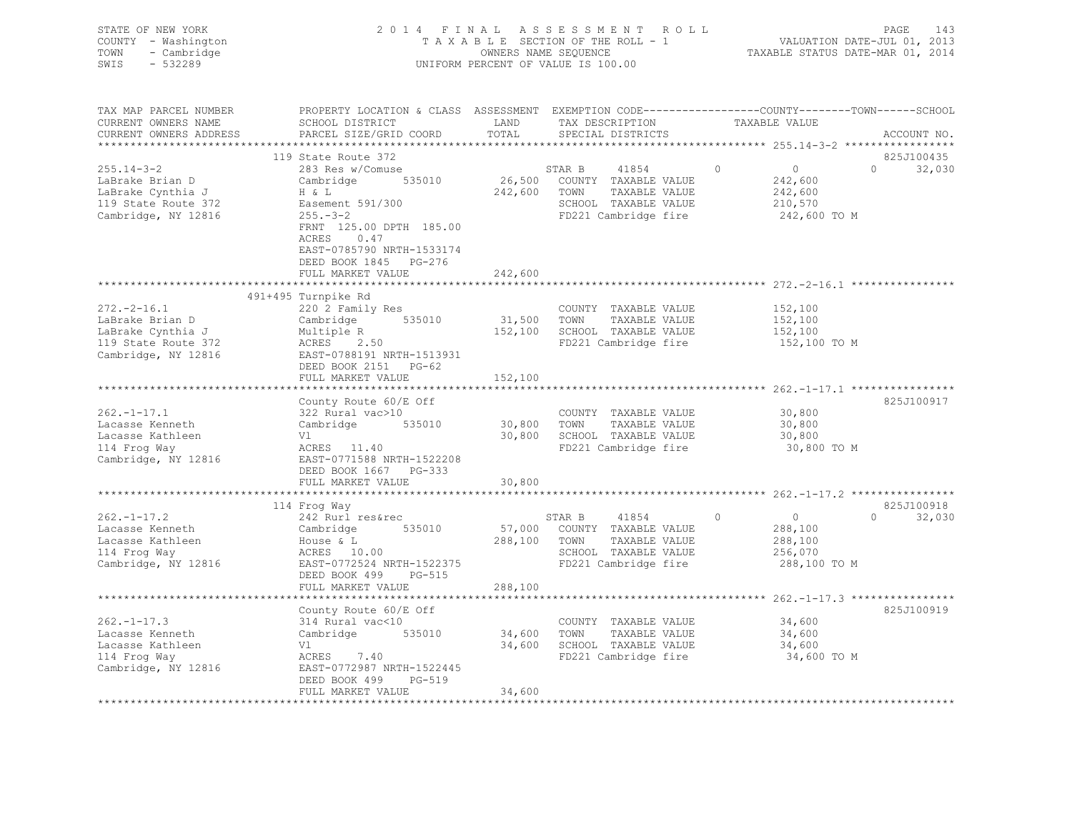STATE OF NEW YORK
COUNTY - Washington
TOWN - Cambridge
SWIS - 532289

2014 FINAL ASSESSMENT ROLL
TAXABLE SECTION OF THE ROLL - 1
OWNERS NAME SEQUENCE
UNIFORM PERCENT OF VALUE IS 100.00

VALUATION DATE-JUL 01, 2013
TAXABLE STATUS DATE-MAR 01, 2014

| TAX MAP PARCEL NUMBER / CURRENT OWNERS NAME / CURRENT OWNERS ADDRESS | PROPERTY LOCATION & CLASS / SCHOOL DISTRICT / PARCEL SIZE/GRID COORD | ASSESSMENT LAND / TOTAL | EXEMPTION CODE / TAX DESCRIPTION / SPECIAL DISTRICTS | COUNTY | TOWN | SCHOOL / TAXABLE VALUE | ACCOUNT NO. |
|---|---|---|---|---|---|---|---|
| 255.14-3-2 | 119 State Route 372 | | | | | | 825J100435 |
| LaBrake Brian D | 283 Res w/Comuse | | STAR B 41854 | 0 | 0 | 32,030 | |
| LaBrake Cynthia J | Cambridge 535010 | 26,500 | COUNTY TAXABLE VALUE | 242,600 | | | |
| 119 State Route 372 | H & L | 242,600 | TOWN TAXABLE VALUE | | 242,600 | | |
| Cambridge, NY 12816 | Easement 591/300 | | SCHOOL TAXABLE VALUE | | | 210,570 | |
| | 255.-3-2 | | FD221 Cambridge fire | | | 242,600 TO M | |
| | FRNT 125.00 DPTH 185.00 | | | | | | |
| | ACRES 0.47 | | | | | | |
| | EAST-0785790 NRTH-1533174 | | | | | | |
| | DEED BOOK 1845 PG-276 | | | | | | |
| | FULL MARKET VALUE | 242,600 | | | | | |
| 272.-2-16.1 | 491+495 Turnpike Rd | | | | | | |
| LaBrake Brian D | 220 2 Family Res | | COUNTY TAXABLE VALUE | 152,100 | | | |
| LaBrake Cynthia J | Cambridge 535010 | 31,500 | TOWN TAXABLE VALUE | | 152,100 | | |
| 119 State Route 372 | Multiple R | 152,100 | SCHOOL TAXABLE VALUE | | | 152,100 | |
| Cambridge, NY 12816 | ACRES 2.50 | | FD221 Cambridge fire | | | 152,100 TO M | |
| | EAST-0788191 NRTH-1513931 | | | | | | |
| | DEED BOOK 2151 PG-62 | | | | | | |
| | FULL MARKET VALUE | 152,100 | | | | | |
| 262.-1-17.1 | County Route 60/E Off | | | | | | 825J100917 |
| Lacasse Kenneth | 322 Rural vac>10 | | COUNTY TAXABLE VALUE | 30,800 | | | |
| Lacasse Kathleen | Cambridge 535010 | 30,800 | TOWN TAXABLE VALUE | | 30,800 | | |
| 114 Frog Way | Vl | 30,800 | SCHOOL TAXABLE VALUE | | | 30,800 | |
| Cambridge, NY 12816 | ACRES 11.40 | | FD221 Cambridge fire | | | 30,800 TO M | |
| | EAST-0771588 NRTH-1522208 | | | | | | |
| | DEED BOOK 1667 PG-333 | | | | | | |
| | FULL MARKET VALUE | 30,800 | | | | | |
| 262.-1-17.2 | 114 Frog Way | | | | | | 825J100918 |
| Lacasse Kenneth | 242 Rurl res&rec | | STAR B 41854 | 0 | 0 | 32,030 | |
| Lacasse Kathleen | Cambridge 535010 | 57,000 | COUNTY TAXABLE VALUE | 288,100 | | | |
| 114 Frog Way | House & L | 288,100 | TOWN TAXABLE VALUE | | 288,100 | | |
| Cambridge, NY 12816 | ACRES 10.00 | | SCHOOL TAXABLE VALUE | | | 256,070 | |
| | EAST-0772524 NRTH-1522375 | | FD221 Cambridge fire | | | 288,100 TO M | |
| | DEED BOOK 499 PG-515 | | | | | | |
| | FULL MARKET VALUE | 288,100 | | | | | |
| 262.-1-17.3 | County Route 60/E Off | | | | | | 825J100919 |
| Lacasse Kenneth | 314 Rural vac<10 | | COUNTY TAXABLE VALUE | 34,600 | | | |
| Lacasse Kathleen | Cambridge 535010 | 34,600 | TOWN TAXABLE VALUE | | 34,600 | | |
| 114 Frog Way | Vl | 34,600 | SCHOOL TAXABLE VALUE | | | 34,600 | |
| Cambridge, NY 12816 | ACRES 7.40 | | FD221 Cambridge fire | | | 34,600 TO M | |
| | EAST-0772987 NRTH-1522445 | | | | | | |
| | DEED BOOK 499 PG-519 | | | | | | |
| | FULL MARKET VALUE | 34,600 | | | | | |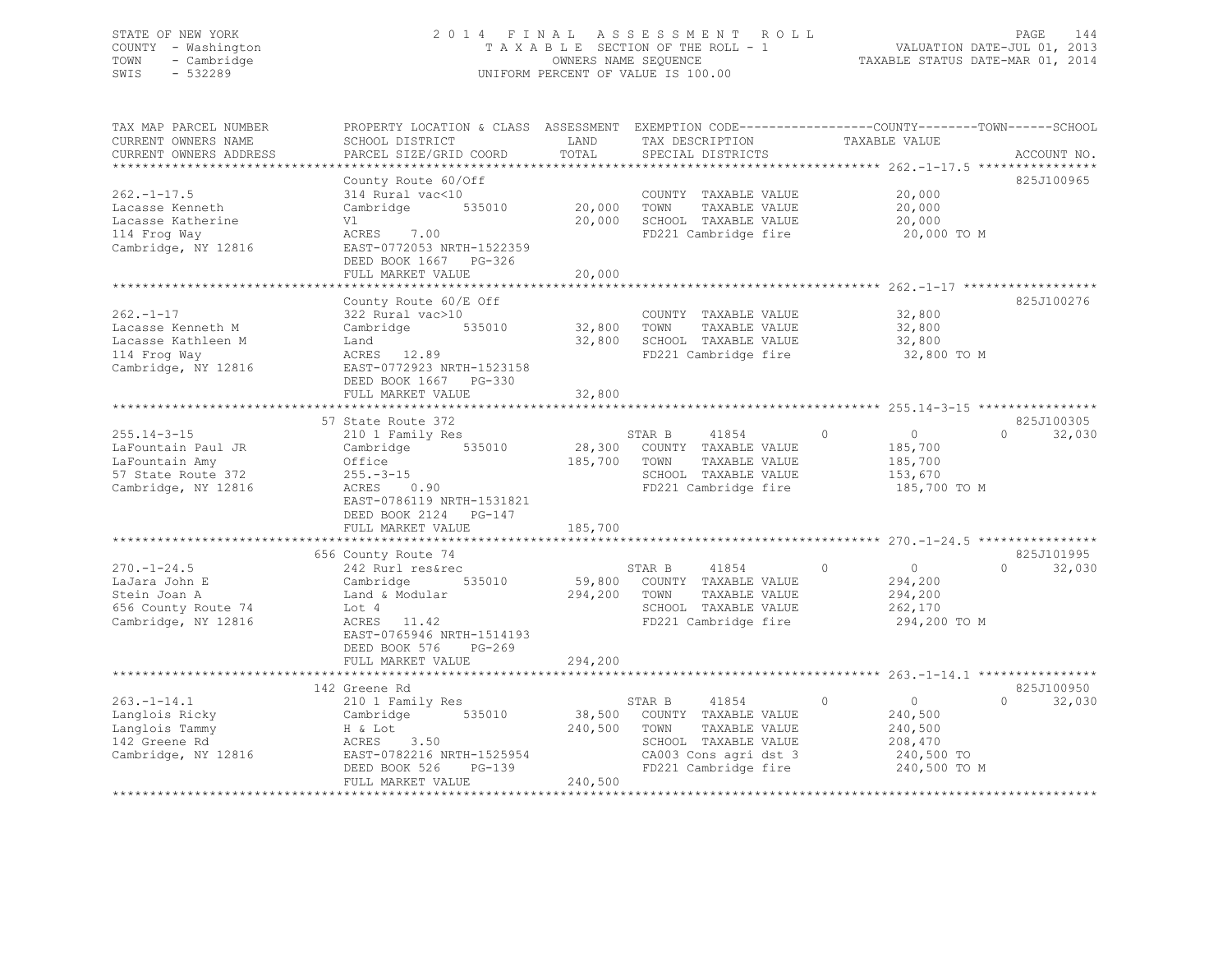STATE OF NEW YORK
COUNTY - Washington
TOWN - Cambridge
SWIS - 532289

2014 FINAL ASSESSMENT ROLL
TAXABLE SECTION OF THE ROLL - 1
OWNERS NAME SEQUENCE
UNIFORM PERCENT OF VALUE IS 100.00

VALUATION DATE-JUL 01, 2013
TAXABLE STATUS DATE-MAR 01, 2014

| TAX MAP PARCEL NUMBER / CURRENT OWNERS NAME / CURRENT OWNERS ADDRESS | PROPERTY LOCATION & CLASS / SCHOOL DISTRICT / PARCEL SIZE/GRID COORD | ASSESSMENT LAND | TOTAL | EXEMPTION CODE / TAX DESCRIPTION / SPECIAL DISTRICTS | COUNTY / TOWN / SCHOOL TAXABLE VALUE | ACCOUNT NO. |
|---|---|---|---|---|---|---|
| **262.-1-17.5** | County Route 60/Off | | | | | 825J100965 |
| 262.-1-17.5 | 314 Rural vac<10 | | | COUNTY TAXABLE VALUE | 20,000 | |
| Lacasse Kenneth | Cambridge 535010 | 20,000 | | TOWN TAXABLE VALUE | 20,000 | |
| Lacasse Katherine | Vl | | 20,000 | SCHOOL TAXABLE VALUE | 20,000 | |
| 114 Frog Way | ACRES 7.00 | | | FD221 Cambridge fire | 20,000 TO M | |
| Cambridge, NY 12816 | EAST-0772053 NRTH-1522359 | | | | | |
| | DEED BOOK 1667 PG-326 | | | | | |
| | FULL MARKET VALUE | | 20,000 | | | |
| **262.-1-17** | County Route 60/E Off | | | | | 825J100276 |
| 262.-1-17 | 322 Rural vac>10 | | | COUNTY TAXABLE VALUE | 32,800 | |
| Lacasse Kenneth M | Cambridge 535010 | 32,800 | | TOWN TAXABLE VALUE | 32,800 | |
| Lacasse Kathleen M | Land | | 32,800 | SCHOOL TAXABLE VALUE | 32,800 | |
| 114 Frog Way | ACRES 12.89 | | | FD221 Cambridge fire | 32,800 TO M | |
| Cambridge, NY 12816 | EAST-0772923 NRTH-1523158 | | | | | |
| | DEED BOOK 1667 PG-330 | | | | | |
| | FULL MARKET VALUE | | 32,800 | | | |
| **255.14-3-15** | 57 State Route 372 | | | | | 825J100305 |
| 255.14-3-15 | 210 1 Family Res | | | STAR B 41854 | 0 / 0 / 32,030 | |
| LaFountain Paul JR | Cambridge 535010 | 28,300 | | COUNTY TAXABLE VALUE | 185,700 | |
| LaFountain Amy | Office | | 185,700 | TOWN TAXABLE VALUE | 185,700 | |
| 57 State Route 372 | 255.-3-15 | | | SCHOOL TAXABLE VALUE | 153,670 | |
| Cambridge, NY 12816 | ACRES 0.90 | | | FD221 Cambridge fire | 185,700 TO M | |
| | EAST-0786119 NRTH-1531821 | | | | | |
| | DEED BOOK 2124 PG-147 | | | | | |
| | FULL MARKET VALUE | | 185,700 | | | |
| **270.-1-24.5** | 656 County Route 74 | | | | | 825J101995 |
| 270.-1-24.5 | 242 Rurl res&rec | | | STAR B 41854 | 0 / 0 / 32,030 | |
| LaJara John E | Cambridge 535010 | 59,800 | | COUNTY TAXABLE VALUE | 294,200 | |
| Stein Joan A | Land & Modular | | 294,200 | TOWN TAXABLE VALUE | 294,200 | |
| 656 County Route 74 | Lot 4 | | | SCHOOL TAXABLE VALUE | 262,170 | |
| Cambridge, NY 12816 | ACRES 11.42 | | | FD221 Cambridge fire | 294,200 TO M | |
| | EAST-0765946 NRTH-1514193 | | | | | |
| | DEED BOOK 576 PG-269 | | | | | |
| | FULL MARKET VALUE | | 294,200 | | | |
| **263.-1-14.1** | 142 Greene Rd | | | | | 825J100950 |
| 263.-1-14.1 | 210 1 Family Res | | | STAR B 41854 | 0 / 0 / 32,030 | |
| Langlois Ricky | Cambridge 535010 | 38,500 | | COUNTY TAXABLE VALUE | 240,500 | |
| Langlois Tammy | H & Lot | | 240,500 | TOWN TAXABLE VALUE | 240,500 | |
| 142 Greene Rd | ACRES 3.50 | | | SCHOOL TAXABLE VALUE | 208,470 | |
| Cambridge, NY 12816 | EAST-0782216 NRTH-1525954 | | | CA003 Cons agri dst 3 | 240,500 TO | |
| | DEED BOOK 526 PG-139 | | | FD221 Cambridge fire | 240,500 TO M | |
| | FULL MARKET VALUE | | 240,500 | | | |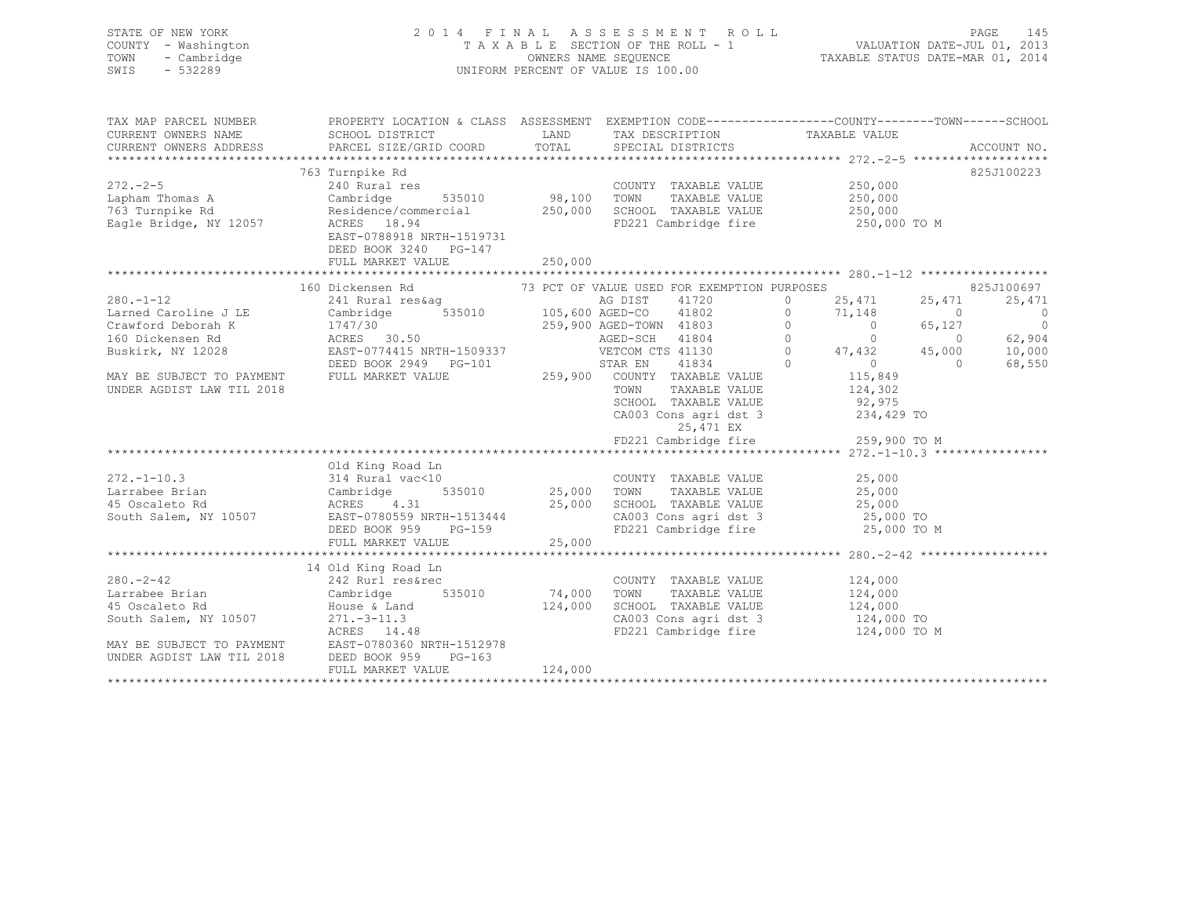STATE OF NEW YORK
COUNTY - Washington
TOWN - Cambridge
SWIS - 532289

2014 FINAL ASSESSMENT ROLL
TAXABLE SECTION OF THE ROLL - 1
OWNERS NAME SEQUENCE
UNIFORM PERCENT OF VALUE IS 100.00

VALUATION DATE-JUL 01, 2013
TAXABLE STATUS DATE-MAR 01, 2014

```
TAX MAP PARCEL NUMBER     PROPERTY LOCATION & CLASS  ASSESSMENT  EXEMPTION CODE------------------COUNTY--------TOWN------SCHOOL
CURRENT OWNERS NAME       SCHOOL DISTRICT             LAND       TAX DESCRIPTION              TAXABLE VALUE
CURRENT OWNERS ADDRESS    PARCEL SIZE/GRID COORD      TOTAL      SPECIAL DISTRICTS                                      ACCOUNT NO.
*********************************************************************************************** 272.-2-5 *******************
                          763 Turnpike Rd                                                                              825J100223
272.-2-5                  240 Rural res                          COUNTY  TAXABLE VALUE         250,000
Lapham Thomas A           Cambridge      535010      98,100     TOWN    TAXABLE VALUE         250,000
763 Turnpike Rd           Residence/commercial      250,000     SCHOOL  TAXABLE VALUE         250,000
Eagle Bridge, NY 12057    ACRES  18.94                           FD221 Cambridge fire           250,000 TO M
                          EAST-0788918 NRTH-1519731
                          DEED BOOK 3240   PG-147
                          FULL MARKET VALUE          250,000
*********************************************************************************************** 280.-1-12 ******************
                          160 Dickensen Rd            73 PCT OF VALUE USED FOR EXEMPTION PURPOSES                      825J100697
280.-1-12                 241 Rural res&ag                AG DIST     41720     0      25,471      25,471      25,471
Larned Caroline J LE      Cambridge      535010     105,600 AGED-CO     41802     0      71,148           0           0
Crawford Deborah K        1747/30                   259,900 AGED-TOWN   41803     0           0      65,127           0
160 Dickensen Rd          ACRES  30.50                    AGED-SCH    41804     0           0           0      62,904
Buskirk, NY 12028         EAST-0774415 NRTH-1509337       VETCOM CTS 41130      0      47,432      45,000      10,000
                          DEED BOOK 2949   PG-101         STAR EN     41834     0           0           0      68,550
MAY BE SUBJECT TO PAYMENT FULL MARKET VALUE          259,900   COUNTY  TAXABLE VALUE         115,849
UNDER AGDIST LAW TIL 2018                                      TOWN    TAXABLE VALUE         124,302
                                                               SCHOOL  TAXABLE VALUE          92,975
                                                               CA003 Cons agri dst 3          234,429 TO
                                                                      25,471 EX
                                                               FD221 Cambridge fire           259,900 TO M
*********************************************************************************************** 272.-1-10.3 ****************
                          Old King Road Ln
272.-1-10.3               314 Rural vac<10                       COUNTY  TAXABLE VALUE          25,000
Larrabee Brian            Cambridge      535010      25,000     TOWN    TAXABLE VALUE          25,000
45 Oscaleto Rd            ACRES   4.31               25,000     SCHOOL  TAXABLE VALUE          25,000
South Salem, NY 10507     EAST-0780559 NRTH-1513444             CA003 Cons agri dst 3           25,000 TO
                          DEED BOOK 959    PG-159               FD221 Cambridge fire            25,000 TO M
                          FULL MARKET VALUE           25,000
*********************************************************************************************** 280.-2-42 ******************
                          14 Old King Road Ln
280.-2-42                 242 Rurl res&rec                       COUNTY  TAXABLE VALUE         124,000
Larrabee Brian            Cambridge      535010      74,000     TOWN    TAXABLE VALUE         124,000
45 Oscaleto Rd            House & Land              124,000     SCHOOL  TAXABLE VALUE         124,000
South Salem, NY 10507     271.-3-11.3                            CA003 Cons agri dst 3          124,000 TO
                          ACRES  14.48                           FD221 Cambridge fire           124,000 TO M
MAY BE SUBJECT TO PAYMENT EAST-0780360 NRTH-1512978
UNDER AGDIST LAW TIL 2018 DEED BOOK 959    PG-163
                          FULL MARKET VALUE          124,000
*****************************************************************************************************************************
```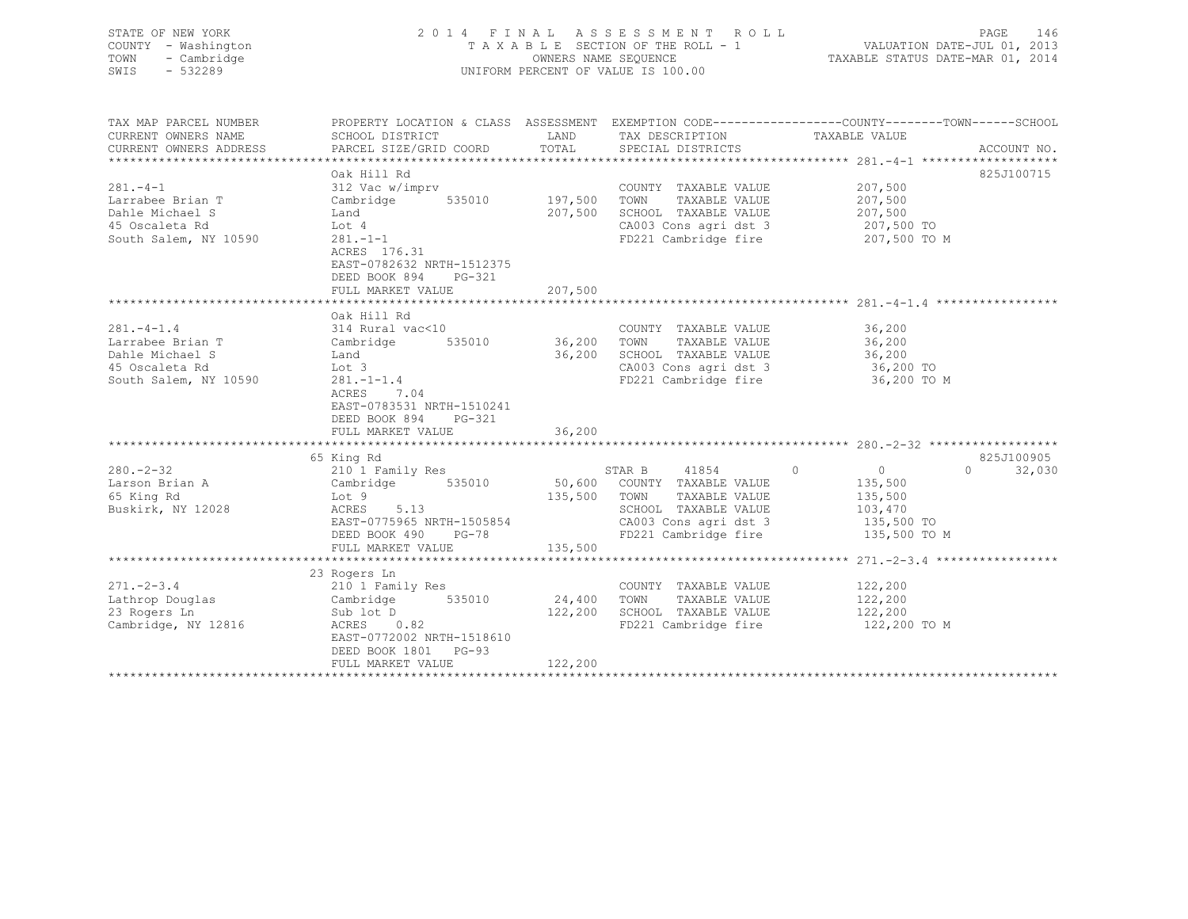STATE OF NEW YORK
COUNTY - Washington
TOWN - Cambridge
SWIS - 532289

2014 FINAL ASSESSMENT ROLL
TAXABLE SECTION OF THE ROLL - 1
OWNERS NAME SEQUENCE
UNIFORM PERCENT OF VALUE IS 100.00

VALUATION DATE-JUL 01, 2013
TAXABLE STATUS DATE-MAR 01, 2014

| TAX MAP PARCEL NUMBER / CURRENT OWNERS NAME / CURRENT OWNERS ADDRESS | PROPERTY LOCATION & CLASS / SCHOOL DISTRICT / PARCEL SIZE/GRID COORD | ASSESSMENT LAND | TOTAL | EXEMPTION CODE / TAX DESCRIPTION / SPECIAL DISTRICTS | COUNTY | TOWN | SCHOOL / ACCOUNT NO. |
|---|---|---|---|---|---|---|---|
| **281.-4-1** | Oak Hill Rd | | | | | | 825J100715 |
| Larrabee Brian T | 312 Vac w/imprv | | | COUNTY TAXABLE VALUE | 207,500 | | |
| Dahle Michael S | Cambridge 535010 | 197,500 | | TOWN TAXABLE VALUE | | 207,500 | |
| 45 Oscaleta Rd | Land | | 207,500 | SCHOOL TAXABLE VALUE | | | 207,500 |
| South Salem, NY 10590 | Lot 4 | | | CA003 Cons agri dst 3 | 207,500 TO | | |
| | 281.-1-1 | | | FD221 Cambridge fire | 207,500 TO M | | |
| | ACRES 176.31 | | | | | | |
| | EAST-0782632 NRTH-1512375 | | | | | | |
| | DEED BOOK 894 PG-321 | | | | | | |
| | FULL MARKET VALUE | | 207,500 | | | | |
| **281.-4-1.4** | Oak Hill Rd | | | | | | |
| Larrabee Brian T | 314 Rural vac<10 | | | COUNTY TAXABLE VALUE | 36,200 | | |
| Dahle Michael S | Cambridge 535010 | 36,200 | | TOWN TAXABLE VALUE | | 36,200 | |
| 45 Oscaleta Rd | Land | | 36,200 | SCHOOL TAXABLE VALUE | | | 36,200 |
| South Salem, NY 10590 | Lot 3 | | | CA003 Cons agri dst 3 | 36,200 TO | | |
| | 281.-1-1.4 | | | FD221 Cambridge fire | 36,200 TO M | | |
| | ACRES 7.04 | | | | | | |
| | EAST-0783531 NRTH-1510241 | | | | | | |
| | DEED BOOK 894 PG-321 | | | | | | |
| | FULL MARKET VALUE | | 36,200 | | | | |
| **280.-2-32** | 65 King Rd | | | | | | 825J100905 |
| Larson Brian A | 210 1 Family Res | | | STAR B 41854 | 0 | 0 | 0 / 32,030 |
| 65 King Rd | Cambridge 535010 | 50,600 | | COUNTY TAXABLE VALUE | 135,500 | | |
| Buskirk, NY 12028 | Lot 9 | | 135,500 | TOWN TAXABLE VALUE | | 135,500 | |
| | ACRES 5.13 | | | SCHOOL TAXABLE VALUE | | | 103,470 |
| | EAST-0775965 NRTH-1505854 | | | CA003 Cons agri dst 3 | 135,500 TO | | |
| | DEED BOOK 490 PG-78 | | | FD221 Cambridge fire | 135,500 TO M | | |
| | FULL MARKET VALUE | | 135,500 | | | | |
| **271.-2-3.4** | 23 Rogers Ln | | | | | | |
| Lathrop Douglas | 210 1 Family Res | | | COUNTY TAXABLE VALUE | 122,200 | | |
| 23 Rogers Ln | Cambridge 535010 | 24,400 | | TOWN TAXABLE VALUE | | 122,200 | |
| Cambridge, NY 12816 | Sub lot D | | 122,200 | SCHOOL TAXABLE VALUE | | | 122,200 |
| | ACRES 0.82 | | | FD221 Cambridge fire | 122,200 TO M | | |
| | EAST-0772002 NRTH-1518610 | | | | | | |
| | DEED BOOK 1801 PG-93 | | | | | | |
| | FULL MARKET VALUE | | 122,200 | | | | |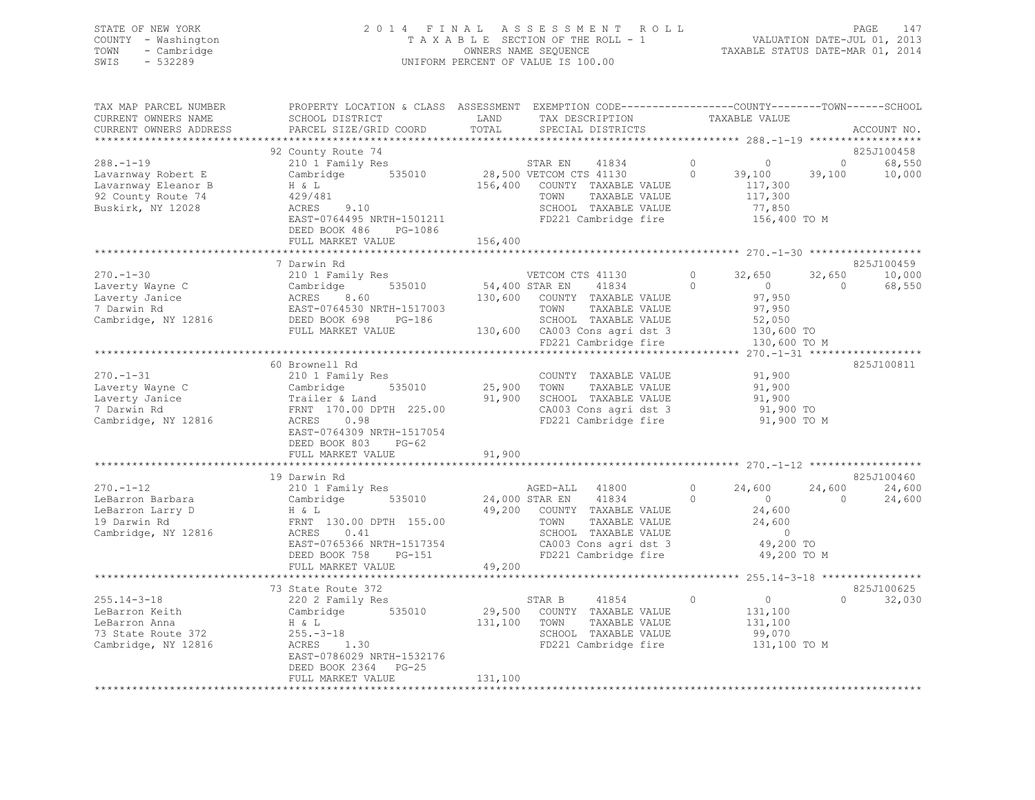STATE OF NEW YORK | 2014 FINAL ASSESSMENT ROLL | PAGE 147
COUNTY - Washington | TAXABLE SECTION OF THE ROLL - 1 | VALUATION DATE-JUL 01, 2013
TOWN - Cambridge | OWNERS NAME SEQUENCE | TAXABLE STATUS DATE-MAR 01, 2014
SWIS - 532289 | UNIFORM PERCENT OF VALUE IS 100.00

| TAX MAP PARCEL NUMBER / CURRENT OWNERS NAME / CURRENT OWNERS ADDRESS | PROPERTY LOCATION & CLASS / SCHOOL DISTRICT / PARCEL SIZE/GRID COORD | ASSESSMENT LAND / TOTAL | EXEMPTION CODE / TAX DESCRIPTION / SPECIAL DISTRICTS | COUNTY | TOWN | SCHOOL | ACCOUNT NO. |
|---|---|---|---|---|---|---|---|
| **288.-1-19** | 92 County Route 74 | | | | | | 825J100458 |
| Lavarnway Robert E | 210 1 Family Res | | STAR EN 41834 | 0 | 0 | 68,550 | |
| Lavarnway Eleanor B | Cambridge 535010 | 28,500 | VETCOM CTS 41130 | 39,100 | 39,100 | 10,000 | |
| 92 County Route 74 | H & L | 156,400 | COUNTY TAXABLE VALUE | 117,300 | | | |
| Buskirk, NY 12028 | 429/481 | | TOWN TAXABLE VALUE | | 117,300 | | |
| | ACRES 9.10 | | SCHOOL TAXABLE VALUE | | | 77,850 | |
| | EAST-0764495 NRTH-1501211 | | FD221 Cambridge fire | 156,400 TO M | | | |
| | DEED BOOK 486 PG-1086 | | | | | | |
| | FULL MARKET VALUE | 156,400 | | | | | |
| **270.-1-30** | 7 Darwin Rd | | | | | | 825J100459 |
| Laverty Wayne C | 210 1 Family Res | | VETCOM CTS 41130 | 32,650 | 32,650 | 10,000 | |
| Laverty Janice | Cambridge 535010 | 54,400 | STAR EN 41834 | 0 | 0 | 68,550 | |
| 7 Darwin Rd | ACRES 8.60 | 130,600 | COUNTY TAXABLE VALUE | 97,950 | | | |
| Cambridge, NY 12816 | EAST-0764530 NRTH-1517003 | | TOWN TAXABLE VALUE | | 97,950 | | |
| | DEED BOOK 698 PG-186 | | SCHOOL TAXABLE VALUE | | | 52,050 | |
| | FULL MARKET VALUE | 130,600 | CA003 Cons agri dst 3 | 130,600 TO | | | |
| | | | FD221 Cambridge fire | 130,600 TO M | | | |
| **270.-1-31** | 60 Brownell Rd | | | | | | 825J100811 |
| Laverty Wayne C | 210 1 Family Res | | COUNTY TAXABLE VALUE | 91,900 | | | |
| Laverty Janice | Cambridge 535010 | 25,900 | TOWN TAXABLE VALUE | | 91,900 | | |
| 7 Darwin Rd | Trailer & Land | 91,900 | SCHOOL TAXABLE VALUE | | | 91,900 | |
| Cambridge, NY 12816 | FRNT 170.00 DPTH 225.00 | | CA003 Cons agri dst 3 | 91,900 TO | | | |
| | ACRES 0.98 | | FD221 Cambridge fire | 91,900 TO M | | | |
| | EAST-0764309 NRTH-1517054 | | | | | | |
| | DEED BOOK 803 PG-62 | | | | | | |
| | FULL MARKET VALUE | 91,900 | | | | | |
| **270.-1-12** | 19 Darwin Rd | | | | | | 825J100460 |
| LeBarron Barbara | 210 1 Family Res | | AGED-ALL 41800 | 24,600 | 24,600 | 24,600 | |
| LeBarron Larry D | Cambridge 535010 | 24,000 | STAR EN 41834 | 0 | 0 | 24,600 | |
| 19 Darwin Rd | H & L | 49,200 | COUNTY TAXABLE VALUE | 24,600 | | | |
| Cambridge, NY 12816 | FRNT 130.00 DPTH 155.00 | | TOWN TAXABLE VALUE | | 24,600 | | |
| | ACRES 0.41 | | SCHOOL TAXABLE VALUE | | | 0 | |
| | EAST-0765366 NRTH-1517354 | | CA003 Cons agri dst 3 | 49,200 TO | | | |
| | DEED BOOK 758 PG-151 | | FD221 Cambridge fire | 49,200 TO M | | | |
| | FULL MARKET VALUE | 49,200 | | | | | |
| **255.14-3-18** | 73 State Route 372 | | | | | | 825J100625 |
| LeBarron Keith | 220 2 Family Res | | STAR B 41854 | 0 | 0 | 32,030 | |
| LeBarron Anna | Cambridge 535010 | 29,500 | COUNTY TAXABLE VALUE | 131,100 | | | |
| 73 State Route 372 | H & L | 131,100 | TOWN TAXABLE VALUE | | 131,100 | | |
| Cambridge, NY 12816 | 255.-3-18 | | SCHOOL TAXABLE VALUE | | | 99,070 | |
| | ACRES 1.30 | | FD221 Cambridge fire | 131,100 TO M | | | |
| | EAST-0786029 NRTH-1532176 | | | | | | |
| | DEED BOOK 2364 PG-25 | | | | | | |
| | FULL MARKET VALUE | 131,100 | | | | | |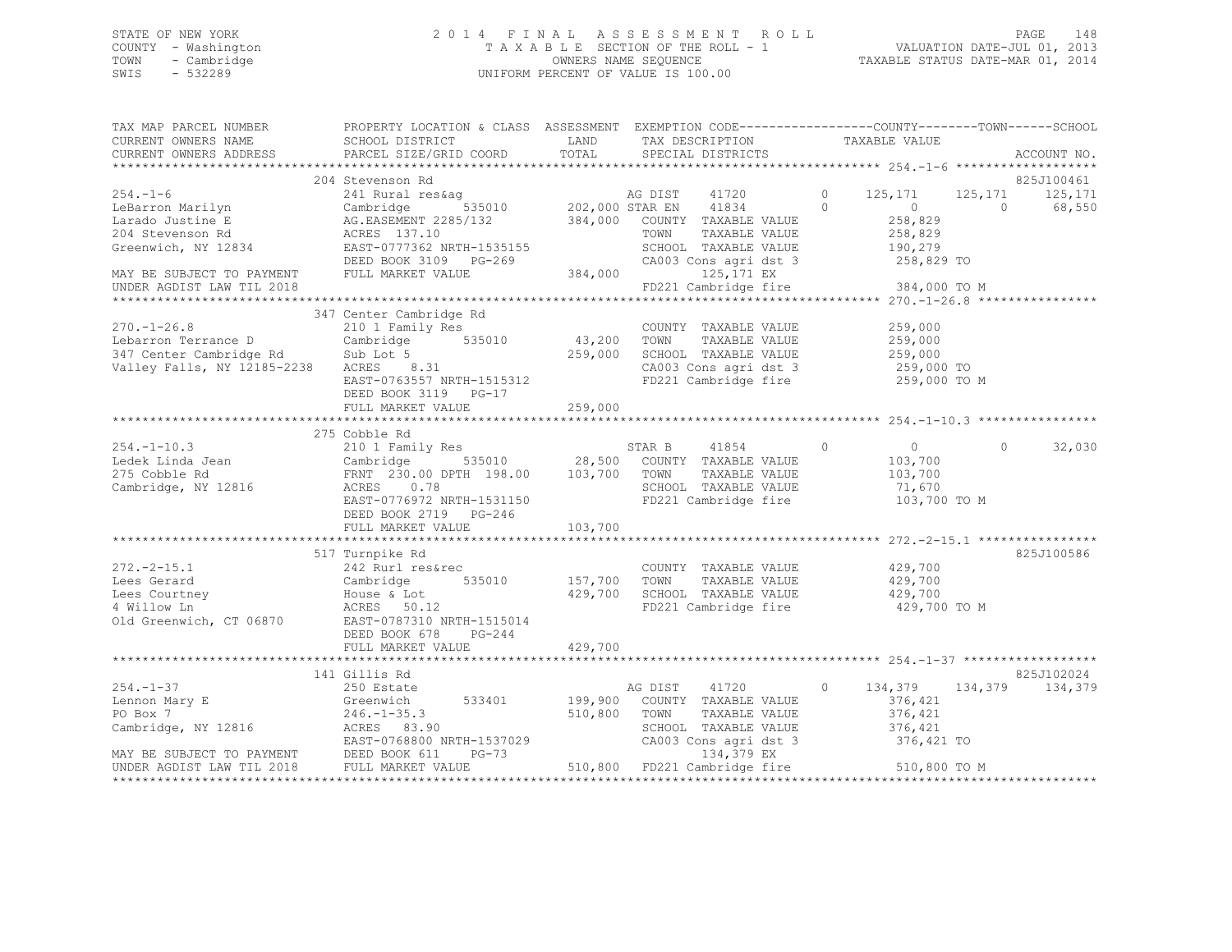STATE OF NEW YORK
COUNTY - Washington
TOWN - Cambridge
SWIS - 532289

# 2014 FINAL ASSESSMENT ROLL

TAXABLE SECTION OF THE ROLL - 1
OWNERS NAME SEQUENCE
UNIFORM PERCENT OF VALUE IS 100.00

VALUATION DATE-JUL 01, 2013
TAXABLE STATUS DATE-MAR 01, 2014

```
TAX MAP PARCEL NUMBER          PROPERTY LOCATION & CLASS  ASSESSMENT  EXEMPTION CODE------------------COUNTY--------TOWN------SCHOOL
CURRENT OWNERS NAME            SCHOOL DISTRICT               LAND      TAX DESCRIPTION            TAXABLE VALUE
CURRENT OWNERS ADDRESS         PARCEL SIZE/GRID COORD        TOTAL     SPECIAL DISTRICTS                                         ACCOUNT NO.
******************************************************************************************************* 254.-1-6 ********************
                               204 Stevenson Rd                                                                              825J100461
254.-1-6                       241 Rural res&ag                     AG DIST    41720        0     125,171     125,171     125,171
LeBarron Marilyn               Cambridge        535010     202,000 STAR EN     41834        0           0           0      68,550
Larado Justine E               AG.EASEMENT 2285/132         384,000   COUNTY  TAXABLE VALUE          258,829
204 Stevenson Rd               ACRES 137.10                            TOWN    TAXABLE VALUE          258,829
Greenwich, NY 12834            EAST-0777362 NRTH-1535155               SCHOOL  TAXABLE VALUE          190,279
                               DEED BOOK 3109   PG-269                 CA003 Cons agri dst 3            258,829 TO
MAY BE SUBJECT TO PAYMENT      FULL MARKET VALUE            384,000         125,171 EX
UNDER AGDIST LAW TIL 2018                                              FD221 Cambridge fire             384,000 TO M
******************************************************************************************************* 270.-1-26.8 ****************
                               347 Center Cambridge Rd
270.-1-26.8                    210 1 Family Res                        COUNTY  TAXABLE VALUE          259,000
Lebarron Terrance D            Cambridge        535010      43,200     TOWN    TAXABLE VALUE          259,000
347 Center Cambridge Rd        Sub Lot 5                    259,000    SCHOOL  TAXABLE VALUE          259,000
Valley Falls, NY 12185-2238    ACRES    8.31                           CA003 Cons agri dst 3            259,000 TO
                               EAST-0763557 NRTH-1515312               FD221 Cambridge fire             259,000 TO M
                               DEED BOOK 3119   PG-17
                               FULL MARKET VALUE            259,000
******************************************************************************************************* 254.-1-10.3 ****************
                               275 Cobble Rd
254.-1-10.3                    210 1 Family Res                     STAR B     41854        0           0           0      32,030
Ledek Linda Jean               Cambridge        535010      28,500    COUNTY  TAXABLE VALUE          103,700
275 Cobble Rd                  FRNT 230.00 DPTH 198.00      103,700    TOWN    TAXABLE VALUE          103,700
Cambridge, NY 12816            ACRES    0.78                           SCHOOL  TAXABLE VALUE           71,670
                               EAST-0776972 NRTH-1531150               FD221 Cambridge fire             103,700 TO M
                               DEED BOOK 2719   PG-246
                               FULL MARKET VALUE            103,700
******************************************************************************************************* 272.-2-15.1 ****************
                               517 Turnpike Rd                                                                               825J100586
272.-2-15.1                    242 Rurl res&rec                        COUNTY  TAXABLE VALUE          429,700
Lees Gerard                    Cambridge        535010     157,700     TOWN    TAXABLE VALUE          429,700
Lees Courtney                  House & Lot                  429,700    SCHOOL  TAXABLE VALUE          429,700
4 Willow Ln                    ACRES   50.12                           FD221 Cambridge fire             429,700 TO M
Old Greenwich, CT 06870        EAST-0787310 NRTH-1515014
                               DEED BOOK 678    PG-244
                               FULL MARKET VALUE            429,700
******************************************************************************************************* 254.-1-37 ******************
                               141 Gillis Rd                                                                                 825J102024
254.-1-37                      250 Estate                           AG DIST    41720        0     134,379     134,379     134,379
Lennon Mary E                  Greenwich        533401     199,900    COUNTY  TAXABLE VALUE          376,421
PO Box 7                       246.-1-35.3                  510,800    TOWN    TAXABLE VALUE          376,421
Cambridge, NY 12816            ACRES   83.90                           SCHOOL  TAXABLE VALUE          376,421
                               EAST-0768800 NRTH-1537029               CA003 Cons agri dst 3            376,421 TO
MAY BE SUBJECT TO PAYMENT      DEED BOOK 611    PG-73                       134,379 EX
UNDER AGDIST LAW TIL 2018      FULL MARKET VALUE            510,800    FD221 Cambridge fire             510,800 TO M
************************************************************************************************************************************
```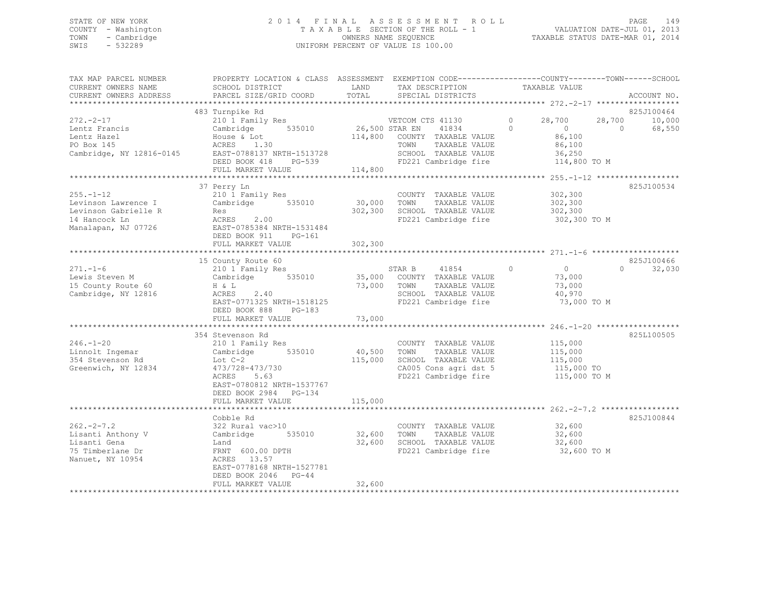STATE OF NEW YORK
COUNTY - Washington
TOWN - Cambridge
SWIS - 532289

# 2014 FINAL ASSESSMENT ROLL

TAXABLE SECTION OF THE ROLL - 1
OWNERS NAME SEQUENCE
UNIFORM PERCENT OF VALUE IS 100.00

VALUATION DATE-JUL 01, 2013
TAXABLE STATUS DATE-MAR 01, 2014

| TAX MAP PARCEL NUMBER / CURRENT OWNERS NAME / CURRENT OWNERS ADDRESS | PROPERTY LOCATION & CLASS / SCHOOL DISTRICT / PARCEL SIZE/GRID COORD | ASSESSMENT LAND | TOTAL | EXEMPTION CODE / TAX DESCRIPTION / SPECIAL DISTRICTS | COUNTY | TOWN | SCHOOL | ACCOUNT NO. |
|---|---|---|---|---|---|---|---|---|
| **272.-2-17** | 483 Turnpike Rd | | | | | | | 825J100464 |
| Lentz Francis | 210 1 Family Res | | | VETCOM CTS 41130 0 | 28,700 | 28,700 | 10,000 | |
| Lentz Hazel | Cambridge 535010 | 26,500 | | STAR EN 41834 0 | 0 | 0 | 68,550 | |
| PO Box 145 | House & Lot | | 114,800 | COUNTY TAXABLE VALUE | 86,100 | | | |
| Cambridge, NY 12816-0145 | ACRES 1.30 | | | TOWN TAXABLE VALUE | | 86,100 | | |
| | EAST-0788137 NRTH-1513728 | | | SCHOOL TAXABLE VALUE | | | 36,250 | |
| | DEED BOOK 418 PG-539 | | | FD221 Cambridge fire | 114,800 TO M | | | |
| | FULL MARKET VALUE | | 114,800 | | | | | |
| **255.-1-12** | 37 Perry Ln | | | | | | | 825J100534 |
| Levinson Lawrence I | 210 1 Family Res | | | COUNTY TAXABLE VALUE | 302,300 | | | |
| Levinson Gabrielle R | Cambridge 535010 | 30,000 | | TOWN TAXABLE VALUE | | 302,300 | | |
| 14 Hancock Ln | Res | | 302,300 | SCHOOL TAXABLE VALUE | | | 302,300 | |
| Manalapan, NJ 07726 | ACRES 2.00 | | | FD221 Cambridge fire | 302,300 TO M | | | |
| | EAST-0785384 NRTH-1531484 | | | | | | | |
| | DEED BOOK 911 PG-161 | | | | | | | |
| | FULL MARKET VALUE | | 302,300 | | | | | |
| **271.-1-6** | 15 County Route 60 | | | | | | | 825J100466 |
| Lewis Steven M | 210 1 Family Res | | | STAR B 41854 0 | 0 | 0 | 32,030 | |
| 15 County Route 60 | Cambridge 535010 | 35,000 | | COUNTY TAXABLE VALUE | 73,000 | | | |
| Cambridge, NY 12816 | H & L | | 73,000 | TOWN TAXABLE VALUE | | 73,000 | | |
| | ACRES 2.40 | | | SCHOOL TAXABLE VALUE | | | 40,970 | |
| | EAST-0771325 NRTH-1518125 | | | FD221 Cambridge fire | 73,000 TO M | | | |
| | DEED BOOK 888 PG-183 | | | | | | | |
| | FULL MARKET VALUE | | 73,000 | | | | | |
| **246.-1-20** | 354 Stevenson Rd | | | | | | | 825L100505 |
| Linnolt Ingemar | 210 1 Family Res | | | COUNTY TAXABLE VALUE | 115,000 | | | |
| 354 Stevenson Rd | Cambridge 535010 | 40,500 | | TOWN TAXABLE VALUE | | 115,000 | | |
| Greenwich, NY 12834 | Lot C-2 | | 115,000 | SCHOOL TAXABLE VALUE | | | 115,000 | |
| | 473/728-473/730 | | | CA005 Cons agri dst 5 | 115,000 TO | | | |
| | ACRES 5.63 | | | FD221 Cambridge fire | 115,000 TO M | | | |
| | EAST-0780812 NRTH-1537767 | | | | | | | |
| | DEED BOOK 2984 PG-134 | | | | | | | |
| | FULL MARKET VALUE | | 115,000 | | | | | |
| **262.-2-7.2** | Cobble Rd | | | | | | | 825J100844 |
| Lisanti Anthony V | 322 Rural vac>10 | | | COUNTY TAXABLE VALUE | 32,600 | | | |
| Lisanti Gena | Cambridge 535010 | 32,600 | | TOWN TAXABLE VALUE | | 32,600 | | |
| 75 Timberlane Dr | Land | | 32,600 | SCHOOL TAXABLE VALUE | | | 32,600 | |
| Nanuet, NY 10954 | FRNT 600.00 DPTH | | | FD221 Cambridge fire | 32,600 TO M | | | |
| | ACRES 13.57 | | | | | | | |
| | EAST-0778168 NRTH-1527781 | | | | | | | |
| | DEED BOOK 2046 PG-44 | | | | | | | |
| | FULL MARKET VALUE | | 32,600 | | | | | |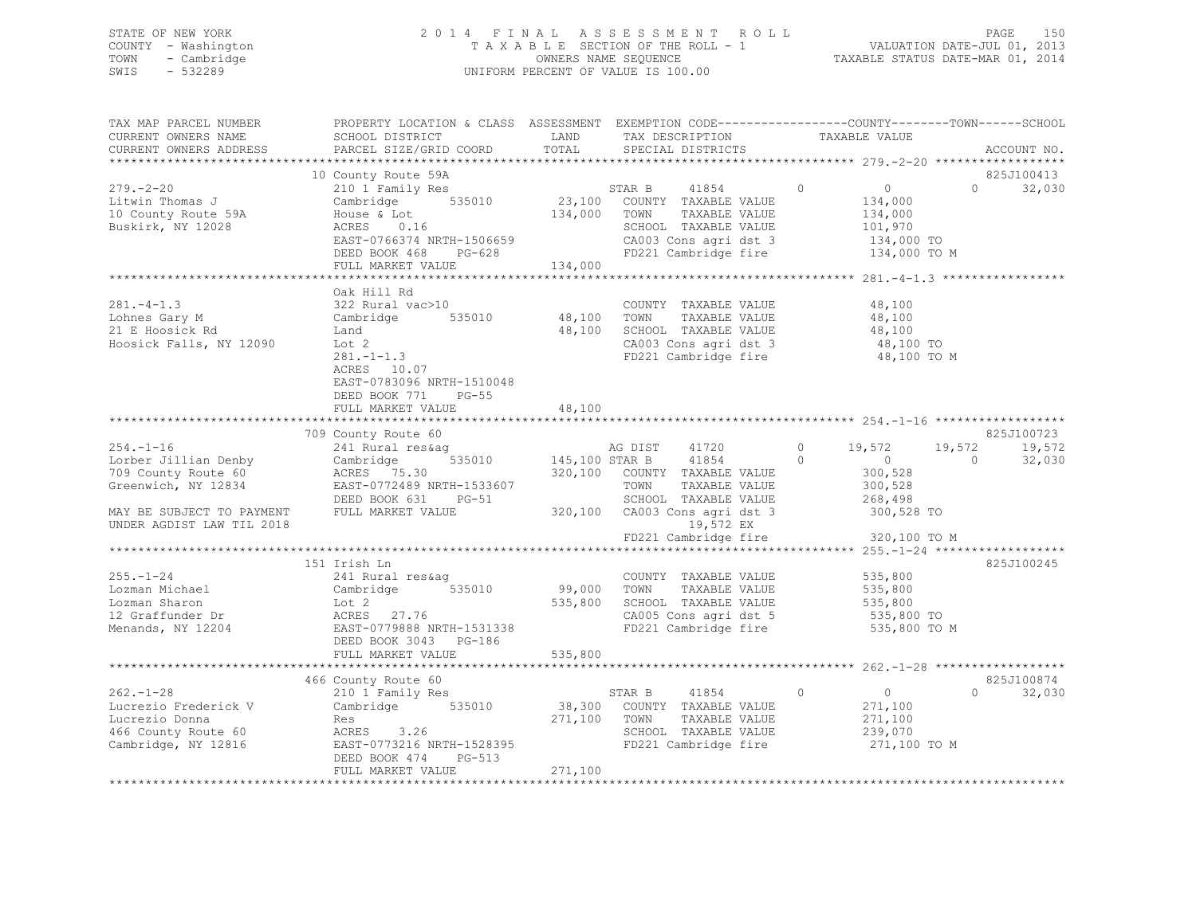STATE OF NEW YORK
COUNTY - Washington
TOWN - Cambridge
SWIS - 532289

2014 FINAL ASSESSMENT ROLL
TAXABLE SECTION OF THE ROLL - 1
OWNERS NAME SEQUENCE
UNIFORM PERCENT OF VALUE IS 100.00

VALUATION DATE-JUL 01, 2013
TAXABLE STATUS DATE-MAR 01, 2014

```
TAX MAP PARCEL NUMBER          PROPERTY LOCATION & CLASS  ASSESSMENT  EXEMPTION CODE-----------------COUNTY--------TOWN------SCHOOL
CURRENT OWNERS NAME            SCHOOL DISTRICT              LAND      TAX DESCRIPTION            TAXABLE VALUE
CURRENT OWNERS ADDRESS         PARCEL SIZE/GRID COORD       TOTAL     SPECIAL DISTRICTS                                        ACCOUNT NO.
******************************************************************************************************* 279.-2-20 ******************
                               10 County Route 59A                                                                         825J100413
279.-2-20                      210 1 Family Res                      STAR B    41854        0          0            0       32,030
Litwin Thomas J                Cambridge        535010      23,100   COUNTY  TAXABLE VALUE          134,000
10 County Route 59A            House & Lot                 134,000   TOWN    TAXABLE VALUE          134,000
Buskirk, NY 12028              ACRES    0.16                         SCHOOL  TAXABLE VALUE          101,970
                               EAST-0766374 NRTH-1506659             CA003 Cons agri dst 3          134,000 TO
                               DEED BOOK 468    PG-628               FD221 Cambridge fire           134,000 TO M
                               FULL MARKET VALUE           134,000
******************************************************************************************************* 281.-4-1.3 *****************
                               Oak Hill Rd
281.-4-1.3                     322 Rural vac>10                      COUNTY  TAXABLE VALUE           48,100
Lohnes Gary M                  Cambridge        535010      48,100   TOWN    TAXABLE VALUE           48,100
21 E Hoosick Rd                Land                         48,100   SCHOOL  TAXABLE VALUE           48,100
Hoosick Falls, NY 12090        Lot 2                                 CA003 Cons agri dst 3           48,100 TO
                               281.-1-1.3                            FD221 Cambridge fire            48,100 TO M
                               ACRES   10.07
                               EAST-0783096 NRTH-1510048
                               DEED BOOK 771    PG-55
                               FULL MARKET VALUE            48,100
******************************************************************************************************* 254.-1-16 ******************
                               709 County Route 60                                                                         825J100723
254.-1-16                      241 Rural res&ag                      AG DIST   41720        0     19,572       19,572       19,572
Lorber Jillian Denby           Cambridge        535010     145,100 STAR B     41854        0          0            0       32,030
709 County Route 60            ACRES   75.30               320,100   COUNTY  TAXABLE VALUE          300,528
Greenwich, NY 12834            EAST-0772489 NRTH-1533607             TOWN    TAXABLE VALUE          300,528
                               DEED BOOK 631    PG-51                SCHOOL  TAXABLE VALUE          268,498
MAY BE SUBJECT TO PAYMENT      FULL MARKET VALUE           320,100   CA003 Cons agri dst 3          300,528 TO
UNDER AGDIST LAW TIL 2018                                                  19,572 EX
                                                                     FD221 Cambridge fire           320,100 TO M
******************************************************************************************************* 255.-1-24 ******************
                               151 Irish Ln                                                                                825J100245
255.-1-24                      241 Rural res&ag                      COUNTY  TAXABLE VALUE          535,800
Lozman Michael                 Cambridge        535010      99,000   TOWN    TAXABLE VALUE          535,800
Lozman Sharon                  Lot 2                       535,800   SCHOOL  TAXABLE VALUE          535,800
12 Graffunder Dr               ACRES   27.76                         CA005 Cons agri dst 5          535,800 TO
Menands, NY 12204              EAST-0779888 NRTH-1531338             FD221 Cambridge fire           535,800 TO M
                               DEED BOOK 3043   PG-186
                               FULL MARKET VALUE           535,800
******************************************************************************************************* 262.-1-28 ******************
                               466 County Route 60                                                                         825J100874
262.-1-28                      210 1 Family Res                      STAR B    41854        0          0            0       32,030
Lucrezio Frederick V           Cambridge        535010      38,300   COUNTY  TAXABLE VALUE          271,100
Lucrezio Donna                 Res                         271,100   TOWN    TAXABLE VALUE          271,100
466 County Route 60            ACRES    3.26                         SCHOOL  TAXABLE VALUE          239,070
Cambridge, NY 12816            EAST-0773216 NRTH-1528395             FD221 Cambridge fire           271,100 TO M
                               DEED BOOK 474    PG-513
                               FULL MARKET VALUE           271,100
************************************************************************************************************************************
```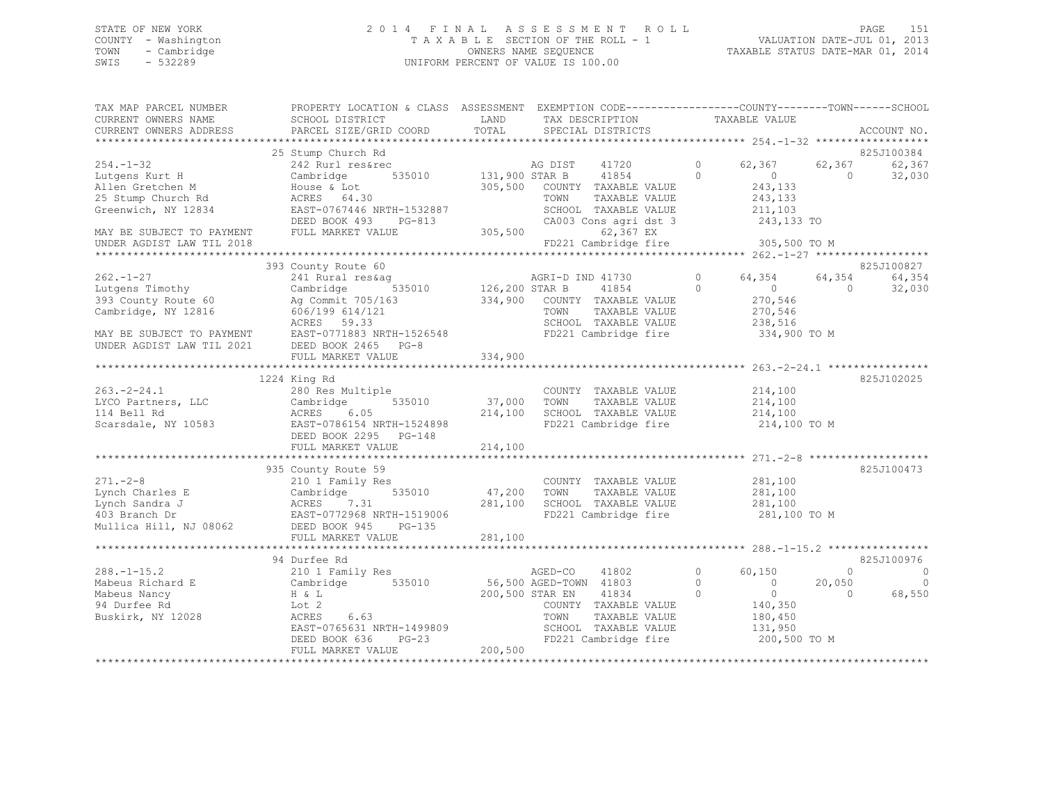STATE OF NEW YORK
COUNTY - Washington
TOWN - Cambridge
SWIS - 532289

2 0 1 4 F I N A L A S S E S S M E N T R O L L
T A X A B L E SECTION OF THE ROLL - 1
OWNERS NAME SEQUENCE
UNIFORM PERCENT OF VALUE IS 100.00

VALUATION DATE-JUL 01, 2013
TAXABLE STATUS DATE-MAR 01, 2014

```
TAX MAP PARCEL NUMBER          PROPERTY LOCATION & CLASS  ASSESSMENT  EXEMPTION CODE------------------COUNTY--------TOWN------SCHOOL
CURRENT OWNERS NAME            SCHOOL DISTRICT              LAND      TAX DESCRIPTION             TAXABLE VALUE
CURRENT OWNERS ADDRESS         PARCEL SIZE/GRID COORD       TOTAL     SPECIAL DISTRICTS                                        ACCOUNT NO.
******************************************************************************************************* 254.-1-32 ******************
                               25 Stump Church Rd                                                                            825J100384
254.-1-32                      242 Rurl res&rec                       AG DIST     41720          0      62,367      62,367       62,367
Lutgens Kurt H                 Cambridge       535010     131,900 STAR B      41854          0           0           0       32,030
Allen Gretchen M               House & Lot                305,500    COUNTY  TAXABLE VALUE          243,133
25 Stump Church Rd             ACRES   64.30                         TOWN    TAXABLE VALUE          243,133
Greenwich, NY 12834            EAST-0767446 NRTH-1532887             SCHOOL  TAXABLE VALUE          211,103
                               DEED BOOK 493    PG-813               CA003 Cons agri dst 3           243,133 TO
MAY BE SUBJECT TO PAYMENT      FULL MARKET VALUE          305,500              62,367 EX
UNDER AGDIST LAW TIL 2018                                            FD221 Cambridge fire            305,500 TO M
******************************************************************************************************* 262.-1-27 ******************
                               393 County Route 60                                                                           825J100827
262.-1-27                      241 Rural res&ag                       AGRI-D IND 41730           0      64,354      64,354       64,354
Lutgens Timothy                Cambridge       535010     126,200 STAR B      41854          0           0           0       32,030
393 County Route 60            Ag Commit 705/163          334,900    COUNTY  TAXABLE VALUE          270,546
Cambridge, NY 12816            606/199 614/121                       TOWN    TAXABLE VALUE          270,546
                               ACRES   59.33                         SCHOOL  TAXABLE VALUE          238,516
MAY BE SUBJECT TO PAYMENT      EAST-0771883 NRTH-1526548             FD221 Cambridge fire            334,900 TO M
UNDER AGDIST LAW TIL 2021      DEED BOOK 2465   PG-8
                               FULL MARKET VALUE          334,900
******************************************************************************************************* 263.-2-24.1 ****************
                               1224 King Rd                                                                                  825J102025
263.-2-24.1                    280 Res Multiple                       COUNTY  TAXABLE VALUE          214,100
LYCO Partners, LLC             Cambridge       535010      37,000    TOWN    TAXABLE VALUE          214,100
114 Bell Rd                    ACRES    6.05              214,100    SCHOOL  TAXABLE VALUE          214,100
Scarsdale, NY 10583            EAST-0786154 NRTH-1524898             FD221 Cambridge fire            214,100 TO M
                               DEED BOOK 2295   PG-148
                               FULL MARKET VALUE          214,100
******************************************************************************************************* 271.-2-8 *******************
                               935 County Route 59                                                                           825J100473
271.-2-8                       210 1 Family Res                       COUNTY  TAXABLE VALUE          281,100
Lynch Charles E                Cambridge       535010      47,200    TOWN    TAXABLE VALUE          281,100
Lynch Sandra J                 ACRES    7.31              281,100    SCHOOL  TAXABLE VALUE          281,100
403 Branch Dr                  EAST-0772968 NRTH-1519006             FD221 Cambridge fire            281,100 TO M
Mullica Hill, NJ 08062         DEED BOOK 945    PG-135
                               FULL MARKET VALUE          281,100
******************************************************************************************************* 288.-1-15.2 ****************
                               94 Durfee Rd                                                                                  825J100976
288.-1-15.2                    210 1 Family Res                       AGED-CO     41802          0      60,150           0            0
Mabeus Richard E               Cambridge       535010      56,500 AGED-TOWN  41803          0           0      20,050            0
Mabeus Nancy                   H & L                      200,500 STAR EN     41834          0           0           0       68,550
94 Durfee Rd                   Lot 2                                 COUNTY  TAXABLE VALUE          140,350
Buskirk, NY 12028              ACRES    6.63                         TOWN    TAXABLE VALUE          180,450
                               EAST-0765631 NRTH-1499809             SCHOOL  TAXABLE VALUE          131,950
                               DEED BOOK 636    PG-23                FD221 Cambridge fire            200,500 TO M
                               FULL MARKET VALUE          200,500
************************************************************************************************************************************
```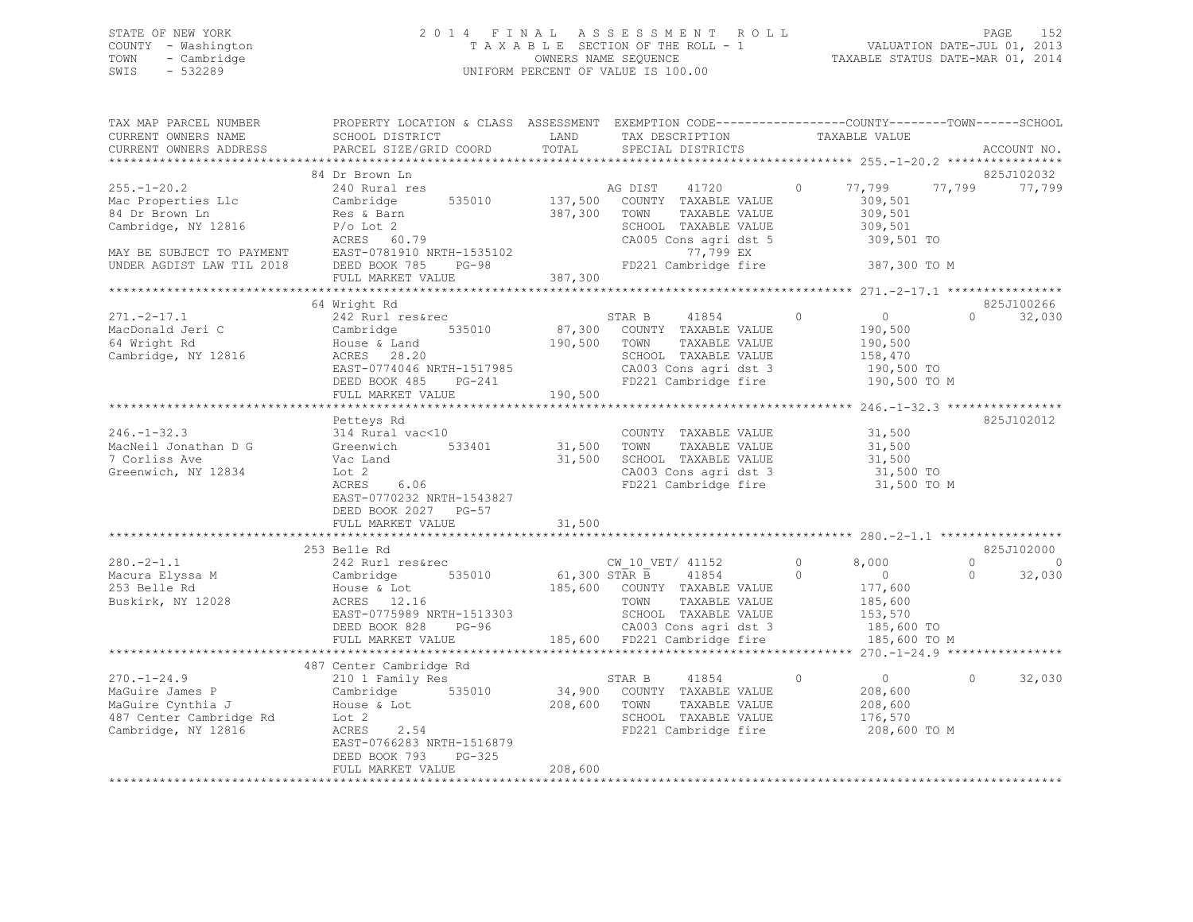STATE OF NEW YORK
COUNTY - Washington
TOWN - Cambridge
SWIS - 532289

2014 FINAL ASSESSMENT ROLL
TAXABLE SECTION OF THE ROLL - 1
OWNERS NAME SEQUENCE
UNIFORM PERCENT OF VALUE IS 100.00

VALUATION DATE-JUL 01, 2013
TAXABLE STATUS DATE-MAR 01, 2014

```
TAX MAP PARCEL NUMBER     PROPERTY LOCATION & CLASS  ASSESSMENT  EXEMPTION CODE------------------COUNTY--------TOWN------SCHOOL
CURRENT OWNERS NAME       SCHOOL DISTRICT              LAND      TAX DESCRIPTION              TAXABLE VALUE
CURRENT OWNERS ADDRESS    PARCEL SIZE/GRID COORD       TOTAL     SPECIAL DISTRICTS                                        ACCOUNT NO.
******************************************************************************************************* 255.-1-20.2 ****************
                          84 Dr Brown Ln                                                                                825J102032
255.-1-20.2               240 Rural res                          AG DIST     41720          0      77,799      77,799      77,799
Mac Properties Llc        Cambridge       535010      137,500    COUNTY  TAXABLE VALUE              309,501
84 Dr Brown Ln            Res & Barn                  387,300    TOWN    TAXABLE VALUE              309,501
Cambridge, NY 12816       P/o Lot 2                              SCHOOL  TAXABLE VALUE              309,501
                          ACRES  60.79                           CA005 Cons agri dst 5              309,501 TO
MAY BE SUBJECT TO PAYMENT EAST-0781910 NRTH-1535102                     77,799 EX
UNDER AGDIST LAW TIL 2018 DEED BOOK 785    PG-98                 FD221 Cambridge fire               387,300 TO M
                          FULL MARKET VALUE           387,300
******************************************************************************************************* 271.-2-17.1 ****************
                          64 Wright Rd                                                                                  825J100266
271.-2-17.1               242 Rurl res&rec                       STAR B      41854          0           0           0      32,030
MacDonald Jeri C          Cambridge       535010       87,300    COUNTY  TAXABLE VALUE              190,500
64 Wright Rd              House & Land                190,500    TOWN    TAXABLE VALUE              190,500
Cambridge, NY 12816       ACRES  28.20                           SCHOOL  TAXABLE VALUE              158,470
                          EAST-0774046 NRTH-1517985              CA003 Cons agri dst 3              190,500 TO
                          DEED BOOK 485    PG-241                FD221 Cambridge fire               190,500 TO M
                          FULL MARKET VALUE           190,500
******************************************************************************************************* 246.-1-32.3 ****************
                          Petteys Rd                                                                                    825J102012
246.-1-32.3               314 Rural vac<10                       COUNTY  TAXABLE VALUE               31,500
MacNeil Jonathan D G      Greenwich       533401       31,500    TOWN    TAXABLE VALUE               31,500
7 Corliss Ave             Vac Land                     31,500    SCHOOL  TAXABLE VALUE               31,500
Greenwich, NY 12834       Lot 2                                  CA003 Cons agri dst 3               31,500 TO
                          ACRES   6.06                           FD221 Cambridge fire                31,500 TO M
                          EAST-0770232 NRTH-1543827
                          DEED BOOK 2027   PG-57
                          FULL MARKET VALUE            31,500
******************************************************************************************************* 280.-2-1.1 *****************
                          253 Belle Rd                                                                                  825J102000
280.-2-1.1                242 Rurl res&rec                       CW_10_VET/  41152          0       8,000           0           0
Macura Elyssa M           Cambridge       535010       61,300    STAR B      41854          0           0           0      32,030
253 Belle Rd              House & Lot                 185,600    COUNTY  TAXABLE VALUE              177,600
Buskirk, NY 12028         ACRES  12.16                           TOWN    TAXABLE VALUE              185,600
                          EAST-0775989 NRTH-1513303              SCHOOL  TAXABLE VALUE              153,570
                          DEED BOOK 828    PG-96                 CA003 Cons agri dst 3              185,600 TO
                          FULL MARKET VALUE           185,600    FD221 Cambridge fire               185,600 TO M
******************************************************************************************************* 270.-1-24.9 ****************
                          487 Center Cambridge Rd
270.-1-24.9               210 1 Family Res                       STAR B      41854          0           0           0      32,030
MaGuire James P           Cambridge       535010       34,900    COUNTY  TAXABLE VALUE              208,600
MaGuire Cynthia J         House & Lot                 208,600    TOWN    TAXABLE VALUE              208,600
487 Center Cambridge Rd   Lot 2                                  SCHOOL  TAXABLE VALUE              176,570
Cambridge, NY 12816       ACRES   2.54                           FD221 Cambridge fire               208,600 TO M
                          EAST-0766283 NRTH-1516879
                          DEED BOOK 793    PG-325
                          FULL MARKET VALUE           208,600
************************************************************************************************************************************
```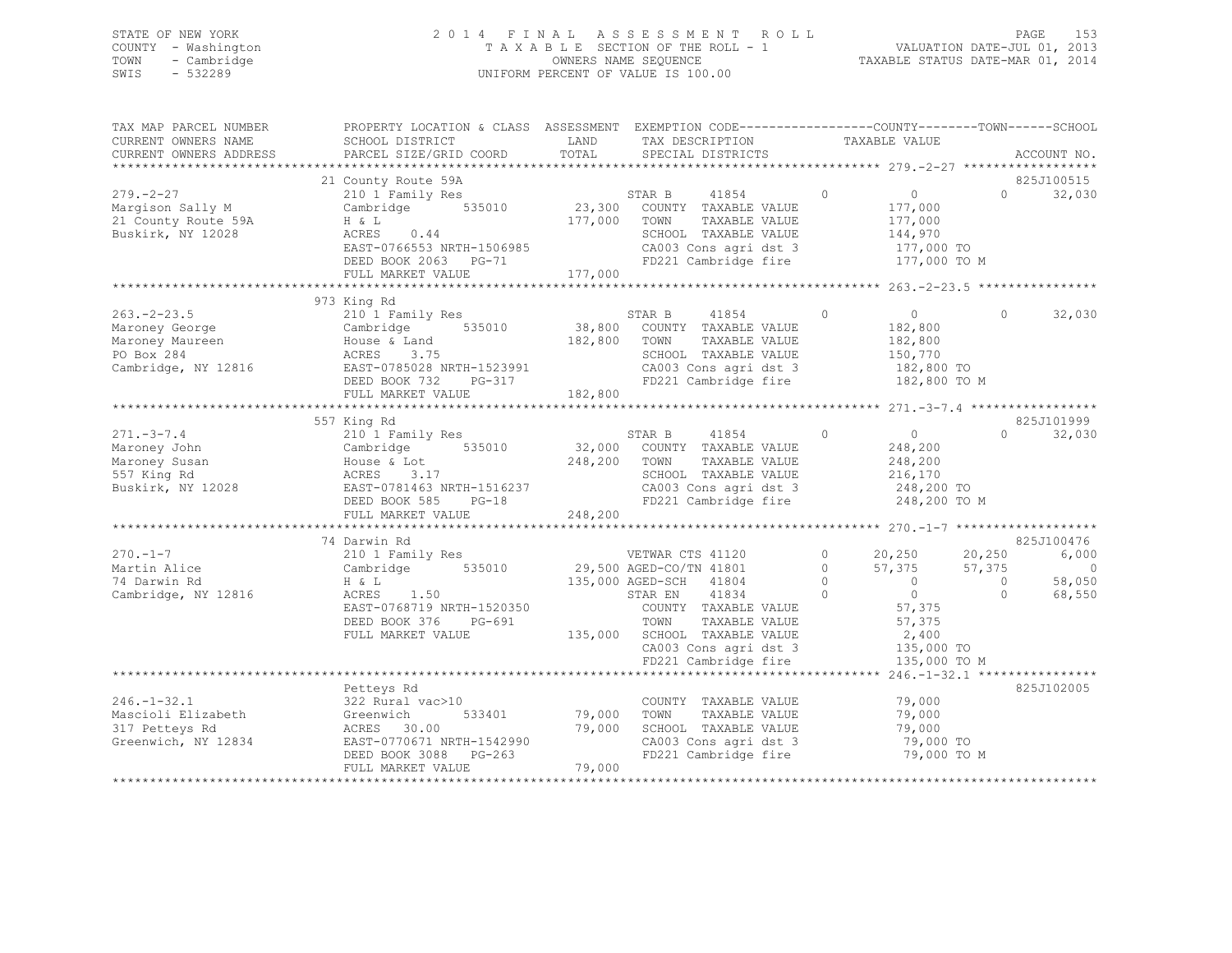STATE OF NEW YORK
COUNTY - Washington
TOWN - Cambridge
SWIS - 532289

2014 FINAL ASSESSMENT ROLL
TAXABLE SECTION OF THE ROLL - 1
OWNERS NAME SEQUENCE
UNIFORM PERCENT OF VALUE IS 100.00

VALUATION DATE-JUL 01, 2013
TAXABLE STATUS DATE-MAR 01, 2014

```
TAX MAP PARCEL NUMBER          PROPERTY LOCATION & CLASS  ASSESSMENT  EXEMPTION CODE-----------------COUNTY--------TOWN------SCHOOL
CURRENT OWNERS NAME            SCHOOL DISTRICT               LAND      TAX DESCRIPTION            TAXABLE VALUE
CURRENT OWNERS ADDRESS         PARCEL SIZE/GRID COORD        TOTAL     SPECIAL DISTRICTS                                      ACCOUNT NO.
******************************************************************************************************* 279.-2-27 ******************
                               21 County Route 59A                                                                        825J100515
279.-2-27                      210 1 Family Res                    STAR B     41854          0           0            0     32,030
Margison Sally M               Cambridge       535010      23,300   COUNTY  TAXABLE VALUE          177,000
21 County Route 59A            H & L                      177,000   TOWN    TAXABLE VALUE          177,000
Buskirk, NY 12028              ACRES    0.44                        SCHOOL  TAXABLE VALUE          144,970
                               EAST-0766553 NRTH-1506985            CA003 Cons agri dst 3           177,000 TO
                               DEED BOOK 2063   PG-71               FD221 Cambridge fire            177,000 TO M
                               FULL MARKET VALUE          177,000
******************************************************************************************************* 263.-2-23.5 ****************
                               973 King Rd
263.-2-23.5                    210 1 Family Res                    STAR B     41854          0           0            0     32,030
Maroney George                 Cambridge       535010      38,800   COUNTY  TAXABLE VALUE          182,800
Maroney Maureen                House & Land               182,800   TOWN    TAXABLE VALUE          182,800
PO Box 284                     ACRES    3.75                        SCHOOL  TAXABLE VALUE          150,770
Cambridge, NY 12816            EAST-0785028 NRTH-1523991            CA003 Cons agri dst 3           182,800 TO
                               DEED BOOK 732    PG-317              FD221 Cambridge fire            182,800 TO M
                               FULL MARKET VALUE          182,800
******************************************************************************************************* 271.-3-7.4 *****************
                               557 King Rd                                                                                825J101999
271.-3-7.4                     210 1 Family Res                    STAR B     41854          0           0            0     32,030
Maroney John                   Cambridge       535010      32,000   COUNTY  TAXABLE VALUE          248,200
Maroney Susan                  House & Lot                248,200   TOWN    TAXABLE VALUE          248,200
557 King Rd                    ACRES    3.17                        SCHOOL  TAXABLE VALUE          216,170
Buskirk, NY 12028              EAST-0781463 NRTH-1516237            CA003 Cons agri dst 3           248,200 TO
                               DEED BOOK 585    PG-18               FD221 Cambridge fire            248,200 TO M
                               FULL MARKET VALUE          248,200
******************************************************************************************************* 270.-1-7 *******************
                               74 Darwin Rd                                                                               825J100476
270.-1-7                       210 1 Family Res                    VETWAR CTS 41120          0      20,250       20,250      6,000
Martin Alice                   Cambridge       535010      29,500 AGED-CO/TN 41801          0      57,375       57,375          0
74 Darwin Rd                   H & L                      135,000 AGED-SCH   41804          0           0            0     58,050
Cambridge, NY 12816            ACRES    1.50                       STAR EN    41834          0           0            0     68,550
                               EAST-0768719 NRTH-1520350            COUNTY  TAXABLE VALUE           57,375
                               DEED BOOK 376    PG-691              TOWN    TAXABLE VALUE           57,375
                               FULL MARKET VALUE          135,000   SCHOOL  TAXABLE VALUE            2,400
                                                                    CA003 Cons agri dst 3           135,000 TO
                                                                    FD221 Cambridge fire            135,000 TO M
******************************************************************************************************* 246.-1-32.1 ****************
                               Petteys Rd                                                                                 825J102005
246.-1-32.1                    322 Rural vac>10                     COUNTY  TAXABLE VALUE           79,000
Mascioli Elizabeth             Greenwich       533401      79,000   TOWN    TAXABLE VALUE           79,000
317 Petteys Rd                 ACRES   30.00               79,000   SCHOOL  TAXABLE VALUE           79,000
Greenwich, NY 12834            EAST-0770671 NRTH-1542990            CA003 Cons agri dst 3            79,000 TO
                               DEED BOOK 3088   PG-263              FD221 Cambridge fire             79,000 TO M
                               FULL MARKET VALUE           79,000
************************************************************************************************************************************
```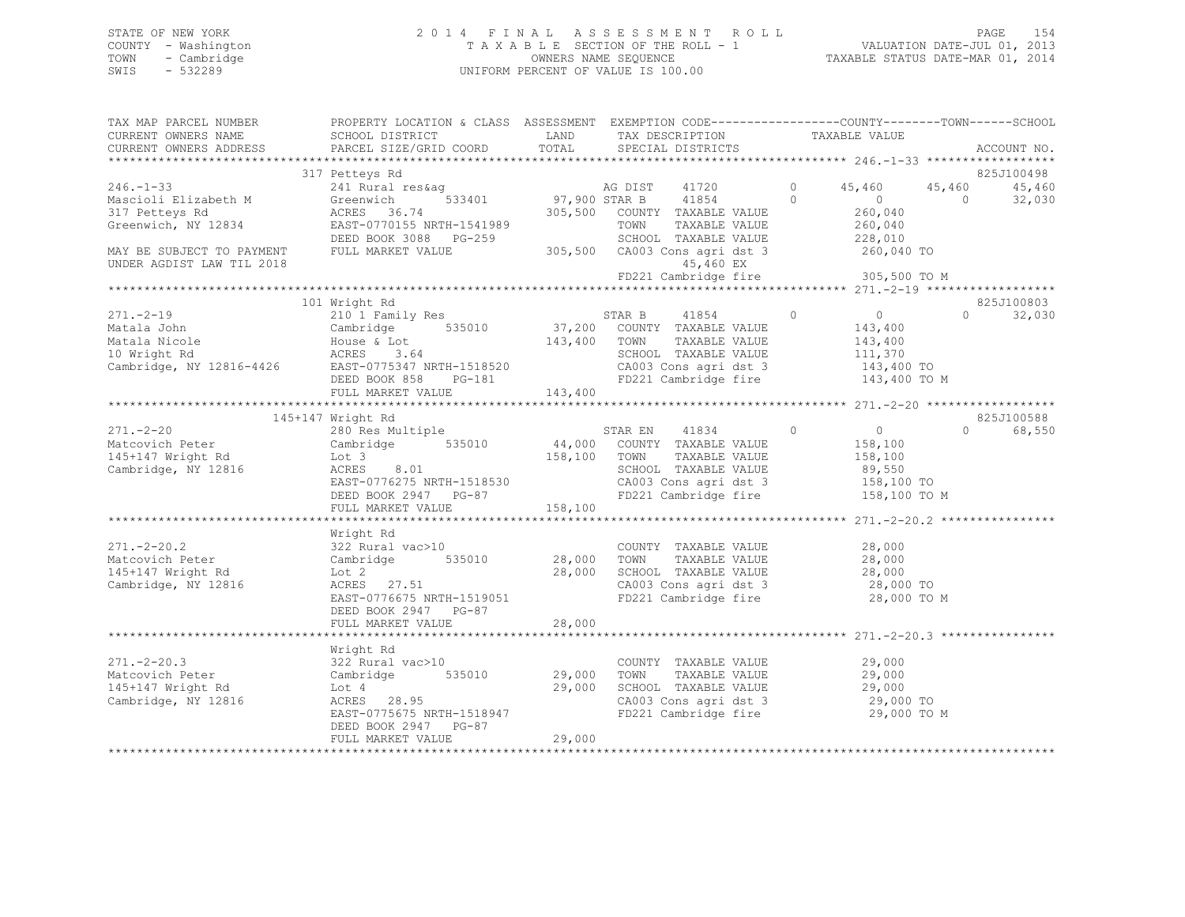STATE OF NEW YORK
COUNTY - Washington
TOWN - Cambridge
SWIS - 532289

2014 FINAL ASSESSMENT ROLL
TAXABLE SECTION OF THE ROLL - 1
OWNERS NAME SEQUENCE
UNIFORM PERCENT OF VALUE IS 100.00

VALUATION DATE-JUL 01, 2013
TAXABLE STATUS DATE-MAR 01, 2014

```
TAX MAP PARCEL NUMBER          PROPERTY LOCATION & CLASS  ASSESSMENT  EXEMPTION CODE-----------------COUNTY--------TOWN------SCHOOL
CURRENT OWNERS NAME            SCHOOL DISTRICT              LAND      TAX DESCRIPTION            TAXABLE VALUE
CURRENT OWNERS ADDRESS         PARCEL SIZE/GRID COORD       TOTAL     SPECIAL DISTRICTS                                     ACCOUNT NO.
*********************************************************************************************** 246.-1-33 ******************
                               317 Petteys Rd                                                                              825J100498
246.-1-33                      241 Rural res&ag                       AG DIST     41720       0      45,460     45,460      45,460
Mascioli Elizabeth M           Greenwich      533401      97,900 STAR B      41854       0           0          0          32,030
317 Petteys Rd                 ACRES  36.74                 305,500   COUNTY  TAXABLE VALUE          260,040
Greenwich, NY 12834            EAST-0770155 NRTH-1541989              TOWN    TAXABLE VALUE          260,040
                               DEED BOOK 3088   PG-259                SCHOOL  TAXABLE VALUE          228,010
MAY BE SUBJECT TO PAYMENT      FULL MARKET VALUE            305,500   CA003 Cons agri dst 3           260,040 TO
UNDER AGDIST LAW TIL 2018                                                 45,460 EX
                                                                      FD221 Cambridge fire            305,500 TO M
*********************************************************************************************** 271.-2-19 ******************
                               101 Wright Rd                                                                               825J100803
271.-2-19                      210 1 Family Res                       STAR B      41854       0           0          0          32,030
Matala John                    Cambridge      535010      37,200      COUNTY  TAXABLE VALUE          143,400
Matala Nicole                  House & Lot                  143,400   TOWN    TAXABLE VALUE          143,400
10 Wright Rd                   ACRES   3.64                           SCHOOL  TAXABLE VALUE          111,370
Cambridge, NY 12816-4426       EAST-0775347 NRTH-1518520              CA003 Cons agri dst 3           143,400 TO
                               DEED BOOK 858    PG-181                FD221 Cambridge fire            143,400 TO M
                               FULL MARKET VALUE            143,400
*********************************************************************************************** 271.-2-20 ******************
                               145+147 Wright Rd                                                                           825J100588
271.-2-20                      280 Res Multiple                       STAR EN     41834       0           0          0          68,550
Matcovich Peter                Cambridge      535010      44,000      COUNTY  TAXABLE VALUE          158,100
145+147 Wright Rd              Lot 3                        158,100   TOWN    TAXABLE VALUE          158,100
Cambridge, NY 12816            ACRES   8.01                           SCHOOL  TAXABLE VALUE           89,550
                               EAST-0776275 NRTH-1518530              CA003 Cons agri dst 3           158,100 TO
                               DEED BOOK 2947   PG-87                 FD221 Cambridge fire            158,100 TO M
                               FULL MARKET VALUE            158,100
*********************************************************************************************** 271.-2-20.2 ****************
                               Wright Rd
271.-2-20.2                    322 Rural vac>10                       COUNTY  TAXABLE VALUE           28,000
Matcovich Peter                Cambridge      535010      28,000      TOWN    TAXABLE VALUE           28,000
145+147 Wright Rd              Lot 2                         28,000   SCHOOL  TAXABLE VALUE           28,000
Cambridge, NY 12816            ACRES  27.51                           CA003 Cons agri dst 3            28,000 TO
                               EAST-0776675 NRTH-1519051              FD221 Cambridge fire             28,000 TO M
                               DEED BOOK 2947   PG-87
                               FULL MARKET VALUE             28,000
*********************************************************************************************** 271.-2-20.3 ****************
                               Wright Rd
271.-2-20.3                    322 Rural vac>10                       COUNTY  TAXABLE VALUE           29,000
Matcovich Peter                Cambridge      535010      29,000      TOWN    TAXABLE VALUE           29,000
145+147 Wright Rd              Lot 4                         29,000   SCHOOL  TAXABLE VALUE           29,000
Cambridge, NY 12816            ACRES  28.95                           CA003 Cons agri dst 3            29,000 TO
                               EAST-0775675 NRTH-1518947              FD221 Cambridge fire             29,000 TO M
                               DEED BOOK 2947   PG-87
                               FULL MARKET VALUE             29,000
******************************************************************************************************************************
```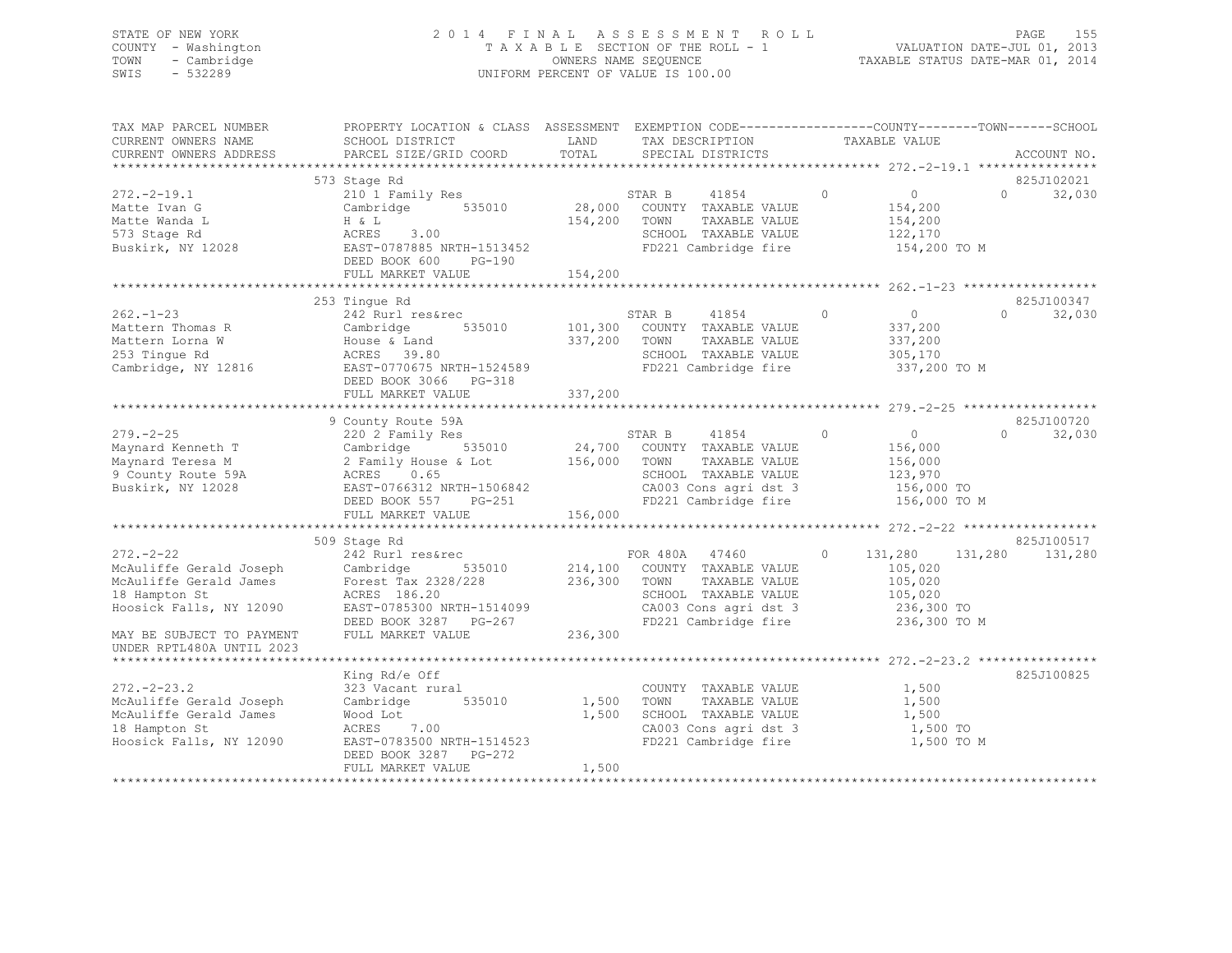STATE OF NEW YORK
COUNTY - Washington
TOWN - Cambridge
SWIS - 532289

2014 FINAL ASSESSMENT ROLL
TAXABLE SECTION OF THE ROLL - 1
OWNERS NAME SEQUENCE
UNIFORM PERCENT OF VALUE IS 100.00

VALUATION DATE-JUL 01, 2013
TAXABLE STATUS DATE-MAR 01, 2014

```
TAX MAP PARCEL NUMBER      PROPERTY LOCATION & CLASS  ASSESSMENT  EXEMPTION CODE------------------COUNTY--------TOWN------SCHOOL
CURRENT OWNERS NAME        SCHOOL DISTRICT             LAND       TAX DESCRIPTION            TAXABLE VALUE
CURRENT OWNERS ADDRESS     PARCEL SIZE/GRID COORD      TOTAL      SPECIAL DISTRICTS                                          ACCOUNT NO.
******************************************************************************************************* 272.-2-19.1 ****************
                           573 Stage Rd                                                                                      825J102021
272.-2-19.1                210 1 Family Res                       STAR B     41854        0          0             0      32,030
Matte Ivan G               Cambridge        535010      28,000    COUNTY  TAXABLE VALUE            154,200
Matte Wanda L              H & L                       154,200    TOWN    TAXABLE VALUE            154,200
573 Stage Rd               ACRES    3.00                          SCHOOL  TAXABLE VALUE            122,170
Buskirk, NY 12028          EAST-0787885 NRTH-1513452              FD221 Cambridge fire              154,200 TO M
                           DEED BOOK 600    PG-190
                           FULL MARKET VALUE           154,200
******************************************************************************************************* 262.-1-23 ******************
                           253 Tingue Rd                                                                                     825J100347
262.-1-23                  242 Rurl res&rec                       STAR B     41854        0          0             0      32,030
Mattern Thomas R           Cambridge        535010     101,300    COUNTY  TAXABLE VALUE            337,200
Mattern Lorna W            House & Land                337,200    TOWN    TAXABLE VALUE            337,200
253 Tingue Rd              ACRES   39.80                          SCHOOL  TAXABLE VALUE            305,170
Cambridge, NY 12816        EAST-0770675 NRTH-1524589              FD221 Cambridge fire              337,200 TO M
                           DEED BOOK 3066   PG-318
                           FULL MARKET VALUE           337,200
******************************************************************************************************* 279.-2-25 ******************
                           9 County Route 59A                                                                                825J100720
279.-2-25                  220 2 Family Res                       STAR B     41854        0          0             0      32,030
Maynard Kenneth T          Cambridge        535010      24,700    COUNTY  TAXABLE VALUE            156,000
Maynard Teresa M           2 Family House & Lot        156,000    TOWN    TAXABLE VALUE            156,000
9 County Route 59A         ACRES    0.65                          SCHOOL  TAXABLE VALUE            123,970
Buskirk, NY 12028          EAST-0766312 NRTH-1506842              CA003 Cons agri dst 3             156,000 TO
                           DEED BOOK 557    PG-251                FD221 Cambridge fire              156,000 TO M
                           FULL MARKET VALUE           156,000
******************************************************************************************************* 272.-2-22 ******************
                           509 Stage Rd                                                                                      825J100517
272.-2-22                  242 Rurl res&rec                       FOR 480A   47460        0    131,280       131,280     131,280
McAuliffe Gerald Joseph    Cambridge        535010     214,100    COUNTY  TAXABLE VALUE            105,020
McAuliffe Gerald James     Forest Tax 2328/228         236,300    TOWN    TAXABLE VALUE            105,020
18 Hampton St              ACRES  186.20                          SCHOOL  TAXABLE VALUE            105,020
Hoosick Falls, NY 12090    EAST-0785300 NRTH-1514099              CA003 Cons agri dst 3             236,300 TO
                           DEED BOOK 3287   PG-267                FD221 Cambridge fire              236,300 TO M
MAY BE SUBJECT TO PAYMENT  FULL MARKET VALUE           236,300
UNDER RPTL480A UNTIL 2023
******************************************************************************************************* 272.-2-23.2 ****************
                           King Rd/e Off                                                                                     825J100825
272.-2-23.2                323 Vacant rural                       COUNTY  TAXABLE VALUE              1,500
McAuliffe Gerald Joseph    Cambridge        535010       1,500    TOWN    TAXABLE VALUE              1,500
McAuliffe Gerald James     Wood Lot                      1,500    SCHOOL  TAXABLE VALUE              1,500
18 Hampton St              ACRES    7.00                          CA003 Cons agri dst 3               1,500 TO
Hoosick Falls, NY 12090    EAST-0783500 NRTH-1514523              FD221 Cambridge fire                1,500 TO M
                           DEED BOOK 3287   PG-272
                           FULL MARKET VALUE             1,500
************************************************************************************************************************************
```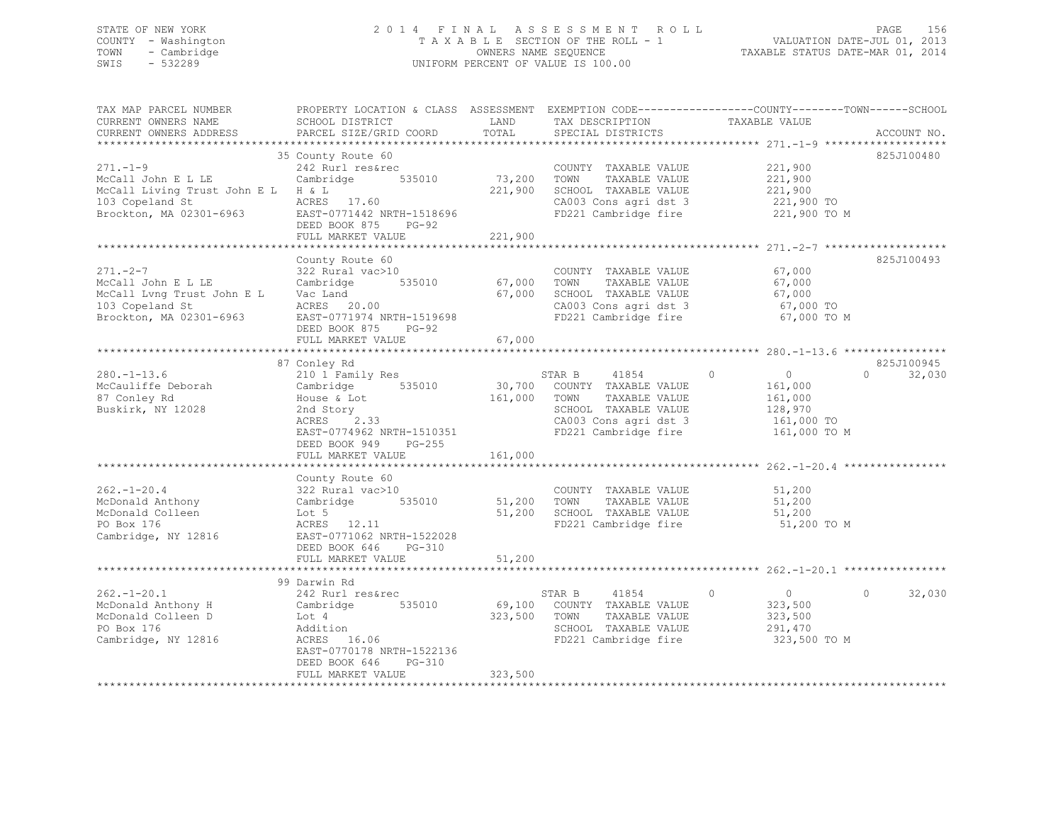STATE OF NEW YORK
COUNTY - Washington
TOWN - Cambridge
SWIS - 532289

2014 FINAL ASSESSMENT ROLL
TAXABLE SECTION OF THE ROLL - 1
OWNERS NAME SEQUENCE
UNIFORM PERCENT OF VALUE IS 100.00

VALUATION DATE-JUL 01, 2013
TAXABLE STATUS DATE-MAR 01, 2014

| TAX MAP PARCEL NUMBER / CURRENT OWNERS NAME / CURRENT OWNERS ADDRESS | PROPERTY LOCATION & CLASS / SCHOOL DISTRICT / PARCEL SIZE/GRID COORD | ASSESSMENT LAND / TOTAL | EXEMPTION CODE / TAX DESCRIPTION / SPECIAL DISTRICTS | COUNTY / TOWN / SCHOOL TAXABLE VALUE | ACCOUNT NO. |
|---|---|---|---|---|---|
| 271.-1-9 | 35 County Route 60 | | | | 825J100480 |
| | 242 Rurl res&rec | | COUNTY TAXABLE VALUE | 221,900 | |
| McCall John E L LE | Cambridge 535010 | 73,200 | TOWN TAXABLE VALUE | 221,900 | |
| McCall Living Trust John E L | H & L | 221,900 | SCHOOL TAXABLE VALUE | 221,900 | |
| 103 Copeland St | ACRES 17.60 | | CA003 Cons agri dst 3 | 221,900 TO | |
| Brockton, MA 02301-6963 | EAST-0771442 NRTH-1518696 | | FD221 Cambridge fire | 221,900 TO M | |
| | DEED BOOK 875 PG-92 | | | | |
| | FULL MARKET VALUE | 221,900 | | | |
| 271.-2-7 | County Route 60 | | | | 825J100493 |
| | 322 Rural vac>10 | | COUNTY TAXABLE VALUE | 67,000 | |
| McCall John E L LE | Cambridge 535010 | 67,000 | TOWN TAXABLE VALUE | 67,000 | |
| McCall Lvng Trust John E L | Vac Land | 67,000 | SCHOOL TAXABLE VALUE | 67,000 | |
| 103 Copeland St | ACRES 20.00 | | CA003 Cons agri dst 3 | 67,000 TO | |
| Brockton, MA 02301-6963 | EAST-0771974 NRTH-1519698 | | FD221 Cambridge fire | 67,000 TO M | |
| | DEED BOOK 875 PG-92 | | | | |
| | FULL MARKET VALUE | 67,000 | | | |
| 280.-1-13.6 | 87 Conley Rd | | | | 825J100945 |
| | 210 1 Family Res | | STAR B 41854 | 0 / 0 / 32,030 | |
| McCauliffe Deborah | Cambridge 535010 | 30,700 | COUNTY TAXABLE VALUE | 161,000 | |
| 87 Conley Rd | House & Lot | 161,000 | TOWN TAXABLE VALUE | 161,000 | |
| Buskirk, NY 12028 | 2nd Story | | SCHOOL TAXABLE VALUE | 128,970 | |
| | ACRES 2.33 | | CA003 Cons agri dst 3 | 161,000 TO | |
| | EAST-0774962 NRTH-1510351 | | FD221 Cambridge fire | 161,000 TO M | |
| | DEED BOOK 949 PG-255 | | | | |
| | FULL MARKET VALUE | 161,000 | | | |
| 262.-1-20.4 | County Route 60 | | | | |
| | 322 Rural vac>10 | | COUNTY TAXABLE VALUE | 51,200 | |
| McDonald Anthony | Cambridge 535010 | 51,200 | TOWN TAXABLE VALUE | 51,200 | |
| McDonald Colleen | Lot 5 | 51,200 | SCHOOL TAXABLE VALUE | 51,200 | |
| PO Box 176 | ACRES 12.11 | | FD221 Cambridge fire | 51,200 TO M | |
| Cambridge, NY 12816 | EAST-0771062 NRTH-1522028 | | | | |
| | DEED BOOK 646 PG-310 | | | | |
| | FULL MARKET VALUE | 51,200 | | | |
| 262.-1-20.1 | 99 Darwin Rd | | | | |
| | 242 Rurl res&rec | | STAR B 41854 | 0 / 0 / 32,030 | |
| McDonald Anthony H | Cambridge 535010 | 69,100 | COUNTY TAXABLE VALUE | 323,500 | |
| McDonald Colleen D | Lot 4 | 323,500 | TOWN TAXABLE VALUE | 323,500 | |
| PO Box 176 | Addition | | SCHOOL TAXABLE VALUE | 291,470 | |
| Cambridge, NY 12816 | ACRES 16.06 | | FD221 Cambridge fire | 323,500 TO M | |
| | EAST-0770178 NRTH-1522136 | | | | |
| | DEED BOOK 646 PG-310 | | | | |
| | FULL MARKET VALUE | 323,500 | | | |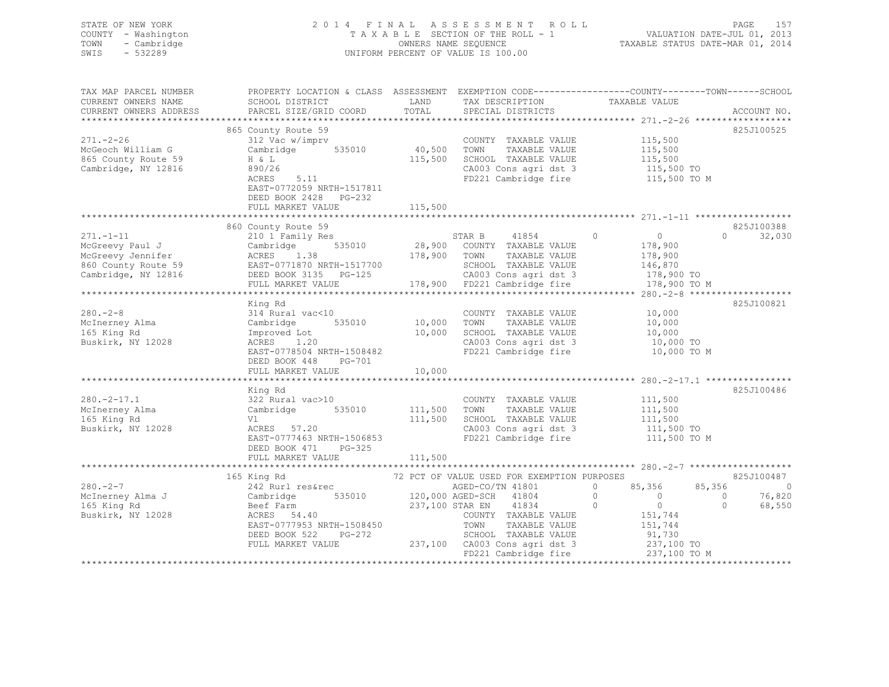STATE OF NEW YORK
COUNTY - Washington
TOWN - Cambridge
SWIS - 532289

2014 FINAL ASSESSMENT ROLL
TAXABLE SECTION OF THE ROLL - 1
OWNERS NAME SEQUENCE
UNIFORM PERCENT OF VALUE IS 100.00

VALUATION DATE-JUL 01, 2013
TAXABLE STATUS DATE-MAR 01, 2014

| TAX MAP PARCEL NUMBER / CURRENT OWNERS NAME / CURRENT OWNERS ADDRESS | PROPERTY LOCATION & CLASS / SCHOOL DISTRICT / PARCEL SIZE/GRID COORD | ASSESSMENT LAND / TOTAL | EXEMPTION CODE / TAX DESCRIPTION / SPECIAL DISTRICTS | COUNTY TAXABLE VALUE | TOWN | SCHOOL | ACCOUNT NO. |
|---|---|---|---|---|---|---|---|
| **271.-2-26** | 865 County Route 59 | | | | | | 825J100525 |
| McGeoch William G | 312 Vac w/imprv | | COUNTY TAXABLE VALUE | 115,500 | | | |
| 865 County Route 59 | Cambridge 535010 | 40,500 | TOWN TAXABLE VALUE | 115,500 | | | |
| Cambridge, NY 12816 | H & L | 115,500 | SCHOOL TAXABLE VALUE | 115,500 | | | |
| | 890/26 | | CA003 Cons agri dst 3 | 115,500 TO | | | |
| | ACRES 5.11 | | FD221 Cambridge fire | 115,500 TO M | | | |
| | EAST-0772059 NRTH-1517811 | | | | | | |
| | DEED BOOK 2428 PG-232 | | | | | | |
| | FULL MARKET VALUE | 115,500 | | | | | |
| **271.-1-11** | 860 County Route 59 | | | | | | 825J100388 |
| McGreevy Paul J | 210 1 Family Res | | STAR B 41854 0 | 0 | | 32,030 | |
| McGreevy Jennifer | Cambridge 535010 | 28,900 | COUNTY TAXABLE VALUE | 178,900 | | | |
| 860 County Route 59 | ACRES 1.38 | 178,900 | TOWN TAXABLE VALUE | 178,900 | | | |
| Cambridge, NY 12816 | EAST-0771870 NRTH-1517700 | | SCHOOL TAXABLE VALUE | 146,870 | | | |
| | DEED BOOK 3135 PG-125 | | CA003 Cons agri dst 3 | 178,900 TO | | | |
| | FULL MARKET VALUE | 178,900 | FD221 Cambridge fire | 178,900 TO M | | | |
| **280.-2-8** | King Rd | | | | | | 825J100821 |
| McInerney Alma | 314 Rural vac<10 | | COUNTY TAXABLE VALUE | 10,000 | | | |
| 165 King Rd | Cambridge 535010 | 10,000 | TOWN TAXABLE VALUE | 10,000 | | | |
| Buskirk, NY 12028 | Improved Lot | 10,000 | SCHOOL TAXABLE VALUE | 10,000 | | | |
| | ACRES 1.20 | | CA003 Cons agri dst 3 | 10,000 TO | | | |
| | EAST-0778504 NRTH-1508482 | | FD221 Cambridge fire | 10,000 TO M | | | |
| | DEED BOOK 448 PG-701 | | | | | | |
| | FULL MARKET VALUE | 10,000 | | | | | |
| **280.-2-17.1** | King Rd | | | | | | 825J100486 |
| McInerney Alma | 322 Rural vac>10 | | COUNTY TAXABLE VALUE | 111,500 | | | |
| 165 King Rd | Cambridge 535010 | 111,500 | TOWN TAXABLE VALUE | 111,500 | | | |
| Buskirk, NY 12028 | Vl | 111,500 | SCHOOL TAXABLE VALUE | 111,500 | | | |
| | ACRES 57.20 | | CA003 Cons agri dst 3 | 111,500 TO | | | |
| | EAST-0777463 NRTH-1506853 | | FD221 Cambridge fire | 111,500 TO M | | | |
| | DEED BOOK 471 PG-325 | | | | | | |
| | FULL MARKET VALUE | 111,500 | | | | | |
| **280.-2-7** | 165 King Rd | | 72 PCT OF VALUE USED FOR EXEMPTION PURPOSES | | | | 825J100487 |
| McInerney Alma J | 242 Rurl res&rec | | AGED-CO/TN 41801 0 | 85,356 | 85,356 | 0 | |
| 165 King Rd | Cambridge 535010 | 120,000 | AGED-SCH 41804 0 | 0 | 0 | 76,820 | |
| Buskirk, NY 12028 | Beef Farm | 237,100 | STAR EN 41834 0 | 0 | 0 | 68,550 | |
| | ACRES 54.40 | | COUNTY TAXABLE VALUE | 151,744 | | | |
| | EAST-0777953 NRTH-1508450 | | TOWN TAXABLE VALUE | 151,744 | | | |
| | DEED BOOK 522 PG-272 | | SCHOOL TAXABLE VALUE | 91,730 | | | |
| | FULL MARKET VALUE | 237,100 | CA003 Cons agri dst 3 | 237,100 TO | | | |
| | | | FD221 Cambridge fire | 237,100 TO M | | | |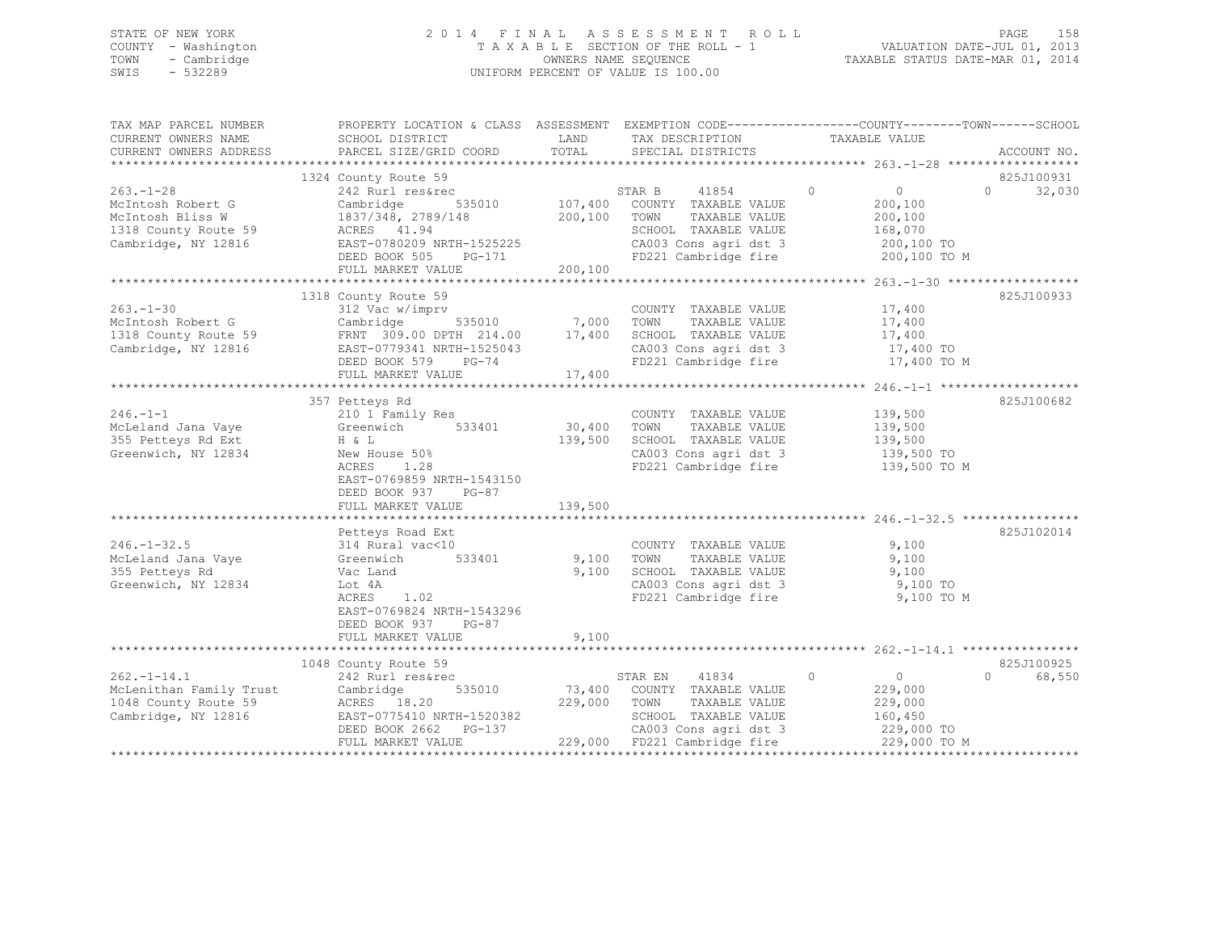STATE OF NEW YORK
COUNTY - Washington
TOWN - Cambridge
SWIS - 532289

2014 FINAL ASSESSMENT ROLL
TAXABLE SECTION OF THE ROLL - 1
OWNERS NAME SEQUENCE
UNIFORM PERCENT OF VALUE IS 100.00

VALUATION DATE-JUL 01, 2013
TAXABLE STATUS DATE-MAR 01, 2014

| TAX MAP PARCEL NUMBER / CURRENT OWNERS NAME / CURRENT OWNERS ADDRESS | PROPERTY LOCATION & CLASS / SCHOOL DISTRICT / PARCEL SIZE/GRID COORD | ASSESSMENT LAND / TOTAL | EXEMPTION CODE / TAX DESCRIPTION / SPECIAL DISTRICTS | COUNTY | TOWN | SCHOOL / TAXABLE VALUE | ACCOUNT NO. |
|---|---|---|---|---|---|---|---|
| 263.-1-28 | 1324 County Route 59 | | | | | | 825J100931 |
| | 242 Rurl res&rec | | STAR B 41854 | 0 | 0 | 0 32,030 | |
| McIntosh Robert G | Cambridge 535010 | 107,400 | COUNTY TAXABLE VALUE | 200,100 | | | |
| McIntosh Bliss W | 1837/348, 2789/148 | 200,100 | TOWN TAXABLE VALUE | | 200,100 | | |
| 1318 County Route 59 | ACRES 41.94 | | SCHOOL TAXABLE VALUE | | | 168,070 | |
| Cambridge, NY 12816 | EAST-0780209 NRTH-1525225 | | CA003 Cons agri dst 3 | | | 200,100 TO | |
| | DEED BOOK 505 PG-171 | | FD221 Cambridge fire | | | 200,100 TO M | |
| | FULL MARKET VALUE | 200,100 | | | | | |
| 263.-1-30 | 1318 County Route 59 | | | | | | 825J100933 |
| | 312 Vac w/imprv | | COUNTY TAXABLE VALUE | 17,400 | | | |
| McIntosh Robert G | Cambridge 535010 | 7,000 | TOWN TAXABLE VALUE | | 17,400 | | |
| 1318 County Route 59 | FRNT 309.00 DPTH 214.00 | 17,400 | SCHOOL TAXABLE VALUE | | | 17,400 | |
| Cambridge, NY 12816 | EAST-0779341 NRTH-1525043 | | CA003 Cons agri dst 3 | | | 17,400 TO | |
| | DEED BOOK 579 PG-74 | | FD221 Cambridge fire | | | 17,400 TO M | |
| | FULL MARKET VALUE | 17,400 | | | | | |
| 246.-1-1 | 357 Petteys Rd | | | | | | 825J100682 |
| | 210 1 Family Res | | COUNTY TAXABLE VALUE | 139,500 | | | |
| McLeland Jana Vaye | Greenwich 533401 | 30,400 | TOWN TAXABLE VALUE | | 139,500 | | |
| 355 Petteys Rd Ext | H & L | 139,500 | SCHOOL TAXABLE VALUE | | | 139,500 | |
| Greenwich, NY 12834 | New House 50% | | CA003 Cons agri dst 3 | | | 139,500 TO | |
| | ACRES 1.28 | | FD221 Cambridge fire | | | 139,500 TO M | |
| | EAST-0769859 NRTH-1543150 | | | | | | |
| | DEED BOOK 937 PG-87 | | | | | | |
| | FULL MARKET VALUE | 139,500 | | | | | |
| 246.-1-32.5 | Petteys Road Ext | | | | | | 825J102014 |
| | 314 Rural vac<10 | | COUNTY TAXABLE VALUE | 9,100 | | | |
| McLeland Jana Vaye | Greenwich 533401 | 9,100 | TOWN TAXABLE VALUE | | 9,100 | | |
| 355 Petteys Rd | Vac Land | 9,100 | SCHOOL TAXABLE VALUE | | | 9,100 | |
| Greenwich, NY 12834 | Lot 4A | | CA003 Cons agri dst 3 | | | 9,100 TO | |
| | ACRES 1.02 | | FD221 Cambridge fire | | | 9,100 TO M | |
| | EAST-0769824 NRTH-1543296 | | | | | | |
| | DEED BOOK 937 PG-87 | | | | | | |
| | FULL MARKET VALUE | 9,100 | | | | | |
| 262.-1-14.1 | 1048 County Route 59 | | | | | | 825J100925 |
| | 242 Rurl res&rec | | STAR EN 41834 | 0 | 0 | 0 68,550 | |
| McLenithan Family Trust | Cambridge 535010 | 73,400 | COUNTY TAXABLE VALUE | 229,000 | | | |
| 1048 County Route 59 | ACRES 18.20 | 229,000 | TOWN TAXABLE VALUE | | 229,000 | | |
| Cambridge, NY 12816 | EAST-0775410 NRTH-1520382 | | SCHOOL TAXABLE VALUE | | | 160,450 | |
| | DEED BOOK 2662 PG-137 | | CA003 Cons agri dst 3 | | | 229,000 TO | |
| | FULL MARKET VALUE | 229,000 | FD221 Cambridge fire | | | 229,000 TO M | |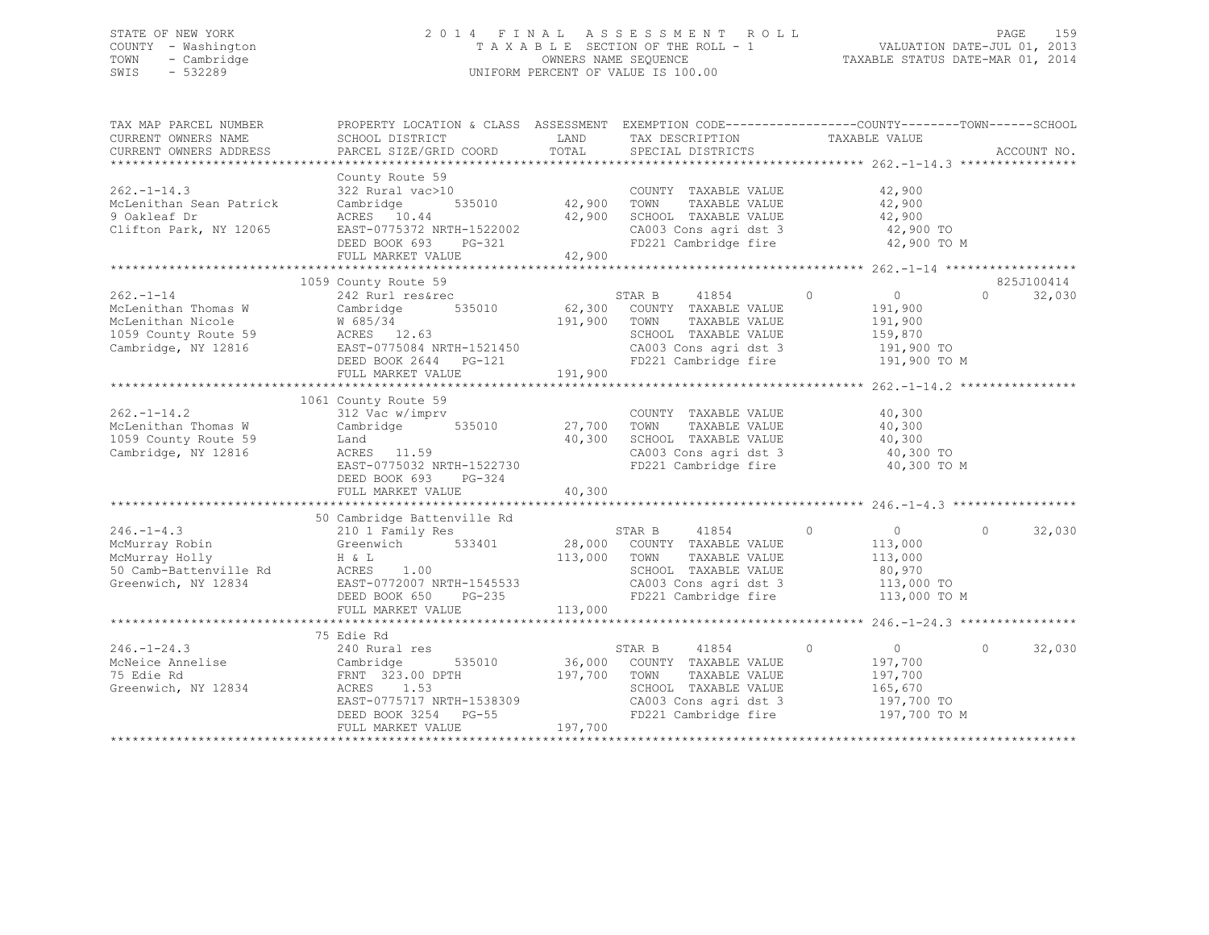STATE OF NEW YORK
COUNTY - Washington
TOWN - Cambridge
SWIS - 532289

# 2014 FINAL ASSESSMENT ROLL

TAXABLE SECTION OF THE ROLL - 1
OWNERS NAME SEQUENCE
UNIFORM PERCENT OF VALUE IS 100.00

VALUATION DATE-JUL 01, 2013
TAXABLE STATUS DATE-MAR 01, 2014

| TAX MAP PARCEL NUMBER / CURRENT OWNERS NAME / CURRENT OWNERS ADDRESS | PROPERTY LOCATION & CLASS / SCHOOL DISTRICT / PARCEL SIZE/GRID COORD | ASSESSMENT LAND / TOTAL | EXEMPTION CODE / TAX DESCRIPTION / SPECIAL DISTRICTS | COUNTY | TOWN | SCHOOL / TAXABLE VALUE | ACCOUNT NO. |
|---|---|---|---|---|---|---|---|
| **262.-1-14.3** | County Route 59 | | | | | | |
| McLenithan Sean Patrick | 322 Rural vac>10 | | COUNTY TAXABLE VALUE | 42,900 | | | |
| 9 Oakleaf Dr | Cambridge 535010 | 42,900 | TOWN TAXABLE VALUE | | 42,900 | | |
| Clifton Park, NY 12065 | ACRES 10.44 | 42,900 | SCHOOL TAXABLE VALUE | | | 42,900 | |
| | EAST-0775372 NRTH-1522002 | | CA003 Cons agri dst 3 | 42,900 TO | | | |
| | DEED BOOK 693 PG-321 | | FD221 Cambridge fire | 42,900 TO M | | | |
| | FULL MARKET VALUE | 42,900 | | | | | |
| **262.-1-14** | 1059 County Route 59 | | | | | | 825J100414 |
| McLenithan Thomas W | 242 Rurl res&rec | | STAR B 41854 | 0 | 0 | 32,030 | |
| McLenithan Nicole | Cambridge 535010 | 62,300 | COUNTY TAXABLE VALUE | 191,900 | | | |
| 1059 County Route 59 | W 685/34 | 191,900 | TOWN TAXABLE VALUE | | 191,900 | | |
| Cambridge, NY 12816 | ACRES 12.63 | | SCHOOL TAXABLE VALUE | | | 159,870 | |
| | EAST-0775084 NRTH-1521450 | | CA003 Cons agri dst 3 | 191,900 TO | | | |
| | DEED BOOK 2644 PG-121 | | FD221 Cambridge fire | 191,900 TO M | | | |
| | FULL MARKET VALUE | 191,900 | | | | | |
| **262.-1-14.2** | 1061 County Route 59 | | | | | | |
| McLenithan Thomas W | 312 Vac w/imprv | | COUNTY TAXABLE VALUE | 40,300 | | | |
| 1059 County Route 59 | Cambridge 535010 | 27,700 | TOWN TAXABLE VALUE | | 40,300 | | |
| Cambridge, NY 12816 | Land | 40,300 | SCHOOL TAXABLE VALUE | | | 40,300 | |
| | ACRES 11.59 | | CA003 Cons agri dst 3 | 40,300 TO | | | |
| | EAST-0775032 NRTH-1522730 | | FD221 Cambridge fire | 40,300 TO M | | | |
| | DEED BOOK 693 PG-324 | | | | | | |
| | FULL MARKET VALUE | 40,300 | | | | | |
| **246.-1-4.3** | 50 Cambridge Battenville Rd | | | | | | |
| McMurray Robin | 210 1 Family Res | | STAR B 41854 | 0 | 0 | 32,030 | |
| McMurray Holly | Greenwich 533401 | 28,000 | COUNTY TAXABLE VALUE | 113,000 | | | |
| 50 Camb-Battenville Rd | H & L | 113,000 | TOWN TAXABLE VALUE | | 113,000 | | |
| Greenwich, NY 12834 | ACRES 1.00 | | SCHOOL TAXABLE VALUE | | | 80,970 | |
| | EAST-0772007 NRTH-1545533 | | CA003 Cons agri dst 3 | 113,000 TO | | | |
| | DEED BOOK 650 PG-235 | | FD221 Cambridge fire | 113,000 TO M | | | |
| | FULL MARKET VALUE | 113,000 | | | | | |
| **246.-1-24.3** | 75 Edie Rd | | | | | | |
| McNeice Annelise | 240 Rural res | | STAR B 41854 | 0 | 0 | 32,030 | |
| 75 Edie Rd | Cambridge 535010 | 36,000 | COUNTY TAXABLE VALUE | 197,700 | | | |
| Greenwich, NY 12834 | FRNT 323.00 DPTH | 197,700 | TOWN TAXABLE VALUE | | 197,700 | | |
| | ACRES 1.53 | | SCHOOL TAXABLE VALUE | | | 165,670 | |
| | EAST-0775717 NRTH-1538309 | | CA003 Cons agri dst 3 | 197,700 TO | | | |
| | DEED BOOK 3254 PG-55 | | FD221 Cambridge fire | 197,700 TO M | | | |
| | FULL MARKET VALUE | 197,700 | | | | | |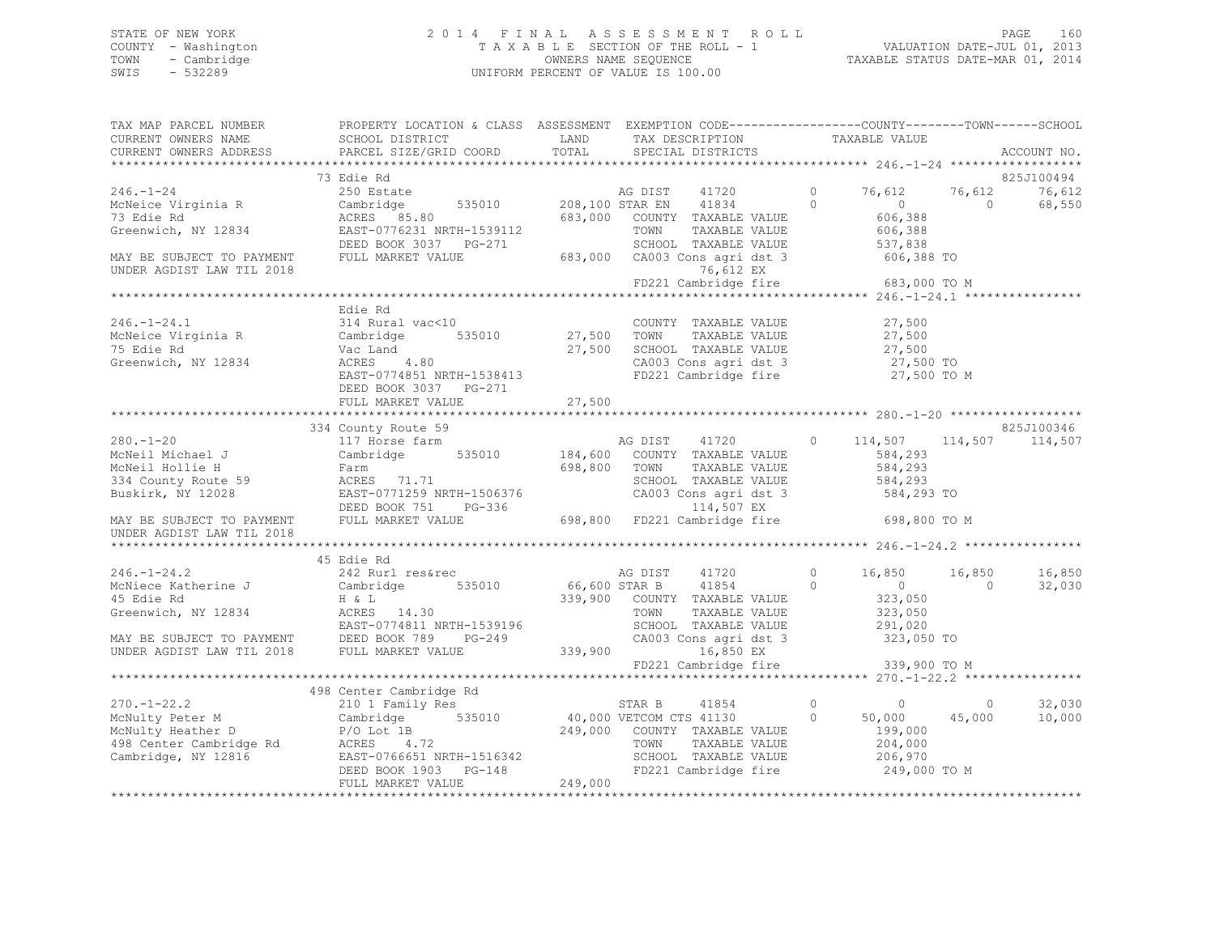STATE OF NEW YORK
COUNTY - Washington
TOWN - Cambridge
SWIS - 532289

2014 FINAL ASSESSMENT ROLL
TAXABLE SECTION OF THE ROLL - 1
OWNERS NAME SEQUENCE
UNIFORM PERCENT OF VALUE IS 100.00

VALUATION DATE-JUL 01, 2013
TAXABLE STATUS DATE-MAR 01, 2014

```
TAX MAP PARCEL NUMBER      PROPERTY LOCATION & CLASS  ASSESSMENT  EXEMPTION CODE-----------------COUNTY--------TOWN------SCHOOL
CURRENT OWNERS NAME        SCHOOL DISTRICT             LAND       TAX DESCRIPTION             TAXABLE VALUE
CURRENT OWNERS ADDRESS     PARCEL SIZE/GRID COORD      TOTAL      SPECIAL DISTRICTS                                       ACCOUNT NO.
******************************************************************************************************* 246.-1-24 ******************
                           73 Edie Rd                                                                                  825J100494
246.-1-24                  250 Estate                             AG DIST    41720         0      76,612     76,612      76,612
McNeice Virginia R         Cambridge        535010    208,100 STAR EN    41834         0           0          0      68,550
73 Edie Rd                 ACRES  85.80               683,000   COUNTY  TAXABLE VALUE            606,388
Greenwich, NY 12834        EAST-0776231 NRTH-1539112              TOWN    TAXABLE VALUE            606,388
                           DEED BOOK 3037   PG-271                SCHOOL  TAXABLE VALUE            537,838
MAY BE SUBJECT TO PAYMENT  FULL MARKET VALUE          683,000   CA003 Cons agri dst 3            606,388 TO
UNDER AGDIST LAW TIL 2018                                             76,612 EX
                                                                  FD221 Cambridge fire             683,000 TO M
******************************************************************************************************* 246.-1-24.1 ****************
                           Edie Rd
246.-1-24.1                314 Rural vac<10                       COUNTY  TAXABLE VALUE             27,500
McNeice Virginia R         Cambridge        535010     27,500   TOWN    TAXABLE VALUE             27,500
75 Edie Rd                 Vac Land                    27,500   SCHOOL  TAXABLE VALUE             27,500
Greenwich, NY 12834        ACRES   4.80                           CA003 Cons agri dst 3             27,500 TO
                           EAST-0774851 NRTH-1538413              FD221 Cambridge fire              27,500 TO M
                           DEED BOOK 3037   PG-271
                           FULL MARKET VALUE           27,500
******************************************************************************************************* 280.-1-20 ******************
                           334 County Route 59                                                                         825J100346
280.-1-20                  117 Horse farm                         AG DIST    41720         0     114,507    114,507     114,507
McNeil Michael J           Cambridge        535010    184,600   COUNTY  TAXABLE VALUE            584,293
McNeil Hollie H            Farm                       698,800   TOWN    TAXABLE VALUE            584,293
334 County Route 59        ACRES  71.71                           SCHOOL  TAXABLE VALUE            584,293
Buskirk, NY 12028          EAST-0771259 NRTH-1506376              CA003 Cons agri dst 3            584,293 TO
                           DEED BOOK 751    PG-336                      114,507 EX
MAY BE SUBJECT TO PAYMENT  FULL MARKET VALUE          698,800   FD221 Cambridge fire             698,800 TO M
UNDER AGDIST LAW TIL 2018
******************************************************************************************************* 246.-1-24.2 ****************
                           45 Edie Rd
246.-1-24.2                242 Rurl res&rec                       AG DIST    41720         0      16,850     16,850      16,850
McNiece Katherine J        Cambridge        535010     66,600 STAR B     41854         0           0          0      32,030
45 Edie Rd                 H & L                      339,900   COUNTY  TAXABLE VALUE            323,050
Greenwich, NY 12834        ACRES  14.30                           TOWN    TAXABLE VALUE            323,050
                           EAST-0774811 NRTH-1539196              SCHOOL  TAXABLE VALUE            291,020
MAY BE SUBJECT TO PAYMENT  DEED BOOK 789    PG-249                CA003 Cons agri dst 3            323,050 TO
UNDER AGDIST LAW TIL 2018  FULL MARKET VALUE          339,900          16,850 EX
                                                                  FD221 Cambridge fire             339,900 TO M
******************************************************************************************************* 270.-1-22.2 ****************
                           498 Center Cambridge Rd
270.-1-22.2                210 1 Family Res                       STAR B     41854         0           0          0      32,030
McNulty Peter M            Cambridge        535010     40,000 VETCOM CTS 41130         0      50,000     45,000      10,000
McNulty Heather D          P/O Lot 1B                 249,000   COUNTY  TAXABLE VALUE            199,000
498 Center Cambridge Rd    ACRES   4.72                           TOWN    TAXABLE VALUE            204,000
Cambridge, NY 12816        EAST-0766651 NRTH-1516342              SCHOOL  TAXABLE VALUE            206,970
                           DEED BOOK 1903   PG-148                FD221 Cambridge fire             249,000 TO M
                           FULL MARKET VALUE          249,000
************************************************************************************************************************************
```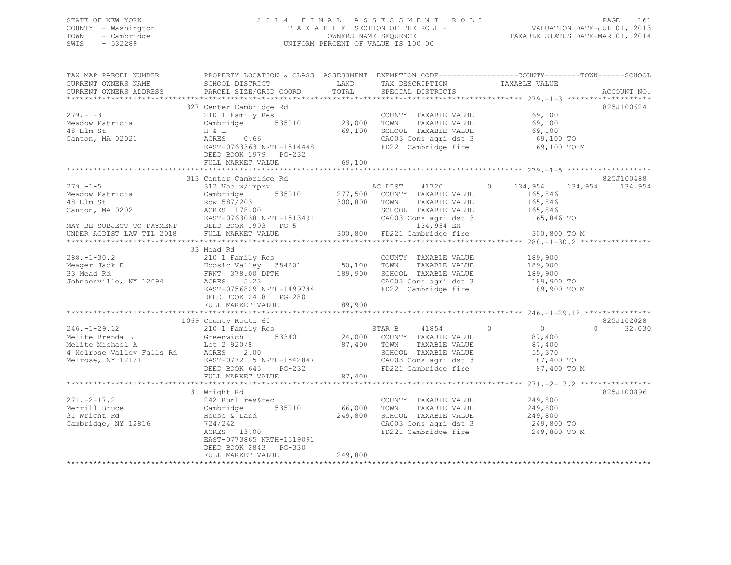STATE OF NEW YORK
COUNTY - Washington
TOWN - Cambridge
SWIS - 532289

2014 FINAL ASSESSMENT ROLL
TAXABLE SECTION OF THE ROLL - 1
OWNERS NAME SEQUENCE
UNIFORM PERCENT OF VALUE IS 100.00

VALUATION DATE-JUL 01, 2013
TAXABLE STATUS DATE-MAR 01, 2014

| TAX MAP PARCEL NUMBER / CURRENT OWNERS NAME / CURRENT OWNERS ADDRESS | PROPERTY LOCATION & CLASS / SCHOOL DISTRICT / PARCEL SIZE/GRID COORD | ASSESSMENT LAND / TOTAL | EXEMPTION CODE / TAX DESCRIPTION / SPECIAL DISTRICTS | COUNTY | TOWN | SCHOOL | TAXABLE VALUE | ACCOUNT NO. |
|---|---|---|---|---|---|---|---|---|
| 279.-1-3 | 327 Center Cambridge Rd | | | | | | | 825J100624 |
| 279.-1-3 | 210 1 Family Res | | COUNTY TAXABLE VALUE | | | | 69,100 | |
| Meadow Patricia | Cambridge 535010 | 23,000 | TOWN TAXABLE VALUE | | | | 69,100 | |
| 48 Elm St | H & L | 69,100 | SCHOOL TAXABLE VALUE | | | | 69,100 | |
| Canton, MA 02021 | ACRES 0.66 | | CA003 Cons agri dst 3 | | | | 69,100 TO | |
| | EAST-0763363 NRTH-1514448 | | FD221 Cambridge fire | | | | 69,100 TO M | |
| | DEED BOOK 1979 PG-232 | | | | | | | |
| | FULL MARKET VALUE | 69,100 | | | | | | |
| 279.-1-5 | 313 Center Cambridge Rd | | | | | | | 825J100488 |
| 279.-1-5 | 312 Vac w/imprv | | AG DIST 41720 0 | 134,954 | 134,954 | 134,954 | | |
| Meadow Patricia | Cambridge 535010 | 277,500 | COUNTY TAXABLE VALUE | | | | 165,846 | |
| 48 Elm St | Row 587/203 | 300,800 | TOWN TAXABLE VALUE | | | | 165,846 | |
| Canton, MA 02021 | ACRES 178.00 | | SCHOOL TAXABLE VALUE | | | | 165,846 | |
| | EAST-0763038 NRTH-1513491 | | CA003 Cons agri dst 3 | | | | 165,846 TO | |
| MAY BE SUBJECT TO PAYMENT | DEED BOOK 1993 PG-5 | | 134,954 EX | | | | | |
| UNDER AGDIST LAW TIL 2018 | FULL MARKET VALUE | 300,800 | FD221 Cambridge fire | | | | 300,800 TO M | |
| 288.-1-30.2 | 33 Mead Rd | | | | | | | |
| 288.-1-30.2 | 210 1 Family Res | | COUNTY TAXABLE VALUE | | | | 189,900 | |
| Meager Jack E | Hoosic Valley 384201 | 50,100 | TOWN TAXABLE VALUE | | | | 189,900 | |
| 33 Mead Rd | FRNT 378.00 DPTH | 189,900 | SCHOOL TAXABLE VALUE | | | | 189,900 | |
| Johnsonville, NY 12094 | ACRES 5.23 | | CA003 Cons agri dst 3 | | | | 189,900 TO | |
| | EAST-0756829 NRTH-1499784 | | FD221 Cambridge fire | | | | 189,900 TO M | |
| | DEED BOOK 2418 PG-280 | | | | | | | |
| | FULL MARKET VALUE | 189,900 | | | | | | |
| 246.-1-29.12 | 1069 County Route 60 | | | | | | | 825J102028 |
| 246.-1-29.12 | 210 1 Family Res | | STAR B 41854 0 | 0 | 0 | 32,030 | | |
| Melite Brenda L | Greenwich 533401 | 24,000 | COUNTY TAXABLE VALUE | | | | 87,400 | |
| Melite Michael A | Lot 2 920/8 | 87,400 | TOWN TAXABLE VALUE | | | | 87,400 | |
| 4 Melrose Valley Falls Rd | ACRES 2.00 | | SCHOOL TAXABLE VALUE | | | | 55,370 | |
| Melrose, NY 12121 | EAST-0772115 NRTH-1542847 | | CA003 Cons agri dst 3 | | | | 87,400 TO | |
| | DEED BOOK 645 PG-232 | | FD221 Cambridge fire | | | | 87,400 TO M | |
| | FULL MARKET VALUE | 87,400 | | | | | | |
| 271.-2-17.2 | 31 Wright Rd | | | | | | | 825J100896 |
| 271.-2-17.2 | 242 Rurl res&rec | | COUNTY TAXABLE VALUE | | | | 249,800 | |
| Merrill Bruce | Cambridge 535010 | 66,000 | TOWN TAXABLE VALUE | | | | 249,800 | |
| 31 Wright Rd | House & Land | 249,800 | SCHOOL TAXABLE VALUE | | | | 249,800 | |
| Cambridge, NY 12816 | 724/242 | | CA003 Cons agri dst 3 | | | | 249,800 TO | |
| | ACRES 13.00 | | FD221 Cambridge fire | | | | 249,800 TO M | |
| | EAST-0773865 NRTH-1519091 | | | | | | | |
| | DEED BOOK 2843 PG-330 | | | | | | | |
| | FULL MARKET VALUE | 249,800 | | | | | | |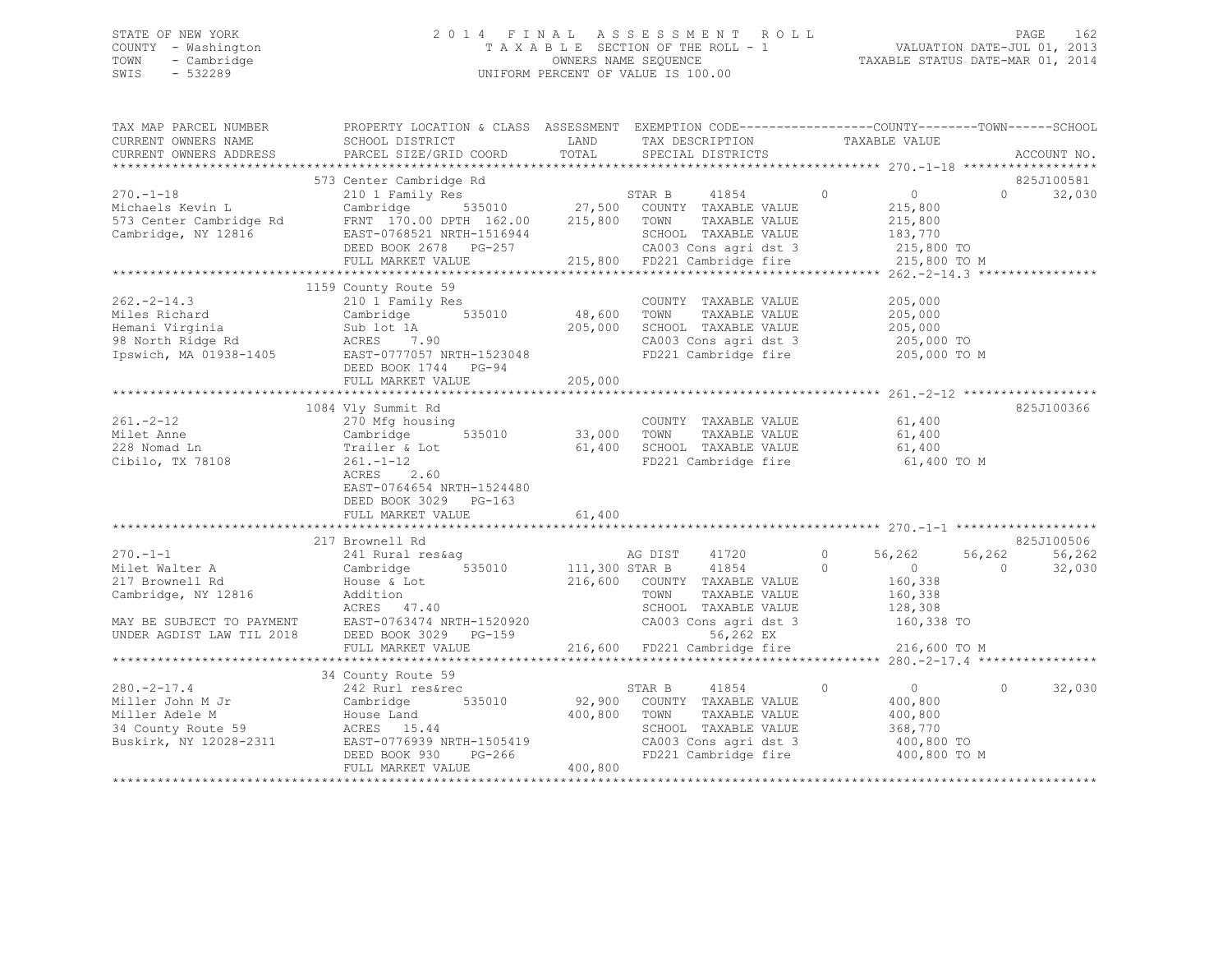STATE OF NEW YORK
COUNTY - Washington
TOWN - Cambridge
SWIS - 532289

# 2014 FINAL ASSESSMENT ROLL

TAXABLE SECTION OF THE ROLL - 1
OWNERS NAME SEQUENCE
UNIFORM PERCENT OF VALUE IS 100.00

VALUATION DATE-JUL 01, 2013
TAXABLE STATUS DATE-MAR 01, 2014

| TAX MAP PARCEL NUMBER / CURRENT OWNERS NAME / CURRENT OWNERS ADDRESS | PROPERTY LOCATION & CLASS / SCHOOL DISTRICT / PARCEL SIZE/GRID COORD | ASSESSMENT LAND / TOTAL | EXEMPTION CODE / TAX DESCRIPTION / SPECIAL DISTRICTS | COUNTY | TOWN | SCHOOL | ACCOUNT NO. |
|---|---|---|---|---|---|---|---|
| 270.-1-18 | 573 Center Cambridge Rd | | | | | | 825J100581 |
| 270.-1-18 | 210 1 Family Res | | STAR B 41854 0 | 0 | | 32,030 | |
| Michaels Kevin L | Cambridge 535010 | 27,500 | COUNTY TAXABLE VALUE | 215,800 | | | |
| 573 Center Cambridge Rd | FRNT 170.00 DPTH 162.00 | 215,800 | TOWN TAXABLE VALUE | | 215,800 | | |
| Cambridge, NY 12816 | EAST-0768521 NRTH-1516944 | | SCHOOL TAXABLE VALUE | | | 183,770 | |
| | DEED BOOK 2678 PG-257 | | CA003 Cons agri dst 3 | 215,800 TO | | | |
| | FULL MARKET VALUE | 215,800 | FD221 Cambridge fire | 215,800 TO M | | | |
| 262.-2-14.3 | 1159 County Route 59 | | | | | | |
| 262.-2-14.3 | 210 1 Family Res | | COUNTY TAXABLE VALUE | 205,000 | | | |
| Miles Richard | Cambridge 535010 | 48,600 | TOWN TAXABLE VALUE | | 205,000 | | |
| Hemani Virginia | Sub lot 1A | 205,000 | SCHOOL TAXABLE VALUE | | | 205,000 | |
| 98 North Ridge Rd | ACRES 7.90 | | CA003 Cons agri dst 3 | 205,000 TO | | | |
| Ipswich, MA 01938-1405 | EAST-0777057 NRTH-1523048 | | FD221 Cambridge fire | 205,000 TO M | | | |
| | DEED BOOK 1744 PG-94 | | | | | | |
| | FULL MARKET VALUE | 205,000 | | | | | |
| 261.-2-12 | 1084 Vly Summit Rd | | | | | | 825J100366 |
| 261.-2-12 | 270 Mfg housing | | COUNTY TAXABLE VALUE | 61,400 | | | |
| Milet Anne | Cambridge 535010 | 33,000 | TOWN TAXABLE VALUE | | 61,400 | | |
| 228 Nomad Ln | Trailer & Lot | 61,400 | SCHOOL TAXABLE VALUE | | | 61,400 | |
| Cibilo, TX 78108 | 261.-1-12 | | FD221 Cambridge fire | 61,400 TO M | | | |
| | ACRES 2.60 | | | | | | |
| | EAST-0764654 NRTH-1524480 | | | | | | |
| | DEED BOOK 3029 PG-163 | | | | | | |
| | FULL MARKET VALUE | 61,400 | | | | | |
| 270.-1-1 | 217 Brownell Rd | | | | | | 825J100506 |
| 270.-1-1 | 241 Rural res&ag | | AG DIST 41720 0 | 56,262 | 56,262 | 56,262 | |
| Milet Walter A | Cambridge 535010 | 111,300 | STAR B 41854 0 | 0 | 0 | 32,030 | |
| 217 Brownell Rd | House & Lot | 216,600 | COUNTY TAXABLE VALUE | 160,338 | | | |
| Cambridge, NY 12816 | Addition | | TOWN TAXABLE VALUE | | 160,338 | | |
| | ACRES 47.40 | | SCHOOL TAXABLE VALUE | | | 128,308 | |
| MAY BE SUBJECT TO PAYMENT | EAST-0763474 NRTH-1520920 | | CA003 Cons agri dst 3 | 160,338 TO | | | |
| UNDER AGDIST LAW TIL 2018 | DEED BOOK 3029 PG-159 | | 56,262 EX | | | | |
| | FULL MARKET VALUE | 216,600 | FD221 Cambridge fire | 216,600 TO M | | | |
| 280.-2-17.4 | 34 County Route 59 | | | | | | |
| 280.-2-17.4 | 242 Rurl res&rec | | STAR B 41854 0 | 0 | 0 | 32,030 | |
| Miller John M Jr | Cambridge 535010 | 92,900 | COUNTY TAXABLE VALUE | 400,800 | | | |
| Miller Adele M | House Land | 400,800 | TOWN TAXABLE VALUE | | 400,800 | | |
| 34 County Route 59 | ACRES 15.44 | | SCHOOL TAXABLE VALUE | | | 368,770 | |
| Buskirk, NY 12028-2311 | EAST-0776939 NRTH-1505419 | | CA003 Cons agri dst 3 | 400,800 TO | | | |
| | DEED BOOK 930 PG-266 | | FD221 Cambridge fire | 400,800 TO M | | | |
| | FULL MARKET VALUE | 400,800 | | | | | |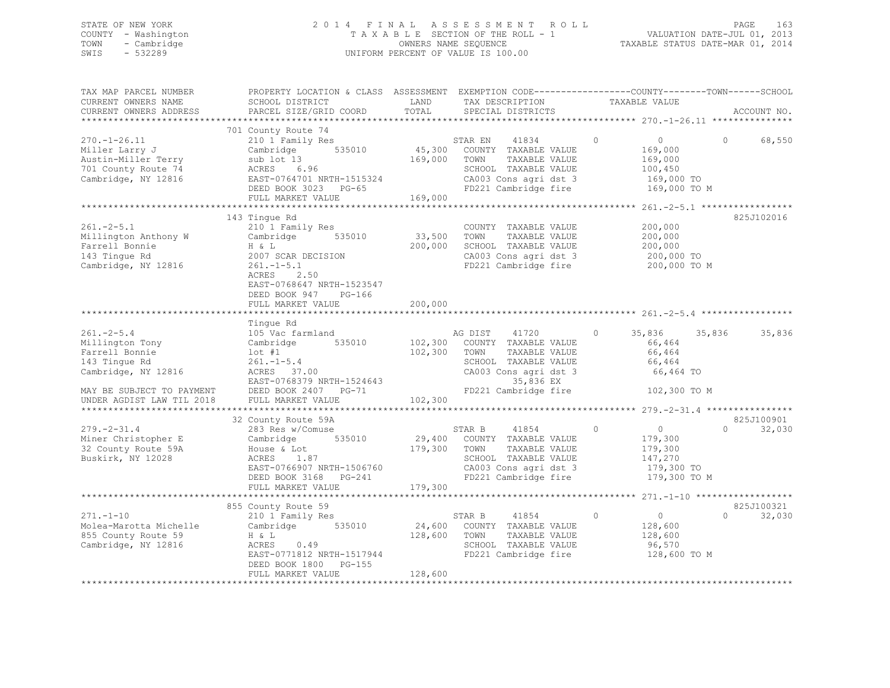STATE OF NEW YORK | 2014 FINAL ASSESSMENT ROLL | VALUATION DATE-JUL 01, 2013
COUNTY - Washington | TAXABLE SECTION OF THE ROLL - 1 | TAXABLE STATUS DATE-MAR 01, 2014
TOWN - Cambridge | OWNERS NAME SEQUENCE
SWIS - 532289 | UNIFORM PERCENT OF VALUE IS 100.00

| TAX MAP PARCEL NUMBER / CURRENT OWNERS NAME / CURRENT OWNERS ADDRESS | PROPERTY LOCATION & CLASS / SCHOOL DISTRICT / PARCEL SIZE/GRID COORD | ASSESSMENT LAND / TOTAL | EXEMPTION CODE / TAX DESCRIPTION / SPECIAL DISTRICTS | COUNTY TAXABLE VALUE | TOWN | SCHOOL / ACCOUNT NO. |
|---|---|---|---|---|---|---|
| **270.-1-26.11** | 701 County Route 74 | | | | | |
| 270.-1-26.11 | 210 1 Family Res | | STAR EN 41834 | 0 | 0 | 68,550 |
| Miller Larry J | Cambridge 535010 | 45,300 | COUNTY TAXABLE VALUE | 169,000 | | |
| Austin-Miller Terry | sub lot 13 | 169,000 | TOWN TAXABLE VALUE | 169,000 | | |
| 701 County Route 74 | ACRES 6.96 | | SCHOOL TAXABLE VALUE | 100,450 | | |
| Cambridge, NY 12816 | EAST-0764701 NRTH-1515324 | | CA003 Cons agri dst 3 | 169,000 TO | | |
| | DEED BOOK 3023 PG-65 | | FD221 Cambridge fire | 169,000 TO M | | |
| | FULL MARKET VALUE | 169,000 | | | | |
| **261.-2-5.1** | 143 Tingue Rd | | | | | 825J102016 |
| 261.-2-5.1 | 210 1 Family Res | | COUNTY TAXABLE VALUE | 200,000 | | |
| Millington Anthony W | Cambridge 535010 | 33,500 | TOWN TAXABLE VALUE | 200,000 | | |
| Farrell Bonnie | H & L | 200,000 | SCHOOL TAXABLE VALUE | 200,000 | | |
| 143 Tingue Rd | 2007 SCAR DECISION | | CA003 Cons agri dst 3 | 200,000 TO | | |
| Cambridge, NY 12816 | 261.-1-5.1 | | FD221 Cambridge fire | 200,000 TO M | | |
| | ACRES 2.50 | | | | | |
| | EAST-0768647 NRTH-1523547 | | | | | |
| | DEED BOOK 947 PG-166 | | | | | |
| | FULL MARKET VALUE | 200,000 | | | | |
| **261.-2-5.4** | Tingue Rd | | | | | |
| 261.-2-5.4 | 105 Vac farmland | | AG DIST 41720 | 35,836 | 35,836 | 35,836 |
| Millington Tony | Cambridge 535010 | 102,300 | COUNTY TAXABLE VALUE | 66,464 | | |
| Farrell Bonnie | lot #1 | 102,300 | TOWN TAXABLE VALUE | 66,464 | | |
| 143 Tingue Rd | 261.-1-5.4 | | SCHOOL TAXABLE VALUE | 66,464 | | |
| Cambridge, NY 12816 | ACRES 37.00 | | CA003 Cons agri dst 3 | 66,464 TO | | |
| | EAST-0768379 NRTH-1524643 | | 35,836 EX | | | |
| MAY BE SUBJECT TO PAYMENT | DEED BOOK 2407 PG-71 | | FD221 Cambridge fire | 102,300 TO M | | |
| UNDER AGDIST LAW TIL 2018 | FULL MARKET VALUE | 102,300 | | | | |
| **279.-2-31.4** | 32 County Route 59A | | | | | 825J100901 |
| 279.-2-31.4 | 283 Res w/Comuse | | STAR B 41854 | 0 | 0 | 32,030 |
| Miner Christopher E | Cambridge 535010 | 29,400 | COUNTY TAXABLE VALUE | 179,300 | | |
| 32 County Route 59A | House & Lot | 179,300 | TOWN TAXABLE VALUE | 179,300 | | |
| Buskirk, NY 12028 | ACRES 1.87 | | SCHOOL TAXABLE VALUE | 147,270 | | |
| | EAST-0766907 NRTH-1506760 | | CA003 Cons agri dst 3 | 179,300 TO | | |
| | DEED BOOK 3168 PG-241 | | FD221 Cambridge fire | 179,300 TO M | | |
| | FULL MARKET VALUE | 179,300 | | | | |
| **271.-1-10** | 855 County Route 59 | | | | | 825J100321 |
| 271.-1-10 | 210 1 Family Res | | STAR B 41854 | 0 | 0 | 32,030 |
| Molea-Marotta Michelle | Cambridge 535010 | 24,600 | COUNTY TAXABLE VALUE | 128,600 | | |
| 855 County Route 59 | H & L | 128,600 | TOWN TAXABLE VALUE | 128,600 | | |
| Cambridge, NY 12816 | ACRES 0.49 | | SCHOOL TAXABLE VALUE | 96,570 | | |
| | EAST-0771812 NRTH-1517944 | | FD221 Cambridge fire | 128,600 TO M | | |
| | DEED BOOK 1800 PG-155 | | | | | |
| | FULL MARKET VALUE | 128,600 | | | | |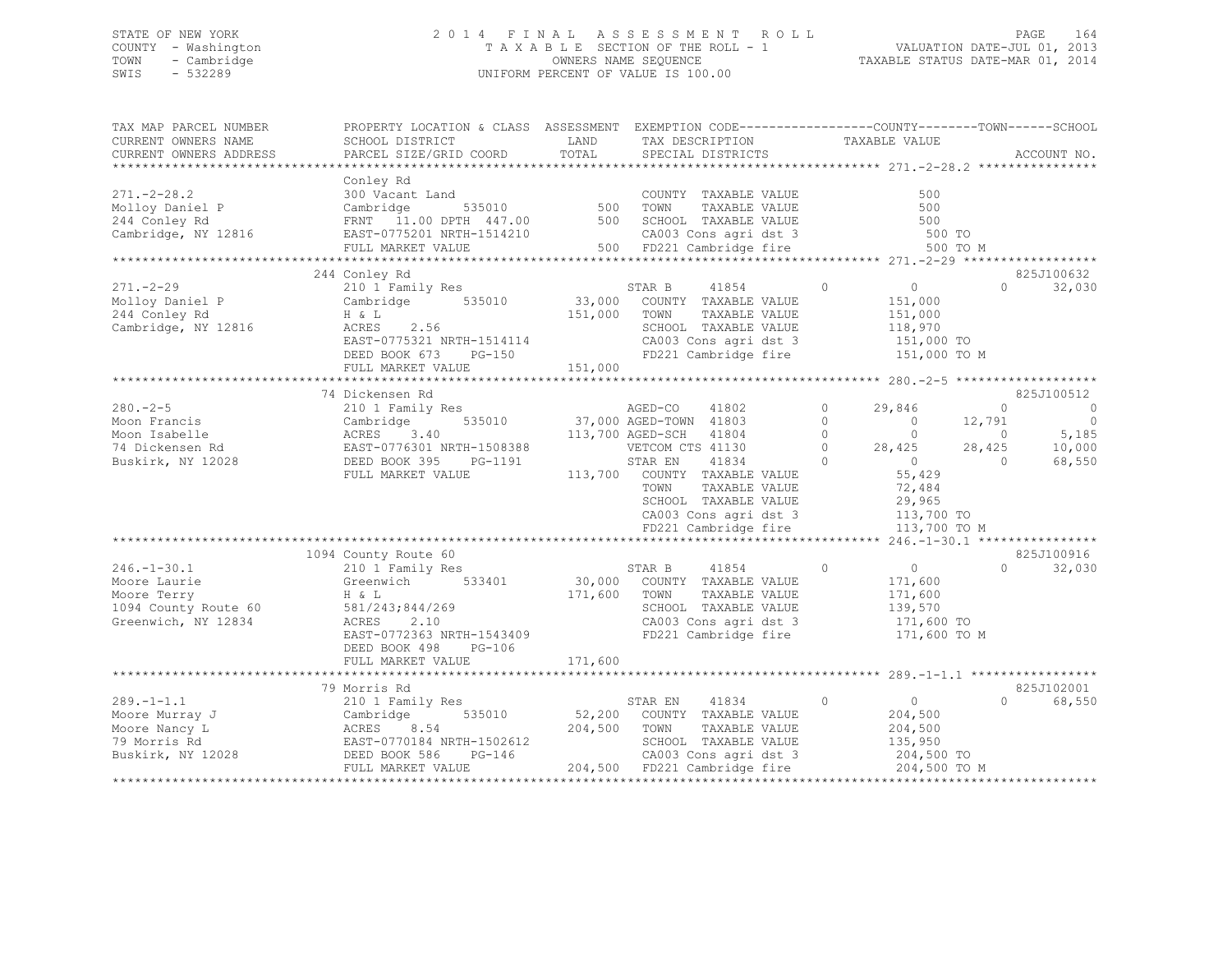STATE OF NEW YORK
COUNTY - Washington
TOWN - Cambridge
SWIS - 532289

# 2014 FINAL ASSESSMENT ROLL

TAXABLE SECTION OF THE ROLL - 1
OWNERS NAME SEQUENCE
UNIFORM PERCENT OF VALUE IS 100.00

VALUATION DATE-JUL 01, 2013
TAXABLE STATUS DATE-MAR 01, 2014

| TAX MAP PARCEL NUMBER / CURRENT OWNERS NAME / CURRENT OWNERS ADDRESS | PROPERTY LOCATION & CLASS / SCHOOL DISTRICT / PARCEL SIZE/GRID COORD | ASSESSMENT LAND / TOTAL | EXEMPTION CODE / TAX DESCRIPTION / SPECIAL DISTRICTS | | COUNTY TAXABLE VALUE | TOWN | SCHOOL | ACCOUNT NO. |
|---|---|---|---|---|---|---|---|---|
| **271.-2-28.2** | Conley Rd | | | | | | | |
| 271.-2-28.2 | 300 Vacant Land | | COUNTY TAXABLE VALUE | | 500 | | | |
| Molloy Daniel P | Cambridge 535010 | 500 | TOWN TAXABLE VALUE | | 500 | | | |
| 244 Conley Rd | FRNT 11.00 DPTH 447.00 | 500 | SCHOOL TAXABLE VALUE | | 500 | | | |
| Cambridge, NY 12816 | EAST-0775201 NRTH-1514210 | | CA003 Cons agri dst 3 | | 500 TO | | | |
| | FULL MARKET VALUE | 500 | FD221 Cambridge fire | | 500 TO M | | | |
| **271.-2-29** | 244 Conley Rd | | | | | | | 825J100632 |
| 271.-2-29 | 210 1 Family Res | | STAR B 41854 | 0 | 0 | 0 | 32,030 | |
| Molloy Daniel P | Cambridge 535010 | 33,000 | COUNTY TAXABLE VALUE | | 151,000 | | | |
| 244 Conley Rd | H & L | 151,000 | TOWN TAXABLE VALUE | | 151,000 | | | |
| Cambridge, NY 12816 | ACRES 2.56 | | SCHOOL TAXABLE VALUE | | 118,970 | | | |
| | EAST-0775321 NRTH-1514114 | | CA003 Cons agri dst 3 | | 151,000 TO | | | |
| | DEED BOOK 673 PG-150 | | FD221 Cambridge fire | | 151,000 TO M | | | |
| | FULL MARKET VALUE | 151,000 | | | | | | |
| **280.-2-5** | 74 Dickensen Rd | | | | | | | 825J100512 |
| 280.-2-5 | 210 1 Family Res | | AGED-CO 41802 | 0 | 29,846 | 0 | 0 | |
| Moon Francis | Cambridge 535010 | 37,000 | AGED-TOWN 41803 | 0 | 0 | 12,791 | 0 | |
| Moon Isabelle | ACRES 3.40 | 113,700 | AGED-SCH 41804 | 0 | 0 | 0 | 5,185 | |
| 74 Dickensen Rd | EAST-0776301 NRTH-1508388 | | VETCOM CTS 41130 | 0 | 28,425 | 28,425 | 10,000 | |
| Buskirk, NY 12028 | DEED BOOK 395 PG-1191 | | STAR EN 41834 | 0 | 0 | 0 | 68,550 | |
| | FULL MARKET VALUE | 113,700 | COUNTY TAXABLE VALUE | | 55,429 | | | |
| | | | TOWN TAXABLE VALUE | | 72,484 | | | |
| | | | SCHOOL TAXABLE VALUE | | 29,965 | | | |
| | | | CA003 Cons agri dst 3 | | 113,700 TO | | | |
| | | | FD221 Cambridge fire | | 113,700 TO M | | | |
| **246.-1-30.1** | 1094 County Route 60 | | | | | | | 825J100916 |
| 246.-1-30.1 | 210 1 Family Res | | STAR B 41854 | 0 | 0 | 0 | 32,030 | |
| Moore Laurie | Greenwich 533401 | 30,000 | COUNTY TAXABLE VALUE | | 171,600 | | | |
| Moore Terry | H & L | 171,600 | TOWN TAXABLE VALUE | | 171,600 | | | |
| 1094 County Route 60 | 581/243;844/269 | | SCHOOL TAXABLE VALUE | | 139,570 | | | |
| Greenwich, NY 12834 | ACRES 2.10 | | CA003 Cons agri dst 3 | | 171,600 TO | | | |
| | EAST-0772363 NRTH-1543409 | | FD221 Cambridge fire | | 171,600 TO M | | | |
| | DEED BOOK 498 PG-106 | | | | | | | |
| | FULL MARKET VALUE | 171,600 | | | | | | |
| **289.-1-1.1** | 79 Morris Rd | | | | | | | 825J102001 |
| 289.-1-1.1 | 210 1 Family Res | | STAR EN 41834 | 0 | 0 | 0 | 68,550 | |
| Moore Murray J | Cambridge 535010 | 52,200 | COUNTY TAXABLE VALUE | | 204,500 | | | |
| Moore Nancy L | ACRES 8.54 | 204,500 | TOWN TAXABLE VALUE | | 204,500 | | | |
| 79 Morris Rd | EAST-0770184 NRTH-1502612 | | SCHOOL TAXABLE VALUE | | 135,950 | | | |
| Buskirk, NY 12028 | DEED BOOK 586 PG-146 | | CA003 Cons agri dst 3 | | 204,500 TO | | | |
| | FULL MARKET VALUE | 204,500 | FD221 Cambridge fire | | 204,500 TO M | | | |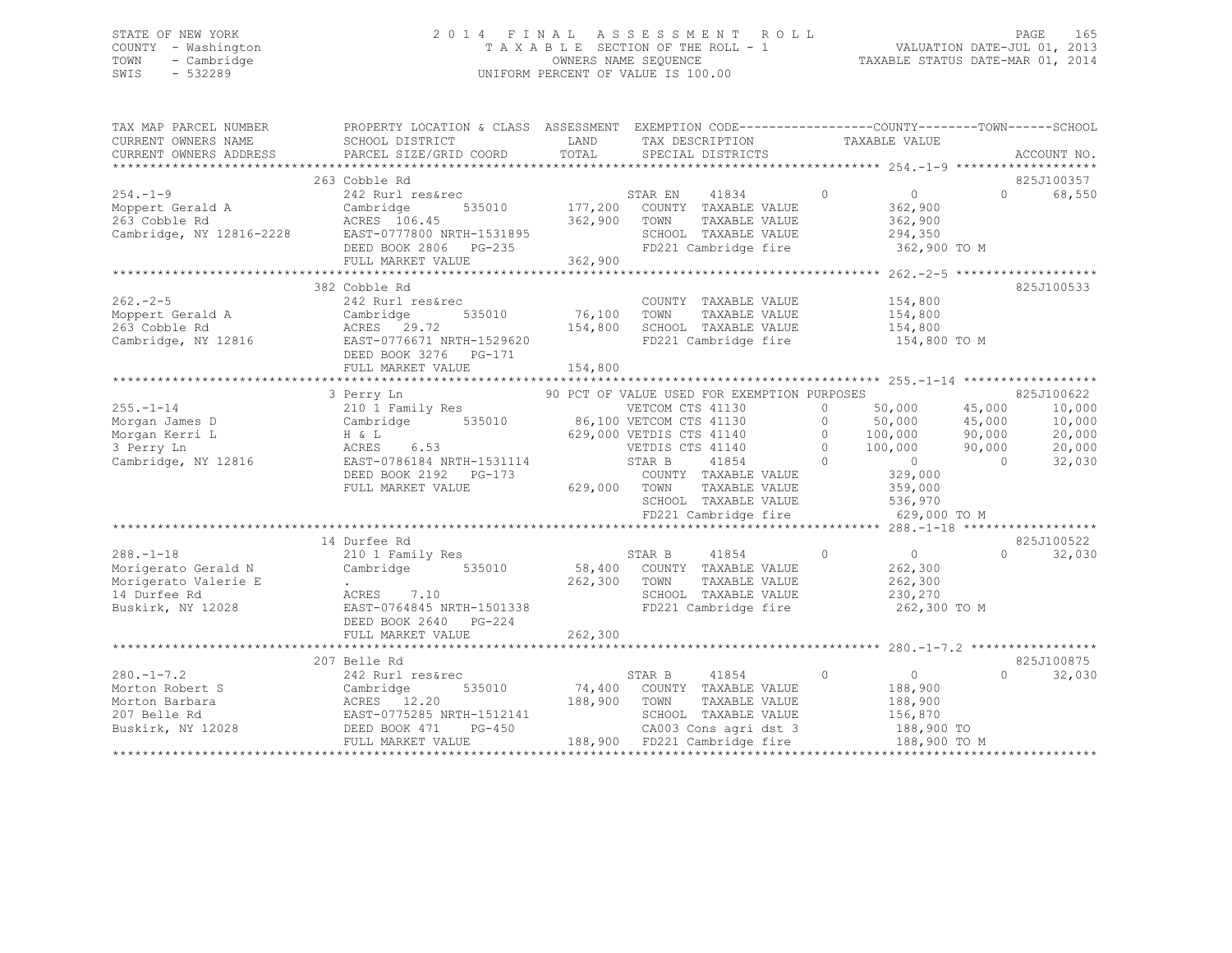STATE OF NEW YORK
COUNTY - Washington
TOWN - Cambridge
SWIS - 532289

2014 FINAL ASSESSMENT ROLL
TAXABLE SECTION OF THE ROLL - 1
OWNERS NAME SEQUENCE
UNIFORM PERCENT OF VALUE IS 100.00

VALUATION DATE-JUL 01, 2013
TAXABLE STATUS DATE-MAR 01, 2014

```
TAX MAP PARCEL NUMBER     PROPERTY LOCATION & CLASS  ASSESSMENT  EXEMPTION CODE------------------COUNTY--------TOWN------SCHOOL
CURRENT OWNERS NAME       SCHOOL DISTRICT              LAND      TAX DESCRIPTION            TAXABLE VALUE
CURRENT OWNERS ADDRESS    PARCEL SIZE/GRID COORD       TOTAL     SPECIAL DISTRICTS                                   ACCOUNT NO.
******************************************************************************************** 254.-1-9 *******************
                          263 Cobble Rd                                                                              825J100357
254.-1-9                  242 Rurl res&rec                       STAR EN    41834        0          0              0      68,550
Moppert Gerald A          Cambridge       535010     177,200     COUNTY  TAXABLE VALUE          362,900
263 Cobble Rd             ACRES 106.45               362,900     TOWN    TAXABLE VALUE          362,900
Cambridge, NY 12816-2228  EAST-0777800 NRTH-1531895              SCHOOL  TAXABLE VALUE          294,350
                          DEED BOOK 2806   PG-235                FD221 Cambridge fire           362,900 TO M
                          FULL MARKET VALUE          362,900
******************************************************************************************** 262.-2-5 *******************
                          382 Cobble Rd                                                                              825J100533
262.-2-5                  242 Rurl res&rec                       COUNTY  TAXABLE VALUE          154,800
Moppert Gerald A          Cambridge       535010      76,100     TOWN    TAXABLE VALUE          154,800
263 Cobble Rd             ACRES  29.72               154,800     SCHOOL  TAXABLE VALUE          154,800
Cambridge, NY 12816       EAST-0776671 NRTH-1529620              FD221 Cambridge fire           154,800 TO M
                          DEED BOOK 3276   PG-171
                          FULL MARKET VALUE          154,800
******************************************************************************************** 255.-1-14 ******************
                          3 Perry Ln                  90 PCT OF VALUE USED FOR EXEMPTION PURPOSES                    825J100622
255.-1-14                 210 1 Family Res                       VETCOM CTS 41130        0     50,000      45,000      10,000
Morgan James D            Cambridge       535010      86,100 VETCOM CTS 41130        0     50,000      45,000      10,000
Morgan Kerri L            H & L                      629,000 VETDIS CTS 41140        0    100,000      90,000      20,000
3 Perry Ln                ACRES   6.53                       VETDIS CTS 41140        0    100,000      90,000      20,000
Cambridge, NY 12816       EAST-0786184 NRTH-1531114              STAR B     41854        0          0              0      32,030
                          DEED BOOK 2192   PG-173                COUNTY  TAXABLE VALUE          329,000
                          FULL MARKET VALUE          629,000     TOWN    TAXABLE VALUE          359,000
                                                                 SCHOOL  TAXABLE VALUE          536,970
                                                                 FD221 Cambridge fire           629,000 TO M
******************************************************************************************** 288.-1-18 ******************
                          14 Durfee Rd                                                                               825J100522
288.-1-18                 210 1 Family Res                       STAR B     41854        0          0              0      32,030
Morigerato Gerald N       Cambridge       535010      58,400     COUNTY  TAXABLE VALUE          262,300
Morigerato Valerie E      .                          262,300     TOWN    TAXABLE VALUE          262,300
14 Durfee Rd              ACRES   7.10                           SCHOOL  TAXABLE VALUE          230,270
Buskirk, NY 12028         EAST-0764845 NRTH-1501338              FD221 Cambridge fire           262,300 TO M
                          DEED BOOK 2640   PG-224
                          FULL MARKET VALUE          262,300
******************************************************************************************** 280.-1-7.2 *****************
                          207 Belle Rd                                                                               825J100875
280.-1-7.2                242 Rurl res&rec                       STAR B     41854        0          0              0      32,030
Morton Robert S           Cambridge       535010      74,400     COUNTY  TAXABLE VALUE          188,900
Morton Barbara            ACRES  12.20               188,900     TOWN    TAXABLE VALUE          188,900
207 Belle Rd              EAST-0775285 NRTH-1512141              SCHOOL  TAXABLE VALUE          156,870
Buskirk, NY 12028         DEED BOOK 471    PG-450                CA003 Cons agri dst 3          188,900 TO
                          FULL MARKET VALUE          188,900     FD221 Cambridge fire           188,900 TO M
****************************************************************************************************************************
```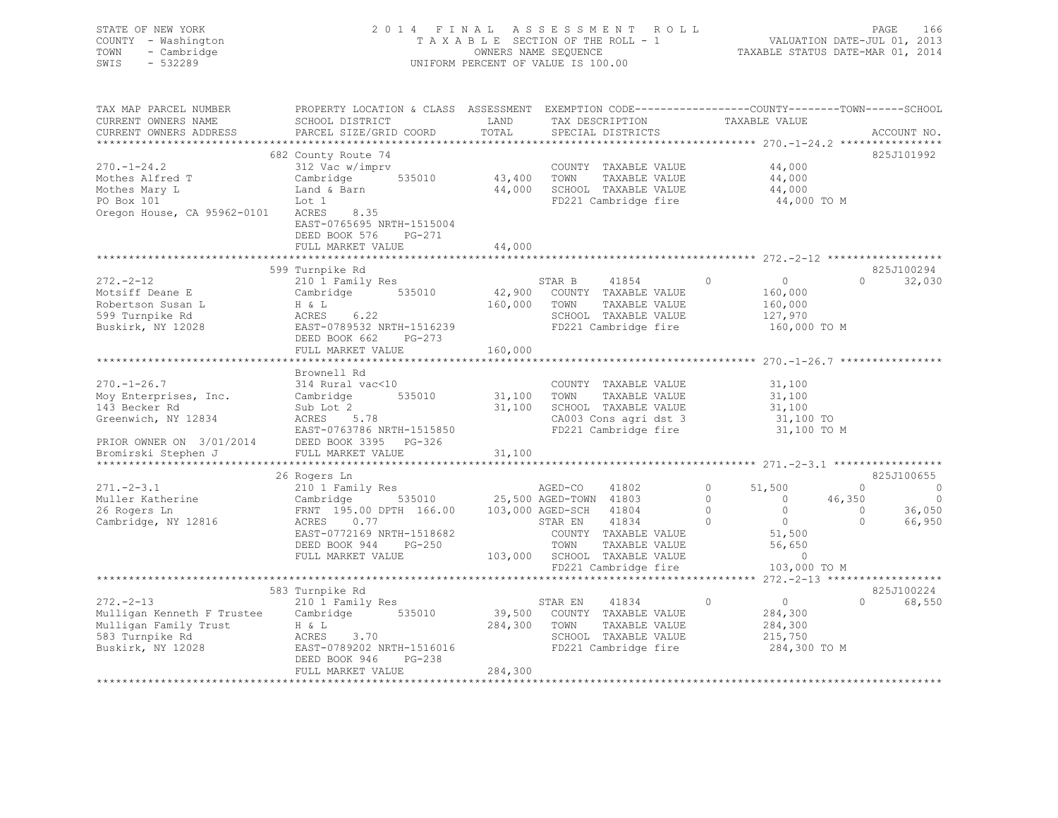STATE OF NEW YORK — 2014 FINAL ASSESSMENT ROLL
COUNTY - Washington — TAXABLE SECTION OF THE ROLL - 1 — VALUATION DATE-JUL 01, 2013
TOWN - Cambridge — OWNERS NAME SEQUENCE — TAXABLE STATUS DATE-MAR 01, 2014
SWIS - 532289 — UNIFORM PERCENT OF VALUE IS 100.00

```
TAX MAP PARCEL NUMBER          PROPERTY LOCATION & CLASS  ASSESSMENT  EXEMPTION CODE------------------COUNTY--------TOWN------SCHOOL
CURRENT OWNERS NAME            SCHOOL DISTRICT               LAND      TAX DESCRIPTION            TAXABLE VALUE
CURRENT OWNERS ADDRESS         PARCEL SIZE/GRID COORD        TOTAL     SPECIAL DISTRICTS                                   ACCOUNT NO.
******************************************************************************************************* 270.-1-24.2 ****************
                               682 County Route 74                                                                     825J101992
270.-1-24.2                    312 Vac w/imprv                         COUNTY  TAXABLE VALUE             44,000
Mothes Alfred T                Cambridge       535010       43,400     TOWN    TAXABLE VALUE             44,000
Mothes Mary L                  Land & Barn                  44,000     SCHOOL  TAXABLE VALUE             44,000
PO Box 101                     Lot 1                                   FD221 Cambridge fire               44,000 TO M
Oregon House, CA 95962-0101    ACRES     8.35
                               EAST-0765695 NRTH-1515004
                               DEED BOOK 576    PG-271
                               FULL MARKET VALUE            44,000
******************************************************************************************************* 272.-2-12 ******************
                               599 Turnpike Rd                                                                         825J100294
272.-2-12                      210 1 Family Res                        STAR B       41854         0           0             0     32,030
Motsiff Deane E                Cambridge       535010       42,900     COUNTY  TAXABLE VALUE            160,000
Robertson Susan L              H & L                       160,000     TOWN    TAXABLE VALUE            160,000
599 Turnpike Rd                ACRES     6.22                          SCHOOL  TAXABLE VALUE            127,970
Buskirk, NY 12028              EAST-0789532 NRTH-1516239               FD221 Cambridge fire              160,000 TO M
                               DEED BOOK 662    PG-273
                               FULL MARKET VALUE           160,000
******************************************************************************************************* 270.-1-26.7 ****************
                               Brownell Rd
270.-1-26.7                    314 Rural vac<10                        COUNTY  TAXABLE VALUE             31,100
Moy Enterprises, Inc.          Cambridge       535010       31,100     TOWN    TAXABLE VALUE             31,100
143 Becker Rd                  Sub Lot 2                    31,100     SCHOOL  TAXABLE VALUE             31,100
Greenwich, NY 12834            ACRES     5.78                          CA003 Cons agri dst 3              31,100 TO
                               EAST-0763786 NRTH-1515850               FD221 Cambridge fire               31,100 TO M
PRIOR OWNER ON 3/01/2014       DEED BOOK 3395   PG-326
Bromirski Stephen J            FULL MARKET VALUE            31,100
******************************************************************************************************* 271.-2-3.1 *****************
                               26 Rogers Ln                                                                            825J100655
271.-2-3.1                     210 1 Family Res                        AGED-CO      41802         0      51,500             0          0
Muller Katherine               Cambridge       535010       25,500 AGED-TOWN    41803         0           0        46,350          0
26 Rogers Ln                   FRNT 195.00 DPTH 166.00     103,000 AGED-SCH     41804         0           0             0     36,050
Cambridge, NY 12816            ACRES     0.77                          STAR EN      41834         0           0             0     66,950
                               EAST-0772169 NRTH-1518682               COUNTY  TAXABLE VALUE             51,500
                               DEED BOOK 944    PG-250                 TOWN    TAXABLE VALUE             56,650
                               FULL MARKET VALUE           103,000     SCHOOL  TAXABLE VALUE                  0
                                                                       FD221 Cambridge fire              103,000 TO M
******************************************************************************************************* 272.-2-13 ******************
                               583 Turnpike Rd                                                                         825J100224
272.-2-13                      210 1 Family Res                        STAR EN      41834         0           0             0     68,550
Mulligan Kenneth F Trustee     Cambridge       535010       39,500     COUNTY  TAXABLE VALUE            284,300
Mulligan Family Trust          H & L                       284,300     TOWN    TAXABLE VALUE            284,300
583 Turnpike Rd                ACRES     3.70                          SCHOOL  TAXABLE VALUE            215,750
Buskirk, NY 12028              EAST-0789202 NRTH-1516016               FD221 Cambridge fire              284,300 TO M
                               DEED BOOK 946    PG-238
                               FULL MARKET VALUE           284,300
************************************************************************************************************************************
```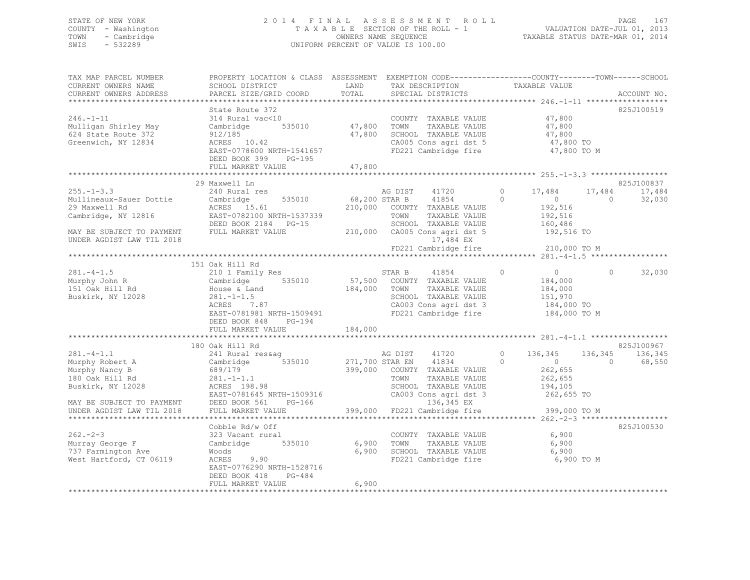STATE OF NEW YORK
COUNTY - Washington
TOWN - Cambridge
SWIS - 532289

2014 FINAL ASSESSMENT ROLL
TAXABLE SECTION OF THE ROLL - 1
OWNERS NAME SEQUENCE
UNIFORM PERCENT OF VALUE IS 100.00

VALUATION DATE-JUL 01, 2013
TAXABLE STATUS DATE-MAR 01, 2014

```
TAX MAP PARCEL NUMBER          PROPERTY LOCATION & CLASS  ASSESSMENT  EXEMPTION CODE------------------COUNTY--------TOWN------SCHOOL
CURRENT OWNERS NAME            SCHOOL DISTRICT               LAND      TAX DESCRIPTION              TAXABLE VALUE
CURRENT OWNERS ADDRESS         PARCEL SIZE/GRID COORD        TOTAL     SPECIAL DISTRICTS                                          ACCOUNT NO.
******************************************************************************************************* 246.-1-11 ******************
                               State Route 372                                                                                825J100519
246.-1-11                      314 Rural vac<10                        COUNTY  TAXABLE VALUE            47,800
Mulligan Shirley May           Cambridge        535010      47,800     TOWN    TAXABLE VALUE            47,800
624 State Route 372            912/185                      47,800     SCHOOL  TAXABLE VALUE            47,800
Greenwich, NY 12834            ACRES  10.42                            CA005 Cons agri dst 5             47,800 TO
                               EAST-0778600 NRTH-1541657               FD221 Cambridge fire              47,800 TO M
                               DEED BOOK 399    PG-195
                               FULL MARKET VALUE            47,800
******************************************************************************************************* 255.-1-3.3 *****************
                               29 Maxwell Ln                                                                                  825J100837
255.-1-3.3                     240 Rural res                           AG DIST     41720        0       17,484      17,484      17,484
Mullineaux-Sauer Dottie        Cambridge        535010      68,200 STAR B      41854        0            0           0      32,030
29 Maxwell Rd                  ACRES  15.61                210,000     COUNTY  TAXABLE VALUE           192,516
Cambridge, NY 12816            EAST-0782100 NRTH-1537339               TOWN    TAXABLE VALUE           192,516
                               DEED BOOK 2184   PG-15                  SCHOOL  TAXABLE VALUE           160,486
MAY BE SUBJECT TO PAYMENT      FULL MARKET VALUE           210,000     CA005 Cons agri dst 5            192,516 TO
UNDER AGDIST LAW TIL 2018                                                    17,484 EX
                                                                       FD221 Cambridge fire             210,000 TO M
******************************************************************************************************* 281.-4-1.5 *****************
                               151 Oak Hill Rd
281.-4-1.5                     210 1 Family Res                        STAR B      41854        0            0           0      32,030
Murphy John R                  Cambridge        535010      57,500     COUNTY  TAXABLE VALUE           184,000
151 Oak Hill Rd                House & Land                184,000     TOWN    TAXABLE VALUE           184,000
Buskirk, NY 12028              281.-1-1.5                              SCHOOL  TAXABLE VALUE           151,970
                               ACRES   7.87                            CA003 Cons agri dst 3            184,000 TO
                               EAST-0781981 NRTH-1509491               FD221 Cambridge fire             184,000 TO M
                               DEED BOOK 848    PG-194
                               FULL MARKET VALUE           184,000
******************************************************************************************************* 281.-4-1.1 *****************
                               180 Oak Hill Rd                                                                                825J100967
281.-4-1.1                     241 Rural res&ag                        AG DIST     41720        0      136,345     136,345     136,345
Murphy Robert A                Cambridge        535010     271,700 STAR EN     41834        0            0           0      68,550
Murphy Nancy B                 689/179                     399,000     COUNTY  TAXABLE VALUE           262,655
180 Oak Hill Rd                281.-1-1.1                              TOWN    TAXABLE VALUE           262,655
Buskirk, NY 12028              ACRES 198.98                            SCHOOL  TAXABLE VALUE           194,105
                               EAST-0781645 NRTH-1509316               CA003 Cons agri dst 3            262,655 TO
MAY BE SUBJECT TO PAYMENT      DEED BOOK 561    PG-166                      136,345 EX
UNDER AGDIST LAW TIL 2018      FULL MARKET VALUE           399,000     FD221 Cambridge fire             399,000 TO M
******************************************************************************************************* 262.-2-3 *******************
                               Cobble Rd/w Off                                                                                825J100530
262.-2-3                       323 Vacant rural                        COUNTY  TAXABLE VALUE             6,900
Murray George F                Cambridge        535010       6,900     TOWN    TAXABLE VALUE             6,900
737 Farmington Ave             Woods                         6,900     SCHOOL  TAXABLE VALUE             6,900
West Hartford, CT 06119        ACRES   9.90                            FD221 Cambridge fire               6,900 TO M
                               EAST-0776290 NRTH-1528716
                               DEED BOOK 418    PG-484
                               FULL MARKET VALUE             6,900
************************************************************************************************************************************
```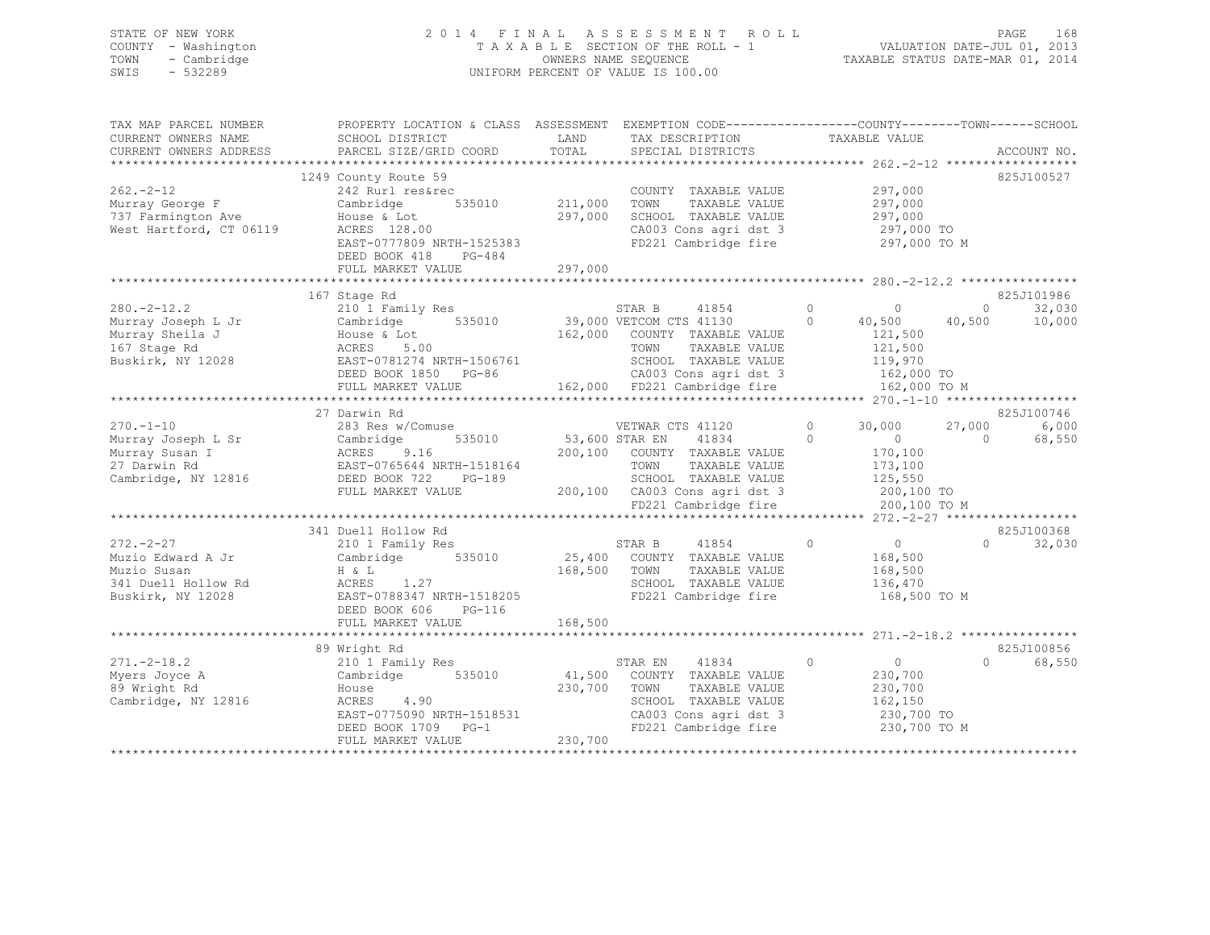STATE OF NEW YORK
COUNTY - Washington
TOWN - Cambridge
SWIS - 532289

2014 FINAL ASSESSMENT ROLL
TAXABLE SECTION OF THE ROLL - 1
OWNERS NAME SEQUENCE
UNIFORM PERCENT OF VALUE IS 100.00

VALUATION DATE-JUL 01, 2013
TAXABLE STATUS DATE-MAR 01, 2014

```
TAX MAP PARCEL NUMBER      PROPERTY LOCATION & CLASS  ASSESSMENT  EXEMPTION CODE------------------COUNTY--------TOWN------SCHOOL
CURRENT OWNERS NAME        SCHOOL DISTRICT             LAND       TAX DESCRIPTION            TAXABLE VALUE
CURRENT OWNERS ADDRESS     PARCEL SIZE/GRID COORD      TOTAL      SPECIAL DISTRICTS                                          ACCOUNT NO.
******************************************************************************************* 262.-2-12 ******************
                           1249 County Route 59                                                                            825J100527
262.-2-12                  242 Rurl res&rec                       COUNTY  TAXABLE VALUE          297,000
Murray George F            Cambridge      535010      211,000     TOWN    TAXABLE VALUE          297,000
737 Farmington Ave         House & Lot                297,000     SCHOOL  TAXABLE VALUE          297,000
West Hartford, CT 06119    ACRES  128.00                          CA003 Cons agri dst 3          297,000 TO
                           EAST-0777809 NRTH-1525383              FD221 Cambridge fire           297,000 TO M
                           DEED BOOK 418    PG-484
                           FULL MARKET VALUE          297,000
******************************************************************************************* 280.-2-12.2 ****************
                           167 Stage Rd                                                                                     825J101986
280.-2-12.2                210 1 Family Res                       STAR B       41854        0          0           0        32,030
Murray Joseph L Jr         Cambridge      535010       39,000 VETCOM CTS 41130              0     40,500      40,500        10,000
Murray Sheila J            House & Lot                162,000     COUNTY  TAXABLE VALUE          121,500
167 Stage Rd               ACRES    5.00                          TOWN    TAXABLE VALUE          121,500
Buskirk, NY 12028          EAST-0781274 NRTH-1506761              SCHOOL  TAXABLE VALUE          119,970
                           DEED BOOK 1850   PG-86                 CA003 Cons agri dst 3          162,000 TO
                           FULL MARKET VALUE          162,000     FD221 Cambridge fire           162,000 TO M
******************************************************************************************* 270.-1-10 ******************
                           27 Darwin Rd                                                                                     825J100746
270.-1-10                  283 Res w/Comuse                       VETWAR CTS 41120              0     30,000      27,000         6,000
Murray Joseph L Sr         Cambridge      535010       53,600 STAR EN      41834                0          0           0        68,550
Murray Susan I             ACRES    9.16              200,100     COUNTY  TAXABLE VALUE          170,100
27 Darwin Rd               EAST-0765644 NRTH-1518164              TOWN    TAXABLE VALUE          173,100
Cambridge, NY 12816        DEED BOOK 722    PG-189                SCHOOL  TAXABLE VALUE          125,550
                           FULL MARKET VALUE          200,100     CA003 Cons agri dst 3          200,100 TO
                                                                  FD221 Cambridge fire           200,100 TO M
******************************************************************************************* 272.-2-27 ******************
                           341 Duell Hollow Rd                                                                              825J100368
272.-2-27                  210 1 Family Res                       STAR B       41854        0          0           0        32,030
Muzio Edward A Jr          Cambridge      535010       25,400     COUNTY  TAXABLE VALUE          168,500
Muzio Susan                H & L                      168,500     TOWN    TAXABLE VALUE          168,500
341 Duell Hollow Rd        ACRES    1.27                          SCHOOL  TAXABLE VALUE          136,470
Buskirk, NY 12028          EAST-0788347 NRTH-1518205              FD221 Cambridge fire           168,500 TO M
                           DEED BOOK 606    PG-116
                           FULL MARKET VALUE          168,500
******************************************************************************************* 271.-2-18.2 ****************
                           89 Wright Rd                                                                                     825J100856
271.-2-18.2                210 1 Family Res                       STAR EN      41834        0          0           0        68,550
Myers Joyce A              Cambridge      535010       41,500     COUNTY  TAXABLE VALUE          230,700
89 Wright Rd               House                      230,700     TOWN    TAXABLE VALUE          230,700
Cambridge, NY 12816        ACRES    4.90                          SCHOOL  TAXABLE VALUE          162,150
                           EAST-0775090 NRTH-1518531              CA003 Cons agri dst 3          230,700 TO
                           DEED BOOK 1709   PG-1                  FD221 Cambridge fire           230,700 TO M
                           FULL MARKET VALUE          230,700
************************************************************************************************************************
```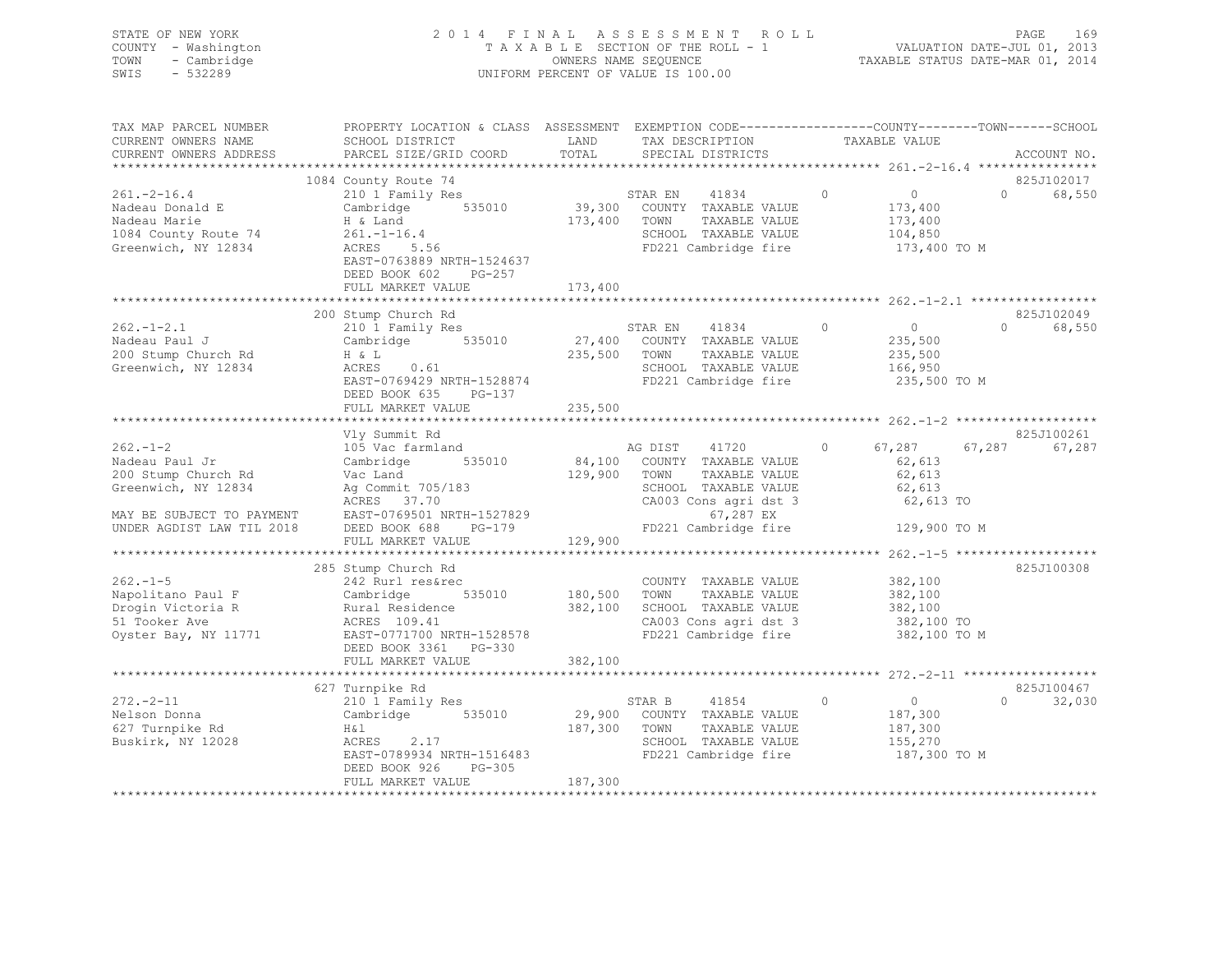STATE OF NEW YORK
COUNTY - Washington
TOWN - Cambridge
SWIS - 532289

2014 FINAL ASSESSMENT ROLL
TAXABLE SECTION OF THE ROLL - 1
OWNERS NAME SEQUENCE
UNIFORM PERCENT OF VALUE IS 100.00

VALUATION DATE-JUL 01, 2013
TAXABLE STATUS DATE-MAR 01, 2014

```
TAX MAP PARCEL NUMBER          PROPERTY LOCATION & CLASS  ASSESSMENT  EXEMPTION CODE-----------------COUNTY--------TOWN------SCHOOL
CURRENT OWNERS NAME            SCHOOL DISTRICT               LAND      TAX DESCRIPTION             TAXABLE VALUE
CURRENT OWNERS ADDRESS         PARCEL SIZE/GRID COORD        TOTAL     SPECIAL DISTRICTS                                    ACCOUNT NO.
******************************************************************************************************* 261.-2-16.4 ****************
                           1084 County Route 74                                                                          825J102017
261.-2-16.4                    210 1 Family Res                       STAR EN    41834        0          0           0      68,550
Nadeau Donald E                Cambridge        535010       39,300   COUNTY  TAXABLE VALUE          173,400
Nadeau Marie                   H & Land                     173,400   TOWN    TAXABLE VALUE          173,400
1084 County Route 74           261.-1-16.4                            SCHOOL  TAXABLE VALUE          104,850
Greenwich, NY 12834            ACRES    5.56                          FD221 Cambridge fire            173,400 TO M
                               EAST-0763889 NRTH-1524637
                               DEED BOOK 602    PG-257
                               FULL MARKET VALUE            173,400
******************************************************************************************************* 262.-1-2.1 *****************
                           200 Stump Church Rd                                                                           825J102049
262.-1-2.1                     210 1 Family Res                       STAR EN    41834        0          0           0      68,550
Nadeau Paul J                  Cambridge        535010       27,400   COUNTY  TAXABLE VALUE          235,500
200 Stump Church Rd            H & L                        235,500   TOWN    TAXABLE VALUE          235,500
Greenwich, NY 12834            ACRES    0.61                          SCHOOL  TAXABLE VALUE          166,950
                               EAST-0769429 NRTH-1528874              FD221 Cambridge fire            235,500 TO M
                               DEED BOOK 635    PG-137
                               FULL MARKET VALUE            235,500
******************************************************************************************************* 262.-1-2 *******************
                               Vly Summit Rd                                                                             825J100261
262.-1-2                       105 Vac farmland                       AG DIST    41720        0     67,287      67,287      67,287
Nadeau Paul Jr                 Cambridge        535010       84,100   COUNTY  TAXABLE VALUE           62,613
200 Stump Church Rd            Vac Land                     129,900   TOWN    TAXABLE VALUE           62,613
Greenwich, NY 12834            Ag Commit 705/183                      SCHOOL  TAXABLE VALUE           62,613
                               ACRES   37.70                          CA003 Cons agri dst 3            62,613 TO
MAY BE SUBJECT TO PAYMENT      EAST-0769501 NRTH-1527829                     67,287 EX
UNDER AGDIST LAW TIL 2018      DEED BOOK 688    PG-179                FD221 Cambridge fire            129,900 TO M
                               FULL MARKET VALUE            129,900
******************************************************************************************************* 262.-1-5 *******************
                           285 Stump Church Rd                                                                           825J100308
262.-1-5                       242 Rurl res&rec                       COUNTY  TAXABLE VALUE          382,100
Napolitano Paul F              Cambridge        535010      180,500   TOWN    TAXABLE VALUE          382,100
Drogin Victoria R              Rural Residence              382,100   SCHOOL  TAXABLE VALUE          382,100
51 Tooker Ave                  ACRES  109.41                          CA003 Cons agri dst 3           382,100 TO
Oyster Bay, NY 11771           EAST-0771700 NRTH-1528578              FD221 Cambridge fire            382,100 TO M
                               DEED BOOK 3361   PG-330
                               FULL MARKET VALUE            382,100
******************************************************************************************************* 272.-2-11 ******************
                           627 Turnpike Rd                                                                               825J100467
272.-2-11                      210 1 Family Res                       STAR B     41854        0          0           0      32,030
Nelson Donna                   Cambridge        535010       29,900   COUNTY  TAXABLE VALUE          187,300
627 Turnpike Rd                H&l                          187,300   TOWN    TAXABLE VALUE          187,300
Buskirk, NY 12028              ACRES    2.17                          SCHOOL  TAXABLE VALUE          155,270
                               EAST-0789934 NRTH-1516483              FD221 Cambridge fire            187,300 TO M
                               DEED BOOK 926    PG-305
                               FULL MARKET VALUE            187,300
************************************************************************************************************************************
```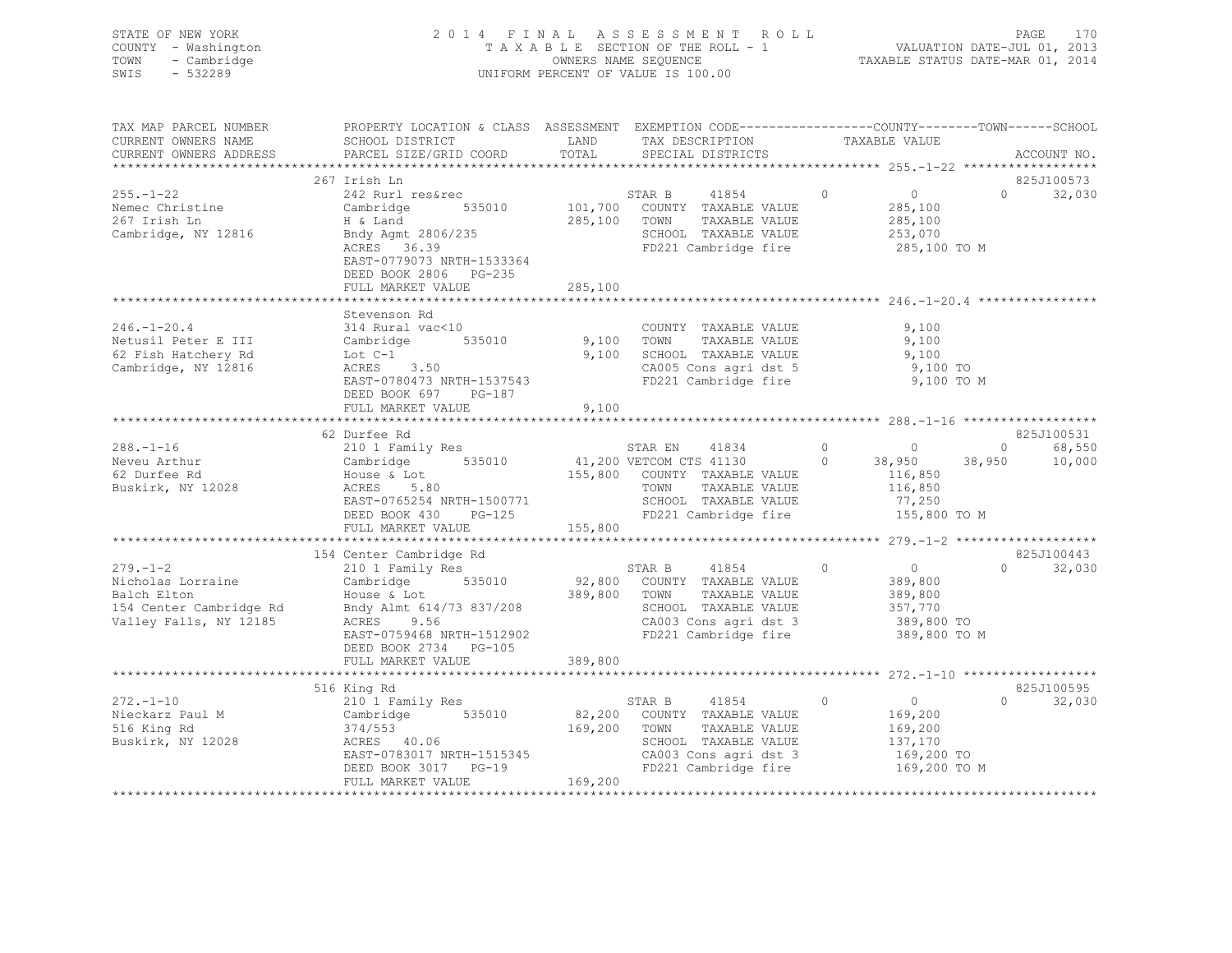STATE OF NEW YORK
COUNTY - Washington
TOWN - Cambridge
SWIS - 532289

2014 FINAL ASSESSMENT ROLL
TAXABLE SECTION OF THE ROLL - 1
OWNERS NAME SEQUENCE
UNIFORM PERCENT OF VALUE IS 100.00

VALUATION DATE-JUL 01, 2013
TAXABLE STATUS DATE-MAR 01, 2014

| TAX MAP PARCEL NUMBER / CURRENT OWNERS NAME / CURRENT OWNERS ADDRESS | PROPERTY LOCATION & CLASS / SCHOOL DISTRICT / PARCEL SIZE/GRID COORD | ASSESSMENT LAND / TOTAL | EXEMPTION CODE / TAX DESCRIPTION / SPECIAL DISTRICTS | COUNTY | TOWN | SCHOOL | ACCOUNT NO. |
|---|---|---|---|---|---|---|---|
| **255.-1-22** | 267 Irish Ln | | | | | | 825J100573 |
| Nemec Christine | 242 Rurl res&rec | | STAR B 41854 | 0 | 0 | 0 32,030 | |
| 267 Irish Ln | Cambridge 535010 | 101,700 | COUNTY TAXABLE VALUE | 285,100 | | | |
| Cambridge, NY 12816 | H & Land | 285,100 | TOWN TAXABLE VALUE | | 285,100 | | |
| | Bndy Agmt 2806/235 | | SCHOOL TAXABLE VALUE | | | 253,070 | |
| | ACRES 36.39 | | FD221 Cambridge fire | 285,100 TO M | | | |
| | EAST-0779073 NRTH-1533364 | | | | | | |
| | DEED BOOK 2806 PG-235 | | | | | | |
| | FULL MARKET VALUE | 285,100 | | | | | |
| **246.-1-20.4** | Stevenson Rd | | | | | | |
| Netusil Peter E III | 314 Rural vac<10 | | COUNTY TAXABLE VALUE | 9,100 | | | |
| 62 Fish Hatchery Rd | Cambridge 535010 | 9,100 | TOWN TAXABLE VALUE | | 9,100 | | |
| Cambridge, NY 12816 | Lot C-1 | 9,100 | SCHOOL TAXABLE VALUE | | | 9,100 | |
| | ACRES 3.50 | | CA005 Cons agri dst 5 | 9,100 TO | | | |
| | EAST-0780473 NRTH-1537543 | | FD221 Cambridge fire | 9,100 TO M | | | |
| | DEED BOOK 697 PG-187 | | | | | | |
| | FULL MARKET VALUE | 9,100 | | | | | |
| **288.-1-16** | 62 Durfee Rd | | | | | | 825J100531 |
| Neveu Arthur | 210 1 Family Res | | STAR EN 41834 | 0 | 0 | 0 68,550 | |
| 62 Durfee Rd | Cambridge 535010 | 41,200 | VETCOM CTS 41130 | 0 38,950 | 38,950 | 10,000 | |
| Buskirk, NY 12028 | House & Lot | 155,800 | COUNTY TAXABLE VALUE | 116,850 | | | |
| | ACRES 5.80 | | TOWN TAXABLE VALUE | | 116,850 | | |
| | EAST-0765254 NRTH-1500771 | | SCHOOL TAXABLE VALUE | | | 77,250 | |
| | DEED BOOK 430 PG-125 | | FD221 Cambridge fire | 155,800 TO M | | | |
| | FULL MARKET VALUE | 155,800 | | | | | |
| **279.-1-2** | 154 Center Cambridge Rd | | | | | | 825J100443 |
| Nicholas Lorraine | 210 1 Family Res | | STAR B 41854 | 0 | 0 | 0 32,030 | |
| Balch Elton | Cambridge 535010 | 92,800 | COUNTY TAXABLE VALUE | 389,800 | | | |
| 154 Center Cambridge Rd | House & Lot | 389,800 | TOWN TAXABLE VALUE | | 389,800 | | |
| Valley Falls, NY 12185 | Bndy Almt 614/73 837/208 | | SCHOOL TAXABLE VALUE | | | 357,770 | |
| | ACRES 9.56 | | CA003 Cons agri dst 3 | 389,800 TO | | | |
| | EAST-0759468 NRTH-1512902 | | FD221 Cambridge fire | 389,800 TO M | | | |
| | DEED BOOK 2734 PG-105 | | | | | | |
| | FULL MARKET VALUE | 389,800 | | | | | |
| **272.-1-10** | 516 King Rd | | | | | | 825J100595 |
| Nieckarz Paul M | 210 1 Family Res | | STAR B 41854 | 0 | 0 | 0 32,030 | |
| 516 King Rd | Cambridge 535010 | 82,200 | COUNTY TAXABLE VALUE | 169,200 | | | |
| Buskirk, NY 12028 | 374/553 | 169,200 | TOWN TAXABLE VALUE | | 169,200 | | |
| | ACRES 40.06 | | SCHOOL TAXABLE VALUE | | | 137,170 | |
| | EAST-0783017 NRTH-1515345 | | CA003 Cons agri dst 3 | 169,200 TO | | | |
| | DEED BOOK 3017 PG-19 | | FD221 Cambridge fire | 169,200 TO M | | | |
| | FULL MARKET VALUE | 169,200 | | | | | |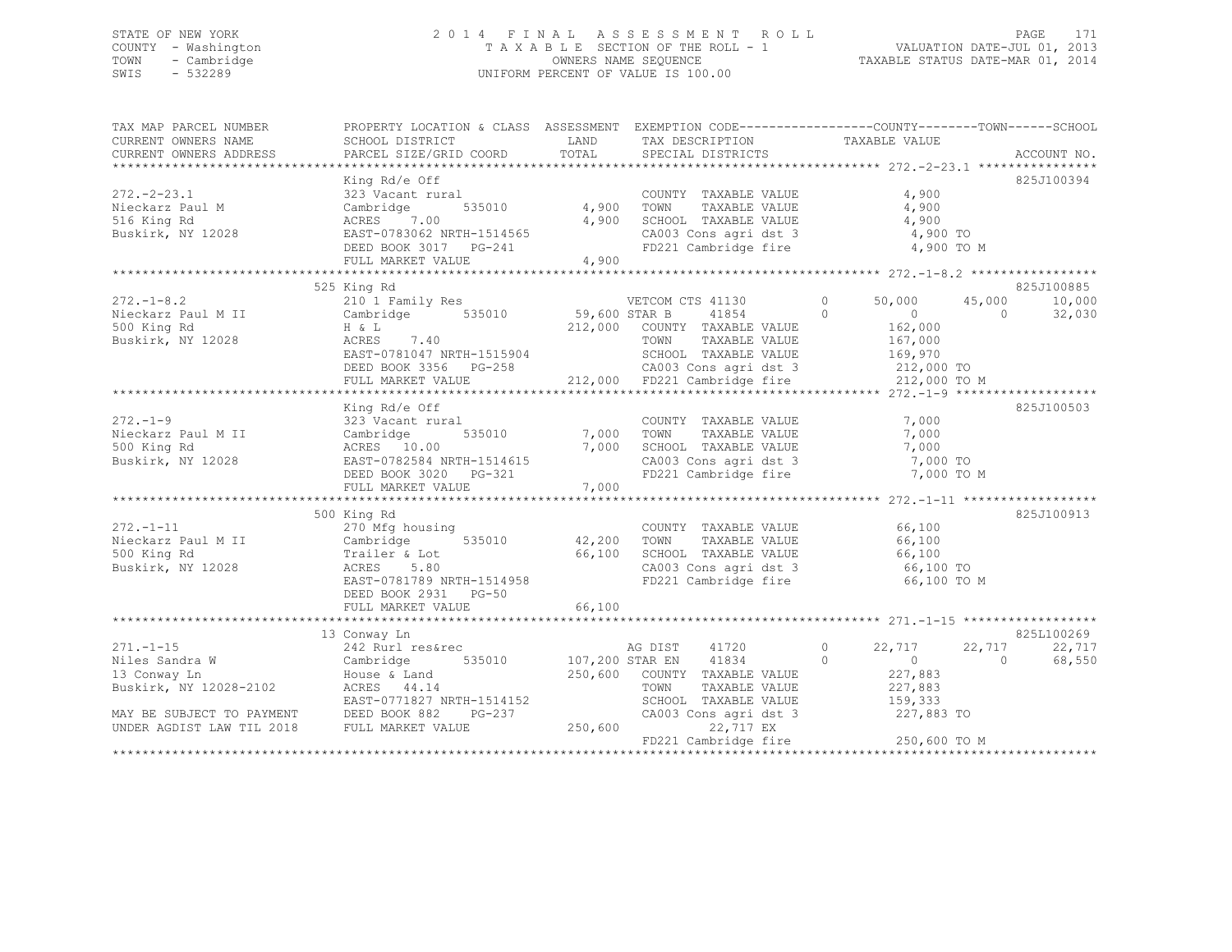STATE OF NEW YORK — COUNTY - Washington — TOWN - Cambridge — SWIS - 532289

# 2014 FINAL ASSESSMENT ROLL

TAXABLE SECTION OF THE ROLL - 1 — OWNERS NAME SEQUENCE — UNIFORM PERCENT OF VALUE IS 100.00

VALUATION DATE-JUL 01, 2013 — TAXABLE STATUS DATE-MAR 01, 2014

```
TAX MAP PARCEL NUMBER          PROPERTY LOCATION & CLASS  ASSESSMENT  EXEMPTION CODE------------------COUNTY--------TOWN------SCHOOL
CURRENT OWNERS NAME            SCHOOL DISTRICT               LAND      TAX DESCRIPTION            TAXABLE VALUE
CURRENT OWNERS ADDRESS         PARCEL SIZE/GRID COORD        TOTAL     SPECIAL DISTRICTS                                      ACCOUNT NO.
******************************************************************************************************* 272.-2-23.1 ****************
                               King Rd/e Off                                                                             825J100394
272.-2-23.1                    323 Vacant rural                      COUNTY  TAXABLE VALUE            4,900
Nieckarz Paul M                Cambridge       535010        4,900   TOWN    TAXABLE VALUE            4,900
516 King Rd                    ACRES    7.00                 4,900   SCHOOL  TAXABLE VALUE            4,900
Buskirk, NY 12028              EAST-0783062 NRTH-1514565             CA003 Cons agri dst 3            4,900 TO
                               DEED BOOK 3017   PG-241               FD221 Cambridge fire             4,900 TO M
                               FULL MARKET VALUE             4,900
******************************************************************************************************* 272.-1-8.2 *****************
                               525 King Rd                                                                               825J100885
272.-1-8.2                     210 1 Family Res                      VETCOM CTS 41130       0     50,000     45,000     10,000
Nieckarz Paul M II             Cambridge       535010       59,600 STAR B     41854         0          0          0     32,030
500 King Rd                    H & L                       212,000   COUNTY  TAXABLE VALUE          162,000
Buskirk, NY 12028              ACRES    7.40                         TOWN    TAXABLE VALUE          167,000
                               EAST-0781047 NRTH-1515904             SCHOOL  TAXABLE VALUE          169,970
                               DEED BOOK 3356   PG-258               CA003 Cons agri dst 3          212,000 TO
                               FULL MARKET VALUE           212,000   FD221 Cambridge fire           212,000 TO M
******************************************************************************************************* 272.-1-9 *******************
                               King Rd/e Off                                                                             825J100503
272.-1-9                       323 Vacant rural                      COUNTY  TAXABLE VALUE            7,000
Nieckarz Paul M II             Cambridge       535010        7,000   TOWN    TAXABLE VALUE            7,000
500 King Rd                    ACRES   10.00                 7,000   SCHOOL  TAXABLE VALUE            7,000
Buskirk, NY 12028              EAST-0782584 NRTH-1514615             CA003 Cons agri dst 3            7,000 TO
                               DEED BOOK 3020   PG-321               FD221 Cambridge fire             7,000 TO M
                               FULL MARKET VALUE             7,000
******************************************************************************************************* 272.-1-11 ******************
                               500 King Rd                                                                               825J100913
272.-1-11                      270 Mfg housing                       COUNTY  TAXABLE VALUE           66,100
Nieckarz Paul M II             Cambridge       535010       42,200   TOWN    TAXABLE VALUE           66,100
500 King Rd                    Trailer & Lot                66,100   SCHOOL  TAXABLE VALUE           66,100
Buskirk, NY 12028              ACRES    5.80                         CA003 Cons agri dst 3           66,100 TO
                               EAST-0781789 NRTH-1514958             FD221 Cambridge fire            66,100 TO M
                               DEED BOOK 2931   PG-50
                               FULL MARKET VALUE            66,100
******************************************************************************************************* 271.-1-15 ******************
                               13 Conway Ln                                                                              825L100269
271.-1-15                      242 Rurl res&rec                      AG DIST    41720           0     22,717     22,717     22,717
Niles Sandra W                 Cambridge       535010      107,200 STAR EN    41834            0          0          0     68,550
13 Conway Ln                   House & Land                250,600   COUNTY  TAXABLE VALUE          227,883
Buskirk, NY 12028-2102         ACRES   44.14                         TOWN    TAXABLE VALUE          227,883
                               EAST-0771827 NRTH-1514152             SCHOOL  TAXABLE VALUE          159,333
MAY BE SUBJECT TO PAYMENT      DEED BOOK 882    PG-237               CA003 Cons agri dst 3          227,883 TO
UNDER AGDIST LAW TIL 2018      FULL MARKET VALUE           250,600          22,717 EX
                                                                     FD221 Cambridge fire           250,600 TO M
************************************************************************************************************************************
```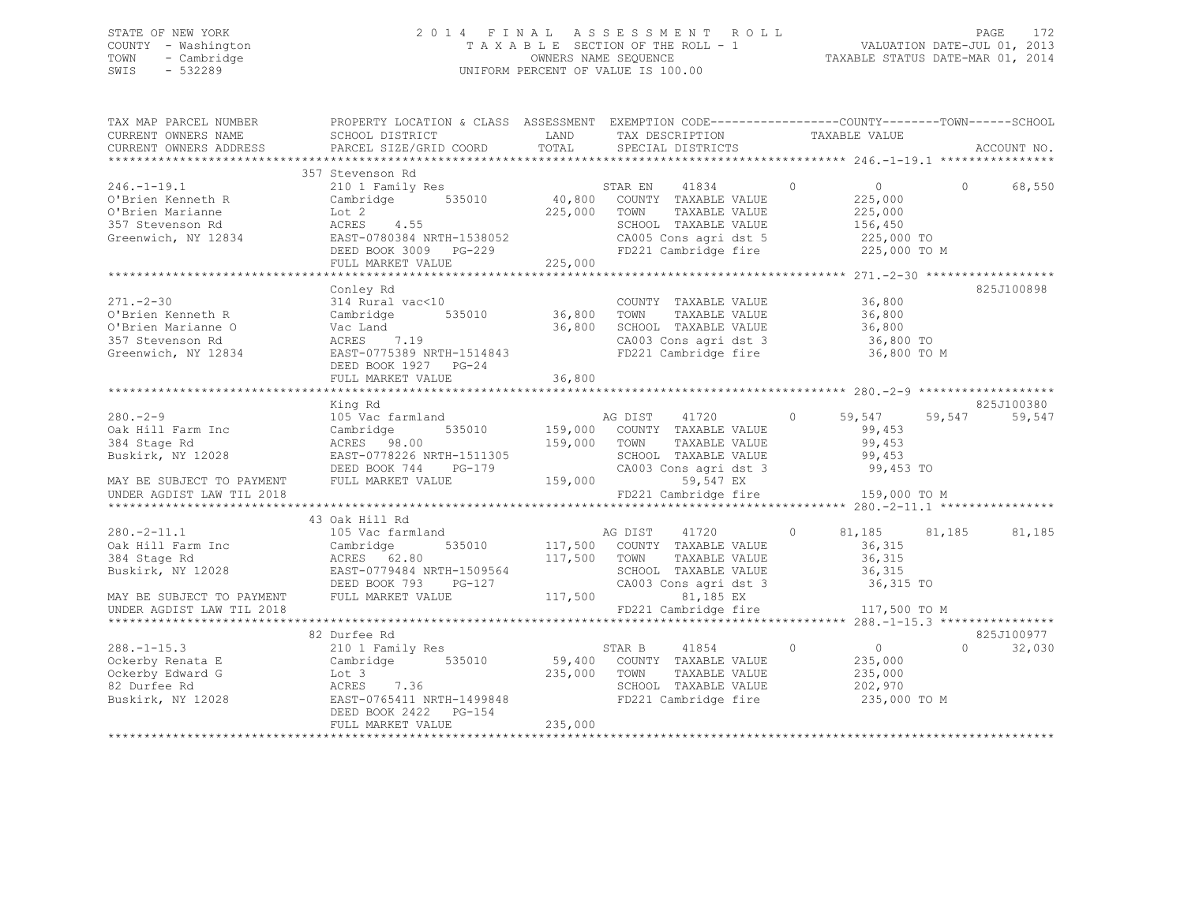STATE OF NEW YORK
COUNTY - Washington
TOWN - Cambridge
SWIS - 532289

2014 FINAL ASSESSMENT ROLL
TAXABLE SECTION OF THE ROLL - 1
OWNERS NAME SEQUENCE
UNIFORM PERCENT OF VALUE IS 100.00

VALUATION DATE-JUL 01, 2013
TAXABLE STATUS DATE-MAR 01, 2014

```
TAX MAP PARCEL NUMBER          PROPERTY LOCATION & CLASS  ASSESSMENT  EXEMPTION CODE------------------COUNTY--------TOWN------SCHOOL
CURRENT OWNERS NAME            SCHOOL DISTRICT               LAND      TAX DESCRIPTION              TAXABLE VALUE
CURRENT OWNERS ADDRESS         PARCEL SIZE/GRID COORD        TOTAL     SPECIAL DISTRICTS                                          ACCOUNT NO.
******************************************************************************************************* 246.-1-19.1 ****************
                               357 Stevenson Rd
246.-1-19.1                    210 1 Family Res                         STAR EN    41834          0          0             0        68,550
O'Brien Kenneth R              Cambridge        535010         40,800   COUNTY  TAXABLE VALUE            225,000
O'Brien Marianne               Lot 2                          225,000   TOWN    TAXABLE VALUE            225,000
357 Stevenson Rd               ACRES    4.55                            SCHOOL  TAXABLE VALUE            156,450
Greenwich, NY 12834            EAST-0780384 NRTH-1538052                CA005 Cons agri dst 5             225,000 TO
                               DEED BOOK 3009   PG-229                  FD221 Cambridge fire              225,000 TO M
                               FULL MARKET VALUE              225,000
******************************************************************************************************* 271.-2-30 ******************
                               Conley Rd                                                                                 825J100898
271.-2-30                      314 Rural vac<10                         COUNTY  TAXABLE VALUE             36,800
O'Brien Kenneth R              Cambridge        535010         36,800   TOWN    TAXABLE VALUE             36,800
O'Brien Marianne O             Vac Land                        36,800   SCHOOL  TAXABLE VALUE             36,800
357 Stevenson Rd               ACRES    7.19                            CA003 Cons agri dst 3              36,800 TO
Greenwich, NY 12834            EAST-0775389 NRTH-1514843                FD221 Cambridge fire               36,800 TO M
                               DEED BOOK 1927   PG-24
                               FULL MARKET VALUE               36,800
******************************************************************************************************* 280.-2-9 *******************
                               King Rd                                                                                   825J100380
280.-2-9                       105 Vac farmland                         AG DIST    41720          0     59,547        59,547        59,547
Oak Hill Farm Inc              Cambridge        535010        159,000   COUNTY  TAXABLE VALUE             99,453
384 Stage Rd                   ACRES   98.00                  159,000   TOWN    TAXABLE VALUE             99,453
Buskirk, NY 12028              EAST-0778226 NRTH-1511305                SCHOOL  TAXABLE VALUE             99,453
                               DEED BOOK 744    PG-179                  CA003 Cons agri dst 3              99,453 TO
MAY BE SUBJECT TO PAYMENT      FULL MARKET VALUE              159,000            59,547 EX
UNDER AGDIST LAW TIL 2018                                               FD221 Cambridge fire              159,000 TO M
******************************************************************************************************* 280.-2-11.1 ****************
                               43 Oak Hill Rd
280.-2-11.1                    105 Vac farmland                         AG DIST    41720          0     81,185        81,185        81,185
Oak Hill Farm Inc              Cambridge        535010        117,500   COUNTY  TAXABLE VALUE             36,315
384 Stage Rd                   ACRES   62.80                  117,500   TOWN    TAXABLE VALUE             36,315
Buskirk, NY 12028              EAST-0779484 NRTH-1509564                SCHOOL  TAXABLE VALUE             36,315
                               DEED BOOK 793    PG-127                  CA003 Cons agri dst 3              36,315 TO
MAY BE SUBJECT TO PAYMENT      FULL MARKET VALUE              117,500            81,185 EX
UNDER AGDIST LAW TIL 2018                                               FD221 Cambridge fire              117,500 TO M
******************************************************************************************************* 288.-1-15.3 ****************
                               82 Durfee Rd                                                                              825J100977
288.-1-15.3                    210 1 Family Res                         STAR B     41854          0          0             0        32,030
Ockerby Renata E               Cambridge        535010         59,400   COUNTY  TAXABLE VALUE            235,000
Ockerby Edward G               Lot 3                          235,000   TOWN    TAXABLE VALUE            235,000
82 Durfee Rd                   ACRES    7.36                            SCHOOL  TAXABLE VALUE            202,970
Buskirk, NY 12028              EAST-0765411 NRTH-1499848                FD221 Cambridge fire              235,000 TO M
                               DEED BOOK 2422   PG-154
                               FULL MARKET VALUE              235,000
************************************************************************************************************************************
```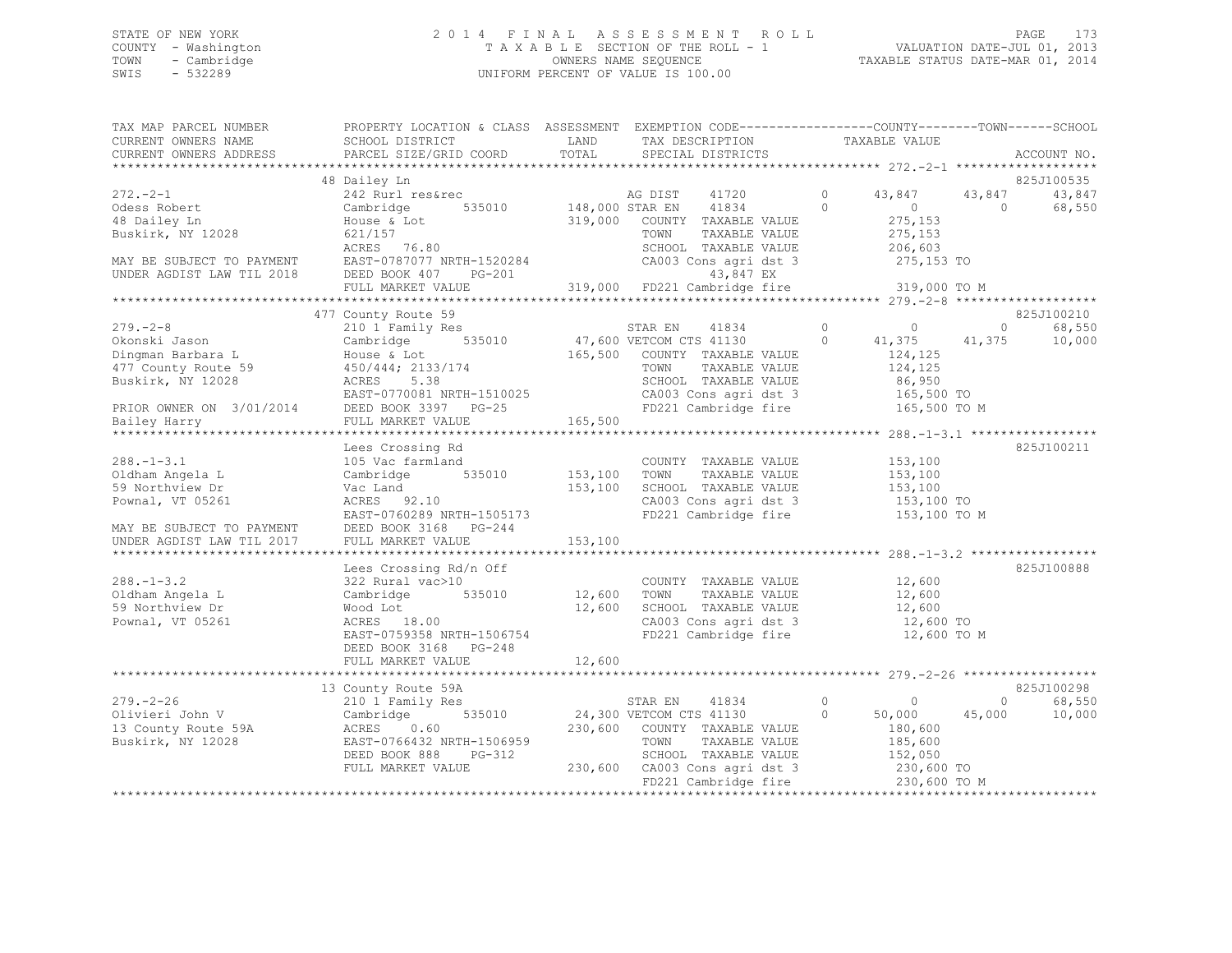STATE OF NEW YORK
COUNTY - Washington
TOWN - Cambridge
SWIS - 532289

2014 FINAL ASSESSMENT ROLL
TAXABLE SECTION OF THE ROLL - 1
OWNERS NAME SEQUENCE
UNIFORM PERCENT OF VALUE IS 100.00

VALUATION DATE-JUL 01, 2013
TAXABLE STATUS DATE-MAR 01, 2014

| TAX MAP PARCEL NUMBER / CURRENT OWNERS NAME / CURRENT OWNERS ADDRESS | PROPERTY LOCATION & CLASS / SCHOOL DISTRICT / PARCEL SIZE/GRID COORD | ASSESSMENT LAND / TOTAL | EXEMPTION CODE / TAX DESCRIPTION / SPECIAL DISTRICTS | | COUNTY TAXABLE VALUE | TOWN | SCHOOL | ACCOUNT NO. |
|---|---|---|---|---|---|---|---|---|
| **272.-2-1** | 48 Dailey Ln | | | | | | | 825J100535 |
| 272.-2-1 | 242 Rurl res&rec | | AG DIST 41720 | 0 | 43,847 | 43,847 | 43,847 | |
| Odess Robert | Cambridge 535010 | 148,000 | STAR EN 41834 | 0 | 0 | 0 | 68,550 | |
| 48 Dailey Ln | House & Lot | 319,000 | COUNTY TAXABLE VALUE | | 275,153 | | | |
| Buskirk, NY 12028 | 621/157 | | TOWN TAXABLE VALUE | | 275,153 | | | |
| | ACRES 76.80 | | SCHOOL TAXABLE VALUE | | 206,603 | | | |
| MAY BE SUBJECT TO PAYMENT | EAST-0787077 NRTH-1520284 | | CA003 Cons agri dst 3 | | 275,153 TO | | | |
| UNDER AGDIST LAW TIL 2018 | DEED BOOK 407 PG-201 | | 43,847 EX | | | | | |
| | FULL MARKET VALUE | 319,000 | FD221 Cambridge fire | | 319,000 TO M | | | |
| **279.-2-8** | 477 County Route 59 | | | | | | | 825J100210 |
| 279.-2-8 | 210 1 Family Res | | STAR EN 41834 | 0 | 0 | 0 | 68,550 | |
| Okonski Jason | Cambridge 535010 | 47,600 | VETCOM CTS 41130 | 0 | 41,375 | 41,375 | 10,000 | |
| Dingman Barbara L | House & Lot | 165,500 | COUNTY TAXABLE VALUE | | 124,125 | | | |
| 477 County Route 59 | 450/444; 2133/174 | | TOWN TAXABLE VALUE | | 124,125 | | | |
| Buskirk, NY 12028 | ACRES 5.38 | | SCHOOL TAXABLE VALUE | | 86,950 | | | |
| | EAST-0770081 NRTH-1510025 | | CA003 Cons agri dst 3 | | 165,500 TO | | | |
| PRIOR OWNER ON 3/01/2014 | DEED BOOK 3397 PG-25 | | FD221 Cambridge fire | | 165,500 TO M | | | |
| Bailey Harry | FULL MARKET VALUE | 165,500 | | | | | | |
| **288.-1-3.1** | Lees Crossing Rd | | | | | | | 825J100211 |
| 288.-1-3.1 | 105 Vac farmland | | COUNTY TAXABLE VALUE | | 153,100 | | | |
| Oldham Angela L | Cambridge 535010 | 153,100 | TOWN TAXABLE VALUE | | 153,100 | | | |
| 59 Northview Dr | Vac Land | 153,100 | SCHOOL TAXABLE VALUE | | 153,100 | | | |
| Pownal, VT 05261 | ACRES 92.10 | | CA003 Cons agri dst 3 | | 153,100 TO | | | |
| | EAST-0760289 NRTH-1505173 | | FD221 Cambridge fire | | 153,100 TO M | | | |
| MAY BE SUBJECT TO PAYMENT | DEED BOOK 3168 PG-244 | | | | | | | |
| UNDER AGDIST LAW TIL 2017 | FULL MARKET VALUE | 153,100 | | | | | | |
| **288.-1-3.2** | Lees Crossing Rd/n Off | | | | | | | 825J100888 |
| 288.-1-3.2 | 322 Rural vac>10 | | COUNTY TAXABLE VALUE | | 12,600 | | | |
| Oldham Angela L | Cambridge 535010 | 12,600 | TOWN TAXABLE VALUE | | 12,600 | | | |
| 59 Northview Dr | Wood Lot | 12,600 | SCHOOL TAXABLE VALUE | | 12,600 | | | |
| Pownal, VT 05261 | ACRES 18.00 | | CA003 Cons agri dst 3 | | 12,600 TO | | | |
| | EAST-0759358 NRTH-1506754 | | FD221 Cambridge fire | | 12,600 TO M | | | |
| | DEED BOOK 3168 PG-248 | | | | | | | |
| | FULL MARKET VALUE | 12,600 | | | | | | |
| **279.-2-26** | 13 County Route 59A | | | | | | | 825J100298 |
| 279.-2-26 | 210 1 Family Res | | STAR EN 41834 | 0 | 0 | 0 | 68,550 | |
| Olivieri John V | Cambridge 535010 | 24,300 | VETCOM CTS 41130 | 0 | 50,000 | 45,000 | 10,000 | |
| 13 County Route 59A | ACRES 0.60 | 230,600 | COUNTY TAXABLE VALUE | | 180,600 | | | |
| Buskirk, NY 12028 | EAST-0766432 NRTH-1506959 | | TOWN TAXABLE VALUE | | 185,600 | | | |
| | DEED BOOK 888 PG-312 | | SCHOOL TAXABLE VALUE | | 152,050 | | | |
| | FULL MARKET VALUE | 230,600 | CA003 Cons agri dst 3 | | 230,600 TO | | | |
| | | | FD221 Cambridge fire | | 230,600 TO M | | | |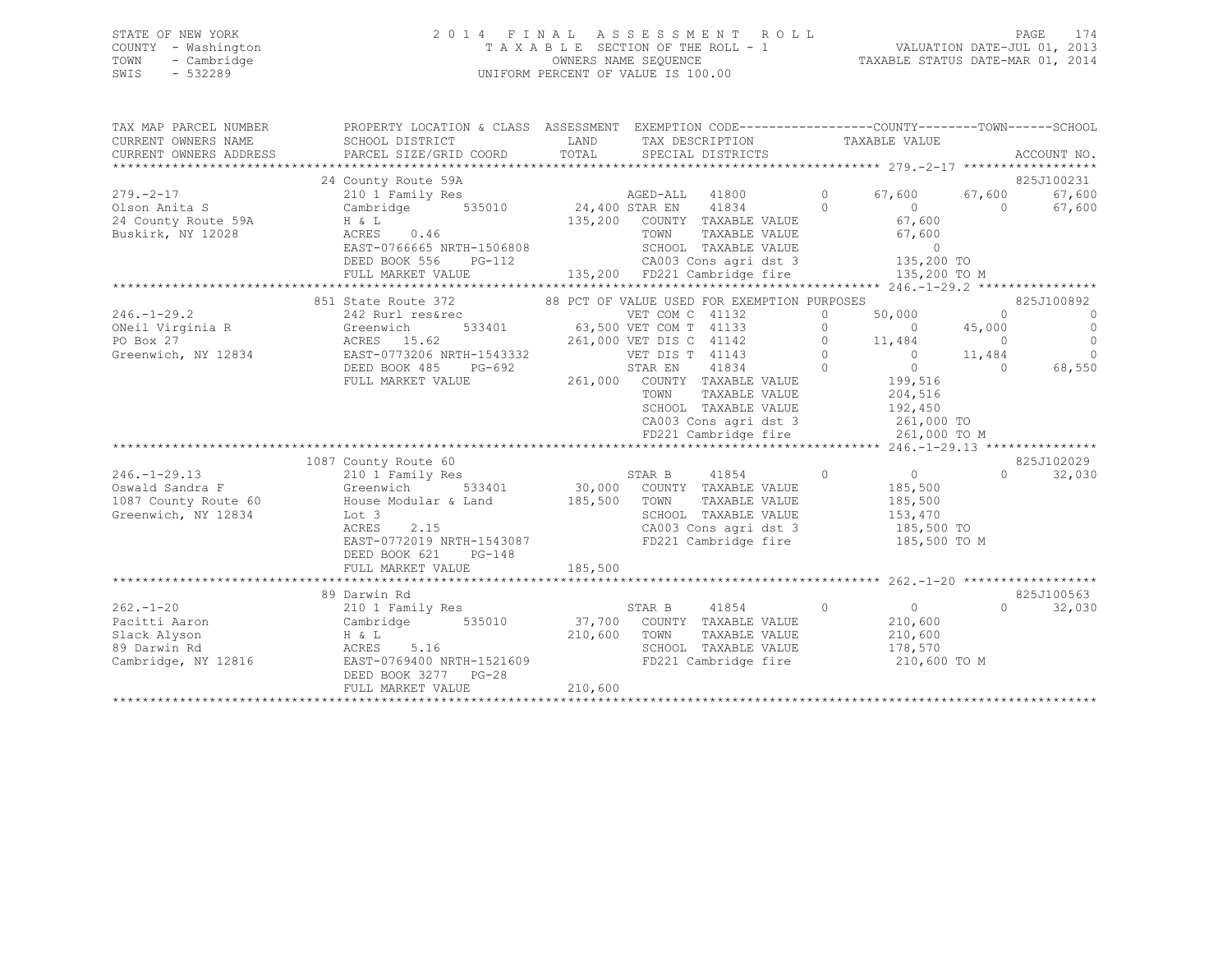STATE OF NEW YORK — COUNTY - Washington — TOWN - Cambridge — SWIS - 532289

# 2014 FINAL ASSESSMENT ROLL

TAXABLE SECTION OF THE ROLL - 1 — OWNERS NAME SEQUENCE — UNIFORM PERCENT OF VALUE IS 100.00

VALUATION DATE-JUL 01, 2013 — TAXABLE STATUS DATE-MAR 01, 2014

| TAX MAP PARCEL NUMBER / CURRENT OWNERS NAME / CURRENT OWNERS ADDRESS | PROPERTY LOCATION & CLASS / SCHOOL DISTRICT / PARCEL SIZE/GRID COORD | ASSESSMENT LAND / TOTAL | EXEMPTION CODE / TAX DESCRIPTION / SPECIAL DISTRICTS | COUNTY TAXABLE VALUE | TOWN | SCHOOL | ACCOUNT NO. |
|---|---|---|---|---|---|---|---|
| 279.-2-17 | 24 County Route 59A | | | | | | 825J100231 |
| Olson Anita S | 210 1 Family Res | | AGED-ALL 41800 0 | 67,600 | 67,600 | 67,600 | |
| 24 County Route 59A | Cambridge 535010 | 24,400 | STAR EN 41834 0 | 0 | 0 | 67,600 | |
| Buskirk, NY 12028 | H & L | 135,200 | COUNTY TAXABLE VALUE | 67,600 | | | |
| | ACRES 0.46 | | TOWN TAXABLE VALUE | 67,600 | | | |
| | EAST-0766665 NRTH-1506808 | | SCHOOL TAXABLE VALUE | 0 | | | |
| | DEED BOOK 556 PG-112 | | CA003 Cons agri dst 3 | 135,200 TO | | | |
| | FULL MARKET VALUE | 135,200 | FD221 Cambridge fire | 135,200 TO M | | | |
| 246.-1-29.2 | 851 State Route 372 | | 88 PCT OF VALUE USED FOR EXEMPTION PURPOSES | | | | 825J100892 |
| ONeil Virginia R | 242 Rurl res&rec | | VET COM C 41132 0 | 50,000 | 0 | 0 | |
| PO Box 27 | Greenwich 533401 | 63,500 | VET COM T 41133 0 | 0 | 45,000 | 0 | |
| Greenwich, NY 12834 | ACRES 15.62 | 261,000 | VET DIS C 41142 0 | 11,484 | 0 | 0 | |
| | EAST-0773206 NRTH-1543332 | | VET DIS T 41143 0 | 0 | 11,484 | 0 | |
| | DEED BOOK 485 PG-692 | | STAR EN 41834 0 | 0 | 0 | 68,550 | |
| | FULL MARKET VALUE | 261,000 | COUNTY TAXABLE VALUE | 199,516 | | | |
| | | | TOWN TAXABLE VALUE | 204,516 | | | |
| | | | SCHOOL TAXABLE VALUE | 192,450 | | | |
| | | | CA003 Cons agri dst 3 | 261,000 TO | | | |
| | | | FD221 Cambridge fire | 261,000 TO M | | | |
| 246.-1-29.13 | 1087 County Route 60 | | | | | | 825J102029 |
| Oswald Sandra F | 210 1 Family Res | | STAR B 41854 0 | 0 | 0 | 32,030 | |
| 1087 County Route 60 | Greenwich 533401 | 30,000 | COUNTY TAXABLE VALUE | 185,500 | | | |
| Greenwich, NY 12834 | House Modular & Land | 185,500 | TOWN TAXABLE VALUE | 185,500 | | | |
| | Lot 3 | | SCHOOL TAXABLE VALUE | 153,470 | | | |
| | ACRES 2.15 | | CA003 Cons agri dst 3 | 185,500 TO | | | |
| | EAST-0772019 NRTH-1543087 | | FD221 Cambridge fire | 185,500 TO M | | | |
| | DEED BOOK 621 PG-148 | | | | | | |
| | FULL MARKET VALUE | 185,500 | | | | | |
| 262.-1-20 | 89 Darwin Rd | | | | | | 825J100563 |
| Pacitti Aaron | 210 1 Family Res | | STAR B 41854 0 | 0 | 0 | 32,030 | |
| Slack Alyson | Cambridge 535010 | 37,700 | COUNTY TAXABLE VALUE | 210,600 | | | |
| 89 Darwin Rd | H & L | 210,600 | TOWN TAXABLE VALUE | 210,600 | | | |
| Cambridge, NY 12816 | ACRES 5.16 | | SCHOOL TAXABLE VALUE | 178,570 | | | |
| | EAST-0769400 NRTH-1521609 | | FD221 Cambridge fire | 210,600 TO M | | | |
| | DEED BOOK 3277 PG-28 | | | | | | |
| | FULL MARKET VALUE | 210,600 | | | | | |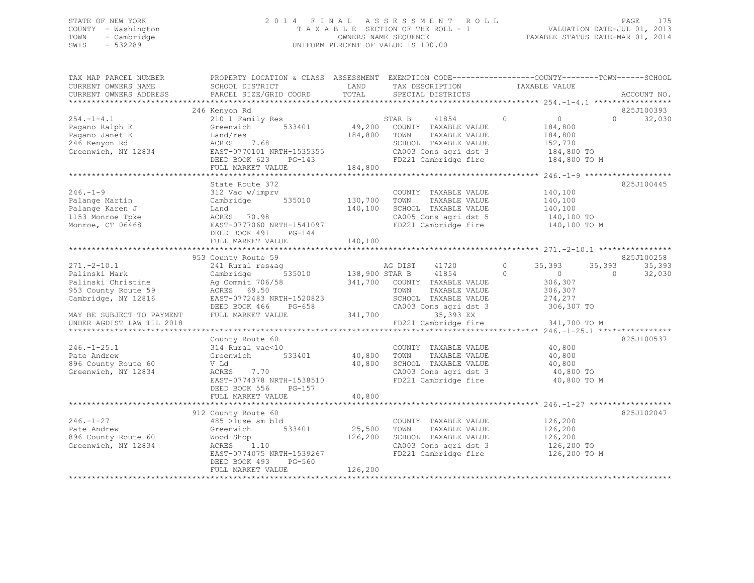STATE OF NEW YORK — 2014 FINAL ASSESSMENT ROLL — PAGE 175
COUNTY - Washington — TAXABLE SECTION OF THE ROLL - 1 — VALUATION DATE-JUL 01, 2013
TOWN - Cambridge — OWNERS NAME SEQUENCE — TAXABLE STATUS DATE-MAR 01, 2014
SWIS - 532289 — UNIFORM PERCENT OF VALUE IS 100.00

```
TAX MAP PARCEL NUMBER          PROPERTY LOCATION & CLASS  ASSESSMENT  EXEMPTION CODE-----------------COUNTY--------TOWN------SCHOOL
CURRENT OWNERS NAME            SCHOOL DISTRICT               LAND      TAX DESCRIPTION             TAXABLE VALUE
CURRENT OWNERS ADDRESS         PARCEL SIZE/GRID COORD        TOTAL     SPECIAL DISTRICTS                                       ACCOUNT NO.
******************************************************************************************************* 254.-1-4.1 *****************
                               246 Kenyon Rd                                                                                   825J100393
254.-1-4.1                     210 1 Family Res                         STAR B     41854         0           0            0      32,030
Pagano Ralph E                 Greenwich      533401        49,200     COUNTY  TAXABLE VALUE            184,800
Pagano Janet K                 Land/res                    184,800     TOWN    TAXABLE VALUE            184,800
246 Kenyon Rd                  ACRES    7.68                           SCHOOL  TAXABLE VALUE            152,770
Greenwich, NY 12834            EAST-0770101 NRTH-1535355               CA003 Cons agri dst 3             184,800 TO
                               DEED BOOK 623    PG-143                 FD221 Cambridge fire              184,800 TO M
                               FULL MARKET VALUE           184,800
******************************************************************************************************* 246.-1-9 *******************
                               State Route 372                                                                                 825J100445
246.-1-9                       312 Vac w/imprv                         COUNTY  TAXABLE VALUE            140,100
Palange Martin                 Cambridge      535010       130,700     TOWN    TAXABLE VALUE            140,100
Palange Karen J                Land                        140,100     SCHOOL  TAXABLE VALUE            140,100
1153 Monroe Tpke               ACRES   70.98                           CA005 Cons agri dst 5             140,100 TO
Monroe, CT 06468               EAST-0777060 NRTH-1541097               FD221 Cambridge fire              140,100 TO M
                               DEED BOOK 491    PG-144
                               FULL MARKET VALUE           140,100
******************************************************************************************************* 271.-2-10.1 ****************
                               953 County Route 59                                                                             825J100258
271.-2-10.1                    241 Rural res&ag                         AG DIST    41720         0      35,393       35,393      35,393
Palinski Mark                  Cambridge      535010       138,900 STAR B     41854         0           0            0      32,030
Palinski Christine             Ag Commit 706/58            341,700     COUNTY  TAXABLE VALUE            306,307
953 County Route 59            ACRES   69.50                           TOWN    TAXABLE VALUE            306,307
Cambridge, NY 12816            EAST-0772483 NRTH-1520823               SCHOOL  TAXABLE VALUE            274,277
                               DEED BOOK 466    PG-658                 CA003 Cons agri dst 3             306,307 TO
MAY BE SUBJECT TO PAYMENT      FULL MARKET VALUE           341,700              35,393 EX
UNDER AGDIST LAW TIL 2018                                              FD221 Cambridge fire              341,700 TO M
******************************************************************************************************* 246.-1-25.1 ****************
                               County Route 60                                                                                 825J100537
246.-1-25.1                    314 Rural vac<10                        COUNTY  TAXABLE VALUE             40,800
Pate Andrew                    Greenwich      533401        40,800     TOWN    TAXABLE VALUE             40,800
896 County Route 60            V Ld                         40,800     SCHOOL  TAXABLE VALUE             40,800
Greenwich, NY 12834            ACRES    7.70                           CA003 Cons agri dst 3              40,800 TO
                               EAST-0774378 NRTH-1538510               FD221 Cambridge fire               40,800 TO M
                               DEED BOOK 556    PG-157
                               FULL MARKET VALUE            40,800
******************************************************************************************************* 246.-1-27 ******************
                               912 County Route 60                                                                             825J102047
246.-1-27                      485 >1use sm bld                        COUNTY  TAXABLE VALUE            126,200
Pate Andrew                    Greenwich      533401        25,500     TOWN    TAXABLE VALUE            126,200
896 County Route 60            Wood Shop                   126,200     SCHOOL  TAXABLE VALUE            126,200
Greenwich, NY 12834            ACRES    1.10                           CA003 Cons agri dst 3             126,200 TO
                               EAST-0774075 NRTH-1539267               FD221 Cambridge fire              126,200 TO M
                               DEED BOOK 493    PG-560
                               FULL MARKET VALUE           126,200
************************************************************************************************************************************
```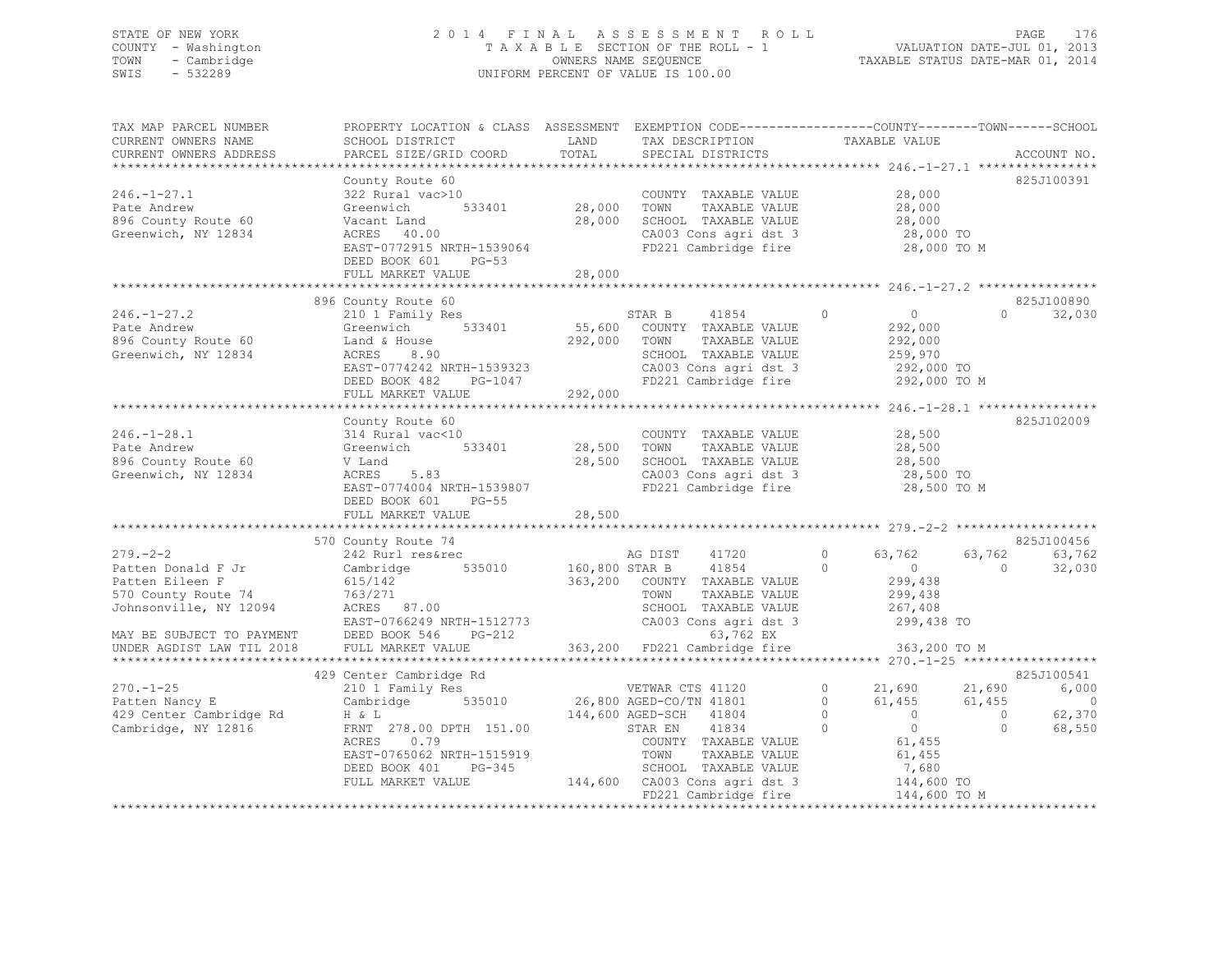STATE OF NEW YORK
COUNTY - Washington
TOWN - Cambridge
SWIS - 532289

2014 FINAL ASSESSMENT ROLL
TAXABLE SECTION OF THE ROLL - 1
OWNERS NAME SEQUENCE
UNIFORM PERCENT OF VALUE IS 100.00

VALUATION DATE-JUL 01, 2013
TAXABLE STATUS DATE-MAR 01, 2014

```
TAX MAP PARCEL NUMBER          PROPERTY LOCATION & CLASS  ASSESSMENT  EXEMPTION CODE------------------COUNTY--------TOWN------SCHOOL
CURRENT OWNERS NAME            SCHOOL DISTRICT            LAND        TAX DESCRIPTION            TAXABLE VALUE
CURRENT OWNERS ADDRESS         PARCEL SIZE/GRID COORD     TOTAL       SPECIAL DISTRICTS                                        ACCOUNT NO.
************************************************************************************************ 246.-1-27.1 ****************
                               County Route 60                                                                              825J100391
246.-1-27.1                    322 Rural vac>10                       COUNTY  TAXABLE VALUE             28,000
Pate Andrew                    Greenwich       533401      28,000     TOWN    TAXABLE VALUE             28,000
896 County Route 60            Vacant Land                 28,000     SCHOOL  TAXABLE VALUE             28,000
Greenwich, NY 12834            ACRES   40.00                          CA003 Cons agri dst 3              28,000 TO
                               EAST-0772915 NRTH-1539064              FD221 Cambridge fire               28,000 TO M
                               DEED BOOK 601    PG-53
                               FULL MARKET VALUE           28,000
************************************************************************************************ 246.-1-27.2 ****************
                               896 County Route 60                                                                          825J100890
246.-1-27.2                    210 1 Family Res                       STAR B     41854        0          0          0       32,030
Pate Andrew                    Greenwich       533401      55,600     COUNTY  TAXABLE VALUE            292,000
896 County Route 60            Land & House               292,000     TOWN    TAXABLE VALUE            292,000
Greenwich, NY 12834            ACRES    8.90                          SCHOOL  TAXABLE VALUE            259,970
                               EAST-0774242 NRTH-1539323              CA003 Cons agri dst 3             292,000 TO
                               DEED BOOK 482    PG-1047               FD221 Cambridge fire              292,000 TO M
                               FULL MARKET VALUE          292,000
************************************************************************************************ 246.-1-28.1 ****************
                               County Route 60                                                                              825J102009
246.-1-28.1                    314 Rural vac<10                       COUNTY  TAXABLE VALUE             28,500
Pate Andrew                    Greenwich       533401      28,500     TOWN    TAXABLE VALUE             28,500
896 County Route 60            V Land                      28,500     SCHOOL  TAXABLE VALUE             28,500
Greenwich, NY 12834            ACRES    5.83                          CA003 Cons agri dst 3              28,500 TO
                               EAST-0774004 NRTH-1539807              FD221 Cambridge fire               28,500 TO M
                               DEED BOOK 601    PG-55
                               FULL MARKET VALUE           28,500
************************************************************************************************ 279.-2-2 *******************
                               570 County Route 74                                                                          825J100456
279.-2-2                       242 Rurl res&rec                       AG DIST    41720        0     63,762     63,762       63,762
Patten Donald F Jr             Cambridge       535010     160,800 STAR B     41854        0          0          0       32,030
Patten Eileen F                615/142                    363,200     COUNTY  TAXABLE VALUE            299,438
570 County Route 74            763/271                                TOWN    TAXABLE VALUE            299,438
Johnsonville, NY 12094         ACRES   87.00                          SCHOOL  TAXABLE VALUE            267,408
                               EAST-0766249 NRTH-1512773              CA003 Cons agri dst 3             299,438 TO
MAY BE SUBJECT TO PAYMENT      DEED BOOK 546    PG-212                      63,762 EX
UNDER AGDIST LAW TIL 2018      FULL MARKET VALUE          363,200     FD221 Cambridge fire              363,200 TO M
************************************************************************************************ 270.-1-25 ******************
                               429 Center Cambridge Rd                                                                      825J100541
270.-1-25                      210 1 Family Res                       VETWAR CTS 41120        0     21,690     21,690        6,000
Patten Nancy E                 Cambridge       535010      26,800 AGED-CO/TN 41801        0     61,455     61,455            0
429 Center Cambridge Rd        H & L                      144,600 AGED-SCH   41804        0          0          0       62,370
Cambridge, NY 12816            FRNT 278.00 DPTH 151.00                STAR EN    41834        0          0          0       68,550
                               ACRES    0.79                          COUNTY  TAXABLE VALUE             61,455
                               EAST-0765062 NRTH-1515919              TOWN    TAXABLE VALUE             61,455
                               DEED BOOK 401    PG-345                SCHOOL  TAXABLE VALUE              7,680
                               FULL MARKET VALUE          144,600     CA003 Cons agri dst 3             144,600 TO
                                                                      FD221 Cambridge fire              144,600 TO M
******************************************************************************************************************************
```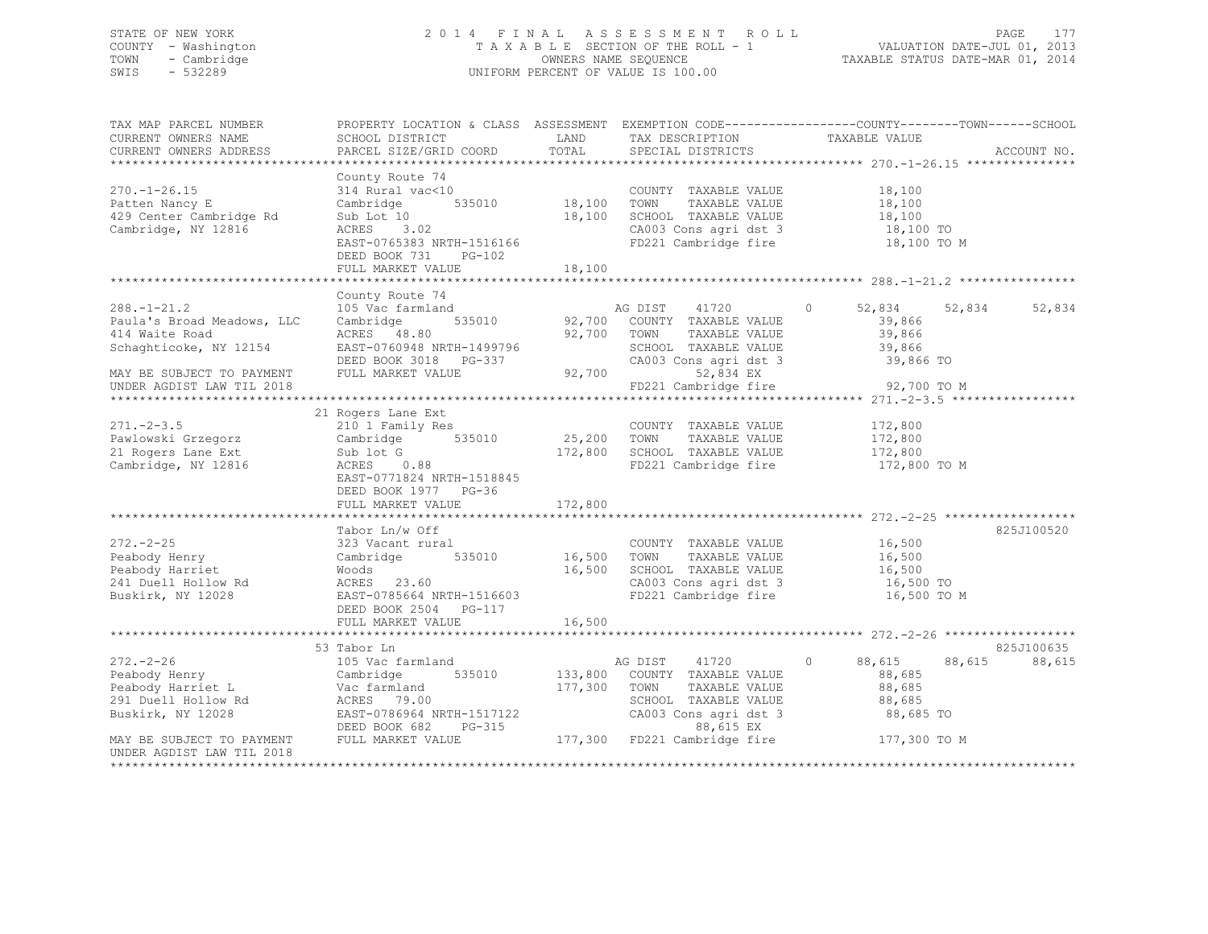STATE OF NEW YORK
COUNTY - Washington
TOWN - Cambridge
SWIS - 532289

2014 FINAL ASSESSMENT ROLL
TAXABLE SECTION OF THE ROLL - 1
OWNERS NAME SEQUENCE
UNIFORM PERCENT OF VALUE IS 100.00

VALUATION DATE-JUL 01, 2013
TAXABLE STATUS DATE-MAR 01, 2014

```
TAX MAP PARCEL NUMBER          PROPERTY LOCATION & CLASS  ASSESSMENT  EXEMPTION CODE-----------------COUNTY--------TOWN------SCHOOL
CURRENT OWNERS NAME            SCHOOL DISTRICT               LAND      TAX DESCRIPTION            TAXABLE VALUE
CURRENT OWNERS ADDRESS         PARCEL SIZE/GRID COORD        TOTAL     SPECIAL DISTRICTS                                 ACCOUNT NO.
******************************************************************************************************* 270.-1-26.15 ***************
                               County Route 74
270.-1-26.15                   314 Rural vac<10                         COUNTY  TAXABLE VALUE          18,100
Patten Nancy E                 Cambridge      535010       18,100      TOWN    TAXABLE VALUE          18,100
429 Center Cambridge Rd        Sub Lot 10                  18,100      SCHOOL  TAXABLE VALUE          18,100
Cambridge, NY 12816            ACRES    3.02                            CA003 Cons agri dst 3          18,100 TO
                               EAST-0765383 NRTH-1516166                FD221 Cambridge fire           18,100 TO M
                               DEED BOOK 731     PG-102
                               FULL MARKET VALUE           18,100
******************************************************************************************************* 288.-1-21.2 ****************
                               County Route 74
288.-1-21.2                    105 Vac farmland                         AG DIST     41720         0      52,834      52,834      52,834
Paula's Broad Meadows, LLC     Cambridge      535010       92,700      COUNTY  TAXABLE VALUE          39,866
414 Waite Road                 ACRES   48.80               92,700      TOWN    TAXABLE VALUE          39,866
Schaghticoke, NY 12154         EAST-0760948 NRTH-1499796                SCHOOL  TAXABLE VALUE          39,866
                               DEED BOOK 3018    PG-337                 CA003 Cons agri dst 3          39,866 TO
MAY BE SUBJECT TO PAYMENT      FULL MARKET VALUE           92,700            52,834 EX
UNDER AGDIST LAW TIL 2018                                               FD221 Cambridge fire           92,700 TO M
******************************************************************************************************* 271.-2-3.5 *****************
                               21 Rogers Lane Ext
271.-2-3.5                     210 1 Family Res                         COUNTY  TAXABLE VALUE         172,800
Pawlowski Grzegorz             Cambridge      535010       25,200      TOWN    TAXABLE VALUE         172,800
21 Rogers Lane Ext             Sub lot G                  172,800      SCHOOL  TAXABLE VALUE         172,800
Cambridge, NY 12816            ACRES    0.88                            FD221 Cambridge fire          172,800 TO M
                               EAST-0771824 NRTH-1518845
                               DEED BOOK 1977    PG-36
                               FULL MARKET VALUE          172,800
******************************************************************************************************* 272.-2-25 ******************
                               Tabor Ln/w Off                                                                            825J100520
272.-2-25                      323 Vacant rural                         COUNTY  TAXABLE VALUE          16,500
Peabody Henry                  Cambridge      535010       16,500      TOWN    TAXABLE VALUE          16,500
Peabody Harriet                Woods                       16,500      SCHOOL  TAXABLE VALUE          16,500
241 Duell Hollow Rd            ACRES   23.60                            CA003 Cons agri dst 3          16,500 TO
Buskirk, NY 12028              EAST-0785664 NRTH-1516603                FD221 Cambridge fire           16,500 TO M
                               DEED BOOK 2504    PG-117
                               FULL MARKET VALUE           16,500
******************************************************************************************************* 272.-2-26 ******************
                               53 Tabor Ln                                                                               825J100635
272.-2-26                      105 Vac farmland                         AG DIST     41720         0      88,615      88,615      88,615
Peabody Henry                  Cambridge      535010      133,800      COUNTY  TAXABLE VALUE          88,685
Peabody Harriet L              Vac farmland               177,300      TOWN    TAXABLE VALUE          88,685
291 Duell Hollow Rd            ACRES   79.00                            SCHOOL  TAXABLE VALUE          88,685
Buskirk, NY 12028              EAST-0786964 NRTH-1517122                CA003 Cons agri dst 3          88,685 TO
                               DEED BOOK 682     PG-315                      88,615 EX
MAY BE SUBJECT TO PAYMENT      FULL MARKET VALUE          177,300      FD221 Cambridge fire          177,300 TO M
UNDER AGDIST LAW TIL 2018
************************************************************************************************************************************
```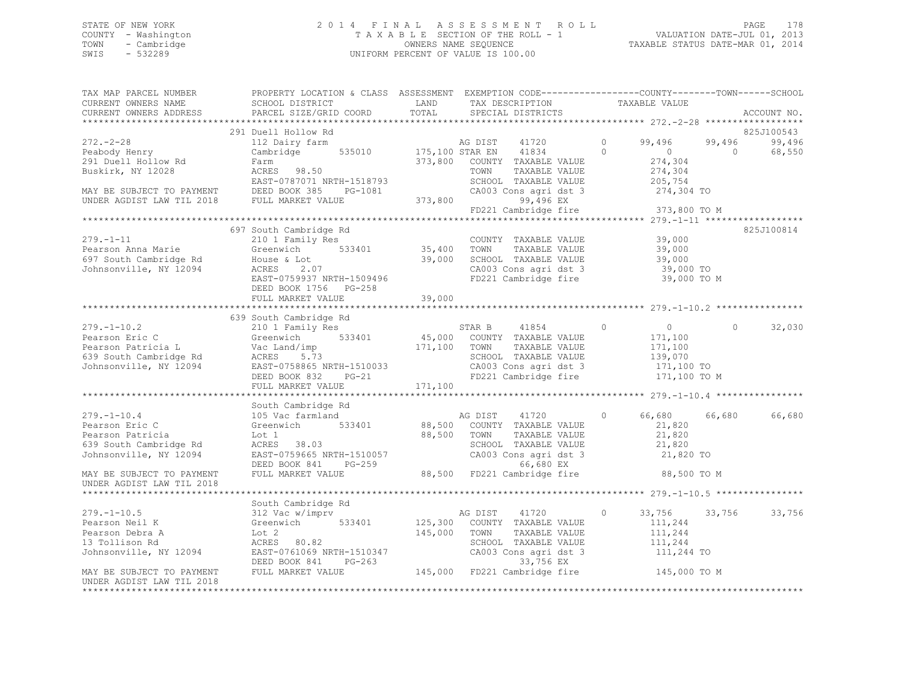STATE OF NEW YORK | 2014 FINAL ASSESSMENT ROLL | PAGE 178
COUNTY - Washington | TAXABLE SECTION OF THE ROLL - 1 | VALUATION DATE-JUL 01, 2013
TOWN - Cambridge | OWNERS NAME SEQUENCE | TAXABLE STATUS DATE-MAR 01, 2014
SWIS - 532289 | UNIFORM PERCENT OF VALUE IS 100.00

```
TAX MAP PARCEL NUMBER          PROPERTY LOCATION & CLASS  ASSESSMENT  EXEMPTION CODE-----------------COUNTY--------TOWN------SCHOOL
CURRENT OWNERS NAME            SCHOOL DISTRICT              LAND      TAX DESCRIPTION            TAXABLE VALUE
CURRENT OWNERS ADDRESS         PARCEL SIZE/GRID COORD       TOTAL     SPECIAL DISTRICTS                                      ACCOUNT NO.
******************************************************************************************************* 272.-2-28 ******************
                               291 Duell Hollow Rd                                                                          825J100543
272.-2-28                      112 Dairy farm                         AG DIST     41720        0       99,496     99,496      99,496
Peabody Henry                  Cambridge      535010     175,100 STAR EN     41834        0            0          0      68,550
291 Duell Hollow Rd            Farm                      373,800    COUNTY  TAXABLE VALUE               274,304
Buskirk, NY 12028              ACRES   98.50                        TOWN    TAXABLE VALUE               274,304
                               EAST-0787071 NRTH-1518793            SCHOOL  TAXABLE VALUE               205,754
MAY BE SUBJECT TO PAYMENT      DEED BOOK 385     PG-1081            CA003 Cons agri dst 3               274,304 TO
UNDER AGDIST LAW TIL 2018      FULL MARKET VALUE         373,800          99,496 EX
                                                                    FD221 Cambridge fire                373,800 TO M
******************************************************************************************************* 279.-1-11 ******************
                               697 South Cambridge Rd                                                                       825J100814
279.-1-11                      210 1 Family Res                      COUNTY  TAXABLE VALUE                39,000
Pearson Anna Marie             Greenwich      533401      35,400    TOWN    TAXABLE VALUE                39,000
697 South Cambridge Rd         House & Lot                39,000    SCHOOL  TAXABLE VALUE                39,000
Johnsonville, NY 12094         ACRES    2.07                        CA003 Cons agri dst 3                39,000 TO
                               EAST-0759937 NRTH-1509496            FD221 Cambridge fire                 39,000 TO M
                               DEED BOOK 1756    PG-258
                               FULL MARKET VALUE           39,000
******************************************************************************************************* 279.-1-10.2 ****************
                               639 South Cambridge Rd
279.-1-10.2                    210 1 Family Res                      STAR B      41854        0            0          0      32,030
Pearson Eric C                 Greenwich      533401      45,000    COUNTY  TAXABLE VALUE               171,100
Pearson Patricia L             Vac Land/imp              171,100    TOWN    TAXABLE VALUE               171,100
639 South Cambridge Rd         ACRES    5.73                        SCHOOL  TAXABLE VALUE               139,070
Johnsonville, NY 12094         EAST-0758865 NRTH-1510033            CA003 Cons agri dst 3               171,100 TO
                               DEED BOOK 832     PG-21              FD221 Cambridge fire                171,100 TO M
                               FULL MARKET VALUE          171,100
******************************************************************************************************* 279.-1-10.4 ****************
                               South Cambridge Rd
279.-1-10.4                    105 Vac farmland                       AG DIST     41720        0       66,680     66,680      66,680
Pearson Eric C                 Greenwich      533401      88,500    COUNTY  TAXABLE VALUE                21,820
Pearson Patricia               Lot 1                      88,500    TOWN    TAXABLE VALUE                21,820
639 South Cambridge Rd         ACRES   38.03                        SCHOOL  TAXABLE VALUE                21,820
Johnsonville, NY 12094         EAST-0759665 NRTH-1510057            CA003 Cons agri dst 3                21,820 TO
                               DEED BOOK 841     PG-259                   66,680 EX
MAY BE SUBJECT TO PAYMENT      FULL MARKET VALUE           88,500   FD221 Cambridge fire                 88,500 TO M
UNDER AGDIST LAW TIL 2018
******************************************************************************************************* 279.-1-10.5 ****************
                               South Cambridge Rd
279.-1-10.5                    312 Vac w/imprv                        AG DIST     41720        0       33,756     33,756      33,756
Pearson Neil K                 Greenwich      533401     125,300    COUNTY  TAXABLE VALUE               111,244
Pearson Debra A                Lot 2                     145,000    TOWN    TAXABLE VALUE               111,244
13 Tollison Rd                 ACRES   80.82                        SCHOOL  TAXABLE VALUE               111,244
Johnsonville, NY 12094         EAST-0761069 NRTH-1510347            CA003 Cons agri dst 3               111,244 TO
                               DEED BOOK 841     PG-263                   33,756 EX
MAY BE SUBJECT TO PAYMENT      FULL MARKET VALUE          145,000   FD221 Cambridge fire                145,000 TO M
UNDER AGDIST LAW TIL 2018
************************************************************************************************************************************
```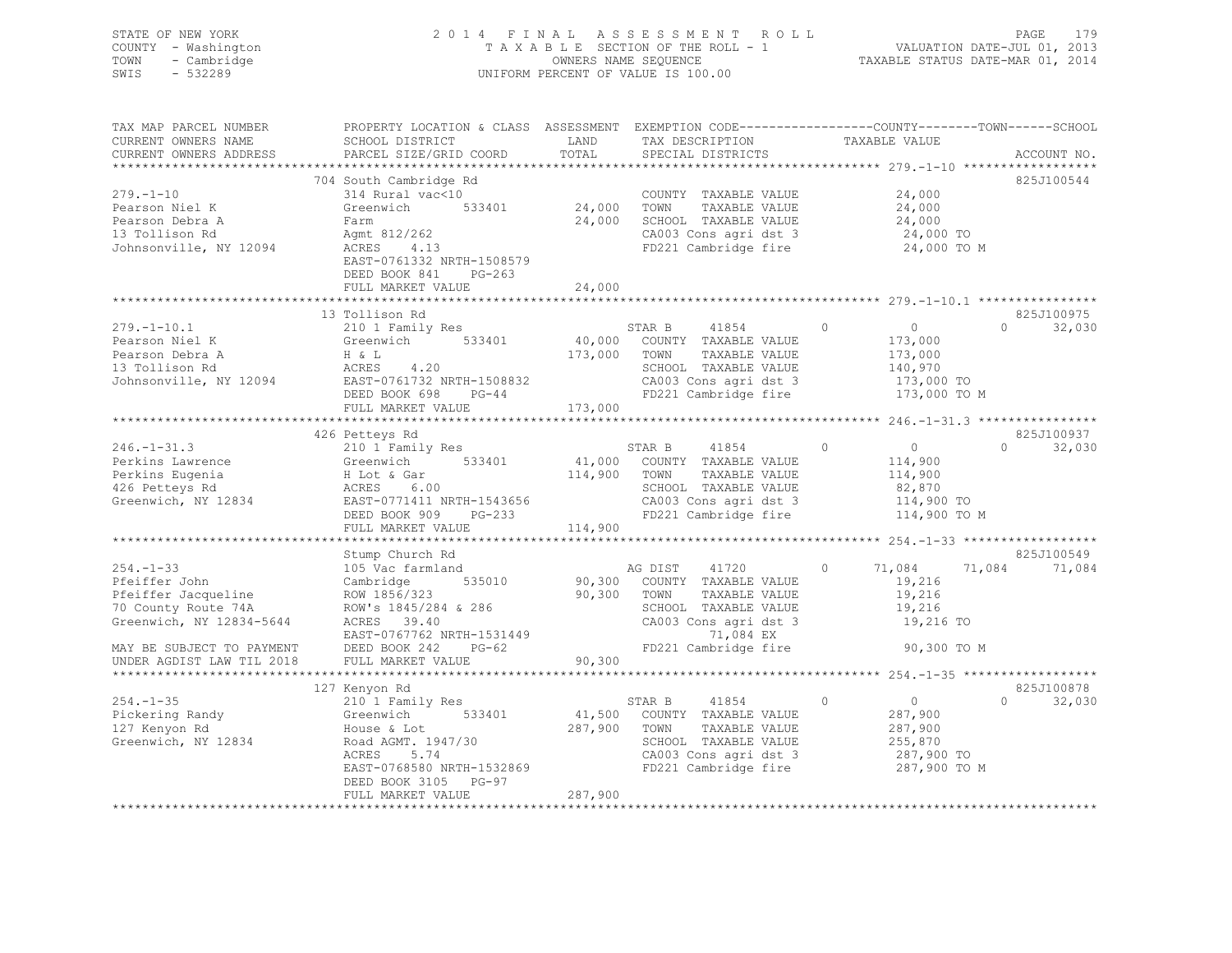STATE OF NEW YORK — 2014 FINAL ASSESSMENT ROLL
COUNTY - Washington — TAXABLE SECTION OF THE ROLL - 1 — VALUATION DATE-JUL 01, 2013
TOWN - Cambridge — OWNERS NAME SEQUENCE — TAXABLE STATUS DATE-MAR 01, 2014
SWIS - 532289 — UNIFORM PERCENT OF VALUE IS 100.00

| TAX MAP PARCEL NUMBER / CURRENT OWNERS NAME / CURRENT OWNERS ADDRESS | PROPERTY LOCATION & CLASS / SCHOOL DISTRICT / PARCEL SIZE/GRID COORD | ASSESSMENT LAND / TOTAL | EXEMPTION CODE / TAX DESCRIPTION / SPECIAL DISTRICTS | COUNTY TAXABLE VALUE | TOWN | SCHOOL | ACCOUNT NO. |
|---|---|---|---|---|---|---|---|
| **279.-1-10** | 704 South Cambridge Rd | | | | | | 825J100544 |
| 279.-1-10 | 314 Rural vac<10 | | COUNTY TAXABLE VALUE | 24,000 | | | |
| Pearson Niel K | Greenwich 533401 | 24,000 | TOWN TAXABLE VALUE | 24,000 | | | |
| Pearson Debra A | Farm | 24,000 | SCHOOL TAXABLE VALUE | 24,000 | | | |
| 13 Tollison Rd | Agmt 812/262 | | CA003 Cons agri dst 3 | 24,000 TO | | | |
| Johnsonville, NY 12094 | ACRES 4.13 | | FD221 Cambridge fire | 24,000 TO M | | | |
| | EAST-0761332 NRTH-1508579 | | | | | | |
| | DEED BOOK 841 PG-263 | | | | | | |
| | FULL MARKET VALUE | 24,000 | | | | | |
| **279.-1-10.1** | 13 Tollison Rd | | | | | | 825J100975 |
| 279.-1-10.1 | 210 1 Family Res | | STAR B 41854 | 0 | 0 | 32,030 | |
| Pearson Niel K | Greenwich 533401 | 40,000 | COUNTY TAXABLE VALUE | 173,000 | | | |
| Pearson Debra A | H & L | 173,000 | TOWN TAXABLE VALUE | 173,000 | | | |
| 13 Tollison Rd | ACRES 4.20 | | SCHOOL TAXABLE VALUE | 140,970 | | | |
| Johnsonville, NY 12094 | EAST-0761732 NRTH-1508832 | | CA003 Cons agri dst 3 | 173,000 TO | | | |
| | DEED BOOK 698 PG-44 | | FD221 Cambridge fire | 173,000 TO M | | | |
| | FULL MARKET VALUE | 173,000 | | | | | |
| **246.-1-31.3** | 426 Petteys Rd | | | | | | 825J100937 |
| 246.-1-31.3 | 210 1 Family Res | | STAR B 41854 | 0 | 0 | 32,030 | |
| Perkins Lawrence | Greenwich 533401 | 41,000 | COUNTY TAXABLE VALUE | 114,900 | | | |
| Perkins Eugenia | H Lot & Gar | 114,900 | TOWN TAXABLE VALUE | 114,900 | | | |
| 426 Petteys Rd | ACRES 6.00 | | SCHOOL TAXABLE VALUE | 82,870 | | | |
| Greenwich, NY 12834 | EAST-0771411 NRTH-1543656 | | CA003 Cons agri dst 3 | 114,900 TO | | | |
| | DEED BOOK 909 PG-233 | | FD221 Cambridge fire | 114,900 TO M | | | |
| | FULL MARKET VALUE | 114,900 | | | | | |
| **254.-1-33** | Stump Church Rd | | | | | | 825J100549 |
| 254.-1-33 | 105 Vac farmland | | AG DIST 41720 | 71,084 | 71,084 | 71,084 | |
| Pfeiffer John | Cambridge 535010 | 90,300 | COUNTY TAXABLE VALUE | 19,216 | | | |
| Pfeiffer Jacqueline | ROW 1856/323 | 90,300 | TOWN TAXABLE VALUE | 19,216 | | | |
| 70 County Route 74A | ROW's 1845/284 & 286 | | SCHOOL TAXABLE VALUE | 19,216 | | | |
| Greenwich, NY 12834-5644 | ACRES 39.40 | | CA003 Cons agri dst 3 | 19,216 TO | | | |
| | EAST-0767762 NRTH-1531449 | | 71,084 EX | | | | |
| MAY BE SUBJECT TO PAYMENT | DEED BOOK 242 PG-62 | | FD221 Cambridge fire | 90,300 TO M | | | |
| UNDER AGDIST LAW TIL 2018 | FULL MARKET VALUE | 90,300 | | | | | |
| **254.-1-35** | 127 Kenyon Rd | | | | | | 825J100878 |
| 254.-1-35 | 210 1 Family Res | | STAR B 41854 | 0 | 0 | 32,030 | |
| Pickering Randy | Greenwich 533401 | 41,500 | COUNTY TAXABLE VALUE | 287,900 | | | |
| 127 Kenyon Rd | House & Lot | 287,900 | TOWN TAXABLE VALUE | 287,900 | | | |
| Greenwich, NY 12834 | Road AGMT. 1947/30 | | SCHOOL TAXABLE VALUE | 255,870 | | | |
| | ACRES 5.74 | | CA003 Cons agri dst 3 | 287,900 TO | | | |
| | EAST-0768580 NRTH-1532869 | | FD221 Cambridge fire | 287,900 TO M | | | |
| | DEED BOOK 3105 PG-97 | | | | | | |
| | FULL MARKET VALUE | 287,900 | | | | | |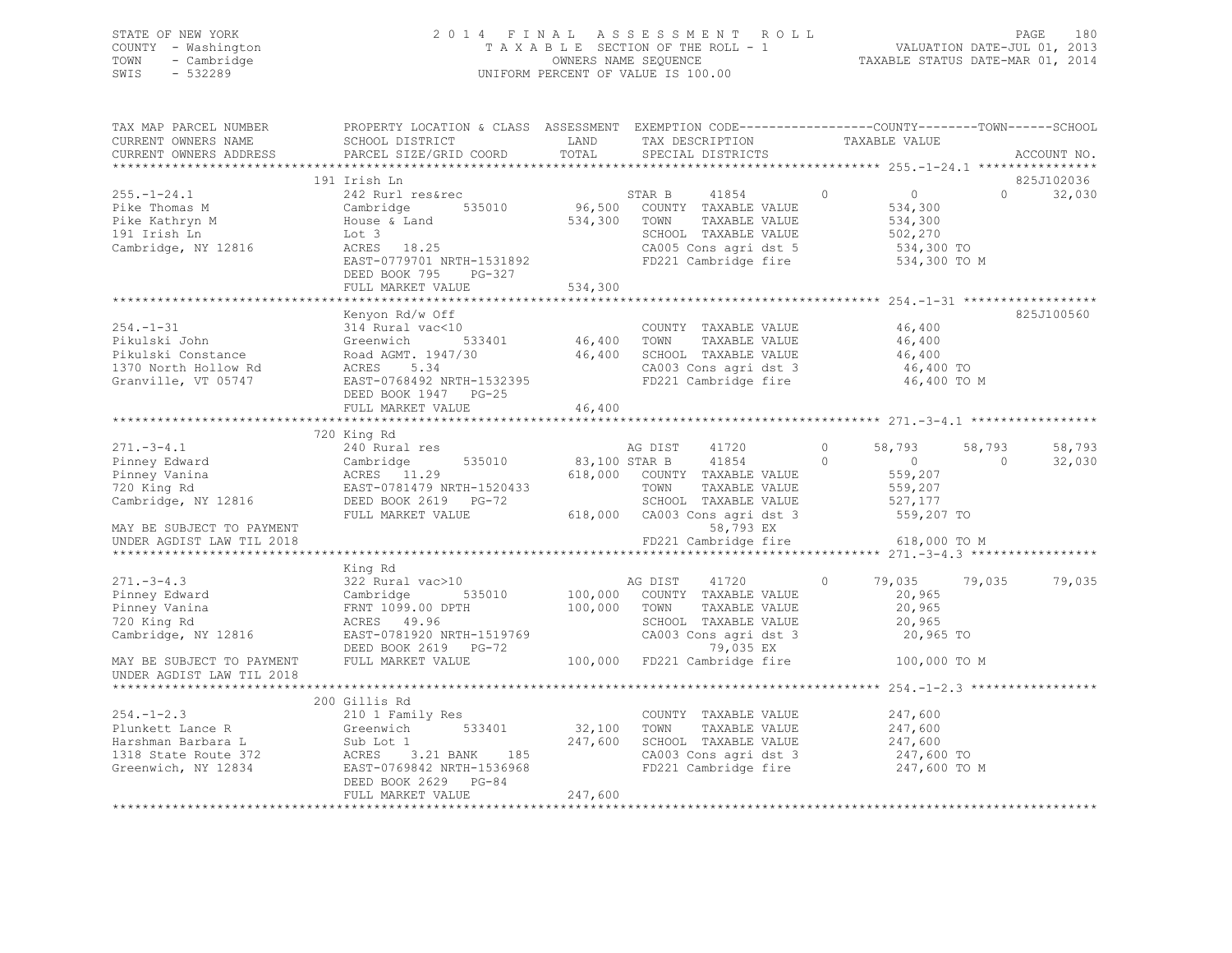STATE OF NEW YORK
COUNTY - Washington
TOWN - Cambridge
SWIS - 532289

2014 FINAL ASSESSMENT ROLL
TAXABLE SECTION OF THE ROLL - 1
OWNERS NAME SEQUENCE
UNIFORM PERCENT OF VALUE IS 100.00

VALUATION DATE-JUL 01, 2013
TAXABLE STATUS DATE-MAR 01, 2014

```
TAX MAP PARCEL NUMBER      PROPERTY LOCATION & CLASS  ASSESSMENT  EXEMPTION CODE------------------COUNTY--------TOWN------SCHOOL
CURRENT OWNERS NAME        SCHOOL DISTRICT              LAND      TAX DESCRIPTION              TAXABLE VALUE
CURRENT OWNERS ADDRESS     PARCEL SIZE/GRID COORD       TOTAL     SPECIAL DISTRICTS                                      ACCOUNT NO.
******************************************************************************************************* 255.-1-24.1 ****************
                           191 Irish Ln                                                                                 825J102036
255.-1-24.1                242 Rurl res&rec                      STAR B      41854         0            0           0      32,030
Pike Thomas M              Cambridge       535010      96,500    COUNTY  TAXABLE VALUE            534,300
Pike Kathryn M             House & Land               534,300    TOWN    TAXABLE VALUE            534,300
191 Irish Ln               Lot 3                                 SCHOOL  TAXABLE VALUE            502,270
Cambridge, NY 12816        ACRES   18.25                         CA005 Cons agri dst 5            534,300 TO
                           EAST-0779701 NRTH-1531892             FD221 Cambridge fire             534,300 TO M
                           DEED BOOK 795     PG-327
                           FULL MARKET VALUE          534,300
******************************************************************************************************* 254.-1-31 ******************
                           Kenyon Rd/w Off                                                                              825J100560
254.-1-31                  314 Rural vac<10                      COUNTY  TAXABLE VALUE             46,400
Pikulski John              Greenwich       533401      46,400    TOWN    TAXABLE VALUE             46,400
Pikulski Constance         Road AGMT. 1947/30          46,400    SCHOOL  TAXABLE VALUE             46,400
1370 North Hollow Rd       ACRES    5.34                         CA003 Cons agri dst 3             46,400 TO
Granville, VT 05747        EAST-0768492 NRTH-1532395             FD221 Cambridge fire              46,400 TO M
                           DEED BOOK 1947    PG-25
                           FULL MARKET VALUE           46,400
******************************************************************************************************* 271.-3-4.1 *****************
                           720 King Rd
271.-3-4.1                 240 Rural res                         AG DIST     41720         0       58,793      58,793      58,793
Pinney Edward              Cambridge       535010      83,100 STAR B      41854         0            0           0      32,030
Pinney Vanina              ACRES   11.29              618,000    COUNTY  TAXABLE VALUE            559,207
720 King Rd                EAST-0781479 NRTH-1520433             TOWN    TAXABLE VALUE            559,207
Cambridge, NY 12816        DEED BOOK 2619    PG-72               SCHOOL  TAXABLE VALUE            527,177
                           FULL MARKET VALUE          618,000    CA003 Cons agri dst 3            559,207 TO
MAY BE SUBJECT TO PAYMENT                                              58,793 EX
UNDER AGDIST LAW TIL 2018                                        FD221 Cambridge fire             618,000 TO M
******************************************************************************************************* 271.-3-4.3 *****************
                           King Rd
271.-3-4.3                 322 Rural vac>10                      AG DIST     41720         0       79,035      79,035      79,035
Pinney Edward              Cambridge       535010     100,000    COUNTY  TAXABLE VALUE             20,965
Pinney Vanina              FRNT 1099.00 DPTH          100,000    TOWN    TAXABLE VALUE             20,965
720 King Rd                ACRES   49.96                         SCHOOL  TAXABLE VALUE             20,965
Cambridge, NY 12816        EAST-0781920 NRTH-1519769             CA003 Cons agri dst 3             20,965 TO
                           DEED BOOK 2619    PG-72                     79,035 EX
MAY BE SUBJECT TO PAYMENT  FULL MARKET VALUE          100,000    FD221 Cambridge fire             100,000 TO M
UNDER AGDIST LAW TIL 2018
******************************************************************************************************* 254.-1-2.3 *****************
                           200 Gillis Rd
254.-1-2.3                 210 1 Family Res                      COUNTY  TAXABLE VALUE            247,600
Plunkett Lance R           Greenwich       533401      32,100    TOWN    TAXABLE VALUE            247,600
Harshman Barbara L         Sub Lot 1                  247,600    SCHOOL  TAXABLE VALUE            247,600
1318 State Route 372       ACRES    3.21 BANK    185             CA003 Cons agri dst 3            247,600 TO
Greenwich, NY 12834        EAST-0769842 NRTH-1536968             FD221 Cambridge fire             247,600 TO M
                           DEED BOOK 2629    PG-84
                           FULL MARKET VALUE          247,600
************************************************************************************************************************************
```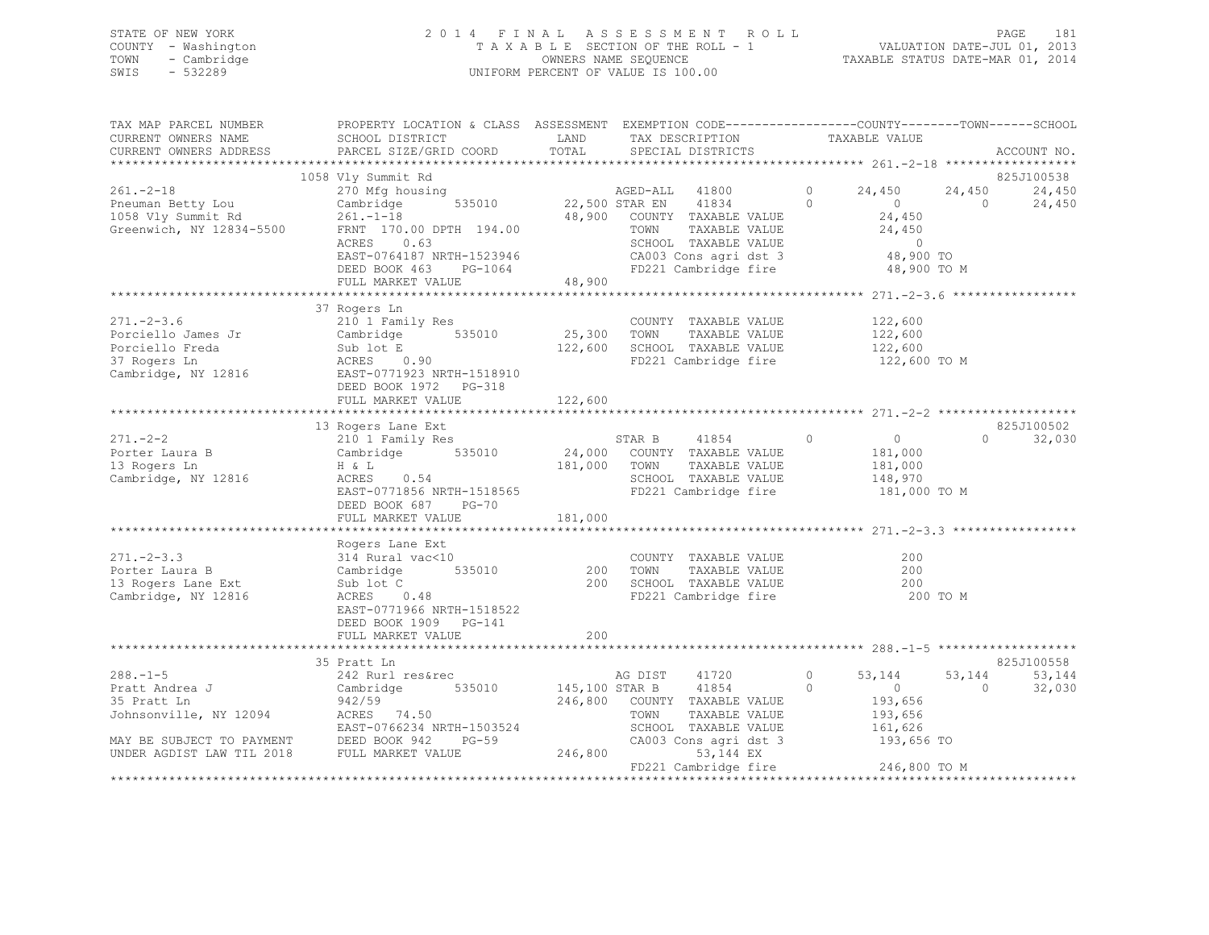STATE OF NEW YORK | COUNTY - Washington | TOWN - Cambridge | SWIS - 532289

2014 FINAL ASSESSMENT ROLL
TAXABLE SECTION OF THE ROLL - 1
OWNERS NAME SEQUENCE
UNIFORM PERCENT OF VALUE IS 100.00

VALUATION DATE-JUL 01, 2013
TAXABLE STATUS DATE-MAR 01, 2014

| TAX MAP PARCEL NUMBER / CURRENT OWNERS NAME / CURRENT OWNERS ADDRESS | PROPERTY LOCATION & CLASS / SCHOOL DISTRICT / PARCEL SIZE/GRID COORD | ASSESSMENT LAND / TOTAL | EXEMPTION CODE / TAX DESCRIPTION / SPECIAL DISTRICTS | COUNTY TAXABLE VALUE | TOWN | SCHOOL / ACCOUNT NO. |
|---|---|---|---|---|---|---|
| **261.-2-18** | 1058 Vly Summit Rd | | | | | 825J100538 |
| 261.-2-18 | 270 Mfg housing | | AGED-ALL 41800 0 | 24,450 | 24,450 | 24,450 |
| Pneuman Betty Lou | Cambridge 535010 | 22,500 | STAR EN 41834 0 | 0 | 0 | 24,450 |
| 1058 Vly Summit Rd | 261.-1-18 | 48,900 | COUNTY TAXABLE VALUE | 24,450 | | |
| Greenwich, NY 12834-5500 | FRNT 170.00 DPTH 194.00 | | TOWN TAXABLE VALUE | 24,450 | | |
| | ACRES 0.63 | | SCHOOL TAXABLE VALUE | 0 | | |
| | EAST-0764187 NRTH-1523946 | | CA003 Cons agri dst 3 | 48,900 TO | | |
| | DEED BOOK 463 PG-1064 | | FD221 Cambridge fire | 48,900 TO M | | |
| | FULL MARKET VALUE | 48,900 | | | | |
| **271.-2-3.6** | 37 Rogers Ln | | | | | |
| 271.-2-3.6 | 210 1 Family Res | | COUNTY TAXABLE VALUE | 122,600 | | |
| Porciello James Jr | Cambridge 535010 | 25,300 | TOWN TAXABLE VALUE | 122,600 | | |
| Porciello Freda | Sub lot E | 122,600 | SCHOOL TAXABLE VALUE | 122,600 | | |
| 37 Rogers Ln | ACRES 0.90 | | FD221 Cambridge fire | 122,600 TO M | | |
| Cambridge, NY 12816 | EAST-0771923 NRTH-1518910 | | | | | |
| | DEED BOOK 1972 PG-318 | | | | | |
| | FULL MARKET VALUE | 122,600 | | | | |
| **271.-2-2** | 13 Rogers Lane Ext | | | | | 825J100502 |
| 271.-2-2 | 210 1 Family Res | | STAR B 41854 0 | 0 | 0 | 32,030 |
| Porter Laura B | Cambridge 535010 | 24,000 | COUNTY TAXABLE VALUE | 181,000 | | |
| 13 Rogers Ln | H & L | 181,000 | TOWN TAXABLE VALUE | 181,000 | | |
| Cambridge, NY 12816 | ACRES 0.54 | | SCHOOL TAXABLE VALUE | 148,970 | | |
| | EAST-0771856 NRTH-1518565 | | FD221 Cambridge fire | 181,000 TO M | | |
| | DEED BOOK 687 PG-70 | | | | | |
| | FULL MARKET VALUE | 181,000 | | | | |
| **271.-2-3.3** | Rogers Lane Ext | | | | | |
| 271.-2-3.3 | 314 Rural vac<10 | | COUNTY TAXABLE VALUE | 200 | | |
| Porter Laura B | Cambridge 535010 | 200 | TOWN TAXABLE VALUE | 200 | | |
| 13 Rogers Lane Ext | Sub lot C | 200 | SCHOOL TAXABLE VALUE | 200 | | |
| Cambridge, NY 12816 | ACRES 0.48 | | FD221 Cambridge fire | 200 TO M | | |
| | EAST-0771966 NRTH-1518522 | | | | | |
| | DEED BOOK 1909 PG-141 | | | | | |
| | FULL MARKET VALUE | 200 | | | | |
| **288.-1-5** | 35 Pratt Ln | | | | | 825J100558 |
| 288.-1-5 | 242 Rurl res&rec | | AG DIST 41720 0 | 53,144 | 53,144 | 53,144 |
| Pratt Andrea J | Cambridge 535010 | 145,100 | STAR B 41854 0 | 0 | 0 | 32,030 |
| 35 Pratt Ln | 942/59 | 246,800 | COUNTY TAXABLE VALUE | 193,656 | | |
| Johnsonville, NY 12094 | ACRES 74.50 | | TOWN TAXABLE VALUE | 193,656 | | |
| | EAST-0766234 NRTH-1503524 | | SCHOOL TAXABLE VALUE | 161,626 | | |
| MAY BE SUBJECT TO PAYMENT | DEED BOOK 942 PG-59 | | CA003 Cons agri dst 3 | 193,656 TO | | |
| UNDER AGDIST LAW TIL 2018 | FULL MARKET VALUE | 246,800 | 53,144 EX | | | |
| | | | FD221 Cambridge fire | 246,800 TO M | | |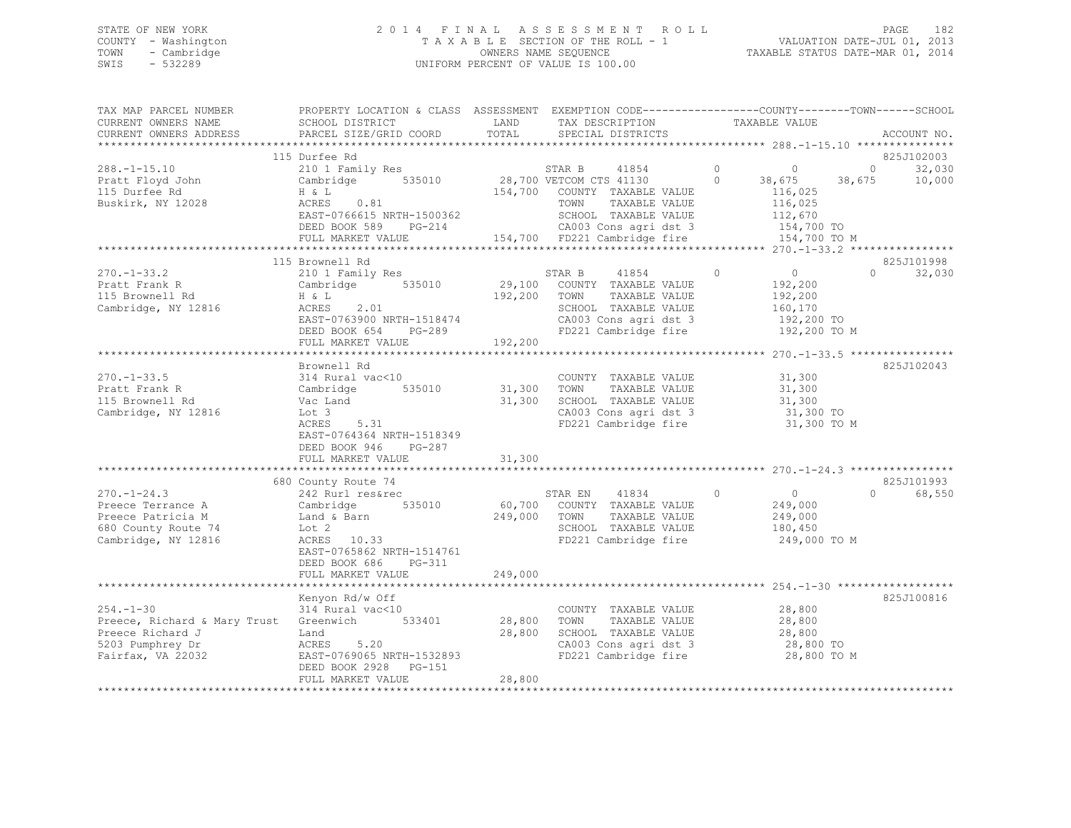STATE OF NEW YORK
COUNTY - Washington
TOWN - Cambridge
SWIS - 532289

2014 FINAL ASSESSMENT ROLL
TAXABLE SECTION OF THE ROLL - 1
OWNERS NAME SEQUENCE
UNIFORM PERCENT OF VALUE IS 100.00

VALUATION DATE-JUL 01, 2013
TAXABLE STATUS DATE-MAR 01, 2014

```
TAX MAP PARCEL NUMBER          PROPERTY LOCATION & CLASS  ASSESSMENT  EXEMPTION CODE------------------COUNTY--------TOWN------SCHOOL
CURRENT OWNERS NAME            SCHOOL DISTRICT               LAND      TAX DESCRIPTION            TAXABLE VALUE
CURRENT OWNERS ADDRESS         PARCEL SIZE/GRID COORD        TOTAL     SPECIAL DISTRICTS                                      ACCOUNT NO.
******************************************************************************************************* 288.-1-15.10 ***************
                               115 Durfee Rd                                                                              825J102003
288.-1-15.10                   210 1 Family Res                     STAR B     41854         0           0             0     32,030
Pratt Floyd John               Cambridge       535010        28,700 VETCOM CTS 41130         0      38,675        38,675     10,000
115 Durfee Rd                  H & L                        154,700   COUNTY  TAXABLE VALUE           116,025
Buskirk, NY 12028              ACRES    0.81                          TOWN    TAXABLE VALUE           116,025
                               EAST-0766615 NRTH-1500362              SCHOOL  TAXABLE VALUE           112,670
                               DEED BOOK 589    PG-214                CA003 Cons agri dst 3           154,700 TO
                               FULL MARKET VALUE            154,700   FD221 Cambridge fire            154,700 TO M
******************************************************************************************************* 270.-1-33.2 ****************
                               115 Brownell Rd                                                                            825J101998
270.-1-33.2                    210 1 Family Res                     STAR B     41854         0           0             0     32,030
Pratt Frank R                  Cambridge       535010        29,100   COUNTY  TAXABLE VALUE           192,200
115 Brownell Rd                H & L                        192,200   TOWN    TAXABLE VALUE           192,200
Cambridge, NY 12816            ACRES    2.01                          SCHOOL  TAXABLE VALUE           160,170
                               EAST-0763900 NRTH-1518474              CA003 Cons agri dst 3           192,200 TO
                               DEED BOOK 654    PG-289                FD221 Cambridge fire            192,200 TO M
                               FULL MARKET VALUE            192,200
******************************************************************************************************* 270.-1-33.5 ****************
                               Brownell Rd                                                                                825J102043
270.-1-33.5                    314 Rural vac<10                       COUNTY  TAXABLE VALUE            31,300
Pratt Frank R                  Cambridge       535010        31,300   TOWN    TAXABLE VALUE            31,300
115 Brownell Rd                Vac Land                      31,300   SCHOOL  TAXABLE VALUE            31,300
Cambridge, NY 12816            Lot 3                                  CA003 Cons agri dst 3            31,300 TO
                               ACRES    5.31                          FD221 Cambridge fire             31,300 TO M
                               EAST-0764364 NRTH-1518349
                               DEED BOOK 946    PG-287
                               FULL MARKET VALUE             31,300
******************************************************************************************************* 270.-1-24.3 ****************
                               680 County Route 74                                                                        825J101993
270.-1-24.3                    242 Rurl res&rec                     STAR EN    41834         0           0             0     68,550
Preece Terrance A              Cambridge       535010        60,700   COUNTY  TAXABLE VALUE           249,000
Preece Patricia M              Land & Barn                  249,000   TOWN    TAXABLE VALUE           249,000
680 County Route 74            Lot 2                                  SCHOOL  TAXABLE VALUE           180,450
Cambridge, NY 12816            ACRES   10.33                          FD221 Cambridge fire            249,000 TO M
                               EAST-0765862 NRTH-1514761
                               DEED BOOK 686    PG-311
                               FULL MARKET VALUE            249,000
******************************************************************************************************* 254.-1-30 ******************
                               Kenyon Rd/w Off                                                                            825J100816
254.-1-30                      314 Rural vac<10                       COUNTY  TAXABLE VALUE            28,800
Preece, Richard & Mary Trust   Greenwich       533401        28,800   TOWN    TAXABLE VALUE            28,800
Preece Richard J               Land                          28,800   SCHOOL  TAXABLE VALUE            28,800
5203 Pumphrey Dr               ACRES    5.20                          CA003 Cons agri dst 3            28,800 TO
Fairfax, VA 22032              EAST-0769065 NRTH-1532893              FD221 Cambridge fire             28,800 TO M
                               DEED BOOK 2928   PG-151
                               FULL MARKET VALUE             28,800
************************************************************************************************************************************
```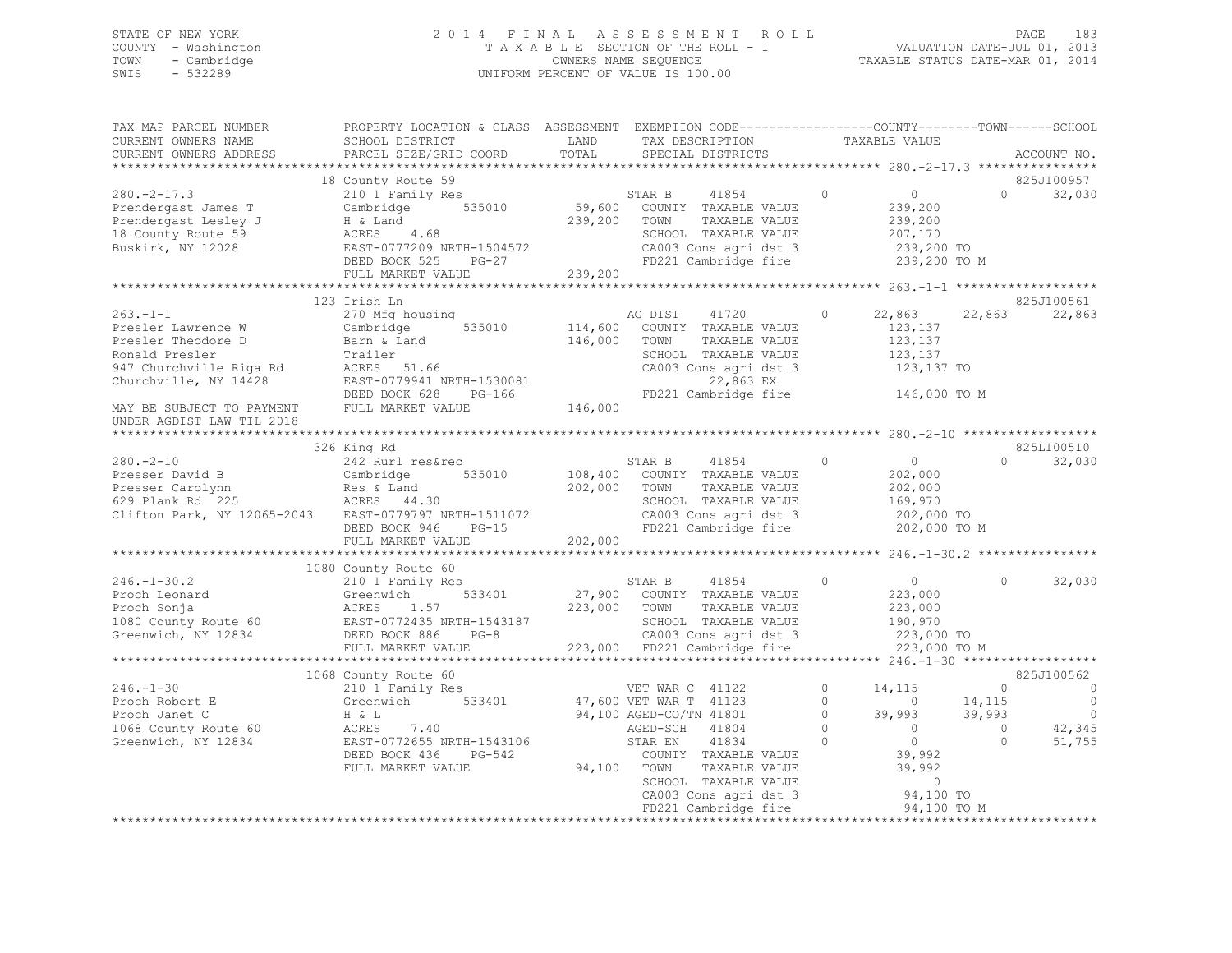STATE OF NEW YORK
COUNTY - Washington
TOWN - Cambridge
SWIS - 532289

2014 FINAL ASSESSMENT ROLL
TAXABLE SECTION OF THE ROLL - 1
OWNERS NAME SEQUENCE
UNIFORM PERCENT OF VALUE IS 100.00

VALUATION DATE-JUL 01, 2013
TAXABLE STATUS DATE-MAR 01, 2014

```
TAX MAP PARCEL NUMBER          PROPERTY LOCATION & CLASS  ASSESSMENT  EXEMPTION CODE-----------------COUNTY--------TOWN------SCHOOL
CURRENT OWNERS NAME            SCHOOL DISTRICT              LAND      TAX DESCRIPTION            TAXABLE VALUE
CURRENT OWNERS ADDRESS         PARCEL SIZE/GRID COORD       TOTAL     SPECIAL DISTRICTS                                        ACCOUNT NO.
******************************************************************************************************* 280.-2-17.3 ****************
                               18 County Route 59                                                                          825J100957
280.-2-17.3                    210 1 Family Res                      STAR B      41854        0          0             0      32,030
Prendergast James T            Cambridge        535010       59,600   COUNTY  TAXABLE VALUE            239,200
Prendergast Lesley J           H & Land                     239,200   TOWN    TAXABLE VALUE            239,200
18 County Route 59             ACRES    4.68                          SCHOOL  TAXABLE VALUE            207,170
Buskirk, NY 12028              EAST-0777209 NRTH-1504572              CA003 Cons agri dst 3             239,200 TO
                               DEED BOOK 525    PG-27                 FD221 Cambridge fire              239,200 TO M
                               FULL MARKET VALUE            239,200
******************************************************************************************************* 263.-1-1 *******************
                               123 Irish Ln                                                                                825J100561
263.-1-1                       270 Mfg housing                       AG DIST     41720        0     22,863        22,863      22,863
Presler Lawrence W             Cambridge        535010      114,600   COUNTY  TAXABLE VALUE            123,137
Presler Theodore D             Barn & Land                  146,000   TOWN    TAXABLE VALUE            123,137
Ronald Presler                 Trailer                                SCHOOL  TAXABLE VALUE            123,137
947 Churchville Riga Rd        ACRES   51.66                          CA003 Cons agri dst 3             123,137 TO
Churchville, NY 14428          EAST-0779941 NRTH-1530081                          22,863 EX
                               DEED BOOK 628    PG-166                FD221 Cambridge fire              146,000 TO M
MAY BE SUBJECT TO PAYMENT      FULL MARKET VALUE            146,000
UNDER AGDIST LAW TIL 2018
******************************************************************************************************* 280.-2-10 ******************
                               326 King Rd                                                                                 825L100510
280.-2-10                      242 Rurl res&rec                      STAR B      41854        0          0             0      32,030
Presser David B                Cambridge        535010      108,400   COUNTY  TAXABLE VALUE            202,000
Presser Carolynn               Res & Land                   202,000   TOWN    TAXABLE VALUE            202,000
629 Plank Rd  225              ACRES   44.30                          SCHOOL  TAXABLE VALUE            169,970
Clifton Park, NY 12065-2043    EAST-0779797 NRTH-1511072              CA003 Cons agri dst 3             202,000 TO
                               DEED BOOK 946    PG-15                 FD221 Cambridge fire              202,000 TO M
                               FULL MARKET VALUE            202,000
******************************************************************************************************* 246.-1-30.2 ****************
                               1080 County Route 60
246.-1-30.2                    210 1 Family Res                      STAR B      41854        0          0             0      32,030
Proch Leonard                  Greenwich        533401       27,900   COUNTY  TAXABLE VALUE            223,000
Proch Sonja                    ACRES    1.57                223,000   TOWN    TAXABLE VALUE            223,000
1080 County Route 60           EAST-0772435 NRTH-1543187              SCHOOL  TAXABLE VALUE            190,970
Greenwich, NY 12834            DEED BOOK 886    PG-8                  CA003 Cons agri dst 3             223,000 TO
                               FULL MARKET VALUE            223,000   FD221 Cambridge fire              223,000 TO M
******************************************************************************************************* 246.-1-30 ******************
                               1068 County Route 60                                                                        825J100562
246.-1-30                      210 1 Family Res                      VET WAR C   41122        0     14,115             0           0
Proch Robert E                 Greenwich        533401       47,600  VET WAR T   41123        0          0        14,115           0
Proch Janet C                  H & L                         94,100  AGED-CO/TN  41801        0     39,993        39,993           0
1068 County Route 60           ACRES    7.40                         AGED-SCH    41804        0          0             0      42,345
Greenwich, NY 12834            EAST-0772655 NRTH-1543106             STAR EN     41834        0          0             0      51,755
                               DEED BOOK 436    PG-542                COUNTY  TAXABLE VALUE             39,992
                               FULL MARKET VALUE             94,100   TOWN    TAXABLE VALUE             39,992
                                                                      SCHOOL  TAXABLE VALUE                  0
                                                                      CA003 Cons agri dst 3              94,100 TO
                                                                      FD221 Cambridge fire               94,100 TO M
************************************************************************************************************************************
```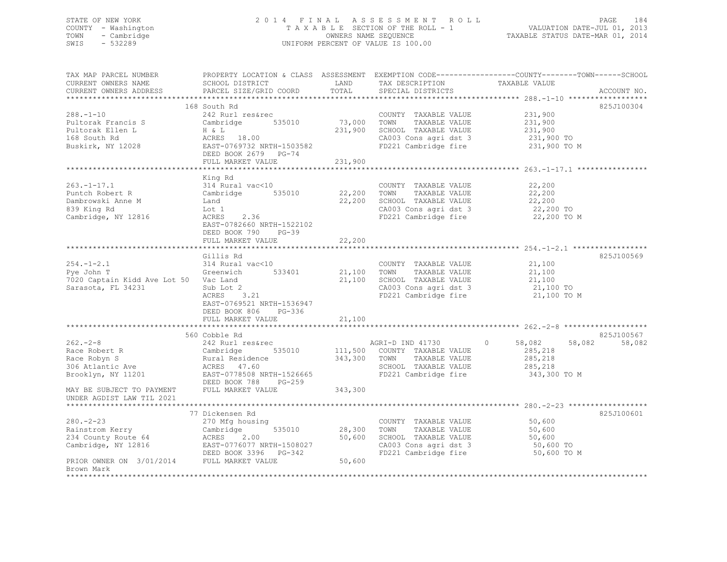STATE OF NEW YORK
COUNTY - Washington
TOWN - Cambridge
SWIS - 532289

2014 FINAL ASSESSMENT ROLL
TAXABLE SECTION OF THE ROLL - 1
OWNERS NAME SEQUENCE
UNIFORM PERCENT OF VALUE IS 100.00

VALUATION DATE-JUL 01, 2013
TAXABLE STATUS DATE-MAR 01, 2014

```
TAX MAP PARCEL NUMBER          PROPERTY LOCATION & CLASS  ASSESSMENT  EXEMPTION CODE------------------COUNTY--------TOWN------SCHOOL
CURRENT OWNERS NAME            SCHOOL DISTRICT               LAND      TAX DESCRIPTION            TAXABLE VALUE
CURRENT OWNERS ADDRESS         PARCEL SIZE/GRID COORD        TOTAL     SPECIAL DISTRICTS                                       ACCOUNT NO.
******************************************************************************************************* 288.-1-10 ******************
                               168 South Rd                                                                                825J100304
288.-1-10                      242 Rurl res&rec                         COUNTY  TAXABLE VALUE            231,900
Pultorak Francis S             Cambridge       535010       73,000      TOWN    TAXABLE VALUE            231,900
Pultorak Ellen L               H & L                        231,900     SCHOOL  TAXABLE VALUE            231,900
168 South Rd                   ACRES   18.00                            CA003 Cons agri dst 3             231,900 TO
Buskirk, NY 12028              EAST-0769732 NRTH-1503582                FD221 Cambridge fire              231,900 TO M
                               DEED BOOK 2679   PG-74
                               FULL MARKET VALUE            231,900
******************************************************************************************************* 263.-1-17.1 ****************
                               King Rd
263.-1-17.1                    314 Rural vac<10                         COUNTY  TAXABLE VALUE             22,200
Puntch Robert R                Cambridge       535010       22,200      TOWN    TAXABLE VALUE             22,200
Dambrowski Anne M              Land                         22,200      SCHOOL  TAXABLE VALUE             22,200
839 King Rd                    Lot 1                                    CA003 Cons agri dst 3              22,200 TO
Cambridge, NY 12816            ACRES    2.36                            FD221 Cambridge fire               22,200 TO M
                               EAST-0782660 NRTH-1522102
                               DEED BOOK 790    PG-39
                               FULL MARKET VALUE            22,200
******************************************************************************************************* 254.-1-2.1 *****************
                               Gillis Rd                                                                                   825J100569
254.-1-2.1                     314 Rural vac<10                         COUNTY  TAXABLE VALUE             21,100
Pye John T                     Greenwich       533401       21,100      TOWN    TAXABLE VALUE             21,100
7020 Captain Kidd Ave Lot 50   Vac Land                     21,100      SCHOOL  TAXABLE VALUE             21,100
Sarasota, FL 34231             Sub Lot 2                                CA003 Cons agri dst 3              21,100 TO
                               ACRES    3.21                            FD221 Cambridge fire               21,100 TO M
                               EAST-0769521 NRTH-1536947
                               DEED BOOK 806    PG-336
                               FULL MARKET VALUE            21,100
******************************************************************************************************* 262.-2-8 *******************
                               560 Cobble Rd                                                                               825J100567
262.-2-8                       242 Rurl res&rec                         AGRI-D IND 41730        0    58,082     58,082     58,082
Race Robert R                  Cambridge       535010       111,500     COUNTY  TAXABLE VALUE            285,218
Race Robyn S                   Rural Residence              343,300     TOWN    TAXABLE VALUE            285,218
306 Atlantic Ave               ACRES   47.60                            SCHOOL  TAXABLE VALUE            285,218
Brooklyn, NY 11201             EAST-0778508 NRTH-1526665                FD221 Cambridge fire              343,300 TO M
                               DEED BOOK 788    PG-259
MAY BE SUBJECT TO PAYMENT      FULL MARKET VALUE            343,300
UNDER AGDIST LAW TIL 2021
******************************************************************************************************* 280.-2-23 ******************
                               77 Dickensen Rd                                                                             825J100601
280.-2-23                      270 Mfg housing                          COUNTY  TAXABLE VALUE             50,600
Rainstrom Kerry                Cambridge       535010       28,300      TOWN    TAXABLE VALUE             50,600
234 County Route 64            ACRES    2.00                50,600      SCHOOL  TAXABLE VALUE             50,600
Cambridge, NY 12816            EAST-0776077 NRTH-1508027                CA003 Cons agri dst 3              50,600 TO
                               DEED BOOK 3396   PG-342                  FD221 Cambridge fire               50,600 TO M
PRIOR OWNER ON 3/01/2014       FULL MARKET VALUE            50,600
Brown Mark
************************************************************************************************************************************
```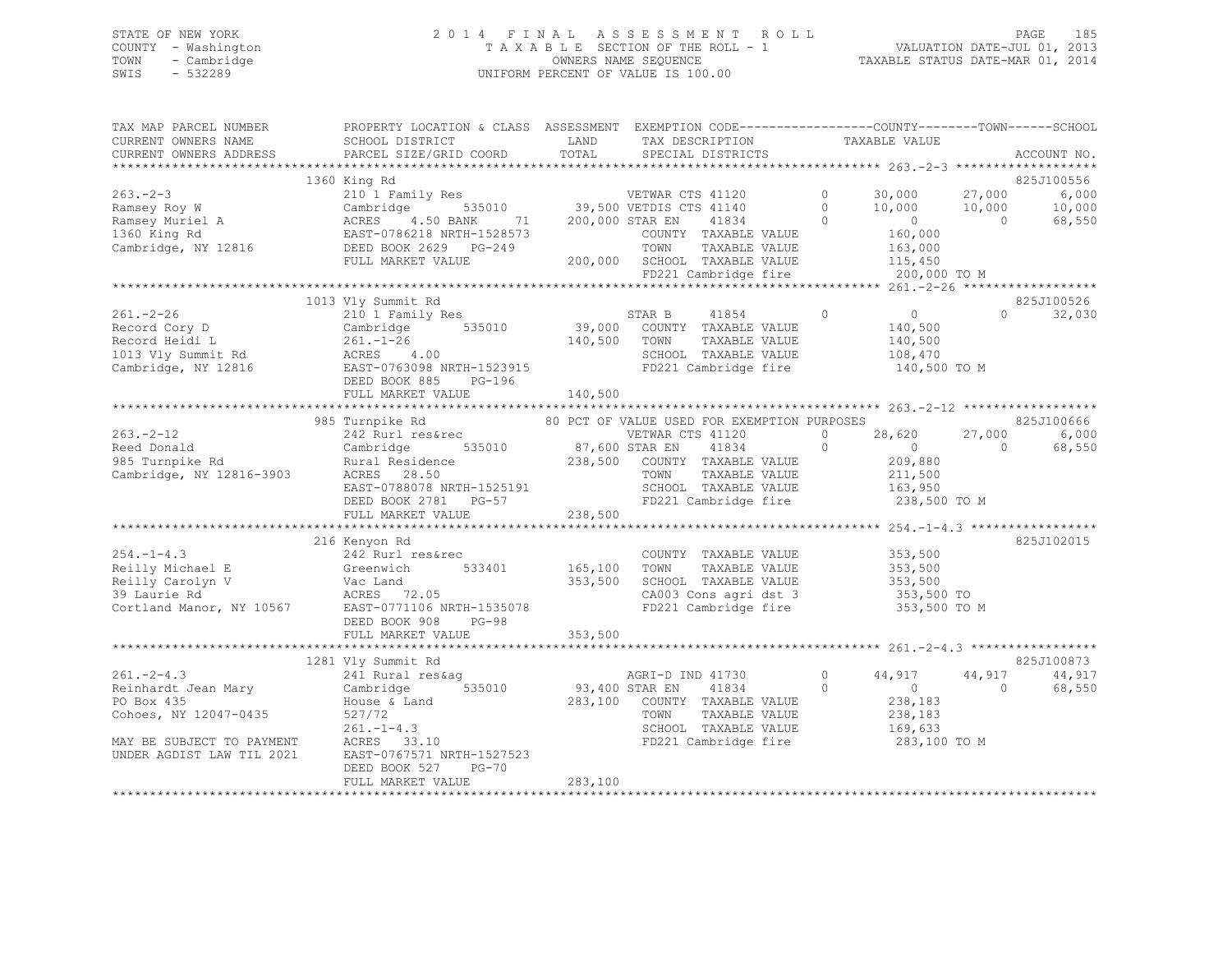STATE OF NEW YORK
COUNTY - Washington
TOWN - Cambridge
SWIS - 532289

2014 FINAL ASSESSMENT ROLL
TAXABLE SECTION OF THE ROLL - 1
OWNERS NAME SEQUENCE
UNIFORM PERCENT OF VALUE IS 100.00

VALUATION DATE-JUL 01, 2013
TAXABLE STATUS DATE-MAR 01, 2014

```
TAX MAP PARCEL NUMBER        PROPERTY LOCATION & CLASS  ASSESSMENT  EXEMPTION CODE------------------COUNTY--------TOWN------SCHOOL
CURRENT OWNERS NAME          SCHOOL DISTRICT               LAND      TAX DESCRIPTION            TAXABLE VALUE
CURRENT OWNERS ADDRESS       PARCEL SIZE/GRID COORD        TOTAL     SPECIAL DISTRICTS                                   ACCOUNT NO.
*********************************************************************************************** 263.-2-3 *******************
                             1360 King Rd                                                                             825J100556
263.-2-3                     210 1 Family Res                 VETWAR CTS 41120        0      30,000     27,000      6,000
Ramsey Roy W                 Cambridge      535010     39,500 VETDIS CTS 41140        0      10,000     10,000     10,000
Ramsey Muriel A              ACRES    4.50 BANK    71 200,000 STAR EN    41834        0           0          0     68,550
1360 King Rd                 EAST-0786218 NRTH-1528573        COUNTY  TAXABLE VALUE        160,000
Cambridge, NY 12816          DEED BOOK 2629   PG-249          TOWN    TAXABLE VALUE        163,000
                             FULL MARKET VALUE         200,000 SCHOOL  TAXABLE VALUE        115,450
                                                              FD221 Cambridge fire         200,000 TO M
*********************************************************************************************** 261.-2-26 ******************
                             1013 Vly Summit Rd                                                                       825J100526
261.-2-26                    210 1 Family Res                 STAR B     41854        0           0          0     32,030
Record Cory D                Cambridge      535010     39,000 COUNTY  TAXABLE VALUE        140,500
Record Heidi L               261.-1-26                140,500 TOWN    TAXABLE VALUE        140,500
1013 Vly Summit Rd           ACRES    4.00                    SCHOOL  TAXABLE VALUE        108,470
Cambridge, NY 12816          EAST-0763098 NRTH-1523915        FD221 Cambridge fire         140,500 TO M
                             DEED BOOK 885    PG-196
                             FULL MARKET VALUE         140,500
*********************************************************************************************** 263.-2-12 ******************
                             985 Turnpike Rd          80 PCT OF VALUE USED FOR EXEMPTION PURPOSES                      825J100666
263.-2-12                    242 Rurl res&rec                 VETWAR CTS 41120        0      28,620     27,000      6,000
Reed Donald                  Cambridge      535010     87,600 STAR EN    41834        0           0          0     68,550
985 Turnpike Rd              Rural Residence          238,500 COUNTY  TAXABLE VALUE        209,880
Cambridge, NY 12816-3903     ACRES   28.50                    TOWN    TAXABLE VALUE        211,500
                             EAST-0788078 NRTH-1525191        SCHOOL  TAXABLE VALUE        163,950
                             DEED BOOK 2781   PG-57           FD221 Cambridge fire         238,500 TO M
                             FULL MARKET VALUE         238,500
*********************************************************************************************** 254.-1-4.3 *****************
                             216 Kenyon Rd                                                                            825J102015
254.-1-4.3                   242 Rurl res&rec                 COUNTY  TAXABLE VALUE        353,500
Reilly Michael E             Greenwich      533401    165,100 TOWN    TAXABLE VALUE        353,500
Reilly Carolyn V             Vac Land                 353,500 SCHOOL  TAXABLE VALUE        353,500
39 Laurie Rd                 ACRES   72.05                    CA003 Cons agri dst 3        353,500 TO
Cortland Manor, NY 10567     EAST-0771106 NRTH-1535078        FD221 Cambridge fire         353,500 TO M
                             DEED BOOK 908    PG-98
                             FULL MARKET VALUE         353,500
*********************************************************************************************** 261.-2-4.3 *****************
                             1281 Vly Summit Rd                                                                       825J100873
261.-2-4.3                   241 Rural res&ag                 AGRI-D IND 41730        0      44,917     44,917     44,917
Reinhardt Jean Mary          Cambridge      535010     93,400 STAR EN    41834        0           0          0     68,550
PO Box 435                   House & Land             283,100 COUNTY  TAXABLE VALUE        238,183
Cohoes, NY 12047-0435        527/72                           TOWN    TAXABLE VALUE        238,183
                             261.-1-4.3                       SCHOOL  TAXABLE VALUE        169,633
MAY BE SUBJECT TO PAYMENT    ACRES   33.10                    FD221 Cambridge fire         283,100 TO M
UNDER AGDIST LAW TIL 2021    EAST-0767571 NRTH-1527523
                             DEED BOOK 527    PG-70
                             FULL MARKET VALUE         283,100
****************************************************************************************************************************
```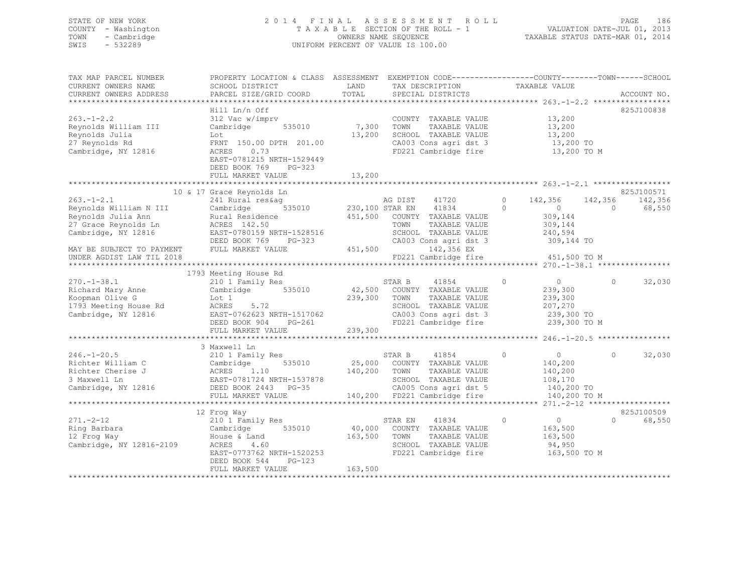STATE OF NEW YORK
COUNTY - Washington
TOWN - Cambridge
SWIS - 532289

2014 FINAL ASSESSMENT ROLL
TAXABLE SECTION OF THE ROLL - 1
OWNERS NAME SEQUENCE
UNIFORM PERCENT OF VALUE IS 100.00

VALUATION DATE-JUL 01, 2013
TAXABLE STATUS DATE-MAR 01, 2014

```
TAX MAP PARCEL NUMBER      PROPERTY LOCATION & CLASS  ASSESSMENT  EXEMPTION CODE-----------------COUNTY--------TOWN------SCHOOL
CURRENT OWNERS NAME        SCHOOL DISTRICT              LAND      TAX DESCRIPTION            TAXABLE VALUE
CURRENT OWNERS ADDRESS     PARCEL SIZE/GRID COORD       TOTAL     SPECIAL DISTRICTS                                    ACCOUNT NO.
******************************************************************************************************* 263.-1-2.2 *****************
                           Hill Ln/n Off                                                                                825J100838
263.-1-2.2                 312 Vac w/imprv                         COUNTY  TAXABLE VALUE          13,200
Reynolds William III       Cambridge      535010        7,300      TOWN    TAXABLE VALUE          13,200
Reynolds Julia             Lot                         13,200      SCHOOL  TAXABLE VALUE          13,200
27 Reynolds Rd             FRNT 150.00 DPTH 201.00                 CA003 Cons agri dst 3          13,200 TO
Cambridge, NY 12816        ACRES    0.73                           FD221 Cambridge fire           13,200 TO M
                           EAST-0781215 NRTH-1529449
                           DEED BOOK 769    PG-323
                           FULL MARKET VALUE           13,200
******************************************************************************************************* 263.-1-2.1 *****************
                        10 & 17 Grace Reynolds Ln                                                                       825J100571
263.-1-2.1                 241 Rural res&ag                        AG DIST     41720       0     142,356    142,356    142,356
Reynolds William N III     Cambridge      535010      230,100 STAR EN      41834       0           0          0      68,550
Reynolds Julia Ann         Rural Residence            451,500      COUNTY  TAXABLE VALUE         309,144
27 Grace Reynolds Ln       ACRES 142.50                            TOWN    TAXABLE VALUE         309,144
Cambridge, NY 12816        EAST-0780159 NRTH-1528516               SCHOOL  TAXABLE VALUE         240,594
                           DEED BOOK 769    PG-323                 CA003 Cons agri dst 3         309,144 TO
MAY BE SUBJECT TO PAYMENT  FULL MARKET VALUE          451,500              142,356 EX
UNDER AGDIST LAW TIL 2018                                          FD221 Cambridge fire          451,500 TO M
******************************************************************************************************* 270.-1-38.1 ****************
                           1793 Meeting House Rd
270.-1-38.1                210 1 Family Res                        STAR B      41854       0           0          0      32,030
Richard Mary Anne          Cambridge      535010       42,500      COUNTY  TAXABLE VALUE         239,300
Koopman Olive G            Lot 1                      239,300      TOWN    TAXABLE VALUE         239,300
1793 Meeting House Rd      ACRES    5.72                           SCHOOL  TAXABLE VALUE         207,270
Cambridge, NY 12816        EAST-0762623 NRTH-1517062               CA003 Cons agri dst 3         239,300 TO
                           DEED BOOK 904    PG-261                 FD221 Cambridge fire          239,300 TO M
                           FULL MARKET VALUE          239,300
******************************************************************************************************* 246.-1-20.5 ****************
                           3 Maxwell Ln
246.-1-20.5                210 1 Family Res                        STAR B      41854       0           0          0      32,030
Richter William C          Cambridge      535010       25,000      COUNTY  TAXABLE VALUE         140,200
Richter Cherise J          ACRES    1.10              140,200      TOWN    TAXABLE VALUE         140,200
3 Maxwell Ln               EAST-0781724 NRTH-1537878               SCHOOL  TAXABLE VALUE         108,170
Cambridge, NY 12816        DEED BOOK 2443   PG-35                  CA005 Cons agri dst 5         140,200 TO
                           FULL MARKET VALUE          140,200      FD221 Cambridge fire          140,200 TO M
******************************************************************************************************* 271.-2-12 ******************
                           12 Frog Way                                                                                  825J100509
271.-2-12                  210 1 Family Res                        STAR EN     41834       0           0          0      68,550
Ring Barbara               Cambridge      535010       40,000      COUNTY  TAXABLE VALUE         163,500
12 Frog Way                House & Land               163,500      TOWN    TAXABLE VALUE         163,500
Cambridge, NY 12816-2109   ACRES    4.60                           SCHOOL  TAXABLE VALUE          94,950
                           EAST-0773762 NRTH-1520253               FD221 Cambridge fire          163,500 TO M
                           DEED BOOK 544    PG-123
                           FULL MARKET VALUE          163,500
************************************************************************************************************************************
```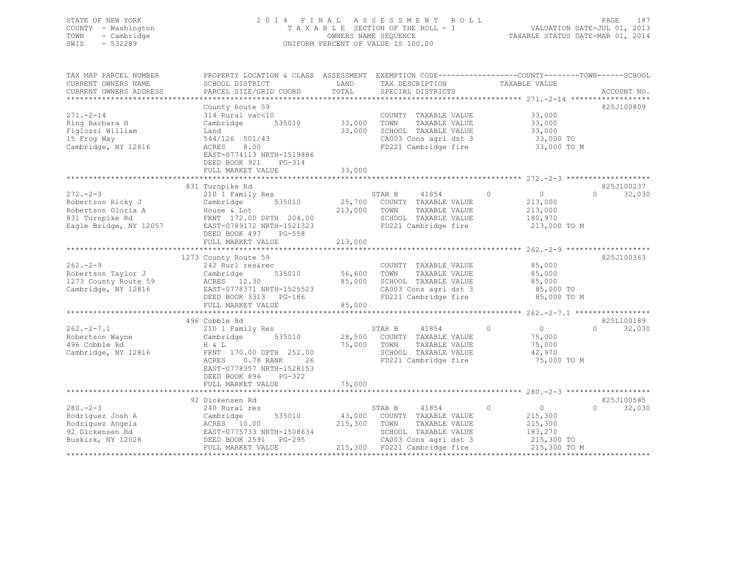STATE OF NEW YORK
COUNTY - Washington
TOWN - Cambridge
SWIS - 532289

# 2014 FINAL ASSESSMENT ROLL

TAXABLE SECTION OF THE ROLL - 1
OWNERS NAME SEQUENCE
UNIFORM PERCENT OF VALUE IS 100.00

VALUATION DATE-JUL 01, 2013
TAXABLE STATUS DATE-MAR 01, 2014

| TAX MAP PARCEL NUMBER / CURRENT OWNERS NAME / CURRENT OWNERS ADDRESS | PROPERTY LOCATION & CLASS / SCHOOL DISTRICT / PARCEL SIZE/GRID COORD | ASSESSMENT LAND / TOTAL | EXEMPTION CODE / TAX DESCRIPTION / SPECIAL DISTRICTS | COUNTY TAXABLE VALUE | TOWN | SCHOOL | ACCOUNT NO. |
|---|---|---|---|---|---|---|---|
| **271.-2-14** | County Route 59 | | | | | | 825J100809 |
| 271.-2-14 | 314 Rural vac<10 | | COUNTY TAXABLE VALUE | 33,000 | | | |
| Ring Barbara H | Cambridge 535010 | 33,000 | TOWN TAXABLE VALUE | 33,000 | | | |
| Figlozzi William | Land | 33,000 | SCHOOL TAXABLE VALUE | 33,000 | | | |
| 15 Frog Way | 544/126 501/43 | | CA003 Cons agri dst 3 | 33,000 TO | | | |
| Cambridge, NY 12816 | ACRES 8.00 | | FD221 Cambridge fire | 33,000 TO M | | | |
| | EAST-0774113 NRTH-1519886 | | | | | | |
| | DEED BOOK 921 PG-314 | | | | | | |
| | FULL MARKET VALUE | 33,000 | | | | | |
| **272.-2-3** | 831 Turnpike Rd | | | | | | 825J100237 |
| 272.-2-3 | 210 1 Family Res | | STAR B 41854 | 0 | 0 | 0 | 32,030 |
| Robertson Ricky J | Cambridge 535010 | 25,700 | COUNTY TAXABLE VALUE | 213,000 | | | |
| Robertson Gloria A | House & Lot | 213,000 | TOWN TAXABLE VALUE | 213,000 | | | |
| 831 Turnpike Rd | FRNT 172.00 DPTH 204.00 | | SCHOOL TAXABLE VALUE | 180,970 | | | |
| Eagle Bridge, NY 12057 | EAST-0789172 NRTH-1521323 | | FD221 Cambridge fire | 213,000 TO M | | | |
| | DEED BOOK 497 PG-558 | | | | | | |
| | FULL MARKET VALUE | 213,000 | | | | | |
| **262.-2-9** | 1273 County Route 59 | | | | | | 825J100363 |
| 262.-2-9 | 242 Rurl res&rec | | COUNTY TAXABLE VALUE | 85,000 | | | |
| Robertson Taylor J | Cambridge 535010 | 56,600 | TOWN TAXABLE VALUE | 85,000 | | | |
| 1273 County Route 59 | ACRES 12.30 | 85,000 | SCHOOL TAXABLE VALUE | 85,000 | | | |
| Cambridge, NY 12816 | EAST-0778371 NRTH-1525523 | | CA003 Cons agri dst 3 | 85,000 TO | | | |
| | DEED BOOK 3313 PG-186 | | FD221 Cambridge fire | 85,000 TO M | | | |
| | FULL MARKET VALUE | 85,000 | | | | | |
| **262.-2-7.1** | 496 Cobble Rd | | | | | | 825L100189 |
| 262.-2-7.1 | 210 1 Family Res | | STAR B 41854 | 0 | 0 | 0 | 32,030 |
| Robertson Wayne | Cambridge 535010 | 28,500 | COUNTY TAXABLE VALUE | 75,000 | | | |
| 496 Cobble Rd | H & L | 75,000 | TOWN TAXABLE VALUE | 75,000 | | | |
| Cambridge, NY 12816 | FRNT 170.00 DPTH 252.00 | | SCHOOL TAXABLE VALUE | 42,970 | | | |
| | ACRES 0.78 BANK 26 | | FD221 Cambridge fire | 75,000 TO M | | | |
| | EAST-0778357 NRTH-1528153 | | | | | | |
| | DEED BOOK 896 PG-322 | | | | | | |
| | FULL MARKET VALUE | 75,000 | | | | | |
| **280.-2-3** | 92 Dickensen Rd | | | | | | 825J100585 |
| 280.-2-3 | 240 Rural res | | STAR B 41854 | 0 | 0 | 0 | 32,030 |
| Rodriguez Josh A | Cambridge 535010 | 43,000 | COUNTY TAXABLE VALUE | 215,300 | | | |
| Rodriguez Angela | ACRES 10.00 | 215,300 | TOWN TAXABLE VALUE | 215,300 | | | |
| 92 Dickensen Rd | EAST-0775733 NRTH-1508634 | | SCHOOL TAXABLE VALUE | 183,270 | | | |
| Buskirk, NY 12028 | DEED BOOK 2591 PG-295 | | CA003 Cons agri dst 3 | 215,300 TO | | | |
| | FULL MARKET VALUE | 215,300 | FD221 Cambridge fire | 215,300 TO M | | | |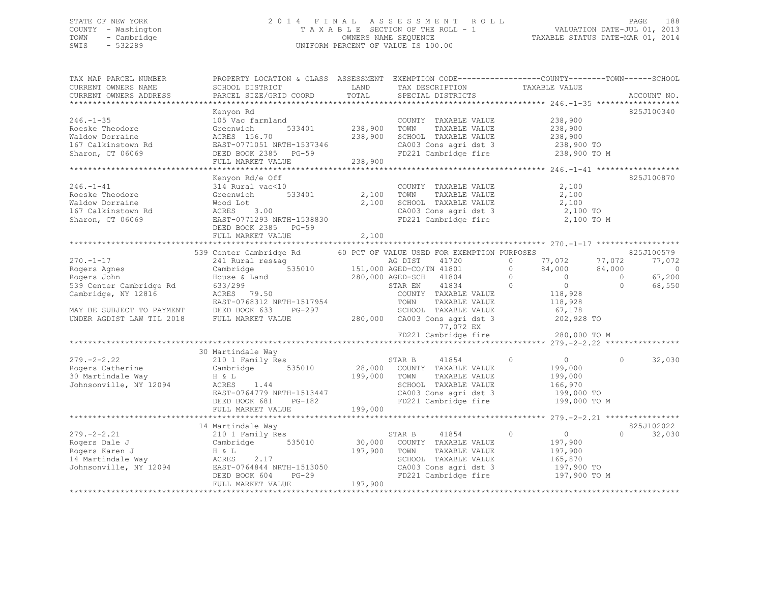STATE OF NEW YORK — 2014 FINAL ASSESSMENT ROLL
COUNTY - Washington — TAXABLE SECTION OF THE ROLL - 1 — VALUATION DATE-JUL 01, 2013
TOWN - Cambridge — OWNERS NAME SEQUENCE — TAXABLE STATUS DATE-MAR 01, 2014
SWIS - 532289 — UNIFORM PERCENT OF VALUE IS 100.00

| TAX MAP PARCEL NUMBER / CURRENT OWNERS NAME / CURRENT OWNERS ADDRESS | PROPERTY LOCATION & CLASS / SCHOOL DISTRICT / PARCEL SIZE/GRID COORD | ASSESSMENT LAND / TOTAL | EXEMPTION CODE / TAX DESCRIPTION / SPECIAL DISTRICTS | | COUNTY TAXABLE VALUE | TOWN | SCHOOL | ACCOUNT NO. |
|---|---|---|---|---|---|---|---|---|
| 246.-1-35 | Kenyon Rd | | | | | | | 825J100340 |
| Roeske Theodore | 105 Vac farmland | | COUNTY TAXABLE VALUE | | 238,900 | | | |
| Waldow Dorraine | Greenwich 533401 | 238,900 | TOWN TAXABLE VALUE | | 238,900 | | | |
| 167 Calkinstown Rd | ACRES 156.70 | 238,900 | SCHOOL TAXABLE VALUE | | 238,900 | | | |
| Sharon, CT 06069 | EAST-0771051 NRTH-1537346 | | CA003 Cons agri dst 3 | | 238,900 TO | | | |
| | DEED BOOK 2385 PG-59 | | FD221 Cambridge fire | | 238,900 TO M | | | |
| | FULL MARKET VALUE | 238,900 | | | | | | |
| 246.-1-41 | Kenyon Rd/e Off | | | | | | | 825J100870 |
| Roeske Theodore | 314 Rural vac<10 | | COUNTY TAXABLE VALUE | | 2,100 | | | |
| Waldow Dorraine | Greenwich 533401 | 2,100 | TOWN TAXABLE VALUE | | 2,100 | | | |
| 167 Calkinstown Rd | Wood Lot | 2,100 | SCHOOL TAXABLE VALUE | | 2,100 | | | |
| Sharon, CT 06069 | ACRES 3.00 | | CA003 Cons agri dst 3 | | 2,100 TO | | | |
| | EAST-0771293 NRTH-1538830 | | FD221 Cambridge fire | | 2,100 TO M | | | |
| | DEED BOOK 2385 PG-59 | | | | | | | |
| | FULL MARKET VALUE | 2,100 | | | | | | |
| 270.-1-17 | 539 Center Cambridge Rd | | 60 PCT OF VALUE USED FOR EXEMPTION PURPOSES | | | | | 825J100579 |
| Rogers Agnes | 241 Rural res&ag | | AG DIST 41720 | 0 | 77,072 | 77,072 | 77,072 | |
| Rogers John | Cambridge 535010 | 151,000 | AGED-CO/TN 41801 | 0 | 84,000 | 84,000 | 0 | |
| 539 Center Cambridge Rd | House & Land | 280,000 | AGED-SCH 41804 | 0 | 0 | 0 | 67,200 | |
| Cambridge, NY 12816 | 633/299 | | STAR EN 41834 | 0 | 0 | 0 | 68,550 | |
| | ACRES 79.50 | | COUNTY TAXABLE VALUE | | 118,928 | | | |
| | EAST-0768312 NRTH-1517954 | | TOWN TAXABLE VALUE | | 118,928 | | | |
| MAY BE SUBJECT TO PAYMENT | DEED BOOK 633 PG-297 | | SCHOOL TAXABLE VALUE | | 67,178 | | | |
| UNDER AGDIST LAW TIL 2018 | FULL MARKET VALUE | 280,000 | CA003 Cons agri dst 3 | | 202,928 TO | | | |
| | | | 77,072 EX | | | | | |
| | | | FD221 Cambridge fire | | 280,000 TO M | | | |
| 279.-2-2.22 | 30 Martindale Way | | | | | | | |
| Rogers Catherine | 210 1 Family Res | | STAR B 41854 | 0 | 0 | 0 | 32,030 | |
| 30 Martindale Way | Cambridge 535010 | 28,000 | COUNTY TAXABLE VALUE | | 199,000 | | | |
| Johnsonville, NY 12094 | H & L | 199,000 | TOWN TAXABLE VALUE | | 199,000 | | | |
| | ACRES 1.44 | | SCHOOL TAXABLE VALUE | | 166,970 | | | |
| | EAST-0764779 NRTH-1513447 | | CA003 Cons agri dst 3 | | 199,000 TO | | | |
| | DEED BOOK 681 PG-182 | | FD221 Cambridge fire | | 199,000 TO M | | | |
| | FULL MARKET VALUE | 199,000 | | | | | | |
| 279.-2-2.21 | 14 Martindale Way | | | | | | | 825J102022 |
| Rogers Dale J | 210 1 Family Res | | STAR B 41854 | 0 | 0 | 0 | 32,030 | |
| Rogers Karen J | Cambridge 535010 | 30,000 | COUNTY TAXABLE VALUE | | 197,900 | | | |
| 14 Martindale Way | H & L | 197,900 | TOWN TAXABLE VALUE | | 197,900 | | | |
| Johnsonville, NY 12094 | ACRES 2.17 | | SCHOOL TAXABLE VALUE | | 165,870 | | | |
| | EAST-0764844 NRTH-1513050 | | CA003 Cons agri dst 3 | | 197,900 TO | | | |
| | DEED BOOK 604 PG-29 | | FD221 Cambridge fire | | 197,900 TO M | | | |
| | FULL MARKET VALUE | 197,900 | | | | | | |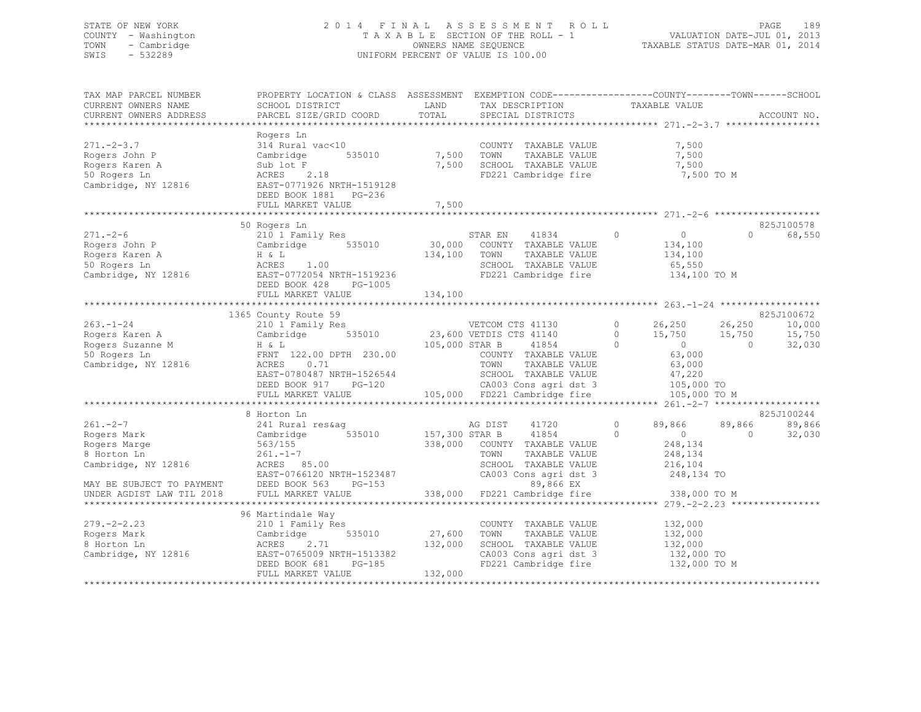STATE OF NEW YORK
COUNTY - Washington
TOWN - Cambridge
SWIS - 532289

2014 FINAL ASSESSMENT ROLL
TAXABLE SECTION OF THE ROLL - 1
OWNERS NAME SEQUENCE
UNIFORM PERCENT OF VALUE IS 100.00

VALUATION DATE-JUL 01, 2013
TAXABLE STATUS DATE-MAR 01, 2014

```
TAX MAP PARCEL NUMBER          PROPERTY LOCATION & CLASS  ASSESSMENT  EXEMPTION CODE------------------COUNTY--------TOWN------SCHOOL
CURRENT OWNERS NAME            SCHOOL DISTRICT              LAND      TAX DESCRIPTION              TAXABLE VALUE
CURRENT OWNERS ADDRESS         PARCEL SIZE/GRID COORD       TOTAL     SPECIAL DISTRICTS                                        ACCOUNT NO.
******************************************************************************************************* 271.-2-3.7 *****************
                               Rogers Ln
271.-2-3.7                     314 Rural vac<10                        COUNTY  TAXABLE VALUE              7,500
Rogers John P                  Cambridge       535010        7,500     TOWN    TAXABLE VALUE              7,500
Rogers Karen A                 Sub lot F                     7,500     SCHOOL  TAXABLE VALUE              7,500
50 Rogers Ln                   ACRES    2.18                           FD221 Cambridge fire                7,500 TO M
Cambridge, NY 12816            EAST-0771926 NRTH-1519128
                               DEED BOOK 1881   PG-236
                               FULL MARKET VALUE             7,500
******************************************************************************************************* 271.-2-6 *******************
                               50 Rogers Ln                                                                                825J100578
271.-2-6                       210 1 Family Res                        STAR EN      41834        0          0             0     68,550
Rogers John P                  Cambridge       535010       30,000     COUNTY  TAXABLE VALUE            134,100
Rogers Karen A                 H & L                       134,100     TOWN    TAXABLE VALUE            134,100
50 Rogers Ln                   ACRES    1.00                           SCHOOL  TAXABLE VALUE             65,550
Cambridge, NY 12816            EAST-0772054 NRTH-1519236               FD221 Cambridge fire              134,100 TO M
                               DEED BOOK 428    PG-1005
                               FULL MARKET VALUE           134,100
******************************************************************************************************* 263.-1-24 ******************
                               1365 County Route 59                                                                        825J100672
263.-1-24                      210 1 Family Res                        VETCOM CTS 41130          0     26,250        26,250     10,000
Rogers Karen A                 Cambridge       535010       23,600 VETDIS CTS 41140          0     15,750        15,750     15,750
Rogers Suzanne M               H & L                       105,000 STAR B       41854          0          0             0     32,030
50 Rogers Ln                   FRNT 122.00 DPTH 230.00                 COUNTY  TAXABLE VALUE             63,000
Cambridge, NY 12816            ACRES    0.71                           TOWN    TAXABLE VALUE             63,000
                               EAST-0780487 NRTH-1526544               SCHOOL  TAXABLE VALUE             47,220
                               DEED BOOK 917    PG-120                 CA003 Cons agri dst 3             105,000 TO
                               FULL MARKET VALUE           105,000     FD221 Cambridge fire              105,000 TO M
******************************************************************************************************* 261.-2-7 *******************
                               8 Horton Ln                                                                                 825J100244
261.-2-7                       241 Rural res&ag                        AG DIST      41720        0     89,866        89,866     89,866
Rogers Mark                    Cambridge       535010      157,300 STAR B       41854        0          0             0     32,030
Rogers Marge                   563/155                     338,000     COUNTY  TAXABLE VALUE            248,134
8 Horton Ln                    261.-1-7                                TOWN    TAXABLE VALUE            248,134
Cambridge, NY 12816            ACRES   85.00                           SCHOOL  TAXABLE VALUE            216,104
                               EAST-0766120 NRTH-1523487               CA003 Cons agri dst 3             248,134 TO
MAY BE SUBJECT TO PAYMENT      DEED BOOK 563    PG-153                         89,866 EX
UNDER AGDIST LAW TIL 2018      FULL MARKET VALUE           338,000     FD221 Cambridge fire              338,000 TO M
******************************************************************************************************* 279.-2-2.23 ****************
                               96 Martindale Way
279.-2-2.23                    210 1 Family Res                        COUNTY  TAXABLE VALUE            132,000
Rogers Mark                    Cambridge       535010       27,600     TOWN    TAXABLE VALUE            132,000
8 Horton Ln                    ACRES    2.71                132,000     SCHOOL  TAXABLE VALUE            132,000
Cambridge, NY 12816            EAST-0765009 NRTH-1513382               CA003 Cons agri dst 3             132,000 TO
                               DEED BOOK 681    PG-185                 FD221 Cambridge fire              132,000 TO M
                               FULL MARKET VALUE           132,000
************************************************************************************************************************************
```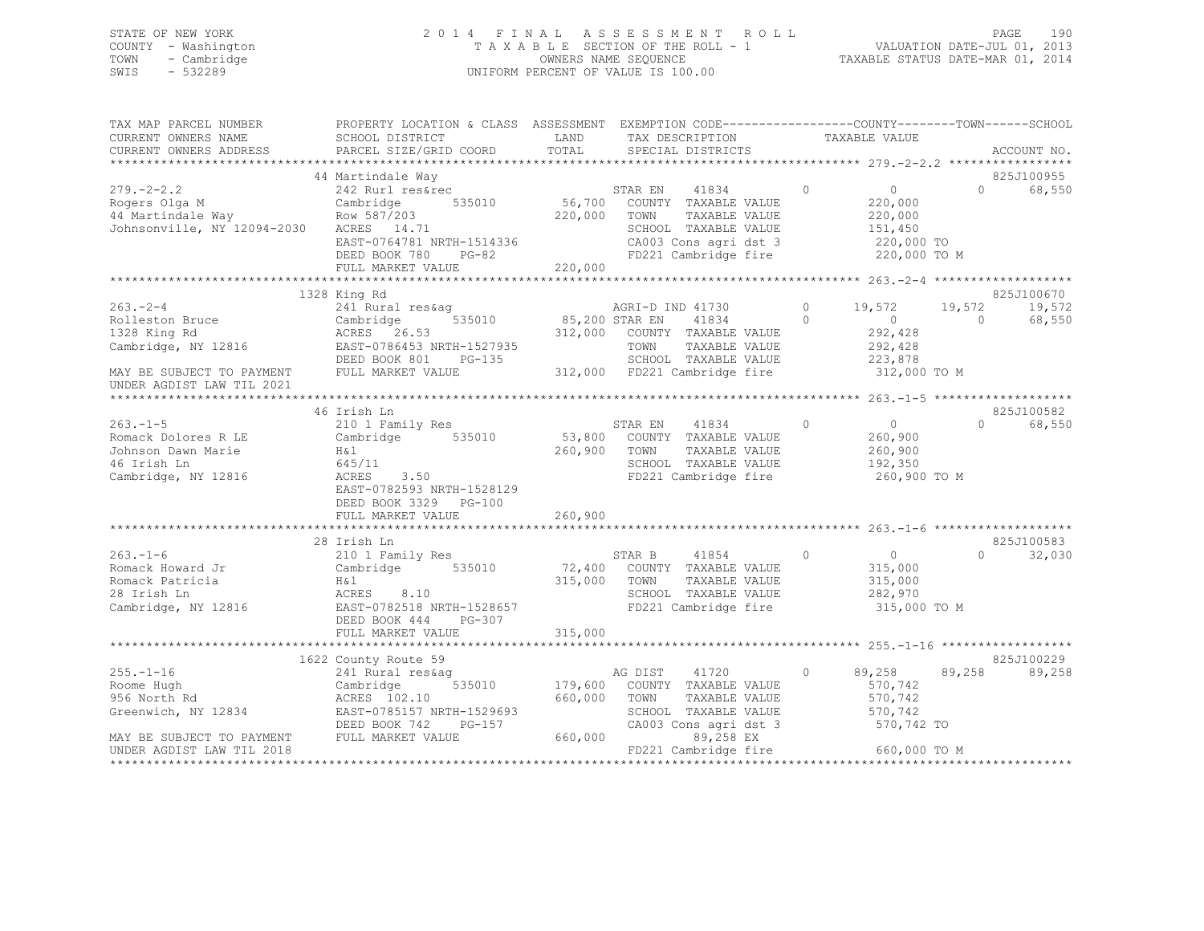STATE OF NEW YORK
COUNTY - Washington
TOWN - Cambridge
SWIS - 532289

2014 FINAL ASSESSMENT ROLL
TAXABLE SECTION OF THE ROLL - 1
OWNERS NAME SEQUENCE
UNIFORM PERCENT OF VALUE IS 100.00

VALUATION DATE-JUL 01, 2013
TAXABLE STATUS DATE-MAR 01, 2014

```
TAX MAP PARCEL NUMBER          PROPERTY LOCATION & CLASS  ASSESSMENT  EXEMPTION CODE-----------------COUNTY--------TOWN------SCHOOL
CURRENT OWNERS NAME            SCHOOL DISTRICT               LAND      TAX DESCRIPTION            TAXABLE VALUE
CURRENT OWNERS ADDRESS         PARCEL SIZE/GRID COORD        TOTAL     SPECIAL DISTRICTS                                    ACCOUNT NO.
******************************************************************************************************* 279.-2-2.2 *****************
                               44 Martindale Way                                                                              825J100955
279.-2-2.2                     242 Rurl res&rec                        STAR EN     41834          0           0           0      68,550
Rogers Olga M                  Cambridge        535010      56,700    COUNTY  TAXABLE VALUE             220,000
44 Martindale Way              Row 587/203                 220,000    TOWN    TAXABLE VALUE             220,000
Johnsonville, NY 12094-2030    ACRES   14.71                          SCHOOL  TAXABLE VALUE             151,450
                               EAST-0764781 NRTH-1514336              CA003 Cons agri dst 3             220,000 TO
                               DEED BOOK 780    PG-82                 FD221 Cambridge fire              220,000 TO M
                               FULL MARKET VALUE           220,000
******************************************************************************************************* 263.-2-4 *******************
                               1328 King Rd                                                                                   825J100670
263.-2-4                       241 Rural res&ag                        AGRI-D IND 41730           0      19,572      19,572      19,572
Rolleston Bruce                Cambridge        535010      85,200 STAR EN     41834          0           0           0      68,550
1328 King Rd                   ACRES   26.53               312,000    COUNTY  TAXABLE VALUE             292,428
Cambridge, NY 12816            EAST-0786453 NRTH-1527935              TOWN    TAXABLE VALUE             292,428
                               DEED BOOK 801    PG-135                SCHOOL  TAXABLE VALUE             223,878
MAY BE SUBJECT TO PAYMENT      FULL MARKET VALUE           312,000    FD221 Cambridge fire              312,000 TO M
UNDER AGDIST LAW TIL 2021
******************************************************************************************************* 263.-1-5 *******************
                               46 Irish Ln                                                                                    825J100582
263.-1-5                       210 1 Family Res                        STAR EN     41834          0           0           0      68,550
Romack Dolores R LE            Cambridge        535010      53,800    COUNTY  TAXABLE VALUE             260,900
Johnson Dawn Marie             H&l                         260,900    TOWN    TAXABLE VALUE             260,900
46 Irish Ln                    645/11                                 SCHOOL  TAXABLE VALUE             192,350
Cambridge, NY 12816            ACRES    3.50                          FD221 Cambridge fire              260,900 TO M
                               EAST-0782593 NRTH-1528129
                               DEED BOOK 3329   PG-100
                               FULL MARKET VALUE           260,900
******************************************************************************************************* 263.-1-6 *******************
                               28 Irish Ln                                                                                    825J100583
263.-1-6                       210 1 Family Res                        STAR B      41854          0           0           0      32,030
Romack Howard Jr               Cambridge        535010      72,400    COUNTY  TAXABLE VALUE             315,000
Romack Patricia                H&l                         315,000    TOWN    TAXABLE VALUE             315,000
28 Irish Ln                    ACRES    8.10                          SCHOOL  TAXABLE VALUE             282,970
Cambridge, NY 12816            EAST-0782518 NRTH-1528657              FD221 Cambridge fire              315,000 TO M
                               DEED BOOK 444    PG-307
                               FULL MARKET VALUE           315,000
******************************************************************************************************* 255.-1-16 ******************
                               1622 County Route 59                                                                           825J100229
255.-1-16                      241 Rural res&ag                        AG DIST     41720          0      89,258      89,258      89,258
Roome Hugh                     Cambridge        535010     179,600    COUNTY  TAXABLE VALUE             570,742
956 North Rd                   ACRES  102.10               660,000    TOWN    TAXABLE VALUE             570,742
Greenwich, NY 12834            EAST-0785157 NRTH-1529693              SCHOOL  TAXABLE VALUE             570,742
                               DEED BOOK 742    PG-157                CA003 Cons agri dst 3             570,742 TO
MAY BE SUBJECT TO PAYMENT      FULL MARKET VALUE           660,000              89,258 EX
UNDER AGDIST LAW TIL 2018                                             FD221 Cambridge fire              660,000 TO M
************************************************************************************************************************************
```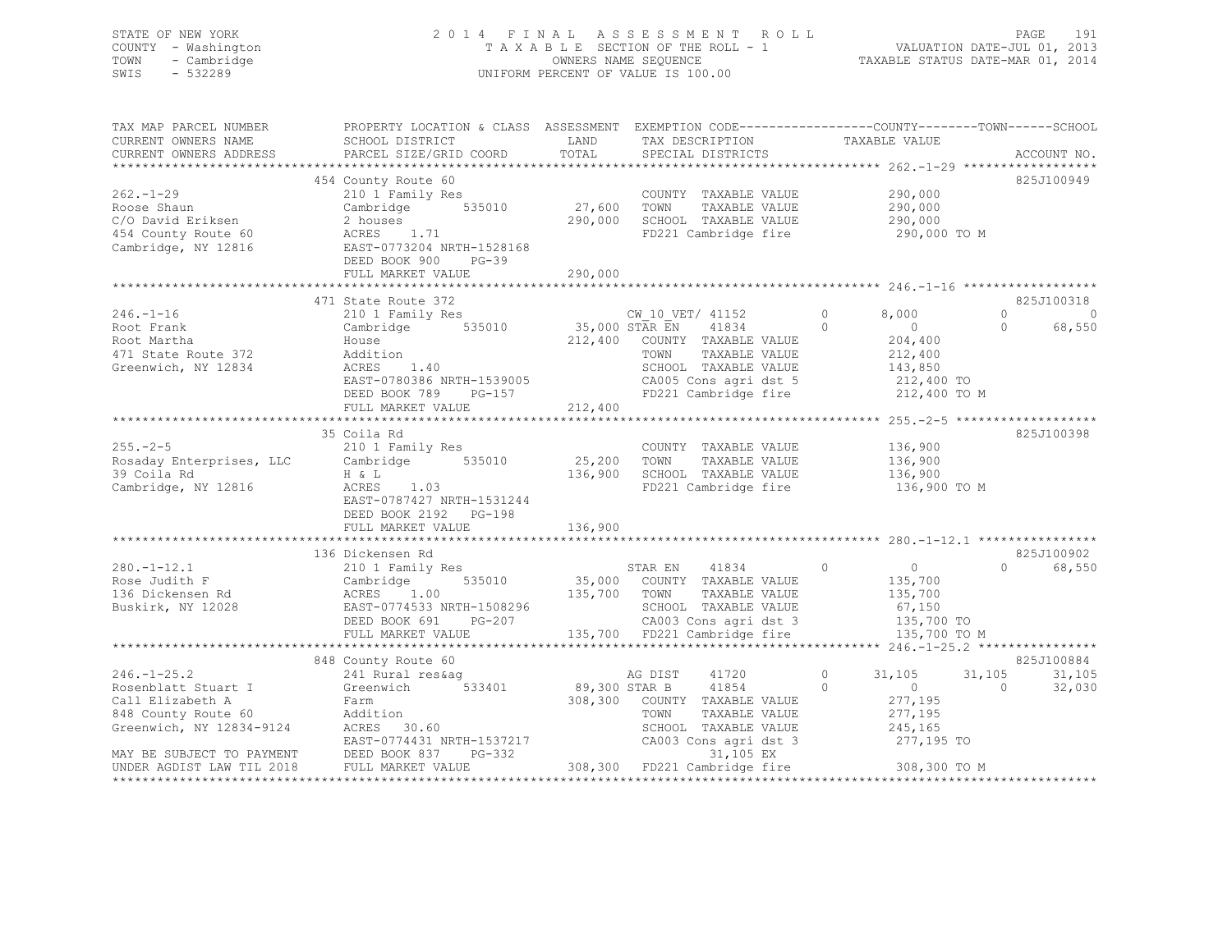STATE OF NEW YORK
COUNTY - Washington
TOWN - Cambridge
SWIS - 532289

2014 FINAL ASSESSMENT ROLL
TAXABLE SECTION OF THE ROLL - 1
OWNERS NAME SEQUENCE
UNIFORM PERCENT OF VALUE IS 100.00

VALUATION DATE-JUL 01, 2013
TAXABLE STATUS DATE-MAR 01, 2014

| TAX MAP PARCEL NUMBER / CURRENT OWNERS NAME / CURRENT OWNERS ADDRESS | PROPERTY LOCATION & CLASS / SCHOOL DISTRICT / PARCEL SIZE/GRID COORD | ASSESSMENT LAND | TOTAL | EXEMPTION CODE / TAX DESCRIPTION / SPECIAL DISTRICTS | | COUNTY | TOWN | SCHOOL / ACCOUNT NO. |
|---|---|---|---|---|---|---|---|---|
| **262.-1-29** | 454 County Route 60 | | | | | | | 825J100949 |
| 262.-1-29 | 210 1 Family Res | | | COUNTY TAXABLE VALUE | | 290,000 | | |
| Roose Shaun | Cambridge 535010 | 27,600 | | TOWN TAXABLE VALUE | | 290,000 | | |
| C/O David Eriksen | 2 houses | | 290,000 | SCHOOL TAXABLE VALUE | | 290,000 | | |
| 454 County Route 60 | ACRES 1.71 | | | FD221 Cambridge fire | | 290,000 TO M | | |
| Cambridge, NY 12816 | EAST-0773204 NRTH-1528168 | | | | | | | |
| | DEED BOOK 900 PG-39 | | | | | | | |
| | FULL MARKET VALUE | | 290,000 | | | | | |
| **246.-1-16** | 471 State Route 372 | | | | | | | 825J100318 |
| 246.-1-16 | 210 1 Family Res | | | CW_10_VET/ 41152 | 0 | 8,000 | 0 | 0 |
| Root Frank | Cambridge 535010 | 35,000 | | STAR EN 41834 | 0 | 0 | 0 | 68,550 |
| Root Martha | House | | 212,400 | COUNTY TAXABLE VALUE | | 204,400 | | |
| 471 State Route 372 | Addition | | | TOWN TAXABLE VALUE | | 212,400 | | |
| Greenwich, NY 12834 | ACRES 1.40 | | | SCHOOL TAXABLE VALUE | | 143,850 | | |
| | EAST-0780386 NRTH-1539005 | | | CA005 Cons agri dst 5 | | 212,400 TO | | |
| | DEED BOOK 789 PG-157 | | | FD221 Cambridge fire | | 212,400 TO M | | |
| | FULL MARKET VALUE | | 212,400 | | | | | |
| **255.-2-5** | 35 Coila Rd | | | | | | | 825J100398 |
| 255.-2-5 | 210 1 Family Res | | | COUNTY TAXABLE VALUE | | 136,900 | | |
| Rosaday Enterprises, LLC | Cambridge 535010 | 25,200 | | TOWN TAXABLE VALUE | | 136,900 | | |
| 39 Coila Rd | H & L | | 136,900 | SCHOOL TAXABLE VALUE | | 136,900 | | |
| Cambridge, NY 12816 | ACRES 1.03 | | | FD221 Cambridge fire | | 136,900 TO M | | |
| | EAST-0787427 NRTH-1531244 | | | | | | | |
| | DEED BOOK 2192 PG-198 | | | | | | | |
| | FULL MARKET VALUE | | 136,900 | | | | | |
| **280.-1-12.1** | 136 Dickensen Rd | | | | | | | 825J100902 |
| 280.-1-12.1 | 210 1 Family Res | | | STAR EN 41834 | 0 | 0 | 0 | 68,550 |
| Rose Judith F | Cambridge 535010 | 35,000 | | COUNTY TAXABLE VALUE | | 135,700 | | |
| 136 Dickensen Rd | ACRES 1.00 | | 135,700 | TOWN TAXABLE VALUE | | 135,700 | | |
| Buskirk, NY 12028 | EAST-0774533 NRTH-1508296 | | | SCHOOL TAXABLE VALUE | | 67,150 | | |
| | DEED BOOK 691 PG-207 | | | CA003 Cons agri dst 3 | | 135,700 TO | | |
| | FULL MARKET VALUE | | 135,700 | FD221 Cambridge fire | | 135,700 TO M | | |
| **246.-1-25.2** | 848 County Route 60 | | | | | | | 825J100884 |
| 246.-1-25.2 | 241 Rural res&ag | | | AG DIST 41720 | 0 | 31,105 | 31,105 | 31,105 |
| Rosenblatt Stuart I | Greenwich 533401 | 89,300 | | STAR B 41854 | 0 | 0 | 0 | 32,030 |
| Call Elizabeth A | Farm | | 308,300 | COUNTY TAXABLE VALUE | | 277,195 | | |
| 848 County Route 60 | Addition | | | TOWN TAXABLE VALUE | | 277,195 | | |
| Greenwich, NY 12834-9124 | ACRES 30.60 | | | SCHOOL TAXABLE VALUE | | 245,165 | | |
| | EAST-0774431 NRTH-1537217 | | | CA003 Cons agri dst 3 | | 277,195 TO | | |
| MAY BE SUBJECT TO PAYMENT | DEED BOOK 837 PG-332 | | | 31,105 EX | | | | |
| UNDER AGDIST LAW TIL 2018 | FULL MARKET VALUE | | 308,300 | FD221 Cambridge fire | | 308,300 TO M | | |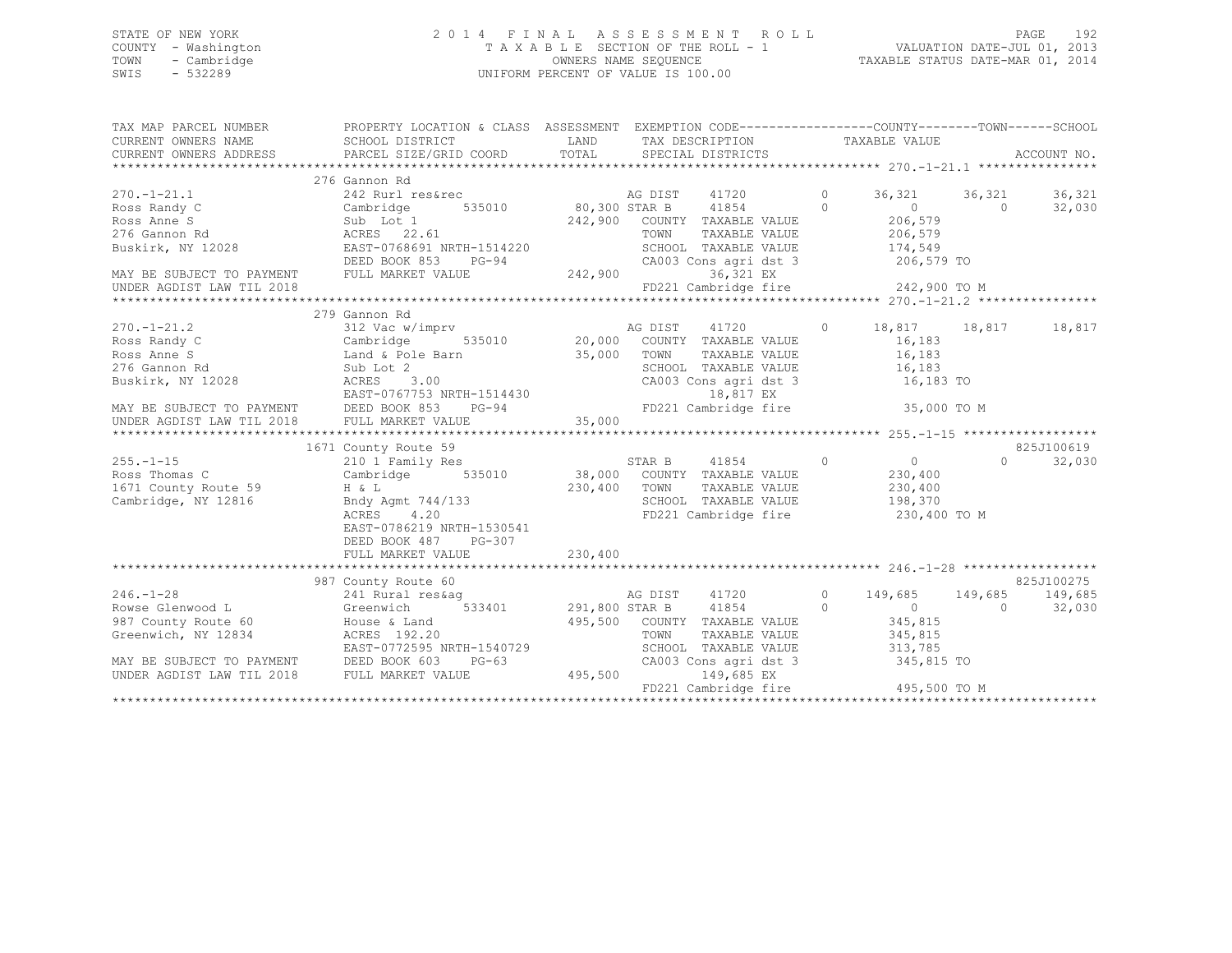STATE OF NEW YORK
COUNTY - Washington
TOWN - Cambridge
SWIS - 532289

2014 FINAL ASSESSMENT ROLL
TAXABLE SECTION OF THE ROLL - 1
OWNERS NAME SEQUENCE
UNIFORM PERCENT OF VALUE IS 100.00

VALUATION DATE-JUL 01, 2013
TAXABLE STATUS DATE-MAR 01, 2014

| TAX MAP PARCEL NUMBER / CURRENT OWNERS NAME / CURRENT OWNERS ADDRESS | PROPERTY LOCATION & CLASS / SCHOOL DISTRICT / PARCEL SIZE/GRID COORD | ASSESSMENT LAND / TOTAL | EXEMPTION CODE / TAX DESCRIPTION / SPECIAL DISTRICTS | | COUNTY TAXABLE VALUE | TOWN | SCHOOL / ACCOUNT NO. |
|---|---|---|---|---|---|---|---|
| | 276 Gannon Rd | | | | | | |
| 270.-1-21.1 | 242 Rurl res&rec | | AG DIST 41720 | 0 | 36,321 | 36,321 | 36,321 |
| Ross Randy C | Cambridge 535010 | 80,300 | STAR B 41854 | 0 | 0 | 0 | 32,030 |
| Ross Anne S | Sub Lot 1 | 242,900 | COUNTY TAXABLE VALUE | | 206,579 | | |
| 276 Gannon Rd | ACRES 22.61 | | TOWN TAXABLE VALUE | | 206,579 | | |
| Buskirk, NY 12028 | EAST-0768691 NRTH-1514220 | | SCHOOL TAXABLE VALUE | | 174,549 | | |
| | DEED BOOK 853 PG-94 | | CA003 Cons agri dst 3 | | 206,579 TO | | |
| MAY BE SUBJECT TO PAYMENT | FULL MARKET VALUE | 242,900 | 36,321 EX | | | | |
| UNDER AGDIST LAW TIL 2018 | | | FD221 Cambridge fire | | 242,900 TO M | | |
| | 279 Gannon Rd | | | | | | |
| 270.-1-21.2 | 312 Vac w/imprv | | AG DIST 41720 | 0 | 18,817 | 18,817 | 18,817 |
| Ross Randy C | Cambridge 535010 | 20,000 | COUNTY TAXABLE VALUE | | 16,183 | | |
| Ross Anne S | Land & Pole Barn | 35,000 | TOWN TAXABLE VALUE | | 16,183 | | |
| 276 Gannon Rd | Sub Lot 2 | | SCHOOL TAXABLE VALUE | | 16,183 | | |
| Buskirk, NY 12028 | ACRES 3.00 | | CA003 Cons agri dst 3 | | 16,183 TO | | |
| | EAST-0767753 NRTH-1514430 | | 18,817 EX | | | | |
| MAY BE SUBJECT TO PAYMENT | DEED BOOK 853 PG-94 | | FD221 Cambridge fire | | 35,000 TO M | | |
| UNDER AGDIST LAW TIL 2018 | FULL MARKET VALUE | 35,000 | | | | | |
| | 1671 County Route 59 | | | | | | 825J100619 |
| 255.-1-15 | 210 1 Family Res | | STAR B 41854 | 0 | 0 | 0 | 32,030 |
| Ross Thomas C | Cambridge 535010 | 38,000 | COUNTY TAXABLE VALUE | | 230,400 | | |
| 1671 County Route 59 | H & L | 230,400 | TOWN TAXABLE VALUE | | 230,400 | | |
| Cambridge, NY 12816 | Bndy Agmt 744/133 | | SCHOOL TAXABLE VALUE | | 198,370 | | |
| | ACRES 4.20 | | FD221 Cambridge fire | | 230,400 TO M | | |
| | EAST-0786219 NRTH-1530541 | | | | | | |
| | DEED BOOK 487 PG-307 | | | | | | |
| | FULL MARKET VALUE | 230,400 | | | | | |
| | 987 County Route 60 | | | | | | 825J100275 |
| 246.-1-28 | 241 Rural res&ag | | AG DIST 41720 | 0 | 149,685 | 149,685 | 149,685 |
| Rowse Glenwood L | Greenwich 533401 | 291,800 | STAR B 41854 | 0 | 0 | 0 | 32,030 |
| 987 County Route 60 | House & Land | 495,500 | COUNTY TAXABLE VALUE | | 345,815 | | |
| Greenwich, NY 12834 | ACRES 192.20 | | TOWN TAXABLE VALUE | | 345,815 | | |
| | EAST-0772595 NRTH-1540729 | | SCHOOL TAXABLE VALUE | | 313,785 | | |
| MAY BE SUBJECT TO PAYMENT | DEED BOOK 603 PG-63 | | CA003 Cons agri dst 3 | | 345,815 TO | | |
| UNDER AGDIST LAW TIL 2018 | FULL MARKET VALUE | 495,500 | 149,685 EX | | | | |
| | | | FD221 Cambridge fire | | 495,500 TO M | | |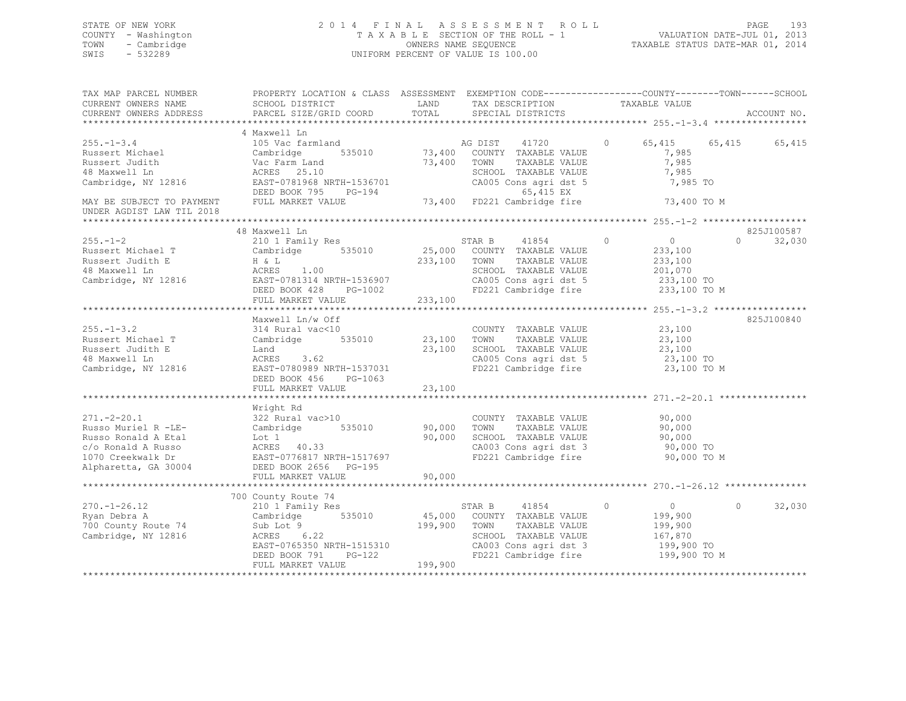STATE OF NEW YORK
COUNTY - Washington
TOWN - Cambridge
SWIS - 532289

2014 FINAL ASSESSMENT ROLL
TAXABLE SECTION OF THE ROLL - 1
OWNERS NAME SEQUENCE
UNIFORM PERCENT OF VALUE IS 100.00

VALUATION DATE-JUL 01, 2013
TAXABLE STATUS DATE-MAR 01, 2014

```
TAX MAP PARCEL NUMBER      PROPERTY LOCATION & CLASS  ASSESSMENT  EXEMPTION CODE------------------COUNTY--------TOWN------SCHOOL
CURRENT OWNERS NAME        SCHOOL DISTRICT             LAND       TAX DESCRIPTION            TAXABLE VALUE
CURRENT OWNERS ADDRESS     PARCEL SIZE/GRID COORD      TOTAL      SPECIAL DISTRICTS                                          ACCOUNT NO.
******************************************************************************************************* 255.-1-3.4 *****************
                           4 Maxwell Ln
255.-1-3.4                 105 Vac farmland                        AG DIST    41720         0        65,415     65,415     65,415
Russert Michael            Cambridge        535010      73,400    COUNTY  TAXABLE VALUE              7,985
Russert Judith             Vac Farm Land                 73,400    TOWN    TAXABLE VALUE              7,985
48 Maxwell Ln              ACRES   25.10                           SCHOOL  TAXABLE VALUE              7,985
Cambridge, NY 12816        EAST-0781968 NRTH-1536701               CA005 Cons agri dst 5              7,985 TO
                           DEED BOOK 795    PG-194                        65,415 EX
MAY BE SUBJECT TO PAYMENT  FULL MARKET VALUE             73,400    FD221 Cambridge fire              73,400 TO M
UNDER AGDIST LAW TIL 2018
******************************************************************************************************* 255.-1-2 *******************
                           48 Maxwell Ln                                                                                825J100587
255.-1-2                   210 1 Family Res                        STAR B     41854         0             0          0     32,030
Russert Michael T          Cambridge        535010      25,000    COUNTY  TAXABLE VALUE            233,100
Russert Judith E           H & L                        233,100    TOWN    TAXABLE VALUE            233,100
48 Maxwell Ln              ACRES    1.00                           SCHOOL  TAXABLE VALUE            201,070
Cambridge, NY 12816        EAST-0781314 NRTH-1536907               CA005 Cons agri dst 5            233,100 TO
                           DEED BOOK 428    PG-1002                FD221 Cambridge fire             233,100 TO M
                           FULL MARKET VALUE            233,100
******************************************************************************************************* 255.-1-3.2 *****************
                           Maxwell Ln/w Off                                                                             825J100840
255.-1-3.2                 314 Rural vac<10                        COUNTY  TAXABLE VALUE             23,100
Russert Michael T          Cambridge        535010      23,100    TOWN    TAXABLE VALUE             23,100
Russert Judith E           Land                          23,100    SCHOOL  TAXABLE VALUE             23,100
48 Maxwell Ln              ACRES    3.62                           CA005 Cons agri dst 5             23,100 TO
Cambridge, NY 12816        EAST-0780989 NRTH-1537031               FD221 Cambridge fire              23,100 TO M
                           DEED BOOK 456    PG-1063
                           FULL MARKET VALUE             23,100
******************************************************************************************************* 271.-2-20.1 ****************
                           Wright Rd
271.-2-20.1                322 Rural vac>10                        COUNTY  TAXABLE VALUE             90,000
Russo Muriel R -LE-        Cambridge        535010      90,000    TOWN    TAXABLE VALUE             90,000
Russo Ronald A Etal        Lot 1                         90,000    SCHOOL  TAXABLE VALUE             90,000
c/o Ronald A Russo         ACRES   40.33                           CA003 Cons agri dst 3             90,000 TO
1070 Creekwalk Dr          EAST-0776817 NRTH-1517697               FD221 Cambridge fire              90,000 TO M
Alpharetta, GA 30004       DEED BOOK 2656   PG-195
                           FULL MARKET VALUE             90,000
******************************************************************************************************* 270.-1-26.12 ***************
                           700 County Route 74
270.-1-26.12               210 1 Family Res                        STAR B     41854         0             0          0     32,030
Ryan Debra A               Cambridge        535010      45,000    COUNTY  TAXABLE VALUE            199,900
700 County Route 74        Sub Lot 9                    199,900    TOWN    TAXABLE VALUE            199,900
Cambridge, NY 12816        ACRES    6.22                           SCHOOL  TAXABLE VALUE            167,870
                           EAST-0765350 NRTH-1515310               CA003 Cons agri dst 3            199,900 TO
                           DEED BOOK 791    PG-122                 FD221 Cambridge fire             199,900 TO M
                           FULL MARKET VALUE            199,900
************************************************************************************************************************************
```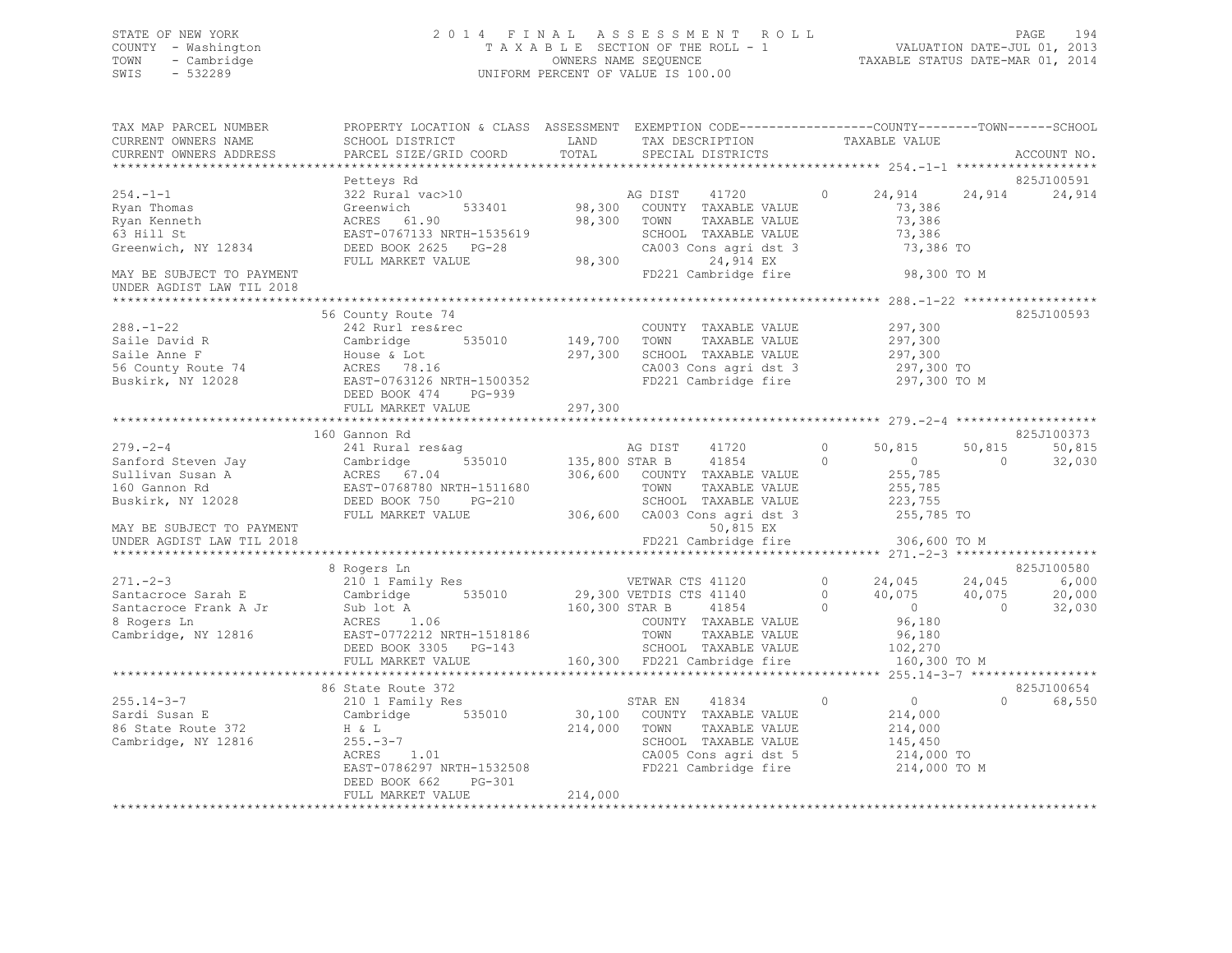STATE OF NEW YORK | 2014 FINAL ASSESSMENT ROLL | VALUATION DATE-JUL 01, 2013
COUNTY - Washington | TAXABLE SECTION OF THE ROLL - 1 | TAXABLE STATUS DATE-MAR 01, 2014
TOWN - Cambridge | OWNERS NAME SEQUENCE
SWIS - 532289 | UNIFORM PERCENT OF VALUE IS 100.00

| TAX MAP PARCEL NUMBER / CURRENT OWNERS NAME / CURRENT OWNERS ADDRESS | PROPERTY LOCATION & CLASS / SCHOOL DISTRICT / PARCEL SIZE/GRID COORD | ASSESSMENT LAND / TOTAL | EXEMPTION CODE / TAX DESCRIPTION / SPECIAL DISTRICTS | COUNTY TAXABLE VALUE | TOWN | SCHOOL | ACCOUNT NO. |
|---|---|---|---|---|---|---|---|
| **254.-1-1** | Petteys Rd | | | | | | 825J100591 |
| 254.-1-1 | 322 Rural vac>10 | | AG DIST 41720 0 | 24,914 | 24,914 | 24,914 | |
| Ryan Thomas | Greenwich 533401 | 98,300 | COUNTY TAXABLE VALUE | 73,386 | | | |
| Ryan Kenneth | ACRES 61.90 | 98,300 | TOWN TAXABLE VALUE | 73,386 | | | |
| 63 Hill St | EAST-0767133 NRTH-1535619 | | SCHOOL TAXABLE VALUE | 73,386 | | | |
| Greenwich, NY 12834 | DEED BOOK 2625 PG-28 | | CA003 Cons agri dst 3 | 73,386 TO | | | |
| | FULL MARKET VALUE | 98,300 | 24,914 EX | | | | |
| MAY BE SUBJECT TO PAYMENT UNDER AGDIST LAW TIL 2018 | | | FD221 Cambridge fire | 98,300 TO M | | | |
| **288.-1-22** | 56 County Route 74 | | | | | | 825J100593 |
| 288.-1-22 | 242 Rurl res&rec | | COUNTY TAXABLE VALUE | 297,300 | | | |
| Saile David R | Cambridge 535010 | 149,700 | TOWN TAXABLE VALUE | 297,300 | | | |
| Saile Anne F | House & Lot | 297,300 | SCHOOL TAXABLE VALUE | 297,300 | | | |
| 56 County Route 74 | ACRES 78.16 | | CA003 Cons agri dst 3 | 297,300 TO | | | |
| Buskirk, NY 12028 | EAST-0763126 NRTH-1500352 | | FD221 Cambridge fire | 297,300 TO M | | | |
| | DEED BOOK 474 PG-939 | | | | | | |
| | FULL MARKET VALUE | 297,300 | | | | | |
| **279.-2-4** | 160 Gannon Rd | | | | | | 825J100373 |
| 279.-2-4 | 241 Rural res&ag | | AG DIST 41720 0 | 50,815 | 50,815 | 50,815 | |
| Sanford Steven Jay | Cambridge 535010 | 135,800 | STAR B 41854 0 | 0 | 0 | 32,030 | |
| Sullivan Susan A | ACRES 67.04 | 306,600 | COUNTY TAXABLE VALUE | 255,785 | | | |
| 160 Gannon Rd | EAST-0768780 NRTH-1511680 | | TOWN TAXABLE VALUE | 255,785 | | | |
| Buskirk, NY 12028 | DEED BOOK 750 PG-210 | | SCHOOL TAXABLE VALUE | 223,755 | | | |
| | FULL MARKET VALUE | 306,600 | CA003 Cons agri dst 3 | 255,785 TO | | | |
| MAY BE SUBJECT TO PAYMENT | | | 50,815 EX | | | | |
| UNDER AGDIST LAW TIL 2018 | | | FD221 Cambridge fire | 306,600 TO M | | | |
| **271.-2-3** | 8 Rogers Ln | | | | | | 825J100580 |
| 271.-2-3 | 210 1 Family Res | | VETWAR CTS 41120 0 | 24,045 | 24,045 | 6,000 | |
| Santacroce Sarah E | Cambridge 535010 | 29,300 | VETDIS CTS 41140 0 | 40,075 | 40,075 | 20,000 | |
| Santacroce Frank A Jr | Sub lot A | 160,300 | STAR B 41854 0 | 0 | 0 | 32,030 | |
| 8 Rogers Ln | ACRES 1.06 | | COUNTY TAXABLE VALUE | 96,180 | | | |
| Cambridge, NY 12816 | EAST-0772212 NRTH-1518186 | | TOWN TAXABLE VALUE | 96,180 | | | |
| | DEED BOOK 3305 PG-143 | | SCHOOL TAXABLE VALUE | 102,270 | | | |
| | FULL MARKET VALUE | 160,300 | FD221 Cambridge fire | 160,300 TO M | | | |
| **255.14-3-7** | 86 State Route 372 | | | | | | 825J100654 |
| 255.14-3-7 | 210 1 Family Res | | STAR EN 41834 0 | 0 | 0 | 68,550 | |
| Sardi Susan E | Cambridge 535010 | 30,100 | COUNTY TAXABLE VALUE | 214,000 | | | |
| 86 State Route 372 | H & L | 214,000 | TOWN TAXABLE VALUE | 214,000 | | | |
| Cambridge, NY 12816 | 255.-3-7 | | SCHOOL TAXABLE VALUE | 145,450 | | | |
| | ACRES 1.01 | | CA005 Cons agri dst 5 | 214,000 TO | | | |
| | EAST-0786297 NRTH-1532508 | | FD221 Cambridge fire | 214,000 TO M | | | |
| | DEED BOOK 662 PG-301 | | | | | | |
| | FULL MARKET VALUE | 214,000 | | | | | |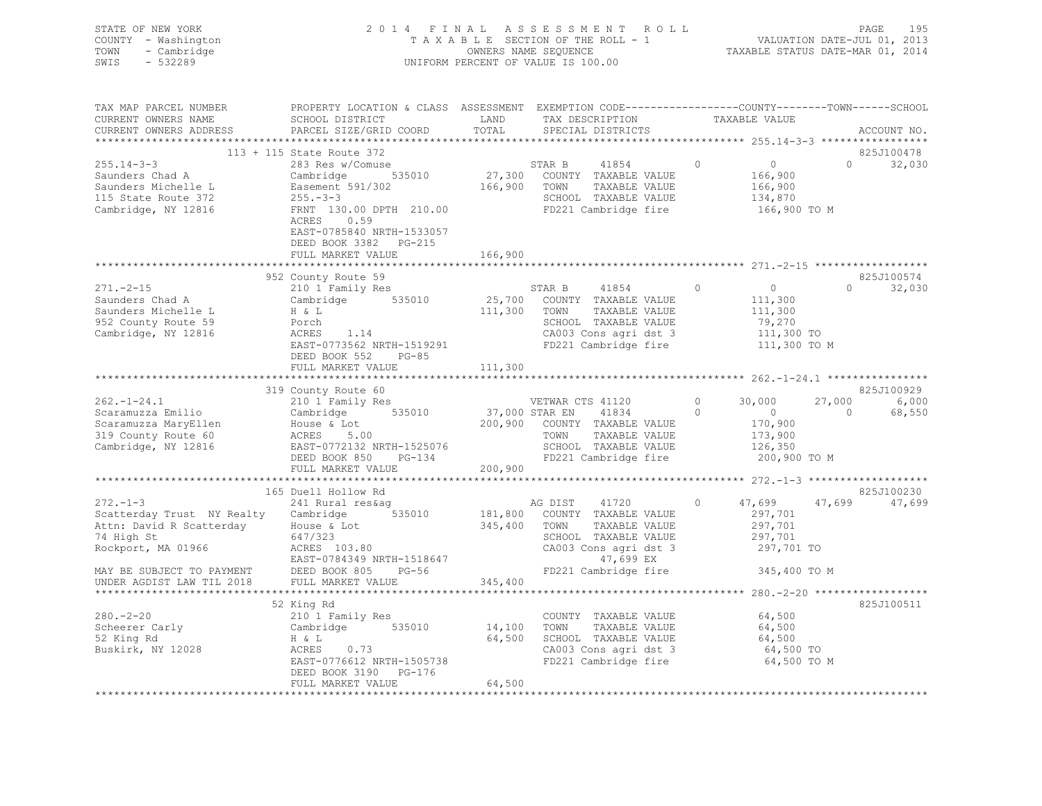STATE OF NEW YORK
COUNTY - Washington
TOWN - Cambridge
SWIS - 532289

2014 FINAL ASSESSMENT ROLL
TAXABLE SECTION OF THE ROLL - 1
OWNERS NAME SEQUENCE
UNIFORM PERCENT OF VALUE IS 100.00

VALUATION DATE-JUL 01, 2013
TAXABLE STATUS DATE-MAR 01, 2014

```
TAX MAP PARCEL NUMBER          PROPERTY LOCATION & CLASS  ASSESSMENT  EXEMPTION CODE------------------COUNTY--------TOWN------SCHOOL
CURRENT OWNERS NAME            SCHOOL DISTRICT            LAND        TAX DESCRIPTION             TAXABLE VALUE
CURRENT OWNERS ADDRESS         PARCEL SIZE/GRID COORD     TOTAL       SPECIAL DISTRICTS                                       ACCOUNT NO.
*********************************************************************************************** 255.14-3-3 *****************
                   113 + 115 State Route 372                                                                              825J100478
255.14-3-3                     283 Res w/Comuse                        STAR B     41854       0           0            0     32,030
Saunders Chad A                Cambridge       535010     27,300       COUNTY  TAXABLE VALUE          166,900
Saunders Michelle L            Easement 591/302           166,900      TOWN    TAXABLE VALUE          166,900
115 State Route 372            255.-3-3                                SCHOOL  TAXABLE VALUE          134,870
Cambridge, NY 12816            FRNT 130.00 DPTH 210.00                 FD221 Cambridge fire           166,900 TO M
                               ACRES    0.59
                               EAST-0785840 NRTH-1533057
                               DEED BOOK 3382   PG-215
                               FULL MARKET VALUE          166,900
*********************************************************************************************** 271.-2-15 ******************
                   952 County Route 59                                                                                    825J100574
271.-2-15                      210 1 Family Res                        STAR B     41854       0           0            0     32,030
Saunders Chad A                Cambridge       535010     25,700       COUNTY  TAXABLE VALUE          111,300
Saunders Michelle L            H & L                      111,300      TOWN    TAXABLE VALUE          111,300
952 County Route 59            Porch                                   SCHOOL  TAXABLE VALUE           79,270
Cambridge, NY 12816            ACRES    1.14                           CA003 Cons agri dst 3          111,300 TO
                               EAST-0773562 NRTH-1519291               FD221 Cambridge fire           111,300 TO M
                               DEED BOOK 552    PG-85
                               FULL MARKET VALUE          111,300
*********************************************************************************************** 262.-1-24.1 ****************
                   319 County Route 60                                                                                    825J100929
262.-1-24.1                    210 1 Family Res                        VETWAR CTS 41120       0      30,000       27,000      6,000
Scaramuzza Emilio              Cambridge       535010     37,000 STAR EN     41834            0           0            0     68,550
Scaramuzza MaryEllen           House & Lot                200,900      COUNTY  TAXABLE VALUE          170,900
319 County Route 60            ACRES    5.00                           TOWN    TAXABLE VALUE          173,900
Cambridge, NY 12816            EAST-0772132 NRTH-1525076               SCHOOL  TAXABLE VALUE          126,350
                               DEED BOOK 850    PG-134                 FD221 Cambridge fire           200,900 TO M
                               FULL MARKET VALUE          200,900
*********************************************************************************************** 272.-1-3 *******************
                   165 Duell Hollow Rd                                                                                    825J100230
272.-1-3                       241 Rural res&ag                        AG DIST    41720       0      47,699       47,699     47,699
Scatterday Trust  NY Realty    Cambridge       535010     181,800      COUNTY  TAXABLE VALUE          297,701
Attn: David R Scatterday       House & Lot                345,400      TOWN    TAXABLE VALUE          297,701
74 High St                     647/323                                 SCHOOL  TAXABLE VALUE          297,701
Rockport, MA 01966             ACRES  103.80                           CA003 Cons agri dst 3          297,701 TO
                               EAST-0784349 NRTH-1518647                    47,699 EX
MAY BE SUBJECT TO PAYMENT      DEED BOOK 805    PG-56                  FD221 Cambridge fire           345,400 TO M
UNDER AGDIST LAW TIL 2018      FULL MARKET VALUE          345,400
*********************************************************************************************** 280.-2-20 ******************
                   52 King Rd                                                                                             825J100511
280.-2-20                      210 1 Family Res                        COUNTY  TAXABLE VALUE           64,500
Scheerer Carly                 Cambridge       535010     14,100       TOWN    TAXABLE VALUE           64,500
52 King Rd                     H & L                       64,500      SCHOOL  TAXABLE VALUE           64,500
Buskirk, NY 12028              ACRES    0.73                           CA003 Cons agri dst 3           64,500 TO
                               EAST-0776612 NRTH-1505738               FD221 Cambridge fire            64,500 TO M
                               DEED BOOK 3190   PG-176
                               FULL MARKET VALUE           64,500
****************************************************************************************************************************
```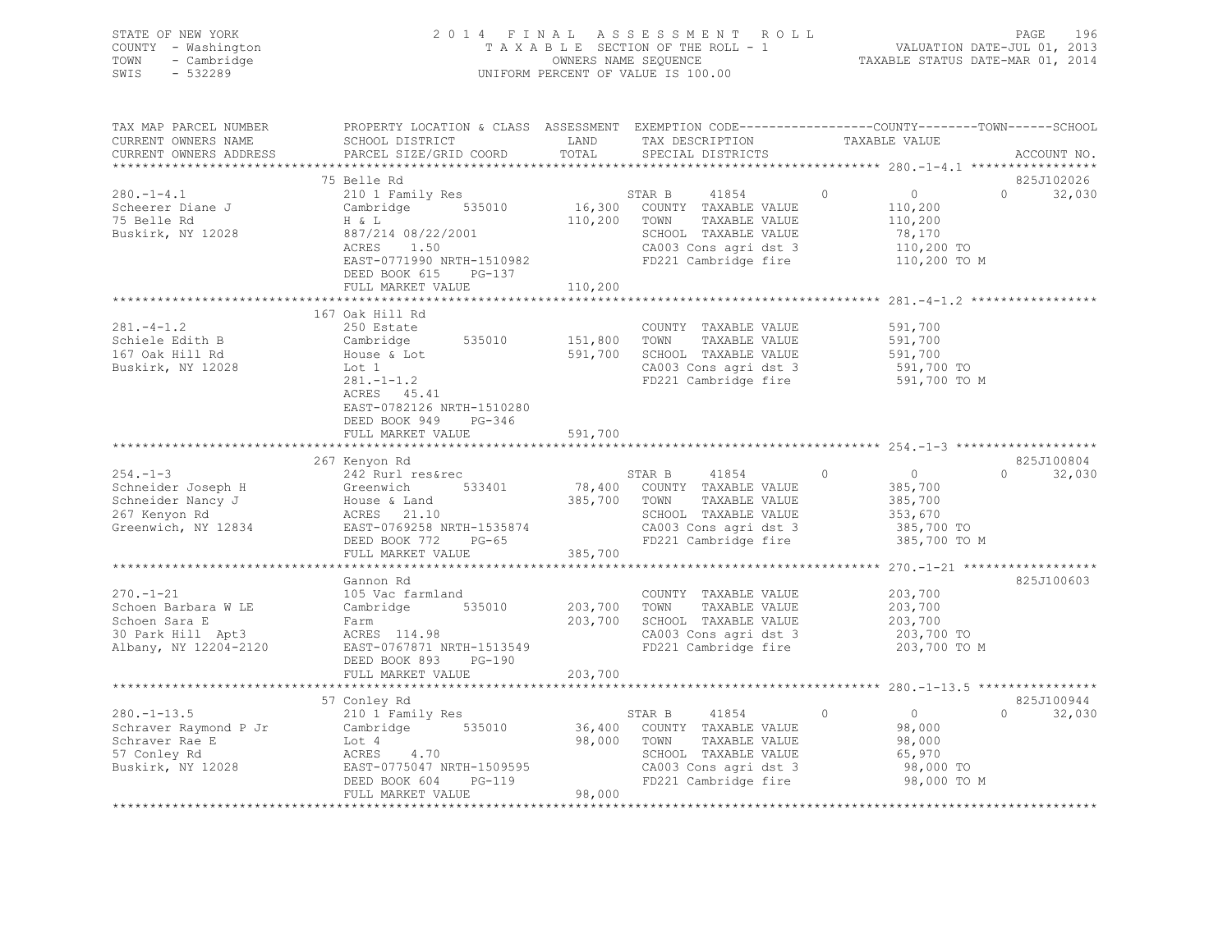STATE OF NEW YORK
COUNTY - Washington
TOWN - Cambridge
SWIS - 532289

2014 FINAL ASSESSMENT ROLL
TAXABLE SECTION OF THE ROLL - 1
OWNERS NAME SEQUENCE
UNIFORM PERCENT OF VALUE IS 100.00

VALUATION DATE-JUL 01, 2013
TAXABLE STATUS DATE-MAR 01, 2014

| TAX MAP PARCEL NUMBER / CURRENT OWNERS NAME / CURRENT OWNERS ADDRESS | PROPERTY LOCATION & CLASS / SCHOOL DISTRICT / PARCEL SIZE/GRID COORD | ASSESSMENT LAND / TOTAL | EXEMPTION CODE / TAX DESCRIPTION / SPECIAL DISTRICTS | COUNTY | TOWN | SCHOOL / TAXABLE VALUE | ACCOUNT NO. |
|---|---|---|---|---|---|---|---|
| 280.-1-4.1 | 75 Belle Rd | | | | | | 825J102026 |
| Scheerer Diane J | 210 1 Family Res | | STAR B 41854 | 0 | 0 | 32,030 | |
| 75 Belle Rd | Cambridge 535010 | 16,300 | COUNTY TAXABLE VALUE | 110,200 | | | |
| Buskirk, NY 12028 | H & L | 110,200 | TOWN TAXABLE VALUE | | 110,200 | | |
| | 887/214 08/22/2001 | | SCHOOL TAXABLE VALUE | | | 78,170 | |
| | ACRES 1.50 | | CA003 Cons agri dst 3 | 110,200 TO | | | |
| | EAST-0771990 NRTH-1510982 | | FD221 Cambridge fire | 110,200 TO M | | | |
| | DEED BOOK 615 PG-137 | | | | | | |
| | FULL MARKET VALUE | 110,200 | | | | | |
| 281.-4-1.2 | 167 Oak Hill Rd | | | | | | |
| Schiele Edith B | 250 Estate | | COUNTY TAXABLE VALUE | 591,700 | | | |
| 167 Oak Hill Rd | Cambridge 535010 | 151,800 | TOWN TAXABLE VALUE | | 591,700 | | |
| Buskirk, NY 12028 | House & Lot | 591,700 | SCHOOL TAXABLE VALUE | | | 591,700 | |
| | Lot 1 | | CA003 Cons agri dst 3 | 591,700 TO | | | |
| | 281.-1-1.2 | | FD221 Cambridge fire | 591,700 TO M | | | |
| | ACRES 45.41 | | | | | | |
| | EAST-0782126 NRTH-1510280 | | | | | | |
| | DEED BOOK 949 PG-346 | | | | | | |
| | FULL MARKET VALUE | 591,700 | | | | | |
| 254.-1-3 | 267 Kenyon Rd | | | | | | 825J100804 |
| Schneider Joseph H | 242 Rurl res&rec | | STAR B 41854 | 0 | 0 | 32,030 | |
| Schneider Nancy J | Greenwich 533401 | 78,400 | COUNTY TAXABLE VALUE | 385,700 | | | |
| 267 Kenyon Rd | House & Land | 385,700 | TOWN TAXABLE VALUE | | 385,700 | | |
| Greenwich, NY 12834 | ACRES 21.10 | | SCHOOL TAXABLE VALUE | | | 353,670 | |
| | EAST-0769258 NRTH-1535874 | | CA003 Cons agri dst 3 | 385,700 TO | | | |
| | DEED BOOK 772 PG-65 | | FD221 Cambridge fire | 385,700 TO M | | | |
| | FULL MARKET VALUE | 385,700 | | | | | |
| 270.-1-21 | Gannon Rd | | | | | | 825J100603 |
| Schoen Barbara W LE | 105 Vac farmland | | COUNTY TAXABLE VALUE | 203,700 | | | |
| Schoen Sara E | Cambridge 535010 | 203,700 | TOWN TAXABLE VALUE | | 203,700 | | |
| 30 Park Hill Apt3 | Farm | 203,700 | SCHOOL TAXABLE VALUE | | | 203,700 | |
| Albany, NY 12204-2120 | ACRES 114.98 | | CA003 Cons agri dst 3 | 203,700 TO | | | |
| | EAST-0767871 NRTH-1513549 | | FD221 Cambridge fire | 203,700 TO M | | | |
| | DEED BOOK 893 PG-190 | | | | | | |
| | FULL MARKET VALUE | 203,700 | | | | | |
| 280.-1-13.5 | 57 Conley Rd | | | | | | 825J100944 |
| Schraver Raymond P Jr | 210 1 Family Res | | STAR B 41854 | 0 | 0 | 32,030 | |
| Schraver Rae E | Cambridge 535010 | 36,400 | COUNTY TAXABLE VALUE | 98,000 | | | |
| 57 Conley Rd | Lot 4 | 98,000 | TOWN TAXABLE VALUE | | 98,000 | | |
| Buskirk, NY 12028 | ACRES 4.70 | | SCHOOL TAXABLE VALUE | | | 65,970 | |
| | EAST-0775047 NRTH-1509595 | | CA003 Cons agri dst 3 | 98,000 TO | | | |
| | DEED BOOK 604 PG-119 | | FD221 Cambridge fire | 98,000 TO M | | | |
| | FULL MARKET VALUE | 98,000 | | | | | |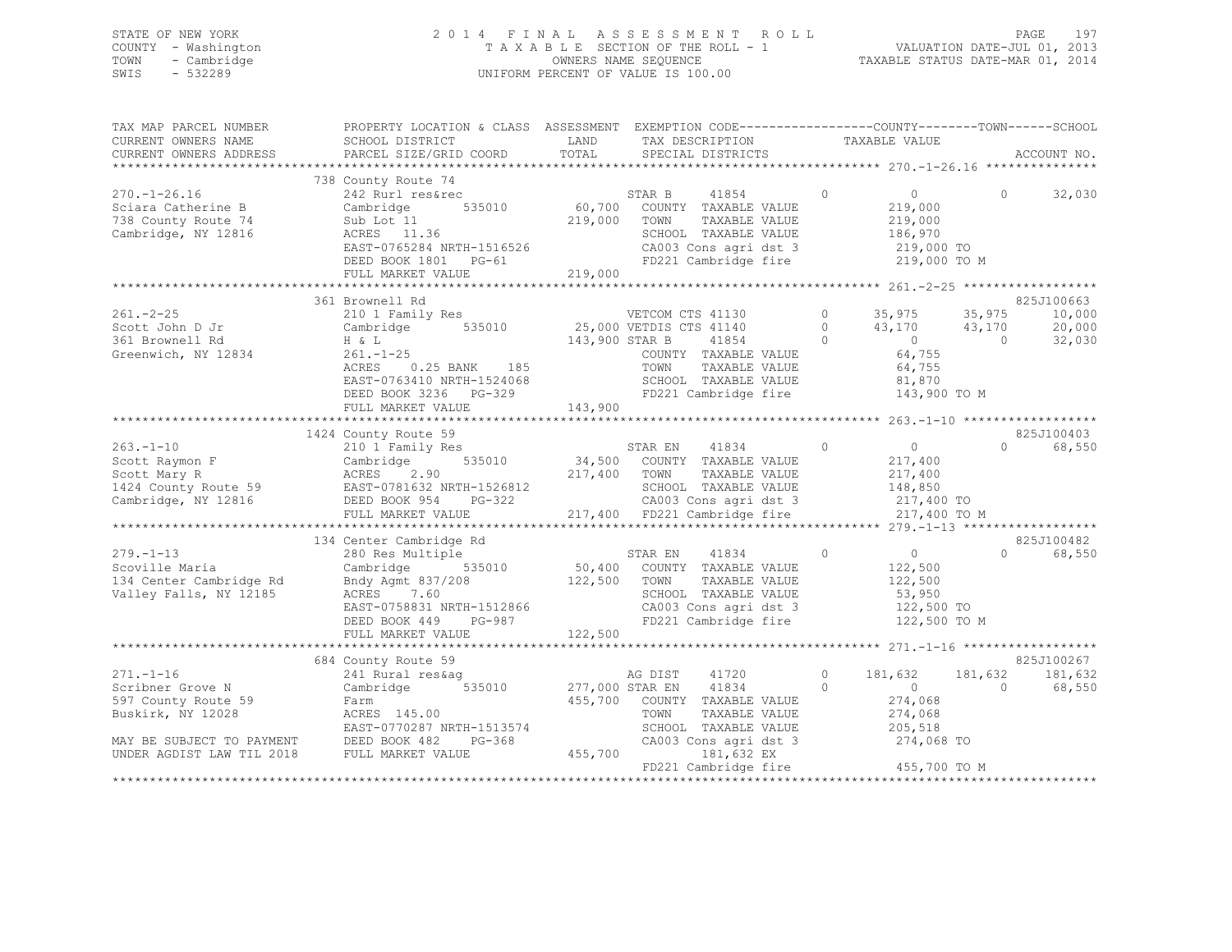STATE OF NEW YORK
COUNTY - Washington
TOWN - Cambridge
SWIS - 532289

2014 FINAL ASSESSMENT ROLL
TAXABLE SECTION OF THE ROLL - 1
OWNERS NAME SEQUENCE
UNIFORM PERCENT OF VALUE IS 100.00

VALUATION DATE-JUL 01, 2013
TAXABLE STATUS DATE-MAR 01, 2014

| TAX MAP PARCEL NUMBER / CURRENT OWNERS NAME / CURRENT OWNERS ADDRESS | PROPERTY LOCATION & CLASS / SCHOOL DISTRICT / PARCEL SIZE/GRID COORD | ASSESSMENT LAND / TOTAL | EXEMPTION CODE / TAX DESCRIPTION / SPECIAL DISTRICTS | COUNTY TAXABLE VALUE | TOWN | SCHOOL | ACCOUNT NO. |
|---|---|---|---|---|---|---|---|
| **270.-1-26.16** | 738 County Route 74 | | | | | | |
| 270.-1-26.16 | 242 Rurl res&rec | | STAR B 41854 | 0 | 0 | 32,030 | |
| Sciara Catherine B | Cambridge 535010 | 60,700 | COUNTY TAXABLE VALUE | 219,000 | | | |
| 738 County Route 74 | Sub Lot 11 | 219,000 | TOWN TAXABLE VALUE | 219,000 | | | |
| Cambridge, NY 12816 | ACRES 11.36 | | SCHOOL TAXABLE VALUE | 186,970 | | | |
| | EAST-0765284 NRTH-1516526 | | CA003 Cons agri dst 3 | 219,000 TO | | | |
| | DEED BOOK 1801 PG-61 | | FD221 Cambridge fire | 219,000 TO M | | | |
| | FULL MARKET VALUE | 219,000 | | | | | |
| **261.-2-25** | 361 Brownell Rd | | | | | | 825J100663 |
| 261.-2-25 | 210 1 Family Res | | VETCOM CTS 41130 | 35,975 | 35,975 | 10,000 | |
| Scott John D Jr | Cambridge 535010 | 25,000 | VETDIS CTS 41140 | 43,170 | 43,170 | 20,000 | |
| 361 Brownell Rd | H & L | 143,900 | STAR B 41854 | 0 | 0 | 32,030 | |
| Greenwich, NY 12834 | 261.-1-25 | | COUNTY TAXABLE VALUE | 64,755 | | | |
| | ACRES 0.25 BANK 185 | | TOWN TAXABLE VALUE | 64,755 | | | |
| | EAST-0763410 NRTH-1524068 | | SCHOOL TAXABLE VALUE | 81,870 | | | |
| | DEED BOOK 3236 PG-329 | | FD221 Cambridge fire | 143,900 TO M | | | |
| | FULL MARKET VALUE | 143,900 | | | | | |
| **263.-1-10** | 1424 County Route 59 | | | | | | 825J100403 |
| 263.-1-10 | 210 1 Family Res | | STAR EN 41834 | 0 | 0 | 68,550 | |
| Scott Raymon F | Cambridge 535010 | 34,500 | COUNTY TAXABLE VALUE | 217,400 | | | |
| Scott Mary R | ACRES 2.90 | 217,400 | TOWN TAXABLE VALUE | 217,400 | | | |
| 1424 County Route 59 | EAST-0781632 NRTH-1526812 | | SCHOOL TAXABLE VALUE | 148,850 | | | |
| Cambridge, NY 12816 | DEED BOOK 954 PG-322 | | CA003 Cons agri dst 3 | 217,400 TO | | | |
| | FULL MARKET VALUE | 217,400 | FD221 Cambridge fire | 217,400 TO M | | | |
| **279.-1-13** | 134 Center Cambridge Rd | | | | | | 825J100482 |
| 279.-1-13 | 280 Res Multiple | | STAR EN 41834 | 0 | 0 | 68,550 | |
| Scoville Maria | Cambridge 535010 | 50,400 | COUNTY TAXABLE VALUE | 122,500 | | | |
| 134 Center Cambridge Rd | Bndy Agmt 837/208 | 122,500 | TOWN TAXABLE VALUE | 122,500 | | | |
| Valley Falls, NY 12185 | ACRES 7.60 | | SCHOOL TAXABLE VALUE | 53,950 | | | |
| | EAST-0758831 NRTH-1512866 | | CA003 Cons agri dst 3 | 122,500 TO | | | |
| | DEED BOOK 449 PG-987 | | FD221 Cambridge fire | 122,500 TO M | | | |
| | FULL MARKET VALUE | 122,500 | | | | | |
| **271.-1-16** | 684 County Route 59 | | | | | | 825J100267 |
| 271.-1-16 | 241 Rural res&ag | | AG DIST 41720 | 181,632 | 181,632 | 181,632 | |
| Scribner Grove N | Cambridge 535010 | 277,000 | STAR EN 41834 | 0 | 0 | 68,550 | |
| 597 County Route 59 | Farm | 455,700 | COUNTY TAXABLE VALUE | 274,068 | | | |
| Buskirk, NY 12028 | ACRES 145.00 | | TOWN TAXABLE VALUE | 274,068 | | | |
| | EAST-0770287 NRTH-1513574 | | SCHOOL TAXABLE VALUE | 205,518 | | | |
| MAY BE SUBJECT TO PAYMENT | DEED BOOK 482 PG-368 | | CA003 Cons agri dst 3 | 274,068 TO | | | |
| UNDER AGDIST LAW TIL 2018 | FULL MARKET VALUE | 455,700 | 181,632 EX | | | | |
| | | | FD221 Cambridge fire | 455,700 TO M | | | |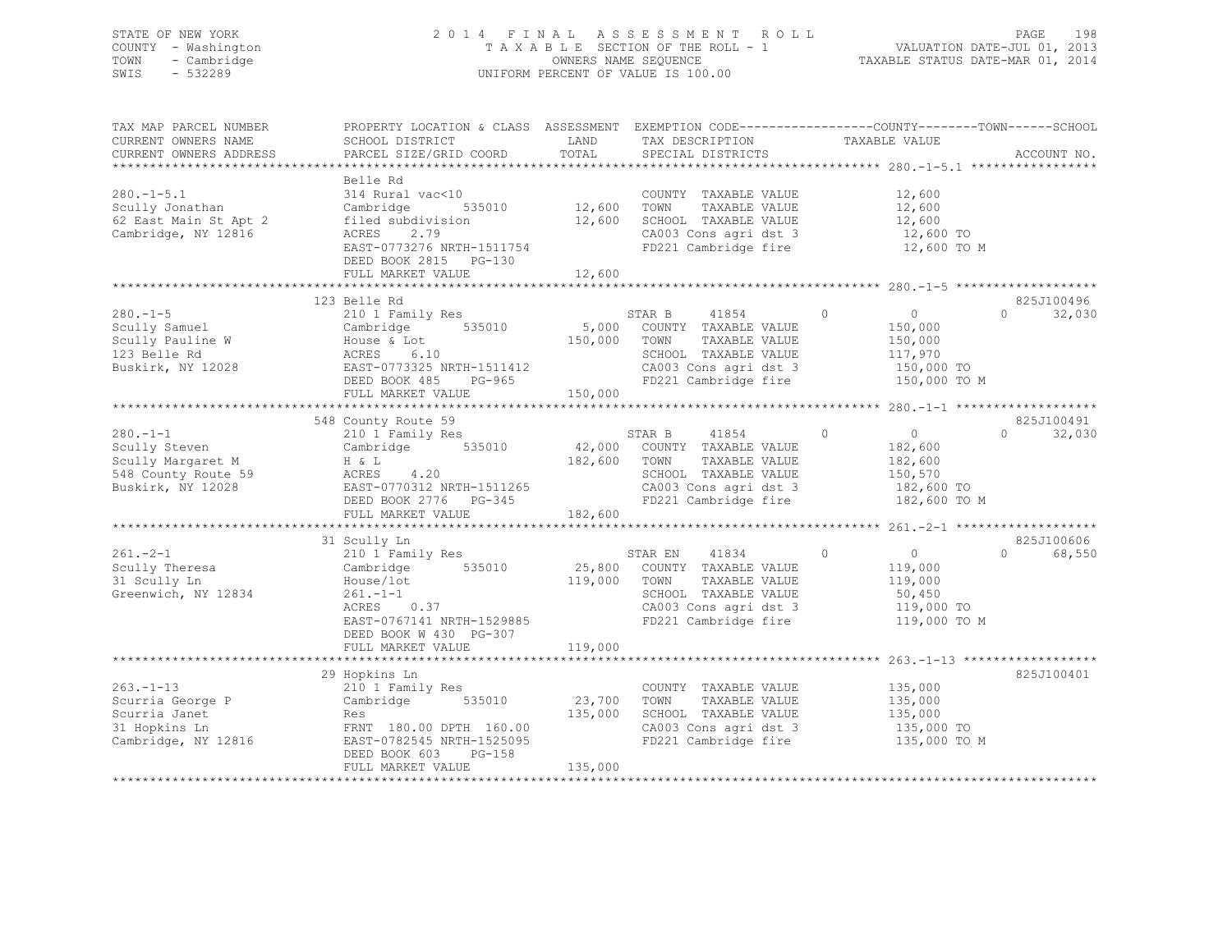STATE OF NEW YORK
COUNTY - Washington
TOWN - Cambridge
SWIS - 532289

2014 FINAL ASSESSMENT ROLL
TAXABLE SECTION OF THE ROLL - 1
OWNERS NAME SEQUENCE
UNIFORM PERCENT OF VALUE IS 100.00

VALUATION DATE-JUL 01, 2013
TAXABLE STATUS DATE-MAR 01, 2014

| TAX MAP PARCEL NUMBER / CURRENT OWNERS NAME / CURRENT OWNERS ADDRESS | PROPERTY LOCATION & CLASS / SCHOOL DISTRICT / PARCEL SIZE/GRID COORD | ASSESSMENT LAND / TOTAL | EXEMPTION CODE / TAX DESCRIPTION / SPECIAL DISTRICTS | COUNTY | TOWN | SCHOOL / TAXABLE VALUE | ACCOUNT NO. |
|---|---|---|---|---|---|---|---|
| **280.-1-5.1** | Belle Rd | | | | | | |
| Scully Jonathan | 314 Rural vac<10 | | COUNTY TAXABLE VALUE | 12,600 | | | |
| 62 East Main St Apt 2 | Cambridge 535010 | 12,600 | TOWN TAXABLE VALUE | | 12,600 | | |
| Cambridge, NY 12816 | filed subdivision | 12,600 | SCHOOL TAXABLE VALUE | | | 12,600 | |
| | ACRES 2.79 | | CA003 Cons agri dst 3 | 12,600 TO | | | |
| | EAST-0773276 NRTH-1511754 | | FD221 Cambridge fire | 12,600 TO M | | | |
| | DEED BOOK 2815 PG-130 | | | | | | |
| | FULL MARKET VALUE | 12,600 | | | | | |
| **280.-1-5** | 123 Belle Rd | | | | | | 825J100496 |
| Scully Samuel | 210 1 Family Res | | STAR B 41854 | 0 | 0 | 32,030 | |
| Scully Pauline W | Cambridge 535010 | 5,000 | COUNTY TAXABLE VALUE | 150,000 | | | |
| 123 Belle Rd | House & Lot | 150,000 | TOWN TAXABLE VALUE | | 150,000 | | |
| Buskirk, NY 12028 | ACRES 6.10 | | SCHOOL TAXABLE VALUE | | | 117,970 | |
| | EAST-0773325 NRTH-1511412 | | CA003 Cons agri dst 3 | 150,000 TO | | | |
| | DEED BOOK 485 PG-965 | | FD221 Cambridge fire | 150,000 TO M | | | |
| | FULL MARKET VALUE | 150,000 | | | | | |
| **280.-1-1** | 548 County Route 59 | | | | | | 825J100491 |
| Scully Steven | 210 1 Family Res | | STAR B 41854 | 0 | 0 | 32,030 | |
| Scully Margaret M | Cambridge 535010 | 42,000 | COUNTY TAXABLE VALUE | 182,600 | | | |
| 548 County Route 59 | H & L | 182,600 | TOWN TAXABLE VALUE | | 182,600 | | |
| Buskirk, NY 12028 | ACRES 4.20 | | SCHOOL TAXABLE VALUE | | | 150,570 | |
| | EAST-0770312 NRTH-1511265 | | CA003 Cons agri dst 3 | 182,600 TO | | | |
| | DEED BOOK 2776 PG-345 | | FD221 Cambridge fire | 182,600 TO M | | | |
| | FULL MARKET VALUE | 182,600 | | | | | |
| **261.-2-1** | 31 Scully Ln | | | | | | 825J100606 |
| Scully Theresa | 210 1 Family Res | | STAR EN 41834 | 0 | 0 | 68,550 | |
| 31 Scully Ln | Cambridge 535010 | 25,800 | COUNTY TAXABLE VALUE | 119,000 | | | |
| Greenwich, NY 12834 | House/lot | 119,000 | TOWN TAXABLE VALUE | | 119,000 | | |
| | 261.-1-1 | | SCHOOL TAXABLE VALUE | | | 50,450 | |
| | ACRES 0.37 | | CA003 Cons agri dst 3 | 119,000 TO | | | |
| | EAST-0767141 NRTH-1529885 | | FD221 Cambridge fire | 119,000 TO M | | | |
| | DEED BOOK W 430 PG-307 | | | | | | |
| | FULL MARKET VALUE | 119,000 | | | | | |
| **263.-1-13** | 29 Hopkins Ln | | | | | | 825J100401 |
| Scurria George P | 210 1 Family Res | | COUNTY TAXABLE VALUE | 135,000 | | | |
| Scurria Janet | Cambridge 535010 | 23,700 | TOWN TAXABLE VALUE | | 135,000 | | |
| 31 Hopkins Ln | Res | 135,000 | SCHOOL TAXABLE VALUE | | | 135,000 | |
| Cambridge, NY 12816 | FRNT 180.00 DPTH 160.00 | | CA003 Cons agri dst 3 | 135,000 TO | | | |
| | EAST-0782545 NRTH-1525095 | | FD221 Cambridge fire | 135,000 TO M | | | |
| | DEED BOOK 603 PG-158 | | | | | | |
| | FULL MARKET VALUE | 135,000 | | | | | |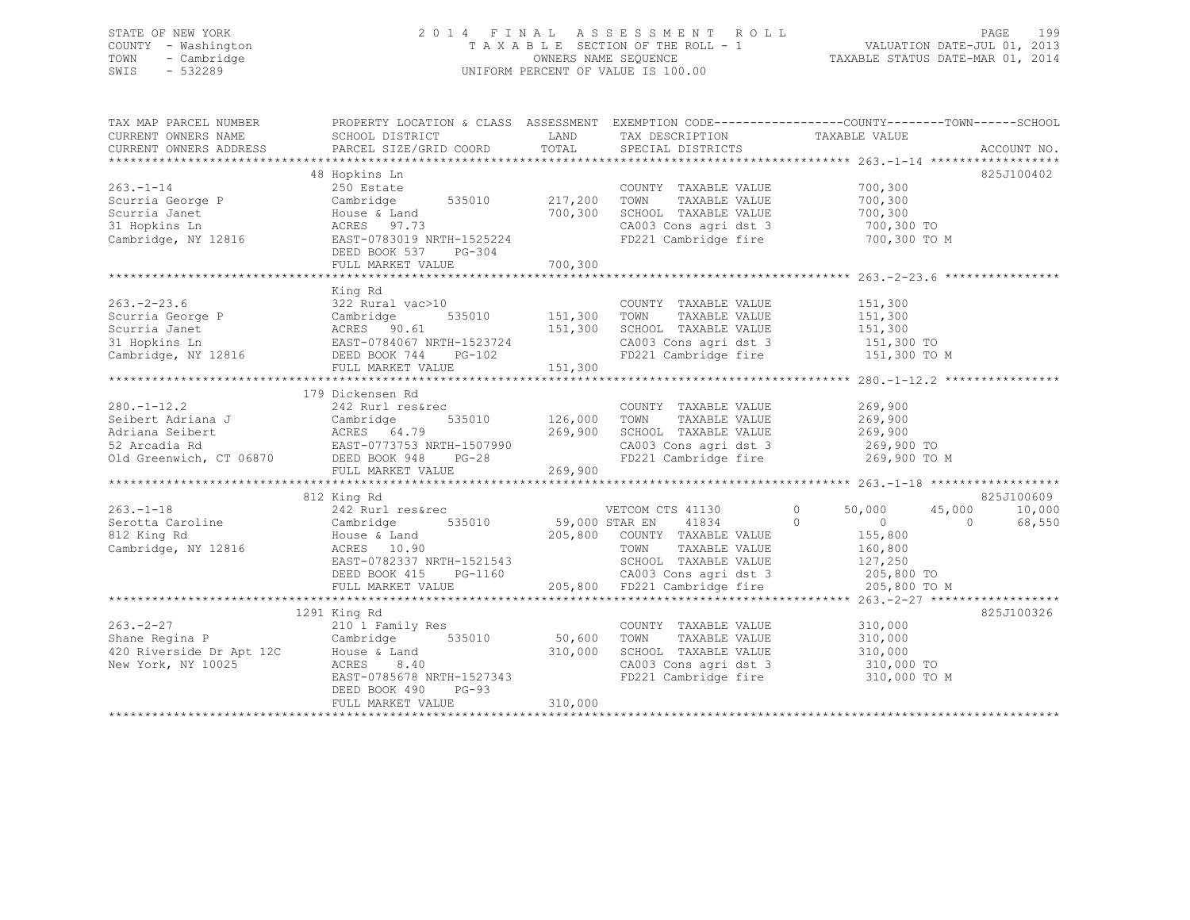STATE OF NEW YORK — 2014 FINAL ASSESSMENT ROLL
COUNTY - Washington — TAXABLE SECTION OF THE ROLL - 1 — VALUATION DATE-JUL 01, 2013
TOWN - Cambridge — OWNERS NAME SEQUENCE — TAXABLE STATUS DATE-MAR 01, 2014
SWIS - 532289 — UNIFORM PERCENT OF VALUE IS 100.00

| TAX MAP PARCEL NUMBER / CURRENT OWNERS NAME / CURRENT OWNERS ADDRESS | PROPERTY LOCATION & CLASS / SCHOOL DISTRICT / PARCEL SIZE/GRID COORD | ASSESSMENT LAND / TOTAL | EXEMPTION CODE / TAX DESCRIPTION / SPECIAL DISTRICTS | COUNTY TAXABLE VALUE | TOWN | SCHOOL | ACCOUNT NO. |
|---|---|---|---|---|---|---|---|
| **263.-1-14** | 48 Hopkins Ln | | | | | | 825J100402 |
| 263.-1-14 | 250 Estate | | COUNTY TAXABLE VALUE | 700,300 | | | |
| Scurria George P | Cambridge 535010 | 217,200 | TOWN TAXABLE VALUE | 700,300 | | | |
| Scurria Janet | House & Land | 700,300 | SCHOOL TAXABLE VALUE | 700,300 | | | |
| 31 Hopkins Ln | ACRES 97.73 | | CA003 Cons agri dst 3 | 700,300 TO | | | |
| Cambridge, NY 12816 | EAST-0783019 NRTH-1525224 | | FD221 Cambridge fire | 700,300 TO M | | | |
| | DEED BOOK 537 PG-304 | | | | | | |
| | FULL MARKET VALUE | 700,300 | | | | | |
| **263.-2-23.6** | King Rd | | | | | | |
| 263.-2-23.6 | 322 Rural vac>10 | | COUNTY TAXABLE VALUE | 151,300 | | | |
| Scurria George P | Cambridge 535010 | 151,300 | TOWN TAXABLE VALUE | 151,300 | | | |
| Scurria Janet | ACRES 90.61 | 151,300 | SCHOOL TAXABLE VALUE | 151,300 | | | |
| 31 Hopkins Ln | EAST-0784067 NRTH-1523724 | | CA003 Cons agri dst 3 | 151,300 TO | | | |
| Cambridge, NY 12816 | DEED BOOK 744 PG-102 | | FD221 Cambridge fire | 151,300 TO M | | | |
| | FULL MARKET VALUE | 151,300 | | | | | |
| **280.-1-12.2** | 179 Dickensen Rd | | | | | | |
| 280.-1-12.2 | 242 Rurl res&rec | | COUNTY TAXABLE VALUE | 269,900 | | | |
| Seibert Adriana J | Cambridge 535010 | 126,000 | TOWN TAXABLE VALUE | 269,900 | | | |
| Adriana Seibert | ACRES 64.79 | 269,900 | SCHOOL TAXABLE VALUE | 269,900 | | | |
| 52 Arcadia Rd | EAST-0773753 NRTH-1507990 | | CA003 Cons agri dst 3 | 269,900 TO | | | |
| Old Greenwich, CT 06870 | DEED BOOK 948 PG-28 | | FD221 Cambridge fire | 269,900 TO M | | | |
| | FULL MARKET VALUE | 269,900 | | | | | |
| **263.-1-18** | 812 King Rd | | | | | | 825J100609 |
| 263.-1-18 | 242 Rurl res&rec | | VETCOM CTS 41130 0 | 50,000 | 45,000 | 10,000 | |
| Serotta Caroline | Cambridge 535010 | 59,000 | STAR EN 41834 0 | 0 | 0 | 68,550 | |
| 812 King Rd | House & Land | 205,800 | COUNTY TAXABLE VALUE | 155,800 | | | |
| Cambridge, NY 12816 | ACRES 10.90 | | TOWN TAXABLE VALUE | 160,800 | | | |
| | EAST-0782337 NRTH-1521543 | | SCHOOL TAXABLE VALUE | 127,250 | | | |
| | DEED BOOK 415 PG-1160 | | CA003 Cons agri dst 3 | 205,800 TO | | | |
| | FULL MARKET VALUE | 205,800 | FD221 Cambridge fire | 205,800 TO M | | | |
| **263.-2-27** | 1291 King Rd | | | | | | 825J100326 |
| 263.-2-27 | 210 1 Family Res | | COUNTY TAXABLE VALUE | 310,000 | | | |
| Shane Regina P | Cambridge 535010 | 50,600 | TOWN TAXABLE VALUE | 310,000 | | | |
| 420 Riverside Dr Apt 12C | House & Land | 310,000 | SCHOOL TAXABLE VALUE | 310,000 | | | |
| New York, NY 10025 | ACRES 8.40 | | CA003 Cons agri dst 3 | 310,000 TO | | | |
| | EAST-0785678 NRTH-1527343 | | FD221 Cambridge fire | 310,000 TO M | | | |
| | DEED BOOK 490 PG-93 | | | | | | |
| | FULL MARKET VALUE | 310,000 | | | | | |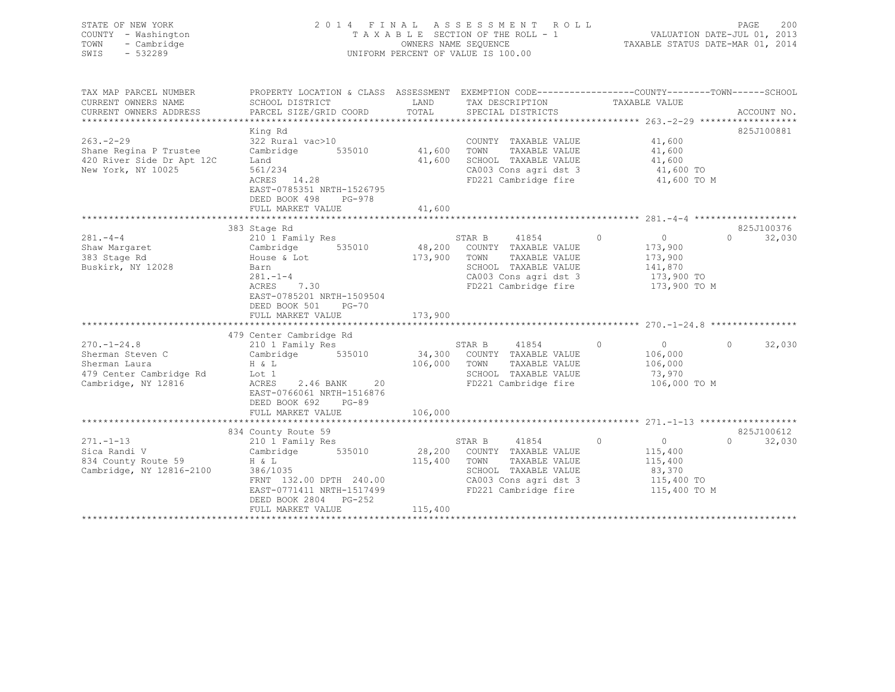STATE OF NEW YORK
COUNTY - Washington
TOWN - Cambridge
SWIS - 532289

2014 FINAL ASSESSMENT ROLL
TAXABLE SECTION OF THE ROLL - 1
OWNERS NAME SEQUENCE
UNIFORM PERCENT OF VALUE IS 100.00

VALUATION DATE-JUL 01, 2013
TAXABLE STATUS DATE-MAR 01, 2014

| TAX MAP PARCEL NUMBER / CURRENT OWNERS NAME / CURRENT OWNERS ADDRESS | PROPERTY LOCATION & CLASS / SCHOOL DISTRICT / PARCEL SIZE/GRID COORD | ASSESSMENT LAND | TOTAL | EXEMPTION CODE / TAX DESCRIPTION / SPECIAL DISTRICTS | COUNTY | TOWN | SCHOOL TAXABLE VALUE | ACCOUNT NO. |
|---|---|---|---|---|---|---|---|---|
| 263.-2-29 | King Rd | | | | | | | 825J100881 |
| 263.-2-29 | 322 Rural vac>10 | | | COUNTY TAXABLE VALUE | 41,600 | | | |
| Shane Regina P Trustee | Cambridge 535010 | 41,600 | | TOWN TAXABLE VALUE | | 41,600 | | |
| 420 River Side Dr Apt 12C | Land | | 41,600 | SCHOOL TAXABLE VALUE | | | 41,600 | |
| New York, NY 10025 | 561/234 | | | CA003 Cons agri dst 3 | 41,600 TO | | | |
| | ACRES 14.28 | | | FD221 Cambridge fire | 41,600 TO M | | | |
| | EAST-0785351 NRTH-1526795 | | | | | | | |
| | DEED BOOK 498 PG-978 | | | | | | | |
| | FULL MARKET VALUE | | 41,600 | | | | | |
| 281.-4-4 | 383 Stage Rd | | | | | | | 825J100376 |
| 281.-4-4 | 210 1 Family Res | | | STAR B 41854 | 0 | 0 | 32,030 | |
| Shaw Margaret | Cambridge 535010 | 48,200 | | COUNTY TAXABLE VALUE | 173,900 | | | |
| 383 Stage Rd | House & Lot | | 173,900 | TOWN TAXABLE VALUE | | 173,900 | | |
| Buskirk, NY 12028 | Barn | | | SCHOOL TAXABLE VALUE | | | 141,870 | |
| | 281.-1-4 | | | CA003 Cons agri dst 3 | 173,900 TO | | | |
| | ACRES 7.30 | | | FD221 Cambridge fire | 173,900 TO M | | | |
| | EAST-0785201 NRTH-1509504 | | | | | | | |
| | DEED BOOK 501 PG-70 | | | | | | | |
| | FULL MARKET VALUE | | 173,900 | | | | | |
| 270.-1-24.8 | 479 Center Cambridge Rd | | | | | | | |
| 270.-1-24.8 | 210 1 Family Res | | | STAR B 41854 | 0 | 0 | 32,030 | |
| Sherman Steven C | Cambridge 535010 | 34,300 | | COUNTY TAXABLE VALUE | 106,000 | | | |
| Sherman Laura | H & L | | 106,000 | TOWN TAXABLE VALUE | | 106,000 | | |
| 479 Center Cambridge Rd | Lot 1 | | | SCHOOL TAXABLE VALUE | | | 73,970 | |
| Cambridge, NY 12816 | ACRES 2.46 BANK 20 | | | FD221 Cambridge fire | 106,000 TO M | | | |
| | EAST-0766061 NRTH-1516876 | | | | | | | |
| | DEED BOOK 692 PG-89 | | | | | | | |
| | FULL MARKET VALUE | | 106,000 | | | | | |
| 271.-1-13 | 834 County Route 59 | | | | | | | 825J100612 |
| 271.-1-13 | 210 1 Family Res | | | STAR B 41854 | 0 | 0 | 32,030 | |
| Sica Randi V | Cambridge 535010 | 28,200 | | COUNTY TAXABLE VALUE | 115,400 | | | |
| 834 County Route 59 | H & L | | 115,400 | TOWN TAXABLE VALUE | | 115,400 | | |
| Cambridge, NY 12816-2100 | 386/1035 | | | SCHOOL TAXABLE VALUE | | | 83,370 | |
| | FRNT 132.00 DPTH 240.00 | | | CA003 Cons agri dst 3 | 115,400 TO | | | |
| | EAST-0771411 NRTH-1517499 | | | FD221 Cambridge fire | 115,400 TO M | | | |
| | DEED BOOK 2804 PG-252 | | | | | | | |
| | FULL MARKET VALUE | | 115,400 | | | | | |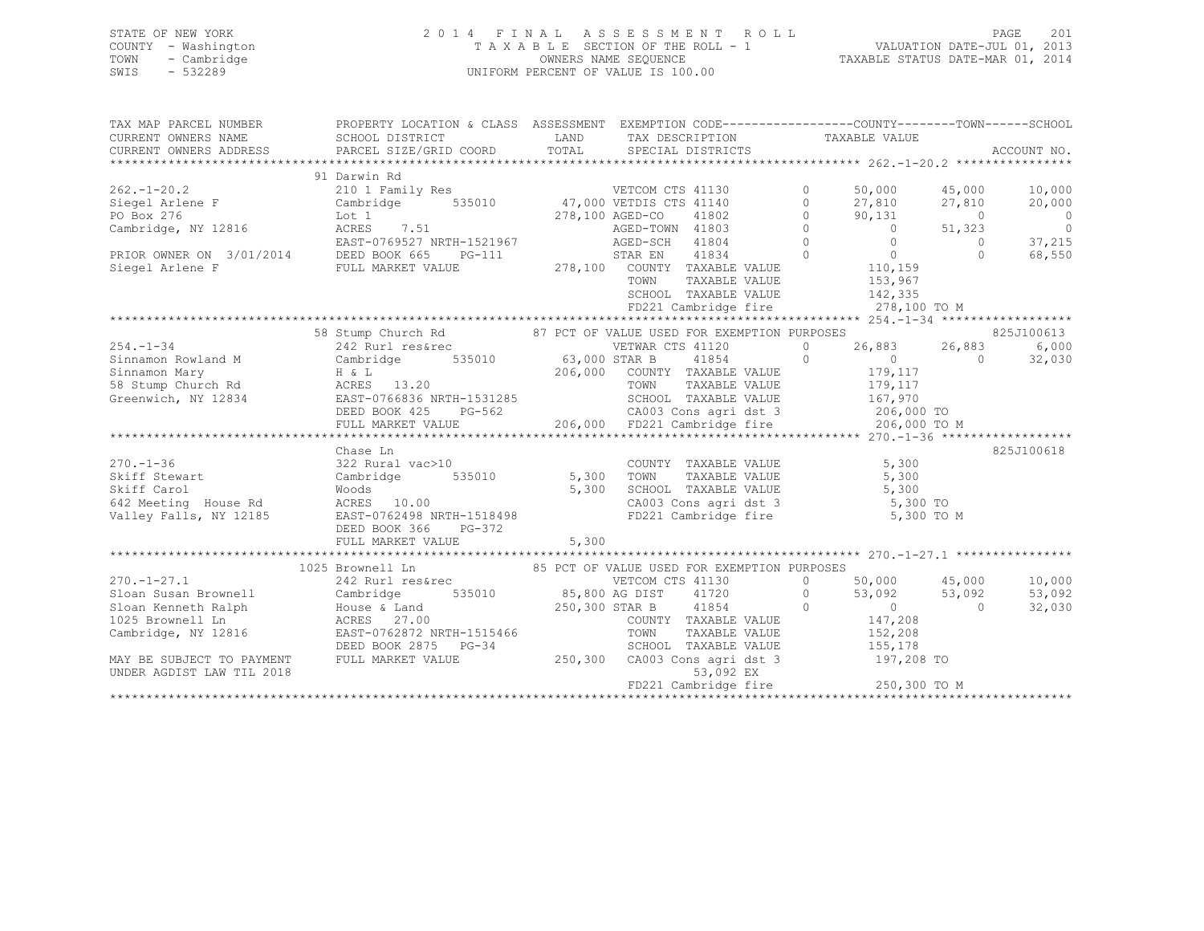STATE OF NEW YORK
COUNTY - Washington
TOWN - Cambridge
SWIS - 532289

2014 FINAL ASSESSMENT ROLL
TAXABLE SECTION OF THE ROLL - 1
OWNERS NAME SEQUENCE
UNIFORM PERCENT OF VALUE IS 100.00

VALUATION DATE-JUL 01, 2013
TAXABLE STATUS DATE-MAR 01, 2014

```
TAX MAP PARCEL NUMBER      PROPERTY LOCATION & CLASS  ASSESSMENT  EXEMPTION CODE-----------------COUNTY--------TOWN------SCHOOL
CURRENT OWNERS NAME        SCHOOL DISTRICT              LAND      TAX DESCRIPTION           TAXABLE VALUE
CURRENT OWNERS ADDRESS     PARCEL SIZE/GRID COORD       TOTAL     SPECIAL DISTRICTS                                    ACCOUNT NO.
******************************************************************************************** 262.-1-20.2 ****************
                           91 Darwin Rd
262.-1-20.2                210 1 Family Res                  VETCOM CTS 41130       0      50,000      45,000      10,000
Siegel Arlene F            Cambridge      535010      47,000 VETDIS CTS 41140       0      27,810      27,810      20,000
PO Box 276                 Lot 1                     278,100 AGED-CO    41802       0      90,131           0           0
Cambridge, NY 12816        ACRES     7.51                    AGED-TOWN  41803       0           0      51,323           0
                           EAST-0769527 NRTH-1521967         AGED-SCH   41804       0           0           0      37,215
PRIOR OWNER ON 3/01/2014   DEED BOOK 665     PG-111          STAR EN    41834       0           0           0      68,550
Siegel Arlene F            FULL MARKET VALUE         278,100   COUNTY   TAXABLE VALUE          110,159
                                                               TOWN     TAXABLE VALUE          153,967
                                                               SCHOOL   TAXABLE VALUE          142,335
                                                               FD221 Cambridge fire            278,100 TO M
******************************************************************************************** 254.-1-34 ******************
                           58 Stump Church Rd          87 PCT OF VALUE USED FOR EXEMPTION PURPOSES                 825J100613
254.-1-34                  242 Rurl res&rec                  VETWAR CTS 41120       0      26,883      26,883       6,000
Sinnamon Rowland M         Cambridge      535010      63,000 STAR B     41854       0           0           0      32,030
Sinnamon Mary              H & L                     206,000   COUNTY   TAXABLE VALUE          179,117
58 Stump Church Rd         ACRES    13.20                      TOWN     TAXABLE VALUE          179,117
Greenwich, NY 12834        EAST-0766836 NRTH-1531285           SCHOOL   TAXABLE VALUE          167,970
                           DEED BOOK 425     PG-562            CA003 Cons agri dst 3           206,000 TO
                           FULL MARKET VALUE         206,000   FD221 Cambridge fire            206,000 TO M
******************************************************************************************** 270.-1-36 ******************
                           Chase Ln                                                                            825J100618
270.-1-36                  322 Rural vac>10                    COUNTY   TAXABLE VALUE            5,300
Skiff Stewart              Cambridge      535010       5,300   TOWN     TAXABLE VALUE            5,300
Skiff Carol                Woods                       5,300   SCHOOL   TAXABLE VALUE            5,300
642 Meeting  House Rd      ACRES    10.00                      CA003 Cons agri dst 3             5,300 TO
Valley Falls, NY 12185     EAST-0762498 NRTH-1518498           FD221 Cambridge fire              5,300 TO M
                           DEED BOOK 366     PG-372
                           FULL MARKET VALUE           5,300
******************************************************************************************** 270.-1-27.1 ****************
                           1025 Brownell Ln            85 PCT OF VALUE USED FOR EXEMPTION PURPOSES
270.-1-27.1                242 Rurl res&rec                  VETCOM CTS 41130       0      50,000      45,000      10,000
Sloan Susan Brownell       Cambridge      535010      85,800 AG DIST    41720       0      53,092      53,092      53,092
Sloan Kenneth Ralph        House & Land              250,300 STAR B     41854       0           0           0      32,030
1025 Brownell Ln           ACRES    27.00                      COUNTY   TAXABLE VALUE          147,208
Cambridge, NY 12816        EAST-0762872 NRTH-1515466           TOWN     TAXABLE VALUE          152,208
                           DEED BOOK 2875    PG-34             SCHOOL   TAXABLE VALUE          155,178
MAY BE SUBJECT TO PAYMENT  FULL MARKET VALUE         250,300   CA003 Cons agri dst 3           197,208 TO
UNDER AGDIST LAW TIL 2018                                           53,092 EX
                                                               FD221 Cambridge fire            250,300 TO M
*************************************************************************************************************************
```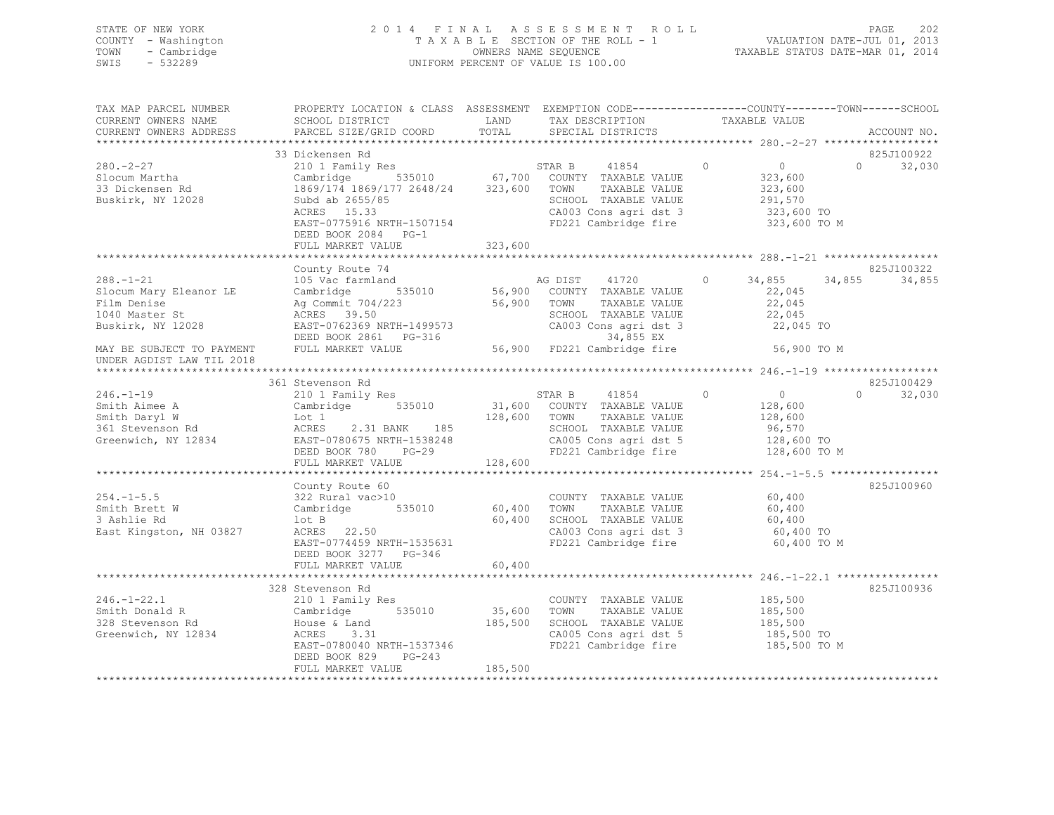STATE OF NEW YORK
COUNTY - Washington
TOWN - Cambridge
SWIS - 532289

# 2014 FINAL ASSESSMENT ROLL

TAXABLE SECTION OF THE ROLL - 1
OWNERS NAME SEQUENCE
UNIFORM PERCENT OF VALUE IS 100.00

VALUATION DATE-JUL 01, 2013
TAXABLE STATUS DATE-MAR 01, 2014

| TAX MAP PARCEL NUMBER / CURRENT OWNERS NAME / CURRENT OWNERS ADDRESS | PROPERTY LOCATION & CLASS / SCHOOL DISTRICT / PARCEL SIZE/GRID COORD | ASSESSMENT LAND / TOTAL | EXEMPTION CODE / TAX DESCRIPTION / SPECIAL DISTRICTS | COUNTY TAXABLE VALUE | TOWN | SCHOOL | ACCOUNT NO. |
|---|---|---|---|---|---|---|---|
| 280.-2-27 | 33 Dickensen Rd | | | | | | 825J100922 |
| 280.-2-27 | 210 1 Family Res | | STAR B 41854 0 | 0 | 0 | 32,030 | |
| Slocum Martha | Cambridge 535010 | 67,700 | COUNTY TAXABLE VALUE | 323,600 | | | |
| 33 Dickensen Rd | 1869/174 1869/177 2648/24 | 323,600 | TOWN TAXABLE VALUE | 323,600 | | | |
| Buskirk, NY 12028 | Subd ab 2655/85 | | SCHOOL TAXABLE VALUE | 291,570 | | | |
| | ACRES 15.33 | | CA003 Cons agri dst 3 | 323,600 TO | | | |
| | EAST-0775916 NRTH-1507154 | | FD221 Cambridge fire | 323,600 TO M | | | |
| | DEED BOOK 2084 PG-1 | | | | | | |
| | FULL MARKET VALUE | 323,600 | | | | | |
| 288.-1-21 | County Route 74 | | | | | | 825J100322 |
| 288.-1-21 | 105 Vac farmland | | AG DIST 41720 0 | 34,855 | 34,855 | 34,855 | |
| Slocum Mary Eleanor LE | Cambridge 535010 | 56,900 | COUNTY TAXABLE VALUE | 22,045 | | | |
| Film Denise | Ag Commit 704/223 | 56,900 | TOWN TAXABLE VALUE | 22,045 | | | |
| 1040 Master St | ACRES 39.50 | | SCHOOL TAXABLE VALUE | 22,045 | | | |
| Buskirk, NY 12028 | EAST-0762369 NRTH-1499573 | | CA003 Cons agri dst 3 | 22,045 TO | | | |
| | DEED BOOK 2861 PG-316 | | 34,855 EX | | | | |
| MAY BE SUBJECT TO PAYMENT UNDER AGDIST LAW TIL 2018 | FULL MARKET VALUE | 56,900 | FD221 Cambridge fire | 56,900 TO M | | | |
| 246.-1-19 | 361 Stevenson Rd | | | | | | 825J100429 |
| 246.-1-19 | 210 1 Family Res | | STAR B 41854 0 | 0 | 0 | 32,030 | |
| Smith Aimee A | Cambridge 535010 | 31,600 | COUNTY TAXABLE VALUE | 128,600 | | | |
| Smith Daryl W | Lot 1 | 128,600 | TOWN TAXABLE VALUE | 128,600 | | | |
| 361 Stevenson Rd | ACRES 2.31 BANK 185 | | SCHOOL TAXABLE VALUE | 96,570 | | | |
| Greenwich, NY 12834 | EAST-0780675 NRTH-1538248 | | CA005 Cons agri dst 5 | 128,600 TO | | | |
| | DEED BOOK 780 PG-29 | | FD221 Cambridge fire | 128,600 TO M | | | |
| | FULL MARKET VALUE | 128,600 | | | | | |
| 254.-1-5.5 | County Route 60 | | | | | | 825J100960 |
| 254.-1-5.5 | 322 Rural vac>10 | | COUNTY TAXABLE VALUE | 60,400 | | | |
| Smith Brett W | Cambridge 535010 | 60,400 | TOWN TAXABLE VALUE | 60,400 | | | |
| 3 Ashlie Rd | lot B | 60,400 | SCHOOL TAXABLE VALUE | 60,400 | | | |
| East Kingston, NH 03827 | ACRES 22.50 | | CA003 Cons agri dst 3 | 60,400 TO | | | |
| | EAST-0774459 NRTH-1535631 | | FD221 Cambridge fire | 60,400 TO M | | | |
| | DEED BOOK 3277 PG-346 | | | | | | |
| | FULL MARKET VALUE | 60,400 | | | | | |
| 246.-1-22.1 | 328 Stevenson Rd | | | | | | 825J100936 |
| 246.-1-22.1 | 210 1 Family Res | | COUNTY TAXABLE VALUE | 185,500 | | | |
| Smith Donald R | Cambridge 535010 | 35,600 | TOWN TAXABLE VALUE | 185,500 | | | |
| 328 Stevenson Rd | House & Land | 185,500 | SCHOOL TAXABLE VALUE | 185,500 | | | |
| Greenwich, NY 12834 | ACRES 3.31 | | CA005 Cons agri dst 5 | 185,500 TO | | | |
| | EAST-0780040 NRTH-1537346 | | FD221 Cambridge fire | 185,500 TO M | | | |
| | DEED BOOK 829 PG-243 | | | | | | |
| | FULL MARKET VALUE | 185,500 | | | | | |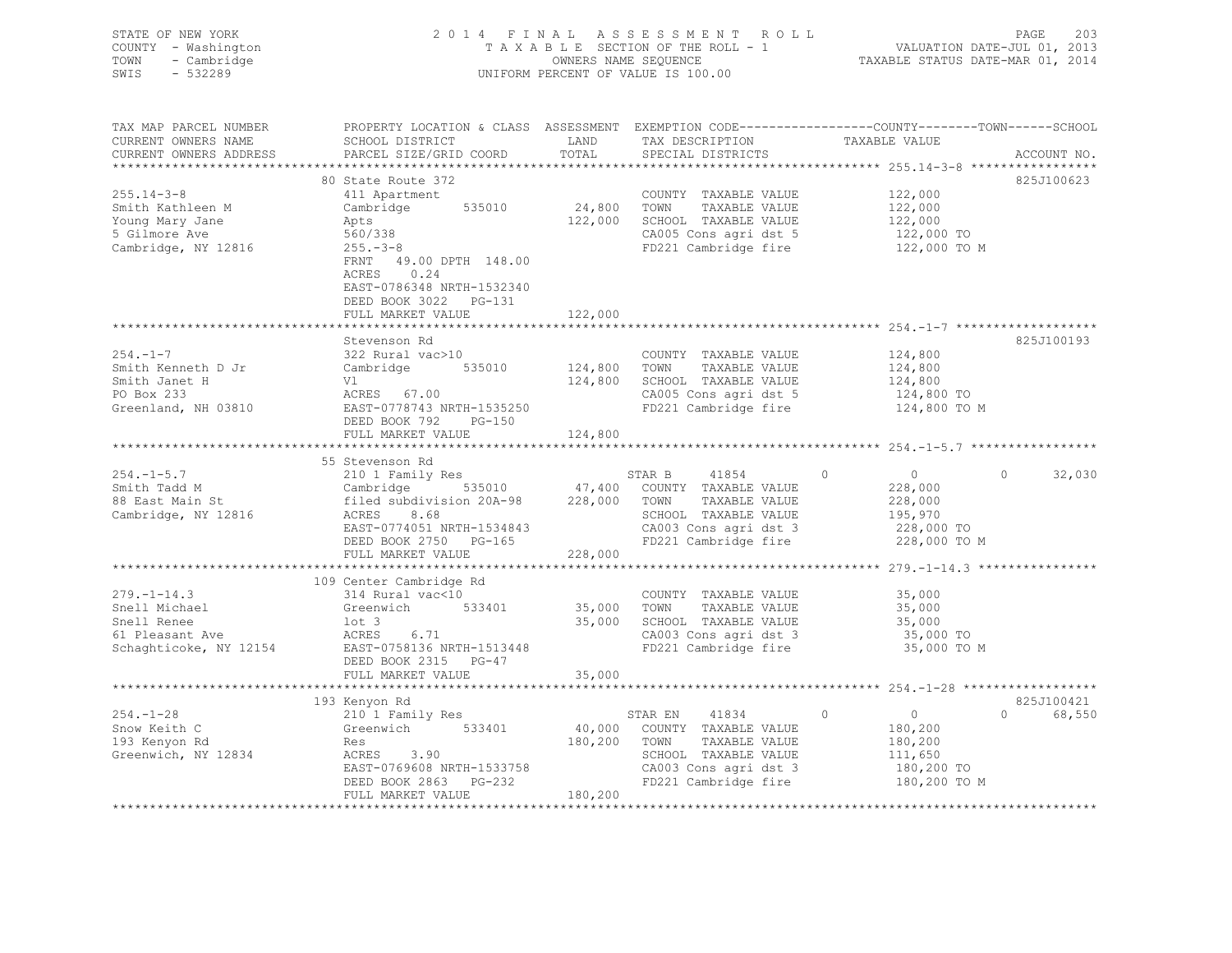STATE OF NEW YORK
COUNTY - Washington
TOWN - Cambridge
SWIS - 532289

2 0 1 4 F I N A L A S S E S S M E N T R O L L
T A X A B L E SECTION OF THE ROLL - 1
OWNERS NAME SEQUENCE
UNIFORM PERCENT OF VALUE IS 100.00

VALUATION DATE-JUL 01, 2013
TAXABLE STATUS DATE-MAR 01, 2014

```
TAX MAP PARCEL NUMBER     PROPERTY LOCATION & CLASS  ASSESSMENT  EXEMPTION CODE-----------------COUNTY--------TOWN------SCHOOL
CURRENT OWNERS NAME       SCHOOL DISTRICT               LAND      TAX DESCRIPTION            TAXABLE VALUE
CURRENT OWNERS ADDRESS    PARCEL SIZE/GRID COORD        TOTAL     SPECIAL DISTRICTS                                  ACCOUNT NO.
******************************************************************************************************* 255.14-3-8 *****************
                          80 State Route 372                                                                        825J100623
255.14-3-8                411 Apartment                            COUNTY  TAXABLE VALUE           122,000
Smith Kathleen M          Cambridge         535010      24,800     TOWN    TAXABLE VALUE           122,000
Young Mary Jane           Apts                          122,000    SCHOOL  TAXABLE VALUE           122,000
5 Gilmore Ave             560/338                                  CA005 Cons agri dst 5            122,000 TO
Cambridge, NY 12816       255.-3-8                                 FD221 Cambridge fire             122,000 TO M
                          FRNT   49.00 DPTH 148.00
                          ACRES    0.24
                          EAST-0786348 NRTH-1532340
                          DEED BOOK 3022   PG-131
                          FULL MARKET VALUE             122,000
******************************************************************************************************* 254.-1-7 *******************
                          Stevenson Rd                                                                              825J100193
254.-1-7                  322 Rural vac>10                         COUNTY  TAXABLE VALUE           124,800
Smith Kenneth D Jr        Cambridge         535010     124,800     TOWN    TAXABLE VALUE           124,800
Smith Janet H             Vl                           124,800     SCHOOL  TAXABLE VALUE           124,800
PO Box 233                ACRES   67.00                            CA005 Cons agri dst 5            124,800 TO
Greenland, NH 03810       EAST-0778743 NRTH-1535250                FD221 Cambridge fire             124,800 TO M
                          DEED BOOK 792    PG-150
                          FULL MARKET VALUE             124,800
******************************************************************************************************* 254.-1-5.7 *****************
                          55 Stevenson Rd
254.-1-5.7                210 1 Family Res                         STAR B      41854        0          0             0        32,030
Smith Tadd M              Cambridge         535010      47,400     COUNTY  TAXABLE VALUE           228,000
88 East Main St           filed subdivision 20A-98     228,000     TOWN    TAXABLE VALUE           228,000
Cambridge, NY 12816       ACRES    8.68                            SCHOOL  TAXABLE VALUE           195,970
                          EAST-0774051 NRTH-1534843                CA003 Cons agri dst 3            228,000 TO
                          DEED BOOK 2750   PG-165                  FD221 Cambridge fire             228,000 TO M
                          FULL MARKET VALUE             228,000
******************************************************************************************************* 279.-1-14.3 ****************
                          109 Center Cambridge Rd
279.-1-14.3               314 Rural vac<10                         COUNTY  TAXABLE VALUE            35,000
Snell Michael             Greenwich         533401      35,000     TOWN    TAXABLE VALUE            35,000
Snell Renee               lot 3                         35,000     SCHOOL  TAXABLE VALUE            35,000
61 Pleasant Ave           ACRES    6.71                            CA003 Cons agri dst 3             35,000 TO
Schaghticoke, NY 12154    EAST-0758136 NRTH-1513448                FD221 Cambridge fire              35,000 TO M
                          DEED BOOK 2315   PG-47
                          FULL MARKET VALUE              35,000
******************************************************************************************************* 254.-1-28 ******************
                          193 Kenyon Rd                                                                             825J100421
254.-1-28                 210 1 Family Res                         STAR EN     41834        0          0             0        68,550
Snow Keith C              Greenwich         533401      40,000     COUNTY  TAXABLE VALUE           180,200
193 Kenyon Rd             Res                          180,200     TOWN    TAXABLE VALUE           180,200
Greenwich, NY 12834       ACRES    3.90                            SCHOOL  TAXABLE VALUE           111,650
                          EAST-0769608 NRTH-1533758                CA003 Cons agri dst 3            180,200 TO
                          DEED BOOK 2863   PG-232                  FD221 Cambridge fire             180,200 TO M
                          FULL MARKET VALUE             180,200
************************************************************************************************************************************
```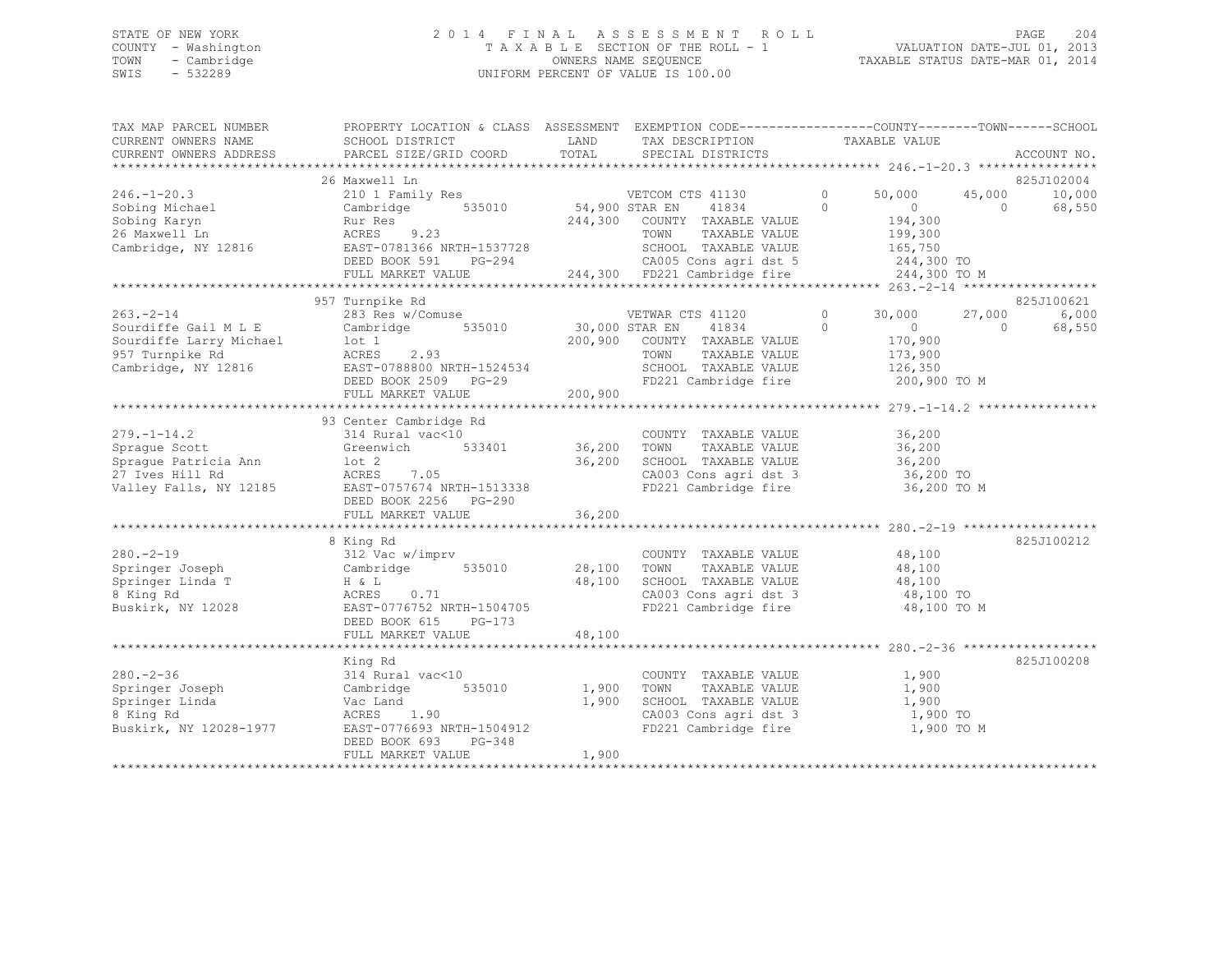STATE OF NEW YORK
COUNTY - Washington
TOWN - Cambridge
SWIS - 532289

2014 FINAL ASSESSMENT ROLL
TAXABLE SECTION OF THE ROLL - 1
OWNERS NAME SEQUENCE
UNIFORM PERCENT OF VALUE IS 100.00

VALUATION DATE-JUL 01, 2013
TAXABLE STATUS DATE-MAR 01, 2014

| TAX MAP PARCEL NUMBER / CURRENT OWNERS NAME / CURRENT OWNERS ADDRESS | PROPERTY LOCATION & CLASS / SCHOOL DISTRICT / PARCEL SIZE/GRID COORD | ASSESSMENT LAND / TOTAL | EXEMPTION CODE / TAX DESCRIPTION / SPECIAL DISTRICTS | | COUNTY | TOWN | SCHOOL | ACCOUNT NO. |
|---|---|---|---|---|---|---|---|---|
| **246.-1-20.3** | 26 Maxwell Ln | | | | | | | 825J102004 |
| 246.-1-20.3 | 210 1 Family Res | | VETCOM CTS 41130 | 0 | 50,000 | 45,000 | 10,000 | |
| Sobing Michael | Cambridge 535010 | 54,900 | STAR EN 41834 | 0 | 0 | 0 | 68,550 | |
| Sobing Karyn | Rur Res | 244,300 | COUNTY TAXABLE VALUE | | 194,300 | | | |
| 26 Maxwell Ln | ACRES 9.23 | | TOWN TAXABLE VALUE | | 199,300 | | | |
| Cambridge, NY 12816 | EAST-0781366 NRTH-1537728 | | SCHOOL TAXABLE VALUE | | 165,750 | | | |
| | DEED BOOK 591 PG-294 | | CA005 Cons agri dst 5 | | 244,300 TO | | | |
| | FULL MARKET VALUE | 244,300 | FD221 Cambridge fire | | 244,300 TO M | | | |
| **263.-2-14** | 957 Turnpike Rd | | | | | | | 825J100621 |
| 263.-2-14 | 283 Res w/Comuse | | VETWAR CTS 41120 | 0 | 30,000 | 27,000 | 6,000 | |
| Sourdiffe Gail M L E | Cambridge 535010 | 30,000 | STAR EN 41834 | 0 | 0 | 0 | 68,550 | |
| Sourdiffe Larry Michael | lot 1 | 200,900 | COUNTY TAXABLE VALUE | | 170,900 | | | |
| 957 Turnpike Rd | ACRES 2.93 | | TOWN TAXABLE VALUE | | 173,900 | | | |
| Cambridge, NY 12816 | EAST-0788800 NRTH-1524534 | | SCHOOL TAXABLE VALUE | | 126,350 | | | |
| | DEED BOOK 2509 PG-29 | | FD221 Cambridge fire | | 200,900 TO M | | | |
| | FULL MARKET VALUE | 200,900 | | | | | | |
| **279.-1-14.2** | 93 Center Cambridge Rd | | | | | | | |
| 279.-1-14.2 | 314 Rural vac<10 | | COUNTY TAXABLE VALUE | | 36,200 | | | |
| Sprague Scott | Greenwich 533401 | 36,200 | TOWN TAXABLE VALUE | | 36,200 | | | |
| Sprague Patricia Ann | lot 2 | 36,200 | SCHOOL TAXABLE VALUE | | 36,200 | | | |
| 27 Ives Hill Rd | ACRES 7.05 | | CA003 Cons agri dst 3 | | 36,200 TO | | | |
| Valley Falls, NY 12185 | EAST-0757674 NRTH-1513338 | | FD221 Cambridge fire | | 36,200 TO M | | | |
| | DEED BOOK 2256 PG-290 | | | | | | | |
| | FULL MARKET VALUE | 36,200 | | | | | | |
| **280.-2-19** | 8 King Rd | | | | | | | 825J100212 |
| 280.-2-19 | 312 Vac w/imprv | | COUNTY TAXABLE VALUE | | 48,100 | | | |
| Springer Joseph | Cambridge 535010 | 28,100 | TOWN TAXABLE VALUE | | 48,100 | | | |
| Springer Linda T | H & L | 48,100 | SCHOOL TAXABLE VALUE | | 48,100 | | | |
| 8 King Rd | ACRES 0.71 | | CA003 Cons agri dst 3 | | 48,100 TO | | | |
| Buskirk, NY 12028 | EAST-0776752 NRTH-1504705 | | FD221 Cambridge fire | | 48,100 TO M | | | |
| | DEED BOOK 615 PG-173 | | | | | | | |
| | FULL MARKET VALUE | 48,100 | | | | | | |
| **280.-2-36** | King Rd | | | | | | | 825J100208 |
| 280.-2-36 | 314 Rural vac<10 | | COUNTY TAXABLE VALUE | | 1,900 | | | |
| Springer Joseph | Cambridge 535010 | 1,900 | TOWN TAXABLE VALUE | | 1,900 | | | |
| Springer Linda | Vac Land | 1,900 | SCHOOL TAXABLE VALUE | | 1,900 | | | |
| 8 King Rd | ACRES 1.90 | | CA003 Cons agri dst 3 | | 1,900 TO | | | |
| Buskirk, NY 12028-1977 | EAST-0776693 NRTH-1504912 | | FD221 Cambridge fire | | 1,900 TO M | | | |
| | DEED BOOK 693 PG-348 | | | | | | | |
| | FULL MARKET VALUE | 1,900 | | | | | | |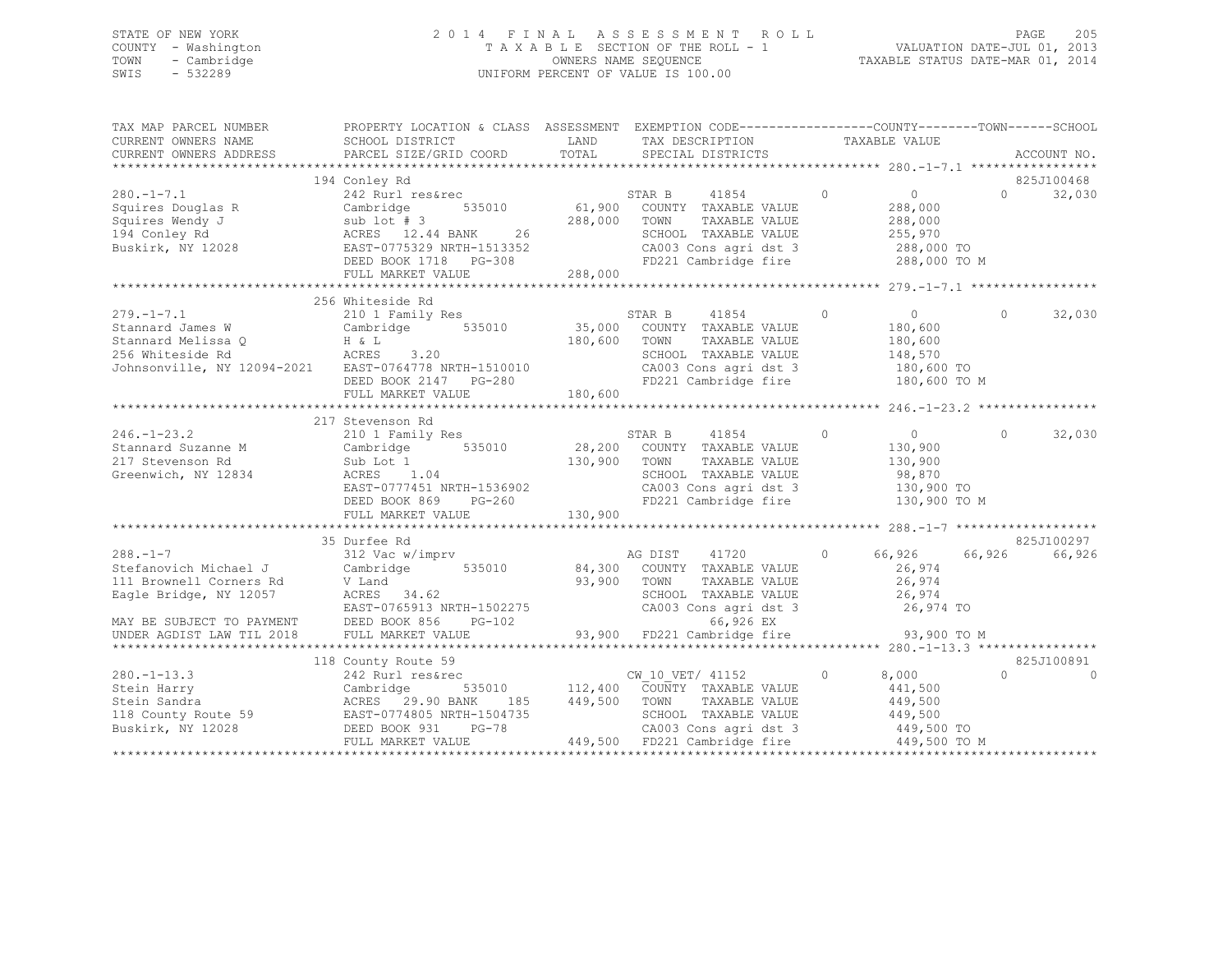STATE OF NEW YORK
COUNTY - Washington
TOWN - Cambridge
SWIS - 532289

2014 FINAL ASSESSMENT ROLL
TAXABLE SECTION OF THE ROLL - 1
OWNERS NAME SEQUENCE
UNIFORM PERCENT OF VALUE IS 100.00

VALUATION DATE-JUL 01, 2013
TAXABLE STATUS DATE-MAR 01, 2014

```
TAX MAP PARCEL NUMBER          PROPERTY LOCATION & CLASS  ASSESSMENT  EXEMPTION CODE-----------------COUNTY--------TOWN------SCHOOL
CURRENT OWNERS NAME            SCHOOL DISTRICT               LAND      TAX DESCRIPTION            TAXABLE VALUE
CURRENT OWNERS ADDRESS         PARCEL SIZE/GRID COORD        TOTAL     SPECIAL DISTRICTS                                      ACCOUNT NO.
******************************************************************************************************* 280.-1-7.1 *****************
                               194 Conley Rd                                                                               825J100468
280.-1-7.1                     242 Rurl res&rec                    STAR B    41854          0           0             0     32,030
Squires Douglas R              Cambridge       535010      61,900  COUNTY  TAXABLE VALUE              288,000
Squires Wendy J                sub lot # 3                288,000  TOWN    TAXABLE VALUE              288,000
194 Conley Rd                  ACRES  12.44 BANK     26            SCHOOL  TAXABLE VALUE              255,970
Buskirk, NY 12028              EAST-0775329 NRTH-1513352           CA003 Cons agri dst 3              288,000 TO
                               DEED BOOK 1718   PG-308             FD221 Cambridge fire               288,000 TO M
                               FULL MARKET VALUE          288,000
******************************************************************************************************* 279.-1-7.1 *****************
                               256 Whiteside Rd
279.-1-7.1                     210 1 Family Res                    STAR B    41854          0           0             0     32,030
Stannard James W               Cambridge       535010      35,000  COUNTY  TAXABLE VALUE              180,600
Stannard Melissa Q             H & L                      180,600  TOWN    TAXABLE VALUE              180,600
256 Whiteside Rd               ACRES    3.20                       SCHOOL  TAXABLE VALUE              148,570
Johnsonville, NY 12094-2021    EAST-0764778 NRTH-1510010           CA003 Cons agri dst 3              180,600 TO
                               DEED BOOK 2147   PG-280             FD221 Cambridge fire               180,600 TO M
                               FULL MARKET VALUE          180,600
******************************************************************************************************* 246.-1-23.2 ****************
                               217 Stevenson Rd
246.-1-23.2                    210 1 Family Res                    STAR B    41854          0           0             0     32,030
Stannard Suzanne M             Cambridge       535010      28,200  COUNTY  TAXABLE VALUE              130,900
217 Stevenson Rd               Sub Lot 1                  130,900  TOWN    TAXABLE VALUE              130,900
Greenwich, NY 12834            ACRES    1.04                       SCHOOL  TAXABLE VALUE               98,870
                               EAST-0777451 NRTH-1536902           CA003 Cons agri dst 3              130,900 TO
                               DEED BOOK 869    PG-260             FD221 Cambridge fire               130,900 TO M
                               FULL MARKET VALUE          130,900
******************************************************************************************************* 288.-1-7 *******************
                               35 Durfee Rd                                                                                825J100297
288.-1-7                       312 Vac w/imprv                     AG DIST   41720          0      66,926        66,926     66,926
Stefanovich Michael J          Cambridge       535010      84,300  COUNTY  TAXABLE VALUE               26,974
111 Brownell Corners Rd        V Land                      93,900  TOWN    TAXABLE VALUE               26,974
Eagle Bridge, NY 12057         ACRES  34.62                        SCHOOL  TAXABLE VALUE               26,974
                               EAST-0765913 NRTH-1502275           CA003 Cons agri dst 3               26,974 TO
MAY BE SUBJECT TO PAYMENT      DEED BOOK 856    PG-102                  66,926 EX
UNDER AGDIST LAW TIL 2018      FULL MARKET VALUE           93,900  FD221 Cambridge fire                93,900 TO M
******************************************************************************************************* 280.-1-13.3 ****************
                               118 County Route 59                                                                         825J100891
280.-1-13.3                    242 Rurl res&rec                    CW_10_VET/ 41152         0       8,000             0          0
Stein Harry                    Cambridge       535010     112,400  COUNTY  TAXABLE VALUE              441,500
Stein Sandra                   ACRES  29.90 BANK    185   449,500  TOWN    TAXABLE VALUE              449,500
118 County Route 59            EAST-0774805 NRTH-1504735           SCHOOL  TAXABLE VALUE              449,500
Buskirk, NY 12028              DEED BOOK 931    PG-78              CA003 Cons agri dst 3              449,500 TO
                               FULL MARKET VALUE          449,500  FD221 Cambridge fire               449,500 TO M
************************************************************************************************************************************
```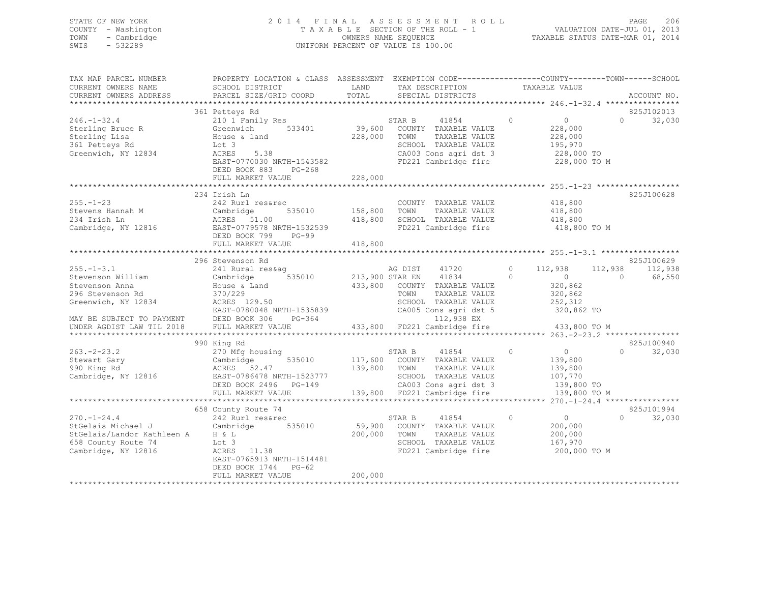STATE OF NEW YORK
COUNTY - Washington
TOWN - Cambridge
SWIS - 532289

2014 FINAL ASSESSMENT ROLL
TAXABLE SECTION OF THE ROLL - 1
OWNERS NAME SEQUENCE
UNIFORM PERCENT OF VALUE IS 100.00

VALUATION DATE-JUL 01, 2013
TAXABLE STATUS DATE-MAR 01, 2014

| TAX MAP PARCEL NUMBER / CURRENT OWNERS NAME / CURRENT OWNERS ADDRESS | PROPERTY LOCATION & CLASS / SCHOOL DISTRICT / PARCEL SIZE/GRID COORD | ASSESSMENT LAND / TOTAL | EXEMPTION CODE / TAX DESCRIPTION / SPECIAL DISTRICTS | COUNTY TAXABLE VALUE | TOWN | SCHOOL | ACCOUNT NO. |
|---|---|---|---|---|---|---|---|
| 246.-1-32.4 | 361 Petteys Rd | | | | | | 825J102013 |
| | 210 1 Family Res | | STAR B 41854 0 | 0 | 0 | 32,030 | |
| Sterling Bruce R | Greenwich 533401 | 39,600 | COUNTY TAXABLE VALUE | 228,000 | | | |
| Sterling Lisa | House & land | 228,000 | TOWN TAXABLE VALUE | 228,000 | | | |
| 361 Petteys Rd | Lot 3 | | SCHOOL TAXABLE VALUE | 195,970 | | | |
| Greenwich, NY 12834 | ACRES 5.38 | | CA003 Cons agri dst 3 | 228,000 TO | | | |
| | EAST-0770030 NRTH-1543582 | | FD221 Cambridge fire | 228,000 TO M | | | |
| | DEED BOOK 883 PG-268 | | | | | | |
| | FULL MARKET VALUE | 228,000 | | | | | |
| 255.-1-23 | 234 Irish Ln | | | | | | 825J100628 |
| | 242 Rurl res&rec | | COUNTY TAXABLE VALUE | 418,800 | | | |
| Stevens Hannah M | Cambridge 535010 | 158,800 | TOWN TAXABLE VALUE | 418,800 | | | |
| 234 Irish Ln | ACRES 51.00 | 418,800 | SCHOOL TAXABLE VALUE | 418,800 | | | |
| Cambridge, NY 12816 | EAST-0779578 NRTH-1532539 | | FD221 Cambridge fire | 418,800 TO M | | | |
| | DEED BOOK 799 PG-99 | | | | | | |
| | FULL MARKET VALUE | 418,800 | | | | | |
| 255.-1-3.1 | 296 Stevenson Rd | | | | | | 825J100629 |
| | 241 Rural res&ag | | AG DIST 41720 0 | 112,938 | 112,938 | 112,938 | |
| Stevenson William | Cambridge 535010 | 213,900 | STAR EN 41834 0 | 0 | 0 | 68,550 | |
| Stevenson Anna | House & Land | 433,800 | COUNTY TAXABLE VALUE | 320,862 | | | |
| 296 Stevenson Rd | 370/229 | | TOWN TAXABLE VALUE | 320,862 | | | |
| Greenwich, NY 12834 | ACRES 129.50 | | SCHOOL TAXABLE VALUE | 252,312 | | | |
| | EAST-0780048 NRTH-1535839 | | CA005 Cons agri dst 5 | 320,862 TO | | | |
| MAY BE SUBJECT TO PAYMENT | DEED BOOK 306 PG-364 | | 112,938 EX | | | | |
| UNDER AGDIST LAW TIL 2018 | FULL MARKET VALUE | 433,800 | FD221 Cambridge fire | 433,800 TO M | | | |
| 263.-2-23.2 | 990 King Rd | | | | | | 825J100940 |
| | 270 Mfg housing | | STAR B 41854 0 | 0 | 0 | 32,030 | |
| Stewart Gary | Cambridge 535010 | 117,600 | COUNTY TAXABLE VALUE | 139,800 | | | |
| 990 King Rd | ACRES 52.47 | 139,800 | TOWN TAXABLE VALUE | 139,800 | | | |
| Cambridge, NY 12816 | EAST-0786478 NRTH-1523777 | | SCHOOL TAXABLE VALUE | 107,770 | | | |
| | DEED BOOK 2496 PG-149 | | CA003 Cons agri dst 3 | 139,800 TO | | | |
| | FULL MARKET VALUE | 139,800 | FD221 Cambridge fire | 139,800 TO M | | | |
| 270.-1-24.4 | 658 County Route 74 | | | | | | 825J101994 |
| | 242 Rurl res&rec | | STAR B 41854 0 | 0 | 0 | 32,030 | |
| StGelais Michael J | Cambridge 535010 | 59,900 | COUNTY TAXABLE VALUE | 200,000 | | | |
| StGelais/Landor Kathleen A | H & L | 200,000 | TOWN TAXABLE VALUE | 200,000 | | | |
| 658 County Route 74 | Lot 3 | | SCHOOL TAXABLE VALUE | 167,970 | | | |
| Cambridge, NY 12816 | ACRES 11.38 | | FD221 Cambridge fire | 200,000 TO M | | | |
| | EAST-0765913 NRTH-1514481 | | | | | | |
| | DEED BOOK 1744 PG-62 | | | | | | |
| | FULL MARKET VALUE | 200,000 | | | | | |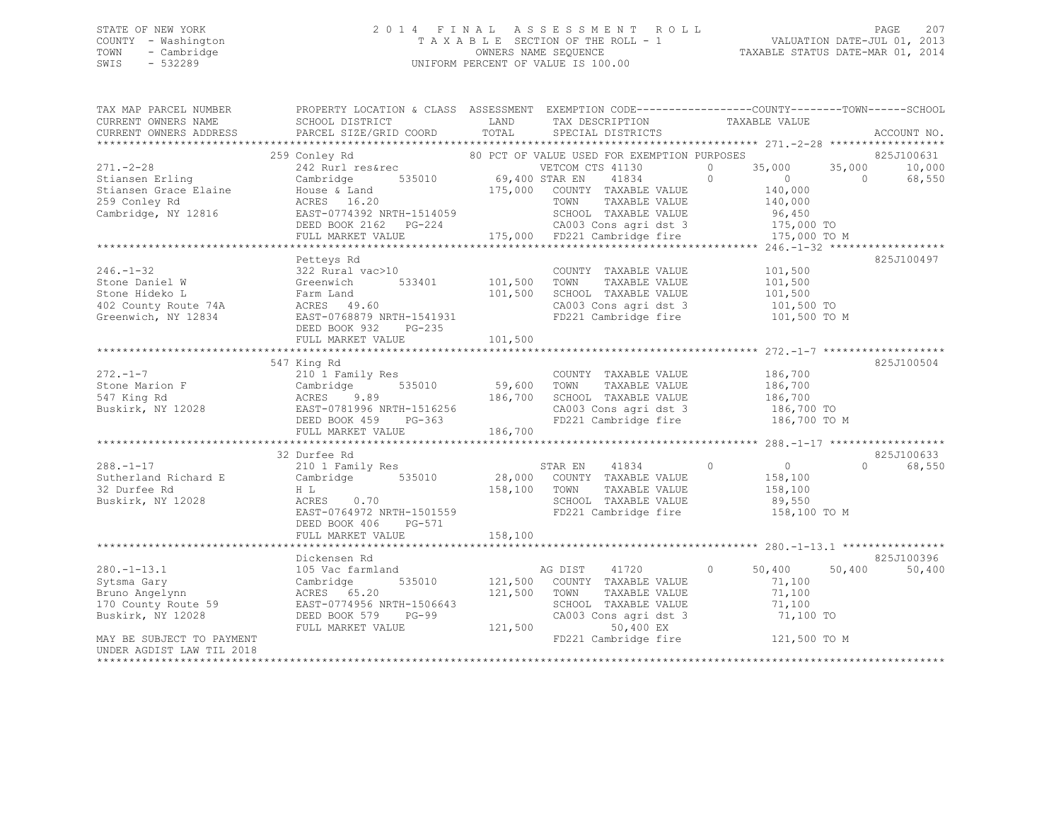STATE OF NEW YORK
COUNTY - Washington
TOWN - Cambridge
SWIS - 532289

2014 FINAL ASSESSMENT ROLL
TAXABLE SECTION OF THE ROLL - 1
OWNERS NAME SEQUENCE
UNIFORM PERCENT OF VALUE IS 100.00

VALUATION DATE-JUL 01, 2013
TAXABLE STATUS DATE-MAR 01, 2014

```
TAX MAP PARCEL NUMBER       PROPERTY LOCATION & CLASS  ASSESSMENT  EXEMPTION CODE------------------COUNTY--------TOWN------SCHOOL
CURRENT OWNERS NAME         SCHOOL DISTRICT             LAND       TAX DESCRIPTION              TAXABLE VALUE
CURRENT OWNERS ADDRESS      PARCEL SIZE/GRID COORD      TOTAL      SPECIAL DISTRICTS                                         ACCOUNT NO.
******************************************************************************************************* 271.-2-28 ******************
                            259 Conley Rd                    80 PCT OF VALUE USED FOR EXEMPTION PURPOSES                     825J100631
271.-2-28                   242 Rurl res&rec                     VETCOM CTS 41130         0       35,000      35,000      10,000
Stiansen Erling             Cambridge      535010       69,400 STAR EN      41834         0            0           0      68,550
Stiansen Grace Elaine       House & Land               175,000   COUNTY  TAXABLE VALUE           140,000
259 Conley Rd               ACRES   16.20                        TOWN    TAXABLE VALUE           140,000
Cambridge, NY 12816         EAST-0774392 NRTH-1514059            SCHOOL  TAXABLE VALUE            96,450
                            DEED BOOK 2162   PG-224              CA003 Cons agri dst 3           175,000 TO
                            FULL MARKET VALUE          175,000   FD221 Cambridge fire            175,000 TO M
******************************************************************************************************* 246.-1-32 ******************
                            Petteys Rd                                                                                825J100497
246.-1-32                   322 Rural vac>10                     COUNTY  TAXABLE VALUE           101,500
Stone Daniel W              Greenwich      533401      101,500   TOWN    TAXABLE VALUE           101,500
Stone Hideko L              Farm Land                  101,500   SCHOOL  TAXABLE VALUE           101,500
402 County Route 74A        ACRES   49.60                        CA003 Cons agri dst 3           101,500 TO
Greenwich, NY 12834         EAST-0768879 NRTH-1541931            FD221 Cambridge fire            101,500 TO M
                            DEED BOOK 932    PG-235
                            FULL MARKET VALUE          101,500
******************************************************************************************************* 272.-1-7 *******************
                            547 King Rd                                                                               825J100504
272.-1-7                    210 1 Family Res                     COUNTY  TAXABLE VALUE           186,700
Stone Marion F              Cambridge      535010       59,600   TOWN    TAXABLE VALUE           186,700
547 King Rd                 ACRES    9.89              186,700   SCHOOL  TAXABLE VALUE           186,700
Buskirk, NY 12028           EAST-0781996 NRTH-1516256            CA003 Cons agri dst 3           186,700 TO
                            DEED BOOK 459    PG-363              FD221 Cambridge fire            186,700 TO M
                            FULL MARKET VALUE          186,700
******************************************************************************************************* 288.-1-17 ******************
                            32 Durfee Rd                                                                              825J100633
288.-1-17                   210 1 Family Res                     STAR EN      41834         0            0           0      68,550
Sutherland Richard E        Cambridge      535010       28,000   COUNTY  TAXABLE VALUE           158,100
32 Durfee Rd                H L                        158,100   TOWN    TAXABLE VALUE           158,100
Buskirk, NY 12028           ACRES    0.70                        SCHOOL  TAXABLE VALUE            89,550
                            EAST-0764972 NRTH-1501559            FD221 Cambridge fire            158,100 TO M
                            DEED BOOK 406    PG-571
                            FULL MARKET VALUE          158,100
******************************************************************************************************* 280.-1-13.1 ****************
                            Dickensen Rd                                                                              825J100396
280.-1-13.1                 105 Vac farmland                     AG DIST      41720         0       50,400      50,400      50,400
Sytsma Gary                 Cambridge      535010      121,500   COUNTY  TAXABLE VALUE            71,100
Bruno Angelynn              ACRES   65.20              121,500   TOWN    TAXABLE VALUE            71,100
170 County Route 59         EAST-0774956 NRTH-1506643            SCHOOL  TAXABLE VALUE            71,100
Buskirk, NY 12028           DEED BOOK 579    PG-99               CA003 Cons agri dst 3            71,100 TO
                            FULL MARKET VALUE          121,500            50,400 EX
MAY BE SUBJECT TO PAYMENT                                        FD221 Cambridge fire            121,500 TO M
UNDER AGDIST LAW TIL 2018
************************************************************************************************************************************
```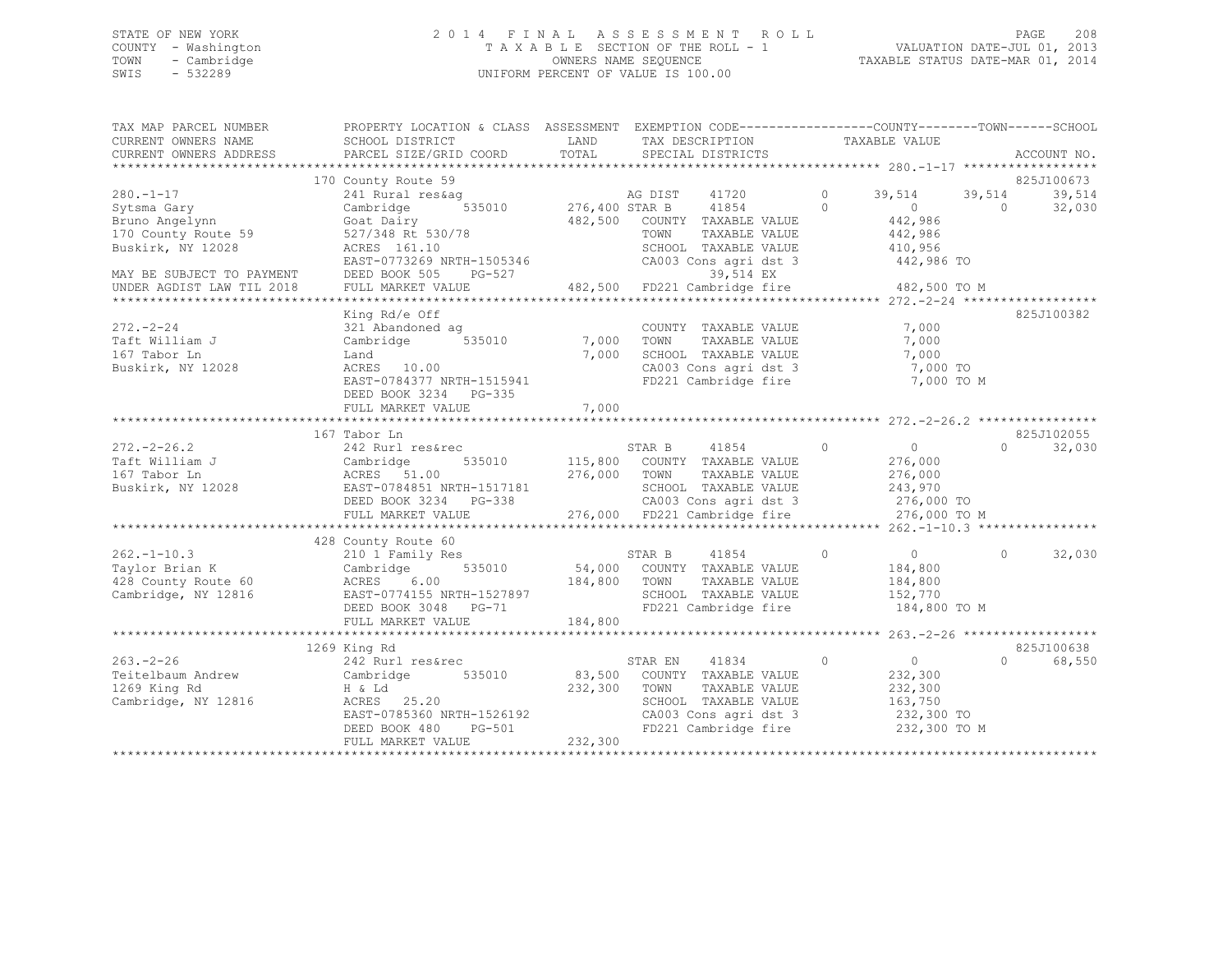STATE OF NEW YORK
COUNTY - Washington
TOWN - Cambridge
SWIS - 532289

# 2014 FINAL ASSESSMENT ROLL

TAXABLE SECTION OF THE ROLL - 1
OWNERS NAME SEQUENCE
UNIFORM PERCENT OF VALUE IS 100.00

VALUATION DATE-JUL 01, 2013
TAXABLE STATUS DATE-MAR 01, 2014

| TAX MAP PARCEL NUMBER / CURRENT OWNERS NAME / CURRENT OWNERS ADDRESS | PROPERTY LOCATION & CLASS / SCHOOL DISTRICT / PARCEL SIZE/GRID COORD | ASSESSMENT LAND / TOTAL | EXEMPTION CODE / TAX DESCRIPTION / SPECIAL DISTRICTS | COUNTY TAXABLE VALUE | TOWN | SCHOOL | ACCOUNT NO. |
|---|---|---|---|---|---|---|---|
| 280.-1-17 | 170 County Route 59 | | | | | | 825J100673 |
| | 241 Rural res&ag | | AG DIST 41720 0 | 39,514 | 39,514 | 39,514 | |
| Sytsma Gary | Cambridge 535010 | 276,400 | STAR B 41854 0 | 0 | 0 | 32,030 | |
| Bruno Angelynn | Goat Dairy | 482,500 | COUNTY TAXABLE VALUE | 442,986 | | | |
| 170 County Route 59 | 527/348 Rt 530/78 | | TOWN TAXABLE VALUE | 442,986 | | | |
| Buskirk, NY 12028 | ACRES 161.10 | | SCHOOL TAXABLE VALUE | 410,956 | | | |
| | EAST-0773269 NRTH-1505346 | | CA003 Cons agri dst 3 | 442,986 TO | | | |
| MAY BE SUBJECT TO PAYMENT | DEED BOOK 505 PG-527 | | 39,514 EX | | | | |
| UNDER AGDIST LAW TIL 2018 | FULL MARKET VALUE | 482,500 | FD221 Cambridge fire | 482,500 TO M | | | |
| 272.-2-24 | King Rd/e Off | | | | | | 825J100382 |
| | 321 Abandoned ag | | COUNTY TAXABLE VALUE | 7,000 | | | |
| Taft William J | Cambridge 535010 | 7,000 | TOWN TAXABLE VALUE | 7,000 | | | |
| 167 Tabor Ln | Land | 7,000 | SCHOOL TAXABLE VALUE | 7,000 | | | |
| Buskirk, NY 12028 | ACRES 10.00 | | CA003 Cons agri dst 3 | 7,000 TO | | | |
| | EAST-0784377 NRTH-1515941 | | FD221 Cambridge fire | 7,000 TO M | | | |
| | DEED BOOK 3234 PG-335 | | | | | | |
| | FULL MARKET VALUE | 7,000 | | | | | |
| 272.-2-26.2 | 167 Tabor Ln | | | | | | 825J102055 |
| | 242 Rurl res&rec | | STAR B 41854 0 | 0 | 0 | 32,030 | |
| Taft William J | Cambridge 535010 | 115,800 | COUNTY TAXABLE VALUE | 276,000 | | | |
| 167 Tabor Ln | ACRES 51.00 | 276,000 | TOWN TAXABLE VALUE | 276,000 | | | |
| Buskirk, NY 12028 | EAST-0784851 NRTH-1517181 | | SCHOOL TAXABLE VALUE | 243,970 | | | |
| | DEED BOOK 3234 PG-338 | | CA003 Cons agri dst 3 | 276,000 TO | | | |
| | FULL MARKET VALUE | 276,000 | FD221 Cambridge fire | 276,000 TO M | | | |
| 262.-1-10.3 | 428 County Route 60 | | | | | | |
| | 210 1 Family Res | | STAR B 41854 0 | 0 | 0 | 32,030 | |
| Taylor Brian K | Cambridge 535010 | 54,000 | COUNTY TAXABLE VALUE | 184,800 | | | |
| 428 County Route 60 | ACRES 6.00 | 184,800 | TOWN TAXABLE VALUE | 184,800 | | | |
| Cambridge, NY 12816 | EAST-0774155 NRTH-1527897 | | SCHOOL TAXABLE VALUE | 152,770 | | | |
| | DEED BOOK 3048 PG-71 | | FD221 Cambridge fire | 184,800 TO M | | | |
| | FULL MARKET VALUE | 184,800 | | | | | |
| 263.-2-26 | 1269 King Rd | | | | | | 825J100638 |
| | 242 Rurl res&rec | | STAR EN 41834 0 | 0 | 0 | 68,550 | |
| Teitelbaum Andrew | Cambridge 535010 | 83,500 | COUNTY TAXABLE VALUE | 232,300 | | | |
| 1269 King Rd | H & Ld | 232,300 | TOWN TAXABLE VALUE | 232,300 | | | |
| Cambridge, NY 12816 | ACRES 25.20 | | SCHOOL TAXABLE VALUE | 163,750 | | | |
| | EAST-0785360 NRTH-1526192 | | CA003 Cons agri dst 3 | 232,300 TO | | | |
| | DEED BOOK 480 PG-501 | | FD221 Cambridge fire | 232,300 TO M | | | |
| | FULL MARKET VALUE | 232,300 | | | | | |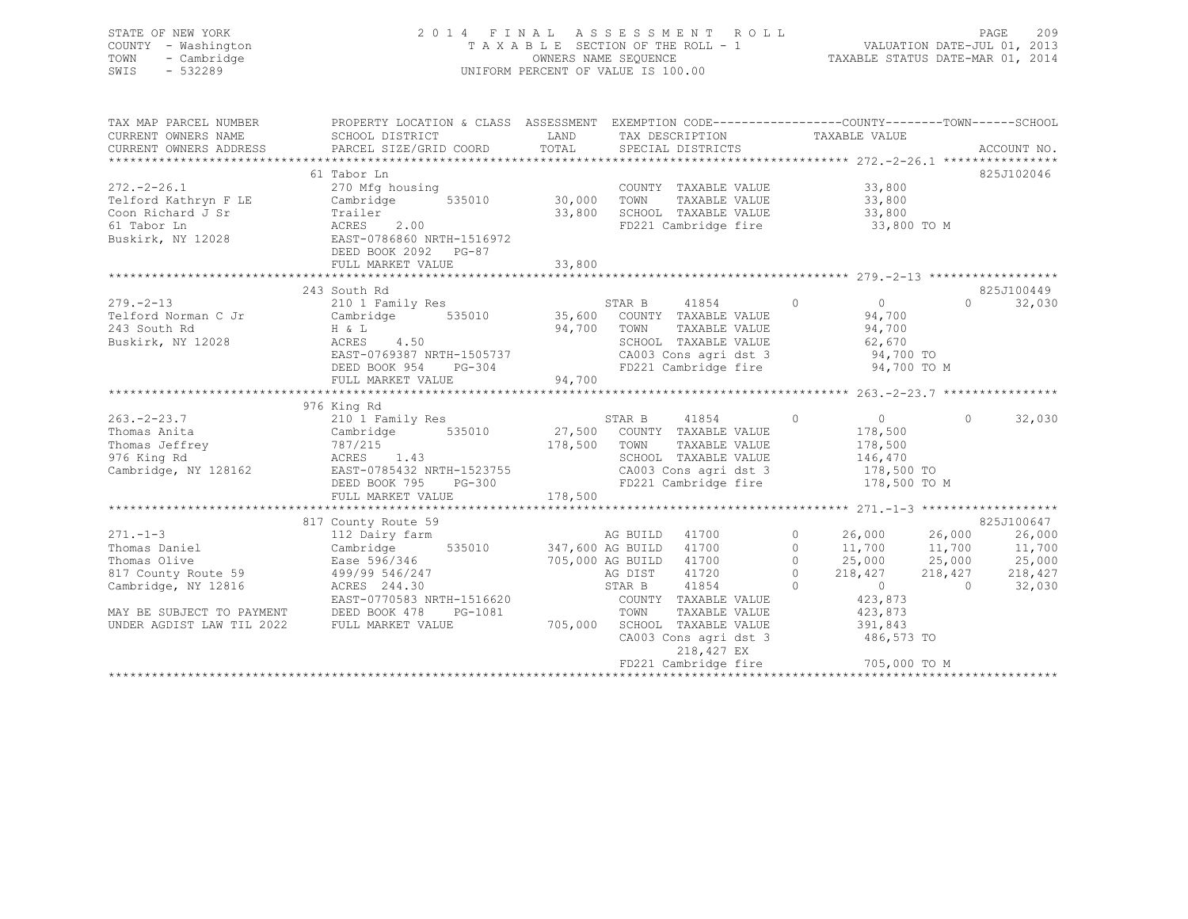STATE OF NEW YORK
COUNTY - Washington
TOWN - Cambridge
SWIS - 532289

2014 FINAL ASSESSMENT ROLL
TAXABLE SECTION OF THE ROLL - 1
OWNERS NAME SEQUENCE
UNIFORM PERCENT OF VALUE IS 100.00

VALUATION DATE-JUL 01, 2013
TAXABLE STATUS DATE-MAR 01, 2014

```
TAX MAP PARCEL NUMBER      PROPERTY LOCATION & CLASS  ASSESSMENT  EXEMPTION CODE------------------COUNTY--------TOWN------SCHOOL
CURRENT OWNERS NAME        SCHOOL DISTRICT             LAND        TAX DESCRIPTION            TAXABLE VALUE
CURRENT OWNERS ADDRESS     PARCEL SIZE/GRID COORD      TOTAL       SPECIAL DISTRICTS                                       ACCOUNT NO.
******************************************************************************************* 272.-2-26.1 ****************
                           61 Tabor Ln                                                                                  825J102046
272.-2-26.1                270 Mfg housing                         COUNTY  TAXABLE VALUE         33,800
Telford Kathryn F LE       Cambridge      535010     30,000        TOWN    TAXABLE VALUE         33,800
Coon Richard J Sr          Trailer                   33,800        SCHOOL  TAXABLE VALUE         33,800
61 Tabor Ln                ACRES     2.00                          FD221 Cambridge fire           33,800 TO M
Buskirk, NY 12028          EAST-0786860 NRTH-1516972
                           DEED BOOK 2092   PG-87
                           FULL MARKET VALUE          33,800
******************************************************************************************* 279.-2-13 ******************
                           243 South Rd                                                                                 825J100449
279.-2-13                  210 1 Family Res                        STAR B     41854        0          0           0      32,030
Telford Norman C Jr        Cambridge      535010     35,600        COUNTY  TAXABLE VALUE         94,700
243 South Rd               H & L                     94,700        TOWN    TAXABLE VALUE         94,700
Buskirk, NY 12028          ACRES     4.50                          SCHOOL  TAXABLE VALUE         62,670
                           EAST-0769387 NRTH-1505737               CA003 Cons agri dst 3          94,700 TO
                           DEED BOOK 954    PG-304                 FD221 Cambridge fire           94,700 TO M
                           FULL MARKET VALUE          94,700
******************************************************************************************* 263.-2-23.7 ****************
                           976 King Rd
263.-2-23.7                210 1 Family Res                        STAR B     41854        0          0           0      32,030
Thomas Anita               Cambridge      535010     27,500        COUNTY  TAXABLE VALUE        178,500
Thomas Jeffrey             787/215                  178,500        TOWN    TAXABLE VALUE        178,500
976 King Rd                ACRES     1.43                          SCHOOL  TAXABLE VALUE        146,470
Cambridge, NY 128162       EAST-0785432 NRTH-1523755               CA003 Cons agri dst 3         178,500 TO
                           DEED BOOK 795    PG-300                 FD221 Cambridge fire          178,500 TO M
                           FULL MARKET VALUE         178,500
******************************************************************************************* 271.-1-3 *******************
                           817 County Route 59                                                                          825J100647
271.-1-3                   112 Dairy farm                          AG BUILD   41700        0     26,000      26,000      26,000
Thomas Daniel              Cambridge      535010    347,600        AG BUILD   41700        0     11,700      11,700      11,700
Thomas Olive               Ease 596/346             705,000        AG BUILD   41700        0     25,000      25,000      25,000
817 County Route 59        499/99 546/247                          AG DIST    41720        0    218,427     218,427     218,427
Cambridge, NY 12816        ACRES   244.30                          STAR B     41854        0          0           0      32,030
                           EAST-0770583 NRTH-1516620               COUNTY  TAXABLE VALUE        423,873
MAY BE SUBJECT TO PAYMENT  DEED BOOK 478    PG-1081                TOWN    TAXABLE VALUE        423,873
UNDER AGDIST LAW TIL 2022  FULL MARKET VALUE         705,000       SCHOOL  TAXABLE VALUE        391,843
                                                                   CA003 Cons agri dst 3         486,573 TO
                                                                        218,427 EX
                                                                   FD221 Cambridge fire          705,000 TO M
************************************************************************************************************************
```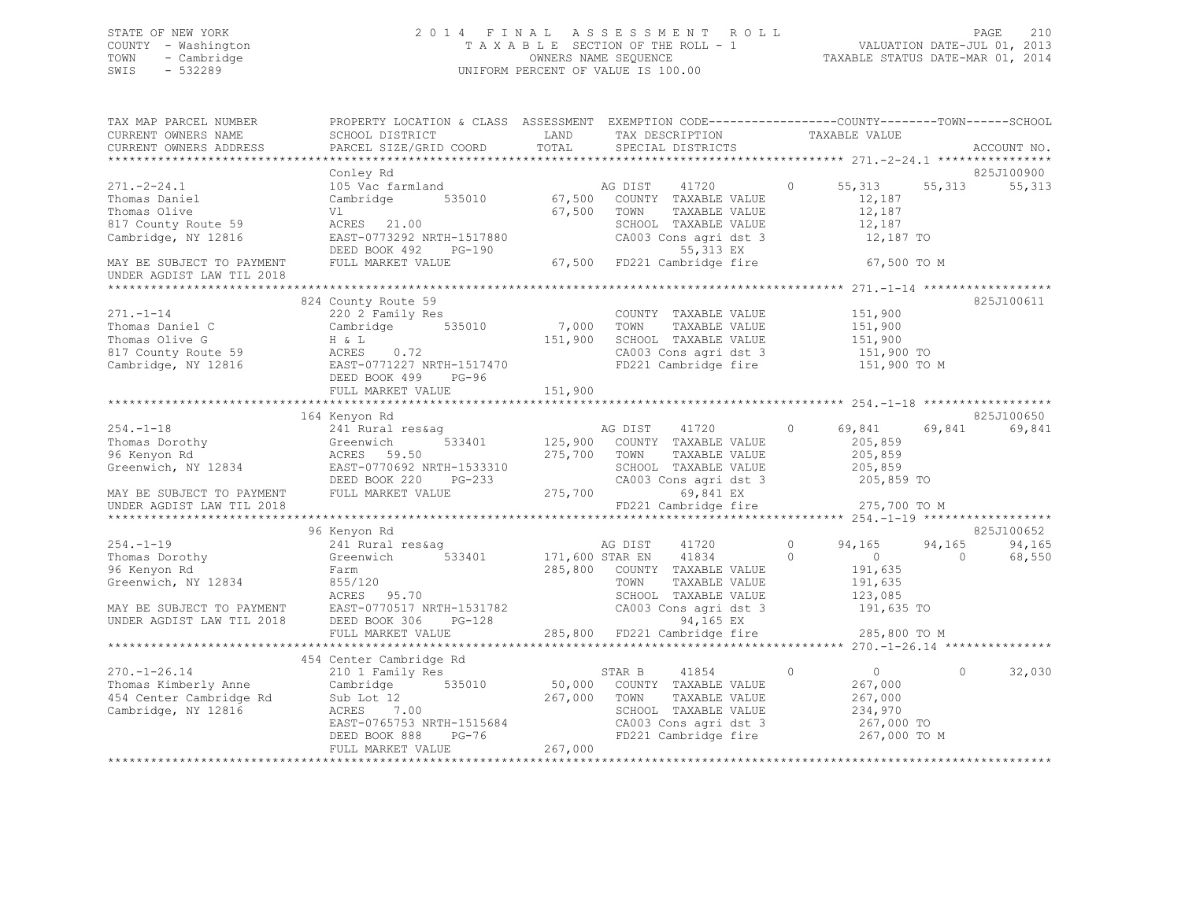STATE OF NEW YORK
COUNTY - Washington
TOWN - Cambridge
SWIS - 532289

2014 FINAL ASSESSMENT ROLL
TAXABLE SECTION OF THE ROLL - 1
OWNERS NAME SEQUENCE
UNIFORM PERCENT OF VALUE IS 100.00

VALUATION DATE-JUL 01, 2013
TAXABLE STATUS DATE-MAR 01, 2014

```
TAX MAP PARCEL NUMBER          PROPERTY LOCATION & CLASS  ASSESSMENT  EXEMPTION CODE------------------COUNTY--------TOWN------SCHOOL
CURRENT OWNERS NAME            SCHOOL DISTRICT             LAND        TAX DESCRIPTION              TAXABLE VALUE
CURRENT OWNERS ADDRESS         PARCEL SIZE/GRID COORD      TOTAL       SPECIAL DISTRICTS                                          ACCOUNT NO.
******************************************************************************************************* 271.-2-24.1 ****************
                               Conley Rd                                                                                   825J100900
271.-2-24.1                    105 Vac farmland                        AG DIST     41720         0        55,313    55,313    55,313
Thomas Daniel                  Cambridge     535010        67,500     COUNTY  TAXABLE VALUE              12,187
Thomas Olive                   Vl                          67,500     TOWN    TAXABLE VALUE              12,187
817 County Route 59            ACRES  21.00                           SCHOOL  TAXABLE VALUE              12,187
Cambridge, NY 12816            EAST-0773292 NRTH-1517880              CA003 Cons agri dst 3              12,187 TO
                               DEED BOOK 492    PG-190                      55,313 EX
MAY BE SUBJECT TO PAYMENT      FULL MARKET VALUE           67,500     FD221 Cambridge fire               67,500 TO M
UNDER AGDIST LAW TIL 2018
******************************************************************************************************* 271.-1-14 ******************
                               824 County Route 59                                                                         825J100611
271.-1-14                      220 2 Family Res                       COUNTY  TAXABLE VALUE             151,900
Thomas Daniel C                Cambridge     535010         7,000     TOWN    TAXABLE VALUE             151,900
Thomas Olive G                 H & L                      151,900     SCHOOL  TAXABLE VALUE             151,900
817 County Route 59            ACRES   0.72                           CA003 Cons agri dst 3             151,900 TO
Cambridge, NY 12816            EAST-0771227 NRTH-1517470              FD221 Cambridge fire              151,900 TO M
                               DEED BOOK 499    PG-96
                               FULL MARKET VALUE          151,900
******************************************************************************************************* 254.-1-18 ******************
                               164 Kenyon Rd                                                                               825J100650
254.-1-18                      241 Rural res&ag                       AG DIST     41720         0        69,841    69,841    69,841
Thomas Dorothy                 Greenwich     533401       125,900     COUNTY  TAXABLE VALUE             205,859
96 Kenyon Rd                   ACRES  59.50               275,700     TOWN    TAXABLE VALUE             205,859
Greenwich, NY 12834            EAST-0770692 NRTH-1533310              SCHOOL  TAXABLE VALUE             205,859
                               DEED BOOK 220    PG-233                CA003 Cons agri dst 3             205,859 TO
MAY BE SUBJECT TO PAYMENT      FULL MARKET VALUE          275,700          69,841 EX
UNDER AGDIST LAW TIL 2018                                             FD221 Cambridge fire              275,700 TO M
******************************************************************************************************* 254.-1-19 ******************
                               96 Kenyon Rd                                                                                825J100652
254.-1-19                      241 Rural res&ag                       AG DIST     41720         0        94,165    94,165    94,165
Thomas Dorothy                 Greenwich     533401       171,600 STAR EN     41834         0             0         0    68,550
96 Kenyon Rd                   Farm                       285,800     COUNTY  TAXABLE VALUE             191,635
Greenwich, NY 12834            855/120                                TOWN    TAXABLE VALUE             191,635
                               ACRES  95.70                           SCHOOL  TAXABLE VALUE             123,085
MAY BE SUBJECT TO PAYMENT      EAST-0770517 NRTH-1531782              CA003 Cons agri dst 3             191,635 TO
UNDER AGDIST LAW TIL 2018      DEED BOOK 306    PG-128                      94,165 EX
                               FULL MARKET VALUE          285,800     FD221 Cambridge fire              285,800 TO M
******************************************************************************************************* 270.-1-26.14 ***************
                               454 Center Cambridge Rd
270.-1-26.14                   210 1 Family Res                       STAR B      41854         0             0         0    32,030
Thomas Kimberly Anne           Cambridge     535010        50,000     COUNTY  TAXABLE VALUE             267,000
454 Center Cambridge Rd        Sub Lot 12                 267,000     TOWN    TAXABLE VALUE             267,000
Cambridge, NY 12816            ACRES   7.00                           SCHOOL  TAXABLE VALUE             234,970
                               EAST-0765753 NRTH-1515684              CA003 Cons agri dst 3             267,000 TO
                               DEED BOOK 888    PG-76                 FD221 Cambridge fire              267,000 TO M
                               FULL MARKET VALUE          267,000
************************************************************************************************************************************
```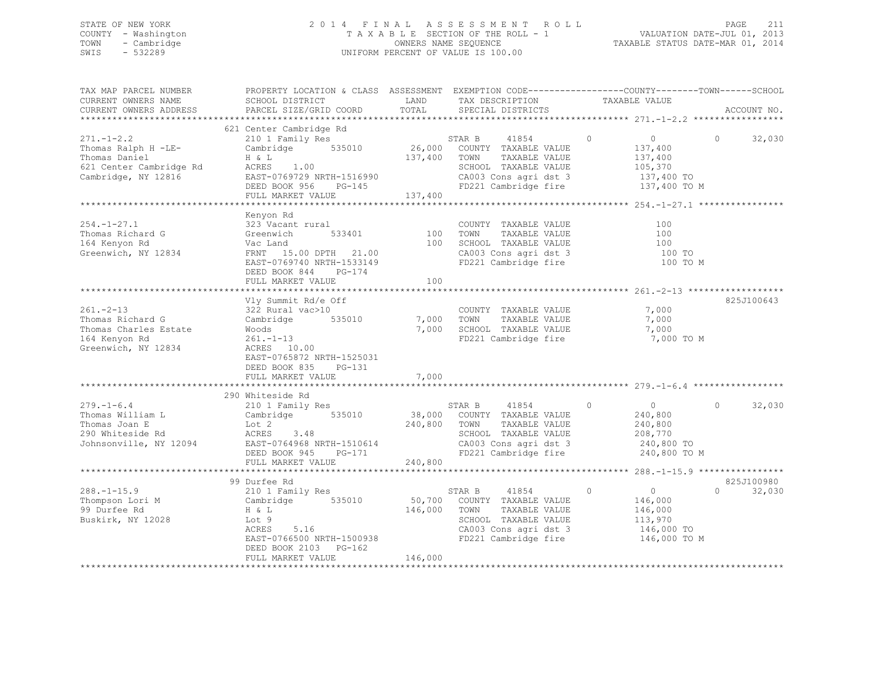STATE OF NEW YORK — 2014 FINAL ASSESSMENT ROLL — PAGE 211
COUNTY - Washington — TAXABLE SECTION OF THE ROLL - 1 — VALUATION DATE-JUL 01, 2013
TOWN - Cambridge — OWNERS NAME SEQUENCE — TAXABLE STATUS DATE-MAR 01, 2014
SWIS - 532289 — UNIFORM PERCENT OF VALUE IS 100.00

```
TAX MAP PARCEL NUMBER          PROPERTY LOCATION & CLASS  ASSESSMENT  EXEMPTION CODE------------------COUNTY--------TOWN------SCHOOL
CURRENT OWNERS NAME            SCHOOL DISTRICT               LAND      TAX DESCRIPTION            TAXABLE VALUE
CURRENT OWNERS ADDRESS         PARCEL SIZE/GRID COORD        TOTAL     SPECIAL DISTRICTS                                  ACCOUNT NO.
******************************************************************************************************* 271.-1-2.2 *****************
                               621 Center Cambridge Rd
271.-1-2.2                     210 1 Family Res                       STAR B      41854       0           0          0      32,030
Thomas Ralph H -LE-            Cambridge        535010      26,000    COUNTY  TAXABLE VALUE            137,400
Thomas Daniel                  H & L                       137,400    TOWN    TAXABLE VALUE            137,400
621 Center Cambridge Rd        ACRES     1.00                         SCHOOL  TAXABLE VALUE            105,370
Cambridge, NY 12816            EAST-0769729 NRTH-1516990              CA003 Cons agri dst 3            137,400 TO
                               DEED BOOK 956    PG-145                FD221 Cambridge fire             137,400 TO M
                               FULL MARKET VALUE           137,400
******************************************************************************************************* 254.-1-27.1 ****************
                               Kenyon Rd
254.-1-27.1                    323 Vacant rural                       COUNTY  TAXABLE VALUE                100
Thomas Richard G               Greenwich        533401         100    TOWN    TAXABLE VALUE                100
164 Kenyon Rd                  Vac Land                        100    SCHOOL  TAXABLE VALUE                100
Greenwich, NY 12834            FRNT    15.00 DPTH    21.00            CA003 Cons agri dst 3                100 TO
                               EAST-0769740 NRTH-1533149              FD221 Cambridge fire                 100 TO M
                               DEED BOOK 844    PG-174
                               FULL MARKET VALUE               100
******************************************************************************************************* 261.-2-13 ******************
                               Vly Summit Rd/e Off                                                                   825J100643
261.-2-13                      322 Rural vac>10                       COUNTY  TAXABLE VALUE              7,000
Thomas Richard G               Cambridge        535010       7,000    TOWN    TAXABLE VALUE              7,000
Thomas Charles Estate          Woods                         7,000    SCHOOL  TAXABLE VALUE              7,000
164 Kenyon Rd                  261.-1-13                              FD221 Cambridge fire               7,000 TO M
Greenwich, NY 12834            ACRES    10.00
                               EAST-0765872 NRTH-1525031
                               DEED BOOK 835    PG-131
                               FULL MARKET VALUE             7,000
******************************************************************************************************* 279.-1-6.4 *****************
                               290 Whiteside Rd
279.-1-6.4                     210 1 Family Res                       STAR B      41854       0           0          0      32,030
Thomas William L               Cambridge        535010      38,000    COUNTY  TAXABLE VALUE            240,800
Thomas Joan E                  Lot 2                       240,800    TOWN    TAXABLE VALUE            240,800
290 Whiteside Rd               ACRES     3.48                         SCHOOL  TAXABLE VALUE            208,770
Johnsonville, NY 12094         EAST-0764968 NRTH-1510614              CA003 Cons agri dst 3            240,800 TO
                               DEED BOOK 945    PG-171                FD221 Cambridge fire             240,800 TO M
                               FULL MARKET VALUE           240,800
******************************************************************************************************* 288.-1-15.9 ****************
                               99 Durfee Rd                                                                          825J100980
288.-1-15.9                    210 1 Family Res                       STAR B      41854       0           0          0      32,030
Thompson Lori M                Cambridge        535010      50,700    COUNTY  TAXABLE VALUE            146,000
99 Durfee Rd                   H & L                       146,000    TOWN    TAXABLE VALUE            146,000
Buskirk, NY 12028              Lot 9                                  SCHOOL  TAXABLE VALUE            113,970
                               ACRES     5.16                         CA003 Cons agri dst 3            146,000 TO
                               EAST-0766500 NRTH-1500938              FD221 Cambridge fire             146,000 TO M
                               DEED BOOK 2103   PG-162
                               FULL MARKET VALUE           146,000
************************************************************************************************************************************
```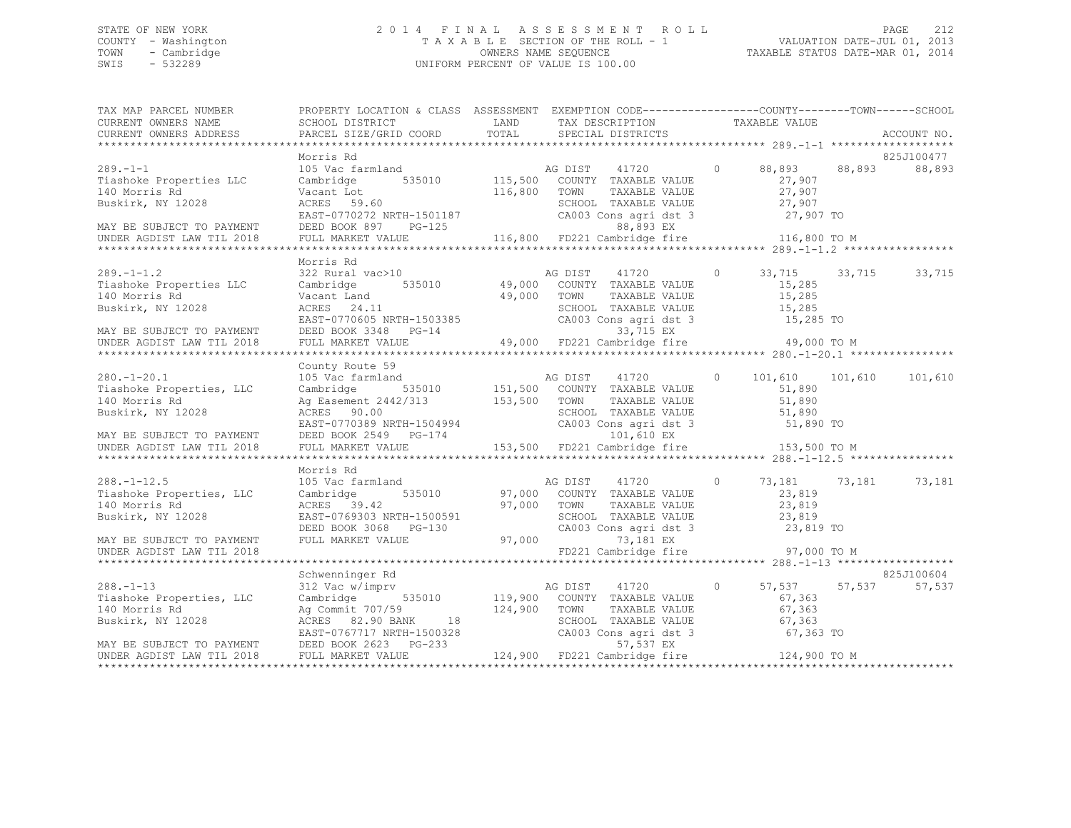STATE OF NEW YORK
COUNTY - Washington
TOWN - Cambridge
SWIS - 532289

2 0 1 4 F I N A L A S S E S S M E N T R O L L
T A X A B L E SECTION OF THE ROLL - 1
OWNERS NAME SEQUENCE
UNIFORM PERCENT OF VALUE IS 100.00

VALUATION DATE-JUL 01, 2013
TAXABLE STATUS DATE-MAR 01, 2014

```
TAX MAP PARCEL NUMBER          PROPERTY LOCATION & CLASS  ASSESSMENT  EXEMPTION CODE------------------COUNTY--------TOWN------SCHOOL
CURRENT OWNERS NAME            SCHOOL DISTRICT              LAND      TAX DESCRIPTION              TAXABLE VALUE
CURRENT OWNERS ADDRESS         PARCEL SIZE/GRID COORD       TOTAL     SPECIAL DISTRICTS                                       ACCOUNT NO.
******************************************************************************************************* 289.-1-1 *******************
                               Morris Rd                                                                                   825J100477
289.-1-1                       105 Vac farmland                       AG DIST    41720          0      88,893     88,893      88,893
Tiashoke Properties LLC        Cambridge        535010     115,500    COUNTY   TAXABLE VALUE            27,907
140 Morris Rd                  Vacant Lot                  116,800    TOWN     TAXABLE VALUE            27,907
Buskirk, NY 12028              ACRES   59.60                          SCHOOL   TAXABLE VALUE            27,907
                               EAST-0770272 NRTH-1501187              CA003 Cons agri dst 3              27,907 TO
MAY BE SUBJECT TO PAYMENT      DEED BOOK 897    PG-125                         88,893 EX
UNDER AGDIST LAW TIL 2018      FULL MARKET VALUE           116,800    FD221 Cambridge fire              116,800 TO M
******************************************************************************************************* 289.-1-1.2 *****************
                               Morris Rd
289.-1-1.2                     322 Rural vac>10                       AG DIST    41720          0      33,715     33,715      33,715
Tiashoke Properties LLC        Cambridge        535010      49,000    COUNTY   TAXABLE VALUE            15,285
140 Morris Rd                  Vacant Land                  49,000    TOWN     TAXABLE VALUE            15,285
Buskirk, NY 12028              ACRES   24.11                          SCHOOL   TAXABLE VALUE            15,285
                               EAST-0770605 NRTH-1503385              CA003 Cons agri dst 3              15,285 TO
MAY BE SUBJECT TO PAYMENT      DEED BOOK 3348   PG-14                          33,715 EX
UNDER AGDIST LAW TIL 2018      FULL MARKET VALUE            49,000    FD221 Cambridge fire               49,000 TO M
******************************************************************************************************* 280.-1-20.1 ****************
                               County Route 59
280.-1-20.1                    105 Vac farmland                       AG DIST    41720          0     101,610    101,610     101,610
Tiashoke Properties, LLC       Cambridge        535010     151,500    COUNTY   TAXABLE VALUE            51,890
140 Morris Rd                  Ag Easement 2442/313        153,500    TOWN     TAXABLE VALUE            51,890
Buskirk, NY 12028              ACRES   90.00                          SCHOOL   TAXABLE VALUE            51,890
                               EAST-0770389 NRTH-1504994              CA003 Cons agri dst 3              51,890 TO
MAY BE SUBJECT TO PAYMENT      DEED BOOK 2549   PG-174                        101,610 EX
UNDER AGDIST LAW TIL 2018      FULL MARKET VALUE           153,500    FD221 Cambridge fire              153,500 TO M
******************************************************************************************************* 288.-1-12.5 ****************
                               Morris Rd
288.-1-12.5                    105 Vac farmland                       AG DIST    41720          0      73,181     73,181      73,181
Tiashoke Properties, LLC       Cambridge        535010      97,000    COUNTY   TAXABLE VALUE            23,819
140 Morris Rd                  ACRES   39.42                97,000    TOWN     TAXABLE VALUE            23,819
Buskirk, NY 12028              EAST-0769303 NRTH-1500591              SCHOOL   TAXABLE VALUE            23,819
                               DEED BOOK 3068   PG-130                CA003 Cons agri dst 3              23,819 TO
MAY BE SUBJECT TO PAYMENT      FULL MARKET VALUE            97,000             73,181 EX
UNDER AGDIST LAW TIL 2018                                             FD221 Cambridge fire               97,000 TO M
******************************************************************************************************* 288.-1-13 ******************
                               Schwenninger Rd                                                                             825J100604
288.-1-13                      312 Vac w/imprv                        AG DIST    41720          0      57,537     57,537      57,537
Tiashoke Properties, LLC       Cambridge        535010     119,900    COUNTY   TAXABLE VALUE            67,363
140 Morris Rd                  Ag Commit 707/59            124,900    TOWN     TAXABLE VALUE            67,363
Buskirk, NY 12028              ACRES   82.90 BANK     18              SCHOOL   TAXABLE VALUE            67,363
                               EAST-0767717 NRTH-1500328              CA003 Cons agri dst 3              67,363 TO
MAY BE SUBJECT TO PAYMENT      DEED BOOK 2623   PG-233                         57,537 EX
UNDER AGDIST LAW TIL 2018      FULL MARKET VALUE           124,900    FD221 Cambridge fire              124,900 TO M
************************************************************************************************************************************
```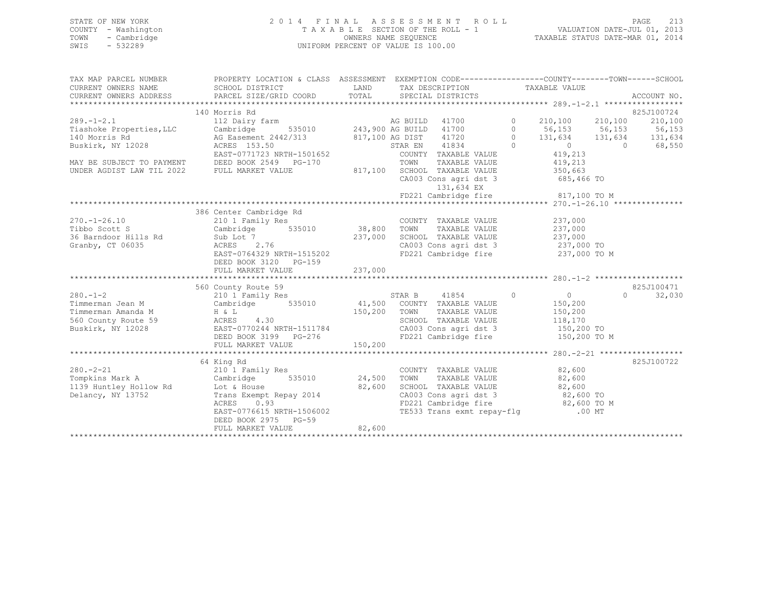STATE OF NEW YORK — 2014 FINAL ASSESSMENT ROLL — PAGE 213
COUNTY - Washington — TAXABLE SECTION OF THE ROLL - 1 — VALUATION DATE-JUL 01, 2013
TOWN - Cambridge — OWNERS NAME SEQUENCE — TAXABLE STATUS DATE-MAR 01, 2014
SWIS - 532289 — UNIFORM PERCENT OF VALUE IS 100.00

```
TAX MAP PARCEL NUMBER        PROPERTY LOCATION & CLASS  ASSESSMENT  EXEMPTION CODE------------------COUNTY--------TOWN------SCHOOL
CURRENT OWNERS NAME          SCHOOL DISTRICT              LAND       TAX DESCRIPTION             TAXABLE VALUE
CURRENT OWNERS ADDRESS       PARCEL SIZE/GRID COORD       TOTAL      SPECIAL DISTRICTS                                      ACCOUNT NO.
******************************************************************************************************* 289.-1-2.1 *****************
                             140 Morris Rd                                                                                825J100724
289.-1-2.1                   112 Dairy farm                          AG BUILD  41700         0     210,100    210,100    210,100
Tiashoke Properties,LLC      Cambridge      535010       243,900 AG BUILD  41700         0      56,153     56,153     56,153
140 Morris Rd                AG Easement 2442/313        817,100 AG DIST   41720         0     131,634    131,634    131,634
Buskirk, NY 12028            ACRES  153.50                           STAR EN   41834         0           0          0     68,550
                             EAST-0771723 NRTH-1501652               COUNTY  TAXABLE VALUE               419,213
MAY BE SUBJECT TO PAYMENT    DEED BOOK 2549   PG-170                 TOWN    TAXABLE VALUE               419,213
UNDER AGDIST LAW TIL 2022    FULL MARKET VALUE           817,100     SCHOOL  TAXABLE VALUE               350,663
                                                                     CA003 Cons agri dst 3               685,466 TO
                                                                           131,634 EX
                                                                     FD221 Cambridge fire                817,100 TO M
******************************************************************************************************* 270.-1-26.10 ***************
                             386 Center Cambridge Rd
270.-1-26.10                 210 1 Family Res                        COUNTY  TAXABLE VALUE               237,000
Tibbo Scott S                Cambridge      535010        38,800     TOWN    TAXABLE VALUE               237,000
36 Barndoor Hills Rd         Sub Lot 7                   237,000     SCHOOL  TAXABLE VALUE               237,000
Granby, CT 06035             ACRES    2.76                           CA003 Cons agri dst 3               237,000 TO
                             EAST-0764329 NRTH-1515202               FD221 Cambridge fire                237,000 TO M
                             DEED BOOK 3120   PG-159
                             FULL MARKET VALUE           237,000
******************************************************************************************************* 280.-1-2 *******************
                             560 County Route 59                                                                          825J100471
280.-1-2                     210 1 Family Res                        STAR B    41854         0           0          0     32,030
Timmerman Jean M             Cambridge      535010        41,500     COUNTY  TAXABLE VALUE               150,200
Timmerman Amanda M           H & L                       150,200     TOWN    TAXABLE VALUE               150,200
560 County Route 59          ACRES    4.30                           SCHOOL  TAXABLE VALUE               118,170
Buskirk, NY 12028            EAST-0770244 NRTH-1511784               CA003 Cons agri dst 3               150,200 TO
                             DEED BOOK 3199   PG-276                 FD221 Cambridge fire                150,200 TO M
                             FULL MARKET VALUE           150,200
******************************************************************************************************* 280.-2-21 ******************
                             64 King Rd                                                                                   825J100722
280.-2-21                    210 1 Family Res                        COUNTY  TAXABLE VALUE                82,600
Tompkins Mark A              Cambridge      535010        24,500     TOWN    TAXABLE VALUE                82,600
1139 Huntley Hollow Rd       Lot & House                  82,600     SCHOOL  TAXABLE VALUE                82,600
Delancy, NY 13752            Trans Exempt Repay 2014                 CA003 Cons agri dst 3                82,600 TO
                             ACRES    0.93                           FD221 Cambridge fire                 82,600 TO M
                             EAST-0776615 NRTH-1506002               TE533 Trans exmt repay-flg              .00 MT
                             DEED BOOK 2975   PG-59
                             FULL MARKET VALUE            82,600
************************************************************************************************************************************
```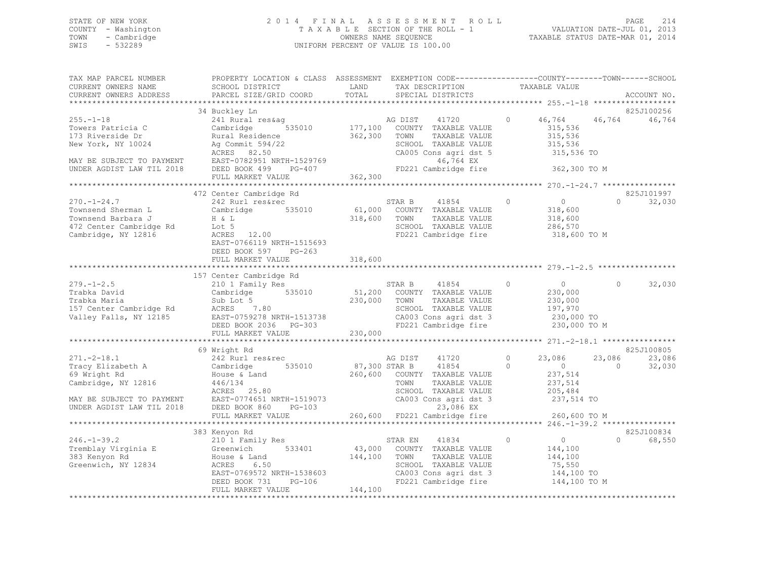STATE OF NEW YORK
COUNTY - Washington
TOWN - Cambridge
SWIS - 532289

2014 FINAL ASSESSMENT ROLL
TAXABLE SECTION OF THE ROLL - 1
OWNERS NAME SEQUENCE
UNIFORM PERCENT OF VALUE IS 100.00

VALUATION DATE-JUL 01, 2013
TAXABLE STATUS DATE-MAR 01, 2014

```
TAX MAP PARCEL NUMBER          PROPERTY LOCATION & CLASS  ASSESSMENT  EXEMPTION CODE-----------------COUNTY--------TOWN------SCHOOL
CURRENT OWNERS NAME            SCHOOL DISTRICT               LAND      TAX DESCRIPTION            TAXABLE VALUE
CURRENT OWNERS ADDRESS         PARCEL SIZE/GRID COORD        TOTAL     SPECIAL DISTRICTS                                          ACCOUNT NO.
****************************************************************************************************** 255.-1-18 ******************
                               34 Buckley Ln                                                                                  825J100256
255.-1-18                      241 Rural res&ag                         AG DIST     41720         0     46,764     46,764     46,764
Towers Patricia C              Cambridge         535010     177,100    COUNTY  TAXABLE VALUE           315,536
173 Riverside Dr               Rural Residence              362,300    TOWN    TAXABLE VALUE           315,536
New York, NY 10024             Ag Commit 594/22                         SCHOOL  TAXABLE VALUE           315,536
                               ACRES  82.50                             CA005 Cons agri dst 5           315,536 TO
MAY BE SUBJECT TO PAYMENT      EAST-0782951 NRTH-1529769                     46,764 EX
UNDER AGDIST LAW TIL 2018      DEED BOOK 499     PG-407                 FD221 Cambridge fire            362,300 TO M
                               FULL MARKET VALUE            362,300
****************************************************************************************************** 270.-1-24.7 ****************
                               472 Center Cambridge Rd                                                                        825J101997
270.-1-24.7                    242 Rurl res&rec                         STAR B      41854         0          0          0     32,030
Townsend Sherman L             Cambridge         535010      61,000    COUNTY  TAXABLE VALUE           318,600
Townsend Barbara J             H & L                        318,600    TOWN    TAXABLE VALUE           318,600
472 Center Cambridge Rd        Lot 5                                    SCHOOL  TAXABLE VALUE           286,570
Cambridge, NY 12816            ACRES  12.00                             FD221 Cambridge fire            318,600 TO M
                               EAST-0766119 NRTH-1515693
                               DEED BOOK 597     PG-263
                               FULL MARKET VALUE            318,600
****************************************************************************************************** 279.-1-2.5 *****************
                               157 Center Cambridge Rd
279.-1-2.5                     210 1 Family Res                         STAR B      41854         0          0          0     32,030
Trabka David                   Cambridge         535010      51,200    COUNTY  TAXABLE VALUE           230,000
Trabka Maria                   Sub Lot 5                    230,000    TOWN    TAXABLE VALUE           230,000
157 Center Cambridge Rd        ACRES   7.80                             SCHOOL  TAXABLE VALUE           197,970
Valley Falls, NY 12185         EAST-0759278 NRTH-1513738                CA003 Cons agri dst 3           230,000 TO
                               DEED BOOK 2036    PG-303                 FD221 Cambridge fire            230,000 TO M
                               FULL MARKET VALUE            230,000
****************************************************************************************************** 271.-2-18.1 ****************
                               69 Wright Rd                                                                                   825J100805
271.-2-18.1                    242 Rurl res&rec                         AG DIST     41720         0     23,086     23,086     23,086
Tracy Elizabeth A              Cambridge         535010      87,300 STAR B      41854         0          0          0     32,030
69 Wright Rd                   House & Land                 260,600    COUNTY  TAXABLE VALUE           237,514
Cambridge, NY 12816            446/134                                  TOWN    TAXABLE VALUE           237,514
                               ACRES  25.80                             SCHOOL  TAXABLE VALUE           205,484
MAY BE SUBJECT TO PAYMENT      EAST-0774651 NRTH-1519073                CA003 Cons agri dst 3           237,514 TO
UNDER AGDIST LAW TIL 2018      DEED BOOK 860     PG-103                      23,086 EX
                               FULL MARKET VALUE            260,600    FD221 Cambridge fire            260,600 TO M
****************************************************************************************************** 246.-1-39.2 ****************
                               383 Kenyon Rd                                                                                  825J100834
246.-1-39.2                    210 1 Family Res                         STAR EN     41834         0          0          0     68,550
Tremblay Virginia E            Greenwich         533401      43,000    COUNTY  TAXABLE VALUE           144,100
383 Kenyon Rd                  House & Land                 144,100    TOWN    TAXABLE VALUE           144,100
Greenwich, NY 12834            ACRES   6.50                             SCHOOL  TAXABLE VALUE            75,550
                               EAST-0769572 NRTH-1538603                CA003 Cons agri dst 3           144,100 TO
                               DEED BOOK 731     PG-106                 FD221 Cambridge fire            144,100 TO M
                               FULL MARKET VALUE            144,100
************************************************************************************************************************************
```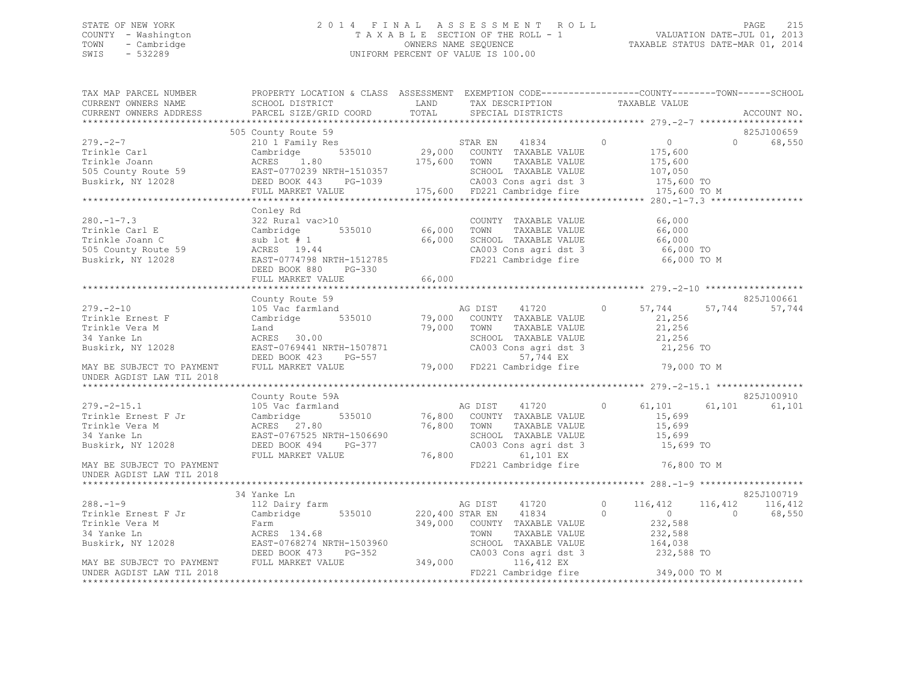STATE OF NEW YORK
COUNTY - Washington
TOWN - Cambridge
SWIS - 532289

2014 FINAL ASSESSMENT ROLL
TAXABLE SECTION OF THE ROLL - 1
OWNERS NAME SEQUENCE
UNIFORM PERCENT OF VALUE IS 100.00

VALUATION DATE-JUL 01, 2013
TAXABLE STATUS DATE-MAR 01, 2014

```
TAX MAP PARCEL NUMBER     PROPERTY LOCATION & CLASS  ASSESSMENT  EXEMPTION CODE------------------COUNTY--------TOWN------SCHOOL
CURRENT OWNERS NAME       SCHOOL DISTRICT              LAND      TAX DESCRIPTION            TAXABLE VALUE
CURRENT OWNERS ADDRESS    PARCEL SIZE/GRID COORD       TOTAL     SPECIAL DISTRICTS                                    ACCOUNT NO.
******************************************************************************************* 279.-2-7 *******************
                          505 County Route 59                                                                  825J100659
279.-2-7                  210 1 Family Res                  STAR EN    41834          0          0          0     68,550
Trinkle Carl              Cambridge       535010     29,000   COUNTY  TAXABLE VALUE          175,600
Trinkle Joann             ACRES    1.80             175,600   TOWN    TAXABLE VALUE          175,600
505 County Route 59       EAST-0770239 NRTH-1510357           SCHOOL  TAXABLE VALUE          107,050
Buskirk, NY 12028         DEED BOOK 443    PG-1039            CA003 Cons agri dst 3           175,600 TO
                          FULL MARKET VALUE         175,600   FD221 Cambridge fire            175,600 TO M
******************************************************************************************* 280.-1-7.3 *****************
                          Conley Rd
280.-1-7.3                322 Rural vac>10                    COUNTY  TAXABLE VALUE           66,000
Trinkle Carl E            Cambridge       535010     66,000   TOWN    TAXABLE VALUE           66,000
Trinkle Joann C           sub lot # 1                66,000   SCHOOL  TAXABLE VALUE           66,000
505 County Route 59       ACRES   19.44                       CA003 Cons agri dst 3            66,000 TO
Buskirk, NY 12028         EAST-0774798 NRTH-1512785           FD221 Cambridge fire             66,000 TO M
                          DEED BOOK 880    PG-330
                          FULL MARKET VALUE          66,000
******************************************************************************************* 279.-2-10 ******************
                          County Route 59                                                                      825J100661
279.-2-10                 105 Vac farmland                    AG DIST    41720          0     57,744     57,744     57,744
Trinkle Ernest F          Cambridge       535010     79,000   COUNTY  TAXABLE VALUE           21,256
Trinkle Vera M            Land                       79,000   TOWN    TAXABLE VALUE           21,256
34 Yanke Ln               ACRES   30.00                       SCHOOL  TAXABLE VALUE           21,256
Buskirk, NY 12028         EAST-0769441 NRTH-1507871           CA003 Cons agri dst 3            21,256 TO
                          DEED BOOK 423    PG-557                   57,744 EX
MAY BE SUBJECT TO PAYMENT FULL MARKET VALUE          79,000   FD221 Cambridge fire             79,000 TO M
UNDER AGDIST LAW TIL 2018
******************************************************************************************* 279.-2-15.1 ****************
                          County Route 59A                                                                     825J100910
279.-2-15.1               105 Vac farmland                    AG DIST    41720          0     61,101     61,101     61,101
Trinkle Ernest F Jr       Cambridge       535010     76,800   COUNTY  TAXABLE VALUE           15,699
Trinkle Vera M            ACRES   27.80              76,800   TOWN    TAXABLE VALUE           15,699
34 Yanke Ln               EAST-0767525 NRTH-1506690           SCHOOL  TAXABLE VALUE           15,699
Buskirk, NY 12028         DEED BOOK 494    PG-377             CA003 Cons agri dst 3            15,699 TO
                          FULL MARKET VALUE          76,800         61,101 EX
MAY BE SUBJECT TO PAYMENT                                     FD221 Cambridge fire             76,800 TO M
UNDER AGDIST LAW TIL 2018
******************************************************************************************* 288.-1-9 *******************
                          34 Yanke Ln                                                                          825J100719
288.-1-9                  112 Dairy farm                      AG DIST    41720          0    116,412    116,412    116,412
Trinkle Ernest F Jr       Cambridge       535010    220,400 STAR EN    41834          0          0          0     68,550
Trinkle Vera M            Farm                      349,000   COUNTY  TAXABLE VALUE          232,588
34 Yanke Ln               ACRES  134.68                       TOWN    TAXABLE VALUE          232,588
Buskirk, NY 12028         EAST-0768274 NRTH-1503960           SCHOOL  TAXABLE VALUE          164,038
                          DEED BOOK 473    PG-352             CA003 Cons agri dst 3           232,588 TO
MAY BE SUBJECT TO PAYMENT FULL MARKET VALUE         349,000        116,412 EX
UNDER AGDIST LAW TIL 2018                                     FD221 Cambridge fire            349,000 TO M
**************************************************************************************************************************
```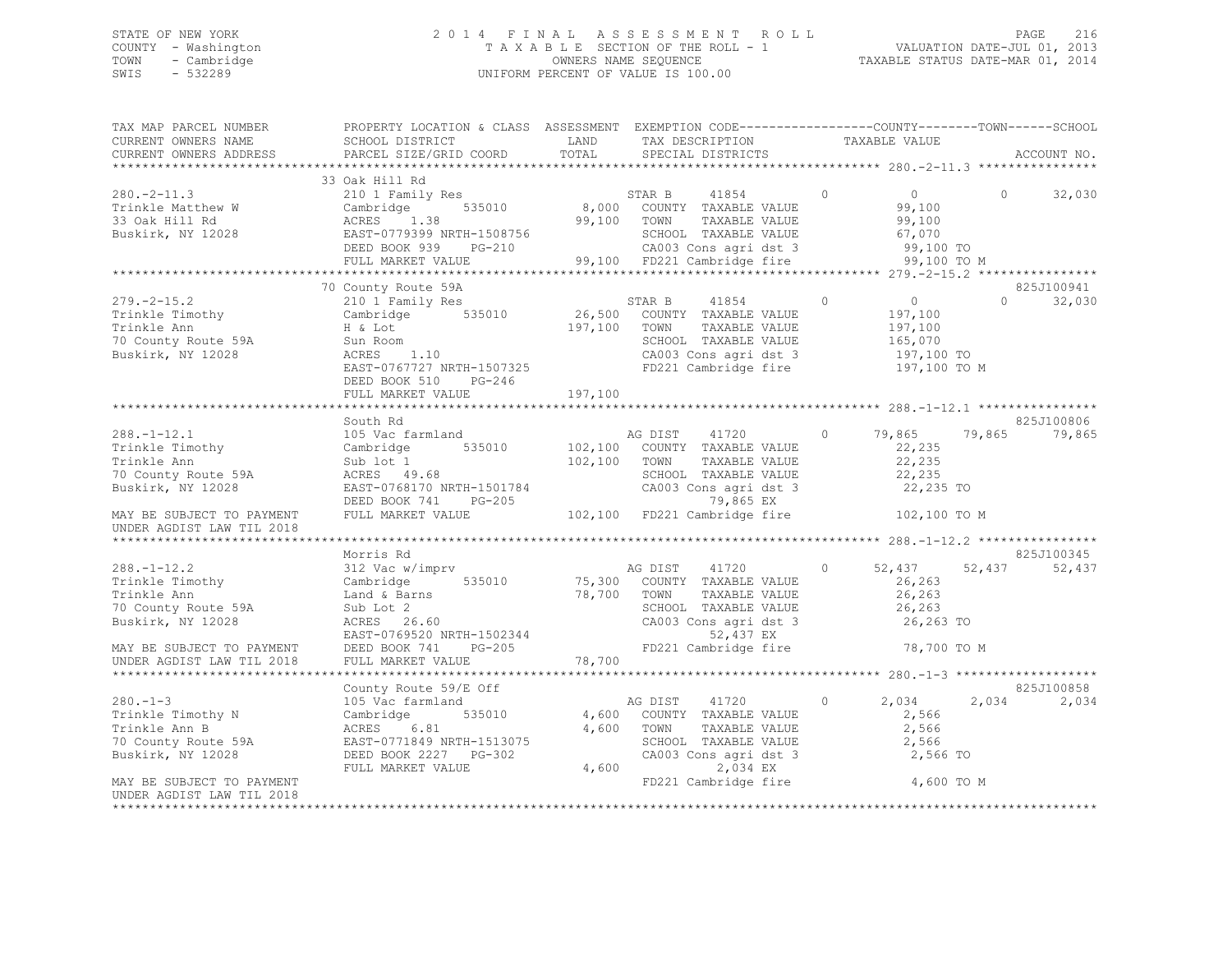STATE OF NEW YORK
COUNTY - Washington
TOWN - Cambridge
SWIS - 532289

2014 FINAL ASSESSMENT ROLL
TAXABLE SECTION OF THE ROLL - 1
OWNERS NAME SEQUENCE
UNIFORM PERCENT OF VALUE IS 100.00

VALUATION DATE-JUL 01, 2013
TAXABLE STATUS DATE-MAR 01, 2014

| TAX MAP PARCEL NUMBER / CURRENT OWNERS NAME / CURRENT OWNERS ADDRESS | PROPERTY LOCATION & CLASS / SCHOOL DISTRICT / PARCEL SIZE/GRID COORD | ASSESSMENT LAND / TOTAL | EXEMPTION CODE / TAX DESCRIPTION / SPECIAL DISTRICTS | COUNTY TAXABLE VALUE | TOWN | SCHOOL / ACCOUNT NO. |
|---|---|---|---|---|---|---|
| | 33 Oak Hill Rd | | | | | |
| 280.-2-11.3 | 210 1 Family Res | | STAR B 41854 0 | 0 | 0 | 32,030 |
| Trinkle Matthew W | Cambridge 535010 | 8,000 | COUNTY TAXABLE VALUE | 99,100 | | |
| 33 Oak Hill Rd | ACRES 1.38 | 99,100 | TOWN TAXABLE VALUE | 99,100 | | |
| Buskirk, NY 12028 | EAST-0779399 NRTH-1508756 | | SCHOOL TAXABLE VALUE | 67,070 | | |
| | DEED BOOK 939 PG-210 | | CA003 Cons agri dst 3 | 99,100 TO | | |
| | FULL MARKET VALUE | 99,100 | FD221 Cambridge fire | 99,100 TO M | | |
| | 70 County Route 59A | | | | | 825J100941 |
| 279.-2-15.2 | 210 1 Family Res | | STAR B 41854 0 | 0 | 0 | 32,030 |
| Trinkle Timothy | Cambridge 535010 | 26,500 | COUNTY TAXABLE VALUE | 197,100 | | |
| Trinkle Ann | H & Lot | 197,100 | TOWN TAXABLE VALUE | 197,100 | | |
| 70 County Route 59A | Sun Room | | SCHOOL TAXABLE VALUE | 165,070 | | |
| Buskirk, NY 12028 | ACRES 1.10 | | CA003 Cons agri dst 3 | 197,100 TO | | |
| | EAST-0767727 NRTH-1507325 | | FD221 Cambridge fire | 197,100 TO M | | |
| | DEED BOOK 510 PG-246 | | | | | |
| | FULL MARKET VALUE | 197,100 | | | | |
| | South Rd | | | | | 825J100806 |
| 288.-1-12.1 | 105 Vac farmland | | AG DIST 41720 0 | 79,865 | 79,865 | 79,865 |
| Trinkle Timothy | Cambridge 535010 | 102,100 | COUNTY TAXABLE VALUE | 22,235 | | |
| Trinkle Ann | Sub lot 1 | 102,100 | TOWN TAXABLE VALUE | 22,235 | | |
| 70 County Route 59A | ACRES 49.68 | | SCHOOL TAXABLE VALUE | 22,235 | | |
| Buskirk, NY 12028 | EAST-0768170 NRTH-1501784 | | CA003 Cons agri dst 3 | 22,235 TO | | |
| | DEED BOOK 741 PG-205 | | 79,865 EX | | | |
| MAY BE SUBJECT TO PAYMENT UNDER AGDIST LAW TIL 2018 | FULL MARKET VALUE | 102,100 | FD221 Cambridge fire | 102,100 TO M | | |
| | Morris Rd | | | | | 825J100345 |
| 288.-1-12.2 | 312 Vac w/imprv | | AG DIST 41720 0 | 52,437 | 52,437 | 52,437 |
| Trinkle Timothy | Cambridge 535010 | 75,300 | COUNTY TAXABLE VALUE | 26,263 | | |
| Trinkle Ann | Land & Barns | 78,700 | TOWN TAXABLE VALUE | 26,263 | | |
| 70 County Route 59A | Sub Lot 2 | | SCHOOL TAXABLE VALUE | 26,263 | | |
| Buskirk, NY 12028 | ACRES 26.60 | | CA003 Cons agri dst 3 | 26,263 TO | | |
| | EAST-0769520 NRTH-1502344 | | 52,437 EX | | | |
| MAY BE SUBJECT TO PAYMENT | DEED BOOK 741 PG-205 | | FD221 Cambridge fire | 78,700 TO M | | |
| UNDER AGDIST LAW TIL 2018 | FULL MARKET VALUE | 78,700 | | | | |
| | County Route 59/E Off | | | | | 825J100858 |
| 280.-1-3 | 105 Vac farmland | | AG DIST 41720 0 | 2,034 | 2,034 | 2,034 |
| Trinkle Timothy N | Cambridge 535010 | 4,600 | COUNTY TAXABLE VALUE | 2,566 | | |
| Trinkle Ann B | ACRES 6.81 | 4,600 | TOWN TAXABLE VALUE | 2,566 | | |
| 70 County Route 59A | EAST-0771849 NRTH-1513075 | | SCHOOL TAXABLE VALUE | 2,566 | | |
| Buskirk, NY 12028 | DEED BOOK 2227 PG-302 | | CA003 Cons agri dst 3 | 2,566 TO | | |
| | FULL MARKET VALUE | 4,600 | 2,034 EX | | | |
| MAY BE SUBJECT TO PAYMENT UNDER AGDIST LAW TIL 2018 | | | FD221 Cambridge fire | 4,600 TO M | | |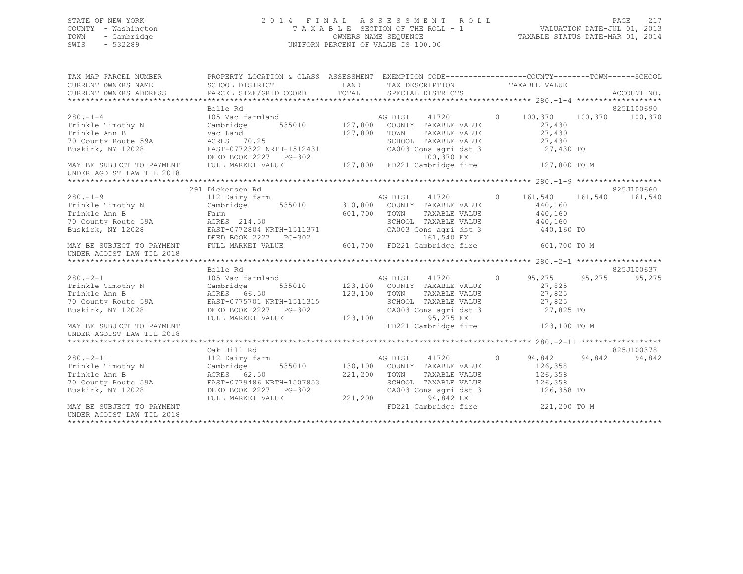STATE OF NEW YORK
COUNTY - Washington
TOWN - Cambridge
SWIS - 532289

2014 FINAL ASSESSMENT ROLL
TAXABLE SECTION OF THE ROLL - 1
OWNERS NAME SEQUENCE
UNIFORM PERCENT OF VALUE IS 100.00

VALUATION DATE-JUL 01, 2013
TAXABLE STATUS DATE-MAR 01, 2014

```
TAX MAP PARCEL NUMBER          PROPERTY LOCATION & CLASS  ASSESSMENT  EXEMPTION CODE------------------COUNTY--------TOWN------SCHOOL
CURRENT OWNERS NAME            SCHOOL DISTRICT               LAND      TAX DESCRIPTION              TAXABLE VALUE
CURRENT OWNERS ADDRESS         PARCEL SIZE/GRID COORD        TOTAL     SPECIAL DISTRICTS                                       ACCOUNT NO.
******************************************************************************************************* 280.-1-4 *******************
                               Belle Rd                                                                                     825L100690
280.-1-4                       105 Vac farmland                         AG DIST    41720        0     100,370    100,370    100,370
Trinkle Timothy N              Cambridge        535010       127,800    COUNTY  TAXABLE VALUE             27,430
Trinkle Ann B                  Vac Land                      127,800    TOWN    TAXABLE VALUE             27,430
70 County Route 59A            ACRES   70.25                            SCHOOL  TAXABLE VALUE             27,430
Buskirk, NY 12028              EAST-0772322 NRTH-1512431                CA003 Cons agri dst 3              27,430 TO
                               DEED BOOK 2227   PG-302                           100,370 EX
MAY BE SUBJECT TO PAYMENT      FULL MARKET VALUE             127,800    FD221 Cambridge fire              127,800 TO M
UNDER AGDIST LAW TIL 2018
******************************************************************************************************* 280.-1-9 *******************
                               291 Dickensen Rd                                                                             825J100660
280.-1-9                       112 Dairy farm                           AG DIST    41720        0     161,540    161,540    161,540
Trinkle Timothy N              Cambridge        535010       310,800    COUNTY  TAXABLE VALUE            440,160
Trinkle Ann B                  Farm                          601,700    TOWN    TAXABLE VALUE            440,160
70 County Route 59A            ACRES  214.50                            SCHOOL  TAXABLE VALUE            440,160
Buskirk, NY 12028              EAST-0772804 NRTH-1511371                CA003 Cons agri dst 3             440,160 TO
                               DEED BOOK 2227   PG-302                           161,540 EX
MAY BE SUBJECT TO PAYMENT      FULL MARKET VALUE             601,700    FD221 Cambridge fire              601,700 TO M
UNDER AGDIST LAW TIL 2018
******************************************************************************************************* 280.-2-1 *******************
                               Belle Rd                                                                                     825J100637
280.-2-1                       105 Vac farmland                         AG DIST    41720        0      95,275     95,275     95,275
Trinkle Timothy N              Cambridge        535010       123,100    COUNTY  TAXABLE VALUE             27,825
Trinkle Ann B                  ACRES   66.50                 123,100    TOWN    TAXABLE VALUE             27,825
70 County Route 59A            EAST-0775701 NRTH-1511315                SCHOOL  TAXABLE VALUE             27,825
Buskirk, NY 12028              DEED BOOK 2227   PG-302                  CA003 Cons agri dst 3              27,825 TO
                               FULL MARKET VALUE             123,100             95,275 EX
MAY BE SUBJECT TO PAYMENT                                               FD221 Cambridge fire              123,100 TO M
UNDER AGDIST LAW TIL 2018
******************************************************************************************************* 280.-2-11 ******************
                               Oak Hill Rd                                                                                  825J100378
280.-2-11                      112 Dairy farm                           AG DIST    41720        0      94,842     94,842     94,842
Trinkle Timothy N              Cambridge        535010       130,100    COUNTY  TAXABLE VALUE            126,358
Trinkle Ann B                  ACRES   62.50                 221,200    TOWN    TAXABLE VALUE            126,358
70 County Route 59A            EAST-0779486 NRTH-1507853                SCHOOL  TAXABLE VALUE            126,358
Buskirk, NY 12028              DEED BOOK 2227   PG-302                  CA003 Cons agri dst 3             126,358 TO
                               FULL MARKET VALUE             221,200             94,842 EX
MAY BE SUBJECT TO PAYMENT                                               FD221 Cambridge fire              221,200 TO M
UNDER AGDIST LAW TIL 2018
************************************************************************************************************************************
```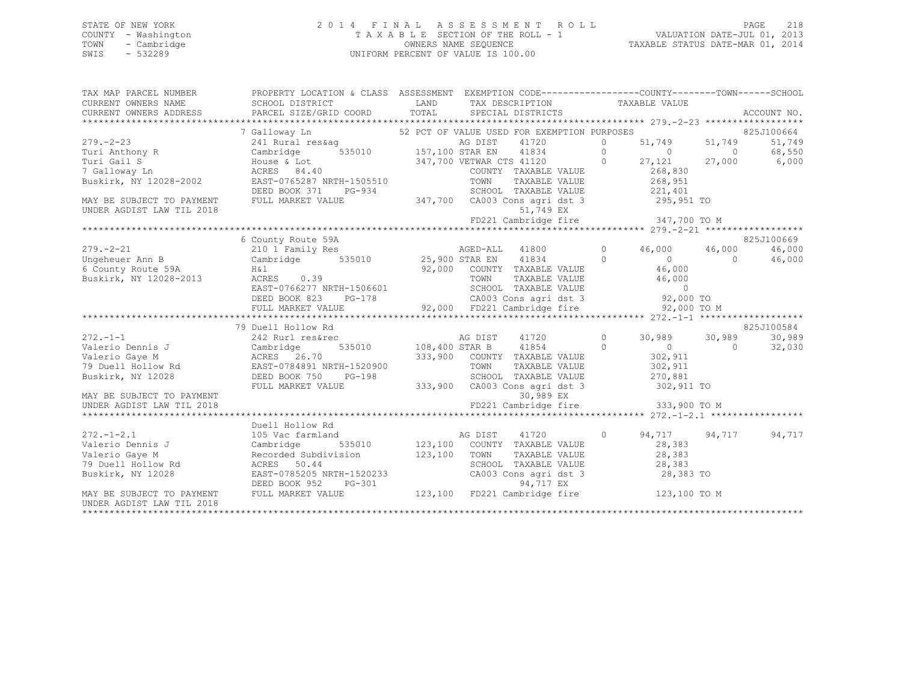STATE OF NEW YORK
COUNTY - Washington
TOWN - Cambridge
SWIS - 532289

2 0 1 4 F I N A L A S S E S S M E N T R O L L
T A X A B L E SECTION OF THE ROLL - 1
OWNERS NAME SEQUENCE
UNIFORM PERCENT OF VALUE IS 100.00

VALUATION DATE-JUL 01, 2013
TAXABLE STATUS DATE-MAR 01, 2014

```
TAX MAP PARCEL NUMBER     PROPERTY LOCATION & CLASS  ASSESSMENT  EXEMPTION CODE------------------COUNTY--------TOWN------SCHOOL
CURRENT OWNERS NAME       SCHOOL DISTRICT              LAND       TAX DESCRIPTION              TAXABLE VALUE
CURRENT OWNERS ADDRESS    PARCEL SIZE/GRID COORD       TOTAL      SPECIAL DISTRICTS                                          ACCOUNT NO.
******************************************************************************************************* 279.-2-23 ******************
                          7 Galloway Ln               52 PCT OF VALUE USED FOR EXEMPTION PURPOSES                        825J100664
279.-2-23                 241 Rural res&ag                    AG DIST     41720        0      51,749      51,749      51,749
Turi Anthony R            Cambridge      535010      157,100 STAR EN     41834        0           0           0      68,550
Turi Gail S               House & Lot                 347,700 VETWAR CTS 41120        0      27,121      27,000       6,000
7 Galloway Ln             ACRES   84.40                       COUNTY  TAXABLE VALUE            268,830
Buskirk, NY 12028-2002    EAST-0765287 NRTH-1505510           TOWN    TAXABLE VALUE            268,951
                          DEED BOOK 371    PG-934             SCHOOL  TAXABLE VALUE            221,401
MAY BE SUBJECT TO PAYMENT FULL MARKET VALUE           347,700 CA003 Cons agri dst 3           295,951 TO
UNDER AGDIST LAW TIL 2018                                          51,749 EX
                                                              FD221 Cambridge fire            347,700 TO M
******************************************************************************************************* 279.-2-21 ******************
                          6 County Route 59A                                                                             825J100669
279.-2-21                 210 1 Family Res                    AGED-ALL    41800        0      46,000      46,000      46,000
Ungeheuer Ann B           Cambridge      535010       25,900 STAR EN     41834        0           0           0      46,000
6 County Route 59A        H&l                          92,000  COUNTY  TAXABLE VALUE            46,000
Buskirk, NY 12028-2013    ACRES    0.39                       TOWN    TAXABLE VALUE             46,000
                          EAST-0766277 NRTH-1506601           SCHOOL  TAXABLE VALUE                  0
                          DEED BOOK 823    PG-178             CA003 Cons agri dst 3            92,000 TO
                          FULL MARKET VALUE            92,000 FD221 Cambridge fire             92,000 TO M
******************************************************************************************************* 272.-1-1 *******************
                          79 Duell Hollow Rd                                                                             825J100584
272.-1-1                  242 Rurl res&rec                    AG DIST     41720        0      30,989      30,989      30,989
Valerio Dennis J          Cambridge      535010      108,400 STAR B      41854        0           0           0      32,030
Valerio Gaye M            ACRES   26.70               333,900  COUNTY  TAXABLE VALUE           302,911
79 Duell Hollow Rd        EAST-0784891 NRTH-1520900           TOWN    TAXABLE VALUE            302,911
Buskirk, NY 12028         DEED BOOK 750    PG-198             SCHOOL  TAXABLE VALUE            270,881
                          FULL MARKET VALUE           333,900 CA003 Cons agri dst 3           302,911 TO
MAY BE SUBJECT TO PAYMENT                                          30,989 EX
UNDER AGDIST LAW TIL 2018                                     FD221 Cambridge fire            333,900 TO M
******************************************************************************************************* 272.-1-2.1 *****************
                          Duell Hollow Rd
272.-1-2.1                105 Vac farmland                    AG DIST     41720        0      94,717      94,717      94,717
Valerio Dennis J          Cambridge      535010      123,100  COUNTY  TAXABLE VALUE            28,383
Valerio Gaye M            Recorded Subdivision        123,100  TOWN    TAXABLE VALUE            28,383
79 Duell Hollow Rd        ACRES   50.44                       SCHOOL  TAXABLE VALUE             28,383
Buskirk, NY 12028         EAST-0785205 NRTH-1520233           CA003 Cons agri dst 3            28,383 TO
                          DEED BOOK 952    PG-301                  94,717 EX
MAY BE SUBJECT TO PAYMENT FULL MARKET VALUE           123,100 FD221 Cambridge fire            123,100 TO M
UNDER AGDIST LAW TIL 2018
************************************************************************************************************************************
```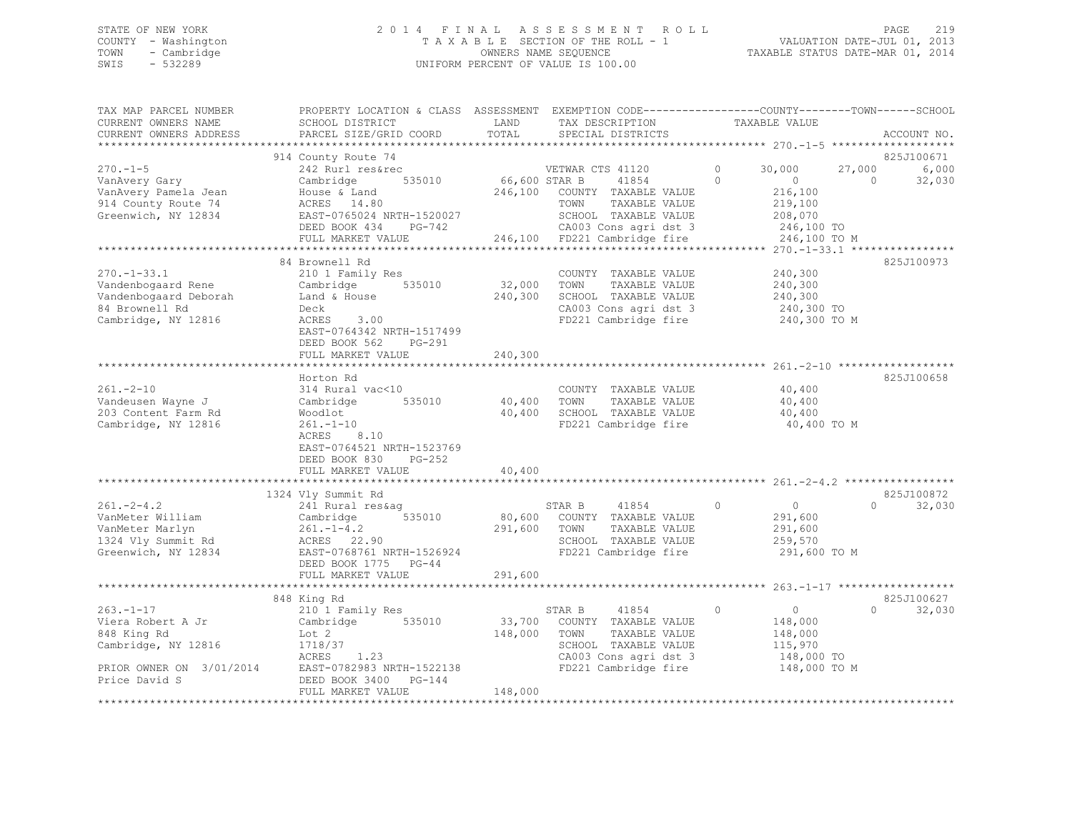STATE OF NEW YORK
COUNTY - Washington
TOWN - Cambridge
SWIS - 532289

2014 FINAL ASSESSMENT ROLL
TAXABLE SECTION OF THE ROLL - 1
OWNERS NAME SEQUENCE
UNIFORM PERCENT OF VALUE IS 100.00

VALUATION DATE-JUL 01, 2013
TAXABLE STATUS DATE-MAR 01, 2014

```
TAX MAP PARCEL NUMBER          PROPERTY LOCATION & CLASS  ASSESSMENT  EXEMPTION CODE------------------COUNTY--------TOWN------SCHOOL
CURRENT OWNERS NAME            SCHOOL DISTRICT             LAND       TAX DESCRIPTION             TAXABLE VALUE
CURRENT OWNERS ADDRESS         PARCEL SIZE/GRID COORD      TOTAL      SPECIAL DISTRICTS                                       ACCOUNT NO.
******************************************************************************************************* 270.-1-5 *******************
                               914 County Route 74                                                                            825J100671
270.-1-5                       242 Rurl res&rec                      VETWAR CTS 41120         0      30,000      27,000        6,000
VanAvery Gary                  Cambridge        535010     66,600 STAR B       41854         0           0           0       32,030
VanAvery Pamela Jean           House & Land               246,100    COUNTY  TAXABLE VALUE           216,100
914 County Route 74            ACRES   14.80                         TOWN    TAXABLE VALUE           219,100
Greenwich, NY 12834            EAST-0765024 NRTH-1520027             SCHOOL  TAXABLE VALUE           208,070
                               DEED BOOK 434    PG-742               CA003 Cons agri dst 3           246,100 TO
                               FULL MARKET VALUE          246,100    FD221 Cambridge fire            246,100 TO M
******************************************************************************************************* 270.-1-33.1 ****************
                               84 Brownell Rd                                                                                 825J100973
270.-1-33.1                    210 1 Family Res                      COUNTY  TAXABLE VALUE           240,300
Vandenbogaard Rene             Cambridge        535010     32,000    TOWN    TAXABLE VALUE           240,300
Vandenbogaard Deborah          Land & House               240,300    SCHOOL  TAXABLE VALUE           240,300
84 Brownell Rd                 Deck                                  CA003 Cons agri dst 3           240,300 TO
Cambridge, NY 12816            ACRES    3.00                         FD221 Cambridge fire            240,300 TO M
                               EAST-0764342 NRTH-1517499
                               DEED BOOK 562    PG-291
                               FULL MARKET VALUE          240,300
******************************************************************************************************* 261.-2-10 ******************
                               Horton Rd                                                                                      825J100658
261.-2-10                      314 Rural vac<10                      COUNTY  TAXABLE VALUE            40,400
Vandeusen Wayne J              Cambridge        535010     40,400    TOWN    TAXABLE VALUE            40,400
203 Content Farm Rd            Woodlot                     40,400    SCHOOL  TAXABLE VALUE            40,400
Cambridge, NY 12816            261.-1-10                             FD221 Cambridge fire             40,400 TO M
                               ACRES    8.10
                               EAST-0764521 NRTH-1523769
                               DEED BOOK 830    PG-252
                               FULL MARKET VALUE           40,400
******************************************************************************************************* 261.-2-4.2 *****************
                               1324 Vly Summit Rd                                                                             825J100872
261.-2-4.2                     241 Rural res&ag                      STAR B       41854         0           0           0       32,030
VanMeter William               Cambridge        535010     80,600    COUNTY  TAXABLE VALUE           291,600
VanMeter Marlyn                261.-1-4.2                 291,600    TOWN    TAXABLE VALUE           291,600
1324 Vly Summit Rd             ACRES   22.90                         SCHOOL  TAXABLE VALUE           259,570
Greenwich, NY 12834            EAST-0768761 NRTH-1526924             FD221 Cambridge fire            291,600 TO M
                               DEED BOOK 1775   PG-44
                               FULL MARKET VALUE          291,600
******************************************************************************************************* 263.-1-17 ******************
                               848 King Rd                                                                                    825J100627
263.-1-17                      210 1 Family Res                      STAR B       41854         0           0           0       32,030
Viera Robert A Jr              Cambridge        535010     33,700    COUNTY  TAXABLE VALUE           148,000
848 King Rd                    Lot 2                      148,000    TOWN    TAXABLE VALUE           148,000
Cambridge, NY 12816            1718/37                               SCHOOL  TAXABLE VALUE           115,970
                               ACRES    1.23                         CA003 Cons agri dst 3           148,000 TO
PRIOR OWNER ON 3/01/2014       EAST-0782983 NRTH-1522138             FD221 Cambridge fire            148,000 TO M
Price David S                  DEED BOOK 3400   PG-144
                               FULL MARKET VALUE          148,000
************************************************************************************************************************************
```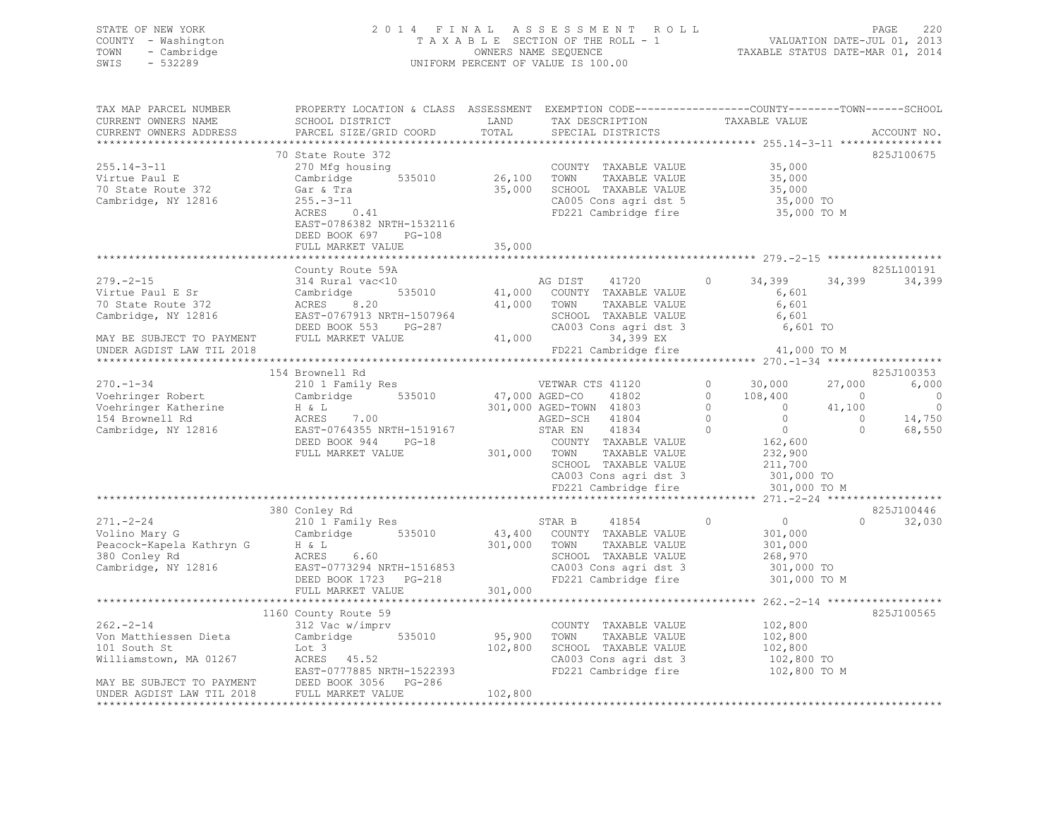STATE OF NEW YORK
COUNTY - Washington
TOWN - Cambridge
SWIS - 532289

2 0 1 4 F I N A L A S S E S S M E N T R O L L
T A X A B L E SECTION OF THE ROLL - 1
OWNERS NAME SEQUENCE
UNIFORM PERCENT OF VALUE IS 100.00

VALUATION DATE-JUL 01, 2013
TAXABLE STATUS DATE-MAR 01, 2014

```
TAX MAP PARCEL NUMBER          PROPERTY LOCATION & CLASS  ASSESSMENT  EXEMPTION CODE------------------COUNTY--------TOWN------SCHOOL
CURRENT OWNERS NAME            SCHOOL DISTRICT               LAND      TAX DESCRIPTION            TAXABLE VALUE
CURRENT OWNERS ADDRESS         PARCEL SIZE/GRID COORD        TOTAL     SPECIAL DISTRICTS                                       ACCOUNT NO.
******************************************************************************************************* 255.14-3-11 ****************
                               70 State Route 372                                                                            825J100675
255.14-3-11                    270 Mfg housing                         COUNTY  TAXABLE VALUE            35,000
Virtue Paul E                  Cambridge       535010         26,100   TOWN    TAXABLE VALUE            35,000
70 State Route 372             Gar & Tra                      35,000   SCHOOL  TAXABLE VALUE            35,000
Cambridge, NY 12816            255.-3-11                               CA005 Cons agri dst 5             35,000 TO
                               ACRES     0.41                          FD221 Cambridge fire              35,000 TO M
                               EAST-0786382 NRTH-1532116
                               DEED BOOK 697     PG-108
                               FULL MARKET VALUE              35,000
******************************************************************************************************* 279.-2-15 ******************
                               County Route 59A                                                                              825L100191
279.-2-15                      314 Rural vac<10                        AG DIST     41720       0      34,399     34,399     34,399
Virtue Paul E Sr               Cambridge       535010         41,000   COUNTY  TAXABLE VALUE             6,601
70 State Route 372             ACRES     8.20                 41,000   TOWN    TAXABLE VALUE             6,601
Cambridge, NY 12816            EAST-0767913 NRTH-1507964               SCHOOL  TAXABLE VALUE             6,601
                               DEED BOOK 553     PG-287                CA003 Cons agri dst 3              6,601 TO
MAY BE SUBJECT TO PAYMENT      FULL MARKET VALUE              41,000          34,399 EX
UNDER AGDIST LAW TIL 2018                                              FD221 Cambridge fire              41,000 TO M
******************************************************************************************************* 270.-1-34 ******************
                               154 Brownell Rd                                                                               825J100353
270.-1-34                      210 1 Family Res                        VETWAR CTS  41120       0      30,000     27,000      6,000
Voehringer Robert              Cambridge       535010         47,000 AGED-CO     41802       0     108,400          0          0
Voehringer Katherine           H & L                         301,000 AGED-TOWN   41803       0           0     41,100          0
154 Brownell Rd                ACRES     7.00                          AGED-SCH    41804       0           0          0     14,750
Cambridge, NY 12816            EAST-0764355 NRTH-1519167               STAR EN     41834       0           0          0     68,550
                               DEED BOOK 944     PG-18                 COUNTY  TAXABLE VALUE           162,600
                               FULL MARKET VALUE             301,000   TOWN    TAXABLE VALUE           232,900
                                                                       SCHOOL  TAXABLE VALUE           211,700
                                                                       CA003 Cons agri dst 3            301,000 TO
                                                                       FD221 Cambridge fire             301,000 TO M
******************************************************************************************************* 271.-2-24 ******************
                               380 Conley Rd                                                                                 825J100446
271.-2-24                      210 1 Family Res                        STAR B      41854       0           0          0     32,030
Volino Mary G                  Cambridge       535010         43,400   COUNTY  TAXABLE VALUE           301,000
Peacock-Kapela Kathryn G       H & L                         301,000   TOWN    TAXABLE VALUE           301,000
380 Conley Rd                  ACRES     6.60                          SCHOOL  TAXABLE VALUE           268,970
Cambridge, NY 12816            EAST-0773294 NRTH-1516853               CA003 Cons agri dst 3            301,000 TO
                               DEED BOOK 1723    PG-218                FD221 Cambridge fire             301,000 TO M
                               FULL MARKET VALUE             301,000
******************************************************************************************************* 262.-2-14 ******************
                               1160 County Route 59                                                                          825J100565
262.-2-14                      312 Vac w/imprv                         COUNTY  TAXABLE VALUE           102,800
Von Matthiessen Dieta          Cambridge       535010         95,900   TOWN    TAXABLE VALUE           102,800
101 South St                   Lot 3                         102,800   SCHOOL  TAXABLE VALUE           102,800
Williamstown, MA 01267         ACRES    45.52                          CA003 Cons agri dst 3            102,800 TO
                               EAST-0777885 NRTH-1522393               FD221 Cambridge fire             102,800 TO M
MAY BE SUBJECT TO PAYMENT      DEED BOOK 3056    PG-286
UNDER AGDIST LAW TIL 2018      FULL MARKET VALUE             102,800
************************************************************************************************************************************
```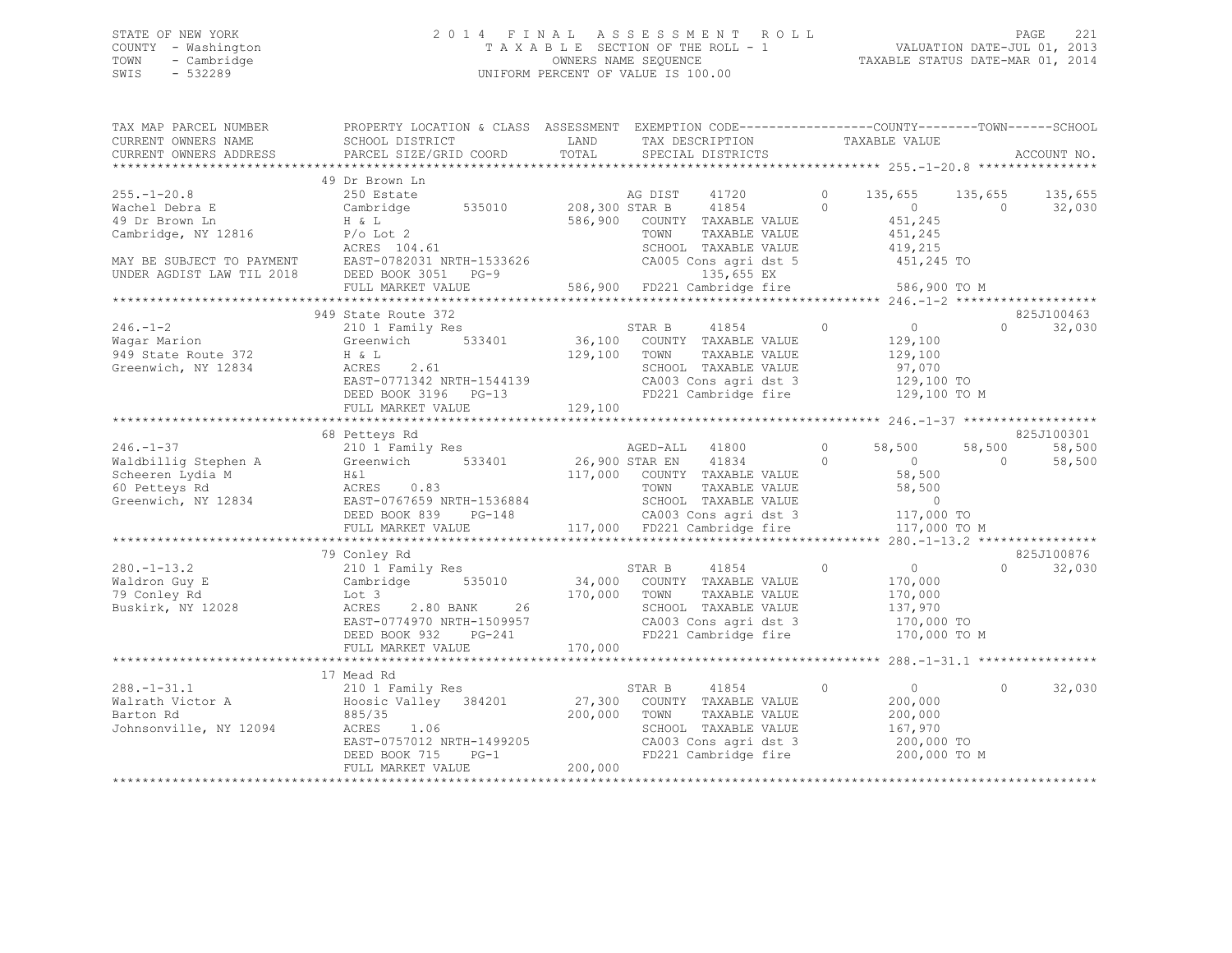STATE OF NEW YORK
COUNTY - Washington
TOWN - Cambridge
SWIS - 532289

2 0 1 4 F I N A L A S S E S S M E N T R O L L
T A X A B L E SECTION OF THE ROLL - 1
OWNERS NAME SEQUENCE
UNIFORM PERCENT OF VALUE IS 100.00

VALUATION DATE-JUL 01, 2013
TAXABLE STATUS DATE-MAR 01, 2014

```
TAX MAP PARCEL NUMBER          PROPERTY LOCATION & CLASS  ASSESSMENT  EXEMPTION CODE------------------COUNTY--------TOWN------SCHOOL
CURRENT OWNERS NAME            SCHOOL DISTRICT               LAND      TAX DESCRIPTION              TAXABLE VALUE
CURRENT OWNERS ADDRESS         PARCEL SIZE/GRID COORD        TOTAL     SPECIAL DISTRICTS                                          ACCOUNT NO.
******************************************************************************************************* 255.-1-20.8 ****************
                               49 Dr Brown Ln
255.-1-20.8                    250 Estate                          AG DIST     41720        0    135,655     135,655     135,655
Wachel Debra E                 Cambridge      535010       208,300 STAR B      41854        0          0           0      32,030
49 Dr Brown Ln                 H & L                       586,900   COUNTY  TAXABLE VALUE           451,245
Cambridge, NY 12816            P/o Lot 2                             TOWN    TAXABLE VALUE           451,245
                               ACRES 104.61                          SCHOOL  TAXABLE VALUE           419,215
MAY BE SUBJECT TO PAYMENT      EAST-0782031 NRTH-1533626             CA005 Cons agri dst 5           451,245 TO
UNDER AGDIST LAW TIL 2018      DEED BOOK 3051   PG-9                         135,655 EX
                               FULL MARKET VALUE           586,900   FD221 Cambridge fire            586,900 TO M
******************************************************************************************************* 246.-1-2 *******************
                               949 State Route 372                                                                   825J100463
246.-1-2                       210 1 Family Res                    STAR B      41854        0          0           0      32,030
Wagar Marion                   Greenwich      533401        36,100   COUNTY  TAXABLE VALUE           129,100
949 State Route 372            H & L                       129,100   TOWN    TAXABLE VALUE           129,100
Greenwich, NY 12834            ACRES    2.61                         SCHOOL  TAXABLE VALUE            97,070
                               EAST-0771342 NRTH-1544139             CA003 Cons agri dst 3           129,100 TO
                               DEED BOOK 3196   PG-13                FD221 Cambridge fire            129,100 TO M
                               FULL MARKET VALUE           129,100
******************************************************************************************************* 246.-1-37 ******************
                               68 Petteys Rd                                                                         825J100301
246.-1-37                      210 1 Family Res                    AGED-ALL    41800        0     58,500      58,500      58,500
Waldbillig Stephen A           Greenwich      533401        26,900 STAR EN     41834        0          0           0      58,500
Scheeren Lydia M               H&l                         117,000   COUNTY  TAXABLE VALUE            58,500
60 Petteys Rd                  ACRES    0.83                         TOWN    TAXABLE VALUE            58,500
Greenwich, NY 12834            EAST-0767659 NRTH-1536884             SCHOOL  TAXABLE VALUE                 0
                               DEED BOOK 839    PG-148               CA003 Cons agri dst 3           117,000 TO
                               FULL MARKET VALUE           117,000   FD221 Cambridge fire            117,000 TO M
******************************************************************************************************* 280.-1-13.2 ****************
                               79 Conley Rd                                                                          825J100876
280.-1-13.2                    210 1 Family Res                    STAR B      41854        0          0           0      32,030
Waldron Guy E                  Cambridge      535010        34,000   COUNTY  TAXABLE VALUE           170,000
79 Conley Rd                   Lot 3                       170,000   TOWN    TAXABLE VALUE           170,000
Buskirk, NY 12028              ACRES    2.80 BANK     26             SCHOOL  TAXABLE VALUE           137,970
                               EAST-0774970 NRTH-1509957             CA003 Cons agri dst 3           170,000 TO
                               DEED BOOK 932    PG-241               FD221 Cambridge fire            170,000 TO M
                               FULL MARKET VALUE           170,000
******************************************************************************************************* 288.-1-31.1 ****************
                               17 Mead Rd
288.-1-31.1                    210 1 Family Res                    STAR B      41854        0          0           0      32,030
Walrath Victor A               Hoosic Valley  384201        27,300   COUNTY  TAXABLE VALUE           200,000
Barton Rd                      885/35                      200,000   TOWN    TAXABLE VALUE           200,000
Johnsonville, NY 12094         ACRES    1.06                         SCHOOL  TAXABLE VALUE           167,970
                               EAST-0757012 NRTH-1499205             CA003 Cons agri dst 3           200,000 TO
                               DEED BOOK 715    PG-1                 FD221 Cambridge fire            200,000 TO M
                               FULL MARKET VALUE           200,000
************************************************************************************************************************************
```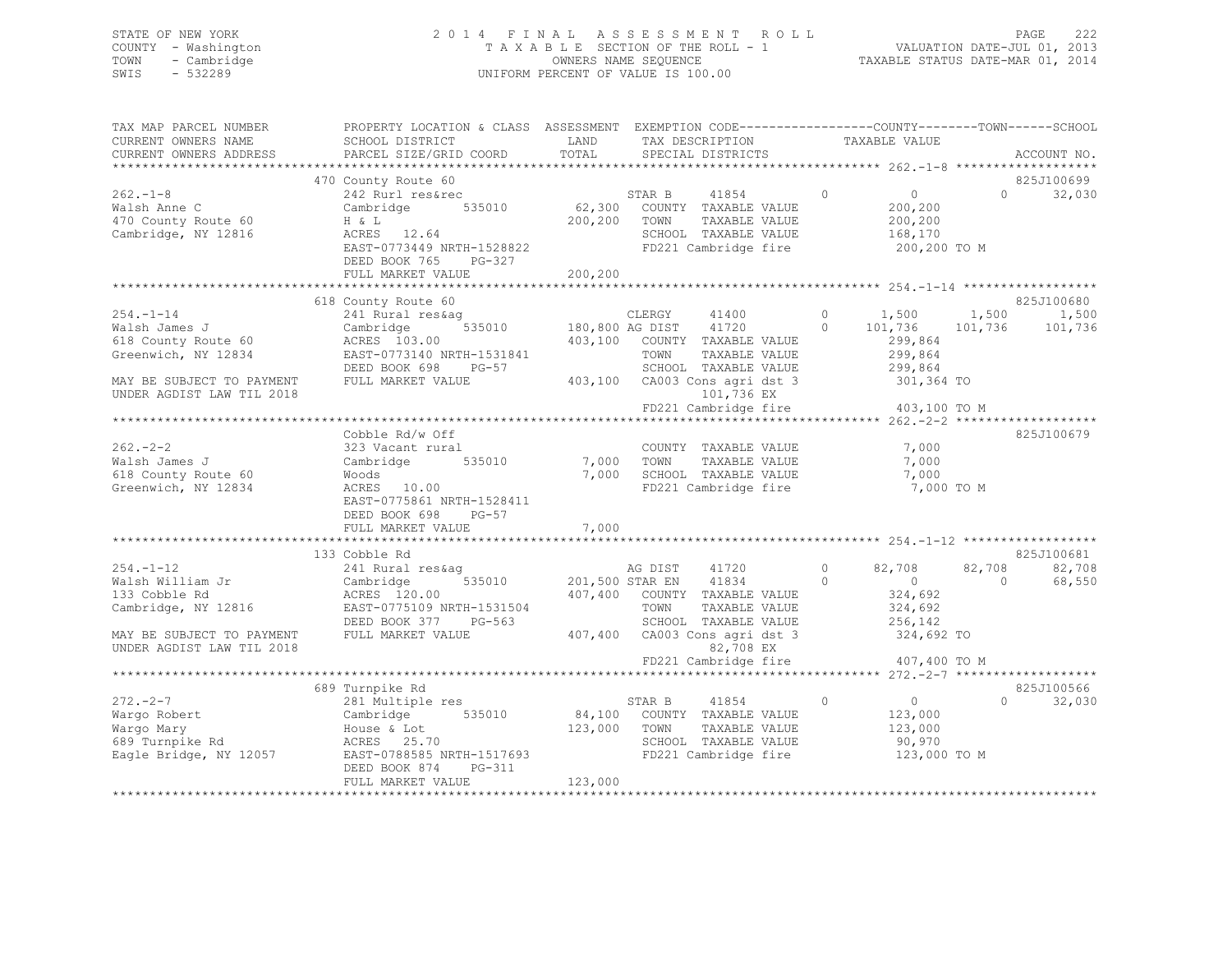STATE OF NEW YORK
COUNTY - Washington
TOWN - Cambridge
SWIS - 532289

2014 FINAL ASSESSMENT ROLL
TAXABLE SECTION OF THE ROLL - 1
OWNERS NAME SEQUENCE
UNIFORM PERCENT OF VALUE IS 100.00

VALUATION DATE-JUL 01, 2013
TAXABLE STATUS DATE-MAR 01, 2014

```
TAX MAP PARCEL NUMBER          PROPERTY LOCATION & CLASS  ASSESSMENT  EXEMPTION CODE------------------COUNTY--------TOWN------SCHOOL
CURRENT OWNERS NAME            SCHOOL DISTRICT              LAND       TAX DESCRIPTION            TAXABLE VALUE
CURRENT OWNERS ADDRESS         PARCEL SIZE/GRID COORD       TOTAL      SPECIAL DISTRICTS                                     ACCOUNT NO.
******************************************************************************************************* 262.-1-8 *******************
                               470 County Route 60                                                                        825J100699
262.-1-8                       242 Rurl res&rec                        STAR B     41854        0          0           0      32,030
Walsh Anne C                   Cambridge       535010        62,300    COUNTY  TAXABLE VALUE          200,200
470 County Route 60            H & L                        200,200    TOWN    TAXABLE VALUE          200,200
Cambridge, NY 12816            ACRES   12.64                           SCHOOL  TAXABLE VALUE          168,170
                               EAST-0773449 NRTH-1528822               FD221 Cambridge fire            200,200 TO M
                               DEED BOOK 765    PG-327
                               FULL MARKET VALUE            200,200
******************************************************************************************************* 254.-1-14 ******************
                               618 County Route 60                                                                        825J100680
254.-1-14                      241 Rural res&ag                        CLERGY     41400        0      1,500       1,500       1,500
Walsh James J                  Cambridge       535010       180,800 AG DIST    41720        0    101,736     101,736     101,736
618 County Route 60            ACRES  103.00                403,100    COUNTY  TAXABLE VALUE          299,864
Greenwich, NY 12834            EAST-0773140 NRTH-1531841               TOWN    TAXABLE VALUE          299,864
                               DEED BOOK 698    PG-57                  SCHOOL  TAXABLE VALUE          299,864
MAY BE SUBJECT TO PAYMENT      FULL MARKET VALUE            403,100    CA003 Cons agri dst 3           301,364 TO
UNDER AGDIST LAW TIL 2018                                                    101,736 EX
                                                                       FD221 Cambridge fire            403,100 TO M
******************************************************************************************************* 262.-2-2 *******************
                               Cobble Rd/w Off                                                                            825J100679
262.-2-2                       323 Vacant rural                        COUNTY  TAXABLE VALUE            7,000
Walsh James J                  Cambridge       535010         7,000    TOWN    TAXABLE VALUE            7,000
618 County Route 60            Woods                          7,000    SCHOOL  TAXABLE VALUE            7,000
Greenwich, NY 12834            ACRES   10.00                           FD221 Cambridge fire              7,000 TO M
                               EAST-0775861 NRTH-1528411
                               DEED BOOK 698    PG-57
                               FULL MARKET VALUE              7,000
******************************************************************************************************* 254.-1-12 ******************
                               133 Cobble Rd                                                                              825J100681
254.-1-12                      241 Rural res&ag                        AG DIST    41720        0     82,708      82,708      82,708
Walsh William Jr               Cambridge       535010       201,500 STAR EN    41834        0          0           0      68,550
133 Cobble Rd                  ACRES  120.00                407,400    COUNTY  TAXABLE VALUE          324,692
Cambridge, NY 12816            EAST-0775109 NRTH-1531504               TOWN    TAXABLE VALUE          324,692
                               DEED BOOK 377    PG-563                 SCHOOL  TAXABLE VALUE          256,142
MAY BE SUBJECT TO PAYMENT      FULL MARKET VALUE            407,400    CA003 Cons agri dst 3           324,692 TO
UNDER AGDIST LAW TIL 2018                                                     82,708 EX
                                                                       FD221 Cambridge fire            407,400 TO M
******************************************************************************************************* 272.-2-7 *******************
                               689 Turnpike Rd                                                                            825J100566
272.-2-7                       281 Multiple res                        STAR B     41854        0          0           0      32,030
Wargo Robert                   Cambridge       535010        84,100    COUNTY  TAXABLE VALUE          123,000
Wargo Mary                     House & Lot                  123,000    TOWN    TAXABLE VALUE          123,000
689 Turnpike Rd                ACRES   25.70                           SCHOOL  TAXABLE VALUE           90,970
Eagle Bridge, NY 12057         EAST-0788585 NRTH-1517693               FD221 Cambridge fire            123,000 TO M
                               DEED BOOK 874    PG-311
                               FULL MARKET VALUE            123,000
************************************************************************************************************************************
```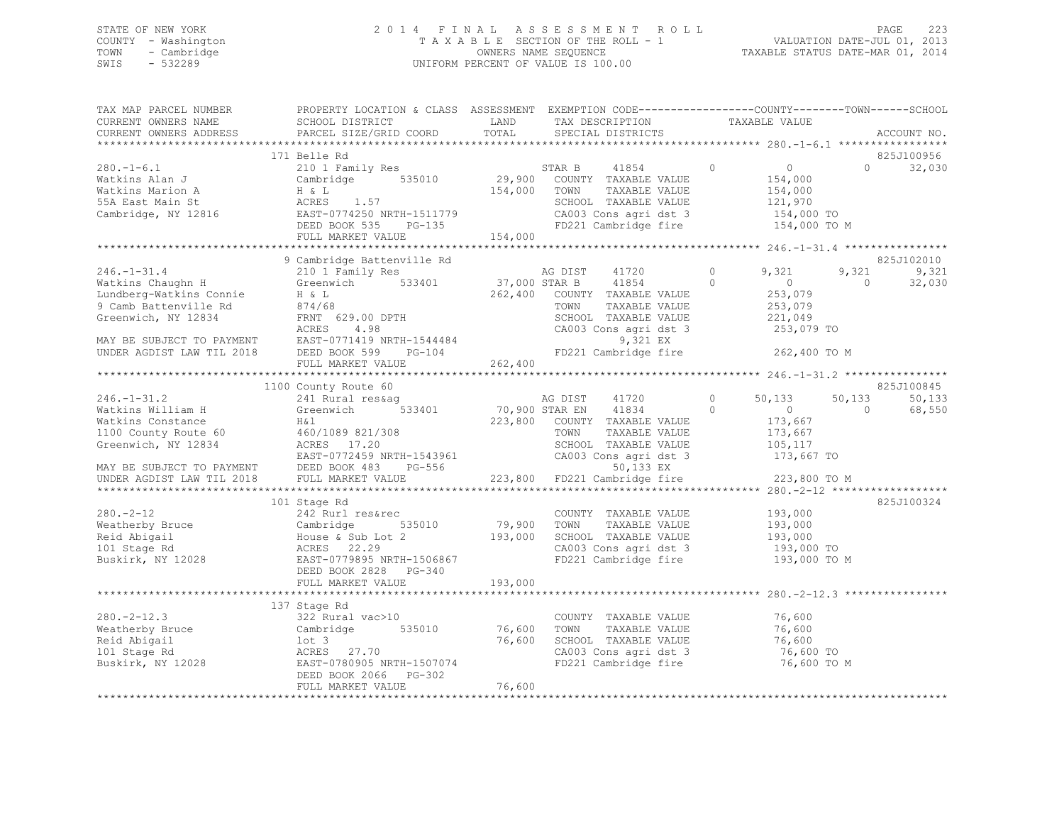STATE OF NEW YORK
COUNTY - Washington
TOWN - Cambridge
SWIS - 532289

2014 FINAL ASSESSMENT ROLL
TAXABLE SECTION OF THE ROLL - 1
OWNERS NAME SEQUENCE
UNIFORM PERCENT OF VALUE IS 100.00

VALUATION DATE-JUL 01, 2013
TAXABLE STATUS DATE-MAR 01, 2014

```
TAX MAP PARCEL NUMBER          PROPERTY LOCATION & CLASS  ASSESSMENT  EXEMPTION CODE------------------COUNTY--------TOWN------SCHOOL
CURRENT OWNERS NAME            SCHOOL DISTRICT               LAND      TAX DESCRIPTION              TAXABLE VALUE
CURRENT OWNERS ADDRESS         PARCEL SIZE/GRID COORD        TOTAL     SPECIAL DISTRICTS                                            ACCOUNT NO.
************************************************************************************************ 280.-1-6.1 *****************
                               171 Belle Rd                                                                                  825J100956
280.-1-6.1                     210 1 Family Res                  STAR B     41854         0          0            0      32,030
Watkins Alan J                 Cambridge       535010    29,900  COUNTY  TAXABLE VALUE           154,000
Watkins Marion A               H & L                    154,000  TOWN    TAXABLE VALUE           154,000
55A East Main St               ACRES    1.57                     SCHOOL  TAXABLE VALUE           121,970
Cambridge, NY 12816            EAST-0774250 NRTH-1511779         CA003 Cons agri dst 3            154,000 TO
                               DEED BOOK 535    PG-135           FD221 Cambridge fire             154,000 TO M
                               FULL MARKET VALUE        154,000
************************************************************************************************ 246.-1-31.4 ****************
                               9 Cambridge Battenville Rd                                                                    825J102010
246.-1-31.4                    210 1 Family Res                  AG DIST    41720         0      9,321        9,321       9,321
Watkins Chaughn H              Greenwich       533401    37,000 STAR B     41854         0          0            0      32,030
Lundberg-Watkins Connie        H & L                    262,400  COUNTY  TAXABLE VALUE           253,079
9 Camb Battenville Rd          874/68                            TOWN    TAXABLE VALUE           253,079
Greenwich, NY 12834            FRNT 629.00 DPTH                  SCHOOL  TAXABLE VALUE           221,049
                               ACRES    4.98                     CA003 Cons agri dst 3            253,079 TO
MAY BE SUBJECT TO PAYMENT      EAST-0771419 NRTH-1544484                   9,321 EX
UNDER AGDIST LAW TIL 2018      DEED BOOK 599    PG-104           FD221 Cambridge fire             262,400 TO M
                               FULL MARKET VALUE        262,400
************************************************************************************************ 246.-1-31.2 ****************
                               1100 County Route 60                                                                          825J100845
246.-1-31.2                    241 Rural res&ag                  AG DIST    41720         0     50,133       50,133      50,133
Watkins William H              Greenwich       533401    70,900 STAR EN    41834         0          0            0      68,550
Watkins Constance              H&l                      223,800  COUNTY  TAXABLE VALUE           173,667
1100 County Route 60           460/1089 821/308                  TOWN    TAXABLE VALUE           173,667
Greenwich, NY 12834            ACRES   17.20                     SCHOOL  TAXABLE VALUE           105,117
                               EAST-0772459 NRTH-1543961         CA003 Cons agri dst 3            173,667 TO
MAY BE SUBJECT TO PAYMENT      DEED BOOK 483    PG-556                    50,133 EX
UNDER AGDIST LAW TIL 2018      FULL MARKET VALUE        223,800  FD221 Cambridge fire             223,800 TO M
************************************************************************************************ 280.-2-12 ******************
                               101 Stage Rd                                                                                  825J100324
280.-2-12                      242 Rurl res&rec                  COUNTY  TAXABLE VALUE           193,000
Weatherby Bruce                Cambridge       535010    79,900  TOWN    TAXABLE VALUE           193,000
Reid Abigail                   House & Sub Lot 2        193,000  SCHOOL  TAXABLE VALUE           193,000
101 Stage Rd                   ACRES   22.29                     CA003 Cons agri dst 3            193,000 TO
Buskirk, NY 12028              EAST-0779895 NRTH-1506867         FD221 Cambridge fire             193,000 TO M
                               DEED BOOK 2828   PG-340
                               FULL MARKET VALUE        193,000
************************************************************************************************ 280.-2-12.3 ****************
                               137 Stage Rd
280.-2-12.3                    322 Rural vac>10                  COUNTY  TAXABLE VALUE            76,600
Weatherby Bruce                Cambridge       535010    76,600  TOWN    TAXABLE VALUE            76,600
Reid Abigail                   lot 3                     76,600  SCHOOL  TAXABLE VALUE            76,600
101 Stage Rd                   ACRES   27.70                     CA003 Cons agri dst 3             76,600 TO
Buskirk, NY 12028              EAST-0780905 NRTH-1507074         FD221 Cambridge fire              76,600 TO M
                               DEED BOOK 2066   PG-302
                               FULL MARKET VALUE         76,600
******************************************************************************************************************************
```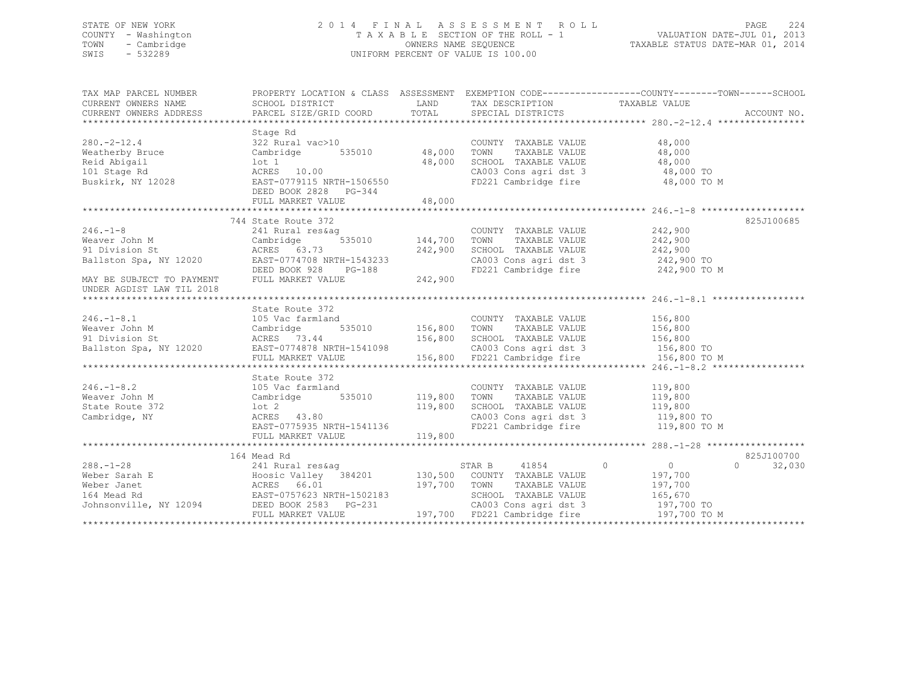STATE OF NEW YORK
COUNTY - Washington
TOWN - Cambridge
SWIS - 532289

2014 FINAL ASSESSMENT ROLL
TAXABLE SECTION OF THE ROLL - 1
OWNERS NAME SEQUENCE
UNIFORM PERCENT OF VALUE IS 100.00

VALUATION DATE-JUL 01, 2013
TAXABLE STATUS DATE-MAR 01, 2014

```
TAX MAP PARCEL NUMBER          PROPERTY LOCATION & CLASS  ASSESSMENT  EXEMPTION CODE------------------COUNTY--------TOWN------SCHOOL
CURRENT OWNERS NAME            SCHOOL DISTRICT             LAND       TAX DESCRIPTION             TAXABLE VALUE
CURRENT OWNERS ADDRESS         PARCEL SIZE/GRID COORD      TOTAL      SPECIAL DISTRICTS                                     ACCOUNT NO.
******************************************************************************************************* 280.-2-12.4 ****************
                               Stage Rd
280.-2-12.4                    322 Rural vac>10                       COUNTY  TAXABLE VALUE            48,000
Weatherby Bruce                Cambridge       535010       48,000    TOWN    TAXABLE VALUE            48,000
Reid Abigail                   lot 1                        48,000    SCHOOL  TAXABLE VALUE            48,000
101 Stage Rd                   ACRES   10.00                          CA003 Cons agri dst 3             48,000 TO
Buskirk, NY 12028              EAST-0779115 NRTH-1506550              FD221 Cambridge fire              48,000 TO M
                               DEED BOOK 2828   PG-344
                               FULL MARKET VALUE            48,000
******************************************************************************************************* 246.-1-8 *******************
                               744 State Route 372                                                                   825J100685
246.-1-8                       241 Rural res&ag                       COUNTY  TAXABLE VALUE           242,900
Weaver John M                  Cambridge       535010      144,700    TOWN    TAXABLE VALUE           242,900
91 Division St                 ACRES   63.73               242,900    SCHOOL  TAXABLE VALUE           242,900
Ballston Spa, NY 12020         EAST-0774708 NRTH-1543233              CA003 Cons agri dst 3            242,900 TO
                               DEED BOOK 928    PG-188                FD221 Cambridge fire             242,900 TO M
MAY BE SUBJECT TO PAYMENT      FULL MARKET VALUE           242,900
UNDER AGDIST LAW TIL 2018
******************************************************************************************************* 246.-1-8.1 *****************
                               State Route 372
246.-1-8.1                     105 Vac farmland                       COUNTY  TAXABLE VALUE           156,800
Weaver John M                  Cambridge       535010      156,800    TOWN    TAXABLE VALUE           156,800
91 Division St                 ACRES   73.44               156,800    SCHOOL  TAXABLE VALUE           156,800
Ballston Spa, NY 12020         EAST-0774878 NRTH-1541098              CA003 Cons agri dst 3            156,800 TO
                               FULL MARKET VALUE           156,800    FD221 Cambridge fire             156,800 TO M
******************************************************************************************************* 246.-1-8.2 *****************
                               State Route 372
246.-1-8.2                     105 Vac farmland                       COUNTY  TAXABLE VALUE           119,800
Weaver John M                  Cambridge       535010      119,800    TOWN    TAXABLE VALUE           119,800
State Route 372                lot 2                       119,800    SCHOOL  TAXABLE VALUE           119,800
Cambridge, NY                  ACRES   43.80                          CA003 Cons agri dst 3            119,800 TO
                               EAST-0775935 NRTH-1541136              FD221 Cambridge fire             119,800 TO M
                               FULL MARKET VALUE           119,800
******************************************************************************************************* 288.-1-28 ******************
                               164 Mead Rd                                                                           825J100700
288.-1-28                      241 Rural res&ag                       STAR B     41854         0            0           0     32,030
Weber Sarah E                  Hoosic Valley  384201       130,500    COUNTY  TAXABLE VALUE           197,700
Weber Janet                    ACRES   66.01               197,700    TOWN    TAXABLE VALUE           197,700
164 Mead Rd                    EAST-0757623 NRTH-1502183              SCHOOL  TAXABLE VALUE           165,670
Johnsonville, NY 12094         DEED BOOK 2583   PG-231                CA003 Cons agri dst 3            197,700 TO
                               FULL MARKET VALUE           197,700    FD221 Cambridge fire             197,700 TO M
************************************************************************************************************************************
```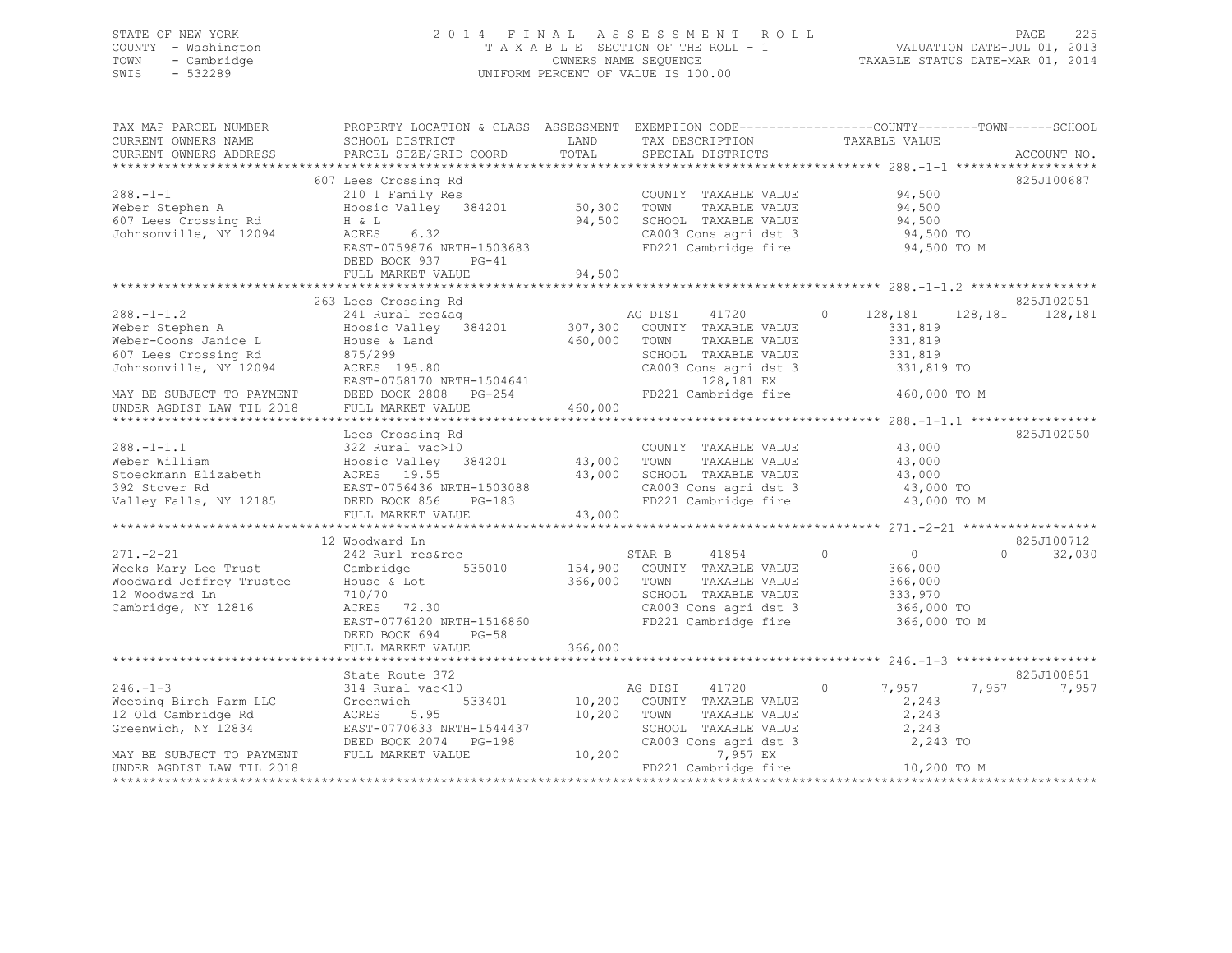STATE OF NEW YORK
COUNTY - Washington
TOWN - Cambridge
SWIS - 532289

2014 FINAL ASSESSMENT ROLL
TAXABLE SECTION OF THE ROLL - 1
OWNERS NAME SEQUENCE
UNIFORM PERCENT OF VALUE IS 100.00

VALUATION DATE-JUL 01, 2013
TAXABLE STATUS DATE-MAR 01, 2014

```
TAX MAP PARCEL NUMBER        PROPERTY LOCATION & CLASS  ASSESSMENT  EXEMPTION CODE-----------------COUNTY--------TOWN------SCHOOL
CURRENT OWNERS NAME          SCHOOL DISTRICT              LAND      TAX DESCRIPTION            TAXABLE VALUE
CURRENT OWNERS ADDRESS       PARCEL SIZE/GRID COORD      TOTAL      SPECIAL DISTRICTS                                    ACCOUNT NO.
******************************************************************************************************* 288.-1-1 *******************
                          607 Lees Crossing Rd                                                                          825J100687
288.-1-1                     210 1 Family Res                       COUNTY  TAXABLE VALUE            94,500
Weber Stephen A              Hoosic Valley  384201     50,300      TOWN    TAXABLE VALUE            94,500
607 Lees Crossing Rd         H & L                     94,500      SCHOOL  TAXABLE VALUE            94,500
Johnsonville, NY 12094       ACRES    6.32                          CA003 Cons agri dst 3             94,500 TO
                             EAST-0759876 NRTH-1503683              FD221 Cambridge fire              94,500 TO M
                             DEED BOOK 937    PG-41
                             FULL MARKET VALUE         94,500
******************************************************************************************************* 288.-1-1.2 *****************
                          263 Lees Crossing Rd                                                                          825J102051
288.-1-1.2                   241 Rural res&ag                        AG DIST    41720        0     128,181    128,181    128,181
Weber Stephen A              Hoosic Valley  384201    307,300      COUNTY  TAXABLE VALUE           331,819
Weber-Coons Janice L         House & Land             460,000      TOWN    TAXABLE VALUE           331,819
607 Lees Crossing Rd         875/299                                SCHOOL  TAXABLE VALUE           331,819
Johnsonville, NY 12094       ACRES  195.80                          CA003 Cons agri dst 3            331,819 TO
                             EAST-0758170 NRTH-1504641                    128,181 EX
MAY BE SUBJECT TO PAYMENT    DEED BOOK 2808   PG-254                FD221 Cambridge fire             460,000 TO M
UNDER AGDIST LAW TIL 2018    FULL MARKET VALUE        460,000
******************************************************************************************************* 288.-1-1.1 *****************
                             Lees Crossing Rd                                                                           825J102050
288.-1-1.1                   322 Rural vac>10                       COUNTY  TAXABLE VALUE            43,000
Weber William                Hoosic Valley  384201     43,000      TOWN    TAXABLE VALUE            43,000
Stoeckmann Elizabeth         ACRES   19.55             43,000      SCHOOL  TAXABLE VALUE            43,000
392 Stover Rd                EAST-0756436 NRTH-1503088              CA003 Cons agri dst 3             43,000 TO
Valley Falls, NY 12185       DEED BOOK 856    PG-183                FD221 Cambridge fire              43,000 TO M
                             FULL MARKET VALUE         43,000
******************************************************************************************************* 271.-2-21 ******************
                          12 Woodward Ln                                                                                825J100712
271.-2-21                    242 Rurl res&rec                        STAR B     41854        0          0          0     32,030
Weeks Mary Lee Trust         Cambridge      535010    154,900      COUNTY  TAXABLE VALUE           366,000
Woodward Jeffrey Trustee     House & Lot              366,000      TOWN    TAXABLE VALUE           366,000
12 Woodward Ln               710/70                                 SCHOOL  TAXABLE VALUE           333,970
Cambridge, NY 12816          ACRES   72.30                          CA003 Cons agri dst 3            366,000 TO
                             EAST-0776120 NRTH-1516860              FD221 Cambridge fire             366,000 TO M
                             DEED BOOK 694    PG-58
                             FULL MARKET VALUE        366,000
******************************************************************************************************* 246.-1-3 *******************
                             State Route 372                                                                            825J100851
246.-1-3                     314 Rural vac<10                        AG DIST    41720        0       7,957      7,957      7,957
Weeping Birch Farm LLC       Greenwich      533401     10,200      COUNTY  TAXABLE VALUE             2,243
12 Old Cambridge Rd          ACRES    5.95             10,200      TOWN    TAXABLE VALUE             2,243
Greenwich, NY 12834          EAST-0770633 NRTH-1544437              SCHOOL  TAXABLE VALUE             2,243
                             DEED BOOK 2074   PG-198                CA003 Cons agri dst 3              2,243 TO
MAY BE SUBJECT TO PAYMENT    FULL MARKET VALUE         10,200             7,957 EX
UNDER AGDIST LAW TIL 2018                                           FD221 Cambridge fire              10,200 TO M
************************************************************************************************************************************
```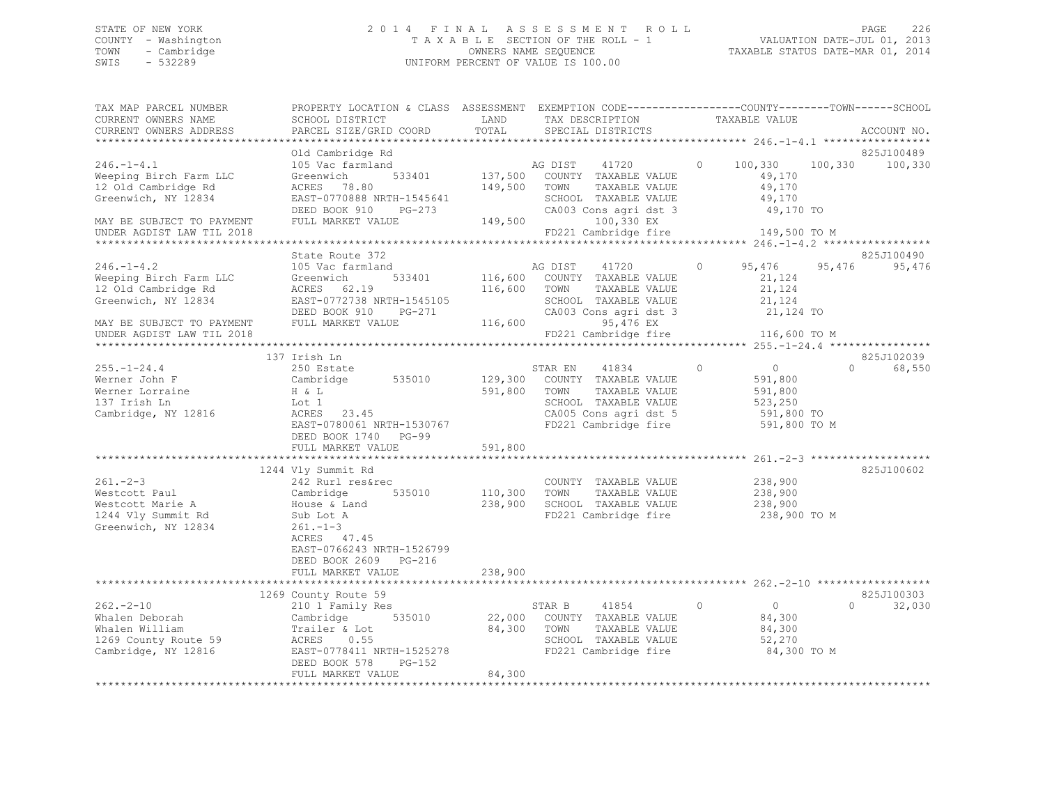STATE OF NEW YORK
COUNTY - Washington
TOWN - Cambridge
SWIS - 532289

# 2014 FINAL ASSESSMENT ROLL

TAXABLE SECTION OF THE ROLL - 1
OWNERS NAME SEQUENCE
UNIFORM PERCENT OF VALUE IS 100.00

VALUATION DATE-JUL 01, 2013
TAXABLE STATUS DATE-MAR 01, 2014

| TAX MAP PARCEL NUMBER / CURRENT OWNERS NAME / CURRENT OWNERS ADDRESS | PROPERTY LOCATION & CLASS / SCHOOL DISTRICT / PARCEL SIZE/GRID COORD | ASSESSMENT LAND / TOTAL | EXEMPTION CODE / TAX DESCRIPTION / SPECIAL DISTRICTS | COUNTY TAXABLE VALUE | TOWN | SCHOOL | ACCOUNT NO. |
|---|---|---|---|---|---|---|---|
| **246.-1-4.1** | Old Cambridge Rd | | | | | | 825J100489 |
| 246.-1-4.1 | 105 Vac farmland | | AG DIST 41720 0 | 100,330 | 100,330 | 100,330 | |
| Weeping Birch Farm LLC | Greenwich 533401 | 137,500 | COUNTY TAXABLE VALUE | 49,170 | | | |
| 12 Old Cambridge Rd | ACRES 78.80 | 149,500 | TOWN TAXABLE VALUE | 49,170 | | | |
| Greenwich, NY 12834 | EAST-0770888 NRTH-1545641 | | SCHOOL TAXABLE VALUE | 49,170 | | | |
| | DEED BOOK 910 PG-273 | | CA003 Cons agri dst 3 | 49,170 TO | | | |
| MAY BE SUBJECT TO PAYMENT | FULL MARKET VALUE | 149,500 | 100,330 EX | | | | |
| UNDER AGDIST LAW TIL 2018 | | | FD221 Cambridge fire | 149,500 TO M | | | |
| **246.-1-4.2** | State Route 372 | | | | | | 825J100490 |
| 246.-1-4.2 | 105 Vac farmland | | AG DIST 41720 0 | 95,476 | 95,476 | 95,476 | |
| Weeping Birch Farm LLC | Greenwich 533401 | 116,600 | COUNTY TAXABLE VALUE | 21,124 | | | |
| 12 Old Cambridge Rd | ACRES 62.19 | 116,600 | TOWN TAXABLE VALUE | 21,124 | | | |
| Greenwich, NY 12834 | EAST-0772738 NRTH-1545105 | | SCHOOL TAXABLE VALUE | 21,124 | | | |
| | DEED BOOK 910 PG-271 | | CA003 Cons agri dst 3 | 21,124 TO | | | |
| MAY BE SUBJECT TO PAYMENT | FULL MARKET VALUE | 116,600 | 95,476 EX | | | | |
| UNDER AGDIST LAW TIL 2018 | | | FD221 Cambridge fire | 116,600 TO M | | | |
| **255.-1-24.4** | 137 Irish Ln | | | | | | 825J102039 |
| 255.-1-24.4 | 250 Estate | | STAR EN 41834 0 | 0 | 0 | 68,550 | |
| Werner John F | Cambridge 535010 | 129,300 | COUNTY TAXABLE VALUE | 591,800 | | | |
| Werner Lorraine | H & L | 591,800 | TOWN TAXABLE VALUE | 591,800 | | | |
| 137 Irish Ln | Lot 1 | | SCHOOL TAXABLE VALUE | 523,250 | | | |
| Cambridge, NY 12816 | ACRES 23.45 | | CA005 Cons agri dst 5 | 591,800 TO | | | |
| | EAST-0780061 NRTH-1530767 | | FD221 Cambridge fire | 591,800 TO M | | | |
| | DEED BOOK 1740 PG-99 | | | | | | |
| | FULL MARKET VALUE | 591,800 | | | | | |
| **261.-2-3** | 1244 Vly Summit Rd | | | | | | 825J100602 |
| 261.-2-3 | 242 Rurl res&rec | | COUNTY TAXABLE VALUE | 238,900 | | | |
| Westcott Paul | Cambridge 535010 | 110,300 | TOWN TAXABLE VALUE | 238,900 | | | |
| Westcott Marie A | House & Land | 238,900 | SCHOOL TAXABLE VALUE | 238,900 | | | |
| 1244 Vly Summit Rd | Sub Lot A | | FD221 Cambridge fire | 238,900 TO M | | | |
| Greenwich, NY 12834 | 261.-1-3 | | | | | | |
| | ACRES 47.45 | | | | | | |
| | EAST-0766243 NRTH-1526799 | | | | | | |
| | DEED BOOK 2609 PG-216 | | | | | | |
| | FULL MARKET VALUE | 238,900 | | | | | |
| **262.-2-10** | 1269 County Route 59 | | | | | | 825J100303 |
| 262.-2-10 | 210 1 Family Res | | STAR B 41854 0 | 0 | 0 | 32,030 | |
| Whalen Deborah | Cambridge 535010 | 22,000 | COUNTY TAXABLE VALUE | 84,300 | | | |
| Whalen William | Trailer & Lot | 84,300 | TOWN TAXABLE VALUE | 84,300 | | | |
| 1269 County Route 59 | ACRES 0.55 | | SCHOOL TAXABLE VALUE | 52,270 | | | |
| Cambridge, NY 12816 | EAST-0778411 NRTH-1525278 | | FD221 Cambridge fire | 84,300 TO M | | | |
| | DEED BOOK 578 PG-152 | | | | | | |
| | FULL MARKET VALUE | 84,300 | | | | | |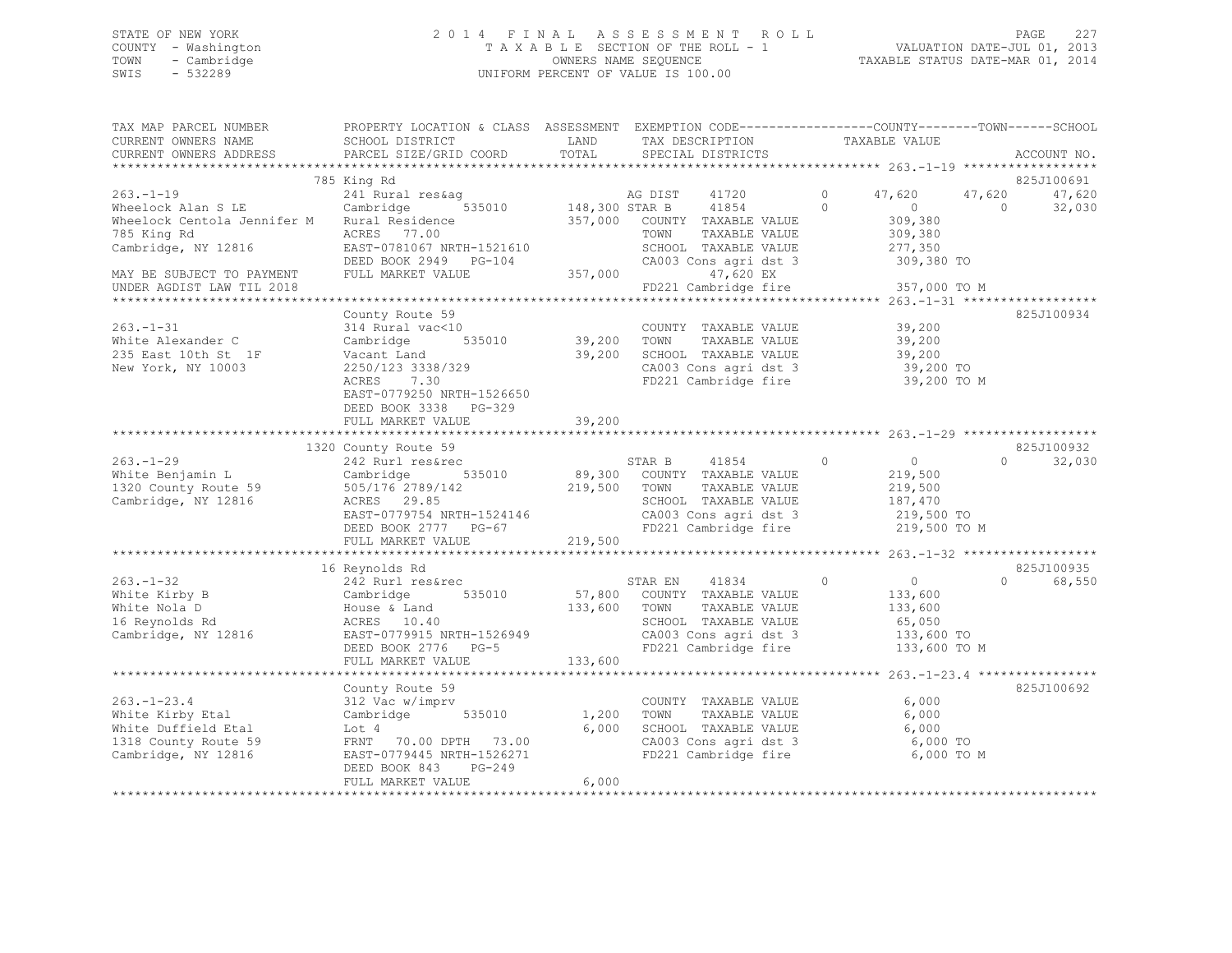STATE OF NEW YORK
COUNTY - Washington
TOWN - Cambridge
SWIS - 532289

2014 FINAL ASSESSMENT ROLL
TAXABLE SECTION OF THE ROLL - 1
OWNERS NAME SEQUENCE
UNIFORM PERCENT OF VALUE IS 100.00

VALUATION DATE-JUL 01, 2013
TAXABLE STATUS DATE-MAR 01, 2014

```
TAX MAP PARCEL NUMBER          PROPERTY LOCATION & CLASS  ASSESSMENT  EXEMPTION CODE------------------COUNTY--------TOWN------SCHOOL
CURRENT OWNERS NAME            SCHOOL DISTRICT               LAND      TAX DESCRIPTION            TAXABLE VALUE
CURRENT OWNERS ADDRESS         PARCEL SIZE/GRID COORD        TOTAL     SPECIAL DISTRICTS                                        ACCOUNT NO.
************************************************************************************************ 263.-1-19 ******************
                               785 King Rd                                                                                825J100691
263.-1-19                      241 Rural res&ag                  AG DIST     41720        0       47,620      47,620      47,620
Wheelock Alan S LE             Cambridge        535010    148,300 STAR B      41854        0            0           0      32,030
Wheelock Centola Jennifer M    Rural Residence             357,000   COUNTY  TAXABLE VALUE          309,380
785 King Rd                    ACRES   77.00                         TOWN    TAXABLE VALUE          309,380
Cambridge, NY 12816            EAST-0781067 NRTH-1521610             SCHOOL  TAXABLE VALUE          277,350
                               DEED BOOK 2949   PG-104               CA003 Cons agri dst 3          309,380 TO
MAY BE SUBJECT TO PAYMENT      FULL MARKET VALUE           357,000          47,620 EX
UNDER AGDIST LAW TIL 2018                                            FD221 Cambridge fire           357,000 TO M
************************************************************************************************ 263.-1-31 ******************
                               County Route 59                                                                            825J100934
263.-1-31                      314 Rural vac<10                      COUNTY  TAXABLE VALUE           39,200
White Alexander C              Cambridge        535010     39,200   TOWN    TAXABLE VALUE           39,200
235 East 10th St  1F           Vacant Land                  39,200   SCHOOL  TAXABLE VALUE           39,200
New York, NY 10003             2250/123 3338/329                     CA003 Cons agri dst 3           39,200 TO
                               ACRES    7.30                         FD221 Cambridge fire            39,200 TO M
                               EAST-0779250 NRTH-1526650
                               DEED BOOK 3338   PG-329
                               FULL MARKET VALUE            39,200
************************************************************************************************ 263.-1-29 ******************
                               1320 County Route 59                                                                       825J100932
263.-1-29                      242 Rurl res&rec                      STAR B      41854        0            0           0      32,030
White Benjamin L               Cambridge        535010     89,300   COUNTY  TAXABLE VALUE          219,500
1320 County Route 59           505/176 2789/142            219,500   TOWN    TAXABLE VALUE          219,500
Cambridge, NY 12816            ACRES   29.85                         SCHOOL  TAXABLE VALUE          187,470
                               EAST-0779754 NRTH-1524146             CA003 Cons agri dst 3          219,500 TO
                               DEED BOOK 2777   PG-67                FD221 Cambridge fire           219,500 TO M
                               FULL MARKET VALUE           219,500
************************************************************************************************ 263.-1-32 ******************
                               16 Reynolds Rd                                                                             825J100935
263.-1-32                      242 Rurl res&rec                      STAR EN     41834        0            0           0      68,550
White Kirby B                  Cambridge        535010     57,800   COUNTY  TAXABLE VALUE          133,600
White Nola D                   House & Land                133,600   TOWN    TAXABLE VALUE          133,600
16 Reynolds Rd                 ACRES   10.40                         SCHOOL  TAXABLE VALUE           65,050
Cambridge, NY 12816            EAST-0779915 NRTH-1526949             CA003 Cons agri dst 3          133,600 TO
                               DEED BOOK 2776   PG-5                 FD221 Cambridge fire           133,600 TO M
                               FULL MARKET VALUE           133,600
************************************************************************************************ 263.-1-23.4 ****************
                               County Route 59                                                                            825J100692
263.-1-23.4                    312 Vac w/imprv                       COUNTY  TAXABLE VALUE            6,000
White Kirby Etal               Cambridge        535010      1,200   TOWN    TAXABLE VALUE            6,000
White Duffield Etal            Lot 4                         6,000   SCHOOL  TAXABLE VALUE            6,000
1318 County Route 59           FRNT   70.00 DPTH   73.00             CA003 Cons agri dst 3            6,000 TO
Cambridge, NY 12816            EAST-0779445 NRTH-1526271             FD221 Cambridge fire             6,000 TO M
                               DEED BOOK 843    PG-249
                               FULL MARKET VALUE             6,000
******************************************************************************************************************************
```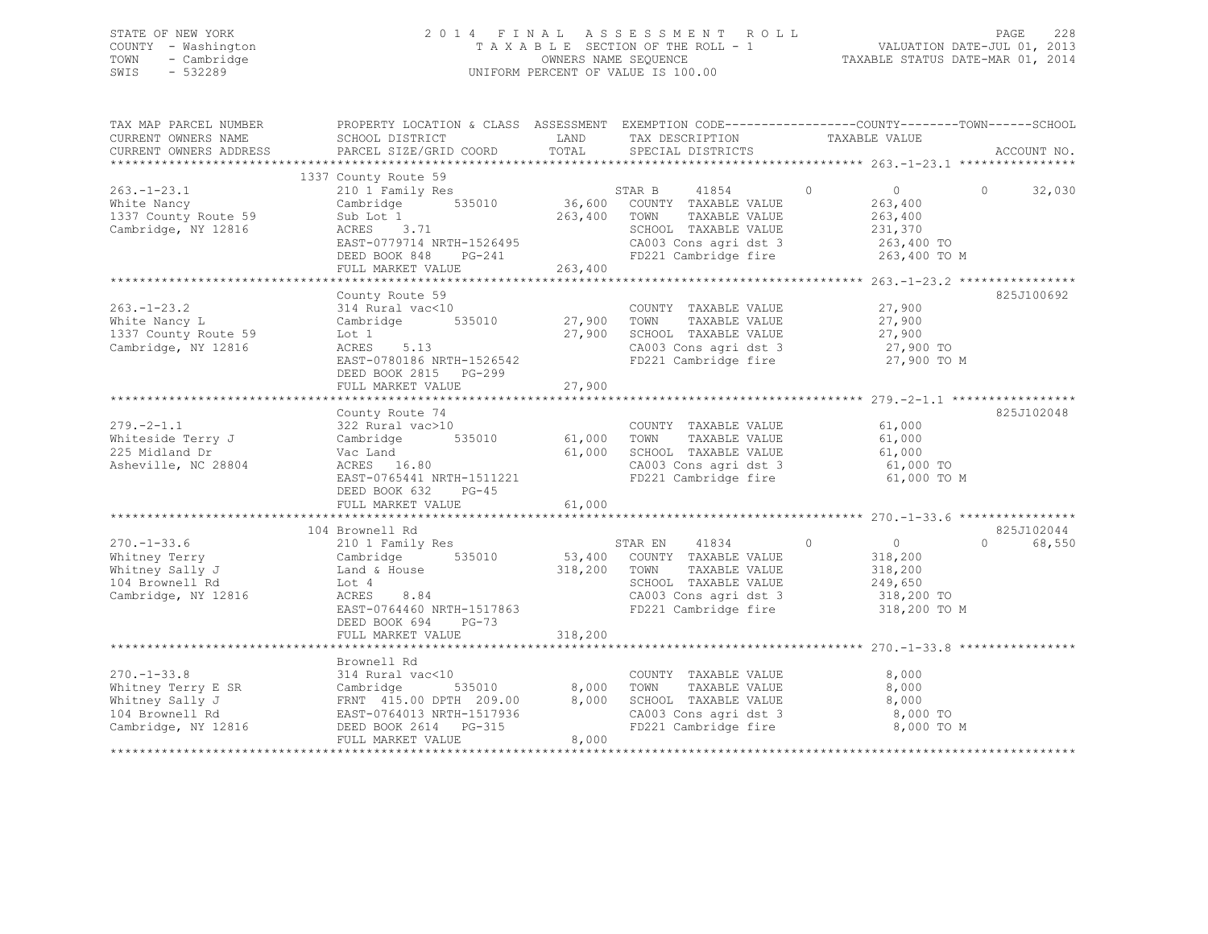STATE OF NEW YORK
COUNTY - Washington
TOWN - Cambridge
SWIS - 532289

# 2014 FINAL ASSESSMENT ROLL
TAXABLE SECTION OF THE ROLL - 1
OWNERS NAME SEQUENCE
UNIFORM PERCENT OF VALUE IS 100.00

VALUATION DATE-JUL 01, 2013
TAXABLE STATUS DATE-MAR 01, 2014

| TAX MAP PARCEL NUMBER / CURRENT OWNERS NAME / CURRENT OWNERS ADDRESS | PROPERTY LOCATION & CLASS / SCHOOL DISTRICT / PARCEL SIZE/GRID COORD | ASSESSMENT LAND / TOTAL | EXEMPTION CODE / TAX DESCRIPTION / SPECIAL DISTRICTS | COUNTY TAXABLE VALUE | TOWN | SCHOOL | ACCOUNT NO. |
|---|---|---|---|---|---|---|---|
| **263.-1-23.1** | 1337 County Route 59 | | | | | | |
| 263.-1-23.1 | 210 1 Family Res | | STAR B 41854 | 0 | 0 | 32,030 | |
| White Nancy | Cambridge 535010 | 36,600 | COUNTY TAXABLE VALUE | 263,400 | | | |
| 1337 County Route 59 | Sub Lot 1 | 263,400 | TOWN TAXABLE VALUE | 263,400 | | | |
| Cambridge, NY 12816 | ACRES 3.71 | | SCHOOL TAXABLE VALUE | 231,370 | | | |
| | EAST-0779714 NRTH-1526495 | | CA003 Cons agri dst 3 | 263,400 TO | | | |
| | DEED BOOK 848 PG-241 | | FD221 Cambridge fire | 263,400 TO M | | | |
| | FULL MARKET VALUE | 263,400 | | | | | |
| **263.-1-23.2** | County Route 59 | | | | | | 825J100692 |
| 263.-1-23.2 | 314 Rural vac<10 | | COUNTY TAXABLE VALUE | 27,900 | | | |
| White Nancy L | Cambridge 535010 | 27,900 | TOWN TAXABLE VALUE | 27,900 | | | |
| 1337 County Route 59 | Lot 1 | 27,900 | SCHOOL TAXABLE VALUE | 27,900 | | | |
| Cambridge, NY 12816 | ACRES 5.13 | | CA003 Cons agri dst 3 | 27,900 TO | | | |
| | EAST-0780186 NRTH-1526542 | | FD221 Cambridge fire | 27,900 TO M | | | |
| | DEED BOOK 2815 PG-299 | | | | | | |
| | FULL MARKET VALUE | 27,900 | | | | | |
| **279.-2-1.1** | County Route 74 | | | | | | 825J102048 |
| 279.-2-1.1 | 322 Rural vac>10 | | COUNTY TAXABLE VALUE | 61,000 | | | |
| Whiteside Terry J | Cambridge 535010 | 61,000 | TOWN TAXABLE VALUE | 61,000 | | | |
| 225 Midland Dr | Vac Land | 61,000 | SCHOOL TAXABLE VALUE | 61,000 | | | |
| Asheville, NC 28804 | ACRES 16.80 | | CA003 Cons agri dst 3 | 61,000 TO | | | |
| | EAST-0765441 NRTH-1511221 | | FD221 Cambridge fire | 61,000 TO M | | | |
| | DEED BOOK 632 PG-45 | | | | | | |
| | FULL MARKET VALUE | 61,000 | | | | | |
| **270.-1-33.6** | 104 Brownell Rd | | | | | | 825J102044 |
| 270.-1-33.6 | 210 1 Family Res | | STAR EN 41834 | 0 | 0 | 68,550 | |
| Whitney Terry | Cambridge 535010 | 53,400 | COUNTY TAXABLE VALUE | 318,200 | | | |
| Whitney Sally J | Land & House | 318,200 | TOWN TAXABLE VALUE | 318,200 | | | |
| 104 Brownell Rd | Lot 4 | | SCHOOL TAXABLE VALUE | 249,650 | | | |
| Cambridge, NY 12816 | ACRES 8.84 | | CA003 Cons agri dst 3 | 318,200 TO | | | |
| | EAST-0764460 NRTH-1517863 | | FD221 Cambridge fire | 318,200 TO M | | | |
| | DEED BOOK 694 PG-73 | | | | | | |
| | FULL MARKET VALUE | 318,200 | | | | | |
| **270.-1-33.8** | Brownell Rd | | | | | | |
| 270.-1-33.8 | 314 Rural vac<10 | | COUNTY TAXABLE VALUE | 8,000 | | | |
| Whitney Terry E SR | Cambridge 535010 | 8,000 | TOWN TAXABLE VALUE | 8,000 | | | |
| Whitney Sally J | FRNT 415.00 DPTH 209.00 | 8,000 | SCHOOL TAXABLE VALUE | 8,000 | | | |
| 104 Brownell Rd | EAST-0764013 NRTH-1517936 | | CA003 Cons agri dst 3 | 8,000 TO | | | |
| Cambridge, NY 12816 | DEED BOOK 2614 PG-315 | | FD221 Cambridge fire | 8,000 TO M | | | |
| | FULL MARKET VALUE | 8,000 | | | | | |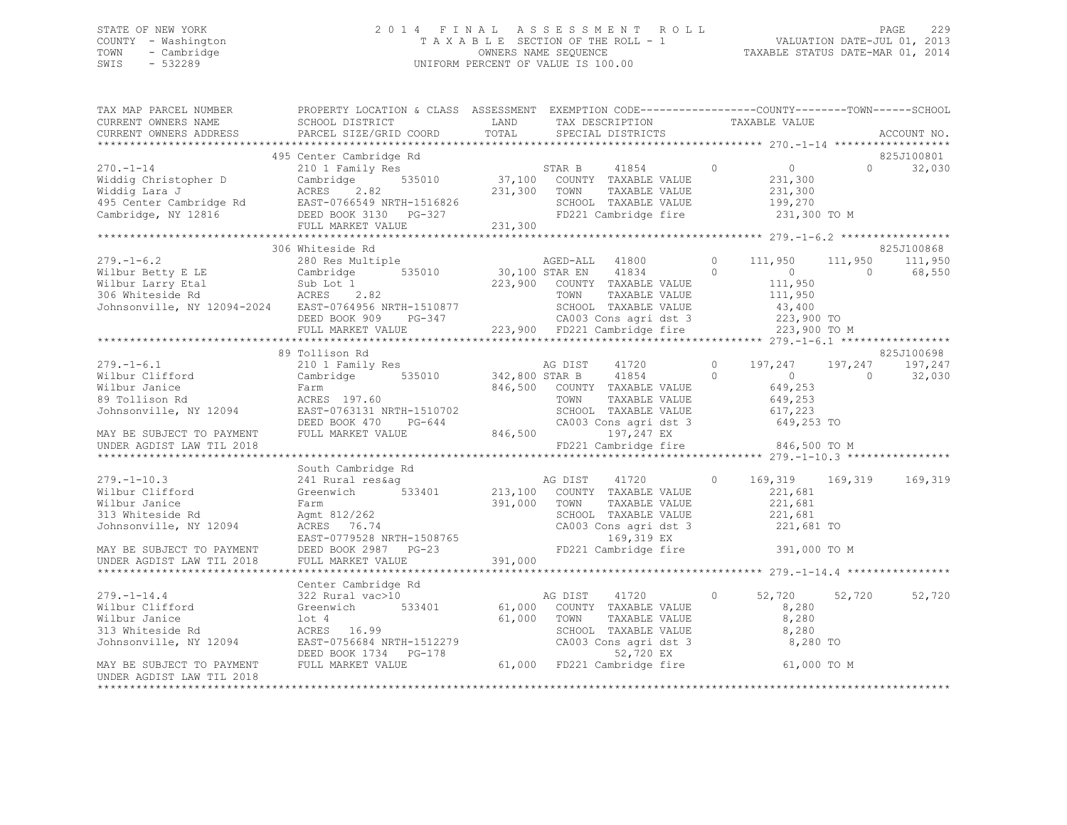STATE OF NEW YORK
COUNTY - Washington
TOWN - Cambridge
SWIS - 532289

2014 FINAL ASSESSMENT ROLL
TAXABLE SECTION OF THE ROLL - 1
OWNERS NAME SEQUENCE
UNIFORM PERCENT OF VALUE IS 100.00

VALUATION DATE-JUL 01, 2013
TAXABLE STATUS DATE-MAR 01, 2014

```
TAX MAP PARCEL NUMBER          PROPERTY LOCATION & CLASS  ASSESSMENT  EXEMPTION CODE-----------------COUNTY--------TOWN------SCHOOL
CURRENT OWNERS NAME            SCHOOL DISTRICT              LAND      TAX DESCRIPTION            TAXABLE VALUE
CURRENT OWNERS ADDRESS         PARCEL SIZE/GRID COORD       TOTAL     SPECIAL DISTRICTS                                       ACCOUNT NO.
*********************************************************************************************** 270.-1-14 ******************
                               495 Center Cambridge Rd                                                                        825J100801
270.-1-14                      210 1 Family Res                       STAR B     41854        0          0            0      32,030
Widdig Christopher D           Cambridge       535010       37,100    COUNTY  TAXABLE VALUE          231,300
Widdig Lara J                  ACRES    2.82               231,300    TOWN    TAXABLE VALUE          231,300
495 Center Cambridge Rd        EAST-0766549 NRTH-1516826              SCHOOL  TAXABLE VALUE          199,270
Cambridge, NY 12816            DEED BOOK 3130   PG-327                FD221 Cambridge fire           231,300 TO M
                               FULL MARKET VALUE           231,300
*********************************************************************************************** 279.-1-6.2 *****************
                               306 Whiteside Rd                                                                               825J100868
279.-1-6.2                     280 Res Multiple                       AGED-ALL   41800        0    111,950      111,950     111,950
Wilbur Betty E LE              Cambridge       535010       30,100 STAR EN    41834        0          0            0      68,550
Wilbur Larry Etal              Sub Lot 1                   223,900    COUNTY  TAXABLE VALUE          111,950
306 Whiteside Rd               ACRES    2.82                          TOWN    TAXABLE VALUE          111,950
Johnsonville, NY 12094-2024    EAST-0764956 NRTH-1510877              SCHOOL  TAXABLE VALUE           43,400
                               DEED BOOK 909    PG-347                CA003 Cons agri dst 3          223,900 TO
                               FULL MARKET VALUE           223,900    FD221 Cambridge fire           223,900 TO M
*********************************************************************************************** 279.-1-6.1 *****************
                               89 Tollison Rd                                                                                 825J100698
279.-1-6.1                     210 1 Family Res                       AG DIST    41720        0    197,247      197,247     197,247
Wilbur Clifford                Cambridge       535010      342,800 STAR B     41854        0          0            0      32,030
Wilbur Janice                  Farm                        846,500    COUNTY  TAXABLE VALUE          649,253
89 Tollison Rd                 ACRES  197.60                          TOWN    TAXABLE VALUE          649,253
Johnsonville, NY 12094         EAST-0763131 NRTH-1510702              SCHOOL  TAXABLE VALUE          617,223
                               DEED BOOK 470    PG-644                CA003 Cons agri dst 3          649,253 TO
MAY BE SUBJECT TO PAYMENT      FULL MARKET VALUE           846,500          197,247 EX
UNDER AGDIST LAW TIL 2018                                             FD221 Cambridge fire           846,500 TO M
*********************************************************************************************** 279.-1-10.3 ****************
                               South Cambridge Rd
279.-1-10.3                    241 Rural res&ag                       AG DIST    41720        0    169,319      169,319     169,319
Wilbur Clifford                Greenwich       533401      213,100    COUNTY  TAXABLE VALUE          221,681
Wilbur Janice                  Farm                        391,000    TOWN    TAXABLE VALUE          221,681
313 Whiteside Rd               Agmt 812/262                           SCHOOL  TAXABLE VALUE          221,681
Johnsonville, NY 12094         ACRES   76.74                          CA003 Cons agri dst 3          221,681 TO
                               EAST-0779528 NRTH-1508765                    169,319 EX
MAY BE SUBJECT TO PAYMENT      DEED BOOK 2987   PG-23                 FD221 Cambridge fire           391,000 TO M
UNDER AGDIST LAW TIL 2018      FULL MARKET VALUE           391,000
*********************************************************************************************** 279.-1-14.4 ****************
                               Center Cambridge Rd
279.-1-14.4                    322 Rural vac>10                       AG DIST    41720        0     52,720       52,720      52,720
Wilbur Clifford                Greenwich       533401       61,000    COUNTY  TAXABLE VALUE            8,280
Wilbur Janice                  lot 4                        61,000    TOWN    TAXABLE VALUE            8,280
313 Whiteside Rd               ACRES   16.99                          SCHOOL  TAXABLE VALUE            8,280
Johnsonville, NY 12094         EAST-0756684 NRTH-1512279              CA003 Cons agri dst 3            8,280 TO
                               DEED BOOK 1734   PG-178                       52,720 EX
MAY BE SUBJECT TO PAYMENT      FULL MARKET VALUE            61,000    FD221 Cambridge fire            61,000 TO M
UNDER AGDIST LAW TIL 2018
******************************************************************************************************************************
```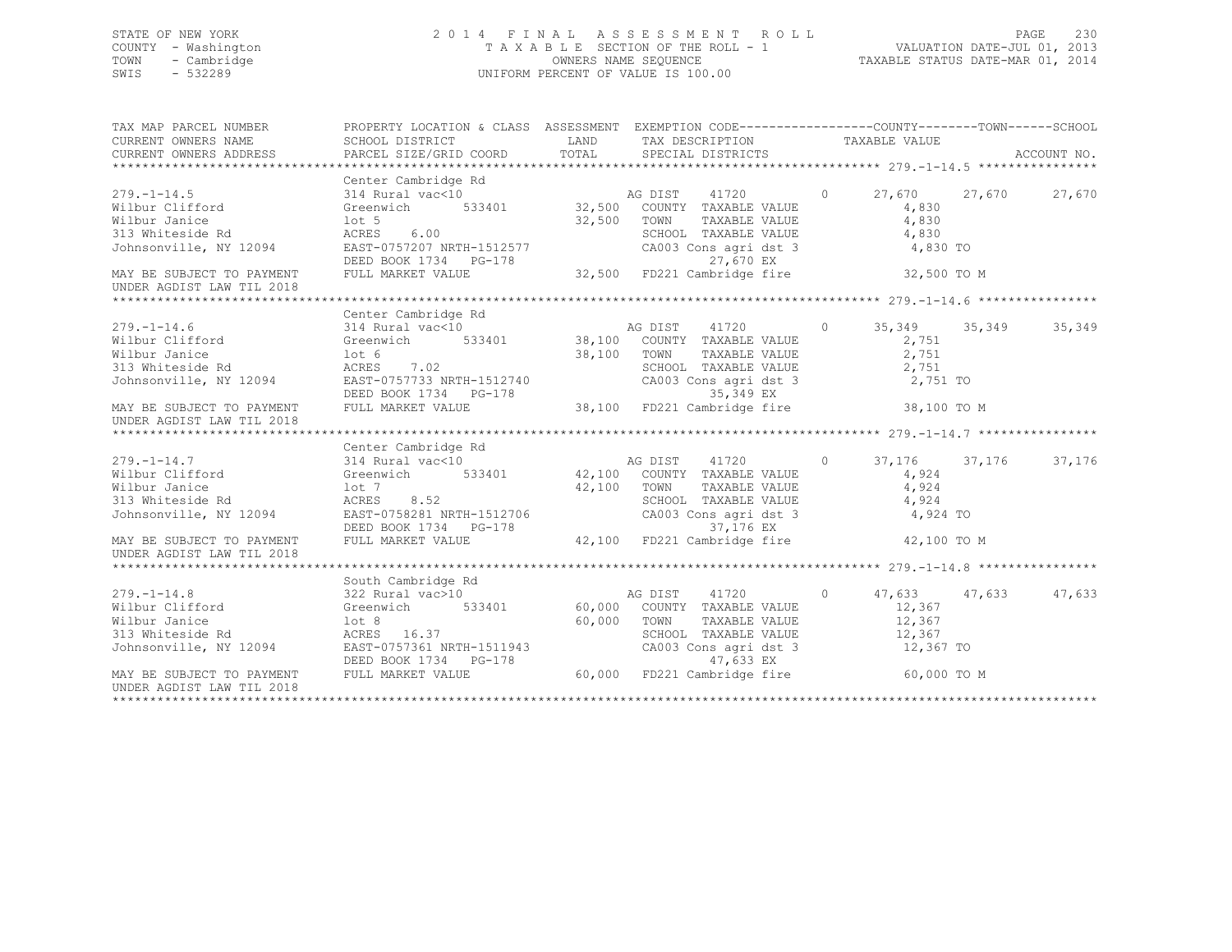STATE OF NEW YORK
COUNTY - Washington
TOWN - Cambridge
SWIS - 532289

2 0 1 4 F I N A L A S S E S S M E N T R O L L
T A X A B L E SECTION OF THE ROLL - 1
OWNERS NAME SEQUENCE
UNIFORM PERCENT OF VALUE IS 100.00

VALUATION DATE-JUL 01, 2013
TAXABLE STATUS DATE-MAR 01, 2014

| TAX MAP PARCEL NUMBER / CURRENT OWNERS NAME / CURRENT OWNERS ADDRESS | PROPERTY LOCATION & CLASS / SCHOOL DISTRICT / PARCEL SIZE/GRID COORD | ASSESSMENT LAND | TOTAL | EXEMPTION CODE / TAX DESCRIPTION / SPECIAL DISTRICTS | | COUNTY TAXABLE VALUE | TOWN | SCHOOL |
|---|---|---|---|---|---|---|---|---|
| **279.-1-14.5** | Center Cambridge Rd | | | | | | | |
| 279.-1-14.5 | 314 Rural vac<10 | | | AG DIST 41720 | 0 | 27,670 | 27,670 | 27,670 |
| Wilbur Clifford | Greenwich 533401 | 32,500 | | COUNTY TAXABLE VALUE | | 4,830 | | |
| Wilbur Janice | lot 5 | | 32,500 | TOWN TAXABLE VALUE | | 4,830 | | |
| 313 Whiteside Rd | ACRES 6.00 | | | SCHOOL TAXABLE VALUE | | 4,830 | | |
| Johnsonville, NY 12094 | EAST-0757207 NRTH-1512577 | | | CA003 Cons agri dst 3 | | 4,830 TO | | |
| | DEED BOOK 1734 PG-178 | | | 27,670 EX | | | | |
| MAY BE SUBJECT TO PAYMENT UNDER AGDIST LAW TIL 2018 | FULL MARKET VALUE | | 32,500 | FD221 Cambridge fire | | 32,500 TO M | | |
| **279.-1-14.6** | Center Cambridge Rd | | | | | | | |
| 279.-1-14.6 | 314 Rural vac<10 | | | AG DIST 41720 | 0 | 35,349 | 35,349 | 35,349 |
| Wilbur Clifford | Greenwich 533401 | 38,100 | | COUNTY TAXABLE VALUE | | 2,751 | | |
| Wilbur Janice | lot 6 | | 38,100 | TOWN TAXABLE VALUE | | 2,751 | | |
| 313 Whiteside Rd | ACRES 7.02 | | | SCHOOL TAXABLE VALUE | | 2,751 | | |
| Johnsonville, NY 12094 | EAST-0757733 NRTH-1512740 | | | CA003 Cons agri dst 3 | | 2,751 TO | | |
| | DEED BOOK 1734 PG-178 | | | 35,349 EX | | | | |
| MAY BE SUBJECT TO PAYMENT UNDER AGDIST LAW TIL 2018 | FULL MARKET VALUE | | 38,100 | FD221 Cambridge fire | | 38,100 TO M | | |
| **279.-1-14.7** | Center Cambridge Rd | | | | | | | |
| 279.-1-14.7 | 314 Rural vac<10 | | | AG DIST 41720 | 0 | 37,176 | 37,176 | 37,176 |
| Wilbur Clifford | Greenwich 533401 | 42,100 | | COUNTY TAXABLE VALUE | | 4,924 | | |
| Wilbur Janice | lot 7 | | 42,100 | TOWN TAXABLE VALUE | | 4,924 | | |
| 313 Whiteside Rd | ACRES 8.52 | | | SCHOOL TAXABLE VALUE | | 4,924 | | |
| Johnsonville, NY 12094 | EAST-0758281 NRTH-1512706 | | | CA003 Cons agri dst 3 | | 4,924 TO | | |
| | DEED BOOK 1734 PG-178 | | | 37,176 EX | | | | |
| MAY BE SUBJECT TO PAYMENT UNDER AGDIST LAW TIL 2018 | FULL MARKET VALUE | | 42,100 | FD221 Cambridge fire | | 42,100 TO M | | |
| **279.-1-14.8** | South Cambridge Rd | | | | | | | |
| 279.-1-14.8 | 322 Rural vac>10 | | | AG DIST 41720 | 0 | 47,633 | 47,633 | 47,633 |
| Wilbur Clifford | Greenwich 533401 | 60,000 | | COUNTY TAXABLE VALUE | | 12,367 | | |
| Wilbur Janice | lot 8 | | 60,000 | TOWN TAXABLE VALUE | | 12,367 | | |
| 313 Whiteside Rd | ACRES 16.37 | | | SCHOOL TAXABLE VALUE | | 12,367 | | |
| Johnsonville, NY 12094 | EAST-0757361 NRTH-1511943 | | | CA003 Cons agri dst 3 | | 12,367 TO | | |
| | DEED BOOK 1734 PG-178 | | | 47,633 EX | | | | |
| MAY BE SUBJECT TO PAYMENT UNDER AGDIST LAW TIL 2018 | FULL MARKET VALUE | | 60,000 | FD221 Cambridge fire | | 60,000 TO M | | |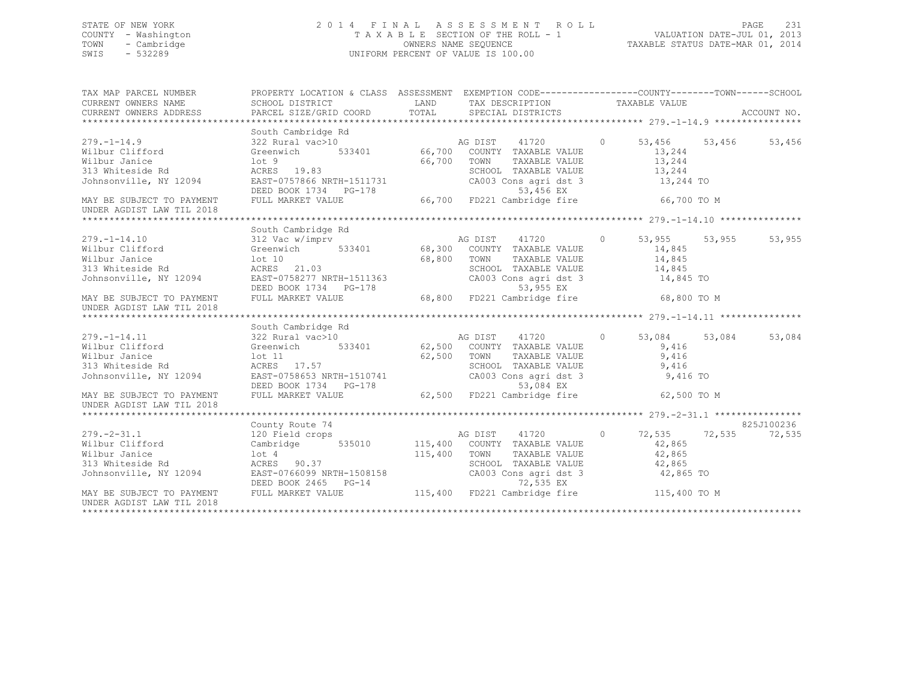STATE OF NEW YORK
COUNTY - Washington
TOWN - Cambridge
SWIS - 532289

2014 FINAL ASSESSMENT ROLL
TAXABLE SECTION OF THE ROLL - 1
OWNERS NAME SEQUENCE
UNIFORM PERCENT OF VALUE IS 100.00

VALUATION DATE-JUL 01, 2013
TAXABLE STATUS DATE-MAR 01, 2014

| TAX MAP PARCEL NUMBER / CURRENT OWNERS NAME / CURRENT OWNERS ADDRESS | PROPERTY LOCATION & CLASS / SCHOOL DISTRICT / PARCEL SIZE/GRID COORD | ASSESSMENT LAND / TOTAL | EXEMPTION CODE / TAX DESCRIPTION / SPECIAL DISTRICTS | COUNTY TAXABLE VALUE | TOWN | SCHOOL / ACCOUNT NO. |
|---|---|---|---|---|---|---|
| | South Cambridge Rd | | | | | 279.-1-14.9 |
| 279.-1-14.9 | 322 Rural vac>10 | | AG DIST 41720 0 | 53,456 | 53,456 | 53,456 |
| Wilbur Clifford | Greenwich 533401 | 66,700 | COUNTY TAXABLE VALUE | 13,244 | | |
| Wilbur Janice | lot 9 | 66,700 | TOWN TAXABLE VALUE | 13,244 | | |
| 313 Whiteside Rd | ACRES 19.83 | | SCHOOL TAXABLE VALUE | 13,244 | | |
| Johnsonville, NY 12094 | EAST-0757866 NRTH-1511731 | | CA003 Cons agri dst 3 | 13,244 TO | | |
| | DEED BOOK 1734 PG-178 | | 53,456 EX | | | |
| MAY BE SUBJECT TO PAYMENT UNDER AGDIST LAW TIL 2018 | FULL MARKET VALUE | 66,700 | FD221 Cambridge fire | 66,700 TO M | | |
| | South Cambridge Rd | | | | | 279.-1-14.10 |
| 279.-1-14.10 | 312 Vac w/imprv | | AG DIST 41720 0 | 53,955 | 53,955 | 53,955 |
| Wilbur Clifford | Greenwich 533401 | 68,300 | COUNTY TAXABLE VALUE | 14,845 | | |
| Wilbur Janice | lot 10 | 68,800 | TOWN TAXABLE VALUE | 14,845 | | |
| 313 Whiteside Rd | ACRES 21.03 | | SCHOOL TAXABLE VALUE | 14,845 | | |
| Johnsonville, NY 12094 | EAST-0758277 NRTH-1511363 | | CA003 Cons agri dst 3 | 14,845 TO | | |
| | DEED BOOK 1734 PG-178 | | 53,955 EX | | | |
| MAY BE SUBJECT TO PAYMENT UNDER AGDIST LAW TIL 2018 | FULL MARKET VALUE | 68,800 | FD221 Cambridge fire | 68,800 TO M | | |
| | South Cambridge Rd | | | | | 279.-1-14.11 |
| 279.-1-14.11 | 322 Rural vac>10 | | AG DIST 41720 0 | 53,084 | 53,084 | 53,084 |
| Wilbur Clifford | Greenwich 533401 | 62,500 | COUNTY TAXABLE VALUE | 9,416 | | |
| Wilbur Janice | lot 11 | 62,500 | TOWN TAXABLE VALUE | 9,416 | | |
| 313 Whiteside Rd | ACRES 17.57 | | SCHOOL TAXABLE VALUE | 9,416 | | |
| Johnsonville, NY 12094 | EAST-0758653 NRTH-1510741 | | CA003 Cons agri dst 3 | 9,416 TO | | |
| | DEED BOOK 1734 PG-178 | | 53,084 EX | | | |
| MAY BE SUBJECT TO PAYMENT UNDER AGDIST LAW TIL 2018 | FULL MARKET VALUE | 62,500 | FD221 Cambridge fire | 62,500 TO M | | |
| | County Route 74 | | | | | 279.-2-31.1 / 825J100236 |
| 279.-2-31.1 | 120 Field crops | | AG DIST 41720 0 | 72,535 | 72,535 | 72,535 |
| Wilbur Clifford | Cambridge 535010 | 115,400 | COUNTY TAXABLE VALUE | 42,865 | | |
| Wilbur Janice | lot 4 | 115,400 | TOWN TAXABLE VALUE | 42,865 | | |
| 313 Whiteside Rd | ACRES 90.37 | | SCHOOL TAXABLE VALUE | 42,865 | | |
| Johnsonville, NY 12094 | EAST-0766099 NRTH-1508158 | | CA003 Cons agri dst 3 | 42,865 TO | | |
| | DEED BOOK 2465 PG-14 | | 72,535 EX | | | |
| MAY BE SUBJECT TO PAYMENT UNDER AGDIST LAW TIL 2018 | FULL MARKET VALUE | 115,400 | FD221 Cambridge fire | 115,400 TO M | | |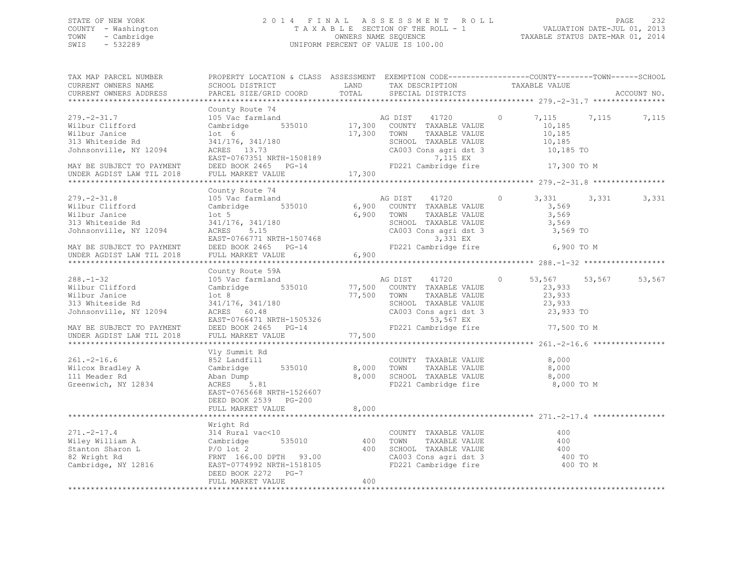STATE OF NEW YORK
COUNTY - Washington
TOWN - Cambridge
SWIS - 532289

2014 FINAL ASSESSMENT ROLL
TAXABLE SECTION OF THE ROLL - 1
OWNERS NAME SEQUENCE
UNIFORM PERCENT OF VALUE IS 100.00

VALUATION DATE-JUL 01, 2013
TAXABLE STATUS DATE-MAR 01, 2014

| TAX MAP PARCEL NUMBER / CURRENT OWNERS NAME / CURRENT OWNERS ADDRESS | PROPERTY LOCATION & CLASS / SCHOOL DISTRICT / PARCEL SIZE/GRID COORD | ASSESSMENT LAND / TOTAL | EXEMPTION CODE / TAX DESCRIPTION / SPECIAL DISTRICTS | COUNTY TAXABLE VALUE | TOWN | SCHOOL | ACCOUNT NO. |
|---|---|---|---|---|---|---|---|
| **279.-2-31.7** | County Route 74 | | | | | | |
| 279.-2-31.7 | 105 Vac farmland | | AG DIST 41720 0 | 7,115 | 7,115 | 7,115 | |
| Wilbur Clifford | Cambridge 535010 | 17,300 | COUNTY TAXABLE VALUE | 10,185 | | | |
| Wilbur Janice | lot 6 | 17,300 | TOWN TAXABLE VALUE | 10,185 | | | |
| 313 Whiteside Rd | 341/176, 341/180 | | SCHOOL TAXABLE VALUE | 10,185 | | | |
| Johnsonville, NY 12094 | ACRES 13.73 | | CA003 Cons agri dst 3 | 10,185 TO | | | |
| | EAST-0767351 NRTH-1508189 | | 7,115 EX | | | | |
| MAY BE SUBJECT TO PAYMENT | DEED BOOK 2465 PG-14 | | FD221 Cambridge fire | 17,300 TO M | | | |
| UNDER AGDIST LAW TIL 2018 | FULL MARKET VALUE | 17,300 | | | | | |
| **279.-2-31.8** | County Route 74 | | | | | | |
| 279.-2-31.8 | 105 Vac farmland | | AG DIST 41720 0 | 3,331 | 3,331 | 3,331 | |
| Wilbur Clifford | Cambridge 535010 | 6,900 | COUNTY TAXABLE VALUE | 3,569 | | | |
| Wilbur Janice | lot 5 | 6,900 | TOWN TAXABLE VALUE | 3,569 | | | |
| 313 Whiteside Rd | 341/176, 341/180 | | SCHOOL TAXABLE VALUE | 3,569 | | | |
| Johnsonville, NY 12094 | ACRES 5.15 | | CA003 Cons agri dst 3 | 3,569 TO | | | |
| | EAST-0766771 NRTH-1507468 | | 3,331 EX | | | | |
| MAY BE SUBJECT TO PAYMENT | DEED BOOK 2465 PG-14 | | FD221 Cambridge fire | 6,900 TO M | | | |
| UNDER AGDIST LAW TIL 2018 | FULL MARKET VALUE | 6,900 | | | | | |
| **288.-1-32** | County Route 59A | | | | | | |
| 288.-1-32 | 105 Vac farmland | | AG DIST 41720 0 | 53,567 | 53,567 | 53,567 | |
| Wilbur Clifford | Cambridge 535010 | 77,500 | COUNTY TAXABLE VALUE | 23,933 | | | |
| Wilbur Janice | lot 8 | 77,500 | TOWN TAXABLE VALUE | 23,933 | | | |
| 313 Whiteside Rd | 341/176, 341/180 | | SCHOOL TAXABLE VALUE | 23,933 | | | |
| Johnsonville, NY 12094 | ACRES 60.48 | | CA003 Cons agri dst 3 | 23,933 TO | | | |
| | EAST-0766471 NRTH-1505326 | | 53,567 EX | | | | |
| MAY BE SUBJECT TO PAYMENT | DEED BOOK 2465 PG-14 | | FD221 Cambridge fire | 77,500 TO M | | | |
| UNDER AGDIST LAW TIL 2018 | FULL MARKET VALUE | 77,500 | | | | | |
| **261.-2-16.6** | Vly Summit Rd | | | | | | |
| 261.-2-16.6 | 852 Landfill | | COUNTY TAXABLE VALUE | 8,000 | | | |
| Wilcox Bradley A | Cambridge 535010 | 8,000 | TOWN TAXABLE VALUE | 8,000 | | | |
| 111 Meader Rd | Aban Dump | 8,000 | SCHOOL TAXABLE VALUE | 8,000 | | | |
| Greenwich, NY 12834 | ACRES 5.81 | | FD221 Cambridge fire | 8,000 TO M | | | |
| | EAST-0765668 NRTH-1526607 | | | | | | |
| | DEED BOOK 2539 PG-200 | | | | | | |
| | FULL MARKET VALUE | 8,000 | | | | | |
| **271.-2-17.4** | Wright Rd | | | | | | |
| 271.-2-17.4 | 314 Rural vac<10 | | COUNTY TAXABLE VALUE | 400 | | | |
| Wiley William A | Cambridge 535010 | 400 | TOWN TAXABLE VALUE | 400 | | | |
| Stanton Sharon L | P/O lot 2 | 400 | SCHOOL TAXABLE VALUE | 400 | | | |
| 82 Wright Rd | FRNT 166.00 DPTH 93.00 | | CA003 Cons agri dst 3 | 400 TO | | | |
| Cambridge, NY 12816 | EAST-0774992 NRTH-1518105 | | FD221 Cambridge fire | 400 TO M | | | |
| | DEED BOOK 2272 PG-7 | | | | | | |
| | FULL MARKET VALUE | 400 | | | | | |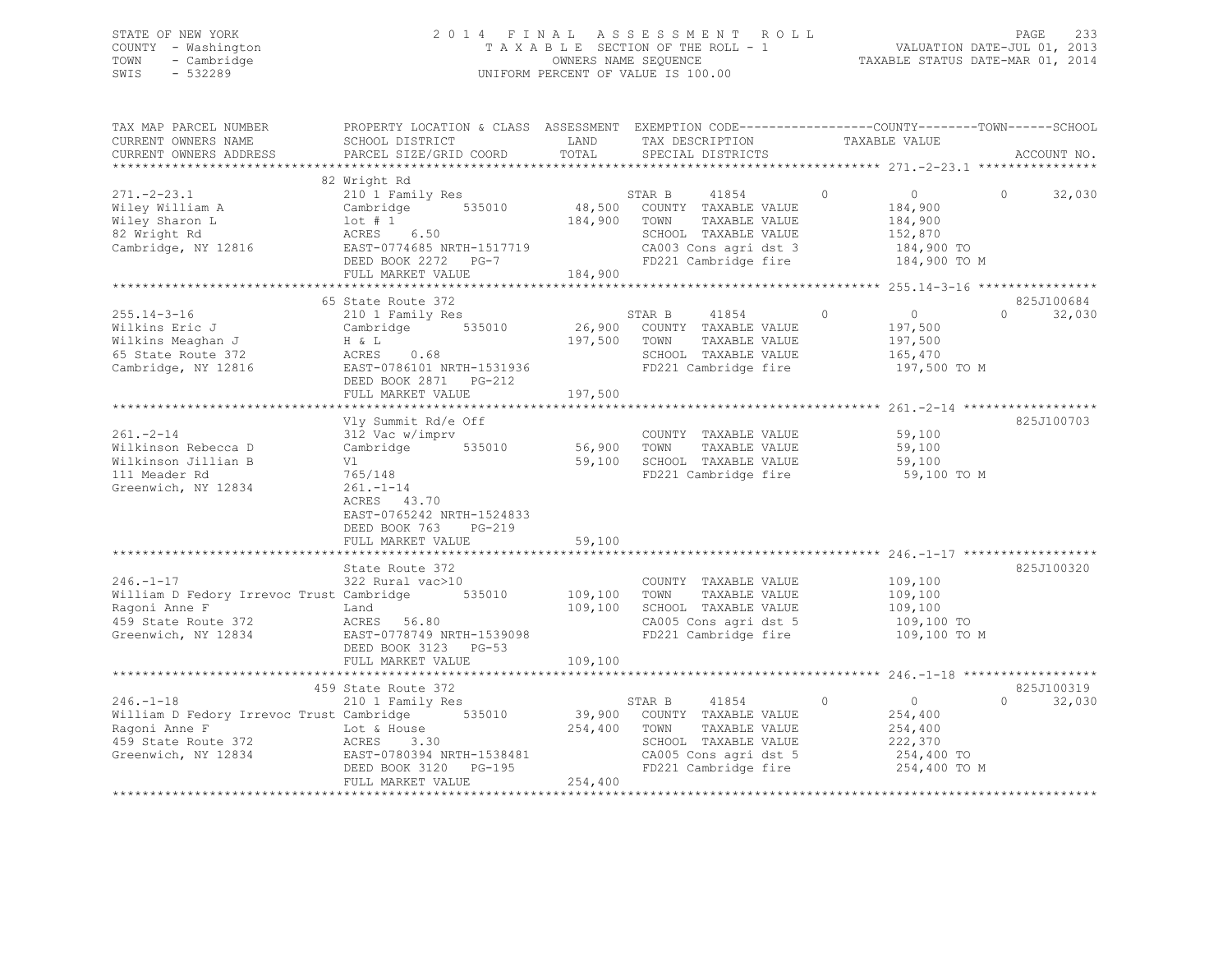STATE OF NEW YORK
COUNTY - Washington
TOWN - Cambridge
SWIS - 532289

2014 FINAL ASSESSMENT ROLL
TAXABLE SECTION OF THE ROLL - 1
OWNERS NAME SEQUENCE
UNIFORM PERCENT OF VALUE IS 100.00

VALUATION DATE-JUL 01, 2013
TAXABLE STATUS DATE-MAR 01, 2014

```
TAX MAP PARCEL NUMBER          PROPERTY LOCATION & CLASS  ASSESSMENT  EXEMPTION CODE------------------COUNTY--------TOWN------SCHOOL
CURRENT OWNERS NAME            SCHOOL DISTRICT            LAND        TAX DESCRIPTION              TAXABLE VALUE
CURRENT OWNERS ADDRESS         PARCEL SIZE/GRID COORD     TOTAL       SPECIAL DISTRICTS                                      ACCOUNT NO.
******************************************************************************************************* 271.-2-23.1 ****************
                               82 Wright Rd
271.-2-23.1                    210 1 Family Res                       STAR B    41854          0           0          0       32,030
Wiley William A                Cambridge       535010      48,500     COUNTY  TAXABLE VALUE               184,900
Wiley Sharon L                 lot # 1                    184,900     TOWN    TAXABLE VALUE               184,900
82 Wright Rd                   ACRES     6.50                         SCHOOL  TAXABLE VALUE               152,870
Cambridge, NY 12816            EAST-0774685 NRTH-1517719              CA003 Cons agri dst 3               184,900 TO
                               DEED BOOK 2272   PG-7                  FD221 Cambridge fire                184,900 TO M
                               FULL MARKET VALUE          184,900
******************************************************************************************************* 255.14-3-16 ****************
                               65 State Route 372                                                                        825J100684
255.14-3-16                    210 1 Family Res                       STAR B    41854          0           0          0       32,030
Wilkins Eric J                 Cambridge       535010      26,900     COUNTY  TAXABLE VALUE               197,500
Wilkins Meaghan J              H & L                      197,500     TOWN    TAXABLE VALUE               197,500
65 State Route 372             ACRES     0.68                         SCHOOL  TAXABLE VALUE               165,470
Cambridge, NY 12816            EAST-0786101 NRTH-1531936              FD221 Cambridge fire                197,500 TO M
                               DEED BOOK 2871   PG-212
                               FULL MARKET VALUE          197,500
******************************************************************************************************* 261.-2-14 ******************
                               Vly Summit Rd/e Off                                                                       825J100703
261.-2-14                      312 Vac w/imprv                        COUNTY  TAXABLE VALUE                59,100
Wilkinson Rebecca D            Cambridge       535010      56,900     TOWN    TAXABLE VALUE                59,100
Wilkinson Jillian B            Vl                          59,100     SCHOOL  TAXABLE VALUE                59,100
111 Meader Rd                  765/148                                FD221 Cambridge fire                 59,100 TO M
Greenwich, NY 12834            261.-1-14
                               ACRES    43.70
                               EAST-0765242 NRTH-1524833
                               DEED BOOK 763    PG-219
                               FULL MARKET VALUE           59,100
******************************************************************************************************* 246.-1-17 ******************
                               State Route 372                                                                           825J100320
246.-1-17                      322 Rural vac>10                       COUNTY  TAXABLE VALUE               109,100
William D Fedory Irrevoc Trust Cambridge       535010     109,100     TOWN    TAXABLE VALUE               109,100
Ragoni Anne F                  Land                       109,100     SCHOOL  TAXABLE VALUE               109,100
459 State Route 372            ACRES    56.80                         CA005 Cons agri dst 5               109,100 TO
Greenwich, NY 12834            EAST-0778749 NRTH-1539098              FD221 Cambridge fire                109,100 TO M
                               DEED BOOK 3123   PG-53
                               FULL MARKET VALUE          109,100
******************************************************************************************************* 246.-1-18 ******************
                               459 State Route 372                                                                       825J100319
246.-1-18                      210 1 Family Res                       STAR B    41854          0           0          0       32,030
William D Fedory Irrevoc Trust Cambridge       535010      39,900     COUNTY  TAXABLE VALUE               254,400
Ragoni Anne F                  Lot & House                254,400     TOWN    TAXABLE VALUE               254,400
459 State Route 372            ACRES     3.30                         SCHOOL  TAXABLE VALUE               222,370
Greenwich, NY 12834            EAST-0780394 NRTH-1538481              CA005 Cons agri dst 5               254,400 TO
                               DEED BOOK 3120   PG-195                FD221 Cambridge fire                254,400 TO M
                               FULL MARKET VALUE          254,400
************************************************************************************************************************************
```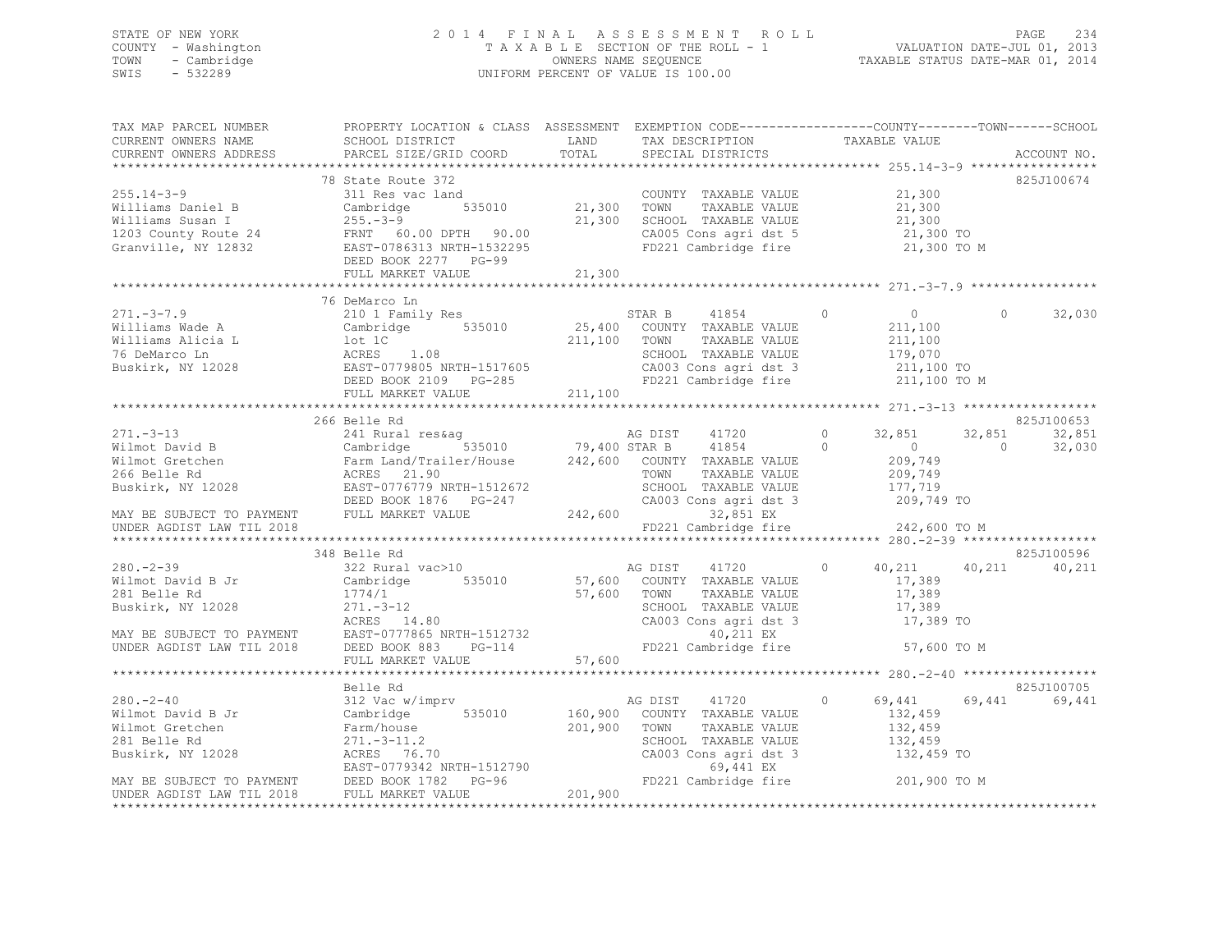STATE OF NEW YORK
COUNTY - Washington
TOWN - Cambridge
SWIS - 532289

# 2014 FINAL ASSESSMENT ROLL

TAXABLE SECTION OF THE ROLL - 1
OWNERS NAME SEQUENCE
UNIFORM PERCENT OF VALUE IS 100.00

VALUATION DATE-JUL 01, 2013
TAXABLE STATUS DATE-MAR 01, 2014

| TAX MAP PARCEL NUMBER / CURRENT OWNERS NAME / CURRENT OWNERS ADDRESS | PROPERTY LOCATION & CLASS / SCHOOL DISTRICT / PARCEL SIZE/GRID COORD | ASSESSMENT LAND / TOTAL | EXEMPTION CODE / TAX DESCRIPTION / SPECIAL DISTRICTS | COUNTY | TOWN | SCHOOL | ACCOUNT NO. |
|---|---|---|---|---|---|---|---|
| **255.14-3-9** | 78 State Route 372 | | | | | | 825J100674 |
| 255.14-3-9 | 311 Res vac land | | COUNTY TAXABLE VALUE | 21,300 | | | |
| Williams Daniel B | Cambridge 535010 | 21,300 | TOWN TAXABLE VALUE | | 21,300 | | |
| Williams Susan I | 255.-3-9 | 21,300 | SCHOOL TAXABLE VALUE | | | 21,300 | |
| 1203 County Route 24 | FRNT 60.00 DPTH 90.00 | | CA005 Cons agri dst 5 | 21,300 TO | | | |
| Granville, NY 12832 | EAST-0786313 NRTH-1532295 | | FD221 Cambridge fire | 21,300 TO M | | | |
| | DEED BOOK 2277 PG-99 | | | | | | |
| | FULL MARKET VALUE | 21,300 | | | | | |
| **271.-3-7.9** | 76 DeMarco Ln | | | | | | |
| 271.-3-7.9 | 210 1 Family Res | | STAR B 41854 | 0 | 0 | 32,030 | |
| Williams Wade A | Cambridge 535010 | 25,400 | COUNTY TAXABLE VALUE | 211,100 | | | |
| Williams Alicia L | lot 1C | 211,100 | TOWN TAXABLE VALUE | | 211,100 | | |
| 76 DeMarco Ln | ACRES 1.08 | | SCHOOL TAXABLE VALUE | | | 179,070 | |
| Buskirk, NY 12028 | EAST-0779805 NRTH-1517605 | | CA003 Cons agri dst 3 | 211,100 TO | | | |
| | DEED BOOK 2109 PG-285 | | FD221 Cambridge fire | 211,100 TO M | | | |
| | FULL MARKET VALUE | 211,100 | | | | | |
| **271.-3-13** | 266 Belle Rd | | | | | | 825J100653 |
| 271.-3-13 | 241 Rural res&ag | | AG DIST 41720 | 32,851 | 32,851 | 32,851 | |
| Wilmot David B | Cambridge 535010 | 79,400 | STAR B 41854 | 0 | 0 | 32,030 | |
| Wilmot Gretchen | Farm Land/Trailer/House | 242,600 | COUNTY TAXABLE VALUE | 209,749 | | | |
| 266 Belle Rd | ACRES 21.90 | | TOWN TAXABLE VALUE | | 209,749 | | |
| Buskirk, NY 12028 | EAST-0776779 NRTH-1512672 | | SCHOOL TAXABLE VALUE | | | 177,719 | |
| | DEED BOOK 1876 PG-247 | | CA003 Cons agri dst 3 | 209,749 TO | | | |
| MAY BE SUBJECT TO PAYMENT | FULL MARKET VALUE | 242,600 | 32,851 EX | | | | |
| UNDER AGDIST LAW TIL 2018 | | | FD221 Cambridge fire | 242,600 TO M | | | |
| **280.-2-39** | 348 Belle Rd | | | | | | 825J100596 |
| 280.-2-39 | 322 Rural vac>10 | | AG DIST 41720 | 40,211 | 40,211 | 40,211 | |
| Wilmot David B Jr | Cambridge 535010 | 57,600 | COUNTY TAXABLE VALUE | 17,389 | | | |
| 281 Belle Rd | 1774/1 | 57,600 | TOWN TAXABLE VALUE | | 17,389 | | |
| Buskirk, NY 12028 | 271.-3-12 | | SCHOOL TAXABLE VALUE | | | 17,389 | |
| | ACRES 14.80 | | CA003 Cons agri dst 3 | 17,389 TO | | | |
| MAY BE SUBJECT TO PAYMENT | EAST-0777865 NRTH-1512732 | | 40,211 EX | | | | |
| UNDER AGDIST LAW TIL 2018 | DEED BOOK 883 PG-114 | | FD221 Cambridge fire | 57,600 TO M | | | |
| | FULL MARKET VALUE | 57,600 | | | | | |
| **280.-2-40** | Belle Rd | | | | | | 825J100705 |
| 280.-2-40 | 312 Vac w/imprv | | AG DIST 41720 | 69,441 | 69,441 | 69,441 | |
| Wilmot David B Jr | Cambridge 535010 | 160,900 | COUNTY TAXABLE VALUE | 132,459 | | | |
| Wilmot Gretchen | Farm/house | 201,900 | TOWN TAXABLE VALUE | | 132,459 | | |
| 281 Belle Rd | 271.-3-11.2 | | SCHOOL TAXABLE VALUE | | | 132,459 | |
| Buskirk, NY 12028 | ACRES 76.70 | | CA003 Cons agri dst 3 | 132,459 TO | | | |
| | EAST-0779342 NRTH-1512790 | | 69,441 EX | | | | |
| MAY BE SUBJECT TO PAYMENT | DEED BOOK 1782 PG-96 | | FD221 Cambridge fire | 201,900 TO M | | | |
| UNDER AGDIST LAW TIL 2018 | FULL MARKET VALUE | 201,900 | | | | | |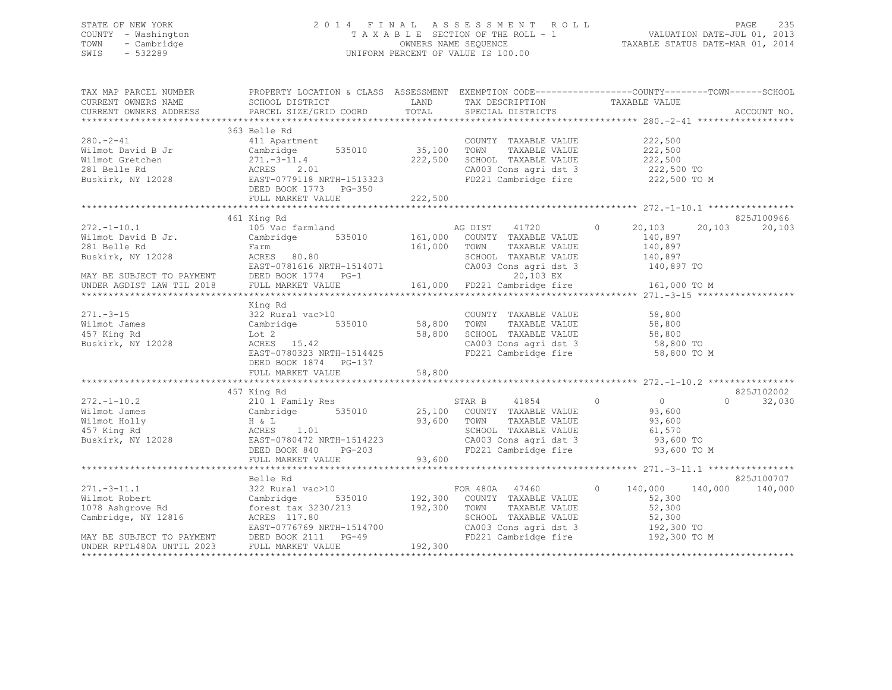STATE OF NEW YORK
COUNTY - Washington
TOWN - Cambridge
SWIS - 532289

2014 FINAL ASSESSMENT ROLL
TAXABLE SECTION OF THE ROLL - 1
OWNERS NAME SEQUENCE
UNIFORM PERCENT OF VALUE IS 100.00

VALUATION DATE-JUL 01, 2013
TAXABLE STATUS DATE-MAR 01, 2014

```
TAX MAP PARCEL NUMBER          PROPERTY LOCATION & CLASS  ASSESSMENT  EXEMPTION CODE------------------COUNTY--------TOWN------SCHOOL
CURRENT OWNERS NAME            SCHOOL DISTRICT               LAND      TAX DESCRIPTION            TAXABLE VALUE
CURRENT OWNERS ADDRESS         PARCEL SIZE/GRID COORD        TOTAL     SPECIAL DISTRICTS                                    ACCOUNT NO.
******************************************************************************************************* 280.-2-41 ******************
                               363 Belle Rd
280.-2-41                      411 Apartment                           COUNTY  TAXABLE VALUE           222,500
Wilmot David B Jr              Cambridge        535010       35,100    TOWN    TAXABLE VALUE           222,500
Wilmot Gretchen                271.-3-11.4                  222,500    SCHOOL  TAXABLE VALUE           222,500
281 Belle Rd                   ACRES    2.01                           CA003 Cons agri dst 3            222,500 TO
Buskirk, NY 12028              EAST-0779118 NRTH-1513323               FD221 Cambridge fire             222,500 TO M
                               DEED BOOK 1773   PG-350
                               FULL MARKET VALUE            222,500
******************************************************************************************************* 272.-1-10.1 ****************
                               461 King Rd                                                                              825J100966
272.-1-10.1                    105 Vac farmland                        AG DIST    41720        0      20,103     20,103     20,103
Wilmot David B Jr.             Cambridge        535010      161,000    COUNTY  TAXABLE VALUE           140,897
281 Belle Rd                   Farm                         161,000    TOWN    TAXABLE VALUE           140,897
Buskirk, NY 12028              ACRES   80.80                           SCHOOL  TAXABLE VALUE           140,897
                               EAST-0781616 NRTH-1514071               CA003 Cons agri dst 3            140,897 TO
MAY BE SUBJECT TO PAYMENT      DEED BOOK 1774   PG-1                        20,103 EX
UNDER AGDIST LAW TIL 2018      FULL MARKET VALUE            161,000    FD221 Cambridge fire             161,000 TO M
******************************************************************************************************* 271.-3-15 ******************
                               King Rd
271.-3-15                      322 Rural vac>10                        COUNTY  TAXABLE VALUE            58,800
Wilmot James                   Cambridge        535010       58,800    TOWN    TAXABLE VALUE            58,800
457 King Rd                    Lot 2                         58,800    SCHOOL  TAXABLE VALUE            58,800
Buskirk, NY 12028              ACRES   15.42                           CA003 Cons agri dst 3             58,800 TO
                               EAST-0780323 NRTH-1514425               FD221 Cambridge fire              58,800 TO M
                               DEED BOOK 1874   PG-137
                               FULL MARKET VALUE             58,800
******************************************************************************************************* 272.-1-10.2 ****************
                               457 King Rd                                                                              825J102002
272.-1-10.2                    210 1 Family Res                        STAR B     41854        0           0          0     32,030
Wilmot James                   Cambridge        535010       25,100    COUNTY  TAXABLE VALUE            93,600
Wilmot Holly                   H & L                         93,600    TOWN    TAXABLE VALUE            93,600
457 King Rd                    ACRES    1.01                           SCHOOL  TAXABLE VALUE            61,570
Buskirk, NY 12028              EAST-0780472 NRTH-1514223               CA003 Cons agri dst 3             93,600 TO
                               DEED BOOK 840    PG-203                 FD221 Cambridge fire              93,600 TO M
                               FULL MARKET VALUE             93,600
******************************************************************************************************* 271.-3-11.1 ****************
                               Belle Rd                                                                                 825J100707
271.-3-11.1                    322 Rural vac>10                        FOR 480A   47460        0     140,000    140,000    140,000
Wilmot Robert                  Cambridge        535010      192,300    COUNTY  TAXABLE VALUE            52,300
1078 Ashgrove Rd               forest tax 3230/213          192,300    TOWN    TAXABLE VALUE            52,300
Cambridge, NY 12816            ACRES  117.80                           SCHOOL  TAXABLE VALUE            52,300
                               EAST-0776769 NRTH-1514700               CA003 Cons agri dst 3            192,300 TO
MAY BE SUBJECT TO PAYMENT      DEED BOOK 2111   PG-49                  FD221 Cambridge fire             192,300 TO M
UNDER RPTL480A UNTIL 2023      FULL MARKET VALUE            192,300
************************************************************************************************************************************
```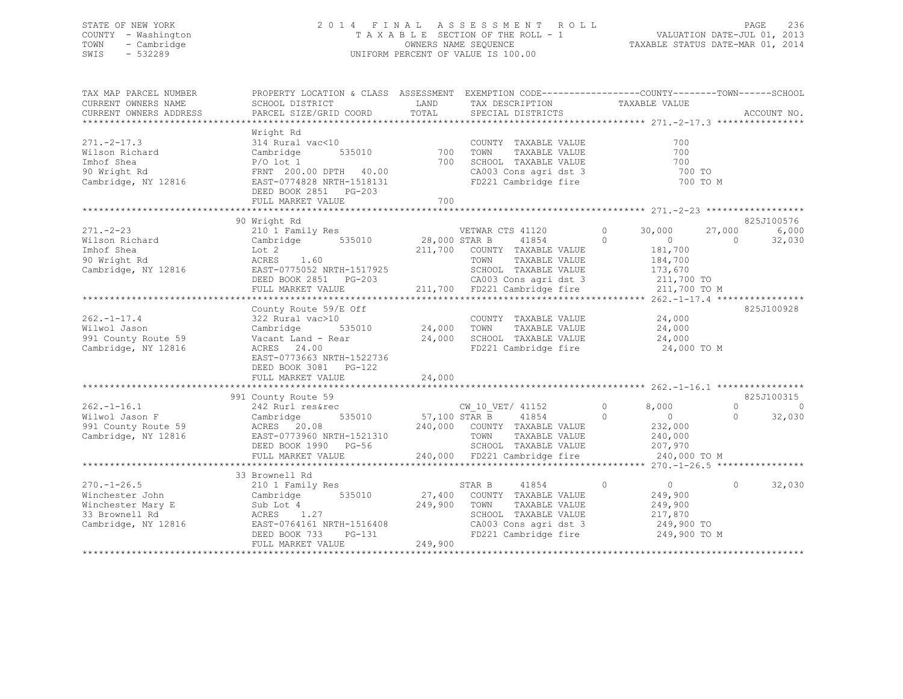STATE OF NEW YORK
COUNTY - Washington
TOWN - Cambridge
SWIS - 532289

2014 FINAL ASSESSMENT ROLL
TAXABLE SECTION OF THE ROLL - 1
OWNERS NAME SEQUENCE
UNIFORM PERCENT OF VALUE IS 100.00

VALUATION DATE-JUL 01, 2013
TAXABLE STATUS DATE-MAR 01, 2014

| TAX MAP PARCEL NUMBER / CURRENT OWNERS NAME / CURRENT OWNERS ADDRESS | PROPERTY LOCATION & CLASS / SCHOOL DISTRICT / PARCEL SIZE/GRID COORD | ASSESSMENT LAND / TOTAL | EXEMPTION CODE / TAX DESCRIPTION / SPECIAL DISTRICTS | COUNTY | TOWN | SCHOOL | ACCOUNT NO. |
|---|---|---|---|---|---|---|---|
| **271.-2-17.3** | Wright Rd | | | | | | |
| 271.-2-17.3 | 314 Rural vac<10 | | COUNTY TAXABLE VALUE | 700 | | | |
| Wilson Richard | Cambridge 535010 | 700 | TOWN TAXABLE VALUE | | 700 | | |
| Imhof Shea | P/O lot 1 | 700 | SCHOOL TAXABLE VALUE | | | 700 | |
| 90 Wright Rd | FRNT 200.00 DPTH 40.00 | | CA003 Cons agri dst 3 | 700 TO | | | |
| Cambridge, NY 12816 | EAST-0774828 NRTH-1518131 | | FD221 Cambridge fire | 700 TO M | | | |
| | DEED BOOK 2851 PG-203 | | | | | | |
| | FULL MARKET VALUE | 700 | | | | | |
| **271.-2-23** | 90 Wright Rd | | | | | | 825J100576 |
| 271.-2-23 | 210 1 Family Res | | VETWAR CTS 41120 0 | 30,000 | 27,000 | 6,000 | |
| Wilson Richard | Cambridge 535010 | 28,000 | STAR B 41854 0 | 0 | 0 | 32,030 | |
| Imhof Shea | Lot 2 | 211,700 | COUNTY TAXABLE VALUE | 181,700 | | | |
| 90 Wright Rd | ACRES 1.60 | | TOWN TAXABLE VALUE | | 184,700 | | |
| Cambridge, NY 12816 | EAST-0775052 NRTH-1517925 | | SCHOOL TAXABLE VALUE | | | 173,670 | |
| | DEED BOOK 2851 PG-203 | | CA003 Cons agri dst 3 | 211,700 TO | | | |
| | FULL MARKET VALUE | 211,700 | FD221 Cambridge fire | 211,700 TO M | | | |
| **262.-1-17.4** | County Route 59/E Off | | | | | | 825J100928 |
| 262.-1-17.4 | 322 Rural vac>10 | | COUNTY TAXABLE VALUE | 24,000 | | | |
| Wilwol Jason | Cambridge 535010 | 24,000 | TOWN TAXABLE VALUE | | 24,000 | | |
| 991 County Route 59 | Vacant Land - Rear | 24,000 | SCHOOL TAXABLE VALUE | | | 24,000 | |
| Cambridge, NY 12816 | ACRES 24.00 | | FD221 Cambridge fire | 24,000 TO M | | | |
| | EAST-0773663 NRTH-1522736 | | | | | | |
| | DEED BOOK 3081 PG-122 | | | | | | |
| | FULL MARKET VALUE | 24,000 | | | | | |
| **262.-1-16.1** | 991 County Route 59 | | | | | | 825J100315 |
| 262.-1-16.1 | 242 Rurl res&rec | | CW_10_VET/ 41152 0 | 8,000 | 0 | 0 | |
| Wilwol Jason F | Cambridge 535010 | 57,100 | STAR B 41854 0 | 0 | 0 | 32,030 | |
| 991 County Route 59 | ACRES 20.08 | 240,000 | COUNTY TAXABLE VALUE | 232,000 | | | |
| Cambridge, NY 12816 | EAST-0773960 NRTH-1521310 | | TOWN TAXABLE VALUE | | 240,000 | | |
| | DEED BOOK 1990 PG-56 | | SCHOOL TAXABLE VALUE | | | 207,970 | |
| | FULL MARKET VALUE | 240,000 | FD221 Cambridge fire | 240,000 TO M | | | |
| **270.-1-26.5** | 33 Brownell Rd | | | | | | |
| 270.-1-26.5 | 210 1 Family Res | | STAR B 41854 0 | 0 | 0 | 32,030 | |
| Winchester John | Cambridge 535010 | 27,400 | COUNTY TAXABLE VALUE | 249,900 | | | |
| Winchester Mary E | Sub Lot 4 | 249,900 | TOWN TAXABLE VALUE | | 249,900 | | |
| 33 Brownell Rd | ACRES 1.27 | | SCHOOL TAXABLE VALUE | | | 217,870 | |
| Cambridge, NY 12816 | EAST-0764161 NRTH-1516408 | | CA003 Cons agri dst 3 | 249,900 TO | | | |
| | DEED BOOK 733 PG-131 | | FD221 Cambridge fire | 249,900 TO M | | | |
| | FULL MARKET VALUE | 249,900 | | | | | |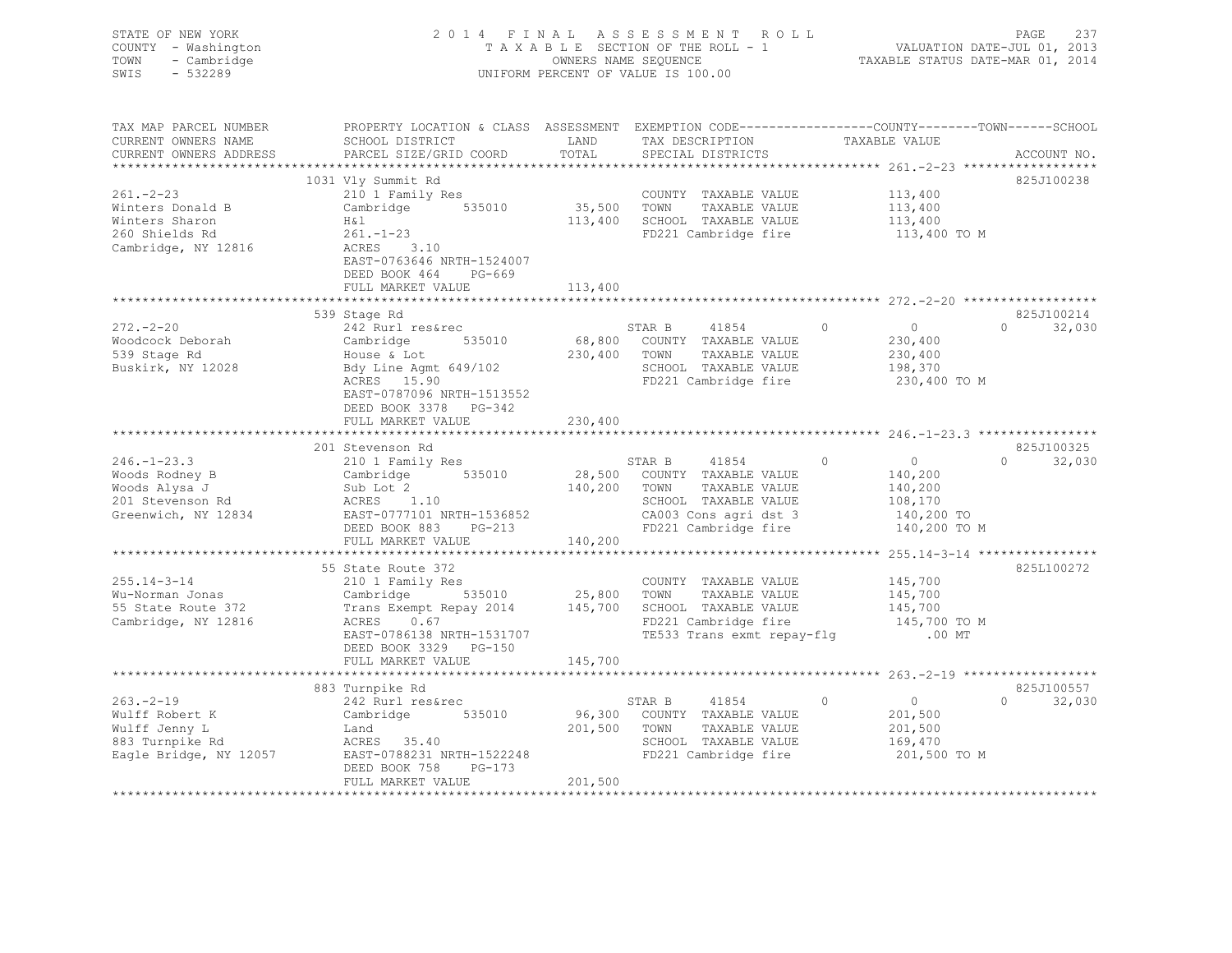STATE OF NEW YORK
COUNTY - Washington
TOWN - Cambridge
SWIS - 532289

# 2014 FINAL ASSESSMENT ROLL
TAXABLE SECTION OF THE ROLL - 1
OWNERS NAME SEQUENCE
UNIFORM PERCENT OF VALUE IS 100.00

VALUATION DATE-JUL 01, 2013
TAXABLE STATUS DATE-MAR 01, 2014

```
TAX MAP PARCEL NUMBER          PROPERTY LOCATION & CLASS  ASSESSMENT  EXEMPTION CODE------------------COUNTY--------TOWN------SCHOOL
CURRENT OWNERS NAME            SCHOOL DISTRICT               LAND       TAX DESCRIPTION            TAXABLE VALUE
CURRENT OWNERS ADDRESS         PARCEL SIZE/GRID COORD        TOTAL      SPECIAL DISTRICTS                                     ACCOUNT NO.
******************************************************************************************************* 261.-2-23 ******************
                               1031 Vly Summit Rd                                                                          825J100238
261.-2-23                      210 1 Family Res                         COUNTY  TAXABLE VALUE            113,400
Winters Donald B               Cambridge        535010       35,500     TOWN    TAXABLE VALUE            113,400
Winters Sharon                 H&l                          113,400     SCHOOL  TAXABLE VALUE            113,400
260 Shields Rd                 261.-1-23                                FD221 Cambridge fire             113,400 TO M
Cambridge, NY 12816            ACRES    3.10
                               EAST-0763646 NRTH-1524007
                               DEED BOOK 464    PG-669
                               FULL MARKET VALUE            113,400
******************************************************************************************************* 272.-2-20 ******************
                               539 Stage Rd                                                                                825J100214
272.-2-20                      242 Rurl res&rec                         STAR B     41854          0           0            0     32,030
Woodcock Deborah               Cambridge        535010       68,800     COUNTY  TAXABLE VALUE            230,400
539 Stage Rd                   House & Lot                  230,400     TOWN    TAXABLE VALUE            230,400
Buskirk, NY 12028              Bdy Line Agmt 649/102                    SCHOOL  TAXABLE VALUE            198,370
                               ACRES   15.90                            FD221 Cambridge fire             230,400 TO M
                               EAST-0787096 NRTH-1513552
                               DEED BOOK 3378   PG-342
                               FULL MARKET VALUE            230,400
******************************************************************************************************* 246.-1-23.3 ****************
                               201 Stevenson Rd                                                                            825J100325
246.-1-23.3                    210 1 Family Res                         STAR B     41854          0           0            0     32,030
Woods Rodney B                 Cambridge        535010       28,500     COUNTY  TAXABLE VALUE            140,200
Woods Alysa J                  Sub Lot 2                    140,200     TOWN    TAXABLE VALUE            140,200
201 Stevenson Rd               ACRES    1.10                            SCHOOL  TAXABLE VALUE            108,170
Greenwich, NY 12834            EAST-0777101 NRTH-1536852                CA003 Cons agri dst 3            140,200 TO
                               DEED BOOK 883    PG-213                  FD221 Cambridge fire             140,200 TO M
                               FULL MARKET VALUE            140,200
******************************************************************************************************* 255.14-3-14 ****************
                               55 State Route 372                                                                          825L100272
255.14-3-14                    210 1 Family Res                         COUNTY  TAXABLE VALUE            145,700
Wu-Norman Jonas                Cambridge        535010       25,800     TOWN    TAXABLE VALUE            145,700
55 State Route 372             Trans Exempt Repay 2014      145,700     SCHOOL  TAXABLE VALUE            145,700
Cambridge, NY 12816            ACRES    0.67                            FD221 Cambridge fire             145,700 TO M
                               EAST-0786138 NRTH-1531707                TE533 Trans exmt repay-flg           .00 MT
                               DEED BOOK 3329   PG-150
                               FULL MARKET VALUE            145,700
******************************************************************************************************* 263.-2-19 ******************
                               883 Turnpike Rd                                                                             825J100557
263.-2-19                      242 Rurl res&rec                         STAR B     41854          0           0            0     32,030
Wulff Robert K                 Cambridge        535010       96,300     COUNTY  TAXABLE VALUE            201,500
Wulff Jenny L                  Land                         201,500     TOWN    TAXABLE VALUE            201,500
883 Turnpike Rd                ACRES   35.40                            SCHOOL  TAXABLE VALUE            169,470
Eagle Bridge, NY 12057         EAST-0788231 NRTH-1522248                FD221 Cambridge fire             201,500 TO M
                               DEED BOOK 758    PG-173
                               FULL MARKET VALUE            201,500
************************************************************************************************************************************
```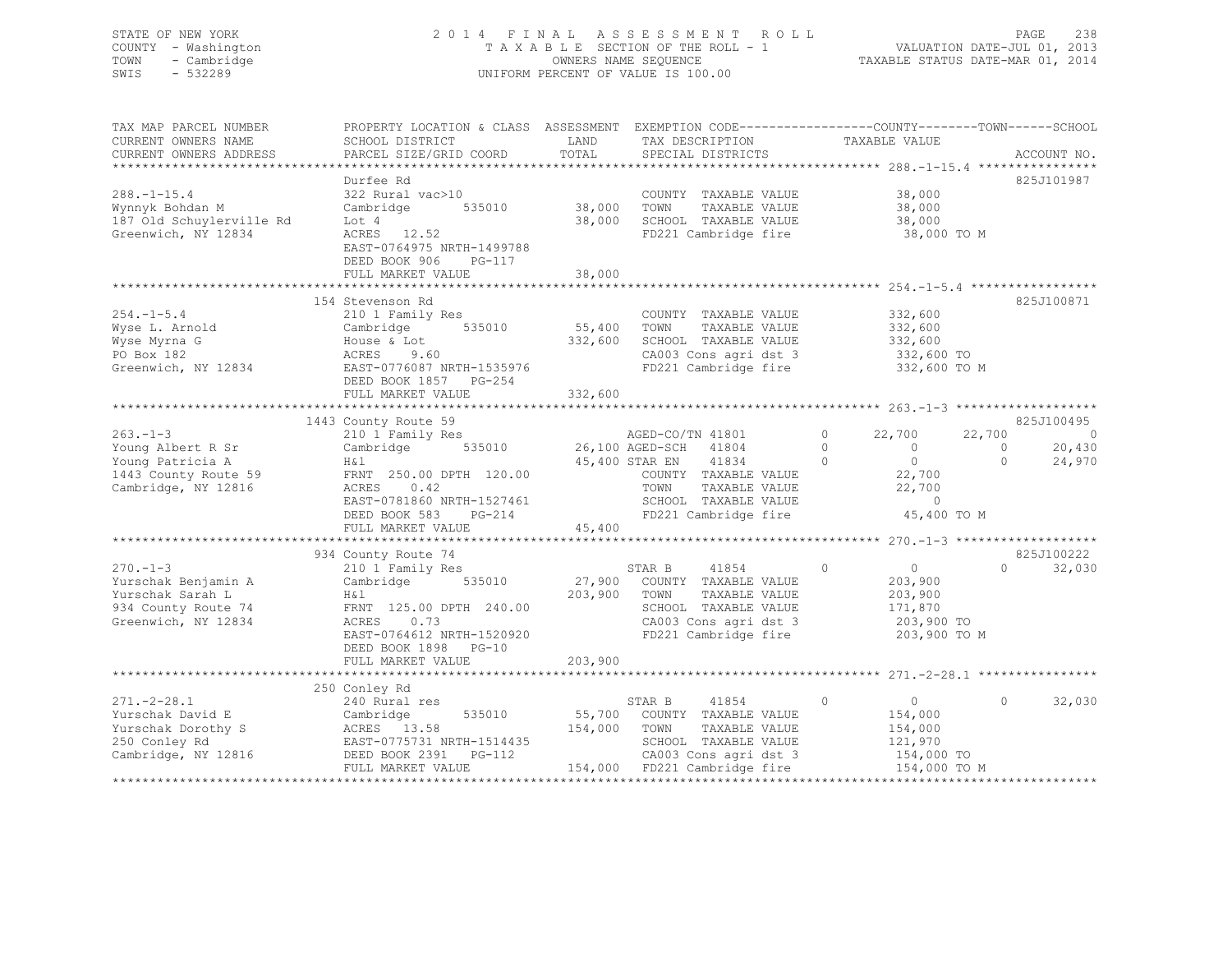STATE OF NEW YORK
COUNTY - Washington
TOWN - Cambridge
SWIS - 532289

2014 FINAL ASSESSMENT ROLL
TAXABLE SECTION OF THE ROLL - 1
OWNERS NAME SEQUENCE
UNIFORM PERCENT OF VALUE IS 100.00

VALUATION DATE-JUL 01, 2013
TAXABLE STATUS DATE-MAR 01, 2014

| TAX MAP PARCEL NUMBER / CURRENT OWNERS NAME / CURRENT OWNERS ADDRESS | PROPERTY LOCATION & CLASS / SCHOOL DISTRICT / PARCEL SIZE/GRID COORD | ASSESSMENT LAND / TOTAL | EXEMPTION CODE / TAX DESCRIPTION / SPECIAL DISTRICTS | | COUNTY TAXABLE VALUE | TOWN | SCHOOL | ACCOUNT NO. |
|---|---|---|---|---|---|---|---|---|
| **288.-1-15.4** | Durfee Rd | | | | | | | 825J101987 |
| 288.-1-15.4 | 322 Rural vac>10 | | COUNTY TAXABLE VALUE | | 38,000 | | | |
| Wynnyk Bohdan M | Cambridge 535010 | 38,000 | TOWN TAXABLE VALUE | | 38,000 | | | |
| 187 Old Schuylerville Rd | Lot 4 | 38,000 | SCHOOL TAXABLE VALUE | | 38,000 | | | |
| Greenwich, NY 12834 | ACRES 12.52 | | FD221 Cambridge fire | | 38,000 TO M | | | |
| | EAST-0764975 NRTH-1499788 | | | | | | | |
| | DEED BOOK 906 PG-117 | | | | | | | |
| | FULL MARKET VALUE | 38,000 | | | | | | |
| **254.-1-5.4** | 154 Stevenson Rd | | | | | | | 825J100871 |
| 254.-1-5.4 | 210 1 Family Res | | COUNTY TAXABLE VALUE | | 332,600 | | | |
| Wyse L. Arnold | Cambridge 535010 | 55,400 | TOWN TAXABLE VALUE | | 332,600 | | | |
| Wyse Myrna G | House & Lot | 332,600 | SCHOOL TAXABLE VALUE | | 332,600 | | | |
| PO Box 182 | ACRES 9.60 | | CA003 Cons agri dst 3 | | 332,600 TO | | | |
| Greenwich, NY 12834 | EAST-0776087 NRTH-1535976 | | FD221 Cambridge fire | | 332,600 TO M | | | |
| | DEED BOOK 1857 PG-254 | | | | | | | |
| | FULL MARKET VALUE | 332,600 | | | | | | |
| **263.-1-3** | 1443 County Route 59 | | | | | | | 825J100495 |
| 263.-1-3 | 210 1 Family Res | | AGED-CO/TN 41801 | 0 | 22,700 | 22,700 | 0 | |
| Young Albert R Sr | Cambridge 535010 | 26,100 | AGED-SCH 41804 | 0 | 0 | 0 | 20,430 | |
| Young Patricia A | H&l | 45,400 | STAR EN 41834 | 0 | 0 | 0 | 24,970 | |
| 1443 County Route 59 | FRNT 250.00 DPTH 120.00 | | COUNTY TAXABLE VALUE | | 22,700 | | | |
| Cambridge, NY 12816 | ACRES 0.42 | | TOWN TAXABLE VALUE | | 22,700 | | | |
| | EAST-0781860 NRTH-1527461 | | SCHOOL TAXABLE VALUE | | 0 | | | |
| | DEED BOOK 583 PG-214 | | FD221 Cambridge fire | | 45,400 TO M | | | |
| | FULL MARKET VALUE | 45,400 | | | | | | |
| **270.-1-3** | 934 County Route 74 | | | | | | | 825J100222 |
| 270.-1-3 | 210 1 Family Res | | STAR B 41854 | 0 | 0 | 0 | 32,030 | |
| Yurschak Benjamin A | Cambridge 535010 | 27,900 | COUNTY TAXABLE VALUE | | 203,900 | | | |
| Yurschak Sarah L | H&l | 203,900 | TOWN TAXABLE VALUE | | 203,900 | | | |
| 934 County Route 74 | FRNT 125.00 DPTH 240.00 | | SCHOOL TAXABLE VALUE | | 171,870 | | | |
| Greenwich, NY 12834 | ACRES 0.73 | | CA003 Cons agri dst 3 | | 203,900 TO | | | |
| | EAST-0764612 NRTH-1520920 | | FD221 Cambridge fire | | 203,900 TO M | | | |
| | DEED BOOK 1898 PG-10 | | | | | | | |
| | FULL MARKET VALUE | 203,900 | | | | | | |
| **271.-2-28.1** | 250 Conley Rd | | | | | | | |
| 271.-2-28.1 | 240 Rural res | | STAR B 41854 | 0 | 0 | 0 | 32,030 | |
| Yurschak David E | Cambridge 535010 | 55,700 | COUNTY TAXABLE VALUE | | 154,000 | | | |
| Yurschak Dorothy S | ACRES 13.58 | 154,000 | TOWN TAXABLE VALUE | | 154,000 | | | |
| 250 Conley Rd | EAST-0775731 NRTH-1514435 | | SCHOOL TAXABLE VALUE | | 121,970 | | | |
| Cambridge, NY 12816 | DEED BOOK 2391 PG-112 | | CA003 Cons agri dst 3 | | 154,000 TO | | | |
| | FULL MARKET VALUE | 154,000 | FD221 Cambridge fire | | 154,000 TO M | | | |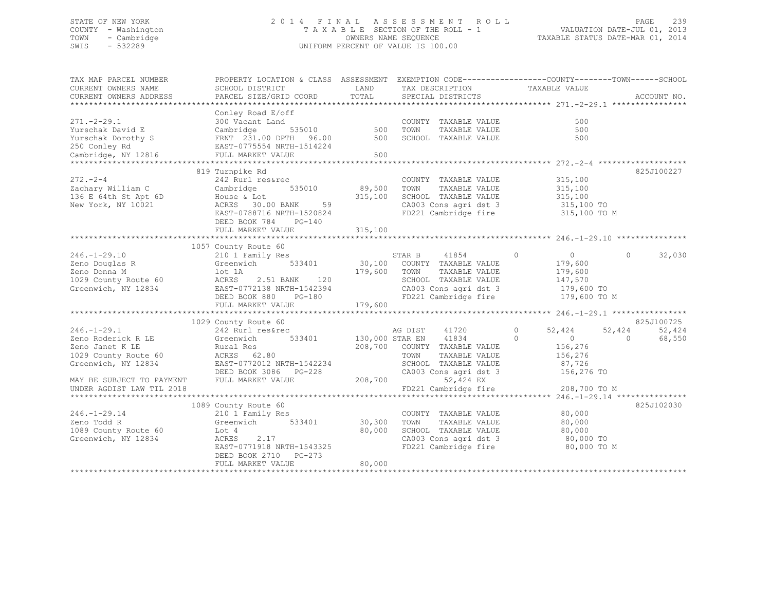STATE OF NEW YORK
COUNTY - Washington
TOWN - Cambridge
SWIS - 532289

2014 FINAL ASSESSMENT ROLL
TAXABLE SECTION OF THE ROLL - 1
OWNERS NAME SEQUENCE
UNIFORM PERCENT OF VALUE IS 100.00

VALUATION DATE-JUL 01, 2013
TAXABLE STATUS DATE-MAR 01, 2014

```
TAX MAP PARCEL NUMBER          PROPERTY LOCATION & CLASS  ASSESSMENT  EXEMPTION CODE-----------------COUNTY--------TOWN------SCHOOL
CURRENT OWNERS NAME            SCHOOL DISTRICT             LAND       TAX DESCRIPTION            TAXABLE VALUE
CURRENT OWNERS ADDRESS         PARCEL SIZE/GRID COORD      TOTAL      SPECIAL DISTRICTS                                   ACCOUNT NO.
******************************************************************************************************* 271.-2-29.1 ****************
                               Conley Road E/off
271.-2-29.1                    300 Vacant Land                        COUNTY  TAXABLE VALUE            500
Yurschak David E               Cambridge      535010          500     TOWN    TAXABLE VALUE            500
Yurschak Dorothy S             FRNT 231.00 DPTH  96.00        500     SCHOOL  TAXABLE VALUE            500
250 Conley Rd                  EAST-0775554 NRTH-1514224
Cambridge, NY 12816            FULL MARKET VALUE              500
******************************************************************************************************* 272.-2-4 *******************
                               819 Turnpike Rd                                                                        825J100227
272.-2-4                       242 Rurl res&rec                       COUNTY  TAXABLE VALUE        315,100
Zachary William C              Cambridge      535010       89,500     TOWN    TAXABLE VALUE        315,100
136 E 64th St Apt 6D           House & Lot                315,100     SCHOOL  TAXABLE VALUE        315,100
New York, NY 10021             ACRES  30.00 BANK     59               CA003 Cons agri dst 3         315,100 TO
                               EAST-0788716 NRTH-1520824              FD221 Cambridge fire          315,100 TO M
                               DEED BOOK 784    PG-140
                               FULL MARKET VALUE          315,100
******************************************************************************************************* 246.-1-29.10 ***************
                               1057 County Route 60
246.-1-29.10                   210 1 Family Res                       STAR B    41854         0          0          0      32,030
Zeno Douglas R                 Greenwich      533401       30,100     COUNTY  TAXABLE VALUE        179,600
Zeno Donna M                   lot 1A                     179,600     TOWN    TAXABLE VALUE        179,600
1029 County Route 60           ACRES   2.51 BANK    120               SCHOOL  TAXABLE VALUE        147,570
Greenwich, NY 12834            EAST-0772138 NRTH-1542394              CA003 Cons agri dst 3         179,600 TO
                               DEED BOOK 880    PG-180                FD221 Cambridge fire          179,600 TO M
                               FULL MARKET VALUE          179,600
******************************************************************************************************* 246.-1-29.1 ****************
                               1029 County Route 60                                                                   825J100725
246.-1-29.1                    242 Rurl res&rec                       AG DIST   41720         0     52,424     52,424     52,424
Zeno Roderick R LE             Greenwich      533401      130,000 STAR EN   41834         0          0          0      68,550
Zeno Janet K LE                Rural Res                  208,700     COUNTY  TAXABLE VALUE        156,276
1029 County Route 60           ACRES  62.80                           TOWN    TAXABLE VALUE        156,276
Greenwich, NY 12834            EAST-0772012 NRTH-1542234              SCHOOL  TAXABLE VALUE         87,726
                               DEED BOOK 3086   PG-228                CA003 Cons agri dst 3         156,276 TO
MAY BE SUBJECT TO PAYMENT      FULL MARKET VALUE          208,700         52,424 EX
UNDER AGDIST LAW TIL 2018                                             FD221 Cambridge fire          208,700 TO M
******************************************************************************************************* 246.-1-29.14 ***************
                               1089 County Route 60                                                                   825J102030
246.-1-29.14                   210 1 Family Res                       COUNTY  TAXABLE VALUE         80,000
Zeno Todd R                    Greenwich      533401       30,300     TOWN    TAXABLE VALUE         80,000
1089 County Route 60           Lot 4                       80,000     SCHOOL  TAXABLE VALUE         80,000
Greenwich, NY 12834            ACRES   2.17                           CA003 Cons agri dst 3          80,000 TO
                               EAST-0771918 NRTH-1543325              FD221 Cambridge fire           80,000 TO M
                               DEED BOOK 2710   PG-273
                               FULL MARKET VALUE           80,000
************************************************************************************************************************************
```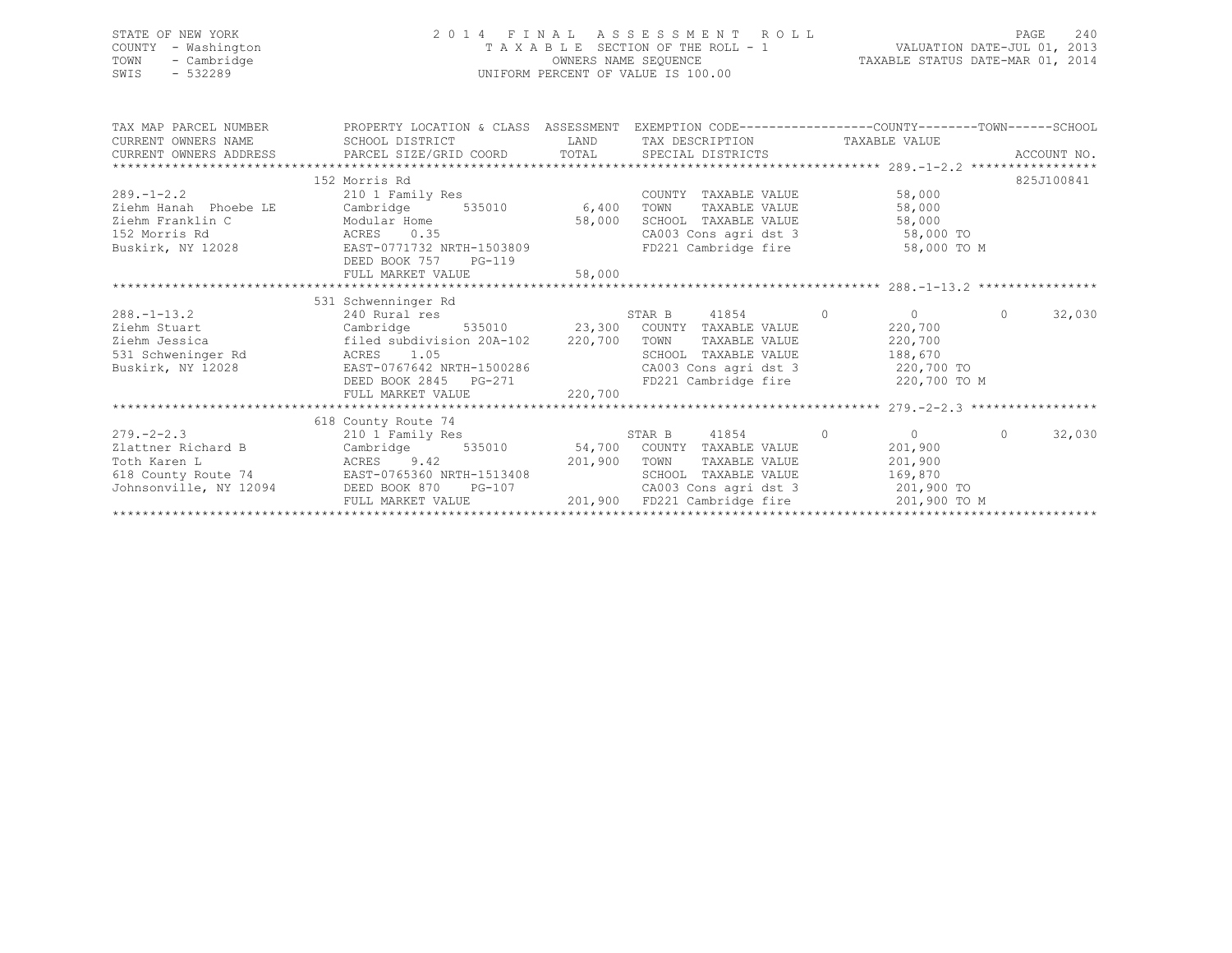STATE OF NEW YORK
COUNTY - Washington
TOWN - Cambridge
SWIS - 532289

2014 FINAL ASSESSMENT ROLL
TAXABLE SECTION OF THE ROLL - 1
OWNERS NAME SEQUENCE
UNIFORM PERCENT OF VALUE IS 100.00

VALUATION DATE-JUL 01, 2013
TAXABLE STATUS DATE-MAR 01, 2014

```
TAX MAP PARCEL NUMBER      PROPERTY LOCATION & CLASS  ASSESSMENT  EXEMPTION CODE-----------------COUNTY--------TOWN------SCHOOL
CURRENT OWNERS NAME        SCHOOL DISTRICT              LAND      TAX DESCRIPTION              TAXABLE VALUE
CURRENT OWNERS ADDRESS     PARCEL SIZE/GRID COORD       TOTAL     SPECIAL DISTRICTS                                   ACCOUNT NO.
*********************************************************************************************** 289.-1-2.2 *****************
                           152 Morris Rd                                                                           825J100841
289.-1-2.2                 210 1 Family Res                        COUNTY  TAXABLE VALUE          58,000
Ziehm Hanah  Phoebe LE     Cambridge      535010        6,400      TOWN    TAXABLE VALUE          58,000
Ziehm Franklin C           Modular Home                58,000      SCHOOL  TAXABLE VALUE          58,000
152 Morris Rd              ACRES    0.35                           CA003 Cons agri dst 3           58,000 TO
Buskirk, NY 12028          EAST-0771732 NRTH-1503809               FD221 Cambridge fire            58,000 TO M
                           DEED BOOK 757    PG-119
                           FULL MARKET VALUE           58,000
*********************************************************************************************** 288.-1-13.2 ****************
                           531 Schwenninger Rd
288.-1-13.2                240 Rural res                           STAR B     41854        0            0           0     32,030
Ziehm Stuart               Cambridge      535010       23,300      COUNTY  TAXABLE VALUE         220,700
Ziehm Jessica              filed subdivision 20A-102  220,700      TOWN    TAXABLE VALUE         220,700
531 Schweninger Rd         ACRES    1.05                           SCHOOL  TAXABLE VALUE         188,670
Buskirk, NY 12028          EAST-0767642 NRTH-1500286               CA003 Cons agri dst 3          220,700 TO
                           DEED BOOK 2845   PG-271                 FD221 Cambridge fire           220,700 TO M
                           FULL MARKET VALUE          220,700
*********************************************************************************************** 279.-2-2.3 *****************
                           618 County Route 74
279.-2-2.3                 210 1 Family Res                        STAR B     41854        0            0           0     32,030
Zlattner Richard B         Cambridge      535010       54,700      COUNTY  TAXABLE VALUE         201,900
Toth Karen L               ACRES    9.42              201,900      TOWN    TAXABLE VALUE         201,900
618 County Route 74        EAST-0765360 NRTH-1513408               SCHOOL  TAXABLE VALUE         169,870
Johnsonville, NY 12094     DEED BOOK 870    PG-107                 CA003 Cons agri dst 3          201,900 TO
                           FULL MARKET VALUE          201,900      FD221 Cambridge fire           201,900 TO M
****************************************************************************************************************************
```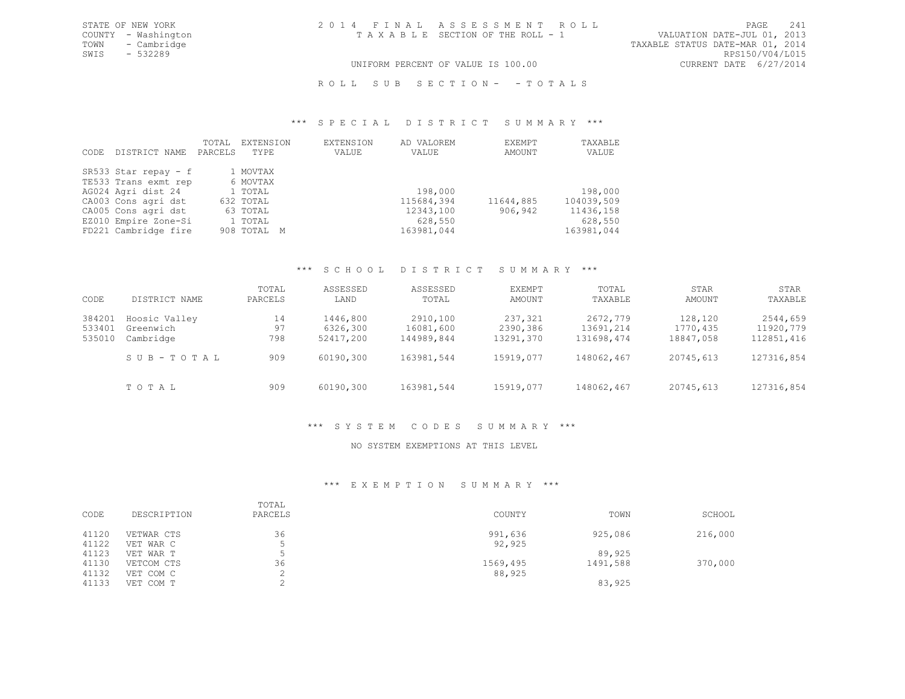STATE OF NEW YORK
COUNTY - Washington
TOWN - Cambridge
SWIS - 532289

2014 FINAL ASSESSMENT ROLL
TAXABLE SECTION OF THE ROLL - 1

VALUATION DATE-JUL 01, 2013
TAXABLE STATUS DATE-MAR 01, 2014
RPS150/V04/L015
CURRENT DATE 6/27/2014

UNIFORM PERCENT OF VALUE IS 100.00

ROLL SUB SECTION- - TOTALS

### *** SPECIAL DISTRICT SUMMARY ***

| CODE | DISTRICT NAME | TOTAL PARCELS | EXTENSION TYPE | EXTENSION VALUE | AD VALOREM VALUE | EXEMPT AMOUNT | TAXABLE VALUE |
|---|---|---|---|---|---|---|---|
| SR533 | Star repay - f | 1 | MOVTAX | | | | |
| TE533 | Trans exmt rep | 6 | MOVTAX | | | | |
| AG024 | Agri dist 24 | 1 | TOTAL | | 198,000 | | 198,000 |
| CA003 | Cons agri dst | 632 | TOTAL | | 115684,394 | 11644,885 | 104039,509 |
| CA005 | Cons agri dst | 63 | TOTAL | | 12343,100 | 906,942 | 11436,158 |
| EZ010 | Empire Zone-Si | 1 | TOTAL | | 628,550 | | 628,550 |
| FD221 | Cambridge fire | 908 | TOTAL M | | 163981,044 | | 163981,044 |

### *** SCHOOL DISTRICT SUMMARY ***

| CODE | DISTRICT NAME | TOTAL PARCELS | ASSESSED LAND | ASSESSED TOTAL | EXEMPT AMOUNT | TOTAL TAXABLE | STAR AMOUNT | STAR TAXABLE |
|---|---|---|---|---|---|---|---|---|
| 384201 | Hoosic Valley | 14 | 1446,800 | 2910,100 | 237,321 | 2672,779 | 128,120 | 2544,659 |
| 533401 | Greenwich | 97 | 6326,300 | 16081,600 | 2390,386 | 13691,214 | 1770,435 | 11920,779 |
| 535010 | Cambridge | 798 | 52417,200 | 144989,844 | 13291,370 | 131698,474 | 18847,058 | 112851,416 |
| | SUB-TOTAL | 909 | 60190,300 | 163981,544 | 15919,077 | 148062,467 | 20745,613 | 127316,854 |
| | TOTAL | 909 | 60190,300 | 163981,544 | 15919,077 | 148062,467 | 20745,613 | 127316,854 |

### *** SYSTEM CODES SUMMARY ***

NO SYSTEM EXEMPTIONS AT THIS LEVEL

### *** EXEMPTION SUMMARY ***

| CODE | DESCRIPTION | TOTAL PARCELS | COUNTY | TOWN | SCHOOL |
|---|---|---|---|---|---|
| 41120 | VETWAR CTS | 36 | 991,636 | 925,086 | 216,000 |
| 41122 | VET WAR C | 5 | 92,925 | | |
| 41123 | VET WAR T | 5 | | 89,925 | |
| 41130 | VETCOM CTS | 36 | 1569,495 | 1491,588 | 370,000 |
| 41132 | VET COM C | 2 | 88,925 | | |
| 41133 | VET COM T | 2 | | 83,925 | |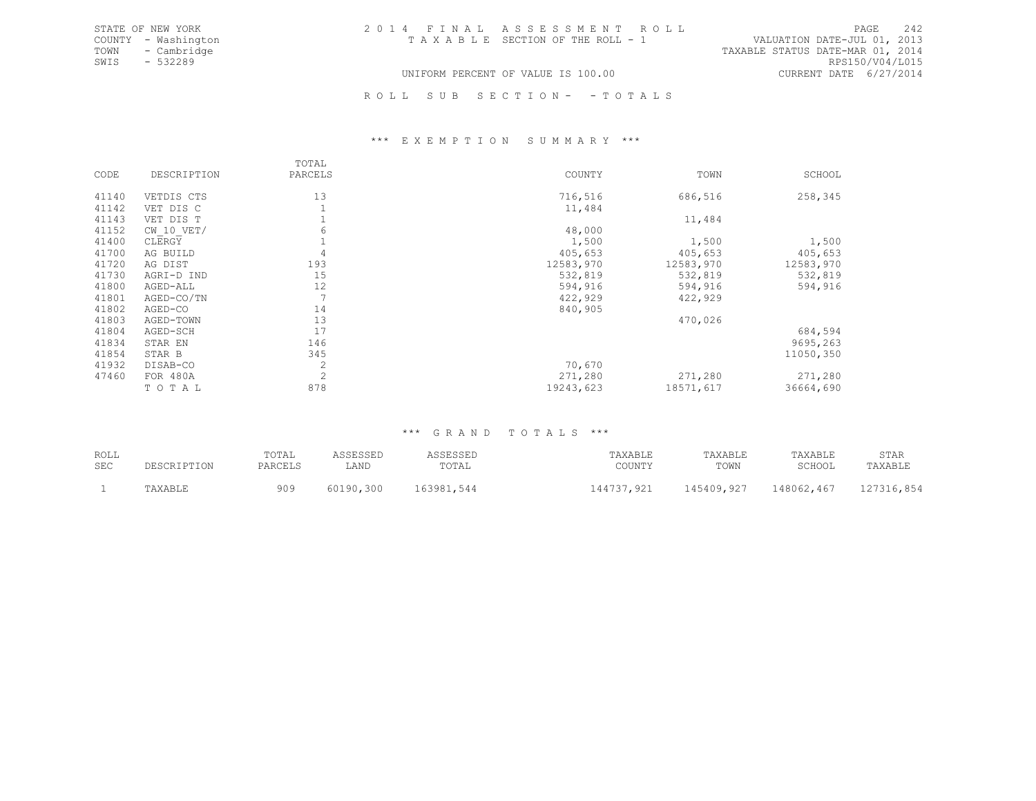STATE OF NEW YORK
COUNTY - Washington
TOWN - Cambridge
SWIS - 532289

2 0 1 4 F I N A L A S S E S S M E N T R O L L
T A X A B L E SECTION OF THE ROLL - 1
UNIFORM PERCENT OF VALUE IS 100.00

VALUATION DATE-JUL 01, 2013
TAXABLE STATUS DATE-MAR 01, 2014
RPS150/V04/L015
CURRENT DATE 6/27/2014

R O L L S U B S E C T I O N - - T O T A L S

*** E X E M P T I O N S U M M A R Y ***

| CODE | DESCRIPTION | TOTAL PARCELS | COUNTY | TOWN | SCHOOL |
|---|---|---|---|---|---|
| 41140 | VETDIS CTS | 13 | 716,516 | 686,516 | 258,345 |
| 41142 | VET DIS C | 1 | 11,484 | | |
| 41143 | VET DIS T | 1 | | 11,484 | |
| 41152 | CW_10_VET/ | 6 | 48,000 | | |
| 41400 | CLERGY | 1 | 1,500 | 1,500 | 1,500 |
| 41700 | AG BUILD | 4 | 405,653 | 405,653 | 405,653 |
| 41720 | AG DIST | 193 | 12583,970 | 12583,970 | 12583,970 |
| 41730 | AGRI-D IND | 15 | 532,819 | 532,819 | 532,819 |
| 41800 | AGED-ALL | 12 | 594,916 | 594,916 | 594,916 |
| 41801 | AGED-CO/TN | 7 | 422,929 | 422,929 | |
| 41802 | AGED-CO | 14 | 840,905 | | |
| 41803 | AGED-TOWN | 13 | | 470,026 | |
| 41804 | AGED-SCH | 17 | | | 684,594 |
| 41834 | STAR EN | 146 | | | 9695,263 |
| 41854 | STAR B | 345 | | | 11050,350 |
| 41932 | DISAB-CO | 2 | 70,670 | | |
| 47460 | FOR 480A | 2 | 271,280 | 271,280 | 271,280 |
| | T O T A L | 878 | 19243,623 | 18571,617 | 36664,690 |

*** G R A N D T O T A L S ***

| ROLL SEC | DESCRIPTION | TOTAL PARCELS | ASSESSED LAND | ASSESSED TOTAL | TAXABLE COUNTY | TAXABLE TOWN | TAXABLE SCHOOL | STAR TAXABLE |
|---|---|---|---|---|---|---|---|---|
| 1 | TAXABLE | 909 | 60190,300 | 163981,544 | 144737,921 | 145409,927 | 148062,467 | 127316,854 |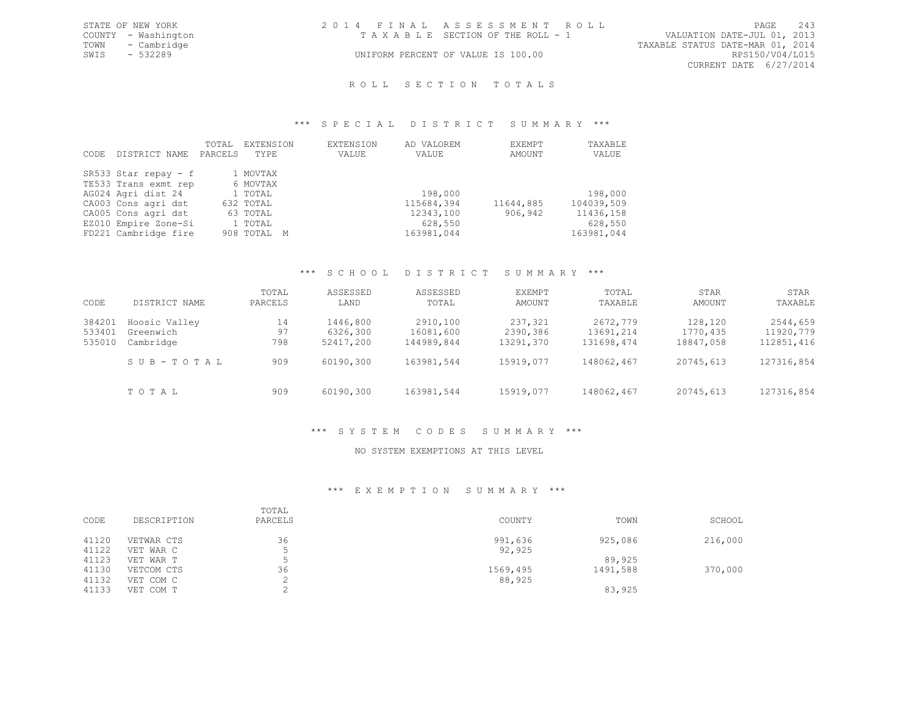STATE OF NEW YORK
COUNTY - Washington
TOWN - Cambridge
SWIS - 532289

2014 FINAL ASSESSMENT ROLL
TAXABLE SECTION OF THE ROLL - 1
UNIFORM PERCENT OF VALUE IS 100.00

VALUATION DATE-JUL 01, 2013
TAXABLE STATUS DATE-MAR 01, 2014
RPS150/V04/L015
CURRENT DATE 6/27/2014

## ROLL SECTION TOTALS

### *** SPECIAL DISTRICT SUMMARY ***

| CODE | DISTRICT NAME | TOTAL PARCELS | EXTENSION TYPE | EXTENSION VALUE | AD VALOREM VALUE | EXEMPT AMOUNT | TAXABLE VALUE |
|---|---|---|---|---|---|---|---|
| SR533 | Star repay - f | 1 | MOVTAX | | | | |
| TE533 | Trans exmt rep | 6 | MOVTAX | | | | |
| AG024 | Agri dist 24 | 1 | TOTAL | | 198,000 | | 198,000 |
| CA003 | Cons agri dst | 632 | TOTAL | | 115684,394 | 11644,885 | 104039,509 |
| CA005 | Cons agri dst | 63 | TOTAL | | 12343,100 | 906,942 | 11436,158 |
| EZ010 | Empire Zone-Si | 1 | TOTAL | | 628,550 | | 628,550 |
| FD221 | Cambridge fire | 908 | TOTAL M | | 163981,044 | | 163981,044 |

### *** SCHOOL DISTRICT SUMMARY ***

| CODE | DISTRICT NAME | TOTAL PARCELS | ASSESSED LAND | ASSESSED TOTAL | EXEMPT AMOUNT | TOTAL TAXABLE | STAR AMOUNT | STAR TAXABLE |
|---|---|---|---|---|---|---|---|---|
| 384201 | Hoosic Valley | 14 | 1446,800 | 2910,100 | 237,321 | 2672,779 | 128,120 | 2544,659 |
| 533401 | Greenwich | 97 | 6326,300 | 16081,600 | 2390,386 | 13691,214 | 1770,435 | 11920,779 |
| 535010 | Cambridge | 798 | 52417,200 | 144989,844 | 13291,370 | 131698,474 | 18847,058 | 112851,416 |
| | SUB-TOTAL | 909 | 60190,300 | 163981,544 | 15919,077 | 148062,467 | 20745,613 | 127316,854 |
| | TOTAL | 909 | 60190,300 | 163981,544 | 15919,077 | 148062,467 | 20745,613 | 127316,854 |

### *** SYSTEM CODES SUMMARY ***

NO SYSTEM EXEMPTIONS AT THIS LEVEL

### *** EXEMPTION SUMMARY ***

| CODE | DESCRIPTION | TOTAL PARCELS | COUNTY | TOWN | SCHOOL |
|---|---|---|---|---|---|
| 41120 | VETWAR CTS | 36 | 991,636 | 925,086 | 216,000 |
| 41122 | VET WAR C | 5 | 92,925 | | |
| 41123 | VET WAR T | 5 | | 89,925 | |
| 41130 | VETCOM CTS | 36 | 1569,495 | 1491,588 | 370,000 |
| 41132 | VET COM C | 2 | 88,925 | | |
| 41133 | VET COM T | 2 | | 83,925 | |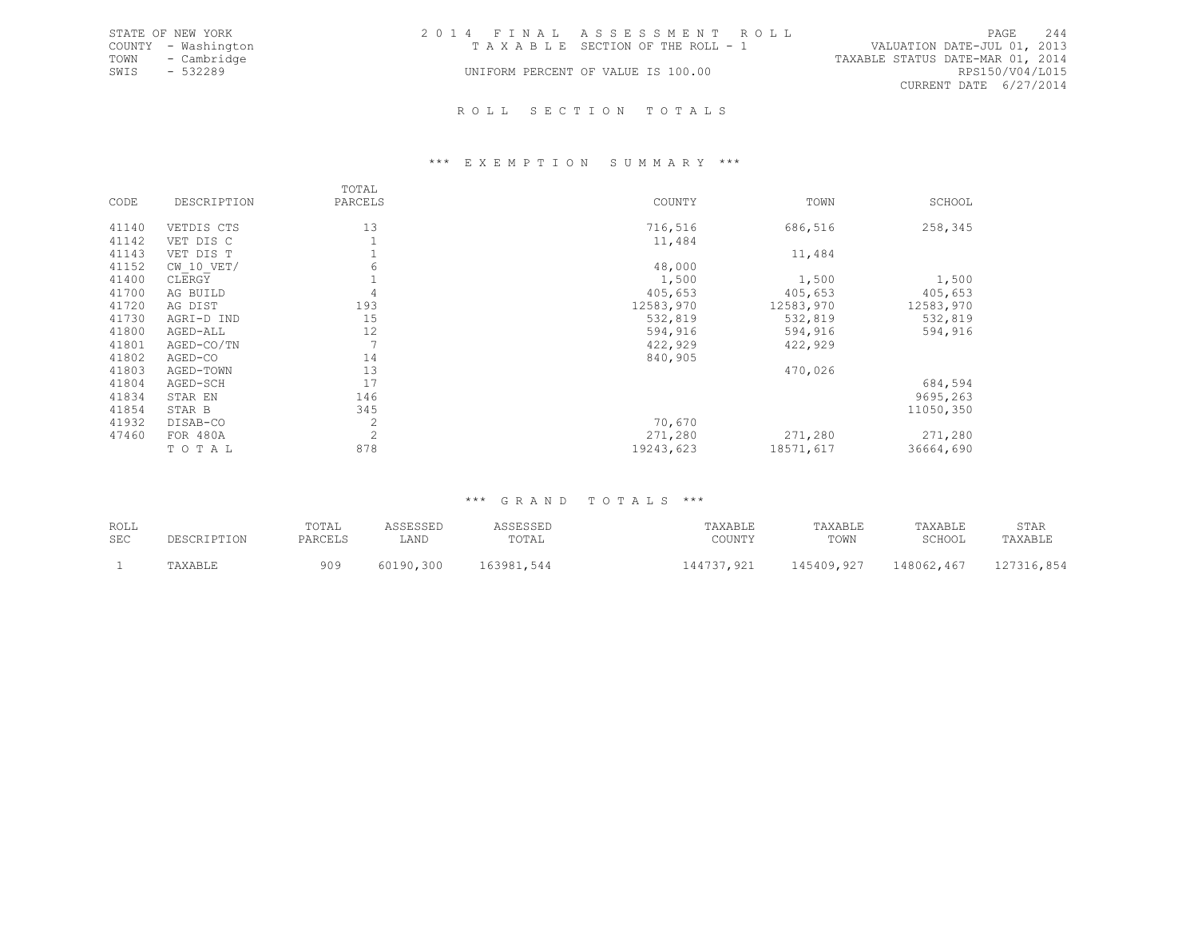STATE OF NEW YORK
COUNTY - Washington
TOWN - Cambridge
SWIS - 532289

2 0 1 4 F I N A L A S S E S S M E N T R O L L
T A X A B L E SECTION OF THE ROLL - 1
UNIFORM PERCENT OF VALUE IS 100.00

VALUATION DATE-JUL 01, 2013
TAXABLE STATUS DATE-MAR 01, 2014
RPS150/V04/L015
CURRENT DATE 6/27/2014

## R O L L S E C T I O N T O T A L S

### *** E X E M P T I O N S U M M A R Y ***

| CODE | DESCRIPTION | TOTAL PARCELS | COUNTY | TOWN | SCHOOL |
|---|---|---|---|---|---|
| 41140 | VETDIS CTS | 13 | 716,516 | 686,516 | 258,345 |
| 41142 | VET DIS C | 1 | 11,484 | | |
| 41143 | VET DIS T | 1 | | 11,484 | |
| 41152 | CW_10_VET/ | 6 | 48,000 | | |
| 41400 | CLERGY | 1 | 1,500 | 1,500 | 1,500 |
| 41700 | AG BUILD | 4 | 405,653 | 405,653 | 405,653 |
| 41720 | AG DIST | 193 | 12583,970 | 12583,970 | 12583,970 |
| 41730 | AGRI-D IND | 15 | 532,819 | 532,819 | 532,819 |
| 41800 | AGED-ALL | 12 | 594,916 | 594,916 | 594,916 |
| 41801 | AGED-CO/TN | 7 | 422,929 | 422,929 | |
| 41802 | AGED-CO | 14 | 840,905 | | |
| 41803 | AGED-TOWN | 13 | | 470,026 | |
| 41804 | AGED-SCH | 17 | | | 684,594 |
| 41834 | STAR EN | 146 | | | 9695,263 |
| 41854 | STAR B | 345 | | | 11050,350 |
| 41932 | DISAB-CO | 2 | 70,670 | | |
| 47460 | FOR 480A | 2 | 271,280 | 271,280 | 271,280 |
| | T O T A L | 878 | 19243,623 | 18571,617 | 36664,690 |

### *** G R A N D T O T A L S ***

| ROLL SEC | DESCRIPTION | TOTAL PARCELS | ASSESSED LAND | ASSESSED TOTAL | TAXABLE COUNTY | TAXABLE TOWN | TAXABLE SCHOOL | STAR TAXABLE |
|---|---|---|---|---|---|---|---|---|
| 1 | TAXABLE | 909 | 60190,300 | 163981,544 | 144737,921 | 145409,927 | 148062,467 | 127316,854 |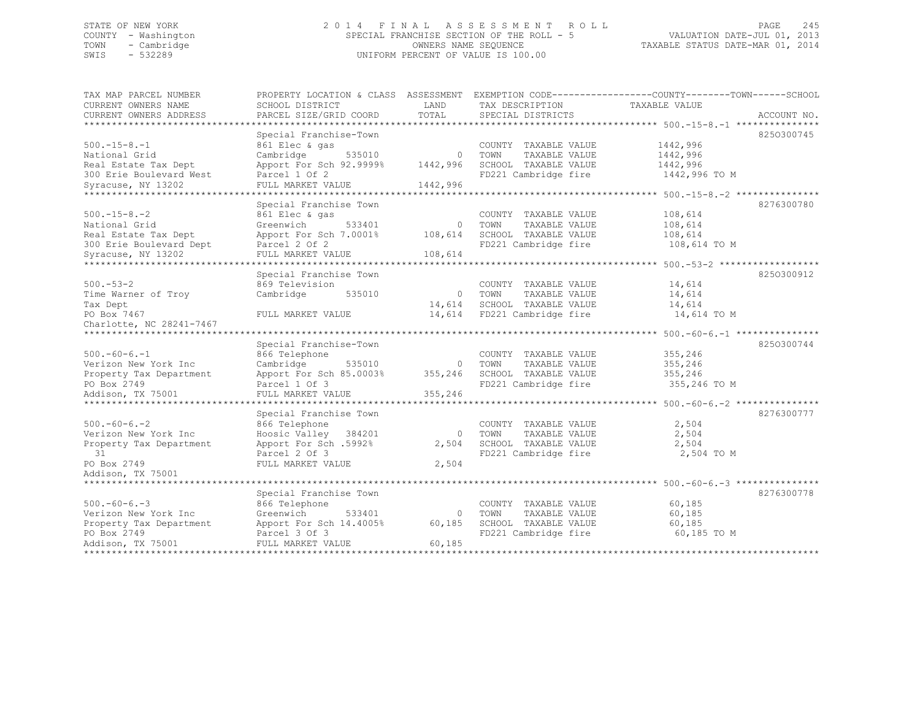STATE OF NEW YORK
COUNTY - Washington
TOWN - Cambridge
SWIS - 532289

# 2014 FINAL ASSESSMENT ROLL

SPECIAL FRANCHISE SECTION OF THE ROLL - 5
OWNERS NAME SEQUENCE
UNIFORM PERCENT OF VALUE IS 100.00

VALUATION DATE-JUL 01, 2013
TAXABLE STATUS DATE-MAR 01, 2014

| TAX MAP PARCEL NUMBER / CURRENT OWNERS NAME / CURRENT OWNERS ADDRESS | PROPERTY LOCATION & CLASS / SCHOOL DISTRICT / PARCEL SIZE/GRID COORD | ASSESSMENT LAND / TOTAL | EXEMPTION CODE / TAX DESCRIPTION / SPECIAL DISTRICTS | COUNTY--TOWN--SCHOOL TAXABLE VALUE | ACCOUNT NO. |
|---|---|---|---|---|---|
| 500.-15-8.-1 | Special Franchise-Town | | | | 8250300745 |
| National Grid | 861 Elec & gas | | COUNTY TAXABLE VALUE | 1442,996 | |
| Real Estate Tax Dept | Cambridge 535010 | 0 | TOWN TAXABLE VALUE | 1442,996 | |
| 300 Erie Boulevard West | Apport For Sch 92.9999% | 1442,996 | SCHOOL TAXABLE VALUE | 1442,996 | |
| Syracuse, NY 13202 | Parcel 1 Of 2 | | FD221 Cambridge fire | 1442,996 TO M | |
| | FULL MARKET VALUE | 1442,996 | | | |
| 500.-15-8.-2 | Special Franchise Town | | | | 8276300780 |
| National Grid | 861 Elec & gas | | COUNTY TAXABLE VALUE | 108,614 | |
| Real Estate Tax Dept | Greenwich 533401 | 0 | TOWN TAXABLE VALUE | 108,614 | |
| 300 Erie Boulevard Dept | Apport For Sch 7.0001% | 108,614 | SCHOOL TAXABLE VALUE | 108,614 | |
| Syracuse, NY 13202 | Parcel 2 Of 2 | | FD221 Cambridge fire | 108,614 TO M | |
| | FULL MARKET VALUE | 108,614 | | | |
| 500.-53-2 | Special Franchise Town | | | | 8250300912 |
| Time Warner of Troy | 869 Television | | COUNTY TAXABLE VALUE | 14,614 | |
| Tax Dept | Cambridge 535010 | 0 | TOWN TAXABLE VALUE | 14,614 | |
| PO Box 7467 | | 14,614 | SCHOOL TAXABLE VALUE | 14,614 | |
| Charlotte, NC 28241-7467 | FULL MARKET VALUE | 14,614 | FD221 Cambridge fire | 14,614 TO M | |
| 500.-60-6.-1 | Special Franchise-Town | | | | 8250300744 |
| Verizon New York Inc | 866 Telephone | | COUNTY TAXABLE VALUE | 355,246 | |
| Property Tax Department | Cambridge 535010 | 0 | TOWN TAXABLE VALUE | 355,246 | |
| PO Box 2749 | Apport For Sch 85.0003% | 355,246 | SCHOOL TAXABLE VALUE | 355,246 | |
| Addison, TX 75001 | Parcel 1 Of 3 | | FD221 Cambridge fire | 355,246 TO M | |
| | FULL MARKET VALUE | 355,246 | | | |
| 500.-60-6.-2 | Special Franchise Town | | | | 8276300777 |
| Verizon New York Inc | 866 Telephone | | COUNTY TAXABLE VALUE | 2,504 | |
| Property Tax Department | Hoosic Valley 384201 | 0 | TOWN TAXABLE VALUE | 2,504 | |
| 31 | Apport For Sch .5992% | 2,504 | SCHOOL TAXABLE VALUE | 2,504 | |
| PO Box 2749 | Parcel 2 Of 3 | | FD221 Cambridge fire | 2,504 TO M | |
| Addison, TX 75001 | FULL MARKET VALUE | 2,504 | | | |
| 500.-60-6.-3 | Special Franchise Town | | | | 8276300778 |
| Verizon New York Inc | 866 Telephone | | COUNTY TAXABLE VALUE | 60,185 | |
| Property Tax Department | Greenwich 533401 | 0 | TOWN TAXABLE VALUE | 60,185 | |
| PO Box 2749 | Apport For Sch 14.4005% | 60,185 | SCHOOL TAXABLE VALUE | 60,185 | |
| Addison, TX 75001 | Parcel 3 Of 3 | | FD221 Cambridge fire | 60,185 TO M | |
| | FULL MARKET VALUE | 60,185 | | | |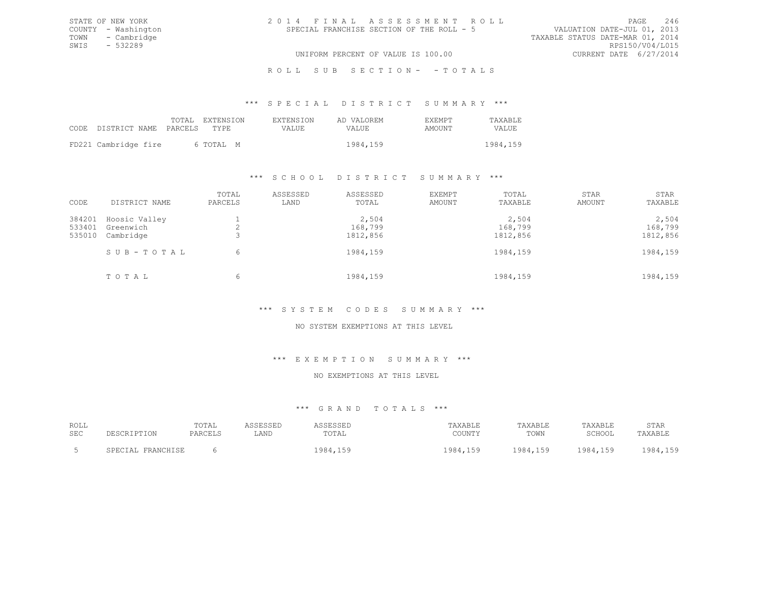STATE OF NEW YORK
COUNTY - Washington
TOWN - Cambridge
SWIS - 532289

2014 FINAL ASSESSMENT ROLL
SPECIAL FRANCHISE SECTION OF THE ROLL - 5

VALUATION DATE-JUL 01, 2013
TAXABLE STATUS DATE-MAR 01, 2014
RPS150/V04/L015
CURRENT DATE 6/27/2014

UNIFORM PERCENT OF VALUE IS 100.00

ROLL SUB SECTION- - TOTALS

### *** SPECIAL DISTRICT SUMMARY ***

| CODE DISTRICT NAME | TOTAL PARCELS | EXTENSION TYPE | EXTENSION VALUE | AD VALOREM VALUE | EXEMPT AMOUNT | TAXABLE VALUE |
|---|---|---|---|---|---|---|
| FD221 Cambridge fire | 6 | TOTAL M | | 1984,159 | | 1984,159 |

### *** SCHOOL DISTRICT SUMMARY ***

| CODE | DISTRICT NAME | TOTAL PARCELS | ASSESSED LAND | ASSESSED TOTAL | EXEMPT AMOUNT | TOTAL TAXABLE | STAR AMOUNT | STAR TAXABLE |
|---|---|---|---|---|---|---|---|---|
| 384201 | Hoosic Valley | 1 | | 2,504 | | 2,504 | | 2,504 |
| 533401 | Greenwich | 2 | | 168,799 | | 168,799 | | 168,799 |
| 535010 | Cambridge | 3 | | 1812,856 | | 1812,856 | | 1812,856 |
| | SUB-TOTAL | 6 | | 1984,159 | | 1984,159 | | 1984,159 |
| | TOTAL | 6 | | 1984,159 | | 1984,159 | | 1984,159 |

### *** SYSTEM CODES SUMMARY ***

NO SYSTEM EXEMPTIONS AT THIS LEVEL

### *** EXEMPTION SUMMARY ***

NO EXEMPTIONS AT THIS LEVEL

### *** GRAND TOTALS ***

| ROLL SEC | DESCRIPTION | TOTAL PARCELS | ASSESSED LAND | ASSESSED TOTAL | TAXABLE COUNTY | TAXABLE TOWN | TAXABLE SCHOOL | STAR TAXABLE |
|---|---|---|---|---|---|---|---|---|
| 5 | SPECIAL FRANCHISE | 6 | | 1984,159 | 1984,159 | 1984,159 | 1984,159 | 1984,159 |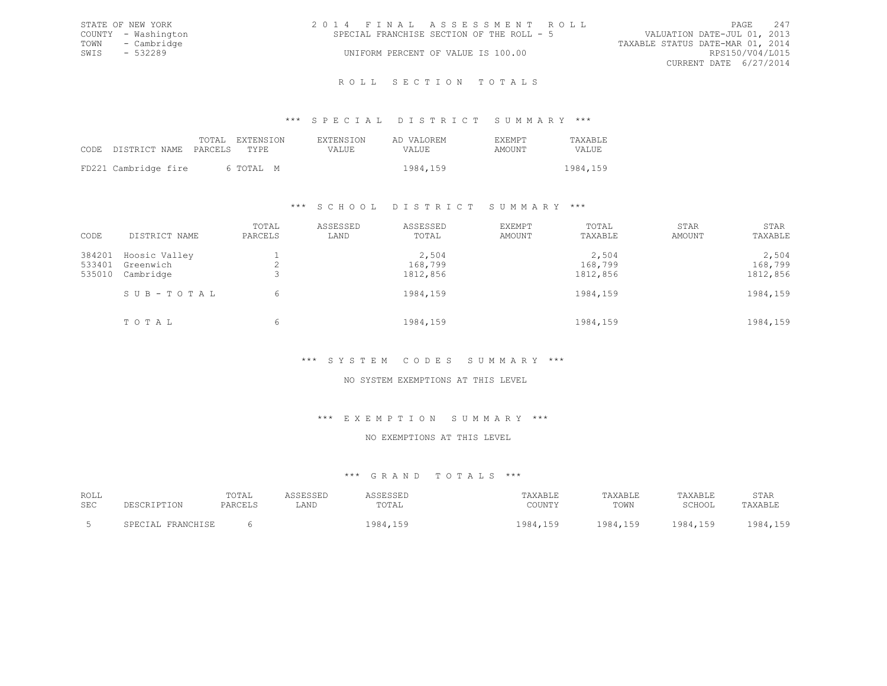STATE OF NEW YORK
COUNTY - Washington
TOWN - Cambridge
SWIS - 532289

2014 FINAL ASSESSMENT ROLL
SPECIAL FRANCHISE SECTION OF THE ROLL - 5
UNIFORM PERCENT OF VALUE IS 100.00

VALUATION DATE-JUL 01, 2013
TAXABLE STATUS DATE-MAR 01, 2014
RPS150/V04/L015
CURRENT DATE 6/27/2014

## ROLL SECTION TOTALS

### *** SPECIAL DISTRICT SUMMARY ***

| CODE | DISTRICT NAME | TOTAL PARCELS | EXTENSION TYPE | EXTENSION VALUE | AD VALOREM VALUE | EXEMPT AMOUNT | TAXABLE VALUE |
|---|---|---|---|---|---|---|---|
| FD221 | Cambridge fire | 6 | TOTAL M | | 1984,159 | | 1984,159 |

### *** SCHOOL DISTRICT SUMMARY ***

| CODE | DISTRICT NAME | TOTAL PARCELS | ASSESSED LAND | ASSESSED TOTAL | EXEMPT AMOUNT | TOTAL TAXABLE | STAR AMOUNT | STAR TAXABLE |
|---|---|---|---|---|---|---|---|---|
| 384201 | Hoosic Valley | 1 | | 2,504 | | 2,504 | | 2,504 |
| 533401 | Greenwich | 2 | | 168,799 | | 168,799 | | 168,799 |
| 535010 | Cambridge | 3 | | 1812,856 | | 1812,856 | | 1812,856 |
| | SUB-TOTAL | 6 | | 1984,159 | | 1984,159 | | 1984,159 |
| | TOTAL | 6 | | 1984,159 | | 1984,159 | | 1984,159 |

### *** SYSTEM CODES SUMMARY ***

NO SYSTEM EXEMPTIONS AT THIS LEVEL

### *** EXEMPTION SUMMARY ***

NO EXEMPTIONS AT THIS LEVEL

### *** GRAND TOTALS ***

| ROLL SEC | DESCRIPTION | TOTAL PARCELS | ASSESSED LAND | ASSESSED TOTAL | TAXABLE COUNTY | TAXABLE TOWN | TAXABLE SCHOOL | STAR TAXABLE |
|---|---|---|---|---|---|---|---|---|
| 5 | SPECIAL FRANCHISE | 6 | | 1984,159 | 1984,159 | 1984,159 | 1984,159 | 1984,159 |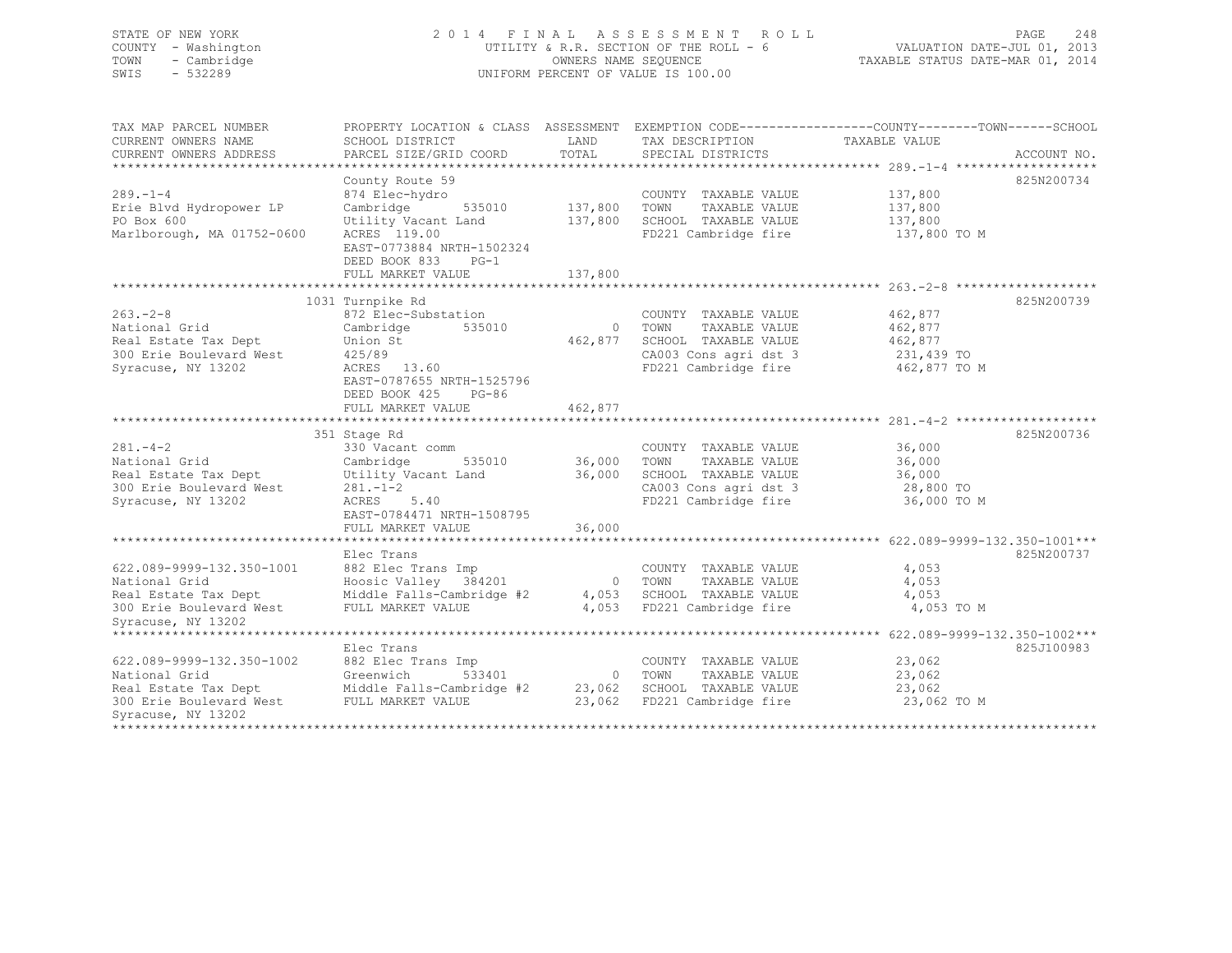STATE OF NEW YORK
COUNTY - Washington
TOWN - Cambridge
SWIS - 532289

2014 FINAL ASSESSMENT ROLL
UTILITY & R.R. SECTION OF THE ROLL - 6
OWNERS NAME SEQUENCE
UNIFORM PERCENT OF VALUE IS 100.00

VALUATION DATE-JUL 01, 2013
TAXABLE STATUS DATE-MAR 01, 2014

| TAX MAP PARCEL NUMBER / CURRENT OWNERS NAME / CURRENT OWNERS ADDRESS | PROPERTY LOCATION & CLASS / SCHOOL DISTRICT / PARCEL SIZE/GRID COORD | ASSESSMENT LAND / TOTAL | EXEMPTION CODE / TAX DESCRIPTION / SPECIAL DISTRICTS | TAXABLE VALUE (COUNTY / TOWN / SCHOOL) | ACCOUNT NO. |
|---|---|---|---|---|---|
| 289.-1-4 | County Route 59 | | | | 825N200734 |
| | 874 Elec-hydro | | COUNTY TAXABLE VALUE | 137,800 | |
| Erie Blvd Hydropower LP | Cambridge 535010 | 137,800 | TOWN TAXABLE VALUE | 137,800 | |
| PO Box 600 | Utility Vacant Land | 137,800 | SCHOOL TAXABLE VALUE | 137,800 | |
| Marlborough, MA 01752-0600 | ACRES 119.00 | | FD221 Cambridge fire | 137,800 TO M | |
| | EAST-0773884 NRTH-1502324 | | | | |
| | DEED BOOK 833 PG-1 | | | | |
| | FULL MARKET VALUE | 137,800 | | | |
| 263.-2-8 | 1031 Turnpike Rd | | | | 825N200739 |
| | 872 Elec-Substation | | COUNTY TAXABLE VALUE | 462,877 | |
| National Grid | Cambridge 535010 | 0 | TOWN TAXABLE VALUE | 462,877 | |
| Real Estate Tax Dept | Union St | 462,877 | SCHOOL TAXABLE VALUE | 462,877 | |
| 300 Erie Boulevard West | 425/89 | | CA003 Cons agri dst 3 | 231,439 TO | |
| Syracuse, NY 13202 | ACRES 13.60 | | FD221 Cambridge fire | 462,877 TO M | |
| | EAST-0787655 NRTH-1525796 | | | | |
| | DEED BOOK 425 PG-86 | | | | |
| | FULL MARKET VALUE | 462,877 | | | |
| 281.-4-2 | 351 Stage Rd | | | | 825N200736 |
| | 330 Vacant comm | | COUNTY TAXABLE VALUE | 36,000 | |
| National Grid | Cambridge 535010 | 36,000 | TOWN TAXABLE VALUE | 36,000 | |
| Real Estate Tax Dept | Utility Vacant Land | 36,000 | SCHOOL TAXABLE VALUE | 36,000 | |
| 300 Erie Boulevard West | 281.-1-2 | | CA003 Cons agri dst 3 | 28,800 TO | |
| Syracuse, NY 13202 | ACRES 5.40 | | FD221 Cambridge fire | 36,000 TO M | |
| | EAST-0784471 NRTH-1508795 | | | | |
| | FULL MARKET VALUE | 36,000 | | | |
| 622.089-9999-132.350-1001 | Elec Trans | | | | 825N200737 |
| | 882 Elec Trans Imp | | COUNTY TAXABLE VALUE | 4,053 | |
| National Grid | Hoosic Valley 384201 | 0 | TOWN TAXABLE VALUE | 4,053 | |
| Real Estate Tax Dept | Middle Falls-Cambridge #2 | 4,053 | SCHOOL TAXABLE VALUE | 4,053 | |
| 300 Erie Boulevard West | FULL MARKET VALUE | 4,053 | FD221 Cambridge fire | 4,053 TO M | |
| Syracuse, NY 13202 | | | | | |
| 622.089-9999-132.350-1002 | Elec Trans | | | | 825J100983 |
| | 882 Elec Trans Imp | | COUNTY TAXABLE VALUE | 23,062 | |
| National Grid | Greenwich 533401 | 0 | TOWN TAXABLE VALUE | 23,062 | |
| Real Estate Tax Dept | Middle Falls-Cambridge #2 | 23,062 | SCHOOL TAXABLE VALUE | 23,062 | |
| 300 Erie Boulevard West | FULL MARKET VALUE | 23,062 | FD221 Cambridge fire | 23,062 TO M | |
| Syracuse, NY 13202 | | | | | |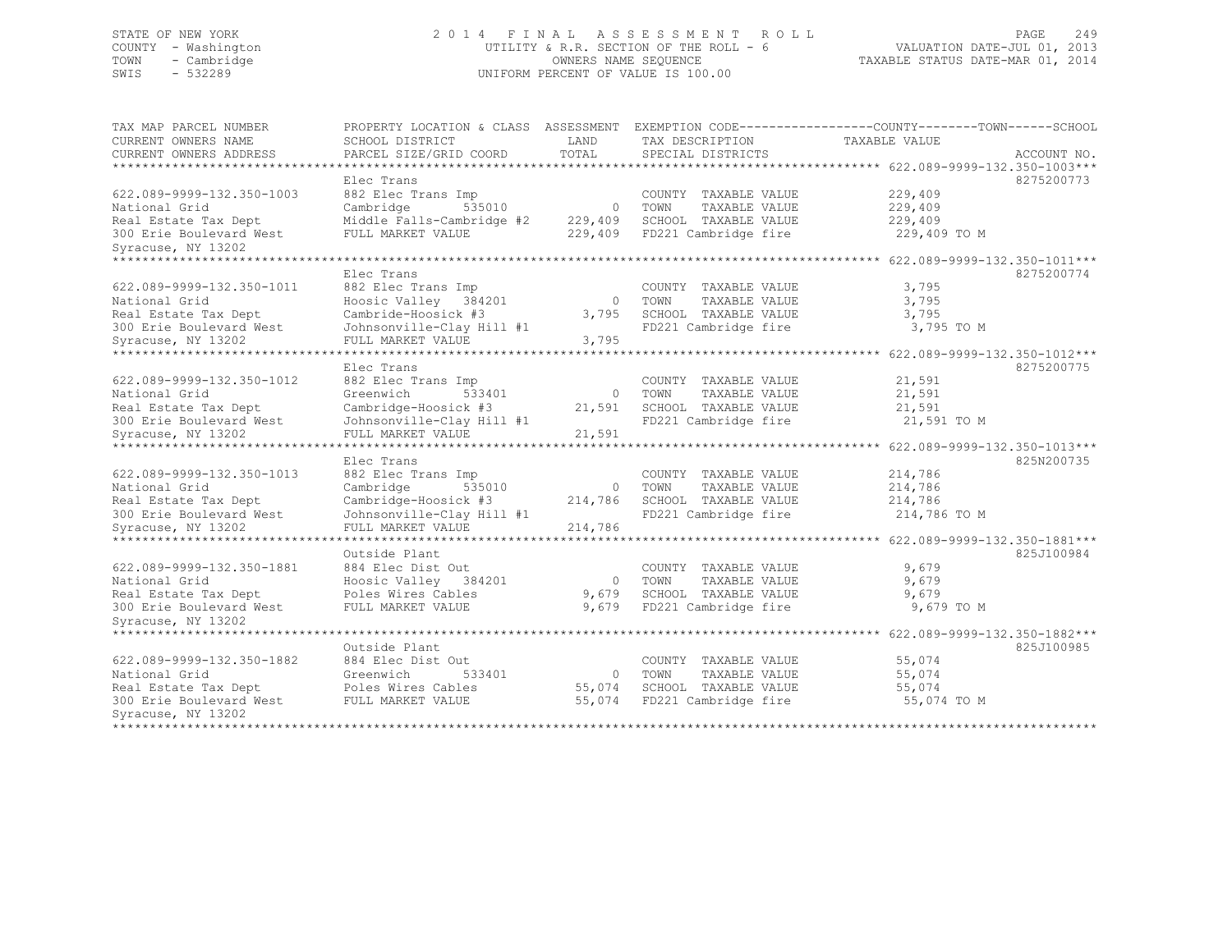STATE OF NEW YORK
COUNTY - Washington
TOWN - Cambridge
SWIS - 532289

2014 FINAL ASSESSMENT ROLL
UTILITY & R.R. SECTION OF THE ROLL - 6
OWNERS NAME SEQUENCE
UNIFORM PERCENT OF VALUE IS 100.00

PAGE 249
VALUATION DATE-JUL 01, 2013
TAXABLE STATUS DATE-MAR 01, 2014

| TAX MAP PARCEL NUMBER / CURRENT OWNERS NAME / CURRENT OWNERS ADDRESS | PROPERTY LOCATION & CLASS / SCHOOL DISTRICT / PARCEL SIZE/GRID COORD | ASSESSMENT LAND / TOTAL | EXEMPTION CODE / TAX DESCRIPTION / SPECIAL DISTRICTS | COUNTY--------TOWN------SCHOOL TAXABLE VALUE | ACCOUNT NO. |
|---|---|---|---|---|---|
| 622.089-9999-132.350-1003 | Elec Trans | | | | 8275200773 |
| National Grid | 882 Elec Trans Imp | | COUNTY TAXABLE VALUE | 229,409 | |
| Real Estate Tax Dept | Cambridge 535010 | 0 | TOWN TAXABLE VALUE | 229,409 | |
| 300 Erie Boulevard West | Middle Falls-Cambridge #2 | 229,409 | SCHOOL TAXABLE VALUE | 229,409 | |
| Syracuse, NY 13202 | FULL MARKET VALUE | 229,409 | FD221 Cambridge fire | 229,409 TO M | |
| 622.089-9999-132.350-1011 | Elec Trans | | | | 8275200774 |
| National Grid | 882 Elec Trans Imp | | COUNTY TAXABLE VALUE | 3,795 | |
| Real Estate Tax Dept | Hoosic Valley 384201 | 0 | TOWN TAXABLE VALUE | 3,795 | |
| 300 Erie Boulevard West | Cambride-Hoosick #3 | 3,795 | SCHOOL TAXABLE VALUE | 3,795 | |
| Syracuse, NY 13202 | Johnsonville-Clay Hill #1 | | FD221 Cambridge fire | 3,795 TO M | |
| | FULL MARKET VALUE | 3,795 | | | |
| 622.089-9999-132.350-1012 | Elec Trans | | | | 8275200775 |
| National Grid | 882 Elec Trans Imp | | COUNTY TAXABLE VALUE | 21,591 | |
| Real Estate Tax Dept | Greenwich 533401 | 0 | TOWN TAXABLE VALUE | 21,591 | |
| 300 Erie Boulevard West | Cambridge-Hoosick #3 | 21,591 | SCHOOL TAXABLE VALUE | 21,591 | |
| Syracuse, NY 13202 | Johnsonville-Clay Hill #1 | | FD221 Cambridge fire | 21,591 TO M | |
| | FULL MARKET VALUE | 21,591 | | | |
| 622.089-9999-132.350-1013 | Elec Trans | | | | 825N200735 |
| National Grid | 882 Elec Trans Imp | | COUNTY TAXABLE VALUE | 214,786 | |
| Real Estate Tax Dept | Cambridge 535010 | 0 | TOWN TAXABLE VALUE | 214,786 | |
| 300 Erie Boulevard West | Cambridge-Hoosick #3 | 214,786 | SCHOOL TAXABLE VALUE | 214,786 | |
| Syracuse, NY 13202 | Johnsonville-Clay Hill #1 | | FD221 Cambridge fire | 214,786 TO M | |
| | FULL MARKET VALUE | 214,786 | | | |
| 622.089-9999-132.350-1881 | Outside Plant | | | | 825J100984 |
| National Grid | 884 Elec Dist Out | | COUNTY TAXABLE VALUE | 9,679 | |
| Real Estate Tax Dept | Hoosic Valley 384201 | 0 | TOWN TAXABLE VALUE | 9,679 | |
| 300 Erie Boulevard West | Poles Wires Cables | 9,679 | SCHOOL TAXABLE VALUE | 9,679 | |
| Syracuse, NY 13202 | FULL MARKET VALUE | 9,679 | FD221 Cambridge fire | 9,679 TO M | |
| 622.089-9999-132.350-1882 | Outside Plant | | | | 825J100985 |
| National Grid | 884 Elec Dist Out | | COUNTY TAXABLE VALUE | 55,074 | |
| Real Estate Tax Dept | Greenwich 533401 | 0 | TOWN TAXABLE VALUE | 55,074 | |
| 300 Erie Boulevard West | Poles Wires Cables | 55,074 | SCHOOL TAXABLE VALUE | 55,074 | |
| Syracuse, NY 13202 | FULL MARKET VALUE | 55,074 | FD221 Cambridge fire | 55,074 TO M | |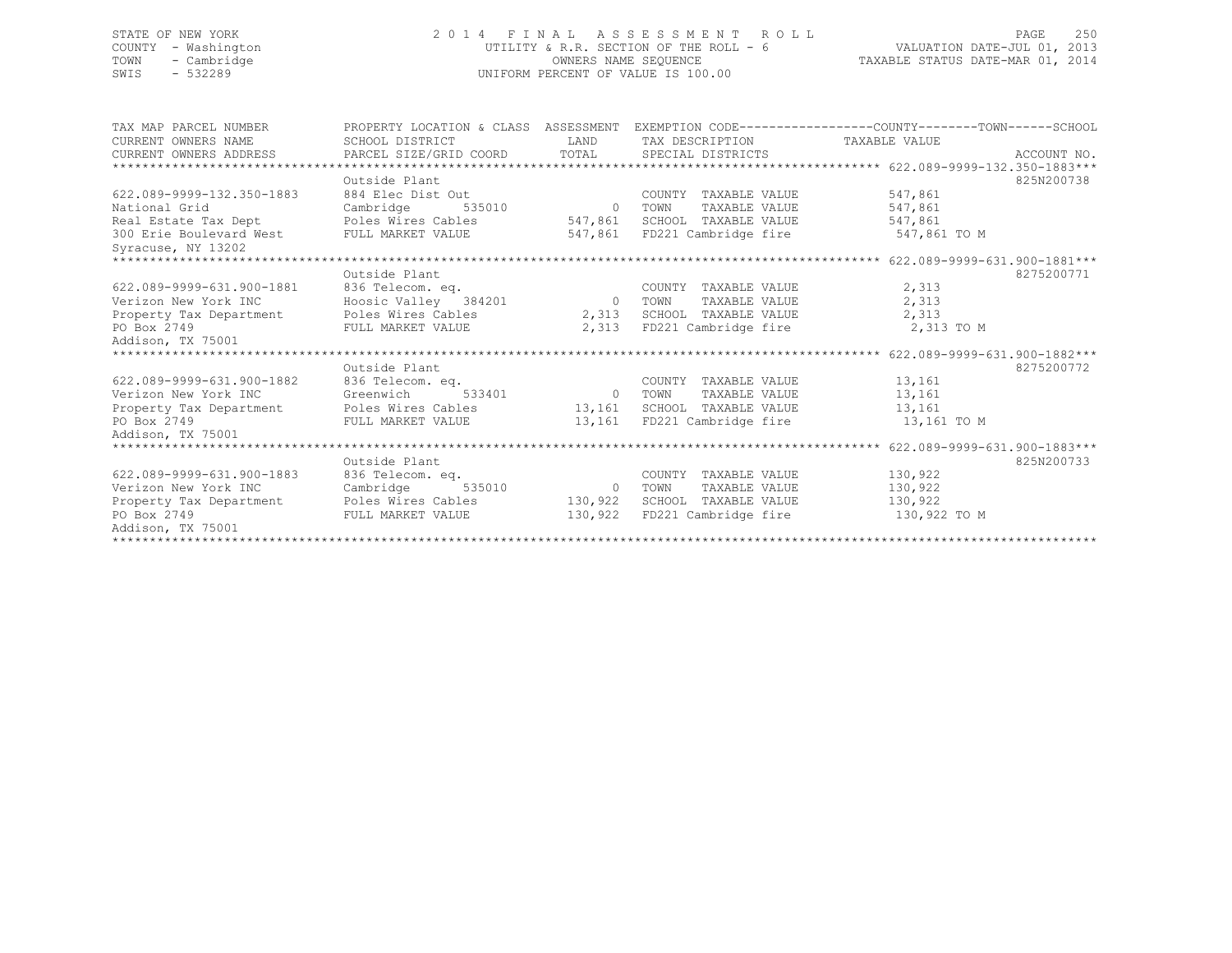STATE OF NEW YORK
COUNTY - Washington
TOWN - Cambridge
SWIS - 532289

2014 FINAL ASSESSMENT ROLL
UTILITY & R.R. SECTION OF THE ROLL - 6
OWNERS NAME SEQUENCE
UNIFORM PERCENT OF VALUE IS 100.00

VALUATION DATE-JUL 01, 2013
TAXABLE STATUS DATE-MAR 01, 2014

| TAX MAP PARCEL NUMBER / CURRENT OWNERS NAME / CURRENT OWNERS ADDRESS | PROPERTY LOCATION & CLASS / SCHOOL DISTRICT / PARCEL SIZE/GRID COORD | ASSESSMENT LAND / TOTAL | EXEMPTION CODE / TAX DESCRIPTION / SPECIAL DISTRICTS | COUNTY--------TOWN------SCHOOL TAXABLE VALUE | ACCOUNT NO. |
|---|---|---|---|---|---|
| **622.089-9999-132.350-1883** | | | | | |
| | Outside Plant | | | | 825N200738 |
| 622.089-9999-132.350-1883 | 884 Elec Dist Out | | COUNTY TAXABLE VALUE | 547,861 | |
| National Grid | Cambridge 535010 | 0 | TOWN TAXABLE VALUE | 547,861 | |
| Real Estate Tax Dept | Poles Wires Cables | 547,861 | SCHOOL TAXABLE VALUE | 547,861 | |
| 300 Erie Boulevard West | FULL MARKET VALUE | 547,861 | FD221 Cambridge fire | 547,861 TO M | |
| Syracuse, NY 13202 | | | | | |
| **622.089-9999-631.900-1881** | | | | | |
| | Outside Plant | | | | 8275200771 |
| 622.089-9999-631.900-1881 | 836 Telecom. eq. | | COUNTY TAXABLE VALUE | 2,313 | |
| Verizon New York INC | Hoosic Valley 384201 | 0 | TOWN TAXABLE VALUE | 2,313 | |
| Property Tax Department | Poles Wires Cables | 2,313 | SCHOOL TAXABLE VALUE | 2,313 | |
| PO Box 2749 | FULL MARKET VALUE | 2,313 | FD221 Cambridge fire | 2,313 TO M | |
| Addison, TX 75001 | | | | | |
| **622.089-9999-631.900-1882** | | | | | |
| | Outside Plant | | | | 8275200772 |
| 622.089-9999-631.900-1882 | 836 Telecom. eq. | | COUNTY TAXABLE VALUE | 13,161 | |
| Verizon New York INC | Greenwich 533401 | 0 | TOWN TAXABLE VALUE | 13,161 | |
| Property Tax Department | Poles Wires Cables | 13,161 | SCHOOL TAXABLE VALUE | 13,161 | |
| PO Box 2749 | FULL MARKET VALUE | 13,161 | FD221 Cambridge fire | 13,161 TO M | |
| Addison, TX 75001 | | | | | |
| **622.089-9999-631.900-1883** | | | | | |
| | Outside Plant | | | | 825N200733 |
| 622.089-9999-631.900-1883 | 836 Telecom. eq. | | COUNTY TAXABLE VALUE | 130,922 | |
| Verizon New York INC | Cambridge 535010 | 0 | TOWN TAXABLE VALUE | 130,922 | |
| Property Tax Department | Poles Wires Cables | 130,922 | SCHOOL TAXABLE VALUE | 130,922 | |
| PO Box 2749 | FULL MARKET VALUE | 130,922 | FD221 Cambridge fire | 130,922 TO M | |
| Addison, TX 75001 | | | | | |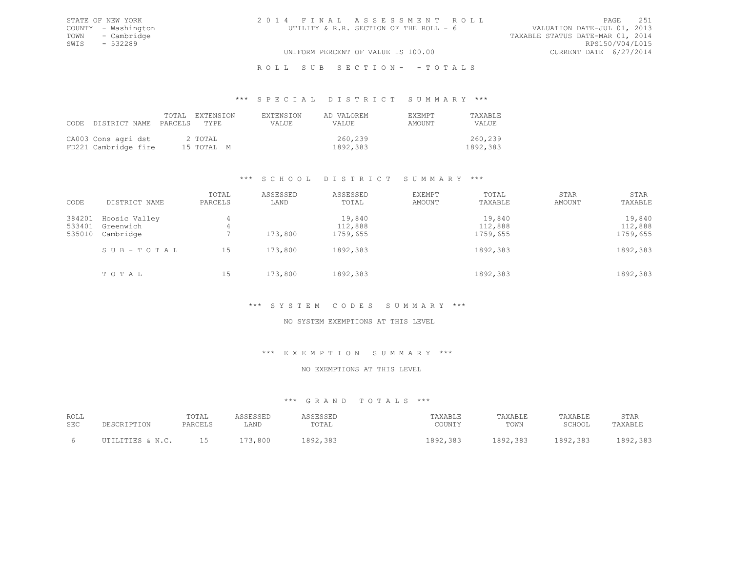STATE OF NEW YORK
COUNTY - Washington
TOWN - Cambridge
SWIS - 532289

2014 FINAL ASSESSMENT ROLL
UTILITY & R.R. SECTION OF THE ROLL - 6
UNIFORM PERCENT OF VALUE IS 100.00

VALUATION DATE-JUL 01, 2013
TAXABLE STATUS DATE-MAR 01, 2014
RPS150/V04/L015
CURRENT DATE 6/27/2014

ROLL SUB SECTION- - TOTALS

## *** SPECIAL DISTRICT SUMMARY ***

| CODE DISTRICT NAME | TOTAL PARCELS | EXTENSION TYPE | EXTENSION VALUE | AD VALOREM VALUE | EXEMPT AMOUNT | TAXABLE VALUE |
|---|---|---|---|---|---|---|
| CA003 Cons agri dst | 2 | TOTAL | | 260,239 | | 260,239 |
| FD221 Cambridge fire | 15 | TOTAL M | | 1892,383 | | 1892,383 |

## *** SCHOOL DISTRICT SUMMARY ***

| CODE | DISTRICT NAME | TOTAL PARCELS | ASSESSED LAND | ASSESSED TOTAL | EXEMPT AMOUNT | TOTAL TAXABLE | STAR AMOUNT | STAR TAXABLE |
|---|---|---|---|---|---|---|---|---|
| 384201 | Hoosic Valley | 4 | | 19,840 | | 19,840 | | 19,840 |
| 533401 | Greenwich | 4 | | 112,888 | | 112,888 | | 112,888 |
| 535010 | Cambridge | 7 | 173,800 | 1759,655 | | 1759,655 | | 1759,655 |
| | SUB-TOTAL | 15 | 173,800 | 1892,383 | | 1892,383 | | 1892,383 |
| | TOTAL | 15 | 173,800 | 1892,383 | | 1892,383 | | 1892,383 |

## *** SYSTEM CODES SUMMARY ***

NO SYSTEM EXEMPTIONS AT THIS LEVEL

## *** EXEMPTION SUMMARY ***

NO EXEMPTIONS AT THIS LEVEL

## *** GRAND TOTALS ***

| ROLL SEC | DESCRIPTION | TOTAL PARCELS | ASSESSED LAND | ASSESSED TOTAL | TAXABLE COUNTY | TAXABLE TOWN | TAXABLE SCHOOL | STAR TAXABLE |
|---|---|---|---|---|---|---|---|---|
| 6 | UTILITIES & N.C. | 15 | 173,800 | 1892,383 | 1892,383 | 1892,383 | 1892,383 | 1892,383 |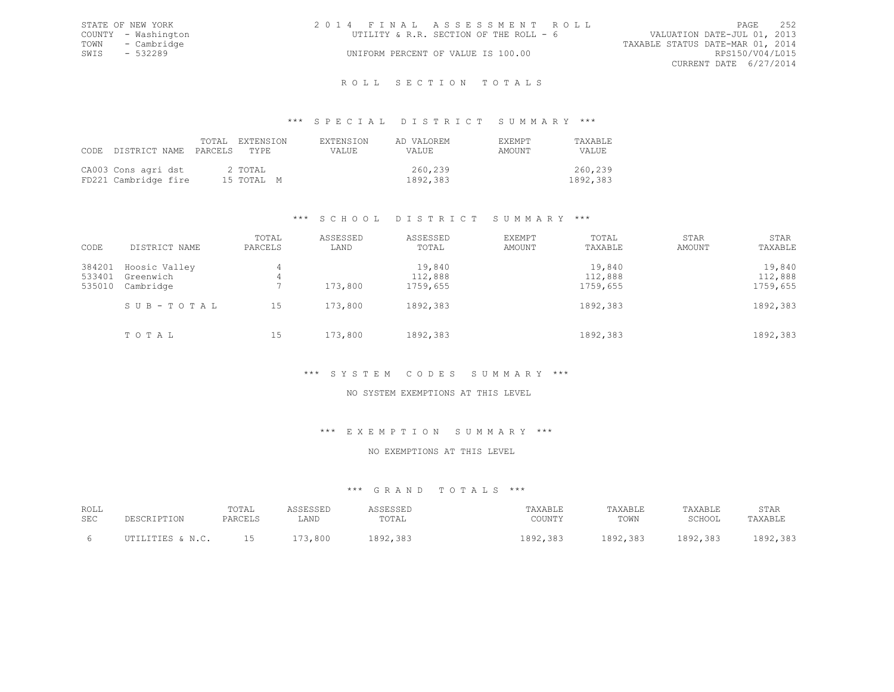STATE OF NEW YORK
COUNTY - Washington
TOWN - Cambridge
SWIS - 532289

2014 FINAL ASSESSMENT ROLL
UTILITY & R.R. SECTION OF THE ROLL - 6
UNIFORM PERCENT OF VALUE IS 100.00

VALUATION DATE-JUL 01, 2013
TAXABLE STATUS DATE-MAR 01, 2014
RPS150/V04/L015
CURRENT DATE 6/27/2014

# ROLL SECTION TOTALS

## *** SPECIAL DISTRICT SUMMARY ***

| CODE | DISTRICT NAME | TOTAL PARCELS | EXTENSION TYPE | EXTENSION VALUE | AD VALOREM VALUE | EXEMPT AMOUNT | TAXABLE VALUE |
|---|---|---|---|---|---|---|---|
| CA003 | Cons agri dst | 2 | TOTAL | | 260,239 | | 260,239 |
| FD221 | Cambridge fire | 15 | TOTAL M | | 1892,383 | | 1892,383 |

## *** SCHOOL DISTRICT SUMMARY ***

| CODE | DISTRICT NAME | TOTAL PARCELS | ASSESSED LAND | ASSESSED TOTAL | EXEMPT AMOUNT | TOTAL TAXABLE | STAR AMOUNT | STAR TAXABLE |
|---|---|---|---|---|---|---|---|---|
| 384201 | Hoosic Valley | 4 | | 19,840 | | 19,840 | | 19,840 |
| 533401 | Greenwich | 4 | | 112,888 | | 112,888 | | 112,888 |
| 535010 | Cambridge | 7 | 173,800 | 1759,655 | | 1759,655 | | 1759,655 |
| | SUB-TOTAL | 15 | 173,800 | 1892,383 | | 1892,383 | | 1892,383 |
| | TOTAL | 15 | 173,800 | 1892,383 | | 1892,383 | | 1892,383 |

## *** SYSTEM CODES SUMMARY ***

NO SYSTEM EXEMPTIONS AT THIS LEVEL

## *** EXEMPTION SUMMARY ***

NO EXEMPTIONS AT THIS LEVEL

## *** GRAND TOTALS ***

| ROLL SEC | DESCRIPTION | TOTAL PARCELS | ASSESSED LAND | ASSESSED TOTAL | TAXABLE COUNTY | TAXABLE TOWN | TAXABLE SCHOOL | STAR TAXABLE |
|---|---|---|---|---|---|---|---|---|
| 6 | UTILITIES & N.C. | 15 | 173,800 | 1892,383 | 1892,383 | 1892,383 | 1892,383 | 1892,383 |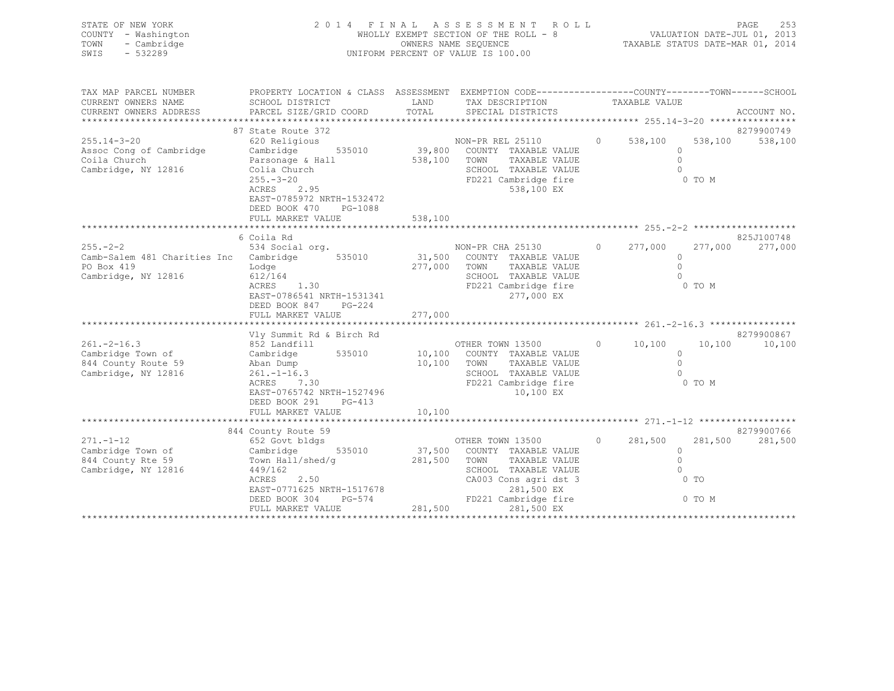STATE OF NEW YORK
COUNTY - Washington
TOWN - Cambridge
SWIS - 532289

2 0 1 4 F I N A L A S S E S S M E N T R O L L
WHOLLY EXEMPT SECTION OF THE ROLL - 8
OWNERS NAME SEQUENCE
UNIFORM PERCENT OF VALUE IS 100.00

VALUATION DATE-JUL 01, 2013
TAXABLE STATUS DATE-MAR 01, 2014

```
TAX MAP PARCEL NUMBER          PROPERTY LOCATION & CLASS  ASSESSMENT  EXEMPTION CODE-----------------COUNTY--------TOWN------SCHOOL
CURRENT OWNERS NAME            SCHOOL DISTRICT               LAND      TAX DESCRIPTION            TAXABLE VALUE
CURRENT OWNERS ADDRESS         PARCEL SIZE/GRID COORD        TOTAL     SPECIAL DISTRICTS                                      ACCOUNT NO.
******************************************************************************************************* 255.14-3-20 ****************
                               87 State Route 372                                                                          8279900749
255.14-3-20                    620 Religious                           NON-PR REL 25110        0     538,100     538,100     538,100
Assoc Cong of Cambridge        Cambridge         535010      39,800    COUNTY  TAXABLE VALUE                0
Coila Church                   Parsonage & Hall             538,100    TOWN    TAXABLE VALUE                0
Cambridge, NY 12816            Colia Church                            SCHOOL  TAXABLE VALUE                0
                               255.-3-20                               FD221 Cambridge fire                  0 TO M
                               ACRES    2.95                                  538,100 EX
                               EAST-0785972 NRTH-1532472
                               DEED BOOK 470    PG-1088
                               FULL MARKET VALUE            538,100
******************************************************************************************************* 255.-2-2 *******************
                               6 Coila Rd                                                                                  825J100748
255.-2-2                       534 Social org.                         NON-PR CHA 25130        0     277,000     277,000     277,000
Camb-Salem 481 Charities Inc   Cambridge         535010      31,500    COUNTY  TAXABLE VALUE                0
PO Box 419                     Lodge                        277,000    TOWN    TAXABLE VALUE                0
Cambridge, NY 12816            612/164                                 SCHOOL  TAXABLE VALUE                0
                               ACRES    1.30                           FD221 Cambridge fire                  0 TO M
                               EAST-0786541 NRTH-1531341                      277,000 EX
                               DEED BOOK 847    PG-224
                               FULL MARKET VALUE            277,000
******************************************************************************************************* 261.-2-16.3 ****************
                               Vly Summit Rd & Birch Rd                                                                    8279900867
261.-2-16.3                    852 Landfill                            OTHER TOWN 13500        0      10,100      10,100      10,100
Cambridge Town of              Cambridge         535010      10,100    COUNTY  TAXABLE VALUE                0
844 County Route 59            Aban Dump                     10,100    TOWN    TAXABLE VALUE                0
Cambridge, NY 12816            261.-1-16.3                             SCHOOL  TAXABLE VALUE                0
                               ACRES    7.30                           FD221 Cambridge fire                  0 TO M
                               EAST-0765742 NRTH-1527496                       10,100 EX
                               DEED BOOK 291    PG-413
                               FULL MARKET VALUE             10,100
******************************************************************************************************* 271.-1-12 ******************
                               844 County Route 59                                                                         8279900766
271.-1-12                      652 Govt bldgs                          OTHER TOWN 13500        0     281,500     281,500     281,500
Cambridge Town of              Cambridge         535010      37,500    COUNTY  TAXABLE VALUE                0
844 County Rte 59              Town Hall/shed/g             281,500    TOWN    TAXABLE VALUE                0
Cambridge, NY 12816            449/162                                 SCHOOL  TAXABLE VALUE                0
                               ACRES    2.50                           CA003 Cons agri dst 3                 0 TO
                               EAST-0771625 NRTH-1517678                      281,500 EX
                               DEED BOOK 304    PG-574                 FD221 Cambridge fire                  0 TO M
                               FULL MARKET VALUE            281,500           281,500 EX
************************************************************************************************************************************
```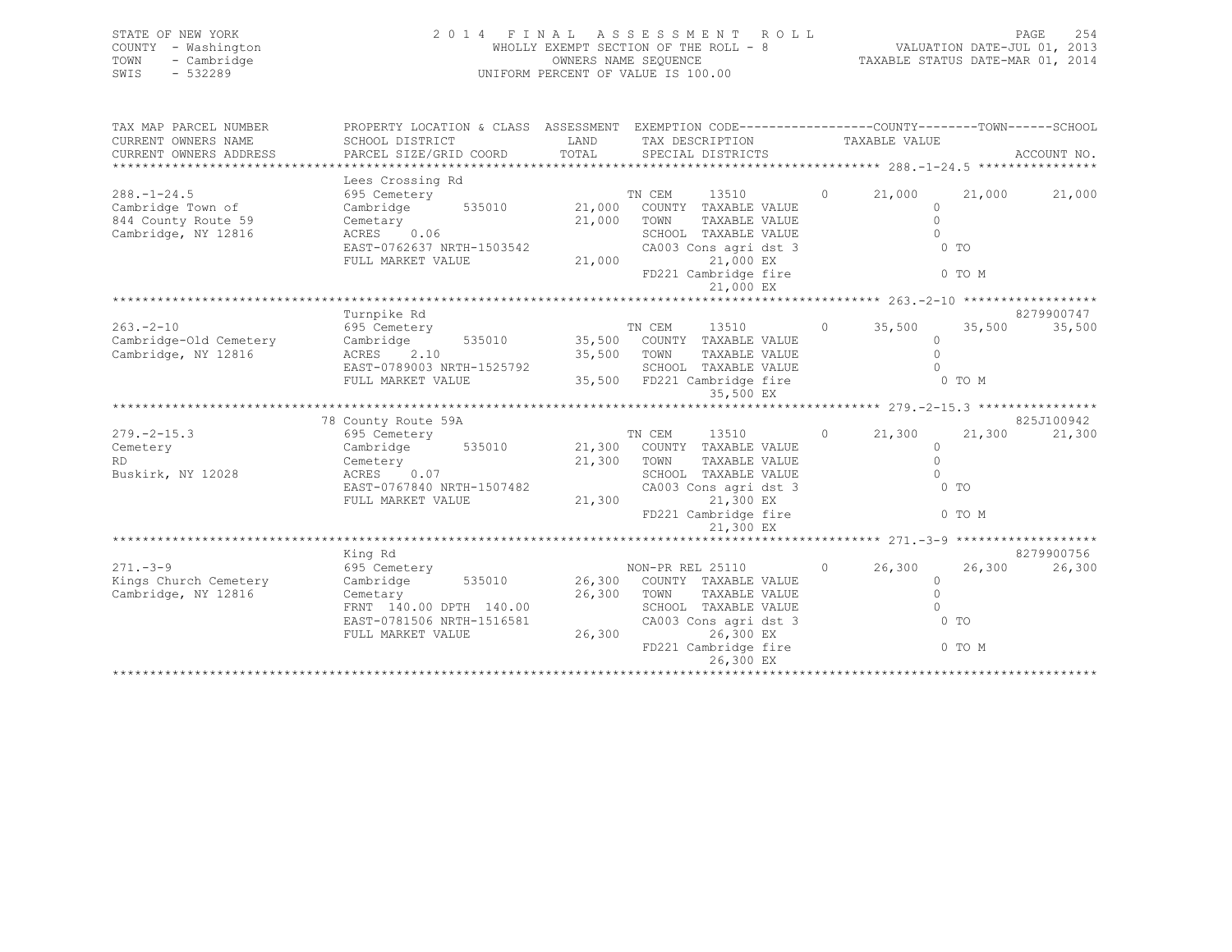STATE OF NEW YORK
COUNTY - Washington
TOWN - Cambridge
SWIS - 532289

2014 FINAL ASSESSMENT ROLL
WHOLLY EXEMPT SECTION OF THE ROLL - 8
OWNERS NAME SEQUENCE
UNIFORM PERCENT OF VALUE IS 100.00

VALUATION DATE-JUL 01, 2013
TAXABLE STATUS DATE-MAR 01, 2014

| TAX MAP PARCEL NUMBER<br>CURRENT OWNERS NAME<br>CURRENT OWNERS ADDRESS | PROPERTY LOCATION & CLASS<br>SCHOOL DISTRICT<br>PARCEL SIZE/GRID COORD | ASSESSMENT<br>LAND<br>TOTAL | EXEMPTION CODE<br>TAX DESCRIPTION<br>SPECIAL DISTRICTS | | COUNTY<br>TAXABLE VALUE | TOWN | SCHOOL<br>ACCOUNT NO. |
|---|---|---|---|---|---|---|---|
| **288.-1-24.5** | Lees Crossing Rd | | | | | | |
| 288.-1-24.5 | 695 Cemetery | | TN CEM 13510 | 0 | 21,000 | 21,000 | 21,000 |
| Cambridge Town of | Cambridge 535010 | 21,000 | COUNTY TAXABLE VALUE | | 0 | | |
| 844 County Route 59 | Cemetary | 21,000 | TOWN TAXABLE VALUE | | 0 | | |
| Cambridge, NY 12816 | ACRES 0.06 | | SCHOOL TAXABLE VALUE | | 0 | | |
| | EAST-0762637 NRTH-1503542 | | CA003 Cons agri dst 3 | | 0 TO | | |
| | FULL MARKET VALUE | 21,000 | 21,000 EX | | | | |
| | | | FD221 Cambridge fire | | 0 TO M | | |
| | | | 21,000 EX | | | | |
| **263.-2-10** | Turnpike Rd | | | | | | 8279900747 |
| 263.-2-10 | 695 Cemetery | | TN CEM 13510 | 0 | 35,500 | 35,500 | 35,500 |
| Cambridge-Old Cemetery | Cambridge 535010 | 35,500 | COUNTY TAXABLE VALUE | | 0 | | |
| Cambridge, NY 12816 | ACRES 2.10 | 35,500 | TOWN TAXABLE VALUE | | 0 | | |
| | EAST-0789003 NRTH-1525792 | | SCHOOL TAXABLE VALUE | | 0 | | |
| | FULL MARKET VALUE | 35,500 | FD221 Cambridge fire | | 0 TO M | | |
| | | | 35,500 EX | | | | |
| **279.-2-15.3** | 78 County Route 59A | | | | | | 825J100942 |
| 279.-2-15.3 | 695 Cemetery | | TN CEM 13510 | 0 | 21,300 | 21,300 | 21,300 |
| Cemetery | Cambridge 535010 | 21,300 | COUNTY TAXABLE VALUE | | 0 | | |
| RD | Cemetery | 21,300 | TOWN TAXABLE VALUE | | 0 | | |
| Buskirk, NY 12028 | ACRES 0.07 | | SCHOOL TAXABLE VALUE | | 0 | | |
| | EAST-0767840 NRTH-1507482 | | CA003 Cons agri dst 3 | | 0 TO | | |
| | FULL MARKET VALUE | 21,300 | 21,300 EX | | | | |
| | | | FD221 Cambridge fire | | 0 TO M | | |
| | | | 21,300 EX | | | | |
| **271.-3-9** | King Rd | | | | | | 8279900756 |
| 271.-3-9 | 695 Cemetery | | NON-PR REL 25110 | 0 | 26,300 | 26,300 | 26,300 |
| Kings Church Cemetery | Cambridge 535010 | 26,300 | COUNTY TAXABLE VALUE | | 0 | | |
| Cambridge, NY 12816 | Cemetary | 26,300 | TOWN TAXABLE VALUE | | 0 | | |
| | FRNT 140.00 DPTH 140.00 | | SCHOOL TAXABLE VALUE | | 0 | | |
| | EAST-0781506 NRTH-1516581 | | CA003 Cons agri dst 3 | | 0 TO | | |
| | FULL MARKET VALUE | 26,300 | 26,300 EX | | | | |
| | | | FD221 Cambridge fire | | 0 TO M | | |
| | | | 26,300 EX | | | | |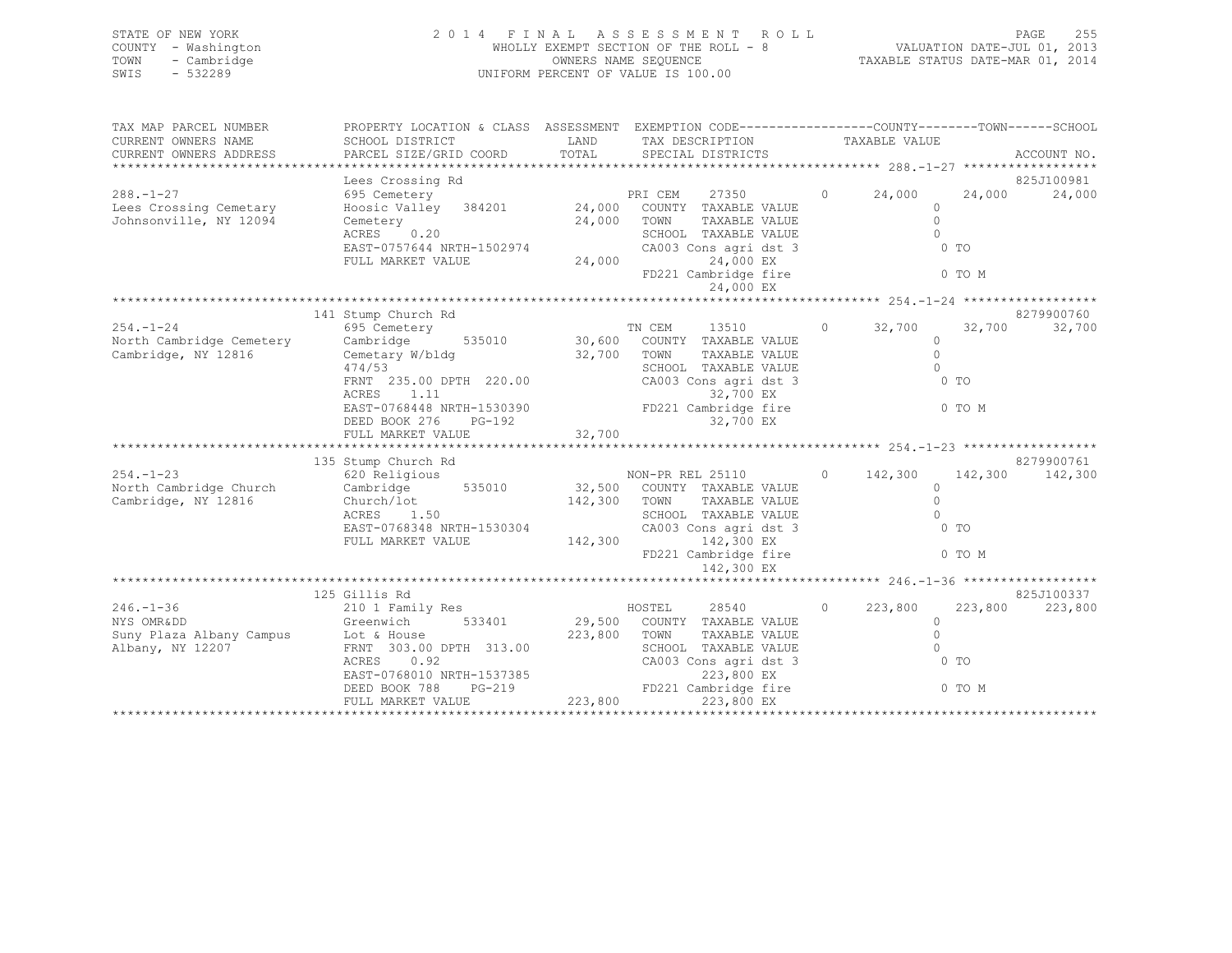STATE OF NEW YORK
COUNTY - Washington
TOWN - Cambridge
SWIS - 532289

2014 FINAL ASSESSMENT ROLL
WHOLLY EXEMPT SECTION OF THE ROLL - 8
OWNERS NAME SEQUENCE
UNIFORM PERCENT OF VALUE IS 100.00

VALUATION DATE-JUL 01, 2013
TAXABLE STATUS DATE-MAR 01, 2014

| TAX MAP PARCEL NUMBER / CURRENT OWNERS NAME / CURRENT OWNERS ADDRESS | PROPERTY LOCATION & CLASS / SCHOOL DISTRICT / PARCEL SIZE/GRID COORD | ASSESSMENT LAND | TOTAL | EXEMPTION CODE / TAX DESCRIPTION / SPECIAL DISTRICTS | COUNTY TAXABLE VALUE | TOWN | SCHOOL | ACCOUNT NO. |
|---|---|---|---|---|---|---|---|---|
| **288.-1-27** | Lees Crossing Rd | | | | | | | 825J100981 |
| 288.-1-27 | 695 Cemetery | | | PRI CEM 27350 0 | 24,000 | 24,000 | 24,000 | |
| Lees Crossing Cemetary | Hoosic Valley 384201 | 24,000 | | COUNTY TAXABLE VALUE | 0 | | | |
| Johnsonville, NY 12094 | Cemetery | | 24,000 | TOWN TAXABLE VALUE | 0 | | | |
| | ACRES 0.20 | | | SCHOOL TAXABLE VALUE | 0 | | | |
| | EAST-0757644 NRTH-1502974 | | | CA003 Cons agri dst 3 | 0 TO | | | |
| | FULL MARKET VALUE | | 24,000 | 24,000 EX | | | | |
| | | | | FD221 Cambridge fire | 0 TO M | | | |
| | | | | 24,000 EX | | | | |
| **254.-1-24** | 141 Stump Church Rd | | | | | | | 8279900760 |
| 254.-1-24 | 695 Cemetery | | | TN CEM 13510 0 | 32,700 | 32,700 | 32,700 | |
| North Cambridge Cemetery | Cambridge 535010 | 30,600 | | COUNTY TAXABLE VALUE | 0 | | | |
| Cambridge, NY 12816 | Cemetary W/bldg | | 32,700 | TOWN TAXABLE VALUE | 0 | | | |
| | 474/53 | | | SCHOOL TAXABLE VALUE | 0 | | | |
| | FRNT 235.00 DPTH 220.00 | | | CA003 Cons agri dst 3 | 0 TO | | | |
| | ACRES 1.11 | | | 32,700 EX | | | | |
| | EAST-0768448 NRTH-1530390 | | | FD221 Cambridge fire | 0 TO M | | | |
| | DEED BOOK 276 PG-192 | | | 32,700 EX | | | | |
| | FULL MARKET VALUE | | 32,700 | | | | | |
| **254.-1-23** | 135 Stump Church Rd | | | | | | | 8279900761 |
| 254.-1-23 | 620 Religious | | | NON-PR REL 25110 0 | 142,300 | 142,300 | 142,300 | |
| North Cambridge Church | Cambridge 535010 | 32,500 | | COUNTY TAXABLE VALUE | 0 | | | |
| Cambridge, NY 12816 | Church/lot | | 142,300 | TOWN TAXABLE VALUE | 0 | | | |
| | ACRES 1.50 | | | SCHOOL TAXABLE VALUE | 0 | | | |
| | EAST-0768348 NRTH-1530304 | | | CA003 Cons agri dst 3 | 0 TO | | | |
| | FULL MARKET VALUE | | 142,300 | 142,300 EX | | | | |
| | | | | FD221 Cambridge fire | 0 TO M | | | |
| | | | | 142,300 EX | | | | |
| **246.-1-36** | 125 Gillis Rd | | | | | | | 825J100337 |
| 246.-1-36 | 210 1 Family Res | | | HOSTEL 28540 0 | 223,800 | 223,800 | 223,800 | |
| NYS OMR&DD | Greenwich 533401 | 29,500 | | COUNTY TAXABLE VALUE | 0 | | | |
| Suny Plaza Albany Campus | Lot & House | | 223,800 | TOWN TAXABLE VALUE | 0 | | | |
| Albany, NY 12207 | FRNT 303.00 DPTH 313.00 | | | SCHOOL TAXABLE VALUE | 0 | | | |
| | ACRES 0.92 | | | CA003 Cons agri dst 3 | 0 TO | | | |
| | EAST-0768010 NRTH-1537385 | | | 223,800 EX | | | | |
| | DEED BOOK 788 PG-219 | | | FD221 Cambridge fire | 0 TO M | | | |
| | FULL MARKET VALUE | | 223,800 | 223,800 EX | | | | |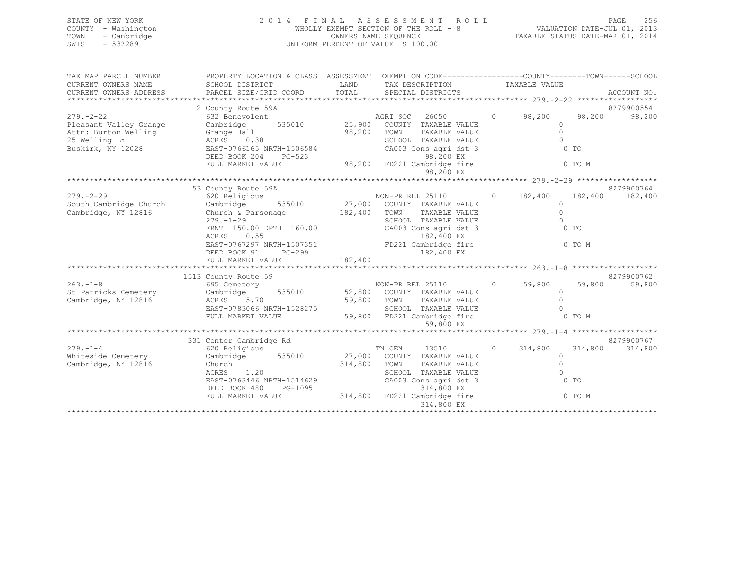STATE OF NEW YORK
COUNTY - Washington
TOWN - Cambridge
SWIS - 532289

2014 FINAL ASSESSMENT ROLL
WHOLLY EXEMPT SECTION OF THE ROLL - 8
OWNERS NAME SEQUENCE
UNIFORM PERCENT OF VALUE IS 100.00

VALUATION DATE-JUL 01, 2013
TAXABLE STATUS DATE-MAR 01, 2014

```
TAX MAP PARCEL NUMBER      PROPERTY LOCATION & CLASS  ASSESSMENT  EXEMPTION CODE------------------COUNTY--------TOWN------SCHOOL
CURRENT OWNERS NAME        SCHOOL DISTRICT            LAND        TAX DESCRIPTION            TAXABLE VALUE
CURRENT OWNERS ADDRESS     PARCEL SIZE/GRID COORD     TOTAL       SPECIAL DISTRICTS                                       ACCOUNT NO.
*********************************************************************************************** 279.-2-22 ******************
                           2 County Route 59A                                                                          8279900554
279.-2-22                  632 Benevolent                         AGRI SOC   26050        0      98,200     98,200     98,200
Pleasant Valley Grange     Cambridge       535010      25,900     COUNTY  TAXABLE VALUE                  0
Attn: Burton Welling       Grange Hall                 98,200     TOWN    TAXABLE VALUE                  0
25 Welling Ln              ACRES    0.38                          SCHOOL  TAXABLE VALUE                  0
Buskirk, NY 12028          EAST-0766165 NRTH-1506584              CA003 Cons agri dst 3                  0 TO
                           DEED BOOK 204    PG-523                     98,200 EX
                           FULL MARKET VALUE           98,200     FD221 Cambridge fire                   0 TO M
                                                                       98,200 EX
*********************************************************************************************** 279.-2-29 ******************
                           53 County Route 59A                                                                         8279900764
279.-2-29                  620 Religious                          NON-PR REL 25110        0     182,400    182,400    182,400
South Cambridge Church     Cambridge       535010      27,000     COUNTY  TAXABLE VALUE                  0
Cambridge, NY 12816        Church & Parsonage          182,400    TOWN    TAXABLE VALUE                  0
                           279.-1-29                              SCHOOL  TAXABLE VALUE                  0
                           FRNT 150.00 DPTH 160.00                CA003 Cons agri dst 3                  0 TO
                           ACRES    0.55                               182,400 EX
                           EAST-0767297 NRTH-1507351              FD221 Cambridge fire                   0 TO M
                           DEED BOOK 91     PG-299                     182,400 EX
                           FULL MARKET VALUE           182,400
*********************************************************************************************** 263.-1-8 *******************
                           1513 County Route 59                                                                        8279900762
263.-1-8                   695 Cemetery                           NON-PR REL 25110        0      59,800     59,800     59,800
St Patricks Cemetery       Cambridge       535010      52,800     COUNTY  TAXABLE VALUE                  0
Cambridge, NY 12816        ACRES    5.70               59,800     TOWN    TAXABLE VALUE                  0
                           EAST-0783066 NRTH-1528275              SCHOOL  TAXABLE VALUE                  0
                           FULL MARKET VALUE           59,800     FD221 Cambridge fire                   0 TO M
                                                                       59,800 EX
*********************************************************************************************** 279.-1-4 *******************
                           331 Center Cambridge Rd                                                                     8279900767
279.-1-4                   620 Religious                          TN CEM     13510        0     314,800    314,800    314,800
Whiteside Cemetery         Cambridge       535010      27,000     COUNTY  TAXABLE VALUE                  0
Cambridge, NY 12816        Church                      314,800    TOWN    TAXABLE VALUE                  0
                           ACRES    1.20                          SCHOOL  TAXABLE VALUE                  0
                           EAST-0763446 NRTH-1514629              CA003 Cons agri dst 3                  0 TO
                           DEED BOOK 480    PG-1095                    314,800 EX
                           FULL MARKET VALUE           314,800    FD221 Cambridge fire                   0 TO M
                                                                       314,800 EX
******************************************************************************************************************************
```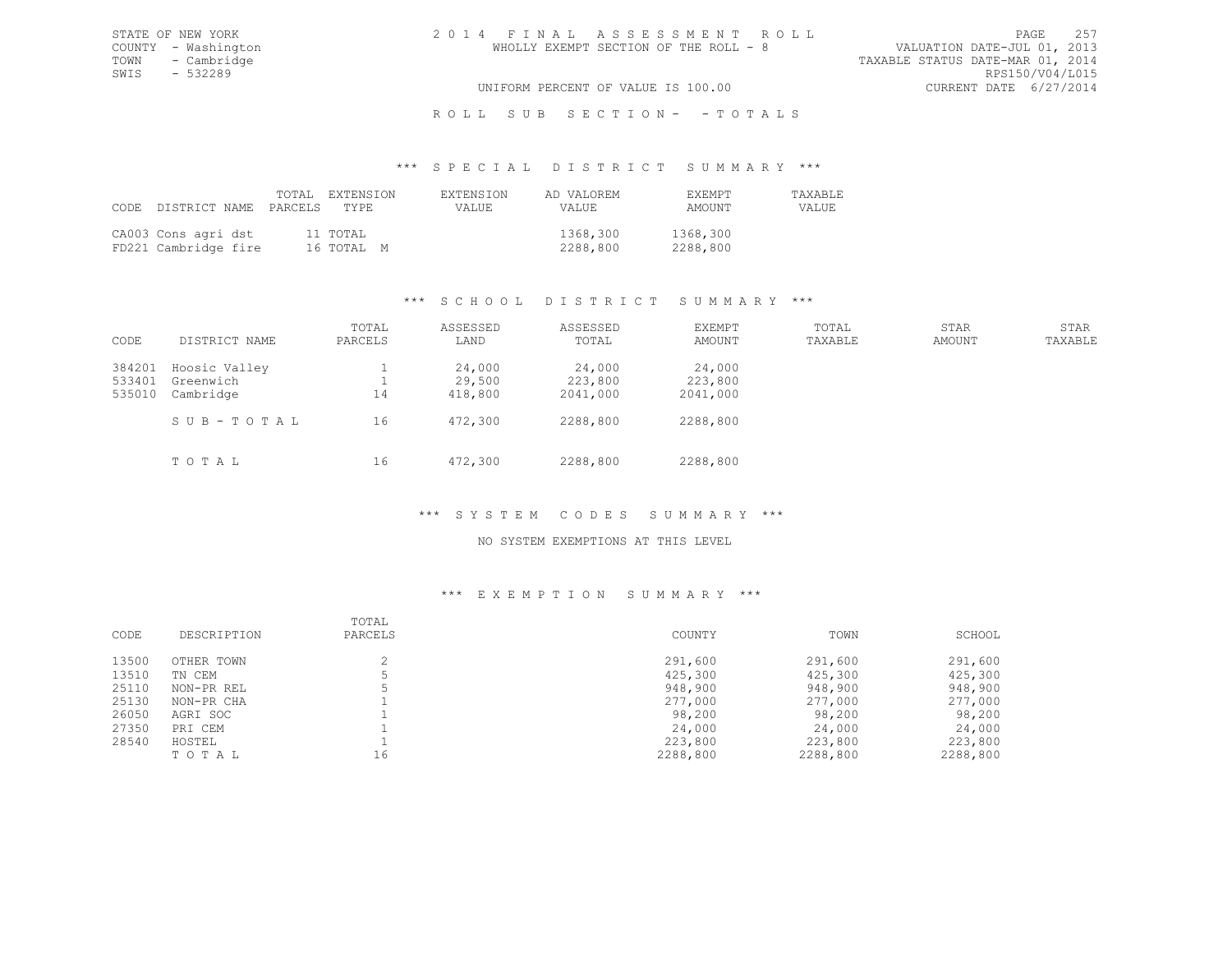STATE OF NEW YORK
COUNTY - Washington
TOWN - Cambridge
SWIS - 532289

2014 FINAL ASSESSMENT ROLL
WHOLLY EXEMPT SECTION OF THE ROLL - 8
UNIFORM PERCENT OF VALUE IS 100.00

VALUATION DATE-JUL 01, 2013
TAXABLE STATUS DATE-MAR 01, 2014
RPS150/V04/L015
CURRENT DATE 6/27/2014

ROLL SUB SECTION- - TOTALS

### *** SPECIAL DISTRICT SUMMARY ***

| CODE | DISTRICT NAME | TOTAL PARCELS | EXTENSION TYPE | EXTENSION VALUE | AD VALOREM VALUE | EXEMPT AMOUNT | TAXABLE VALUE |
|---|---|---|---|---|---|---|---|
| CA003 | Cons agri dst | 11 | TOTAL | | 1368,300 | 1368,300 | |
| FD221 | Cambridge fire | 16 | TOTAL M | | 2288,800 | 2288,800 | |

### *** SCHOOL DISTRICT SUMMARY ***

| CODE | DISTRICT NAME | TOTAL PARCELS | ASSESSED LAND | ASSESSED TOTAL | EXEMPT AMOUNT | TOTAL TAXABLE | STAR AMOUNT | STAR TAXABLE |
|---|---|---|---|---|---|---|---|---|
| 384201 | Hoosic Valley | 1 | 24,000 | 24,000 | 24,000 | | | |
| 533401 | Greenwich | 1 | 29,500 | 223,800 | 223,800 | | | |
| 535010 | Cambridge | 14 | 418,800 | 2041,000 | 2041,000 | | | |
| | SUB-TOTAL | 16 | 472,300 | 2288,800 | 2288,800 | | | |
| | TOTAL | 16 | 472,300 | 2288,800 | 2288,800 | | | |

### *** SYSTEM CODES SUMMARY ***

NO SYSTEM EXEMPTIONS AT THIS LEVEL

### *** EXEMPTION SUMMARY ***

| CODE | DESCRIPTION | TOTAL PARCELS | COUNTY | TOWN | SCHOOL |
|---|---|---|---|---|---|
| 13500 | OTHER TOWN | 2 | 291,600 | 291,600 | 291,600 |
| 13510 | TN CEM | 5 | 425,300 | 425,300 | 425,300 |
| 25110 | NON-PR REL | 5 | 948,900 | 948,900 | 948,900 |
| 25130 | NON-PR CHA | 1 | 277,000 | 277,000 | 277,000 |
| 26050 | AGRI SOC | 1 | 98,200 | 98,200 | 98,200 |
| 27350 | PRI CEM | 1 | 24,000 | 24,000 | 24,000 |
| 28540 | HOSTEL | 1 | 223,800 | 223,800 | 223,800 |
| | TOTAL | 16 | 2288,800 | 2288,800 | 2288,800 |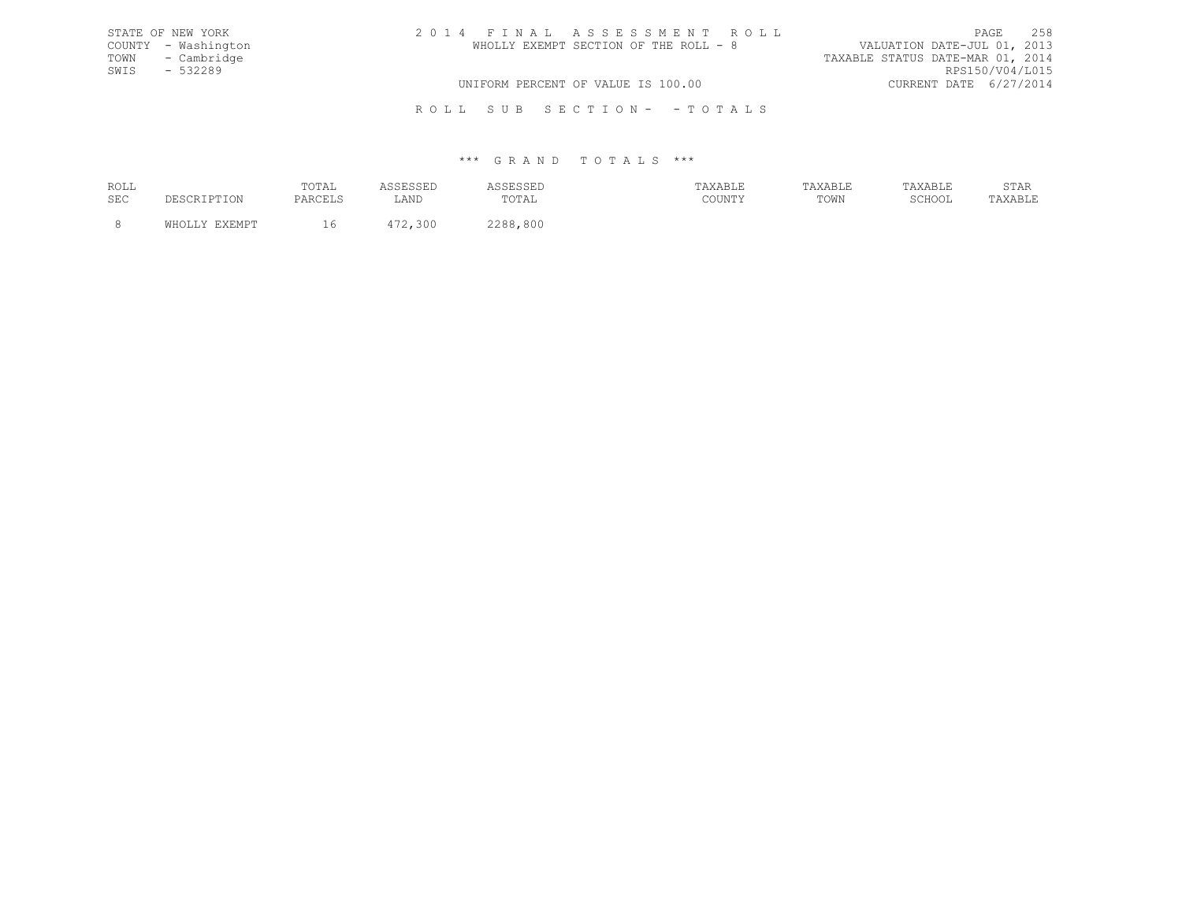STATE OF NEW YORK
COUNTY - Washington
TOWN - Cambridge
SWIS - 532289

2 0 1 4 F I N A L A S S E S S M E N T R O L L
WHOLLY EXEMPT SECTION OF THE ROLL - 8

VALUATION DATE-JUL 01, 2013
TAXABLE STATUS DATE-MAR 01, 2014
RPS150/V04/L015
CURRENT DATE 6/27/2014

UNIFORM PERCENT OF VALUE IS 100.00

R O L L S U B S E C T I O N - - T O T A L S

*** G R A N D T O T A L S ***

| ROLL SEC | DESCRIPTION | TOTAL PARCELS | ASSESSED LAND | ASSESSED TOTAL | TAXABLE COUNTY | TAXABLE TOWN | TAXABLE SCHOOL | STAR TAXABLE |
|---|---|---|---|---|---|---|---|---|
| 8 | WHOLLY EXEMPT | 16 | 472,300 | 2288,800 | | | | |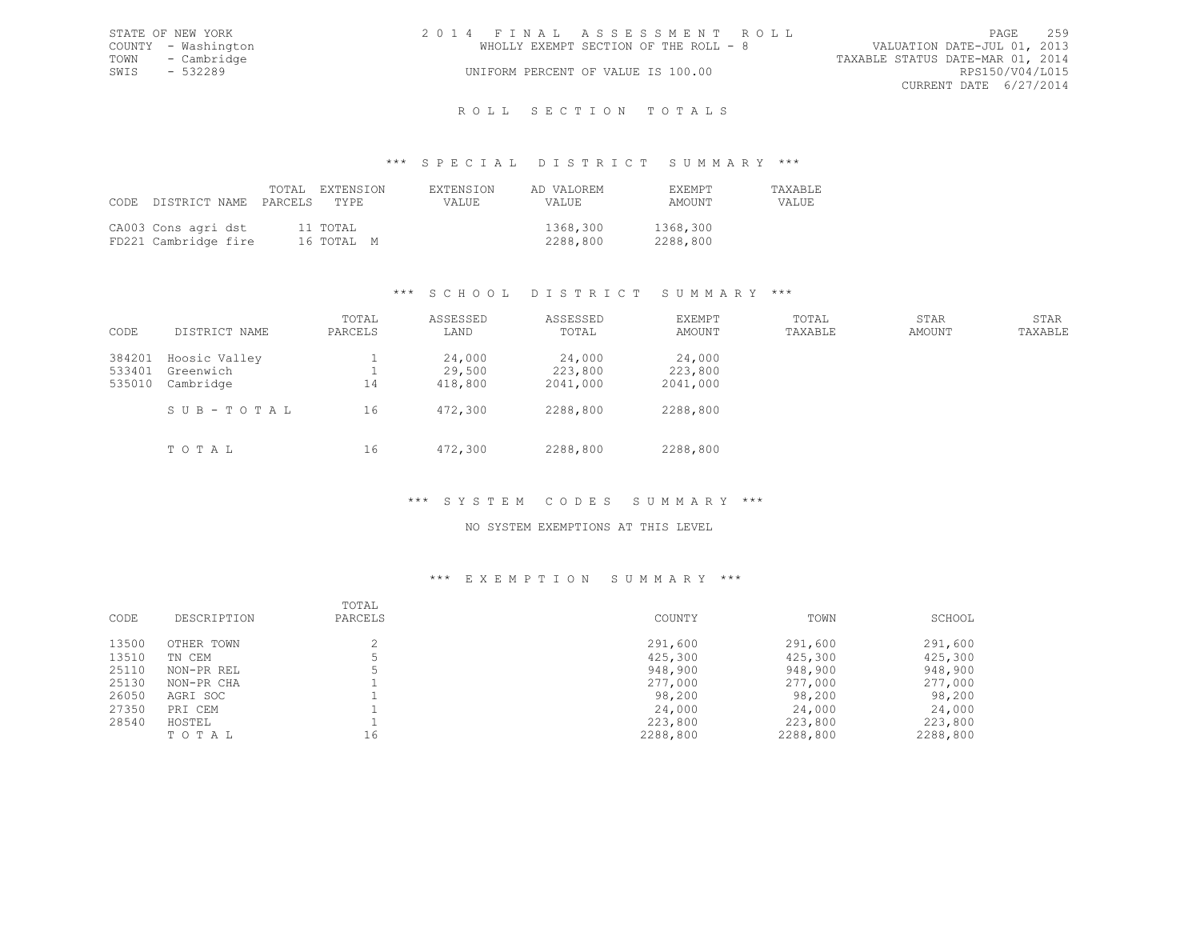STATE OF NEW YORK
COUNTY - Washington
TOWN - Cambridge
SWIS - 532289

2014 FINAL ASSESSMENT ROLL
WHOLLY EXEMPT SECTION OF THE ROLL - 8
UNIFORM PERCENT OF VALUE IS 100.00

VALUATION DATE-JUL 01, 2013
TAXABLE STATUS DATE-MAR 01, 2014
RPS150/V04/L015
CURRENT DATE 6/27/2014

# ROLL SECTION TOTALS

## *** SPECIAL DISTRICT SUMMARY ***

| CODE | DISTRICT NAME | TOTAL PARCELS | EXTENSION TYPE | EXTENSION VALUE | AD VALOREM VALUE | EXEMPT AMOUNT | TAXABLE VALUE |
|---|---|---|---|---|---|---|---|
| CA003 | Cons agri dst | 11 | TOTAL | | 1368,300 | 1368,300 | |
| FD221 | Cambridge fire | 16 | TOTAL M | | 2288,800 | 2288,800 | |

## *** SCHOOL DISTRICT SUMMARY ***

| CODE | DISTRICT NAME | TOTAL PARCELS | ASSESSED LAND | ASSESSED TOTAL | EXEMPT AMOUNT | TOTAL TAXABLE | STAR AMOUNT | STAR TAXABLE |
|---|---|---|---|---|---|---|---|---|
| 384201 | Hoosic Valley | 1 | 24,000 | 24,000 | 24,000 | | | |
| 533401 | Greenwich | 1 | 29,500 | 223,800 | 223,800 | | | |
| 535010 | Cambridge | 14 | 418,800 | 2041,000 | 2041,000 | | | |
| | S U B - T O T A L | 16 | 472,300 | 2288,800 | 2288,800 | | | |
| | T O T A L | 16 | 472,300 | 2288,800 | 2288,800 | | | |

## *** SYSTEM CODES SUMMARY ***

NO SYSTEM EXEMPTIONS AT THIS LEVEL

## *** EXEMPTION SUMMARY ***

| CODE | DESCRIPTION | TOTAL PARCELS | COUNTY | TOWN | SCHOOL |
|---|---|---|---|---|---|
| 13500 | OTHER TOWN | 2 | 291,600 | 291,600 | 291,600 |
| 13510 | TN CEM | 5 | 425,300 | 425,300 | 425,300 |
| 25110 | NON-PR REL | 5 | 948,900 | 948,900 | 948,900 |
| 25130 | NON-PR CHA | 1 | 277,000 | 277,000 | 277,000 |
| 26050 | AGRI SOC | 1 | 98,200 | 98,200 | 98,200 |
| 27350 | PRI CEM | 1 | 24,000 | 24,000 | 24,000 |
| 28540 | HOSTEL | 1 | 223,800 | 223,800 | 223,800 |
| | T O T A L | 16 | 2288,800 | 2288,800 | 2288,800 |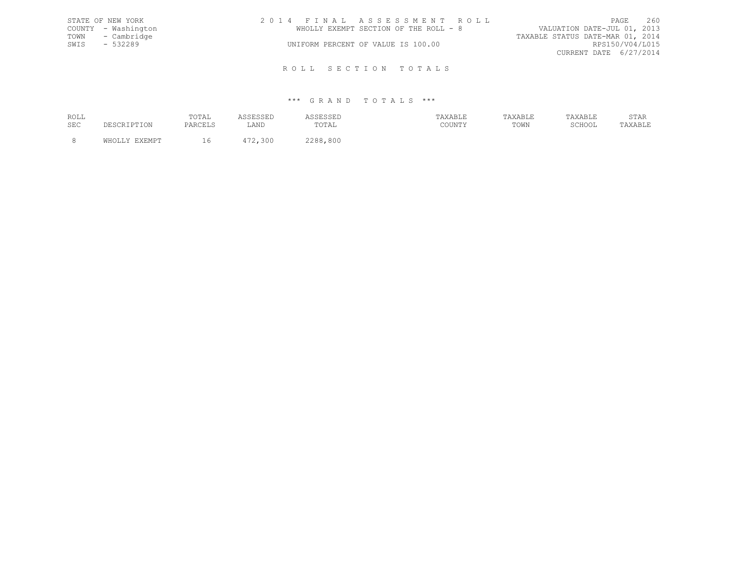STATE OF NEW YORK
COUNTY - Washington
TOWN - Cambridge
SWIS - 532289

2 0 1 4 F I N A L A S S E S S M E N T R O L L
WHOLLY EXEMPT SECTION OF THE ROLL - 8
UNIFORM PERCENT OF VALUE IS 100.00

VALUATION DATE-JUL 01, 2013
TAXABLE STATUS DATE-MAR 01, 2014
RPS150/V04/L015
CURRENT DATE 6/27/2014

## R O L L S E C T I O N T O T A L S

### \*\*\* G R A N D T O T A L S \*\*\*

| ROLL SEC | DESCRIPTION | TOTAL PARCELS | ASSESSED LAND | ASSESSED TOTAL | TAXABLE COUNTY | TAXABLE TOWN | TAXABLE SCHOOL | STAR TAXABLE |
|---|---|---|---|---|---|---|---|---|
| 8 | WHOLLY EXEMPT | 16 | 472,300 | 2288,800 | | | | |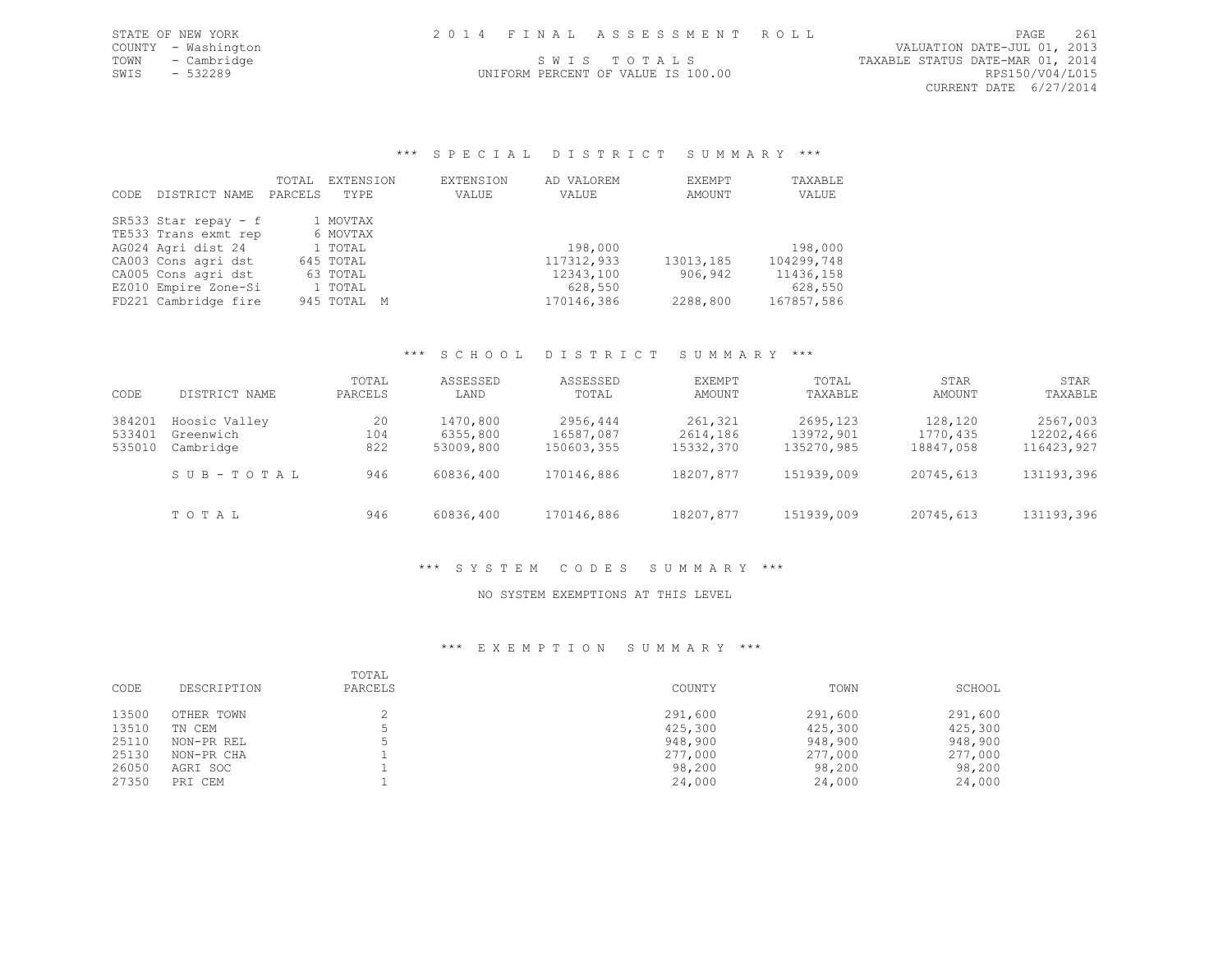STATE OF NEW YORK
COUNTY - Washington
TOWN - Cambridge
SWIS - 532289

2014 FINAL ASSESSMENT ROLL

SWIS TOTALS

UNIFORM PERCENT OF VALUE IS 100.00

VALUATION DATE-JUL 01, 2013
TAXABLE STATUS DATE-MAR 01, 2014
RPS150/V04/L015
CURRENT DATE 6/27/2014

## *** SPECIAL DISTRICT SUMMARY ***

| CODE | DISTRICT NAME | TOTAL PARCELS | EXTENSION TYPE | EXTENSION VALUE | AD VALOREM VALUE | EXEMPT AMOUNT | TAXABLE VALUE |
|---|---|---|---|---|---|---|---|
| SR533 | Star repay - f | 1 | MOVTAX | | | | |
| TE533 | Trans exmt rep | 6 | MOVTAX | | | | |
| AG024 | Agri dist 24 | 1 | TOTAL | | 198,000 | | 198,000 |
| CA003 | Cons agri dst | 645 | TOTAL | | 117312,933 | 13013,185 | 104299,748 |
| CA005 | Cons agri dst | 63 | TOTAL | | 12343,100 | 906,942 | 11436,158 |
| EZ010 | Empire Zone-Si | 1 | TOTAL | | 628,550 | | 628,550 |
| FD221 | Cambridge fire | 945 | TOTAL M | | 170146,386 | 2288,800 | 167857,586 |

## *** SCHOOL DISTRICT SUMMARY ***

| CODE | DISTRICT NAME | TOTAL PARCELS | ASSESSED LAND | ASSESSED TOTAL | EXEMPT AMOUNT | TOTAL TAXABLE | STAR AMOUNT | STAR TAXABLE |
|---|---|---|---|---|---|---|---|---|
| 384201 | Hoosic Valley | 20 | 1470,800 | 2956,444 | 261,321 | 2695,123 | 128,120 | 2567,003 |
| 533401 | Greenwich | 104 | 6355,800 | 16587,087 | 2614,186 | 13972,901 | 1770,435 | 12202,466 |
| 535010 | Cambridge | 822 | 53009,800 | 150603,355 | 15332,370 | 135270,985 | 18847,058 | 116423,927 |
| | SUB-TOTAL | 946 | 60836,400 | 170146,886 | 18207,877 | 151939,009 | 20745,613 | 131193,396 |
| | TOTAL | 946 | 60836,400 | 170146,886 | 18207,877 | 151939,009 | 20745,613 | 131193,396 |

## *** SYSTEM CODES SUMMARY ***

NO SYSTEM EXEMPTIONS AT THIS LEVEL

## *** EXEMPTION SUMMARY ***

| CODE | DESCRIPTION | TOTAL PARCELS | COUNTY | TOWN | SCHOOL |
|---|---|---|---|---|---|
| 13500 | OTHER TOWN | 2 | 291,600 | 291,600 | 291,600 |
| 13510 | TN CEM | 5 | 425,300 | 425,300 | 425,300 |
| 25110 | NON-PR REL | 5 | 948,900 | 948,900 | 948,900 |
| 25130 | NON-PR CHA | 1 | 277,000 | 277,000 | 277,000 |
| 26050 | AGRI SOC | 1 | 98,200 | 98,200 | 98,200 |
| 27350 | PRI CEM | 1 | 24,000 | 24,000 | 24,000 |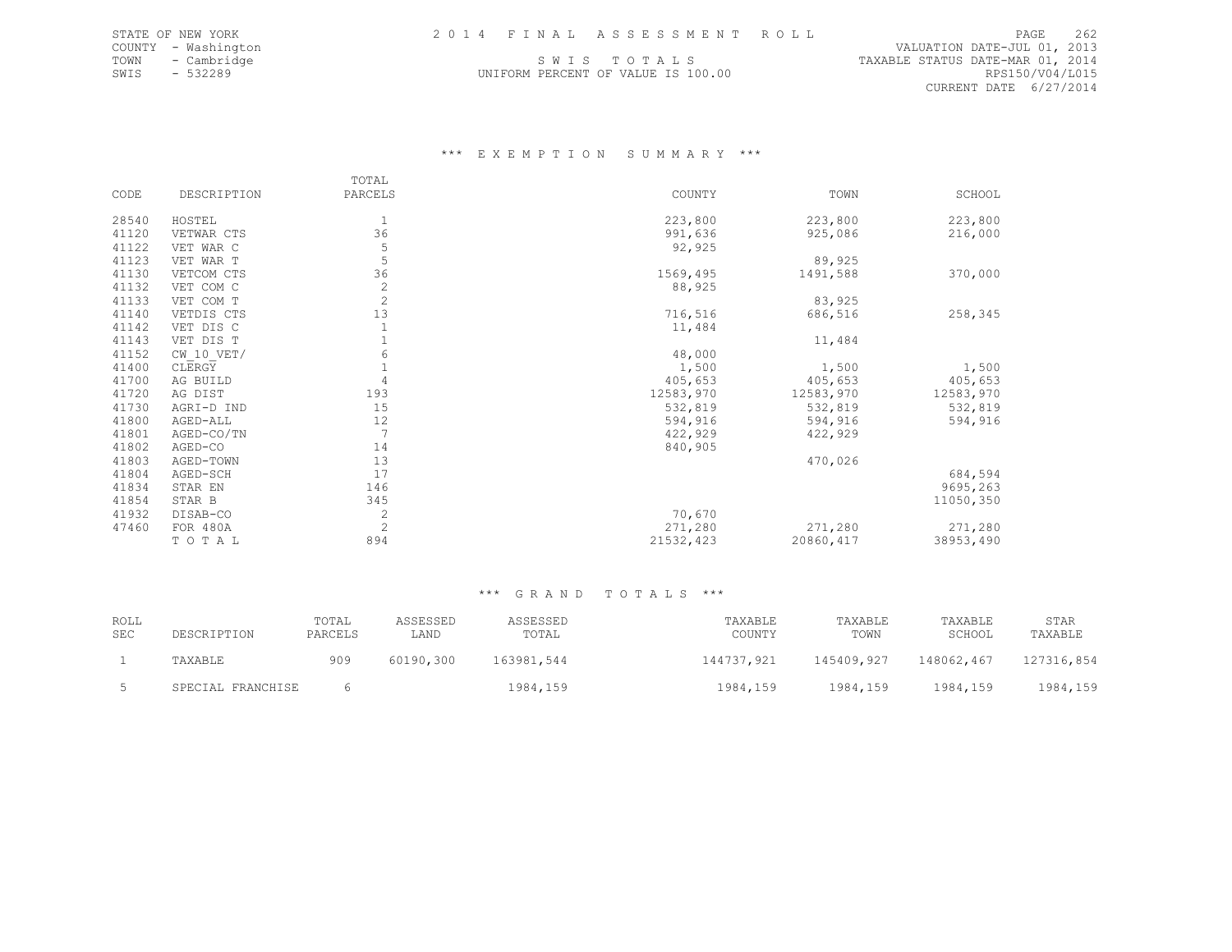STATE OF NEW YORK
COUNTY - Washington
TOWN - Cambridge
SWIS - 532289

2014 FINAL ASSESSMENT ROLL

SWIS TOTALS

UNIFORM PERCENT OF VALUE IS 100.00

VALUATION DATE-JUL 01, 2013
TAXABLE STATUS DATE-MAR 01, 2014
RPS150/V04/L015
CURRENT DATE 6/27/2014

### *** EXEMPTION SUMMARY ***

| CODE | DESCRIPTION | TOTAL PARCELS | COUNTY | TOWN | SCHOOL |
|---|---|---|---|---|---|
| 28540 | HOSTEL | 1 | 223,800 | 223,800 | 223,800 |
| 41120 | VETWAR CTS | 36 | 991,636 | 925,086 | 216,000 |
| 41122 | VET WAR C | 5 | 92,925 | | |
| 41123 | VET WAR T | 5 | | 89,925 | |
| 41130 | VETCOM CTS | 36 | 1569,495 | 1491,588 | 370,000 |
| 41132 | VET COM C | 2 | 88,925 | | |
| 41133 | VET COM T | 2 | | 83,925 | |
| 41140 | VETDIS CTS | 13 | 716,516 | 686,516 | 258,345 |
| 41142 | VET DIS C | 1 | 11,484 | | |
| 41143 | VET DIS T | 1 | | 11,484 | |
| 41152 | CW_10_VET/ | 6 | 48,000 | | |
| 41400 | CLERGY | 1 | 1,500 | 1,500 | 1,500 |
| 41700 | AG BUILD | 4 | 405,653 | 405,653 | 405,653 |
| 41720 | AG DIST | 193 | 12583,970 | 12583,970 | 12583,970 |
| 41730 | AGRI-D IND | 15 | 532,819 | 532,819 | 532,819 |
| 41800 | AGED-ALL | 12 | 594,916 | 594,916 | 594,916 |
| 41801 | AGED-CO/TN | 7 | 422,929 | 422,929 | |
| 41802 | AGED-CO | 14 | 840,905 | | |
| 41803 | AGED-TOWN | 13 | | 470,026 | |
| 41804 | AGED-SCH | 17 | | | 684,594 |
| 41834 | STAR EN | 146 | | | 9695,263 |
| 41854 | STAR B | 345 | | | 11050,350 |
| 41932 | DISAB-CO | 2 | 70,670 | | |
| 47460 | FOR 480A | 2 | 271,280 | 271,280 | 271,280 |
| | TOTAL | 894 | 21532,423 | 20860,417 | 38953,490 |

### *** GRAND TOTALS ***

| ROLL SEC | DESCRIPTION | TOTAL PARCELS | ASSESSED LAND | ASSESSED TOTAL | TAXABLE COUNTY | TAXABLE TOWN | TAXABLE SCHOOL | STAR TAXABLE |
|---|---|---|---|---|---|---|---|---|
| 1 | TAXABLE | 909 | 60190,300 | 163981,544 | 144737,921 | 145409,927 | 148062,467 | 127316,854 |
| 5 | SPECIAL FRANCHISE | 6 | | 1984,159 | 1984,159 | 1984,159 | 1984,159 | 1984,159 |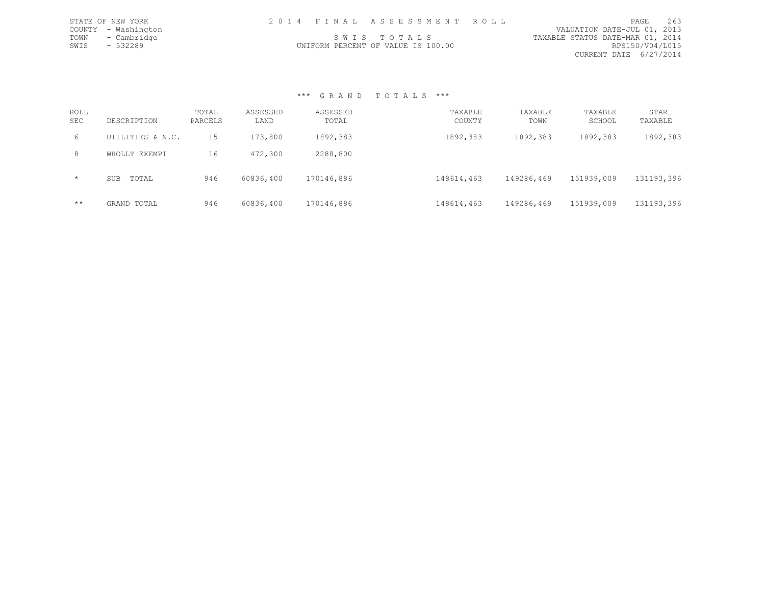STATE OF NEW YORK
COUNTY - Washington
TOWN - Cambridge
SWIS - 532289

2 0 1 4 F I N A L A S S E S S M E N T R O L L

S W I S T O T A L S

UNIFORM PERCENT OF VALUE IS 100.00

VALUATION DATE-JUL 01, 2013
TAXABLE STATUS DATE-MAR 01, 2014
RPS150/V04/L015
CURRENT DATE 6/27/2014

### *** G R A N D T O T A L S ***

| ROLL SEC | DESCRIPTION | TOTAL PARCELS | ASSESSED LAND | ASSESSED TOTAL | TAXABLE COUNTY | TAXABLE TOWN | TAXABLE SCHOOL | STAR TAXABLE |
|---|---|---|---|---|---|---|---|---|
| 6 | UTILITIES & N.C. | 15 | 173,800 | 1892,383 | 1892,383 | 1892,383 | 1892,383 | 1892,383 |
| 8 | WHOLLY EXEMPT | 16 | 472,300 | 2288,800 | | | | |
| * | SUB TOTAL | 946 | 60836,400 | 170146,886 | 148614,463 | 149286,469 | 151939,009 | 131193,396 |
| ** | GRAND TOTAL | 946 | 60836,400 | 170146,886 | 148614,463 | 149286,469 | 151939,009 | 131193,396 |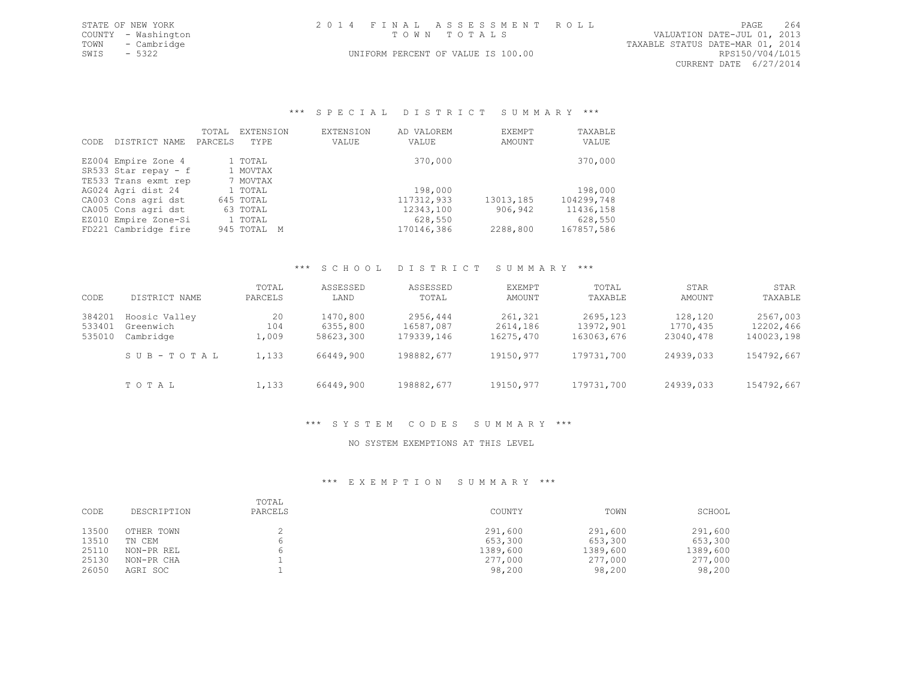STATE OF NEW YORK
COUNTY - Washington
TOWN - Cambridge
SWIS - 5322

2014 FINAL ASSESSMENT ROLL
TOWN TOTALS
UNIFORM PERCENT OF VALUE IS 100.00

VALUATION DATE-JUL 01, 2013
TAXABLE STATUS DATE-MAR 01, 2014
RPS150/V04/L015
CURRENT DATE 6/27/2014

### *** SPECIAL DISTRICT SUMMARY ***

| CODE | DISTRICT NAME | TOTAL PARCELS | EXTENSION TYPE | EXTENSION VALUE | AD VALOREM VALUE | EXEMPT AMOUNT | TAXABLE VALUE |
|---|---|---|---|---|---|---|---|
| EZ004 | Empire Zone 4 | 1 | TOTAL | | 370,000 | | 370,000 |
| SR533 | Star repay - f | 1 | MOVTAX | | | | |
| TE533 | Trans exmt rep | 7 | MOVTAX | | | | |
| AG024 | Agri dist 24 | 1 | TOTAL | | 198,000 | | 198,000 |
| CA003 | Cons agri dst | 645 | TOTAL | | 117312,933 | 13013,185 | 104299,748 |
| CA005 | Cons agri dst | 63 | TOTAL | | 12343,100 | 906,942 | 11436,158 |
| EZ010 | Empire Zone-Si | 1 | TOTAL | | 628,550 | | 628,550 |
| FD221 | Cambridge fire | 945 | TOTAL M | | 170146,386 | 2288,800 | 167857,586 |

### *** SCHOOL DISTRICT SUMMARY ***

| CODE | DISTRICT NAME | TOTAL PARCELS | ASSESSED LAND | ASSESSED TOTAL | EXEMPT AMOUNT | TOTAL TAXABLE | STAR AMOUNT | STAR TAXABLE |
|---|---|---|---|---|---|---|---|---|
| 384201 | Hoosic Valley | 20 | 1470,800 | 2956,444 | 261,321 | 2695,123 | 128,120 | 2567,003 |
| 533401 | Greenwich | 104 | 6355,800 | 16587,087 | 2614,186 | 13972,901 | 1770,435 | 12202,466 |
| 535010 | Cambridge | 1,009 | 58623,300 | 179339,146 | 16275,470 | 163063,676 | 23040,478 | 140023,198 |
| | S U B - T O T A L | 1,133 | 66449,900 | 198882,677 | 19150,977 | 179731,700 | 24939,033 | 154792,667 |
| | T O T A L | 1,133 | 66449,900 | 198882,677 | 19150,977 | 179731,700 | 24939,033 | 154792,667 |

### *** SYSTEM CODES SUMMARY ***

NO SYSTEM EXEMPTIONS AT THIS LEVEL

### *** EXEMPTION SUMMARY ***

| CODE | DESCRIPTION | TOTAL PARCELS | COUNTY | TOWN | SCHOOL |
|---|---|---|---|---|---|
| 13500 | OTHER TOWN | 2 | 291,600 | 291,600 | 291,600 |
| 13510 | TN CEM | 6 | 653,300 | 653,300 | 653,300 |
| 25110 | NON-PR REL | 6 | 1389,600 | 1389,600 | 1389,600 |
| 25130 | NON-PR CHA | 1 | 277,000 | 277,000 | 277,000 |
| 26050 | AGRI SOC | 1 | 98,200 | 98,200 | 98,200 |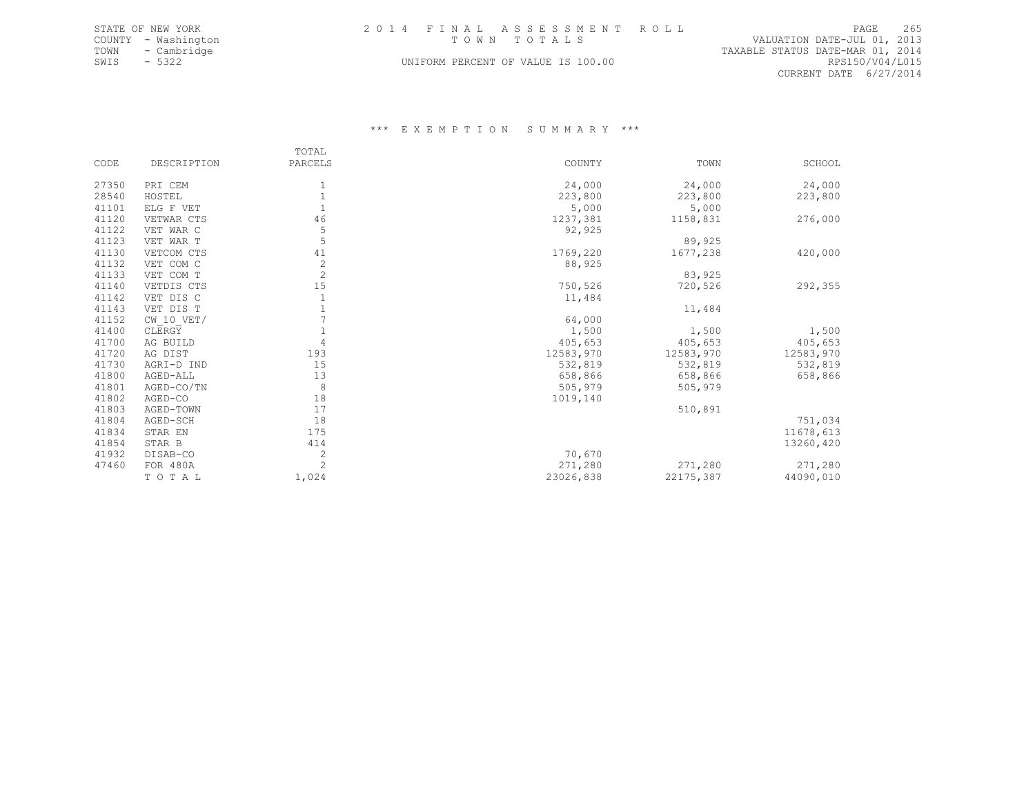STATE OF NEW YORK
COUNTY - Washington
TOWN - Cambridge
SWIS - 5322

2014 FINAL ASSESSMENT ROLL
TOWN TOTALS
UNIFORM PERCENT OF VALUE IS 100.00

VALUATION DATE-JUL 01, 2013
TAXABLE STATUS DATE-MAR 01, 2014
RPS150/V04/L015
CURRENT DATE 6/27/2014

## *** EXEMPTION SUMMARY ***

| CODE | DESCRIPTION | TOTAL PARCELS | COUNTY | TOWN | SCHOOL |
|---|---|---|---|---|---|
| 27350 | PRI CEM | 1 | 24,000 | 24,000 | 24,000 |
| 28540 | HOSTEL | 1 | 223,800 | 223,800 | 223,800 |
| 41101 | ELG F VET | 1 | 5,000 | 5,000 | |
| 41120 | VETWAR CTS | 46 | 1237,381 | 1158,831 | 276,000 |
| 41122 | VET WAR C | 5 | 92,925 | | |
| 41123 | VET WAR T | 5 | | 89,925 | |
| 41130 | VETCOM CTS | 41 | 1769,220 | 1677,238 | 420,000 |
| 41132 | VET COM C | 2 | 88,925 | | |
| 41133 | VET COM T | 2 | | 83,925 | |
| 41140 | VETDIS CTS | 15 | 750,526 | 720,526 | 292,355 |
| 41142 | VET DIS C | 1 | 11,484 | | |
| 41143 | VET DIS T | 1 | | 11,484 | |
| 41152 | CW_10_VET/ | 7 | 64,000 | | |
| 41400 | CLERGY | 1 | 1,500 | 1,500 | 1,500 |
| 41700 | AG BUILD | 4 | 405,653 | 405,653 | 405,653 |
| 41720 | AG DIST | 193 | 12583,970 | 12583,970 | 12583,970 |
| 41730 | AGRI-D IND | 15 | 532,819 | 532,819 | 532,819 |
| 41800 | AGED-ALL | 13 | 658,866 | 658,866 | 658,866 |
| 41801 | AGED-CO/TN | 8 | 505,979 | 505,979 | |
| 41802 | AGED-CO | 18 | 1019,140 | | |
| 41803 | AGED-TOWN | 17 | | 510,891 | |
| 41804 | AGED-SCH | 18 | | | 751,034 |
| 41834 | STAR EN | 175 | | | 11678,613 |
| 41854 | STAR B | 414 | | | 13260,420 |
| 41932 | DISAB-CO | 2 | 70,670 | | |
| 47460 | FOR 480A | 2 | 271,280 | 271,280 | 271,280 |
| | T O T A L | 1,024 | 23026,838 | 22175,387 | 44090,010 |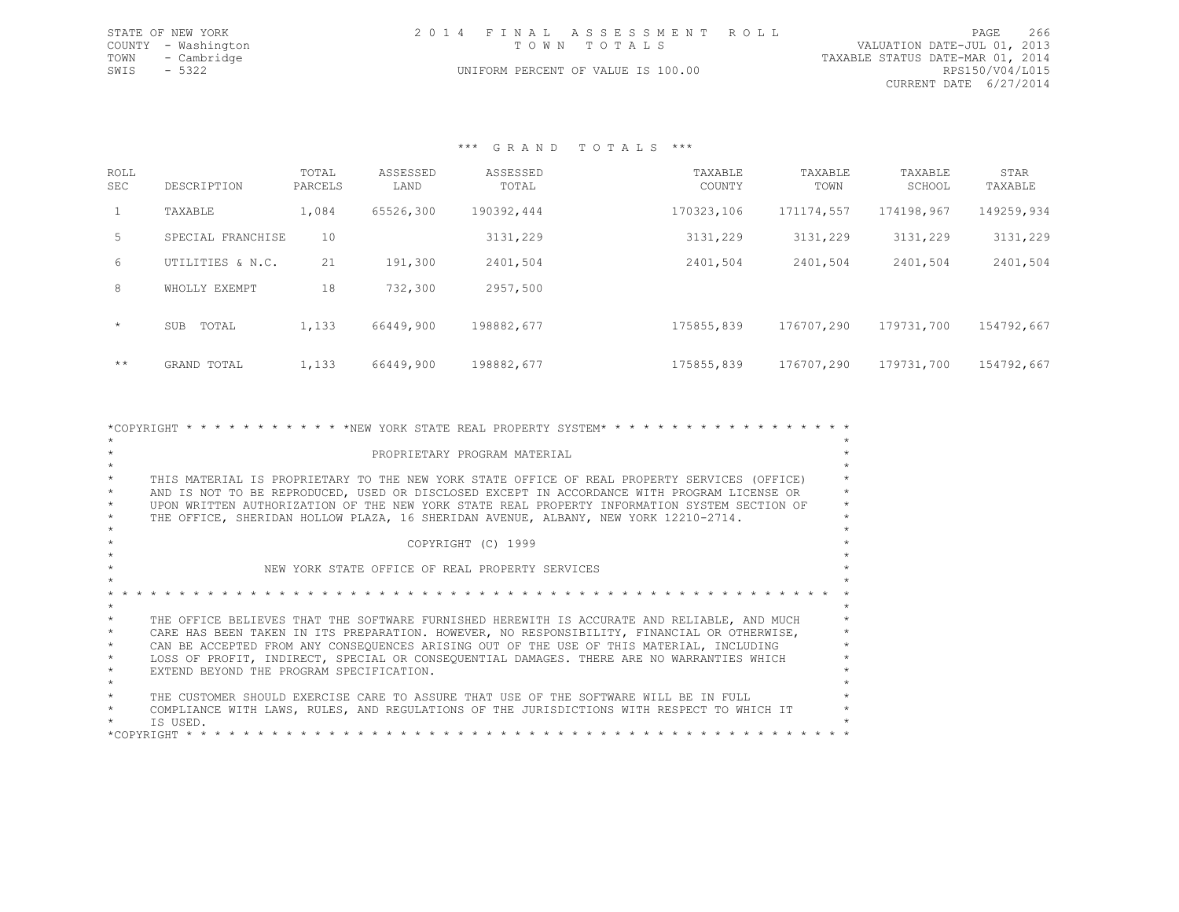STATE OF NEW YORK
COUNTY - Washington
TOWN - Cambridge
SWIS - 5322

2014 FINAL ASSESSMENT ROLL
TOWN TOTALS
UNIFORM PERCENT OF VALUE IS 100.00

VALUATION DATE-JUL 01, 2013
TAXABLE STATUS DATE-MAR 01, 2014
RPS150/V04/L015
CURRENT DATE 6/27/2014

## *** GRAND TOTALS ***

| ROLL SEC | DESCRIPTION | TOTAL PARCELS | ASSESSED LAND | ASSESSED TOTAL | TAXABLE COUNTY | TAXABLE TOWN | TAXABLE SCHOOL | STAR TAXABLE |
|---|---|---|---|---|---|---|---|---|
| 1 | TAXABLE | 1,084 | 65526,300 | 190392,444 | 170323,106 | 171174,557 | 174198,967 | 149259,934 |
| 5 | SPECIAL FRANCHISE | 10 | | 3131,229 | 3131,229 | 3131,229 | 3131,229 | 3131,229 |
| 6 | UTILITIES & N.C. | 21 | 191,300 | 2401,504 | 2401,504 | 2401,504 | 2401,504 | 2401,504 |
| 8 | WHOLLY EXEMPT | 18 | 732,300 | 2957,500 | | | | |
| * | SUB TOTAL | 1,133 | 66449,900 | 198882,677 | 175855,839 | 176707,290 | 179731,700 | 154792,667 |
| ** | GRAND TOTAL | 1,133 | 66449,900 | 198882,677 | 175855,839 | 176707,290 | 179731,700 | 154792,667 |

*COPYRIGHT * * * * * * * * * * * *NEW YORK STATE REAL PROPERTY SYSTEM* * * * * * * * * * * * * * * * * *

PROPRIETARY PROGRAM MATERIAL

THIS MATERIAL IS PROPRIETARY TO THE NEW YORK STATE OFFICE OF REAL PROPERTY SERVICES (OFFICE) AND IS NOT TO BE REPRODUCED, USED OR DISCLOSED EXCEPT IN ACCORDANCE WITH PROGRAM LICENSE OR UPON WRITTEN AUTHORIZATION OF THE NEW YORK STATE REAL PROPERTY INFORMATION SYSTEM SECTION OF THE OFFICE, SHERIDAN HOLLOW PLAZA, 16 SHERIDAN AVENUE, ALBANY, NEW YORK 12210-2714.

COPYRIGHT (C) 1999

NEW YORK STATE OFFICE OF REAL PROPERTY SERVICES

THE OFFICE BELIEVES THAT THE SOFTWARE FURNISHED HEREWITH IS ACCURATE AND RELIABLE, AND MUCH CARE HAS BEEN TAKEN IN ITS PREPARATION. HOWEVER, NO RESPONSIBILITY, FINANCIAL OR OTHERWISE, CAN BE ACCEPTED FROM ANY CONSEQUENCES ARISING OUT OF THE USE OF THIS MATERIAL, INCLUDING LOSS OF PROFIT, INDIRECT, SPECIAL OR CONSEQUENTIAL DAMAGES. THERE ARE NO WARRANTIES WHICH EXTEND BEYOND THE PROGRAM SPECIFICATION.

THE CUSTOMER SHOULD EXERCISE CARE TO ASSURE THAT USE OF THE SOFTWARE WILL BE IN FULL COMPLIANCE WITH LAWS, RULES, AND REGULATIONS OF THE JURISDICTIONS WITH RESPECT TO WHICH IT IS USED.

*COPYRIGHT * * * * * * * * * * * * * * * * * * * * * * * * * * * * * * * * * * * * * * * * * * * * * *